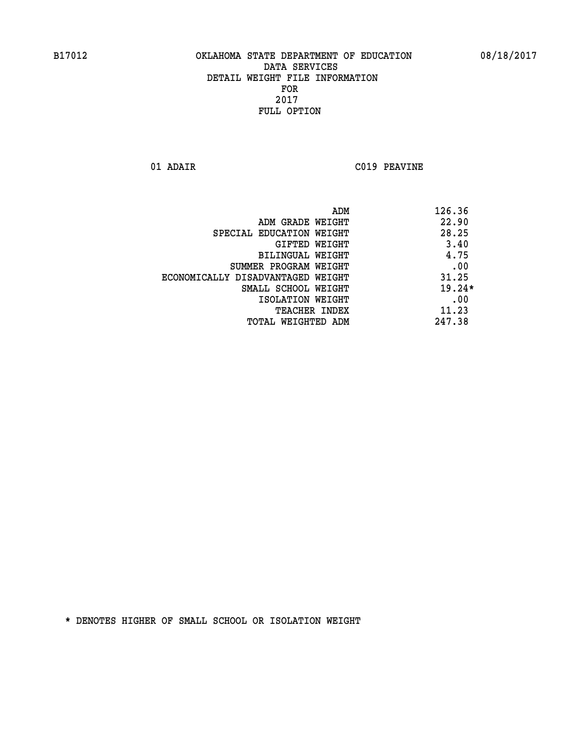B17012 OKLAHOMA STATE DEPARTMENT OF EDUCATION 08/18/2017

DATA SERVICES
DETAIL WEIGHT FILE INFORMATION
FOR
2017
FULL OPTION

01 ADAIR C019 PEAVINE

| | |
|---|---|
| ADM | 126.36 |
| ADM GRADE WEIGHT | 22.90 |
| SPECIAL EDUCATION WEIGHT | 28.25 |
| GIFTED WEIGHT | 3.40 |
| BILINGUAL WEIGHT | 4.75 |
| SUMMER PROGRAM WEIGHT | .00 |
| ECONOMICALLY DISADVANTAGED WEIGHT | 31.25 |
| SMALL SCHOOL WEIGHT | 19.24* |
| ISOLATION WEIGHT | .00 |
| TEACHER INDEX | 11.23 |
| TOTAL WEIGHTED ADM | 247.38 |

* DENOTES HIGHER OF SMALL SCHOOL OR ISOLATION WEIGHT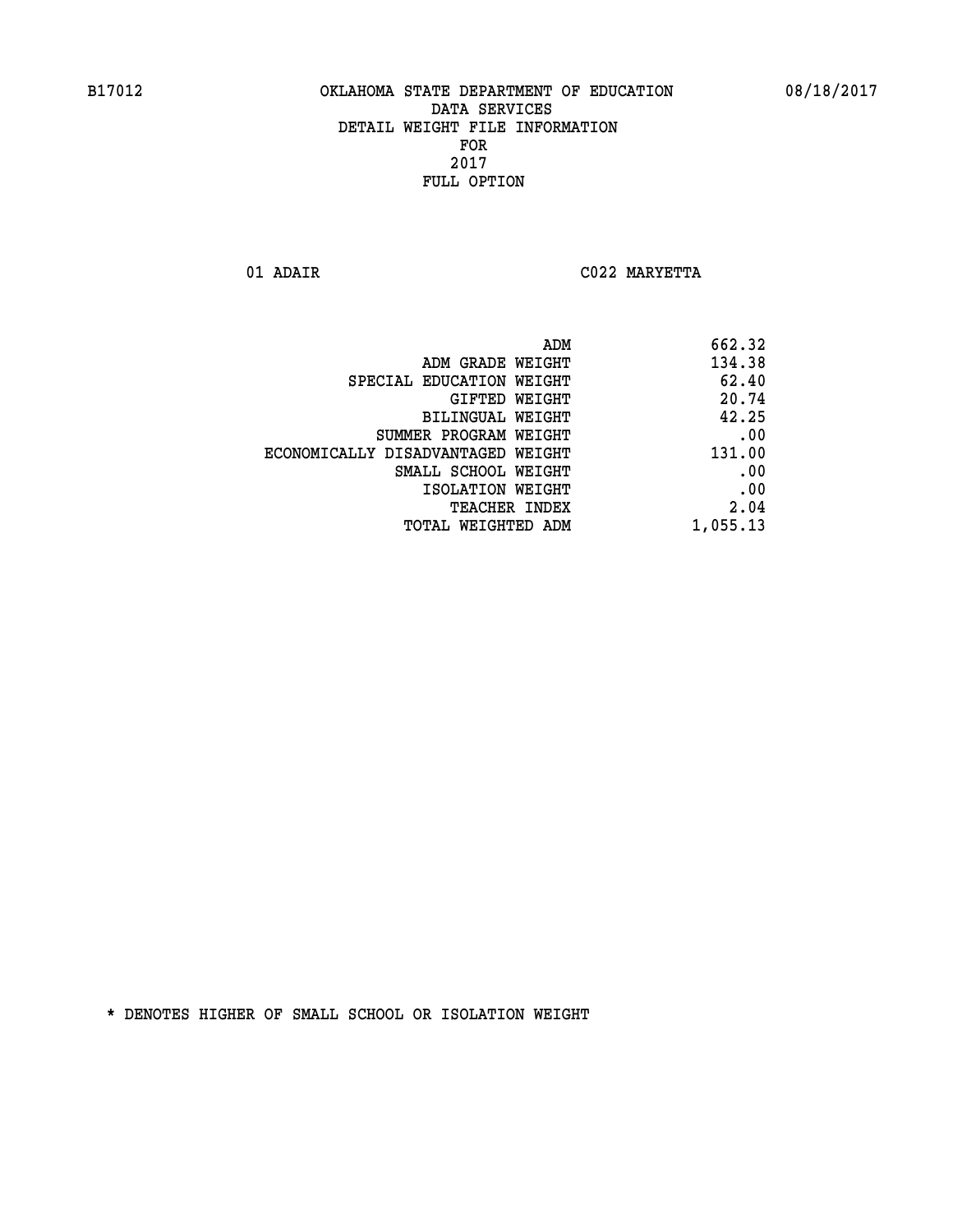B17012 OKLAHOMA STATE DEPARTMENT OF EDUCATION 08/18/2017

DATA SERVICES
DETAIL WEIGHT FILE INFORMATION
FOR
2017
FULL OPTION

01 ADAIR C022 MARYETTA

| | |
|---|---|
| ADM | 662.32 |
| ADM GRADE WEIGHT | 134.38 |
| SPECIAL EDUCATION WEIGHT | 62.40 |
| GIFTED WEIGHT | 20.74 |
| BILINGUAL WEIGHT | 42.25 |
| SUMMER PROGRAM WEIGHT | .00 |
| ECONOMICALLY DISADVANTAGED WEIGHT | 131.00 |
| SMALL SCHOOL WEIGHT | .00 |
| ISOLATION WEIGHT | .00 |
| TEACHER INDEX | 2.04 |
| TOTAL WEIGHTED ADM | 1,055.13 |

* DENOTES HIGHER OF SMALL SCHOOL OR ISOLATION WEIGHT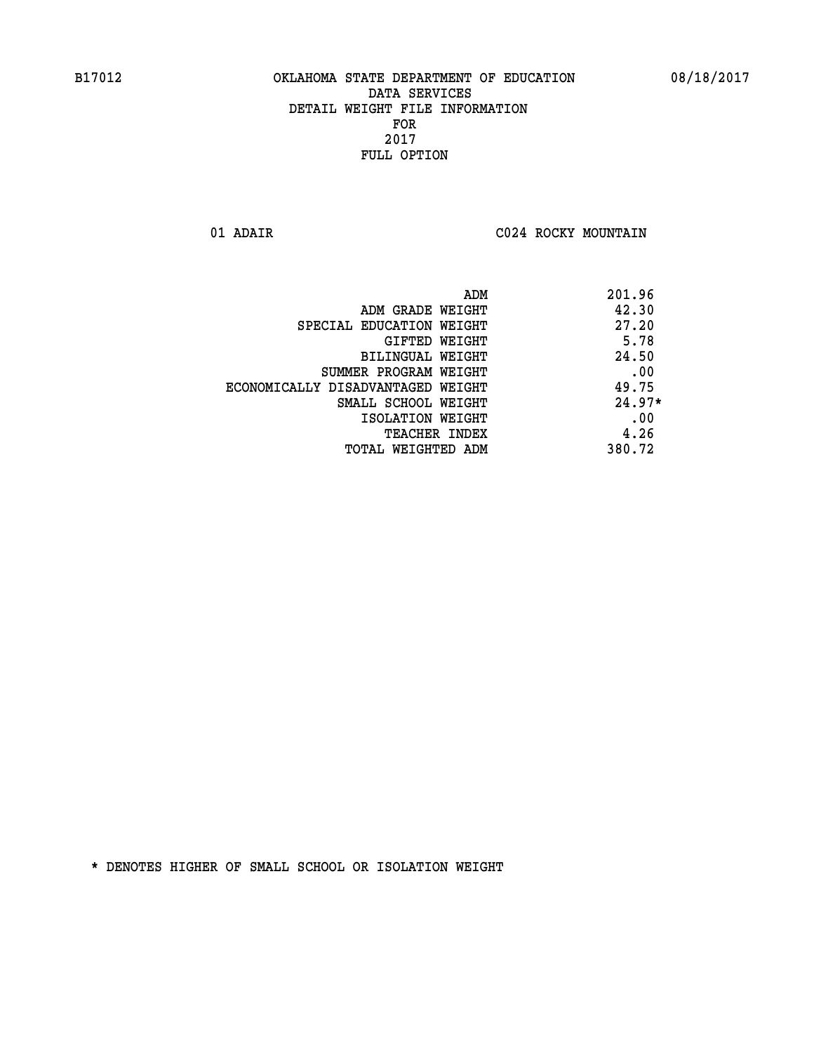B17012 OKLAHOMA STATE DEPARTMENT OF EDUCATION 08/18/2017

DATA SERVICES
DETAIL WEIGHT FILE INFORMATION
FOR
2017
FULL OPTION

01 ADAIR C024 ROCKY MOUNTAIN

| | |
|---|---|
| ADM | 201.96 |
| ADM GRADE WEIGHT | 42.30 |
| SPECIAL EDUCATION WEIGHT | 27.20 |
| GIFTED WEIGHT | 5.78 |
| BILINGUAL WEIGHT | 24.50 |
| SUMMER PROGRAM WEIGHT | .00 |
| ECONOMICALLY DISADVANTAGED WEIGHT | 49.75 |
| SMALL SCHOOL WEIGHT | 24.97* |
| ISOLATION WEIGHT | .00 |
| TEACHER INDEX | 4.26 |
| TOTAL WEIGHTED ADM | 380.72 |

* DENOTES HIGHER OF SMALL SCHOOL OR ISOLATION WEIGHT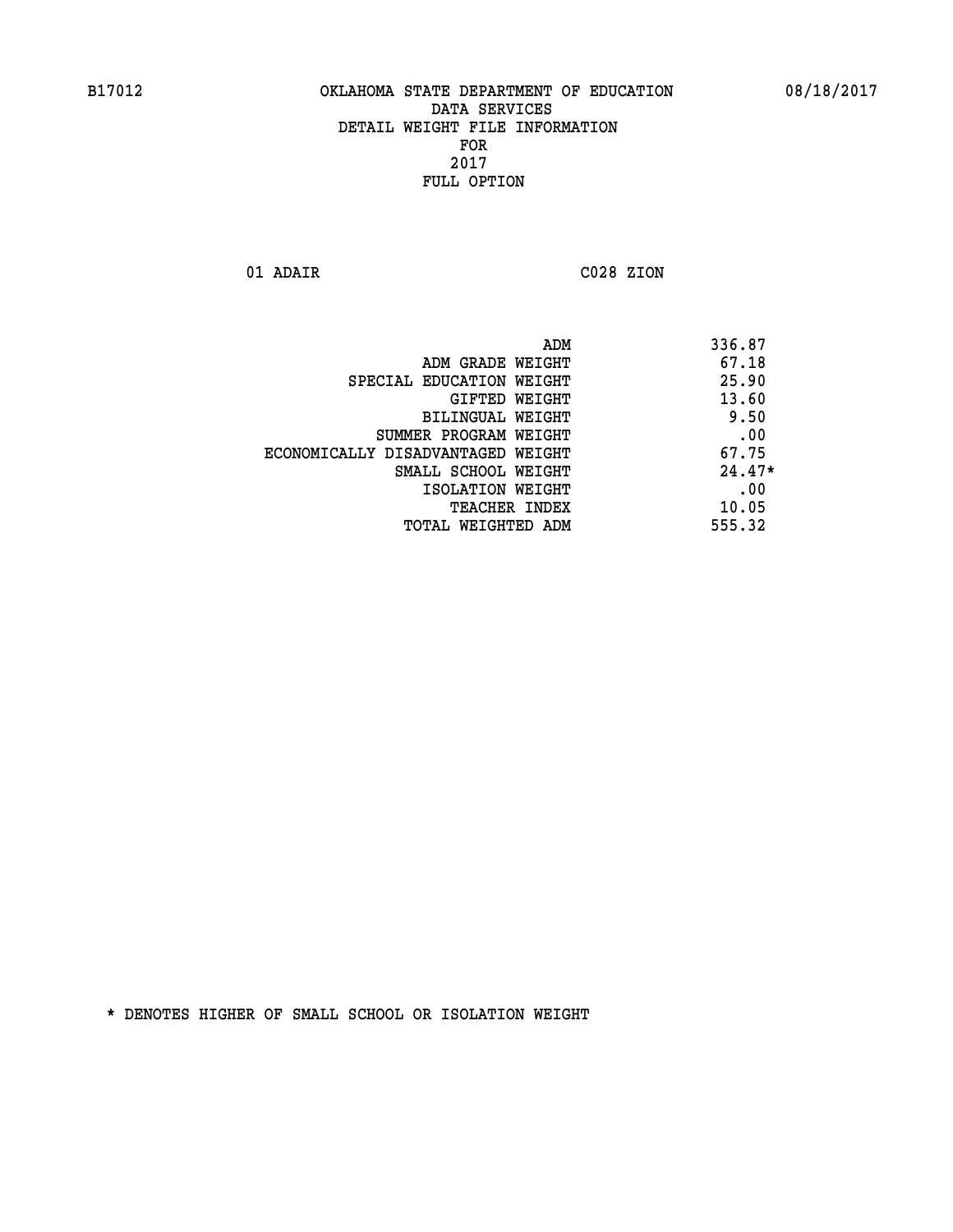OKLAHOMA STATE DEPARTMENT OF EDUCATION
DATA SERVICES
DETAIL WEIGHT FILE INFORMATION
FOR
2017
FULL OPTION

01 ADAIR C028 ZION

| | |
|---|---|
| ADM | 336.87 |
| ADM GRADE WEIGHT | 67.18 |
| SPECIAL EDUCATION WEIGHT | 25.90 |
| GIFTED WEIGHT | 13.60 |
| BILINGUAL WEIGHT | 9.50 |
| SUMMER PROGRAM WEIGHT | .00 |
| ECONOMICALLY DISADVANTAGED WEIGHT | 67.75 |
| SMALL SCHOOL WEIGHT | 24.47* |
| ISOLATION WEIGHT | .00 |
| TEACHER INDEX | 10.05 |
| TOTAL WEIGHTED ADM | 555.32 |

* DENOTES HIGHER OF SMALL SCHOOL OR ISOLATION WEIGHT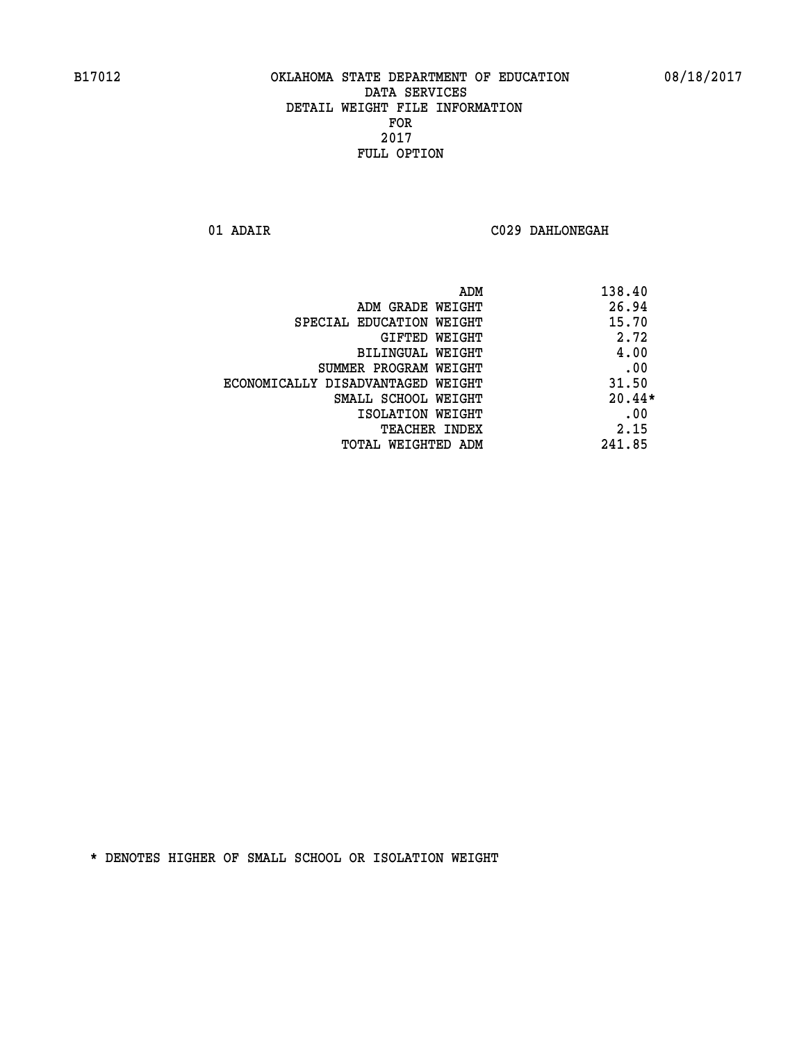OKLAHOMA STATE DEPARTMENT OF EDUCATION
DATA SERVICES
DETAIL WEIGHT FILE INFORMATION
FOR
2017
FULL OPTION

B17012 08/18/2017

01 ADAIR C029 DAHLONEGAH

| | |
|---|---|
| ADM | 138.40 |
| ADM GRADE WEIGHT | 26.94 |
| SPECIAL EDUCATION WEIGHT | 15.70 |
| GIFTED WEIGHT | 2.72 |
| BILINGUAL WEIGHT | 4.00 |
| SUMMER PROGRAM WEIGHT | .00 |
| ECONOMICALLY DISADVANTAGED WEIGHT | 31.50 |
| SMALL SCHOOL WEIGHT | 20.44* |
| ISOLATION WEIGHT | .00 |
| TEACHER INDEX | 2.15 |
| TOTAL WEIGHTED ADM | 241.85 |

* DENOTES HIGHER OF SMALL SCHOOL OR ISOLATION WEIGHT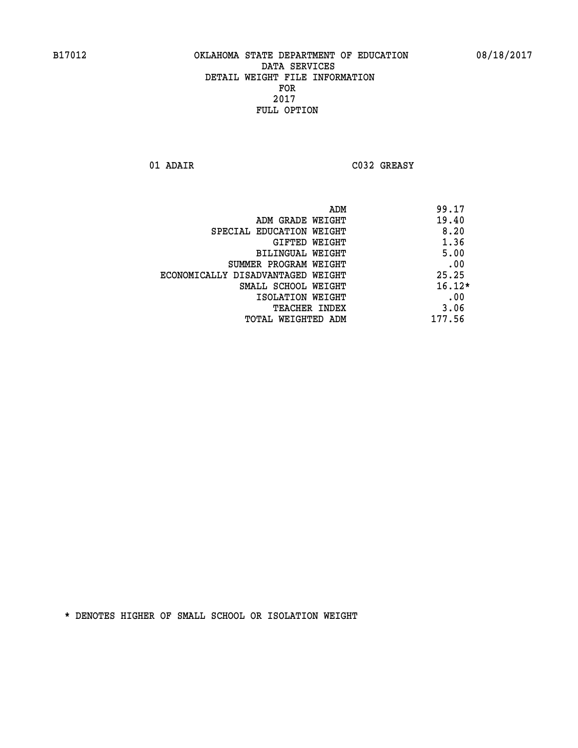B17012 OKLAHOMA STATE DEPARTMENT OF EDUCATION 08/18/2017

DATA SERVICES
DETAIL WEIGHT FILE INFORMATION
FOR
2017
FULL OPTION

01 ADAIR C032 GREASY

| | |
|---|---|
| ADM | 99.17 |
| ADM GRADE WEIGHT | 19.40 |
| SPECIAL EDUCATION WEIGHT | 8.20 |
| GIFTED WEIGHT | 1.36 |
| BILINGUAL WEIGHT | 5.00 |
| SUMMER PROGRAM WEIGHT | .00 |
| ECONOMICALLY DISADVANTAGED WEIGHT | 25.25 |
| SMALL SCHOOL WEIGHT | 16.12* |
| ISOLATION WEIGHT | .00 |
| TEACHER INDEX | 3.06 |
| TOTAL WEIGHTED ADM | 177.56 |

* DENOTES HIGHER OF SMALL SCHOOL OR ISOLATION WEIGHT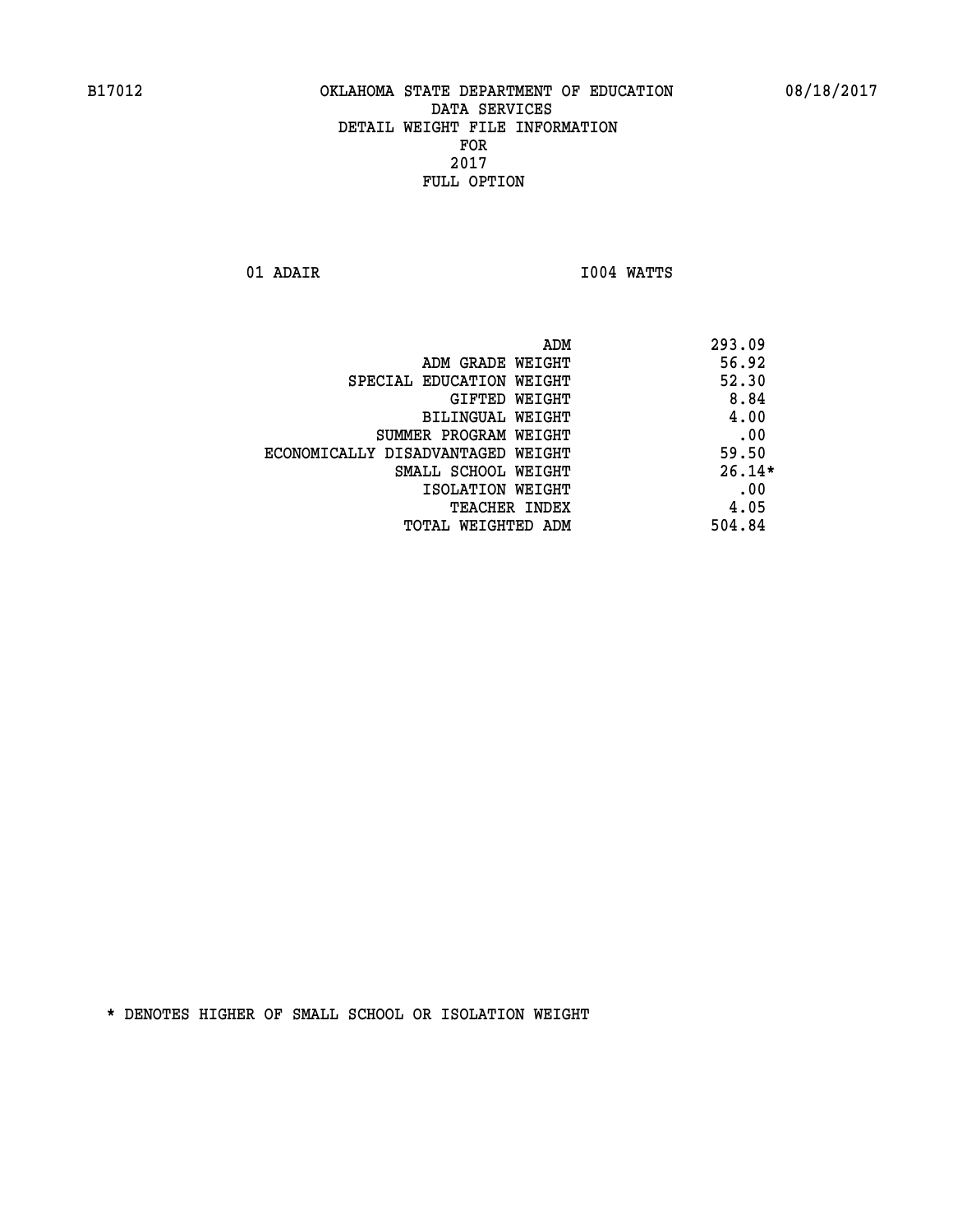B17012 OKLAHOMA STATE DEPARTMENT OF EDUCATION 08/18/2017

DATA SERVICES
DETAIL WEIGHT FILE INFORMATION
FOR
2017
FULL OPTION

01 ADAIR I004 WATTS

| | |
|---|---|
| ADM | 293.09 |
| ADM GRADE WEIGHT | 56.92 |
| SPECIAL EDUCATION WEIGHT | 52.30 |
| GIFTED WEIGHT | 8.84 |
| BILINGUAL WEIGHT | 4.00 |
| SUMMER PROGRAM WEIGHT | .00 |
| ECONOMICALLY DISADVANTAGED WEIGHT | 59.50 |
| SMALL SCHOOL WEIGHT | 26.14* |
| ISOLATION WEIGHT | .00 |
| TEACHER INDEX | 4.05 |
| TOTAL WEIGHTED ADM | 504.84 |

* DENOTES HIGHER OF SMALL SCHOOL OR ISOLATION WEIGHT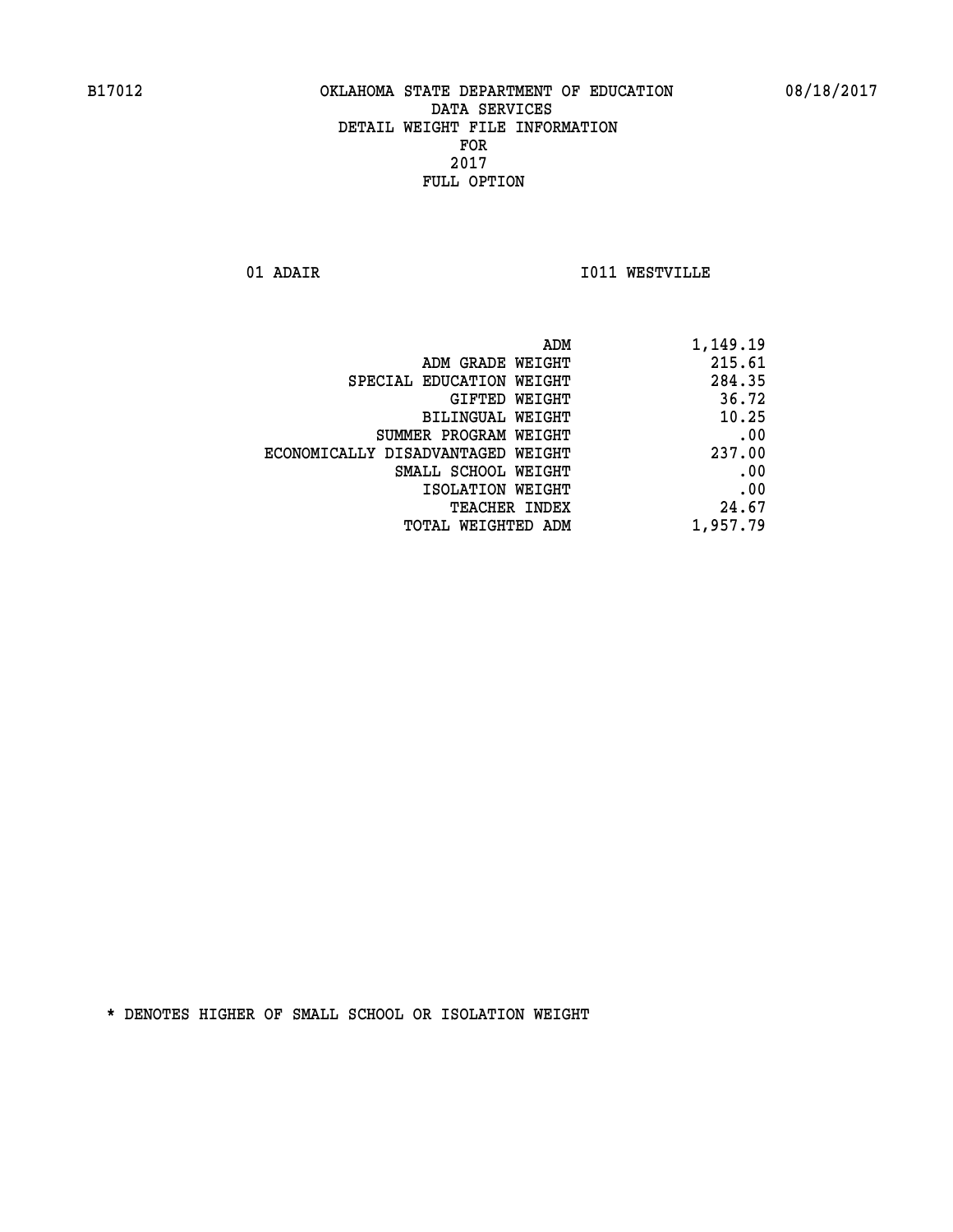# OKLAHOMA STATE DEPARTMENT OF EDUCATION
## DATA SERVICES
## DETAIL WEIGHT FILE INFORMATION
## FOR
## 2017
## FULL OPTION

B17012 — 08/18/2017

01 ADAIR — I011 WESTVILLE

| | |
|---|---|
| ADM | 1,149.19 |
| ADM GRADE WEIGHT | 215.61 |
| SPECIAL EDUCATION WEIGHT | 284.35 |
| GIFTED WEIGHT | 36.72 |
| BILINGUAL WEIGHT | 10.25 |
| SUMMER PROGRAM WEIGHT | .00 |
| ECONOMICALLY DISADVANTAGED WEIGHT | 237.00 |
| SMALL SCHOOL WEIGHT | .00 |
| ISOLATION WEIGHT | .00 |
| TEACHER INDEX | 24.67 |
| TOTAL WEIGHTED ADM | 1,957.79 |

* DENOTES HIGHER OF SMALL SCHOOL OR ISOLATION WEIGHT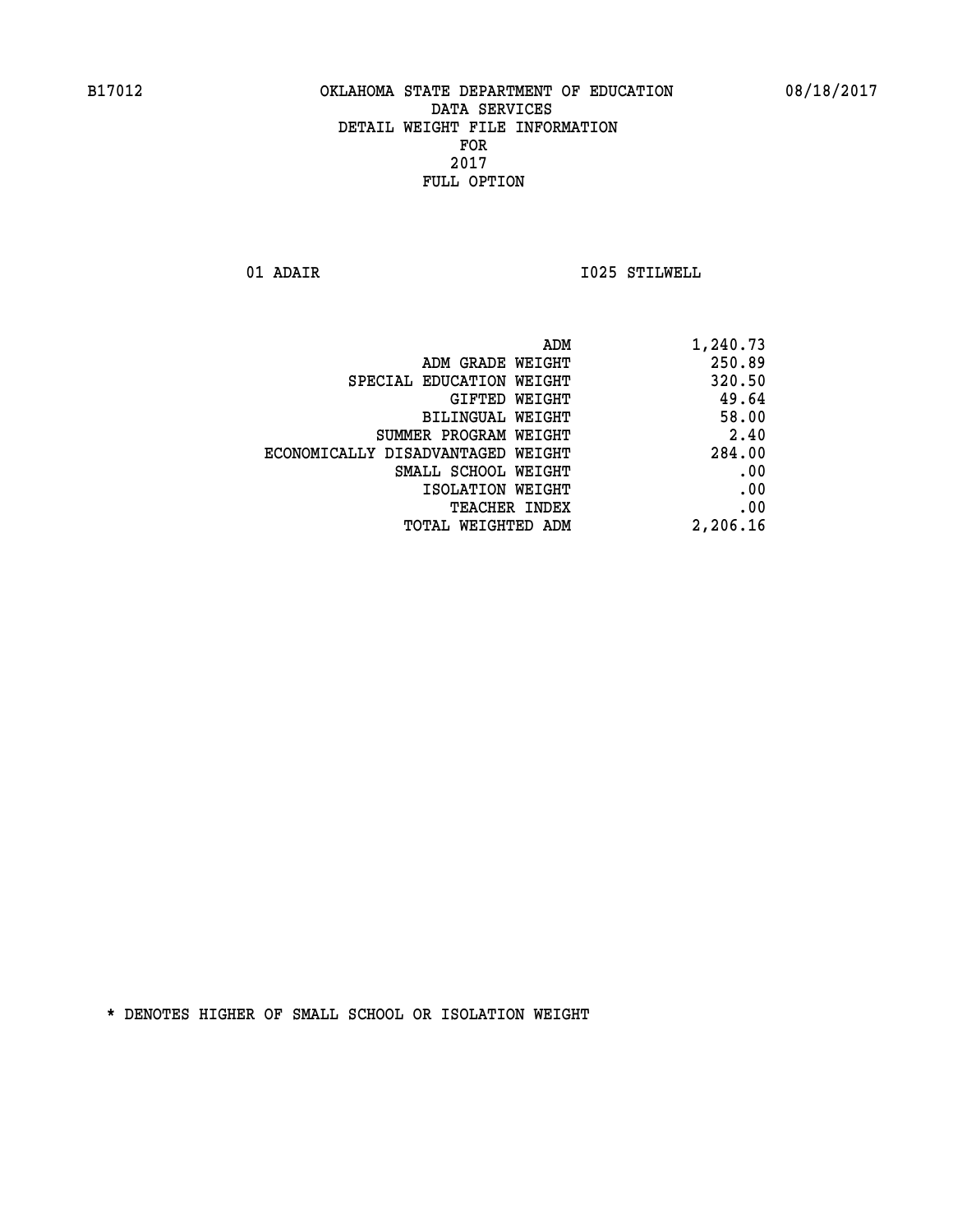B17012 OKLAHOMA STATE DEPARTMENT OF EDUCATION 08/18/2017

DATA SERVICES
DETAIL WEIGHT FILE INFORMATION
FOR
2017
FULL OPTION

01 ADAIR I025 STILWELL

| | |
|---|---|
| ADM | 1,240.73 |
| ADM GRADE WEIGHT | 250.89 |
| SPECIAL EDUCATION WEIGHT | 320.50 |
| GIFTED WEIGHT | 49.64 |
| BILINGUAL WEIGHT | 58.00 |
| SUMMER PROGRAM WEIGHT | 2.40 |
| ECONOMICALLY DISADVANTAGED WEIGHT | 284.00 |
| SMALL SCHOOL WEIGHT | .00 |
| ISOLATION WEIGHT | .00 |
| TEACHER INDEX | .00 |
| TOTAL WEIGHTED ADM | 2,206.16 |

* DENOTES HIGHER OF SMALL SCHOOL OR ISOLATION WEIGHT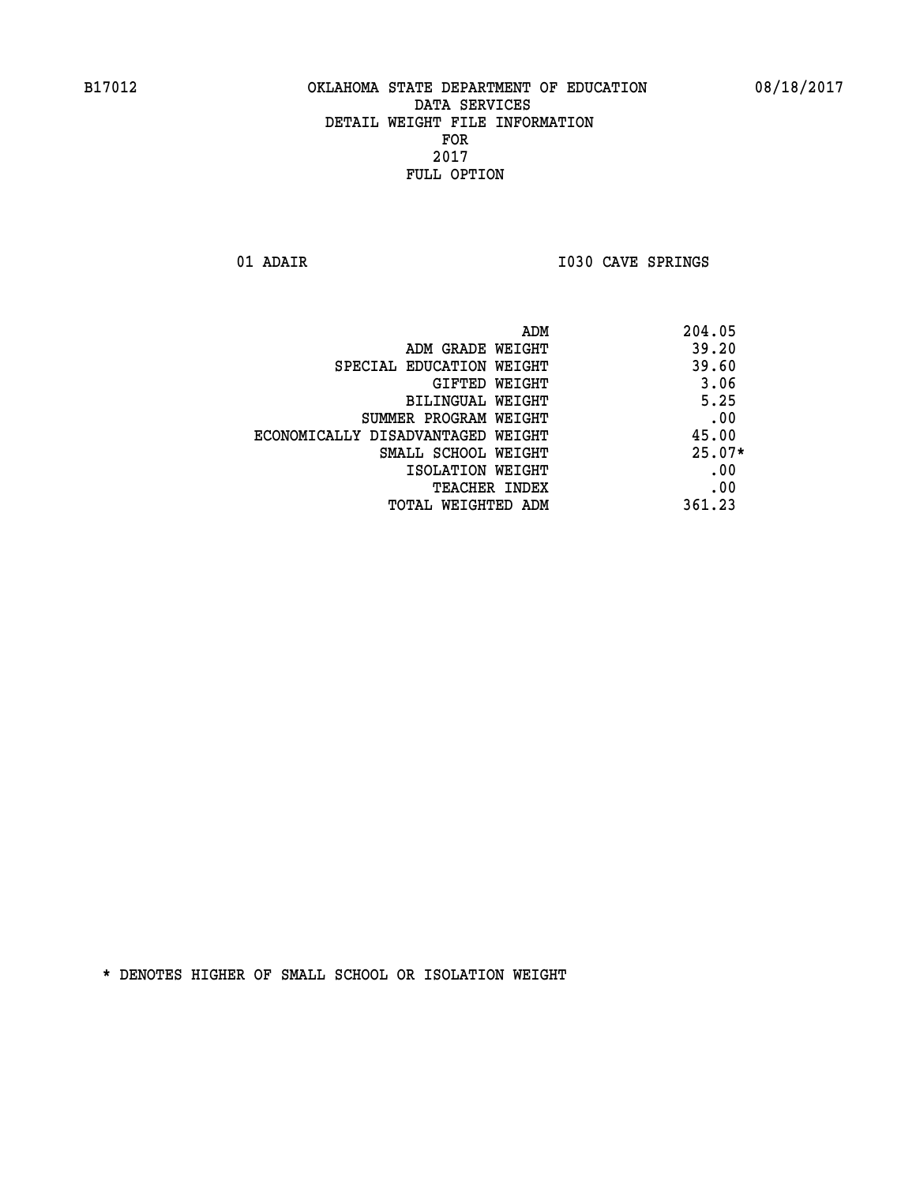B17012 OKLAHOMA STATE DEPARTMENT OF EDUCATION 08/18/2017

DATA SERVICES
DETAIL WEIGHT FILE INFORMATION
FOR
2017
FULL OPTION

01 ADAIR I030 CAVE SPRINGS

| | |
|---|---|
| ADM | 204.05 |
| ADM GRADE WEIGHT | 39.20 |
| SPECIAL EDUCATION WEIGHT | 39.60 |
| GIFTED WEIGHT | 3.06 |
| BILINGUAL WEIGHT | 5.25 |
| SUMMER PROGRAM WEIGHT | .00 |
| ECONOMICALLY DISADVANTAGED WEIGHT | 45.00 |
| SMALL SCHOOL WEIGHT | 25.07* |
| ISOLATION WEIGHT | .00 |
| TEACHER INDEX | .00 |
| TOTAL WEIGHTED ADM | 361.23 |

* DENOTES HIGHER OF SMALL SCHOOL OR ISOLATION WEIGHT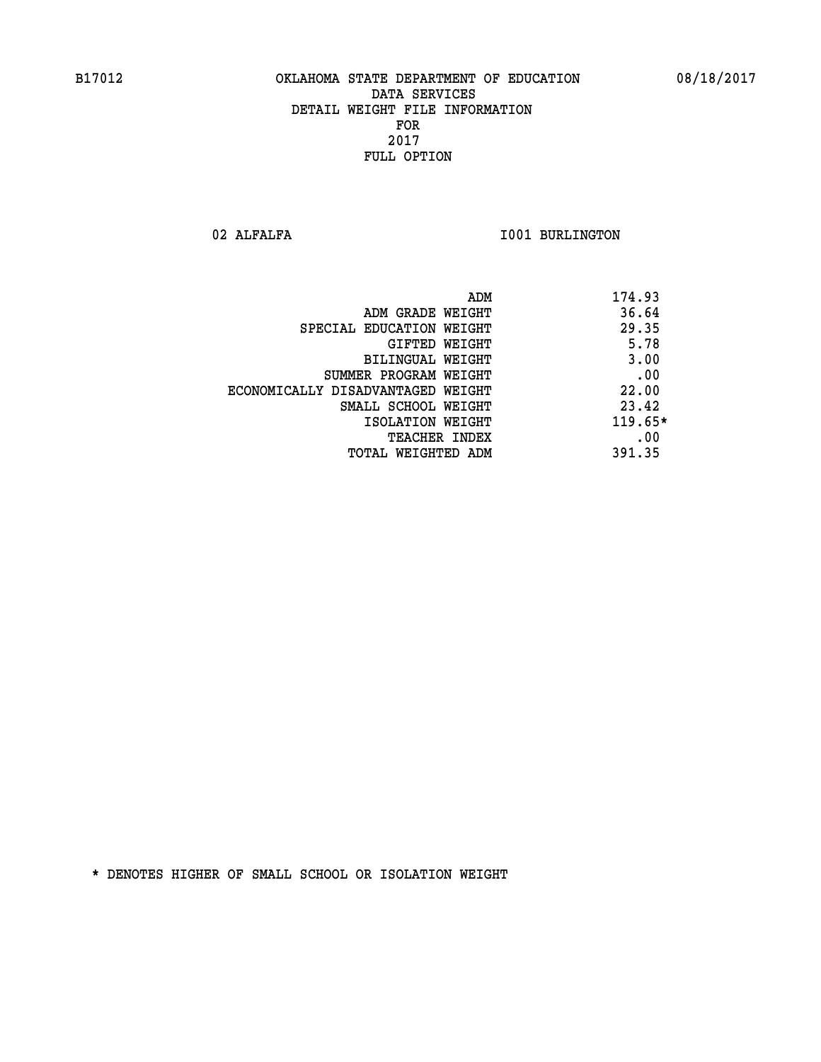B17012 OKLAHOMA STATE DEPARTMENT OF EDUCATION 08/18/2017

DATA SERVICES
DETAIL WEIGHT FILE INFORMATION
FOR
2017
FULL OPTION

02 ALFALFA I001 BURLINGTON

| | |
|---|---|
| ADM | 174.93 |
| ADM GRADE WEIGHT | 36.64 |
| SPECIAL EDUCATION WEIGHT | 29.35 |
| GIFTED WEIGHT | 5.78 |
| BILINGUAL WEIGHT | 3.00 |
| SUMMER PROGRAM WEIGHT | .00 |
| ECONOMICALLY DISADVANTAGED WEIGHT | 22.00 |
| SMALL SCHOOL WEIGHT | 23.42 |
| ISOLATION WEIGHT | 119.65* |
| TEACHER INDEX | .00 |
| TOTAL WEIGHTED ADM | 391.35 |

* DENOTES HIGHER OF SMALL SCHOOL OR ISOLATION WEIGHT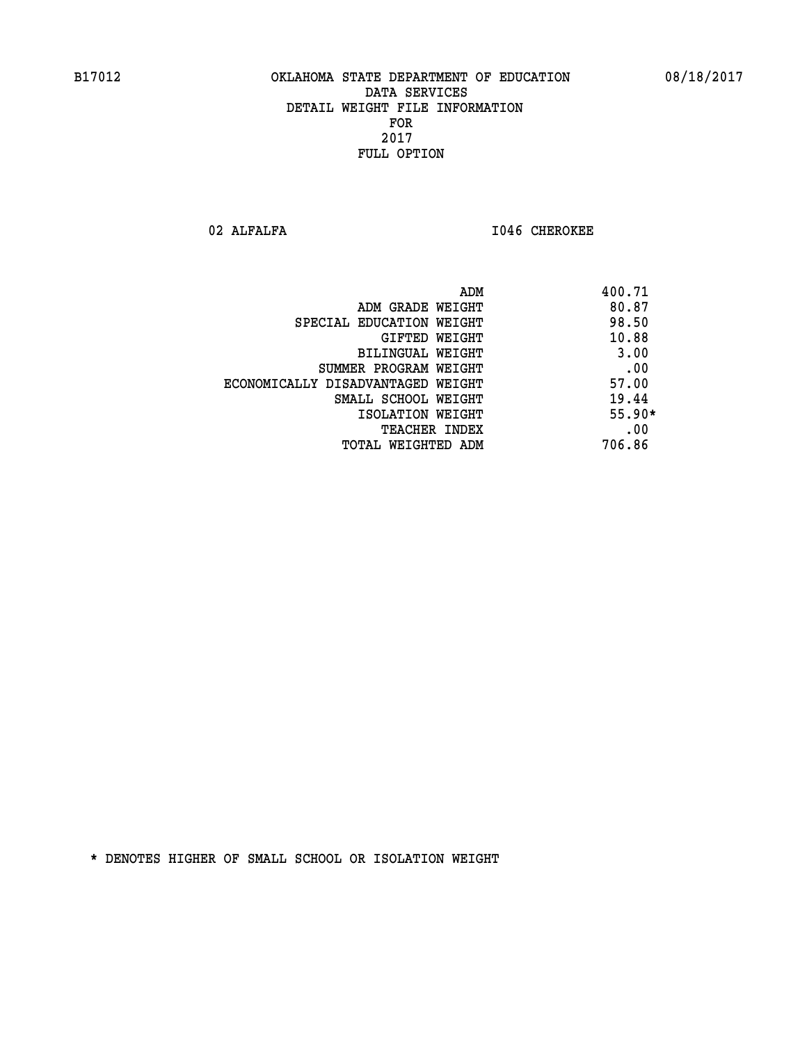B17012 OKLAHOMA STATE DEPARTMENT OF EDUCATION 08/18/2017

DATA SERVICES
DETAIL WEIGHT FILE INFORMATION
FOR
2017
FULL OPTION

02 ALFALFA I046 CHEROKEE

| | |
|---|---|
| ADM | 400.71 |
| ADM GRADE WEIGHT | 80.87 |
| SPECIAL EDUCATION WEIGHT | 98.50 |
| GIFTED WEIGHT | 10.88 |
| BILINGUAL WEIGHT | 3.00 |
| SUMMER PROGRAM WEIGHT | .00 |
| ECONOMICALLY DISADVANTAGED WEIGHT | 57.00 |
| SMALL SCHOOL WEIGHT | 19.44 |
| ISOLATION WEIGHT | 55.90* |
| TEACHER INDEX | .00 |
| TOTAL WEIGHTED ADM | 706.86 |

* DENOTES HIGHER OF SMALL SCHOOL OR ISOLATION WEIGHT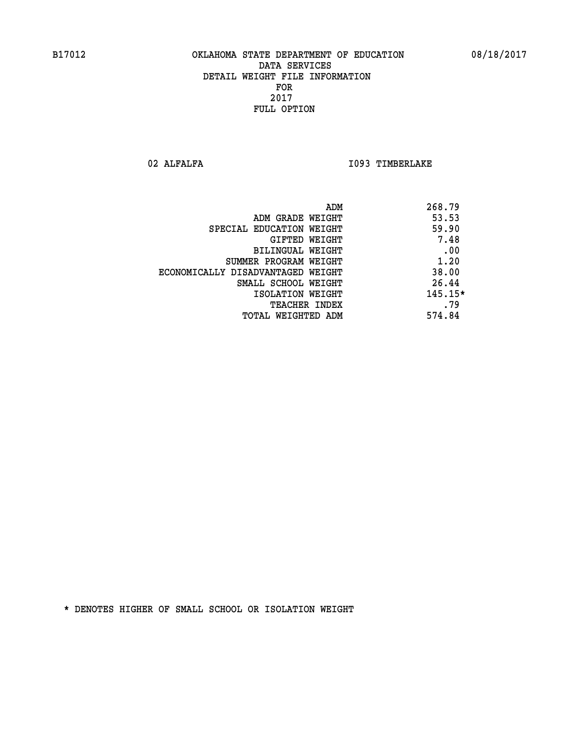B17012 OKLAHOMA STATE DEPARTMENT OF EDUCATION 08/18/2017

DATA SERVICES
DETAIL WEIGHT FILE INFORMATION
FOR
2017
FULL OPTION

02 ALFALFA I093 TIMBERLAKE

| | |
|---|---|
| ADM | 268.79 |
| ADM GRADE WEIGHT | 53.53 |
| SPECIAL EDUCATION WEIGHT | 59.90 |
| GIFTED WEIGHT | 7.48 |
| BILINGUAL WEIGHT | .00 |
| SUMMER PROGRAM WEIGHT | 1.20 |
| ECONOMICALLY DISADVANTAGED WEIGHT | 38.00 |
| SMALL SCHOOL WEIGHT | 26.44 |
| ISOLATION WEIGHT | 145.15* |
| TEACHER INDEX | .79 |
| TOTAL WEIGHTED ADM | 574.84 |

* DENOTES HIGHER OF SMALL SCHOOL OR ISOLATION WEIGHT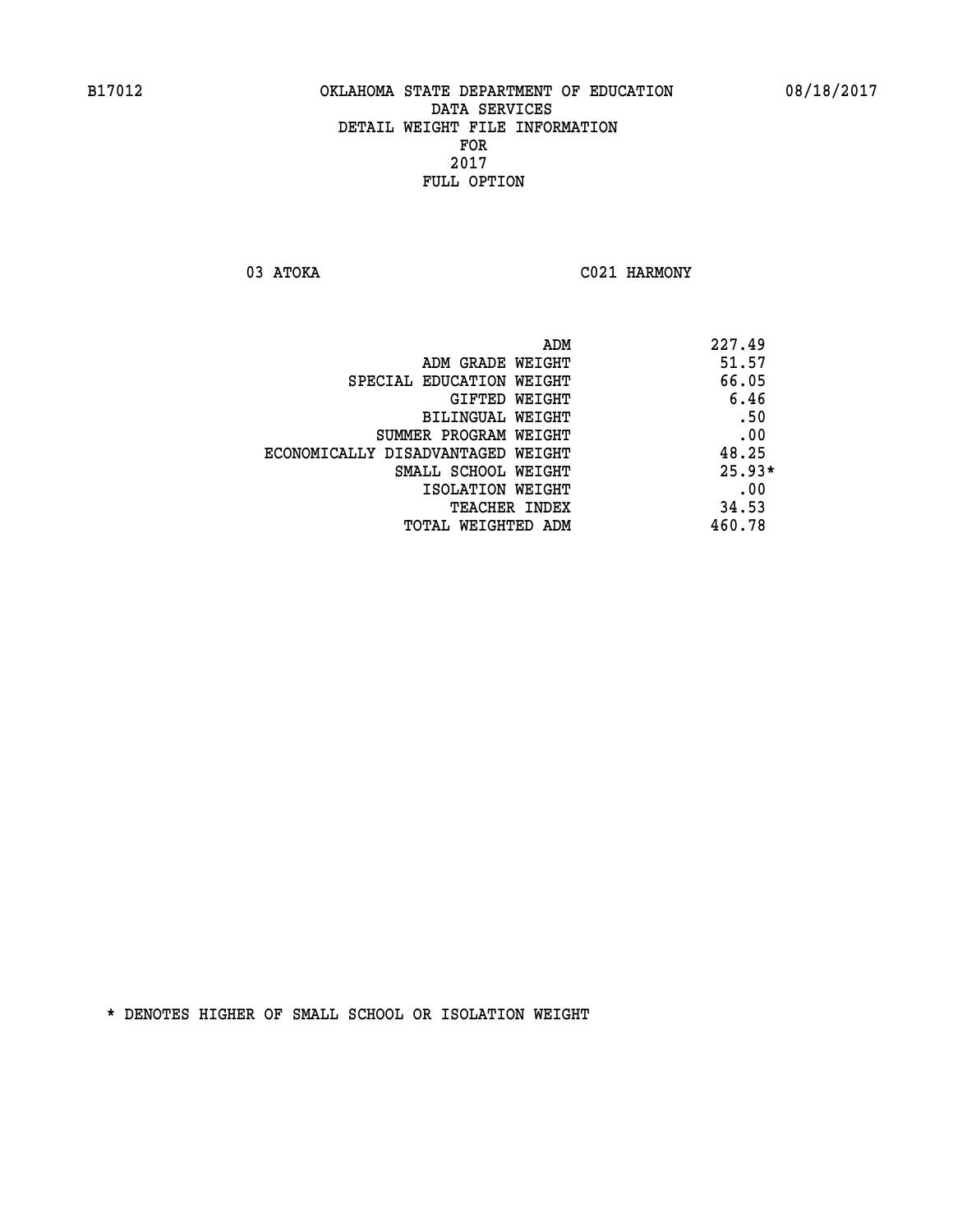B17012 OKLAHOMA STATE DEPARTMENT OF EDUCATION 08/18/2017

DATA SERVICES
DETAIL WEIGHT FILE INFORMATION
FOR
2017
FULL OPTION

03 ATOKA C021 HARMONY

| | |
|---|---|
| ADM | 227.49 |
| ADM GRADE WEIGHT | 51.57 |
| SPECIAL EDUCATION WEIGHT | 66.05 |
| GIFTED WEIGHT | 6.46 |
| BILINGUAL WEIGHT | .50 |
| SUMMER PROGRAM WEIGHT | .00 |
| ECONOMICALLY DISADVANTAGED WEIGHT | 48.25 |
| SMALL SCHOOL WEIGHT | 25.93* |
| ISOLATION WEIGHT | .00 |
| TEACHER INDEX | 34.53 |
| TOTAL WEIGHTED ADM | 460.78 |

* DENOTES HIGHER OF SMALL SCHOOL OR ISOLATION WEIGHT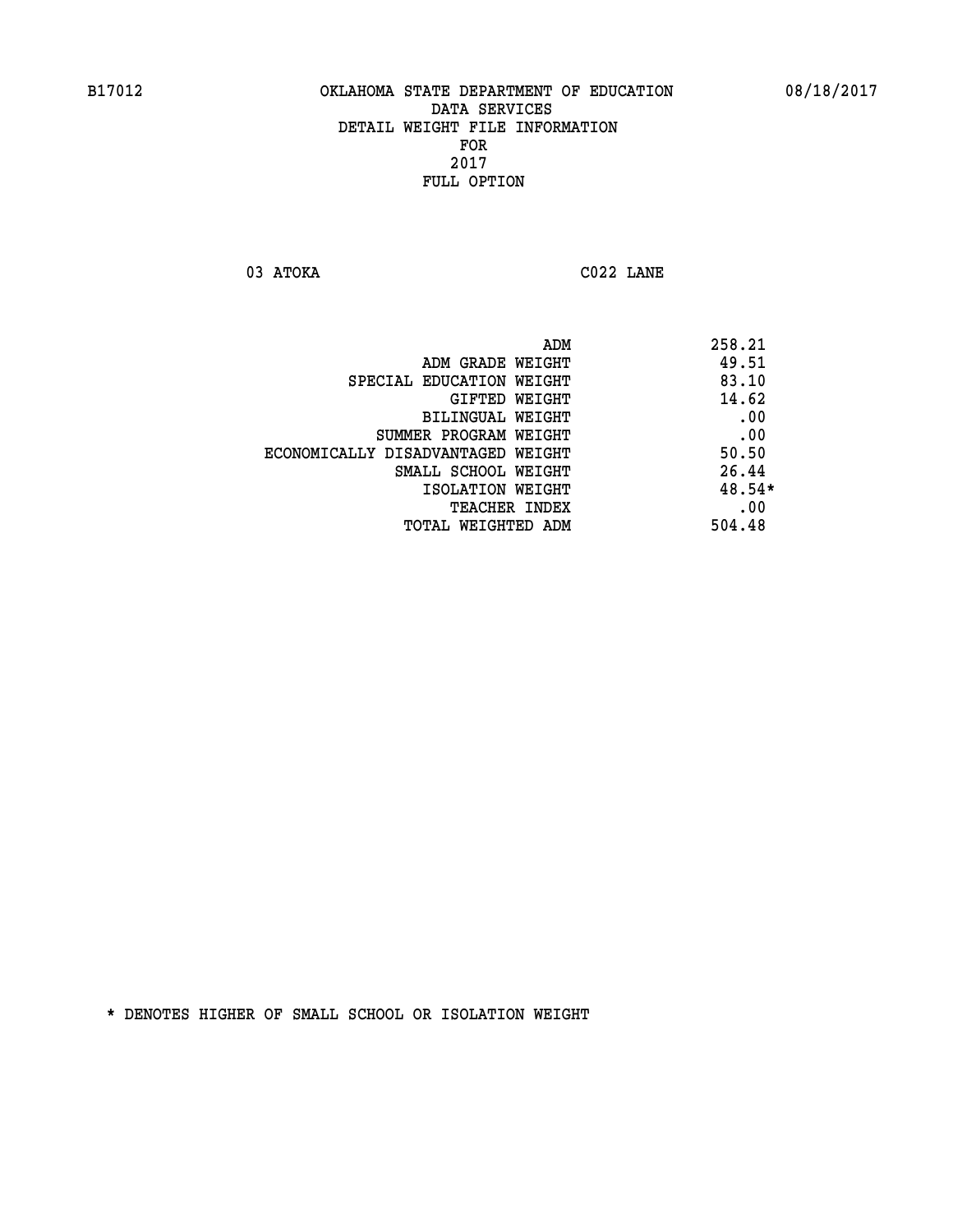B17012 OKLAHOMA STATE DEPARTMENT OF EDUCATION 08/18/2017

DATA SERVICES
DETAIL WEIGHT FILE INFORMATION
FOR
2017
FULL OPTION

03 ATOKA C022 LANE

| | |
|---|---|
| ADM | 258.21 |
| ADM GRADE WEIGHT | 49.51 |
| SPECIAL EDUCATION WEIGHT | 83.10 |
| GIFTED WEIGHT | 14.62 |
| BILINGUAL WEIGHT | .00 |
| SUMMER PROGRAM WEIGHT | .00 |
| ECONOMICALLY DISADVANTAGED WEIGHT | 50.50 |
| SMALL SCHOOL WEIGHT | 26.44 |
| ISOLATION WEIGHT | 48.54* |
| TEACHER INDEX | .00 |
| TOTAL WEIGHTED ADM | 504.48 |

* DENOTES HIGHER OF SMALL SCHOOL OR ISOLATION WEIGHT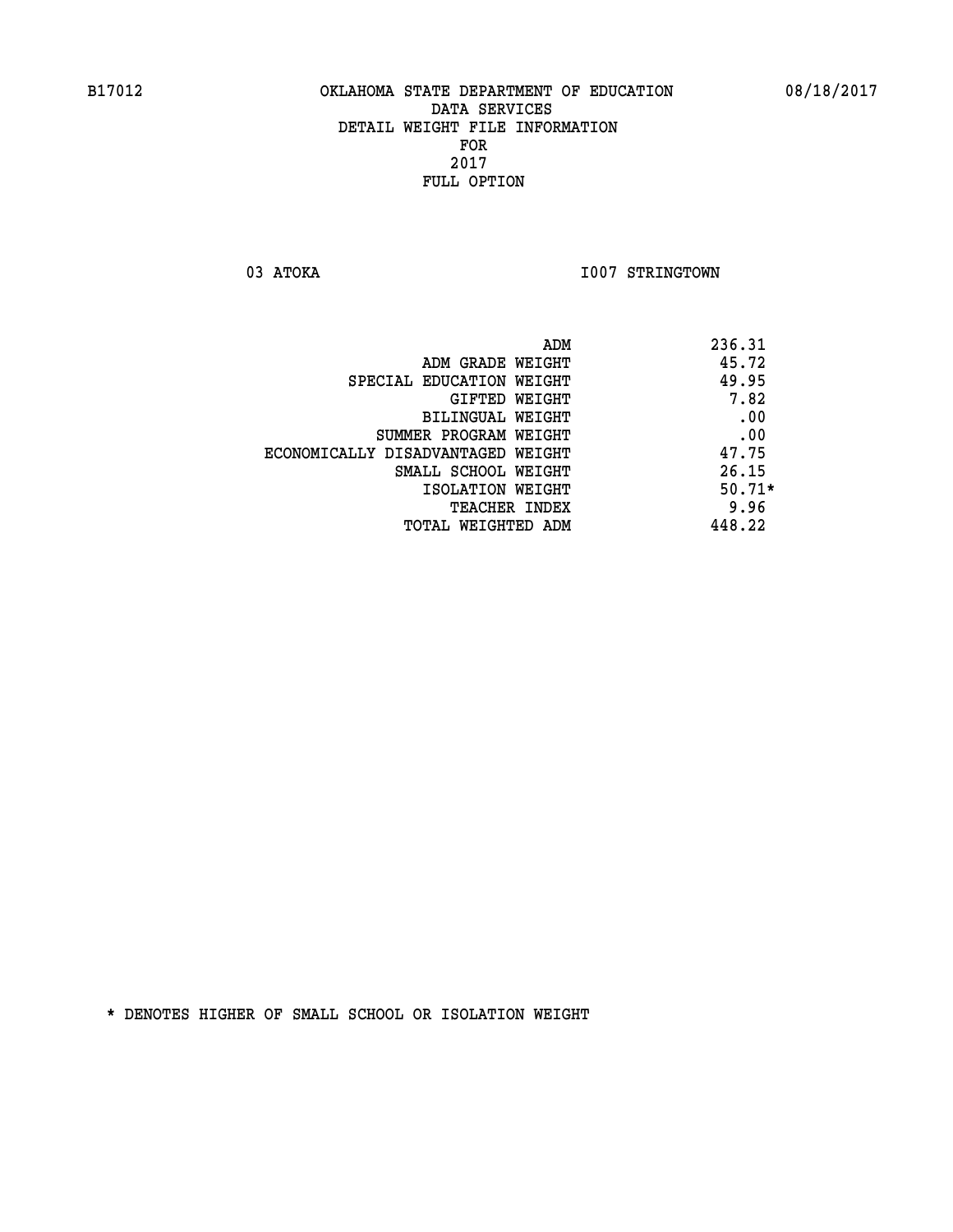B17012 OKLAHOMA STATE DEPARTMENT OF EDUCATION 08/18/2017

DATA SERVICES
DETAIL WEIGHT FILE INFORMATION
FOR
2017
FULL OPTION

03 ATOKA I007 STRINGTOWN

| | |
|---|---|
| ADM | 236.31 |
| ADM GRADE WEIGHT | 45.72 |
| SPECIAL EDUCATION WEIGHT | 49.95 |
| GIFTED WEIGHT | 7.82 |
| BILINGUAL WEIGHT | .00 |
| SUMMER PROGRAM WEIGHT | .00 |
| ECONOMICALLY DISADVANTAGED WEIGHT | 47.75 |
| SMALL SCHOOL WEIGHT | 26.15 |
| ISOLATION WEIGHT | 50.71* |
| TEACHER INDEX | 9.96 |
| TOTAL WEIGHTED ADM | 448.22 |

* DENOTES HIGHER OF SMALL SCHOOL OR ISOLATION WEIGHT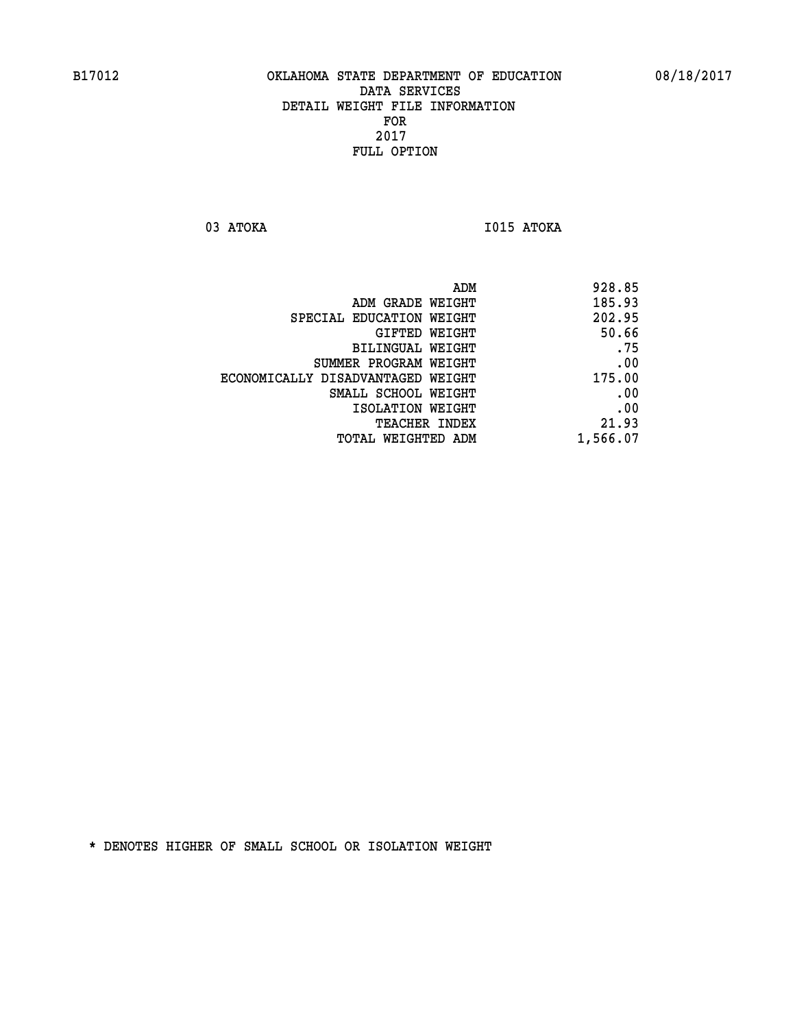B17012 OKLAHOMA STATE DEPARTMENT OF EDUCATION 08/18/2017

DATA SERVICES

DETAIL WEIGHT FILE INFORMATION

FOR

2017

FULL OPTION

03 ATOKA I015 ATOKA

| | |
|---|---|
| ADM | 928.85 |
| ADM GRADE WEIGHT | 185.93 |
| SPECIAL EDUCATION WEIGHT | 202.95 |
| GIFTED WEIGHT | 50.66 |
| BILINGUAL WEIGHT | .75 |
| SUMMER PROGRAM WEIGHT | .00 |
| ECONOMICALLY DISADVANTAGED WEIGHT | 175.00 |
| SMALL SCHOOL WEIGHT | .00 |
| ISOLATION WEIGHT | .00 |
| TEACHER INDEX | 21.93 |
| TOTAL WEIGHTED ADM | 1,566.07 |

* DENOTES HIGHER OF SMALL SCHOOL OR ISOLATION WEIGHT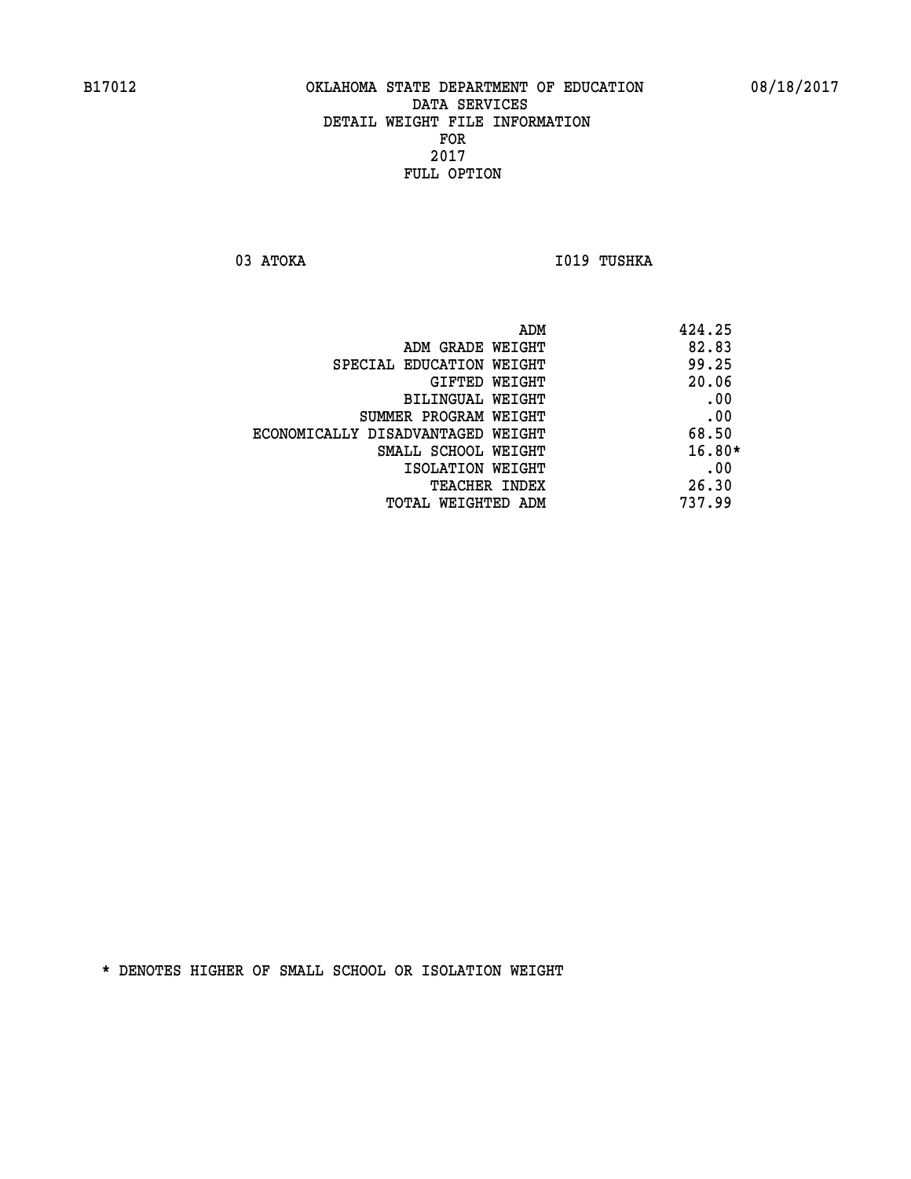B17012 OKLAHOMA STATE DEPARTMENT OF EDUCATION 08/18/2017

DATA SERVICES
DETAIL WEIGHT FILE INFORMATION
FOR
2017
FULL OPTION

03 ATOKA I019 TUSHKA

| | |
|---|---|
| ADM | 424.25 |
| ADM GRADE WEIGHT | 82.83 |
| SPECIAL EDUCATION WEIGHT | 99.25 |
| GIFTED WEIGHT | 20.06 |
| BILINGUAL WEIGHT | .00 |
| SUMMER PROGRAM WEIGHT | .00 |
| ECONOMICALLY DISADVANTAGED WEIGHT | 68.50 |
| SMALL SCHOOL WEIGHT | 16.80* |
| ISOLATION WEIGHT | .00 |
| TEACHER INDEX | 26.30 |
| TOTAL WEIGHTED ADM | 737.99 |

* DENOTES HIGHER OF SMALL SCHOOL OR ISOLATION WEIGHT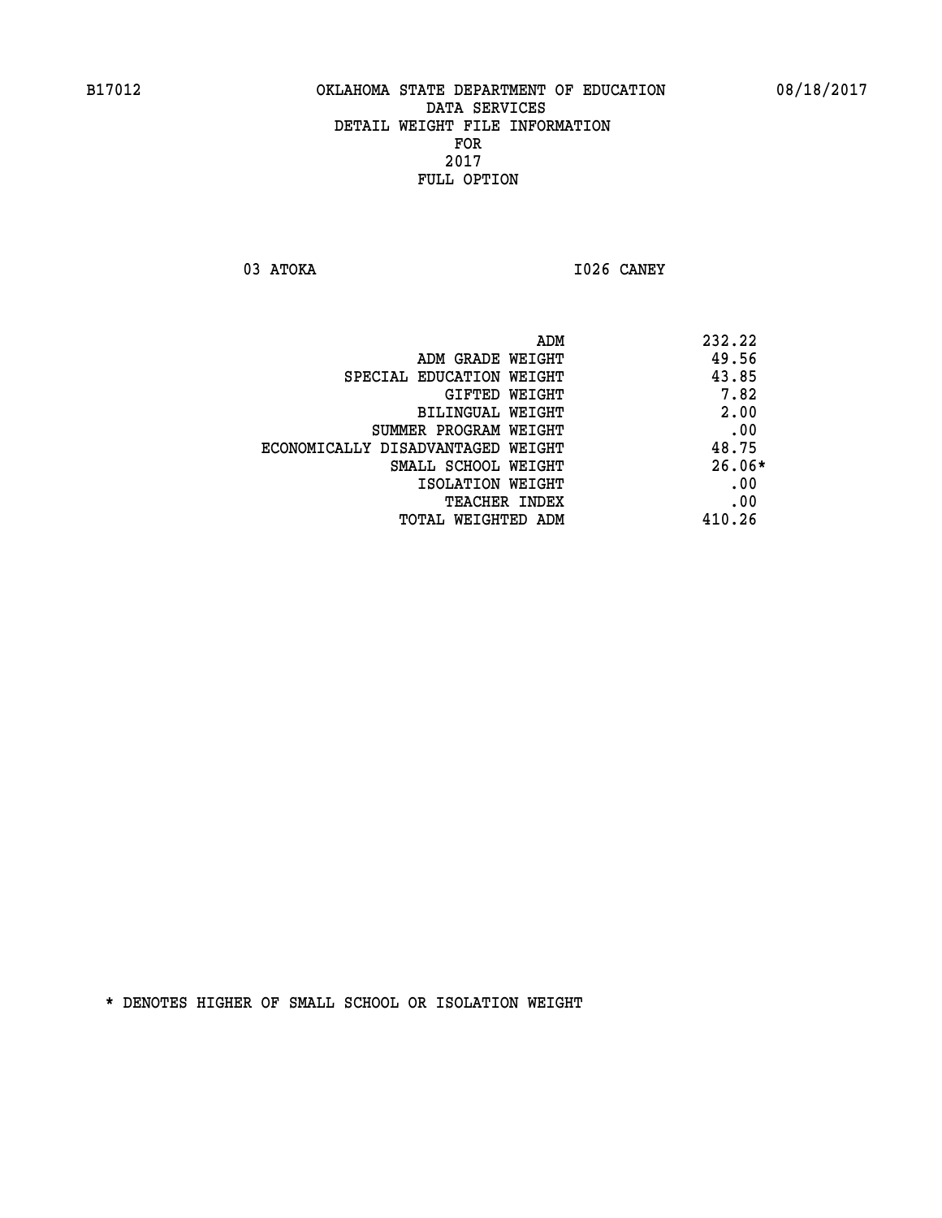B17012 OKLAHOMA STATE DEPARTMENT OF EDUCATION 08/18/2017

DATA SERVICES
DETAIL WEIGHT FILE INFORMATION
FOR
2017
FULL OPTION

03 ATOKA I026 CANEY

| | |
|---|---|
| ADM | 232.22 |
| ADM GRADE WEIGHT | 49.56 |
| SPECIAL EDUCATION WEIGHT | 43.85 |
| GIFTED WEIGHT | 7.82 |
| BILINGUAL WEIGHT | 2.00 |
| SUMMER PROGRAM WEIGHT | .00 |
| ECONOMICALLY DISADVANTAGED WEIGHT | 48.75 |
| SMALL SCHOOL WEIGHT | 26.06* |
| ISOLATION WEIGHT | .00 |
| TEACHER INDEX | .00 |
| TOTAL WEIGHTED ADM | 410.26 |

* DENOTES HIGHER OF SMALL SCHOOL OR ISOLATION WEIGHT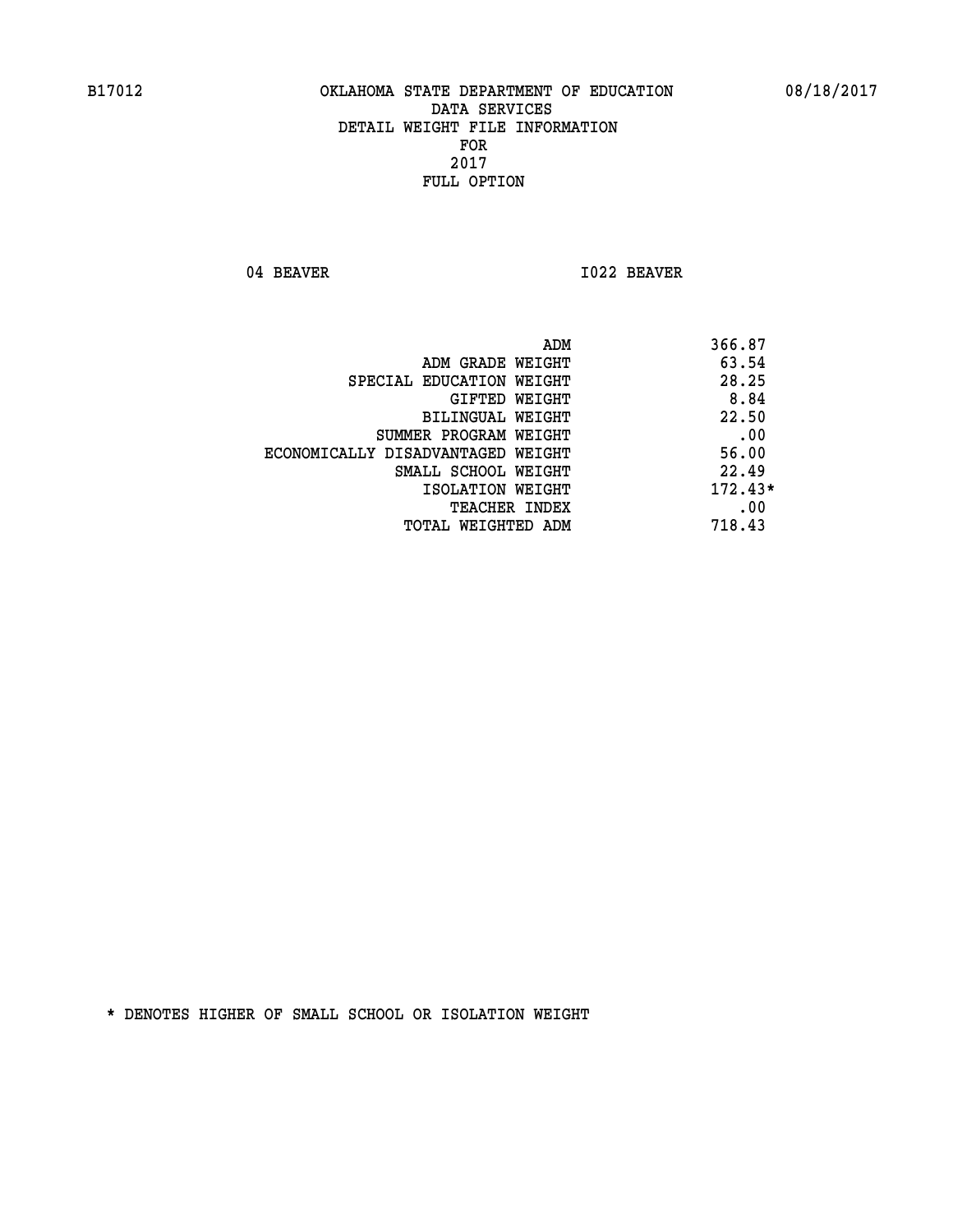B17012 OKLAHOMA STATE DEPARTMENT OF EDUCATION 08/18/2017

DATA SERVICES
DETAIL WEIGHT FILE INFORMATION
FOR
2017
FULL OPTION

04 BEAVER I022 BEAVER

| | |
|---|---|
| ADM | 366.87 |
| ADM GRADE WEIGHT | 63.54 |
| SPECIAL EDUCATION WEIGHT | 28.25 |
| GIFTED WEIGHT | 8.84 |
| BILINGUAL WEIGHT | 22.50 |
| SUMMER PROGRAM WEIGHT | .00 |
| ECONOMICALLY DISADVANTAGED WEIGHT | 56.00 |
| SMALL SCHOOL WEIGHT | 22.49 |
| ISOLATION WEIGHT | 172.43* |
| TEACHER INDEX | .00 |
| TOTAL WEIGHTED ADM | 718.43 |

* DENOTES HIGHER OF SMALL SCHOOL OR ISOLATION WEIGHT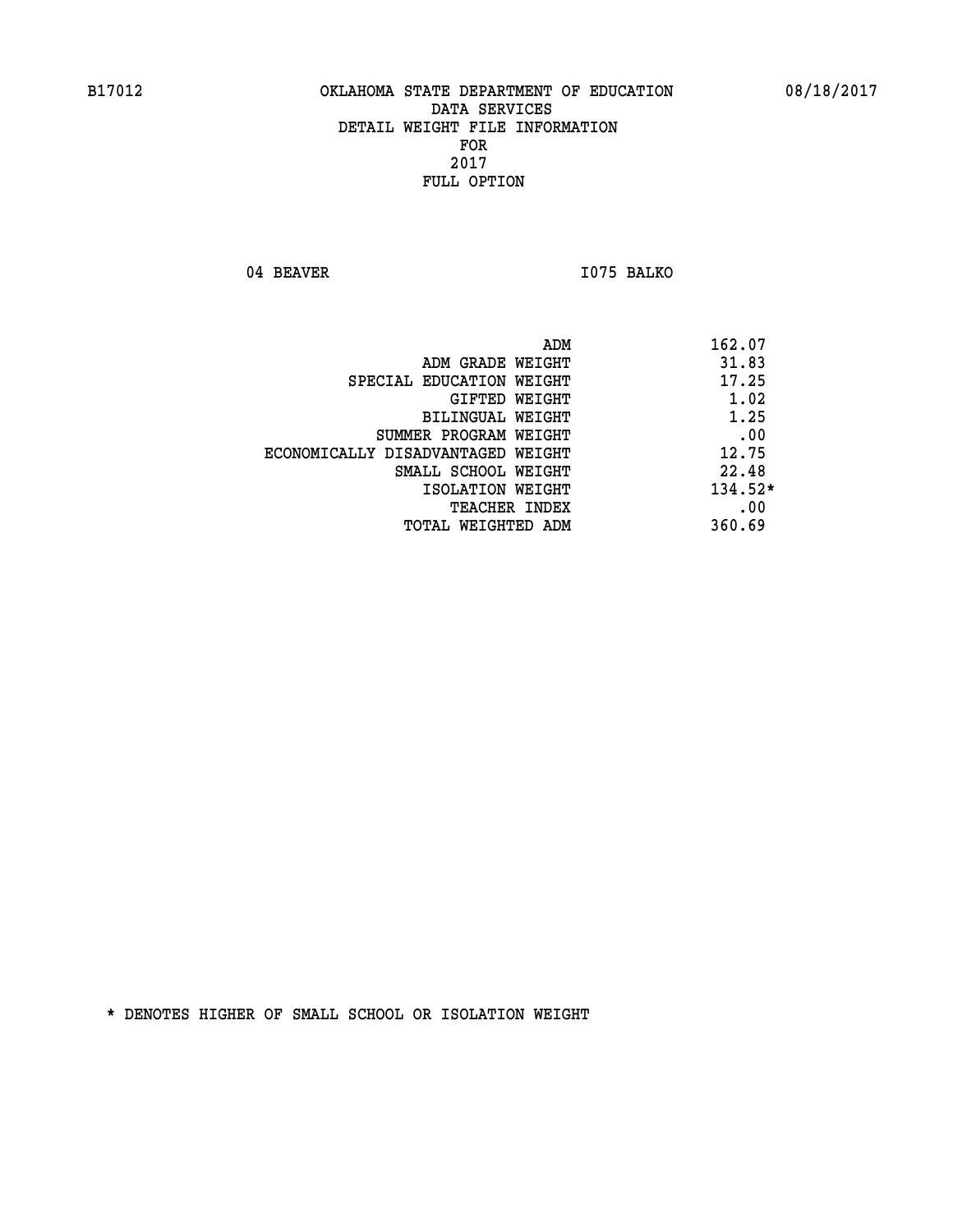B17012 OKLAHOMA STATE DEPARTMENT OF EDUCATION 08/18/2017

DATA SERVICES
DETAIL WEIGHT FILE INFORMATION
FOR
2017
FULL OPTION

04 BEAVER I075 BALKO

| | |
|---|---|
| ADM | 162.07 |
| ADM GRADE WEIGHT | 31.83 |
| SPECIAL EDUCATION WEIGHT | 17.25 |
| GIFTED WEIGHT | 1.02 |
| BILINGUAL WEIGHT | 1.25 |
| SUMMER PROGRAM WEIGHT | .00 |
| ECONOMICALLY DISADVANTAGED WEIGHT | 12.75 |
| SMALL SCHOOL WEIGHT | 22.48 |
| ISOLATION WEIGHT | 134.52* |
| TEACHER INDEX | .00 |
| TOTAL WEIGHTED ADM | 360.69 |

* DENOTES HIGHER OF SMALL SCHOOL OR ISOLATION WEIGHT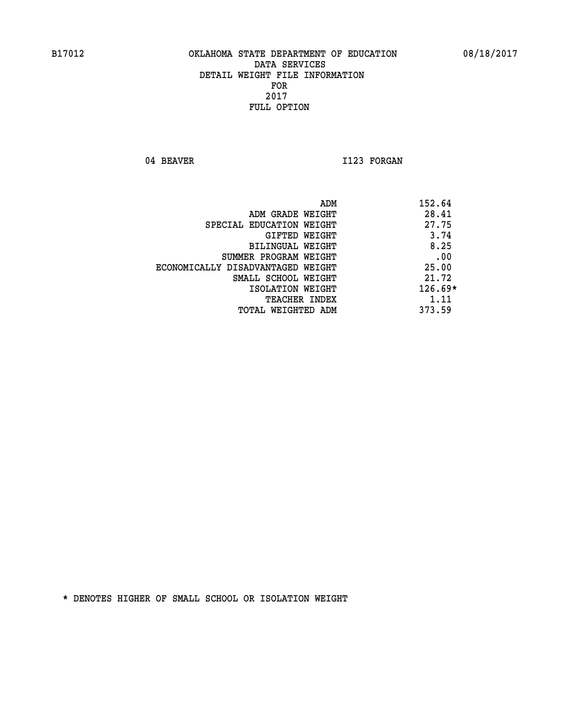B17012 OKLAHOMA STATE DEPARTMENT OF EDUCATION 08/18/2017

DATA SERVICES
DETAIL WEIGHT FILE INFORMATION
FOR
2017
FULL OPTION

04 BEAVER I123 FORGAN

| | |
|---|---|
| ADM | 152.64 |
| ADM GRADE WEIGHT | 28.41 |
| SPECIAL EDUCATION WEIGHT | 27.75 |
| GIFTED WEIGHT | 3.74 |
| BILINGUAL WEIGHT | 8.25 |
| SUMMER PROGRAM WEIGHT | .00 |
| ECONOMICALLY DISADVANTAGED WEIGHT | 25.00 |
| SMALL SCHOOL WEIGHT | 21.72 |
| ISOLATION WEIGHT | 126.69* |
| TEACHER INDEX | 1.11 |
| TOTAL WEIGHTED ADM | 373.59 |

* DENOTES HIGHER OF SMALL SCHOOL OR ISOLATION WEIGHT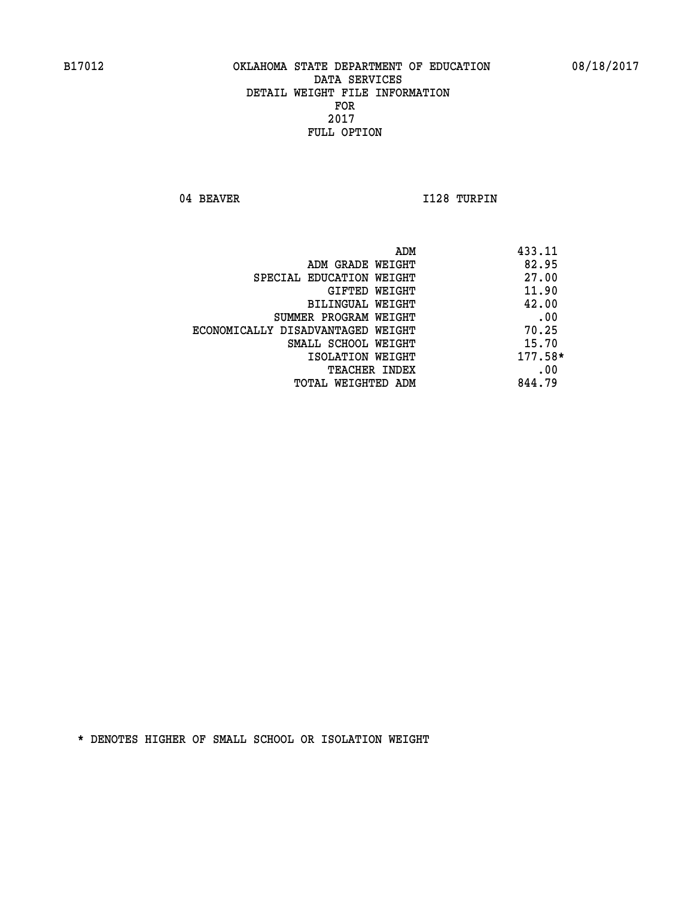B17012 OKLAHOMA STATE DEPARTMENT OF EDUCATION 08/18/2017

DATA SERVICES
DETAIL WEIGHT FILE INFORMATION
FOR
2017
FULL OPTION

04 BEAVER I128 TURPIN

| | |
|---|---|
| ADM | 433.11 |
| ADM GRADE WEIGHT | 82.95 |
| SPECIAL EDUCATION WEIGHT | 27.00 |
| GIFTED WEIGHT | 11.90 |
| BILINGUAL WEIGHT | 42.00 |
| SUMMER PROGRAM WEIGHT | .00 |
| ECONOMICALLY DISADVANTAGED WEIGHT | 70.25 |
| SMALL SCHOOL WEIGHT | 15.70 |
| ISOLATION WEIGHT | 177.58* |
| TEACHER INDEX | .00 |
| TOTAL WEIGHTED ADM | 844.79 |

* DENOTES HIGHER OF SMALL SCHOOL OR ISOLATION WEIGHT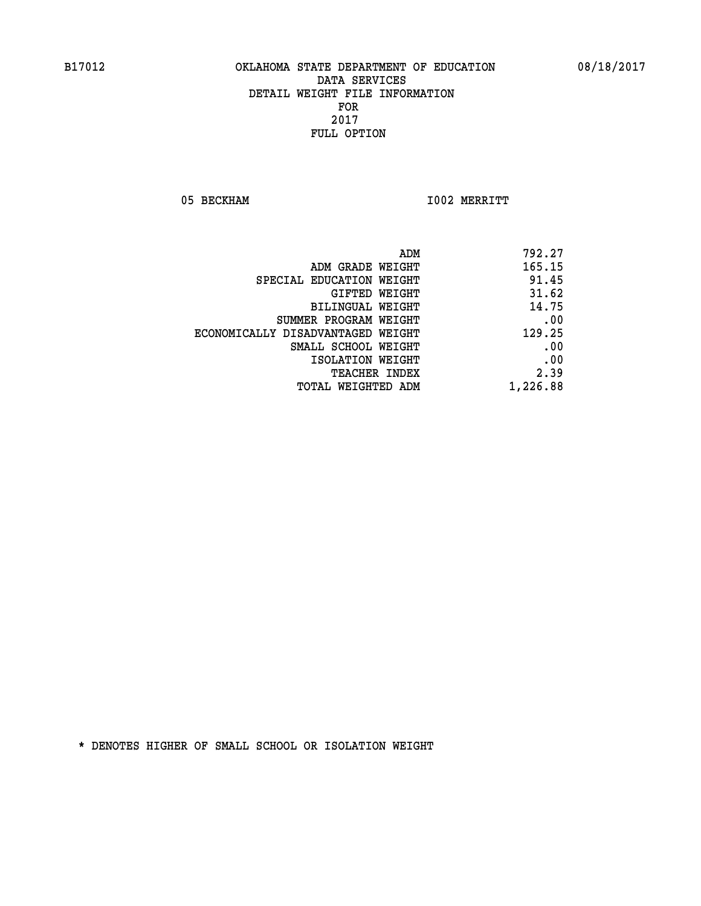B17012 OKLAHOMA STATE DEPARTMENT OF EDUCATION 08/18/2017

DATA SERVICES
DETAIL WEIGHT FILE INFORMATION
FOR
2017
FULL OPTION

05 BECKHAM I002 MERRITT

| | |
|---|---|
| ADM | 792.27 |
| ADM GRADE WEIGHT | 165.15 |
| SPECIAL EDUCATION WEIGHT | 91.45 |
| GIFTED WEIGHT | 31.62 |
| BILINGUAL WEIGHT | 14.75 |
| SUMMER PROGRAM WEIGHT | .00 |
| ECONOMICALLY DISADVANTAGED WEIGHT | 129.25 |
| SMALL SCHOOL WEIGHT | .00 |
| ISOLATION WEIGHT | .00 |
| TEACHER INDEX | 2.39 |
| TOTAL WEIGHTED ADM | 1,226.88 |

* DENOTES HIGHER OF SMALL SCHOOL OR ISOLATION WEIGHT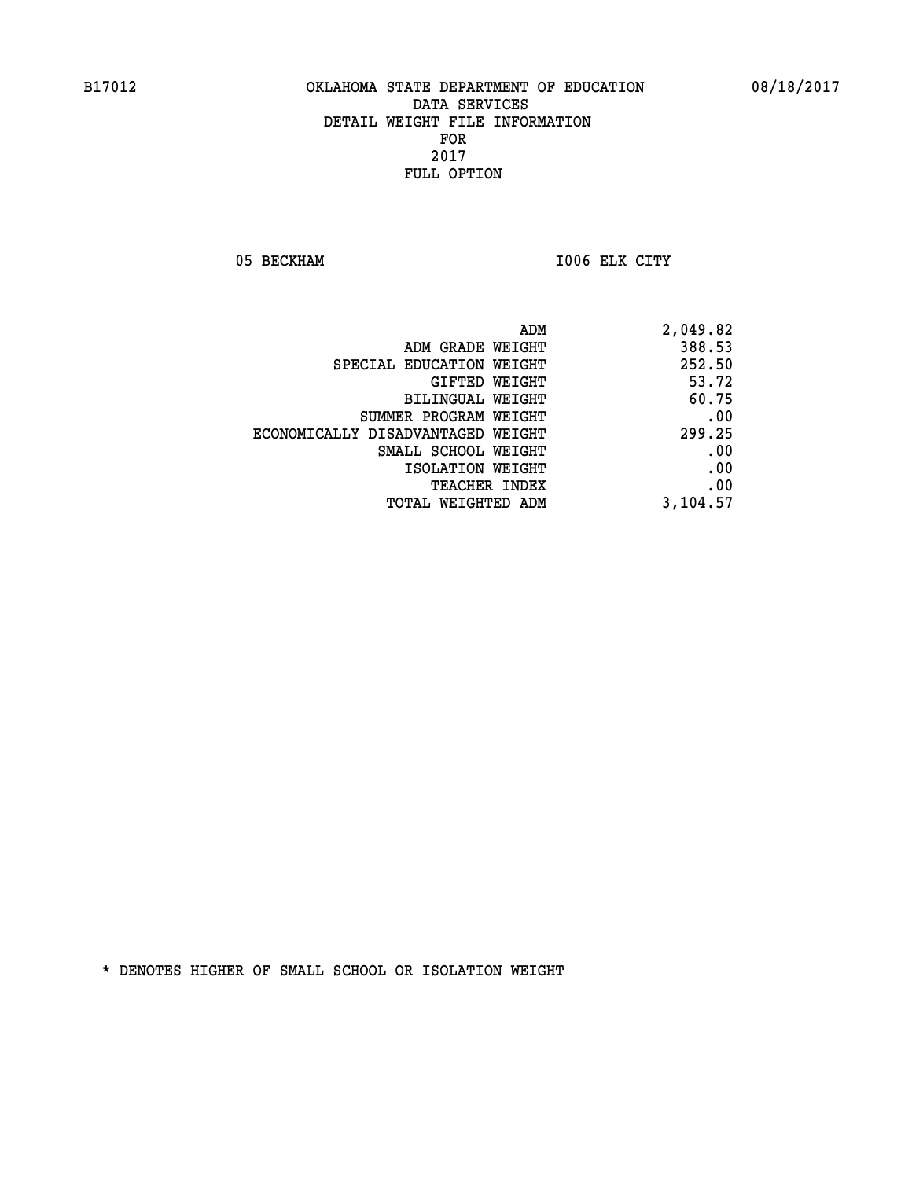B17012 OKLAHOMA STATE DEPARTMENT OF EDUCATION 08/18/2017

DATA SERVICES
DETAIL WEIGHT FILE INFORMATION
FOR
2017
FULL OPTION

05 BECKHAM I006 ELK CITY

| | |
|---|---|
| ADM | 2,049.82 |
| ADM GRADE WEIGHT | 388.53 |
| SPECIAL EDUCATION WEIGHT | 252.50 |
| GIFTED WEIGHT | 53.72 |
| BILINGUAL WEIGHT | 60.75 |
| SUMMER PROGRAM WEIGHT | .00 |
| ECONOMICALLY DISADVANTAGED WEIGHT | 299.25 |
| SMALL SCHOOL WEIGHT | .00 |
| ISOLATION WEIGHT | .00 |
| TEACHER INDEX | .00 |
| TOTAL WEIGHTED ADM | 3,104.57 |

* DENOTES HIGHER OF SMALL SCHOOL OR ISOLATION WEIGHT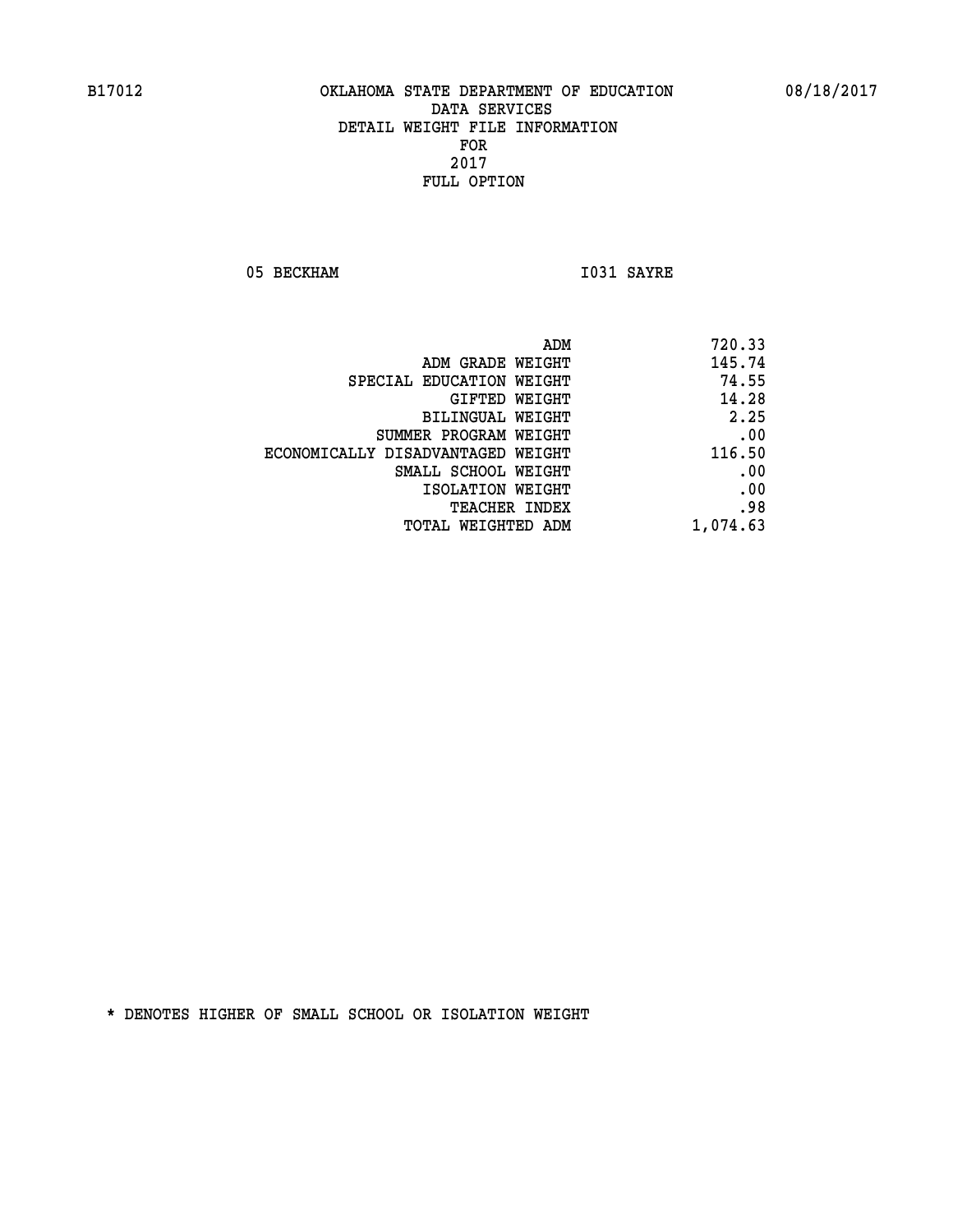B17012 OKLAHOMA STATE DEPARTMENT OF EDUCATION 08/18/2017

DATA SERVICES
DETAIL WEIGHT FILE INFORMATION
FOR
2017
FULL OPTION

05 BECKHAM I031 SAYRE

| | |
|---|---|
| ADM | 720.33 |
| ADM GRADE WEIGHT | 145.74 |
| SPECIAL EDUCATION WEIGHT | 74.55 |
| GIFTED WEIGHT | 14.28 |
| BILINGUAL WEIGHT | 2.25 |
| SUMMER PROGRAM WEIGHT | .00 |
| ECONOMICALLY DISADVANTAGED WEIGHT | 116.50 |
| SMALL SCHOOL WEIGHT | .00 |
| ISOLATION WEIGHT | .00 |
| TEACHER INDEX | .98 |
| TOTAL WEIGHTED ADM | 1,074.63 |

* DENOTES HIGHER OF SMALL SCHOOL OR ISOLATION WEIGHT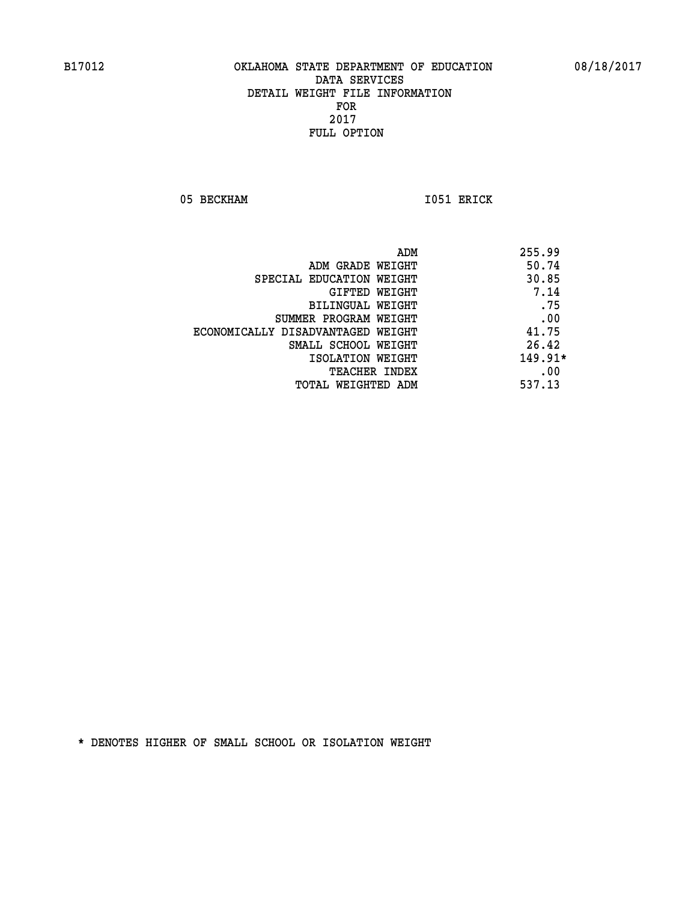B17012 OKLAHOMA STATE DEPARTMENT OF EDUCATION 08/18/2017

DATA SERVICES
DETAIL WEIGHT FILE INFORMATION
FOR
2017
FULL OPTION

05 BECKHAM I051 ERICK

| | |
|---|---|
| ADM | 255.99 |
| ADM GRADE WEIGHT | 50.74 |
| SPECIAL EDUCATION WEIGHT | 30.85 |
| GIFTED WEIGHT | 7.14 |
| BILINGUAL WEIGHT | .75 |
| SUMMER PROGRAM WEIGHT | .00 |
| ECONOMICALLY DISADVANTAGED WEIGHT | 41.75 |
| SMALL SCHOOL WEIGHT | 26.42 |
| ISOLATION WEIGHT | 149.91* |
| TEACHER INDEX | .00 |
| TOTAL WEIGHTED ADM | 537.13 |

* DENOTES HIGHER OF SMALL SCHOOL OR ISOLATION WEIGHT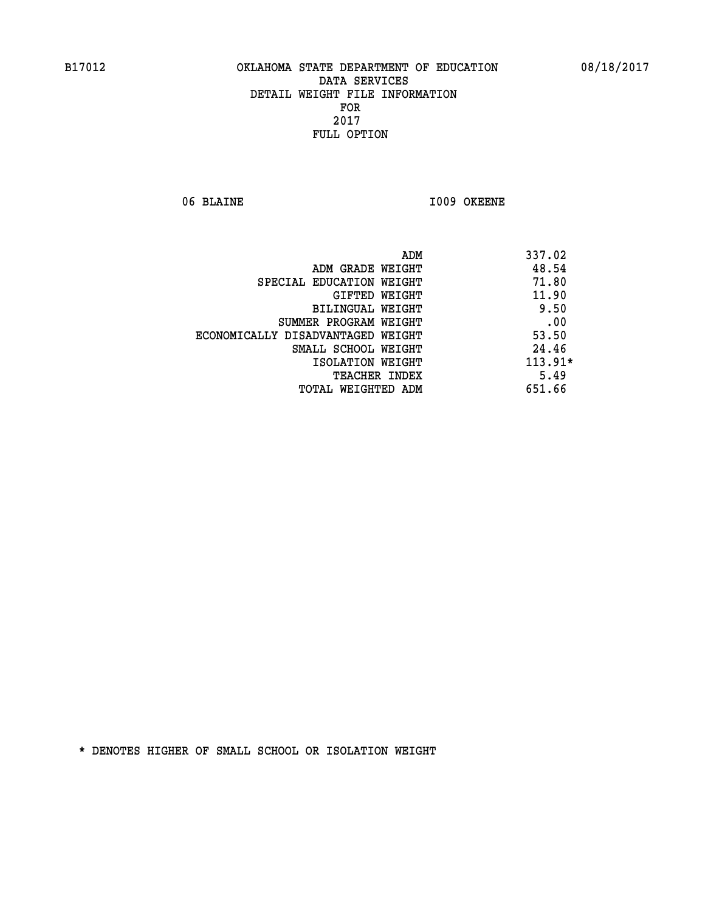B17012 OKLAHOMA STATE DEPARTMENT OF EDUCATION 08/18/2017

DATA SERVICES
DETAIL WEIGHT FILE INFORMATION
FOR
2017
FULL OPTION

06 BLAINE I009 OKEENE

| | |
|---|---|
| ADM | 337.02 |
| ADM GRADE WEIGHT | 48.54 |
| SPECIAL EDUCATION WEIGHT | 71.80 |
| GIFTED WEIGHT | 11.90 |
| BILINGUAL WEIGHT | 9.50 |
| SUMMER PROGRAM WEIGHT | .00 |
| ECONOMICALLY DISADVANTAGED WEIGHT | 53.50 |
| SMALL SCHOOL WEIGHT | 24.46 |
| ISOLATION WEIGHT | 113.91* |
| TEACHER INDEX | 5.49 |
| TOTAL WEIGHTED ADM | 651.66 |

* DENOTES HIGHER OF SMALL SCHOOL OR ISOLATION WEIGHT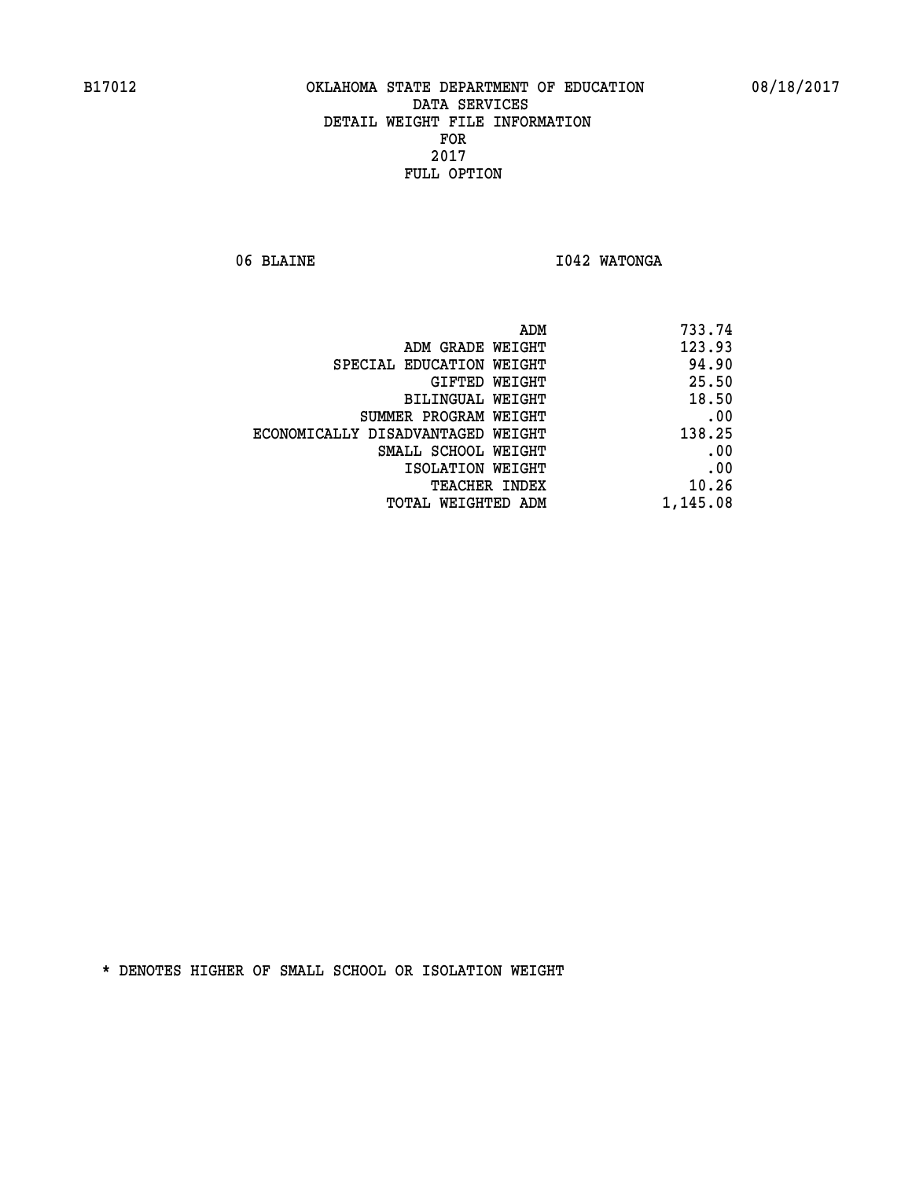B17012 OKLAHOMA STATE DEPARTMENT OF EDUCATION 08/18/2017

DATA SERVICES
DETAIL WEIGHT FILE INFORMATION
FOR
2017
FULL OPTION

06 BLAINE I042 WATONGA

| | |
|---|---|
| ADM | 733.74 |
| ADM GRADE WEIGHT | 123.93 |
| SPECIAL EDUCATION WEIGHT | 94.90 |
| GIFTED WEIGHT | 25.50 |
| BILINGUAL WEIGHT | 18.50 |
| SUMMER PROGRAM WEIGHT | .00 |
| ECONOMICALLY DISADVANTAGED WEIGHT | 138.25 |
| SMALL SCHOOL WEIGHT | .00 |
| ISOLATION WEIGHT | .00 |
| TEACHER INDEX | 10.26 |
| TOTAL WEIGHTED ADM | 1,145.08 |

* DENOTES HIGHER OF SMALL SCHOOL OR ISOLATION WEIGHT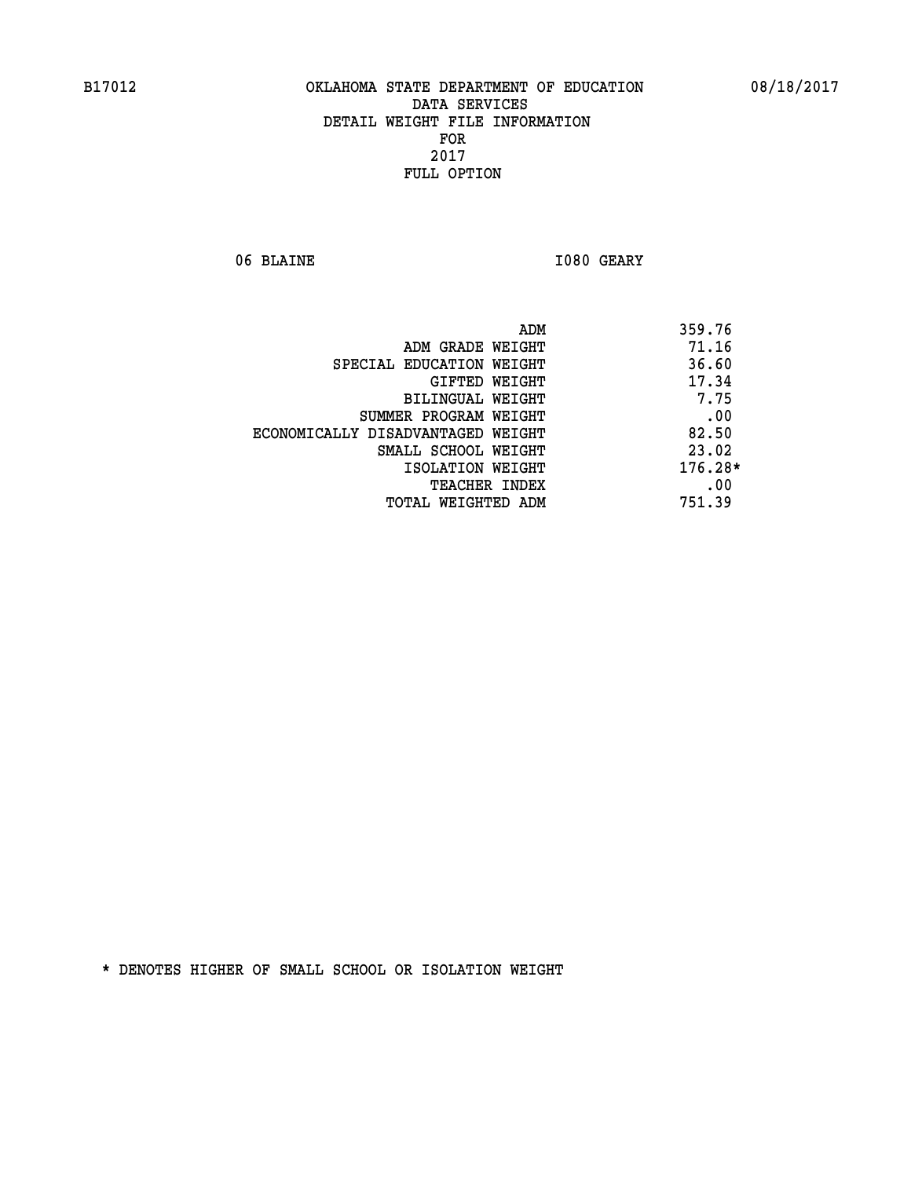B17012 OKLAHOMA STATE DEPARTMENT OF EDUCATION 08/18/2017

DATA SERVICES
DETAIL WEIGHT FILE INFORMATION
FOR
2017
FULL OPTION

06 BLAINE I080 GEARY

| | |
|---|---|
| ADM | 359.76 |
| ADM GRADE WEIGHT | 71.16 |
| SPECIAL EDUCATION WEIGHT | 36.60 |
| GIFTED WEIGHT | 17.34 |
| BILINGUAL WEIGHT | 7.75 |
| SUMMER PROGRAM WEIGHT | .00 |
| ECONOMICALLY DISADVANTAGED WEIGHT | 82.50 |
| SMALL SCHOOL WEIGHT | 23.02 |
| ISOLATION WEIGHT | 176.28* |
| TEACHER INDEX | .00 |
| TOTAL WEIGHTED ADM | 751.39 |

* DENOTES HIGHER OF SMALL SCHOOL OR ISOLATION WEIGHT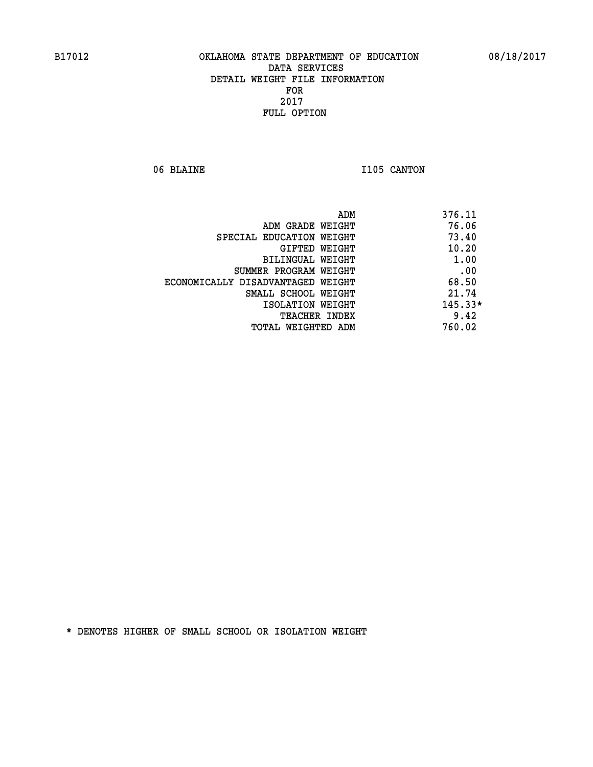B17012 OKLAHOMA STATE DEPARTMENT OF EDUCATION 08/18/2017

DATA SERVICES
DETAIL WEIGHT FILE INFORMATION
FOR
2017
FULL OPTION

06 BLAINE I105 CANTON

| | |
|---|---|
| ADM | 376.11 |
| ADM GRADE WEIGHT | 76.06 |
| SPECIAL EDUCATION WEIGHT | 73.40 |
| GIFTED WEIGHT | 10.20 |
| BILINGUAL WEIGHT | 1.00 |
| SUMMER PROGRAM WEIGHT | .00 |
| ECONOMICALLY DISADVANTAGED WEIGHT | 68.50 |
| SMALL SCHOOL WEIGHT | 21.74 |
| ISOLATION WEIGHT | 145.33* |
| TEACHER INDEX | 9.42 |
| TOTAL WEIGHTED ADM | 760.02 |

* DENOTES HIGHER OF SMALL SCHOOL OR ISOLATION WEIGHT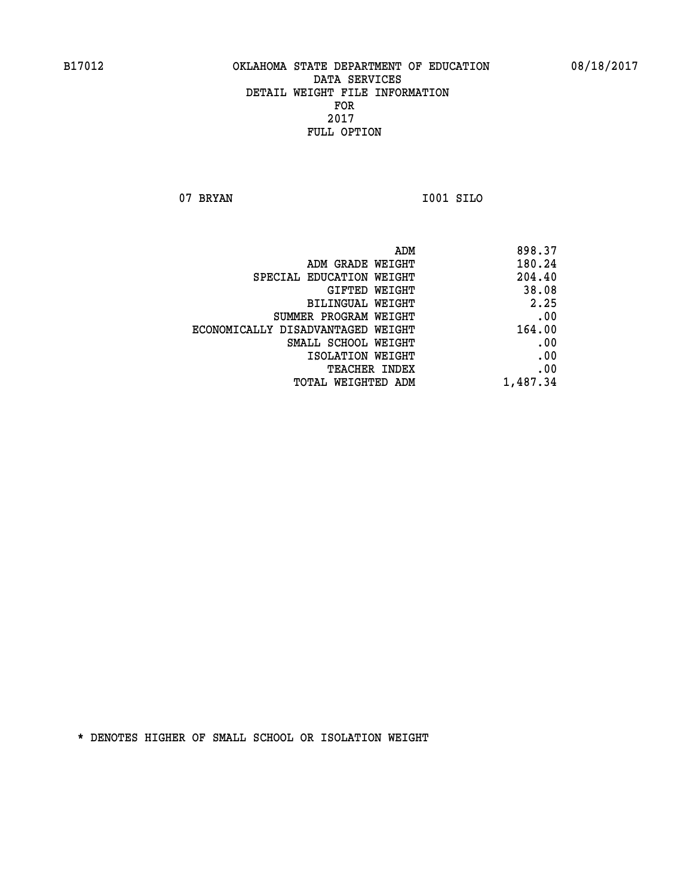B17012 OKLAHOMA STATE DEPARTMENT OF EDUCATION 08/18/2017

DATA SERVICES
DETAIL WEIGHT FILE INFORMATION
FOR
2017
FULL OPTION

07 BRYAN I001 SILO

| | |
|---|---|
| ADM | 898.37 |
| ADM GRADE WEIGHT | 180.24 |
| SPECIAL EDUCATION WEIGHT | 204.40 |
| GIFTED WEIGHT | 38.08 |
| BILINGUAL WEIGHT | 2.25 |
| SUMMER PROGRAM WEIGHT | .00 |
| ECONOMICALLY DISADVANTAGED WEIGHT | 164.00 |
| SMALL SCHOOL WEIGHT | .00 |
| ISOLATION WEIGHT | .00 |
| TEACHER INDEX | .00 |
| TOTAL WEIGHTED ADM | 1,487.34 |

* DENOTES HIGHER OF SMALL SCHOOL OR ISOLATION WEIGHT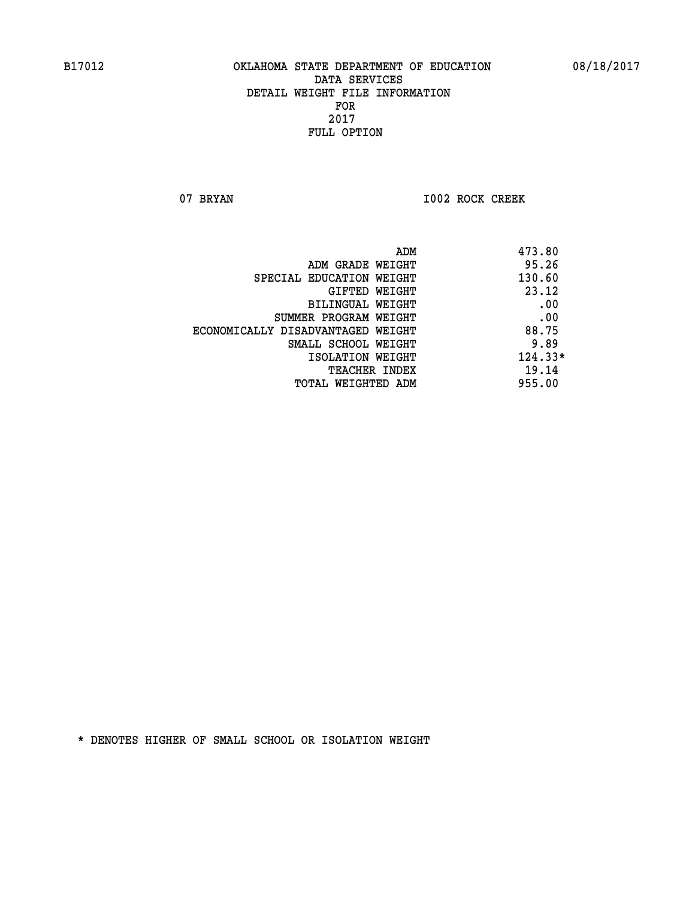B17012 OKLAHOMA STATE DEPARTMENT OF EDUCATION 08/18/2017

DATA SERVICES
DETAIL WEIGHT FILE INFORMATION
FOR
2017
FULL OPTION

07 BRYAN I002 ROCK CREEK

| | |
|---|---|
| ADM | 473.80 |
| ADM GRADE WEIGHT | 95.26 |
| SPECIAL EDUCATION WEIGHT | 130.60 |
| GIFTED WEIGHT | 23.12 |
| BILINGUAL WEIGHT | .00 |
| SUMMER PROGRAM WEIGHT | .00 |
| ECONOMICALLY DISADVANTAGED WEIGHT | 88.75 |
| SMALL SCHOOL WEIGHT | 9.89 |
| ISOLATION WEIGHT | 124.33* |
| TEACHER INDEX | 19.14 |
| TOTAL WEIGHTED ADM | 955.00 |

* DENOTES HIGHER OF SMALL SCHOOL OR ISOLATION WEIGHT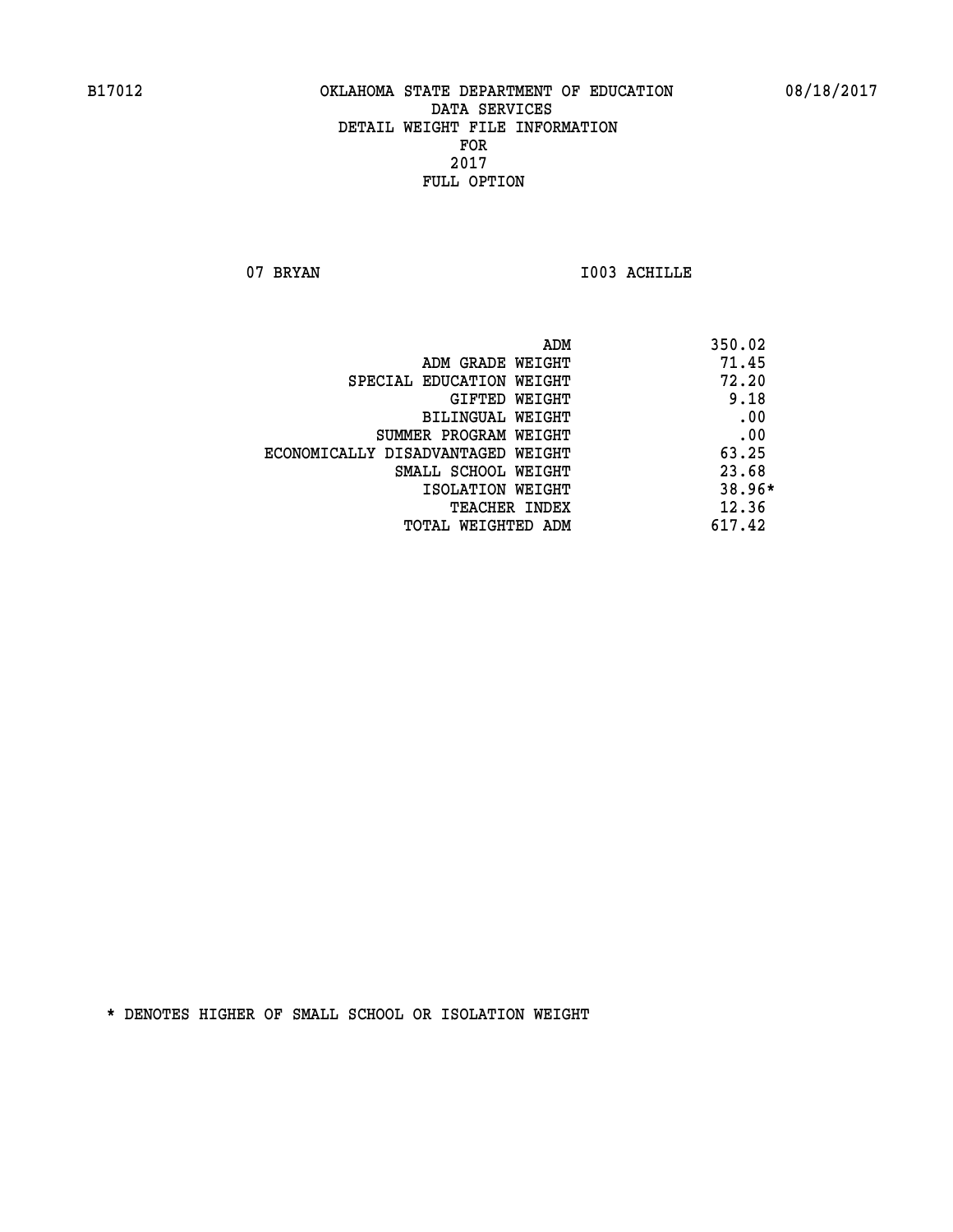B17012 OKLAHOMA STATE DEPARTMENT OF EDUCATION 08/18/2017

DATA SERVICES
DETAIL WEIGHT FILE INFORMATION
FOR
2017
FULL OPTION

07 BRYAN I003 ACHILLE

| | |
|---|---|
| ADM | 350.02 |
| ADM GRADE WEIGHT | 71.45 |
| SPECIAL EDUCATION WEIGHT | 72.20 |
| GIFTED WEIGHT | 9.18 |
| BILINGUAL WEIGHT | .00 |
| SUMMER PROGRAM WEIGHT | .00 |
| ECONOMICALLY DISADVANTAGED WEIGHT | 63.25 |
| SMALL SCHOOL WEIGHT | 23.68 |
| ISOLATION WEIGHT | 38.96* |
| TEACHER INDEX | 12.36 |
| TOTAL WEIGHTED ADM | 617.42 |

* DENOTES HIGHER OF SMALL SCHOOL OR ISOLATION WEIGHT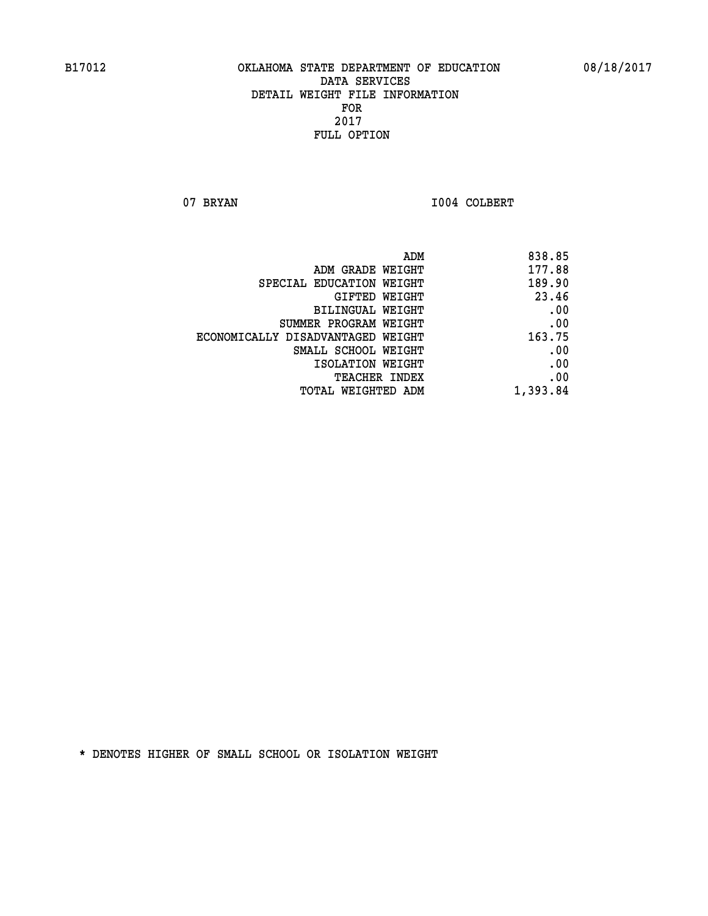B17012 OKLAHOMA STATE DEPARTMENT OF EDUCATION 08/18/2017

DATA SERVICES
DETAIL WEIGHT FILE INFORMATION
FOR
2017
FULL OPTION

07 BRYAN I004 COLBERT

| | |
|---|---|
| ADM | 838.85 |
| ADM GRADE WEIGHT | 177.88 |
| SPECIAL EDUCATION WEIGHT | 189.90 |
| GIFTED WEIGHT | 23.46 |
| BILINGUAL WEIGHT | .00 |
| SUMMER PROGRAM WEIGHT | .00 |
| ECONOMICALLY DISADVANTAGED WEIGHT | 163.75 |
| SMALL SCHOOL WEIGHT | .00 |
| ISOLATION WEIGHT | .00 |
| TEACHER INDEX | .00 |
| TOTAL WEIGHTED ADM | 1,393.84 |

* DENOTES HIGHER OF SMALL SCHOOL OR ISOLATION WEIGHT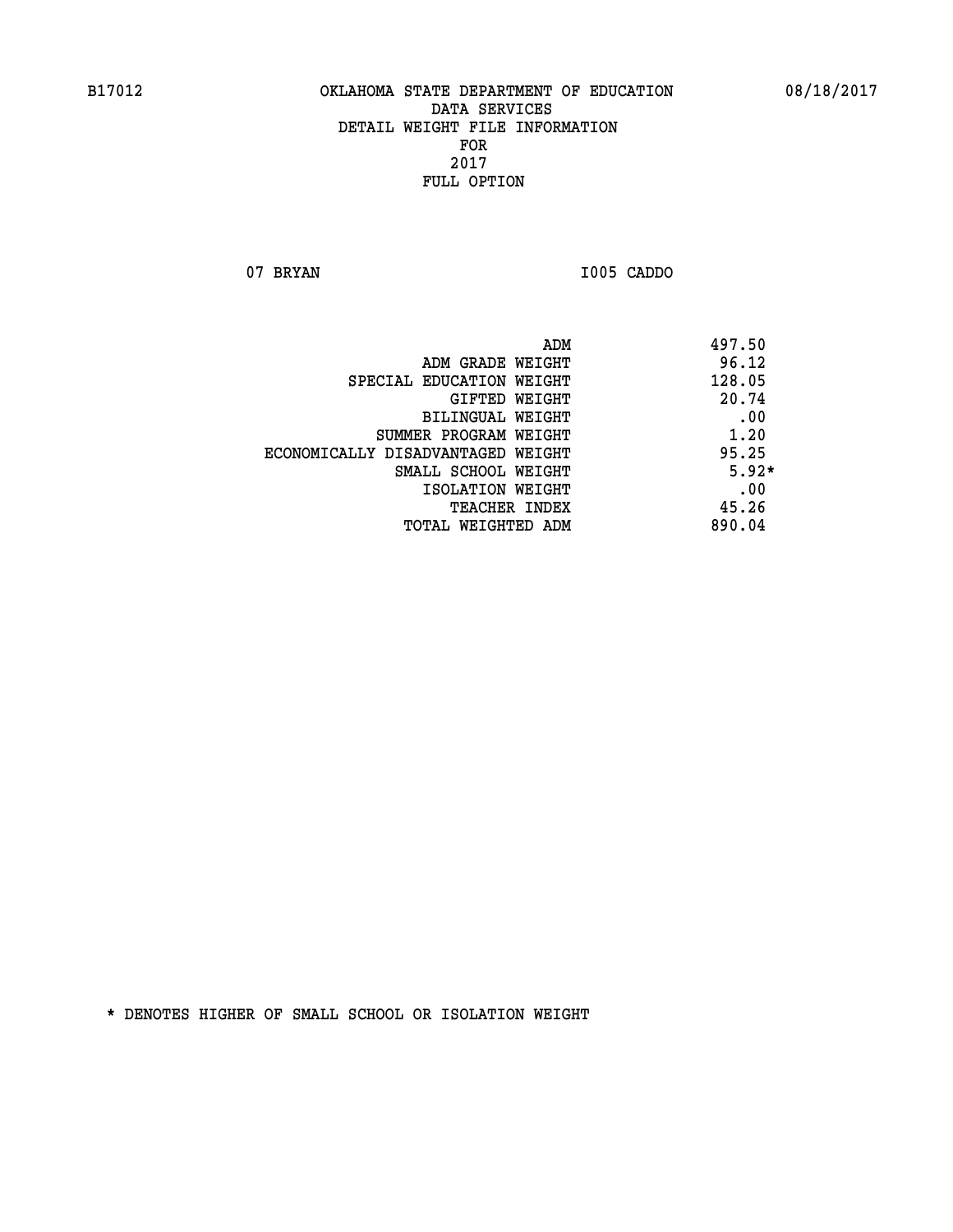B17012 OKLAHOMA STATE DEPARTMENT OF EDUCATION 08/18/2017

DATA SERVICES
DETAIL WEIGHT FILE INFORMATION
FOR
2017
FULL OPTION

07 BRYAN I005 CADDO

| | |
|---|---|
| ADM | 497.50 |
| ADM GRADE WEIGHT | 96.12 |
| SPECIAL EDUCATION WEIGHT | 128.05 |
| GIFTED WEIGHT | 20.74 |
| BILINGUAL WEIGHT | .00 |
| SUMMER PROGRAM WEIGHT | 1.20 |
| ECONOMICALLY DISADVANTAGED WEIGHT | 95.25 |
| SMALL SCHOOL WEIGHT | 5.92* |
| ISOLATION WEIGHT | .00 |
| TEACHER INDEX | 45.26 |
| TOTAL WEIGHTED ADM | 890.04 |

* DENOTES HIGHER OF SMALL SCHOOL OR ISOLATION WEIGHT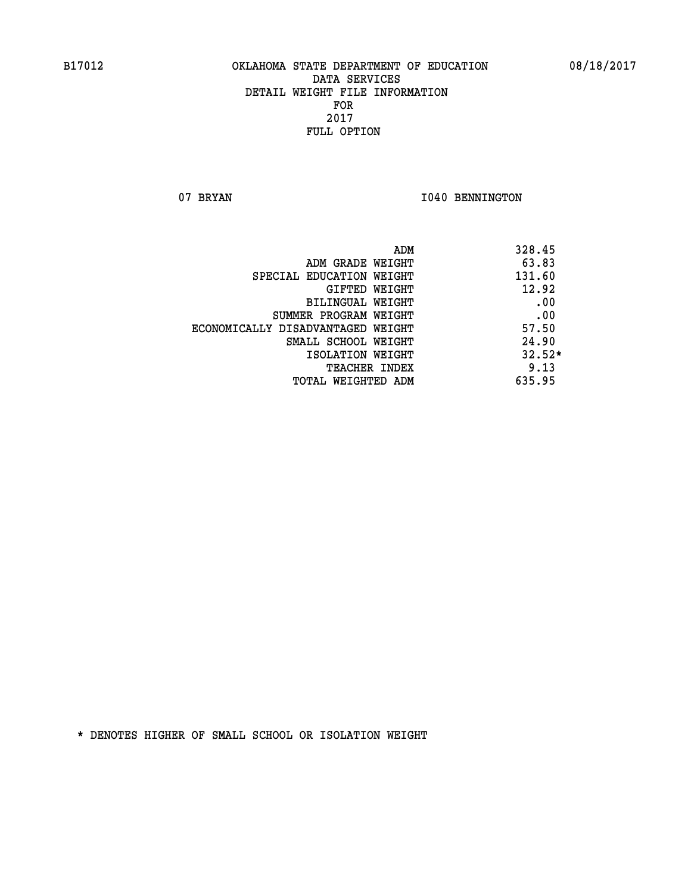B17012 OKLAHOMA STATE DEPARTMENT OF EDUCATION 08/18/2017
DATA SERVICES
DETAIL WEIGHT FILE INFORMATION
FOR
2017
FULL OPTION

07 BRYAN I040 BENNINGTON

| | |
|---|---|
| ADM | 328.45 |
| ADM GRADE WEIGHT | 63.83 |
| SPECIAL EDUCATION WEIGHT | 131.60 |
| GIFTED WEIGHT | 12.92 |
| BILINGUAL WEIGHT | .00 |
| SUMMER PROGRAM WEIGHT | .00 |
| ECONOMICALLY DISADVANTAGED WEIGHT | 57.50 |
| SMALL SCHOOL WEIGHT | 24.90 |
| ISOLATION WEIGHT | 32.52* |
| TEACHER INDEX | 9.13 |
| TOTAL WEIGHTED ADM | 635.95 |

* DENOTES HIGHER OF SMALL SCHOOL OR ISOLATION WEIGHT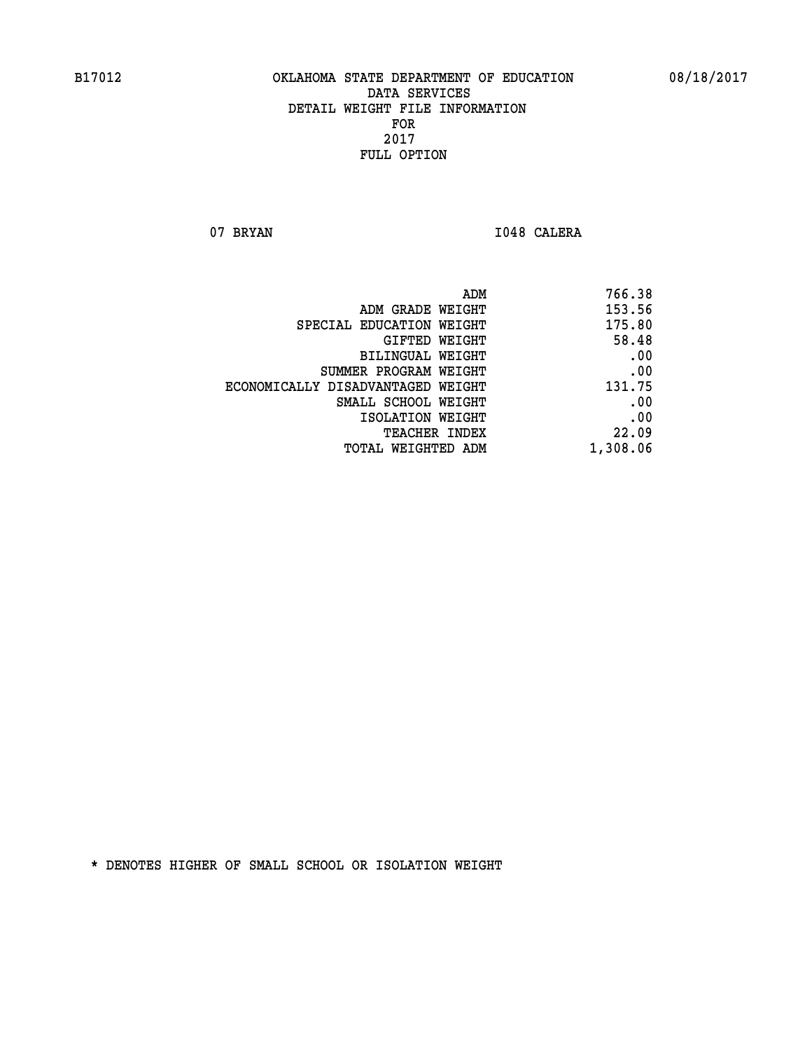B17012 OKLAHOMA STATE DEPARTMENT OF EDUCATION 08/18/2017

DATA SERVICES
DETAIL WEIGHT FILE INFORMATION
FOR
2017
FULL OPTION

07 BRYAN I048 CALERA

| | |
|---|---|
| ADM | 766.38 |
| ADM GRADE WEIGHT | 153.56 |
| SPECIAL EDUCATION WEIGHT | 175.80 |
| GIFTED WEIGHT | 58.48 |
| BILINGUAL WEIGHT | .00 |
| SUMMER PROGRAM WEIGHT | .00 |
| ECONOMICALLY DISADVANTAGED WEIGHT | 131.75 |
| SMALL SCHOOL WEIGHT | .00 |
| ISOLATION WEIGHT | .00 |
| TEACHER INDEX | 22.09 |
| TOTAL WEIGHTED ADM | 1,308.06 |

* DENOTES HIGHER OF SMALL SCHOOL OR ISOLATION WEIGHT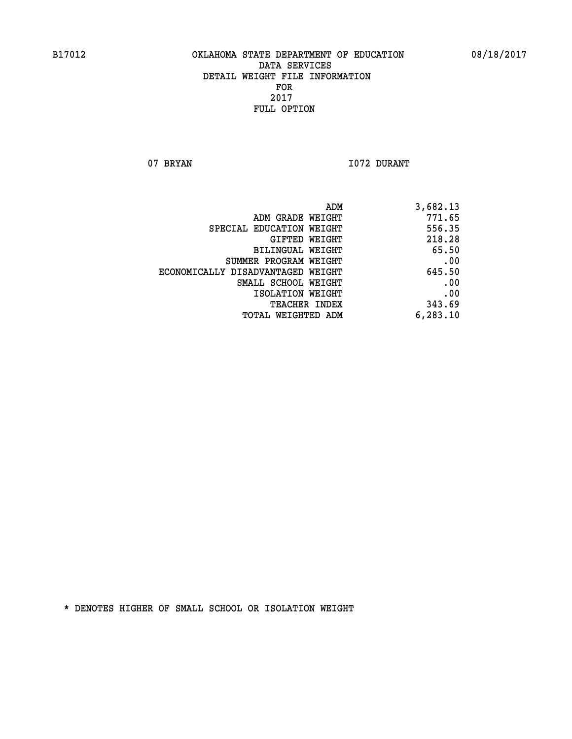B17012 OKLAHOMA STATE DEPARTMENT OF EDUCATION 08/18/2017

DATA SERVICES
DETAIL WEIGHT FILE INFORMATION
FOR
2017
FULL OPTION

07 BRYAN I072 DURANT

| | |
|---|---|
| ADM | 3,682.13 |
| ADM GRADE WEIGHT | 771.65 |
| SPECIAL EDUCATION WEIGHT | 556.35 |
| GIFTED WEIGHT | 218.28 |
| BILINGUAL WEIGHT | 65.50 |
| SUMMER PROGRAM WEIGHT | .00 |
| ECONOMICALLY DISADVANTAGED WEIGHT | 645.50 |
| SMALL SCHOOL WEIGHT | .00 |
| ISOLATION WEIGHT | .00 |
| TEACHER INDEX | 343.69 |
| TOTAL WEIGHTED ADM | 6,283.10 |

* DENOTES HIGHER OF SMALL SCHOOL OR ISOLATION WEIGHT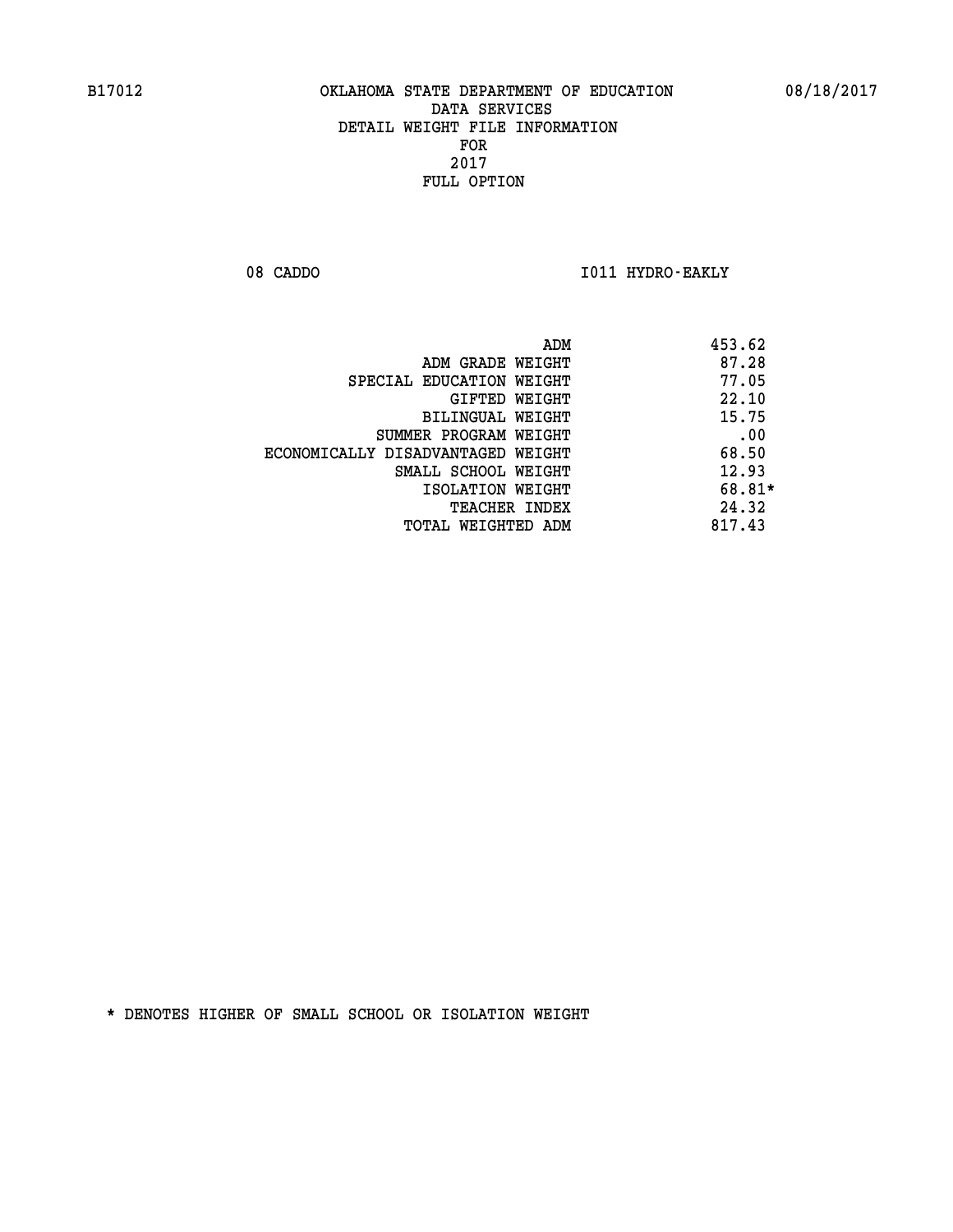B17012 OKLAHOMA STATE DEPARTMENT OF EDUCATION 08/18/2017

DATA SERVICES
DETAIL WEIGHT FILE INFORMATION
FOR
2017
FULL OPTION

08 CADDO I011 HYDRO-EAKLY

| | |
|---|---|
| ADM | 453.62 |
| ADM GRADE WEIGHT | 87.28 |
| SPECIAL EDUCATION WEIGHT | 77.05 |
| GIFTED WEIGHT | 22.10 |
| BILINGUAL WEIGHT | 15.75 |
| SUMMER PROGRAM WEIGHT | .00 |
| ECONOMICALLY DISADVANTAGED WEIGHT | 68.50 |
| SMALL SCHOOL WEIGHT | 12.93 |
| ISOLATION WEIGHT | 68.81* |
| TEACHER INDEX | 24.32 |
| TOTAL WEIGHTED ADM | 817.43 |

* DENOTES HIGHER OF SMALL SCHOOL OR ISOLATION WEIGHT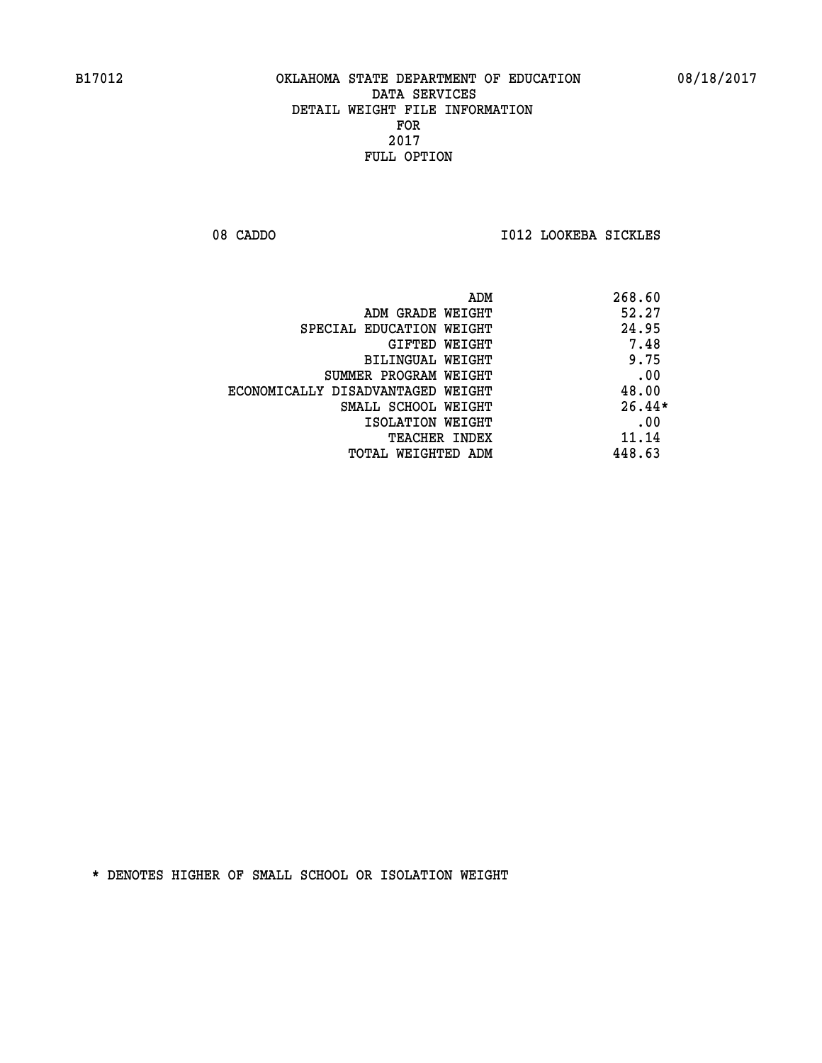B17012 OKLAHOMA STATE DEPARTMENT OF EDUCATION 08/18/2017

DATA SERVICES
DETAIL WEIGHT FILE INFORMATION
FOR
2017
FULL OPTION

08 CADDO I012 LOOKEBA SICKLES

| | |
|---|---|
| ADM | 268.60 |
| ADM GRADE WEIGHT | 52.27 |
| SPECIAL EDUCATION WEIGHT | 24.95 |
| GIFTED WEIGHT | 7.48 |
| BILINGUAL WEIGHT | 9.75 |
| SUMMER PROGRAM WEIGHT | .00 |
| ECONOMICALLY DISADVANTAGED WEIGHT | 48.00 |
| SMALL SCHOOL WEIGHT | 26.44* |
| ISOLATION WEIGHT | .00 |
| TEACHER INDEX | 11.14 |
| TOTAL WEIGHTED ADM | 448.63 |

* DENOTES HIGHER OF SMALL SCHOOL OR ISOLATION WEIGHT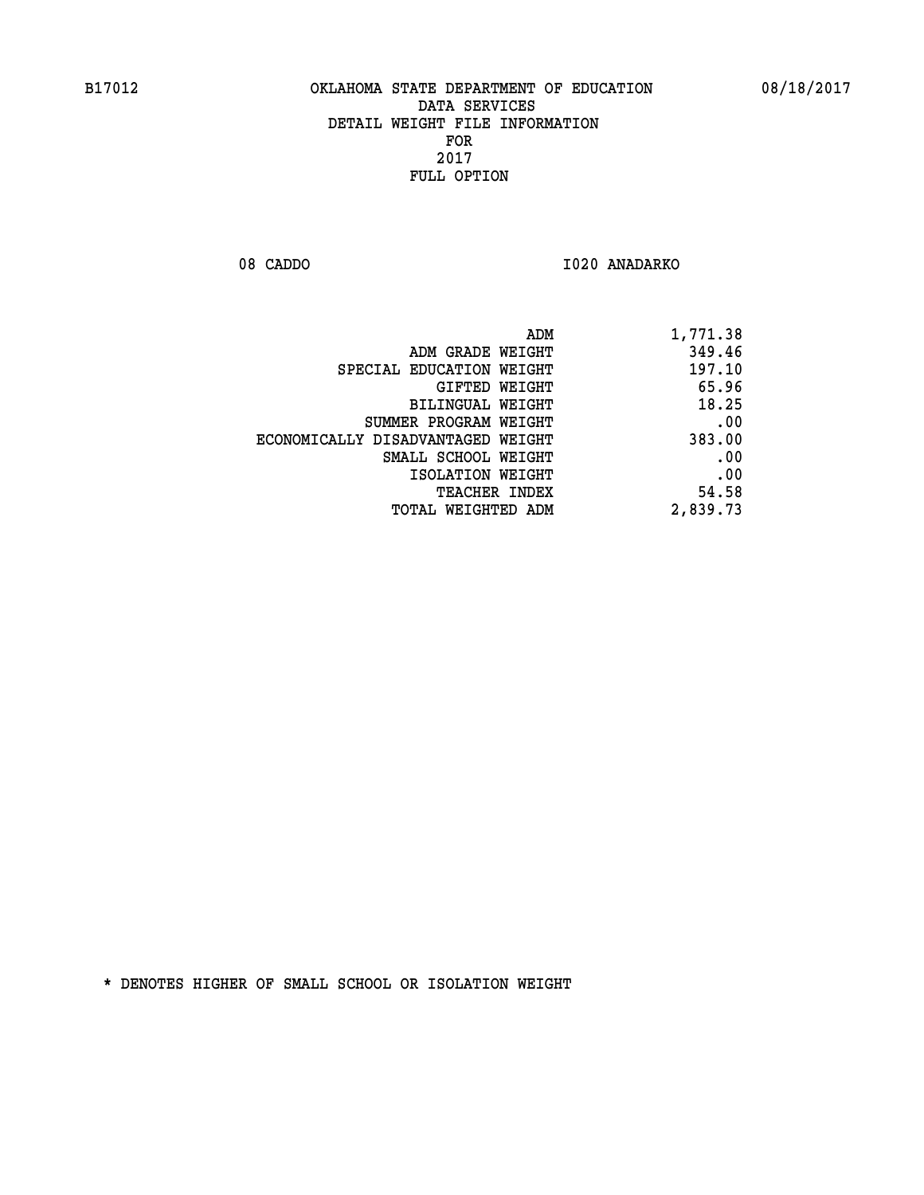B17012 OKLAHOMA STATE DEPARTMENT OF EDUCATION 08/18/2017

DATA SERVICES
DETAIL WEIGHT FILE INFORMATION
FOR
2017
FULL OPTION

08 CADDO I020 ANADARKO

| | |
|---|---|
| ADM | 1,771.38 |
| ADM GRADE WEIGHT | 349.46 |
| SPECIAL EDUCATION WEIGHT | 197.10 |
| GIFTED WEIGHT | 65.96 |
| BILINGUAL WEIGHT | 18.25 |
| SUMMER PROGRAM WEIGHT | .00 |
| ECONOMICALLY DISADVANTAGED WEIGHT | 383.00 |
| SMALL SCHOOL WEIGHT | .00 |
| ISOLATION WEIGHT | .00 |
| TEACHER INDEX | 54.58 |
| TOTAL WEIGHTED ADM | 2,839.73 |

* DENOTES HIGHER OF SMALL SCHOOL OR ISOLATION WEIGHT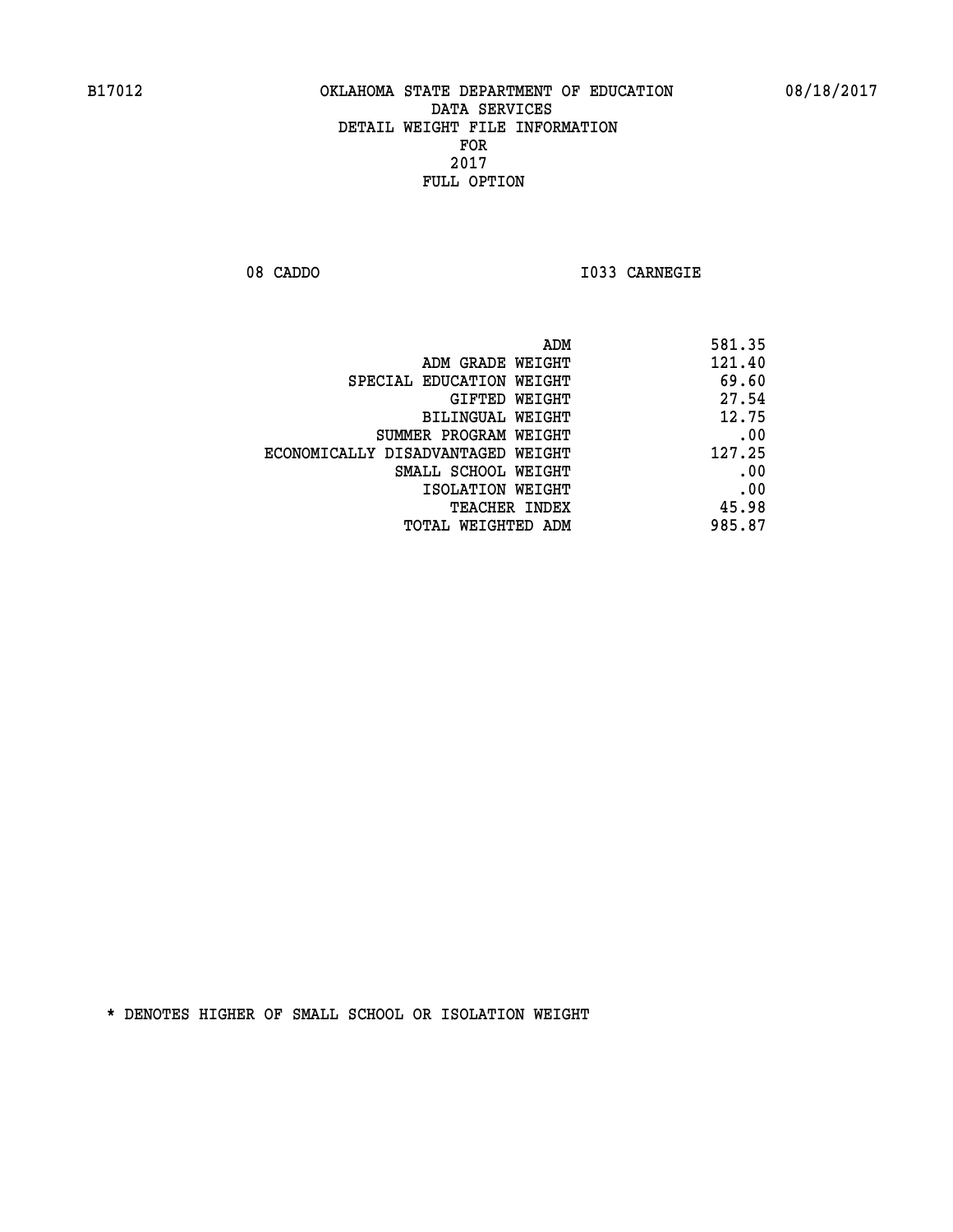B17012 OKLAHOMA STATE DEPARTMENT OF EDUCATION 08/18/2017

DATA SERVICES
DETAIL WEIGHT FILE INFORMATION
FOR
2017
FULL OPTION

08 CADDO I033 CARNEGIE

| | |
|---|---|
| ADM | 581.35 |
| ADM GRADE WEIGHT | 121.40 |
| SPECIAL EDUCATION WEIGHT | 69.60 |
| GIFTED WEIGHT | 27.54 |
| BILINGUAL WEIGHT | 12.75 |
| SUMMER PROGRAM WEIGHT | .00 |
| ECONOMICALLY DISADVANTAGED WEIGHT | 127.25 |
| SMALL SCHOOL WEIGHT | .00 |
| ISOLATION WEIGHT | .00 |
| TEACHER INDEX | 45.98 |
| TOTAL WEIGHTED ADM | 985.87 |

* DENOTES HIGHER OF SMALL SCHOOL OR ISOLATION WEIGHT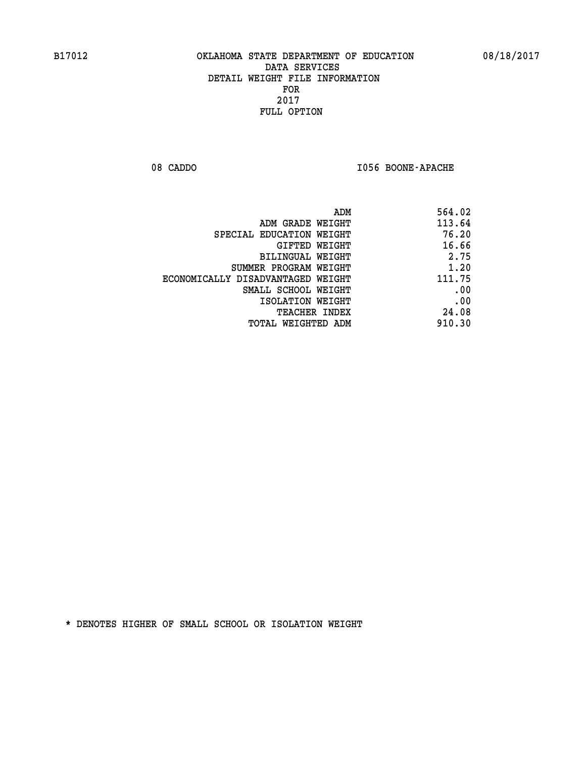B17012 OKLAHOMA STATE DEPARTMENT OF EDUCATION 08/18/2017

DATA SERVICES

DETAIL WEIGHT FILE INFORMATION

FOR

2017

FULL OPTION

08 CADDO I056 BOONE-APACHE

| | |
|---|---|
| ADM | 564.02 |
| ADM GRADE WEIGHT | 113.64 |
| SPECIAL EDUCATION WEIGHT | 76.20 |
| GIFTED WEIGHT | 16.66 |
| BILINGUAL WEIGHT | 2.75 |
| SUMMER PROGRAM WEIGHT | 1.20 |
| ECONOMICALLY DISADVANTAGED WEIGHT | 111.75 |
| SMALL SCHOOL WEIGHT | .00 |
| ISOLATION WEIGHT | .00 |
| TEACHER INDEX | 24.08 |
| TOTAL WEIGHTED ADM | 910.30 |

* DENOTES HIGHER OF SMALL SCHOOL OR ISOLATION WEIGHT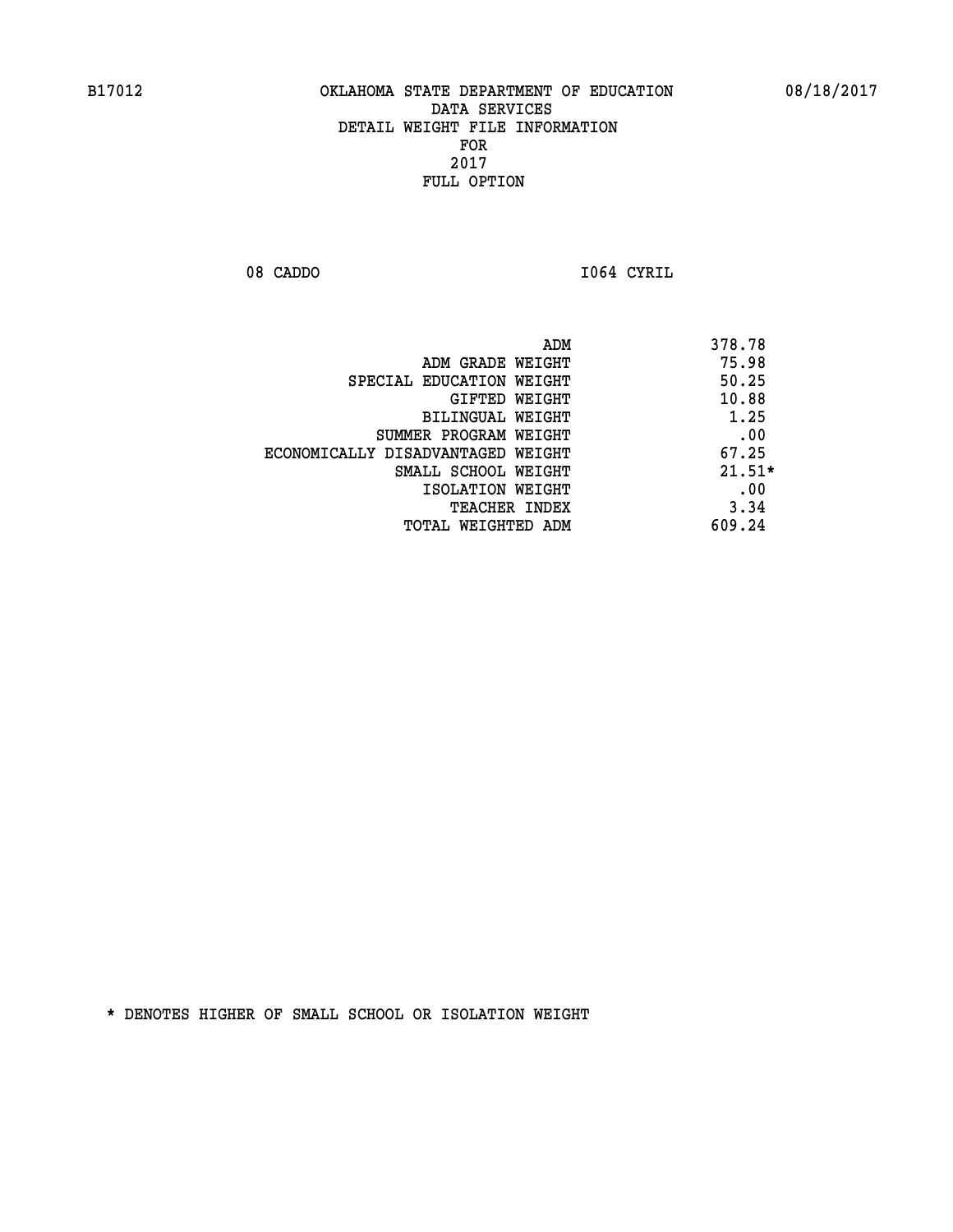B17012 OKLAHOMA STATE DEPARTMENT OF EDUCATION 08/18/2017

DATA SERVICES
DETAIL WEIGHT FILE INFORMATION
FOR
2017
FULL OPTION

08 CADDO I064 CYRIL

| | |
|---|---|
| ADM | 378.78 |
| ADM GRADE WEIGHT | 75.98 |
| SPECIAL EDUCATION WEIGHT | 50.25 |
| GIFTED WEIGHT | 10.88 |
| BILINGUAL WEIGHT | 1.25 |
| SUMMER PROGRAM WEIGHT | .00 |
| ECONOMICALLY DISADVANTAGED WEIGHT | 67.25 |
| SMALL SCHOOL WEIGHT | 21.51* |
| ISOLATION WEIGHT | .00 |
| TEACHER INDEX | 3.34 |
| TOTAL WEIGHTED ADM | 609.24 |

* DENOTES HIGHER OF SMALL SCHOOL OR ISOLATION WEIGHT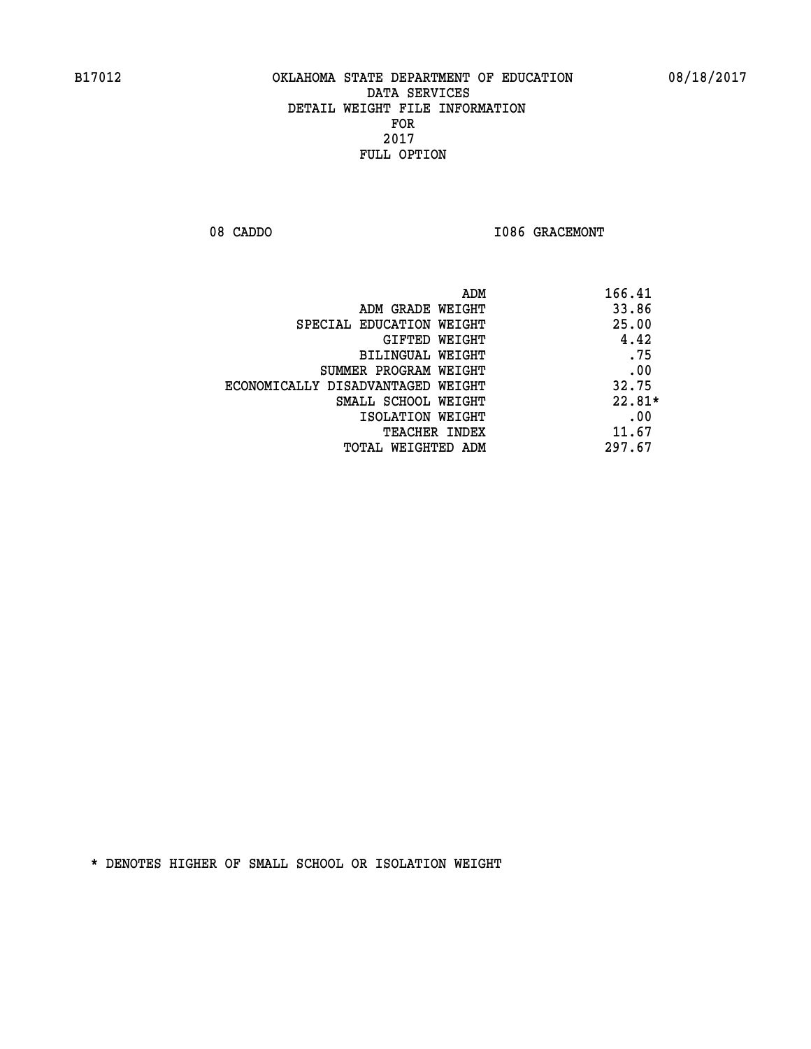B17012 OKLAHOMA STATE DEPARTMENT OF EDUCATION 08/18/2017

DATA SERVICES
DETAIL WEIGHT FILE INFORMATION
FOR
2017
FULL OPTION

08 CADDO I086 GRACEMONT

| | |
|---|---|
| ADM | 166.41 |
| ADM GRADE WEIGHT | 33.86 |
| SPECIAL EDUCATION WEIGHT | 25.00 |
| GIFTED WEIGHT | 4.42 |
| BILINGUAL WEIGHT | .75 |
| SUMMER PROGRAM WEIGHT | .00 |
| ECONOMICALLY DISADVANTAGED WEIGHT | 32.75 |
| SMALL SCHOOL WEIGHT | 22.81* |
| ISOLATION WEIGHT | .00 |
| TEACHER INDEX | 11.67 |
| TOTAL WEIGHTED ADM | 297.67 |

* DENOTES HIGHER OF SMALL SCHOOL OR ISOLATION WEIGHT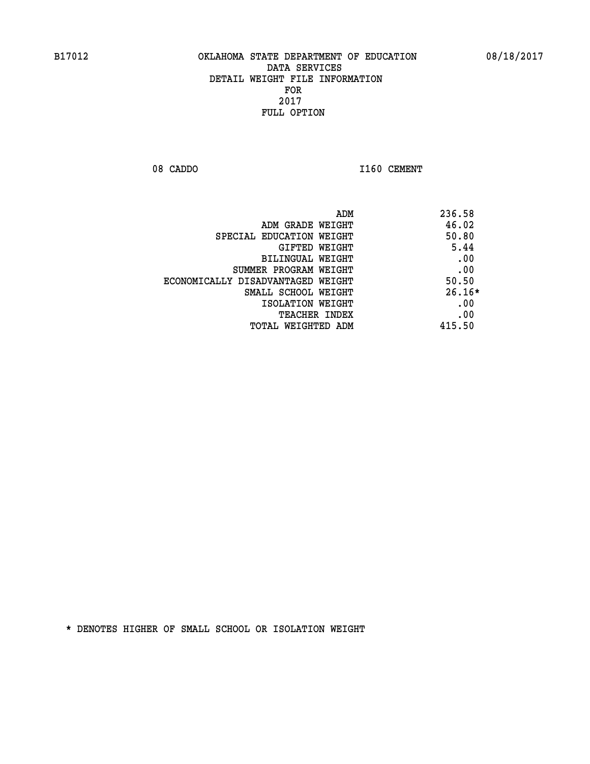B17012 OKLAHOMA STATE DEPARTMENT OF EDUCATION 08/18/2017

DATA SERVICES
DETAIL WEIGHT FILE INFORMATION
FOR
2017
FULL OPTION

08 CADDO I160 CEMENT

| | |
|---|---|
| ADM | 236.58 |
| ADM GRADE WEIGHT | 46.02 |
| SPECIAL EDUCATION WEIGHT | 50.80 |
| GIFTED WEIGHT | 5.44 |
| BILINGUAL WEIGHT | .00 |
| SUMMER PROGRAM WEIGHT | .00 |
| ECONOMICALLY DISADVANTAGED WEIGHT | 50.50 |
| SMALL SCHOOL WEIGHT | 26.16* |
| ISOLATION WEIGHT | .00 |
| TEACHER INDEX | .00 |
| TOTAL WEIGHTED ADM | 415.50 |

* DENOTES HIGHER OF SMALL SCHOOL OR ISOLATION WEIGHT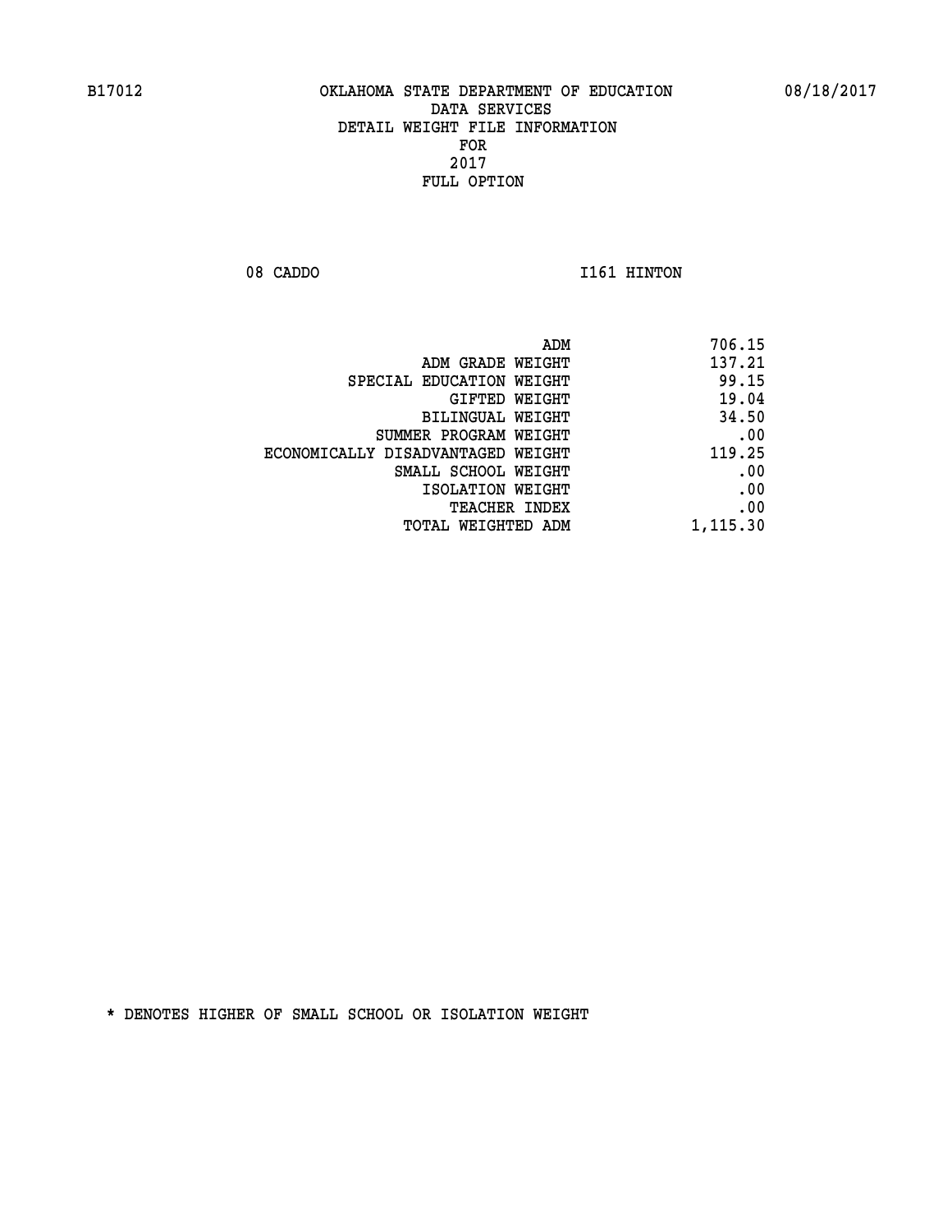B17012 OKLAHOMA STATE DEPARTMENT OF EDUCATION 08/18/2017

DATA SERVICES
DETAIL WEIGHT FILE INFORMATION
FOR
2017
FULL OPTION

08 CADDO I161 HINTON

| | |
|---|---|
| ADM | 706.15 |
| ADM GRADE WEIGHT | 137.21 |
| SPECIAL EDUCATION WEIGHT | 99.15 |
| GIFTED WEIGHT | 19.04 |
| BILINGUAL WEIGHT | 34.50 |
| SUMMER PROGRAM WEIGHT | .00 |
| ECONOMICALLY DISADVANTAGED WEIGHT | 119.25 |
| SMALL SCHOOL WEIGHT | .00 |
| ISOLATION WEIGHT | .00 |
| TEACHER INDEX | .00 |
| TOTAL WEIGHTED ADM | 1,115.30 |

* DENOTES HIGHER OF SMALL SCHOOL OR ISOLATION WEIGHT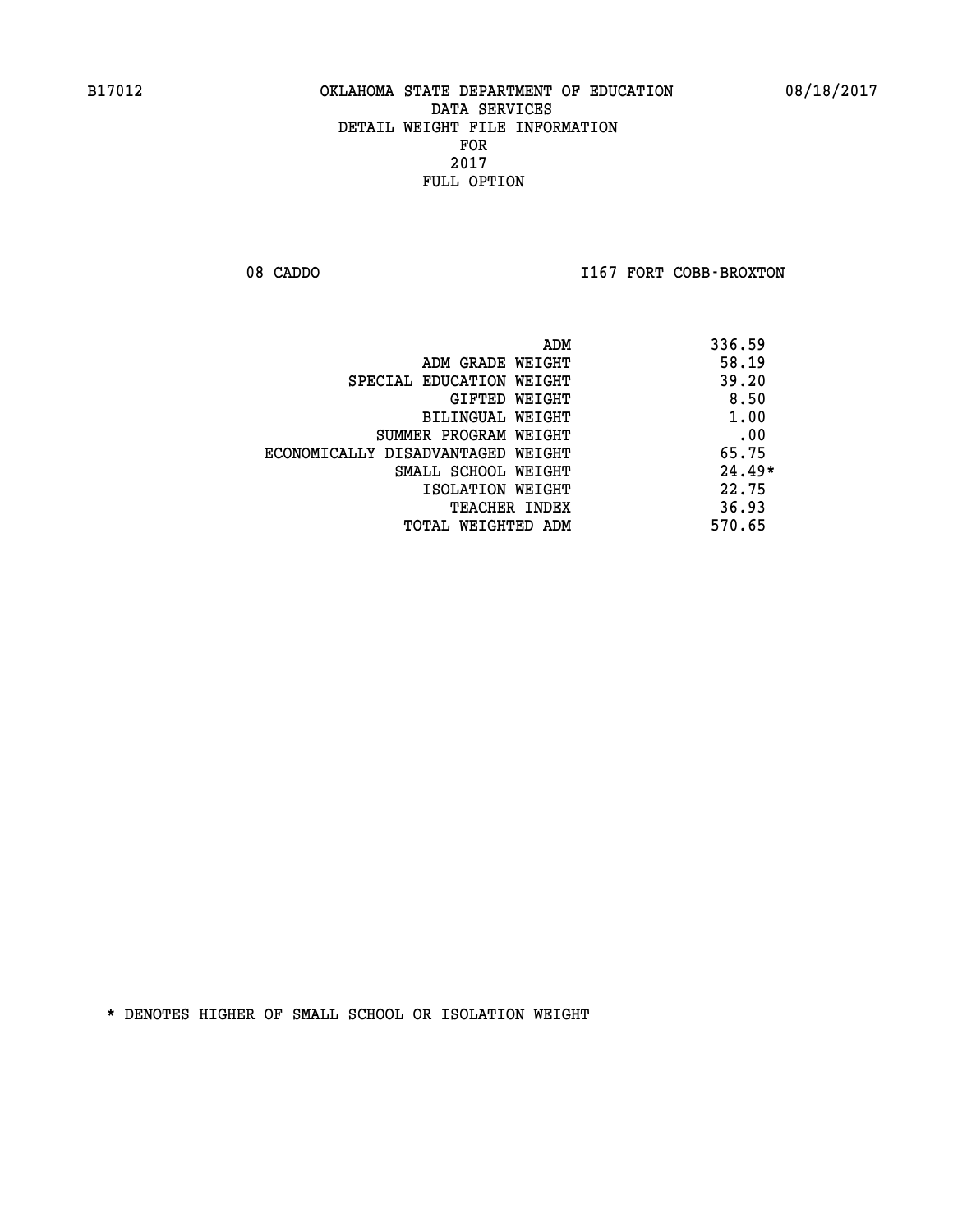B17012 OKLAHOMA STATE DEPARTMENT OF EDUCATION 08/18/2017

DATA SERVICES
DETAIL WEIGHT FILE INFORMATION
FOR
2017
FULL OPTION

08 CADDO I167 FORT COBB-BROXTON

| | |
|---|---|
| ADM | 336.59 |
| ADM GRADE WEIGHT | 58.19 |
| SPECIAL EDUCATION WEIGHT | 39.20 |
| GIFTED WEIGHT | 8.50 |
| BILINGUAL WEIGHT | 1.00 |
| SUMMER PROGRAM WEIGHT | .00 |
| ECONOMICALLY DISADVANTAGED WEIGHT | 65.75 |
| SMALL SCHOOL WEIGHT | 24.49* |
| ISOLATION WEIGHT | 22.75 |
| TEACHER INDEX | 36.93 |
| TOTAL WEIGHTED ADM | 570.65 |

* DENOTES HIGHER OF SMALL SCHOOL OR ISOLATION WEIGHT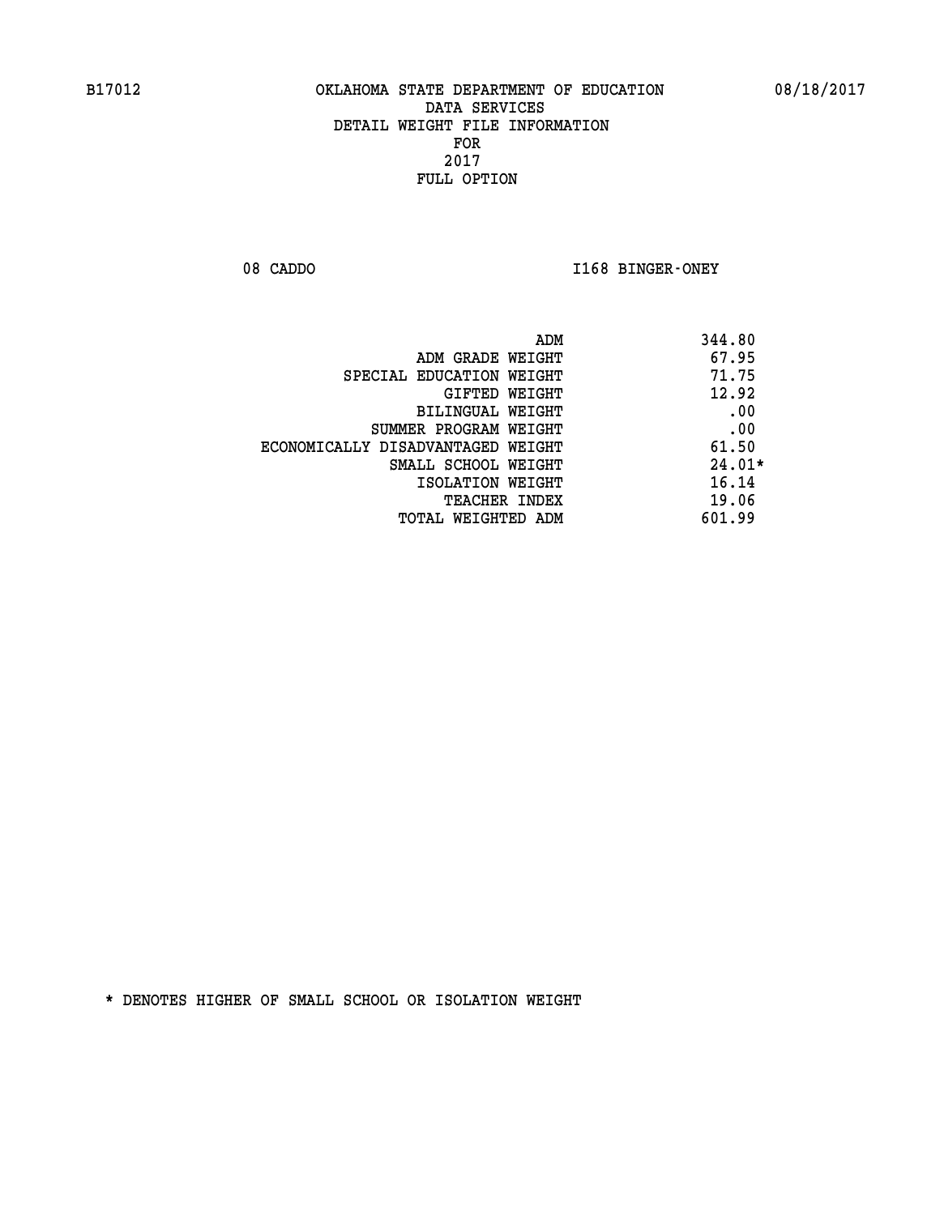B17012 OKLAHOMA STATE DEPARTMENT OF EDUCATION 08/18/2017

DATA SERVICES
DETAIL WEIGHT FILE INFORMATION
FOR
2017
FULL OPTION

08 CADDO I168 BINGER-ONEY

| | |
|---|---|
| ADM | 344.80 |
| ADM GRADE WEIGHT | 67.95 |
| SPECIAL EDUCATION WEIGHT | 71.75 |
| GIFTED WEIGHT | 12.92 |
| BILINGUAL WEIGHT | .00 |
| SUMMER PROGRAM WEIGHT | .00 |
| ECONOMICALLY DISADVANTAGED WEIGHT | 61.50 |
| SMALL SCHOOL WEIGHT | 24.01* |
| ISOLATION WEIGHT | 16.14 |
| TEACHER INDEX | 19.06 |
| TOTAL WEIGHTED ADM | 601.99 |

* DENOTES HIGHER OF SMALL SCHOOL OR ISOLATION WEIGHT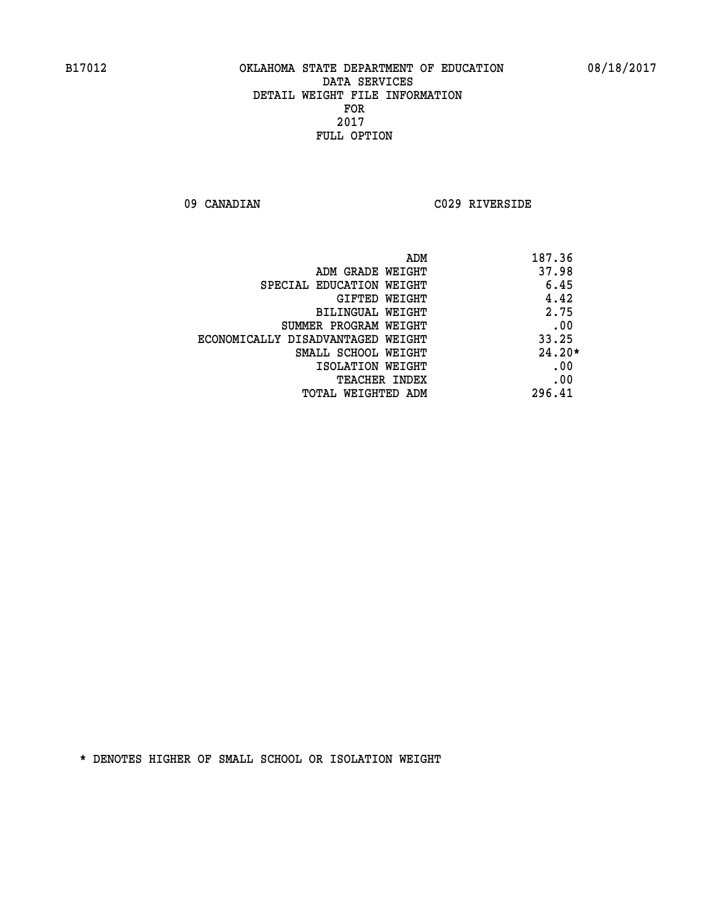B17012 OKLAHOMA STATE DEPARTMENT OF EDUCATION 08/18/2017

DATA SERVICES
DETAIL WEIGHT FILE INFORMATION
FOR
2017
FULL OPTION

09 CANADIAN C029 RIVERSIDE

| | |
|---|---|
| ADM | 187.36 |
| ADM GRADE WEIGHT | 37.98 |
| SPECIAL EDUCATION WEIGHT | 6.45 |
| GIFTED WEIGHT | 4.42 |
| BILINGUAL WEIGHT | 2.75 |
| SUMMER PROGRAM WEIGHT | .00 |
| ECONOMICALLY DISADVANTAGED WEIGHT | 33.25 |
| SMALL SCHOOL WEIGHT | 24.20* |
| ISOLATION WEIGHT | .00 |
| TEACHER INDEX | .00 |
| TOTAL WEIGHTED ADM | 296.41 |

* DENOTES HIGHER OF SMALL SCHOOL OR ISOLATION WEIGHT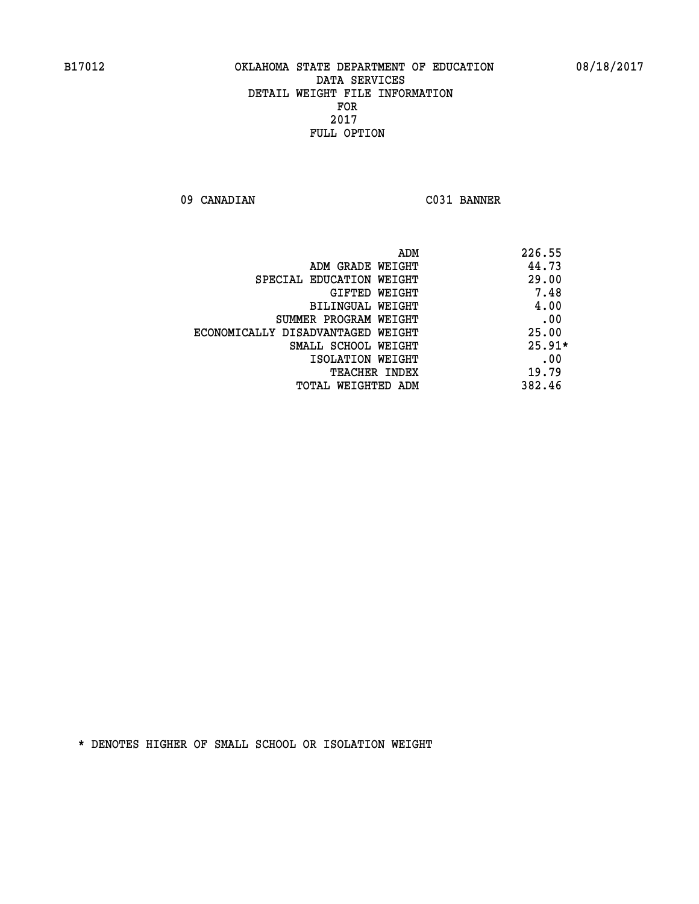B17012 OKLAHOMA STATE DEPARTMENT OF EDUCATION 08/18/2017

DATA SERVICES
DETAIL WEIGHT FILE INFORMATION
FOR
2017
FULL OPTION

09 CANADIAN C031 BANNER

| | |
|---|---|
| ADM | 226.55 |
| ADM GRADE WEIGHT | 44.73 |
| SPECIAL EDUCATION WEIGHT | 29.00 |
| GIFTED WEIGHT | 7.48 |
| BILINGUAL WEIGHT | 4.00 |
| SUMMER PROGRAM WEIGHT | .00 |
| ECONOMICALLY DISADVANTAGED WEIGHT | 25.00 |
| SMALL SCHOOL WEIGHT | 25.91* |
| ISOLATION WEIGHT | .00 |
| TEACHER INDEX | 19.79 |
| TOTAL WEIGHTED ADM | 382.46 |

* DENOTES HIGHER OF SMALL SCHOOL OR ISOLATION WEIGHT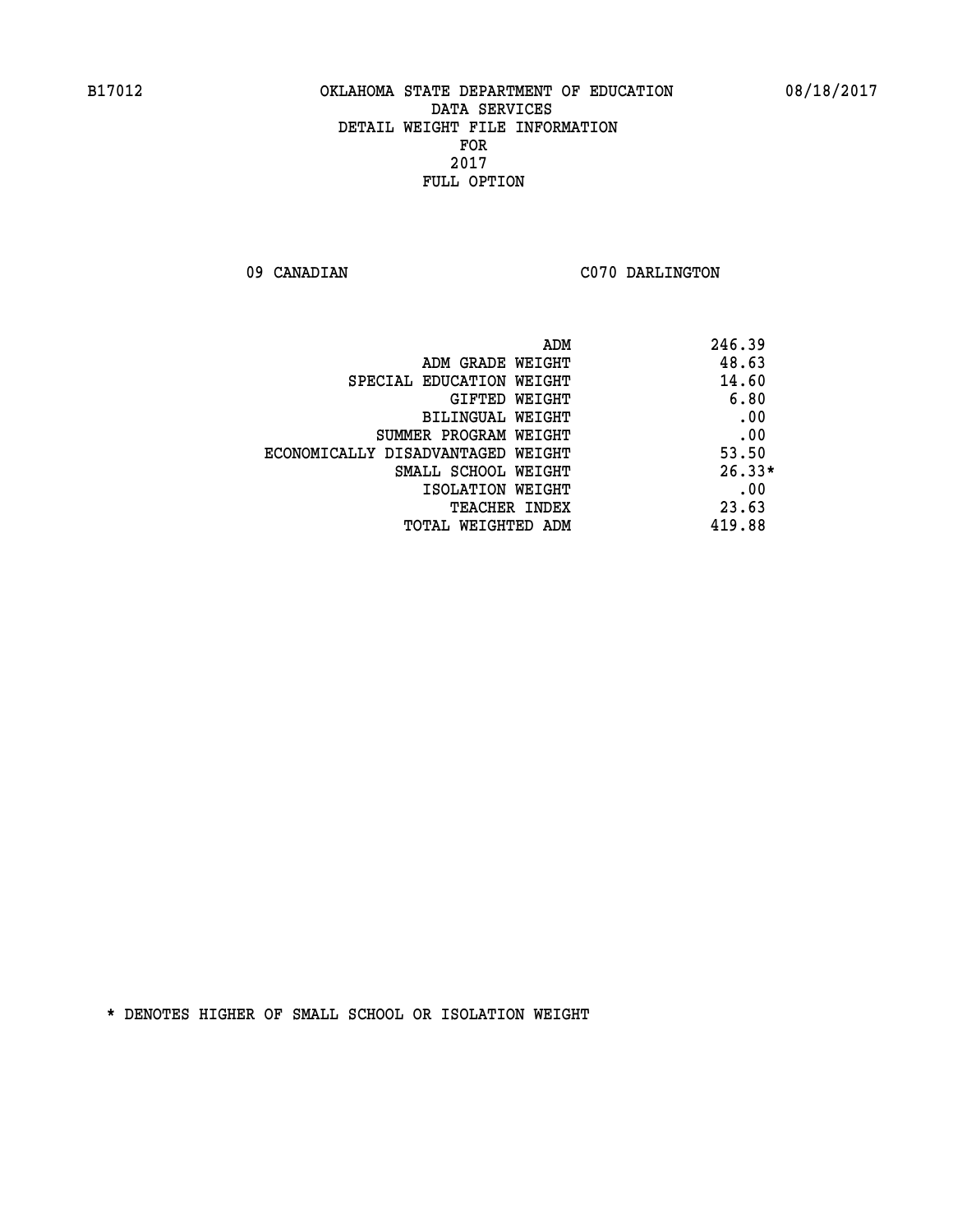B17012 OKLAHOMA STATE DEPARTMENT OF EDUCATION 08/18/2017

DATA SERVICES
DETAIL WEIGHT FILE INFORMATION
FOR
2017
FULL OPTION

09 CANADIAN C070 DARLINGTON

| | |
|---|---|
| ADM | 246.39 |
| ADM GRADE WEIGHT | 48.63 |
| SPECIAL EDUCATION WEIGHT | 14.60 |
| GIFTED WEIGHT | 6.80 |
| BILINGUAL WEIGHT | .00 |
| SUMMER PROGRAM WEIGHT | .00 |
| ECONOMICALLY DISADVANTAGED WEIGHT | 53.50 |
| SMALL SCHOOL WEIGHT | 26.33* |
| ISOLATION WEIGHT | .00 |
| TEACHER INDEX | 23.63 |
| TOTAL WEIGHTED ADM | 419.88 |

* DENOTES HIGHER OF SMALL SCHOOL OR ISOLATION WEIGHT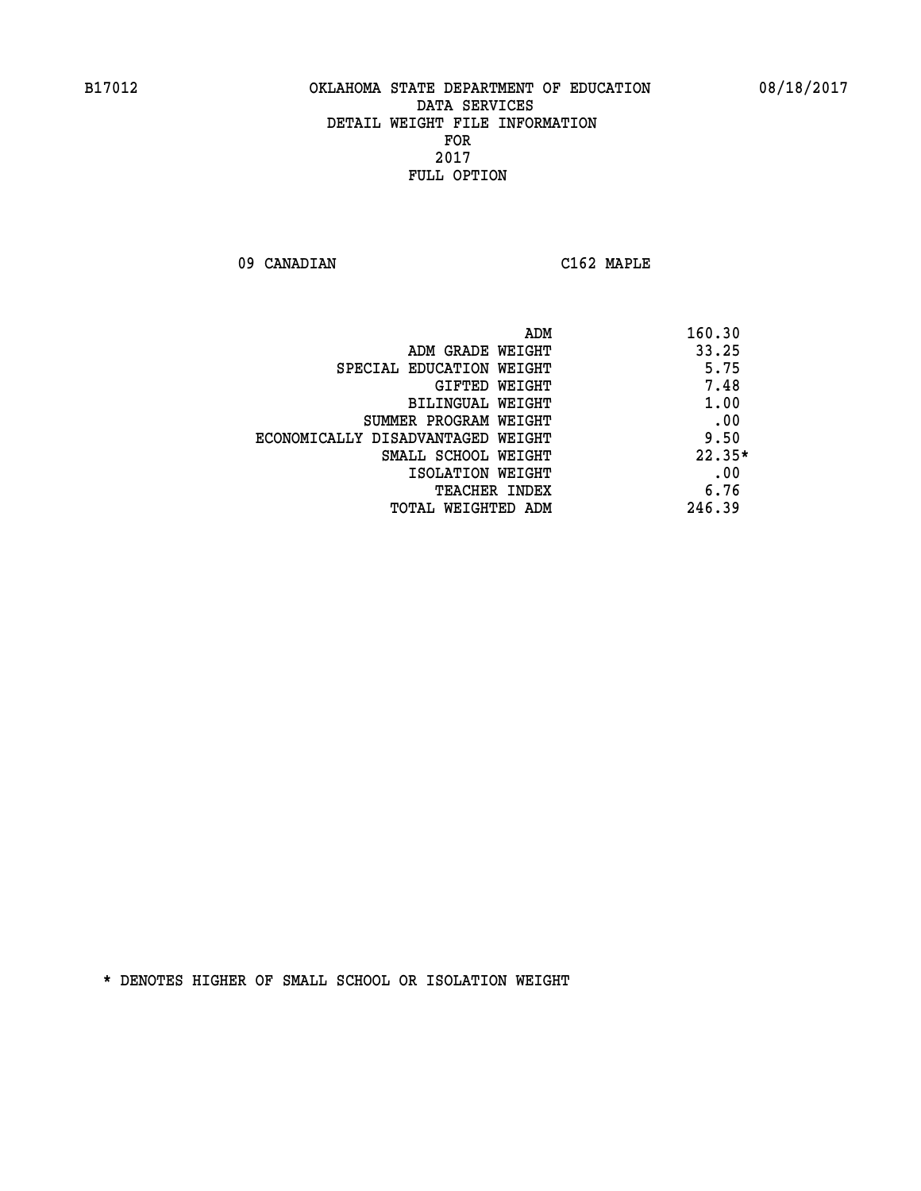B17012 OKLAHOMA STATE DEPARTMENT OF EDUCATION 08/18/2017

DATA SERVICES
DETAIL WEIGHT FILE INFORMATION
FOR
2017
FULL OPTION

09 CANADIAN C162 MAPLE

| | |
|---|---|
| ADM | 160.30 |
| ADM GRADE WEIGHT | 33.25 |
| SPECIAL EDUCATION WEIGHT | 5.75 |
| GIFTED WEIGHT | 7.48 |
| BILINGUAL WEIGHT | 1.00 |
| SUMMER PROGRAM WEIGHT | .00 |
| ECONOMICALLY DISADVANTAGED WEIGHT | 9.50 |
| SMALL SCHOOL WEIGHT | 22.35* |
| ISOLATION WEIGHT | .00 |
| TEACHER INDEX | 6.76 |
| TOTAL WEIGHTED ADM | 246.39 |

* DENOTES HIGHER OF SMALL SCHOOL OR ISOLATION WEIGHT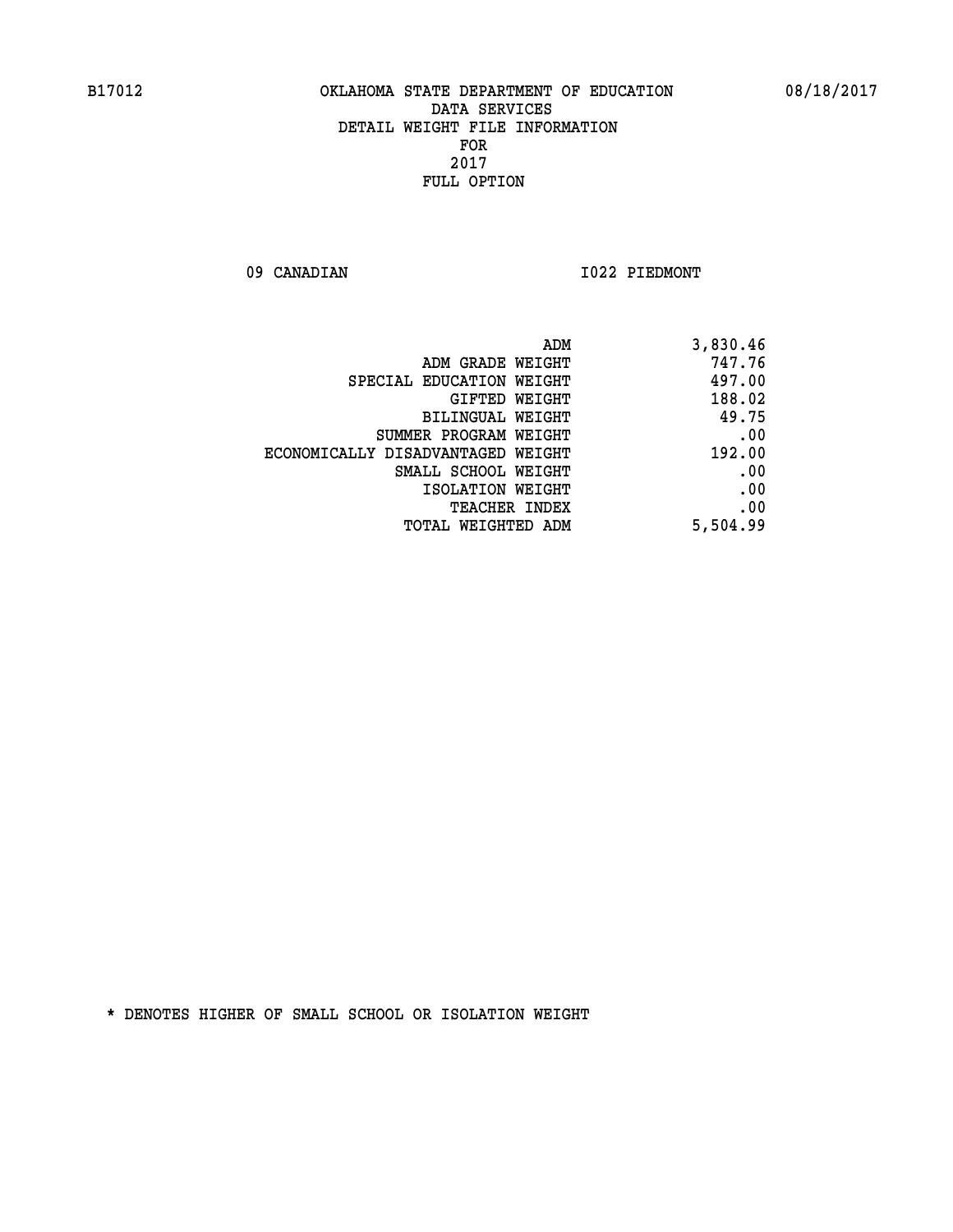B17012 OKLAHOMA STATE DEPARTMENT OF EDUCATION 08/18/2017

DATA SERVICES
DETAIL WEIGHT FILE INFORMATION
FOR
2017
FULL OPTION

09 CANADIAN I022 PIEDMONT

| | |
|---|---|
| ADM | 3,830.46 |
| ADM GRADE WEIGHT | 747.76 |
| SPECIAL EDUCATION WEIGHT | 497.00 |
| GIFTED WEIGHT | 188.02 |
| BILINGUAL WEIGHT | 49.75 |
| SUMMER PROGRAM WEIGHT | .00 |
| ECONOMICALLY DISADVANTAGED WEIGHT | 192.00 |
| SMALL SCHOOL WEIGHT | .00 |
| ISOLATION WEIGHT | .00 |
| TEACHER INDEX | .00 |
| TOTAL WEIGHTED ADM | 5,504.99 |

* DENOTES HIGHER OF SMALL SCHOOL OR ISOLATION WEIGHT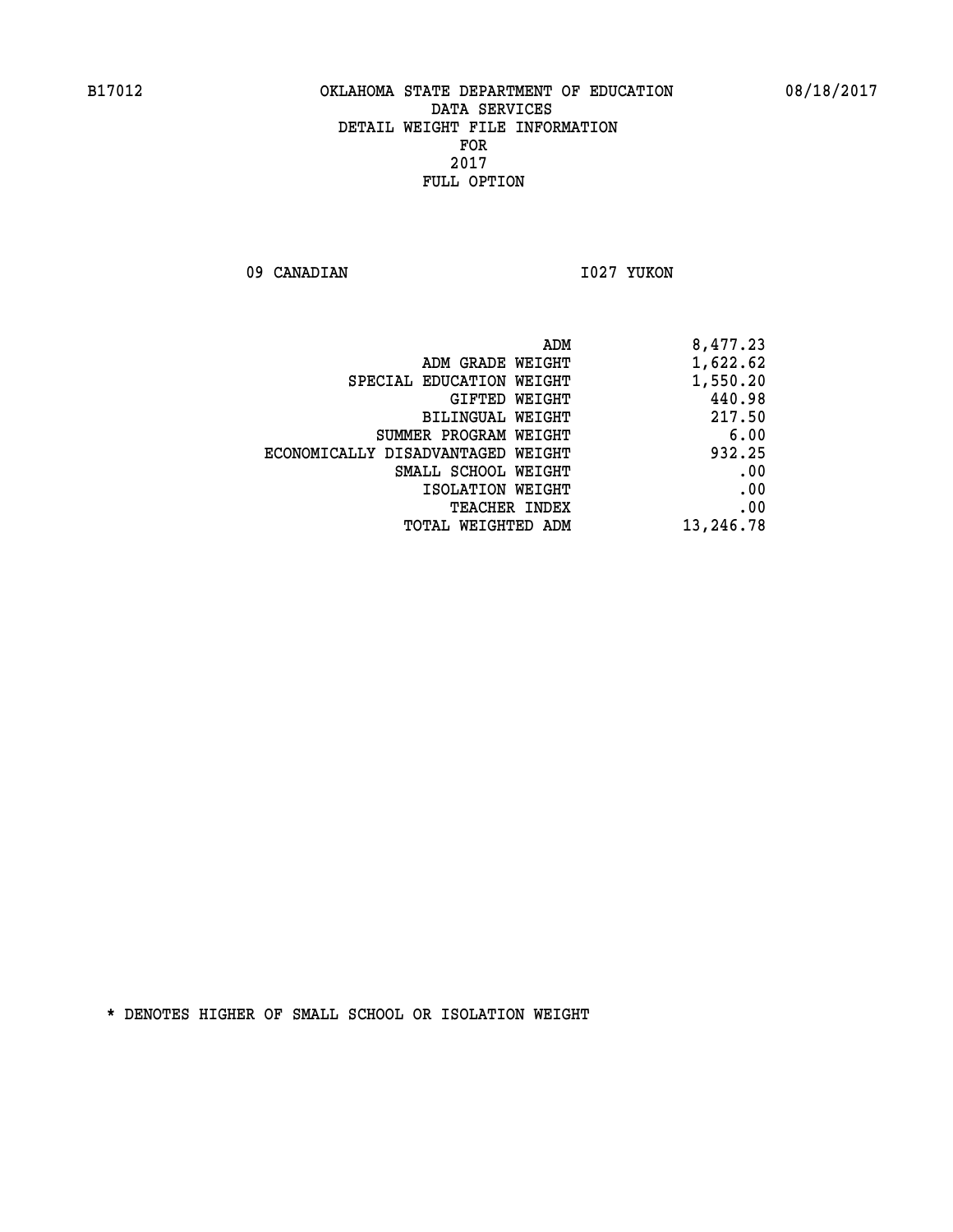B17012 OKLAHOMA STATE DEPARTMENT OF EDUCATION 08/18/2017

DATA SERVICES

DETAIL WEIGHT FILE INFORMATION

FOR

2017

FULL OPTION

09 CANADIAN I027 YUKON

| | |
|---|---|
| ADM | 8,477.23 |
| ADM GRADE WEIGHT | 1,622.62 |
| SPECIAL EDUCATION WEIGHT | 1,550.20 |
| GIFTED WEIGHT | 440.98 |
| BILINGUAL WEIGHT | 217.50 |
| SUMMER PROGRAM WEIGHT | 6.00 |
| ECONOMICALLY DISADVANTAGED WEIGHT | 932.25 |
| SMALL SCHOOL WEIGHT | .00 |
| ISOLATION WEIGHT | .00 |
| TEACHER INDEX | .00 |
| TOTAL WEIGHTED ADM | 13,246.78 |

* DENOTES HIGHER OF SMALL SCHOOL OR ISOLATION WEIGHT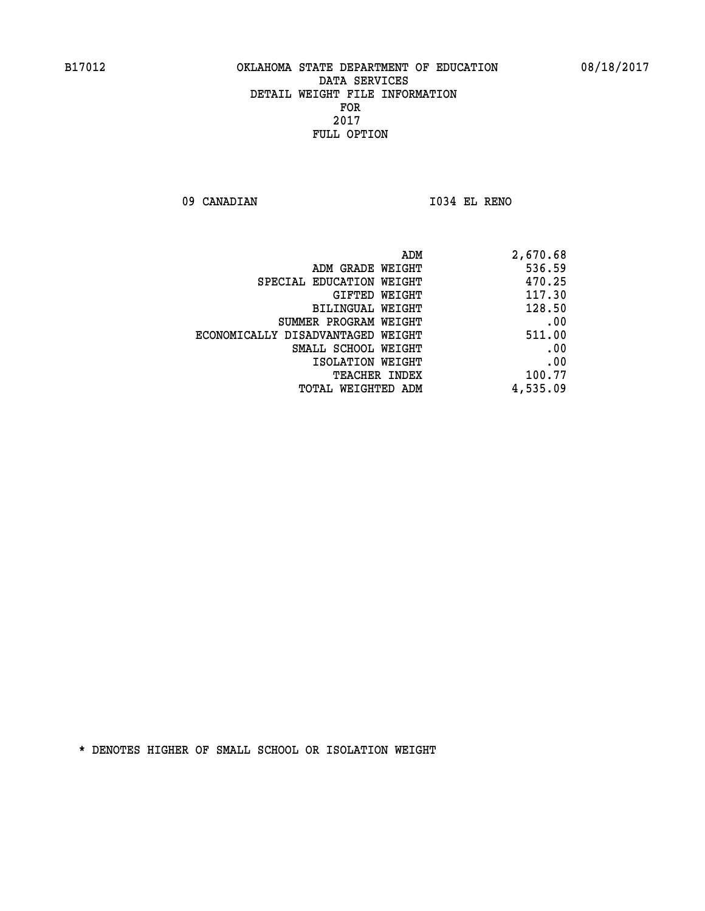B17012 OKLAHOMA STATE DEPARTMENT OF EDUCATION 08/18/2017

DATA SERVICES

DETAIL WEIGHT FILE INFORMATION

FOR

2017

FULL OPTION

09 CANADIAN I034 EL RENO

| | |
|---|---|
| ADM | 2,670.68 |
| ADM GRADE WEIGHT | 536.59 |
| SPECIAL EDUCATION WEIGHT | 470.25 |
| GIFTED WEIGHT | 117.30 |
| BILINGUAL WEIGHT | 128.50 |
| SUMMER PROGRAM WEIGHT | .00 |
| ECONOMICALLY DISADVANTAGED WEIGHT | 511.00 |
| SMALL SCHOOL WEIGHT | .00 |
| ISOLATION WEIGHT | .00 |
| TEACHER INDEX | 100.77 |
| TOTAL WEIGHTED ADM | 4,535.09 |

* DENOTES HIGHER OF SMALL SCHOOL OR ISOLATION WEIGHT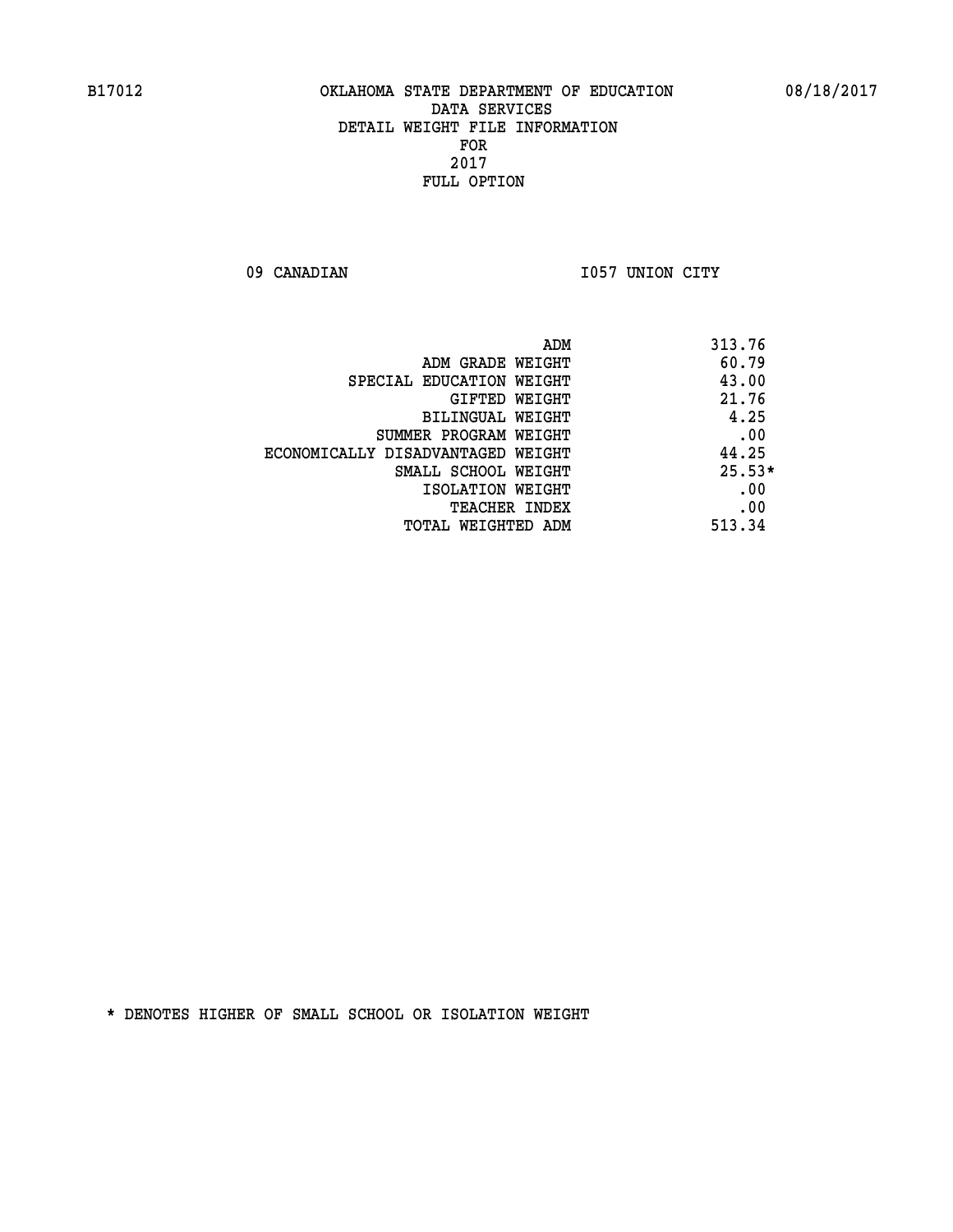B17012 OKLAHOMA STATE DEPARTMENT OF EDUCATION 08/18/2017

DATA SERVICES
DETAIL WEIGHT FILE INFORMATION
FOR
2017
FULL OPTION

09 CANADIAN I057 UNION CITY

| | |
|---|---|
| ADM | 313.76 |
| ADM GRADE WEIGHT | 60.79 |
| SPECIAL EDUCATION WEIGHT | 43.00 |
| GIFTED WEIGHT | 21.76 |
| BILINGUAL WEIGHT | 4.25 |
| SUMMER PROGRAM WEIGHT | .00 |
| ECONOMICALLY DISADVANTAGED WEIGHT | 44.25 |
| SMALL SCHOOL WEIGHT | 25.53* |
| ISOLATION WEIGHT | .00 |
| TEACHER INDEX | .00 |
| TOTAL WEIGHTED ADM | 513.34 |

* DENOTES HIGHER OF SMALL SCHOOL OR ISOLATION WEIGHT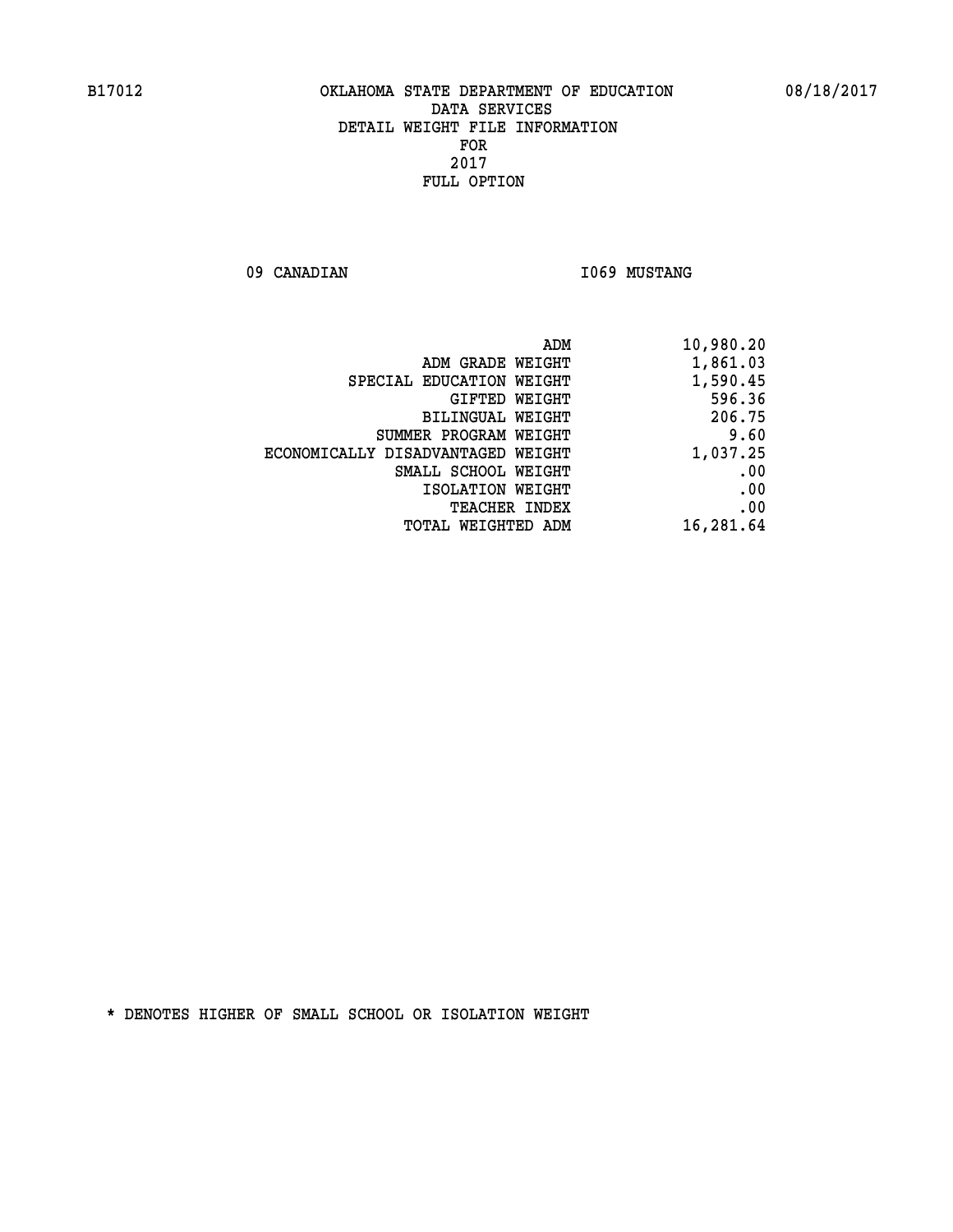B17012 OKLAHOMA STATE DEPARTMENT OF EDUCATION 08/18/2017

DATA SERVICES
DETAIL WEIGHT FILE INFORMATION
FOR
2017
FULL OPTION

09 CANADIAN I069 MUSTANG

| | |
|---|---|
| ADM | 10,980.20 |
| ADM GRADE WEIGHT | 1,861.03 |
| SPECIAL EDUCATION WEIGHT | 1,590.45 |
| GIFTED WEIGHT | 596.36 |
| BILINGUAL WEIGHT | 206.75 |
| SUMMER PROGRAM WEIGHT | 9.60 |
| ECONOMICALLY DISADVANTAGED WEIGHT | 1,037.25 |
| SMALL SCHOOL WEIGHT | .00 |
| ISOLATION WEIGHT | .00 |
| TEACHER INDEX | .00 |
| TOTAL WEIGHTED ADM | 16,281.64 |

* DENOTES HIGHER OF SMALL SCHOOL OR ISOLATION WEIGHT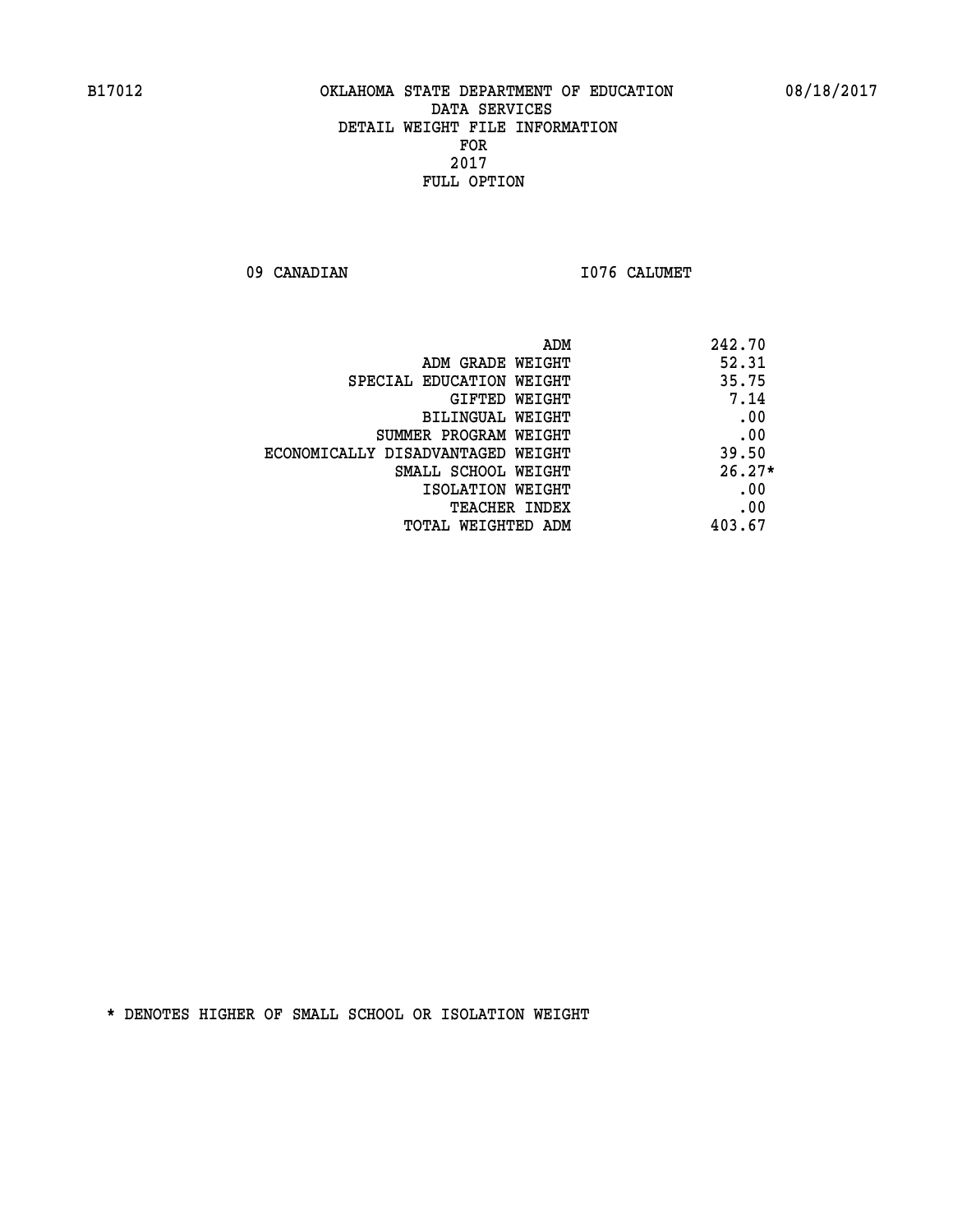B17012 OKLAHOMA STATE DEPARTMENT OF EDUCATION 08/18/2017

DATA SERVICES
DETAIL WEIGHT FILE INFORMATION
FOR
2017
FULL OPTION

09 CANADIAN I076 CALUMET

| | |
|---|---|
| ADM | 242.70 |
| ADM GRADE WEIGHT | 52.31 |
| SPECIAL EDUCATION WEIGHT | 35.75 |
| GIFTED WEIGHT | 7.14 |
| BILINGUAL WEIGHT | .00 |
| SUMMER PROGRAM WEIGHT | .00 |
| ECONOMICALLY DISADVANTAGED WEIGHT | 39.50 |
| SMALL SCHOOL WEIGHT | 26.27* |
| ISOLATION WEIGHT | .00 |
| TEACHER INDEX | .00 |
| TOTAL WEIGHTED ADM | 403.67 |

* DENOTES HIGHER OF SMALL SCHOOL OR ISOLATION WEIGHT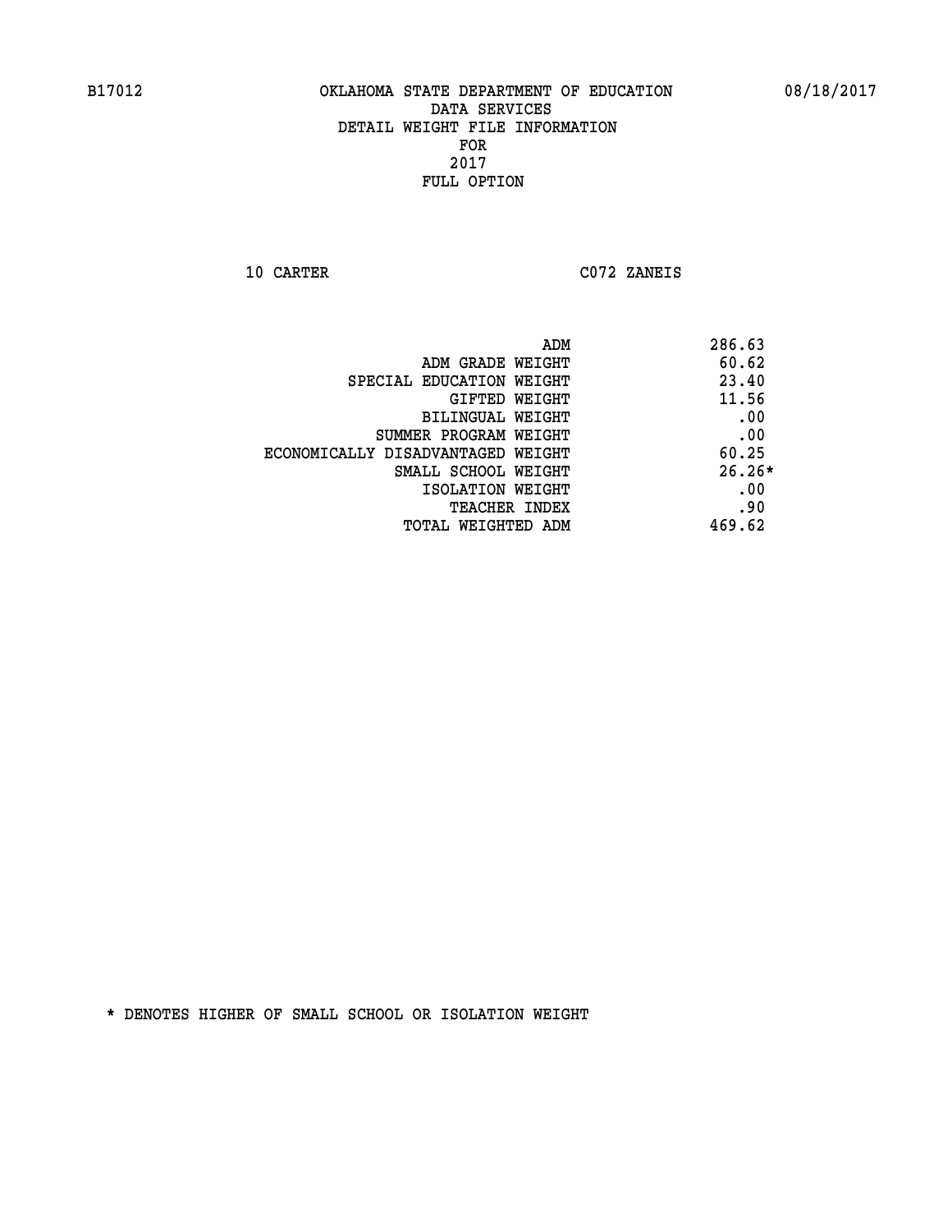B17012 OKLAHOMA STATE DEPARTMENT OF EDUCATION 08/18/2017

DATA SERVICES
DETAIL WEIGHT FILE INFORMATION
FOR
2017
FULL OPTION

10 CARTER C072 ZANEIS

| | |
|---|---|
| ADM | 286.63 |
| ADM GRADE WEIGHT | 60.62 |
| SPECIAL EDUCATION WEIGHT | 23.40 |
| GIFTED WEIGHT | 11.56 |
| BILINGUAL WEIGHT | .00 |
| SUMMER PROGRAM WEIGHT | .00 |
| ECONOMICALLY DISADVANTAGED WEIGHT | 60.25 |
| SMALL SCHOOL WEIGHT | 26.26* |
| ISOLATION WEIGHT | .00 |
| TEACHER INDEX | .90 |
| TOTAL WEIGHTED ADM | 469.62 |

* DENOTES HIGHER OF SMALL SCHOOL OR ISOLATION WEIGHT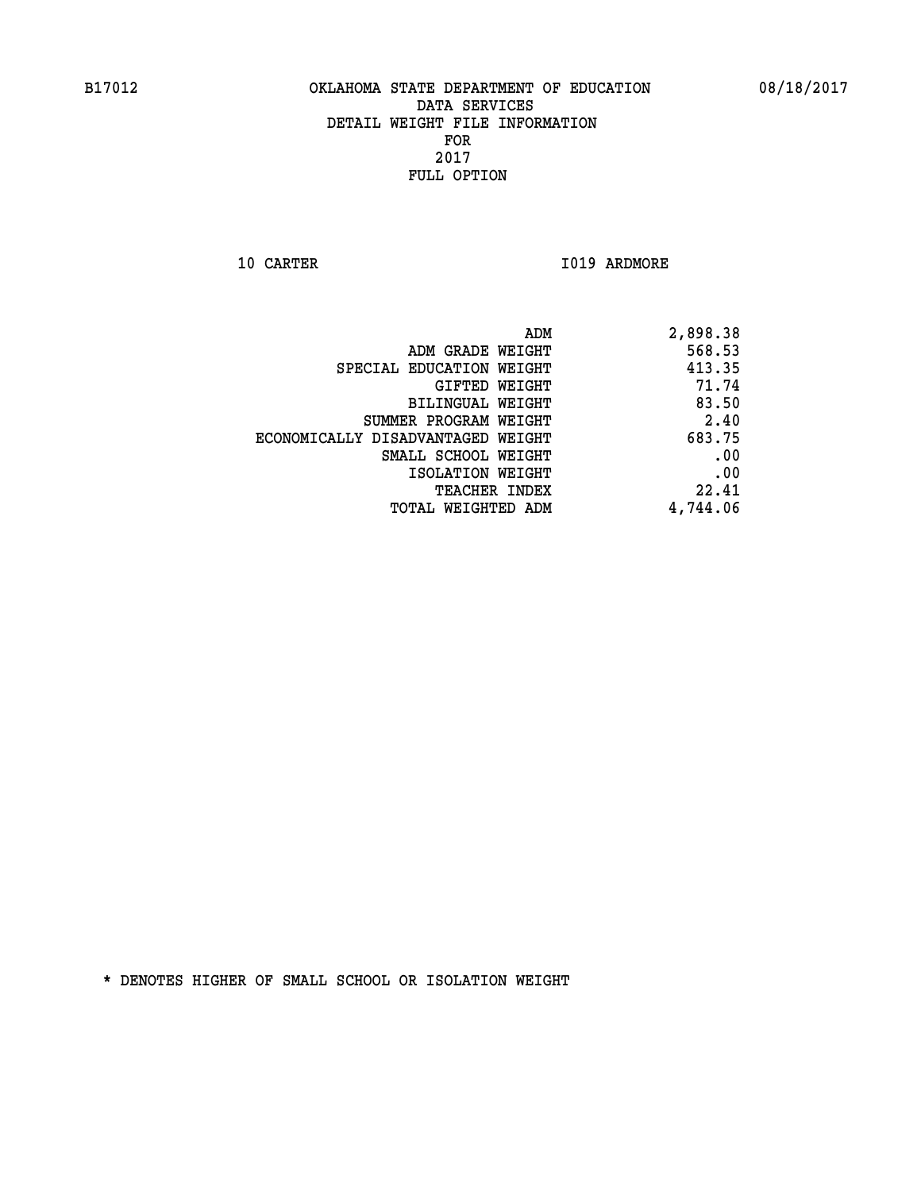B17012 OKLAHOMA STATE DEPARTMENT OF EDUCATION 08/18/2017

DATA SERVICES
DETAIL WEIGHT FILE INFORMATION
FOR
2017
FULL OPTION

10 CARTER I019 ARDMORE

| | |
|---|---|
| ADM | 2,898.38 |
| ADM GRADE WEIGHT | 568.53 |
| SPECIAL EDUCATION WEIGHT | 413.35 |
| GIFTED WEIGHT | 71.74 |
| BILINGUAL WEIGHT | 83.50 |
| SUMMER PROGRAM WEIGHT | 2.40 |
| ECONOMICALLY DISADVANTAGED WEIGHT | 683.75 |
| SMALL SCHOOL WEIGHT | .00 |
| ISOLATION WEIGHT | .00 |
| TEACHER INDEX | 22.41 |
| TOTAL WEIGHTED ADM | 4,744.06 |

* DENOTES HIGHER OF SMALL SCHOOL OR ISOLATION WEIGHT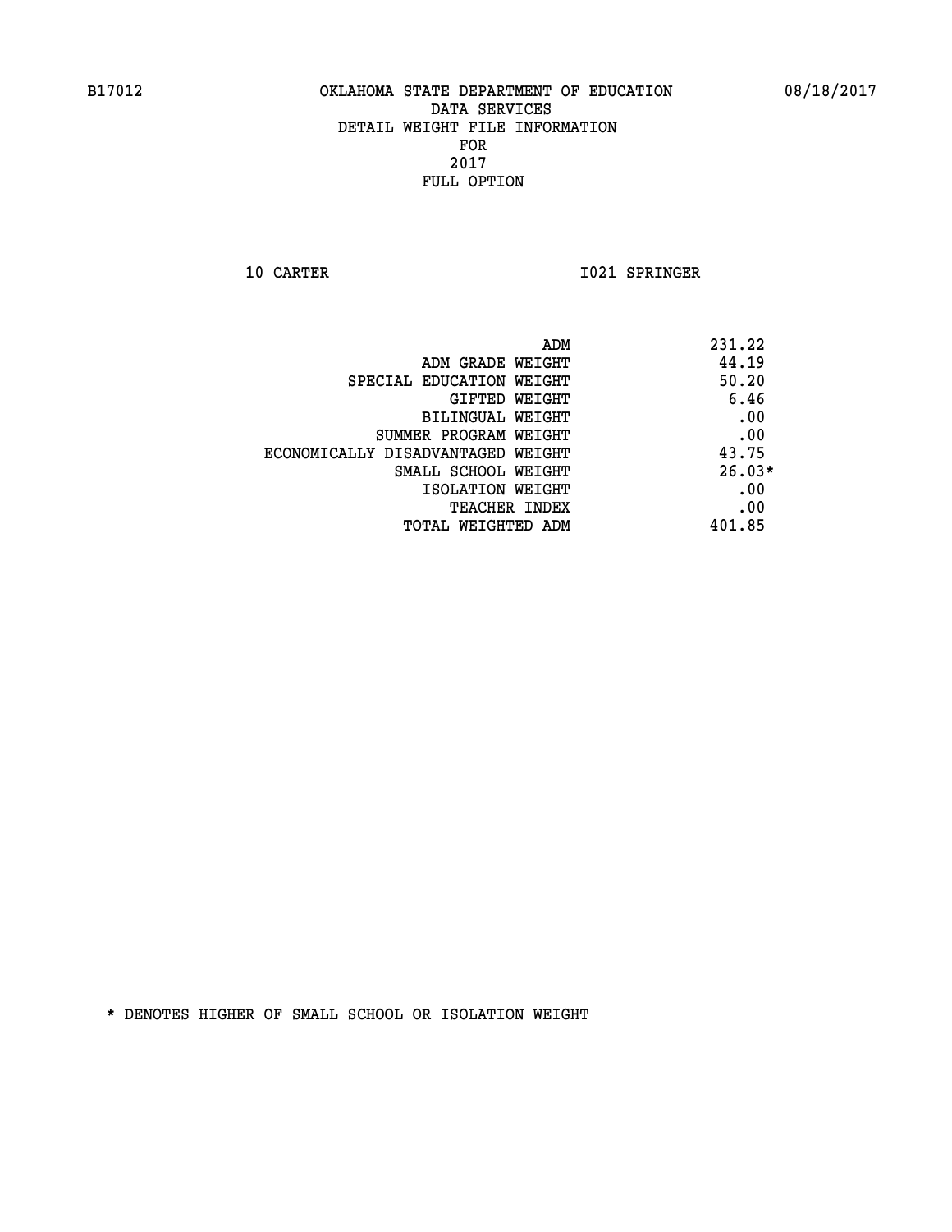# OKLAHOMA STATE DEPARTMENT OF EDUCATION
## DATA SERVICES
## DETAIL WEIGHT FILE INFORMATION
## FOR
## 2017
## FULL OPTION

B17012 08/18/2017

10 CARTER I021 SPRINGER

| | |
|---|---|
| ADM | 231.22 |
| ADM GRADE WEIGHT | 44.19 |
| SPECIAL EDUCATION WEIGHT | 50.20 |
| GIFTED WEIGHT | 6.46 |
| BILINGUAL WEIGHT | .00 |
| SUMMER PROGRAM WEIGHT | .00 |
| ECONOMICALLY DISADVANTAGED WEIGHT | 43.75 |
| SMALL SCHOOL WEIGHT | 26.03* |
| ISOLATION WEIGHT | .00 |
| TEACHER INDEX | .00 |
| TOTAL WEIGHTED ADM | 401.85 |

* DENOTES HIGHER OF SMALL SCHOOL OR ISOLATION WEIGHT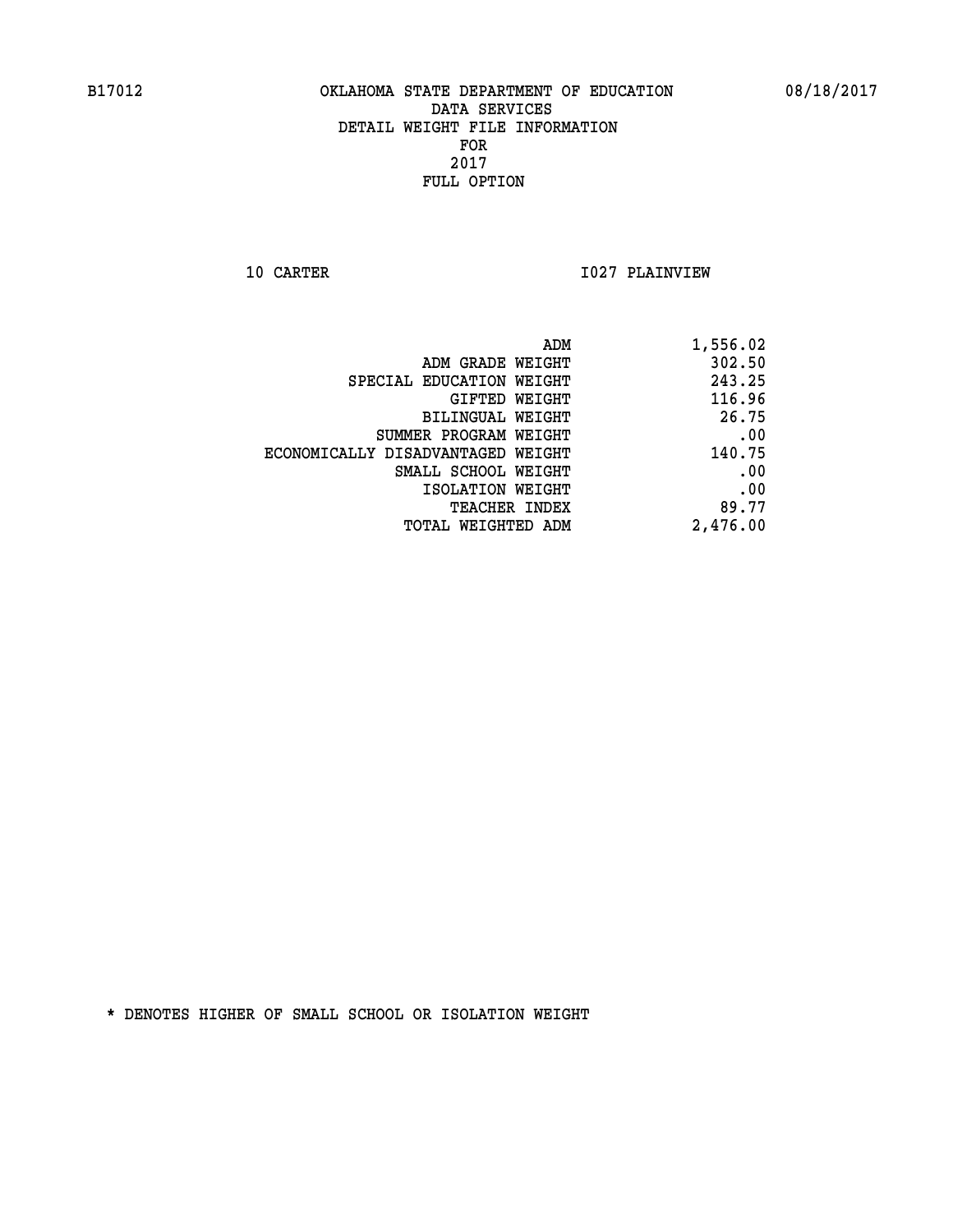B17012 OKLAHOMA STATE DEPARTMENT OF EDUCATION 08/18/2017

DATA SERVICES
DETAIL WEIGHT FILE INFORMATION
FOR
2017
FULL OPTION

10 CARTER I027 PLAINVIEW

| | |
|---|---|
| ADM | 1,556.02 |
| ADM GRADE WEIGHT | 302.50 |
| SPECIAL EDUCATION WEIGHT | 243.25 |
| GIFTED WEIGHT | 116.96 |
| BILINGUAL WEIGHT | 26.75 |
| SUMMER PROGRAM WEIGHT | .00 |
| ECONOMICALLY DISADVANTAGED WEIGHT | 140.75 |
| SMALL SCHOOL WEIGHT | .00 |
| ISOLATION WEIGHT | .00 |
| TEACHER INDEX | 89.77 |
| TOTAL WEIGHTED ADM | 2,476.00 |

* DENOTES HIGHER OF SMALL SCHOOL OR ISOLATION WEIGHT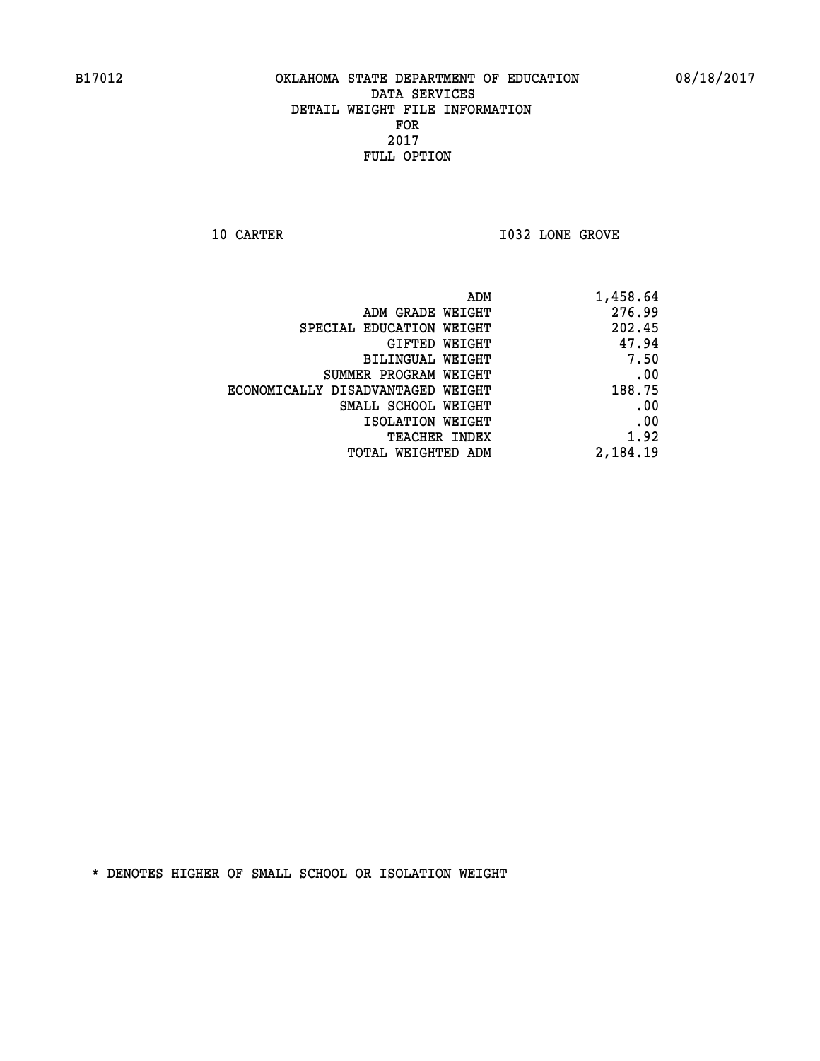B17012 OKLAHOMA STATE DEPARTMENT OF EDUCATION 08/18/2017

DATA SERVICES
DETAIL WEIGHT FILE INFORMATION
FOR
2017
FULL OPTION

10 CARTER I032 LONE GROVE

| | |
|---|---|
| ADM | 1,458.64 |
| ADM GRADE WEIGHT | 276.99 |
| SPECIAL EDUCATION WEIGHT | 202.45 |
| GIFTED WEIGHT | 47.94 |
| BILINGUAL WEIGHT | 7.50 |
| SUMMER PROGRAM WEIGHT | .00 |
| ECONOMICALLY DISADVANTAGED WEIGHT | 188.75 |
| SMALL SCHOOL WEIGHT | .00 |
| ISOLATION WEIGHT | .00 |
| TEACHER INDEX | 1.92 |
| TOTAL WEIGHTED ADM | 2,184.19 |

* DENOTES HIGHER OF SMALL SCHOOL OR ISOLATION WEIGHT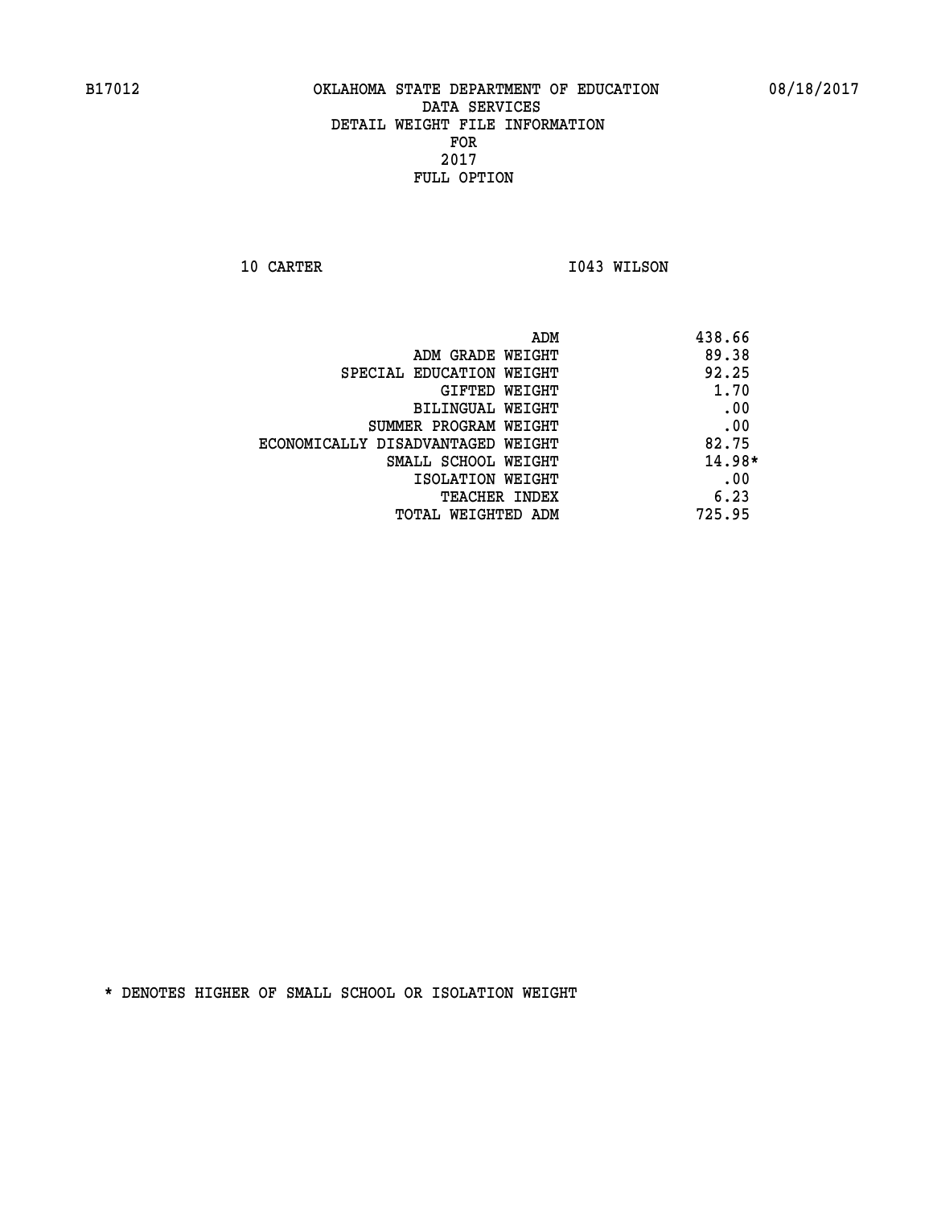B17012 OKLAHOMA STATE DEPARTMENT OF EDUCATION 08/18/2017

DATA SERVICES
DETAIL WEIGHT FILE INFORMATION
FOR
2017
FULL OPTION

10 CARTER I043 WILSON

| | |
|---|---|
| ADM | 438.66 |
| ADM GRADE WEIGHT | 89.38 |
| SPECIAL EDUCATION WEIGHT | 92.25 |
| GIFTED WEIGHT | 1.70 |
| BILINGUAL WEIGHT | .00 |
| SUMMER PROGRAM WEIGHT | .00 |
| ECONOMICALLY DISADVANTAGED WEIGHT | 82.75 |
| SMALL SCHOOL WEIGHT | 14.98* |
| ISOLATION WEIGHT | .00 |
| TEACHER INDEX | 6.23 |
| TOTAL WEIGHTED ADM | 725.95 |

* DENOTES HIGHER OF SMALL SCHOOL OR ISOLATION WEIGHT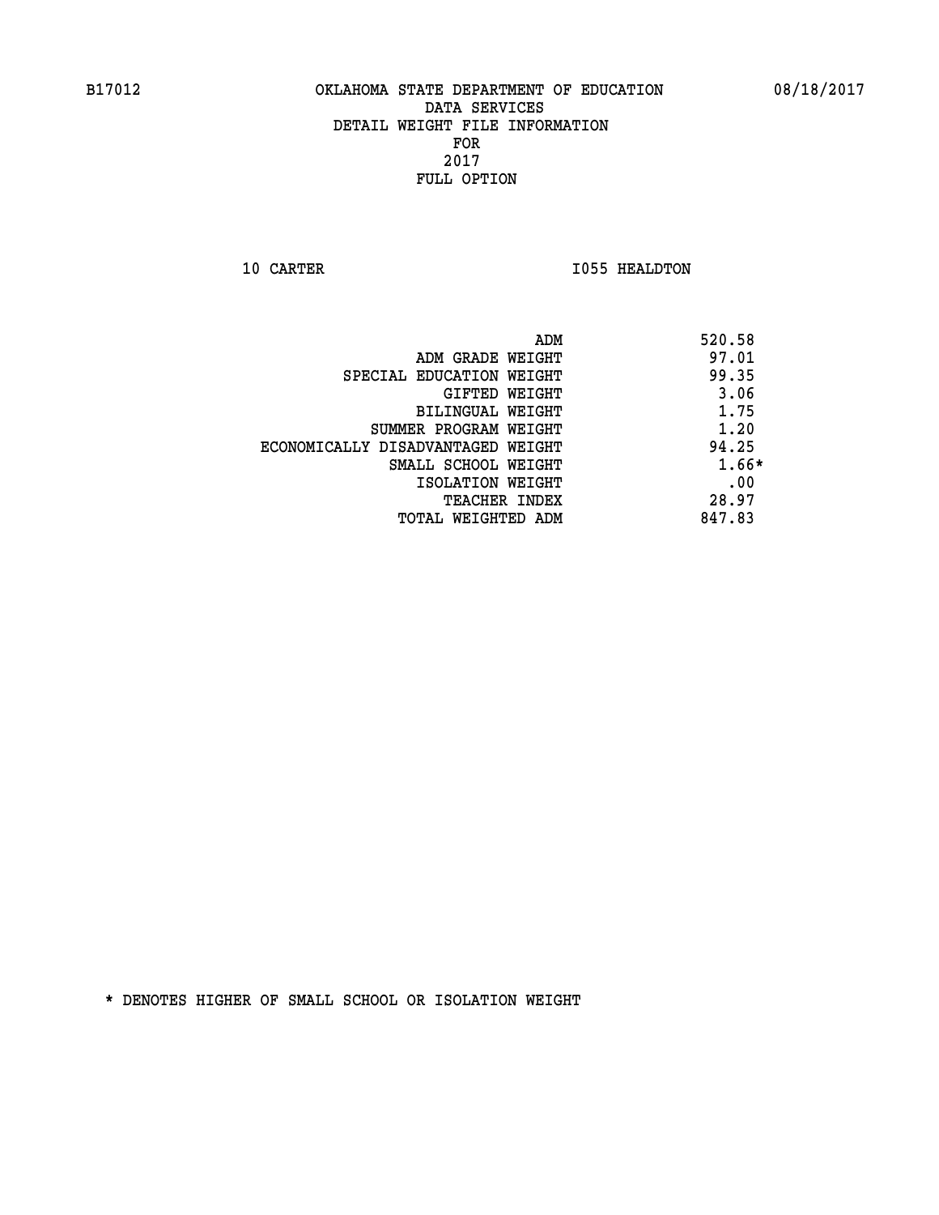B17012 OKLAHOMA STATE DEPARTMENT OF EDUCATION 08/18/2017

DATA SERVICES
DETAIL WEIGHT FILE INFORMATION
FOR
2017
FULL OPTION

10 CARTER I055 HEALDTON

| | |
|---|---|
| ADM | 520.58 |
| ADM GRADE WEIGHT | 97.01 |
| SPECIAL EDUCATION WEIGHT | 99.35 |
| GIFTED WEIGHT | 3.06 |
| BILINGUAL WEIGHT | 1.75 |
| SUMMER PROGRAM WEIGHT | 1.20 |
| ECONOMICALLY DISADVANTAGED WEIGHT | 94.25 |
| SMALL SCHOOL WEIGHT | 1.66* |
| ISOLATION WEIGHT | .00 |
| TEACHER INDEX | 28.97 |
| TOTAL WEIGHTED ADM | 847.83 |

* DENOTES HIGHER OF SMALL SCHOOL OR ISOLATION WEIGHT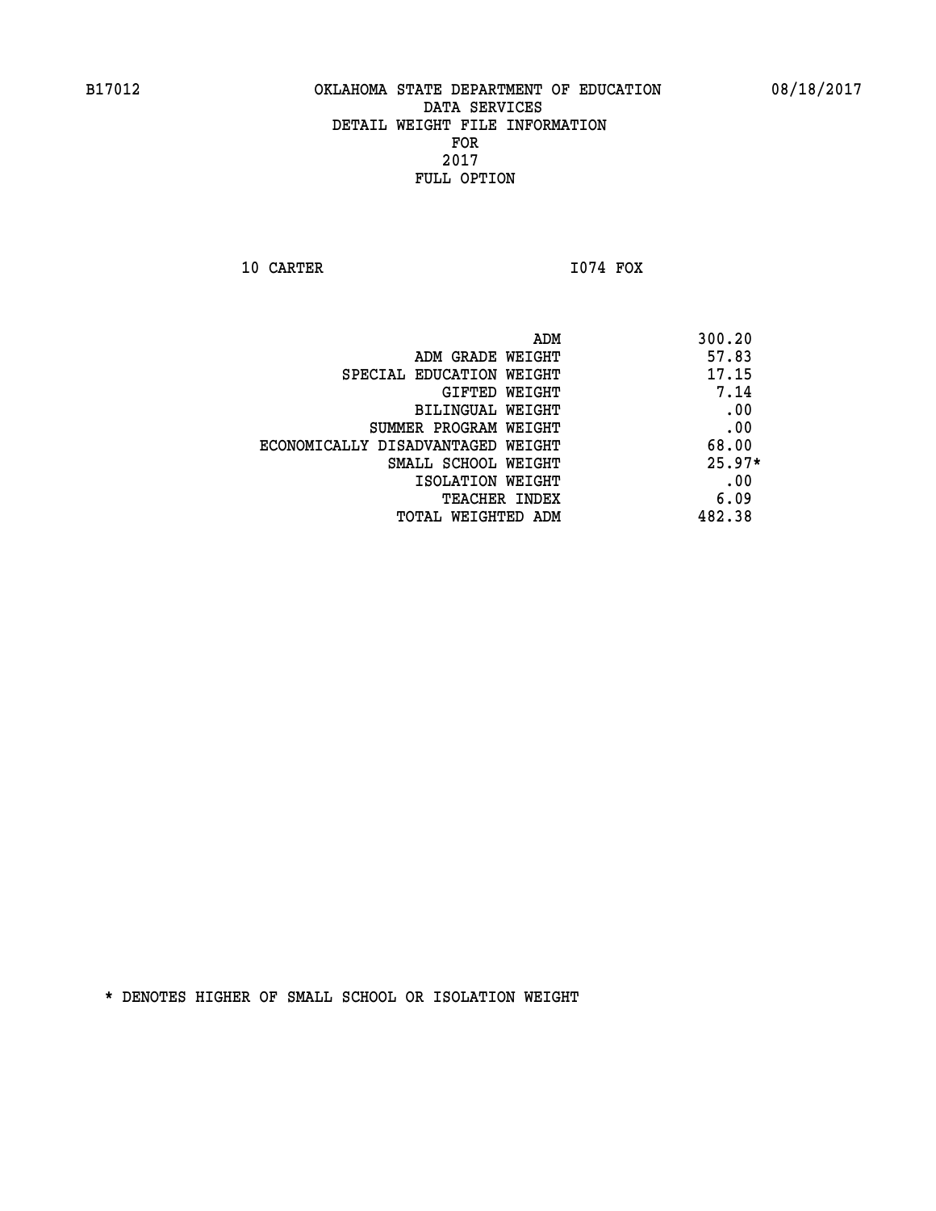B17012 OKLAHOMA STATE DEPARTMENT OF EDUCATION 08/18/2017

DATA SERVICES
DETAIL WEIGHT FILE INFORMATION
FOR
2017
FULL OPTION

10 CARTER I074 FOX

| | |
|---|---|
| ADM | 300.20 |
| ADM GRADE WEIGHT | 57.83 |
| SPECIAL EDUCATION WEIGHT | 17.15 |
| GIFTED WEIGHT | 7.14 |
| BILINGUAL WEIGHT | .00 |
| SUMMER PROGRAM WEIGHT | .00 |
| ECONOMICALLY DISADVANTAGED WEIGHT | 68.00 |
| SMALL SCHOOL WEIGHT | 25.97* |
| ISOLATION WEIGHT | .00 |
| TEACHER INDEX | 6.09 |
| TOTAL WEIGHTED ADM | 482.38 |

* DENOTES HIGHER OF SMALL SCHOOL OR ISOLATION WEIGHT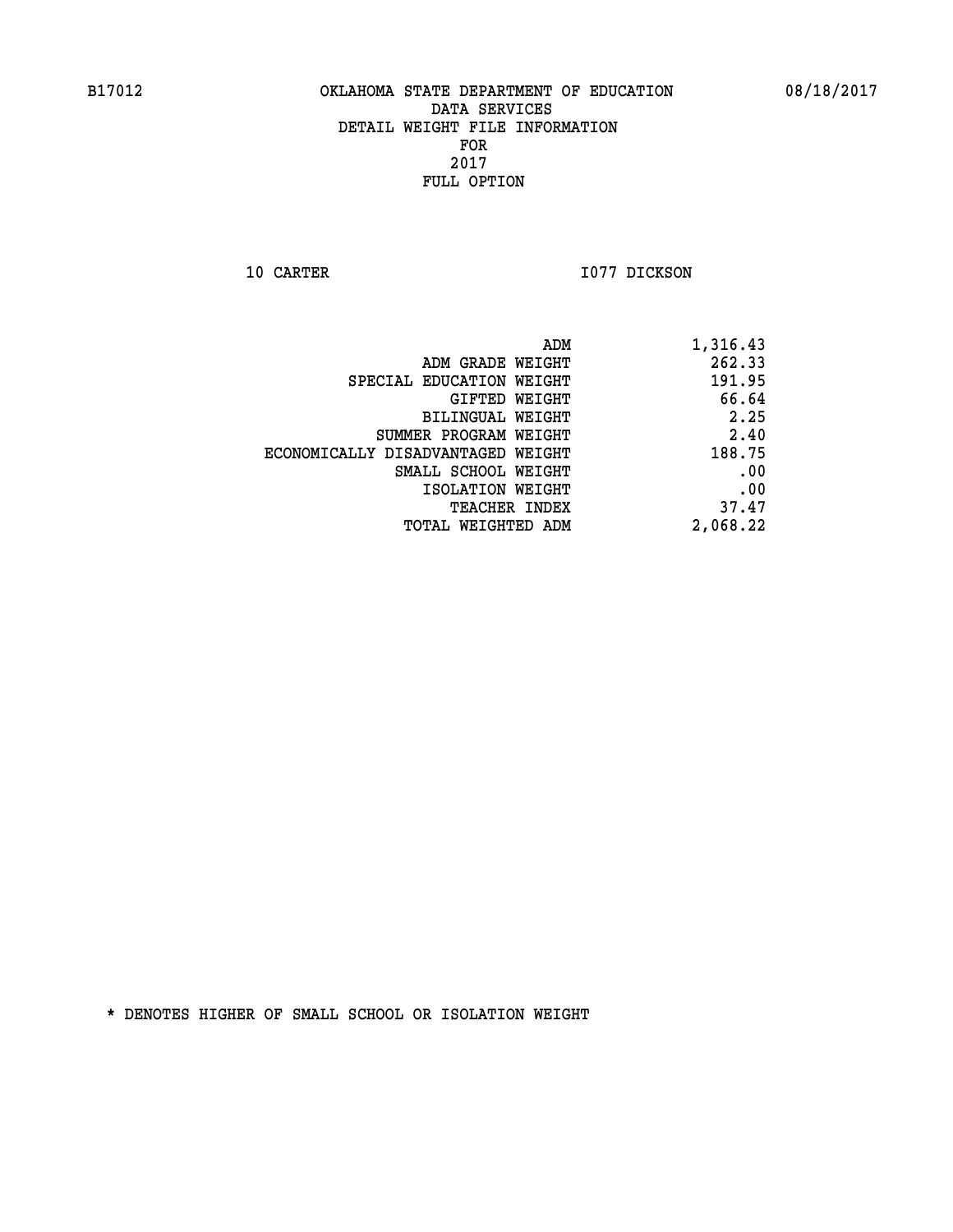B17012 OKLAHOMA STATE DEPARTMENT OF EDUCATION 08/18/2017

DATA SERVICES
DETAIL WEIGHT FILE INFORMATION
FOR
2017
FULL OPTION

10 CARTER I077 DICKSON

| | |
|---|---|
| ADM | 1,316.43 |
| ADM GRADE WEIGHT | 262.33 |
| SPECIAL EDUCATION WEIGHT | 191.95 |
| GIFTED WEIGHT | 66.64 |
| BILINGUAL WEIGHT | 2.25 |
| SUMMER PROGRAM WEIGHT | 2.40 |
| ECONOMICALLY DISADVANTAGED WEIGHT | 188.75 |
| SMALL SCHOOL WEIGHT | .00 |
| ISOLATION WEIGHT | .00 |
| TEACHER INDEX | 37.47 |
| TOTAL WEIGHTED ADM | 2,068.22 |

* DENOTES HIGHER OF SMALL SCHOOL OR ISOLATION WEIGHT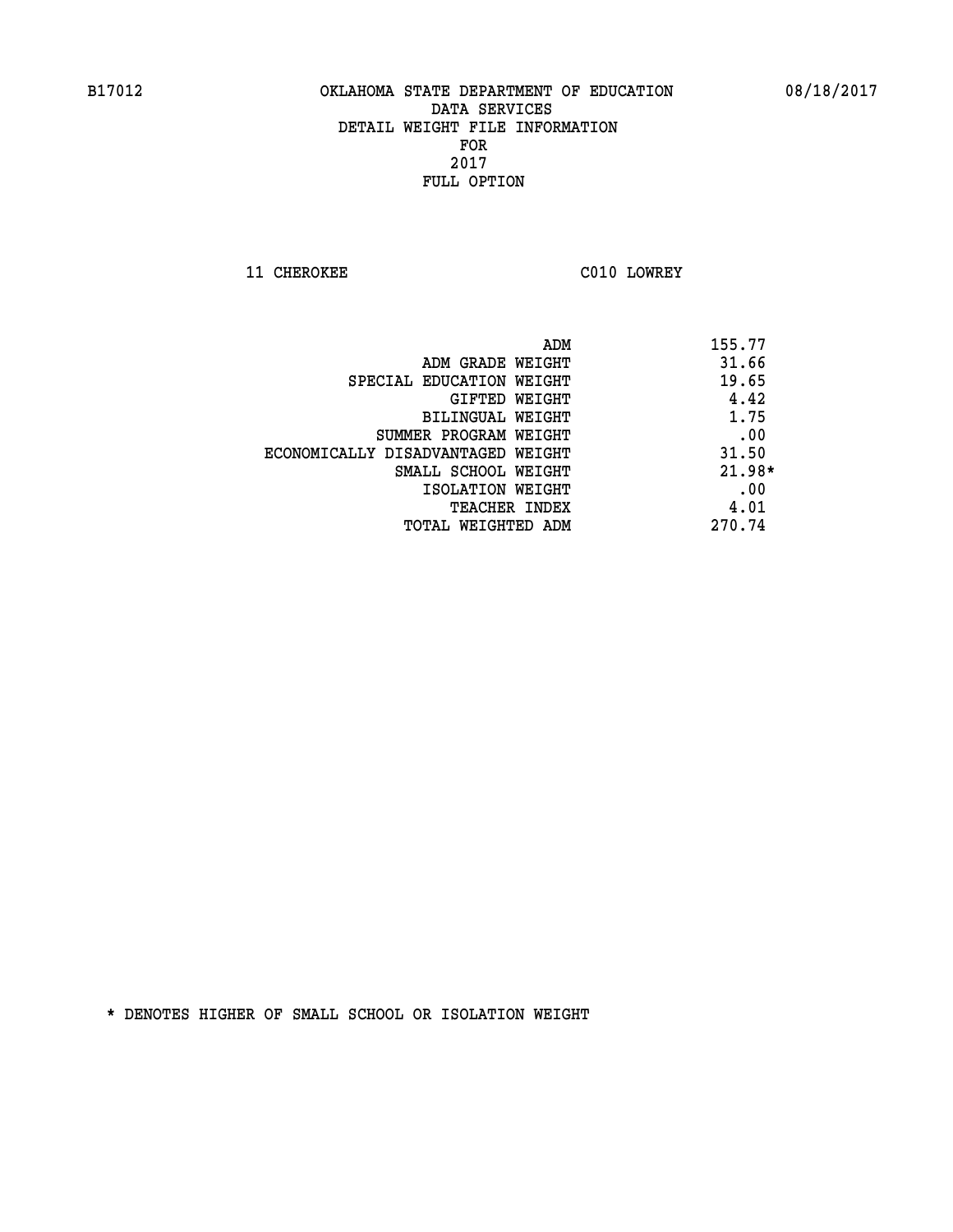OKLAHOMA STATE DEPARTMENT OF EDUCATION
DATA SERVICES
DETAIL WEIGHT FILE INFORMATION
FOR
2017
FULL OPTION

11 CHEROKEE C010 LOWREY

| | |
|---|---|
| ADM | 155.77 |
| ADM GRADE WEIGHT | 31.66 |
| SPECIAL EDUCATION WEIGHT | 19.65 |
| GIFTED WEIGHT | 4.42 |
| BILINGUAL WEIGHT | 1.75 |
| SUMMER PROGRAM WEIGHT | .00 |
| ECONOMICALLY DISADVANTAGED WEIGHT | 31.50 |
| SMALL SCHOOL WEIGHT | 21.98* |
| ISOLATION WEIGHT | .00 |
| TEACHER INDEX | 4.01 |
| TOTAL WEIGHTED ADM | 270.74 |

* DENOTES HIGHER OF SMALL SCHOOL OR ISOLATION WEIGHT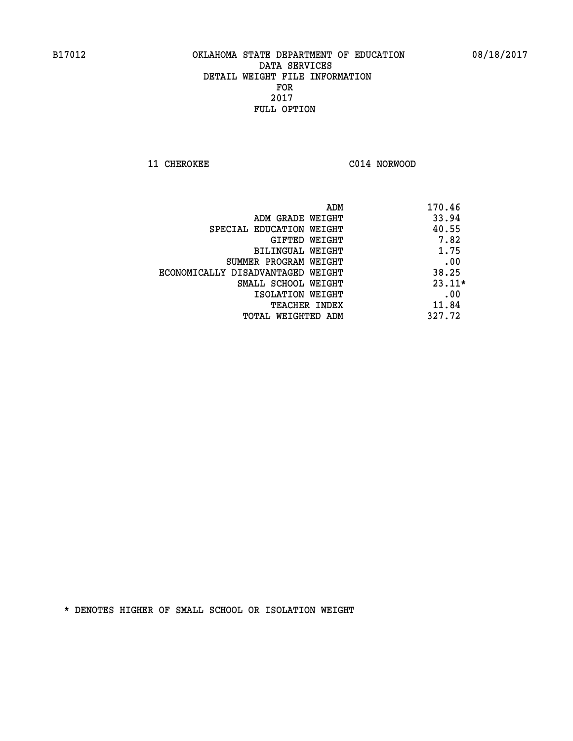B17012 OKLAHOMA STATE DEPARTMENT OF EDUCATION 08/18/2017

DATA SERVICES
DETAIL WEIGHT FILE INFORMATION
FOR
2017
FULL OPTION

11 CHEROKEE C014 NORWOOD

| | |
|---|---|
| ADM | 170.46 |
| ADM GRADE WEIGHT | 33.94 |
| SPECIAL EDUCATION WEIGHT | 40.55 |
| GIFTED WEIGHT | 7.82 |
| BILINGUAL WEIGHT | 1.75 |
| SUMMER PROGRAM WEIGHT | .00 |
| ECONOMICALLY DISADVANTAGED WEIGHT | 38.25 |
| SMALL SCHOOL WEIGHT | 23.11* |
| ISOLATION WEIGHT | .00 |
| TEACHER INDEX | 11.84 |
| TOTAL WEIGHTED ADM | 327.72 |

* DENOTES HIGHER OF SMALL SCHOOL OR ISOLATION WEIGHT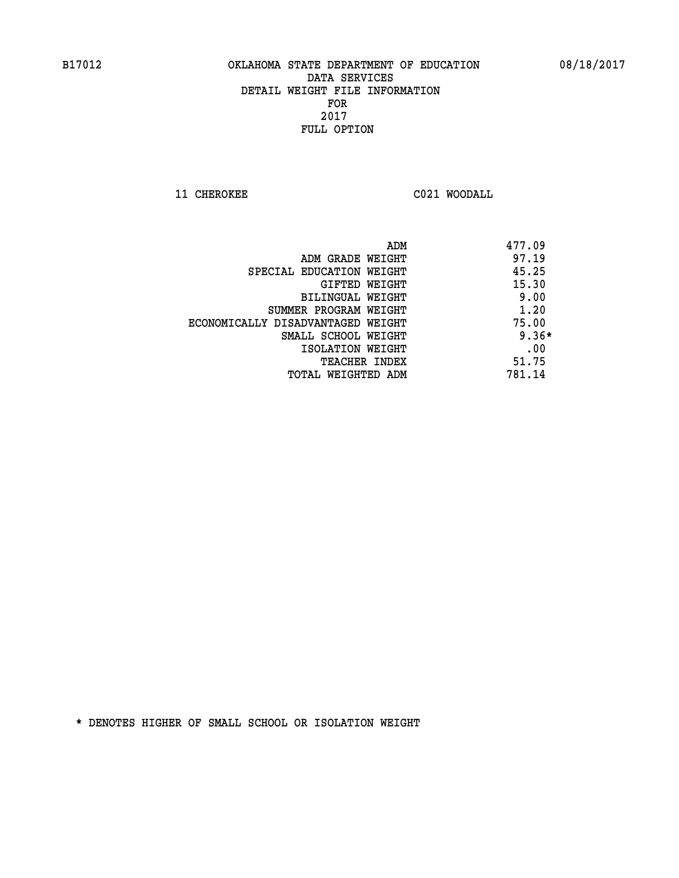B17012 OKLAHOMA STATE DEPARTMENT OF EDUCATION 08/18/2017

DATA SERVICES
DETAIL WEIGHT FILE INFORMATION
FOR
2017
FULL OPTION

11 CHEROKEE C021 WOODALL

| | |
|---|---|
| ADM | 477.09 |
| ADM GRADE WEIGHT | 97.19 |
| SPECIAL EDUCATION WEIGHT | 45.25 |
| GIFTED WEIGHT | 15.30 |
| BILINGUAL WEIGHT | 9.00 |
| SUMMER PROGRAM WEIGHT | 1.20 |
| ECONOMICALLY DISADVANTAGED WEIGHT | 75.00 |
| SMALL SCHOOL WEIGHT | 9.36* |
| ISOLATION WEIGHT | .00 |
| TEACHER INDEX | 51.75 |
| TOTAL WEIGHTED ADM | 781.14 |

* DENOTES HIGHER OF SMALL SCHOOL OR ISOLATION WEIGHT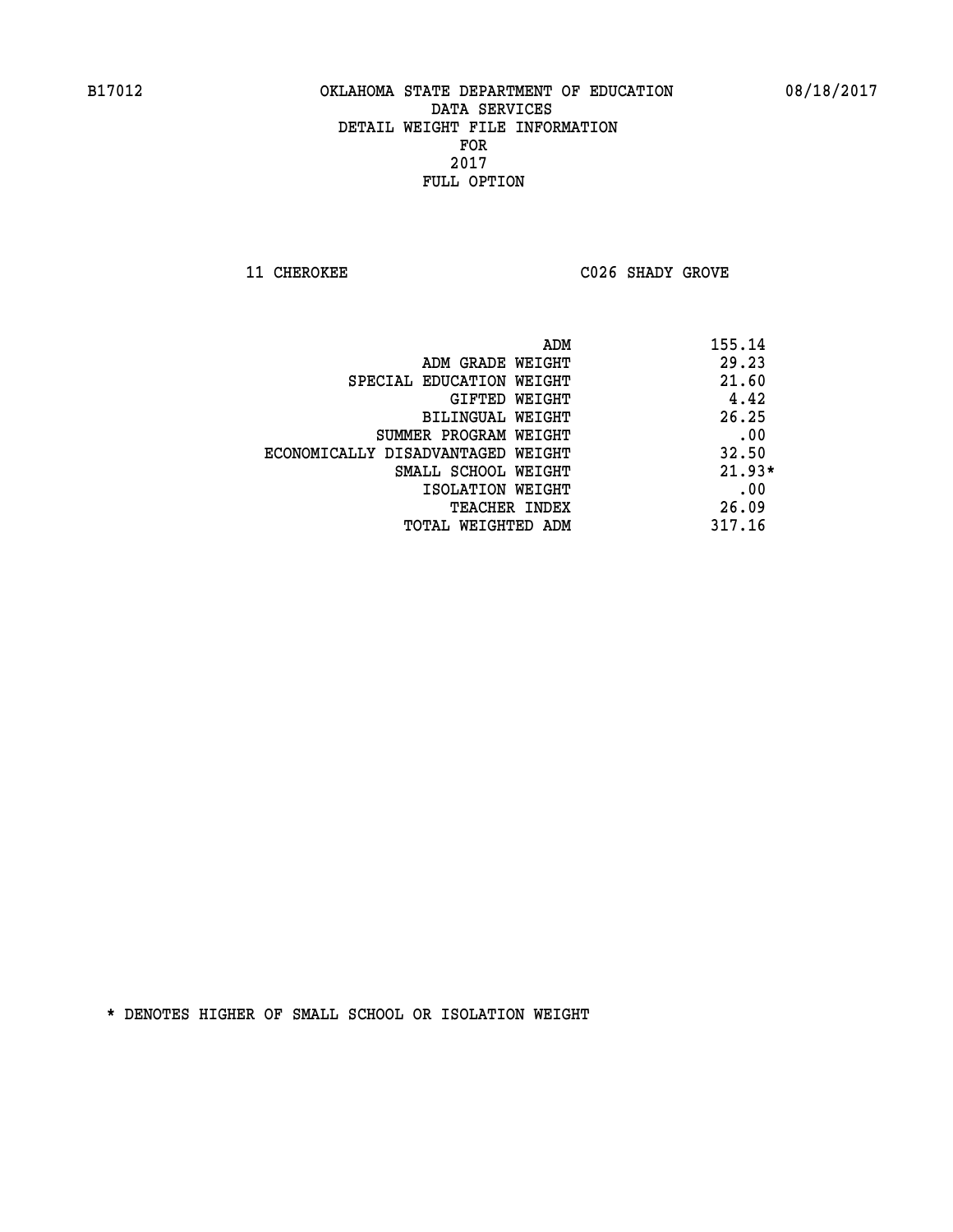B17012 OKLAHOMA STATE DEPARTMENT OF EDUCATION 08/18/2017

DATA SERVICES
DETAIL WEIGHT FILE INFORMATION
FOR
2017
FULL OPTION

11 CHEROKEE C026 SHADY GROVE

| | |
|---|---|
| ADM | 155.14 |
| ADM GRADE WEIGHT | 29.23 |
| SPECIAL EDUCATION WEIGHT | 21.60 |
| GIFTED WEIGHT | 4.42 |
| BILINGUAL WEIGHT | 26.25 |
| SUMMER PROGRAM WEIGHT | .00 |
| ECONOMICALLY DISADVANTAGED WEIGHT | 32.50 |
| SMALL SCHOOL WEIGHT | 21.93* |
| ISOLATION WEIGHT | .00 |
| TEACHER INDEX | 26.09 |
| TOTAL WEIGHTED ADM | 317.16 |

* DENOTES HIGHER OF SMALL SCHOOL OR ISOLATION WEIGHT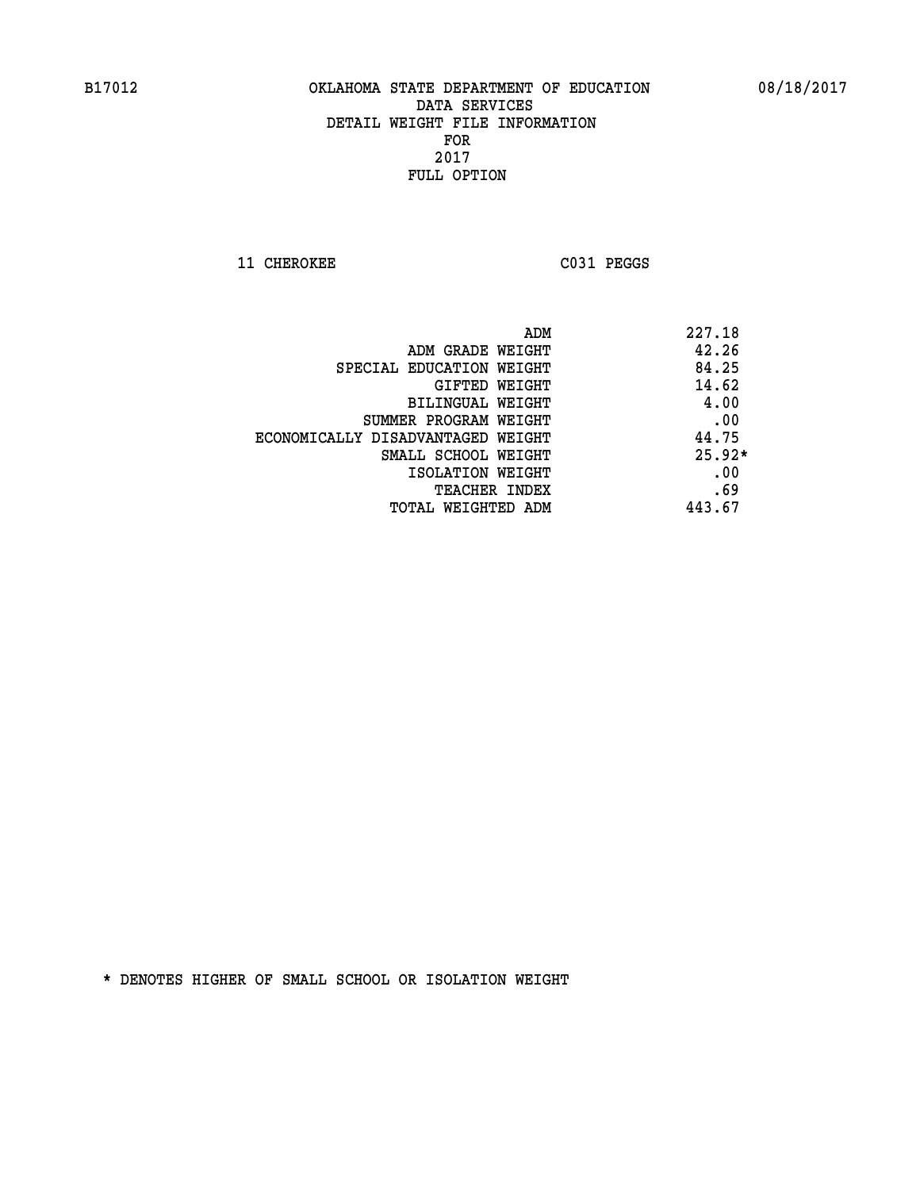B17012 OKLAHOMA STATE DEPARTMENT OF EDUCATION 08/18/2017

DATA SERVICES
DETAIL WEIGHT FILE INFORMATION
FOR
2017
FULL OPTION

11 CHEROKEE C031 PEGGS

| | |
|---|---|
| ADM | 227.18 |
| ADM GRADE WEIGHT | 42.26 |
| SPECIAL EDUCATION WEIGHT | 84.25 |
| GIFTED WEIGHT | 14.62 |
| BILINGUAL WEIGHT | 4.00 |
| SUMMER PROGRAM WEIGHT | .00 |
| ECONOMICALLY DISADVANTAGED WEIGHT | 44.75 |
| SMALL SCHOOL WEIGHT | 25.92* |
| ISOLATION WEIGHT | .00 |
| TEACHER INDEX | .69 |
| TOTAL WEIGHTED ADM | 443.67 |

* DENOTES HIGHER OF SMALL SCHOOL OR ISOLATION WEIGHT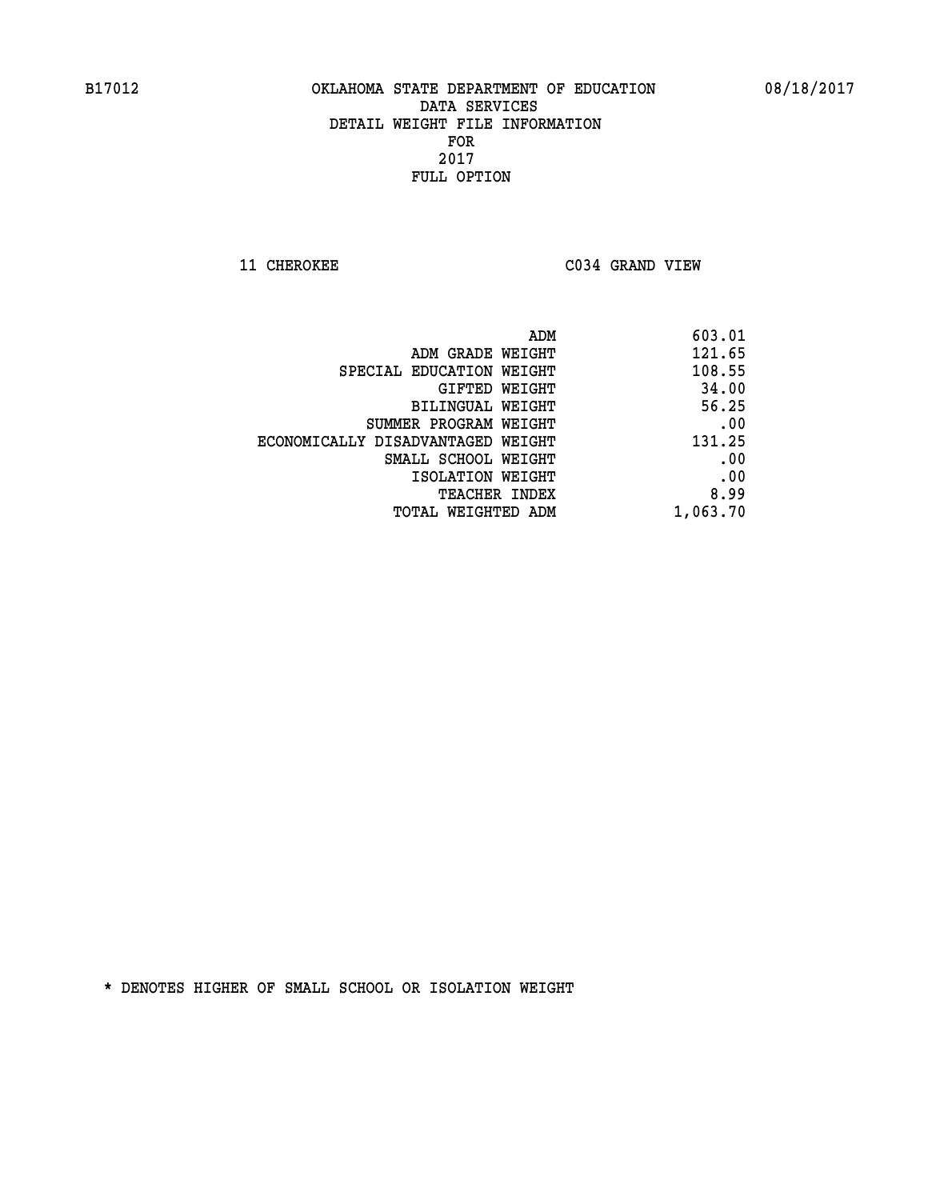B17012 OKLAHOMA STATE DEPARTMENT OF EDUCATION 08/18/2017

DATA SERVICES

DETAIL WEIGHT FILE INFORMATION

FOR

2017

FULL OPTION

11 CHEROKEE C034 GRAND VIEW

| | |
|---|---|
| ADM | 603.01 |
| ADM GRADE WEIGHT | 121.65 |
| SPECIAL EDUCATION WEIGHT | 108.55 |
| GIFTED WEIGHT | 34.00 |
| BILINGUAL WEIGHT | 56.25 |
| SUMMER PROGRAM WEIGHT | .00 |
| ECONOMICALLY DISADVANTAGED WEIGHT | 131.25 |
| SMALL SCHOOL WEIGHT | .00 |
| ISOLATION WEIGHT | .00 |
| TEACHER INDEX | 8.99 |
| TOTAL WEIGHTED ADM | 1,063.70 |

* DENOTES HIGHER OF SMALL SCHOOL OR ISOLATION WEIGHT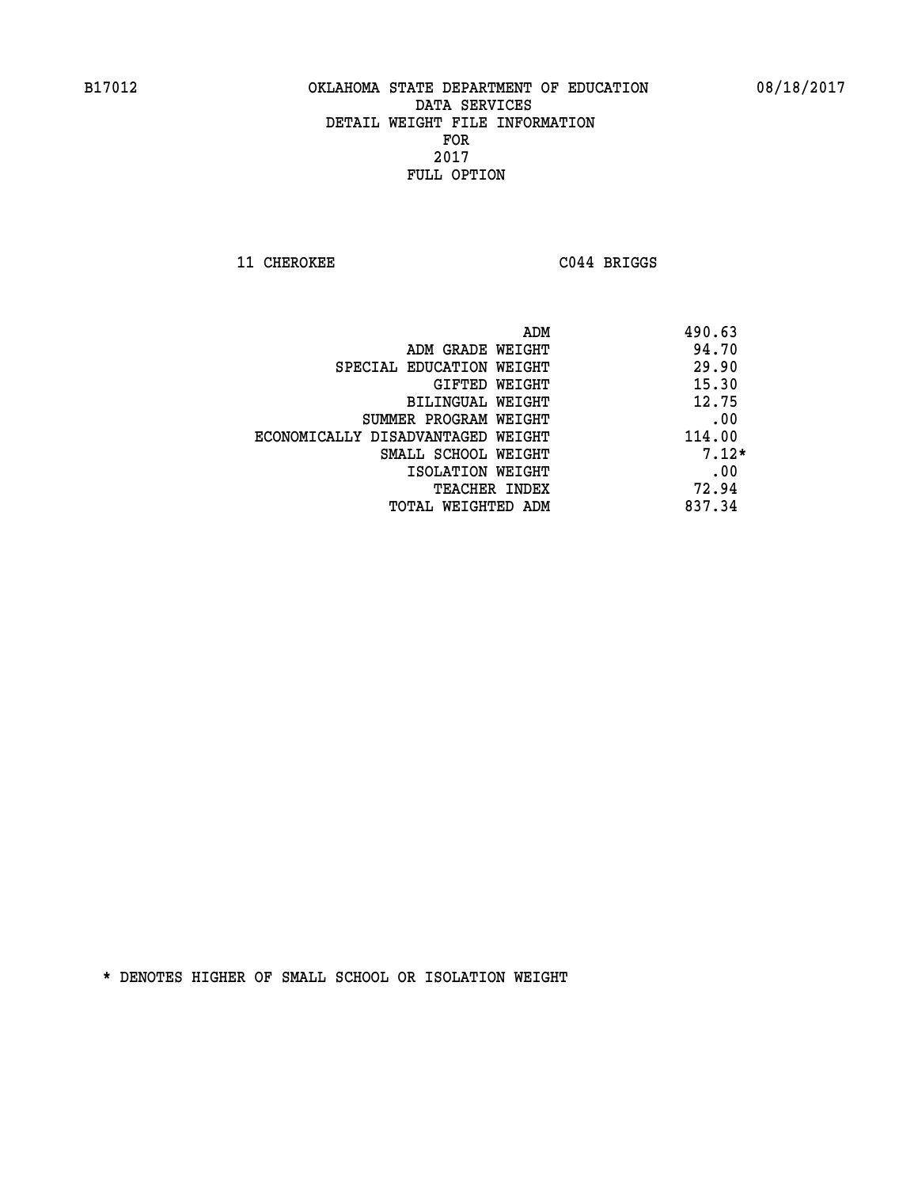B17012 OKLAHOMA STATE DEPARTMENT OF EDUCATION 08/18/2017

DATA SERVICES
DETAIL WEIGHT FILE INFORMATION
FOR
2017
FULL OPTION

11 CHEROKEE C044 BRIGGS

| | |
|---|---|
| ADM | 490.63 |
| ADM GRADE WEIGHT | 94.70 |
| SPECIAL EDUCATION WEIGHT | 29.90 |
| GIFTED WEIGHT | 15.30 |
| BILINGUAL WEIGHT | 12.75 |
| SUMMER PROGRAM WEIGHT | .00 |
| ECONOMICALLY DISADVANTAGED WEIGHT | 114.00 |
| SMALL SCHOOL WEIGHT | 7.12* |
| ISOLATION WEIGHT | .00 |
| TEACHER INDEX | 72.94 |
| TOTAL WEIGHTED ADM | 837.34 |

* DENOTES HIGHER OF SMALL SCHOOL OR ISOLATION WEIGHT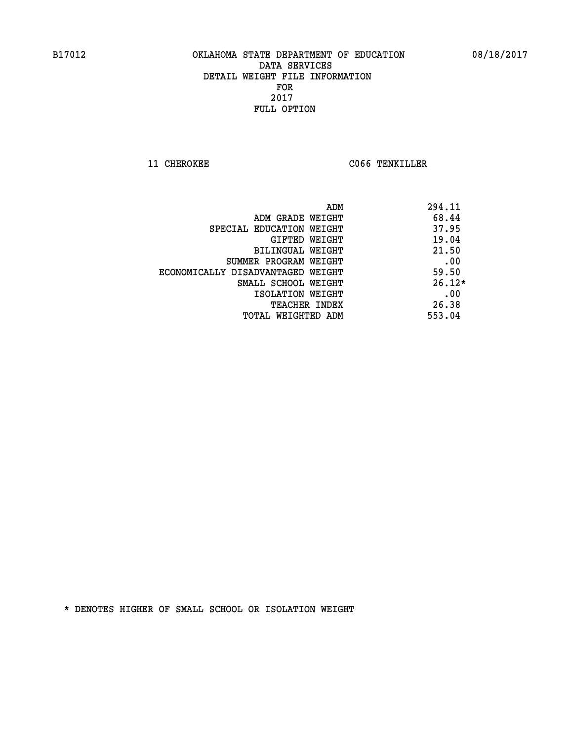B17012 OKLAHOMA STATE DEPARTMENT OF EDUCATION 08/18/2017

DATA SERVICES
DETAIL WEIGHT FILE INFORMATION
FOR
2017
FULL OPTION

11 CHEROKEE C066 TENKILLER

| | |
|---|---|
| ADM | 294.11 |
| ADM GRADE WEIGHT | 68.44 |
| SPECIAL EDUCATION WEIGHT | 37.95 |
| GIFTED WEIGHT | 19.04 |
| BILINGUAL WEIGHT | 21.50 |
| SUMMER PROGRAM WEIGHT | .00 |
| ECONOMICALLY DISADVANTAGED WEIGHT | 59.50 |
| SMALL SCHOOL WEIGHT | 26.12* |
| ISOLATION WEIGHT | .00 |
| TEACHER INDEX | 26.38 |
| TOTAL WEIGHTED ADM | 553.04 |

* DENOTES HIGHER OF SMALL SCHOOL OR ISOLATION WEIGHT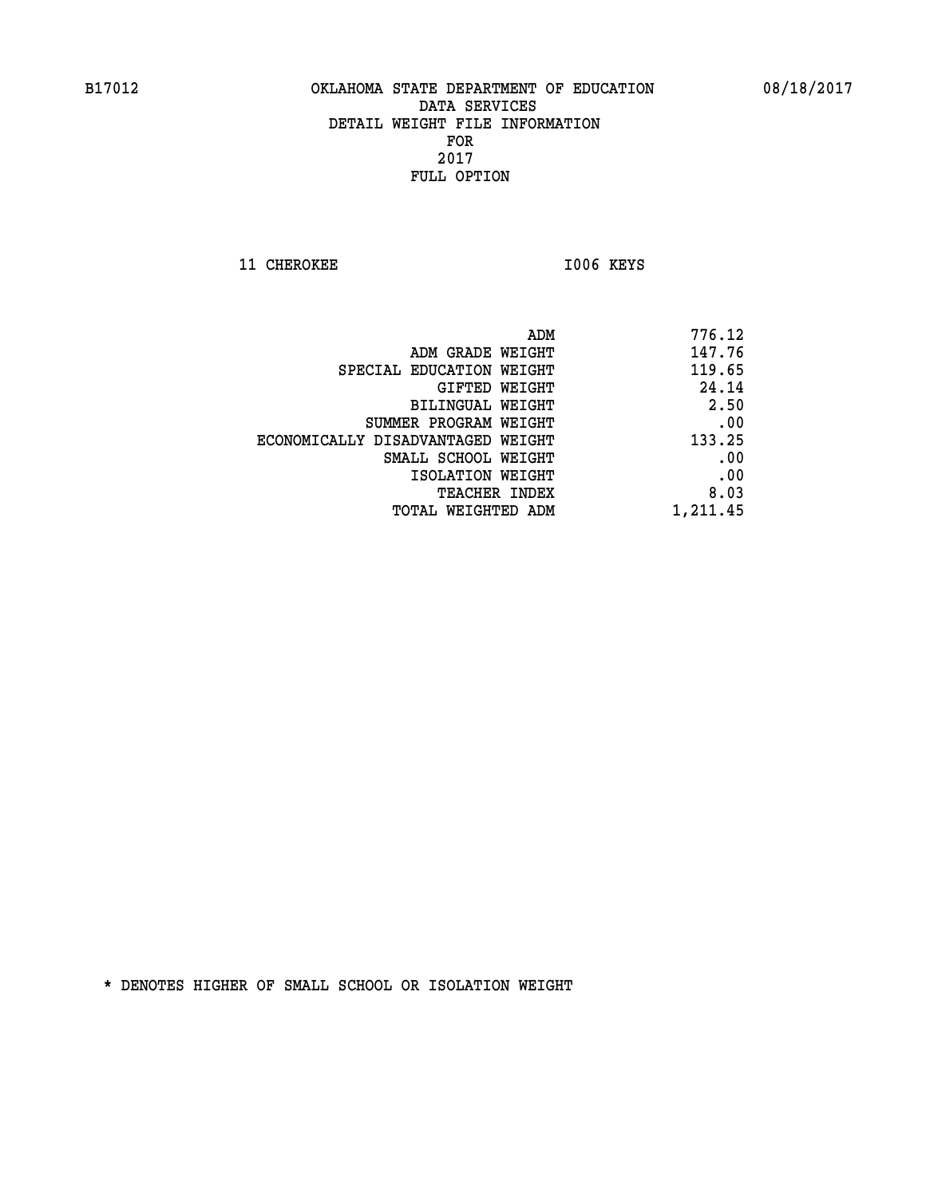B17012 OKLAHOMA STATE DEPARTMENT OF EDUCATION 08/18/2017

DATA SERVICES
DETAIL WEIGHT FILE INFORMATION
FOR
2017
FULL OPTION

11 CHEROKEE I006 KEYS

| | |
|---|---|
| ADM | 776.12 |
| ADM GRADE WEIGHT | 147.76 |
| SPECIAL EDUCATION WEIGHT | 119.65 |
| GIFTED WEIGHT | 24.14 |
| BILINGUAL WEIGHT | 2.50 |
| SUMMER PROGRAM WEIGHT | .00 |
| ECONOMICALLY DISADVANTAGED WEIGHT | 133.25 |
| SMALL SCHOOL WEIGHT | .00 |
| ISOLATION WEIGHT | .00 |
| TEACHER INDEX | 8.03 |
| TOTAL WEIGHTED ADM | 1,211.45 |

* DENOTES HIGHER OF SMALL SCHOOL OR ISOLATION WEIGHT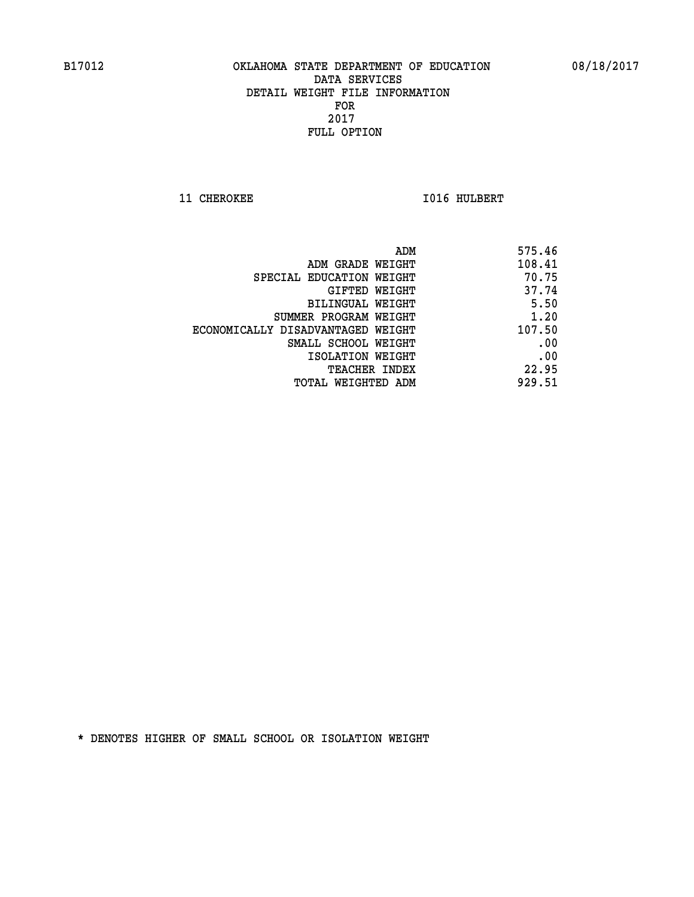B17012 OKLAHOMA STATE DEPARTMENT OF EDUCATION 08/18/2017

DATA SERVICES
DETAIL WEIGHT FILE INFORMATION
FOR
2017
FULL OPTION

11 CHEROKEE I016 HULBERT

| | |
|---|---|
| ADM | 575.46 |
| ADM GRADE WEIGHT | 108.41 |
| SPECIAL EDUCATION WEIGHT | 70.75 |
| GIFTED WEIGHT | 37.74 |
| BILINGUAL WEIGHT | 5.50 |
| SUMMER PROGRAM WEIGHT | 1.20 |
| ECONOMICALLY DISADVANTAGED WEIGHT | 107.50 |
| SMALL SCHOOL WEIGHT | .00 |
| ISOLATION WEIGHT | .00 |
| TEACHER INDEX | 22.95 |
| TOTAL WEIGHTED ADM | 929.51 |

* DENOTES HIGHER OF SMALL SCHOOL OR ISOLATION WEIGHT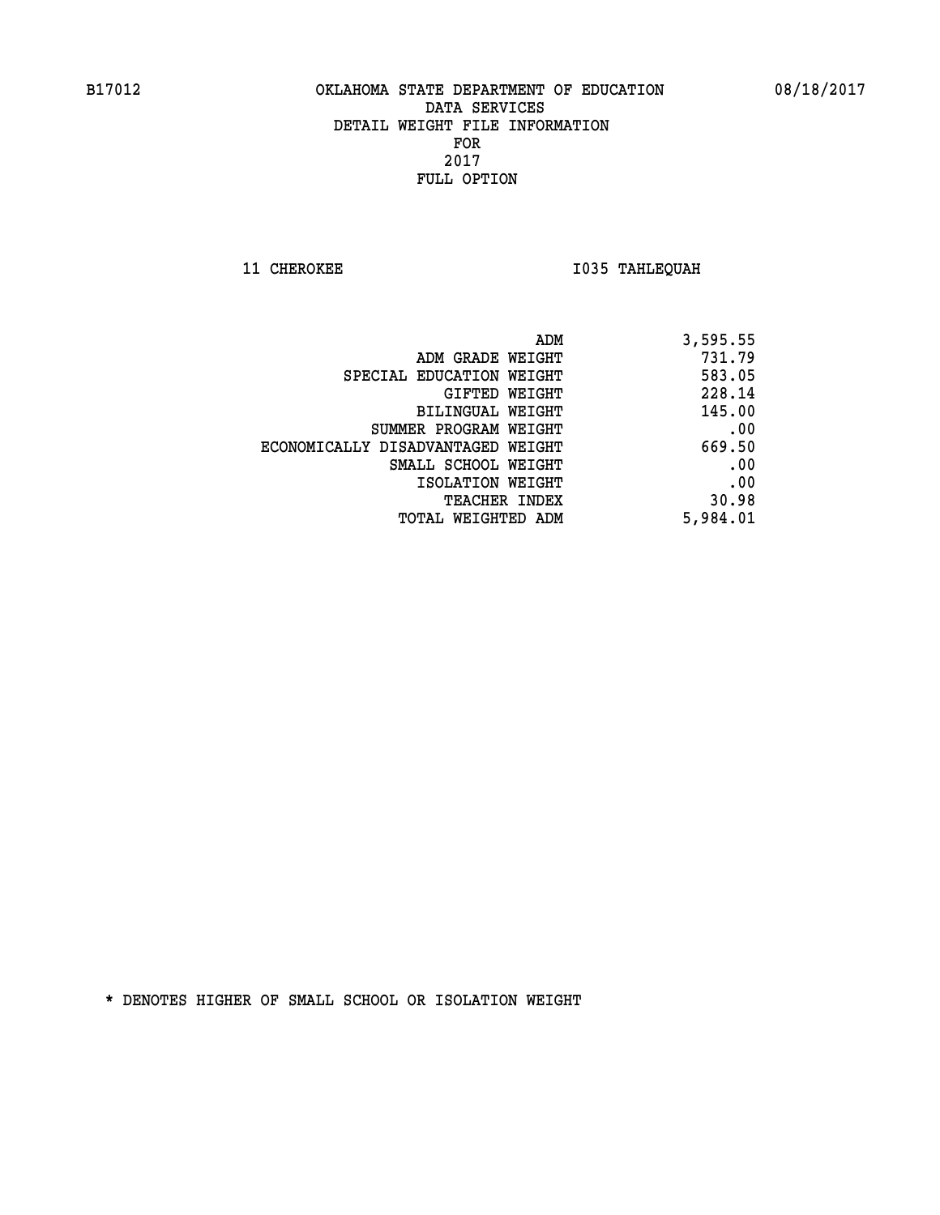B17012 OKLAHOMA STATE DEPARTMENT OF EDUCATION 08/18/2017

DATA SERVICES
DETAIL WEIGHT FILE INFORMATION
FOR
2017
FULL OPTION

11 CHEROKEE I035 TAHLEQUAH

| | |
|---|---|
| ADM | 3,595.55 |
| ADM GRADE WEIGHT | 731.79 |
| SPECIAL EDUCATION WEIGHT | 583.05 |
| GIFTED WEIGHT | 228.14 |
| BILINGUAL WEIGHT | 145.00 |
| SUMMER PROGRAM WEIGHT | .00 |
| ECONOMICALLY DISADVANTAGED WEIGHT | 669.50 |
| SMALL SCHOOL WEIGHT | .00 |
| ISOLATION WEIGHT | .00 |
| TEACHER INDEX | 30.98 |
| TOTAL WEIGHTED ADM | 5,984.01 |

* DENOTES HIGHER OF SMALL SCHOOL OR ISOLATION WEIGHT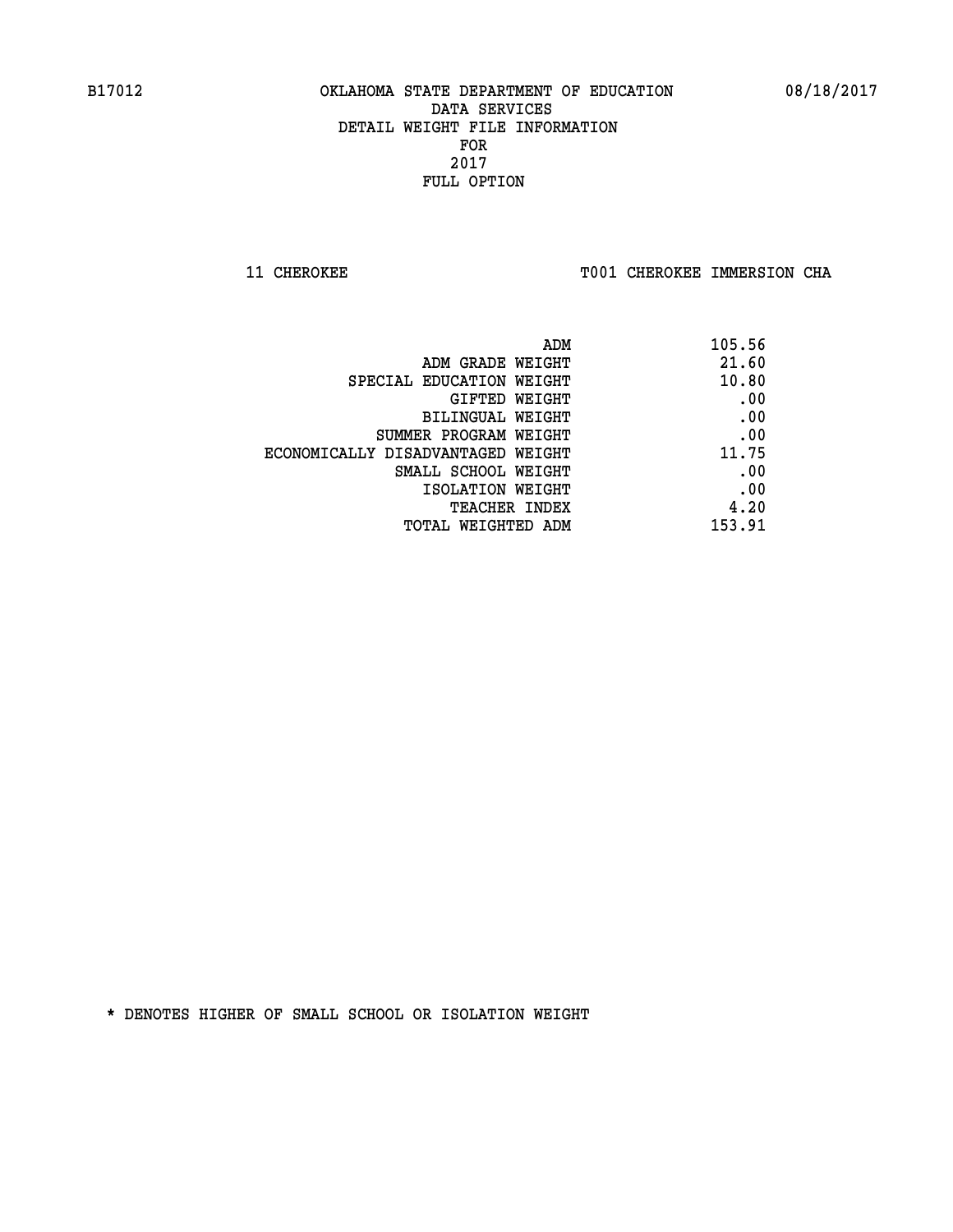B17012 OKLAHOMA STATE DEPARTMENT OF EDUCATION 08/18/2017

DATA SERVICES
DETAIL WEIGHT FILE INFORMATION
FOR
2017
FULL OPTION

11 CHEROKEE T001 CHEROKEE IMMERSION CHA

| | |
|---|---|
| ADM | 105.56 |
| ADM GRADE WEIGHT | 21.60 |
| SPECIAL EDUCATION WEIGHT | 10.80 |
| GIFTED WEIGHT | .00 |
| BILINGUAL WEIGHT | .00 |
| SUMMER PROGRAM WEIGHT | .00 |
| ECONOMICALLY DISADVANTAGED WEIGHT | 11.75 |
| SMALL SCHOOL WEIGHT | .00 |
| ISOLATION WEIGHT | .00 |
| TEACHER INDEX | 4.20 |
| TOTAL WEIGHTED ADM | 153.91 |

* DENOTES HIGHER OF SMALL SCHOOL OR ISOLATION WEIGHT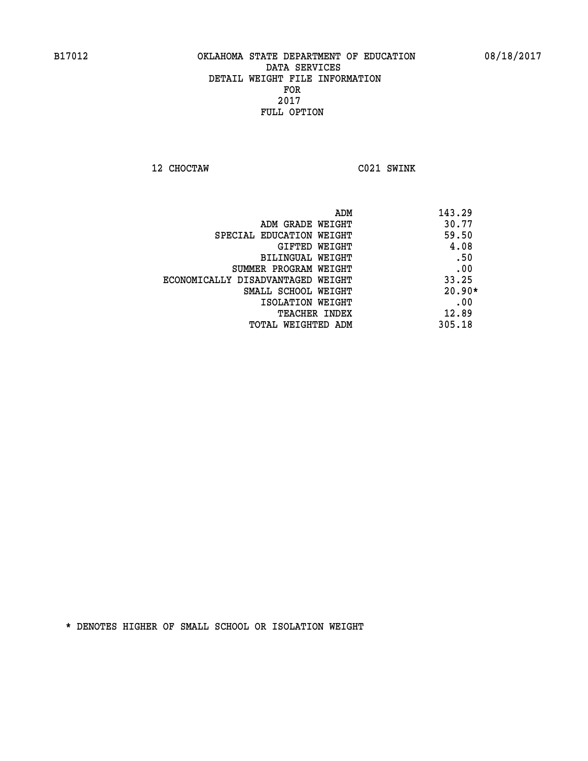# OKLAHOMA STATE DEPARTMENT OF EDUCATION
## DATA SERVICES
## DETAIL WEIGHT FILE INFORMATION
## FOR
## 2017
## FULL OPTION

B17012 — 08/18/2017

12 CHOCTAW — C021 SWINK

| | |
|---|---|
| ADM | 143.29 |
| ADM GRADE WEIGHT | 30.77 |
| SPECIAL EDUCATION WEIGHT | 59.50 |
| GIFTED WEIGHT | 4.08 |
| BILINGUAL WEIGHT | .50 |
| SUMMER PROGRAM WEIGHT | .00 |
| ECONOMICALLY DISADVANTAGED WEIGHT | 33.25 |
| SMALL SCHOOL WEIGHT | 20.90* |
| ISOLATION WEIGHT | .00 |
| TEACHER INDEX | 12.89 |
| TOTAL WEIGHTED ADM | 305.18 |

* DENOTES HIGHER OF SMALL SCHOOL OR ISOLATION WEIGHT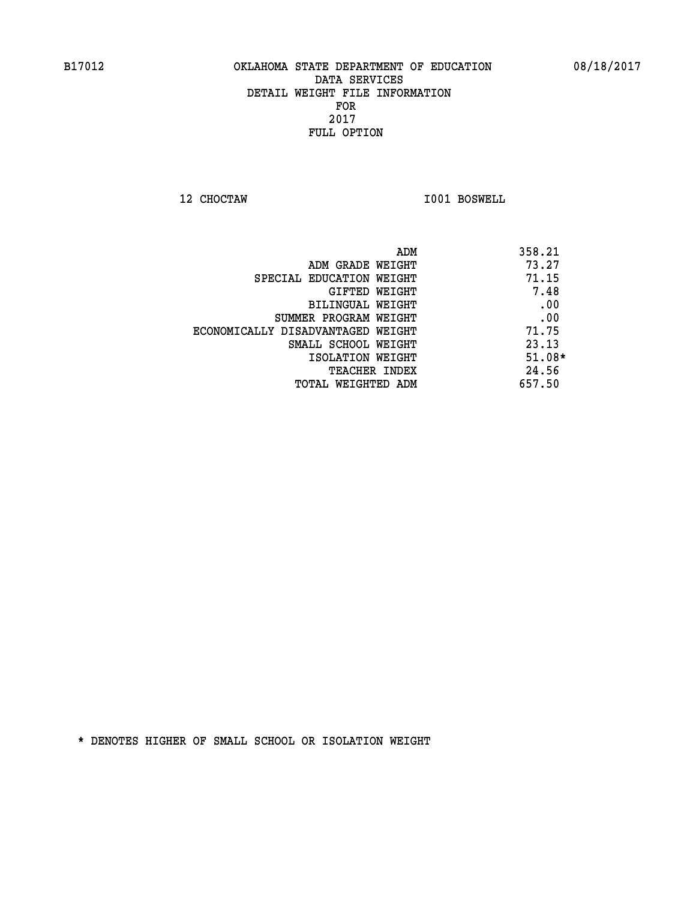B17012 OKLAHOMA STATE DEPARTMENT OF EDUCATION 08/18/2017

DATA SERVICES
DETAIL WEIGHT FILE INFORMATION
FOR
2017
FULL OPTION

12 CHOCTAW I001 BOSWELL

| | |
|---|---|
| ADM | 358.21 |
| ADM GRADE WEIGHT | 73.27 |
| SPECIAL EDUCATION WEIGHT | 71.15 |
| GIFTED WEIGHT | 7.48 |
| BILINGUAL WEIGHT | .00 |
| SUMMER PROGRAM WEIGHT | .00 |
| ECONOMICALLY DISADVANTAGED WEIGHT | 71.75 |
| SMALL SCHOOL WEIGHT | 23.13 |
| ISOLATION WEIGHT | 51.08* |
| TEACHER INDEX | 24.56 |
| TOTAL WEIGHTED ADM | 657.50 |

* DENOTES HIGHER OF SMALL SCHOOL OR ISOLATION WEIGHT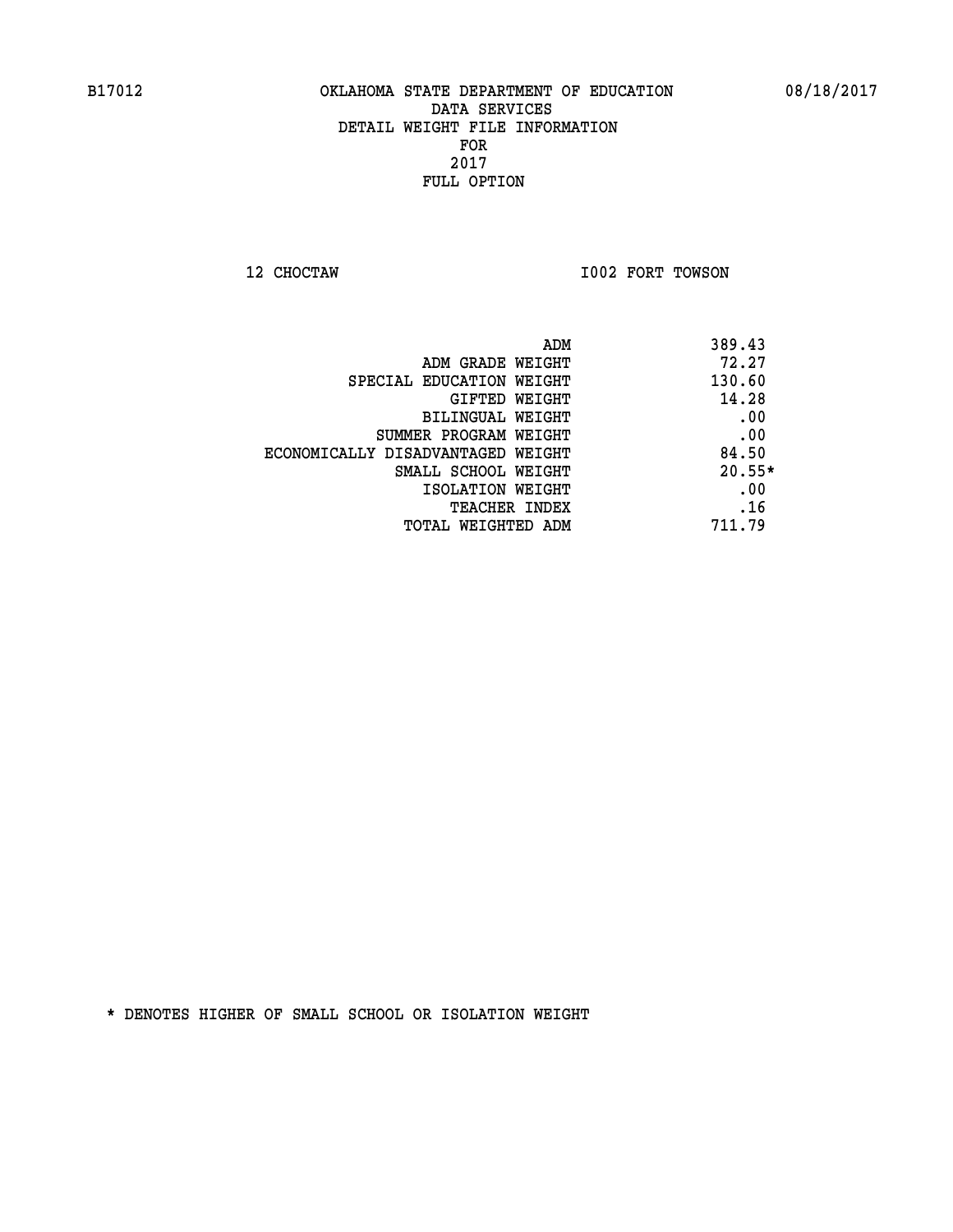B17012 OKLAHOMA STATE DEPARTMENT OF EDUCATION 08/18/2017

DATA SERVICES
DETAIL WEIGHT FILE INFORMATION
FOR
2017
FULL OPTION

12 CHOCTAW I002 FORT TOWSON

| | |
|---|---|
| ADM | 389.43 |
| ADM GRADE WEIGHT | 72.27 |
| SPECIAL EDUCATION WEIGHT | 130.60 |
| GIFTED WEIGHT | 14.28 |
| BILINGUAL WEIGHT | .00 |
| SUMMER PROGRAM WEIGHT | .00 |
| ECONOMICALLY DISADVANTAGED WEIGHT | 84.50 |
| SMALL SCHOOL WEIGHT | 20.55* |
| ISOLATION WEIGHT | .00 |
| TEACHER INDEX | .16 |
| TOTAL WEIGHTED ADM | 711.79 |

* DENOTES HIGHER OF SMALL SCHOOL OR ISOLATION WEIGHT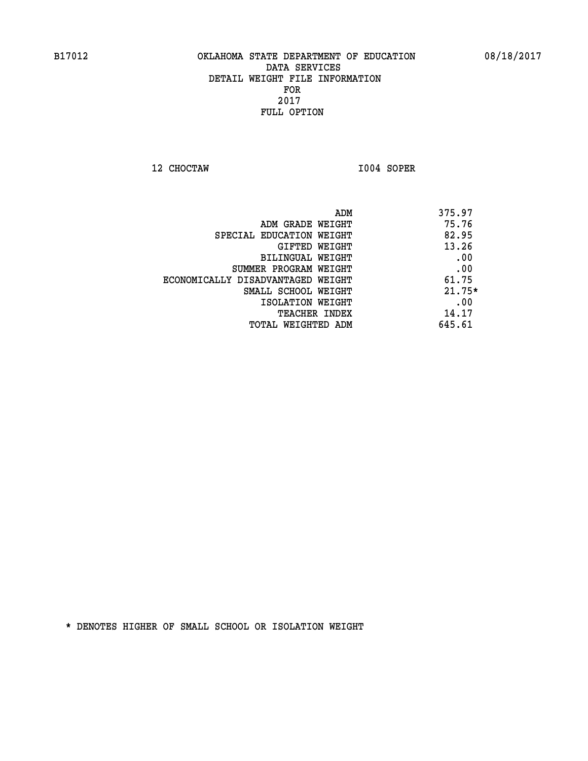B17012 OKLAHOMA STATE DEPARTMENT OF EDUCATION 08/18/2017

DATA SERVICES
DETAIL WEIGHT FILE INFORMATION
FOR
2017
FULL OPTION

12 CHOCTAW I004 SOPER

| | |
|---|---|
| ADM | 375.97 |
| ADM GRADE WEIGHT | 75.76 |
| SPECIAL EDUCATION WEIGHT | 82.95 |
| GIFTED WEIGHT | 13.26 |
| BILINGUAL WEIGHT | .00 |
| SUMMER PROGRAM WEIGHT | .00 |
| ECONOMICALLY DISADVANTAGED WEIGHT | 61.75 |
| SMALL SCHOOL WEIGHT | 21.75* |
| ISOLATION WEIGHT | .00 |
| TEACHER INDEX | 14.17 |
| TOTAL WEIGHTED ADM | 645.61 |

* DENOTES HIGHER OF SMALL SCHOOL OR ISOLATION WEIGHT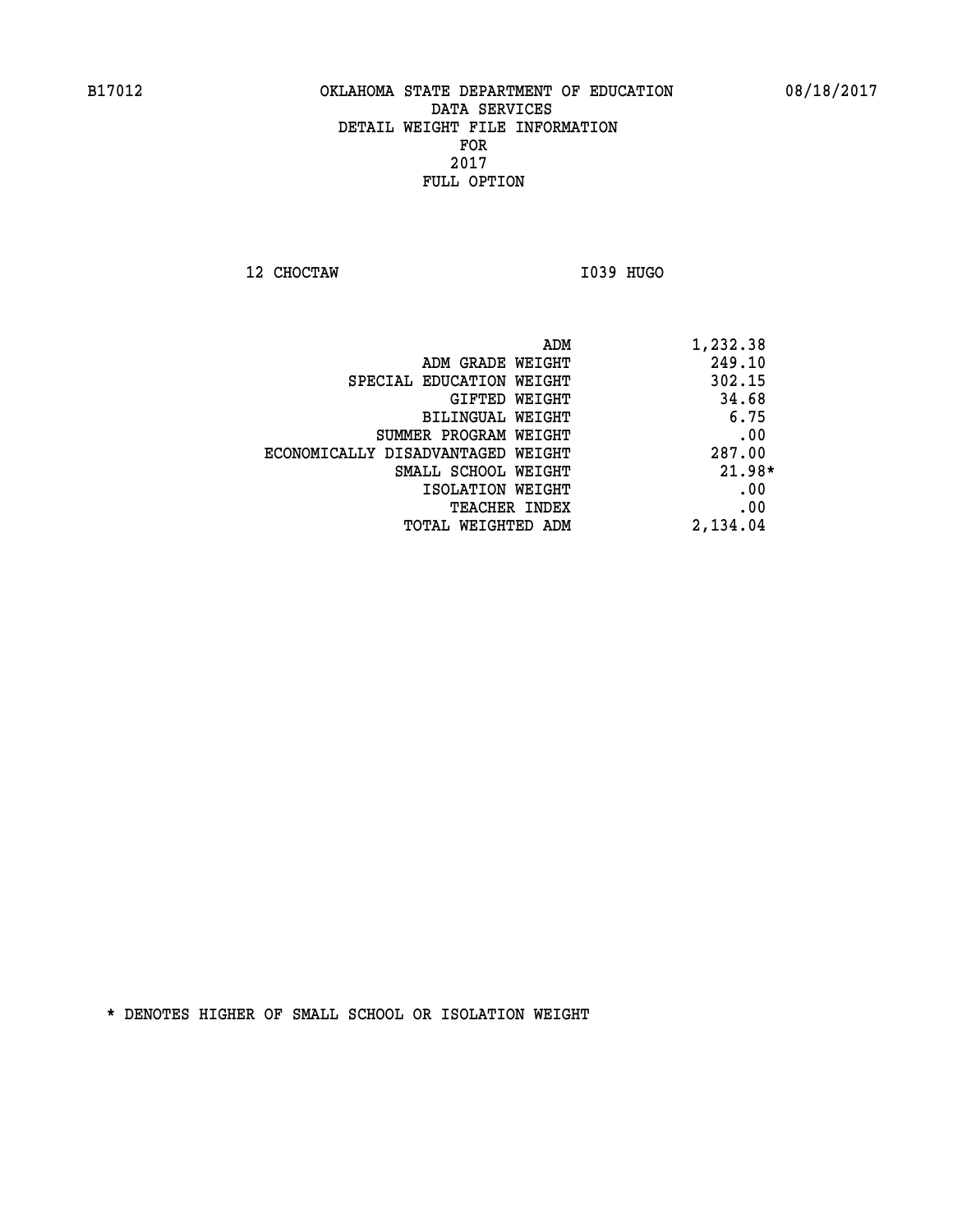B17012 OKLAHOMA STATE DEPARTMENT OF EDUCATION 08/18/2017

DATA SERVICES
DETAIL WEIGHT FILE INFORMATION
FOR
2017
FULL OPTION

12 CHOCTAW I039 HUGO

| | |
|---|---|
| ADM | 1,232.38 |
| ADM GRADE WEIGHT | 249.10 |
| SPECIAL EDUCATION WEIGHT | 302.15 |
| GIFTED WEIGHT | 34.68 |
| BILINGUAL WEIGHT | 6.75 |
| SUMMER PROGRAM WEIGHT | .00 |
| ECONOMICALLY DISADVANTAGED WEIGHT | 287.00 |
| SMALL SCHOOL WEIGHT | 21.98* |
| ISOLATION WEIGHT | .00 |
| TEACHER INDEX | .00 |
| TOTAL WEIGHTED ADM | 2,134.04 |

* DENOTES HIGHER OF SMALL SCHOOL OR ISOLATION WEIGHT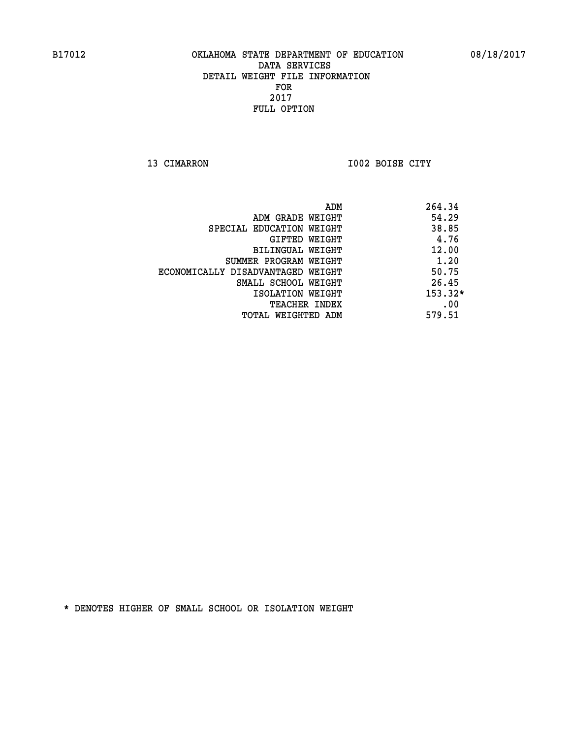B17012 OKLAHOMA STATE DEPARTMENT OF EDUCATION 08/18/2017

DATA SERVICES
DETAIL WEIGHT FILE INFORMATION
FOR
2017
FULL OPTION

13 CIMARRON I002 BOISE CITY

| | |
|---|---|
| ADM | 264.34 |
| ADM GRADE WEIGHT | 54.29 |
| SPECIAL EDUCATION WEIGHT | 38.85 |
| GIFTED WEIGHT | 4.76 |
| BILINGUAL WEIGHT | 12.00 |
| SUMMER PROGRAM WEIGHT | 1.20 |
| ECONOMICALLY DISADVANTAGED WEIGHT | 50.75 |
| SMALL SCHOOL WEIGHT | 26.45 |
| ISOLATION WEIGHT | 153.32* |
| TEACHER INDEX | .00 |
| TOTAL WEIGHTED ADM | 579.51 |

* DENOTES HIGHER OF SMALL SCHOOL OR ISOLATION WEIGHT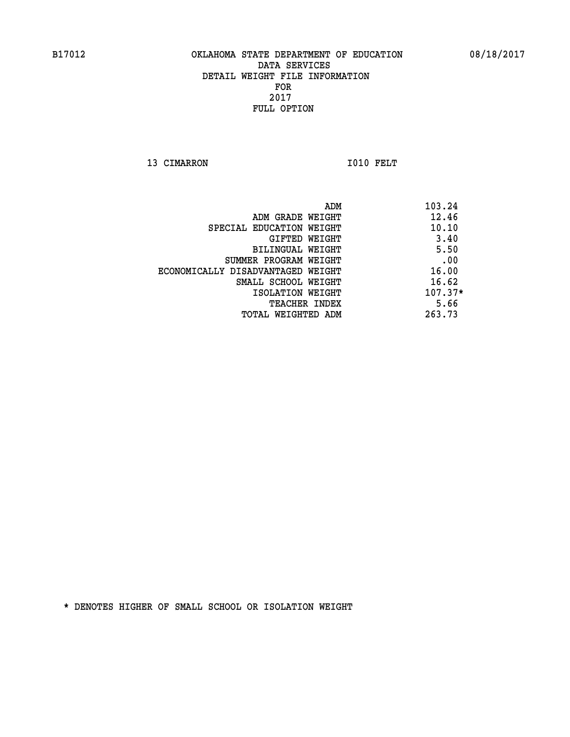B17012 OKLAHOMA STATE DEPARTMENT OF EDUCATION 08/18/2017

DATA SERVICES
DETAIL WEIGHT FILE INFORMATION
FOR
2017
FULL OPTION

13 CIMARRON I010 FELT

| | |
|---|---|
| ADM | 103.24 |
| ADM GRADE WEIGHT | 12.46 |
| SPECIAL EDUCATION WEIGHT | 10.10 |
| GIFTED WEIGHT | 3.40 |
| BILINGUAL WEIGHT | 5.50 |
| SUMMER PROGRAM WEIGHT | .00 |
| ECONOMICALLY DISADVANTAGED WEIGHT | 16.00 |
| SMALL SCHOOL WEIGHT | 16.62 |
| ISOLATION WEIGHT | 107.37* |
| TEACHER INDEX | 5.66 |
| TOTAL WEIGHTED ADM | 263.73 |

* DENOTES HIGHER OF SMALL SCHOOL OR ISOLATION WEIGHT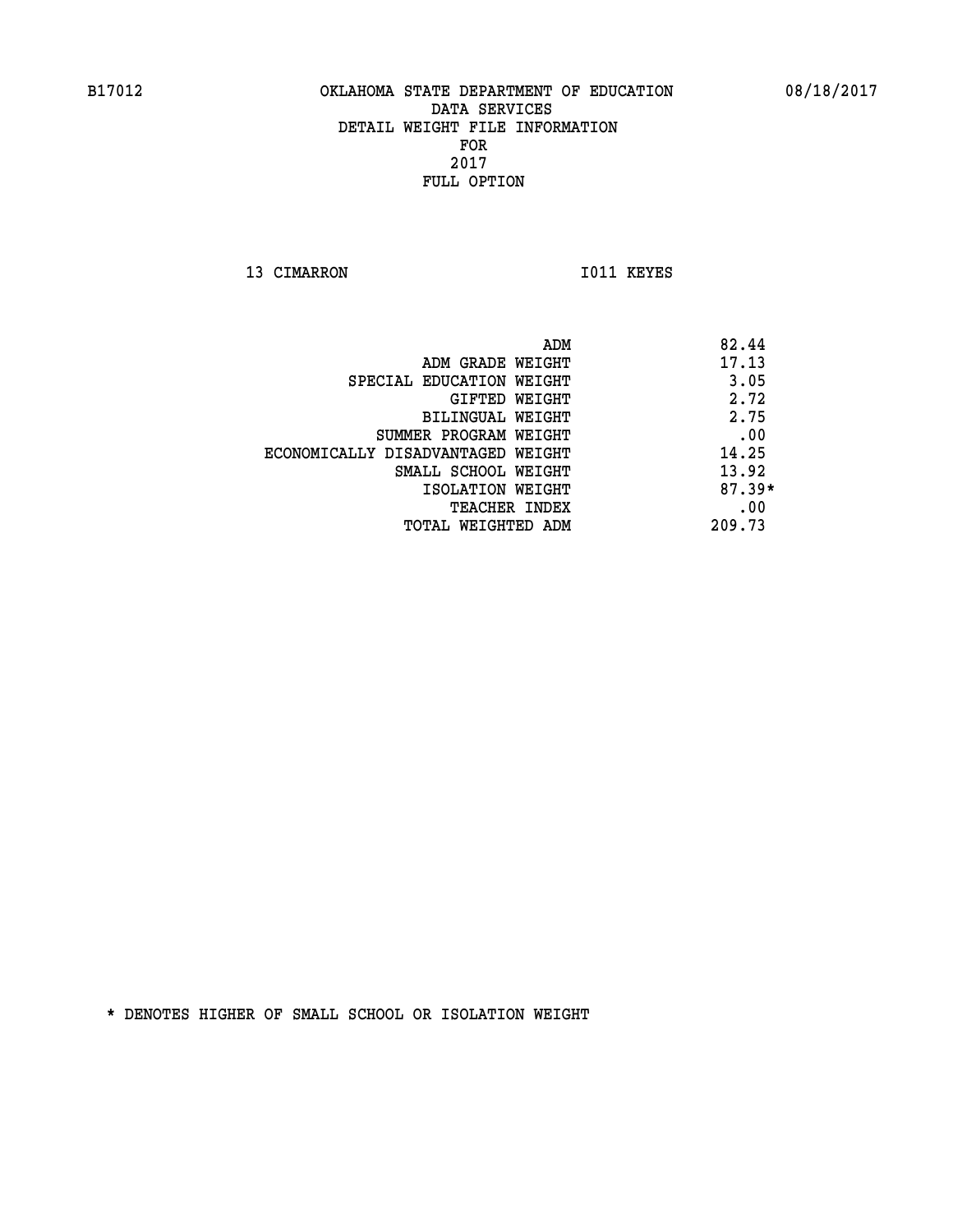OKLAHOMA STATE DEPARTMENT OF EDUCATION
DATA SERVICES
DETAIL WEIGHT FILE INFORMATION
FOR
2017
FULL OPTION

13 CIMARRON I011 KEYES

| | |
|---|---|
| ADM | 82.44 |
| ADM GRADE WEIGHT | 17.13 |
| SPECIAL EDUCATION WEIGHT | 3.05 |
| GIFTED WEIGHT | 2.72 |
| BILINGUAL WEIGHT | 2.75 |
| SUMMER PROGRAM WEIGHT | .00 |
| ECONOMICALLY DISADVANTAGED WEIGHT | 14.25 |
| SMALL SCHOOL WEIGHT | 13.92 |
| ISOLATION WEIGHT | 87.39* |
| TEACHER INDEX | .00 |
| TOTAL WEIGHTED ADM | 209.73 |

* DENOTES HIGHER OF SMALL SCHOOL OR ISOLATION WEIGHT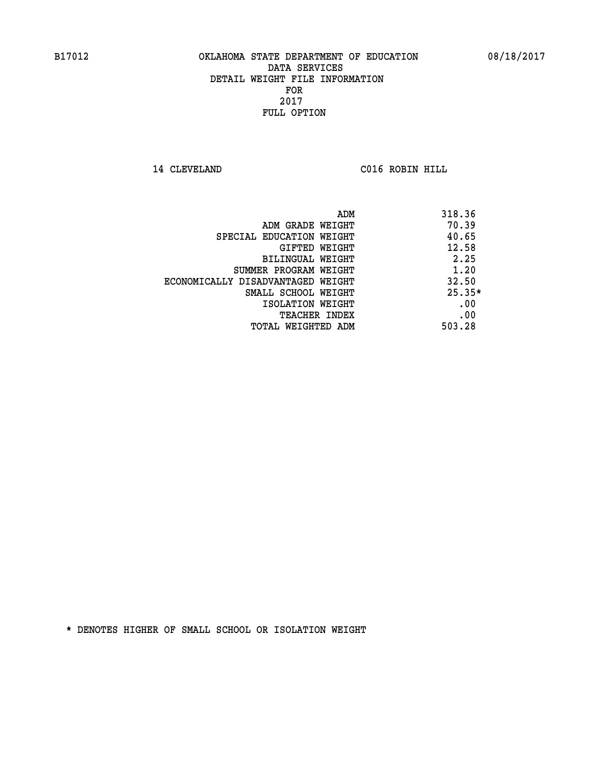B17012 OKLAHOMA STATE DEPARTMENT OF EDUCATION 08/18/2017

DATA SERVICES
DETAIL WEIGHT FILE INFORMATION
FOR
2017
FULL OPTION

14 CLEVELAND C016 ROBIN HILL

| | |
|---|---|
| ADM | 318.36 |
| ADM GRADE WEIGHT | 70.39 |
| SPECIAL EDUCATION WEIGHT | 40.65 |
| GIFTED WEIGHT | 12.58 |
| BILINGUAL WEIGHT | 2.25 |
| SUMMER PROGRAM WEIGHT | 1.20 |
| ECONOMICALLY DISADVANTAGED WEIGHT | 32.50 |
| SMALL SCHOOL WEIGHT | 25.35* |
| ISOLATION WEIGHT | .00 |
| TEACHER INDEX | .00 |
| TOTAL WEIGHTED ADM | 503.28 |

* DENOTES HIGHER OF SMALL SCHOOL OR ISOLATION WEIGHT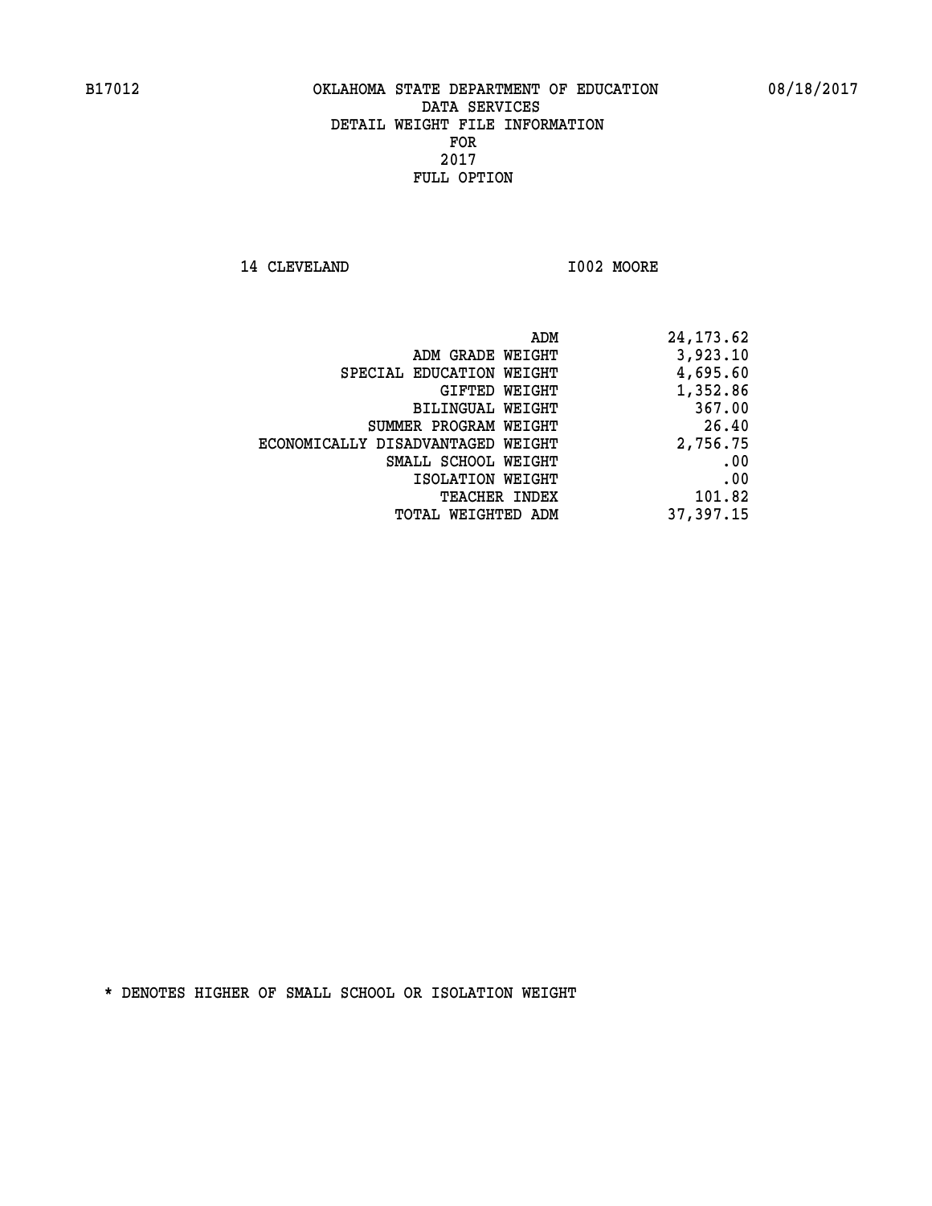B17012 OKLAHOMA STATE DEPARTMENT OF EDUCATION 08/18/2017

DATA SERVICES
DETAIL WEIGHT FILE INFORMATION
FOR
2017
FULL OPTION

14 CLEVELAND I002 MOORE

| | |
|---|---|
| ADM | 24,173.62 |
| ADM GRADE WEIGHT | 3,923.10 |
| SPECIAL EDUCATION WEIGHT | 4,695.60 |
| GIFTED WEIGHT | 1,352.86 |
| BILINGUAL WEIGHT | 367.00 |
| SUMMER PROGRAM WEIGHT | 26.40 |
| ECONOMICALLY DISADVANTAGED WEIGHT | 2,756.75 |
| SMALL SCHOOL WEIGHT | .00 |
| ISOLATION WEIGHT | .00 |
| TEACHER INDEX | 101.82 |
| TOTAL WEIGHTED ADM | 37,397.15 |

* DENOTES HIGHER OF SMALL SCHOOL OR ISOLATION WEIGHT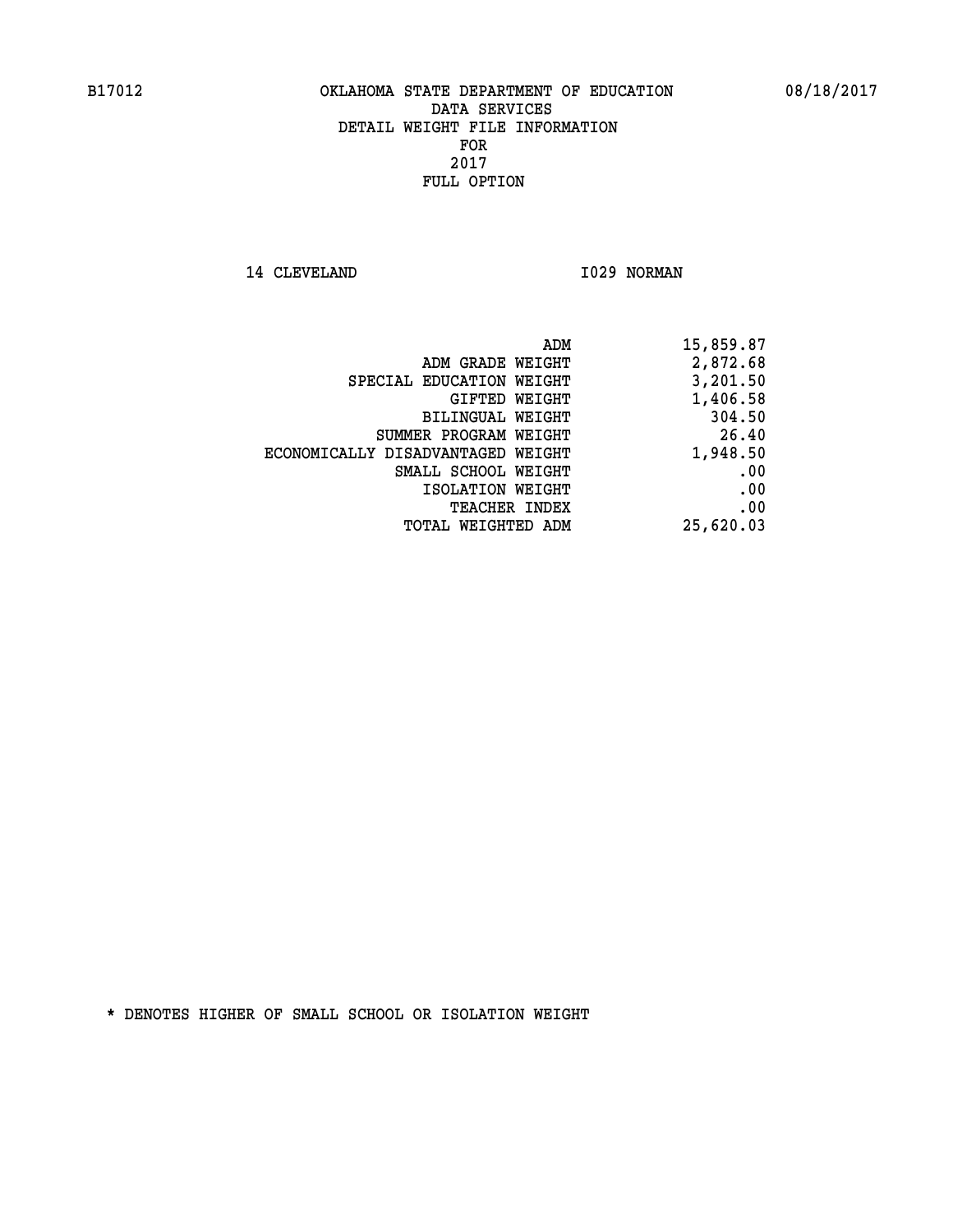# OKLAHOMA STATE DEPARTMENT OF EDUCATION
## DATA SERVICES
## DETAIL WEIGHT FILE INFORMATION
## FOR
## 2017
## FULL OPTION

B17012 08/18/2017

14 CLEVELAND I029 NORMAN

| | |
|---|---|
| ADM | 15,859.87 |
| ADM GRADE WEIGHT | 2,872.68 |
| SPECIAL EDUCATION WEIGHT | 3,201.50 |
| GIFTED WEIGHT | 1,406.58 |
| BILINGUAL WEIGHT | 304.50 |
| SUMMER PROGRAM WEIGHT | 26.40 |
| ECONOMICALLY DISADVANTAGED WEIGHT | 1,948.50 |
| SMALL SCHOOL WEIGHT | .00 |
| ISOLATION WEIGHT | .00 |
| TEACHER INDEX | .00 |
| TOTAL WEIGHTED ADM | 25,620.03 |

* DENOTES HIGHER OF SMALL SCHOOL OR ISOLATION WEIGHT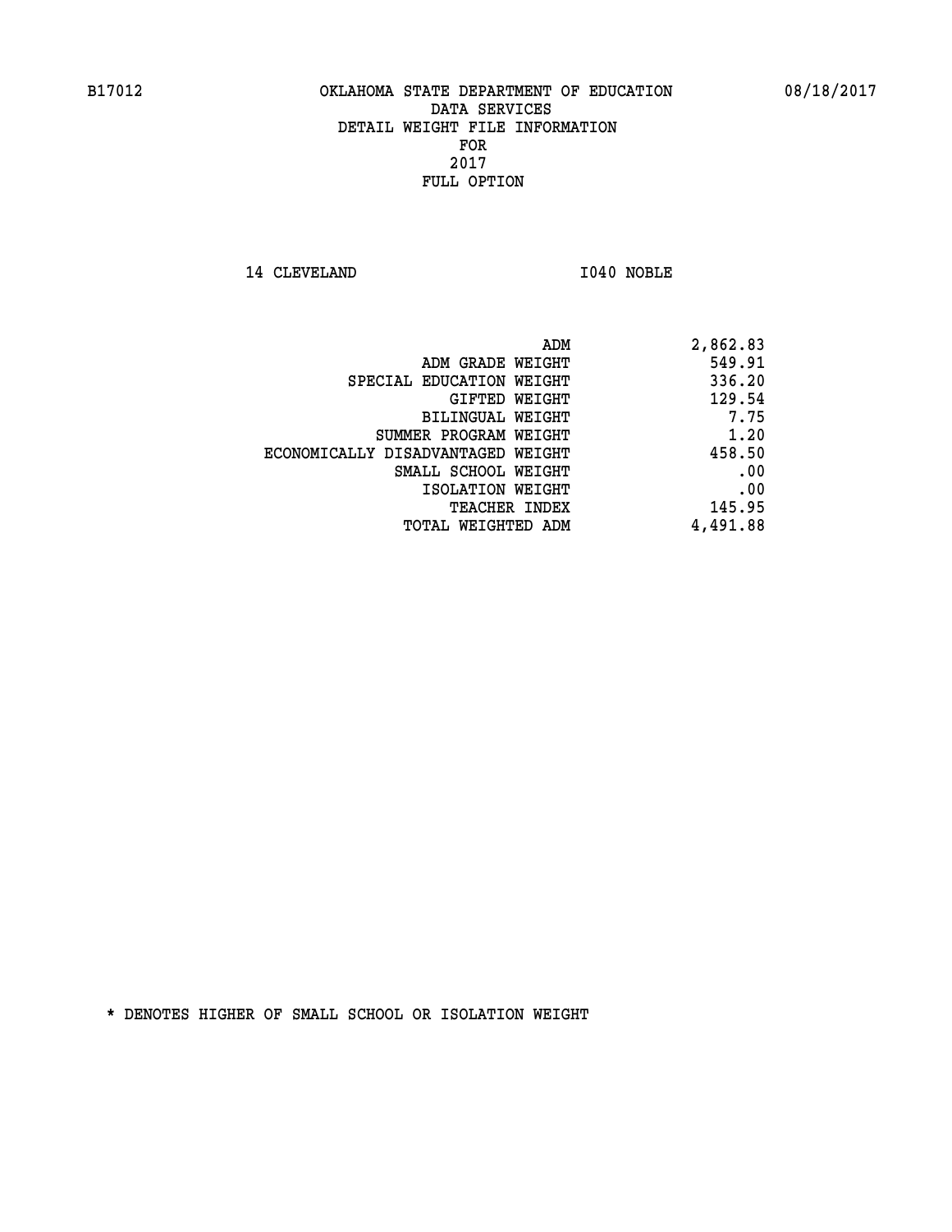B17012 OKLAHOMA STATE DEPARTMENT OF EDUCATION 08/18/2017

DATA SERVICES
DETAIL WEIGHT FILE INFORMATION
FOR
2017
FULL OPTION

14 CLEVELAND I040 NOBLE

| | |
|---|---|
| ADM | 2,862.83 |
| ADM GRADE WEIGHT | 549.91 |
| SPECIAL EDUCATION WEIGHT | 336.20 |
| GIFTED WEIGHT | 129.54 |
| BILINGUAL WEIGHT | 7.75 |
| SUMMER PROGRAM WEIGHT | 1.20 |
| ECONOMICALLY DISADVANTAGED WEIGHT | 458.50 |
| SMALL SCHOOL WEIGHT | .00 |
| ISOLATION WEIGHT | .00 |
| TEACHER INDEX | 145.95 |
| TOTAL WEIGHTED ADM | 4,491.88 |

* DENOTES HIGHER OF SMALL SCHOOL OR ISOLATION WEIGHT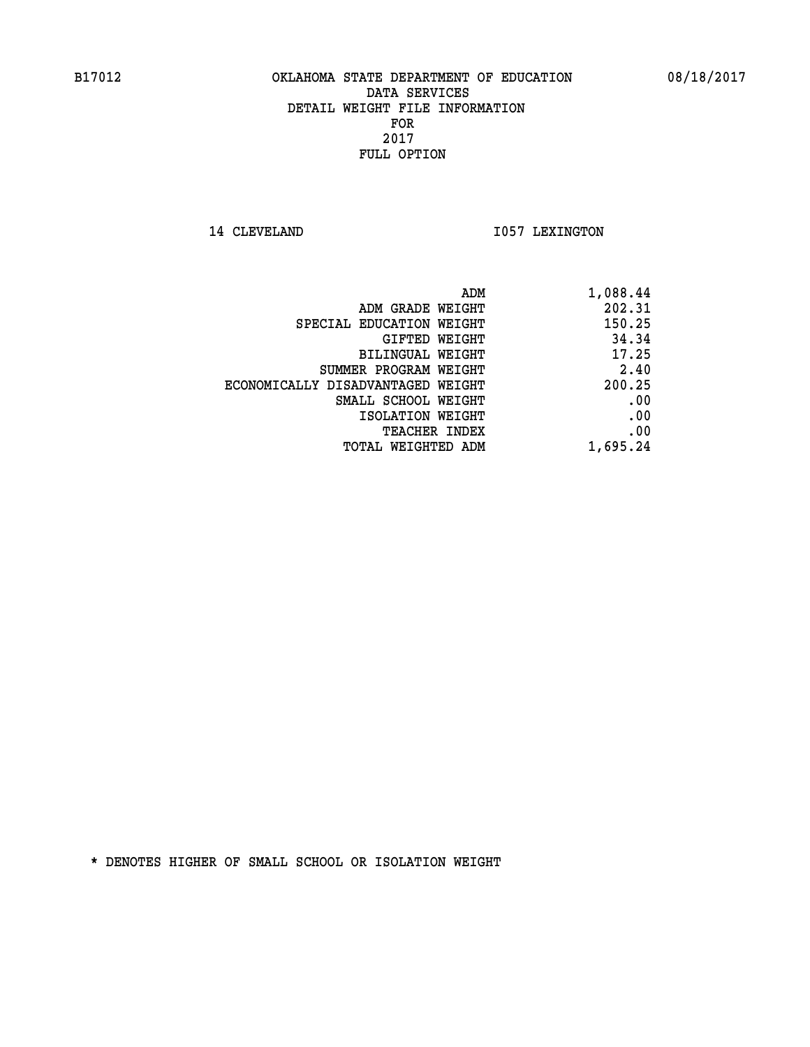B17012 OKLAHOMA STATE DEPARTMENT OF EDUCATION 08/18/2017

DATA SERVICES
DETAIL WEIGHT FILE INFORMATION
FOR
2017
FULL OPTION

14 CLEVELAND I057 LEXINGTON

| | |
|---|---|
| ADM | 1,088.44 |
| ADM GRADE WEIGHT | 202.31 |
| SPECIAL EDUCATION WEIGHT | 150.25 |
| GIFTED WEIGHT | 34.34 |
| BILINGUAL WEIGHT | 17.25 |
| SUMMER PROGRAM WEIGHT | 2.40 |
| ECONOMICALLY DISADVANTAGED WEIGHT | 200.25 |
| SMALL SCHOOL WEIGHT | .00 |
| ISOLATION WEIGHT | .00 |
| TEACHER INDEX | .00 |
| TOTAL WEIGHTED ADM | 1,695.24 |

* DENOTES HIGHER OF SMALL SCHOOL OR ISOLATION WEIGHT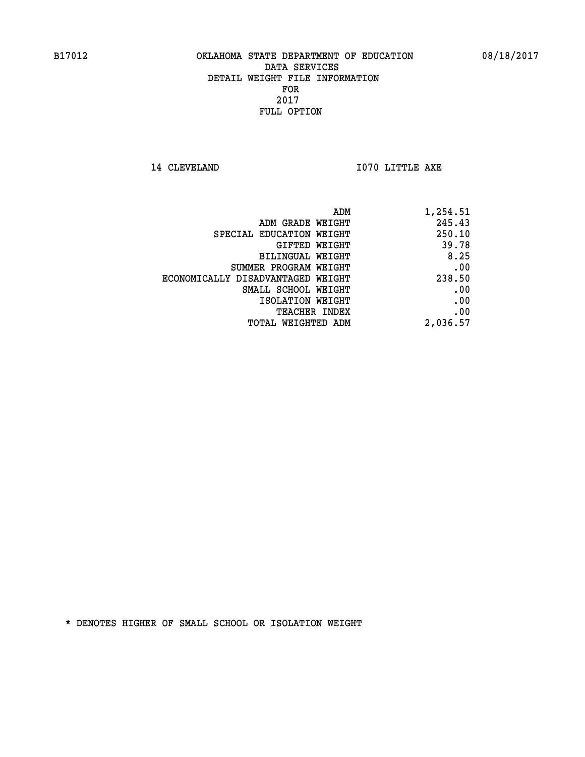B17012 OKLAHOMA STATE DEPARTMENT OF EDUCATION 08/18/2017

DATA SERVICES
DETAIL WEIGHT FILE INFORMATION
FOR
2017
FULL OPTION

14 CLEVELAND I070 LITTLE AXE

| | |
|---|---|
| ADM | 1,254.51 |
| ADM GRADE WEIGHT | 245.43 |
| SPECIAL EDUCATION WEIGHT | 250.10 |
| GIFTED WEIGHT | 39.78 |
| BILINGUAL WEIGHT | 8.25 |
| SUMMER PROGRAM WEIGHT | .00 |
| ECONOMICALLY DISADVANTAGED WEIGHT | 238.50 |
| SMALL SCHOOL WEIGHT | .00 |
| ISOLATION WEIGHT | .00 |
| TEACHER INDEX | .00 |
| TOTAL WEIGHTED ADM | 2,036.57 |

* DENOTES HIGHER OF SMALL SCHOOL OR ISOLATION WEIGHT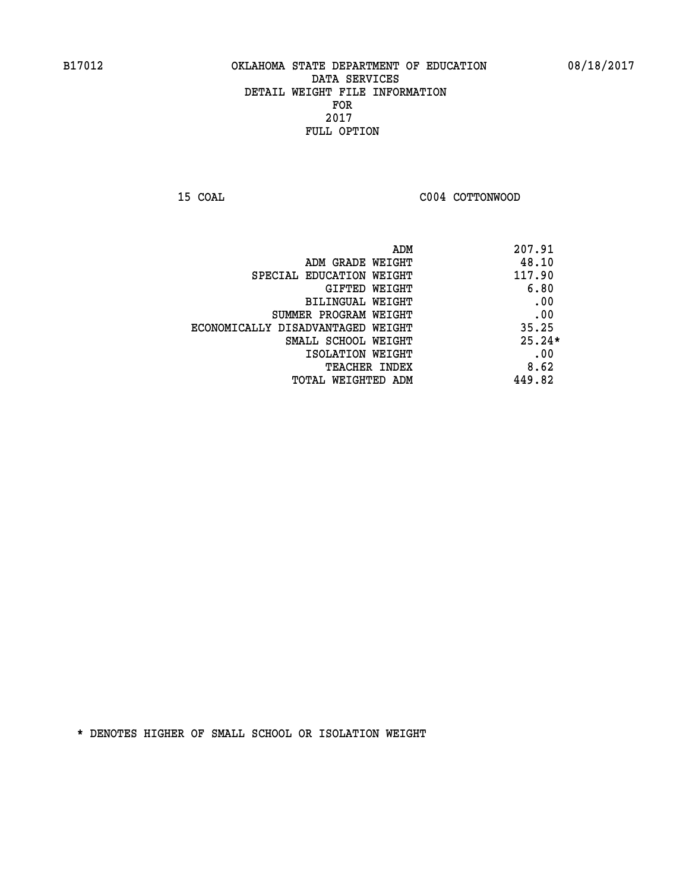B17012 OKLAHOMA STATE DEPARTMENT OF EDUCATION 08/18/2017

DATA SERVICES
DETAIL WEIGHT FILE INFORMATION
FOR
2017
FULL OPTION

15 COAL C004 COTTONWOOD

| | |
|---|---|
| ADM | 207.91 |
| ADM GRADE WEIGHT | 48.10 |
| SPECIAL EDUCATION WEIGHT | 117.90 |
| GIFTED WEIGHT | 6.80 |
| BILINGUAL WEIGHT | .00 |
| SUMMER PROGRAM WEIGHT | .00 |
| ECONOMICALLY DISADVANTAGED WEIGHT | 35.25 |
| SMALL SCHOOL WEIGHT | 25.24* |
| ISOLATION WEIGHT | .00 |
| TEACHER INDEX | 8.62 |
| TOTAL WEIGHTED ADM | 449.82 |

* DENOTES HIGHER OF SMALL SCHOOL OR ISOLATION WEIGHT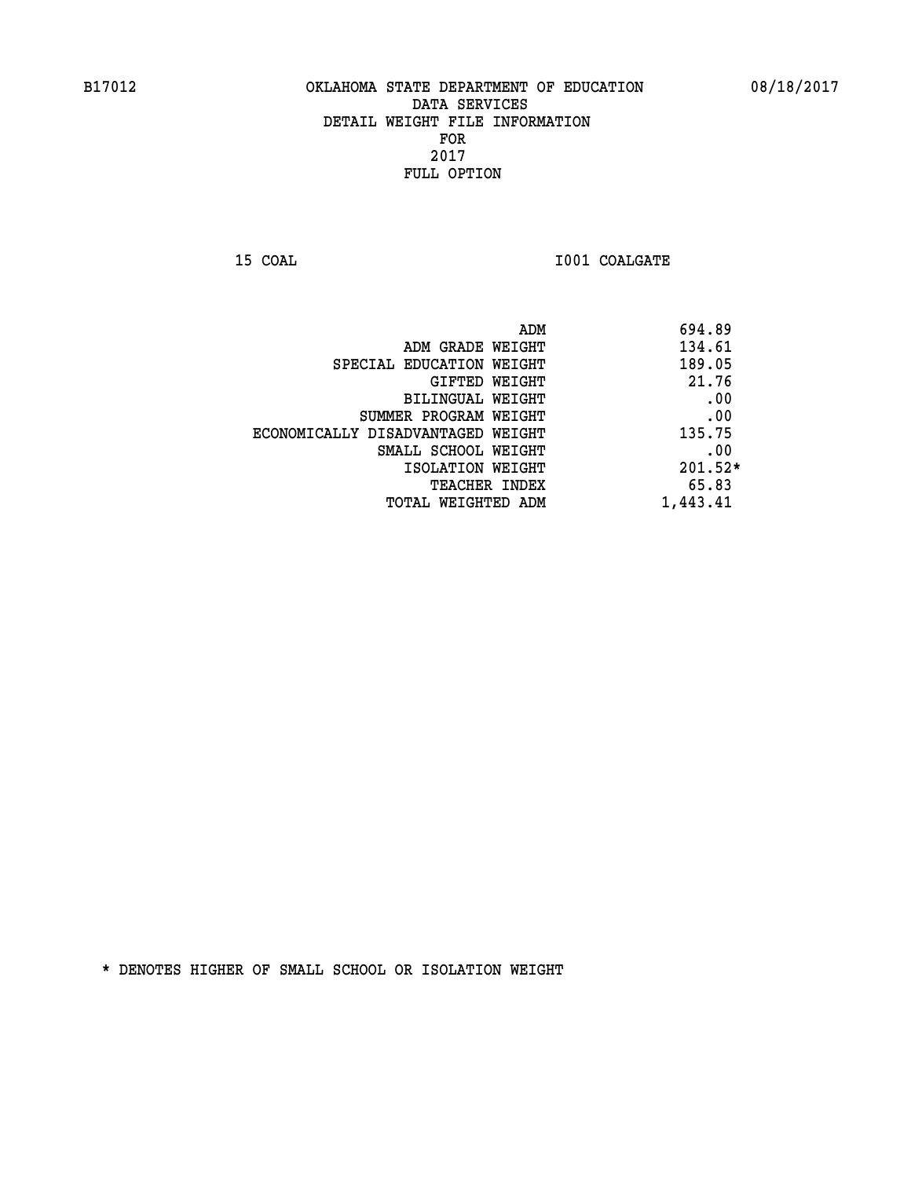B17012 OKLAHOMA STATE DEPARTMENT OF EDUCATION 08/18/2017

DATA SERVICES
DETAIL WEIGHT FILE INFORMATION
FOR
2017
FULL OPTION

15 COAL I001 COALGATE

| | |
|---|---|
| ADM | 694.89 |
| ADM GRADE WEIGHT | 134.61 |
| SPECIAL EDUCATION WEIGHT | 189.05 |
| GIFTED WEIGHT | 21.76 |
| BILINGUAL WEIGHT | .00 |
| SUMMER PROGRAM WEIGHT | .00 |
| ECONOMICALLY DISADVANTAGED WEIGHT | 135.75 |
| SMALL SCHOOL WEIGHT | .00 |
| ISOLATION WEIGHT | 201.52* |
| TEACHER INDEX | 65.83 |
| TOTAL WEIGHTED ADM | 1,443.41 |

* DENOTES HIGHER OF SMALL SCHOOL OR ISOLATION WEIGHT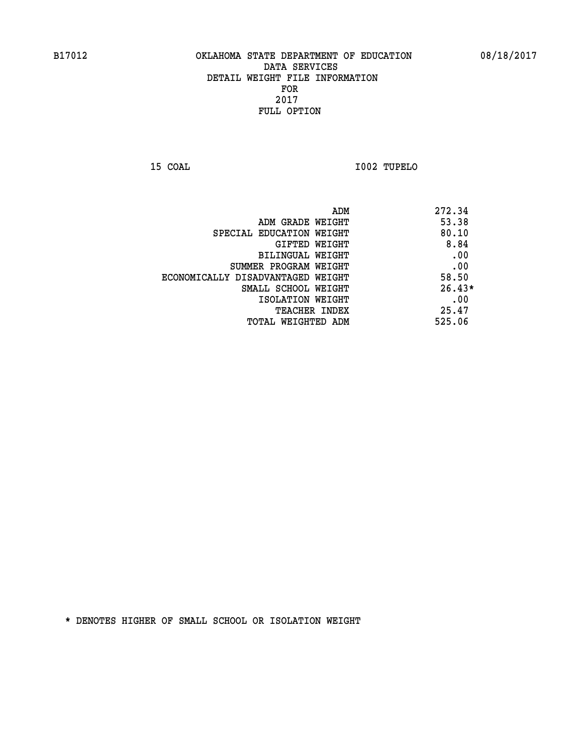B17012 OKLAHOMA STATE DEPARTMENT OF EDUCATION 08/18/2017

DATA SERVICES
DETAIL WEIGHT FILE INFORMATION
FOR
2017
FULL OPTION

15 COAL I002 TUPELO

| | |
|---|---|
| ADM | 272.34 |
| ADM GRADE WEIGHT | 53.38 |
| SPECIAL EDUCATION WEIGHT | 80.10 |
| GIFTED WEIGHT | 8.84 |
| BILINGUAL WEIGHT | .00 |
| SUMMER PROGRAM WEIGHT | .00 |
| ECONOMICALLY DISADVANTAGED WEIGHT | 58.50 |
| SMALL SCHOOL WEIGHT | 26.43* |
| ISOLATION WEIGHT | .00 |
| TEACHER INDEX | 25.47 |
| TOTAL WEIGHTED ADM | 525.06 |

* DENOTES HIGHER OF SMALL SCHOOL OR ISOLATION WEIGHT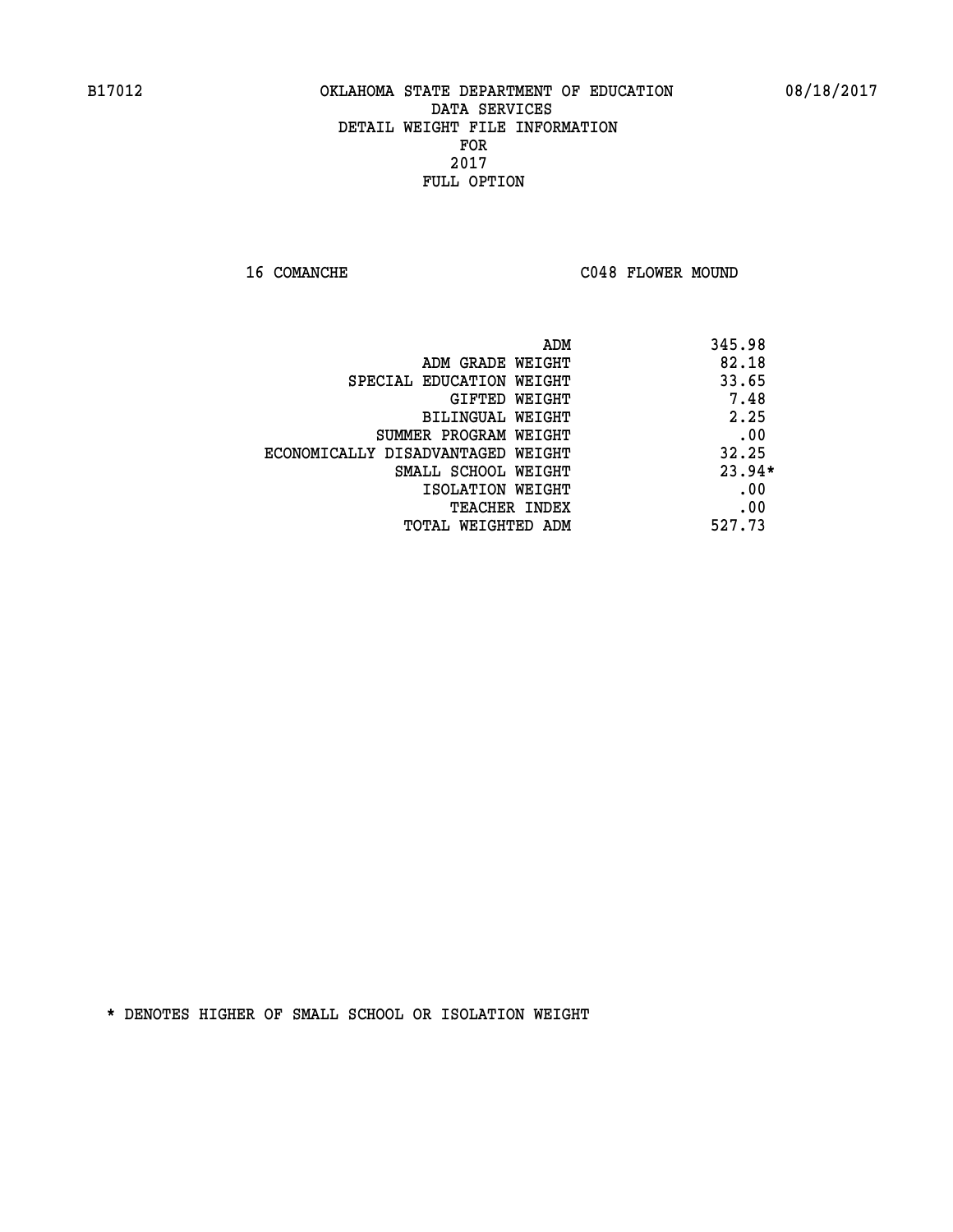B17012 OKLAHOMA STATE DEPARTMENT OF EDUCATION 08/18/2017

DATA SERVICES
DETAIL WEIGHT FILE INFORMATION
FOR
2017
FULL OPTION

16 COMANCHE C048 FLOWER MOUND

| | |
|---|---|
| ADM | 345.98 |
| ADM GRADE WEIGHT | 82.18 |
| SPECIAL EDUCATION WEIGHT | 33.65 |
| GIFTED WEIGHT | 7.48 |
| BILINGUAL WEIGHT | 2.25 |
| SUMMER PROGRAM WEIGHT | .00 |
| ECONOMICALLY DISADVANTAGED WEIGHT | 32.25 |
| SMALL SCHOOL WEIGHT | 23.94* |
| ISOLATION WEIGHT | .00 |
| TEACHER INDEX | .00 |
| TOTAL WEIGHTED ADM | 527.73 |

* DENOTES HIGHER OF SMALL SCHOOL OR ISOLATION WEIGHT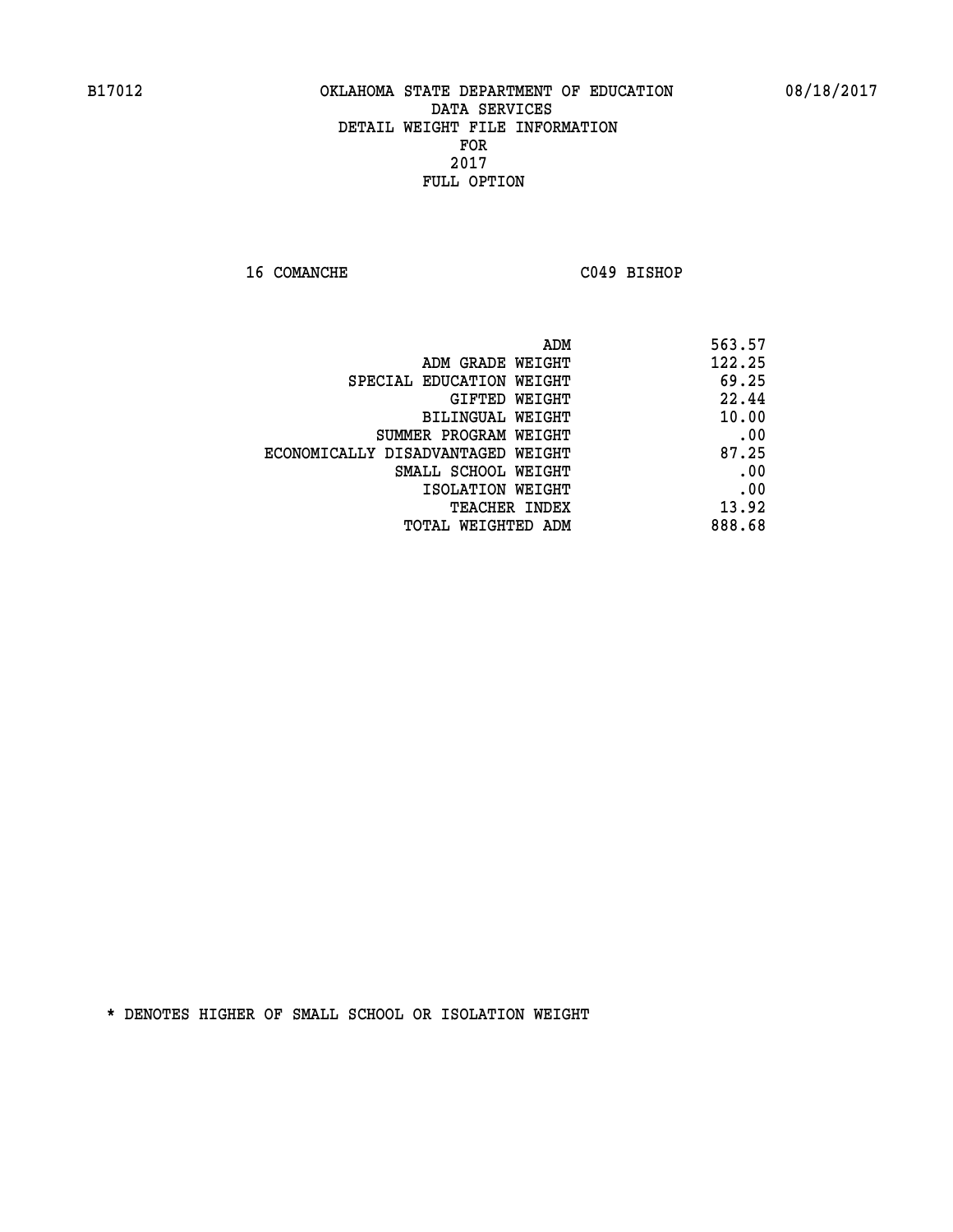B17012 OKLAHOMA STATE DEPARTMENT OF EDUCATION 08/18/2017

DATA SERVICES
DETAIL WEIGHT FILE INFORMATION
FOR
2017
FULL OPTION

16 COMANCHE C049 BISHOP

| | |
|---|---|
| ADM | 563.57 |
| ADM GRADE WEIGHT | 122.25 |
| SPECIAL EDUCATION WEIGHT | 69.25 |
| GIFTED WEIGHT | 22.44 |
| BILINGUAL WEIGHT | 10.00 |
| SUMMER PROGRAM WEIGHT | .00 |
| ECONOMICALLY DISADVANTAGED WEIGHT | 87.25 |
| SMALL SCHOOL WEIGHT | .00 |
| ISOLATION WEIGHT | .00 |
| TEACHER INDEX | 13.92 |
| TOTAL WEIGHTED ADM | 888.68 |

* DENOTES HIGHER OF SMALL SCHOOL OR ISOLATION WEIGHT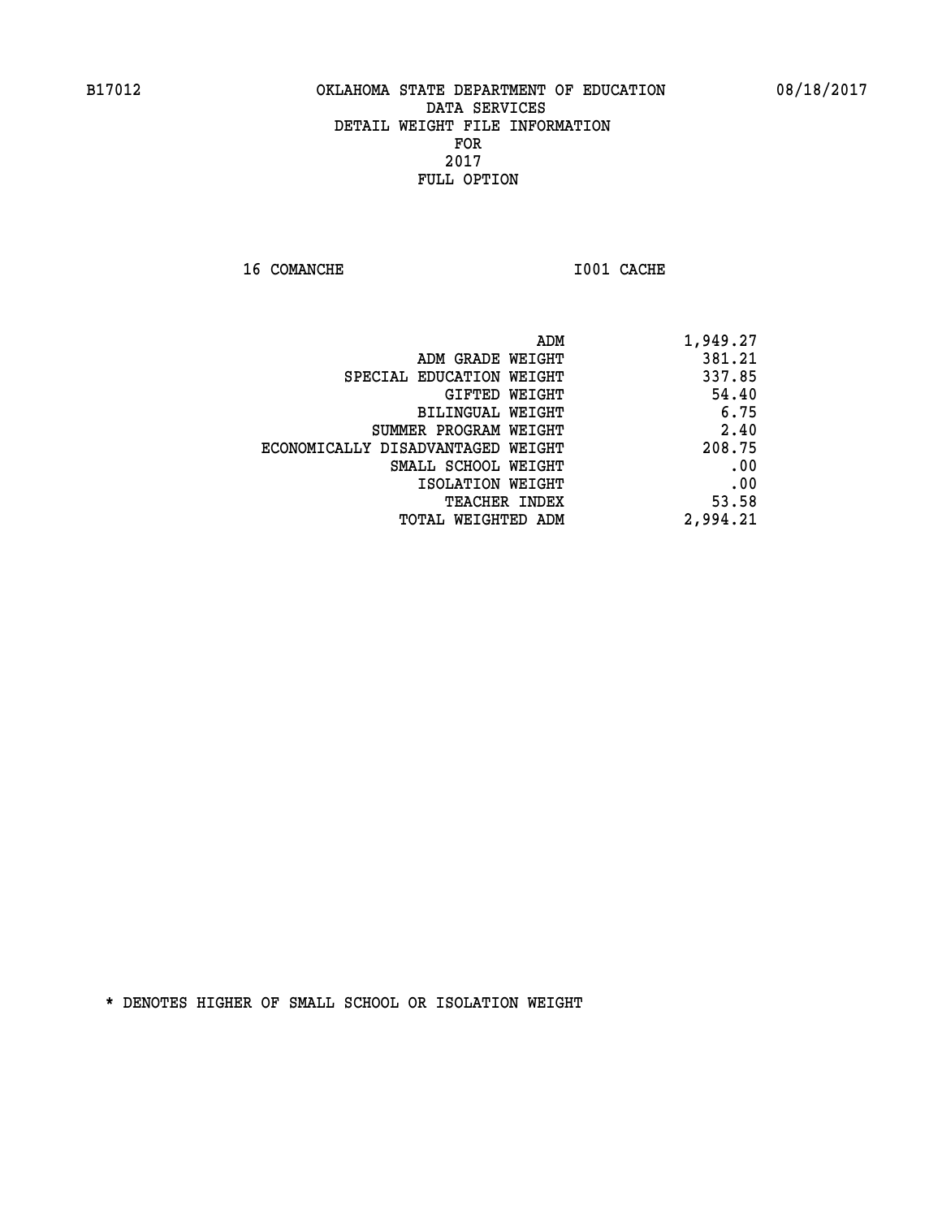B17012 OKLAHOMA STATE DEPARTMENT OF EDUCATION 08/18/2017

DATA SERVICES
DETAIL WEIGHT FILE INFORMATION
FOR
2017
FULL OPTION

16 COMANCHE I001 CACHE

| | |
|---|---|
| ADM | 1,949.27 |
| ADM GRADE WEIGHT | 381.21 |
| SPECIAL EDUCATION WEIGHT | 337.85 |
| GIFTED WEIGHT | 54.40 |
| BILINGUAL WEIGHT | 6.75 |
| SUMMER PROGRAM WEIGHT | 2.40 |
| ECONOMICALLY DISADVANTAGED WEIGHT | 208.75 |
| SMALL SCHOOL WEIGHT | .00 |
| ISOLATION WEIGHT | .00 |
| TEACHER INDEX | 53.58 |
| TOTAL WEIGHTED ADM | 2,994.21 |

* DENOTES HIGHER OF SMALL SCHOOL OR ISOLATION WEIGHT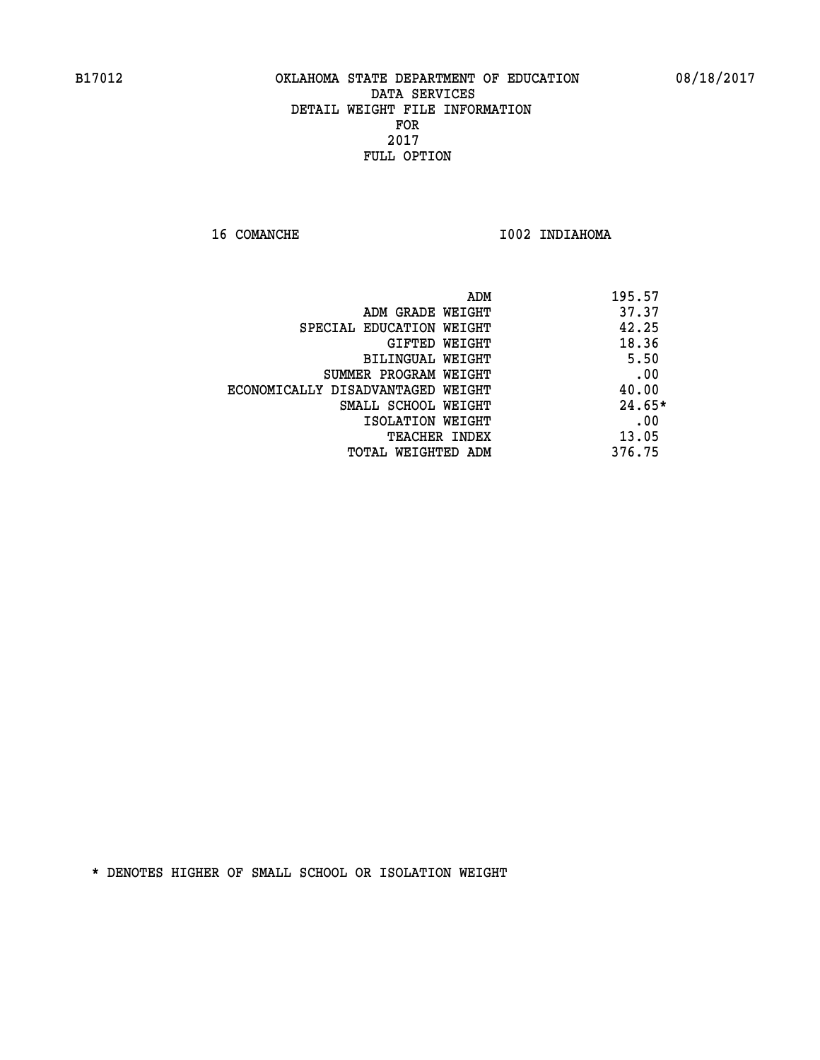OKLAHOMA STATE DEPARTMENT OF EDUCATION
DATA SERVICES
DETAIL WEIGHT FILE INFORMATION
FOR
2017
FULL OPTION

16 COMANCHE I002 INDIAHOMA

| | |
|---|---|
| ADM | 195.57 |
| ADM GRADE WEIGHT | 37.37 |
| SPECIAL EDUCATION WEIGHT | 42.25 |
| GIFTED WEIGHT | 18.36 |
| BILINGUAL WEIGHT | 5.50 |
| SUMMER PROGRAM WEIGHT | .00 |
| ECONOMICALLY DISADVANTAGED WEIGHT | 40.00 |
| SMALL SCHOOL WEIGHT | 24.65* |
| ISOLATION WEIGHT | .00 |
| TEACHER INDEX | 13.05 |
| TOTAL WEIGHTED ADM | 376.75 |

* DENOTES HIGHER OF SMALL SCHOOL OR ISOLATION WEIGHT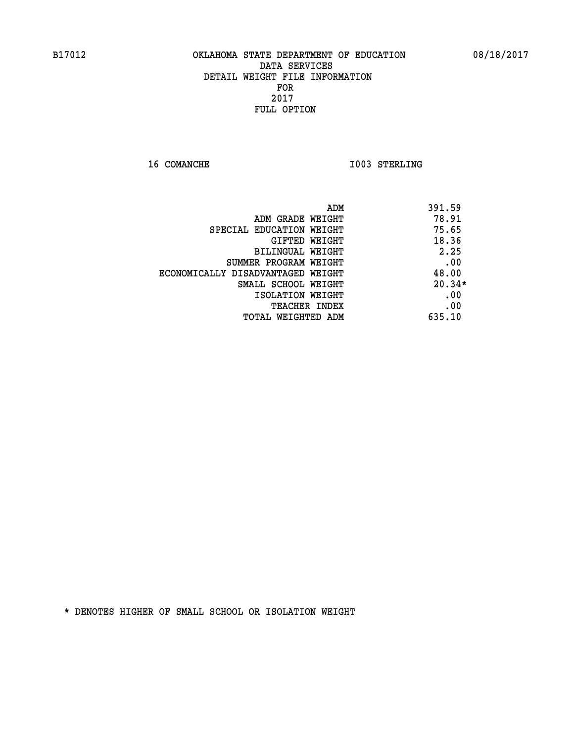B17012 OKLAHOMA STATE DEPARTMENT OF EDUCATION 08/18/2017

DATA SERVICES
DETAIL WEIGHT FILE INFORMATION
FOR
2017
FULL OPTION

16 COMANCHE I003 STERLING

| | |
|---|---|
| ADM | 391.59 |
| ADM GRADE WEIGHT | 78.91 |
| SPECIAL EDUCATION WEIGHT | 75.65 |
| GIFTED WEIGHT | 18.36 |
| BILINGUAL WEIGHT | 2.25 |
| SUMMER PROGRAM WEIGHT | .00 |
| ECONOMICALLY DISADVANTAGED WEIGHT | 48.00 |
| SMALL SCHOOL WEIGHT | 20.34* |
| ISOLATION WEIGHT | .00 |
| TEACHER INDEX | .00 |
| TOTAL WEIGHTED ADM | 635.10 |

* DENOTES HIGHER OF SMALL SCHOOL OR ISOLATION WEIGHT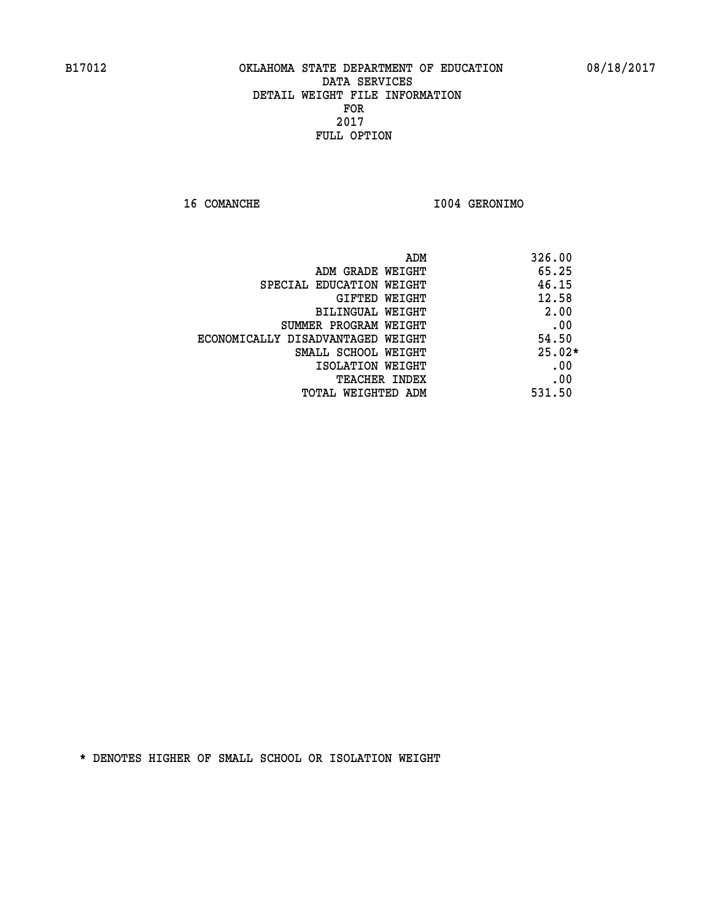B17012 OKLAHOMA STATE DEPARTMENT OF EDUCATION 08/18/2017

DATA SERVICES
DETAIL WEIGHT FILE INFORMATION
FOR
2017
FULL OPTION

16 COMANCHE I004 GERONIMO

| | |
|---|---|
| ADM | 326.00 |
| ADM GRADE WEIGHT | 65.25 |
| SPECIAL EDUCATION WEIGHT | 46.15 |
| GIFTED WEIGHT | 12.58 |
| BILINGUAL WEIGHT | 2.00 |
| SUMMER PROGRAM WEIGHT | .00 |
| ECONOMICALLY DISADVANTAGED WEIGHT | 54.50 |
| SMALL SCHOOL WEIGHT | 25.02* |
| ISOLATION WEIGHT | .00 |
| TEACHER INDEX | .00 |
| TOTAL WEIGHTED ADM | 531.50 |

* DENOTES HIGHER OF SMALL SCHOOL OR ISOLATION WEIGHT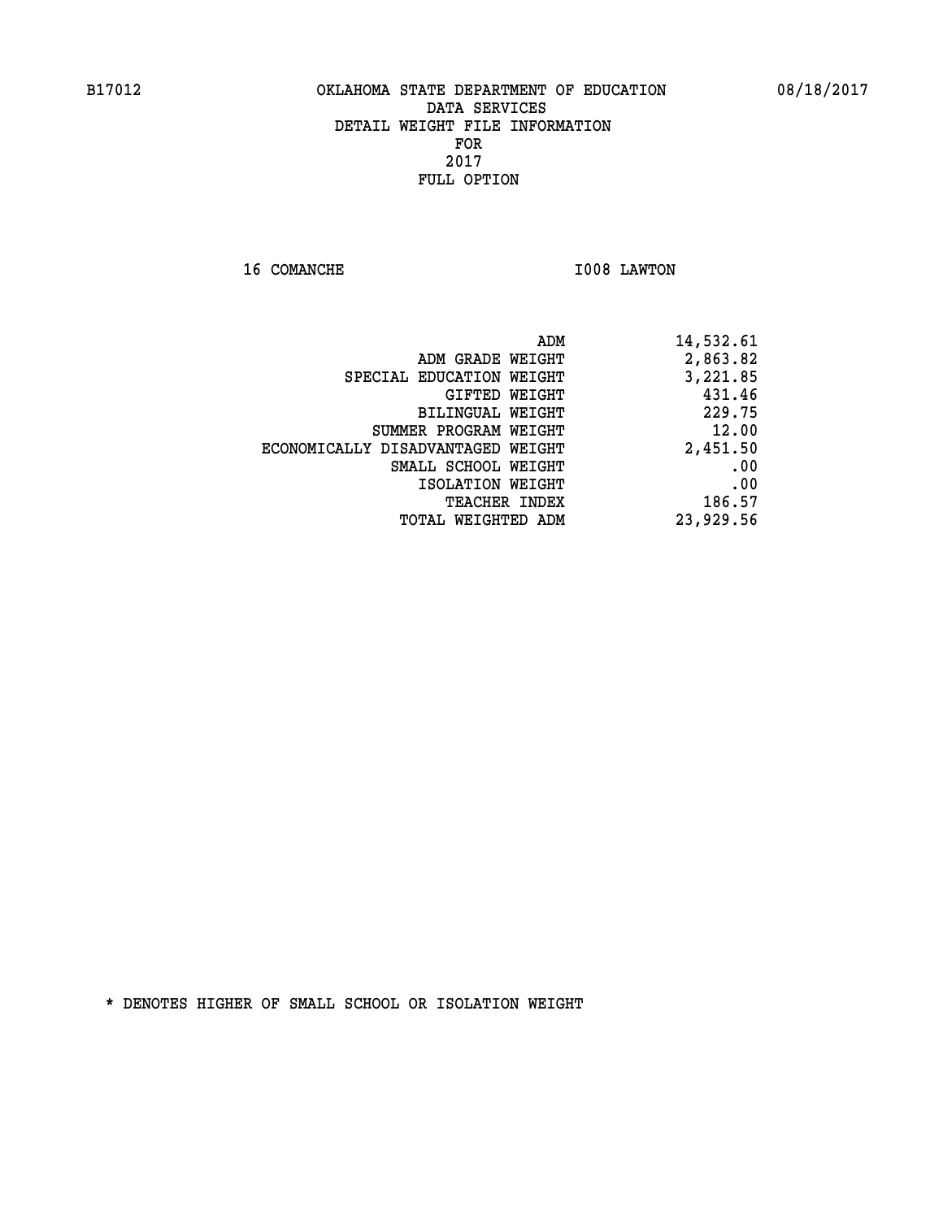B17012 OKLAHOMA STATE DEPARTMENT OF EDUCATION 08/18/2017

DATA SERVICES
DETAIL WEIGHT FILE INFORMATION
FOR
2017
FULL OPTION

16 COMANCHE I008 LAWTON

| | |
|---|---:|
| ADM | 14,532.61 |
| ADM GRADE WEIGHT | 2,863.82 |
| SPECIAL EDUCATION WEIGHT | 3,221.85 |
| GIFTED WEIGHT | 431.46 |
| BILINGUAL WEIGHT | 229.75 |
| SUMMER PROGRAM WEIGHT | 12.00 |
| ECONOMICALLY DISADVANTAGED WEIGHT | 2,451.50 |
| SMALL SCHOOL WEIGHT | .00 |
| ISOLATION WEIGHT | .00 |
| TEACHER INDEX | 186.57 |
| TOTAL WEIGHTED ADM | 23,929.56 |

* DENOTES HIGHER OF SMALL SCHOOL OR ISOLATION WEIGHT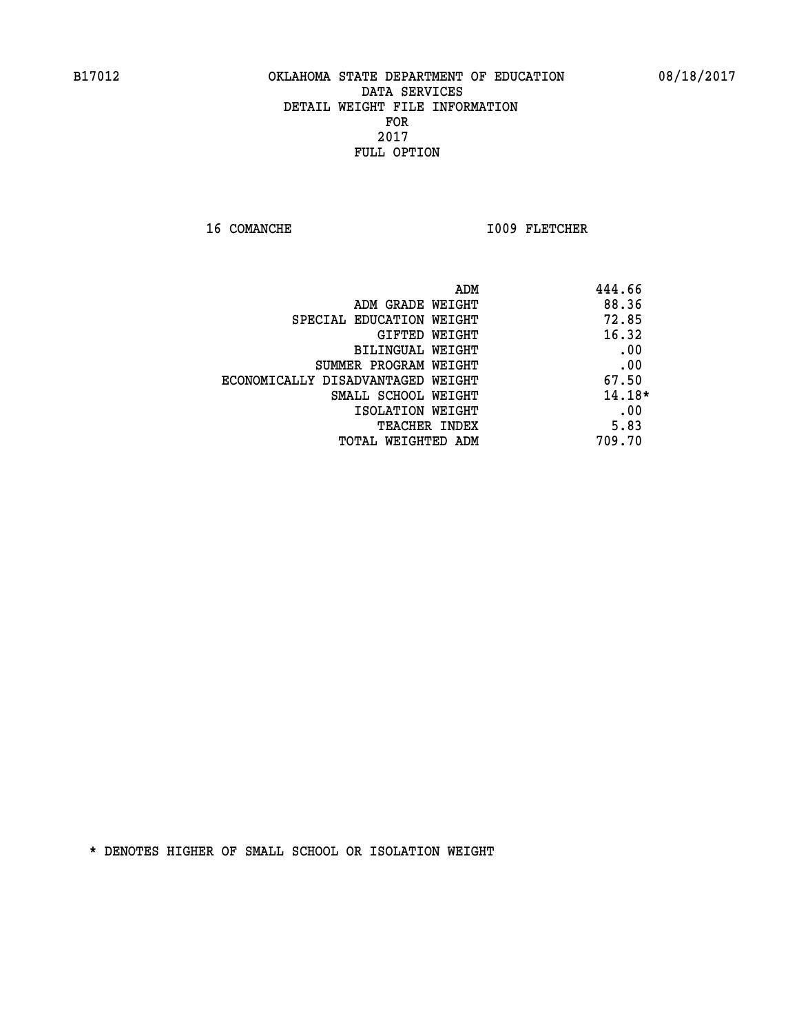B17012 OKLAHOMA STATE DEPARTMENT OF EDUCATION 08/18/2017

DATA SERVICES
DETAIL WEIGHT FILE INFORMATION
FOR
2017
FULL OPTION

16 COMANCHE I009 FLETCHER

| | |
|---|---|
| ADM | 444.66 |
| ADM GRADE WEIGHT | 88.36 |
| SPECIAL EDUCATION WEIGHT | 72.85 |
| GIFTED WEIGHT | 16.32 |
| BILINGUAL WEIGHT | .00 |
| SUMMER PROGRAM WEIGHT | .00 |
| ECONOMICALLY DISADVANTAGED WEIGHT | 67.50 |
| SMALL SCHOOL WEIGHT | 14.18* |
| ISOLATION WEIGHT | .00 |
| TEACHER INDEX | 5.83 |
| TOTAL WEIGHTED ADM | 709.70 |

* DENOTES HIGHER OF SMALL SCHOOL OR ISOLATION WEIGHT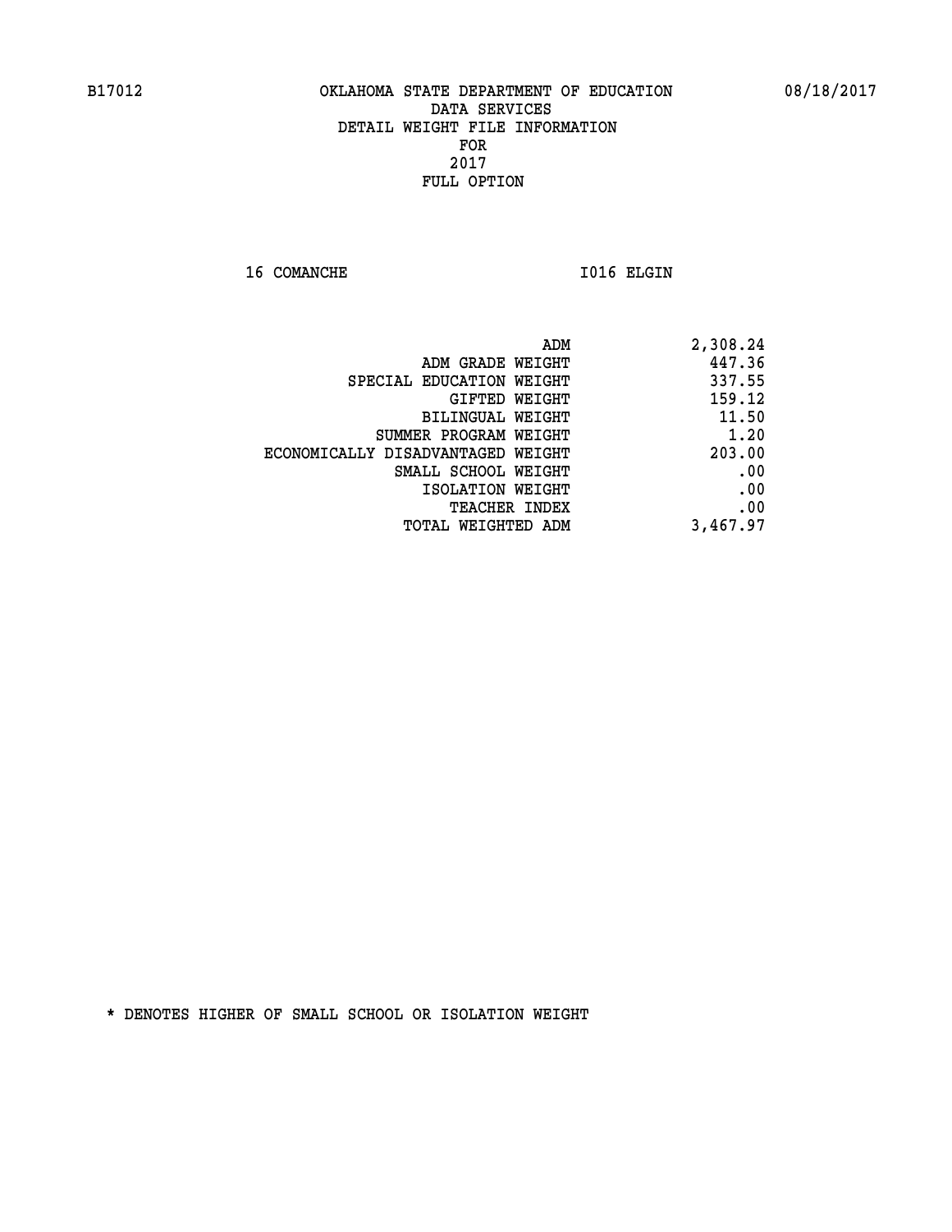B17012 OKLAHOMA STATE DEPARTMENT OF EDUCATION 08/18/2017

DATA SERVICES
DETAIL WEIGHT FILE INFORMATION
FOR
2017
FULL OPTION

16 COMANCHE I016 ELGIN

| | |
|---|---:|
| ADM | 2,308.24 |
| ADM GRADE WEIGHT | 447.36 |
| SPECIAL EDUCATION WEIGHT | 337.55 |
| GIFTED WEIGHT | 159.12 |
| BILINGUAL WEIGHT | 11.50 |
| SUMMER PROGRAM WEIGHT | 1.20 |
| ECONOMICALLY DISADVANTAGED WEIGHT | 203.00 |
| SMALL SCHOOL WEIGHT | .00 |
| ISOLATION WEIGHT | .00 |
| TEACHER INDEX | .00 |
| TOTAL WEIGHTED ADM | 3,467.97 |

* DENOTES HIGHER OF SMALL SCHOOL OR ISOLATION WEIGHT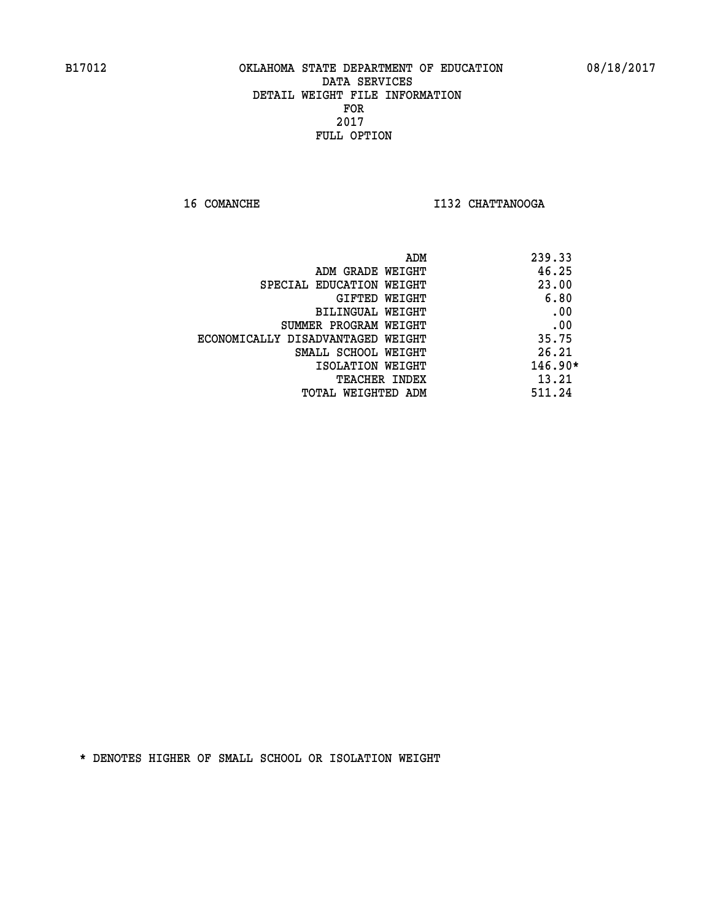B17012 OKLAHOMA STATE DEPARTMENT OF EDUCATION 08/18/2017

DATA SERVICES
DETAIL WEIGHT FILE INFORMATION
FOR
2017
FULL OPTION

16 COMANCHE I132 CHATTANOOGA

| | |
|---|---|
| ADM | 239.33 |
| ADM GRADE WEIGHT | 46.25 |
| SPECIAL EDUCATION WEIGHT | 23.00 |
| GIFTED WEIGHT | 6.80 |
| BILINGUAL WEIGHT | .00 |
| SUMMER PROGRAM WEIGHT | .00 |
| ECONOMICALLY DISADVANTAGED WEIGHT | 35.75 |
| SMALL SCHOOL WEIGHT | 26.21 |
| ISOLATION WEIGHT | 146.90* |
| TEACHER INDEX | 13.21 |
| TOTAL WEIGHTED ADM | 511.24 |

* DENOTES HIGHER OF SMALL SCHOOL OR ISOLATION WEIGHT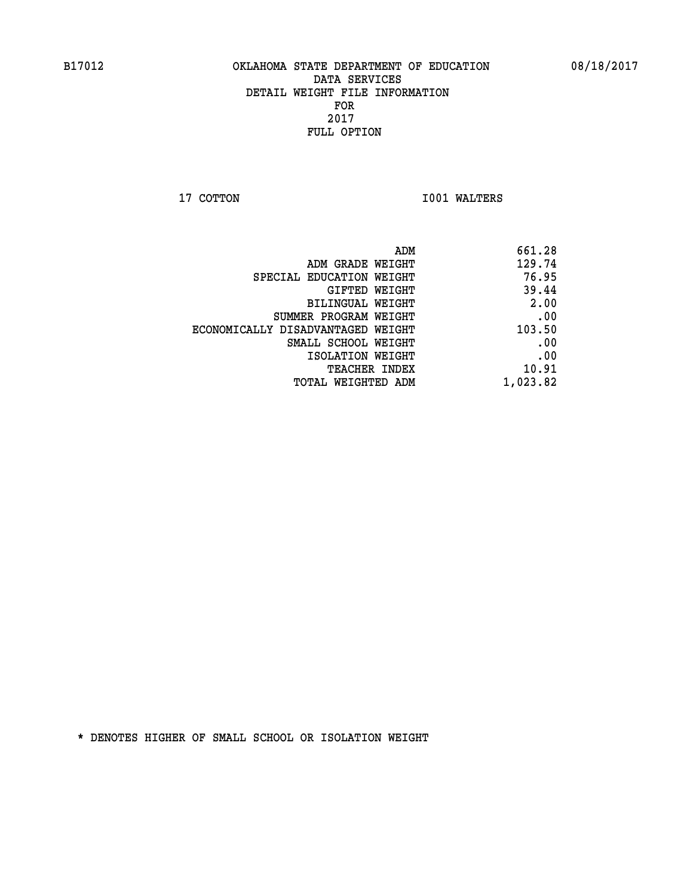# OKLAHOMA STATE DEPARTMENT OF EDUCATION
## DATA SERVICES
## DETAIL WEIGHT FILE INFORMATION
## FOR
## 2017
## FULL OPTION

B17012 08/18/2017

17 COTTON I001 WALTERS

| | |
|---|---|
| ADM | 661.28 |
| ADM GRADE WEIGHT | 129.74 |
| SPECIAL EDUCATION WEIGHT | 76.95 |
| GIFTED WEIGHT | 39.44 |
| BILINGUAL WEIGHT | 2.00 |
| SUMMER PROGRAM WEIGHT | .00 |
| ECONOMICALLY DISADVANTAGED WEIGHT | 103.50 |
| SMALL SCHOOL WEIGHT | .00 |
| ISOLATION WEIGHT | .00 |
| TEACHER INDEX | 10.91 |
| TOTAL WEIGHTED ADM | 1,023.82 |

* DENOTES HIGHER OF SMALL SCHOOL OR ISOLATION WEIGHT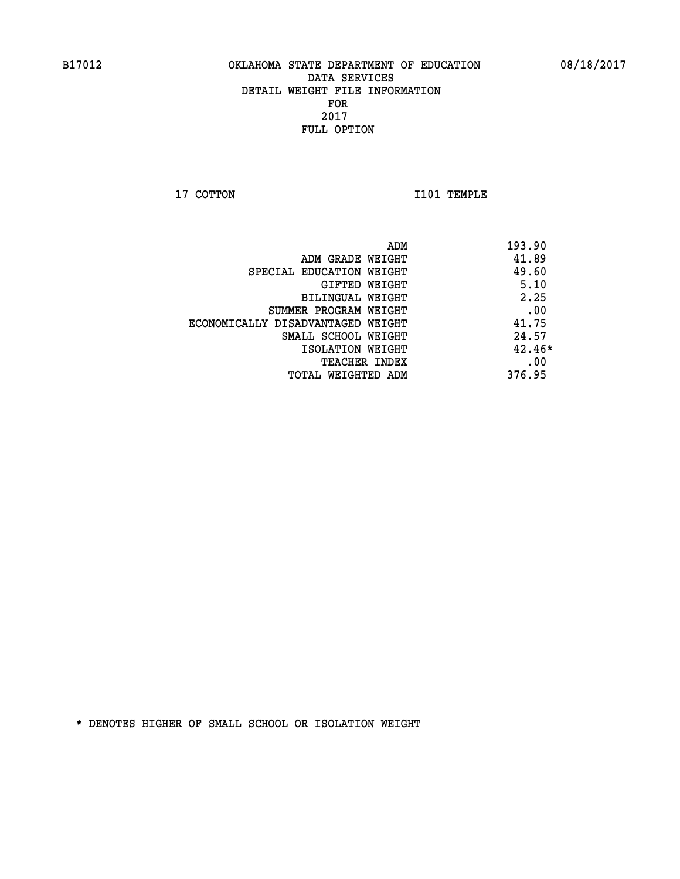B17012 OKLAHOMA STATE DEPARTMENT OF EDUCATION 08/18/2017

DATA SERVICES
DETAIL WEIGHT FILE INFORMATION
FOR
2017
FULL OPTION

17 COTTON I101 TEMPLE

| | |
|---|---|
| ADM | 193.90 |
| ADM GRADE WEIGHT | 41.89 |
| SPECIAL EDUCATION WEIGHT | 49.60 |
| GIFTED WEIGHT | 5.10 |
| BILINGUAL WEIGHT | 2.25 |
| SUMMER PROGRAM WEIGHT | .00 |
| ECONOMICALLY DISADVANTAGED WEIGHT | 41.75 |
| SMALL SCHOOL WEIGHT | 24.57 |
| ISOLATION WEIGHT | 42.46* |
| TEACHER INDEX | .00 |
| TOTAL WEIGHTED ADM | 376.95 |

* DENOTES HIGHER OF SMALL SCHOOL OR ISOLATION WEIGHT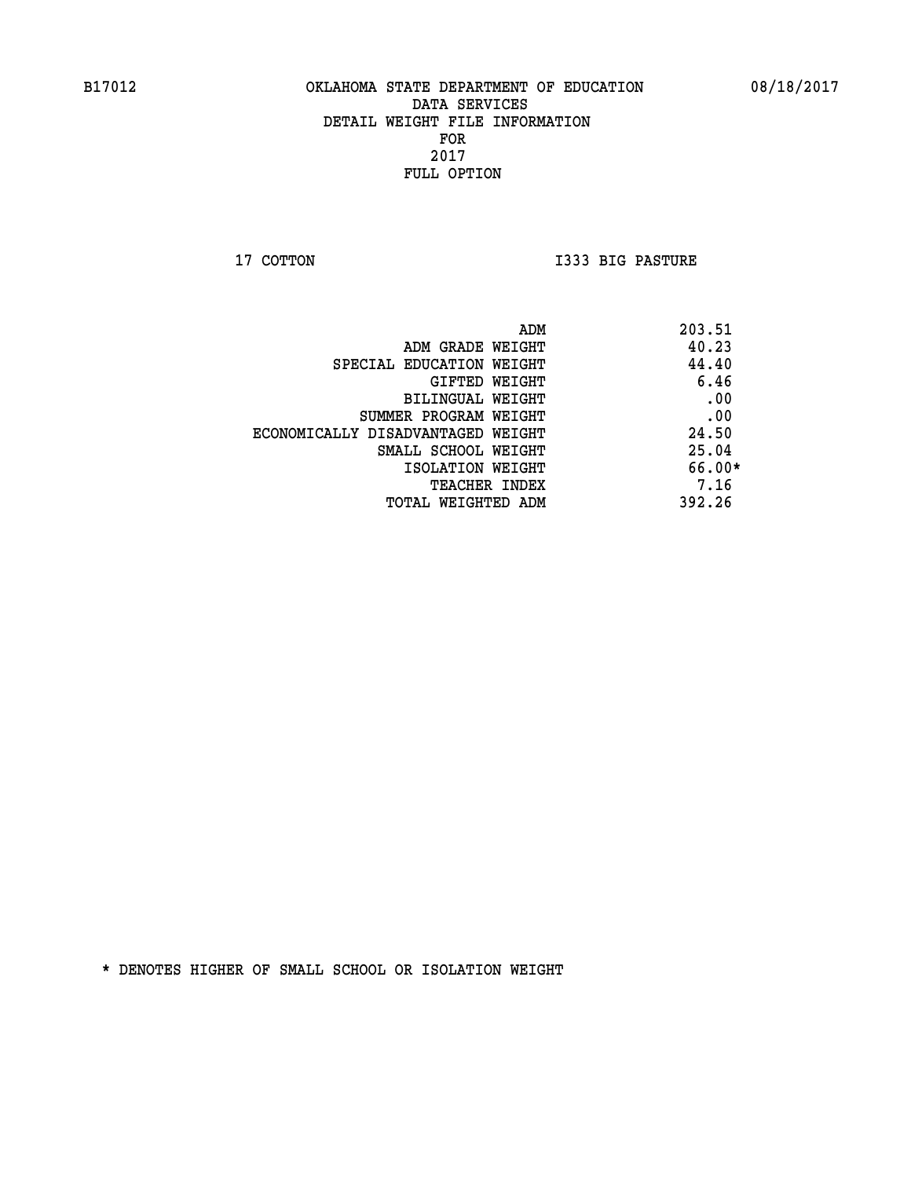B17012 OKLAHOMA STATE DEPARTMENT OF EDUCATION 08/18/2017

DATA SERVICES
DETAIL WEIGHT FILE INFORMATION
FOR
2017
FULL OPTION

17 COTTON I333 BIG PASTURE

| | |
|---|---|
| ADM | 203.51 |
| ADM GRADE WEIGHT | 40.23 |
| SPECIAL EDUCATION WEIGHT | 44.40 |
| GIFTED WEIGHT | 6.46 |
| BILINGUAL WEIGHT | .00 |
| SUMMER PROGRAM WEIGHT | .00 |
| ECONOMICALLY DISADVANTAGED WEIGHT | 24.50 |
| SMALL SCHOOL WEIGHT | 25.04 |
| ISOLATION WEIGHT | 66.00* |
| TEACHER INDEX | 7.16 |
| TOTAL WEIGHTED ADM | 392.26 |

* DENOTES HIGHER OF SMALL SCHOOL OR ISOLATION WEIGHT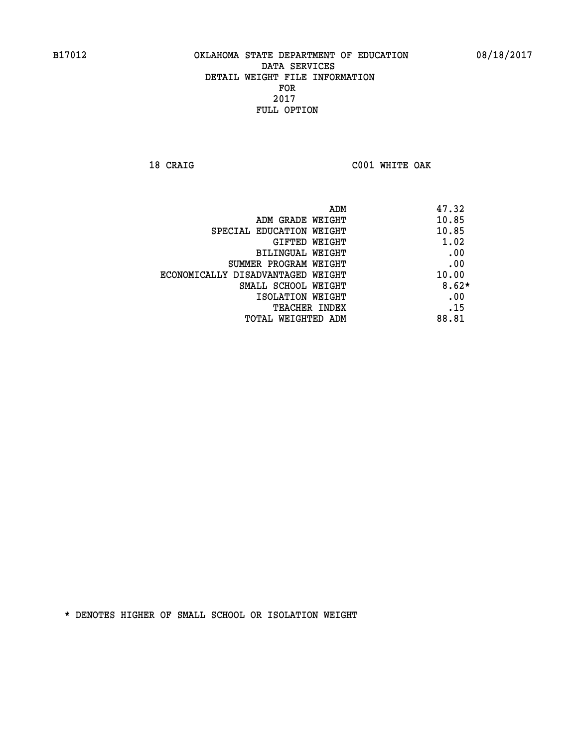B17012 OKLAHOMA STATE DEPARTMENT OF EDUCATION 08/18/2017

DATA SERVICES
DETAIL WEIGHT FILE INFORMATION
FOR
2017
FULL OPTION

18 CRAIG C001 WHITE OAK

| | |
|---|---|
| ADM | 47.32 |
| ADM GRADE WEIGHT | 10.85 |
| SPECIAL EDUCATION WEIGHT | 10.85 |
| GIFTED WEIGHT | 1.02 |
| BILINGUAL WEIGHT | .00 |
| SUMMER PROGRAM WEIGHT | .00 |
| ECONOMICALLY DISADVANTAGED WEIGHT | 10.00 |
| SMALL SCHOOL WEIGHT | 8.62* |
| ISOLATION WEIGHT | .00 |
| TEACHER INDEX | .15 |
| TOTAL WEIGHTED ADM | 88.81 |

* DENOTES HIGHER OF SMALL SCHOOL OR ISOLATION WEIGHT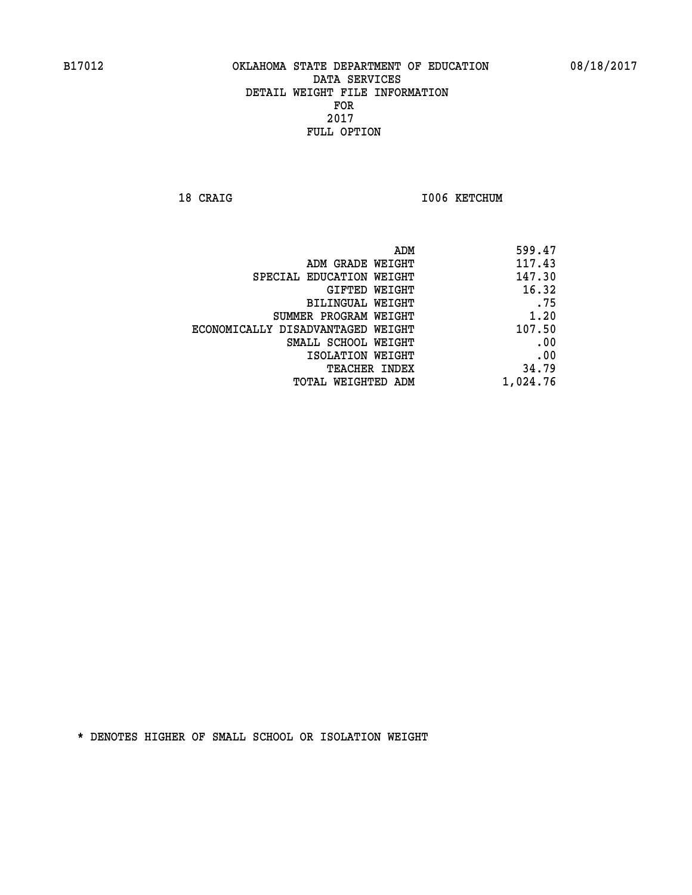B17012 OKLAHOMA STATE DEPARTMENT OF EDUCATION 08/18/2017

DATA SERVICES
DETAIL WEIGHT FILE INFORMATION
FOR
2017
FULL OPTION

18 CRAIG I006 KETCHUM

| | |
|---|---|
| ADM | 599.47 |
| ADM GRADE WEIGHT | 117.43 |
| SPECIAL EDUCATION WEIGHT | 147.30 |
| GIFTED WEIGHT | 16.32 |
| BILINGUAL WEIGHT | .75 |
| SUMMER PROGRAM WEIGHT | 1.20 |
| ECONOMICALLY DISADVANTAGED WEIGHT | 107.50 |
| SMALL SCHOOL WEIGHT | .00 |
| ISOLATION WEIGHT | .00 |
| TEACHER INDEX | 34.79 |
| TOTAL WEIGHTED ADM | 1,024.76 |

* DENOTES HIGHER OF SMALL SCHOOL OR ISOLATION WEIGHT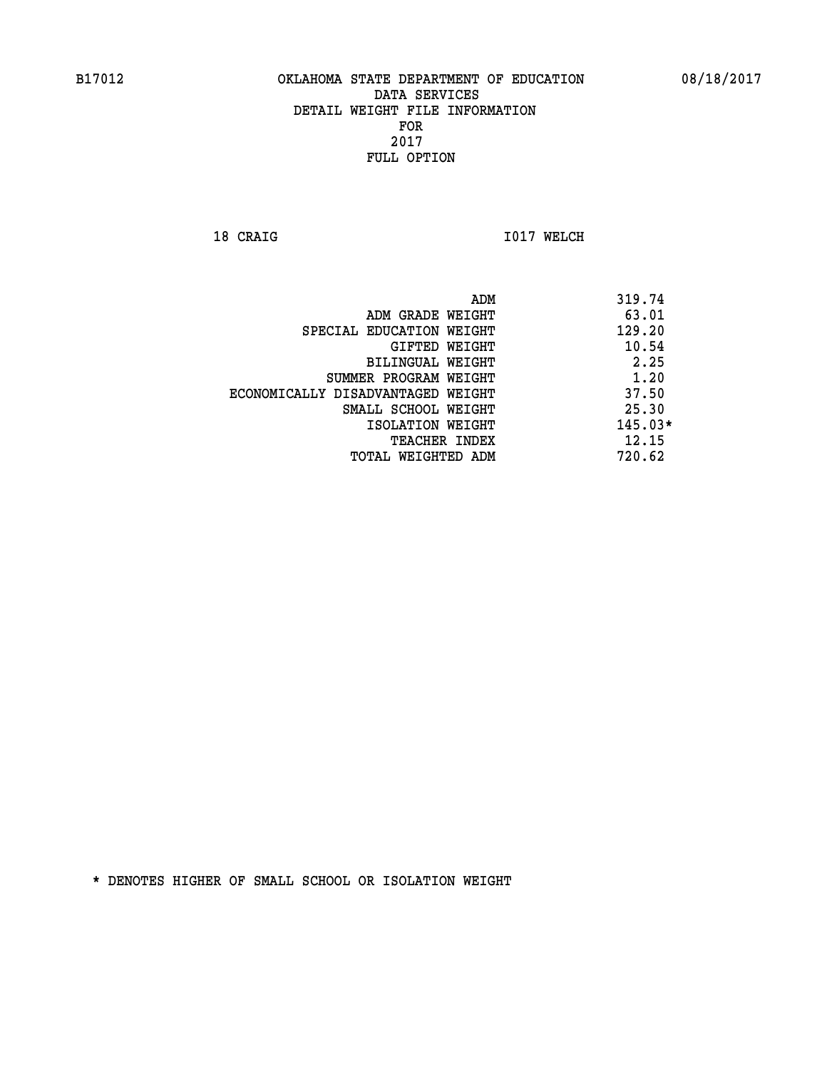OKLAHOMA STATE DEPARTMENT OF EDUCATION
DATA SERVICES
DETAIL WEIGHT FILE INFORMATION
FOR
2017
FULL OPTION

18 CRAIG I017 WELCH

| | |
|---|---|
| ADM | 319.74 |
| ADM GRADE WEIGHT | 63.01 |
| SPECIAL EDUCATION WEIGHT | 129.20 |
| GIFTED WEIGHT | 10.54 |
| BILINGUAL WEIGHT | 2.25 |
| SUMMER PROGRAM WEIGHT | 1.20 |
| ECONOMICALLY DISADVANTAGED WEIGHT | 37.50 |
| SMALL SCHOOL WEIGHT | 25.30 |
| ISOLATION WEIGHT | 145.03* |
| TEACHER INDEX | 12.15 |
| TOTAL WEIGHTED ADM | 720.62 |

* DENOTES HIGHER OF SMALL SCHOOL OR ISOLATION WEIGHT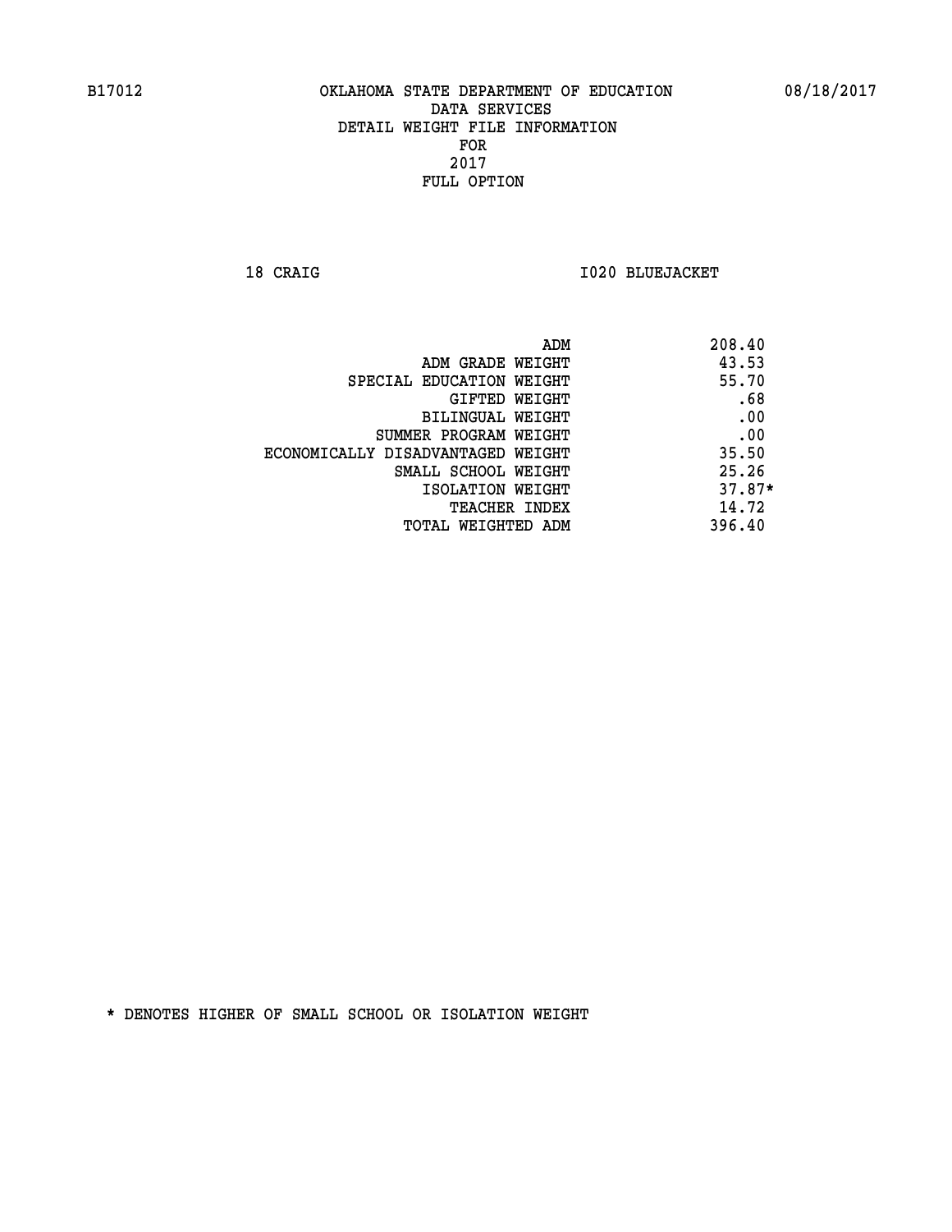B17012 OKLAHOMA STATE DEPARTMENT OF EDUCATION 08/18/2017

DATA SERVICES
DETAIL WEIGHT FILE INFORMATION
FOR
2017
FULL OPTION

18 CRAIG I020 BLUEJACKET

| | |
|---|---|
| ADM | 208.40 |
| ADM GRADE WEIGHT | 43.53 |
| SPECIAL EDUCATION WEIGHT | 55.70 |
| GIFTED WEIGHT | .68 |
| BILINGUAL WEIGHT | .00 |
| SUMMER PROGRAM WEIGHT | .00 |
| ECONOMICALLY DISADVANTAGED WEIGHT | 35.50 |
| SMALL SCHOOL WEIGHT | 25.26 |
| ISOLATION WEIGHT | 37.87* |
| TEACHER INDEX | 14.72 |
| TOTAL WEIGHTED ADM | 396.40 |

* DENOTES HIGHER OF SMALL SCHOOL OR ISOLATION WEIGHT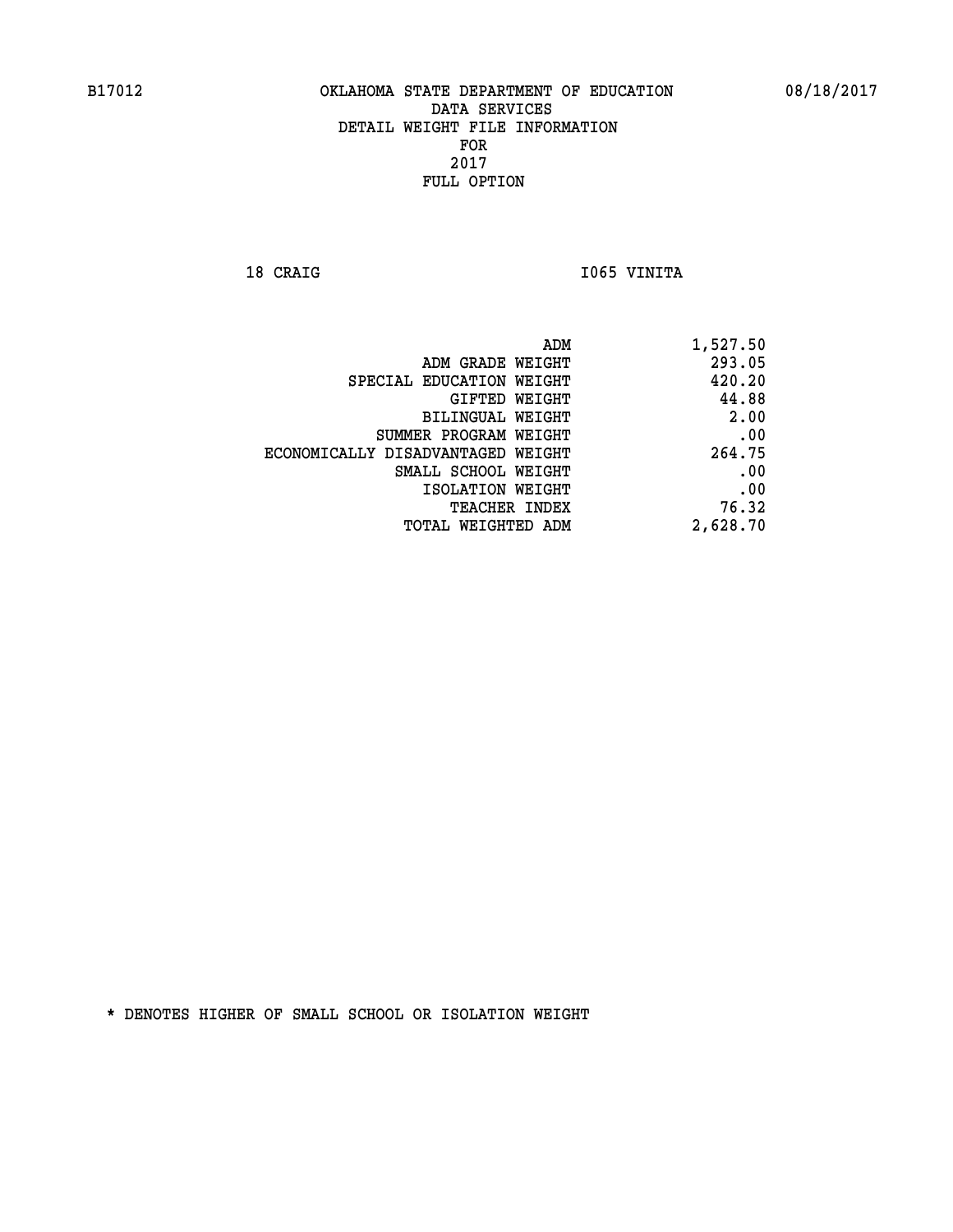B17012 OKLAHOMA STATE DEPARTMENT OF EDUCATION 08/18/2017

DATA SERVICES
DETAIL WEIGHT FILE INFORMATION
FOR
2017
FULL OPTION

18 CRAIG I065 VINITA

| | |
|---|---|
| ADM | 1,527.50 |
| ADM GRADE WEIGHT | 293.05 |
| SPECIAL EDUCATION WEIGHT | 420.20 |
| GIFTED WEIGHT | 44.88 |
| BILINGUAL WEIGHT | 2.00 |
| SUMMER PROGRAM WEIGHT | .00 |
| ECONOMICALLY DISADVANTAGED WEIGHT | 264.75 |
| SMALL SCHOOL WEIGHT | .00 |
| ISOLATION WEIGHT | .00 |
| TEACHER INDEX | 76.32 |
| TOTAL WEIGHTED ADM | 2,628.70 |

* DENOTES HIGHER OF SMALL SCHOOL OR ISOLATION WEIGHT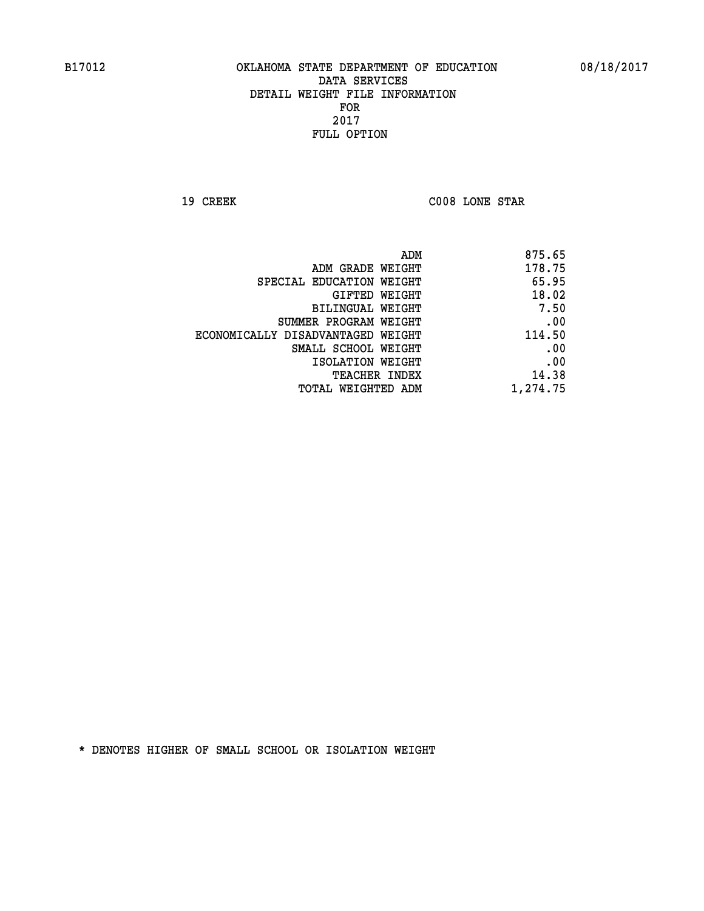B17012 OKLAHOMA STATE DEPARTMENT OF EDUCATION 08/18/2017

DATA SERVICES
DETAIL WEIGHT FILE INFORMATION
FOR
2017
FULL OPTION

19 CREEK C008 LONE STAR

| | |
|---|---|
| ADM | 875.65 |
| ADM GRADE WEIGHT | 178.75 |
| SPECIAL EDUCATION WEIGHT | 65.95 |
| GIFTED WEIGHT | 18.02 |
| BILINGUAL WEIGHT | 7.50 |
| SUMMER PROGRAM WEIGHT | .00 |
| ECONOMICALLY DISADVANTAGED WEIGHT | 114.50 |
| SMALL SCHOOL WEIGHT | .00 |
| ISOLATION WEIGHT | .00 |
| TEACHER INDEX | 14.38 |
| TOTAL WEIGHTED ADM | 1,274.75 |

* DENOTES HIGHER OF SMALL SCHOOL OR ISOLATION WEIGHT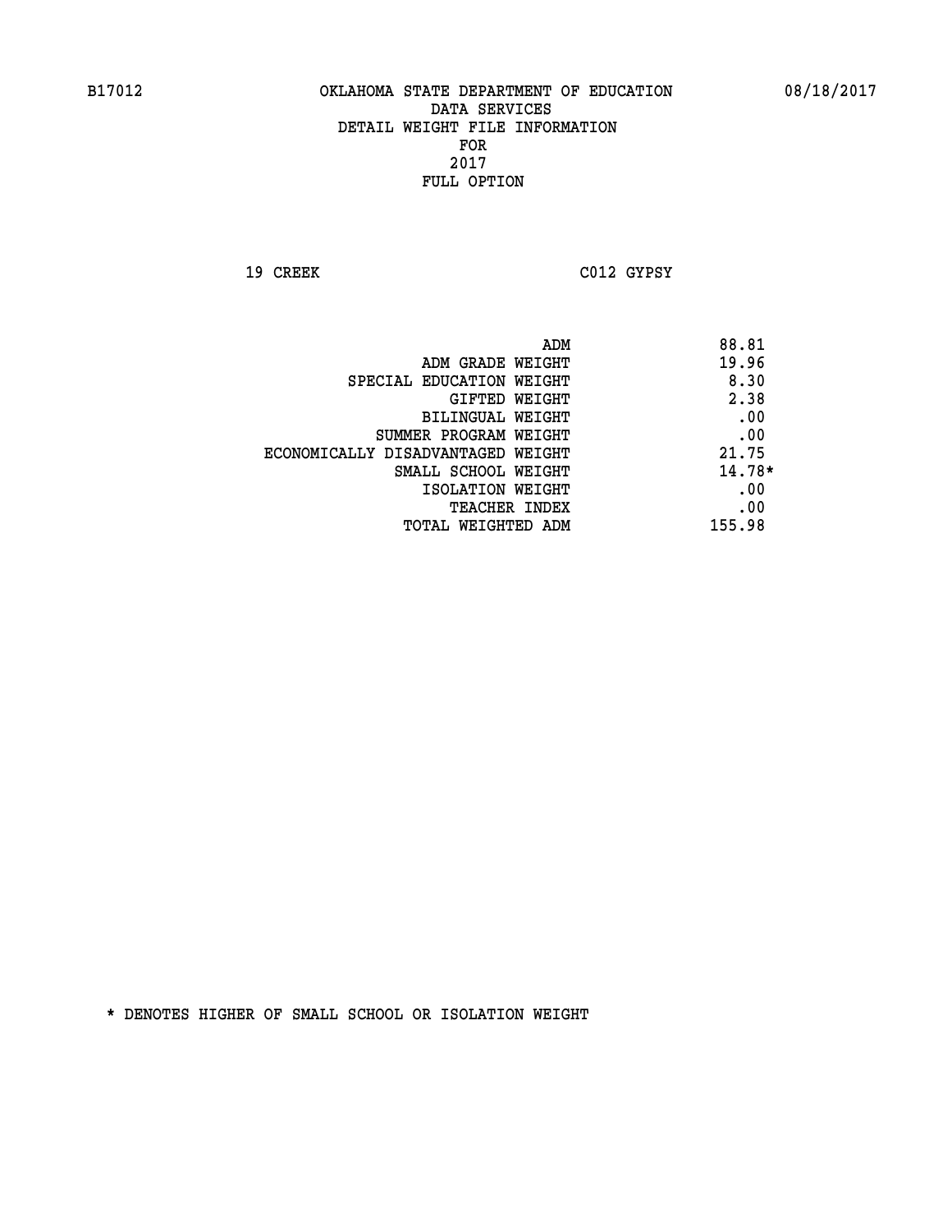B17012 OKLAHOMA STATE DEPARTMENT OF EDUCATION 08/18/2017

DATA SERVICES
DETAIL WEIGHT FILE INFORMATION
FOR
2017
FULL OPTION

19 CREEK C012 GYPSY

| | |
|---|---|
| ADM | 88.81 |
| ADM GRADE WEIGHT | 19.96 |
| SPECIAL EDUCATION WEIGHT | 8.30 |
| GIFTED WEIGHT | 2.38 |
| BILINGUAL WEIGHT | .00 |
| SUMMER PROGRAM WEIGHT | .00 |
| ECONOMICALLY DISADVANTAGED WEIGHT | 21.75 |
| SMALL SCHOOL WEIGHT | 14.78* |
| ISOLATION WEIGHT | .00 |
| TEACHER INDEX | .00 |
| TOTAL WEIGHTED ADM | 155.98 |

* DENOTES HIGHER OF SMALL SCHOOL OR ISOLATION WEIGHT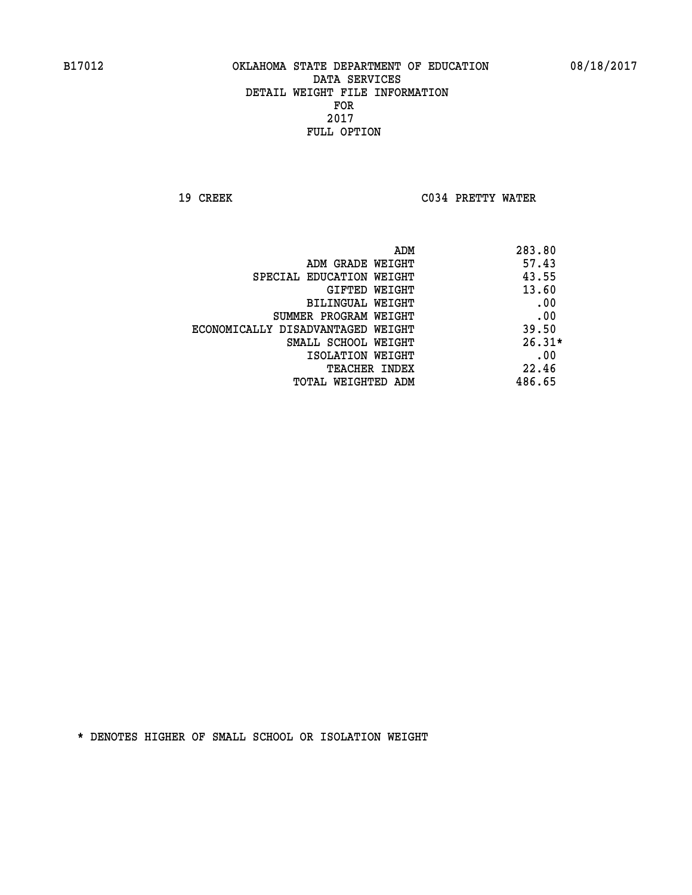B17012 OKLAHOMA STATE DEPARTMENT OF EDUCATION 08/18/2017

DATA SERVICES
DETAIL WEIGHT FILE INFORMATION
FOR
2017
FULL OPTION

19 CREEK C034 PRETTY WATER

| | |
|---|---|
| ADM | 283.80 |
| ADM GRADE WEIGHT | 57.43 |
| SPECIAL EDUCATION WEIGHT | 43.55 |
| GIFTED WEIGHT | 13.60 |
| BILINGUAL WEIGHT | .00 |
| SUMMER PROGRAM WEIGHT | .00 |
| ECONOMICALLY DISADVANTAGED WEIGHT | 39.50 |
| SMALL SCHOOL WEIGHT | 26.31* |
| ISOLATION WEIGHT | .00 |
| TEACHER INDEX | 22.46 |
| TOTAL WEIGHTED ADM | 486.65 |

* DENOTES HIGHER OF SMALL SCHOOL OR ISOLATION WEIGHT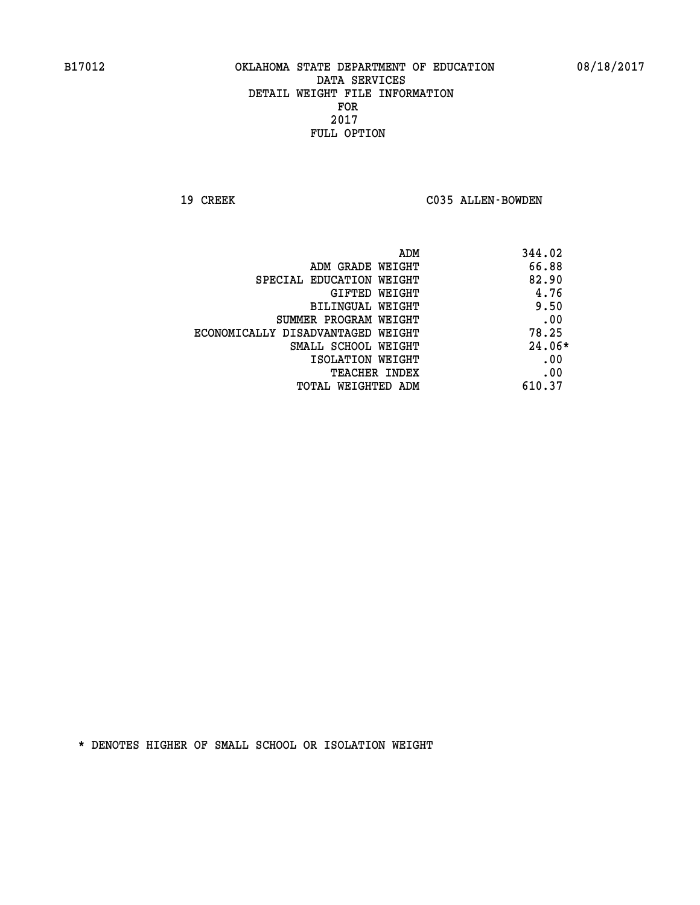B17012 OKLAHOMA STATE DEPARTMENT OF EDUCATION 08/18/2017

DATA SERVICES
DETAIL WEIGHT FILE INFORMATION
FOR
2017
FULL OPTION

19 CREEK C035 ALLEN-BOWDEN

| | |
|---|---|
| ADM | 344.02 |
| ADM GRADE WEIGHT | 66.88 |
| SPECIAL EDUCATION WEIGHT | 82.90 |
| GIFTED WEIGHT | 4.76 |
| BILINGUAL WEIGHT | 9.50 |
| SUMMER PROGRAM WEIGHT | .00 |
| ECONOMICALLY DISADVANTAGED WEIGHT | 78.25 |
| SMALL SCHOOL WEIGHT | 24.06* |
| ISOLATION WEIGHT | .00 |
| TEACHER INDEX | .00 |
| TOTAL WEIGHTED ADM | 610.37 |

* DENOTES HIGHER OF SMALL SCHOOL OR ISOLATION WEIGHT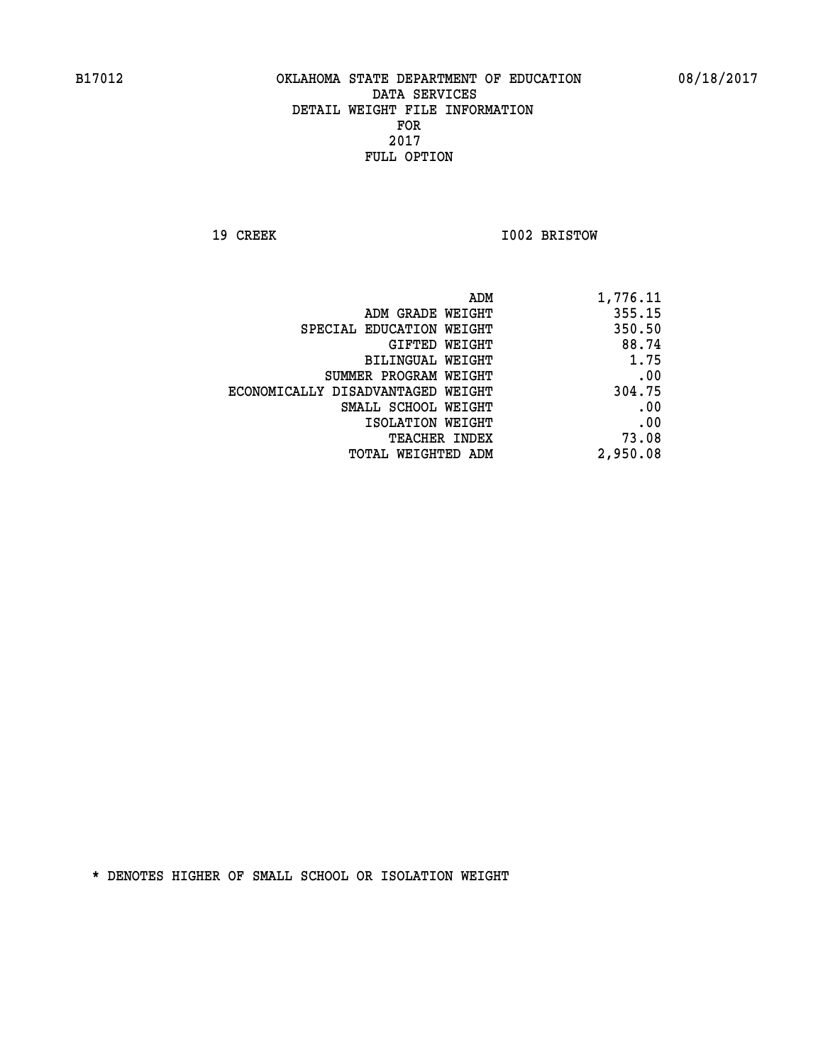B17012 OKLAHOMA STATE DEPARTMENT OF EDUCATION 08/18/2017

DATA SERVICES
DETAIL WEIGHT FILE INFORMATION
FOR
2017
FULL OPTION

19 CREEK I002 BRISTOW

| | |
|---|---|
| ADM | 1,776.11 |
| ADM GRADE WEIGHT | 355.15 |
| SPECIAL EDUCATION WEIGHT | 350.50 |
| GIFTED WEIGHT | 88.74 |
| BILINGUAL WEIGHT | 1.75 |
| SUMMER PROGRAM WEIGHT | .00 |
| ECONOMICALLY DISADVANTAGED WEIGHT | 304.75 |
| SMALL SCHOOL WEIGHT | .00 |
| ISOLATION WEIGHT | .00 |
| TEACHER INDEX | 73.08 |
| TOTAL WEIGHTED ADM | 2,950.08 |

* DENOTES HIGHER OF SMALL SCHOOL OR ISOLATION WEIGHT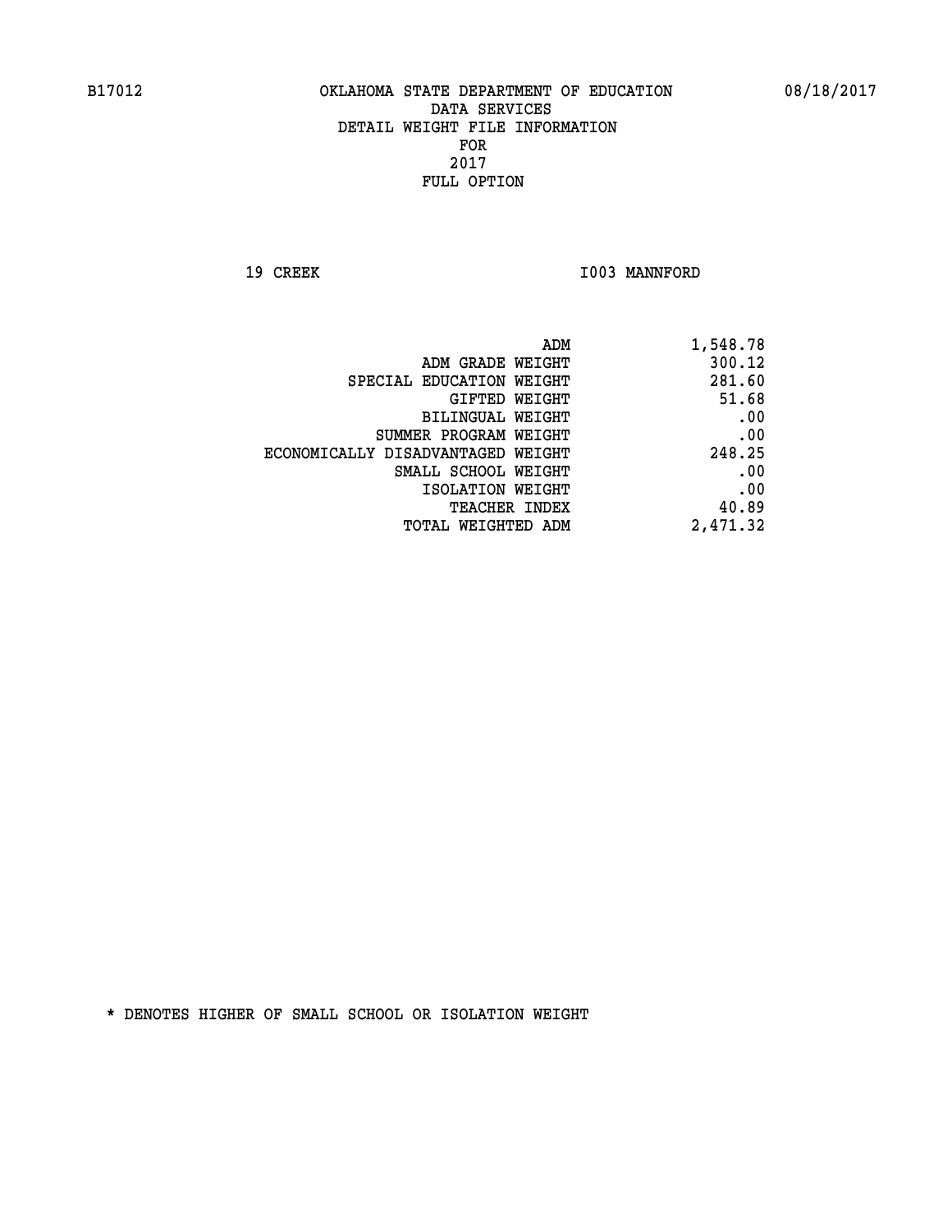B17012 OKLAHOMA STATE DEPARTMENT OF EDUCATION 08/18/2017

DATA SERVICES
DETAIL WEIGHT FILE INFORMATION
FOR
2017
FULL OPTION

19 CREEK I003 MANNFORD

| | |
|---|---|
| ADM | 1,548.78 |
| ADM GRADE WEIGHT | 300.12 |
| SPECIAL EDUCATION WEIGHT | 281.60 |
| GIFTED WEIGHT | 51.68 |
| BILINGUAL WEIGHT | .00 |
| SUMMER PROGRAM WEIGHT | .00 |
| ECONOMICALLY DISADVANTAGED WEIGHT | 248.25 |
| SMALL SCHOOL WEIGHT | .00 |
| ISOLATION WEIGHT | .00 |
| TEACHER INDEX | 40.89 |
| TOTAL WEIGHTED ADM | 2,471.32 |

* DENOTES HIGHER OF SMALL SCHOOL OR ISOLATION WEIGHT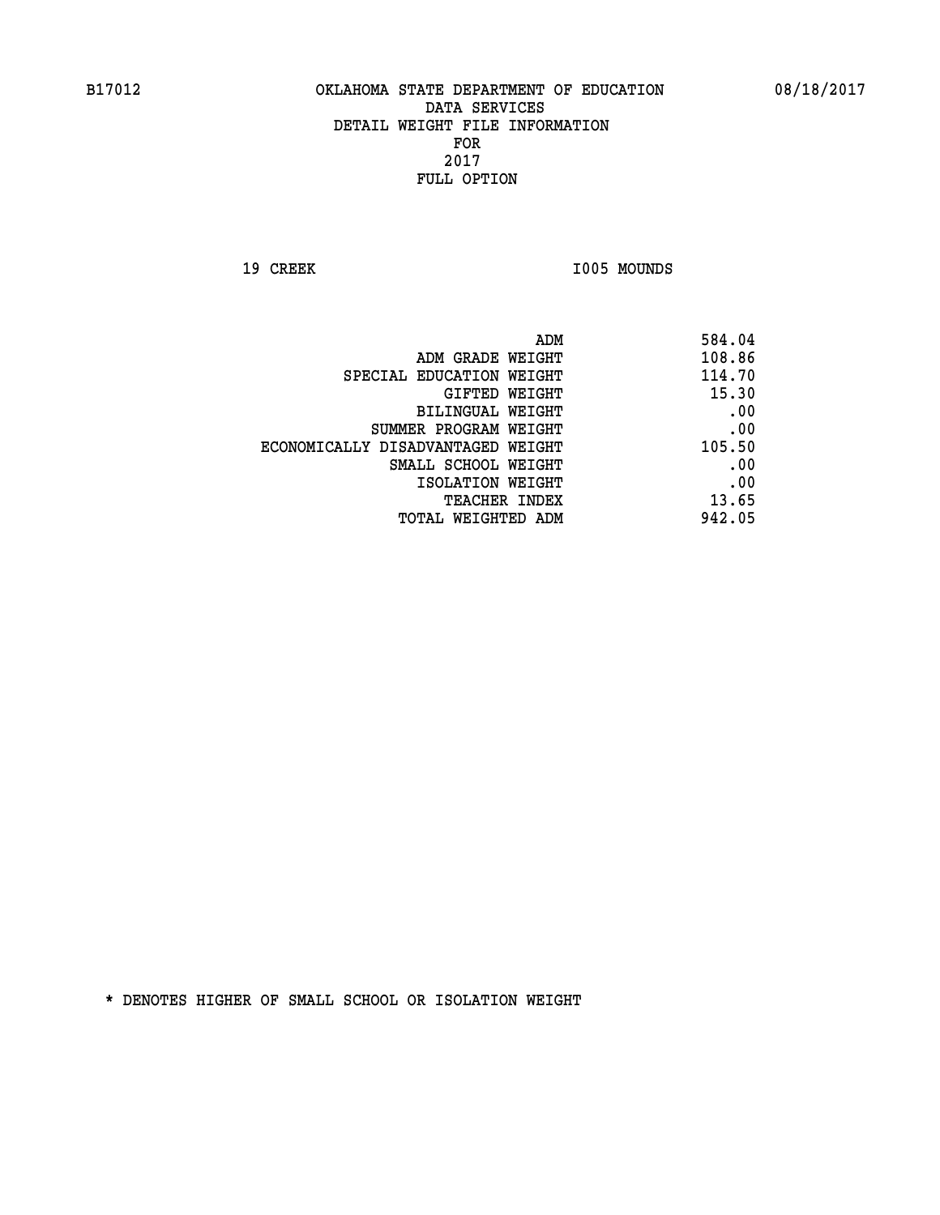B17012 OKLAHOMA STATE DEPARTMENT OF EDUCATION 08/18/2017

DATA SERVICES
DETAIL WEIGHT FILE INFORMATION
FOR
2017
FULL OPTION

19 CREEK I005 MOUNDS

| | |
|---|---|
| ADM | 584.04 |
| ADM GRADE WEIGHT | 108.86 |
| SPECIAL EDUCATION WEIGHT | 114.70 |
| GIFTED WEIGHT | 15.30 |
| BILINGUAL WEIGHT | .00 |
| SUMMER PROGRAM WEIGHT | .00 |
| ECONOMICALLY DISADVANTAGED WEIGHT | 105.50 |
| SMALL SCHOOL WEIGHT | .00 |
| ISOLATION WEIGHT | .00 |
| TEACHER INDEX | 13.65 |
| TOTAL WEIGHTED ADM | 942.05 |

* DENOTES HIGHER OF SMALL SCHOOL OR ISOLATION WEIGHT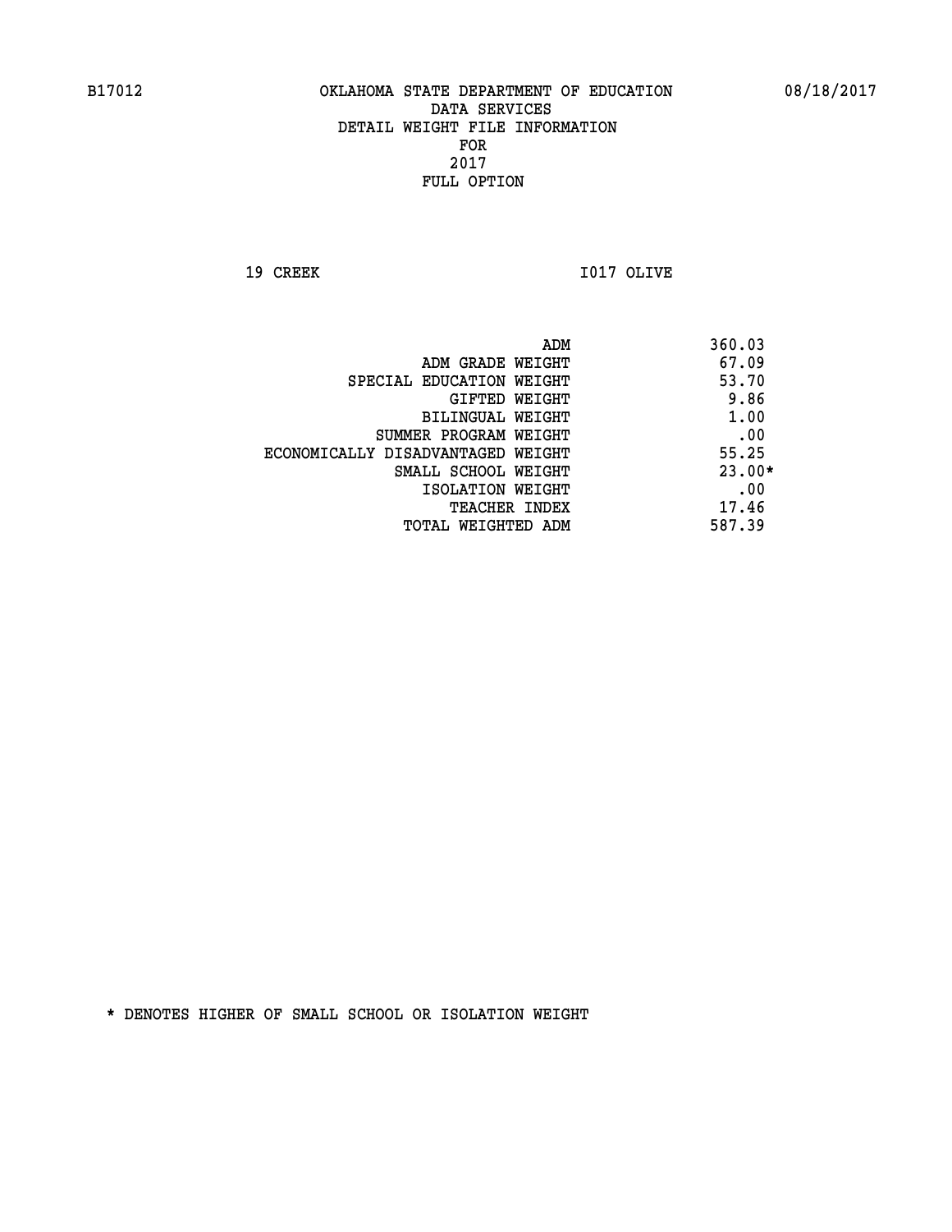B17012 OKLAHOMA STATE DEPARTMENT OF EDUCATION 08/18/2017

DATA SERVICES
DETAIL WEIGHT FILE INFORMATION
FOR
2017
FULL OPTION

19 CREEK I017 OLIVE

| | |
|---|---|
| ADM | 360.03 |
| ADM GRADE WEIGHT | 67.09 |
| SPECIAL EDUCATION WEIGHT | 53.70 |
| GIFTED WEIGHT | 9.86 |
| BILINGUAL WEIGHT | 1.00 |
| SUMMER PROGRAM WEIGHT | .00 |
| ECONOMICALLY DISADVANTAGED WEIGHT | 55.25 |
| SMALL SCHOOL WEIGHT | 23.00* |
| ISOLATION WEIGHT | .00 |
| TEACHER INDEX | 17.46 |
| TOTAL WEIGHTED ADM | 587.39 |

* DENOTES HIGHER OF SMALL SCHOOL OR ISOLATION WEIGHT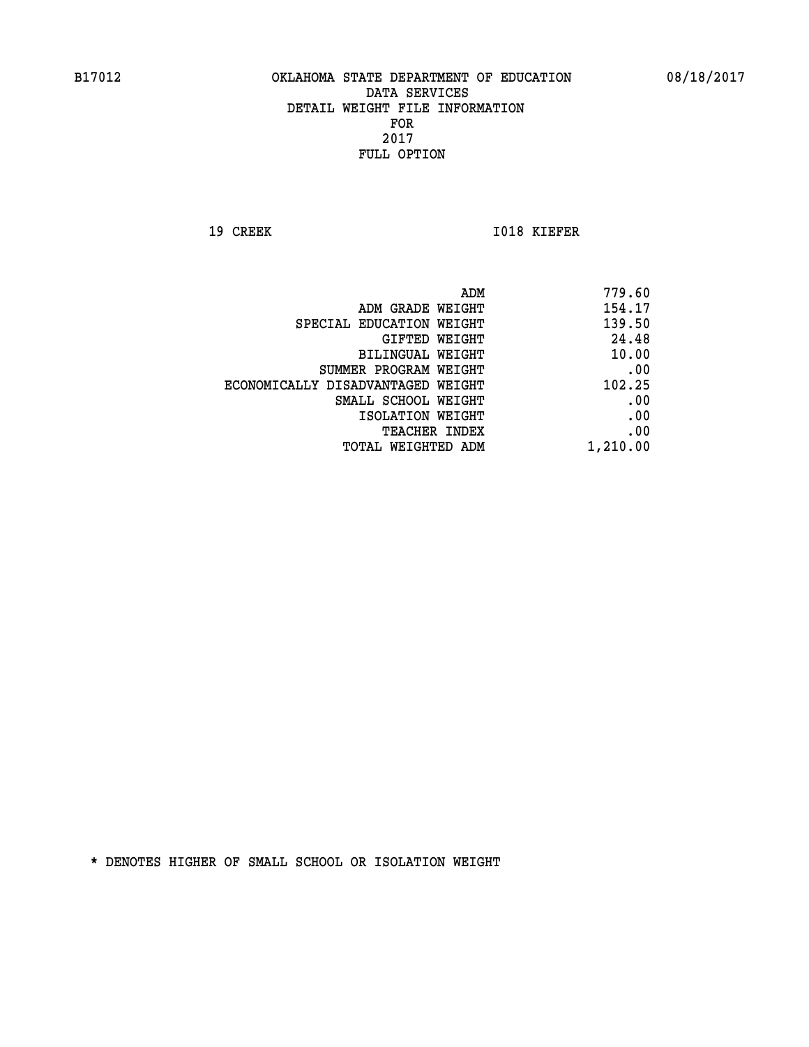B17012 OKLAHOMA STATE DEPARTMENT OF EDUCATION 08/18/2017

DATA SERVICES
DETAIL WEIGHT FILE INFORMATION
FOR
2017
FULL OPTION

19 CREEK I018 KIEFER

| | |
|---|---|
| ADM | 779.60 |
| ADM GRADE WEIGHT | 154.17 |
| SPECIAL EDUCATION WEIGHT | 139.50 |
| GIFTED WEIGHT | 24.48 |
| BILINGUAL WEIGHT | 10.00 |
| SUMMER PROGRAM WEIGHT | .00 |
| ECONOMICALLY DISADVANTAGED WEIGHT | 102.25 |
| SMALL SCHOOL WEIGHT | .00 |
| ISOLATION WEIGHT | .00 |
| TEACHER INDEX | .00 |
| TOTAL WEIGHTED ADM | 1,210.00 |

* DENOTES HIGHER OF SMALL SCHOOL OR ISOLATION WEIGHT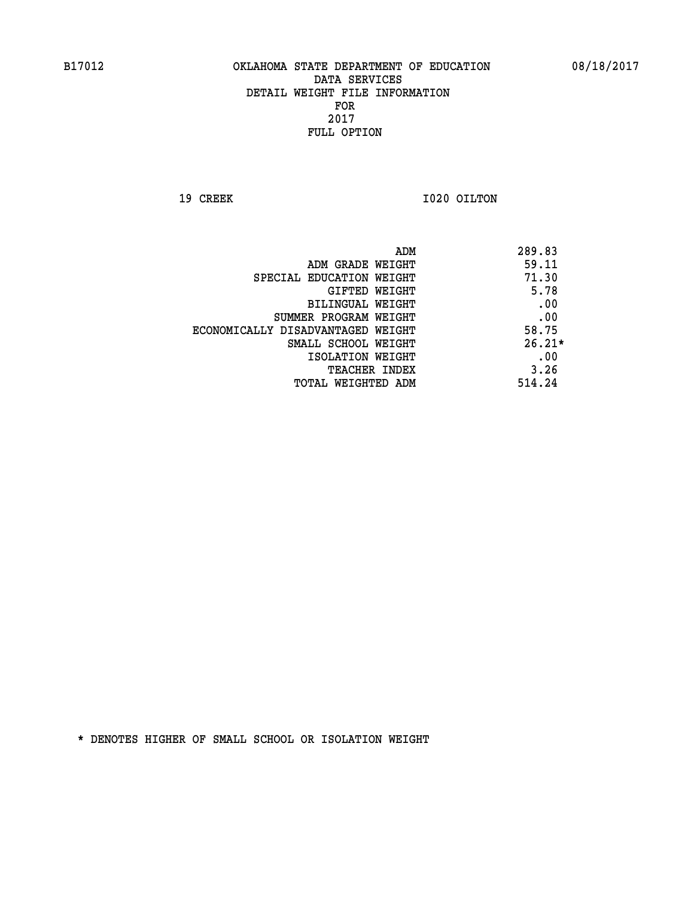B17012 OKLAHOMA STATE DEPARTMENT OF EDUCATION 08/18/2017

DATA SERVICES
DETAIL WEIGHT FILE INFORMATION
FOR
2017
FULL OPTION

19 CREEK I020 OILTON

| | |
|---|---|
| ADM | 289.83 |
| ADM GRADE WEIGHT | 59.11 |
| SPECIAL EDUCATION WEIGHT | 71.30 |
| GIFTED WEIGHT | 5.78 |
| BILINGUAL WEIGHT | .00 |
| SUMMER PROGRAM WEIGHT | .00 |
| ECONOMICALLY DISADVANTAGED WEIGHT | 58.75 |
| SMALL SCHOOL WEIGHT | 26.21* |
| ISOLATION WEIGHT | .00 |
| TEACHER INDEX | 3.26 |
| TOTAL WEIGHTED ADM | 514.24 |

* DENOTES HIGHER OF SMALL SCHOOL OR ISOLATION WEIGHT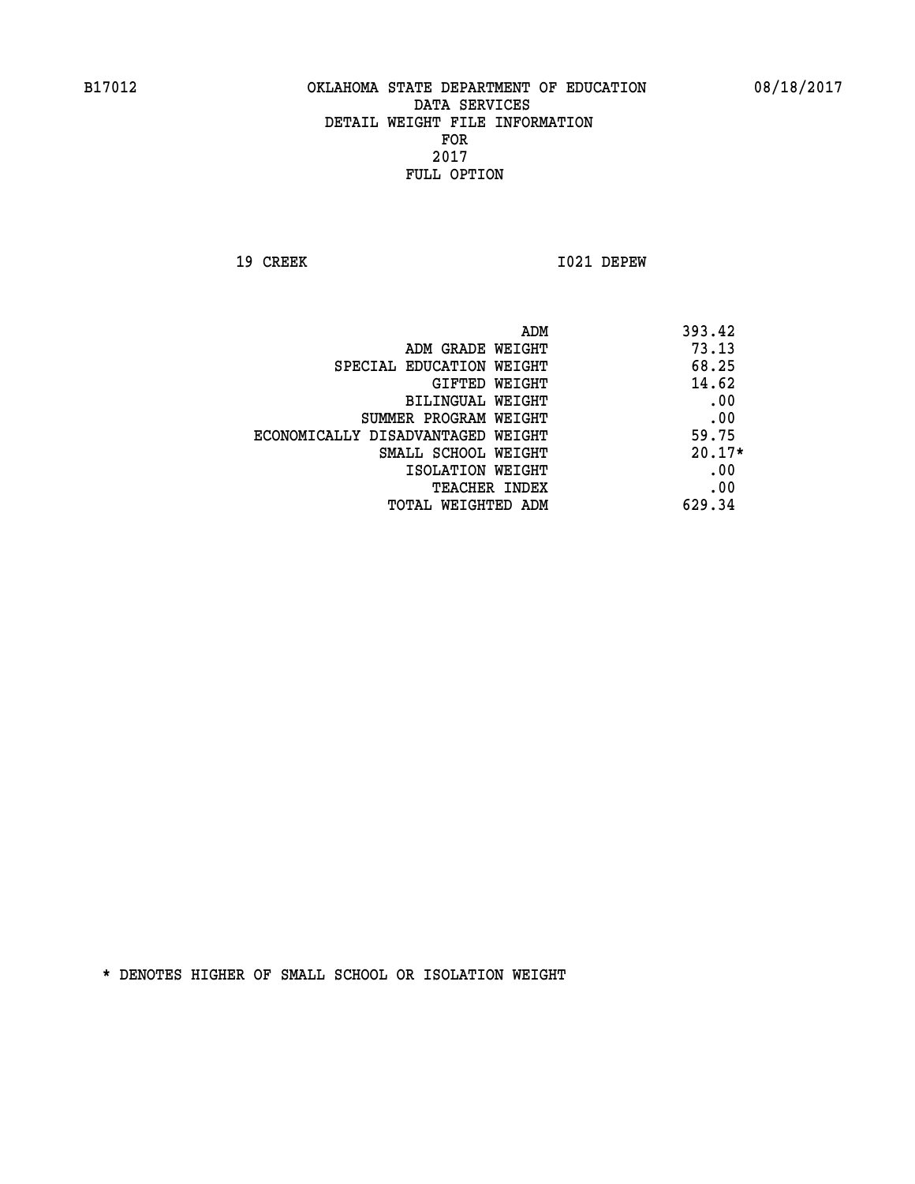B17012 OKLAHOMA STATE DEPARTMENT OF EDUCATION 08/18/2017

DATA SERVICES
DETAIL WEIGHT FILE INFORMATION
FOR
2017
FULL OPTION

19 CREEK I021 DEPEW

| | |
|---|---|
| ADM | 393.42 |
| ADM GRADE WEIGHT | 73.13 |
| SPECIAL EDUCATION WEIGHT | 68.25 |
| GIFTED WEIGHT | 14.62 |
| BILINGUAL WEIGHT | .00 |
| SUMMER PROGRAM WEIGHT | .00 |
| ECONOMICALLY DISADVANTAGED WEIGHT | 59.75 |
| SMALL SCHOOL WEIGHT | 20.17* |
| ISOLATION WEIGHT | .00 |
| TEACHER INDEX | .00 |
| TOTAL WEIGHTED ADM | 629.34 |

* DENOTES HIGHER OF SMALL SCHOOL OR ISOLATION WEIGHT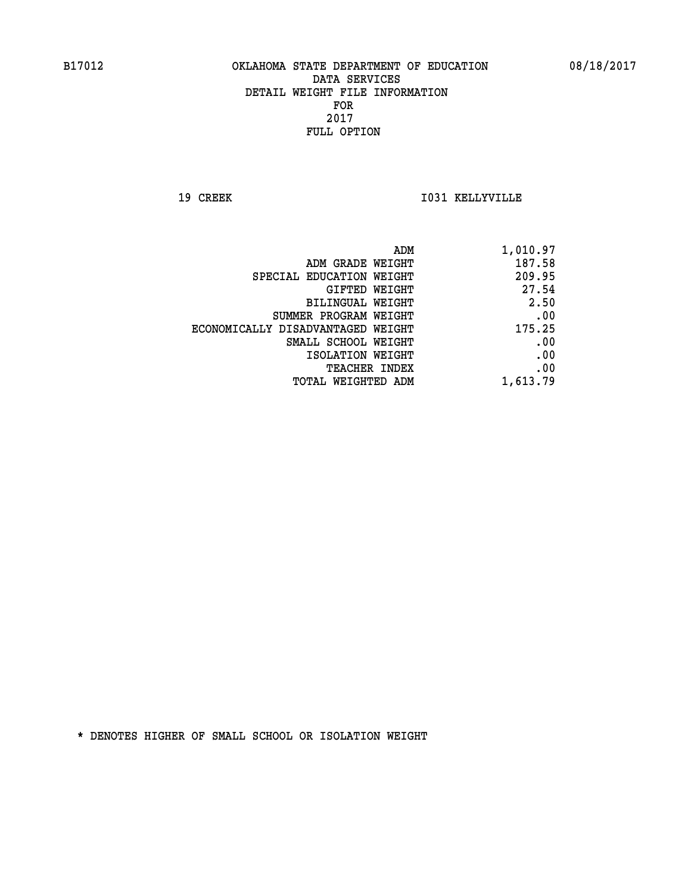B17012 OKLAHOMA STATE DEPARTMENT OF EDUCATION 08/18/2017

DATA SERVICES
DETAIL WEIGHT FILE INFORMATION
FOR
2017
FULL OPTION

19 CREEK I031 KELLYVILLE

| | |
|---|---|
| ADM | 1,010.97 |
| ADM GRADE WEIGHT | 187.58 |
| SPECIAL EDUCATION WEIGHT | 209.95 |
| GIFTED WEIGHT | 27.54 |
| BILINGUAL WEIGHT | 2.50 |
| SUMMER PROGRAM WEIGHT | .00 |
| ECONOMICALLY DISADVANTAGED WEIGHT | 175.25 |
| SMALL SCHOOL WEIGHT | .00 |
| ISOLATION WEIGHT | .00 |
| TEACHER INDEX | .00 |
| TOTAL WEIGHTED ADM | 1,613.79 |

* DENOTES HIGHER OF SMALL SCHOOL OR ISOLATION WEIGHT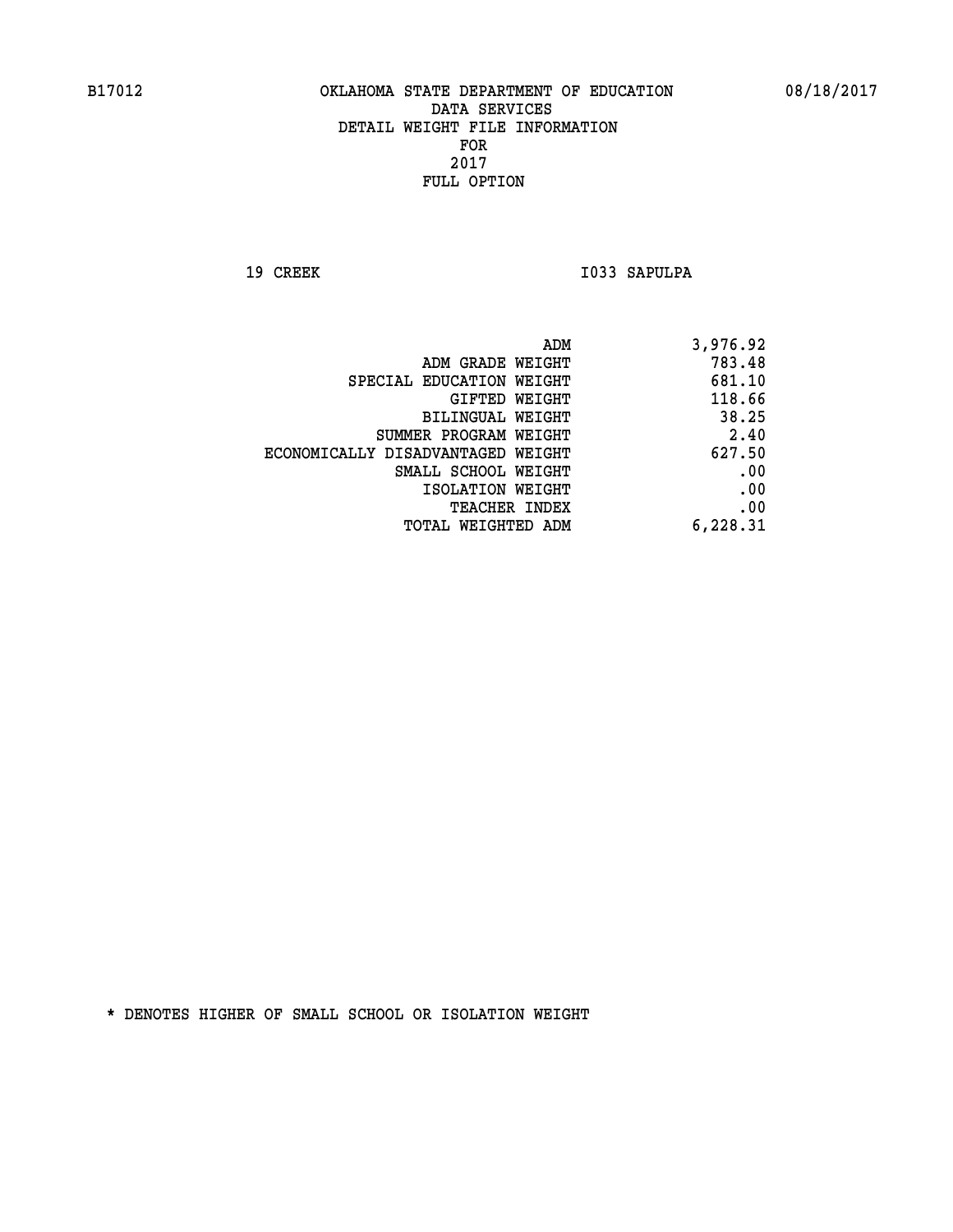B17012 OKLAHOMA STATE DEPARTMENT OF EDUCATION 08/18/2017

DATA SERVICES
DETAIL WEIGHT FILE INFORMATION
FOR
2017
FULL OPTION

19 CREEK I033 SAPULPA

| | |
|---|---|
| ADM | 3,976.92 |
| ADM GRADE WEIGHT | 783.48 |
| SPECIAL EDUCATION WEIGHT | 681.10 |
| GIFTED WEIGHT | 118.66 |
| BILINGUAL WEIGHT | 38.25 |
| SUMMER PROGRAM WEIGHT | 2.40 |
| ECONOMICALLY DISADVANTAGED WEIGHT | 627.50 |
| SMALL SCHOOL WEIGHT | .00 |
| ISOLATION WEIGHT | .00 |
| TEACHER INDEX | .00 |
| TOTAL WEIGHTED ADM | 6,228.31 |

* DENOTES HIGHER OF SMALL SCHOOL OR ISOLATION WEIGHT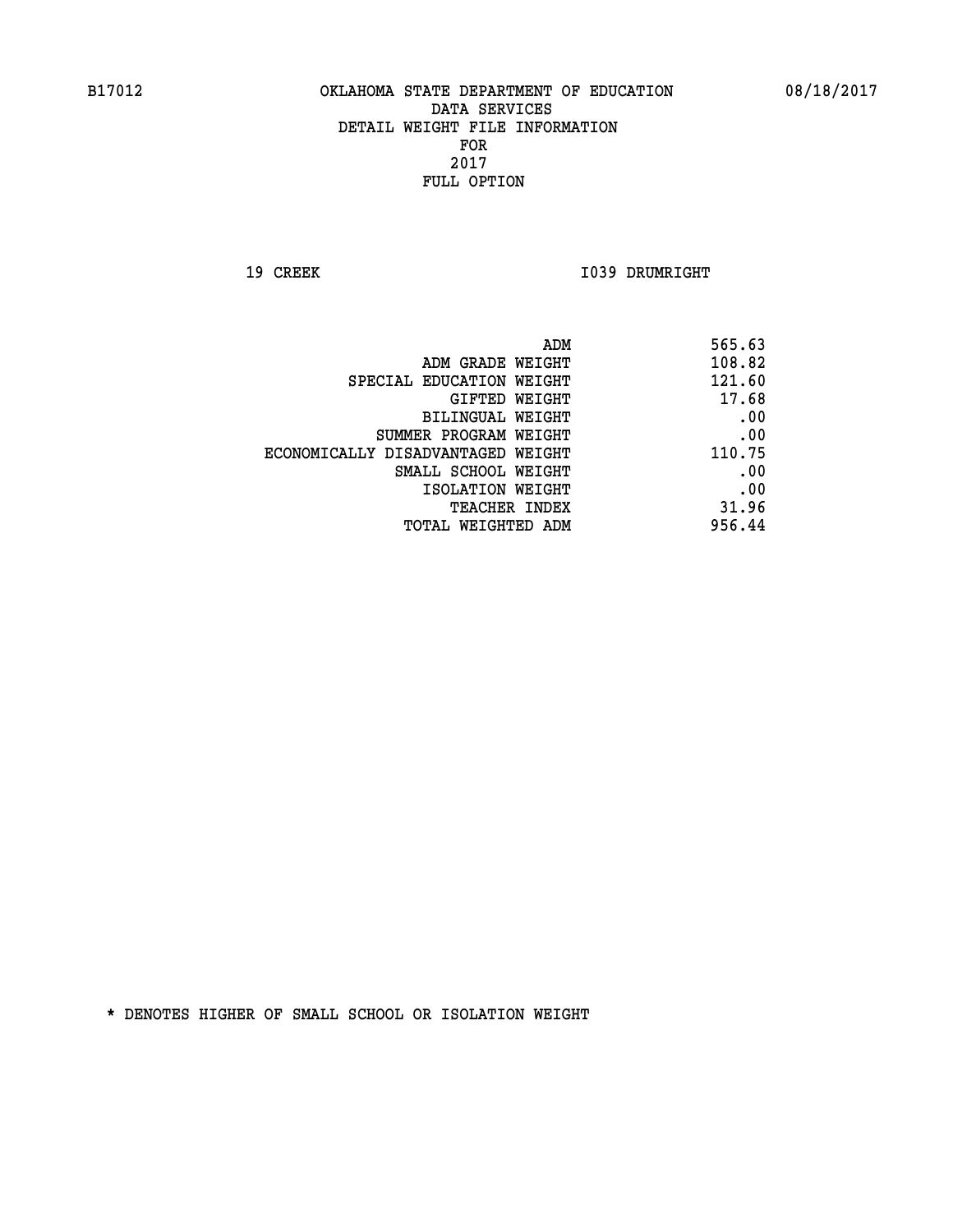B17012 OKLAHOMA STATE DEPARTMENT OF EDUCATION 08/18/2017

DATA SERVICES
DETAIL WEIGHT FILE INFORMATION
FOR
2017
FULL OPTION

19 CREEK I039 DRUMRIGHT

| | |
|---|---|
| ADM | 565.63 |
| ADM GRADE WEIGHT | 108.82 |
| SPECIAL EDUCATION WEIGHT | 121.60 |
| GIFTED WEIGHT | 17.68 |
| BILINGUAL WEIGHT | .00 |
| SUMMER PROGRAM WEIGHT | .00 |
| ECONOMICALLY DISADVANTAGED WEIGHT | 110.75 |
| SMALL SCHOOL WEIGHT | .00 |
| ISOLATION WEIGHT | .00 |
| TEACHER INDEX | 31.96 |
| TOTAL WEIGHTED ADM | 956.44 |

* DENOTES HIGHER OF SMALL SCHOOL OR ISOLATION WEIGHT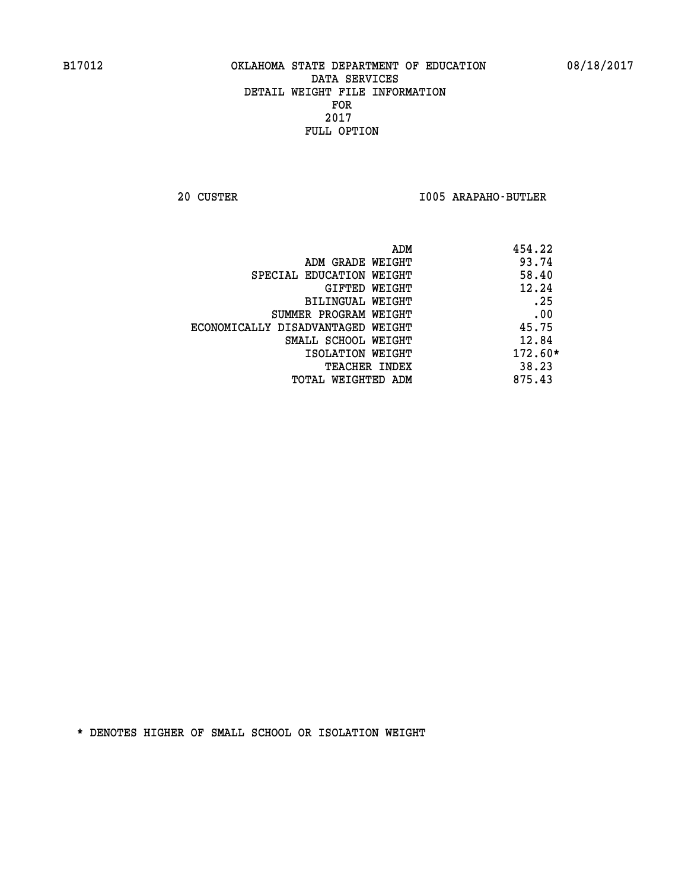B17012 OKLAHOMA STATE DEPARTMENT OF EDUCATION 08/18/2017

DATA SERVICES

DETAIL WEIGHT FILE INFORMATION

FOR

2017

FULL OPTION

20 CUSTER I005 ARAPAHO-BUTLER

| | |
|---|---|
| ADM | 454.22 |
| ADM GRADE WEIGHT | 93.74 |
| SPECIAL EDUCATION WEIGHT | 58.40 |
| GIFTED WEIGHT | 12.24 |
| BILINGUAL WEIGHT | .25 |
| SUMMER PROGRAM WEIGHT | .00 |
| ECONOMICALLY DISADVANTAGED WEIGHT | 45.75 |
| SMALL SCHOOL WEIGHT | 12.84 |
| ISOLATION WEIGHT | 172.60* |
| TEACHER INDEX | 38.23 |
| TOTAL WEIGHTED ADM | 875.43 |

* DENOTES HIGHER OF SMALL SCHOOL OR ISOLATION WEIGHT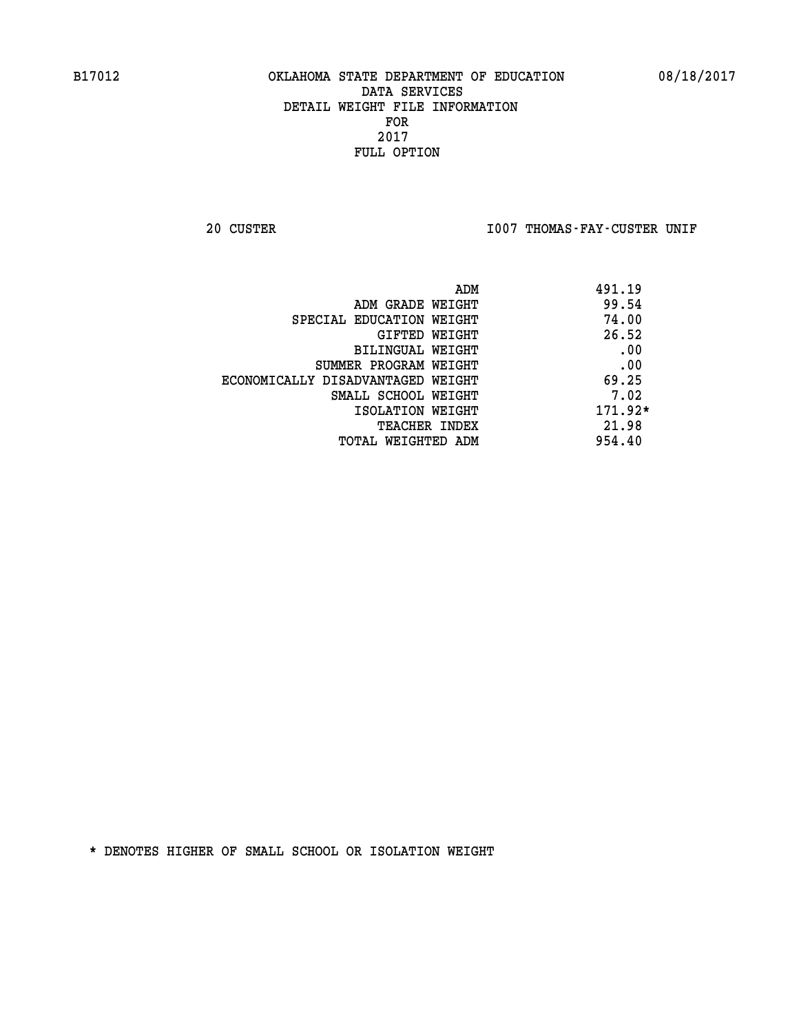B17012 OKLAHOMA STATE DEPARTMENT OF EDUCATION 08/18/2017

DATA SERVICES
DETAIL WEIGHT FILE INFORMATION
FOR
2017
FULL OPTION

20 CUSTER I007 THOMAS-FAY-CUSTER UNIF

| | |
|---|---|
| ADM | 491.19 |
| ADM GRADE WEIGHT | 99.54 |
| SPECIAL EDUCATION WEIGHT | 74.00 |
| GIFTED WEIGHT | 26.52 |
| BILINGUAL WEIGHT | .00 |
| SUMMER PROGRAM WEIGHT | .00 |
| ECONOMICALLY DISADVANTAGED WEIGHT | 69.25 |
| SMALL SCHOOL WEIGHT | 7.02 |
| ISOLATION WEIGHT | 171.92* |
| TEACHER INDEX | 21.98 |
| TOTAL WEIGHTED ADM | 954.40 |

* DENOTES HIGHER OF SMALL SCHOOL OR ISOLATION WEIGHT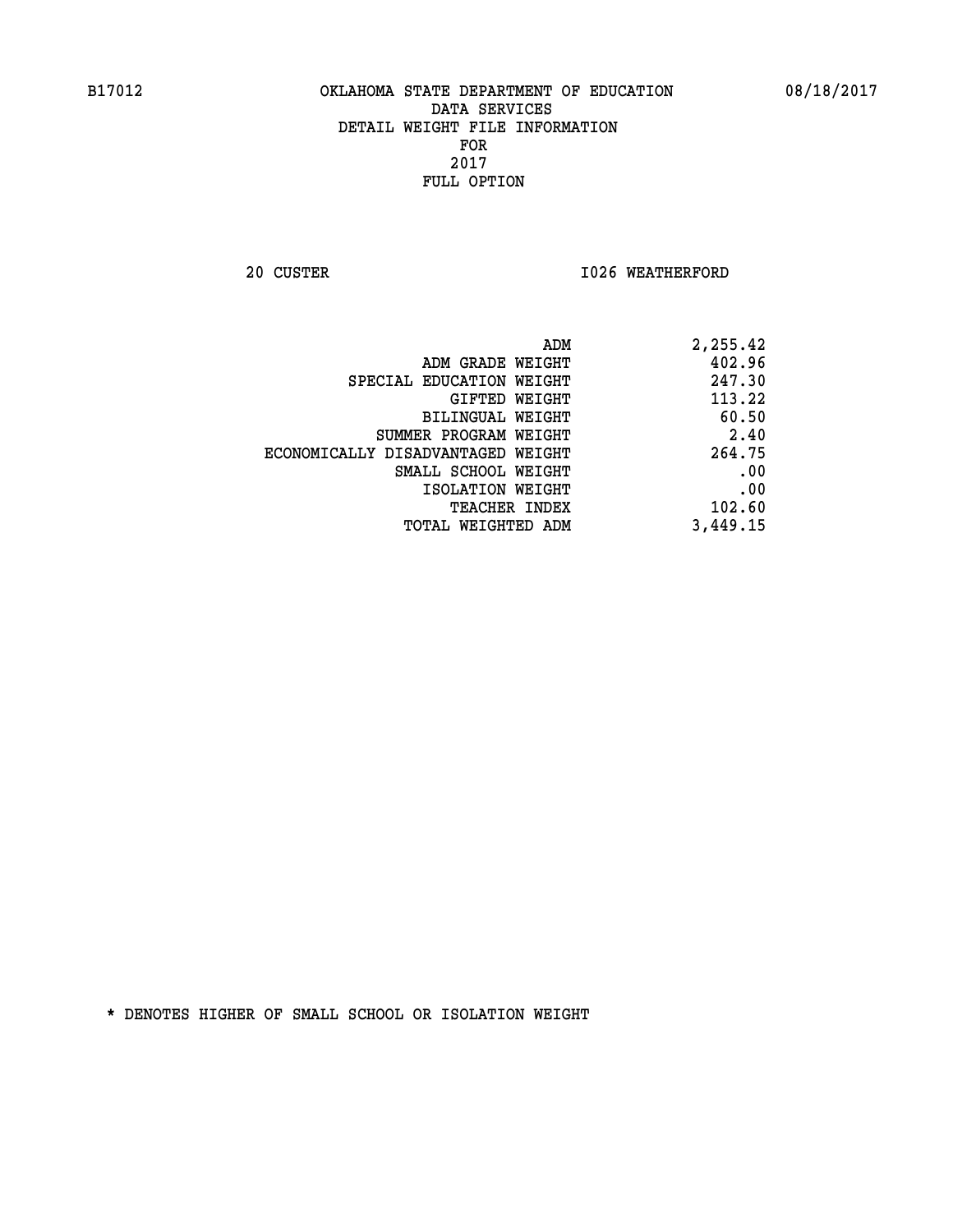B17012 OKLAHOMA STATE DEPARTMENT OF EDUCATION 08/18/2017

DATA SERVICES
DETAIL WEIGHT FILE INFORMATION
FOR
2017
FULL OPTION

20 CUSTER I026 WEATHERFORD

| | |
|---|---|
| ADM | 2,255.42 |
| ADM GRADE WEIGHT | 402.96 |
| SPECIAL EDUCATION WEIGHT | 247.30 |
| GIFTED WEIGHT | 113.22 |
| BILINGUAL WEIGHT | 60.50 |
| SUMMER PROGRAM WEIGHT | 2.40 |
| ECONOMICALLY DISADVANTAGED WEIGHT | 264.75 |
| SMALL SCHOOL WEIGHT | .00 |
| ISOLATION WEIGHT | .00 |
| TEACHER INDEX | 102.60 |
| TOTAL WEIGHTED ADM | 3,449.15 |

* DENOTES HIGHER OF SMALL SCHOOL OR ISOLATION WEIGHT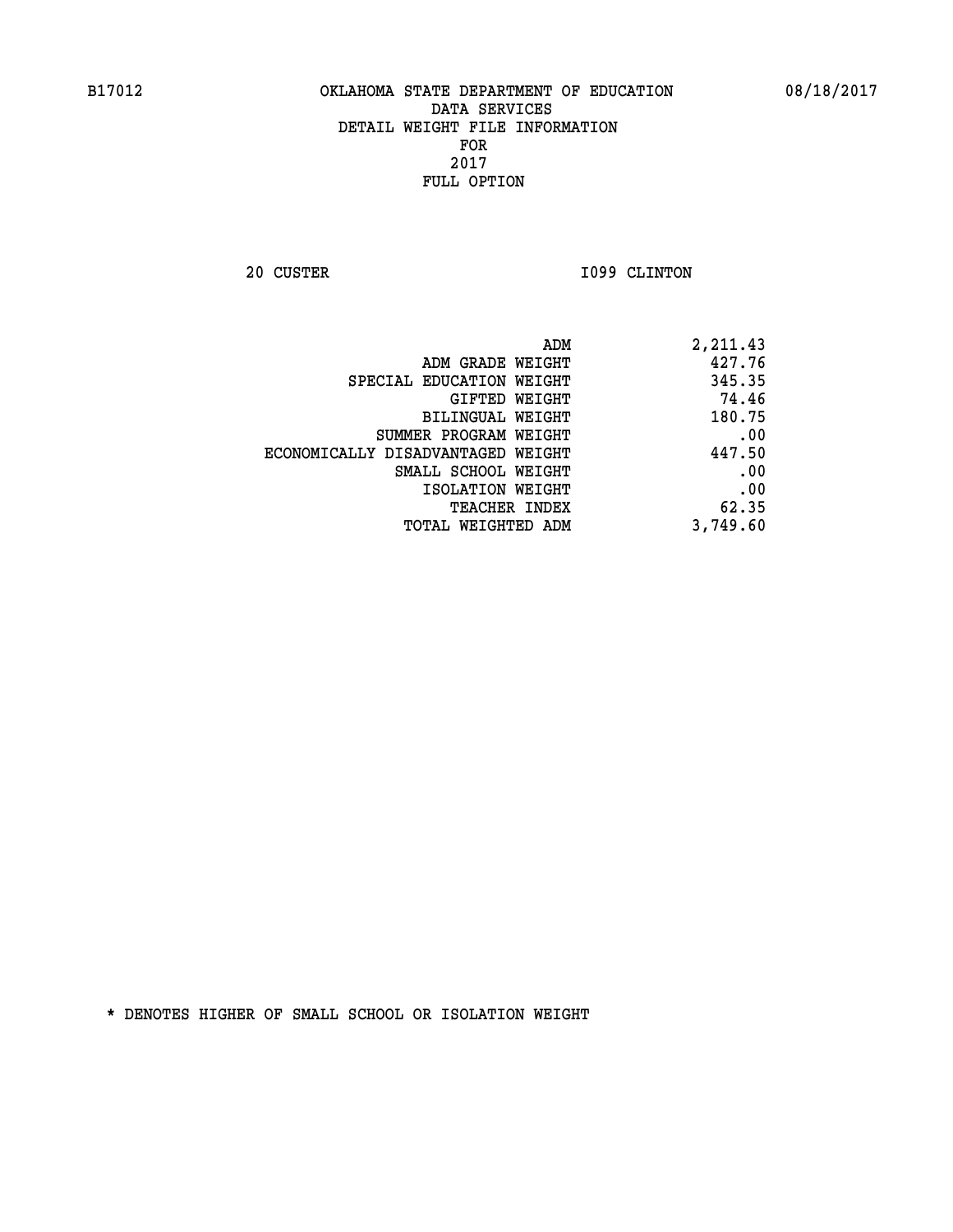B17012 OKLAHOMA STATE DEPARTMENT OF EDUCATION 08/18/2017

DATA SERVICES
DETAIL WEIGHT FILE INFORMATION
FOR
2017
FULL OPTION

20 CUSTER I099 CLINTON

| | |
|---|---|
| ADM | 2,211.43 |
| ADM GRADE WEIGHT | 427.76 |
| SPECIAL EDUCATION WEIGHT | 345.35 |
| GIFTED WEIGHT | 74.46 |
| BILINGUAL WEIGHT | 180.75 |
| SUMMER PROGRAM WEIGHT | .00 |
| ECONOMICALLY DISADVANTAGED WEIGHT | 447.50 |
| SMALL SCHOOL WEIGHT | .00 |
| ISOLATION WEIGHT | .00 |
| TEACHER INDEX | 62.35 |
| TOTAL WEIGHTED ADM | 3,749.60 |

* DENOTES HIGHER OF SMALL SCHOOL OR ISOLATION WEIGHT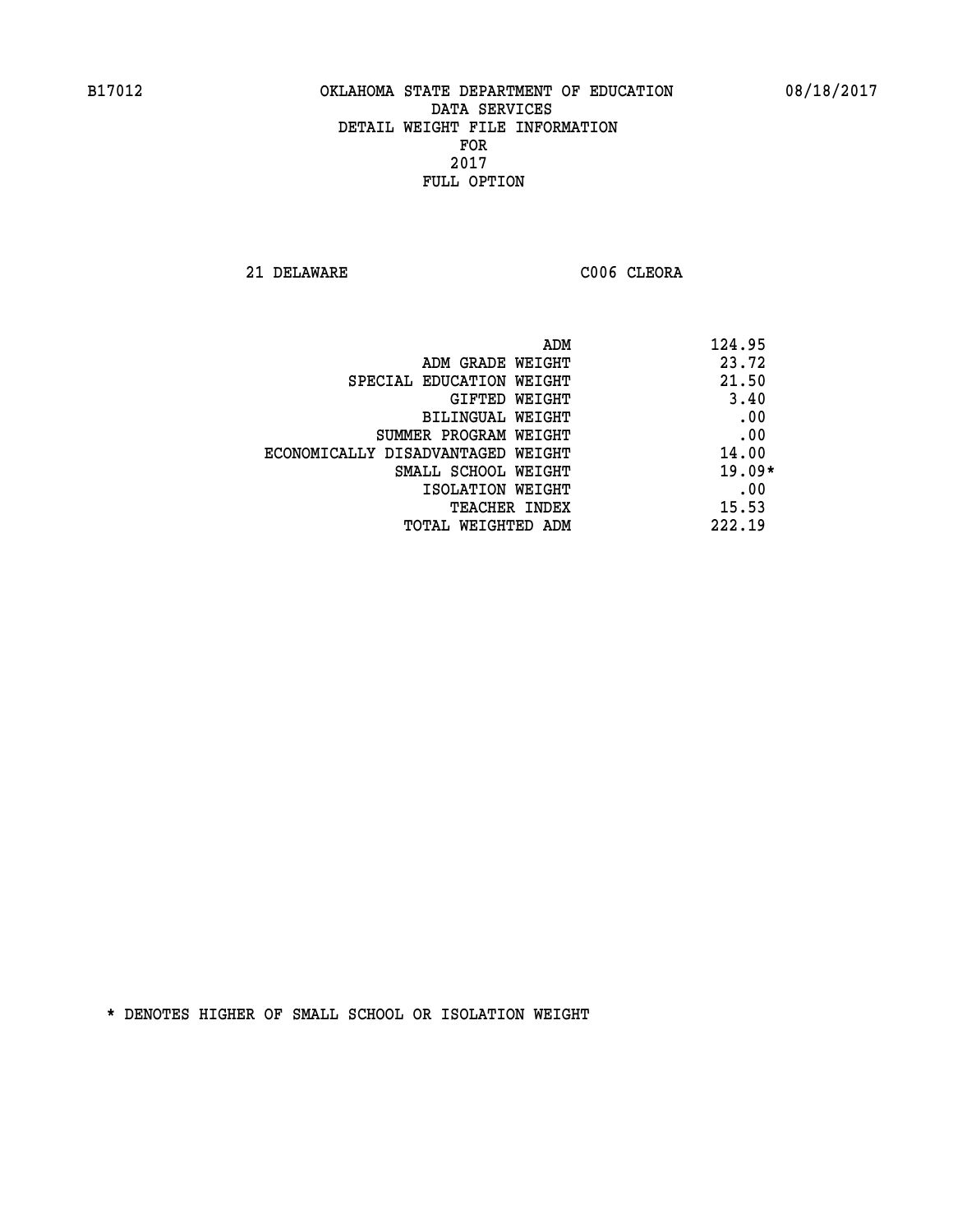B17012 OKLAHOMA STATE DEPARTMENT OF EDUCATION 08/18/2017

DATA SERVICES
DETAIL WEIGHT FILE INFORMATION
FOR
2017
FULL OPTION

21 DELAWARE C006 CLEORA

| | |
|---|---|
| ADM | 124.95 |
| ADM GRADE WEIGHT | 23.72 |
| SPECIAL EDUCATION WEIGHT | 21.50 |
| GIFTED WEIGHT | 3.40 |
| BILINGUAL WEIGHT | .00 |
| SUMMER PROGRAM WEIGHT | .00 |
| ECONOMICALLY DISADVANTAGED WEIGHT | 14.00 |
| SMALL SCHOOL WEIGHT | 19.09* |
| ISOLATION WEIGHT | .00 |
| TEACHER INDEX | 15.53 |
| TOTAL WEIGHTED ADM | 222.19 |

* DENOTES HIGHER OF SMALL SCHOOL OR ISOLATION WEIGHT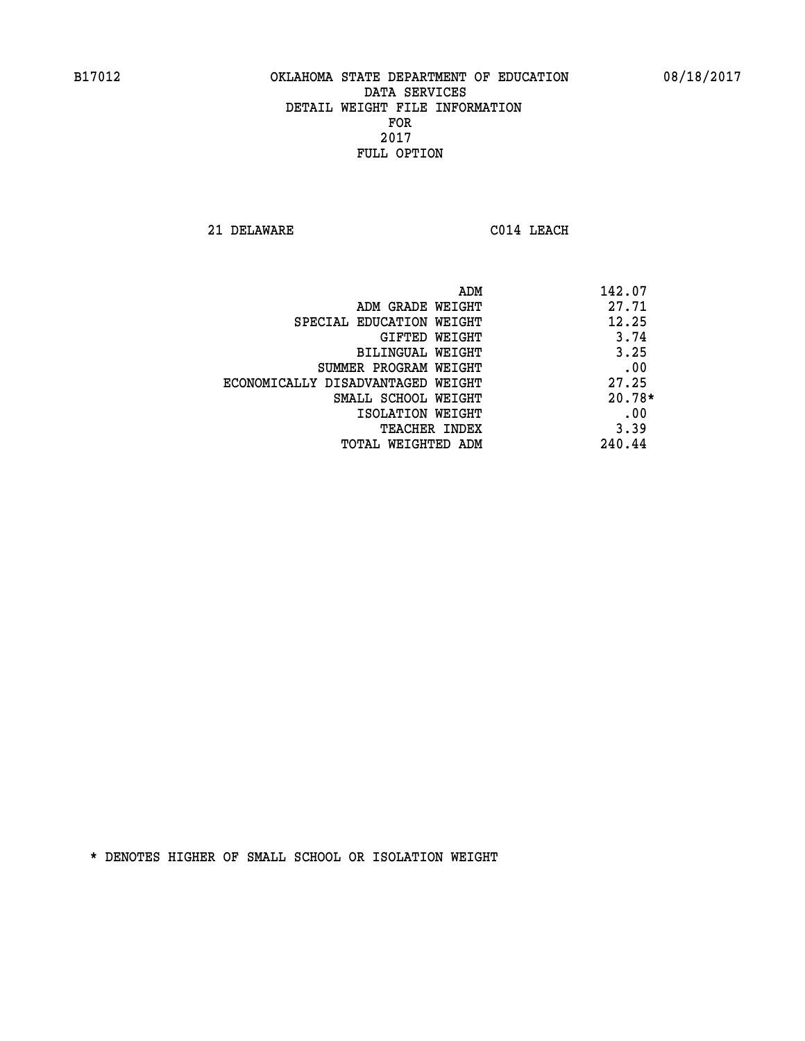B17012 OKLAHOMA STATE DEPARTMENT OF EDUCATION 08/18/2017

DATA SERVICES
DETAIL WEIGHT FILE INFORMATION
FOR
2017
FULL OPTION

21 DELAWARE C014 LEACH

| | |
|---|---|
| ADM | 142.07 |
| ADM GRADE WEIGHT | 27.71 |
| SPECIAL EDUCATION WEIGHT | 12.25 |
| GIFTED WEIGHT | 3.74 |
| BILINGUAL WEIGHT | 3.25 |
| SUMMER PROGRAM WEIGHT | .00 |
| ECONOMICALLY DISADVANTAGED WEIGHT | 27.25 |
| SMALL SCHOOL WEIGHT | 20.78* |
| ISOLATION WEIGHT | .00 |
| TEACHER INDEX | 3.39 |
| TOTAL WEIGHTED ADM | 240.44 |

* DENOTES HIGHER OF SMALL SCHOOL OR ISOLATION WEIGHT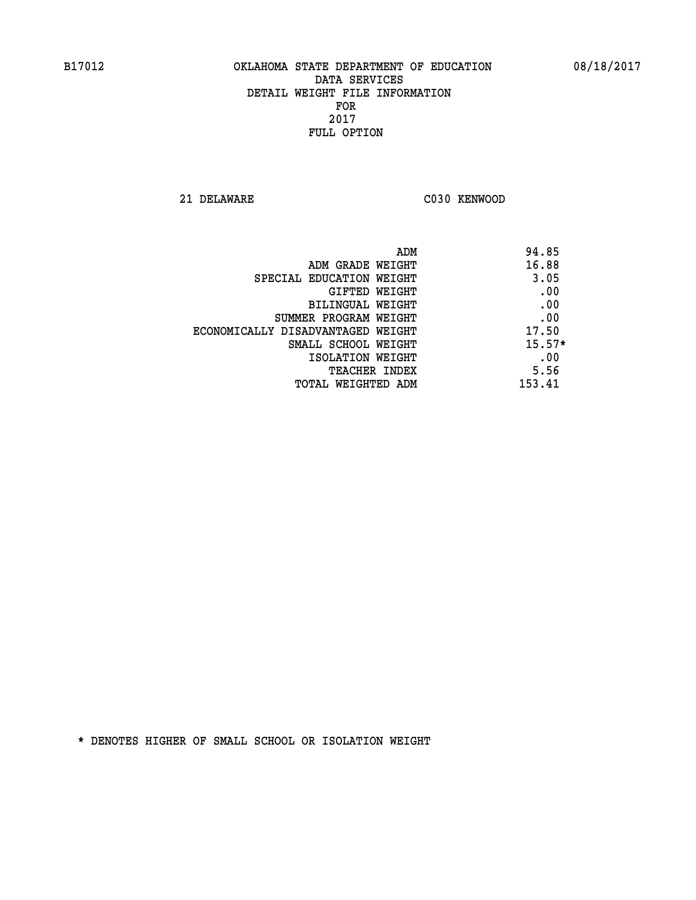B17012 OKLAHOMA STATE DEPARTMENT OF EDUCATION 08/18/2017

DATA SERVICES
DETAIL WEIGHT FILE INFORMATION
FOR
2017
FULL OPTION

21 DELAWARE C030 KENWOOD

| | |
|---|---|
| ADM | 94.85 |
| ADM GRADE WEIGHT | 16.88 |
| SPECIAL EDUCATION WEIGHT | 3.05 |
| GIFTED WEIGHT | .00 |
| BILINGUAL WEIGHT | .00 |
| SUMMER PROGRAM WEIGHT | .00 |
| ECONOMICALLY DISADVANTAGED WEIGHT | 17.50 |
| SMALL SCHOOL WEIGHT | 15.57* |
| ISOLATION WEIGHT | .00 |
| TEACHER INDEX | 5.56 |
| TOTAL WEIGHTED ADM | 153.41 |

* DENOTES HIGHER OF SMALL SCHOOL OR ISOLATION WEIGHT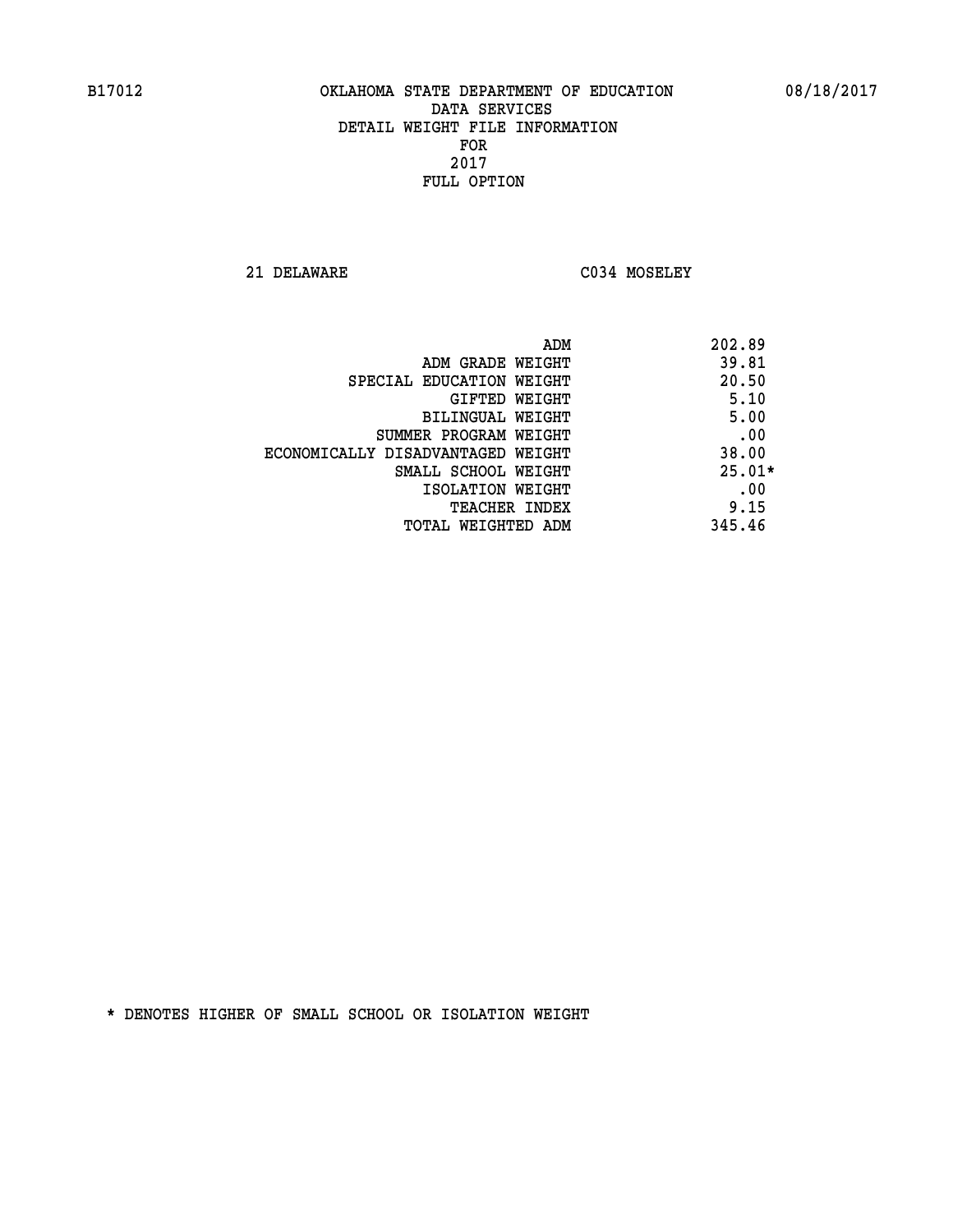B17012 OKLAHOMA STATE DEPARTMENT OF EDUCATION 08/18/2017

DATA SERVICES
DETAIL WEIGHT FILE INFORMATION
FOR
2017
FULL OPTION

21 DELAWARE C034 MOSELEY

| | |
|---|---|
| ADM | 202.89 |
| ADM GRADE WEIGHT | 39.81 |
| SPECIAL EDUCATION WEIGHT | 20.50 |
| GIFTED WEIGHT | 5.10 |
| BILINGUAL WEIGHT | 5.00 |
| SUMMER PROGRAM WEIGHT | .00 |
| ECONOMICALLY DISADVANTAGED WEIGHT | 38.00 |
| SMALL SCHOOL WEIGHT | 25.01* |
| ISOLATION WEIGHT | .00 |
| TEACHER INDEX | 9.15 |
| TOTAL WEIGHTED ADM | 345.46 |

* DENOTES HIGHER OF SMALL SCHOOL OR ISOLATION WEIGHT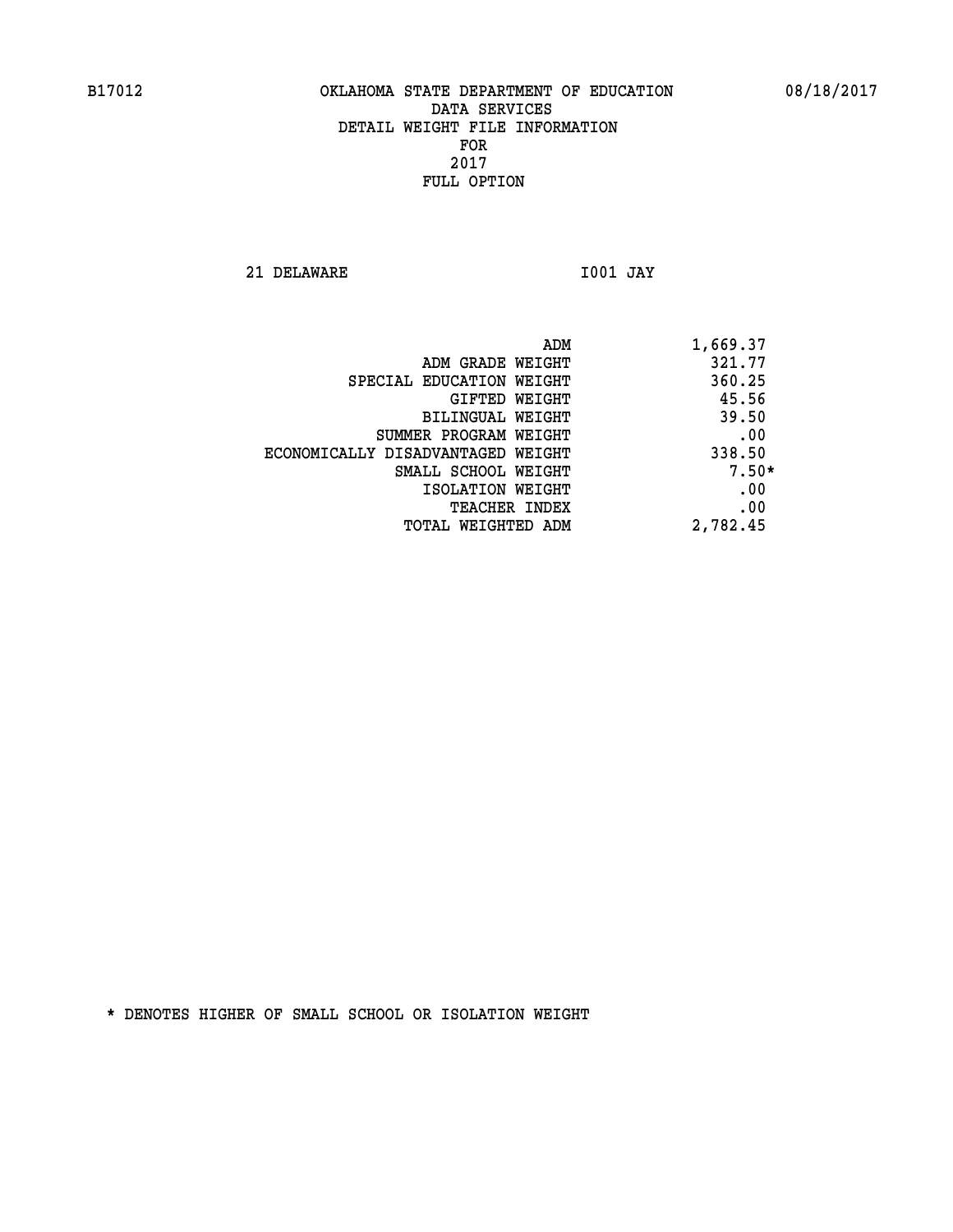B17012 OKLAHOMA STATE DEPARTMENT OF EDUCATION 08/18/2017

DATA SERVICES
DETAIL WEIGHT FILE INFORMATION
FOR
2017
FULL OPTION

21 DELAWARE I001 JAY

| | |
|---|---|
| ADM | 1,669.37 |
| ADM GRADE WEIGHT | 321.77 |
| SPECIAL EDUCATION WEIGHT | 360.25 |
| GIFTED WEIGHT | 45.56 |
| BILINGUAL WEIGHT | 39.50 |
| SUMMER PROGRAM WEIGHT | .00 |
| ECONOMICALLY DISADVANTAGED WEIGHT | 338.50 |
| SMALL SCHOOL WEIGHT | 7.50* |
| ISOLATION WEIGHT | .00 |
| TEACHER INDEX | .00 |
| TOTAL WEIGHTED ADM | 2,782.45 |

* DENOTES HIGHER OF SMALL SCHOOL OR ISOLATION WEIGHT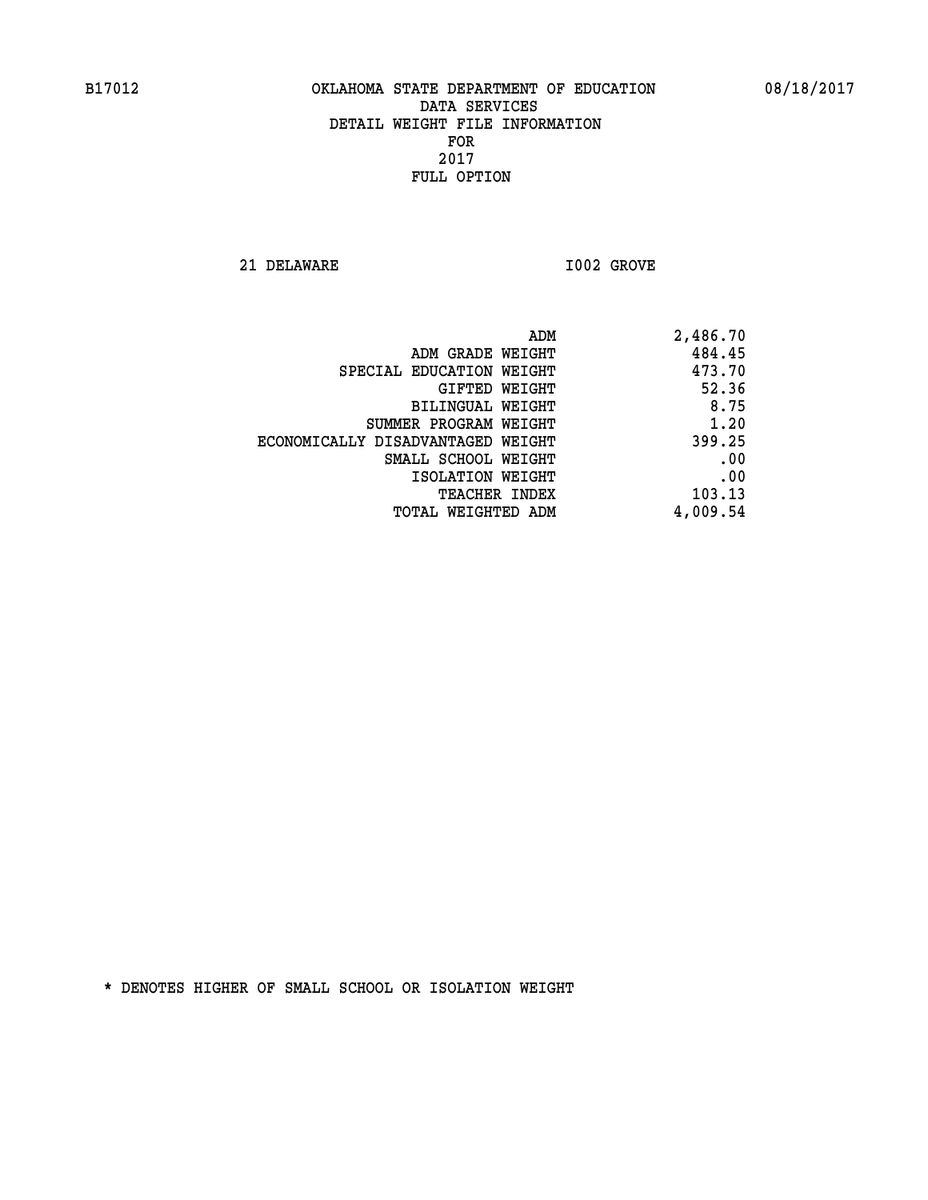B17012 OKLAHOMA STATE DEPARTMENT OF EDUCATION 08/18/2017

DATA SERVICES
DETAIL WEIGHT FILE INFORMATION
FOR
2017
FULL OPTION

21 DELAWARE I002 GROVE

| | |
|---|---|
| ADM | 2,486.70 |
| ADM GRADE WEIGHT | 484.45 |
| SPECIAL EDUCATION WEIGHT | 473.70 |
| GIFTED WEIGHT | 52.36 |
| BILINGUAL WEIGHT | 8.75 |
| SUMMER PROGRAM WEIGHT | 1.20 |
| ECONOMICALLY DISADVANTAGED WEIGHT | 399.25 |
| SMALL SCHOOL WEIGHT | .00 |
| ISOLATION WEIGHT | .00 |
| TEACHER INDEX | 103.13 |
| TOTAL WEIGHTED ADM | 4,009.54 |

* DENOTES HIGHER OF SMALL SCHOOL OR ISOLATION WEIGHT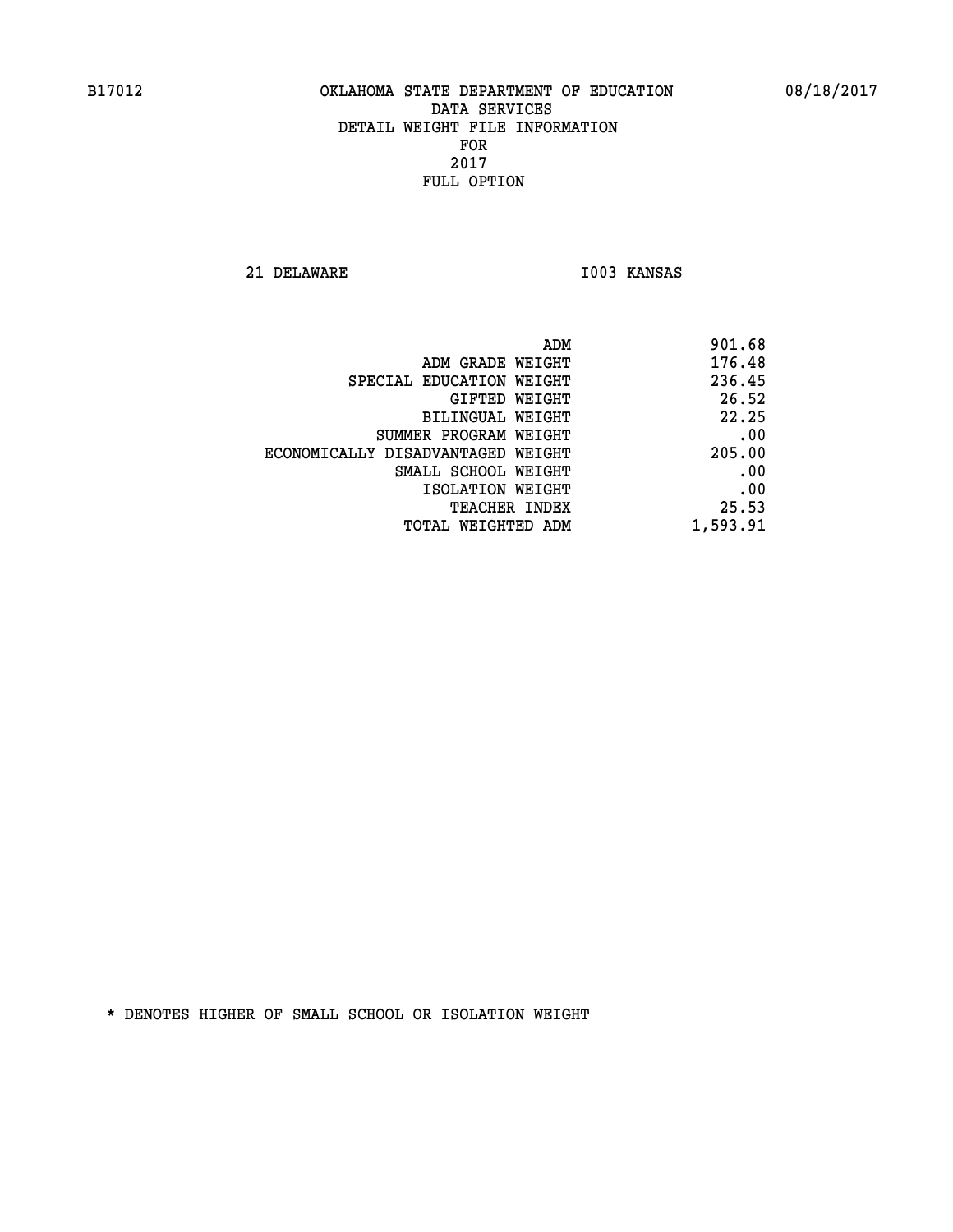B17012 OKLAHOMA STATE DEPARTMENT OF EDUCATION 08/18/2017

DATA SERVICES
DETAIL WEIGHT FILE INFORMATION
FOR
2017
FULL OPTION

21 DELAWARE I003 KANSAS

| | |
|---|---|
| ADM | 901.68 |
| ADM GRADE WEIGHT | 176.48 |
| SPECIAL EDUCATION WEIGHT | 236.45 |
| GIFTED WEIGHT | 26.52 |
| BILINGUAL WEIGHT | 22.25 |
| SUMMER PROGRAM WEIGHT | .00 |
| ECONOMICALLY DISADVANTAGED WEIGHT | 205.00 |
| SMALL SCHOOL WEIGHT | .00 |
| ISOLATION WEIGHT | .00 |
| TEACHER INDEX | 25.53 |
| TOTAL WEIGHTED ADM | 1,593.91 |

* DENOTES HIGHER OF SMALL SCHOOL OR ISOLATION WEIGHT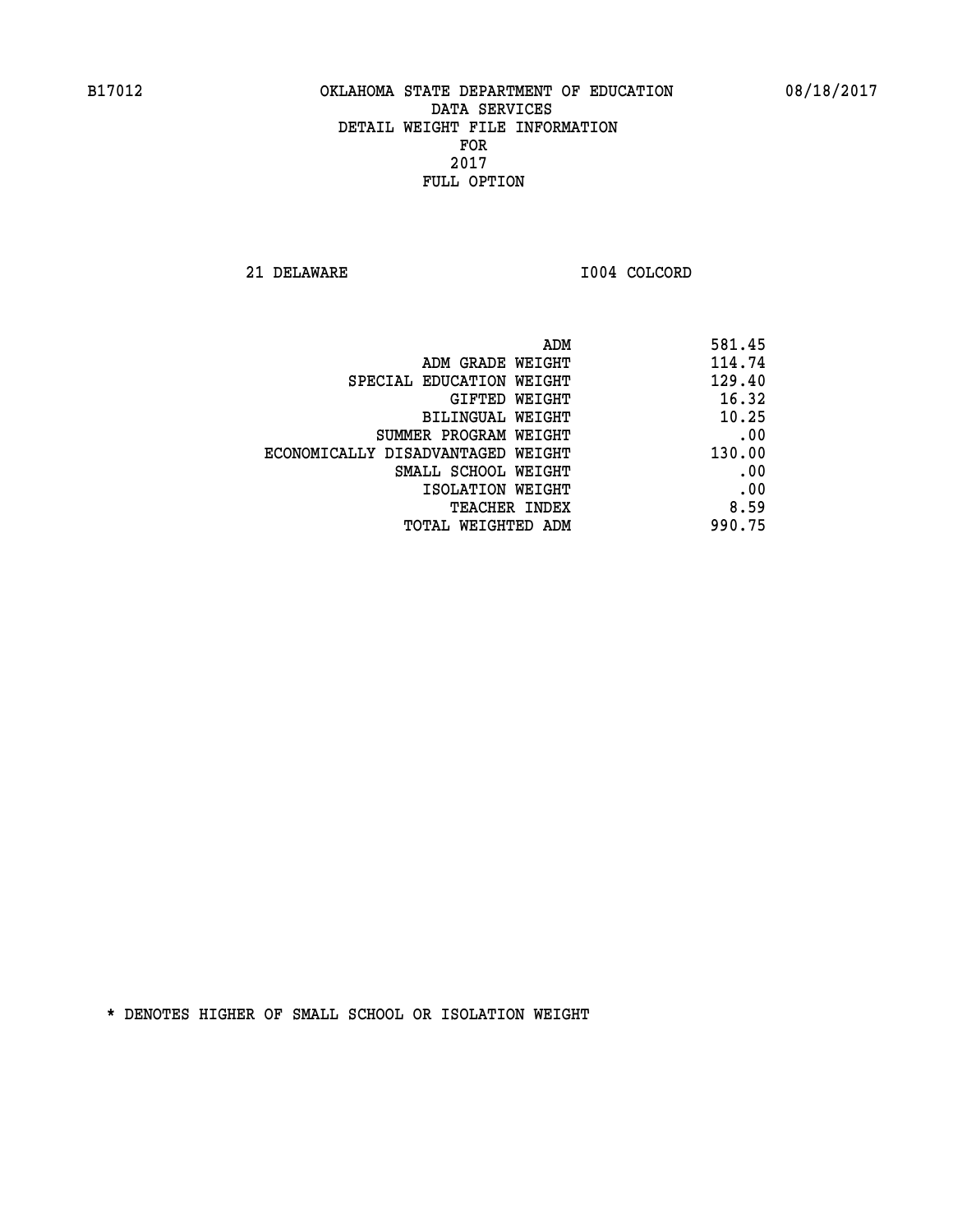B17012 OKLAHOMA STATE DEPARTMENT OF EDUCATION 08/18/2017

DATA SERVICES
DETAIL WEIGHT FILE INFORMATION
FOR
2017
FULL OPTION

21 DELAWARE I004 COLCORD

| | |
|---|---|
| ADM | 581.45 |
| ADM GRADE WEIGHT | 114.74 |
| SPECIAL EDUCATION WEIGHT | 129.40 |
| GIFTED WEIGHT | 16.32 |
| BILINGUAL WEIGHT | 10.25 |
| SUMMER PROGRAM WEIGHT | .00 |
| ECONOMICALLY DISADVANTAGED WEIGHT | 130.00 |
| SMALL SCHOOL WEIGHT | .00 |
| ISOLATION WEIGHT | .00 |
| TEACHER INDEX | 8.59 |
| TOTAL WEIGHTED ADM | 990.75 |

* DENOTES HIGHER OF SMALL SCHOOL OR ISOLATION WEIGHT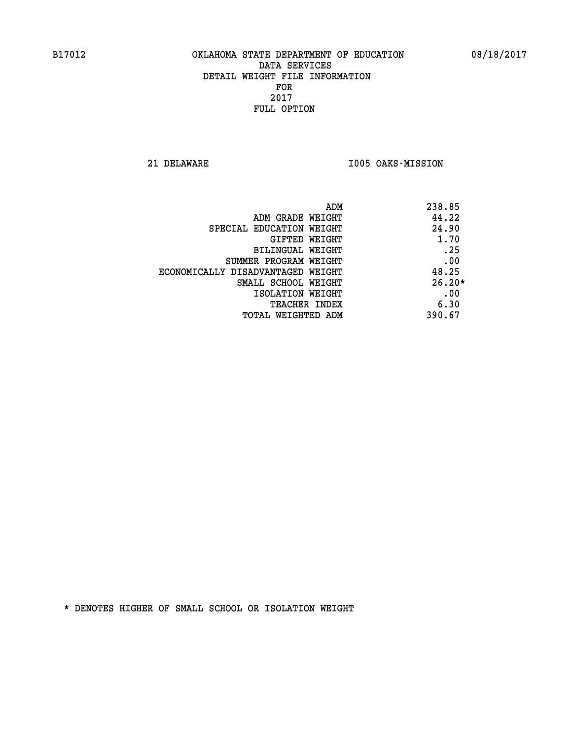B17012 OKLAHOMA STATE DEPARTMENT OF EDUCATION 08/18/2017
DATA SERVICES
DETAIL WEIGHT FILE INFORMATION
FOR
2017
FULL OPTION

21 DELAWARE I005 OAKS-MISSION

| | |
|---|---|
| ADM | 238.85 |
| ADM GRADE WEIGHT | 44.22 |
| SPECIAL EDUCATION WEIGHT | 24.90 |
| GIFTED WEIGHT | 1.70 |
| BILINGUAL WEIGHT | .25 |
| SUMMER PROGRAM WEIGHT | .00 |
| ECONOMICALLY DISADVANTAGED WEIGHT | 48.25 |
| SMALL SCHOOL WEIGHT | 26.20* |
| ISOLATION WEIGHT | .00 |
| TEACHER INDEX | 6.30 |
| TOTAL WEIGHTED ADM | 390.67 |

* DENOTES HIGHER OF SMALL SCHOOL OR ISOLATION WEIGHT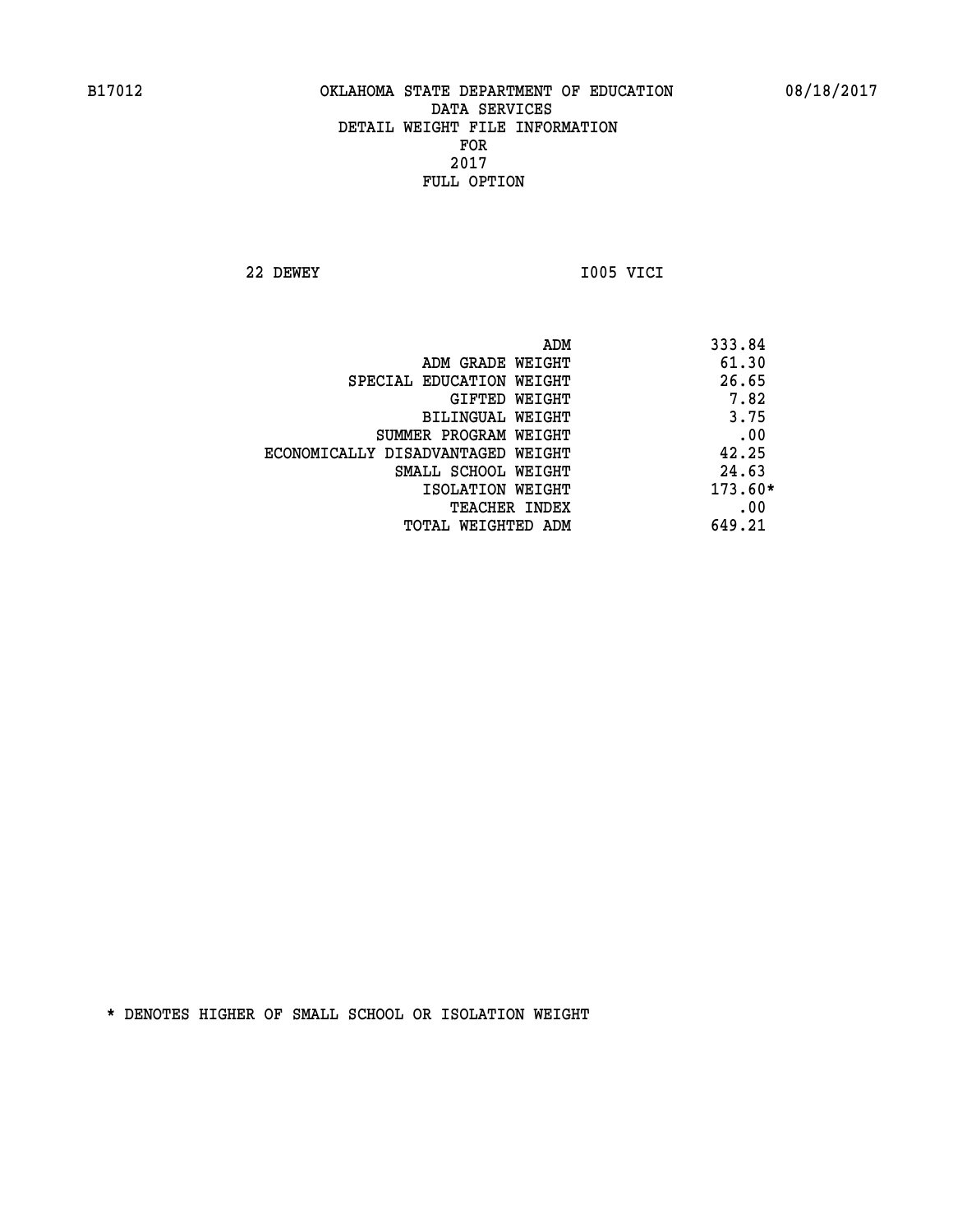B17012 OKLAHOMA STATE DEPARTMENT OF EDUCATION 08/18/2017

DATA SERVICES
DETAIL WEIGHT FILE INFORMATION
FOR
2017
FULL OPTION

22 DEWEY I005 VICI

| | |
|---|---|
| ADM | 333.84 |
| ADM GRADE WEIGHT | 61.30 |
| SPECIAL EDUCATION WEIGHT | 26.65 |
| GIFTED WEIGHT | 7.82 |
| BILINGUAL WEIGHT | 3.75 |
| SUMMER PROGRAM WEIGHT | .00 |
| ECONOMICALLY DISADVANTAGED WEIGHT | 42.25 |
| SMALL SCHOOL WEIGHT | 24.63 |
| ISOLATION WEIGHT | 173.60* |
| TEACHER INDEX | .00 |
| TOTAL WEIGHTED ADM | 649.21 |

* DENOTES HIGHER OF SMALL SCHOOL OR ISOLATION WEIGHT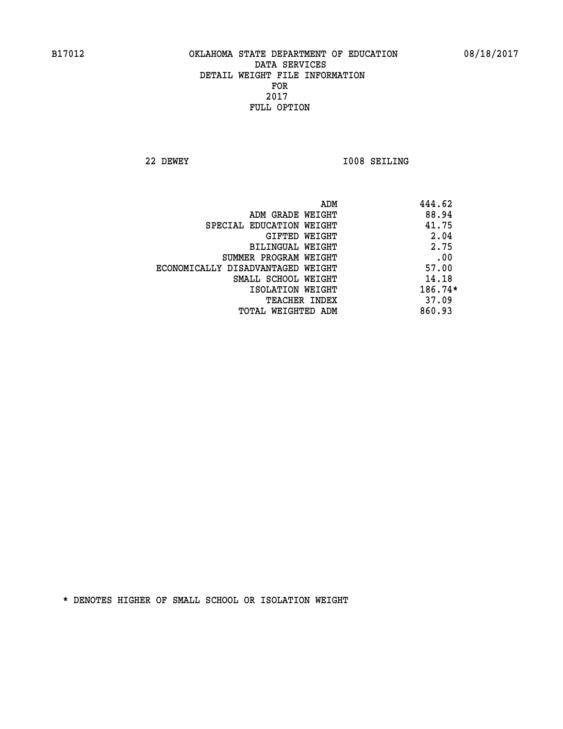B17012 OKLAHOMA STATE DEPARTMENT OF EDUCATION 08/18/2017

DATA SERVICES
DETAIL WEIGHT FILE INFORMATION
FOR
2017
FULL OPTION

22 DEWEY I008 SEILING

| | |
|---|---|
| ADM | 444.62 |
| ADM GRADE WEIGHT | 88.94 |
| SPECIAL EDUCATION WEIGHT | 41.75 |
| GIFTED WEIGHT | 2.04 |
| BILINGUAL WEIGHT | 2.75 |
| SUMMER PROGRAM WEIGHT | .00 |
| ECONOMICALLY DISADVANTAGED WEIGHT | 57.00 |
| SMALL SCHOOL WEIGHT | 14.18 |
| ISOLATION WEIGHT | 186.74* |
| TEACHER INDEX | 37.09 |
| TOTAL WEIGHTED ADM | 860.93 |

* DENOTES HIGHER OF SMALL SCHOOL OR ISOLATION WEIGHT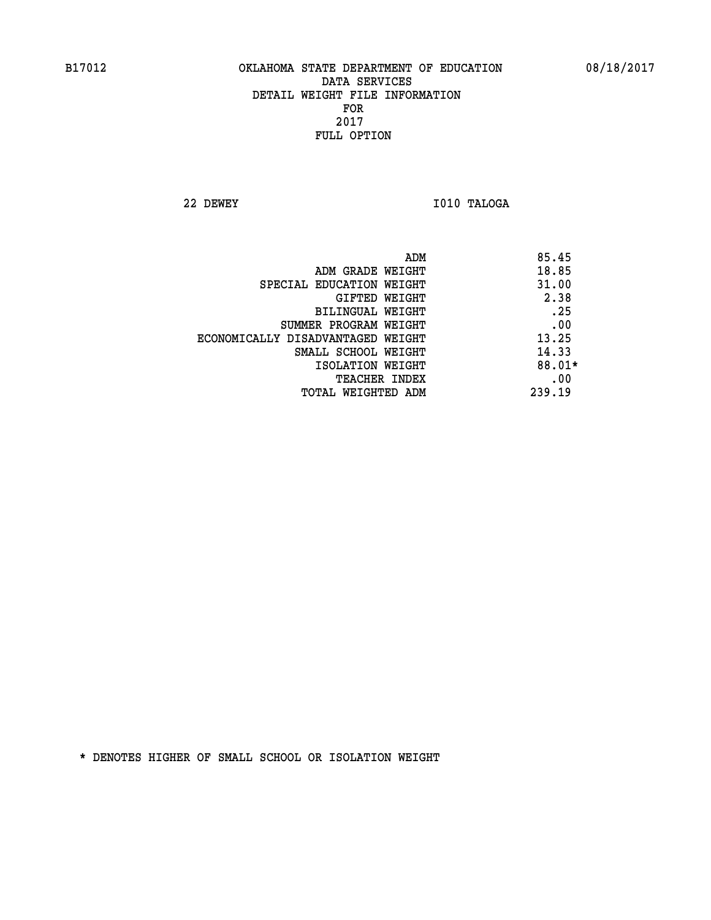B17012 OKLAHOMA STATE DEPARTMENT OF EDUCATION 08/18/2017

DATA SERVICES
DETAIL WEIGHT FILE INFORMATION
FOR
2017
FULL OPTION

22 DEWEY I010 TALOGA

| | |
|---|---|
| ADM | 85.45 |
| ADM GRADE WEIGHT | 18.85 |
| SPECIAL EDUCATION WEIGHT | 31.00 |
| GIFTED WEIGHT | 2.38 |
| BILINGUAL WEIGHT | .25 |
| SUMMER PROGRAM WEIGHT | .00 |
| ECONOMICALLY DISADVANTAGED WEIGHT | 13.25 |
| SMALL SCHOOL WEIGHT | 14.33 |
| ISOLATION WEIGHT | 88.01* |
| TEACHER INDEX | .00 |
| TOTAL WEIGHTED ADM | 239.19 |

* DENOTES HIGHER OF SMALL SCHOOL OR ISOLATION WEIGHT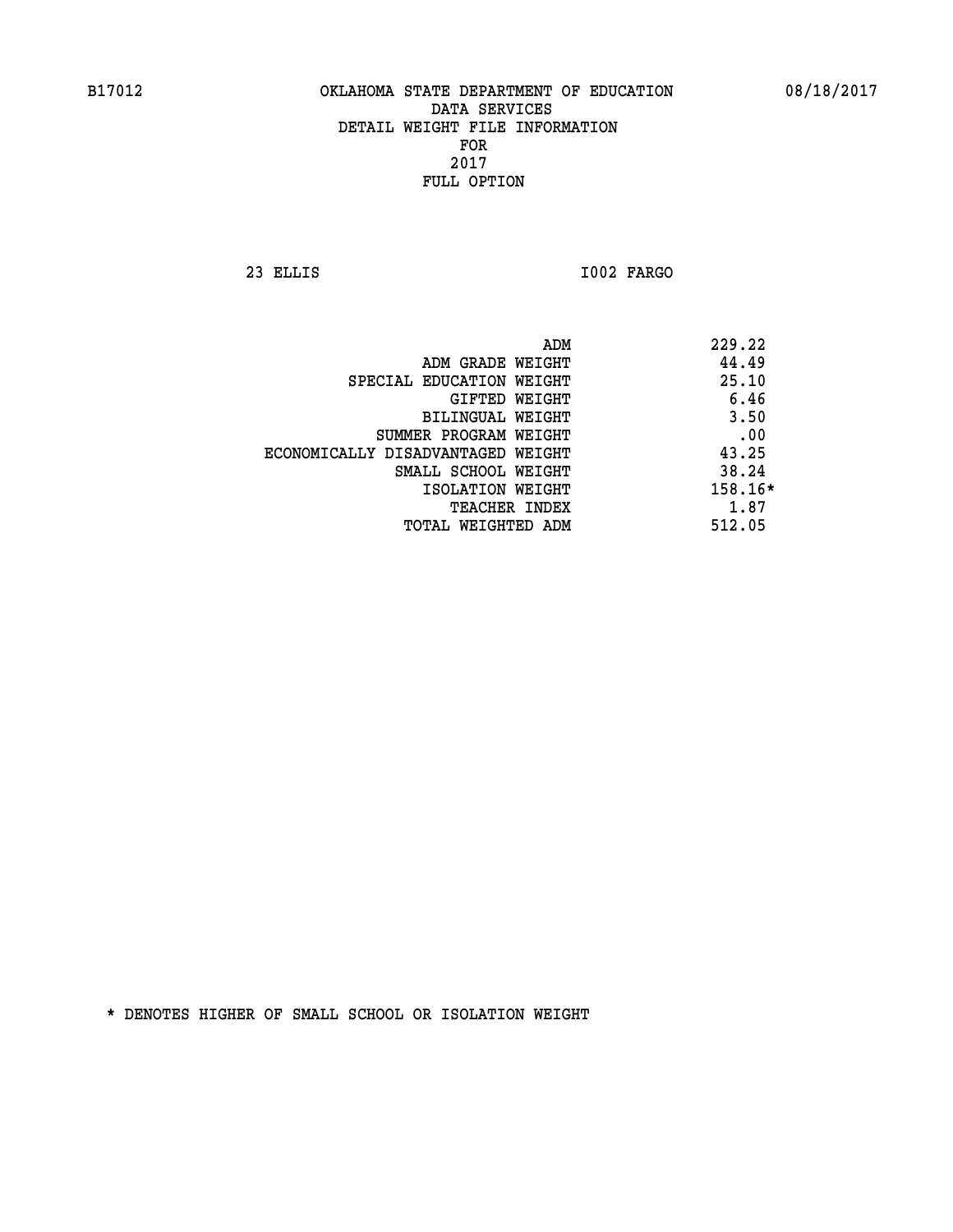B17012 OKLAHOMA STATE DEPARTMENT OF EDUCATION 08/18/2017

DATA SERVICES
DETAIL WEIGHT FILE INFORMATION
FOR
2017
FULL OPTION

23 ELLIS I002 FARGO

| | |
|---|---|
| ADM | 229.22 |
| ADM GRADE WEIGHT | 44.49 |
| SPECIAL EDUCATION WEIGHT | 25.10 |
| GIFTED WEIGHT | 6.46 |
| BILINGUAL WEIGHT | 3.50 |
| SUMMER PROGRAM WEIGHT | .00 |
| ECONOMICALLY DISADVANTAGED WEIGHT | 43.25 |
| SMALL SCHOOL WEIGHT | 38.24 |
| ISOLATION WEIGHT | 158.16* |
| TEACHER INDEX | 1.87 |
| TOTAL WEIGHTED ADM | 512.05 |

* DENOTES HIGHER OF SMALL SCHOOL OR ISOLATION WEIGHT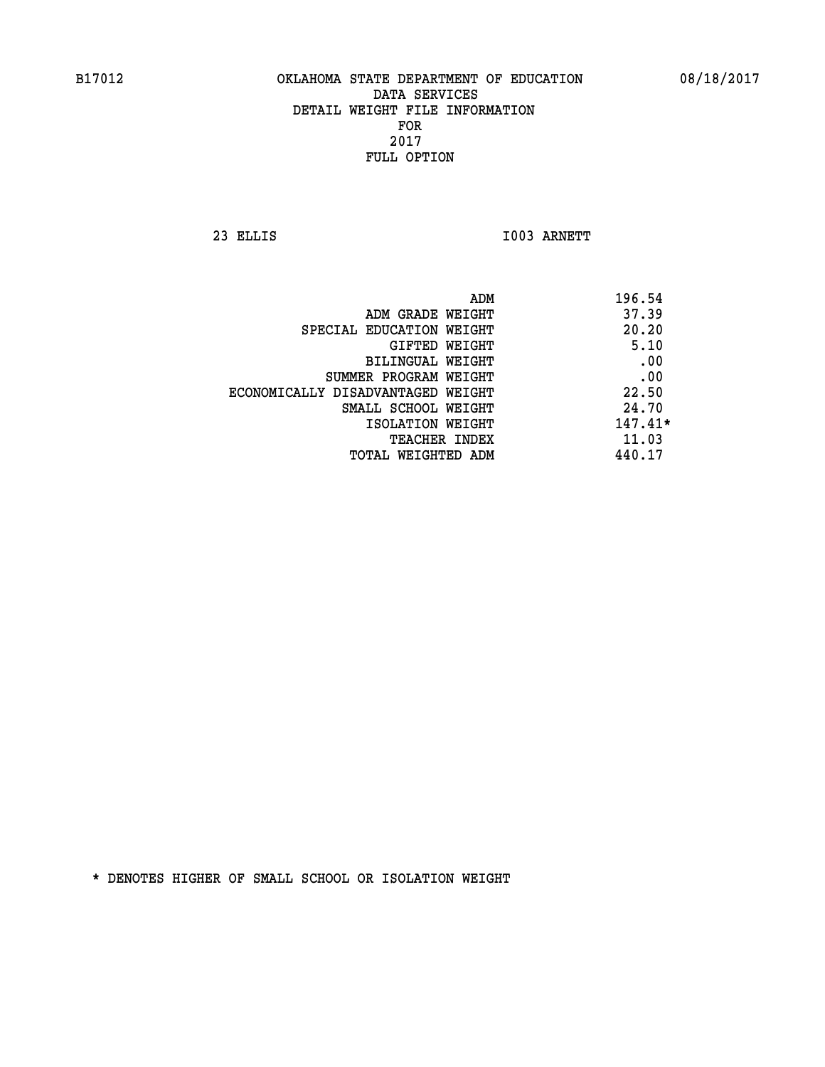B17012 OKLAHOMA STATE DEPARTMENT OF EDUCATION 08/18/2017

DATA SERVICES
DETAIL WEIGHT FILE INFORMATION
FOR
2017
FULL OPTION

23 ELLIS I003 ARNETT

| | |
|---|---|
| ADM | 196.54 |
| ADM GRADE WEIGHT | 37.39 |
| SPECIAL EDUCATION WEIGHT | 20.20 |
| GIFTED WEIGHT | 5.10 |
| BILINGUAL WEIGHT | .00 |
| SUMMER PROGRAM WEIGHT | .00 |
| ECONOMICALLY DISADVANTAGED WEIGHT | 22.50 |
| SMALL SCHOOL WEIGHT | 24.70 |
| ISOLATION WEIGHT | 147.41* |
| TEACHER INDEX | 11.03 |
| TOTAL WEIGHTED ADM | 440.17 |

* DENOTES HIGHER OF SMALL SCHOOL OR ISOLATION WEIGHT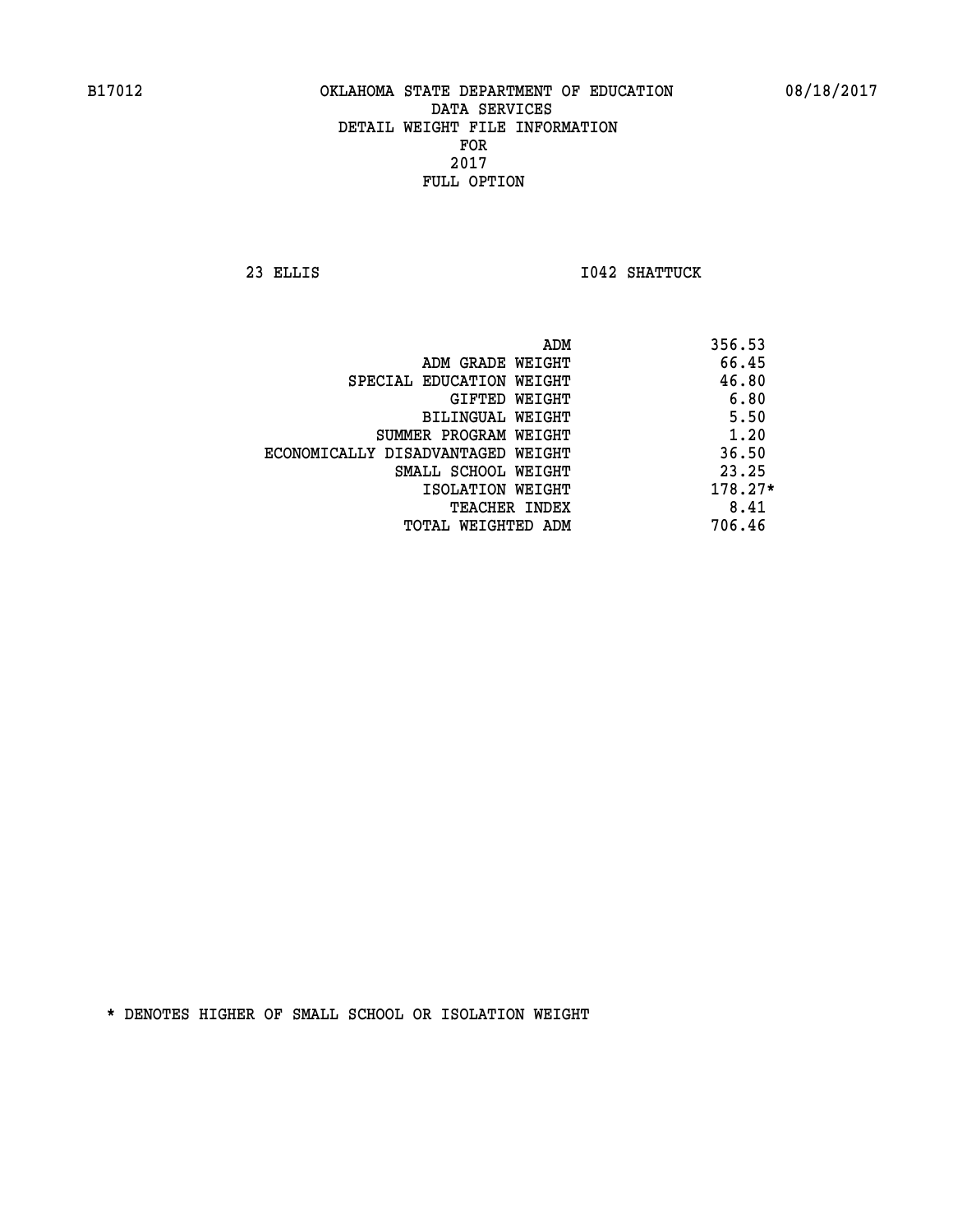B17012 OKLAHOMA STATE DEPARTMENT OF EDUCATION 08/18/2017

DATA SERVICES
DETAIL WEIGHT FILE INFORMATION
FOR
2017
FULL OPTION

23 ELLIS I042 SHATTUCK

| | |
|---|---|
| ADM | 356.53 |
| ADM GRADE WEIGHT | 66.45 |
| SPECIAL EDUCATION WEIGHT | 46.80 |
| GIFTED WEIGHT | 6.80 |
| BILINGUAL WEIGHT | 5.50 |
| SUMMER PROGRAM WEIGHT | 1.20 |
| ECONOMICALLY DISADVANTAGED WEIGHT | 36.50 |
| SMALL SCHOOL WEIGHT | 23.25 |
| ISOLATION WEIGHT | 178.27* |
| TEACHER INDEX | 8.41 |
| TOTAL WEIGHTED ADM | 706.46 |

* DENOTES HIGHER OF SMALL SCHOOL OR ISOLATION WEIGHT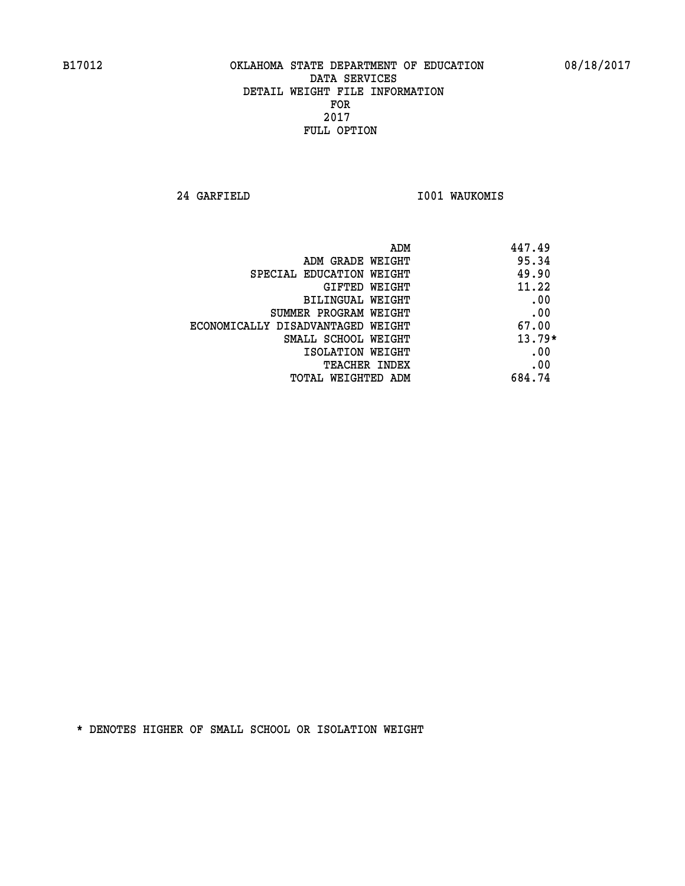B17012 OKLAHOMA STATE DEPARTMENT OF EDUCATION 08/18/2017

DATA SERVICES
DETAIL WEIGHT FILE INFORMATION
FOR
2017
FULL OPTION

24 GARFIELD I001 WAUKOMIS

| | |
|---|---|
| ADM | 447.49 |
| ADM GRADE WEIGHT | 95.34 |
| SPECIAL EDUCATION WEIGHT | 49.90 |
| GIFTED WEIGHT | 11.22 |
| BILINGUAL WEIGHT | .00 |
| SUMMER PROGRAM WEIGHT | .00 |
| ECONOMICALLY DISADVANTAGED WEIGHT | 67.00 |
| SMALL SCHOOL WEIGHT | 13.79* |
| ISOLATION WEIGHT | .00 |
| TEACHER INDEX | .00 |
| TOTAL WEIGHTED ADM | 684.74 |

* DENOTES HIGHER OF SMALL SCHOOL OR ISOLATION WEIGHT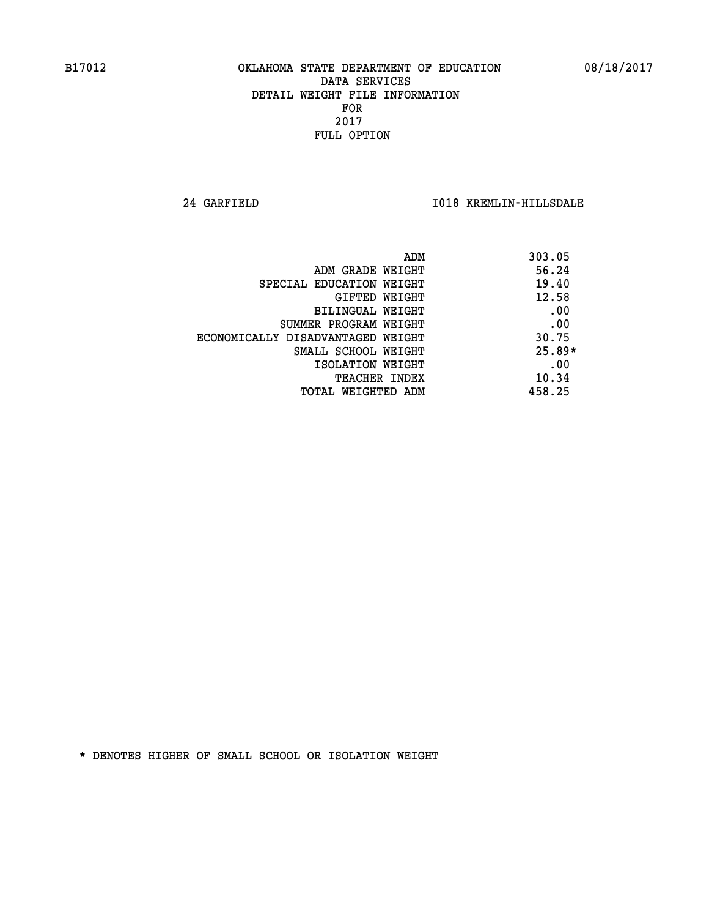B17012 OKLAHOMA STATE DEPARTMENT OF EDUCATION 08/18/2017

DATA SERVICES
DETAIL WEIGHT FILE INFORMATION
FOR
2017
FULL OPTION

24 GARFIELD I018 KREMLIN-HILLSDALE

| | |
|---|---|
| ADM | 303.05 |
| ADM GRADE WEIGHT | 56.24 |
| SPECIAL EDUCATION WEIGHT | 19.40 |
| GIFTED WEIGHT | 12.58 |
| BILINGUAL WEIGHT | .00 |
| SUMMER PROGRAM WEIGHT | .00 |
| ECONOMICALLY DISADVANTAGED WEIGHT | 30.75 |
| SMALL SCHOOL WEIGHT | 25.89* |
| ISOLATION WEIGHT | .00 |
| TEACHER INDEX | 10.34 |
| TOTAL WEIGHTED ADM | 458.25 |

* DENOTES HIGHER OF SMALL SCHOOL OR ISOLATION WEIGHT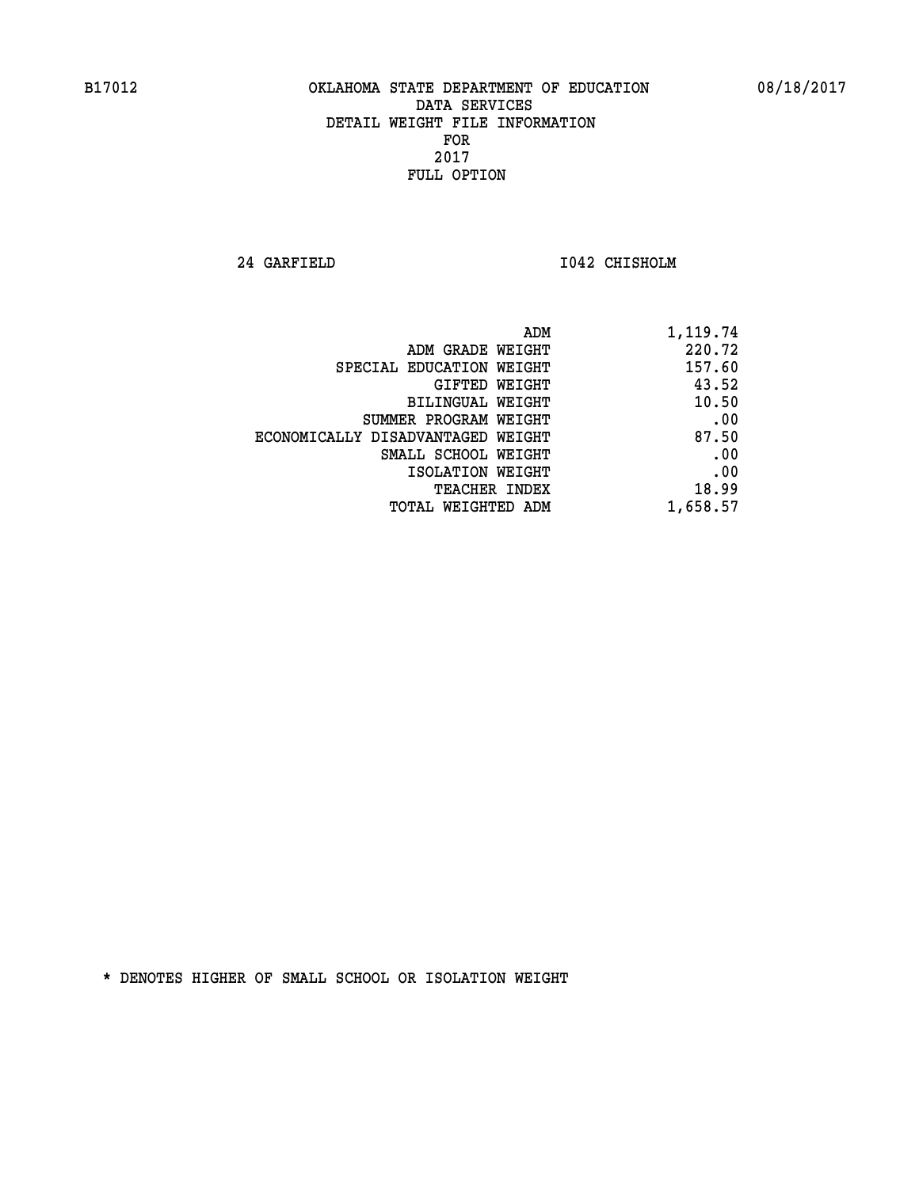B17012 OKLAHOMA STATE DEPARTMENT OF EDUCATION 08/18/2017

DATA SERVICES
DETAIL WEIGHT FILE INFORMATION
FOR
2017
FULL OPTION

24 GARFIELD I042 CHISHOLM

| | |
|---|---|
| ADM | 1,119.74 |
| ADM GRADE WEIGHT | 220.72 |
| SPECIAL EDUCATION WEIGHT | 157.60 |
| GIFTED WEIGHT | 43.52 |
| BILINGUAL WEIGHT | 10.50 |
| SUMMER PROGRAM WEIGHT | .00 |
| ECONOMICALLY DISADVANTAGED WEIGHT | 87.50 |
| SMALL SCHOOL WEIGHT | .00 |
| ISOLATION WEIGHT | .00 |
| TEACHER INDEX | 18.99 |
| TOTAL WEIGHTED ADM | 1,658.57 |

* DENOTES HIGHER OF SMALL SCHOOL OR ISOLATION WEIGHT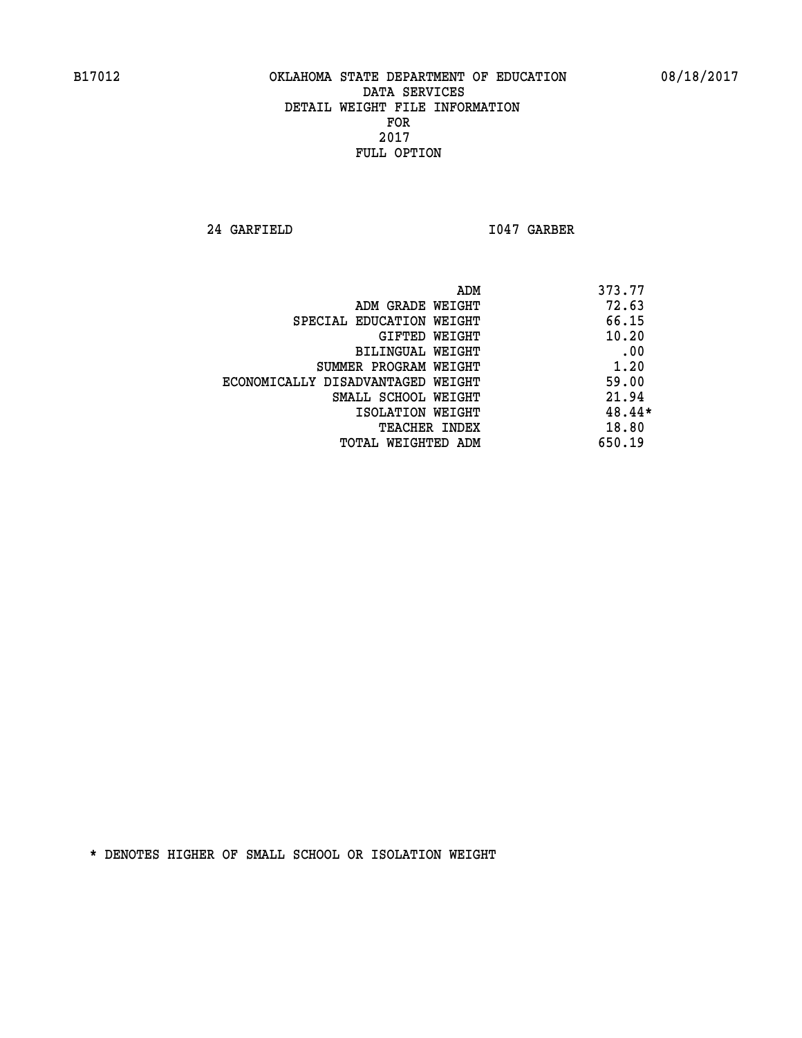B17012 OKLAHOMA STATE DEPARTMENT OF EDUCATION 08/18/2017

DATA SERVICES
DETAIL WEIGHT FILE INFORMATION
FOR
2017
FULL OPTION

24 GARFIELD I047 GARBER

| | |
|---|---|
| ADM | 373.77 |
| ADM GRADE WEIGHT | 72.63 |
| SPECIAL EDUCATION WEIGHT | 66.15 |
| GIFTED WEIGHT | 10.20 |
| BILINGUAL WEIGHT | .00 |
| SUMMER PROGRAM WEIGHT | 1.20 |
| ECONOMICALLY DISADVANTAGED WEIGHT | 59.00 |
| SMALL SCHOOL WEIGHT | 21.94 |
| ISOLATION WEIGHT | 48.44* |
| TEACHER INDEX | 18.80 |
| TOTAL WEIGHTED ADM | 650.19 |

* DENOTES HIGHER OF SMALL SCHOOL OR ISOLATION WEIGHT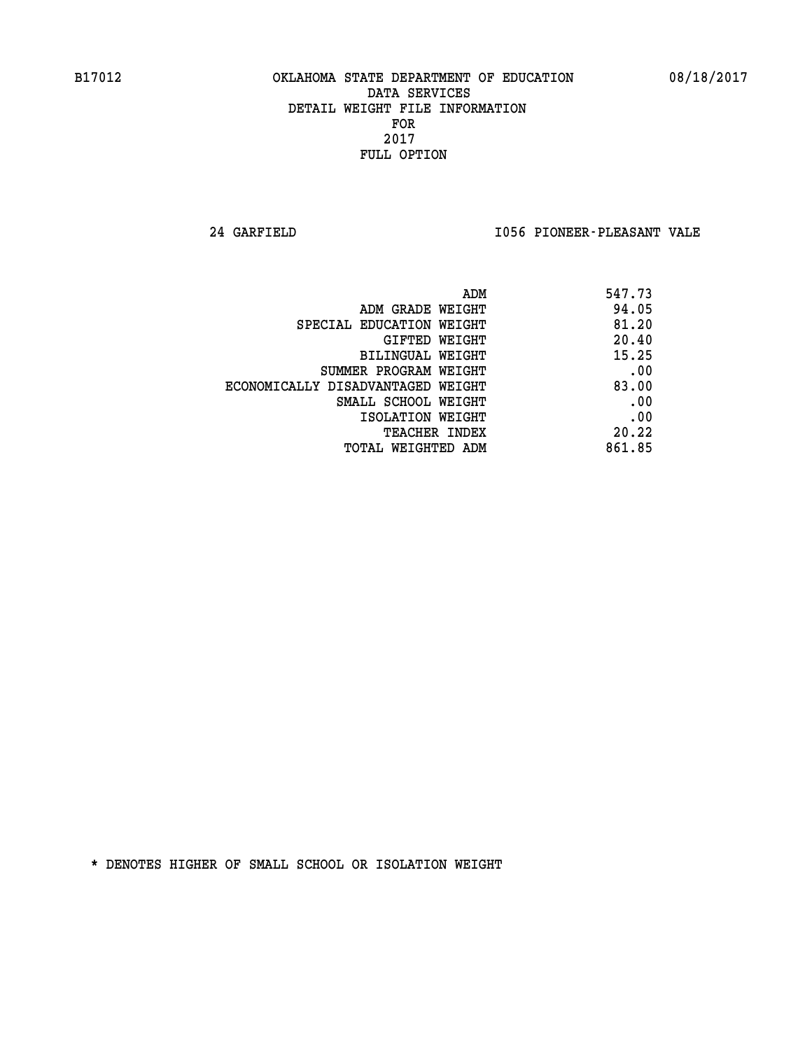B17012 OKLAHOMA STATE DEPARTMENT OF EDUCATION 08/18/2017

DATA SERVICES
DETAIL WEIGHT FILE INFORMATION
FOR
2017
FULL OPTION

24 GARFIELD I056 PIONEER-PLEASANT VALE

| | |
|---|---|
| ADM | 547.73 |
| ADM GRADE WEIGHT | 94.05 |
| SPECIAL EDUCATION WEIGHT | 81.20 |
| GIFTED WEIGHT | 20.40 |
| BILINGUAL WEIGHT | 15.25 |
| SUMMER PROGRAM WEIGHT | .00 |
| ECONOMICALLY DISADVANTAGED WEIGHT | 83.00 |
| SMALL SCHOOL WEIGHT | .00 |
| ISOLATION WEIGHT | .00 |
| TEACHER INDEX | 20.22 |
| TOTAL WEIGHTED ADM | 861.85 |

* DENOTES HIGHER OF SMALL SCHOOL OR ISOLATION WEIGHT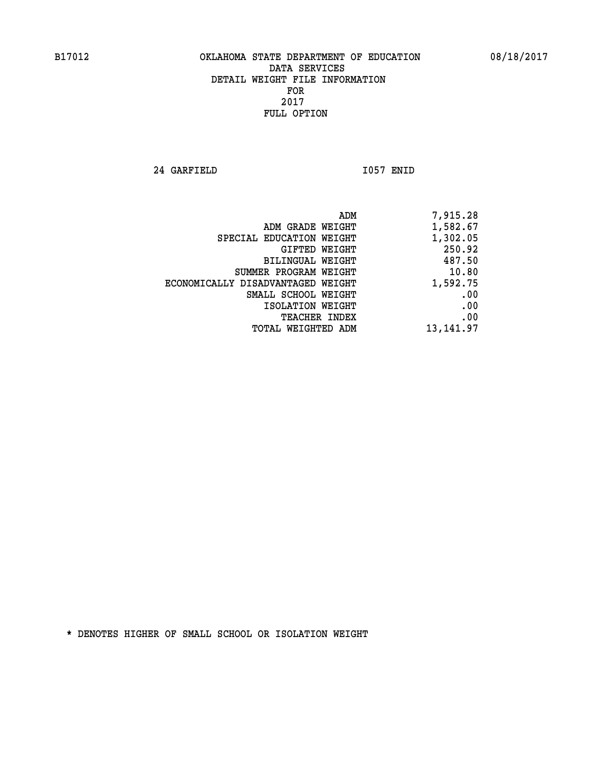B17012 OKLAHOMA STATE DEPARTMENT OF EDUCATION 08/18/2017

DATA SERVICES
DETAIL WEIGHT FILE INFORMATION
FOR
2017
FULL OPTION

24 GARFIELD I057 ENID

| | |
|---|---|
| ADM | 7,915.28 |
| ADM GRADE WEIGHT | 1,582.67 |
| SPECIAL EDUCATION WEIGHT | 1,302.05 |
| GIFTED WEIGHT | 250.92 |
| BILINGUAL WEIGHT | 487.50 |
| SUMMER PROGRAM WEIGHT | 10.80 |
| ECONOMICALLY DISADVANTAGED WEIGHT | 1,592.75 |
| SMALL SCHOOL WEIGHT | .00 |
| ISOLATION WEIGHT | .00 |
| TEACHER INDEX | .00 |
| TOTAL WEIGHTED ADM | 13,141.97 |

* DENOTES HIGHER OF SMALL SCHOOL OR ISOLATION WEIGHT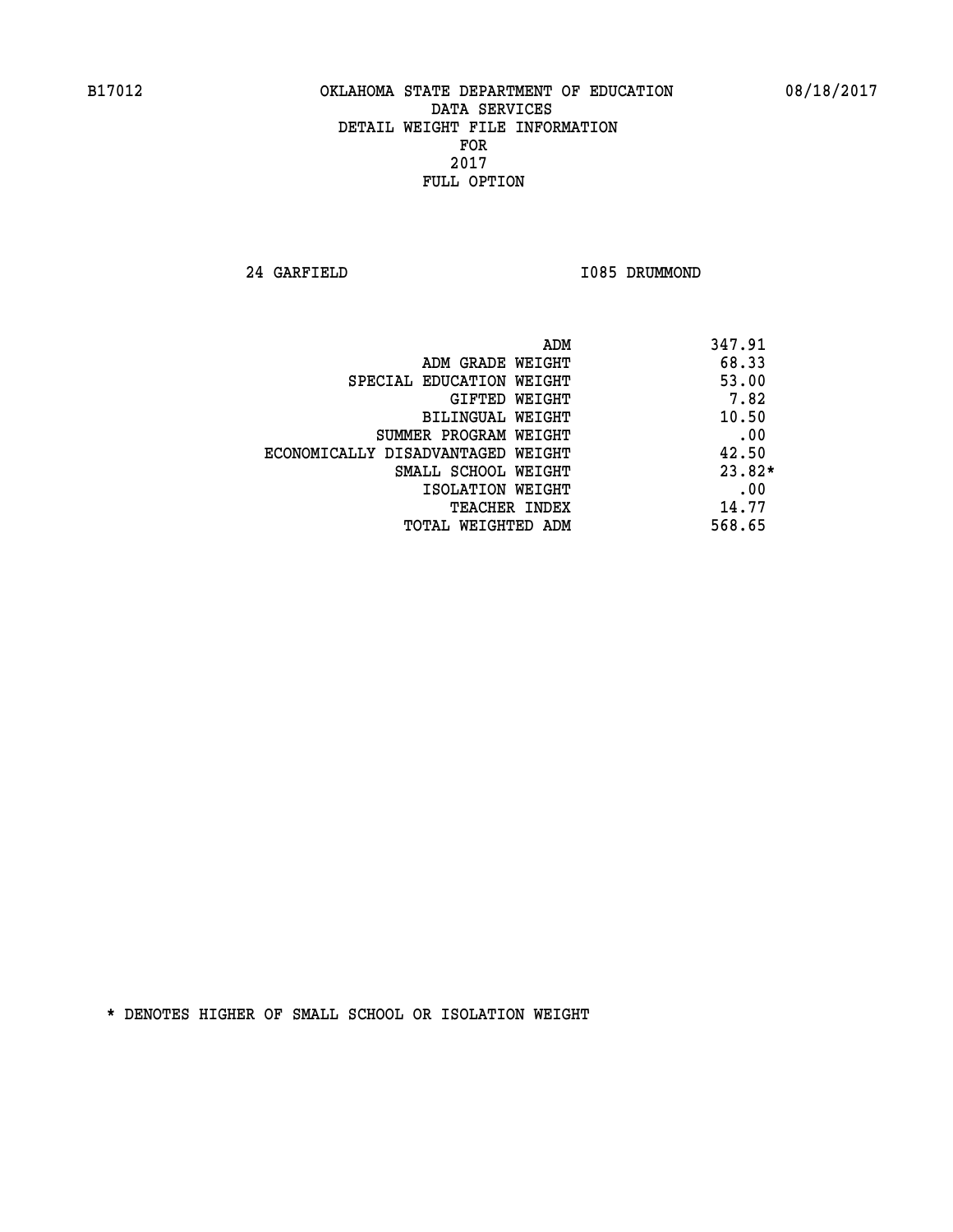B17012 OKLAHOMA STATE DEPARTMENT OF EDUCATION 08/18/2017

DATA SERVICES
DETAIL WEIGHT FILE INFORMATION
FOR
2017
FULL OPTION

24 GARFIELD I085 DRUMMOND

| | |
|---|---|
| ADM | 347.91 |
| ADM GRADE WEIGHT | 68.33 |
| SPECIAL EDUCATION WEIGHT | 53.00 |
| GIFTED WEIGHT | 7.82 |
| BILINGUAL WEIGHT | 10.50 |
| SUMMER PROGRAM WEIGHT | .00 |
| ECONOMICALLY DISADVANTAGED WEIGHT | 42.50 |
| SMALL SCHOOL WEIGHT | 23.82* |
| ISOLATION WEIGHT | .00 |
| TEACHER INDEX | 14.77 |
| TOTAL WEIGHTED ADM | 568.65 |

* DENOTES HIGHER OF SMALL SCHOOL OR ISOLATION WEIGHT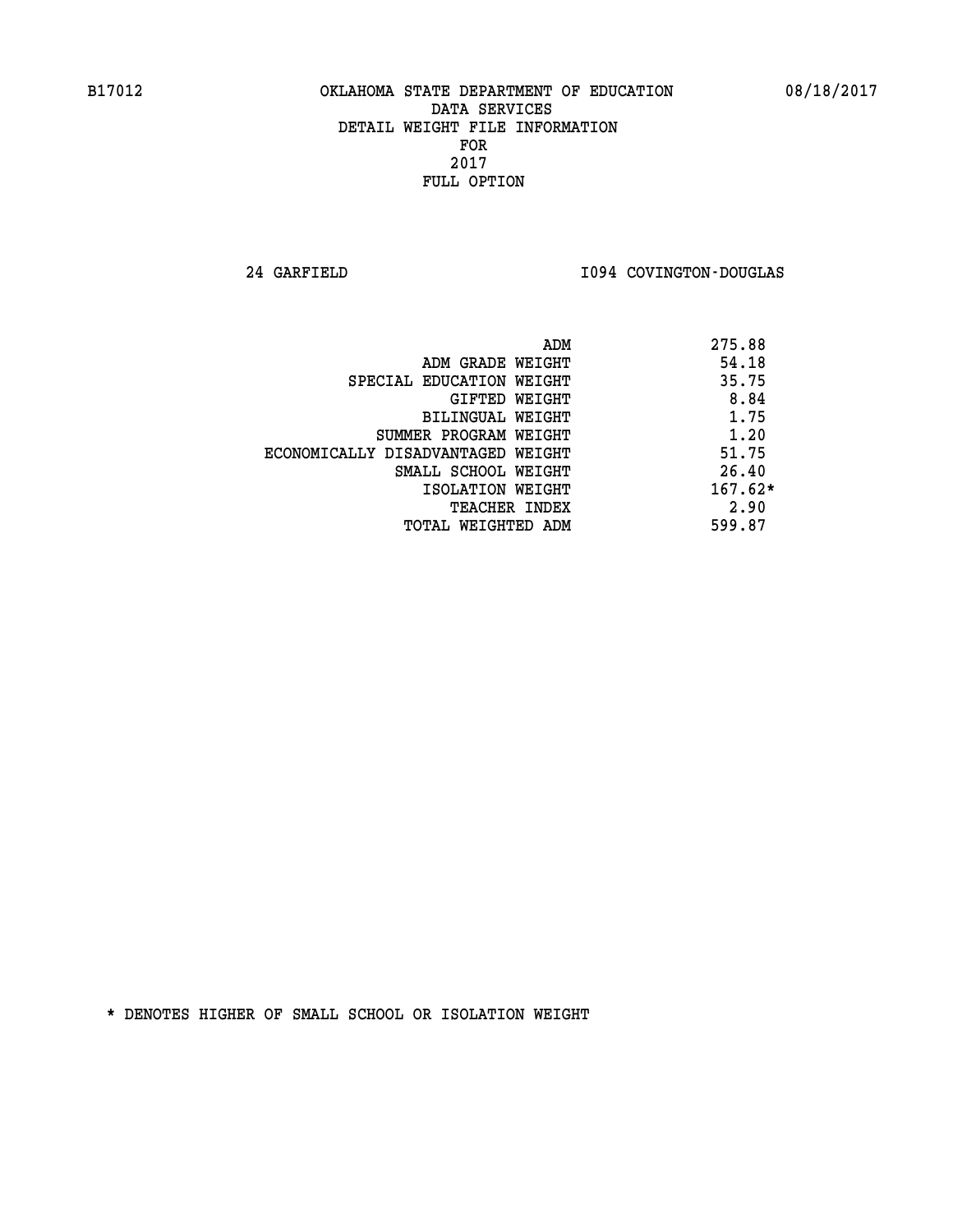# OKLAHOMA STATE DEPARTMENT OF EDUCATION
## DATA SERVICES
## DETAIL WEIGHT FILE INFORMATION
## FOR
## 2017
## FULL OPTION

B17012 — 08/18/2017

24 GARFIELD — I094 COVINGTON-DOUGLAS

| | |
|---|---|
| ADM | 275.88 |
| ADM GRADE WEIGHT | 54.18 |
| SPECIAL EDUCATION WEIGHT | 35.75 |
| GIFTED WEIGHT | 8.84 |
| BILINGUAL WEIGHT | 1.75 |
| SUMMER PROGRAM WEIGHT | 1.20 |
| ECONOMICALLY DISADVANTAGED WEIGHT | 51.75 |
| SMALL SCHOOL WEIGHT | 26.40 |
| ISOLATION WEIGHT | 167.62* |
| TEACHER INDEX | 2.90 |
| TOTAL WEIGHTED ADM | 599.87 |

* DENOTES HIGHER OF SMALL SCHOOL OR ISOLATION WEIGHT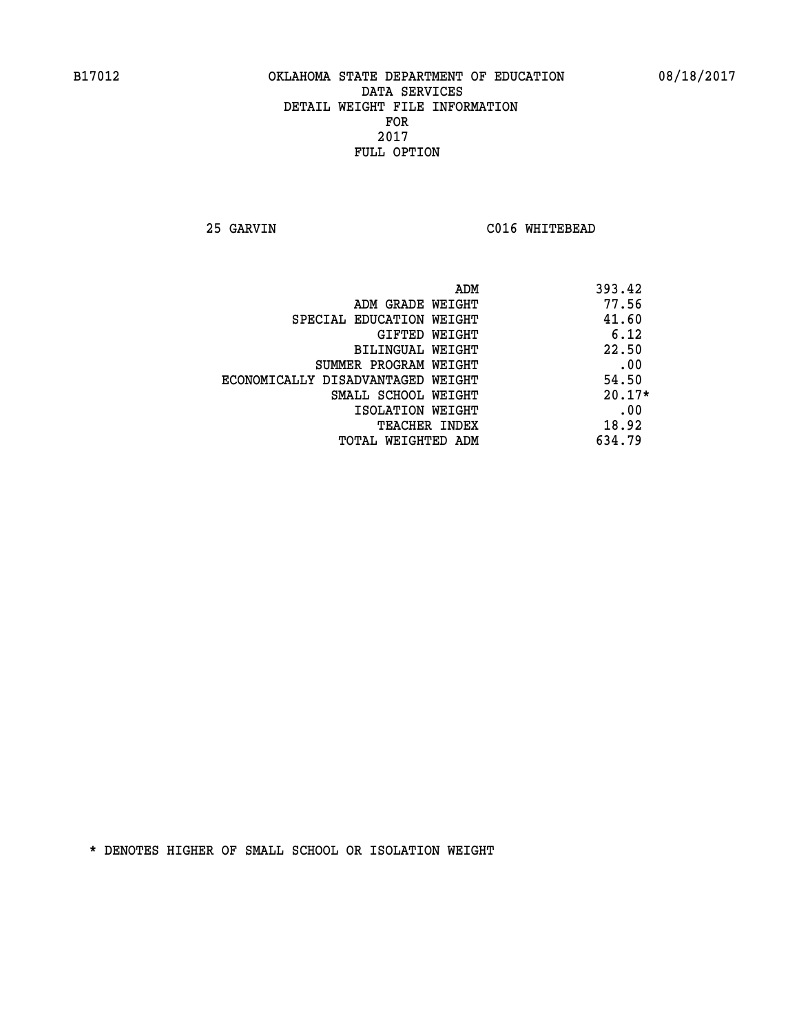# OKLAHOMA STATE DEPARTMENT OF EDUCATION
## DATA SERVICES
## DETAIL WEIGHT FILE INFORMATION
## FOR
## 2017
## FULL OPTION

B17012 — 08/18/2017

25 GARVIN — C016 WHITEBEAD

| | |
|---|---|
| ADM | 393.42 |
| ADM GRADE WEIGHT | 77.56 |
| SPECIAL EDUCATION WEIGHT | 41.60 |
| GIFTED WEIGHT | 6.12 |
| BILINGUAL WEIGHT | 22.50 |
| SUMMER PROGRAM WEIGHT | .00 |
| ECONOMICALLY DISADVANTAGED WEIGHT | 54.50 |
| SMALL SCHOOL WEIGHT | 20.17* |
| ISOLATION WEIGHT | .00 |
| TEACHER INDEX | 18.92 |
| TOTAL WEIGHTED ADM | 634.79 |

* DENOTES HIGHER OF SMALL SCHOOL OR ISOLATION WEIGHT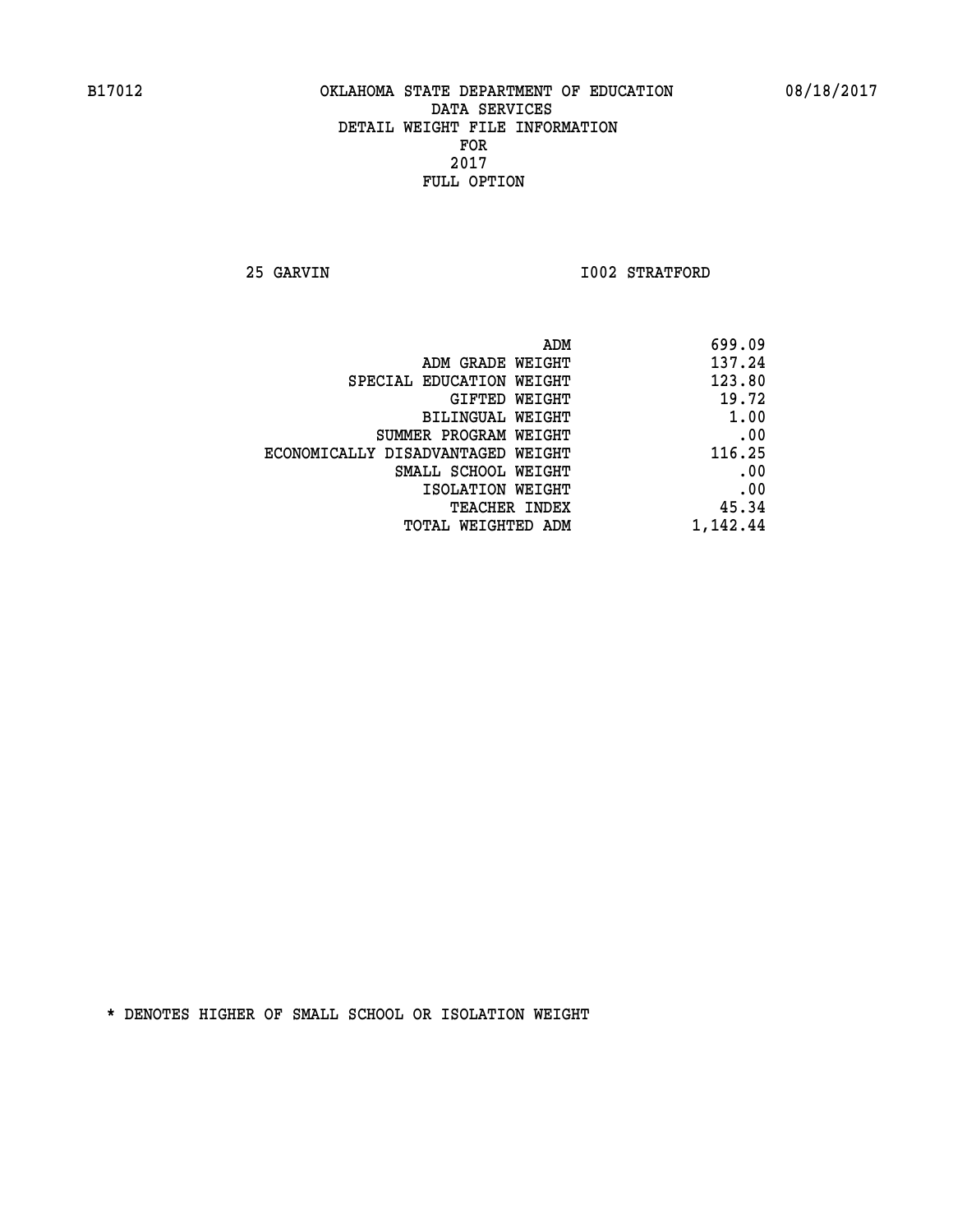B17012 OKLAHOMA STATE DEPARTMENT OF EDUCATION 08/18/2017

DATA SERVICES
DETAIL WEIGHT FILE INFORMATION
FOR
2017
FULL OPTION

25 GARVIN I002 STRATFORD

| | |
|---|---|
| ADM | 699.09 |
| ADM GRADE WEIGHT | 137.24 |
| SPECIAL EDUCATION WEIGHT | 123.80 |
| GIFTED WEIGHT | 19.72 |
| BILINGUAL WEIGHT | 1.00 |
| SUMMER PROGRAM WEIGHT | .00 |
| ECONOMICALLY DISADVANTAGED WEIGHT | 116.25 |
| SMALL SCHOOL WEIGHT | .00 |
| ISOLATION WEIGHT | .00 |
| TEACHER INDEX | 45.34 |
| TOTAL WEIGHTED ADM | 1,142.44 |

* DENOTES HIGHER OF SMALL SCHOOL OR ISOLATION WEIGHT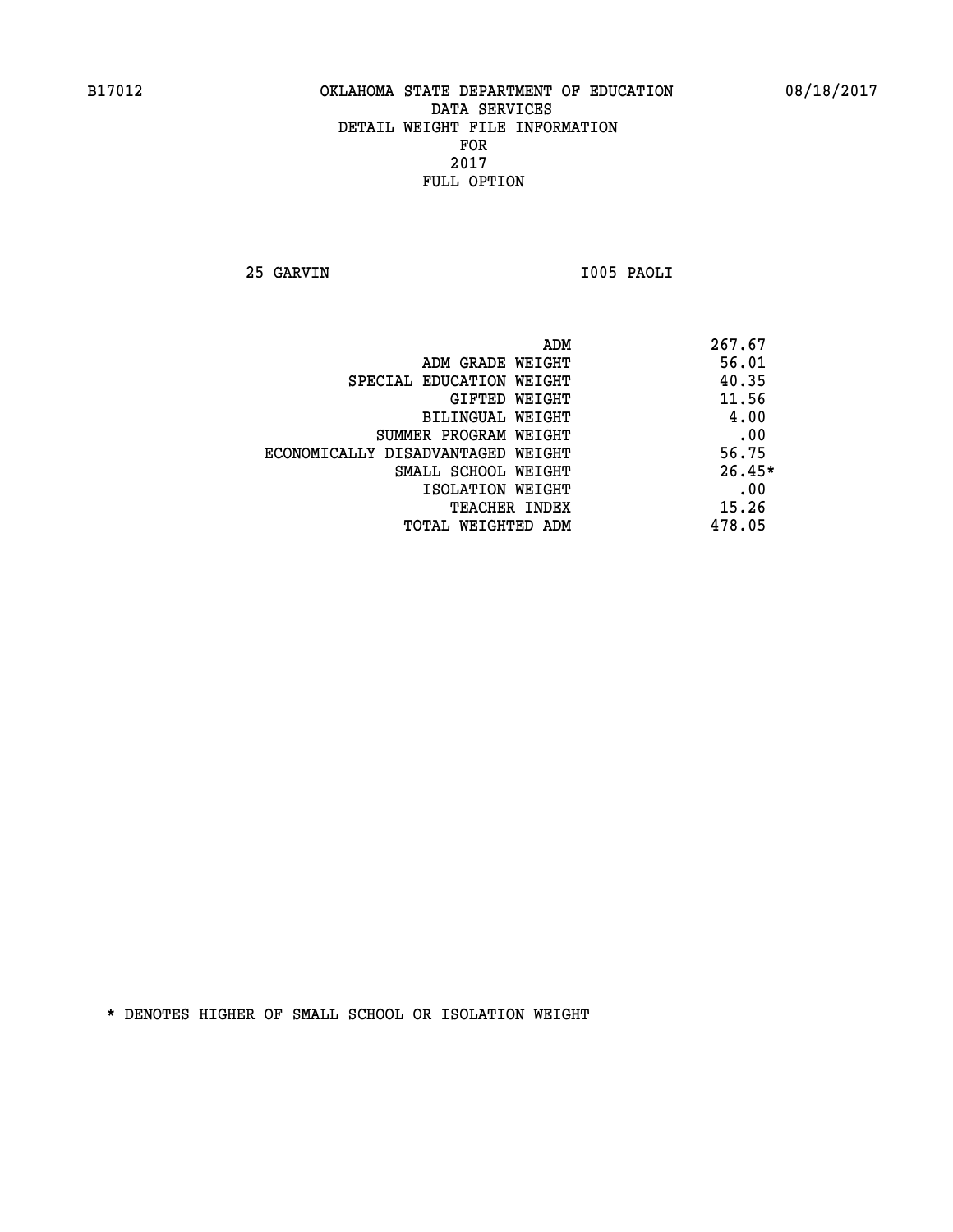B17012 OKLAHOMA STATE DEPARTMENT OF EDUCATION 08/18/2017

DATA SERVICES
DETAIL WEIGHT FILE INFORMATION
FOR
2017
FULL OPTION

25 GARVIN I005 PAOLI

| | |
|---|---|
| ADM | 267.67 |
| ADM GRADE WEIGHT | 56.01 |
| SPECIAL EDUCATION WEIGHT | 40.35 |
| GIFTED WEIGHT | 11.56 |
| BILINGUAL WEIGHT | 4.00 |
| SUMMER PROGRAM WEIGHT | .00 |
| ECONOMICALLY DISADVANTAGED WEIGHT | 56.75 |
| SMALL SCHOOL WEIGHT | 26.45* |
| ISOLATION WEIGHT | .00 |
| TEACHER INDEX | 15.26 |
| TOTAL WEIGHTED ADM | 478.05 |

* DENOTES HIGHER OF SMALL SCHOOL OR ISOLATION WEIGHT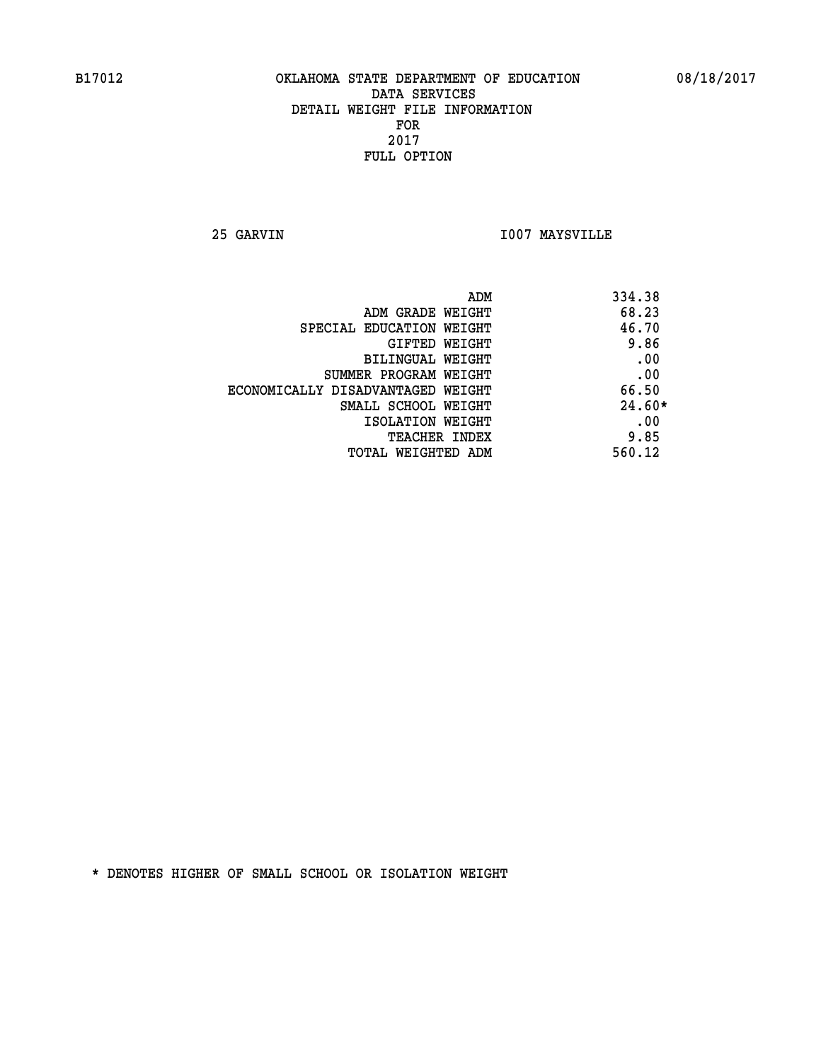B17012 OKLAHOMA STATE DEPARTMENT OF EDUCATION 08/18/2017

DATA SERVICES
DETAIL WEIGHT FILE INFORMATION
FOR
2017
FULL OPTION

25 GARVIN I007 MAYSVILLE

| | |
|---|---|
| ADM | 334.38 |
| ADM GRADE WEIGHT | 68.23 |
| SPECIAL EDUCATION WEIGHT | 46.70 |
| GIFTED WEIGHT | 9.86 |
| BILINGUAL WEIGHT | .00 |
| SUMMER PROGRAM WEIGHT | .00 |
| ECONOMICALLY DISADVANTAGED WEIGHT | 66.50 |
| SMALL SCHOOL WEIGHT | 24.60* |
| ISOLATION WEIGHT | .00 |
| TEACHER INDEX | 9.85 |
| TOTAL WEIGHTED ADM | 560.12 |

* DENOTES HIGHER OF SMALL SCHOOL OR ISOLATION WEIGHT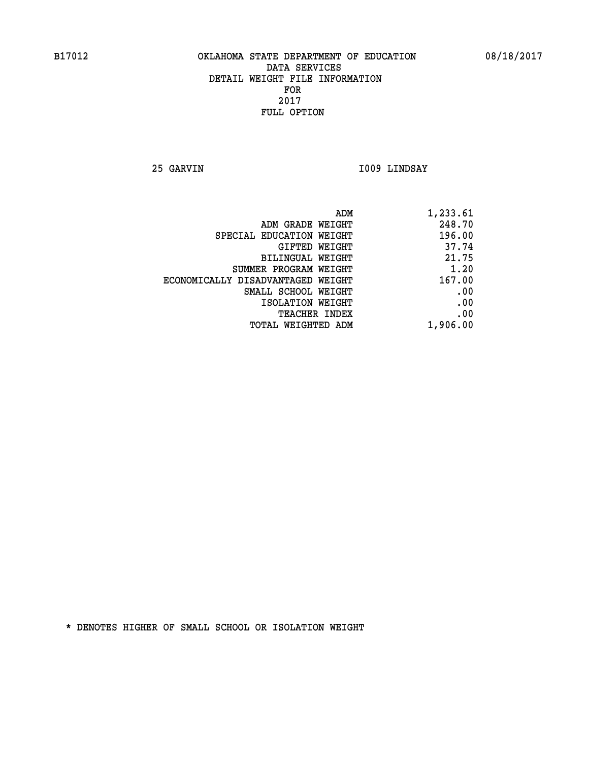B17012 OKLAHOMA STATE DEPARTMENT OF EDUCATION 08/18/2017

DATA SERVICES
DETAIL WEIGHT FILE INFORMATION
FOR
2017
FULL OPTION

25 GARVIN I009 LINDSAY

| | |
|---|---|
| ADM | 1,233.61 |
| ADM GRADE WEIGHT | 248.70 |
| SPECIAL EDUCATION WEIGHT | 196.00 |
| GIFTED WEIGHT | 37.74 |
| BILINGUAL WEIGHT | 21.75 |
| SUMMER PROGRAM WEIGHT | 1.20 |
| ECONOMICALLY DISADVANTAGED WEIGHT | 167.00 |
| SMALL SCHOOL WEIGHT | .00 |
| ISOLATION WEIGHT | .00 |
| TEACHER INDEX | .00 |
| TOTAL WEIGHTED ADM | 1,906.00 |

* DENOTES HIGHER OF SMALL SCHOOL OR ISOLATION WEIGHT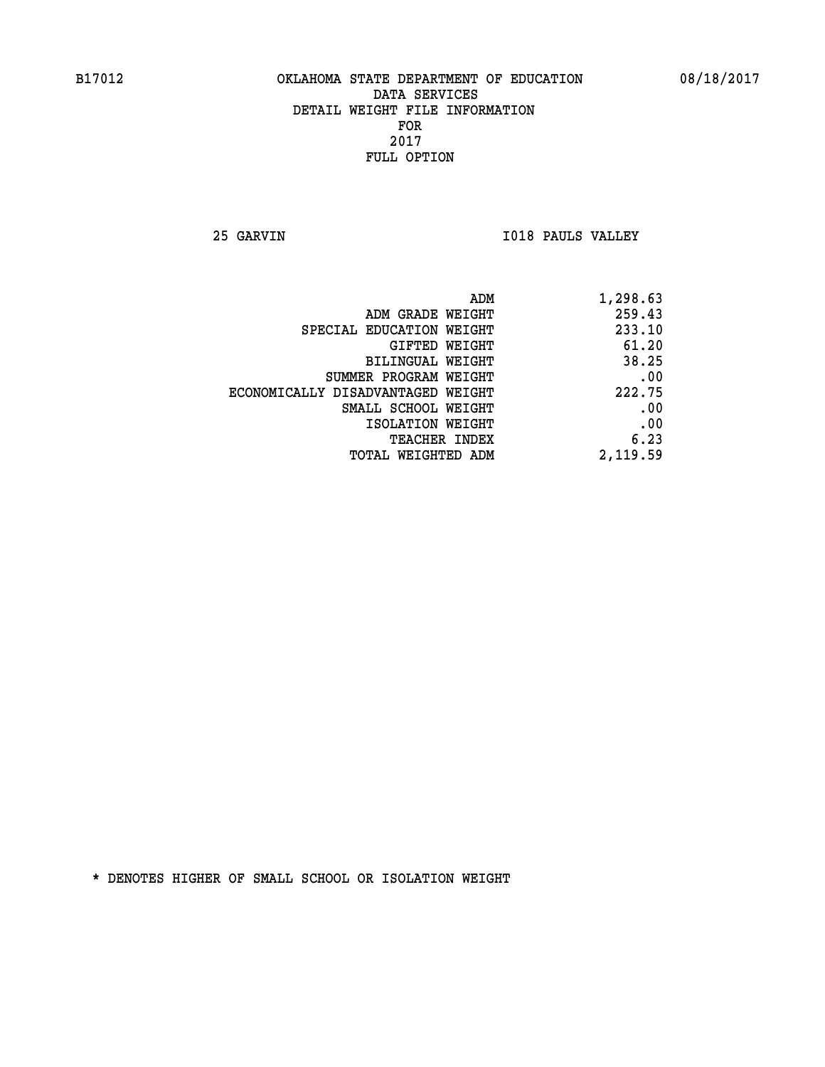B17012 OKLAHOMA STATE DEPARTMENT OF EDUCATION 08/18/2017

DATA SERVICES
DETAIL WEIGHT FILE INFORMATION
FOR
2017
FULL OPTION

25 GARVIN I018 PAULS VALLEY

| | |
|---|---|
| ADM | 1,298.63 |
| ADM GRADE WEIGHT | 259.43 |
| SPECIAL EDUCATION WEIGHT | 233.10 |
| GIFTED WEIGHT | 61.20 |
| BILINGUAL WEIGHT | 38.25 |
| SUMMER PROGRAM WEIGHT | .00 |
| ECONOMICALLY DISADVANTAGED WEIGHT | 222.75 |
| SMALL SCHOOL WEIGHT | .00 |
| ISOLATION WEIGHT | .00 |
| TEACHER INDEX | 6.23 |
| TOTAL WEIGHTED ADM | 2,119.59 |

* DENOTES HIGHER OF SMALL SCHOOL OR ISOLATION WEIGHT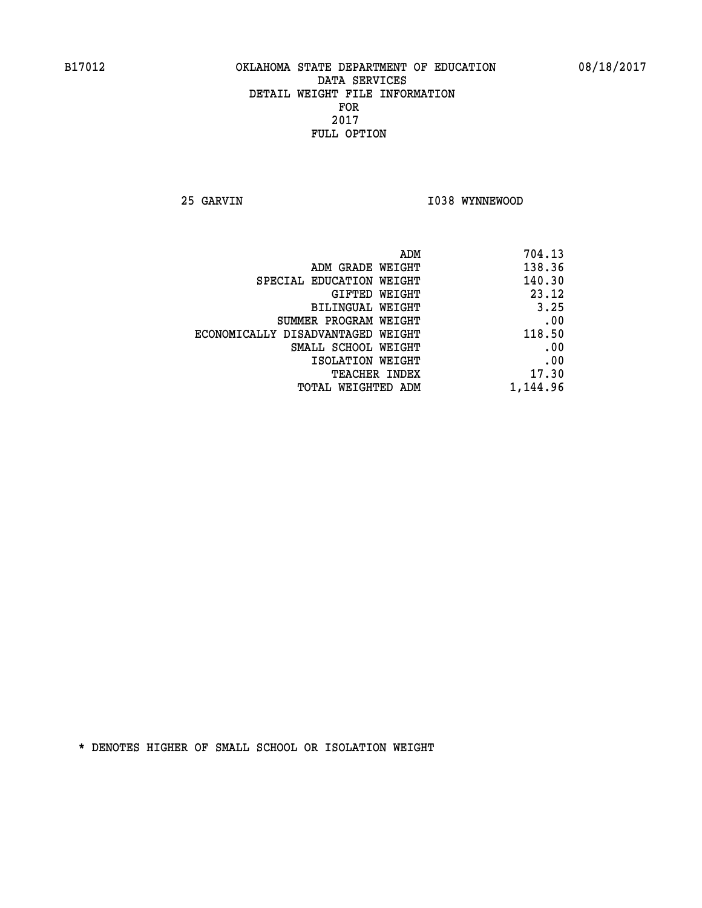B17012 OKLAHOMA STATE DEPARTMENT OF EDUCATION 08/18/2017

DATA SERVICES
DETAIL WEIGHT FILE INFORMATION
FOR
2017
FULL OPTION

25 GARVIN I038 WYNNEWOOD

| | |
|---|---|
| ADM | 704.13 |
| ADM GRADE WEIGHT | 138.36 |
| SPECIAL EDUCATION WEIGHT | 140.30 |
| GIFTED WEIGHT | 23.12 |
| BILINGUAL WEIGHT | 3.25 |
| SUMMER PROGRAM WEIGHT | .00 |
| ECONOMICALLY DISADVANTAGED WEIGHT | 118.50 |
| SMALL SCHOOL WEIGHT | .00 |
| ISOLATION WEIGHT | .00 |
| TEACHER INDEX | 17.30 |
| TOTAL WEIGHTED ADM | 1,144.96 |

* DENOTES HIGHER OF SMALL SCHOOL OR ISOLATION WEIGHT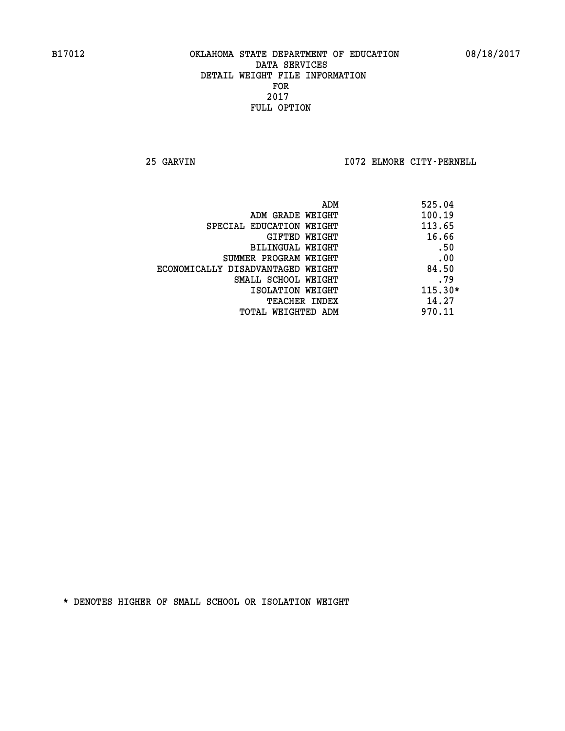B17012 OKLAHOMA STATE DEPARTMENT OF EDUCATION 08/18/2017

DATA SERVICES
DETAIL WEIGHT FILE INFORMATION
FOR
2017
FULL OPTION

25 GARVIN I072 ELMORE CITY-PERNELL

| | |
|---|---|
| ADM | 525.04 |
| ADM GRADE WEIGHT | 100.19 |
| SPECIAL EDUCATION WEIGHT | 113.65 |
| GIFTED WEIGHT | 16.66 |
| BILINGUAL WEIGHT | .50 |
| SUMMER PROGRAM WEIGHT | .00 |
| ECONOMICALLY DISADVANTAGED WEIGHT | 84.50 |
| SMALL SCHOOL WEIGHT | .79 |
| ISOLATION WEIGHT | 115.30* |
| TEACHER INDEX | 14.27 |
| TOTAL WEIGHTED ADM | 970.11 |

* DENOTES HIGHER OF SMALL SCHOOL OR ISOLATION WEIGHT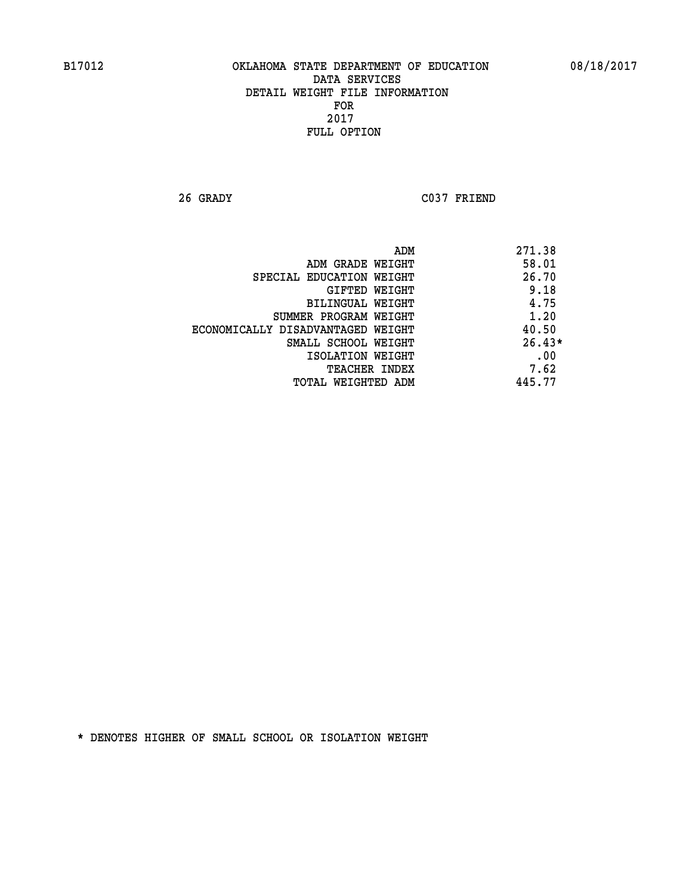B17012 OKLAHOMA STATE DEPARTMENT OF EDUCATION 08/18/2017

DATA SERVICES
DETAIL WEIGHT FILE INFORMATION
FOR
2017
FULL OPTION

26 GRADY C037 FRIEND

| | |
|---|---|
| ADM | 271.38 |
| ADM GRADE WEIGHT | 58.01 |
| SPECIAL EDUCATION WEIGHT | 26.70 |
| GIFTED WEIGHT | 9.18 |
| BILINGUAL WEIGHT | 4.75 |
| SUMMER PROGRAM WEIGHT | 1.20 |
| ECONOMICALLY DISADVANTAGED WEIGHT | 40.50 |
| SMALL SCHOOL WEIGHT | 26.43* |
| ISOLATION WEIGHT | .00 |
| TEACHER INDEX | 7.62 |
| TOTAL WEIGHTED ADM | 445.77 |

* DENOTES HIGHER OF SMALL SCHOOL OR ISOLATION WEIGHT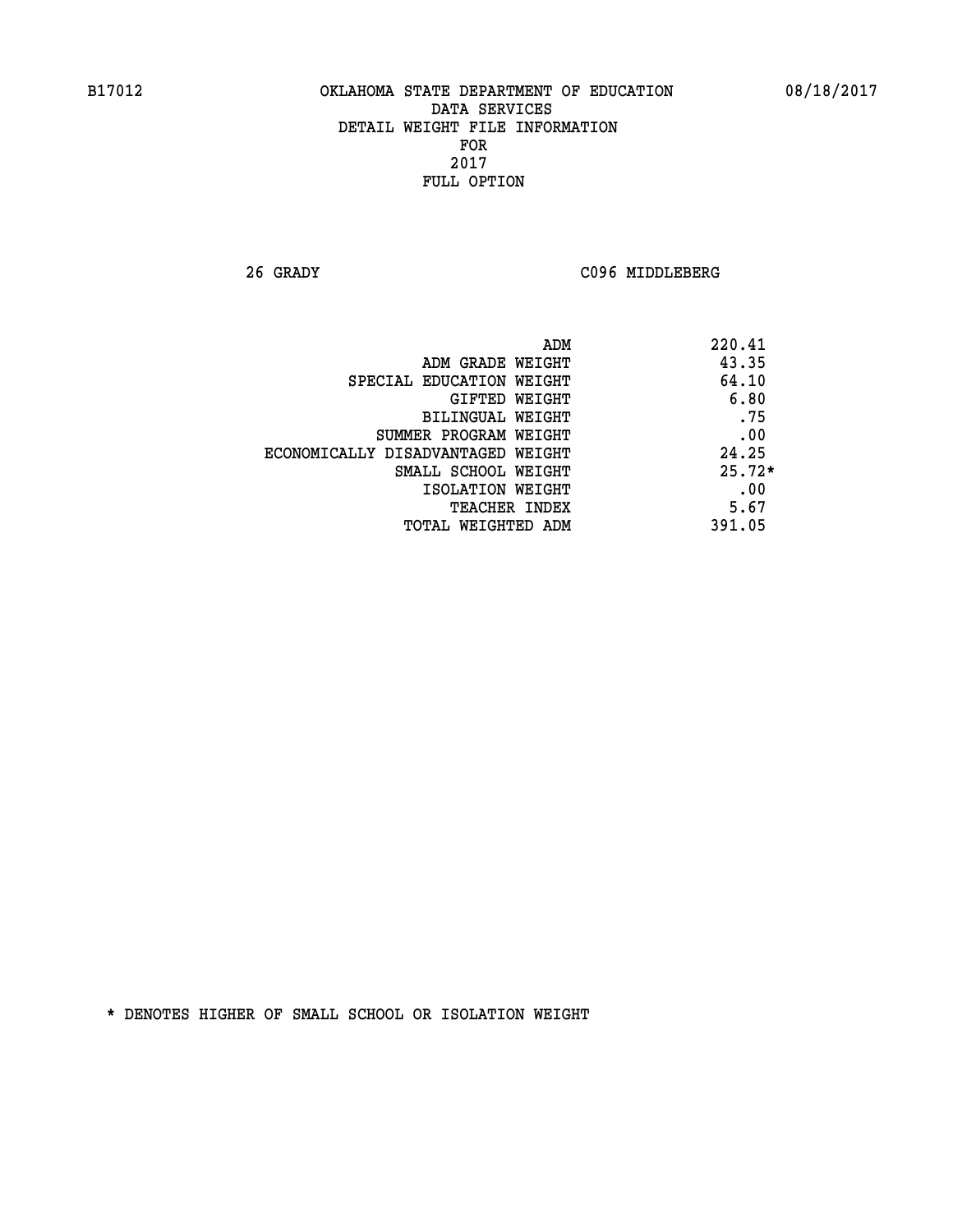B17012 OKLAHOMA STATE DEPARTMENT OF EDUCATION 08/18/2017

DATA SERVICES
DETAIL WEIGHT FILE INFORMATION
FOR
2017
FULL OPTION

26 GRADY C096 MIDDLEBERG

| | |
|---|---|
| ADM | 220.41 |
| ADM GRADE WEIGHT | 43.35 |
| SPECIAL EDUCATION WEIGHT | 64.10 |
| GIFTED WEIGHT | 6.80 |
| BILINGUAL WEIGHT | .75 |
| SUMMER PROGRAM WEIGHT | .00 |
| ECONOMICALLY DISADVANTAGED WEIGHT | 24.25 |
| SMALL SCHOOL WEIGHT | 25.72* |
| ISOLATION WEIGHT | .00 |
| TEACHER INDEX | 5.67 |
| TOTAL WEIGHTED ADM | 391.05 |

* DENOTES HIGHER OF SMALL SCHOOL OR ISOLATION WEIGHT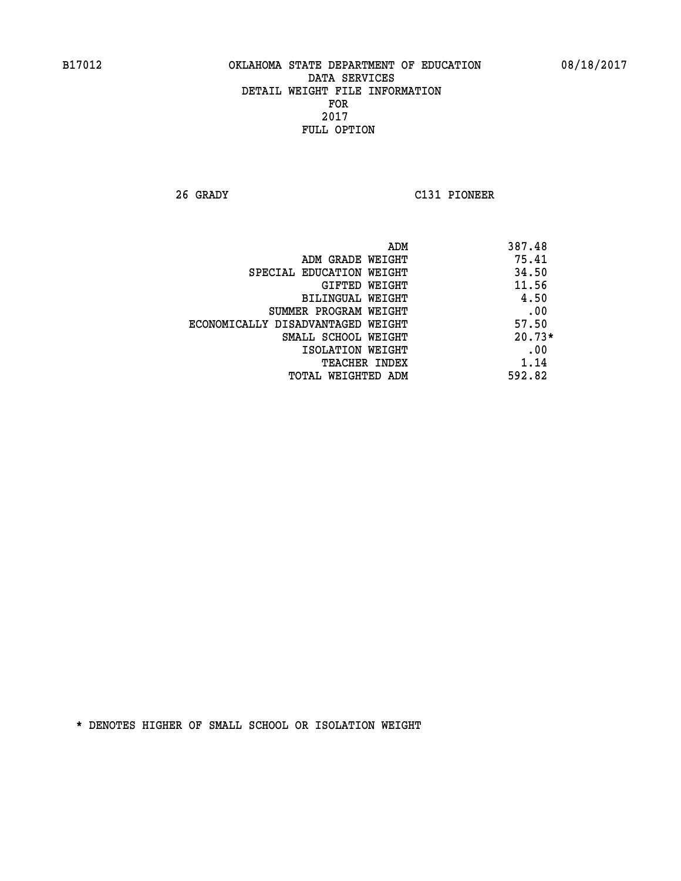B17012 OKLAHOMA STATE DEPARTMENT OF EDUCATION 08/18/2017

DATA SERVICES
DETAIL WEIGHT FILE INFORMATION
FOR
2017
FULL OPTION

26 GRADY C131 PIONEER

| | |
|---|---|
| ADM | 387.48 |
| ADM GRADE WEIGHT | 75.41 |
| SPECIAL EDUCATION WEIGHT | 34.50 |
| GIFTED WEIGHT | 11.56 |
| BILINGUAL WEIGHT | 4.50 |
| SUMMER PROGRAM WEIGHT | .00 |
| ECONOMICALLY DISADVANTAGED WEIGHT | 57.50 |
| SMALL SCHOOL WEIGHT | 20.73* |
| ISOLATION WEIGHT | .00 |
| TEACHER INDEX | 1.14 |
| TOTAL WEIGHTED ADM | 592.82 |

* DENOTES HIGHER OF SMALL SCHOOL OR ISOLATION WEIGHT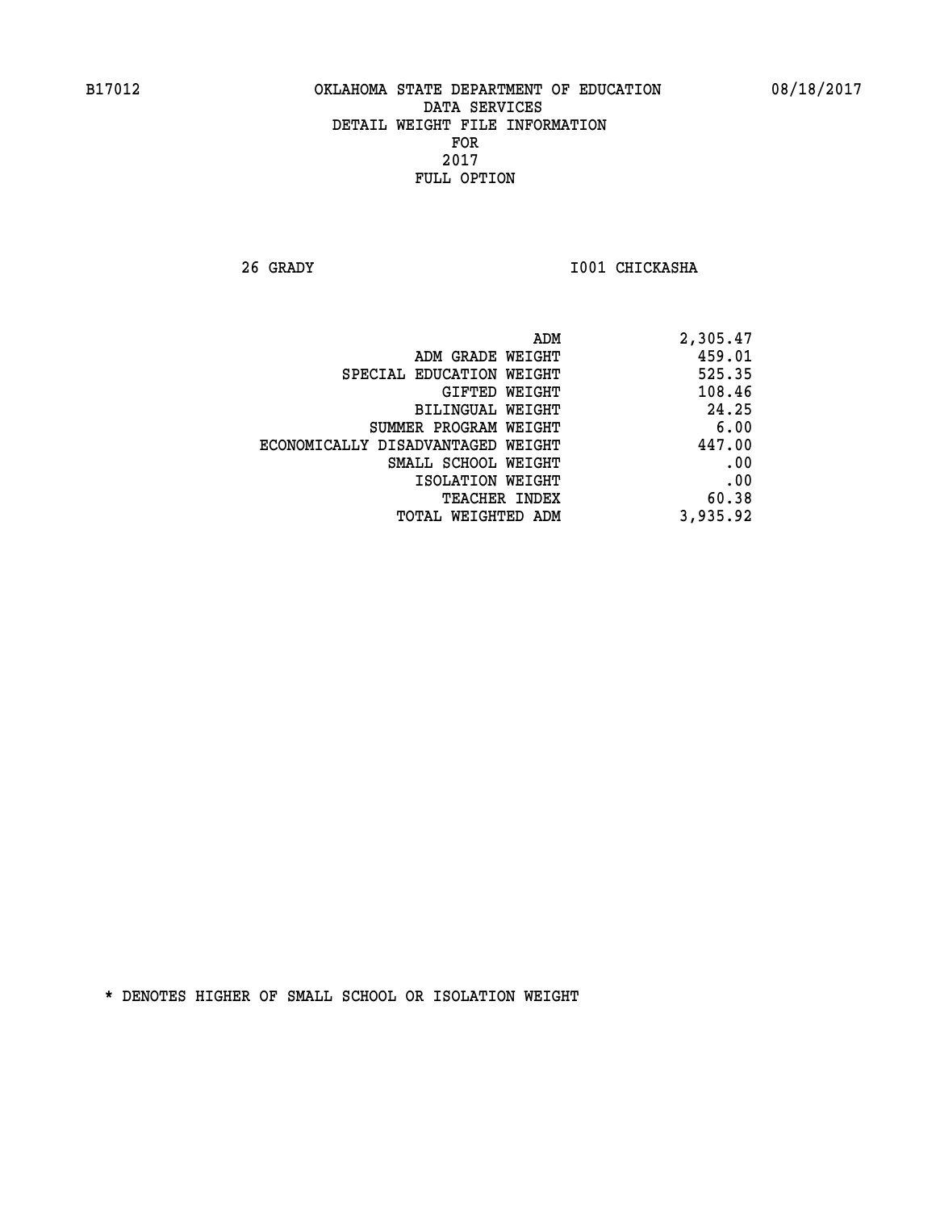B17012 OKLAHOMA STATE DEPARTMENT OF EDUCATION 08/18/2017

DATA SERVICES
DETAIL WEIGHT FILE INFORMATION
FOR
2017
FULL OPTION

26 GRADY I001 CHICKASHA

| | |
|---|---|
| ADM | 2,305.47 |
| ADM GRADE WEIGHT | 459.01 |
| SPECIAL EDUCATION WEIGHT | 525.35 |
| GIFTED WEIGHT | 108.46 |
| BILINGUAL WEIGHT | 24.25 |
| SUMMER PROGRAM WEIGHT | 6.00 |
| ECONOMICALLY DISADVANTAGED WEIGHT | 447.00 |
| SMALL SCHOOL WEIGHT | .00 |
| ISOLATION WEIGHT | .00 |
| TEACHER INDEX | 60.38 |
| TOTAL WEIGHTED ADM | 3,935.92 |

* DENOTES HIGHER OF SMALL SCHOOL OR ISOLATION WEIGHT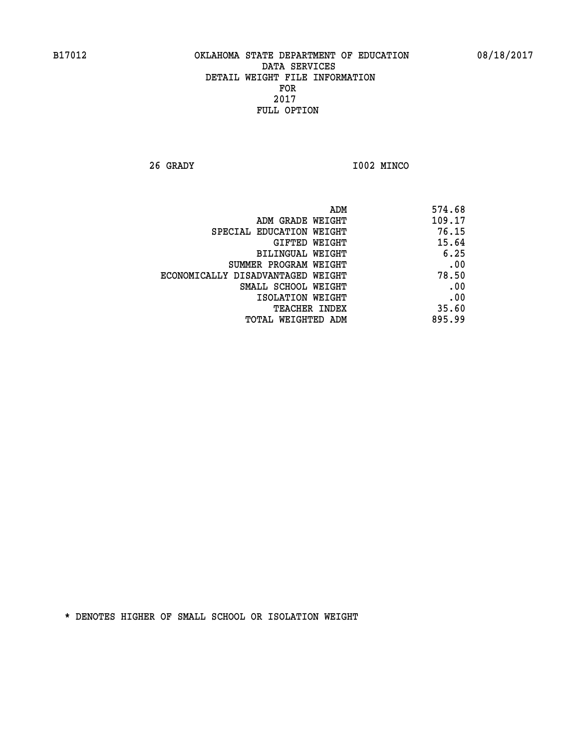B17012 OKLAHOMA STATE DEPARTMENT OF EDUCATION 08/18/2017

DATA SERVICES
DETAIL WEIGHT FILE INFORMATION
FOR
2017
FULL OPTION

26 GRADY I002 MINCO

| | |
|---|---|
| ADM | 574.68 |
| ADM GRADE WEIGHT | 109.17 |
| SPECIAL EDUCATION WEIGHT | 76.15 |
| GIFTED WEIGHT | 15.64 |
| BILINGUAL WEIGHT | 6.25 |
| SUMMER PROGRAM WEIGHT | .00 |
| ECONOMICALLY DISADVANTAGED WEIGHT | 78.50 |
| SMALL SCHOOL WEIGHT | .00 |
| ISOLATION WEIGHT | .00 |
| TEACHER INDEX | 35.60 |
| TOTAL WEIGHTED ADM | 895.99 |

* DENOTES HIGHER OF SMALL SCHOOL OR ISOLATION WEIGHT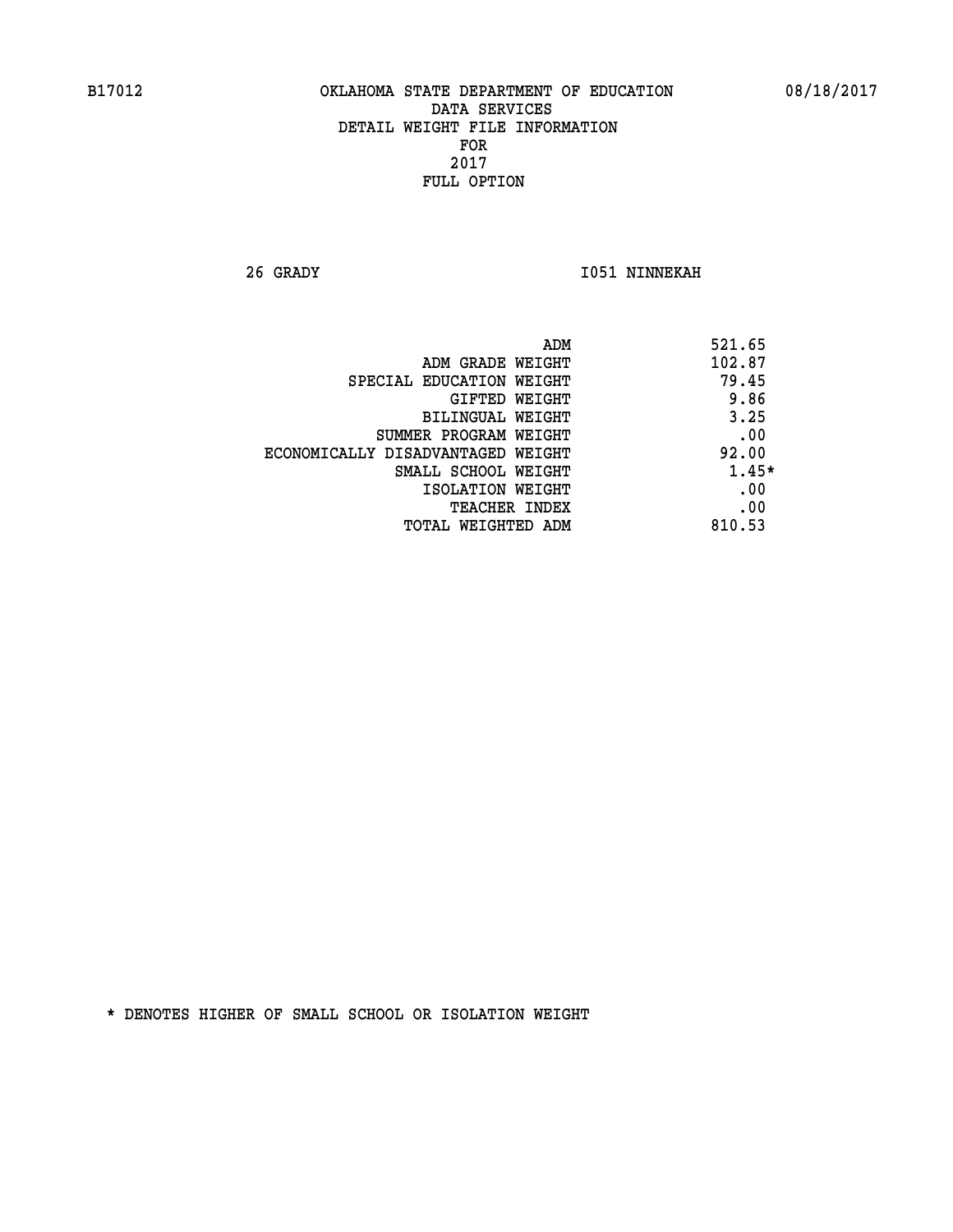B17012 OKLAHOMA STATE DEPARTMENT OF EDUCATION 08/18/2017

DATA SERVICES
DETAIL WEIGHT FILE INFORMATION
FOR
2017
FULL OPTION

26 GRADY I051 NINNEKAH

| | |
|---|---|
| ADM | 521.65 |
| ADM GRADE WEIGHT | 102.87 |
| SPECIAL EDUCATION WEIGHT | 79.45 |
| GIFTED WEIGHT | 9.86 |
| BILINGUAL WEIGHT | 3.25 |
| SUMMER PROGRAM WEIGHT | .00 |
| ECONOMICALLY DISADVANTAGED WEIGHT | 92.00 |
| SMALL SCHOOL WEIGHT | 1.45* |
| ISOLATION WEIGHT | .00 |
| TEACHER INDEX | .00 |
| TOTAL WEIGHTED ADM | 810.53 |

* DENOTES HIGHER OF SMALL SCHOOL OR ISOLATION WEIGHT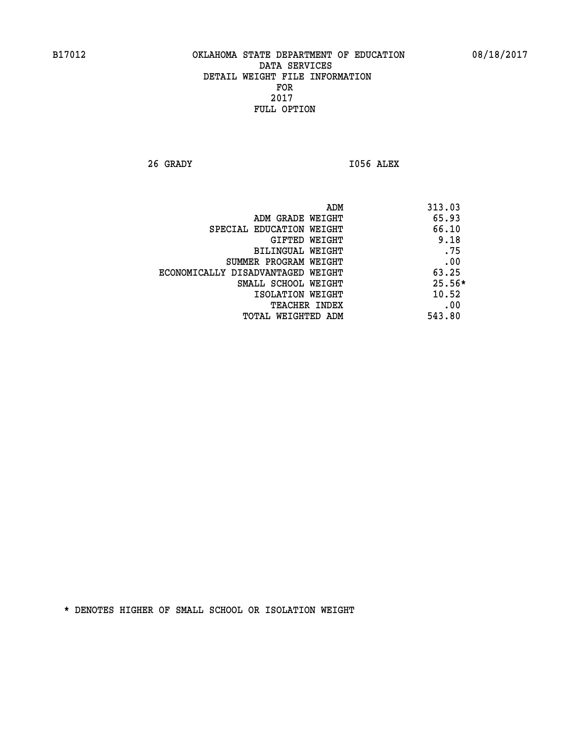B17012 OKLAHOMA STATE DEPARTMENT OF EDUCATION 08/18/2017

DATA SERVICES
DETAIL WEIGHT FILE INFORMATION
FOR
2017
FULL OPTION

26 GRADY I056 ALEX

| | |
|---|---|
| ADM | 313.03 |
| ADM GRADE WEIGHT | 65.93 |
| SPECIAL EDUCATION WEIGHT | 66.10 |
| GIFTED WEIGHT | 9.18 |
| BILINGUAL WEIGHT | .75 |
| SUMMER PROGRAM WEIGHT | .00 |
| ECONOMICALLY DISADVANTAGED WEIGHT | 63.25 |
| SMALL SCHOOL WEIGHT | 25.56* |
| ISOLATION WEIGHT | 10.52 |
| TEACHER INDEX | .00 |
| TOTAL WEIGHTED ADM | 543.80 |

* DENOTES HIGHER OF SMALL SCHOOL OR ISOLATION WEIGHT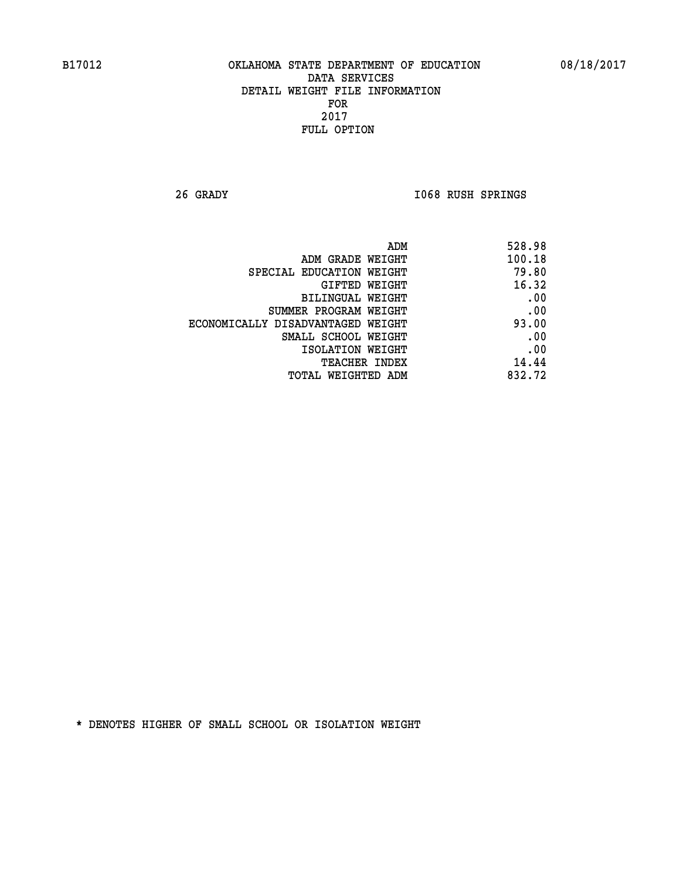B17012 OKLAHOMA STATE DEPARTMENT OF EDUCATION 08/18/2017

DATA SERVICES
DETAIL WEIGHT FILE INFORMATION
FOR
2017
FULL OPTION

26 GRADY I068 RUSH SPRINGS

| | |
|---|---|
| ADM | 528.98 |
| ADM GRADE WEIGHT | 100.18 |
| SPECIAL EDUCATION WEIGHT | 79.80 |
| GIFTED WEIGHT | 16.32 |
| BILINGUAL WEIGHT | .00 |
| SUMMER PROGRAM WEIGHT | .00 |
| ECONOMICALLY DISADVANTAGED WEIGHT | 93.00 |
| SMALL SCHOOL WEIGHT | .00 |
| ISOLATION WEIGHT | .00 |
| TEACHER INDEX | 14.44 |
| TOTAL WEIGHTED ADM | 832.72 |

* DENOTES HIGHER OF SMALL SCHOOL OR ISOLATION WEIGHT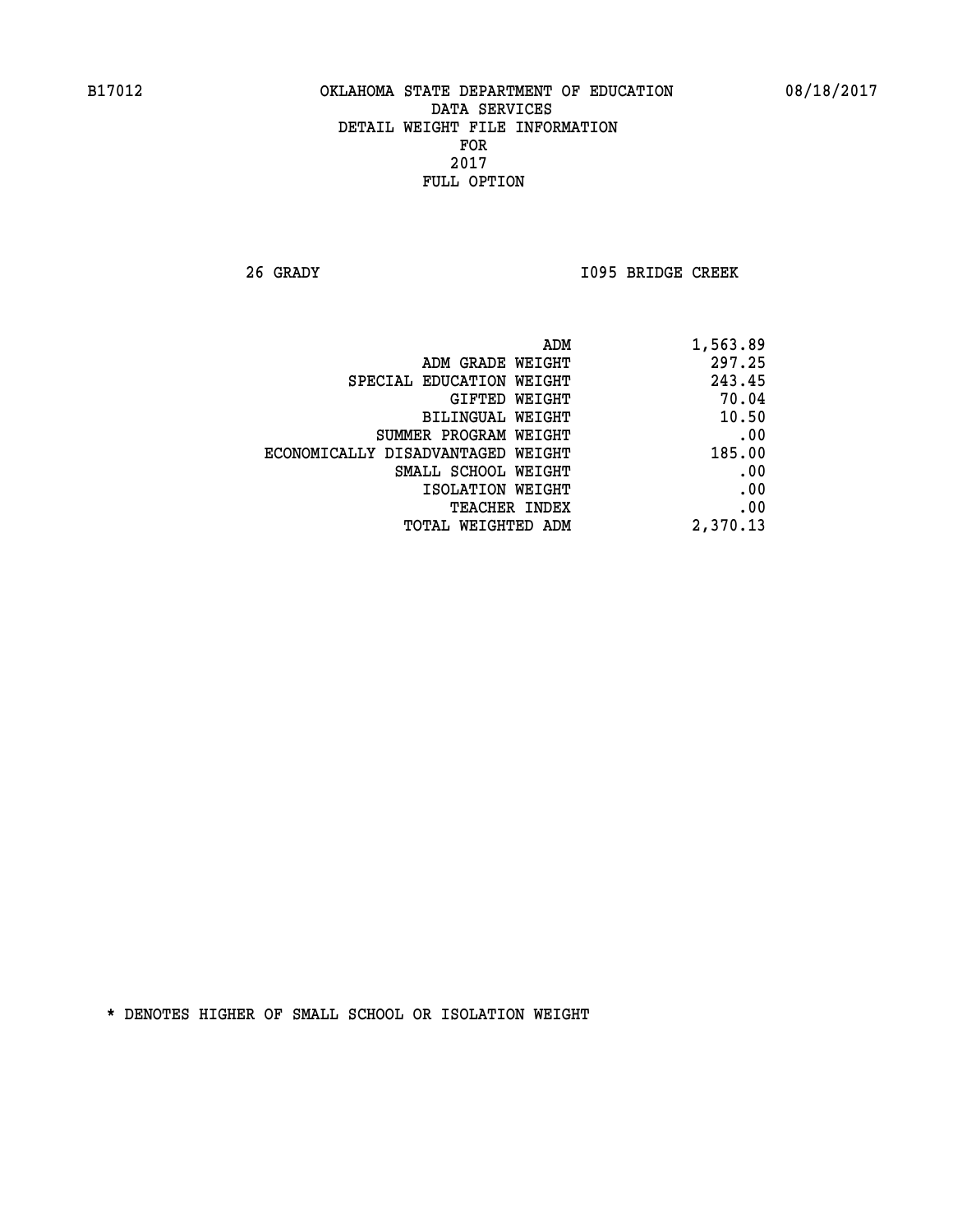B17012 OKLAHOMA STATE DEPARTMENT OF EDUCATION 08/18/2017

DATA SERVICES
DETAIL WEIGHT FILE INFORMATION
FOR
2017
FULL OPTION

26 GRADY I095 BRIDGE CREEK

| | |
|---|---|
| ADM | 1,563.89 |
| ADM GRADE WEIGHT | 297.25 |
| SPECIAL EDUCATION WEIGHT | 243.45 |
| GIFTED WEIGHT | 70.04 |
| BILINGUAL WEIGHT | 10.50 |
| SUMMER PROGRAM WEIGHT | .00 |
| ECONOMICALLY DISADVANTAGED WEIGHT | 185.00 |
| SMALL SCHOOL WEIGHT | .00 |
| ISOLATION WEIGHT | .00 |
| TEACHER INDEX | .00 |
| TOTAL WEIGHTED ADM | 2,370.13 |

* DENOTES HIGHER OF SMALL SCHOOL OR ISOLATION WEIGHT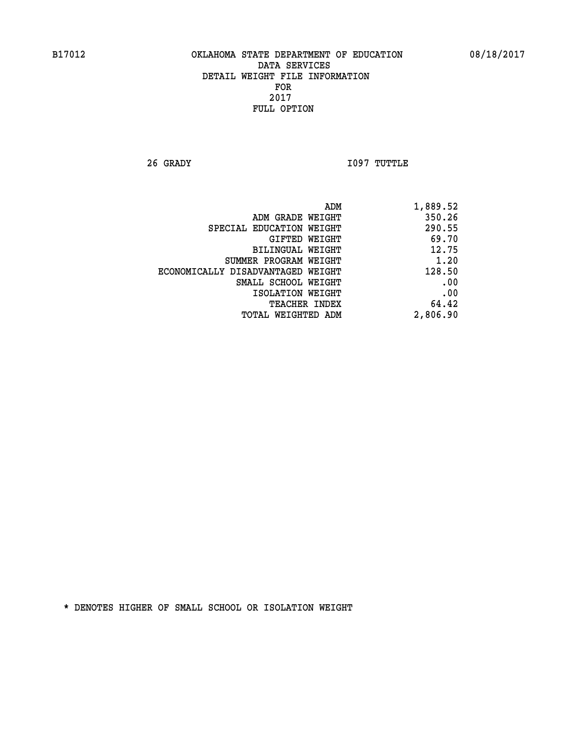B17012 OKLAHOMA STATE DEPARTMENT OF EDUCATION 08/18/2017

DATA SERVICES
DETAIL WEIGHT FILE INFORMATION
FOR
2017
FULL OPTION

26 GRADY I097 TUTTLE

| | |
|---|---|
| ADM | 1,889.52 |
| ADM GRADE WEIGHT | 350.26 |
| SPECIAL EDUCATION WEIGHT | 290.55 |
| GIFTED WEIGHT | 69.70 |
| BILINGUAL WEIGHT | 12.75 |
| SUMMER PROGRAM WEIGHT | 1.20 |
| ECONOMICALLY DISADVANTAGED WEIGHT | 128.50 |
| SMALL SCHOOL WEIGHT | .00 |
| ISOLATION WEIGHT | .00 |
| TEACHER INDEX | 64.42 |
| TOTAL WEIGHTED ADM | 2,806.90 |

* DENOTES HIGHER OF SMALL SCHOOL OR ISOLATION WEIGHT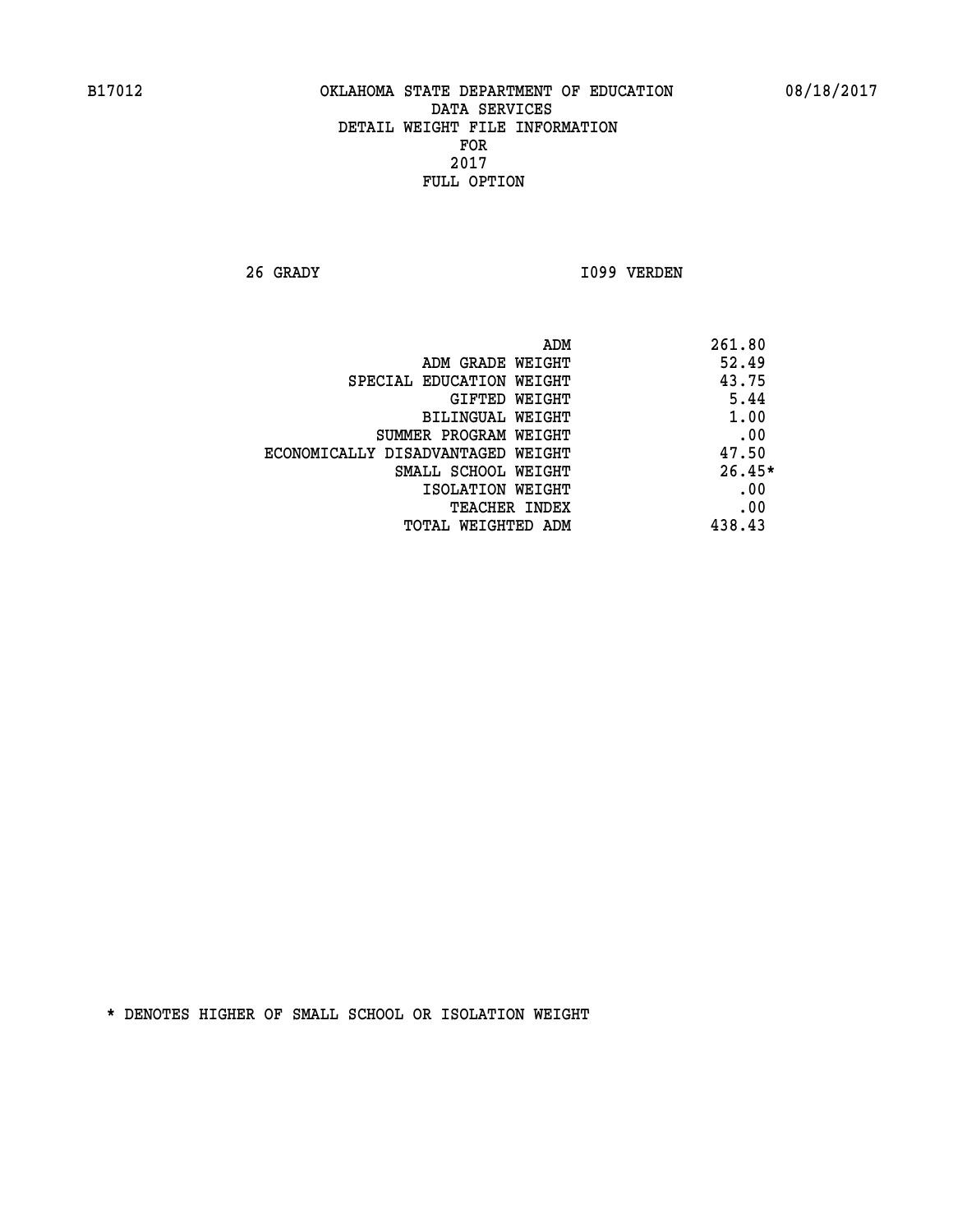B17012 OKLAHOMA STATE DEPARTMENT OF EDUCATION 08/18/2017

DATA SERVICES
DETAIL WEIGHT FILE INFORMATION
FOR
2017
FULL OPTION

26 GRADY I099 VERDEN

| | |
|---|---|
| ADM | 261.80 |
| ADM GRADE WEIGHT | 52.49 |
| SPECIAL EDUCATION WEIGHT | 43.75 |
| GIFTED WEIGHT | 5.44 |
| BILINGUAL WEIGHT | 1.00 |
| SUMMER PROGRAM WEIGHT | .00 |
| ECONOMICALLY DISADVANTAGED WEIGHT | 47.50 |
| SMALL SCHOOL WEIGHT | 26.45* |
| ISOLATION WEIGHT | .00 |
| TEACHER INDEX | .00 |
| TOTAL WEIGHTED ADM | 438.43 |

* DENOTES HIGHER OF SMALL SCHOOL OR ISOLATION WEIGHT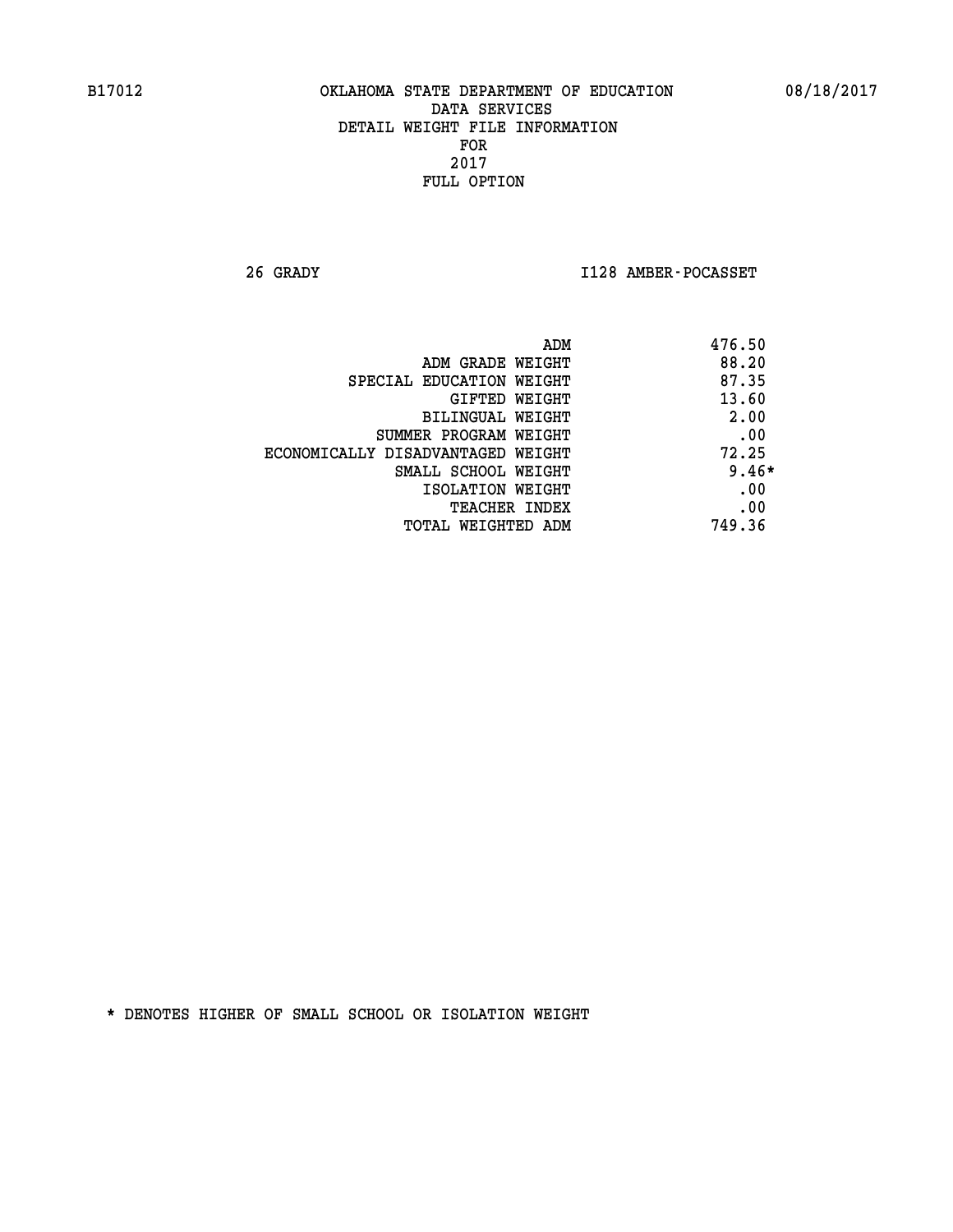B17012 OKLAHOMA STATE DEPARTMENT OF EDUCATION 08/18/2017

DATA SERVICES
DETAIL WEIGHT FILE INFORMATION
FOR
2017
FULL OPTION

26 GRADY I128 AMBER-POCASSET

| | |
|---|---|
| ADM | 476.50 |
| ADM GRADE WEIGHT | 88.20 |
| SPECIAL EDUCATION WEIGHT | 87.35 |
| GIFTED WEIGHT | 13.60 |
| BILINGUAL WEIGHT | 2.00 |
| SUMMER PROGRAM WEIGHT | .00 |
| ECONOMICALLY DISADVANTAGED WEIGHT | 72.25 |
| SMALL SCHOOL WEIGHT | 9.46* |
| ISOLATION WEIGHT | .00 |
| TEACHER INDEX | .00 |
| TOTAL WEIGHTED ADM | 749.36 |

* DENOTES HIGHER OF SMALL SCHOOL OR ISOLATION WEIGHT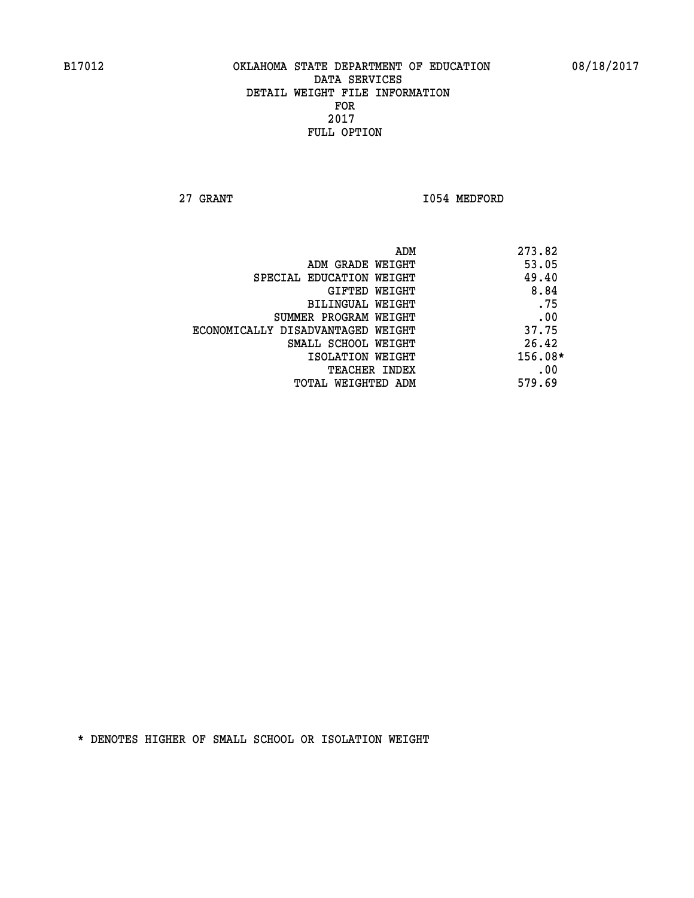B17012 OKLAHOMA STATE DEPARTMENT OF EDUCATION 08/18/2017

DATA SERVICES
DETAIL WEIGHT FILE INFORMATION
FOR
2017
FULL OPTION

27 GRANT I054 MEDFORD

| | |
|---|---|
| ADM | 273.82 |
| ADM GRADE WEIGHT | 53.05 |
| SPECIAL EDUCATION WEIGHT | 49.40 |
| GIFTED WEIGHT | 8.84 |
| BILINGUAL WEIGHT | .75 |
| SUMMER PROGRAM WEIGHT | .00 |
| ECONOMICALLY DISADVANTAGED WEIGHT | 37.75 |
| SMALL SCHOOL WEIGHT | 26.42 |
| ISOLATION WEIGHT | 156.08* |
| TEACHER INDEX | .00 |
| TOTAL WEIGHTED ADM | 579.69 |

* DENOTES HIGHER OF SMALL SCHOOL OR ISOLATION WEIGHT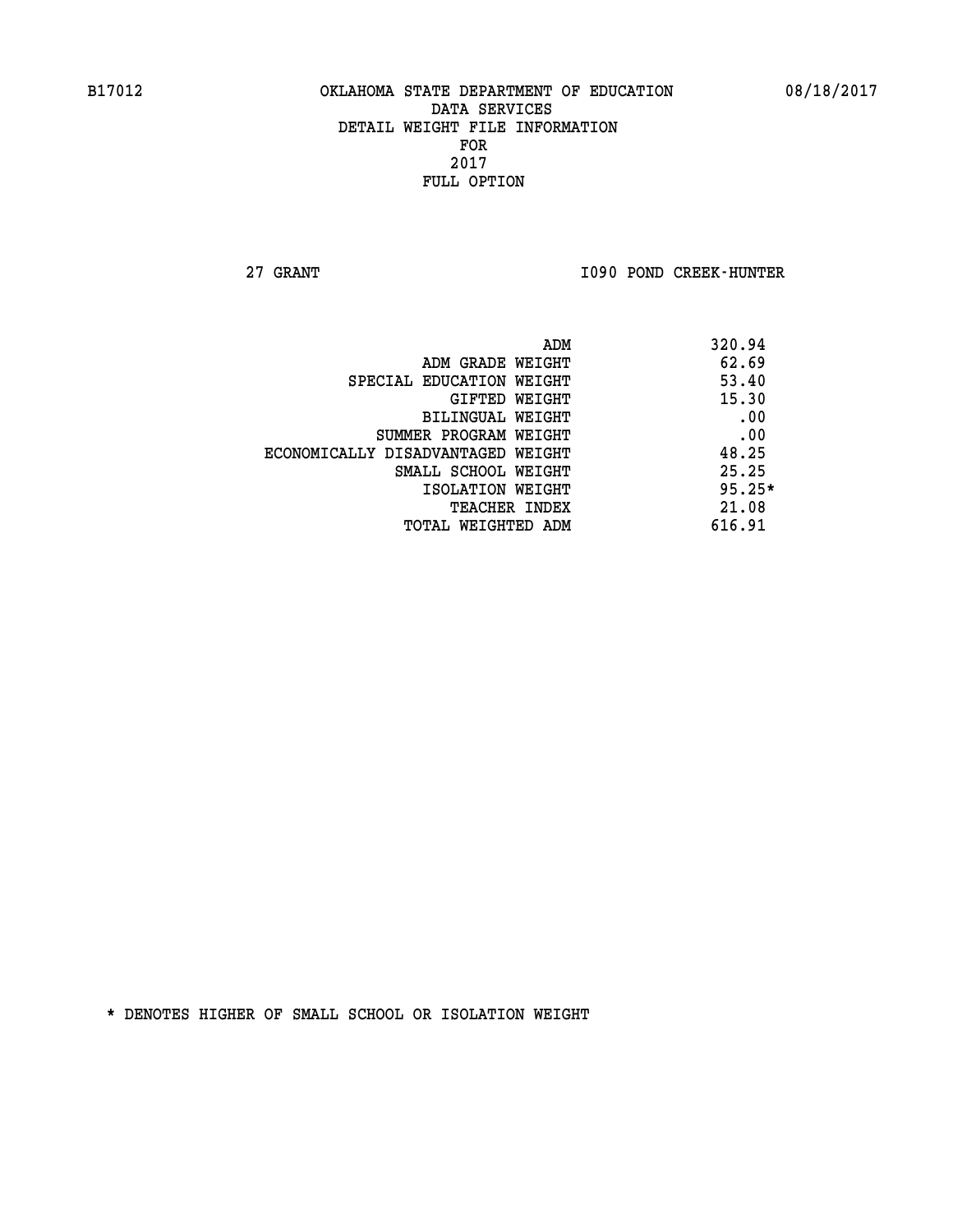B17012 OKLAHOMA STATE DEPARTMENT OF EDUCATION 08/18/2017
DATA SERVICES
DETAIL WEIGHT FILE INFORMATION
FOR
2017
FULL OPTION

27 GRANT I090 POND CREEK-HUNTER

| | |
|---|---|
| ADM | 320.94 |
| ADM GRADE WEIGHT | 62.69 |
| SPECIAL EDUCATION WEIGHT | 53.40 |
| GIFTED WEIGHT | 15.30 |
| BILINGUAL WEIGHT | .00 |
| SUMMER PROGRAM WEIGHT | .00 |
| ECONOMICALLY DISADVANTAGED WEIGHT | 48.25 |
| SMALL SCHOOL WEIGHT | 25.25 |
| ISOLATION WEIGHT | 95.25* |
| TEACHER INDEX | 21.08 |
| TOTAL WEIGHTED ADM | 616.91 |

* DENOTES HIGHER OF SMALL SCHOOL OR ISOLATION WEIGHT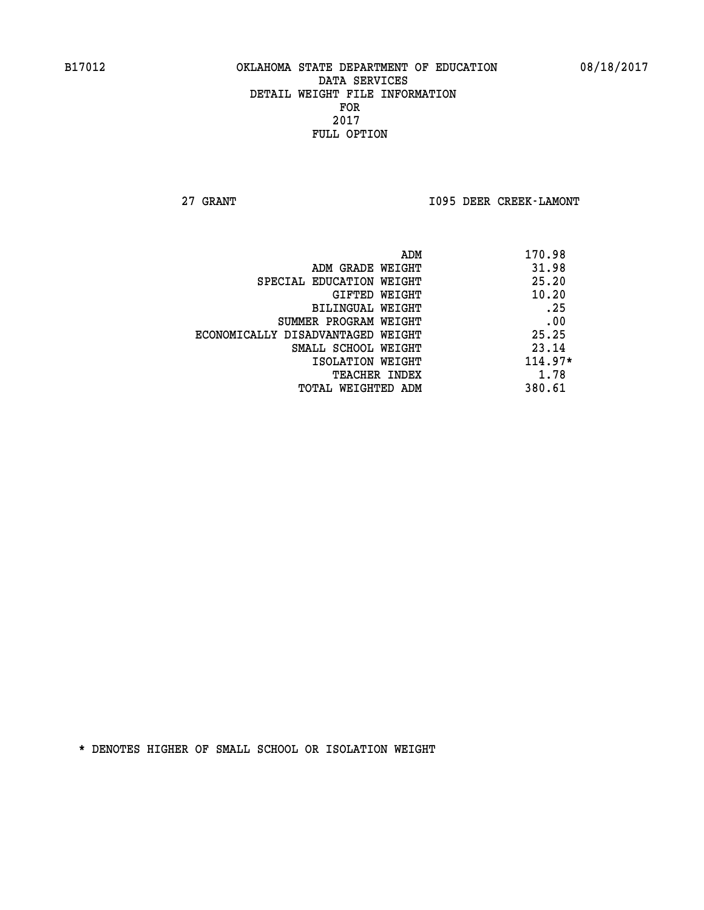B17012 OKLAHOMA STATE DEPARTMENT OF EDUCATION 08/18/2017

DATA SERVICES

DETAIL WEIGHT FILE INFORMATION

FOR

2017

FULL OPTION

27 GRANT I095 DEER CREEK-LAMONT

| | |
|---|---|
| ADM | 170.98 |
| ADM GRADE WEIGHT | 31.98 |
| SPECIAL EDUCATION WEIGHT | 25.20 |
| GIFTED WEIGHT | 10.20 |
| BILINGUAL WEIGHT | .25 |
| SUMMER PROGRAM WEIGHT | .00 |
| ECONOMICALLY DISADVANTAGED WEIGHT | 25.25 |
| SMALL SCHOOL WEIGHT | 23.14 |
| ISOLATION WEIGHT | 114.97* |
| TEACHER INDEX | 1.78 |
| TOTAL WEIGHTED ADM | 380.61 |

* DENOTES HIGHER OF SMALL SCHOOL OR ISOLATION WEIGHT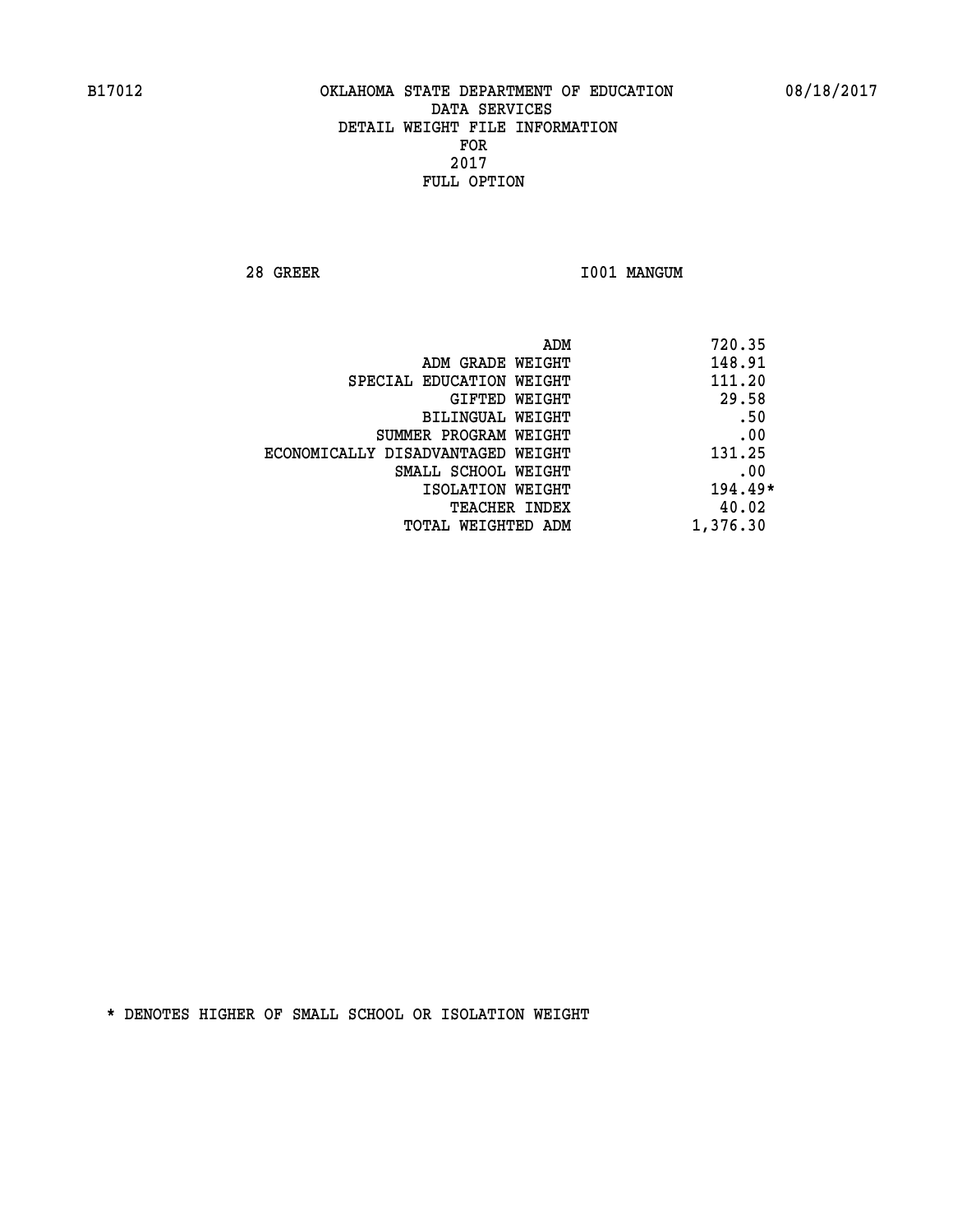B17012 OKLAHOMA STATE DEPARTMENT OF EDUCATION 08/18/2017

DATA SERVICES
DETAIL WEIGHT FILE INFORMATION
FOR
2017
FULL OPTION

28 GREER I001 MANGUM

| | |
|---|---|
| ADM | 720.35 |
| ADM GRADE WEIGHT | 148.91 |
| SPECIAL EDUCATION WEIGHT | 111.20 |
| GIFTED WEIGHT | 29.58 |
| BILINGUAL WEIGHT | .50 |
| SUMMER PROGRAM WEIGHT | .00 |
| ECONOMICALLY DISADVANTAGED WEIGHT | 131.25 |
| SMALL SCHOOL WEIGHT | .00 |
| ISOLATION WEIGHT | 194.49* |
| TEACHER INDEX | 40.02 |
| TOTAL WEIGHTED ADM | 1,376.30 |

* DENOTES HIGHER OF SMALL SCHOOL OR ISOLATION WEIGHT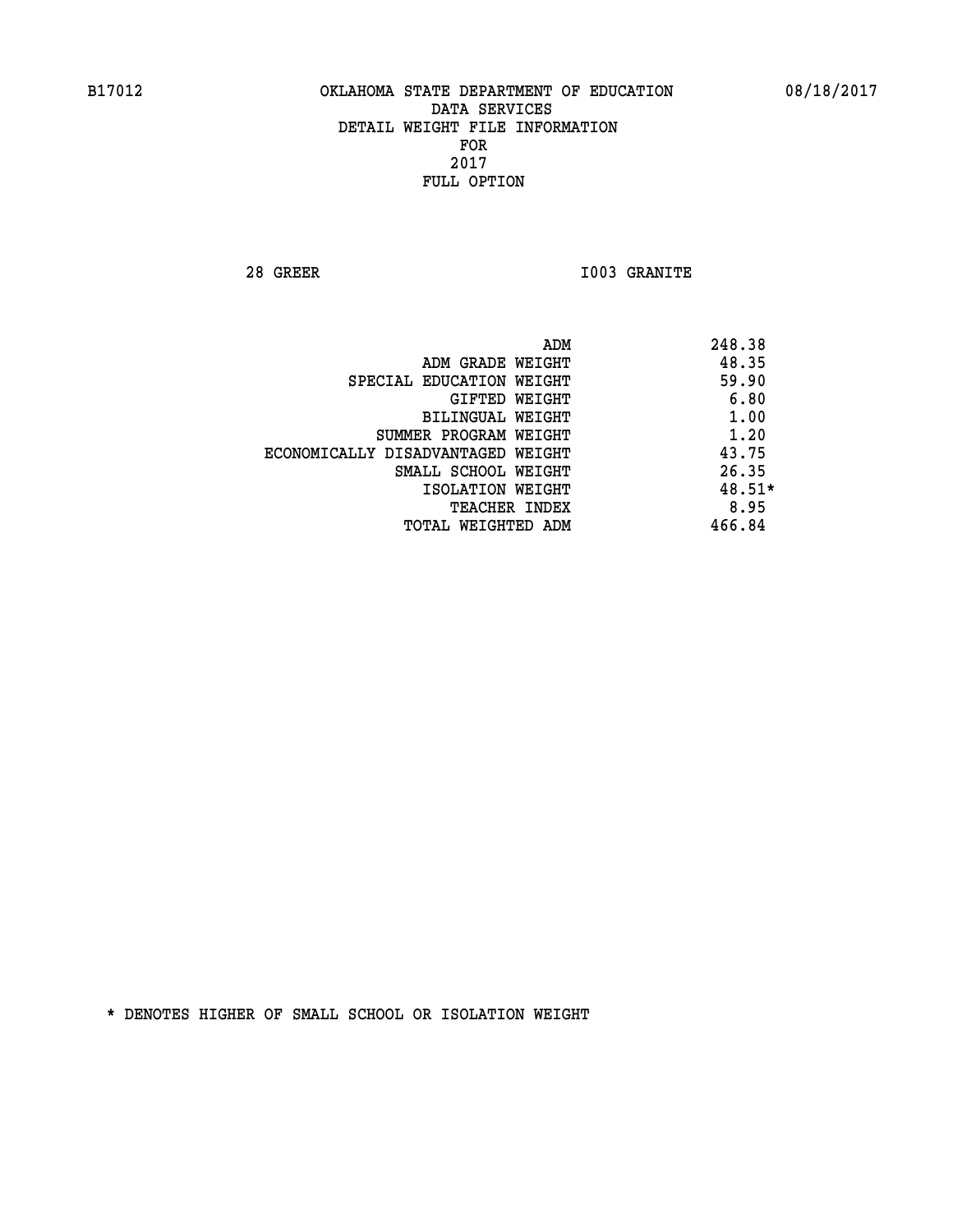B17012 OKLAHOMA STATE DEPARTMENT OF EDUCATION 08/18/2017

DATA SERVICES
DETAIL WEIGHT FILE INFORMATION
FOR
2017
FULL OPTION

28 GREER I003 GRANITE

| | |
|---|---|
| ADM | 248.38 |
| ADM GRADE WEIGHT | 48.35 |
| SPECIAL EDUCATION WEIGHT | 59.90 |
| GIFTED WEIGHT | 6.80 |
| BILINGUAL WEIGHT | 1.00 |
| SUMMER PROGRAM WEIGHT | 1.20 |
| ECONOMICALLY DISADVANTAGED WEIGHT | 43.75 |
| SMALL SCHOOL WEIGHT | 26.35 |
| ISOLATION WEIGHT | 48.51* |
| TEACHER INDEX | 8.95 |
| TOTAL WEIGHTED ADM | 466.84 |

* DENOTES HIGHER OF SMALL SCHOOL OR ISOLATION WEIGHT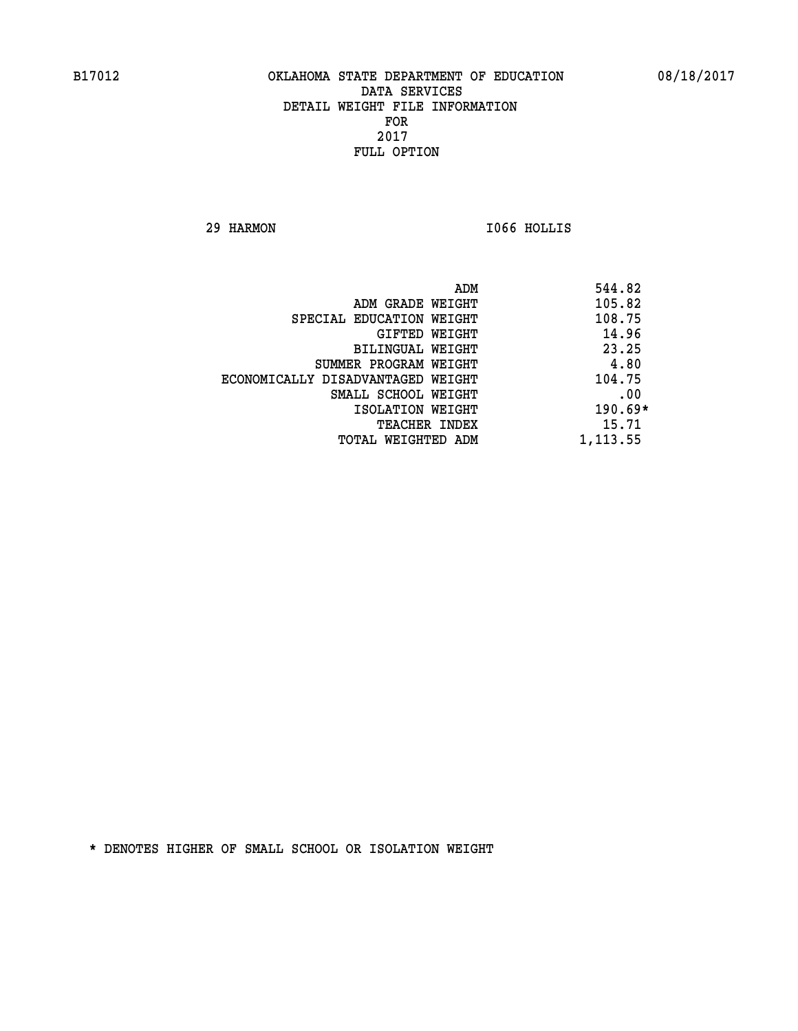B17012 OKLAHOMA STATE DEPARTMENT OF EDUCATION 08/18/2017

DATA SERVICES
DETAIL WEIGHT FILE INFORMATION
FOR
2017
FULL OPTION

29 HARMON I066 HOLLIS

| | |
|---|---|
| ADM | 544.82 |
| ADM GRADE WEIGHT | 105.82 |
| SPECIAL EDUCATION WEIGHT | 108.75 |
| GIFTED WEIGHT | 14.96 |
| BILINGUAL WEIGHT | 23.25 |
| SUMMER PROGRAM WEIGHT | 4.80 |
| ECONOMICALLY DISADVANTAGED WEIGHT | 104.75 |
| SMALL SCHOOL WEIGHT | .00 |
| ISOLATION WEIGHT | 190.69* |
| TEACHER INDEX | 15.71 |
| TOTAL WEIGHTED ADM | 1,113.55 |

* DENOTES HIGHER OF SMALL SCHOOL OR ISOLATION WEIGHT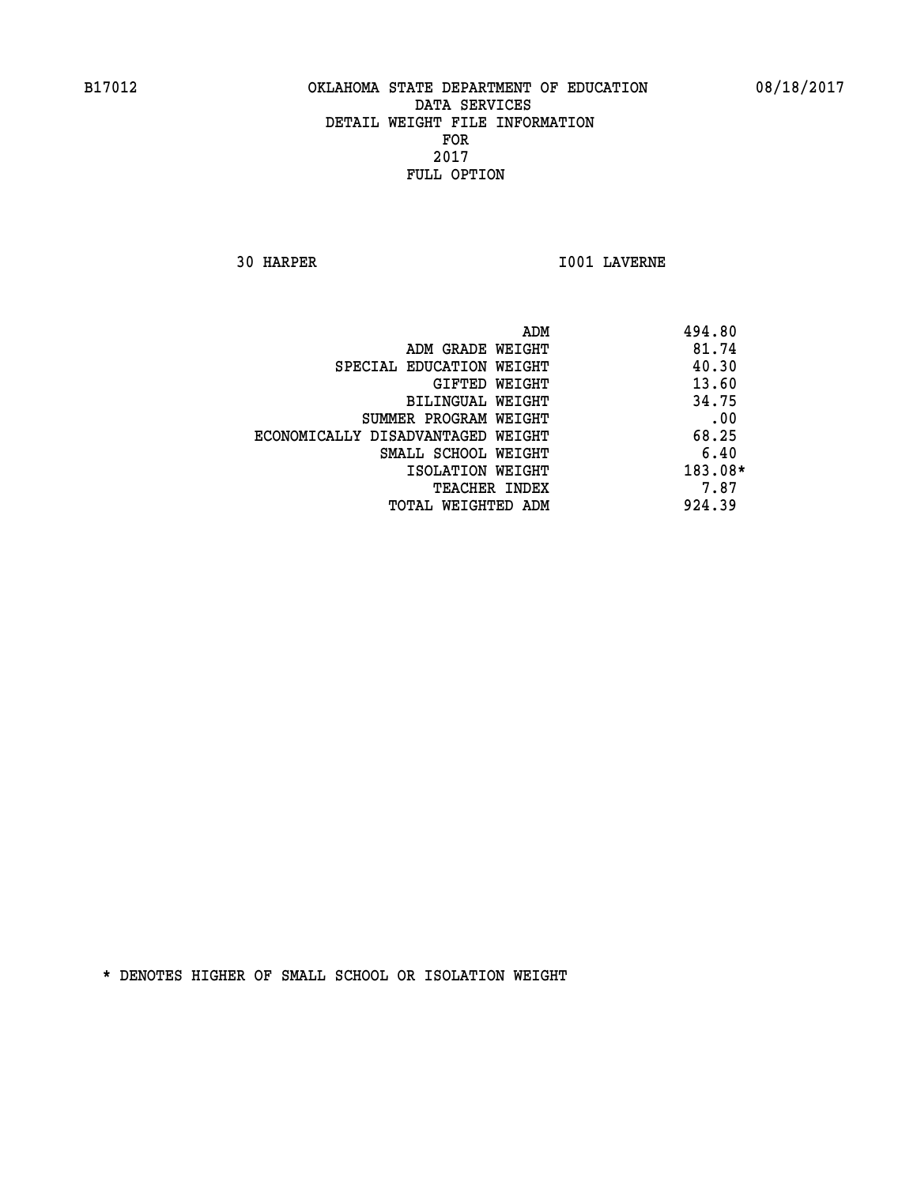B17012 OKLAHOMA STATE DEPARTMENT OF EDUCATION 08/18/2017

DATA SERVICES
DETAIL WEIGHT FILE INFORMATION
FOR
2017
FULL OPTION

30 HARPER I001 LAVERNE

| | |
|---|---|
| ADM | 494.80 |
| ADM GRADE WEIGHT | 81.74 |
| SPECIAL EDUCATION WEIGHT | 40.30 |
| GIFTED WEIGHT | 13.60 |
| BILINGUAL WEIGHT | 34.75 |
| SUMMER PROGRAM WEIGHT | .00 |
| ECONOMICALLY DISADVANTAGED WEIGHT | 68.25 |
| SMALL SCHOOL WEIGHT | 6.40 |
| ISOLATION WEIGHT | 183.08* |
| TEACHER INDEX | 7.87 |
| TOTAL WEIGHTED ADM | 924.39 |

* DENOTES HIGHER OF SMALL SCHOOL OR ISOLATION WEIGHT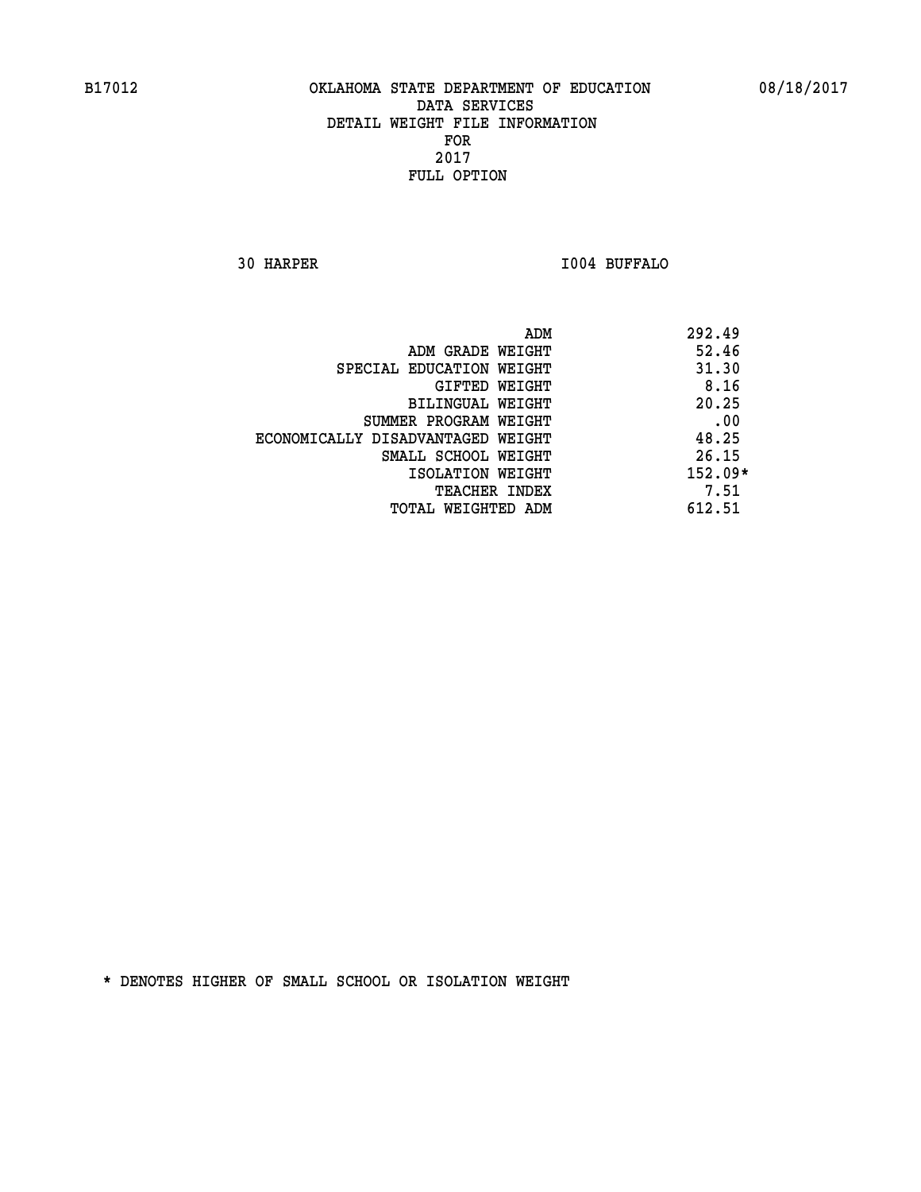B17012 OKLAHOMA STATE DEPARTMENT OF EDUCATION 08/18/2017

DATA SERVICES
DETAIL WEIGHT FILE INFORMATION
FOR
2017
FULL OPTION

30 HARPER I004 BUFFALO

| | |
|---|---|
| ADM | 292.49 |
| ADM GRADE WEIGHT | 52.46 |
| SPECIAL EDUCATION WEIGHT | 31.30 |
| GIFTED WEIGHT | 8.16 |
| BILINGUAL WEIGHT | 20.25 |
| SUMMER PROGRAM WEIGHT | .00 |
| ECONOMICALLY DISADVANTAGED WEIGHT | 48.25 |
| SMALL SCHOOL WEIGHT | 26.15 |
| ISOLATION WEIGHT | 152.09* |
| TEACHER INDEX | 7.51 |
| TOTAL WEIGHTED ADM | 612.51 |

* DENOTES HIGHER OF SMALL SCHOOL OR ISOLATION WEIGHT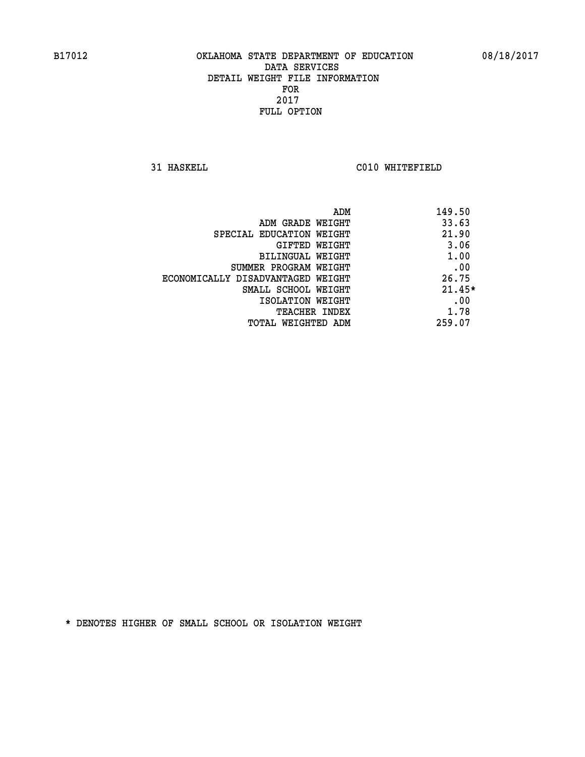B17012 OKLAHOMA STATE DEPARTMENT OF EDUCATION 08/18/2017

DATA SERVICES
DETAIL WEIGHT FILE INFORMATION
FOR
2017
FULL OPTION

31 HASKELL C010 WHITEFIELD

| | |
|---|---|
| ADM | 149.50 |
| ADM GRADE WEIGHT | 33.63 |
| SPECIAL EDUCATION WEIGHT | 21.90 |
| GIFTED WEIGHT | 3.06 |
| BILINGUAL WEIGHT | 1.00 |
| SUMMER PROGRAM WEIGHT | .00 |
| ECONOMICALLY DISADVANTAGED WEIGHT | 26.75 |
| SMALL SCHOOL WEIGHT | 21.45* |
| ISOLATION WEIGHT | .00 |
| TEACHER INDEX | 1.78 |
| TOTAL WEIGHTED ADM | 259.07 |

* DENOTES HIGHER OF SMALL SCHOOL OR ISOLATION WEIGHT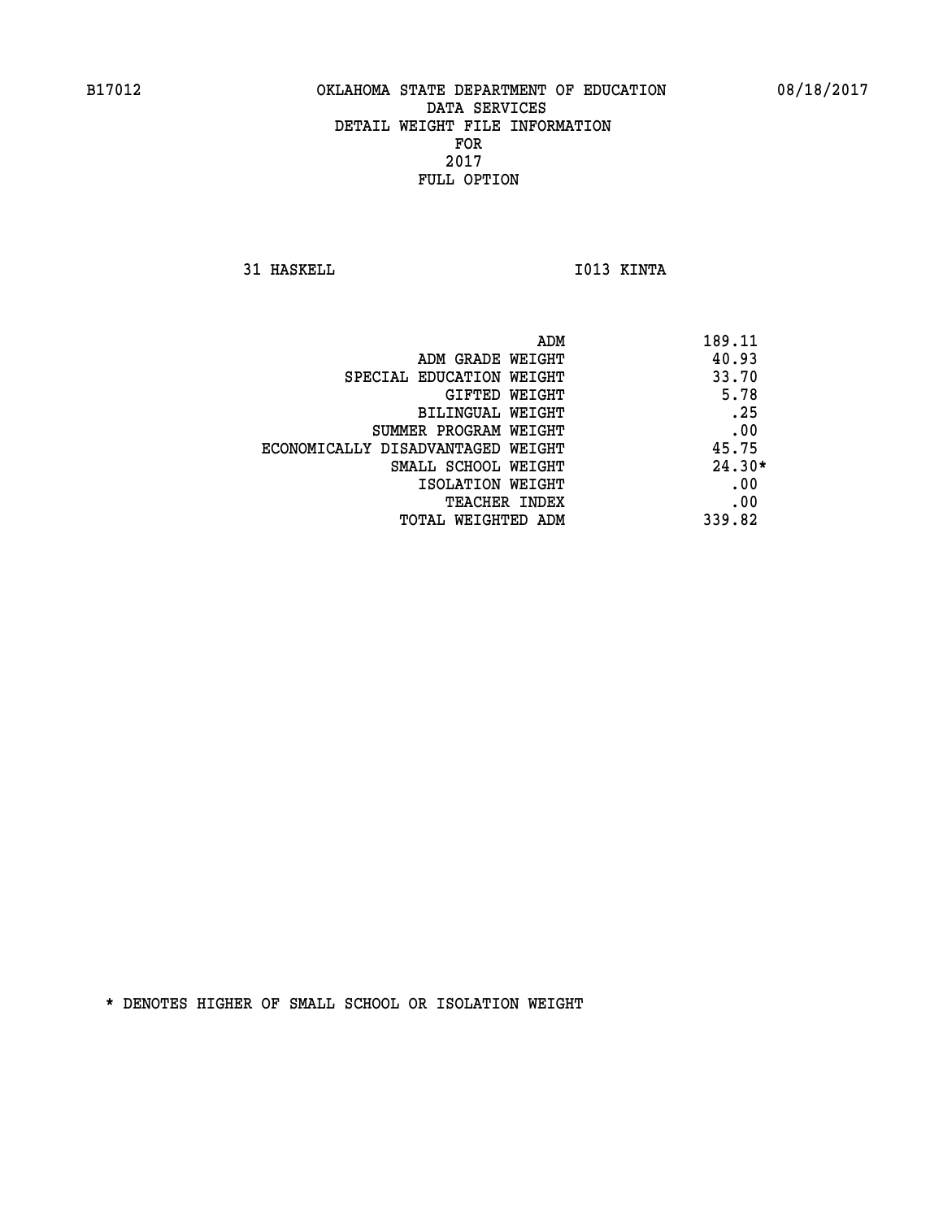B17012 OKLAHOMA STATE DEPARTMENT OF EDUCATION 08/18/2017

DATA SERVICES
DETAIL WEIGHT FILE INFORMATION
FOR
2017
FULL OPTION

31 HASKELL I013 KINTA

| | |
|---|---|
| ADM | 189.11 |
| ADM GRADE WEIGHT | 40.93 |
| SPECIAL EDUCATION WEIGHT | 33.70 |
| GIFTED WEIGHT | 5.78 |
| BILINGUAL WEIGHT | .25 |
| SUMMER PROGRAM WEIGHT | .00 |
| ECONOMICALLY DISADVANTAGED WEIGHT | 45.75 |
| SMALL SCHOOL WEIGHT | 24.30* |
| ISOLATION WEIGHT | .00 |
| TEACHER INDEX | .00 |
| TOTAL WEIGHTED ADM | 339.82 |

* DENOTES HIGHER OF SMALL SCHOOL OR ISOLATION WEIGHT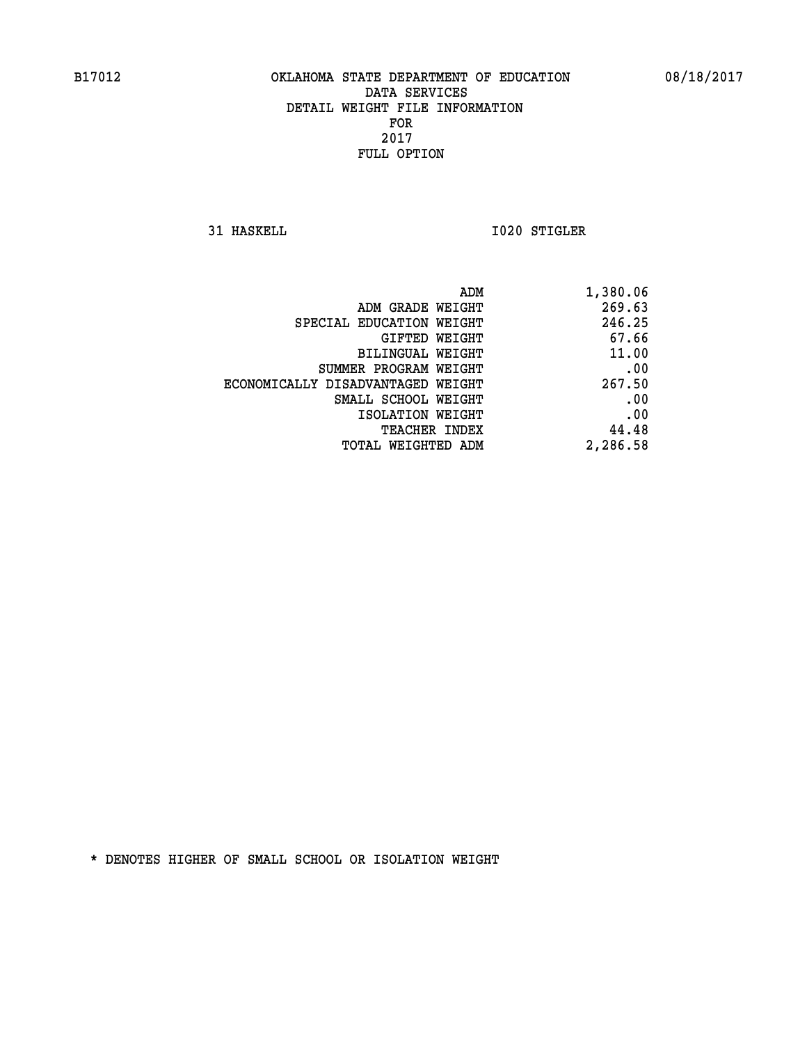B17012 OKLAHOMA STATE DEPARTMENT OF EDUCATION 08/18/2017

DATA SERVICES
DETAIL WEIGHT FILE INFORMATION
FOR
2017
FULL OPTION

31 HASKELL I020 STIGLER

| | |
|---|---|
| ADM | 1,380.06 |
| ADM GRADE WEIGHT | 269.63 |
| SPECIAL EDUCATION WEIGHT | 246.25 |
| GIFTED WEIGHT | 67.66 |
| BILINGUAL WEIGHT | 11.00 |
| SUMMER PROGRAM WEIGHT | .00 |
| ECONOMICALLY DISADVANTAGED WEIGHT | 267.50 |
| SMALL SCHOOL WEIGHT | .00 |
| ISOLATION WEIGHT | .00 |
| TEACHER INDEX | 44.48 |
| TOTAL WEIGHTED ADM | 2,286.58 |

* DENOTES HIGHER OF SMALL SCHOOL OR ISOLATION WEIGHT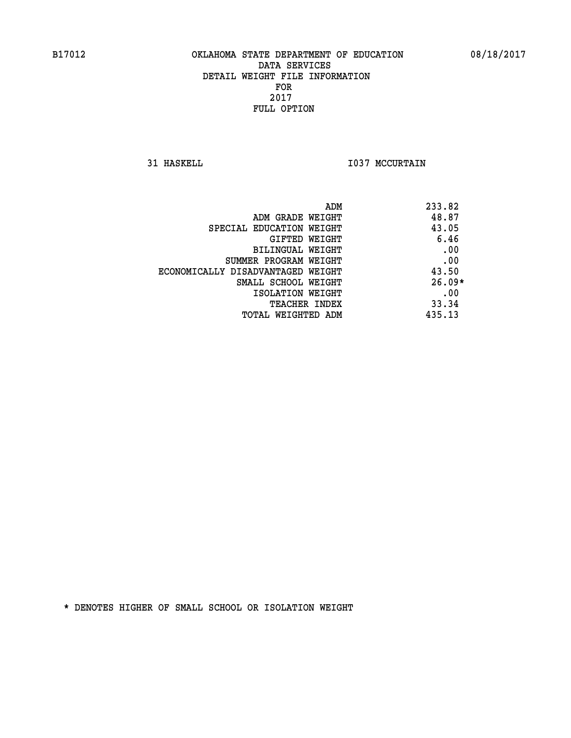B17012 OKLAHOMA STATE DEPARTMENT OF EDUCATION 08/18/2017

DATA SERVICES
DETAIL WEIGHT FILE INFORMATION
FOR
2017
FULL OPTION

31 HASKELL I037 MCCURTAIN

| | |
|---|---|
| ADM | 233.82 |
| ADM GRADE WEIGHT | 48.87 |
| SPECIAL EDUCATION WEIGHT | 43.05 |
| GIFTED WEIGHT | 6.46 |
| BILINGUAL WEIGHT | .00 |
| SUMMER PROGRAM WEIGHT | .00 |
| ECONOMICALLY DISADVANTAGED WEIGHT | 43.50 |
| SMALL SCHOOL WEIGHT | 26.09* |
| ISOLATION WEIGHT | .00 |
| TEACHER INDEX | 33.34 |
| TOTAL WEIGHTED ADM | 435.13 |

* DENOTES HIGHER OF SMALL SCHOOL OR ISOLATION WEIGHT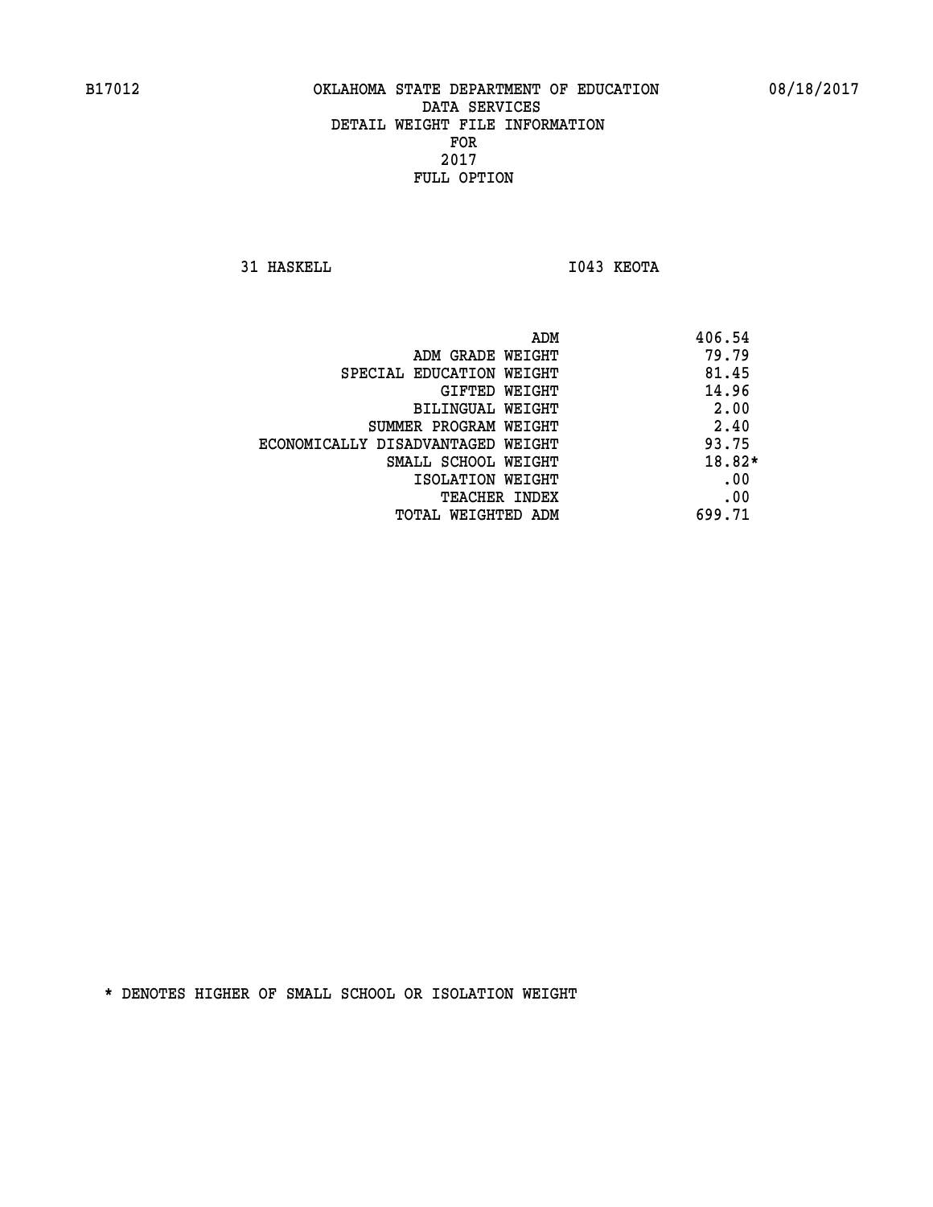B17012 OKLAHOMA STATE DEPARTMENT OF EDUCATION 08/18/2017

DATA SERVICES
DETAIL WEIGHT FILE INFORMATION
FOR
2017
FULL OPTION

31 HASKELL I043 KEOTA

| | |
|---|---|
| ADM | 406.54 |
| ADM GRADE WEIGHT | 79.79 |
| SPECIAL EDUCATION WEIGHT | 81.45 |
| GIFTED WEIGHT | 14.96 |
| BILINGUAL WEIGHT | 2.00 |
| SUMMER PROGRAM WEIGHT | 2.40 |
| ECONOMICALLY DISADVANTAGED WEIGHT | 93.75 |
| SMALL SCHOOL WEIGHT | 18.82* |
| ISOLATION WEIGHT | .00 |
| TEACHER INDEX | .00 |
| TOTAL WEIGHTED ADM | 699.71 |

* DENOTES HIGHER OF SMALL SCHOOL OR ISOLATION WEIGHT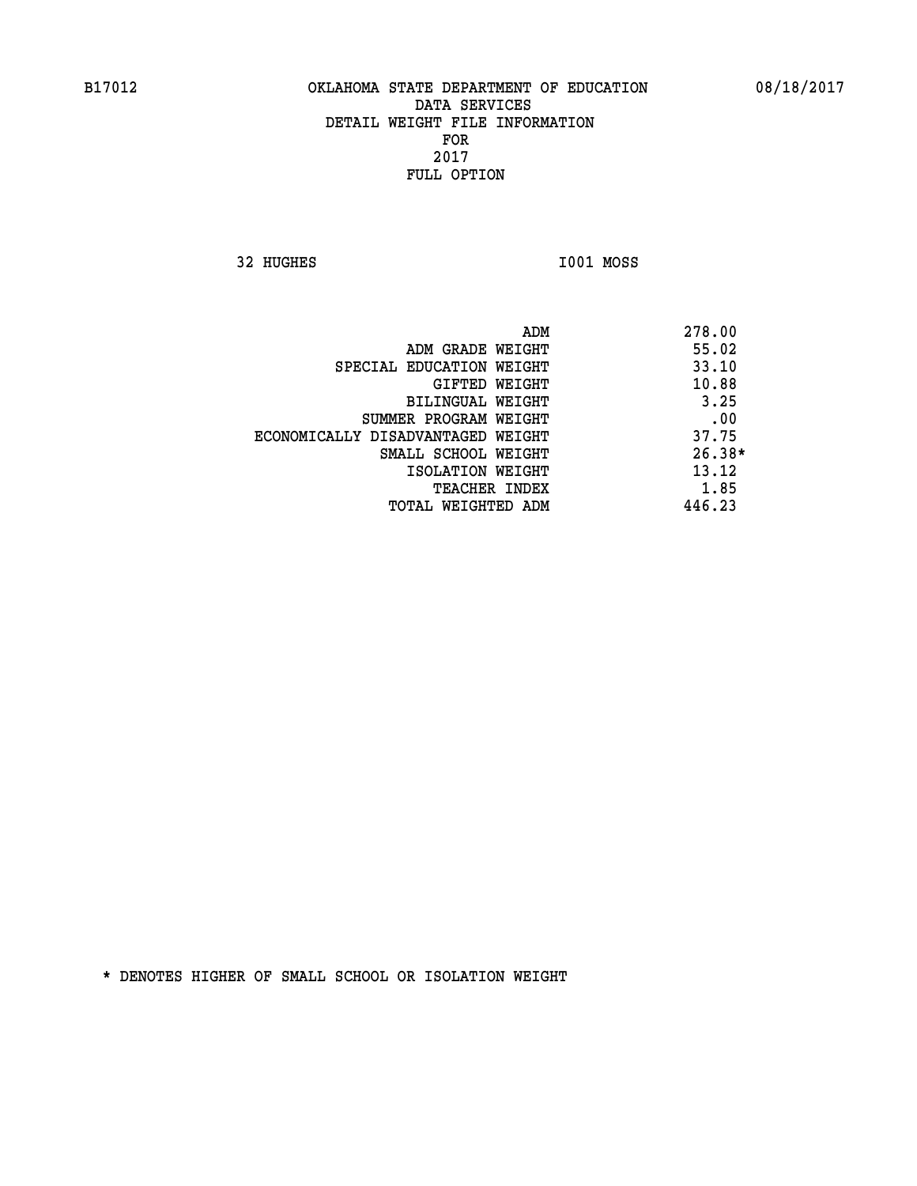B17012 OKLAHOMA STATE DEPARTMENT OF EDUCATION 08/18/2017

DATA SERVICES
DETAIL WEIGHT FILE INFORMATION
FOR
2017
FULL OPTION

32 HUGHES I001 MOSS

| | |
|---|---|
| ADM | 278.00 |
| ADM GRADE WEIGHT | 55.02 |
| SPECIAL EDUCATION WEIGHT | 33.10 |
| GIFTED WEIGHT | 10.88 |
| BILINGUAL WEIGHT | 3.25 |
| SUMMER PROGRAM WEIGHT | .00 |
| ECONOMICALLY DISADVANTAGED WEIGHT | 37.75 |
| SMALL SCHOOL WEIGHT | 26.38* |
| ISOLATION WEIGHT | 13.12 |
| TEACHER INDEX | 1.85 |
| TOTAL WEIGHTED ADM | 446.23 |

* DENOTES HIGHER OF SMALL SCHOOL OR ISOLATION WEIGHT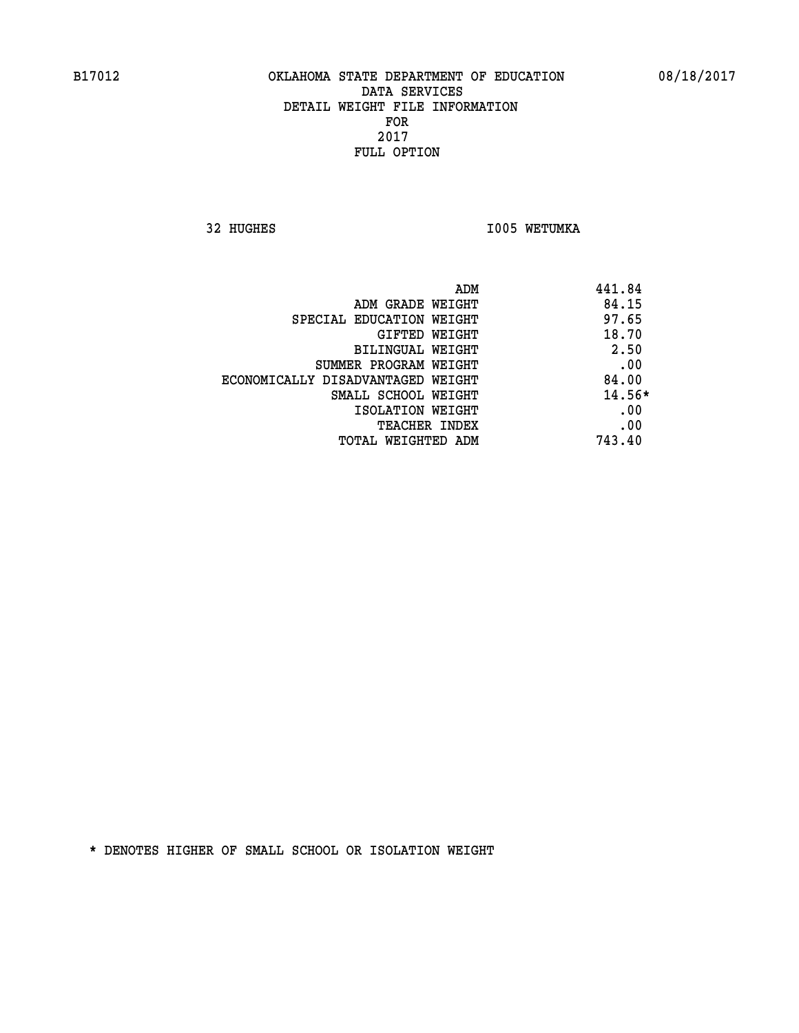B17012 OKLAHOMA STATE DEPARTMENT OF EDUCATION 08/18/2017

DATA SERVICES
DETAIL WEIGHT FILE INFORMATION
FOR
2017
FULL OPTION

32 HUGHES I005 WETUMKA

| | |
|---|---|
| ADM | 441.84 |
| ADM GRADE WEIGHT | 84.15 |
| SPECIAL EDUCATION WEIGHT | 97.65 |
| GIFTED WEIGHT | 18.70 |
| BILINGUAL WEIGHT | 2.50 |
| SUMMER PROGRAM WEIGHT | .00 |
| ECONOMICALLY DISADVANTAGED WEIGHT | 84.00 |
| SMALL SCHOOL WEIGHT | 14.56* |
| ISOLATION WEIGHT | .00 |
| TEACHER INDEX | .00 |
| TOTAL WEIGHTED ADM | 743.40 |

* DENOTES HIGHER OF SMALL SCHOOL OR ISOLATION WEIGHT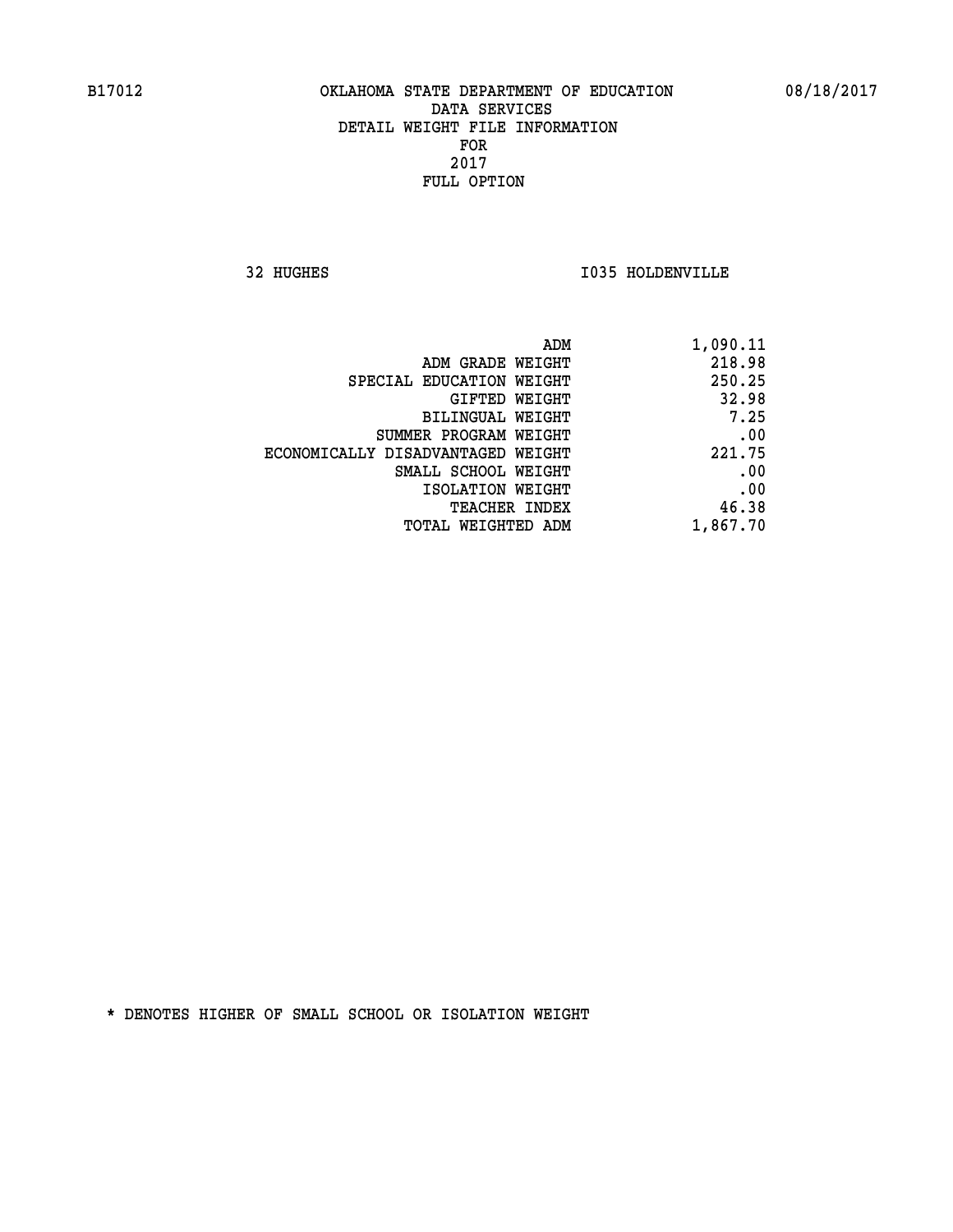B17012 OKLAHOMA STATE DEPARTMENT OF EDUCATION 08/18/2017

DATA SERVICES

DETAIL WEIGHT FILE INFORMATION

FOR

2017

FULL OPTION

32 HUGHES I035 HOLDENVILLE

| | |
|---|---|
| ADM | 1,090.11 |
| ADM GRADE WEIGHT | 218.98 |
| SPECIAL EDUCATION WEIGHT | 250.25 |
| GIFTED WEIGHT | 32.98 |
| BILINGUAL WEIGHT | 7.25 |
| SUMMER PROGRAM WEIGHT | .00 |
| ECONOMICALLY DISADVANTAGED WEIGHT | 221.75 |
| SMALL SCHOOL WEIGHT | .00 |
| ISOLATION WEIGHT | .00 |
| TEACHER INDEX | 46.38 |
| TOTAL WEIGHTED ADM | 1,867.70 |

* DENOTES HIGHER OF SMALL SCHOOL OR ISOLATION WEIGHT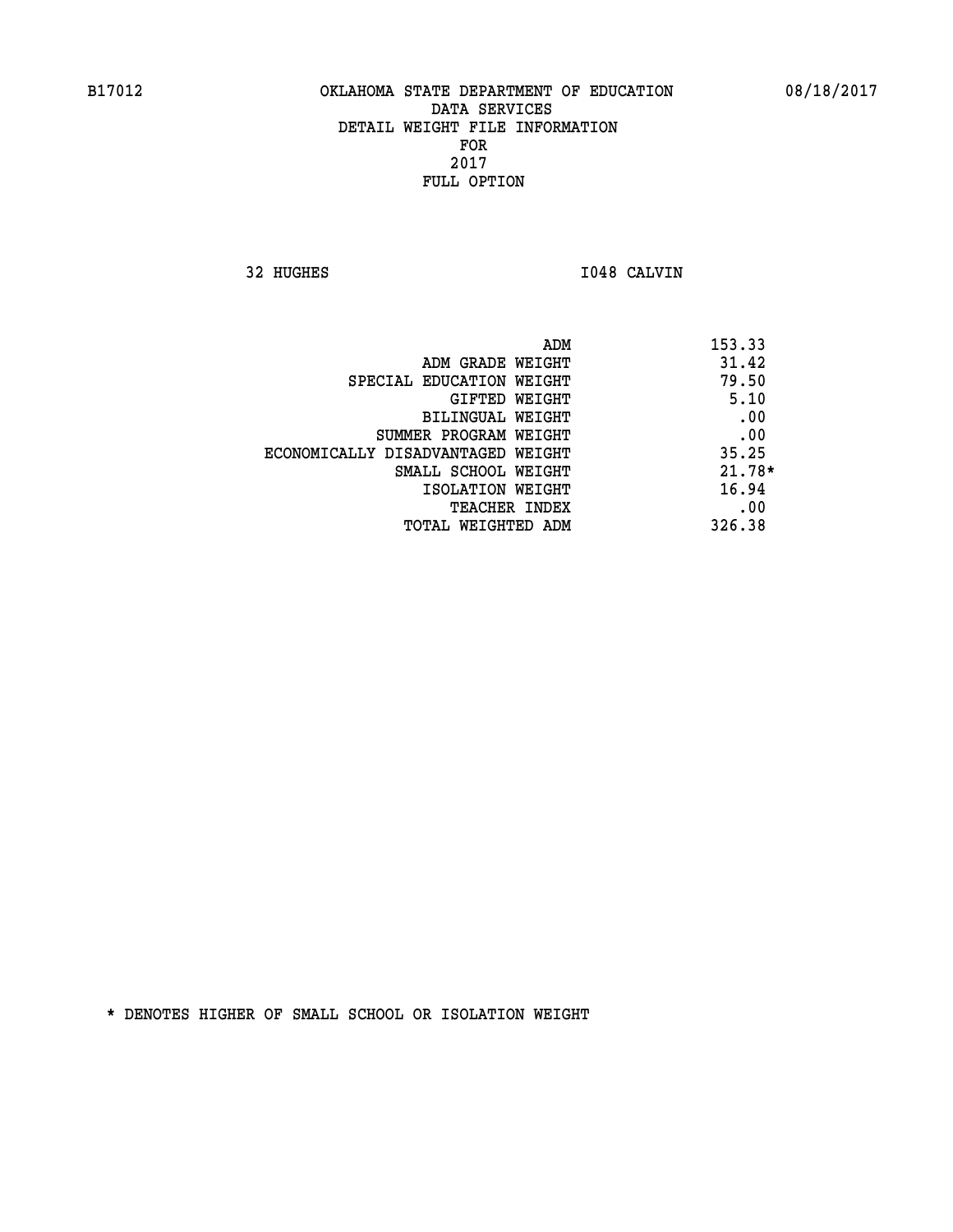B17012 OKLAHOMA STATE DEPARTMENT OF EDUCATION 08/18/2017

DATA SERVICES
DETAIL WEIGHT FILE INFORMATION
FOR
2017
FULL OPTION

32 HUGHES I048 CALVIN

| | |
|---|---|
| ADM | 153.33 |
| ADM GRADE WEIGHT | 31.42 |
| SPECIAL EDUCATION WEIGHT | 79.50 |
| GIFTED WEIGHT | 5.10 |
| BILINGUAL WEIGHT | .00 |
| SUMMER PROGRAM WEIGHT | .00 |
| ECONOMICALLY DISADVANTAGED WEIGHT | 35.25 |
| SMALL SCHOOL WEIGHT | 21.78* |
| ISOLATION WEIGHT | 16.94 |
| TEACHER INDEX | .00 |
| TOTAL WEIGHTED ADM | 326.38 |

* DENOTES HIGHER OF SMALL SCHOOL OR ISOLATION WEIGHT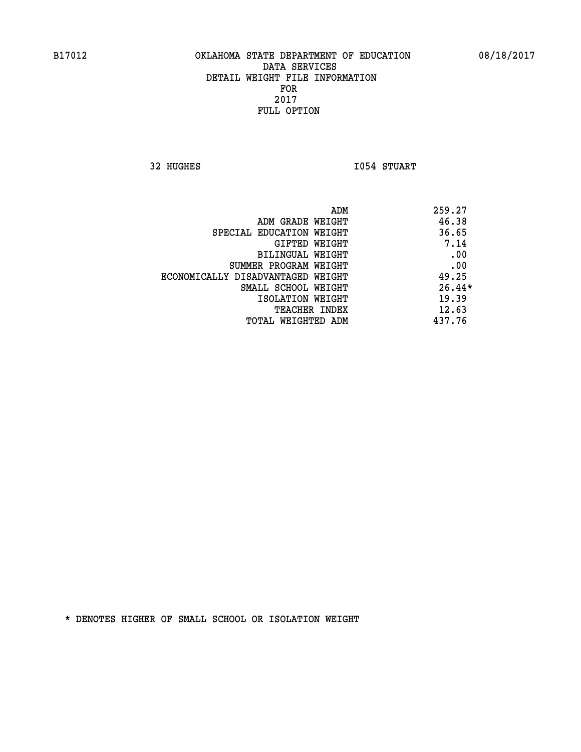B17012 OKLAHOMA STATE DEPARTMENT OF EDUCATION 08/18/2017

DATA SERVICES
DETAIL WEIGHT FILE INFORMATION
FOR
2017
FULL OPTION

32 HUGHES I054 STUART

| | |
|---|---|
| ADM | 259.27 |
| ADM GRADE WEIGHT | 46.38 |
| SPECIAL EDUCATION WEIGHT | 36.65 |
| GIFTED WEIGHT | 7.14 |
| BILINGUAL WEIGHT | .00 |
| SUMMER PROGRAM WEIGHT | .00 |
| ECONOMICALLY DISADVANTAGED WEIGHT | 49.25 |
| SMALL SCHOOL WEIGHT | 26.44* |
| ISOLATION WEIGHT | 19.39 |
| TEACHER INDEX | 12.63 |
| TOTAL WEIGHTED ADM | 437.76 |

* DENOTES HIGHER OF SMALL SCHOOL OR ISOLATION WEIGHT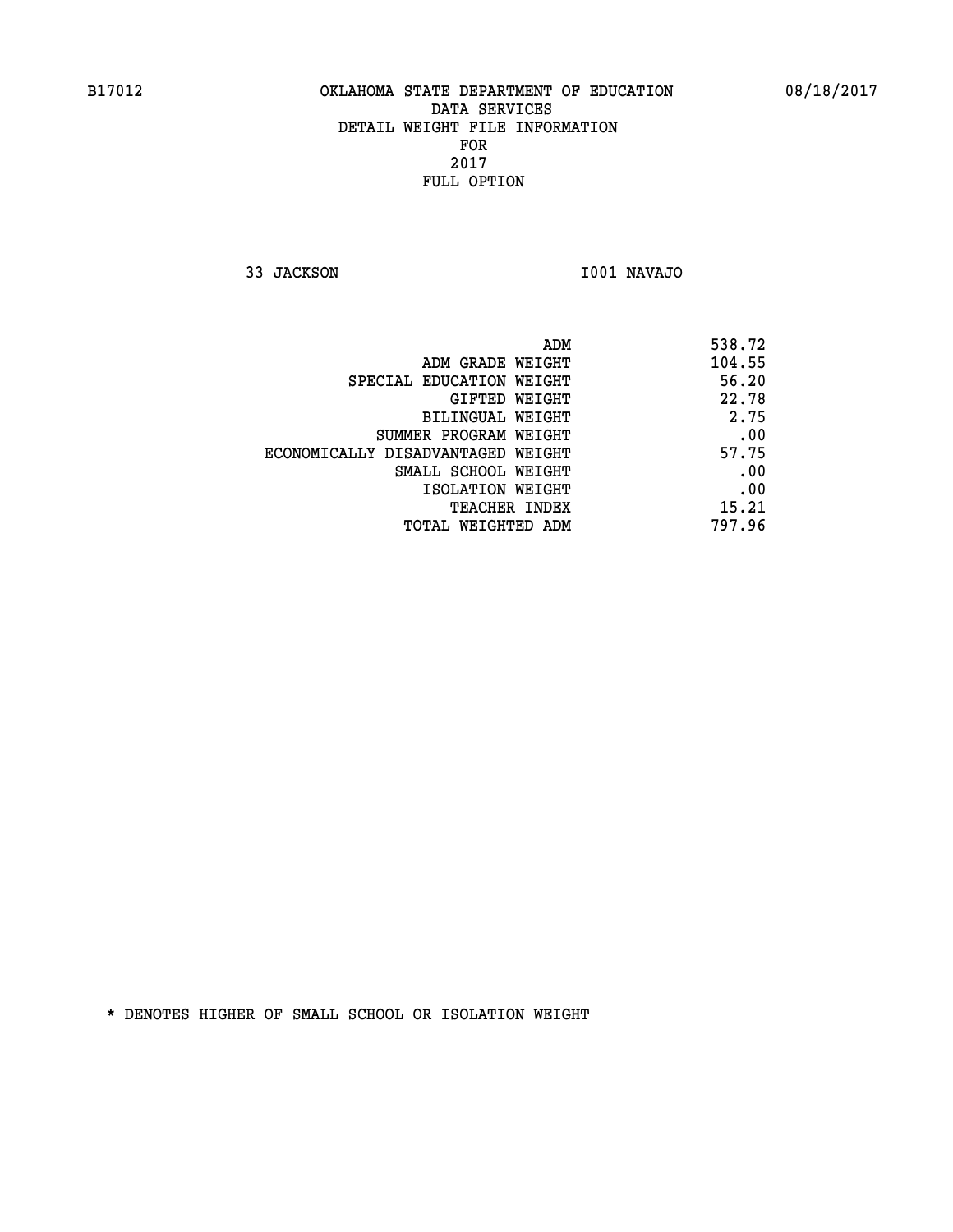B17012 OKLAHOMA STATE DEPARTMENT OF EDUCATION 08/18/2017

DATA SERVICES
DETAIL WEIGHT FILE INFORMATION
FOR
2017
FULL OPTION

33 JACKSON I001 NAVAJO

| | |
|---|---|
| ADM | 538.72 |
| ADM GRADE WEIGHT | 104.55 |
| SPECIAL EDUCATION WEIGHT | 56.20 |
| GIFTED WEIGHT | 22.78 |
| BILINGUAL WEIGHT | 2.75 |
| SUMMER PROGRAM WEIGHT | .00 |
| ECONOMICALLY DISADVANTAGED WEIGHT | 57.75 |
| SMALL SCHOOL WEIGHT | .00 |
| ISOLATION WEIGHT | .00 |
| TEACHER INDEX | 15.21 |
| TOTAL WEIGHTED ADM | 797.96 |

* DENOTES HIGHER OF SMALL SCHOOL OR ISOLATION WEIGHT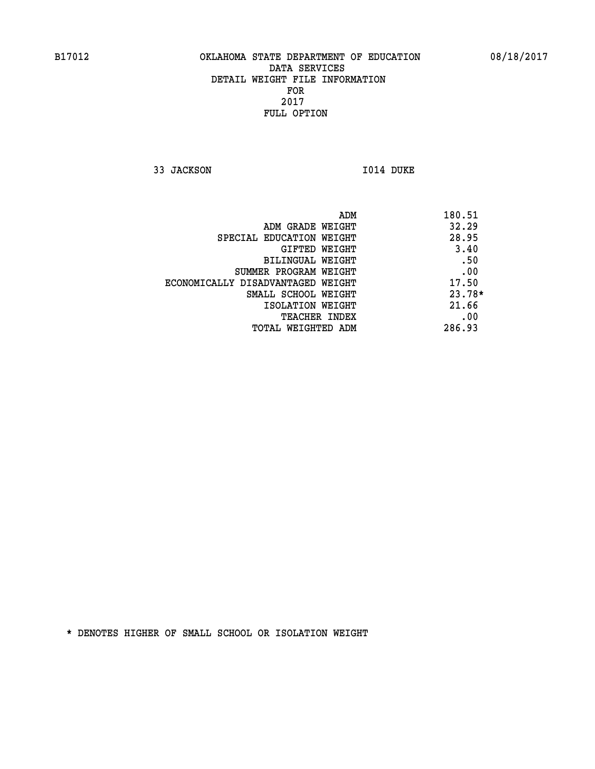B17012 OKLAHOMA STATE DEPARTMENT OF EDUCATION 08/18/2017

DATA SERVICES
DETAIL WEIGHT FILE INFORMATION
FOR
2017
FULL OPTION

33 JACKSON I014 DUKE

| | |
|---|---|
| ADM | 180.51 |
| ADM GRADE WEIGHT | 32.29 |
| SPECIAL EDUCATION WEIGHT | 28.95 |
| GIFTED WEIGHT | 3.40 |
| BILINGUAL WEIGHT | .50 |
| SUMMER PROGRAM WEIGHT | .00 |
| ECONOMICALLY DISADVANTAGED WEIGHT | 17.50 |
| SMALL SCHOOL WEIGHT | 23.78* |
| ISOLATION WEIGHT | 21.66 |
| TEACHER INDEX | .00 |
| TOTAL WEIGHTED ADM | 286.93 |

* DENOTES HIGHER OF SMALL SCHOOL OR ISOLATION WEIGHT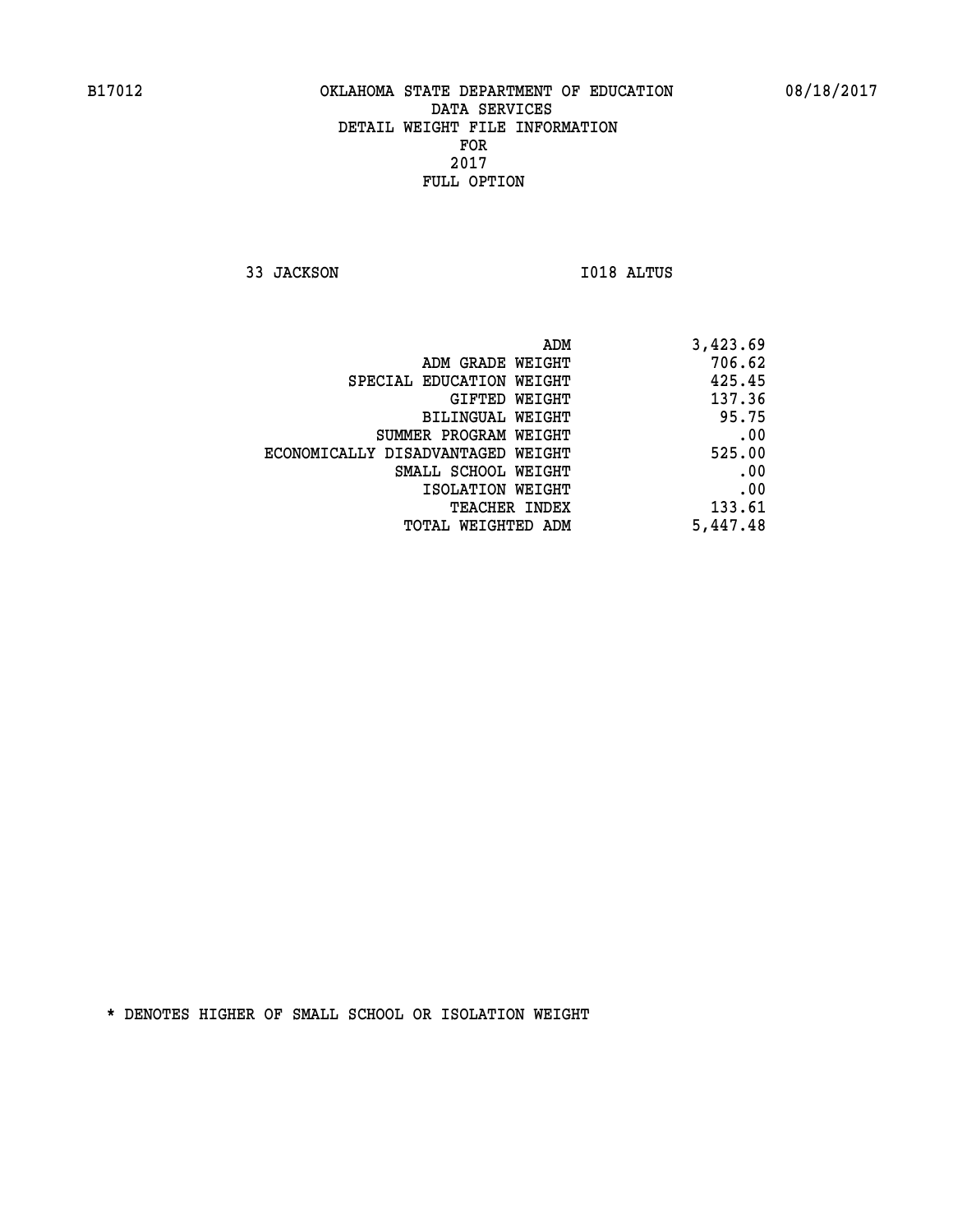B17012 OKLAHOMA STATE DEPARTMENT OF EDUCATION 08/18/2017

DATA SERVICES

DETAIL WEIGHT FILE INFORMATION

FOR

2017

FULL OPTION

33 JACKSON I018 ALTUS

| | |
|---|---|
| ADM | 3,423.69 |
| ADM GRADE WEIGHT | 706.62 |
| SPECIAL EDUCATION WEIGHT | 425.45 |
| GIFTED WEIGHT | 137.36 |
| BILINGUAL WEIGHT | 95.75 |
| SUMMER PROGRAM WEIGHT | .00 |
| ECONOMICALLY DISADVANTAGED WEIGHT | 525.00 |
| SMALL SCHOOL WEIGHT | .00 |
| ISOLATION WEIGHT | .00 |
| TEACHER INDEX | 133.61 |
| TOTAL WEIGHTED ADM | 5,447.48 |

* DENOTES HIGHER OF SMALL SCHOOL OR ISOLATION WEIGHT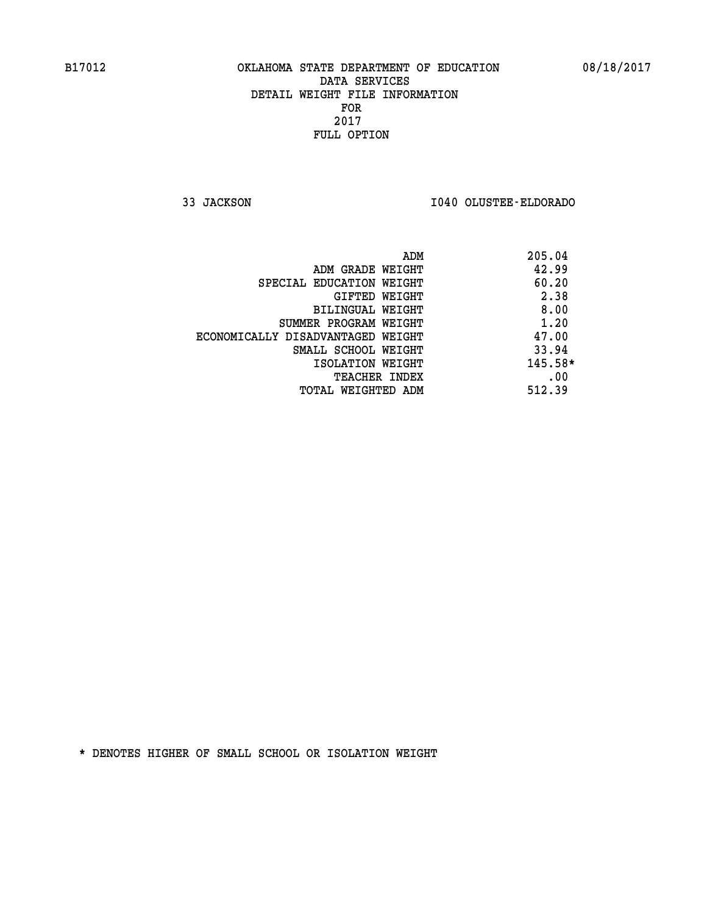B17012 OKLAHOMA STATE DEPARTMENT OF EDUCATION 08/18/2017

DATA SERVICES
DETAIL WEIGHT FILE INFORMATION
FOR
2017
FULL OPTION

33 JACKSON I040 OLUSTEE-ELDORADO

| | |
|---|---|
| ADM | 205.04 |
| ADM GRADE WEIGHT | 42.99 |
| SPECIAL EDUCATION WEIGHT | 60.20 |
| GIFTED WEIGHT | 2.38 |
| BILINGUAL WEIGHT | 8.00 |
| SUMMER PROGRAM WEIGHT | 1.20 |
| ECONOMICALLY DISADVANTAGED WEIGHT | 47.00 |
| SMALL SCHOOL WEIGHT | 33.94 |
| ISOLATION WEIGHT | 145.58* |
| TEACHER INDEX | .00 |
| TOTAL WEIGHTED ADM | 512.39 |

* DENOTES HIGHER OF SMALL SCHOOL OR ISOLATION WEIGHT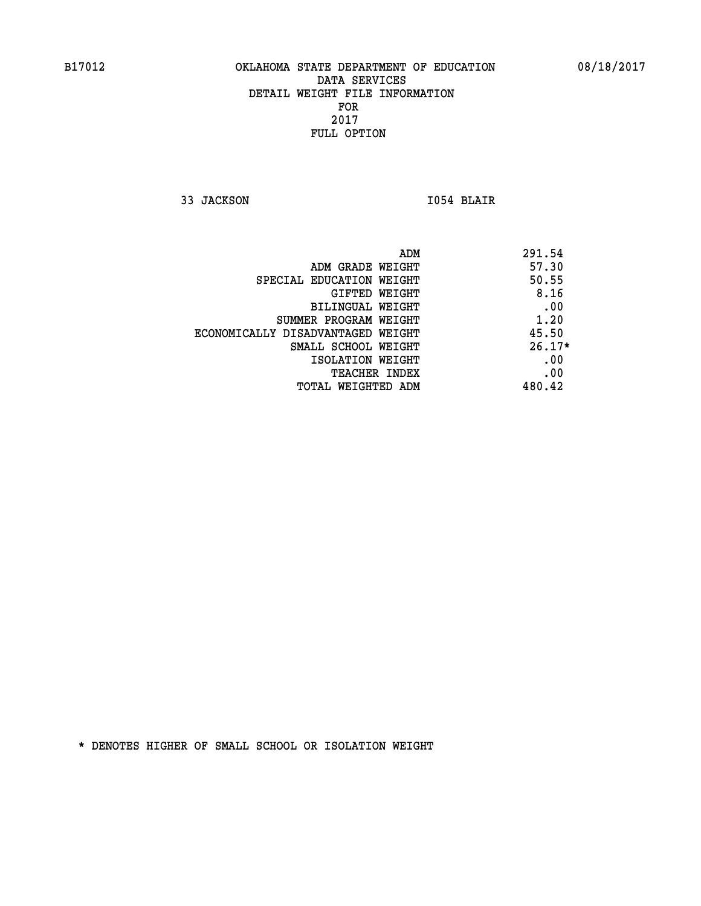B17012 OKLAHOMA STATE DEPARTMENT OF EDUCATION 08/18/2017

DATA SERVICES
DETAIL WEIGHT FILE INFORMATION
FOR
2017
FULL OPTION

33 JACKSON I054 BLAIR

| | |
|---|---|
| ADM | 291.54 |
| ADM GRADE WEIGHT | 57.30 |
| SPECIAL EDUCATION WEIGHT | 50.55 |
| GIFTED WEIGHT | 8.16 |
| BILINGUAL WEIGHT | .00 |
| SUMMER PROGRAM WEIGHT | 1.20 |
| ECONOMICALLY DISADVANTAGED WEIGHT | 45.50 |
| SMALL SCHOOL WEIGHT | 26.17* |
| ISOLATION WEIGHT | .00 |
| TEACHER INDEX | .00 |
| TOTAL WEIGHTED ADM | 480.42 |

* DENOTES HIGHER OF SMALL SCHOOL OR ISOLATION WEIGHT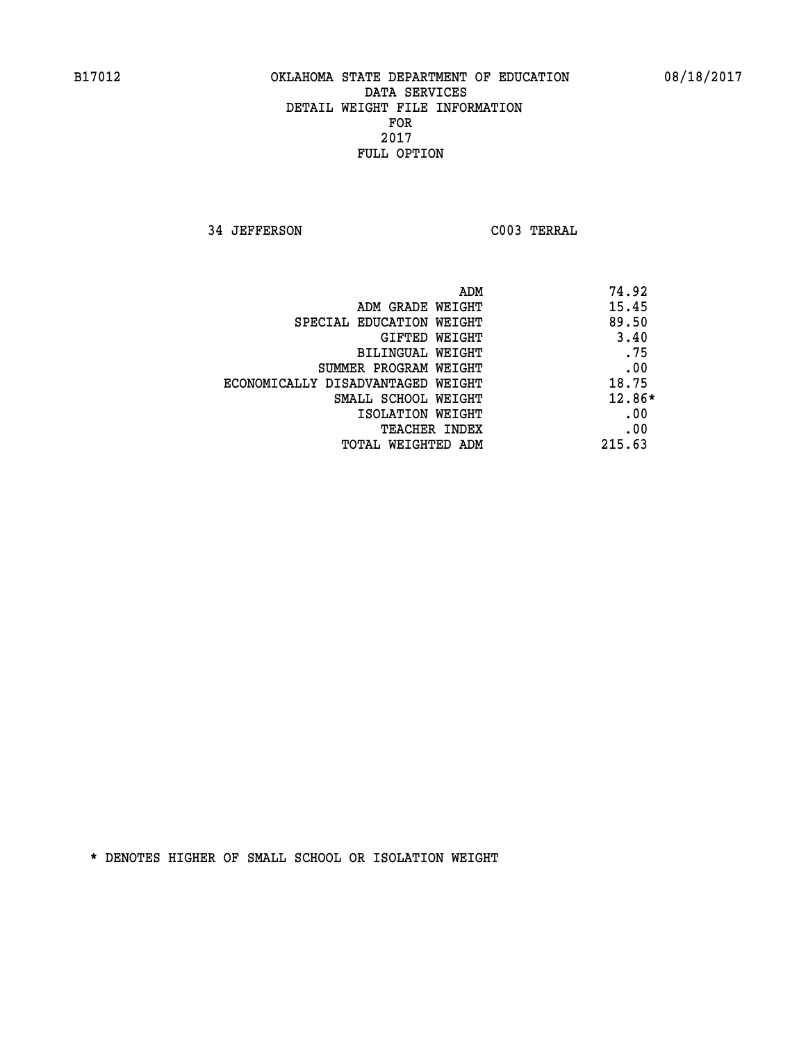B17012 OKLAHOMA STATE DEPARTMENT OF EDUCATION 08/18/2017

DATA SERVICES
DETAIL WEIGHT FILE INFORMATION
FOR
2017
FULL OPTION

34 JEFFERSON C003 TERRAL

| | |
|---|---|
| ADM | 74.92 |
| ADM GRADE WEIGHT | 15.45 |
| SPECIAL EDUCATION WEIGHT | 89.50 |
| GIFTED WEIGHT | 3.40 |
| BILINGUAL WEIGHT | .75 |
| SUMMER PROGRAM WEIGHT | .00 |
| ECONOMICALLY DISADVANTAGED WEIGHT | 18.75 |
| SMALL SCHOOL WEIGHT | 12.86* |
| ISOLATION WEIGHT | .00 |
| TEACHER INDEX | .00 |
| TOTAL WEIGHTED ADM | 215.63 |

* DENOTES HIGHER OF SMALL SCHOOL OR ISOLATION WEIGHT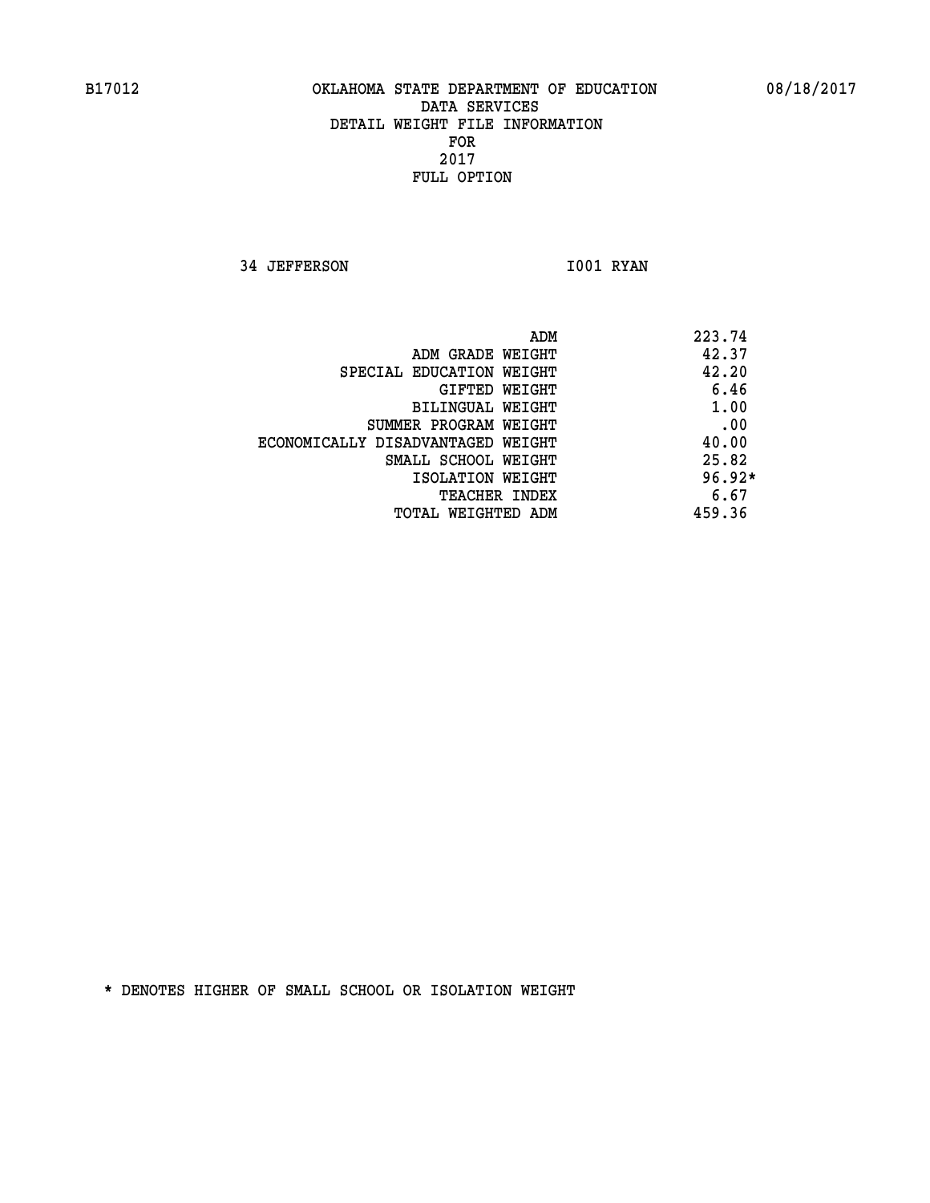# OKLAHOMA STATE DEPARTMENT OF EDUCATION
## DATA SERVICES
## DETAIL WEIGHT FILE INFORMATION
## FOR
## 2017
## FULL OPTION

B17012 08/18/2017

34 JEFFERSON I001 RYAN

| | |
|---|---|
| ADM | 223.74 |
| ADM GRADE WEIGHT | 42.37 |
| SPECIAL EDUCATION WEIGHT | 42.20 |
| GIFTED WEIGHT | 6.46 |
| BILINGUAL WEIGHT | 1.00 |
| SUMMER PROGRAM WEIGHT | .00 |
| ECONOMICALLY DISADVANTAGED WEIGHT | 40.00 |
| SMALL SCHOOL WEIGHT | 25.82 |
| ISOLATION WEIGHT | 96.92* |
| TEACHER INDEX | 6.67 |
| TOTAL WEIGHTED ADM | 459.36 |

* DENOTES HIGHER OF SMALL SCHOOL OR ISOLATION WEIGHT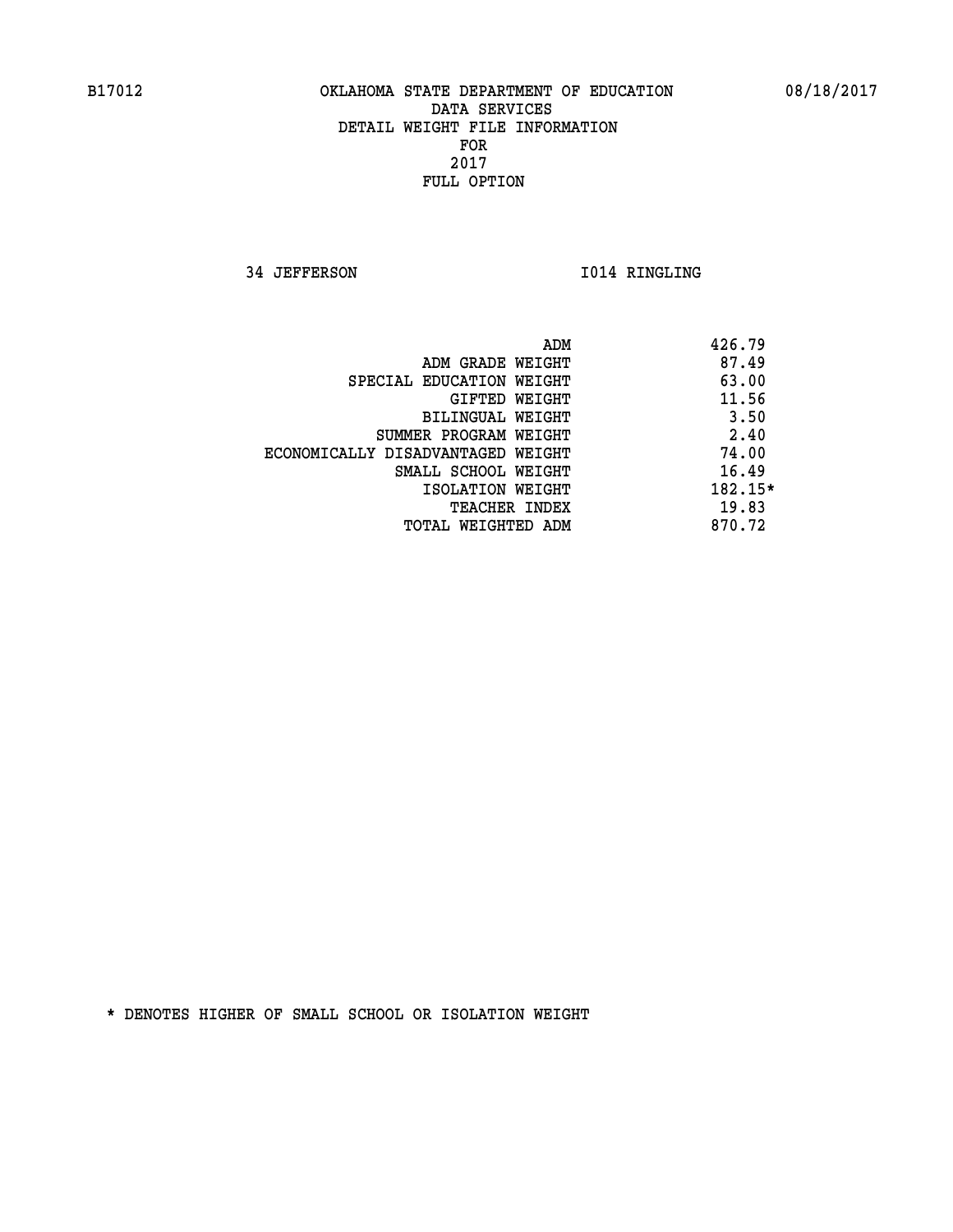OKLAHOMA STATE DEPARTMENT OF EDUCATION
DATA SERVICES
DETAIL WEIGHT FILE INFORMATION
FOR
2017
FULL OPTION

34 JEFFERSON I014 RINGLING

| | |
|---|---|
| ADM | 426.79 |
| ADM GRADE WEIGHT | 87.49 |
| SPECIAL EDUCATION WEIGHT | 63.00 |
| GIFTED WEIGHT | 11.56 |
| BILINGUAL WEIGHT | 3.50 |
| SUMMER PROGRAM WEIGHT | 2.40 |
| ECONOMICALLY DISADVANTAGED WEIGHT | 74.00 |
| SMALL SCHOOL WEIGHT | 16.49 |
| ISOLATION WEIGHT | 182.15* |
| TEACHER INDEX | 19.83 |
| TOTAL WEIGHTED ADM | 870.72 |

* DENOTES HIGHER OF SMALL SCHOOL OR ISOLATION WEIGHT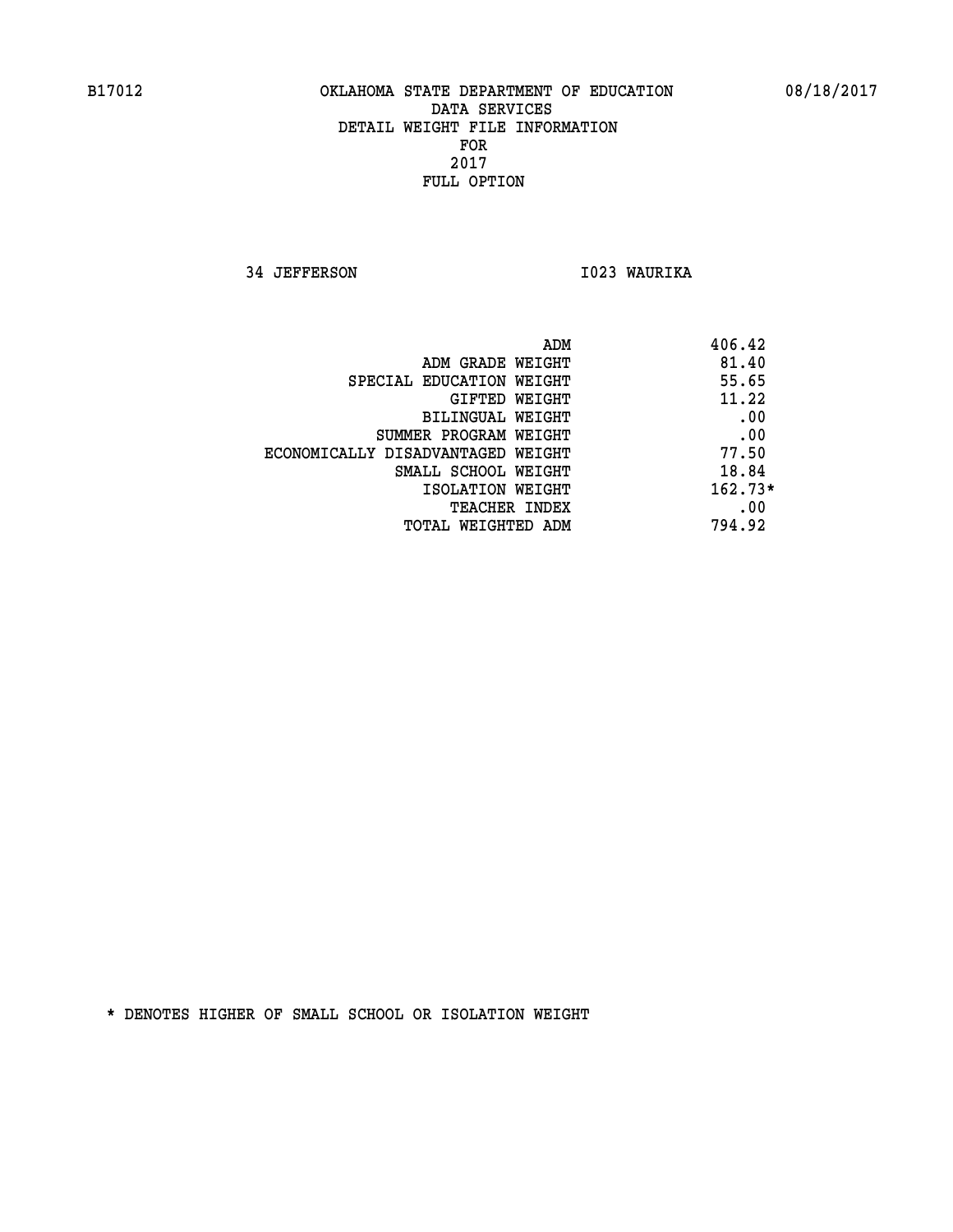B17012 OKLAHOMA STATE DEPARTMENT OF EDUCATION 08/18/2017

DATA SERVICES
DETAIL WEIGHT FILE INFORMATION
FOR
2017
FULL OPTION

34 JEFFERSON I023 WAURIKA

| | |
|---|---|
| ADM | 406.42 |
| ADM GRADE WEIGHT | 81.40 |
| SPECIAL EDUCATION WEIGHT | 55.65 |
| GIFTED WEIGHT | 11.22 |
| BILINGUAL WEIGHT | .00 |
| SUMMER PROGRAM WEIGHT | .00 |
| ECONOMICALLY DISADVANTAGED WEIGHT | 77.50 |
| SMALL SCHOOL WEIGHT | 18.84 |
| ISOLATION WEIGHT | 162.73* |
| TEACHER INDEX | .00 |
| TOTAL WEIGHTED ADM | 794.92 |

* DENOTES HIGHER OF SMALL SCHOOL OR ISOLATION WEIGHT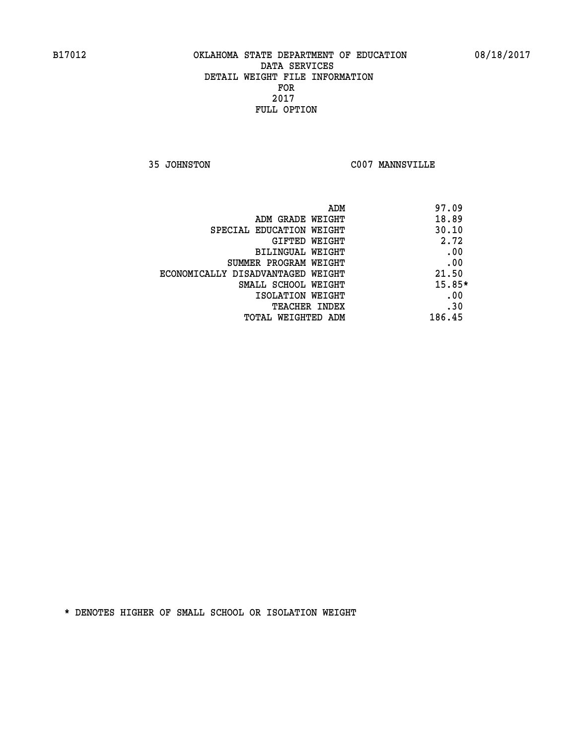B17012 OKLAHOMA STATE DEPARTMENT OF EDUCATION 08/18/2017

DATA SERVICES
DETAIL WEIGHT FILE INFORMATION
FOR
2017
FULL OPTION

35 JOHNSTON C007 MANNSVILLE

| | |
|---|---|
| ADM | 97.09 |
| ADM GRADE WEIGHT | 18.89 |
| SPECIAL EDUCATION WEIGHT | 30.10 |
| GIFTED WEIGHT | 2.72 |
| BILINGUAL WEIGHT | .00 |
| SUMMER PROGRAM WEIGHT | .00 |
| ECONOMICALLY DISADVANTAGED WEIGHT | 21.50 |
| SMALL SCHOOL WEIGHT | 15.85* |
| ISOLATION WEIGHT | .00 |
| TEACHER INDEX | .30 |
| TOTAL WEIGHTED ADM | 186.45 |

* DENOTES HIGHER OF SMALL SCHOOL OR ISOLATION WEIGHT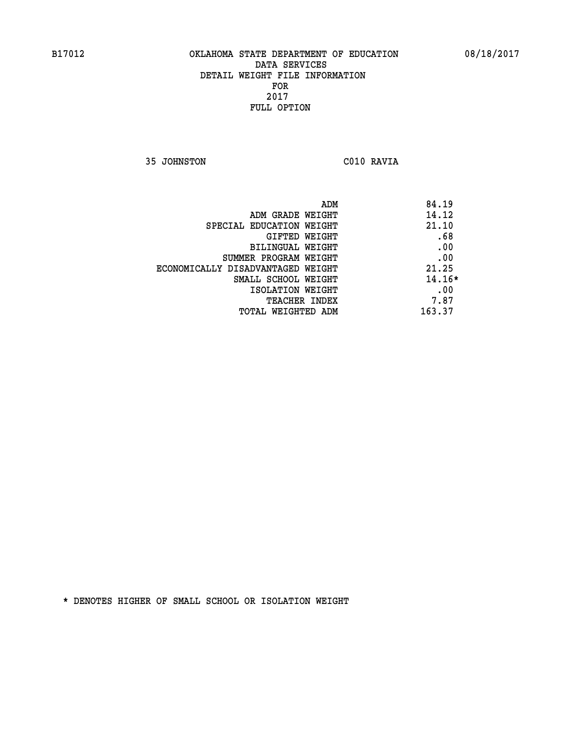B17012 OKLAHOMA STATE DEPARTMENT OF EDUCATION 08/18/2017

DATA SERVICES
DETAIL WEIGHT FILE INFORMATION
FOR
2017
FULL OPTION

35 JOHNSTON C010 RAVIA

| | |
|---|---|
| ADM | 84.19 |
| ADM GRADE WEIGHT | 14.12 |
| SPECIAL EDUCATION WEIGHT | 21.10 |
| GIFTED WEIGHT | .68 |
| BILINGUAL WEIGHT | .00 |
| SUMMER PROGRAM WEIGHT | .00 |
| ECONOMICALLY DISADVANTAGED WEIGHT | 21.25 |
| SMALL SCHOOL WEIGHT | 14.16* |
| ISOLATION WEIGHT | .00 |
| TEACHER INDEX | 7.87 |
| TOTAL WEIGHTED ADM | 163.37 |

* DENOTES HIGHER OF SMALL SCHOOL OR ISOLATION WEIGHT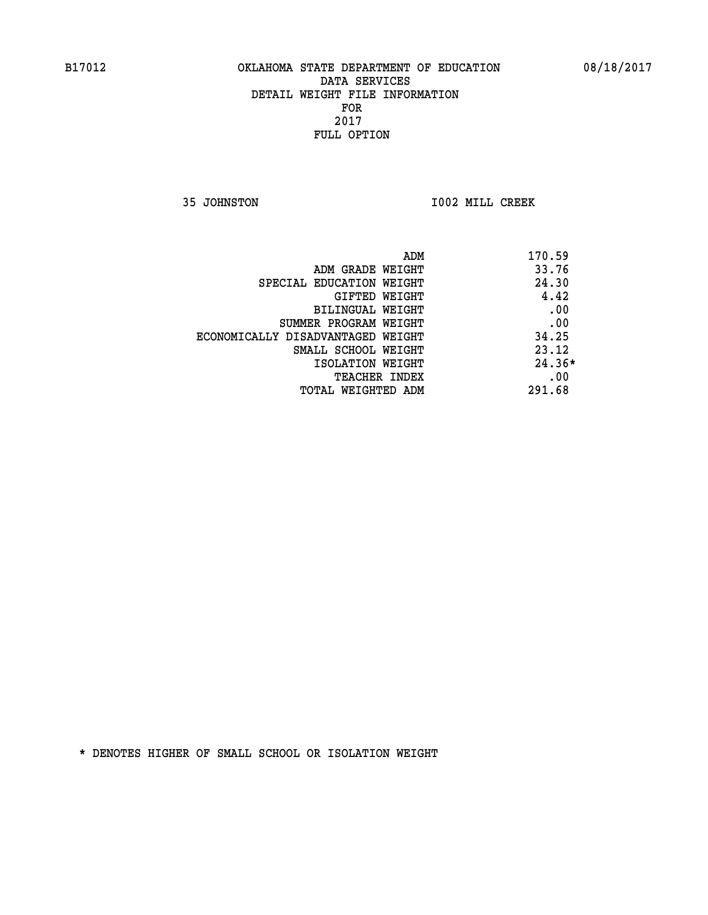B17012 OKLAHOMA STATE DEPARTMENT OF EDUCATION 08/18/2017

DATA SERVICES
DETAIL WEIGHT FILE INFORMATION
FOR
2017
FULL OPTION

35 JOHNSTON I002 MILL CREEK

| | |
|---|---|
| ADM | 170.59 |
| ADM GRADE WEIGHT | 33.76 |
| SPECIAL EDUCATION WEIGHT | 24.30 |
| GIFTED WEIGHT | 4.42 |
| BILINGUAL WEIGHT | .00 |
| SUMMER PROGRAM WEIGHT | .00 |
| ECONOMICALLY DISADVANTAGED WEIGHT | 34.25 |
| SMALL SCHOOL WEIGHT | 23.12 |
| ISOLATION WEIGHT | 24.36* |
| TEACHER INDEX | .00 |
| TOTAL WEIGHTED ADM | 291.68 |

* DENOTES HIGHER OF SMALL SCHOOL OR ISOLATION WEIGHT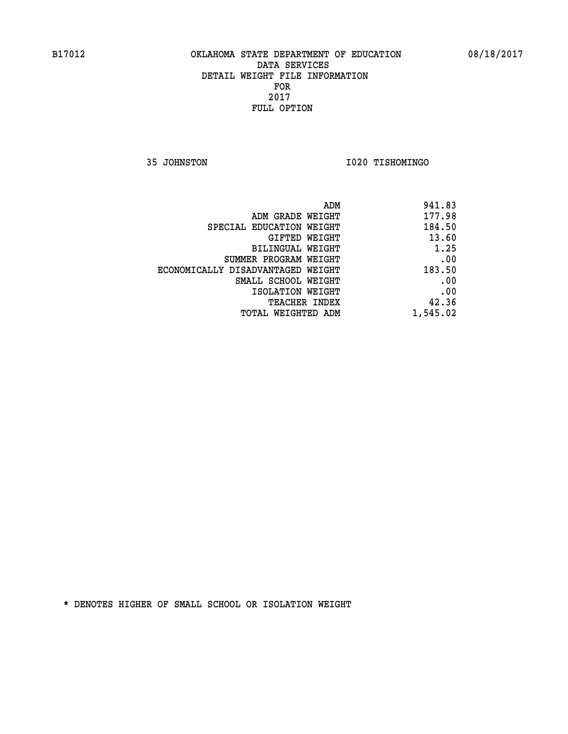# OKLAHOMA STATE DEPARTMENT OF EDUCATION
## DATA SERVICES
## DETAIL WEIGHT FILE INFORMATION
## FOR
## 2017
## FULL OPTION

35 JOHNSTON — I020 TISHOMINGO

| | |
|---|---|
| ADM | 941.83 |
| ADM GRADE WEIGHT | 177.98 |
| SPECIAL EDUCATION WEIGHT | 184.50 |
| GIFTED WEIGHT | 13.60 |
| BILINGUAL WEIGHT | 1.25 |
| SUMMER PROGRAM WEIGHT | .00 |
| ECONOMICALLY DISADVANTAGED WEIGHT | 183.50 |
| SMALL SCHOOL WEIGHT | .00 |
| ISOLATION WEIGHT | .00 |
| TEACHER INDEX | 42.36 |
| TOTAL WEIGHTED ADM | 1,545.02 |

\* DENOTES HIGHER OF SMALL SCHOOL OR ISOLATION WEIGHT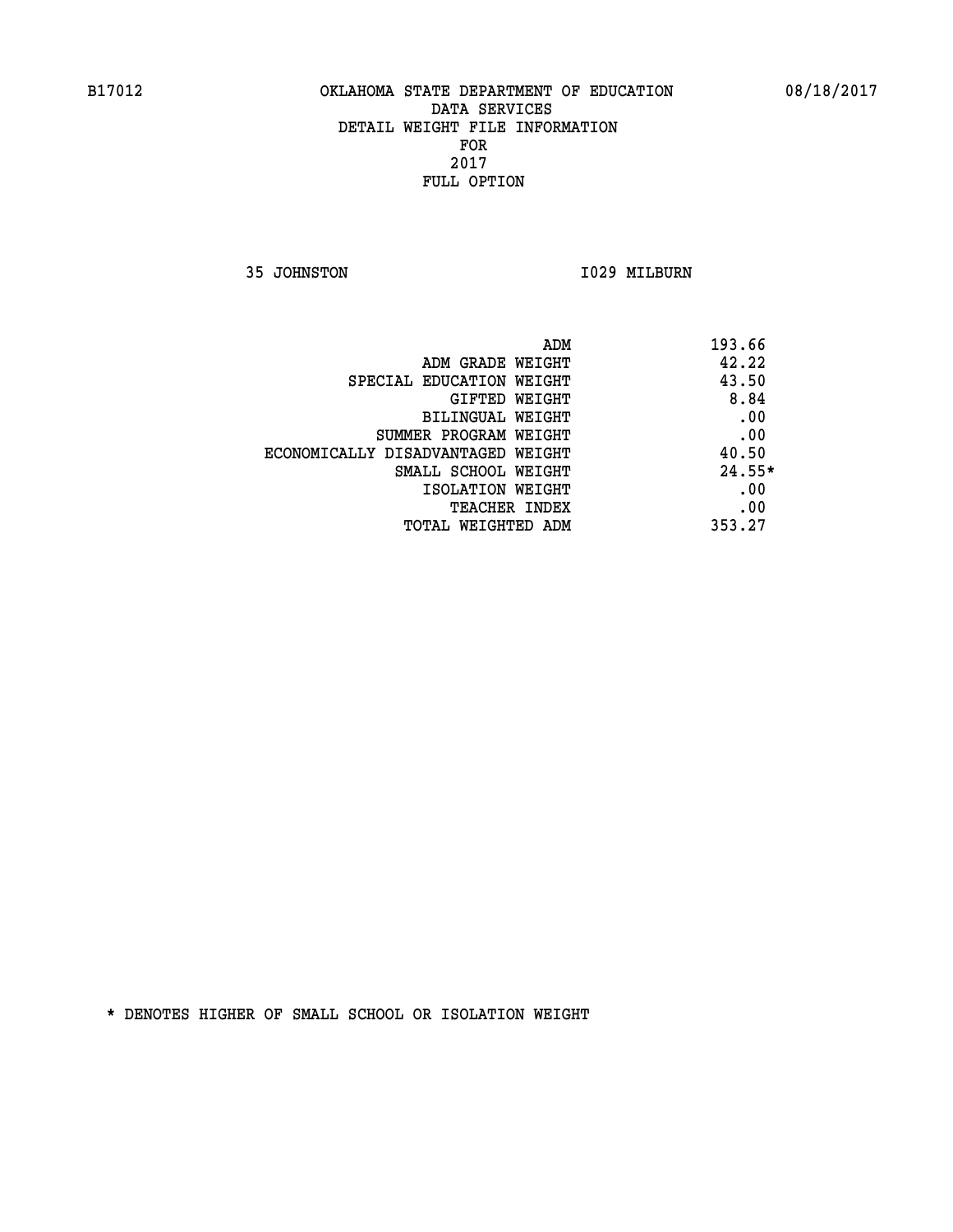B17012 OKLAHOMA STATE DEPARTMENT OF EDUCATION 08/18/2017
DATA SERVICES
DETAIL WEIGHT FILE INFORMATION
FOR
2017
FULL OPTION

35 JOHNSTON I029 MILBURN

| | |
|---|---|
| ADM | 193.66 |
| ADM GRADE WEIGHT | 42.22 |
| SPECIAL EDUCATION WEIGHT | 43.50 |
| GIFTED WEIGHT | 8.84 |
| BILINGUAL WEIGHT | .00 |
| SUMMER PROGRAM WEIGHT | .00 |
| ECONOMICALLY DISADVANTAGED WEIGHT | 40.50 |
| SMALL SCHOOL WEIGHT | 24.55* |
| ISOLATION WEIGHT | .00 |
| TEACHER INDEX | .00 |
| TOTAL WEIGHTED ADM | 353.27 |

* DENOTES HIGHER OF SMALL SCHOOL OR ISOLATION WEIGHT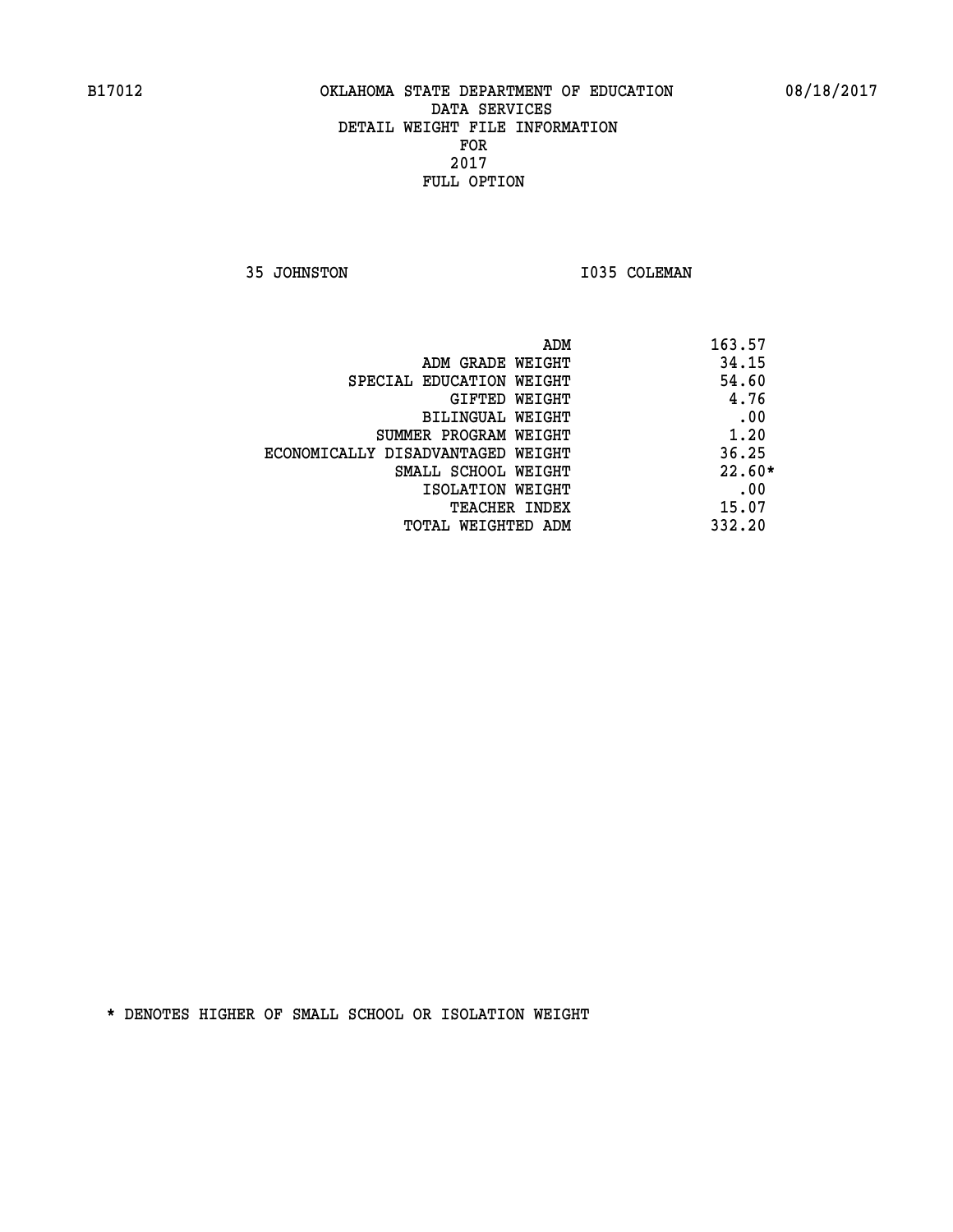B17012 OKLAHOMA STATE DEPARTMENT OF EDUCATION 08/18/2017

DATA SERVICES
DETAIL WEIGHT FILE INFORMATION
FOR
2017
FULL OPTION

35 JOHNSTON I035 COLEMAN

| | |
|---|---|
| ADM | 163.57 |
| ADM GRADE WEIGHT | 34.15 |
| SPECIAL EDUCATION WEIGHT | 54.60 |
| GIFTED WEIGHT | 4.76 |
| BILINGUAL WEIGHT | .00 |
| SUMMER PROGRAM WEIGHT | 1.20 |
| ECONOMICALLY DISADVANTAGED WEIGHT | 36.25 |
| SMALL SCHOOL WEIGHT | 22.60* |
| ISOLATION WEIGHT | .00 |
| TEACHER INDEX | 15.07 |
| TOTAL WEIGHTED ADM | 332.20 |

* DENOTES HIGHER OF SMALL SCHOOL OR ISOLATION WEIGHT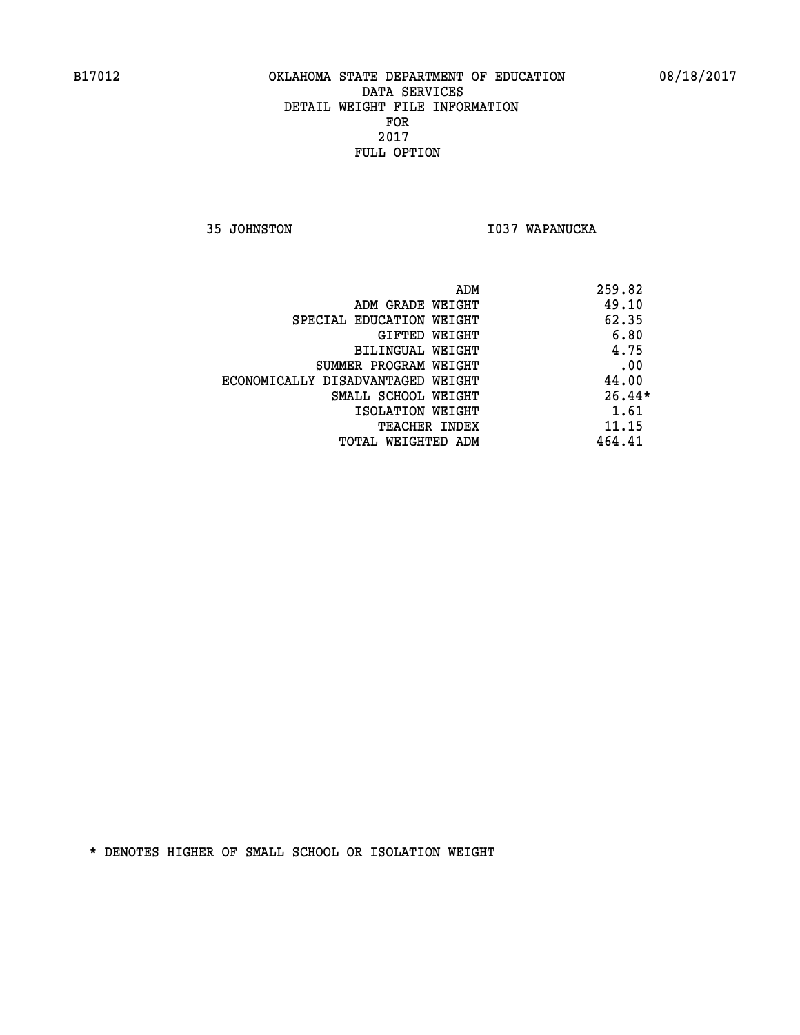B17012 OKLAHOMA STATE DEPARTMENT OF EDUCATION 08/18/2017

DATA SERVICES
DETAIL WEIGHT FILE INFORMATION
FOR
2017
FULL OPTION

35 JOHNSTON I037 WAPANUCKA

| | |
|---|---|
| ADM | 259.82 |
| ADM GRADE WEIGHT | 49.10 |
| SPECIAL EDUCATION WEIGHT | 62.35 |
| GIFTED WEIGHT | 6.80 |
| BILINGUAL WEIGHT | 4.75 |
| SUMMER PROGRAM WEIGHT | .00 |
| ECONOMICALLY DISADVANTAGED WEIGHT | 44.00 |
| SMALL SCHOOL WEIGHT | 26.44* |
| ISOLATION WEIGHT | 1.61 |
| TEACHER INDEX | 11.15 |
| TOTAL WEIGHTED ADM | 464.41 |

* DENOTES HIGHER OF SMALL SCHOOL OR ISOLATION WEIGHT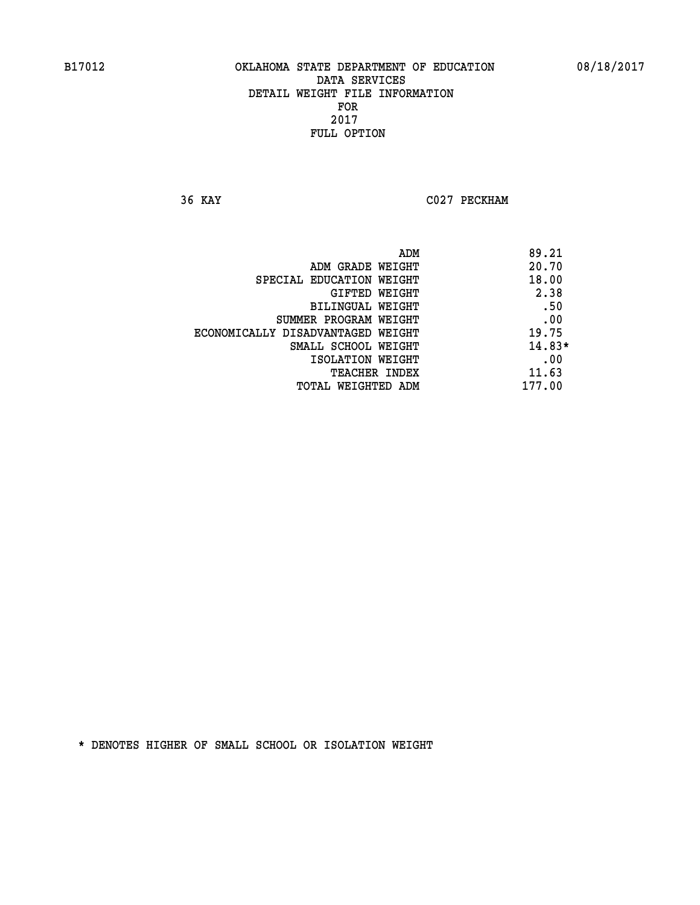B17012 OKLAHOMA STATE DEPARTMENT OF EDUCATION 08/18/2017

DATA SERVICES
DETAIL WEIGHT FILE INFORMATION
FOR
2017
FULL OPTION

36 KAY C027 PECKHAM

| | |
|---|---|
| ADM | 89.21 |
| ADM GRADE WEIGHT | 20.70 |
| SPECIAL EDUCATION WEIGHT | 18.00 |
| GIFTED WEIGHT | 2.38 |
| BILINGUAL WEIGHT | .50 |
| SUMMER PROGRAM WEIGHT | .00 |
| ECONOMICALLY DISADVANTAGED WEIGHT | 19.75 |
| SMALL SCHOOL WEIGHT | 14.83* |
| ISOLATION WEIGHT | .00 |
| TEACHER INDEX | 11.63 |
| TOTAL WEIGHTED ADM | 177.00 |

* DENOTES HIGHER OF SMALL SCHOOL OR ISOLATION WEIGHT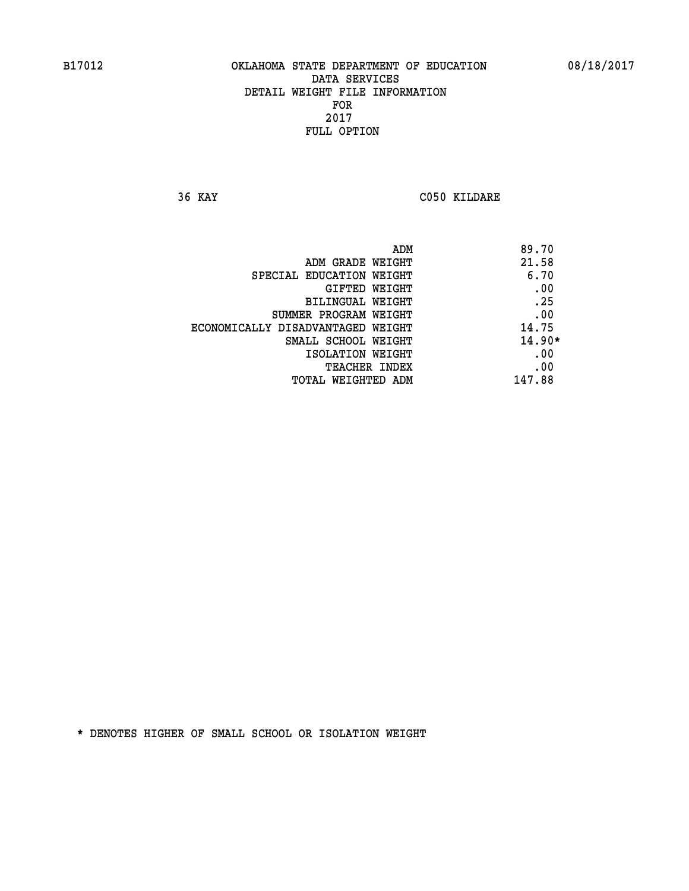B17012 OKLAHOMA STATE DEPARTMENT OF EDUCATION 08/18/2017

DATA SERVICES
DETAIL WEIGHT FILE INFORMATION
FOR
2017
FULL OPTION

36 KAY C050 KILDARE

| | |
|---|---|
| ADM | 89.70 |
| ADM GRADE WEIGHT | 21.58 |
| SPECIAL EDUCATION WEIGHT | 6.70 |
| GIFTED WEIGHT | .00 |
| BILINGUAL WEIGHT | .25 |
| SUMMER PROGRAM WEIGHT | .00 |
| ECONOMICALLY DISADVANTAGED WEIGHT | 14.75 |
| SMALL SCHOOL WEIGHT | 14.90* |
| ISOLATION WEIGHT | .00 |
| TEACHER INDEX | .00 |
| TOTAL WEIGHTED ADM | 147.88 |

* DENOTES HIGHER OF SMALL SCHOOL OR ISOLATION WEIGHT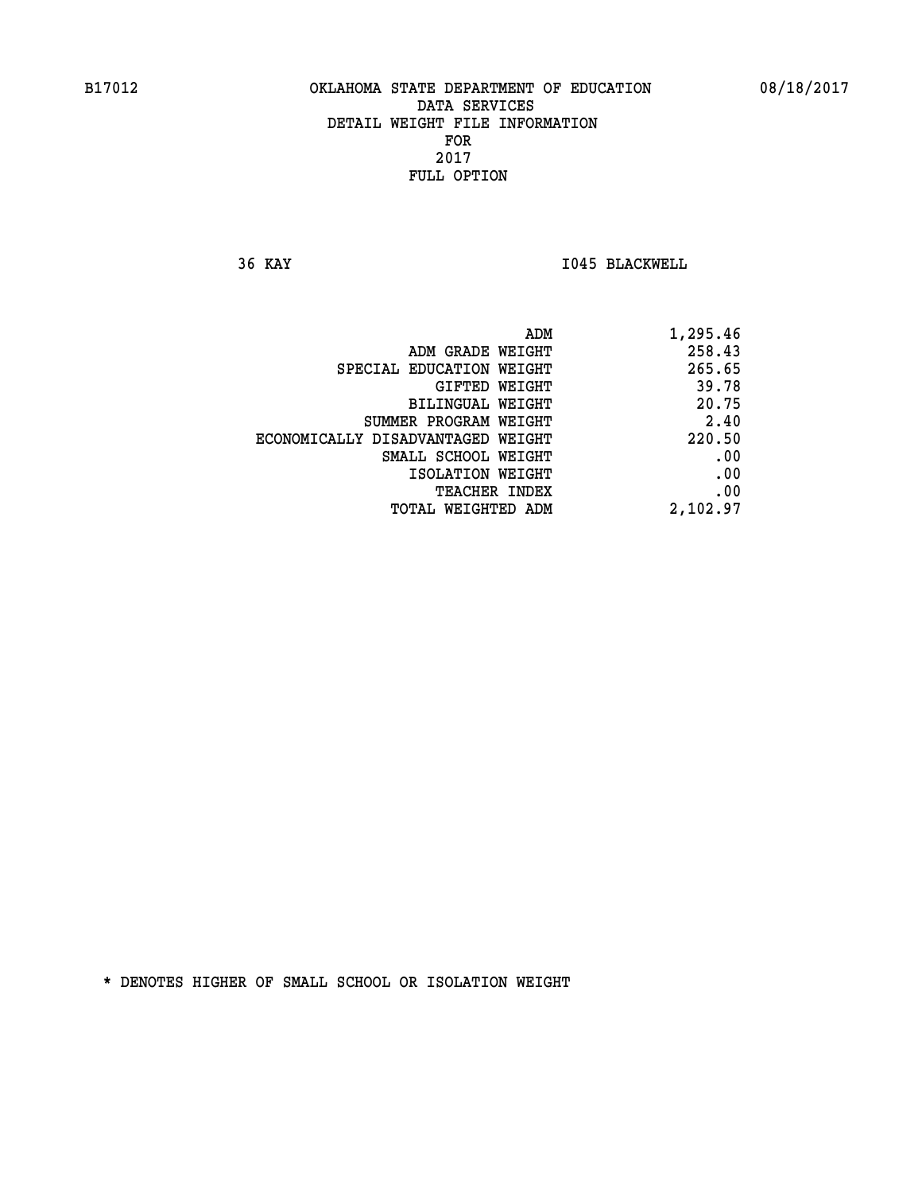B17012 OKLAHOMA STATE DEPARTMENT OF EDUCATION 08/18/2017

DATA SERVICES
DETAIL WEIGHT FILE INFORMATION
FOR
2017
FULL OPTION

36 KAY I045 BLACKWELL

| | |
|---|---|
| ADM | 1,295.46 |
| ADM GRADE WEIGHT | 258.43 |
| SPECIAL EDUCATION WEIGHT | 265.65 |
| GIFTED WEIGHT | 39.78 |
| BILINGUAL WEIGHT | 20.75 |
| SUMMER PROGRAM WEIGHT | 2.40 |
| ECONOMICALLY DISADVANTAGED WEIGHT | 220.50 |
| SMALL SCHOOL WEIGHT | .00 |
| ISOLATION WEIGHT | .00 |
| TEACHER INDEX | .00 |
| TOTAL WEIGHTED ADM | 2,102.97 |

* DENOTES HIGHER OF SMALL SCHOOL OR ISOLATION WEIGHT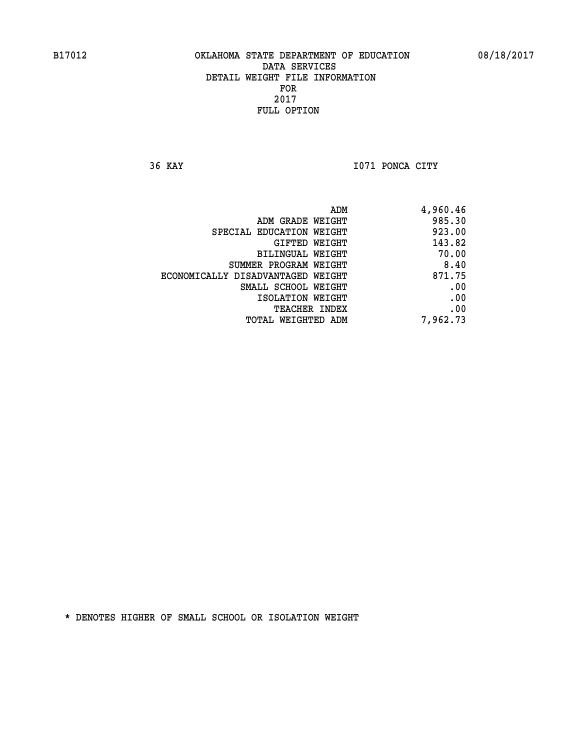B17012 OKLAHOMA STATE DEPARTMENT OF EDUCATION 08/18/2017

DATA SERVICES
DETAIL WEIGHT FILE INFORMATION
FOR
2017
FULL OPTION

36 KAY I071 PONCA CITY

| | |
|---|---|
| ADM | 4,960.46 |
| ADM GRADE WEIGHT | 985.30 |
| SPECIAL EDUCATION WEIGHT | 923.00 |
| GIFTED WEIGHT | 143.82 |
| BILINGUAL WEIGHT | 70.00 |
| SUMMER PROGRAM WEIGHT | 8.40 |
| ECONOMICALLY DISADVANTAGED WEIGHT | 871.75 |
| SMALL SCHOOL WEIGHT | .00 |
| ISOLATION WEIGHT | .00 |
| TEACHER INDEX | .00 |
| TOTAL WEIGHTED ADM | 7,962.73 |

* DENOTES HIGHER OF SMALL SCHOOL OR ISOLATION WEIGHT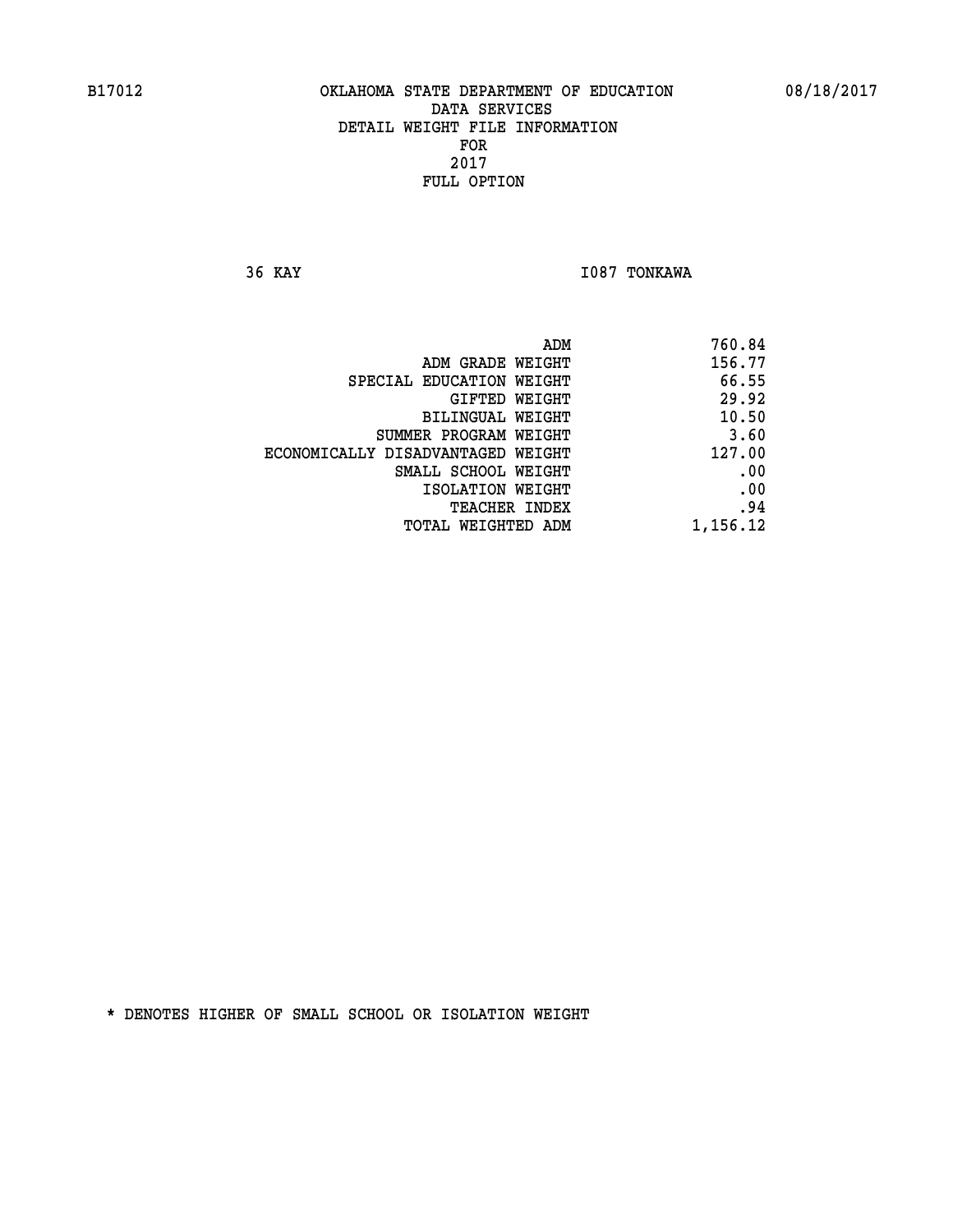B17012 OKLAHOMA STATE DEPARTMENT OF EDUCATION 08/18/2017

DATA SERVICES
DETAIL WEIGHT FILE INFORMATION
FOR
2017
FULL OPTION

36 KAY I087 TONKAWA

| | |
|---|---|
| ADM | 760.84 |
| ADM GRADE WEIGHT | 156.77 |
| SPECIAL EDUCATION WEIGHT | 66.55 |
| GIFTED WEIGHT | 29.92 |
| BILINGUAL WEIGHT | 10.50 |
| SUMMER PROGRAM WEIGHT | 3.60 |
| ECONOMICALLY DISADVANTAGED WEIGHT | 127.00 |
| SMALL SCHOOL WEIGHT | .00 |
| ISOLATION WEIGHT | .00 |
| TEACHER INDEX | .94 |
| TOTAL WEIGHTED ADM | 1,156.12 |

* DENOTES HIGHER OF SMALL SCHOOL OR ISOLATION WEIGHT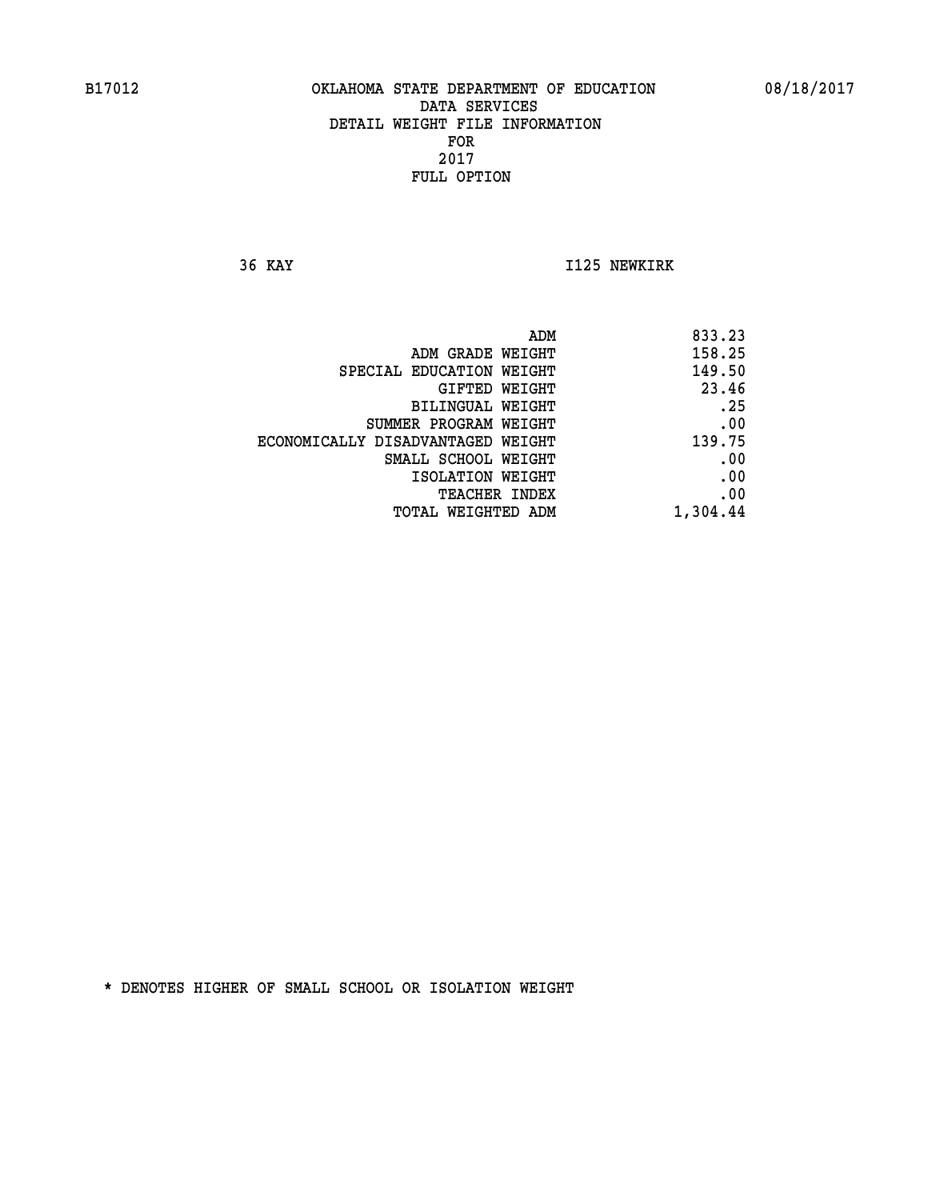B17012 OKLAHOMA STATE DEPARTMENT OF EDUCATION 08/18/2017
DATA SERVICES
DETAIL WEIGHT FILE INFORMATION
FOR
2017
FULL OPTION

36 KAY I125 NEWKIRK

| | |
|---|---|
| ADM | 833.23 |
| ADM GRADE WEIGHT | 158.25 |
| SPECIAL EDUCATION WEIGHT | 149.50 |
| GIFTED WEIGHT | 23.46 |
| BILINGUAL WEIGHT | .25 |
| SUMMER PROGRAM WEIGHT | .00 |
| ECONOMICALLY DISADVANTAGED WEIGHT | 139.75 |
| SMALL SCHOOL WEIGHT | .00 |
| ISOLATION WEIGHT | .00 |
| TEACHER INDEX | .00 |
| TOTAL WEIGHTED ADM | 1,304.44 |

* DENOTES HIGHER OF SMALL SCHOOL OR ISOLATION WEIGHT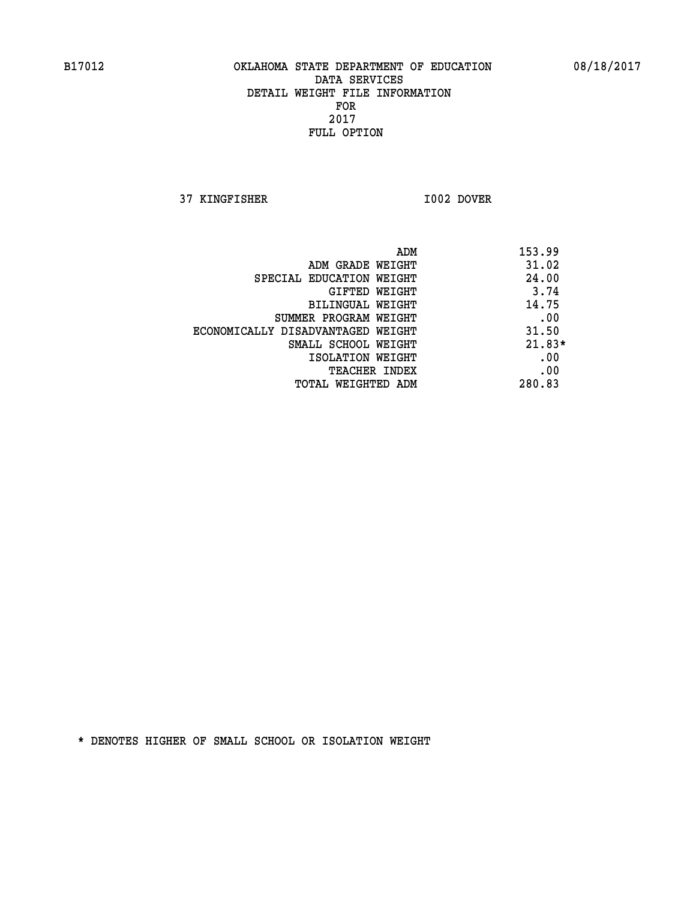B17012 OKLAHOMA STATE DEPARTMENT OF EDUCATION 08/18/2017
DATA SERVICES
DETAIL WEIGHT FILE INFORMATION
FOR
2017
FULL OPTION

37 KINGFISHER I002 DOVER

| | |
|---|---|
| ADM | 153.99 |
| ADM GRADE WEIGHT | 31.02 |
| SPECIAL EDUCATION WEIGHT | 24.00 |
| GIFTED WEIGHT | 3.74 |
| BILINGUAL WEIGHT | 14.75 |
| SUMMER PROGRAM WEIGHT | .00 |
| ECONOMICALLY DISADVANTAGED WEIGHT | 31.50 |
| SMALL SCHOOL WEIGHT | 21.83* |
| ISOLATION WEIGHT | .00 |
| TEACHER INDEX | .00 |
| TOTAL WEIGHTED ADM | 280.83 |

* DENOTES HIGHER OF SMALL SCHOOL OR ISOLATION WEIGHT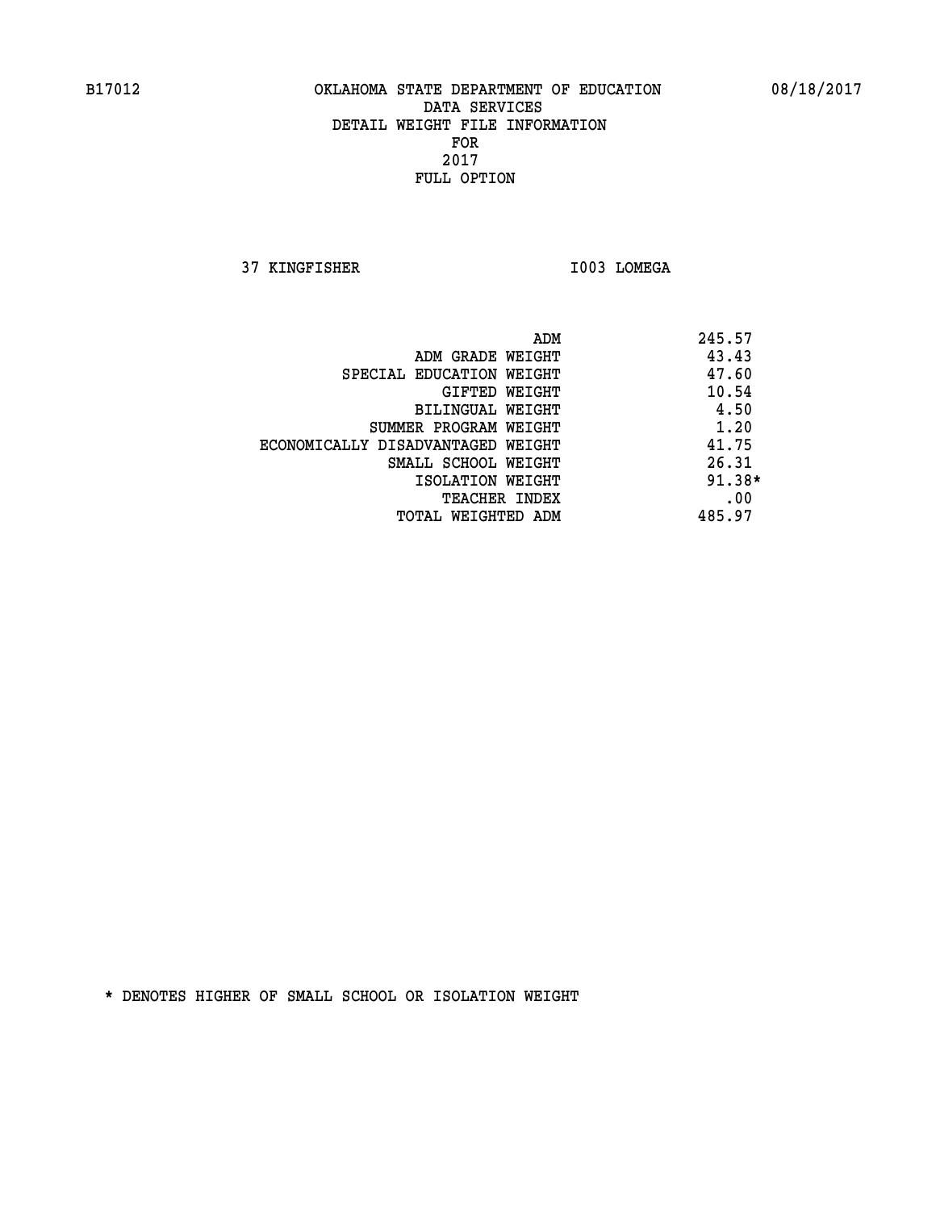B17012 OKLAHOMA STATE DEPARTMENT OF EDUCATION 08/18/2017
DATA SERVICES
DETAIL WEIGHT FILE INFORMATION
FOR
2017
FULL OPTION

37 KINGFISHER I003 LOMEGA

| | |
|---|---|
| ADM | 245.57 |
| ADM GRADE WEIGHT | 43.43 |
| SPECIAL EDUCATION WEIGHT | 47.60 |
| GIFTED WEIGHT | 10.54 |
| BILINGUAL WEIGHT | 4.50 |
| SUMMER PROGRAM WEIGHT | 1.20 |
| ECONOMICALLY DISADVANTAGED WEIGHT | 41.75 |
| SMALL SCHOOL WEIGHT | 26.31 |
| ISOLATION WEIGHT | 91.38* |
| TEACHER INDEX | .00 |
| TOTAL WEIGHTED ADM | 485.97 |

* DENOTES HIGHER OF SMALL SCHOOL OR ISOLATION WEIGHT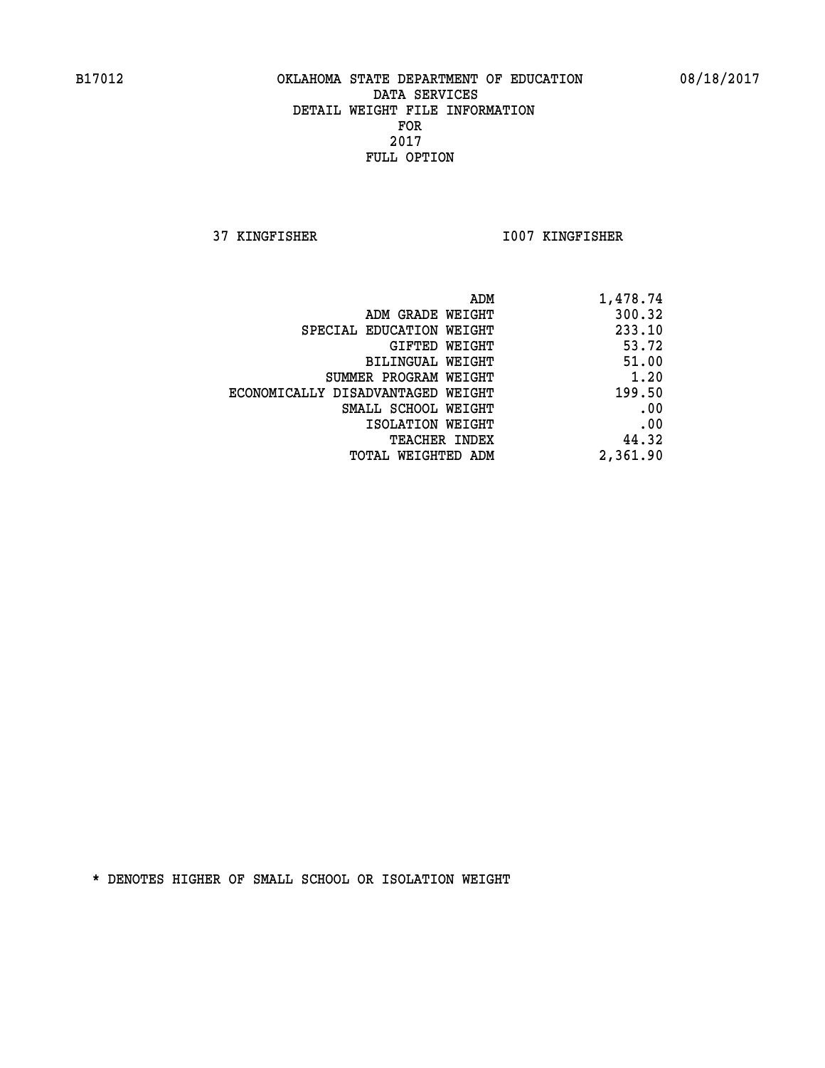B17012 OKLAHOMA STATE DEPARTMENT OF EDUCATION 08/18/2017

DATA SERVICES
DETAIL WEIGHT FILE INFORMATION
FOR
2017
FULL OPTION

37 KINGFISHER I007 KINGFISHER

| | |
|---|---|
| ADM | 1,478.74 |
| ADM GRADE WEIGHT | 300.32 |
| SPECIAL EDUCATION WEIGHT | 233.10 |
| GIFTED WEIGHT | 53.72 |
| BILINGUAL WEIGHT | 51.00 |
| SUMMER PROGRAM WEIGHT | 1.20 |
| ECONOMICALLY DISADVANTAGED WEIGHT | 199.50 |
| SMALL SCHOOL WEIGHT | .00 |
| ISOLATION WEIGHT | .00 |
| TEACHER INDEX | 44.32 |
| TOTAL WEIGHTED ADM | 2,361.90 |

* DENOTES HIGHER OF SMALL SCHOOL OR ISOLATION WEIGHT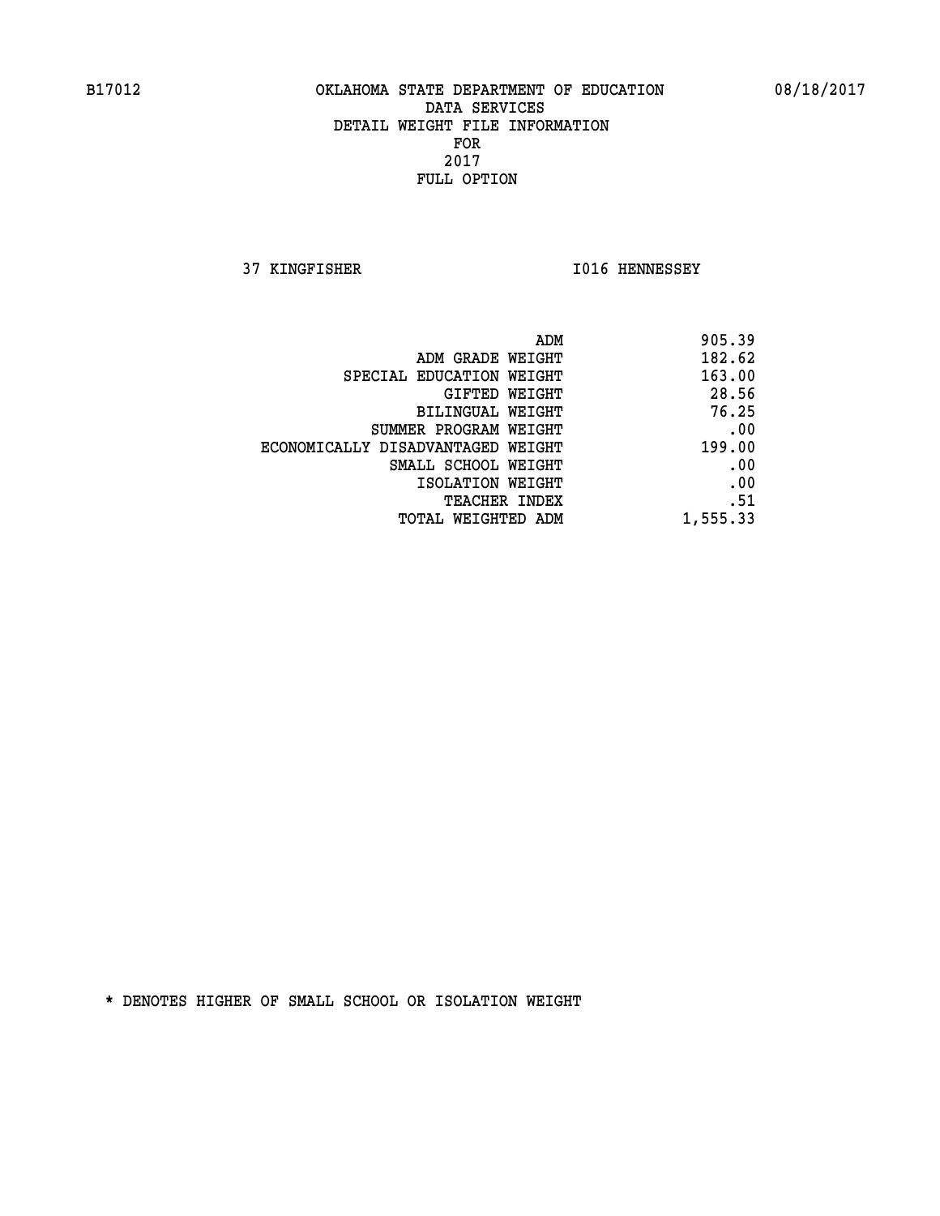B17012 OKLAHOMA STATE DEPARTMENT OF EDUCATION 08/18/2017

DATA SERVICES
DETAIL WEIGHT FILE INFORMATION
FOR
2017
FULL OPTION

37 KINGFISHER I016 HENNESSEY

| | |
|---|---|
| ADM | 905.39 |
| ADM GRADE WEIGHT | 182.62 |
| SPECIAL EDUCATION WEIGHT | 163.00 |
| GIFTED WEIGHT | 28.56 |
| BILINGUAL WEIGHT | 76.25 |
| SUMMER PROGRAM WEIGHT | .00 |
| ECONOMICALLY DISADVANTAGED WEIGHT | 199.00 |
| SMALL SCHOOL WEIGHT | .00 |
| ISOLATION WEIGHT | .00 |
| TEACHER INDEX | .51 |
| TOTAL WEIGHTED ADM | 1,555.33 |

* DENOTES HIGHER OF SMALL SCHOOL OR ISOLATION WEIGHT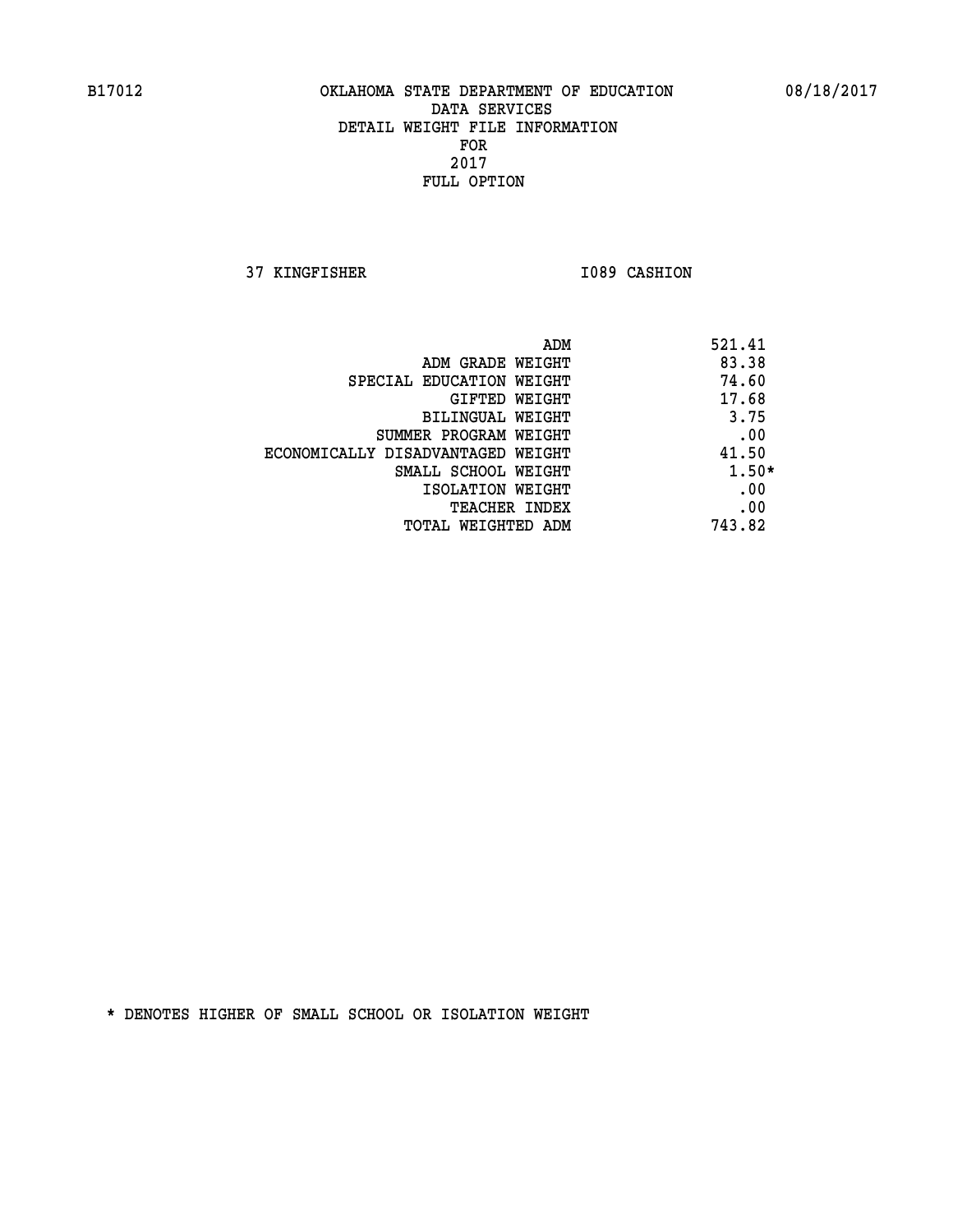B17012 OKLAHOMA STATE DEPARTMENT OF EDUCATION 08/18/2017

DATA SERVICES
DETAIL WEIGHT FILE INFORMATION
FOR
2017
FULL OPTION

37 KINGFISHER I089 CASHION

| | |
|---|---|
| ADM | 521.41 |
| ADM GRADE WEIGHT | 83.38 |
| SPECIAL EDUCATION WEIGHT | 74.60 |
| GIFTED WEIGHT | 17.68 |
| BILINGUAL WEIGHT | 3.75 |
| SUMMER PROGRAM WEIGHT | .00 |
| ECONOMICALLY DISADVANTAGED WEIGHT | 41.50 |
| SMALL SCHOOL WEIGHT | 1.50* |
| ISOLATION WEIGHT | .00 |
| TEACHER INDEX | .00 |
| TOTAL WEIGHTED ADM | 743.82 |

* DENOTES HIGHER OF SMALL SCHOOL OR ISOLATION WEIGHT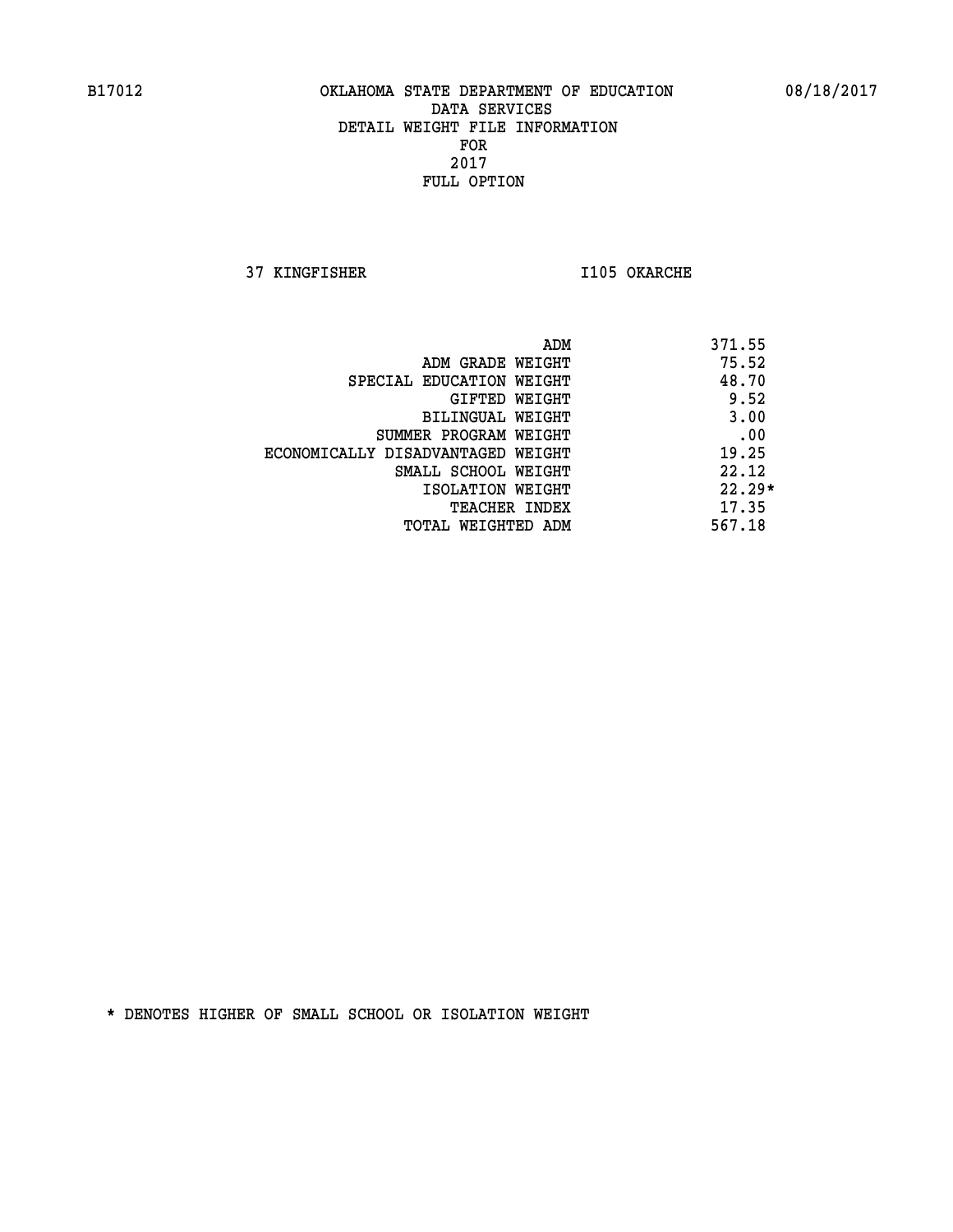B17012 OKLAHOMA STATE DEPARTMENT OF EDUCATION 08/18/2017

DATA SERVICES
DETAIL WEIGHT FILE INFORMATION
FOR
2017
FULL OPTION

37 KINGFISHER I105 OKARCHE

| | |
|---|---|
| ADM | 371.55 |
| ADM GRADE WEIGHT | 75.52 |
| SPECIAL EDUCATION WEIGHT | 48.70 |
| GIFTED WEIGHT | 9.52 |
| BILINGUAL WEIGHT | 3.00 |
| SUMMER PROGRAM WEIGHT | .00 |
| ECONOMICALLY DISADVANTAGED WEIGHT | 19.25 |
| SMALL SCHOOL WEIGHT | 22.12 |
| ISOLATION WEIGHT | 22.29* |
| TEACHER INDEX | 17.35 |
| TOTAL WEIGHTED ADM | 567.18 |

* DENOTES HIGHER OF SMALL SCHOOL OR ISOLATION WEIGHT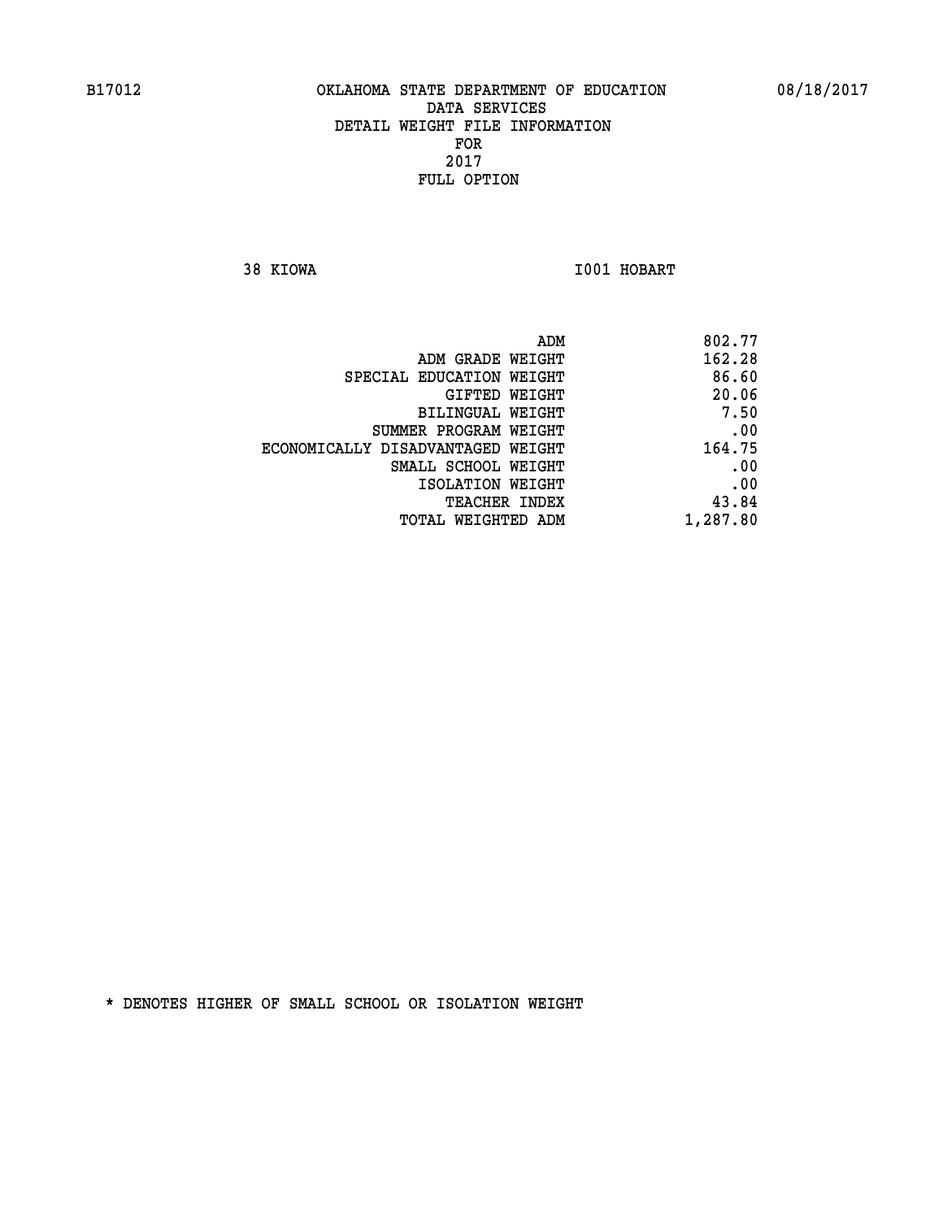B17012 OKLAHOMA STATE DEPARTMENT OF EDUCATION 08/18/2017

DATA SERVICES
DETAIL WEIGHT FILE INFORMATION
FOR
2017
FULL OPTION

38 KIOWA I001 HOBART

| | |
|---|---|
| ADM | 802.77 |
| ADM GRADE WEIGHT | 162.28 |
| SPECIAL EDUCATION WEIGHT | 86.60 |
| GIFTED WEIGHT | 20.06 |
| BILINGUAL WEIGHT | 7.50 |
| SUMMER PROGRAM WEIGHT | .00 |
| ECONOMICALLY DISADVANTAGED WEIGHT | 164.75 |
| SMALL SCHOOL WEIGHT | .00 |
| ISOLATION WEIGHT | .00 |
| TEACHER INDEX | 43.84 |
| TOTAL WEIGHTED ADM | 1,287.80 |

* DENOTES HIGHER OF SMALL SCHOOL OR ISOLATION WEIGHT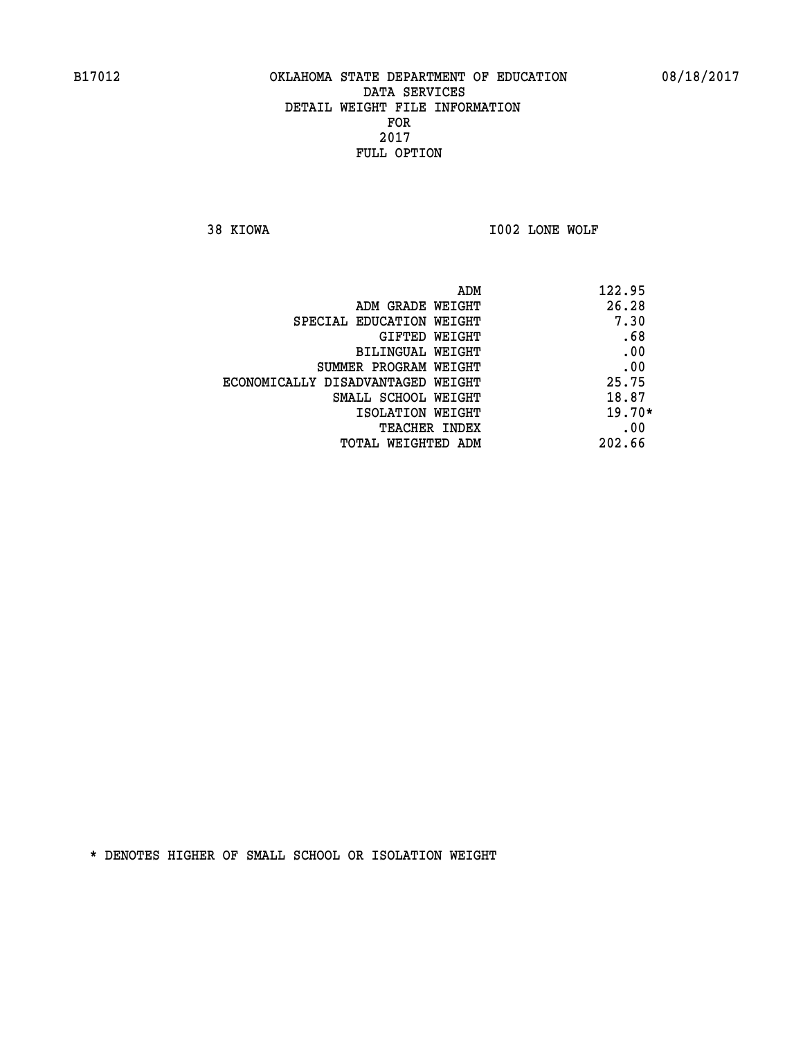B17012 OKLAHOMA STATE DEPARTMENT OF EDUCATION 08/18/2017

DATA SERVICES
DETAIL WEIGHT FILE INFORMATION
FOR
2017
FULL OPTION

38 KIOWA I002 LONE WOLF

| | |
|---|---|
| ADM | 122.95 |
| ADM GRADE WEIGHT | 26.28 |
| SPECIAL EDUCATION WEIGHT | 7.30 |
| GIFTED WEIGHT | .68 |
| BILINGUAL WEIGHT | .00 |
| SUMMER PROGRAM WEIGHT | .00 |
| ECONOMICALLY DISADVANTAGED WEIGHT | 25.75 |
| SMALL SCHOOL WEIGHT | 18.87 |
| ISOLATION WEIGHT | 19.70* |
| TEACHER INDEX | .00 |
| TOTAL WEIGHTED ADM | 202.66 |

* DENOTES HIGHER OF SMALL SCHOOL OR ISOLATION WEIGHT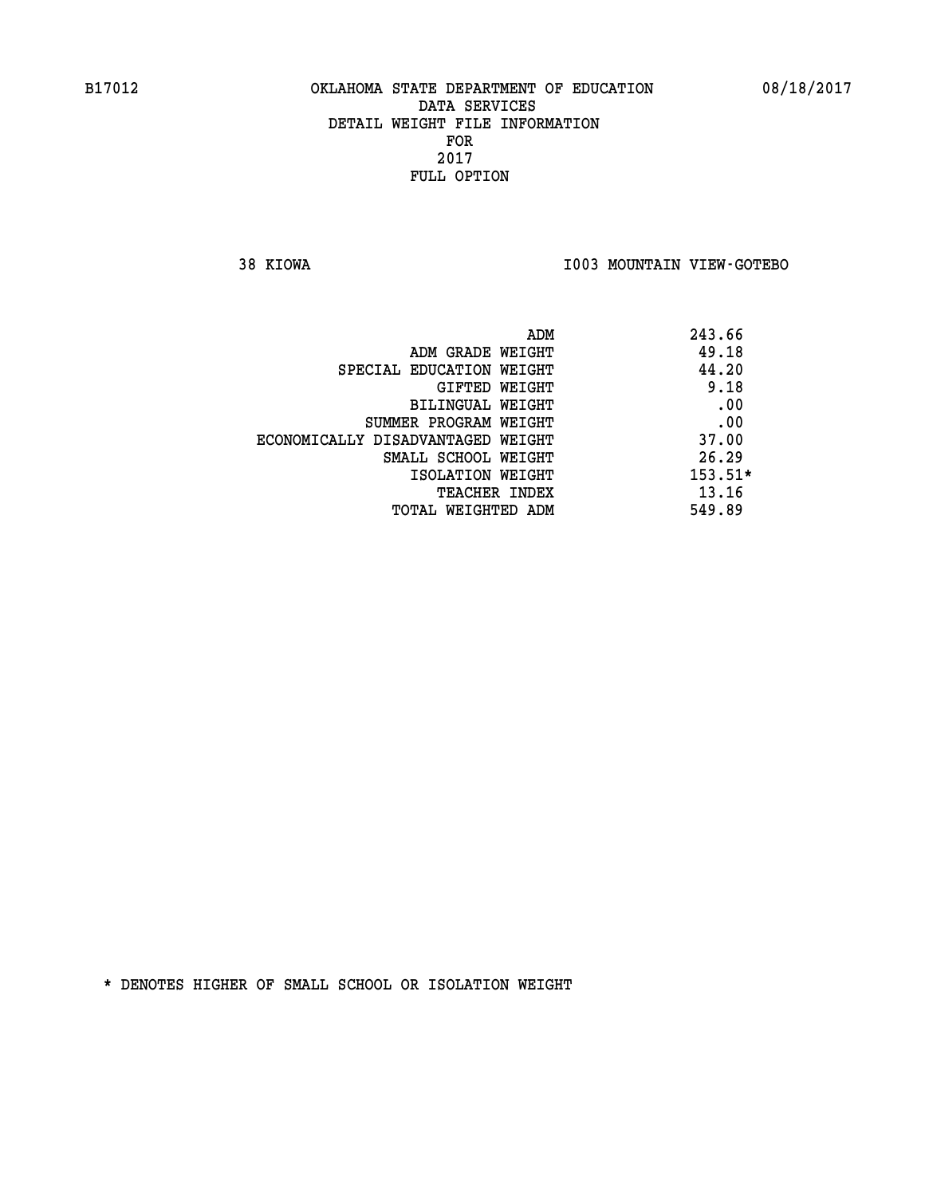B17012 OKLAHOMA STATE DEPARTMENT OF EDUCATION 08/18/2017

DATA SERVICES
DETAIL WEIGHT FILE INFORMATION
FOR
2017
FULL OPTION

38 KIOWA I003 MOUNTAIN VIEW-GOTEBO

| | |
|---|---|
| ADM | 243.66 |
| ADM GRADE WEIGHT | 49.18 |
| SPECIAL EDUCATION WEIGHT | 44.20 |
| GIFTED WEIGHT | 9.18 |
| BILINGUAL WEIGHT | .00 |
| SUMMER PROGRAM WEIGHT | .00 |
| ECONOMICALLY DISADVANTAGED WEIGHT | 37.00 |
| SMALL SCHOOL WEIGHT | 26.29 |
| ISOLATION WEIGHT | 153.51* |
| TEACHER INDEX | 13.16 |
| TOTAL WEIGHTED ADM | 549.89 |

* DENOTES HIGHER OF SMALL SCHOOL OR ISOLATION WEIGHT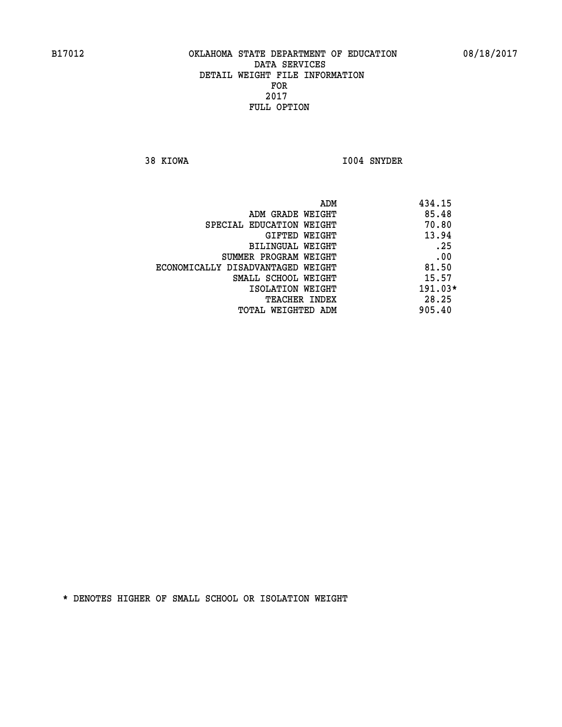B17012 OKLAHOMA STATE DEPARTMENT OF EDUCATION 08/18/2017

DATA SERVICES
DETAIL WEIGHT FILE INFORMATION
FOR
2017
FULL OPTION

38 KIOWA I004 SNYDER

| | |
|---|---|
| ADM | 434.15 |
| ADM GRADE WEIGHT | 85.48 |
| SPECIAL EDUCATION WEIGHT | 70.80 |
| GIFTED WEIGHT | 13.94 |
| BILINGUAL WEIGHT | .25 |
| SUMMER PROGRAM WEIGHT | .00 |
| ECONOMICALLY DISADVANTAGED WEIGHT | 81.50 |
| SMALL SCHOOL WEIGHT | 15.57 |
| ISOLATION WEIGHT | 191.03* |
| TEACHER INDEX | 28.25 |
| TOTAL WEIGHTED ADM | 905.40 |

* DENOTES HIGHER OF SMALL SCHOOL OR ISOLATION WEIGHT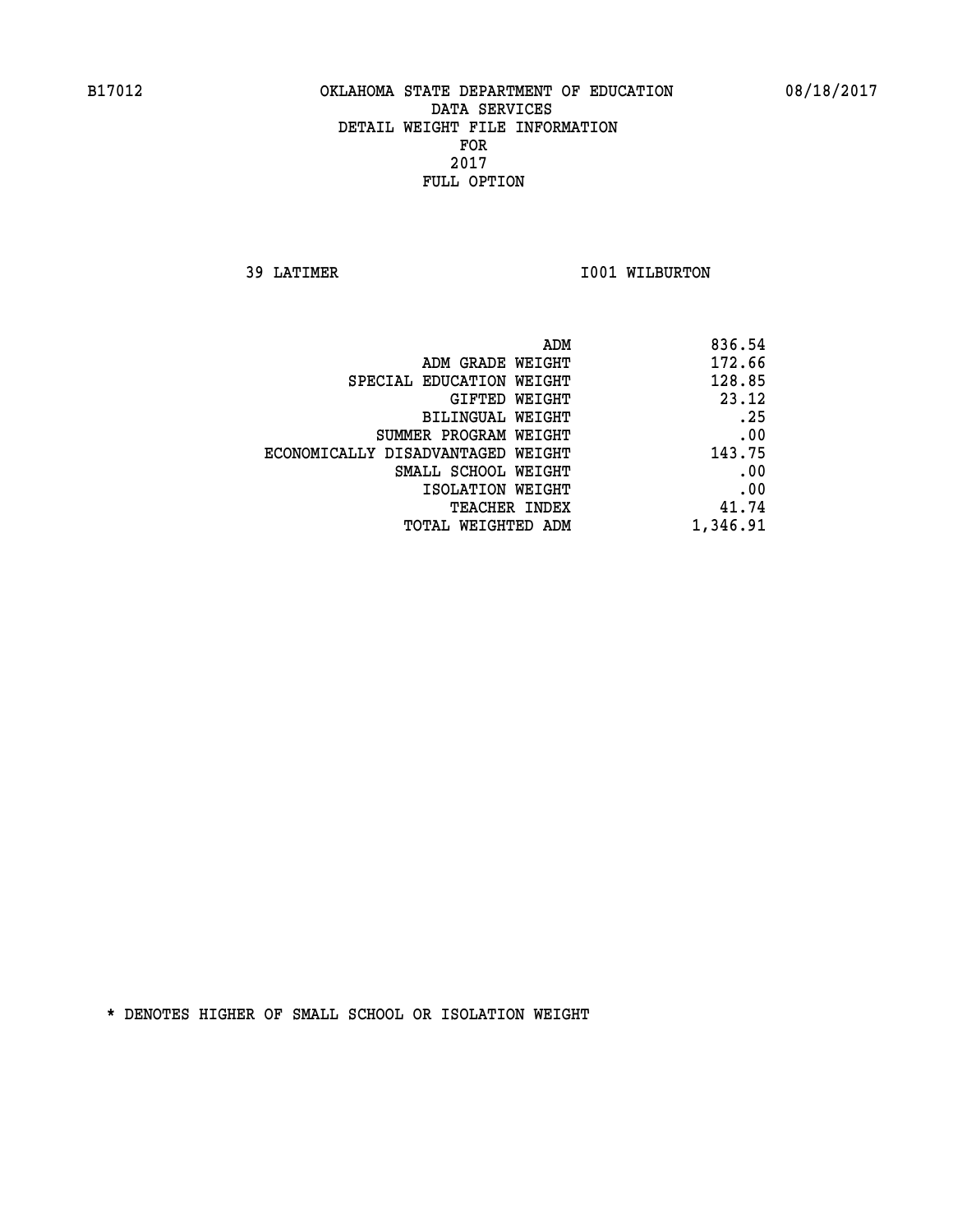OKLAHOMA STATE DEPARTMENT OF EDUCATION
DATA SERVICES
DETAIL WEIGHT FILE INFORMATION
FOR
2017
FULL OPTION

39 LATIMER I001 WILBURTON

| | |
|---|---|
| ADM | 836.54 |
| ADM GRADE WEIGHT | 172.66 |
| SPECIAL EDUCATION WEIGHT | 128.85 |
| GIFTED WEIGHT | 23.12 |
| BILINGUAL WEIGHT | .25 |
| SUMMER PROGRAM WEIGHT | .00 |
| ECONOMICALLY DISADVANTAGED WEIGHT | 143.75 |
| SMALL SCHOOL WEIGHT | .00 |
| ISOLATION WEIGHT | .00 |
| TEACHER INDEX | 41.74 |
| TOTAL WEIGHTED ADM | 1,346.91 |

* DENOTES HIGHER OF SMALL SCHOOL OR ISOLATION WEIGHT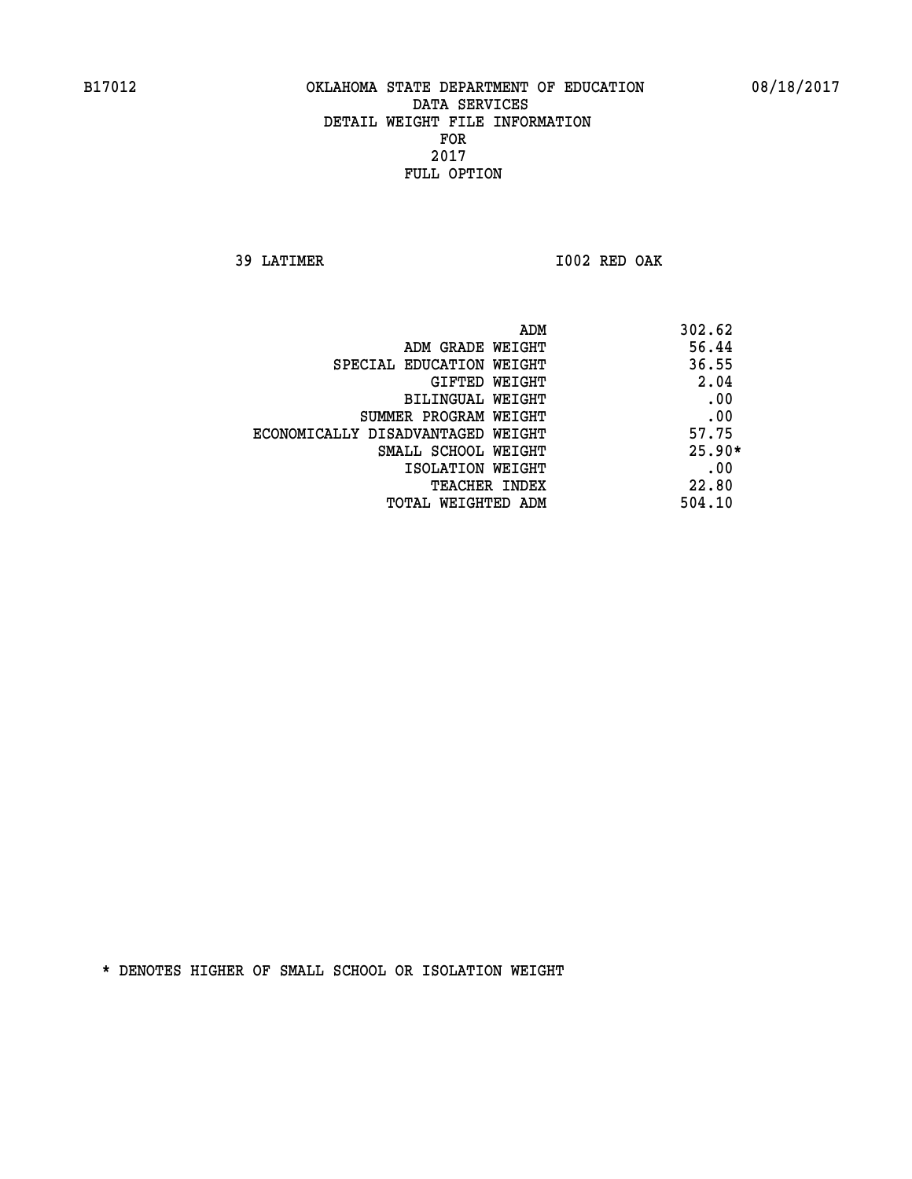B17012 OKLAHOMA STATE DEPARTMENT OF EDUCATION 08/18/2017

DATA SERVICES
DETAIL WEIGHT FILE INFORMATION
FOR
2017
FULL OPTION

39 LATIMER I002 RED OAK

| | |
|---|---|
| ADM | 302.62 |
| ADM GRADE WEIGHT | 56.44 |
| SPECIAL EDUCATION WEIGHT | 36.55 |
| GIFTED WEIGHT | 2.04 |
| BILINGUAL WEIGHT | .00 |
| SUMMER PROGRAM WEIGHT | .00 |
| ECONOMICALLY DISADVANTAGED WEIGHT | 57.75 |
| SMALL SCHOOL WEIGHT | 25.90* |
| ISOLATION WEIGHT | .00 |
| TEACHER INDEX | 22.80 |
| TOTAL WEIGHTED ADM | 504.10 |

* DENOTES HIGHER OF SMALL SCHOOL OR ISOLATION WEIGHT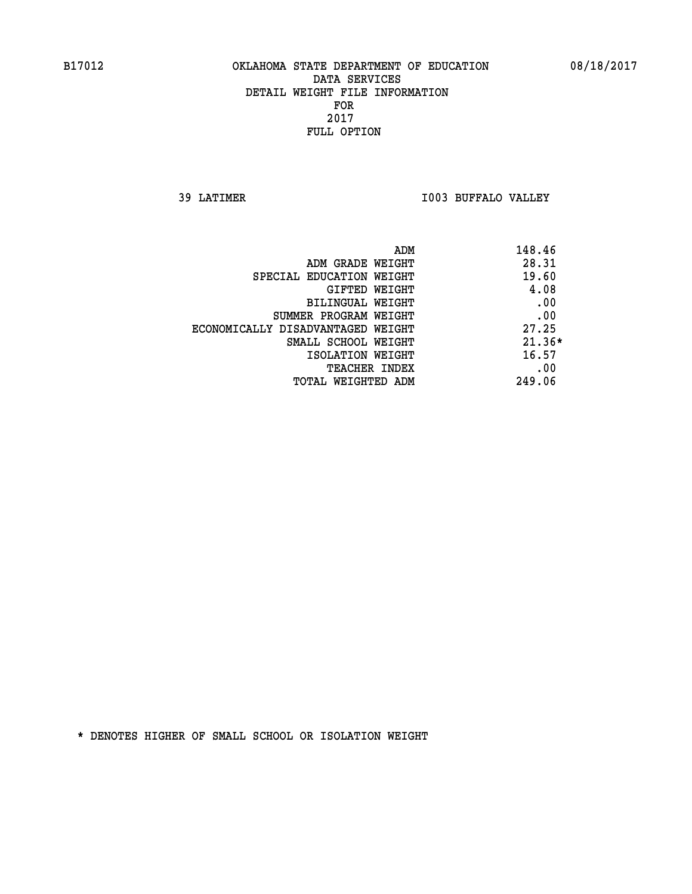B17012 OKLAHOMA STATE DEPARTMENT OF EDUCATION 08/18/2017

DATA SERVICES
DETAIL WEIGHT FILE INFORMATION
FOR
2017
FULL OPTION

39 LATIMER I003 BUFFALO VALLEY

| | |
|---|---|
| ADM | 148.46 |
| ADM GRADE WEIGHT | 28.31 |
| SPECIAL EDUCATION WEIGHT | 19.60 |
| GIFTED WEIGHT | 4.08 |
| BILINGUAL WEIGHT | .00 |
| SUMMER PROGRAM WEIGHT | .00 |
| ECONOMICALLY DISADVANTAGED WEIGHT | 27.25 |
| SMALL SCHOOL WEIGHT | 21.36* |
| ISOLATION WEIGHT | 16.57 |
| TEACHER INDEX | .00 |
| TOTAL WEIGHTED ADM | 249.06 |

* DENOTES HIGHER OF SMALL SCHOOL OR ISOLATION WEIGHT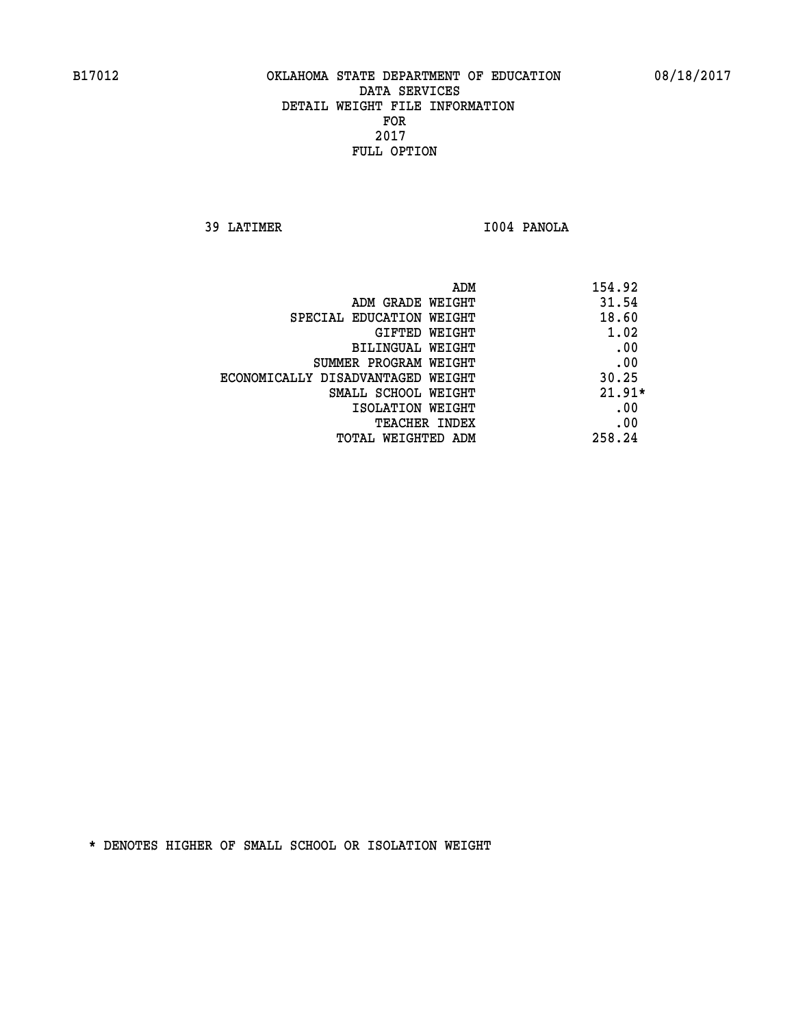B17012 OKLAHOMA STATE DEPARTMENT OF EDUCATION 08/18/2017

DATA SERVICES
DETAIL WEIGHT FILE INFORMATION
FOR
2017
FULL OPTION

39 LATIMER I004 PANOLA

| | |
|---|---|
| ADM | 154.92 |
| ADM GRADE WEIGHT | 31.54 |
| SPECIAL EDUCATION WEIGHT | 18.60 |
| GIFTED WEIGHT | 1.02 |
| BILINGUAL WEIGHT | .00 |
| SUMMER PROGRAM WEIGHT | .00 |
| ECONOMICALLY DISADVANTAGED WEIGHT | 30.25 |
| SMALL SCHOOL WEIGHT | 21.91* |
| ISOLATION WEIGHT | .00 |
| TEACHER INDEX | .00 |
| TOTAL WEIGHTED ADM | 258.24 |

* DENOTES HIGHER OF SMALL SCHOOL OR ISOLATION WEIGHT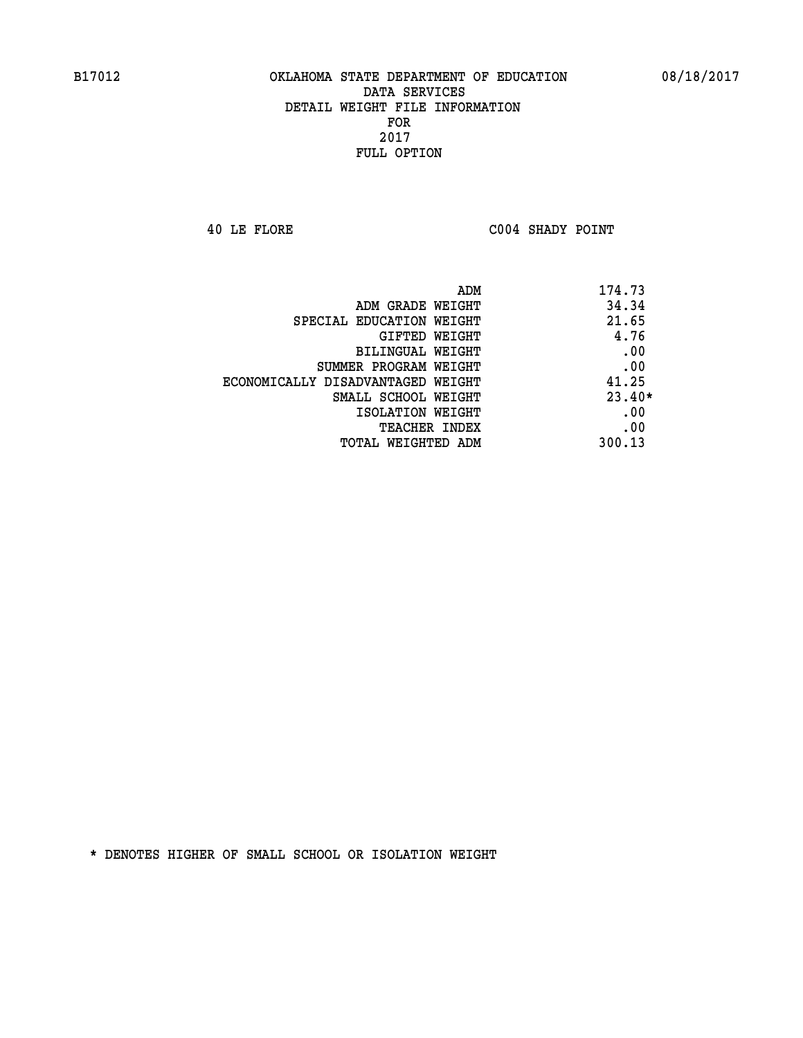B17012 OKLAHOMA STATE DEPARTMENT OF EDUCATION 08/18/2017

DATA SERVICES
DETAIL WEIGHT FILE INFORMATION
FOR
2017
FULL OPTION

40 LE FLORE C004 SHADY POINT

| | |
|---|---|
| ADM | 174.73 |
| ADM GRADE WEIGHT | 34.34 |
| SPECIAL EDUCATION WEIGHT | 21.65 |
| GIFTED WEIGHT | 4.76 |
| BILINGUAL WEIGHT | .00 |
| SUMMER PROGRAM WEIGHT | .00 |
| ECONOMICALLY DISADVANTAGED WEIGHT | 41.25 |
| SMALL SCHOOL WEIGHT | 23.40* |
| ISOLATION WEIGHT | .00 |
| TEACHER INDEX | .00 |
| TOTAL WEIGHTED ADM | 300.13 |

* DENOTES HIGHER OF SMALL SCHOOL OR ISOLATION WEIGHT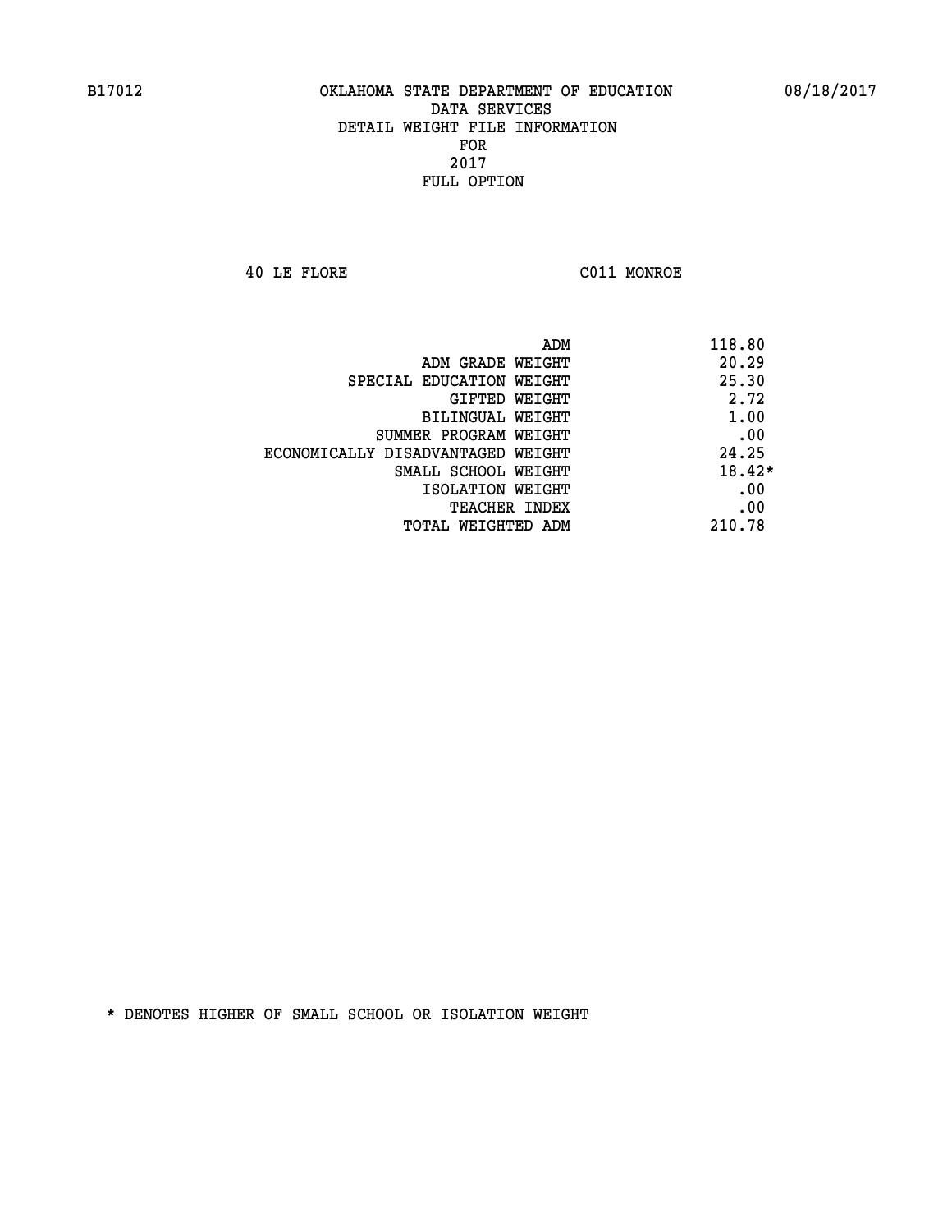B17012 OKLAHOMA STATE DEPARTMENT OF EDUCATION 08/18/2017

DATA SERVICES
DETAIL WEIGHT FILE INFORMATION
FOR
2017
FULL OPTION

40 LE FLORE C011 MONROE

| | |
|---|---|
| ADM | 118.80 |
| ADM GRADE WEIGHT | 20.29 |
| SPECIAL EDUCATION WEIGHT | 25.30 |
| GIFTED WEIGHT | 2.72 |
| BILINGUAL WEIGHT | 1.00 |
| SUMMER PROGRAM WEIGHT | .00 |
| ECONOMICALLY DISADVANTAGED WEIGHT | 24.25 |
| SMALL SCHOOL WEIGHT | 18.42* |
| ISOLATION WEIGHT | .00 |
| TEACHER INDEX | .00 |
| TOTAL WEIGHTED ADM | 210.78 |

* DENOTES HIGHER OF SMALL SCHOOL OR ISOLATION WEIGHT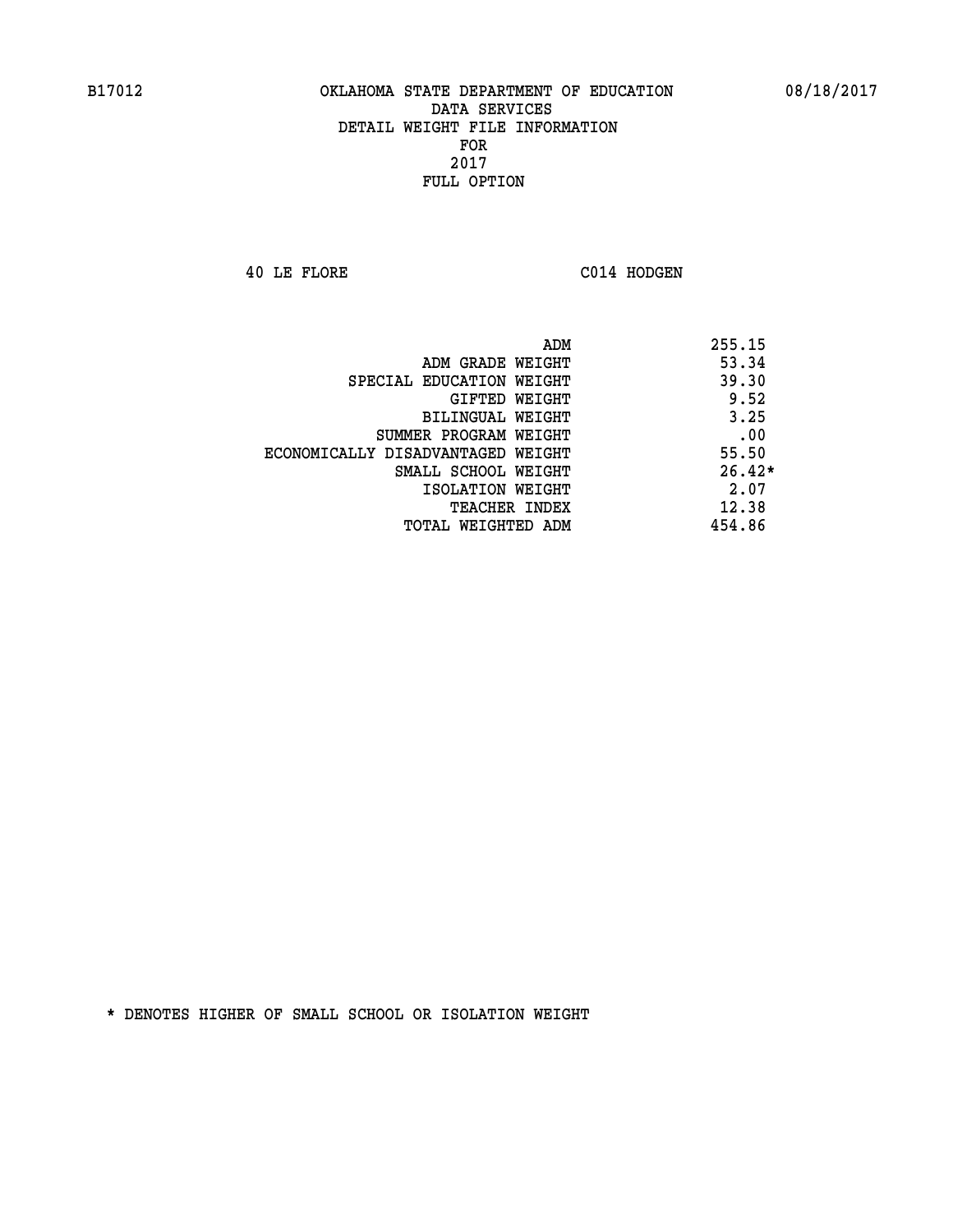B17012 OKLAHOMA STATE DEPARTMENT OF EDUCATION 08/18/2017

DATA SERVICES
DETAIL WEIGHT FILE INFORMATION
FOR
2017
FULL OPTION

40 LE FLORE C014 HODGEN

| | |
|---|---|
| ADM | 255.15 |
| ADM GRADE WEIGHT | 53.34 |
| SPECIAL EDUCATION WEIGHT | 39.30 |
| GIFTED WEIGHT | 9.52 |
| BILINGUAL WEIGHT | 3.25 |
| SUMMER PROGRAM WEIGHT | .00 |
| ECONOMICALLY DISADVANTAGED WEIGHT | 55.50 |
| SMALL SCHOOL WEIGHT | 26.42* |
| ISOLATION WEIGHT | 2.07 |
| TEACHER INDEX | 12.38 |
| TOTAL WEIGHTED ADM | 454.86 |

* DENOTES HIGHER OF SMALL SCHOOL OR ISOLATION WEIGHT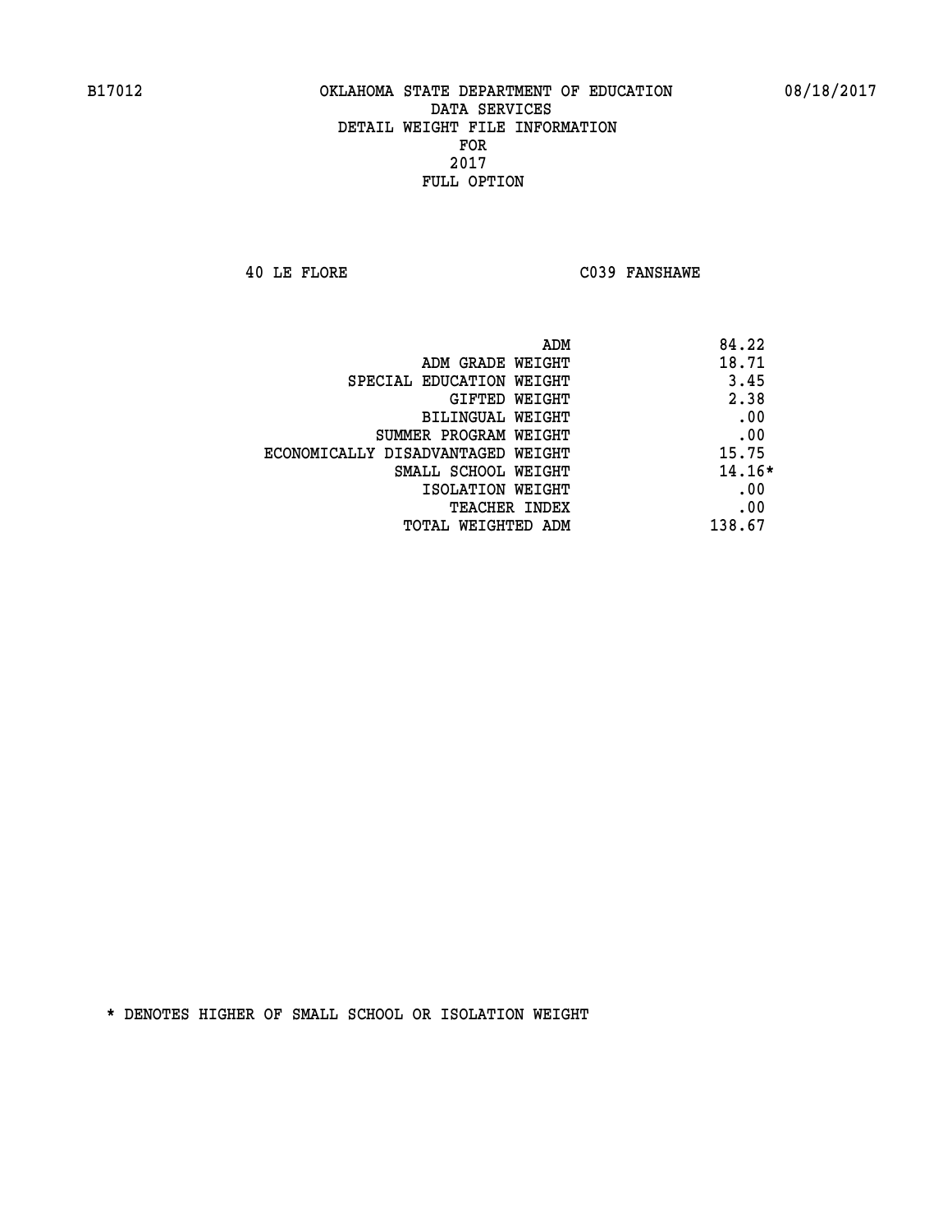B17012 OKLAHOMA STATE DEPARTMENT OF EDUCATION 08/18/2017

DATA SERVICES
DETAIL WEIGHT FILE INFORMATION
FOR
2017
FULL OPTION

40 LE FLORE C039 FANSHAWE

| | |
|---|---|
| ADM | 84.22 |
| ADM GRADE WEIGHT | 18.71 |
| SPECIAL EDUCATION WEIGHT | 3.45 |
| GIFTED WEIGHT | 2.38 |
| BILINGUAL WEIGHT | .00 |
| SUMMER PROGRAM WEIGHT | .00 |
| ECONOMICALLY DISADVANTAGED WEIGHT | 15.75 |
| SMALL SCHOOL WEIGHT | 14.16* |
| ISOLATION WEIGHT | .00 |
| TEACHER INDEX | .00 |
| TOTAL WEIGHTED ADM | 138.67 |

* DENOTES HIGHER OF SMALL SCHOOL OR ISOLATION WEIGHT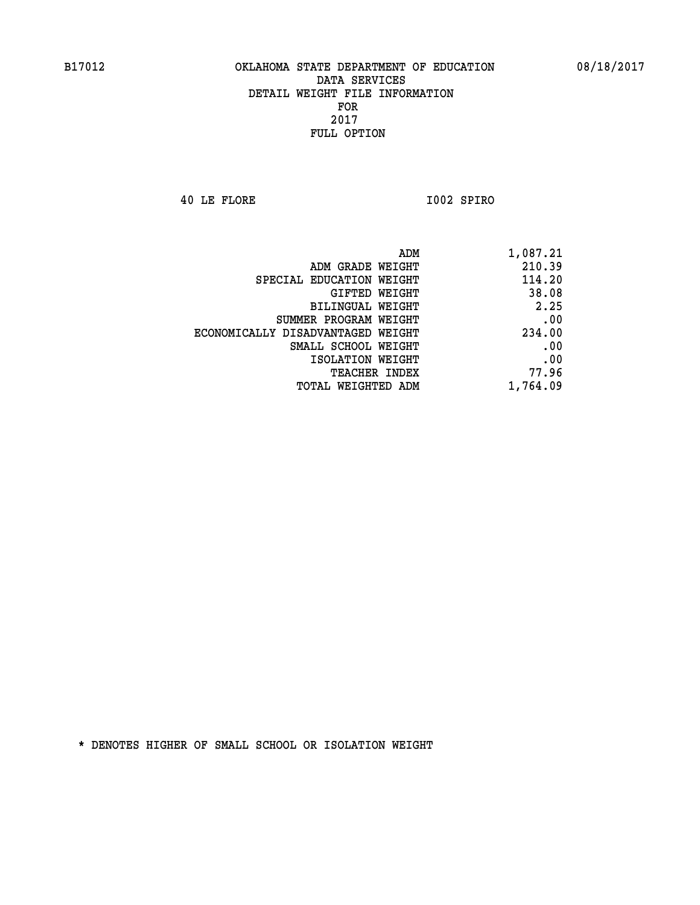B17012 OKLAHOMA STATE DEPARTMENT OF EDUCATION 08/18/2017

DATA SERVICES
DETAIL WEIGHT FILE INFORMATION
FOR
2017
FULL OPTION

40 LE FLORE I002 SPIRO

| | |
|---|---|
| ADM | 1,087.21 |
| ADM GRADE WEIGHT | 210.39 |
| SPECIAL EDUCATION WEIGHT | 114.20 |
| GIFTED WEIGHT | 38.08 |
| BILINGUAL WEIGHT | 2.25 |
| SUMMER PROGRAM WEIGHT | .00 |
| ECONOMICALLY DISADVANTAGED WEIGHT | 234.00 |
| SMALL SCHOOL WEIGHT | .00 |
| ISOLATION WEIGHT | .00 |
| TEACHER INDEX | 77.96 |
| TOTAL WEIGHTED ADM | 1,764.09 |

* DENOTES HIGHER OF SMALL SCHOOL OR ISOLATION WEIGHT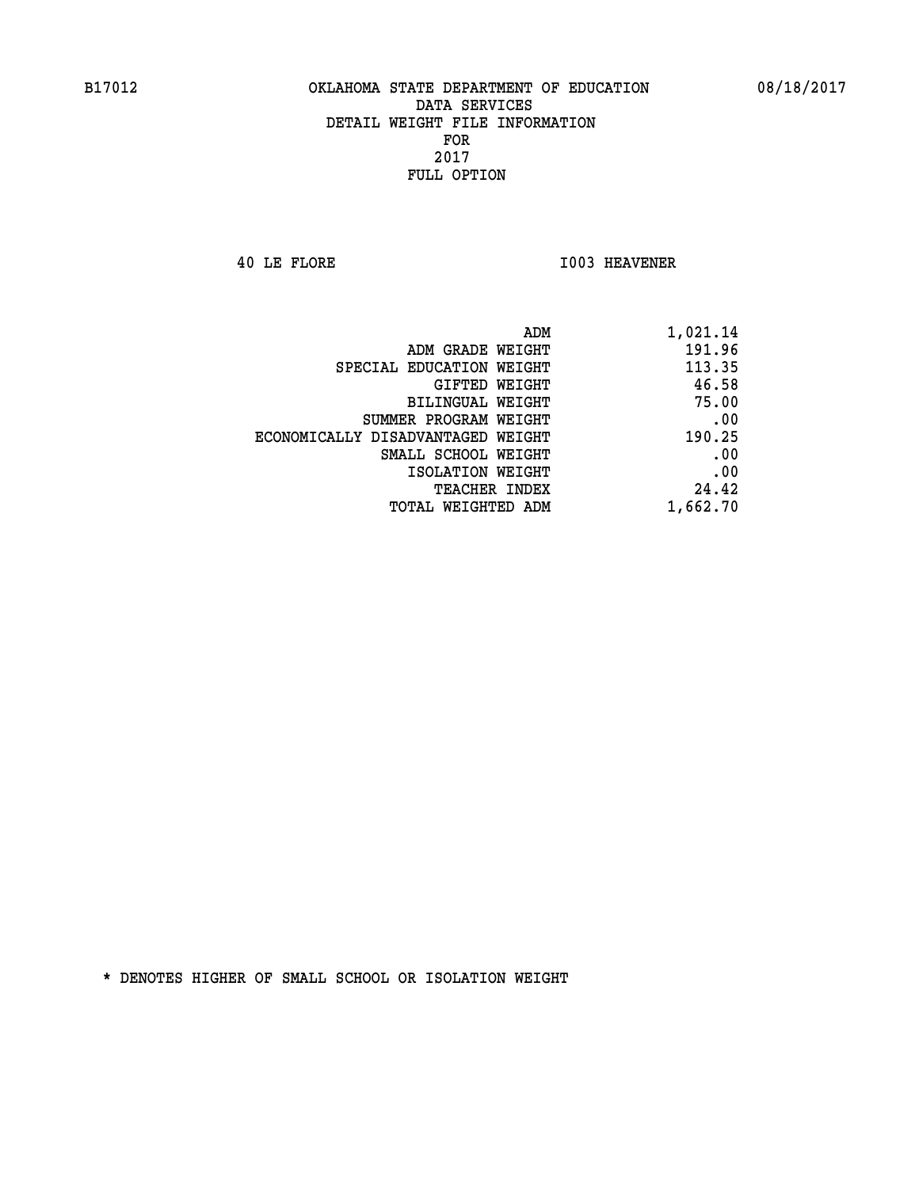B17012 OKLAHOMA STATE DEPARTMENT OF EDUCATION 08/18/2017

DATA SERVICES
DETAIL WEIGHT FILE INFORMATION
FOR
2017
FULL OPTION

40 LE FLORE I003 HEAVENER

| | |
|---|---|
| ADM | 1,021.14 |
| ADM GRADE WEIGHT | 191.96 |
| SPECIAL EDUCATION WEIGHT | 113.35 |
| GIFTED WEIGHT | 46.58 |
| BILINGUAL WEIGHT | 75.00 |
| SUMMER PROGRAM WEIGHT | .00 |
| ECONOMICALLY DISADVANTAGED WEIGHT | 190.25 |
| SMALL SCHOOL WEIGHT | .00 |
| ISOLATION WEIGHT | .00 |
| TEACHER INDEX | 24.42 |
| TOTAL WEIGHTED ADM | 1,662.70 |

* DENOTES HIGHER OF SMALL SCHOOL OR ISOLATION WEIGHT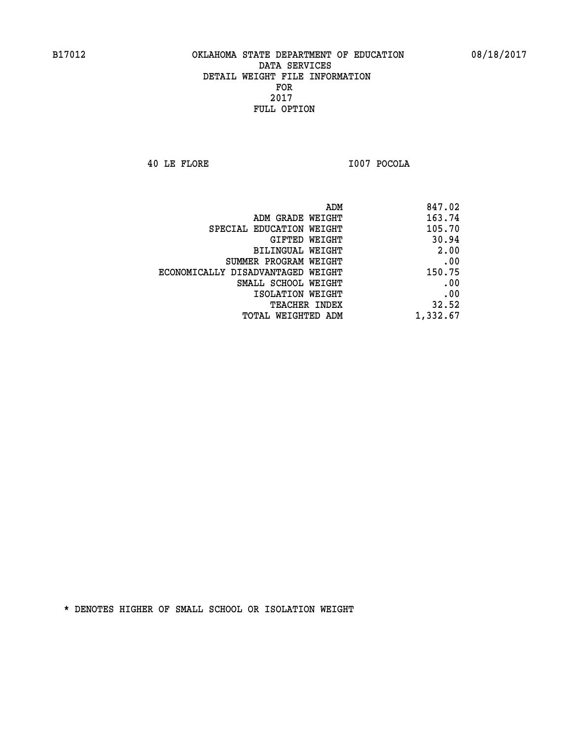B17012 OKLAHOMA STATE DEPARTMENT OF EDUCATION 08/18/2017

DATA SERVICES
DETAIL WEIGHT FILE INFORMATION
FOR
2017
FULL OPTION

40 LE FLORE I007 POCOLA

| | |
|---|---|
| ADM | 847.02 |
| ADM GRADE WEIGHT | 163.74 |
| SPECIAL EDUCATION WEIGHT | 105.70 |
| GIFTED WEIGHT | 30.94 |
| BILINGUAL WEIGHT | 2.00 |
| SUMMER PROGRAM WEIGHT | .00 |
| ECONOMICALLY DISADVANTAGED WEIGHT | 150.75 |
| SMALL SCHOOL WEIGHT | .00 |
| ISOLATION WEIGHT | .00 |
| TEACHER INDEX | 32.52 |
| TOTAL WEIGHTED ADM | 1,332.67 |

* DENOTES HIGHER OF SMALL SCHOOL OR ISOLATION WEIGHT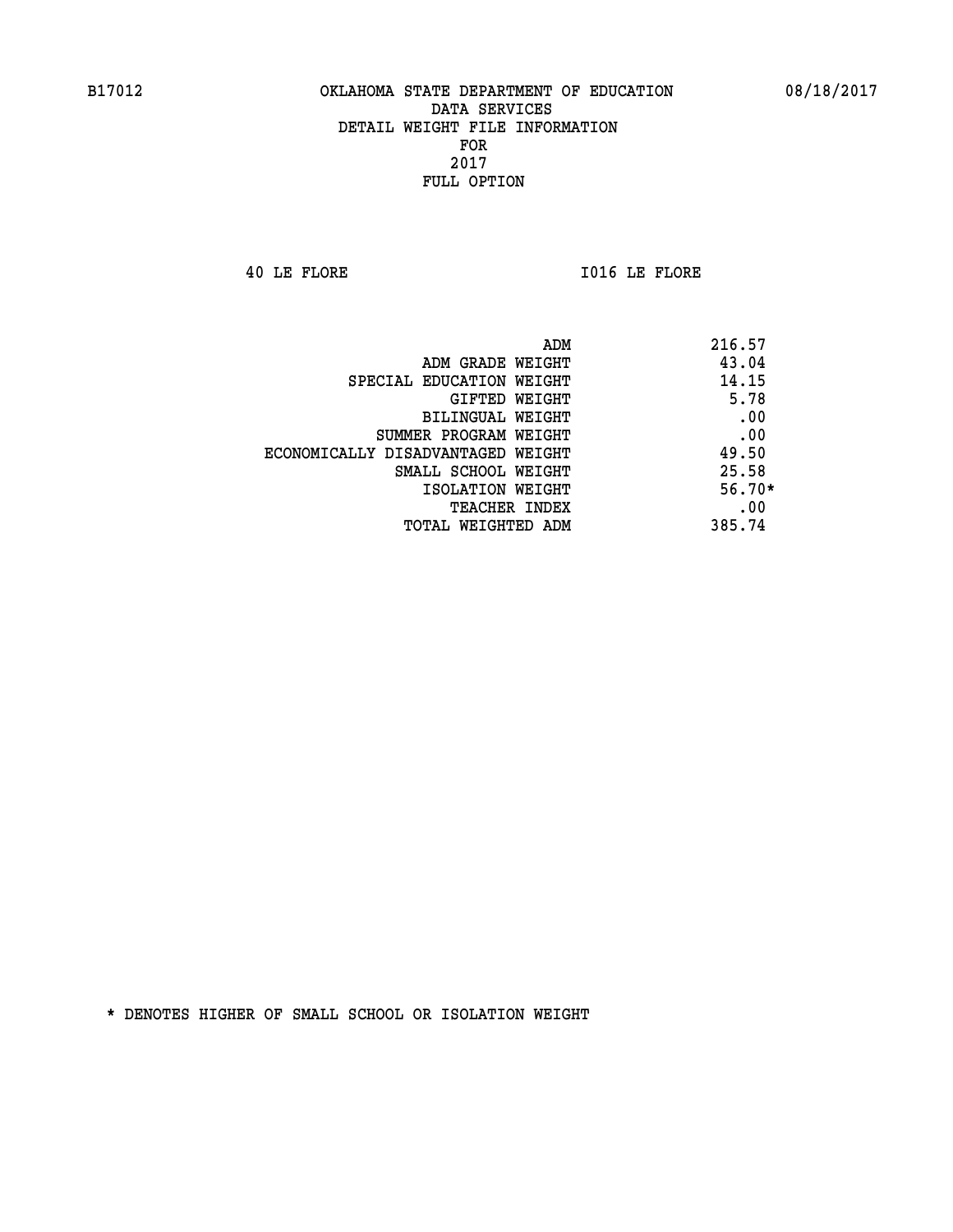B17012 OKLAHOMA STATE DEPARTMENT OF EDUCATION 08/18/2017

DATA SERVICES
DETAIL WEIGHT FILE INFORMATION
FOR
2017
FULL OPTION

40 LE FLORE I016 LE FLORE

| | |
|---|---|
| ADM | 216.57 |
| ADM GRADE WEIGHT | 43.04 |
| SPECIAL EDUCATION WEIGHT | 14.15 |
| GIFTED WEIGHT | 5.78 |
| BILINGUAL WEIGHT | .00 |
| SUMMER PROGRAM WEIGHT | .00 |
| ECONOMICALLY DISADVANTAGED WEIGHT | 49.50 |
| SMALL SCHOOL WEIGHT | 25.58 |
| ISOLATION WEIGHT | 56.70* |
| TEACHER INDEX | .00 |
| TOTAL WEIGHTED ADM | 385.74 |

* DENOTES HIGHER OF SMALL SCHOOL OR ISOLATION WEIGHT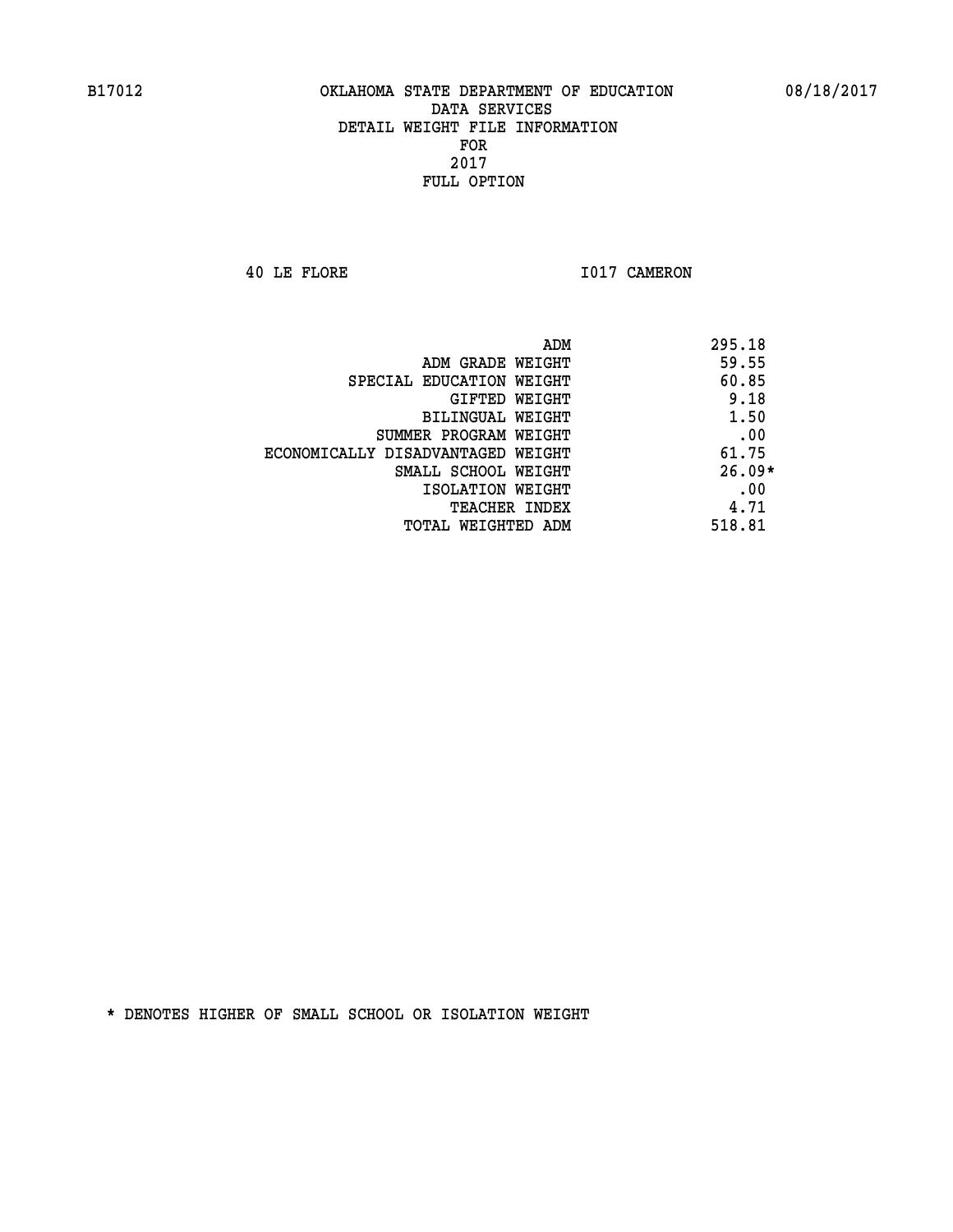B17012 OKLAHOMA STATE DEPARTMENT OF EDUCATION 08/18/2017

DATA SERVICES
DETAIL WEIGHT FILE INFORMATION
FOR
2017
FULL OPTION

40 LE FLORE I017 CAMERON

| | |
|---|---|
| ADM | 295.18 |
| ADM GRADE WEIGHT | 59.55 |
| SPECIAL EDUCATION WEIGHT | 60.85 |
| GIFTED WEIGHT | 9.18 |
| BILINGUAL WEIGHT | 1.50 |
| SUMMER PROGRAM WEIGHT | .00 |
| ECONOMICALLY DISADVANTAGED WEIGHT | 61.75 |
| SMALL SCHOOL WEIGHT | 26.09* |
| ISOLATION WEIGHT | .00 |
| TEACHER INDEX | 4.71 |
| TOTAL WEIGHTED ADM | 518.81 |

* DENOTES HIGHER OF SMALL SCHOOL OR ISOLATION WEIGHT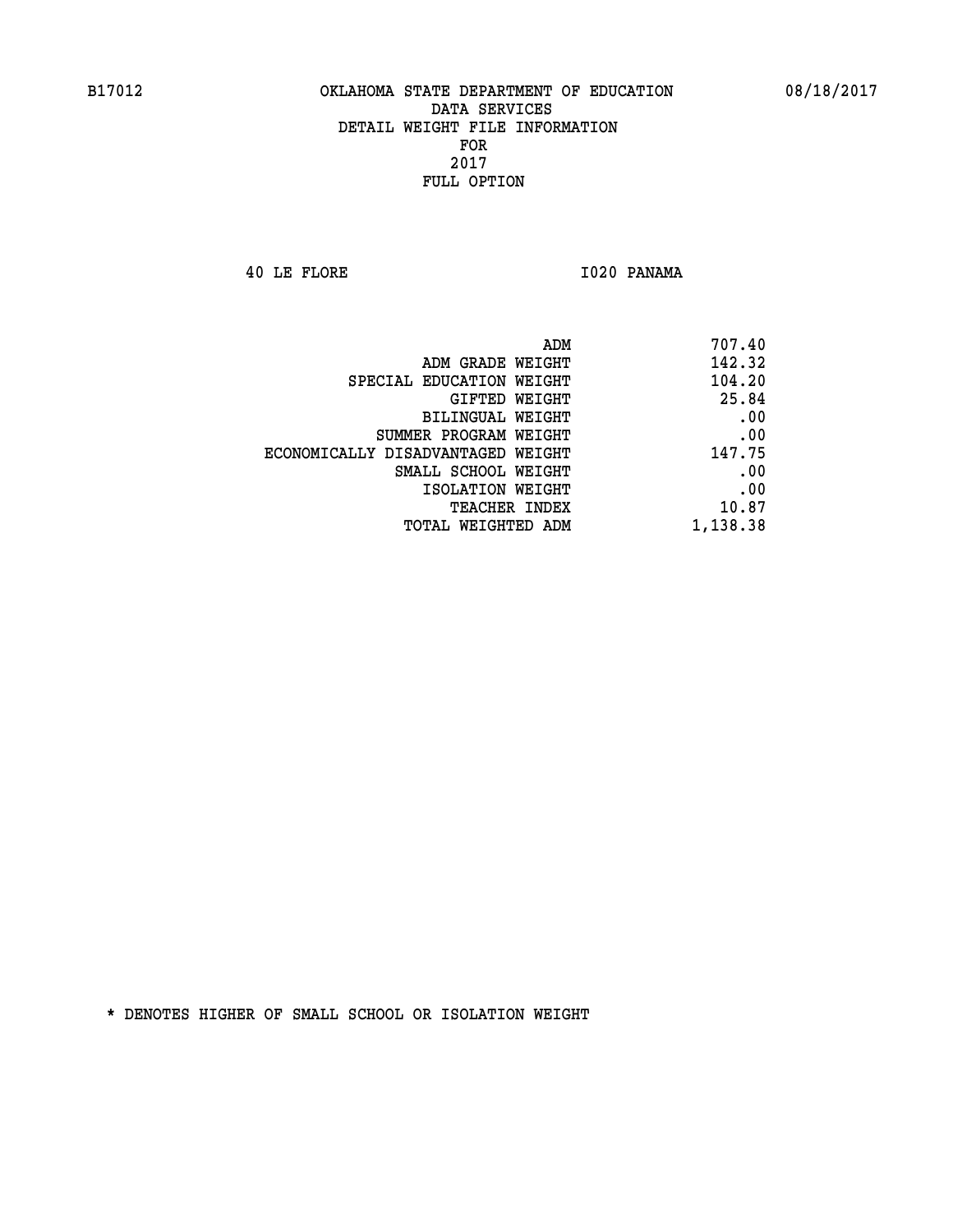B17012 OKLAHOMA STATE DEPARTMENT OF EDUCATION 08/18/2017

DATA SERVICES
DETAIL WEIGHT FILE INFORMATION
FOR
2017
FULL OPTION

40 LE FLORE I020 PANAMA

| | |
|---|---|
| ADM | 707.40 |
| ADM GRADE WEIGHT | 142.32 |
| SPECIAL EDUCATION WEIGHT | 104.20 |
| GIFTED WEIGHT | 25.84 |
| BILINGUAL WEIGHT | .00 |
| SUMMER PROGRAM WEIGHT | .00 |
| ECONOMICALLY DISADVANTAGED WEIGHT | 147.75 |
| SMALL SCHOOL WEIGHT | .00 |
| ISOLATION WEIGHT | .00 |
| TEACHER INDEX | 10.87 |
| TOTAL WEIGHTED ADM | 1,138.38 |

* DENOTES HIGHER OF SMALL SCHOOL OR ISOLATION WEIGHT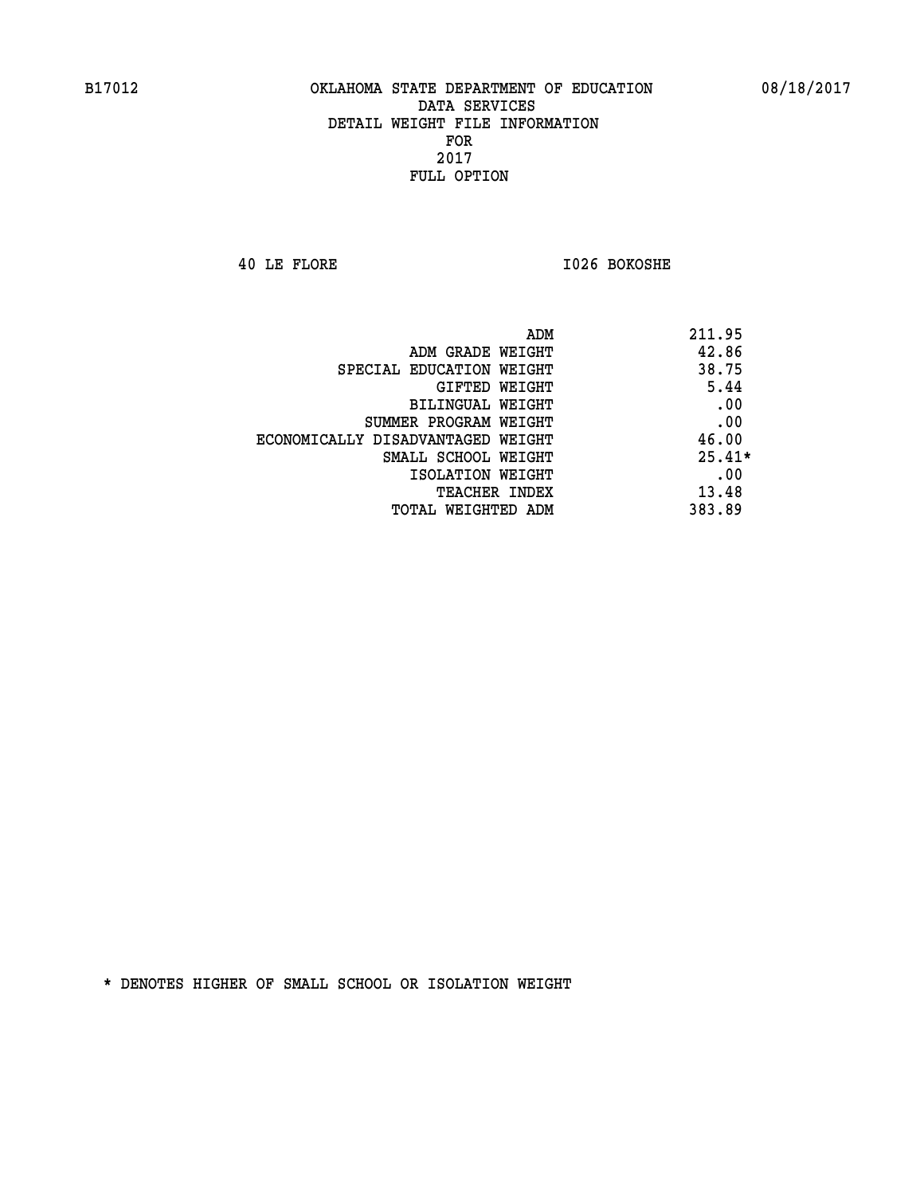B17012 OKLAHOMA STATE DEPARTMENT OF EDUCATION 08/18/2017

DATA SERVICES
DETAIL WEIGHT FILE INFORMATION
FOR
2017
FULL OPTION

40 LE FLORE I026 BOKOSHE

| | |
|---|---|
| ADM | 211.95 |
| ADM GRADE WEIGHT | 42.86 |
| SPECIAL EDUCATION WEIGHT | 38.75 |
| GIFTED WEIGHT | 5.44 |
| BILINGUAL WEIGHT | .00 |
| SUMMER PROGRAM WEIGHT | .00 |
| ECONOMICALLY DISADVANTAGED WEIGHT | 46.00 |
| SMALL SCHOOL WEIGHT | 25.41* |
| ISOLATION WEIGHT | .00 |
| TEACHER INDEX | 13.48 |
| TOTAL WEIGHTED ADM | 383.89 |

* DENOTES HIGHER OF SMALL SCHOOL OR ISOLATION WEIGHT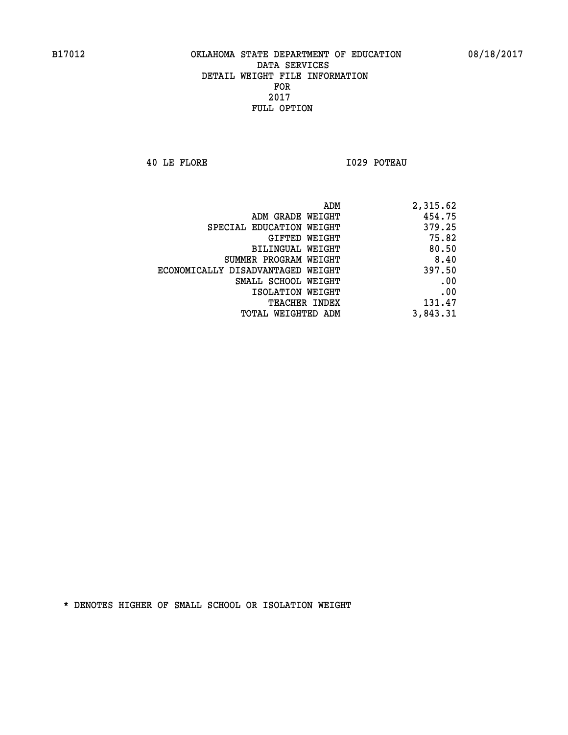B17012 OKLAHOMA STATE DEPARTMENT OF EDUCATION 08/18/2017

DATA SERVICES
DETAIL WEIGHT FILE INFORMATION
FOR
2017
FULL OPTION

40 LE FLORE I029 POTEAU

| | |
|---|---|
| ADM | 2,315.62 |
| ADM GRADE WEIGHT | 454.75 |
| SPECIAL EDUCATION WEIGHT | 379.25 |
| GIFTED WEIGHT | 75.82 |
| BILINGUAL WEIGHT | 80.50 |
| SUMMER PROGRAM WEIGHT | 8.40 |
| ECONOMICALLY DISADVANTAGED WEIGHT | 397.50 |
| SMALL SCHOOL WEIGHT | .00 |
| ISOLATION WEIGHT | .00 |
| TEACHER INDEX | 131.47 |
| TOTAL WEIGHTED ADM | 3,843.31 |

* DENOTES HIGHER OF SMALL SCHOOL OR ISOLATION WEIGHT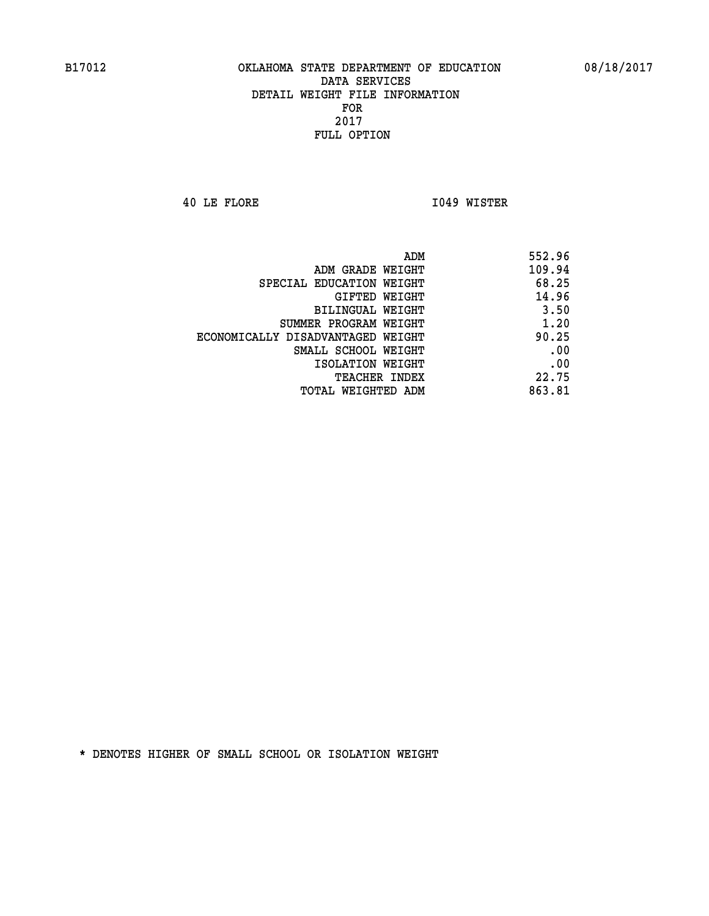B17012 OKLAHOMA STATE DEPARTMENT OF EDUCATION 08/18/2017

DATA SERVICES
DETAIL WEIGHT FILE INFORMATION
FOR
2017
FULL OPTION

40 LE FLORE I049 WISTER

| | |
|---|---|
| ADM | 552.96 |
| ADM GRADE WEIGHT | 109.94 |
| SPECIAL EDUCATION WEIGHT | 68.25 |
| GIFTED WEIGHT | 14.96 |
| BILINGUAL WEIGHT | 3.50 |
| SUMMER PROGRAM WEIGHT | 1.20 |
| ECONOMICALLY DISADVANTAGED WEIGHT | 90.25 |
| SMALL SCHOOL WEIGHT | .00 |
| ISOLATION WEIGHT | .00 |
| TEACHER INDEX | 22.75 |
| TOTAL WEIGHTED ADM | 863.81 |

* DENOTES HIGHER OF SMALL SCHOOL OR ISOLATION WEIGHT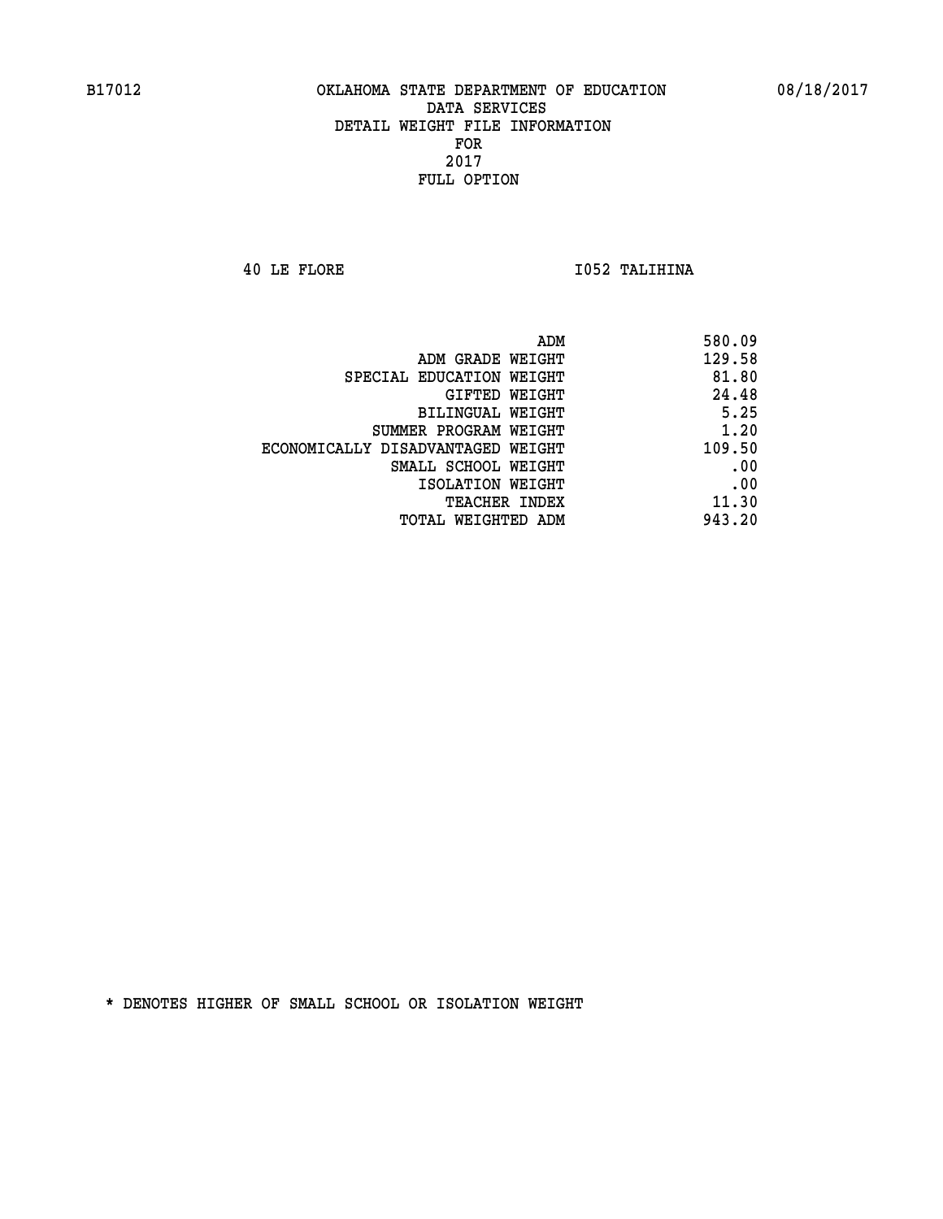B17012 OKLAHOMA STATE DEPARTMENT OF EDUCATION 08/18/2017

DATA SERVICES
DETAIL WEIGHT FILE INFORMATION
FOR
2017
FULL OPTION

40 LE FLORE I052 TALIHINA

| | |
|---|---|
| ADM | 580.09 |
| ADM GRADE WEIGHT | 129.58 |
| SPECIAL EDUCATION WEIGHT | 81.80 |
| GIFTED WEIGHT | 24.48 |
| BILINGUAL WEIGHT | 5.25 |
| SUMMER PROGRAM WEIGHT | 1.20 |
| ECONOMICALLY DISADVANTAGED WEIGHT | 109.50 |
| SMALL SCHOOL WEIGHT | .00 |
| ISOLATION WEIGHT | .00 |
| TEACHER INDEX | 11.30 |
| TOTAL WEIGHTED ADM | 943.20 |

* DENOTES HIGHER OF SMALL SCHOOL OR ISOLATION WEIGHT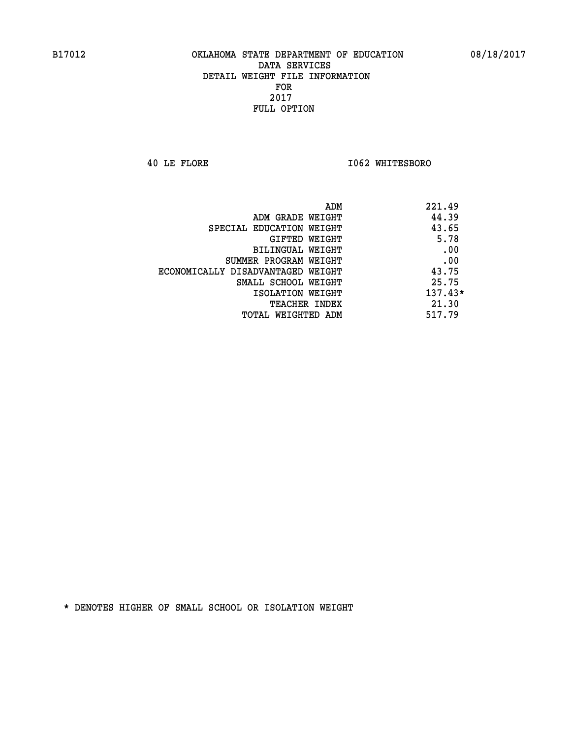B17012 OKLAHOMA STATE DEPARTMENT OF EDUCATION 08/18/2017

DATA SERVICES
DETAIL WEIGHT FILE INFORMATION
FOR
2017
FULL OPTION

40 LE FLORE I062 WHITESBORO

| | |
|---|---|
| ADM | 221.49 |
| ADM GRADE WEIGHT | 44.39 |
| SPECIAL EDUCATION WEIGHT | 43.65 |
| GIFTED WEIGHT | 5.78 |
| BILINGUAL WEIGHT | .00 |
| SUMMER PROGRAM WEIGHT | .00 |
| ECONOMICALLY DISADVANTAGED WEIGHT | 43.75 |
| SMALL SCHOOL WEIGHT | 25.75 |
| ISOLATION WEIGHT | 137.43* |
| TEACHER INDEX | 21.30 |
| TOTAL WEIGHTED ADM | 517.79 |

* DENOTES HIGHER OF SMALL SCHOOL OR ISOLATION WEIGHT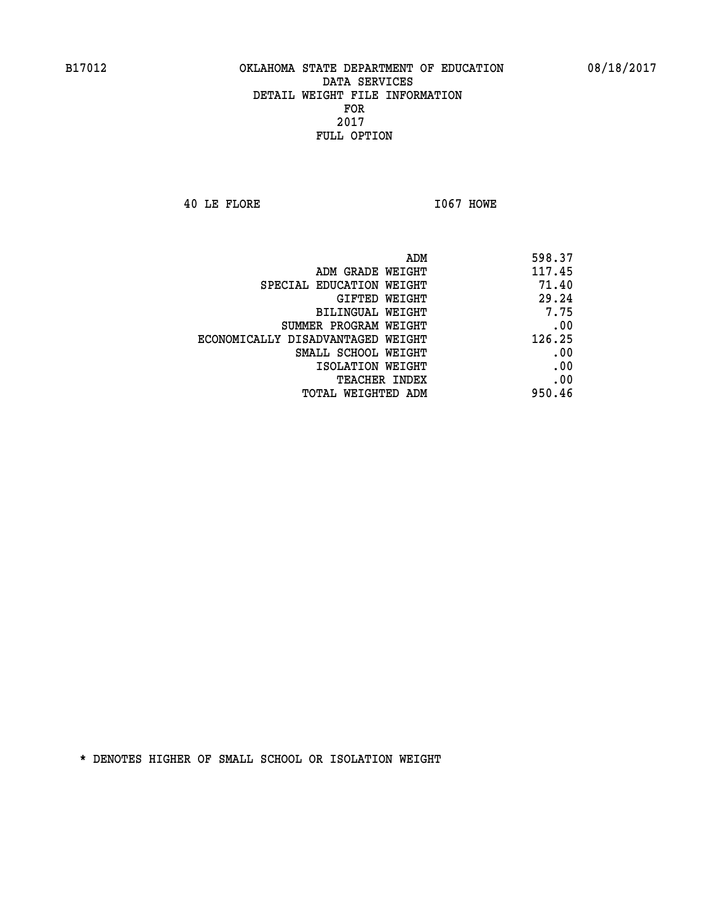B17012 OKLAHOMA STATE DEPARTMENT OF EDUCATION 08/18/2017

DATA SERVICES
DETAIL WEIGHT FILE INFORMATION
FOR
2017
FULL OPTION

40 LE FLORE I067 HOWE

| | |
|---|---|
| ADM | 598.37 |
| ADM GRADE WEIGHT | 117.45 |
| SPECIAL EDUCATION WEIGHT | 71.40 |
| GIFTED WEIGHT | 29.24 |
| BILINGUAL WEIGHT | 7.75 |
| SUMMER PROGRAM WEIGHT | .00 |
| ECONOMICALLY DISADVANTAGED WEIGHT | 126.25 |
| SMALL SCHOOL WEIGHT | .00 |
| ISOLATION WEIGHT | .00 |
| TEACHER INDEX | .00 |
| TOTAL WEIGHTED ADM | 950.46 |

* DENOTES HIGHER OF SMALL SCHOOL OR ISOLATION WEIGHT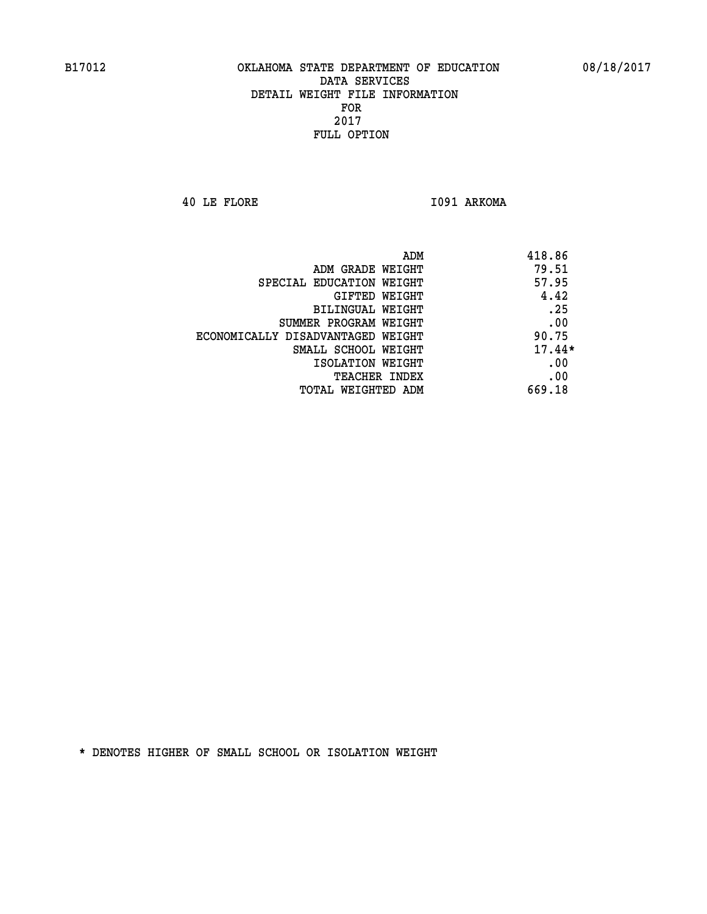B17012 OKLAHOMA STATE DEPARTMENT OF EDUCATION 08/18/2017

DATA SERVICES
DETAIL WEIGHT FILE INFORMATION
FOR
2017
FULL OPTION

40 LE FLORE I091 ARKOMA

| | |
|---|---|
| ADM | 418.86 |
| ADM GRADE WEIGHT | 79.51 |
| SPECIAL EDUCATION WEIGHT | 57.95 |
| GIFTED WEIGHT | 4.42 |
| BILINGUAL WEIGHT | .25 |
| SUMMER PROGRAM WEIGHT | .00 |
| ECONOMICALLY DISADVANTAGED WEIGHT | 90.75 |
| SMALL SCHOOL WEIGHT | 17.44* |
| ISOLATION WEIGHT | .00 |
| TEACHER INDEX | .00 |
| TOTAL WEIGHTED ADM | 669.18 |

* DENOTES HIGHER OF SMALL SCHOOL OR ISOLATION WEIGHT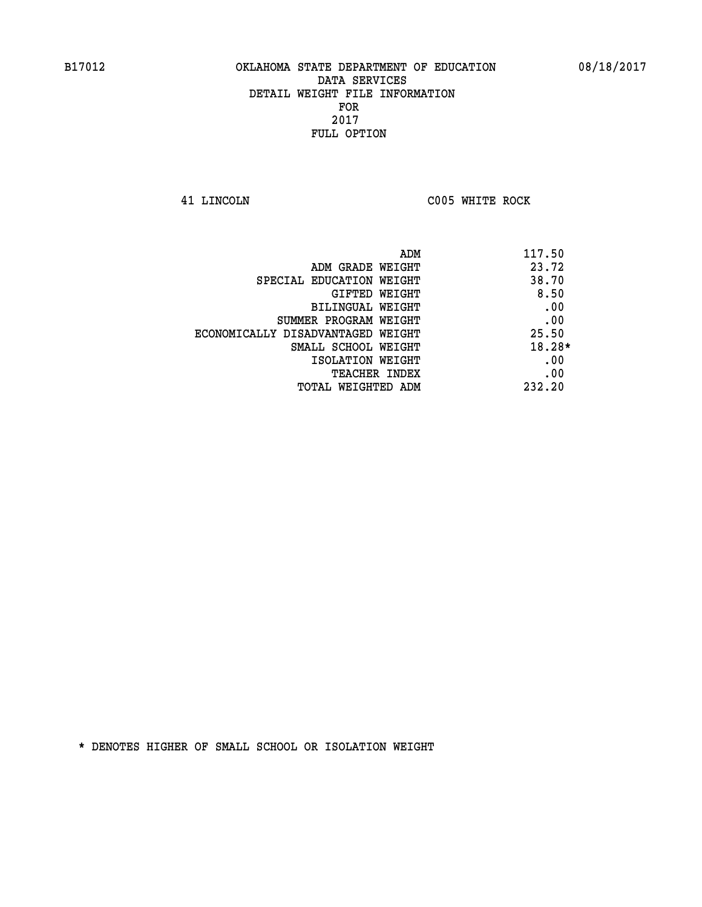B17012 OKLAHOMA STATE DEPARTMENT OF EDUCATION 08/18/2017

DATA SERVICES
DETAIL WEIGHT FILE INFORMATION
FOR
2017
FULL OPTION

41 LINCOLN C005 WHITE ROCK

| | |
|---|---|
| ADM | 117.50 |
| ADM GRADE WEIGHT | 23.72 |
| SPECIAL EDUCATION WEIGHT | 38.70 |
| GIFTED WEIGHT | 8.50 |
| BILINGUAL WEIGHT | .00 |
| SUMMER PROGRAM WEIGHT | .00 |
| ECONOMICALLY DISADVANTAGED WEIGHT | 25.50 |
| SMALL SCHOOL WEIGHT | 18.28* |
| ISOLATION WEIGHT | .00 |
| TEACHER INDEX | .00 |
| TOTAL WEIGHTED ADM | 232.20 |

* DENOTES HIGHER OF SMALL SCHOOL OR ISOLATION WEIGHT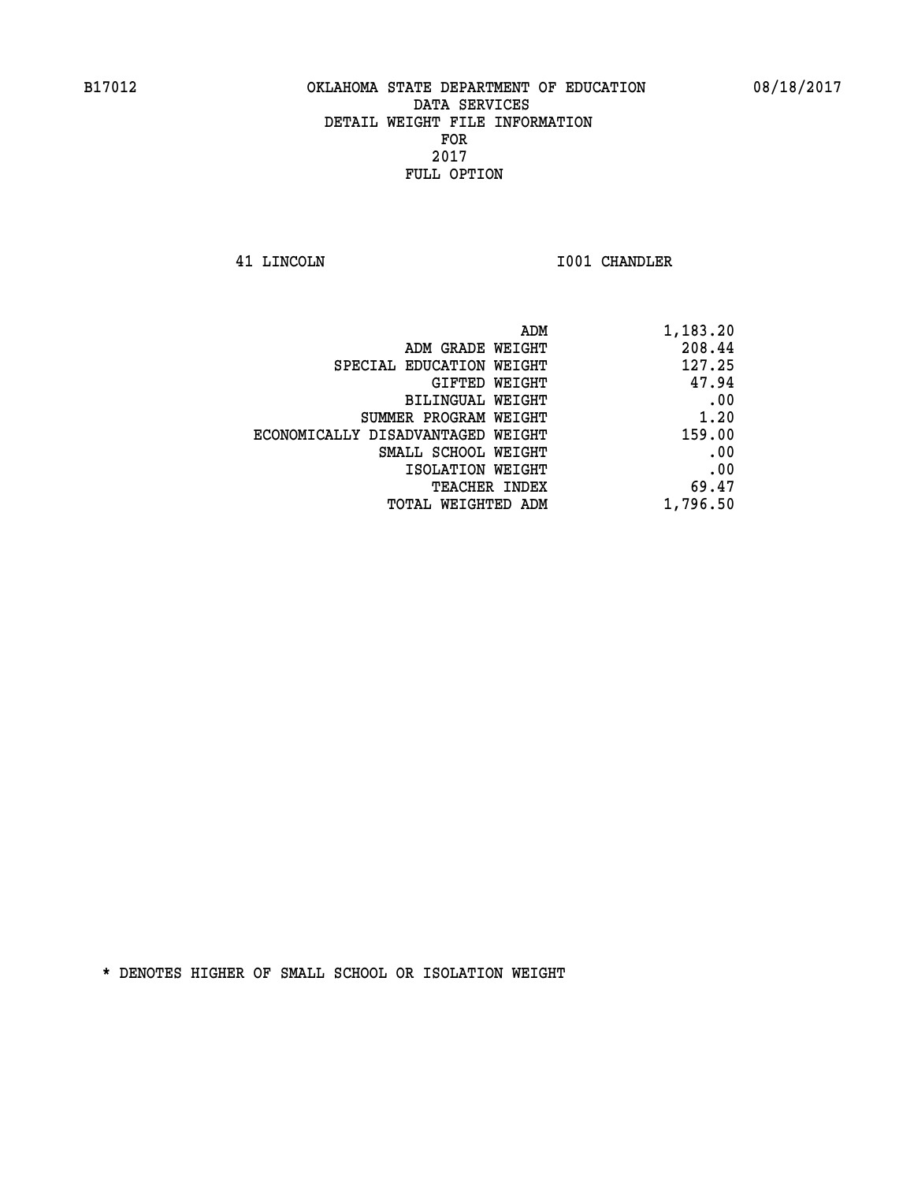B17012 OKLAHOMA STATE DEPARTMENT OF EDUCATION 08/18/2017

DATA SERVICES
DETAIL WEIGHT FILE INFORMATION
FOR
2017
FULL OPTION

41 LINCOLN I001 CHANDLER

| | |
|---|---|
| ADM | 1,183.20 |
| ADM GRADE WEIGHT | 208.44 |
| SPECIAL EDUCATION WEIGHT | 127.25 |
| GIFTED WEIGHT | 47.94 |
| BILINGUAL WEIGHT | .00 |
| SUMMER PROGRAM WEIGHT | 1.20 |
| ECONOMICALLY DISADVANTAGED WEIGHT | 159.00 |
| SMALL SCHOOL WEIGHT | .00 |
| ISOLATION WEIGHT | .00 |
| TEACHER INDEX | 69.47 |
| TOTAL WEIGHTED ADM | 1,796.50 |

* DENOTES HIGHER OF SMALL SCHOOL OR ISOLATION WEIGHT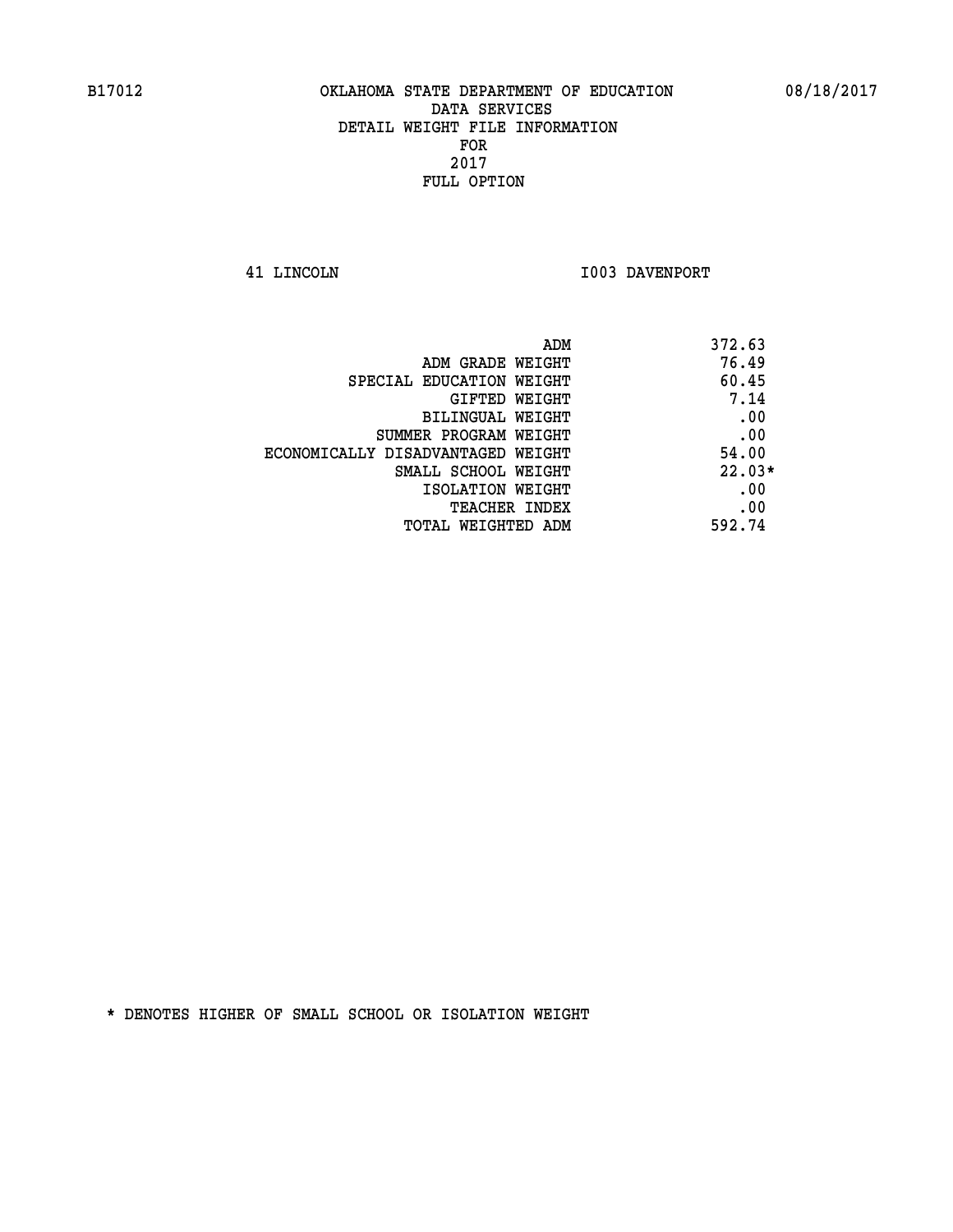B17012 OKLAHOMA STATE DEPARTMENT OF EDUCATION 08/18/2017

DATA SERVICES
DETAIL WEIGHT FILE INFORMATION
FOR
2017
FULL OPTION

41 LINCOLN I003 DAVENPORT

| | |
|---|---|
| ADM | 372.63 |
| ADM GRADE WEIGHT | 76.49 |
| SPECIAL EDUCATION WEIGHT | 60.45 |
| GIFTED WEIGHT | 7.14 |
| BILINGUAL WEIGHT | .00 |
| SUMMER PROGRAM WEIGHT | .00 |
| ECONOMICALLY DISADVANTAGED WEIGHT | 54.00 |
| SMALL SCHOOL WEIGHT | 22.03* |
| ISOLATION WEIGHT | .00 |
| TEACHER INDEX | .00 |
| TOTAL WEIGHTED ADM | 592.74 |

* DENOTES HIGHER OF SMALL SCHOOL OR ISOLATION WEIGHT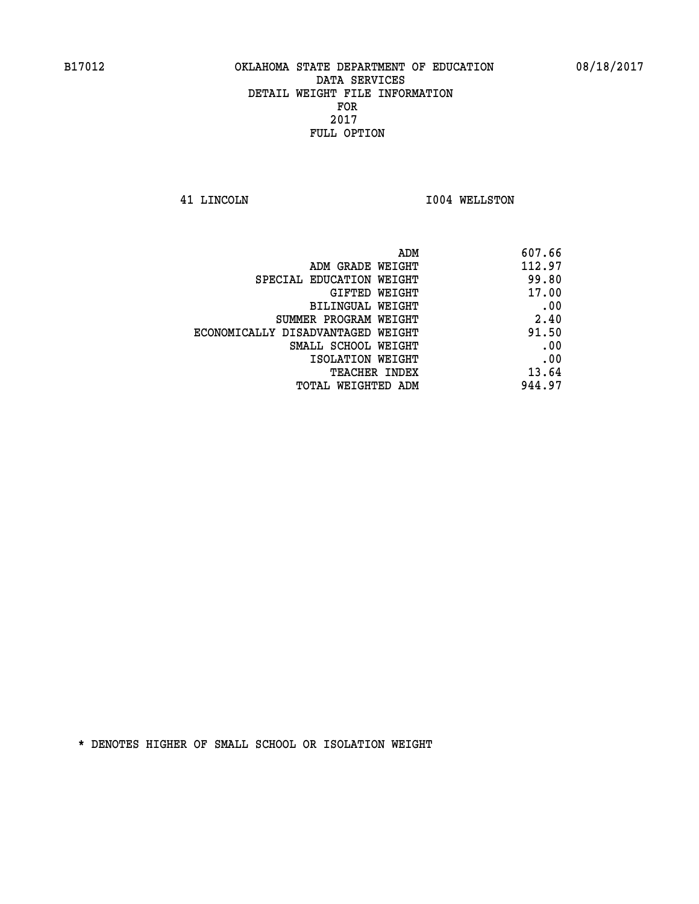B17012 OKLAHOMA STATE DEPARTMENT OF EDUCATION 08/18/2017

DATA SERVICES
DETAIL WEIGHT FILE INFORMATION
FOR
2017
FULL OPTION

41 LINCOLN I004 WELLSTON

| | |
|---|---|
| ADM | 607.66 |
| ADM GRADE WEIGHT | 112.97 |
| SPECIAL EDUCATION WEIGHT | 99.80 |
| GIFTED WEIGHT | 17.00 |
| BILINGUAL WEIGHT | .00 |
| SUMMER PROGRAM WEIGHT | 2.40 |
| ECONOMICALLY DISADVANTAGED WEIGHT | 91.50 |
| SMALL SCHOOL WEIGHT | .00 |
| ISOLATION WEIGHT | .00 |
| TEACHER INDEX | 13.64 |
| TOTAL WEIGHTED ADM | 944.97 |

* DENOTES HIGHER OF SMALL SCHOOL OR ISOLATION WEIGHT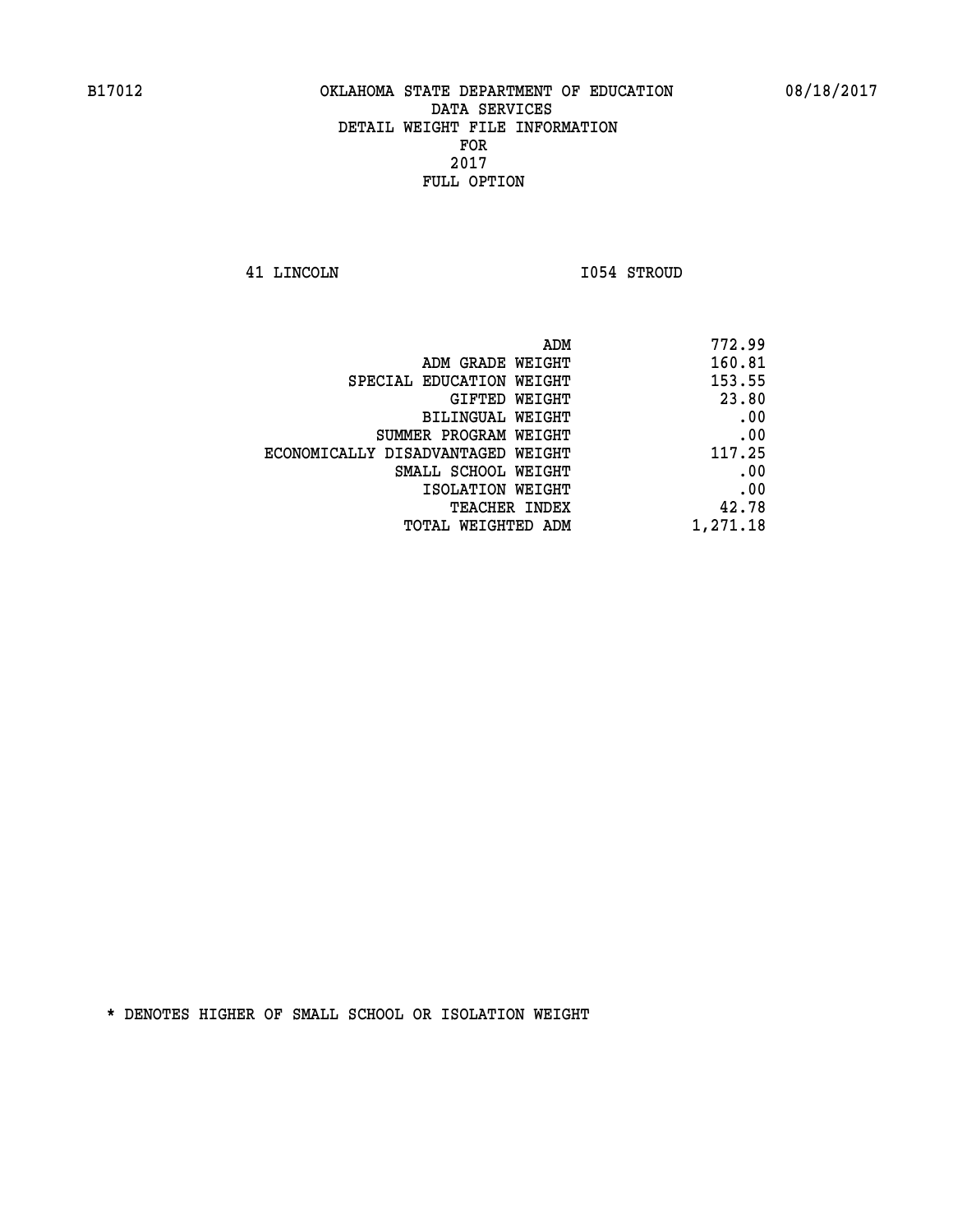B17012 OKLAHOMA STATE DEPARTMENT OF EDUCATION 08/18/2017

DATA SERVICES
DETAIL WEIGHT FILE INFORMATION
FOR
2017
FULL OPTION

41 LINCOLN I054 STROUD

| | |
|---|---|
| ADM | 772.99 |
| ADM GRADE WEIGHT | 160.81 |
| SPECIAL EDUCATION WEIGHT | 153.55 |
| GIFTED WEIGHT | 23.80 |
| BILINGUAL WEIGHT | .00 |
| SUMMER PROGRAM WEIGHT | .00 |
| ECONOMICALLY DISADVANTAGED WEIGHT | 117.25 |
| SMALL SCHOOL WEIGHT | .00 |
| ISOLATION WEIGHT | .00 |
| TEACHER INDEX | 42.78 |
| TOTAL WEIGHTED ADM | 1,271.18 |

* DENOTES HIGHER OF SMALL SCHOOL OR ISOLATION WEIGHT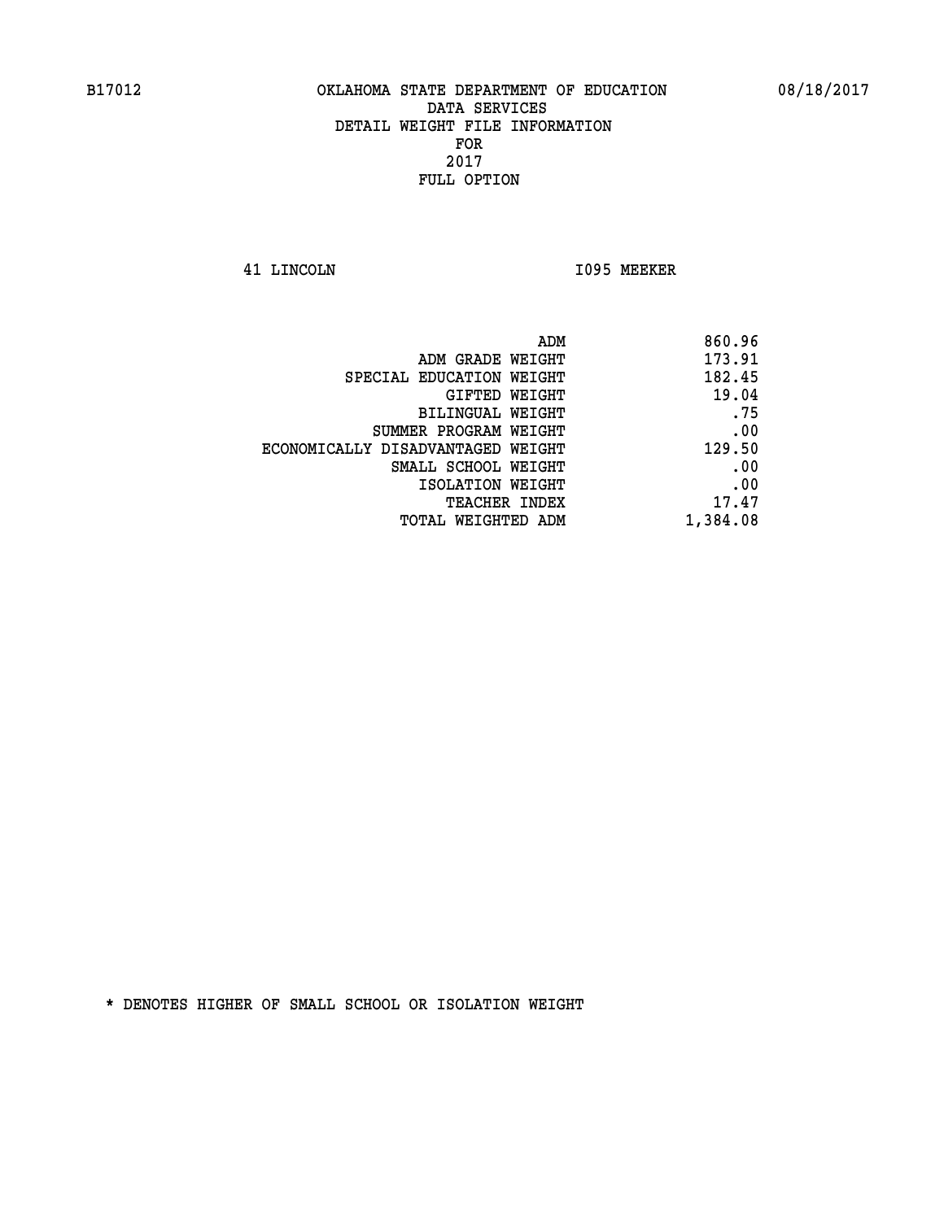B17012 OKLAHOMA STATE DEPARTMENT OF EDUCATION 08/18/2017

DATA SERVICES
DETAIL WEIGHT FILE INFORMATION
FOR
2017
FULL OPTION

41 LINCOLN I095 MEEKER

| | |
|---|---|
| ADM | 860.96 |
| ADM GRADE WEIGHT | 173.91 |
| SPECIAL EDUCATION WEIGHT | 182.45 |
| GIFTED WEIGHT | 19.04 |
| BILINGUAL WEIGHT | .75 |
| SUMMER PROGRAM WEIGHT | .00 |
| ECONOMICALLY DISADVANTAGED WEIGHT | 129.50 |
| SMALL SCHOOL WEIGHT | .00 |
| ISOLATION WEIGHT | .00 |
| TEACHER INDEX | 17.47 |
| TOTAL WEIGHTED ADM | 1,384.08 |

* DENOTES HIGHER OF SMALL SCHOOL OR ISOLATION WEIGHT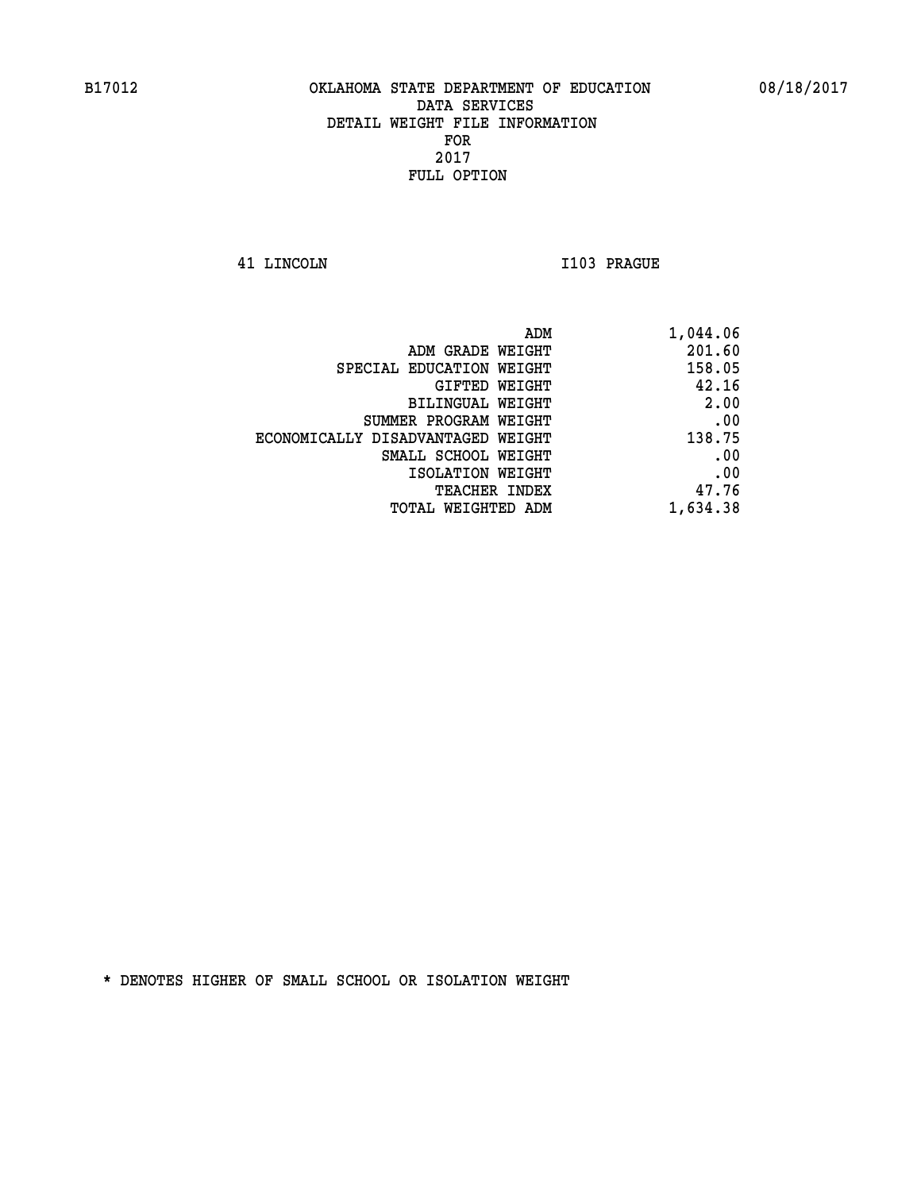B17012 OKLAHOMA STATE DEPARTMENT OF EDUCATION 08/18/2017

DATA SERVICES

DETAIL WEIGHT FILE INFORMATION

FOR

2017

FULL OPTION

41 LINCOLN I103 PRAGUE

| | |
|---|---|
| ADM | 1,044.06 |
| ADM GRADE WEIGHT | 201.60 |
| SPECIAL EDUCATION WEIGHT | 158.05 |
| GIFTED WEIGHT | 42.16 |
| BILINGUAL WEIGHT | 2.00 |
| SUMMER PROGRAM WEIGHT | .00 |
| ECONOMICALLY DISADVANTAGED WEIGHT | 138.75 |
| SMALL SCHOOL WEIGHT | .00 |
| ISOLATION WEIGHT | .00 |
| TEACHER INDEX | 47.76 |
| TOTAL WEIGHTED ADM | 1,634.38 |

* DENOTES HIGHER OF SMALL SCHOOL OR ISOLATION WEIGHT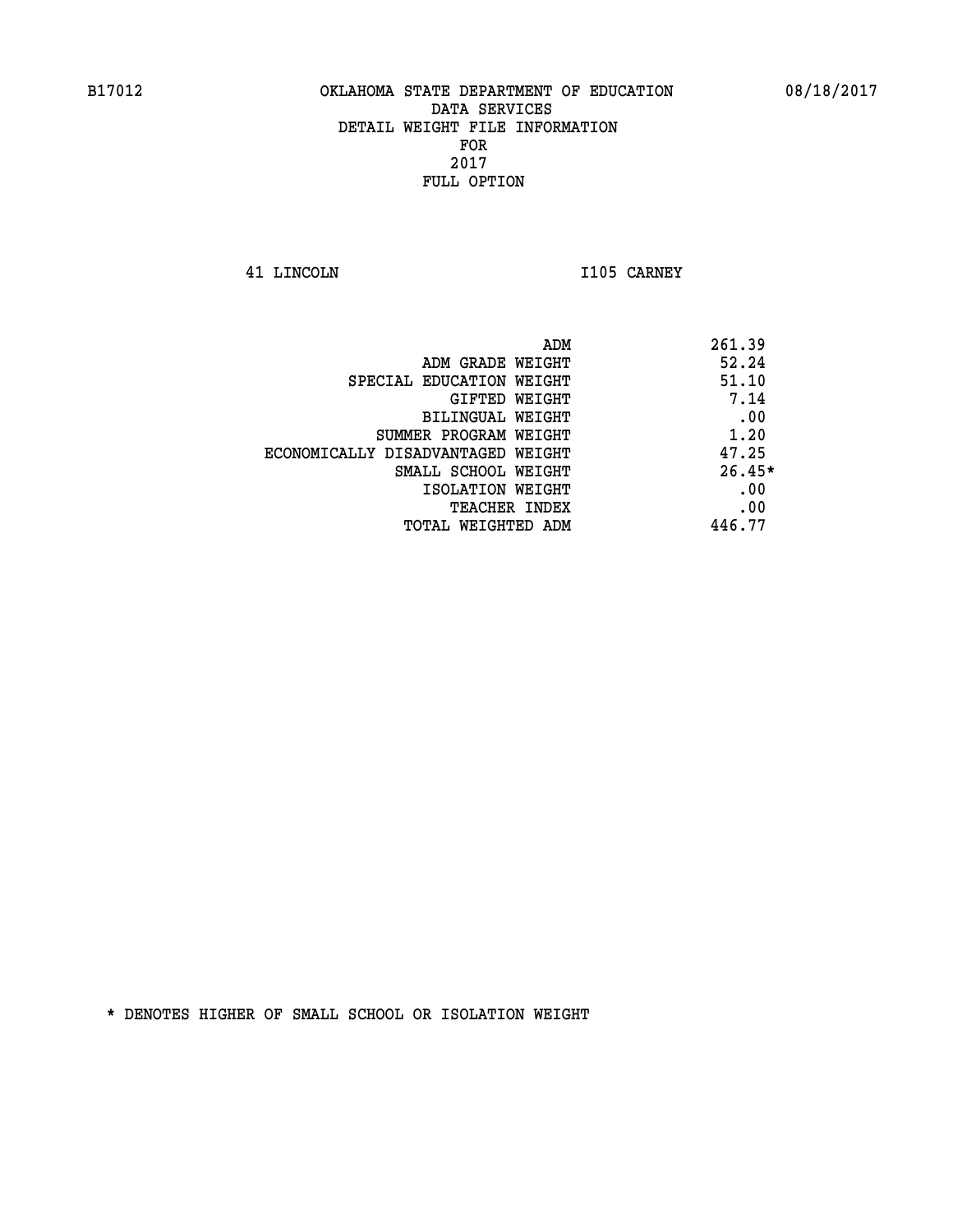B17012 OKLAHOMA STATE DEPARTMENT OF EDUCATION 08/18/2017

DATA SERVICES
DETAIL WEIGHT FILE INFORMATION
FOR
2017
FULL OPTION

41 LINCOLN I105 CARNEY

| | |
|---|---|
| ADM | 261.39 |
| ADM GRADE WEIGHT | 52.24 |
| SPECIAL EDUCATION WEIGHT | 51.10 |
| GIFTED WEIGHT | 7.14 |
| BILINGUAL WEIGHT | .00 |
| SUMMER PROGRAM WEIGHT | 1.20 |
| ECONOMICALLY DISADVANTAGED WEIGHT | 47.25 |
| SMALL SCHOOL WEIGHT | 26.45* |
| ISOLATION WEIGHT | .00 |
| TEACHER INDEX | .00 |
| TOTAL WEIGHTED ADM | 446.77 |

* DENOTES HIGHER OF SMALL SCHOOL OR ISOLATION WEIGHT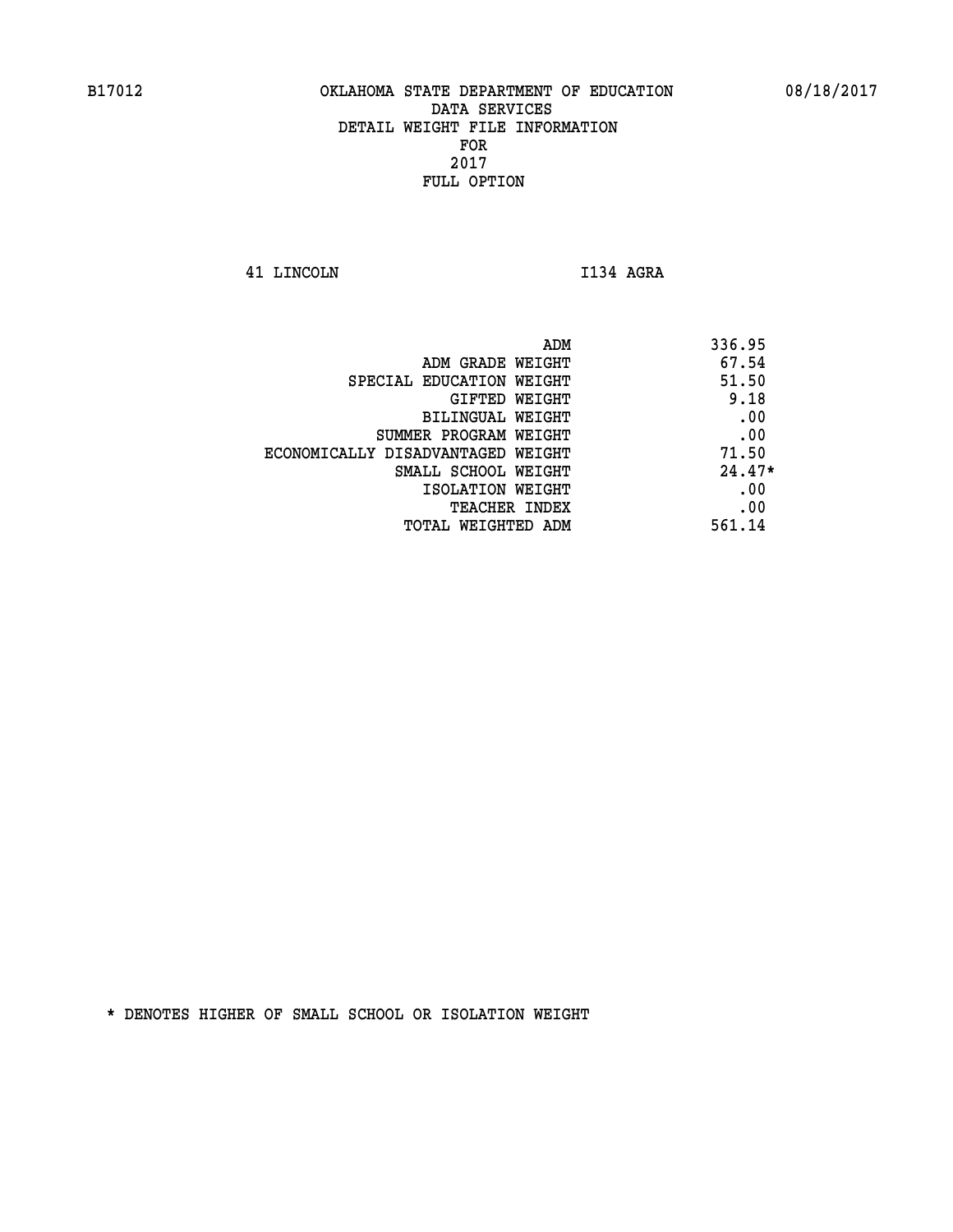B17012 OKLAHOMA STATE DEPARTMENT OF EDUCATION 08/18/2017

DATA SERVICES
DETAIL WEIGHT FILE INFORMATION
FOR
2017
FULL OPTION

41 LINCOLN I134 AGRA

| | |
|---|---|
| ADM | 336.95 |
| ADM GRADE WEIGHT | 67.54 |
| SPECIAL EDUCATION WEIGHT | 51.50 |
| GIFTED WEIGHT | 9.18 |
| BILINGUAL WEIGHT | .00 |
| SUMMER PROGRAM WEIGHT | .00 |
| ECONOMICALLY DISADVANTAGED WEIGHT | 71.50 |
| SMALL SCHOOL WEIGHT | 24.47* |
| ISOLATION WEIGHT | .00 |
| TEACHER INDEX | .00 |
| TOTAL WEIGHTED ADM | 561.14 |

* DENOTES HIGHER OF SMALL SCHOOL OR ISOLATION WEIGHT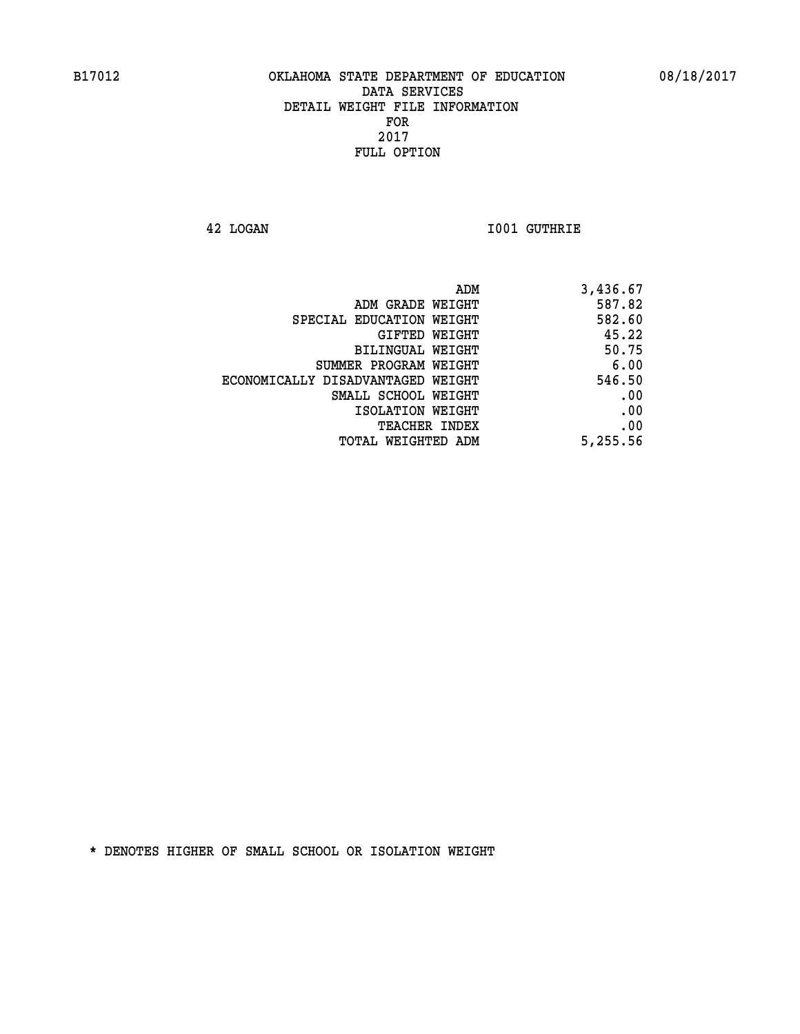B17012 OKLAHOMA STATE DEPARTMENT OF EDUCATION 08/18/2017

DATA SERVICES
DETAIL WEIGHT FILE INFORMATION
FOR
2017
FULL OPTION

42 LOGAN I001 GUTHRIE

| | |
|---|---|
| ADM | 3,436.67 |
| ADM GRADE WEIGHT | 587.82 |
| SPECIAL EDUCATION WEIGHT | 582.60 |
| GIFTED WEIGHT | 45.22 |
| BILINGUAL WEIGHT | 50.75 |
| SUMMER PROGRAM WEIGHT | 6.00 |
| ECONOMICALLY DISADVANTAGED WEIGHT | 546.50 |
| SMALL SCHOOL WEIGHT | .00 |
| ISOLATION WEIGHT | .00 |
| TEACHER INDEX | .00 |
| TOTAL WEIGHTED ADM | 5,255.56 |

* DENOTES HIGHER OF SMALL SCHOOL OR ISOLATION WEIGHT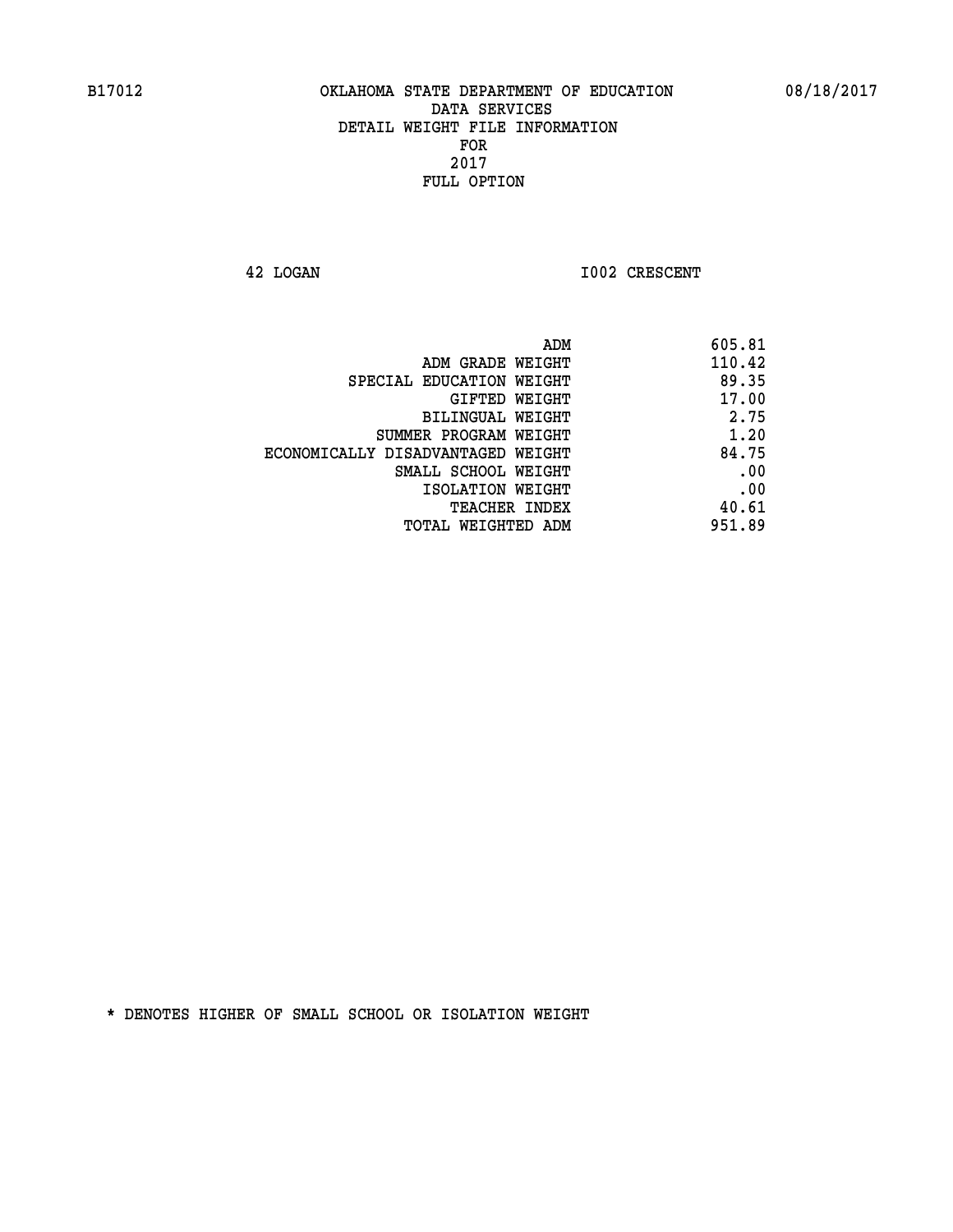B17012 OKLAHOMA STATE DEPARTMENT OF EDUCATION 08/18/2017

DATA SERVICES
DETAIL WEIGHT FILE INFORMATION
FOR
2017
FULL OPTION

42 LOGAN I002 CRESCENT

| | |
|---|---|
| ADM | 605.81 |
| ADM GRADE WEIGHT | 110.42 |
| SPECIAL EDUCATION WEIGHT | 89.35 |
| GIFTED WEIGHT | 17.00 |
| BILINGUAL WEIGHT | 2.75 |
| SUMMER PROGRAM WEIGHT | 1.20 |
| ECONOMICALLY DISADVANTAGED WEIGHT | 84.75 |
| SMALL SCHOOL WEIGHT | .00 |
| ISOLATION WEIGHT | .00 |
| TEACHER INDEX | 40.61 |
| TOTAL WEIGHTED ADM | 951.89 |

* DENOTES HIGHER OF SMALL SCHOOL OR ISOLATION WEIGHT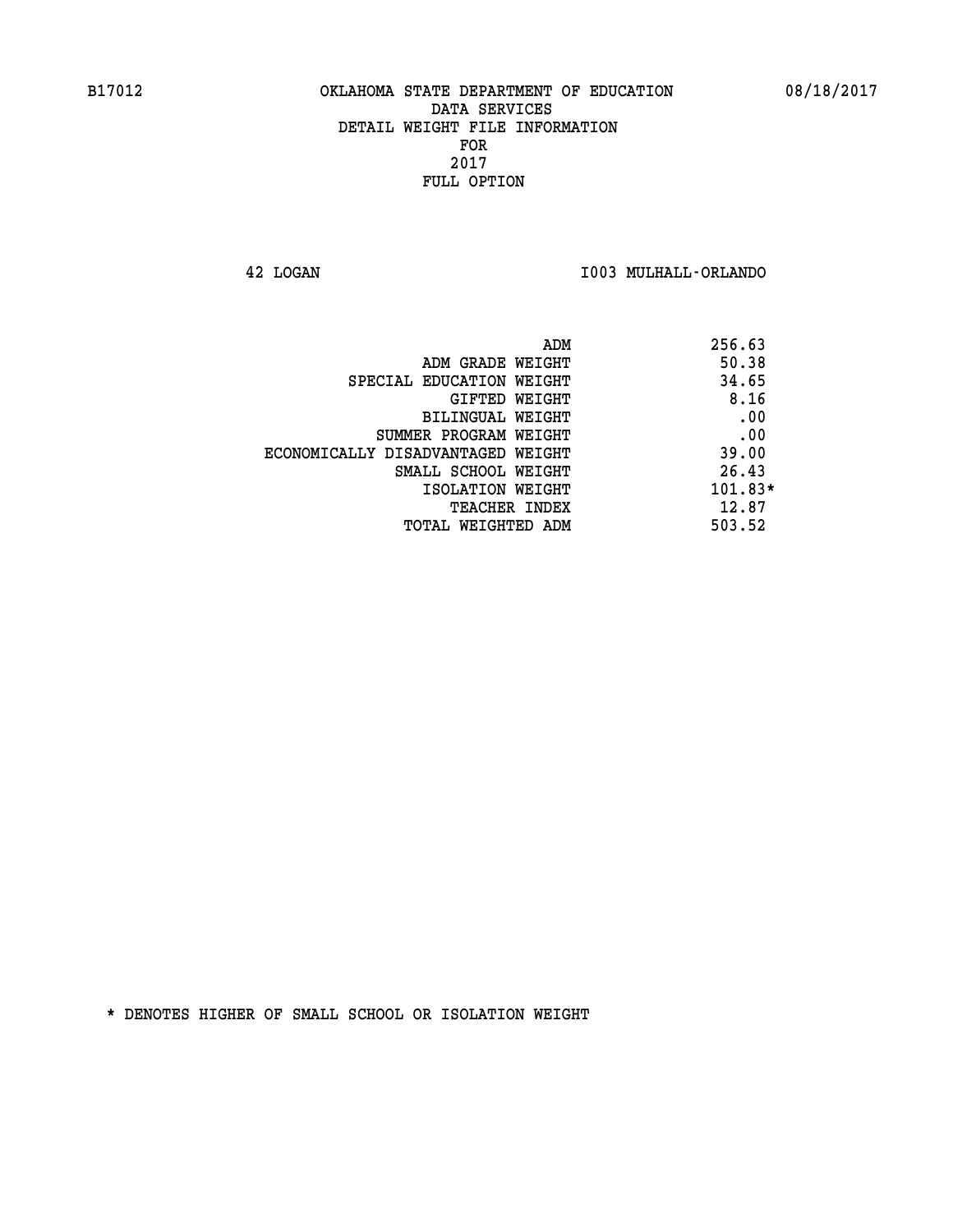B17012 OKLAHOMA STATE DEPARTMENT OF EDUCATION 08/18/2017
DATA SERVICES
DETAIL WEIGHT FILE INFORMATION
FOR
2017
FULL OPTION

42 LOGAN I003 MULHALL-ORLANDO

| | |
|---|---|
| ADM | 256.63 |
| ADM GRADE WEIGHT | 50.38 |
| SPECIAL EDUCATION WEIGHT | 34.65 |
| GIFTED WEIGHT | 8.16 |
| BILINGUAL WEIGHT | .00 |
| SUMMER PROGRAM WEIGHT | .00 |
| ECONOMICALLY DISADVANTAGED WEIGHT | 39.00 |
| SMALL SCHOOL WEIGHT | 26.43 |
| ISOLATION WEIGHT | 101.83* |
| TEACHER INDEX | 12.87 |
| TOTAL WEIGHTED ADM | 503.52 |

* DENOTES HIGHER OF SMALL SCHOOL OR ISOLATION WEIGHT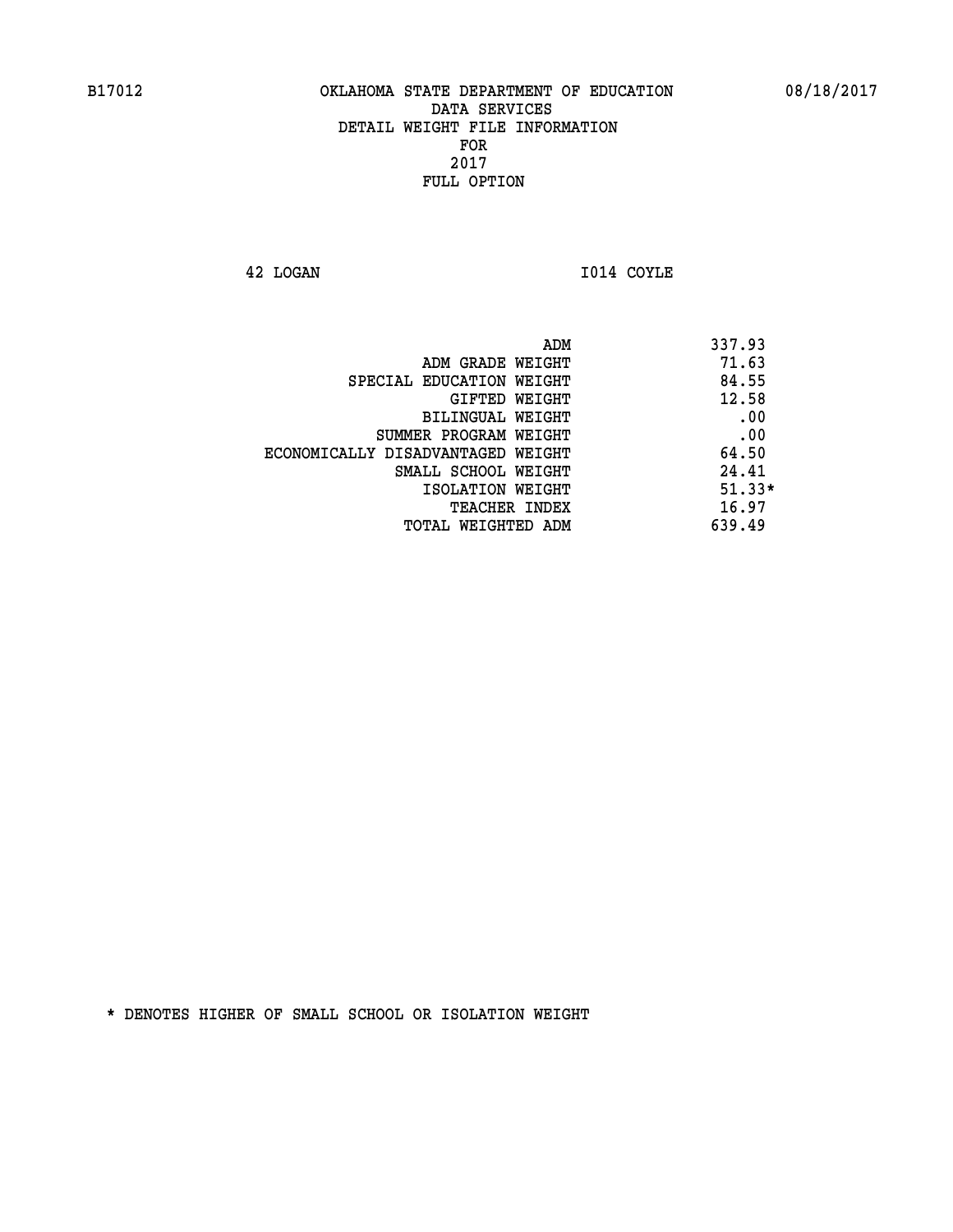B17012 OKLAHOMA STATE DEPARTMENT OF EDUCATION 08/18/2017

DATA SERVICES
DETAIL WEIGHT FILE INFORMATION
FOR
2017
FULL OPTION

42 LOGAN I014 COYLE

| | |
|---|---|
| ADM | 337.93 |
| ADM GRADE WEIGHT | 71.63 |
| SPECIAL EDUCATION WEIGHT | 84.55 |
| GIFTED WEIGHT | 12.58 |
| BILINGUAL WEIGHT | .00 |
| SUMMER PROGRAM WEIGHT | .00 |
| ECONOMICALLY DISADVANTAGED WEIGHT | 64.50 |
| SMALL SCHOOL WEIGHT | 24.41 |
| ISOLATION WEIGHT | 51.33* |
| TEACHER INDEX | 16.97 |
| TOTAL WEIGHTED ADM | 639.49 |

* DENOTES HIGHER OF SMALL SCHOOL OR ISOLATION WEIGHT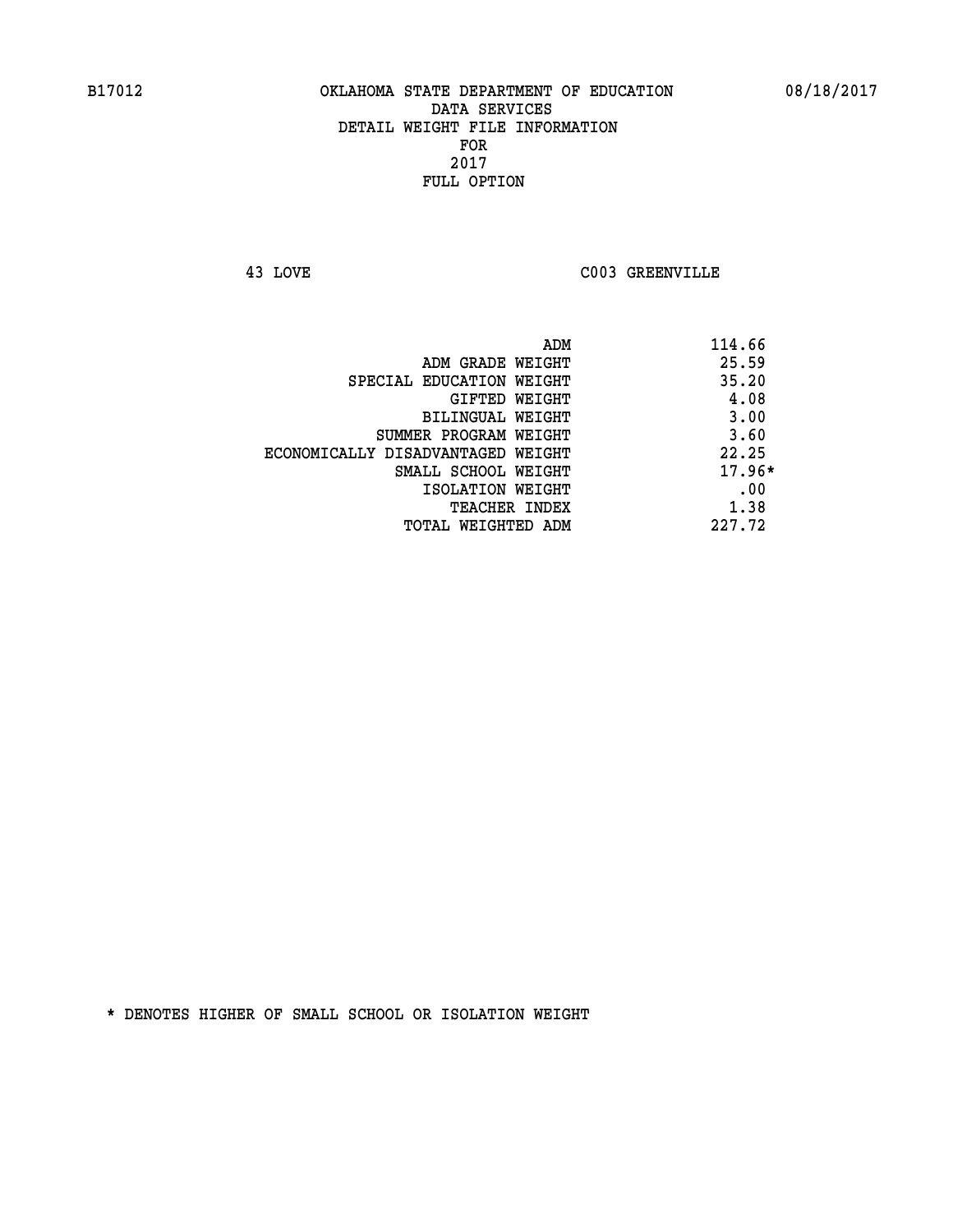B17012 OKLAHOMA STATE DEPARTMENT OF EDUCATION 08/18/2017

DATA SERVICES
DETAIL WEIGHT FILE INFORMATION
FOR
2017
FULL OPTION

43 LOVE C003 GREENVILLE

| | |
|---|---|
| ADM | 114.66 |
| ADM GRADE WEIGHT | 25.59 |
| SPECIAL EDUCATION WEIGHT | 35.20 |
| GIFTED WEIGHT | 4.08 |
| BILINGUAL WEIGHT | 3.00 |
| SUMMER PROGRAM WEIGHT | 3.60 |
| ECONOMICALLY DISADVANTAGED WEIGHT | 22.25 |
| SMALL SCHOOL WEIGHT | 17.96* |
| ISOLATION WEIGHT | .00 |
| TEACHER INDEX | 1.38 |
| TOTAL WEIGHTED ADM | 227.72 |

* DENOTES HIGHER OF SMALL SCHOOL OR ISOLATION WEIGHT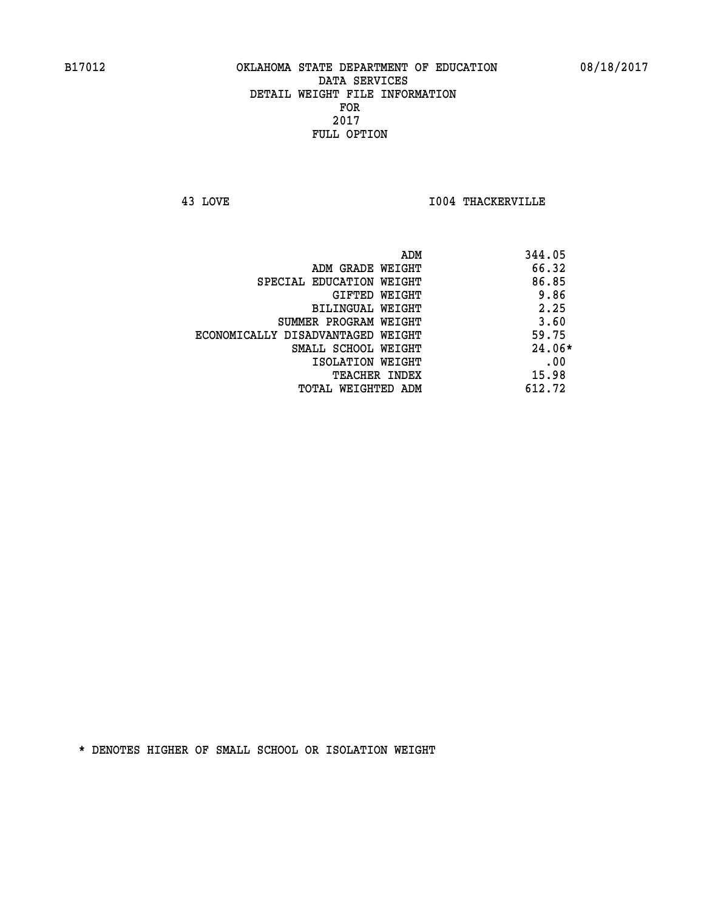B17012 OKLAHOMA STATE DEPARTMENT OF EDUCATION 08/18/2017

DATA SERVICES
DETAIL WEIGHT FILE INFORMATION
FOR
2017
FULL OPTION

43 LOVE I004 THACKERVILLE

| | |
|---|---|
| ADM | 344.05 |
| ADM GRADE WEIGHT | 66.32 |
| SPECIAL EDUCATION WEIGHT | 86.85 |
| GIFTED WEIGHT | 9.86 |
| BILINGUAL WEIGHT | 2.25 |
| SUMMER PROGRAM WEIGHT | 3.60 |
| ECONOMICALLY DISADVANTAGED WEIGHT | 59.75 |
| SMALL SCHOOL WEIGHT | 24.06* |
| ISOLATION WEIGHT | .00 |
| TEACHER INDEX | 15.98 |
| TOTAL WEIGHTED ADM | 612.72 |

* DENOTES HIGHER OF SMALL SCHOOL OR ISOLATION WEIGHT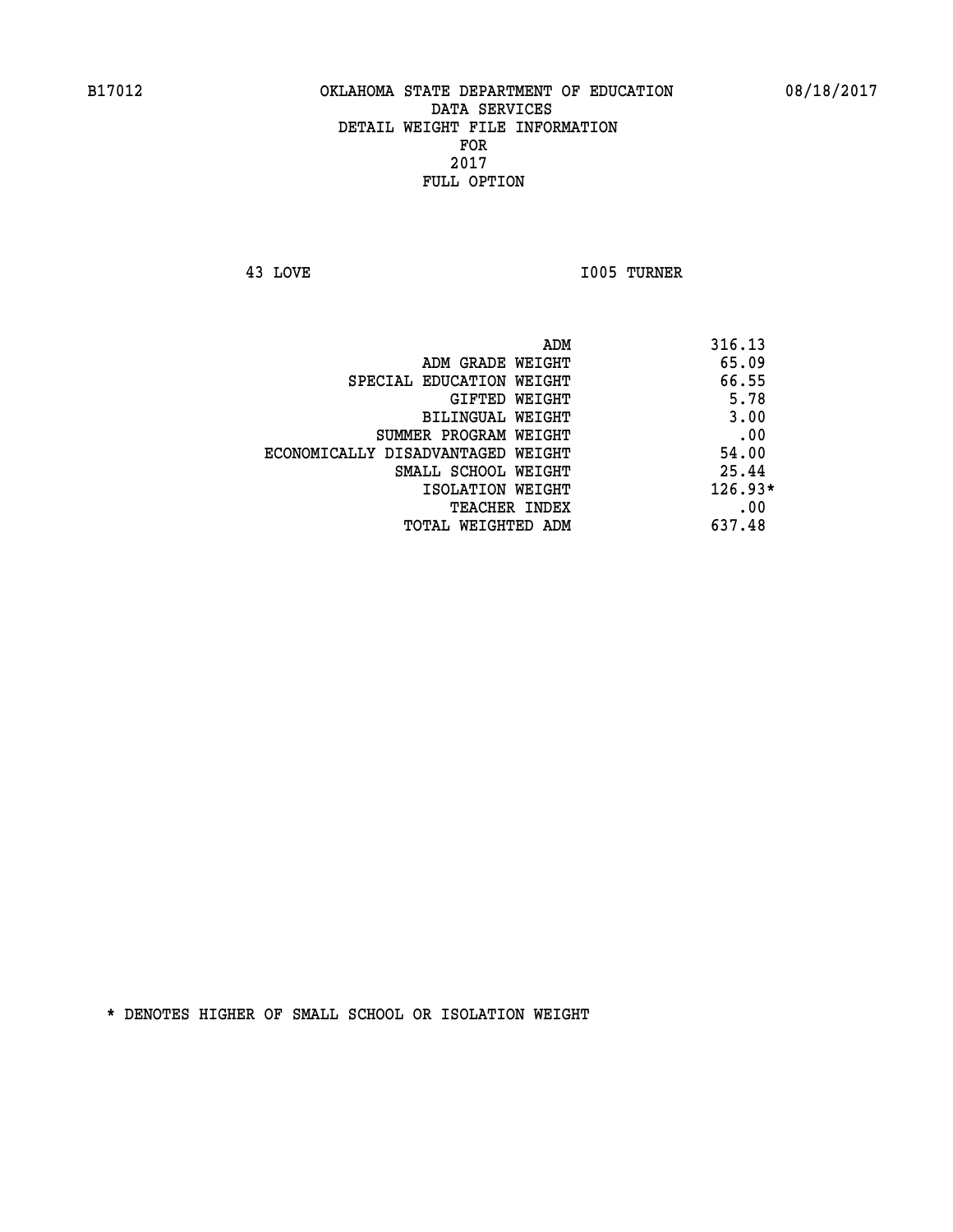B17012 OKLAHOMA STATE DEPARTMENT OF EDUCATION 08/18/2017

DATA SERVICES
DETAIL WEIGHT FILE INFORMATION
FOR
2017
FULL OPTION

43 LOVE I005 TURNER

| | |
|---|---|
| ADM | 316.13 |
| ADM GRADE WEIGHT | 65.09 |
| SPECIAL EDUCATION WEIGHT | 66.55 |
| GIFTED WEIGHT | 5.78 |
| BILINGUAL WEIGHT | 3.00 |
| SUMMER PROGRAM WEIGHT | .00 |
| ECONOMICALLY DISADVANTAGED WEIGHT | 54.00 |
| SMALL SCHOOL WEIGHT | 25.44 |
| ISOLATION WEIGHT | 126.93* |
| TEACHER INDEX | .00 |
| TOTAL WEIGHTED ADM | 637.48 |

* DENOTES HIGHER OF SMALL SCHOOL OR ISOLATION WEIGHT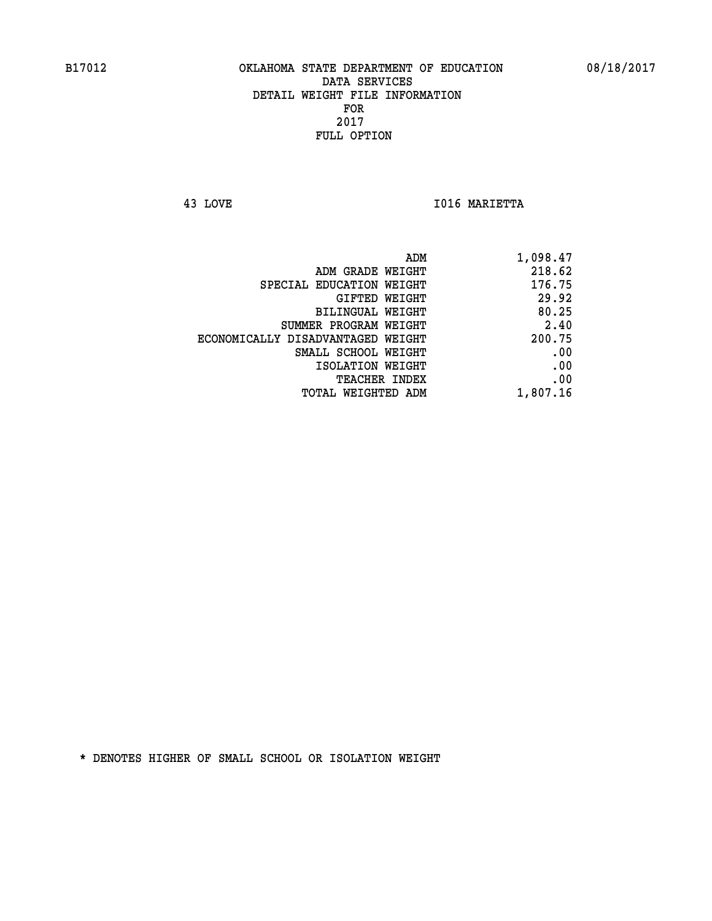B17012 OKLAHOMA STATE DEPARTMENT OF EDUCATION 08/18/2017

DATA SERVICES
DETAIL WEIGHT FILE INFORMATION
FOR
2017
FULL OPTION

43 LOVE I016 MARIETTA

| | |
|---|---|
| ADM | 1,098.47 |
| ADM GRADE WEIGHT | 218.62 |
| SPECIAL EDUCATION WEIGHT | 176.75 |
| GIFTED WEIGHT | 29.92 |
| BILINGUAL WEIGHT | 80.25 |
| SUMMER PROGRAM WEIGHT | 2.40 |
| ECONOMICALLY DISADVANTAGED WEIGHT | 200.75 |
| SMALL SCHOOL WEIGHT | .00 |
| ISOLATION WEIGHT | .00 |
| TEACHER INDEX | .00 |
| TOTAL WEIGHTED ADM | 1,807.16 |

* DENOTES HIGHER OF SMALL SCHOOL OR ISOLATION WEIGHT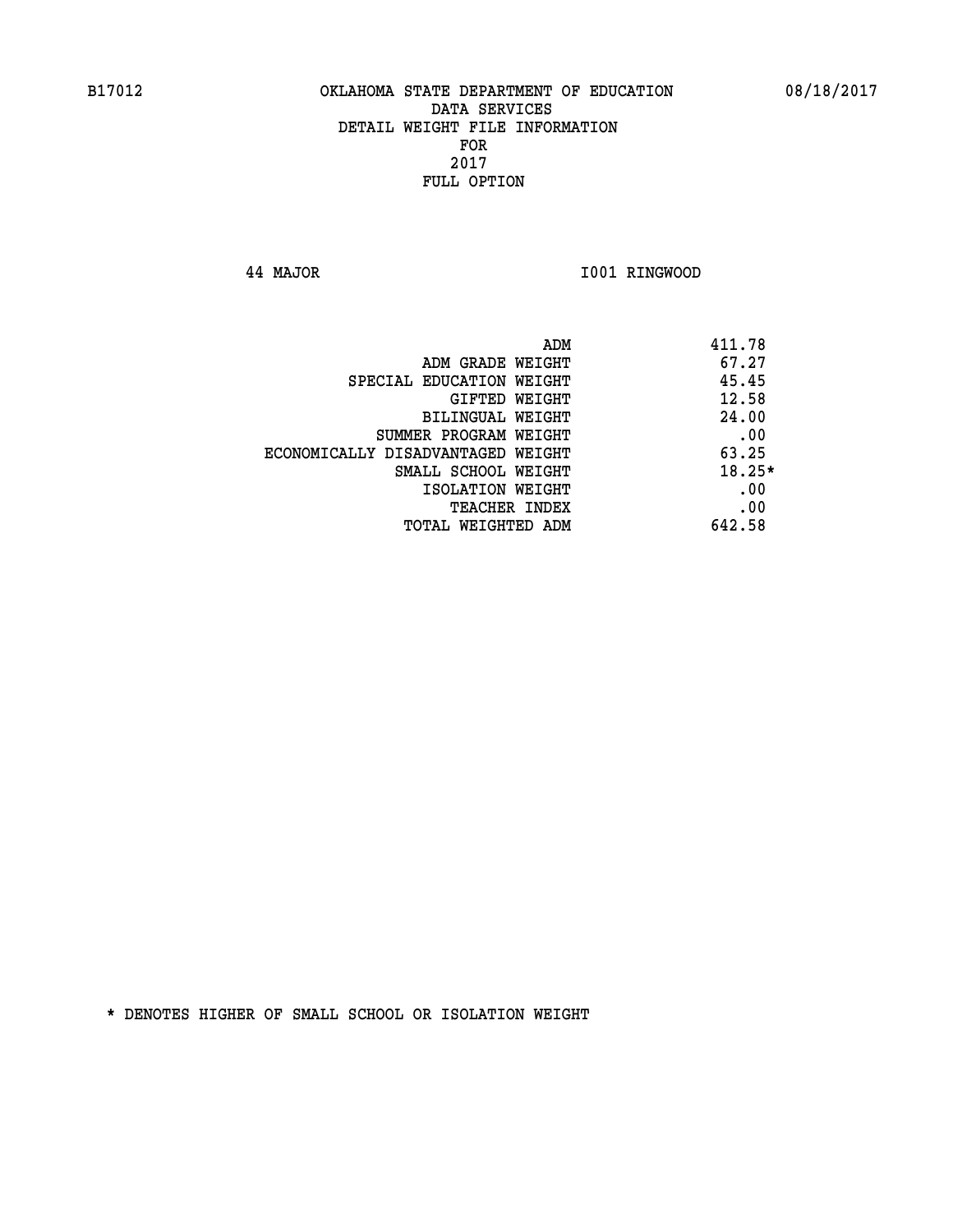B17012 OKLAHOMA STATE DEPARTMENT OF EDUCATION 08/18/2017

DATA SERVICES
DETAIL WEIGHT FILE INFORMATION
FOR
2017
FULL OPTION

44 MAJOR I001 RINGWOOD

| | |
|---|---|
| ADM | 411.78 |
| ADM GRADE WEIGHT | 67.27 |
| SPECIAL EDUCATION WEIGHT | 45.45 |
| GIFTED WEIGHT | 12.58 |
| BILINGUAL WEIGHT | 24.00 |
| SUMMER PROGRAM WEIGHT | .00 |
| ECONOMICALLY DISADVANTAGED WEIGHT | 63.25 |
| SMALL SCHOOL WEIGHT | 18.25* |
| ISOLATION WEIGHT | .00 |
| TEACHER INDEX | .00 |
| TOTAL WEIGHTED ADM | 642.58 |

* DENOTES HIGHER OF SMALL SCHOOL OR ISOLATION WEIGHT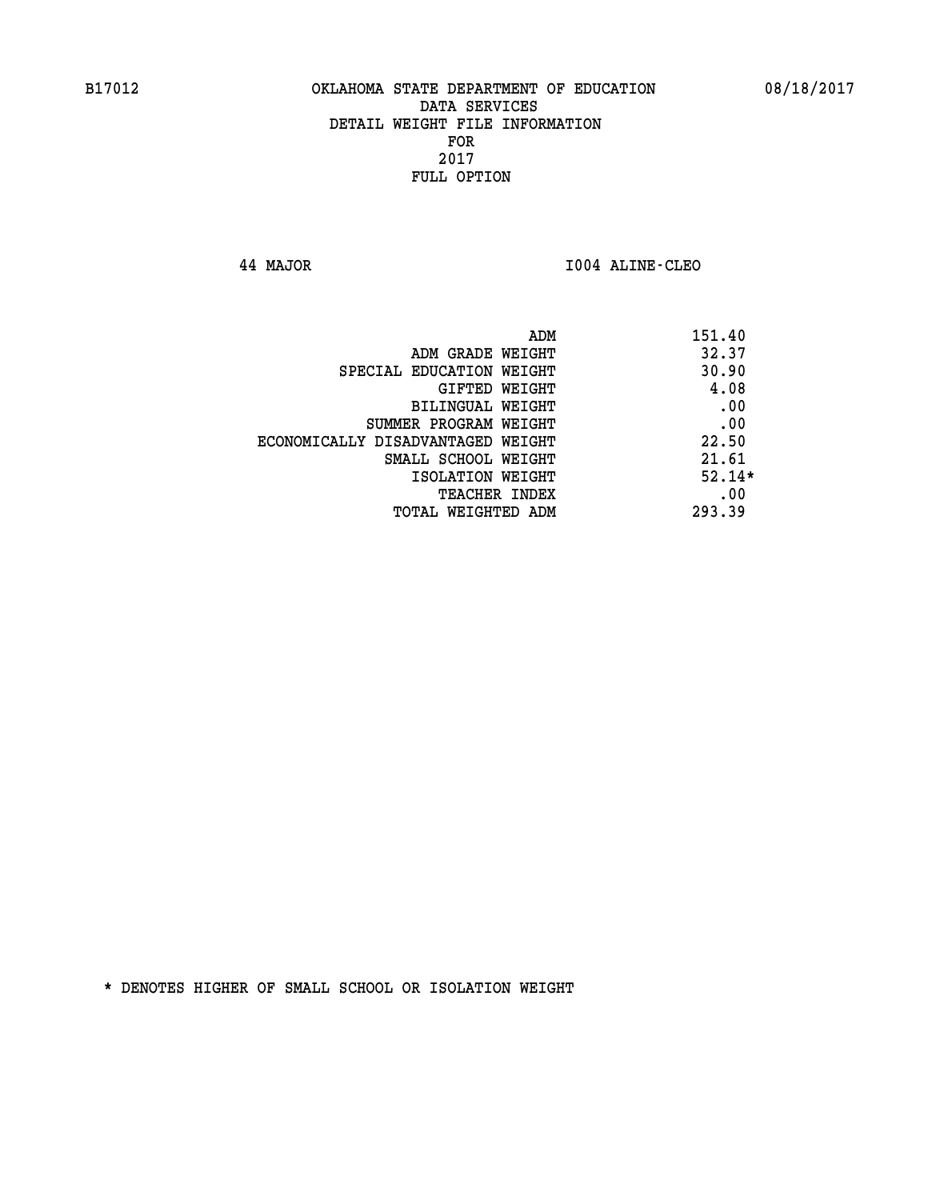OKLAHOMA STATE DEPARTMENT OF EDUCATION
DATA SERVICES
DETAIL WEIGHT FILE INFORMATION
FOR
2017
FULL OPTION

44 MAJOR I004 ALINE-CLEO

| | |
|---|---|
| ADM | 151.40 |
| ADM GRADE WEIGHT | 32.37 |
| SPECIAL EDUCATION WEIGHT | 30.90 |
| GIFTED WEIGHT | 4.08 |
| BILINGUAL WEIGHT | .00 |
| SUMMER PROGRAM WEIGHT | .00 |
| ECONOMICALLY DISADVANTAGED WEIGHT | 22.50 |
| SMALL SCHOOL WEIGHT | 21.61 |
| ISOLATION WEIGHT | 52.14* |
| TEACHER INDEX | .00 |
| TOTAL WEIGHTED ADM | 293.39 |

* DENOTES HIGHER OF SMALL SCHOOL OR ISOLATION WEIGHT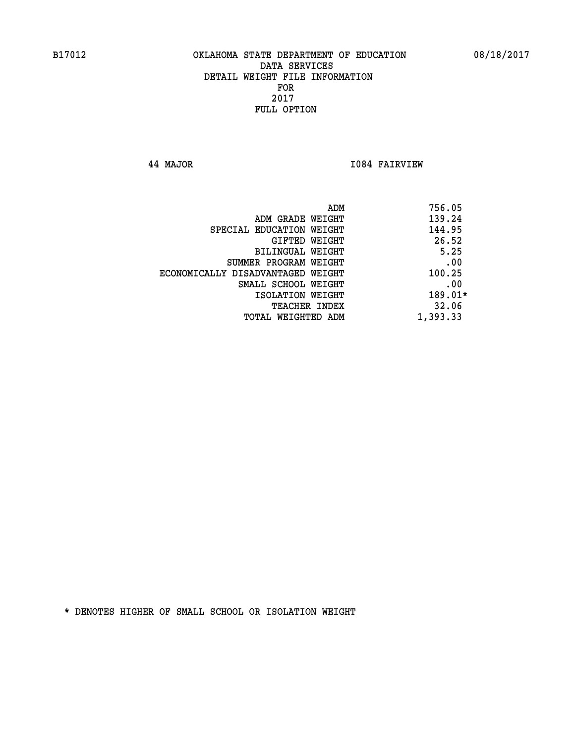B17012 OKLAHOMA STATE DEPARTMENT OF EDUCATION 08/18/2017

DATA SERVICES
DETAIL WEIGHT FILE INFORMATION
FOR
2017
FULL OPTION

44 MAJOR I084 FAIRVIEW

| | |
|---|---|
| ADM | 756.05 |
| ADM GRADE WEIGHT | 139.24 |
| SPECIAL EDUCATION WEIGHT | 144.95 |
| GIFTED WEIGHT | 26.52 |
| BILINGUAL WEIGHT | 5.25 |
| SUMMER PROGRAM WEIGHT | .00 |
| ECONOMICALLY DISADVANTAGED WEIGHT | 100.25 |
| SMALL SCHOOL WEIGHT | .00 |
| ISOLATION WEIGHT | 189.01* |
| TEACHER INDEX | 32.06 |
| TOTAL WEIGHTED ADM | 1,393.33 |

* DENOTES HIGHER OF SMALL SCHOOL OR ISOLATION WEIGHT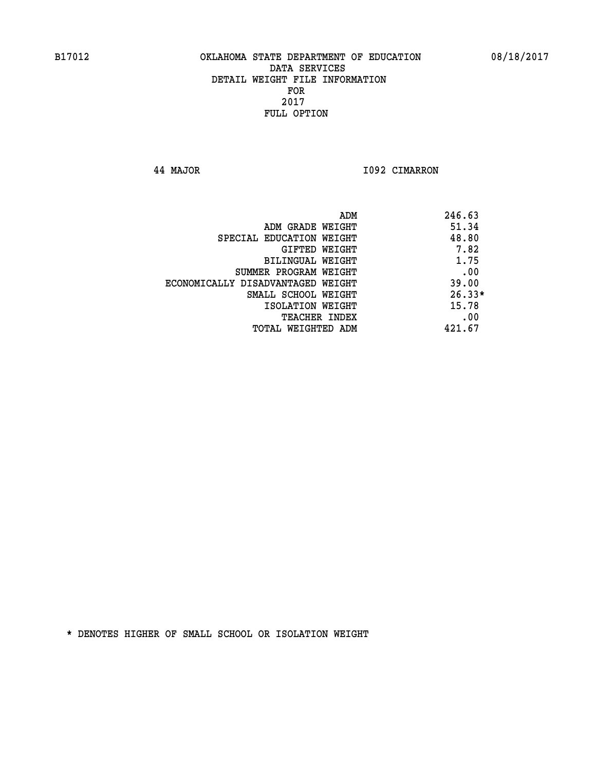B17012 OKLAHOMA STATE DEPARTMENT OF EDUCATION 08/18/2017

DATA SERVICES
DETAIL WEIGHT FILE INFORMATION
FOR
2017
FULL OPTION

44 MAJOR I092 CIMARRON

| | |
|---|---|
| ADM | 246.63 |
| ADM GRADE WEIGHT | 51.34 |
| SPECIAL EDUCATION WEIGHT | 48.80 |
| GIFTED WEIGHT | 7.82 |
| BILINGUAL WEIGHT | 1.75 |
| SUMMER PROGRAM WEIGHT | .00 |
| ECONOMICALLY DISADVANTAGED WEIGHT | 39.00 |
| SMALL SCHOOL WEIGHT | 26.33* |
| ISOLATION WEIGHT | 15.78 |
| TEACHER INDEX | .00 |
| TOTAL WEIGHTED ADM | 421.67 |

* DENOTES HIGHER OF SMALL SCHOOL OR ISOLATION WEIGHT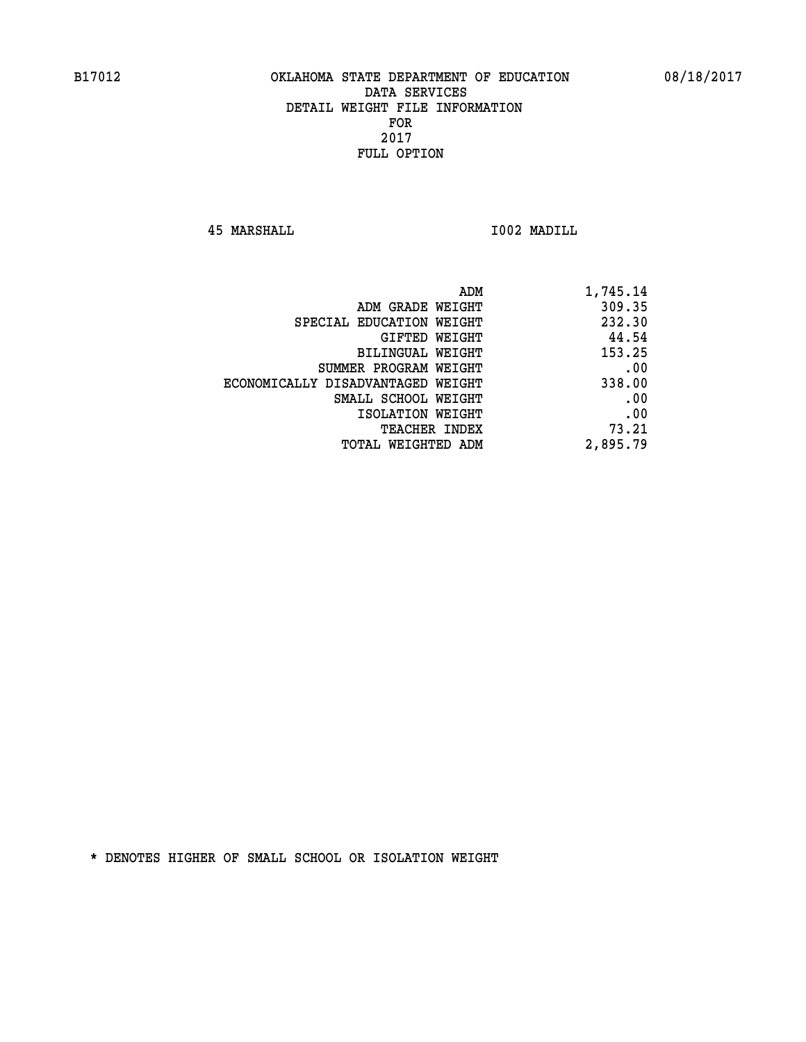B17012 OKLAHOMA STATE DEPARTMENT OF EDUCATION 08/18/2017

DATA SERVICES
DETAIL WEIGHT FILE INFORMATION
FOR
2017
FULL OPTION

45 MARSHALL I002 MADILL

| | |
|---|---|
| ADM | 1,745.14 |
| ADM GRADE WEIGHT | 309.35 |
| SPECIAL EDUCATION WEIGHT | 232.30 |
| GIFTED WEIGHT | 44.54 |
| BILINGUAL WEIGHT | 153.25 |
| SUMMER PROGRAM WEIGHT | .00 |
| ECONOMICALLY DISADVANTAGED WEIGHT | 338.00 |
| SMALL SCHOOL WEIGHT | .00 |
| ISOLATION WEIGHT | .00 |
| TEACHER INDEX | 73.21 |
| TOTAL WEIGHTED ADM | 2,895.79 |

* DENOTES HIGHER OF SMALL SCHOOL OR ISOLATION WEIGHT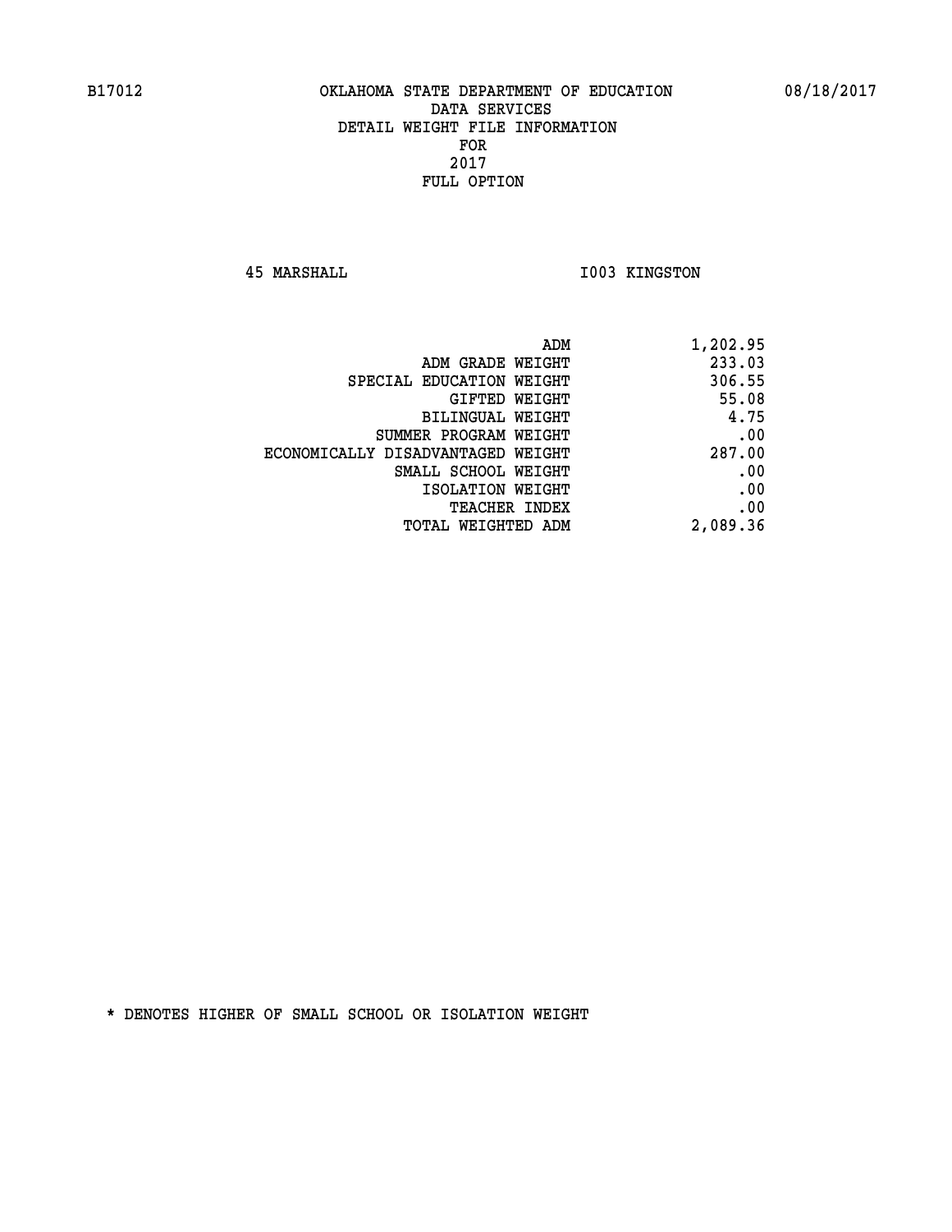B17012 OKLAHOMA STATE DEPARTMENT OF EDUCATION 08/18/2017

DATA SERVICES
DETAIL WEIGHT FILE INFORMATION
FOR
2017
FULL OPTION

45 MARSHALL I003 KINGSTON

| | |
|---|---|
| ADM | 1,202.95 |
| ADM GRADE WEIGHT | 233.03 |
| SPECIAL EDUCATION WEIGHT | 306.55 |
| GIFTED WEIGHT | 55.08 |
| BILINGUAL WEIGHT | 4.75 |
| SUMMER PROGRAM WEIGHT | .00 |
| ECONOMICALLY DISADVANTAGED WEIGHT | 287.00 |
| SMALL SCHOOL WEIGHT | .00 |
| ISOLATION WEIGHT | .00 |
| TEACHER INDEX | .00 |
| TOTAL WEIGHTED ADM | 2,089.36 |

* DENOTES HIGHER OF SMALL SCHOOL OR ISOLATION WEIGHT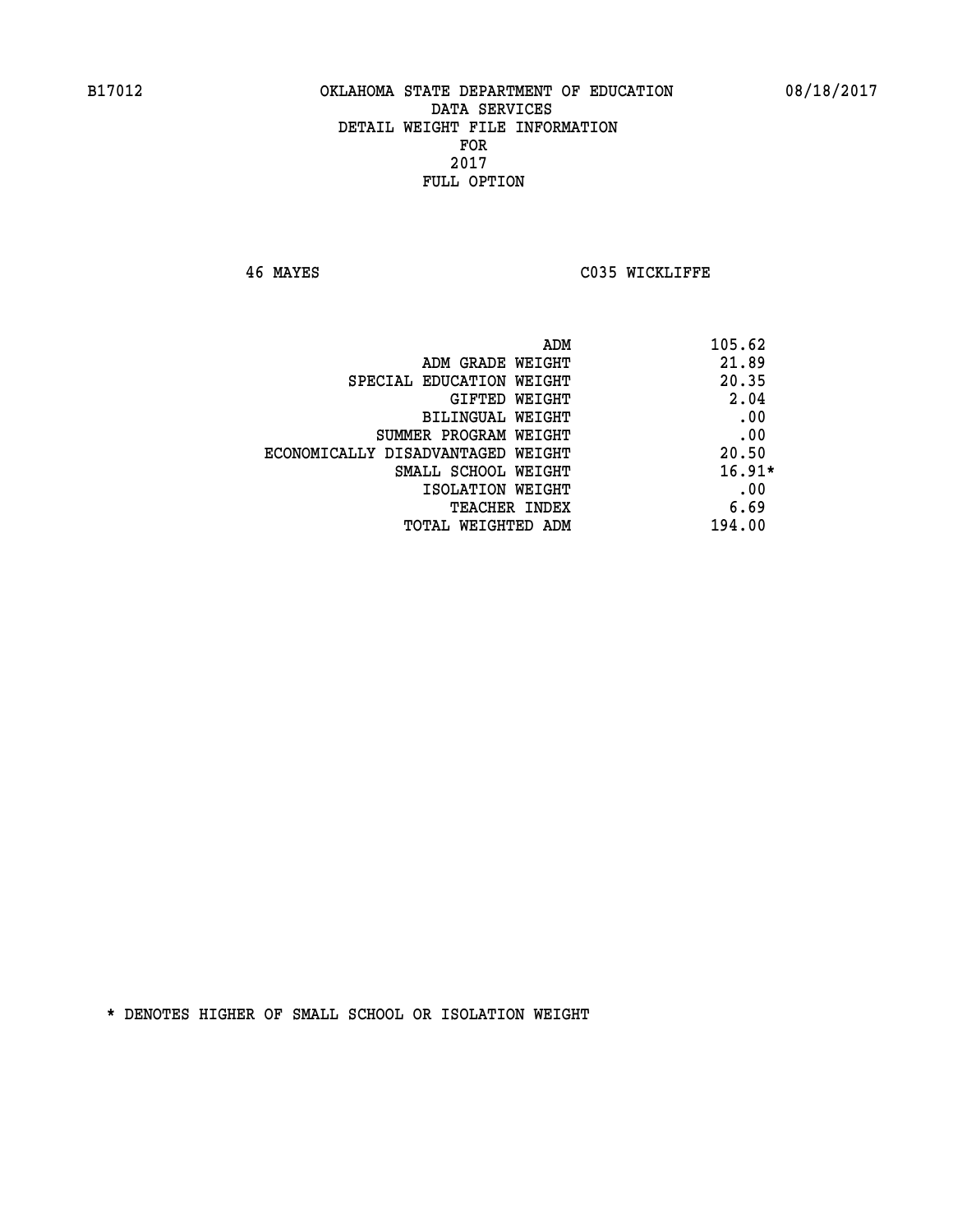B17012 OKLAHOMA STATE DEPARTMENT OF EDUCATION 08/18/2017

DATA SERVICES
DETAIL WEIGHT FILE INFORMATION
FOR
2017
FULL OPTION

46 MAYES C035 WICKLIFFE

| | |
|---|---|
| ADM | 105.62 |
| ADM GRADE WEIGHT | 21.89 |
| SPECIAL EDUCATION WEIGHT | 20.35 |
| GIFTED WEIGHT | 2.04 |
| BILINGUAL WEIGHT | .00 |
| SUMMER PROGRAM WEIGHT | .00 |
| ECONOMICALLY DISADVANTAGED WEIGHT | 20.50 |
| SMALL SCHOOL WEIGHT | 16.91* |
| ISOLATION WEIGHT | .00 |
| TEACHER INDEX | 6.69 |
| TOTAL WEIGHTED ADM | 194.00 |

* DENOTES HIGHER OF SMALL SCHOOL OR ISOLATION WEIGHT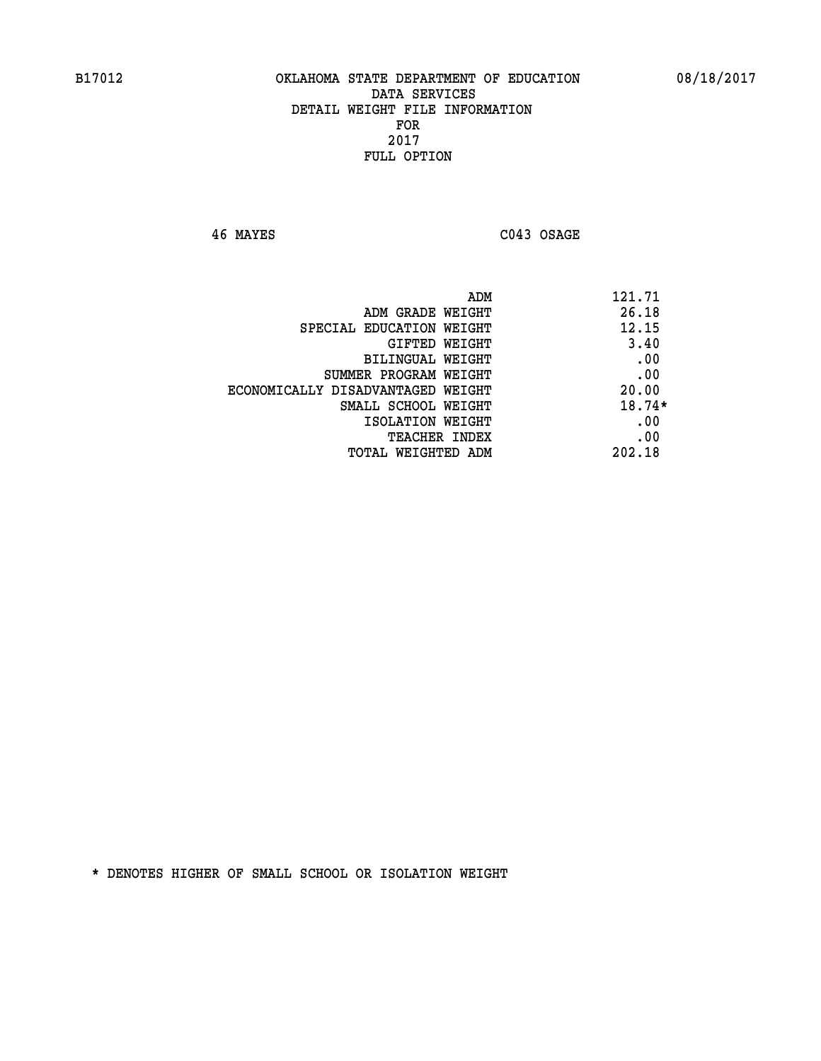B17012 OKLAHOMA STATE DEPARTMENT OF EDUCATION 08/18/2017

DATA SERVICES
DETAIL WEIGHT FILE INFORMATION
FOR
2017
FULL OPTION

46 MAYES C043 OSAGE

| | |
|---|---|
| ADM | 121.71 |
| ADM GRADE WEIGHT | 26.18 |
| SPECIAL EDUCATION WEIGHT | 12.15 |
| GIFTED WEIGHT | 3.40 |
| BILINGUAL WEIGHT | .00 |
| SUMMER PROGRAM WEIGHT | .00 |
| ECONOMICALLY DISADVANTAGED WEIGHT | 20.00 |
| SMALL SCHOOL WEIGHT | 18.74* |
| ISOLATION WEIGHT | .00 |
| TEACHER INDEX | .00 |
| TOTAL WEIGHTED ADM | 202.18 |

* DENOTES HIGHER OF SMALL SCHOOL OR ISOLATION WEIGHT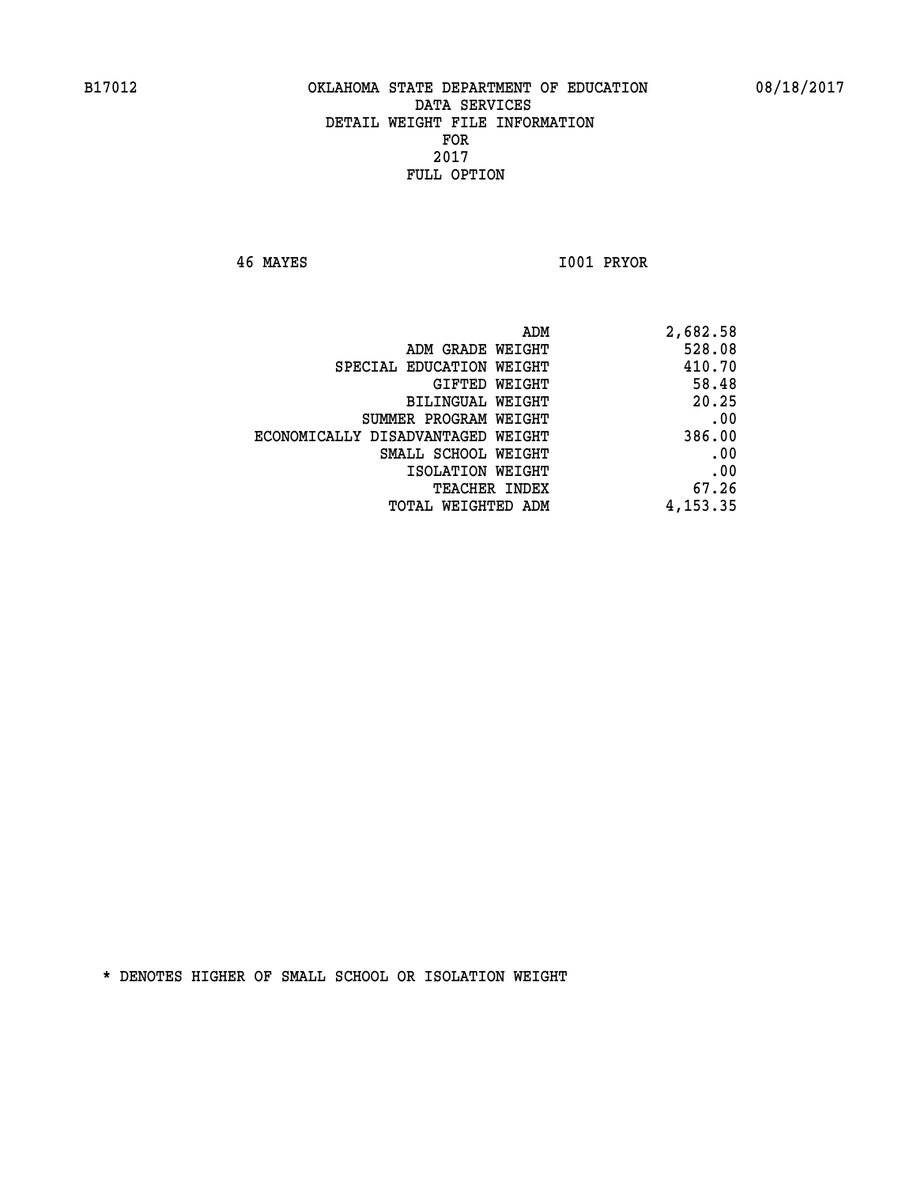B17012 OKLAHOMA STATE DEPARTMENT OF EDUCATION 08/18/2017

DATA SERVICES
DETAIL WEIGHT FILE INFORMATION
FOR
2017
FULL OPTION

46 MAYES I001 PRYOR

| | |
|---|---|
| ADM | 2,682.58 |
| ADM GRADE WEIGHT | 528.08 |
| SPECIAL EDUCATION WEIGHT | 410.70 |
| GIFTED WEIGHT | 58.48 |
| BILINGUAL WEIGHT | 20.25 |
| SUMMER PROGRAM WEIGHT | .00 |
| ECONOMICALLY DISADVANTAGED WEIGHT | 386.00 |
| SMALL SCHOOL WEIGHT | .00 |
| ISOLATION WEIGHT | .00 |
| TEACHER INDEX | 67.26 |
| TOTAL WEIGHTED ADM | 4,153.35 |

* DENOTES HIGHER OF SMALL SCHOOL OR ISOLATION WEIGHT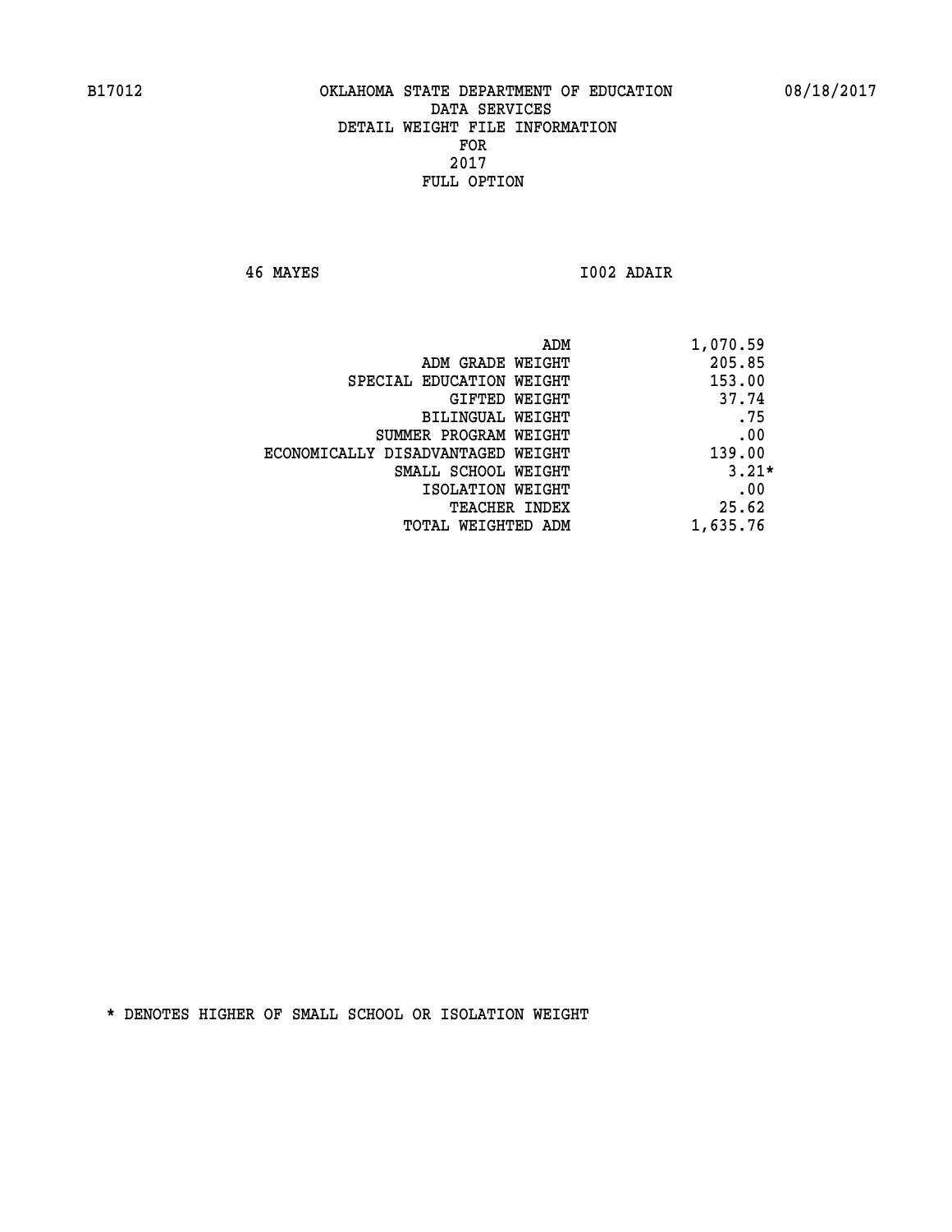B17012 OKLAHOMA STATE DEPARTMENT OF EDUCATION 08/18/2017

DATA SERVICES
DETAIL WEIGHT FILE INFORMATION
FOR
2017
FULL OPTION

46 MAYES I002 ADAIR

| | |
|---|---|
| ADM | 1,070.59 |
| ADM GRADE WEIGHT | 205.85 |
| SPECIAL EDUCATION WEIGHT | 153.00 |
| GIFTED WEIGHT | 37.74 |
| BILINGUAL WEIGHT | .75 |
| SUMMER PROGRAM WEIGHT | .00 |
| ECONOMICALLY DISADVANTAGED WEIGHT | 139.00 |
| SMALL SCHOOL WEIGHT | 3.21* |
| ISOLATION WEIGHT | .00 |
| TEACHER INDEX | 25.62 |
| TOTAL WEIGHTED ADM | 1,635.76 |

* DENOTES HIGHER OF SMALL SCHOOL OR ISOLATION WEIGHT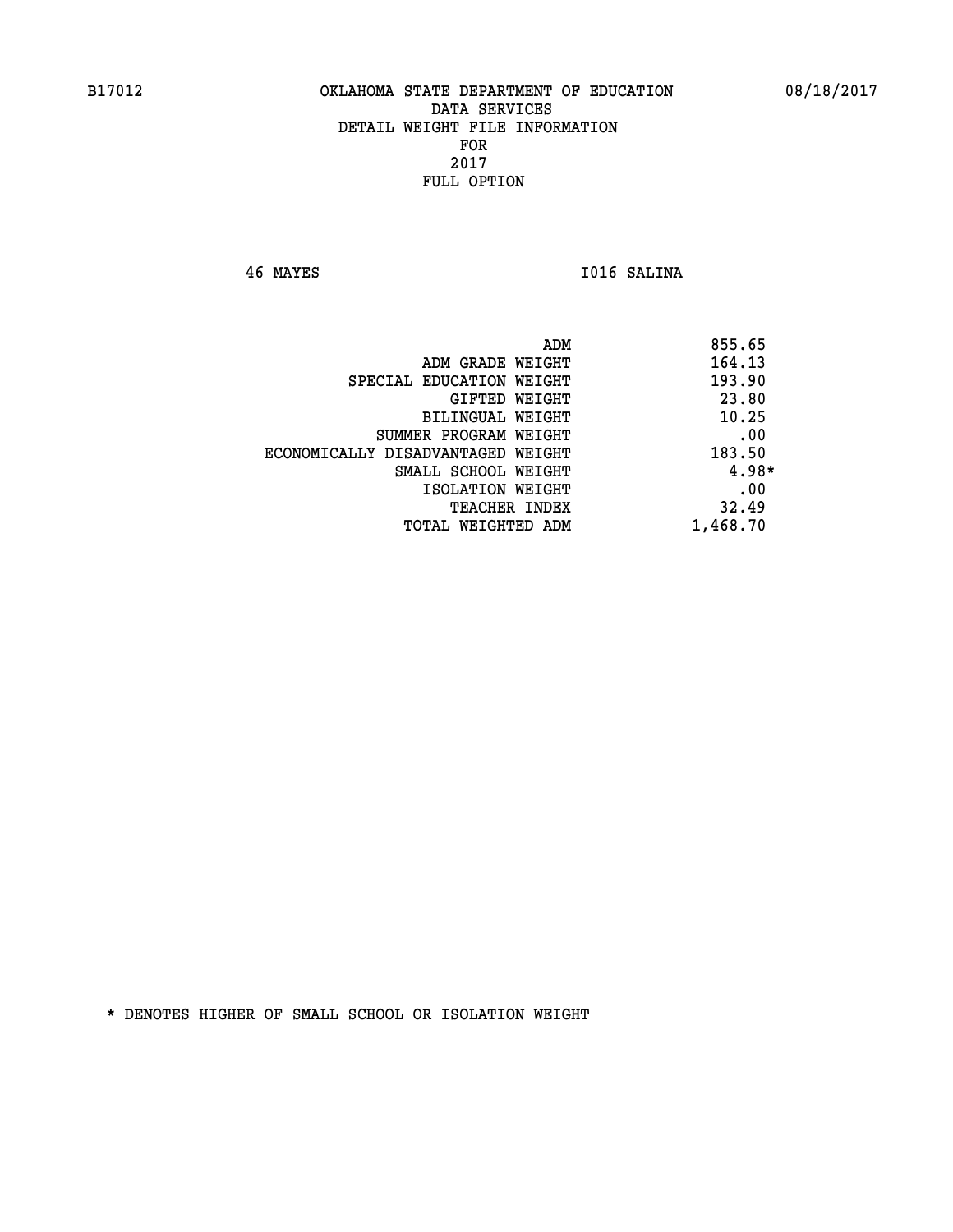B17012 OKLAHOMA STATE DEPARTMENT OF EDUCATION 08/18/2017

DATA SERVICES
DETAIL WEIGHT FILE INFORMATION
FOR
2017
FULL OPTION

46 MAYES I016 SALINA

| | |
|---|---|
| ADM | 855.65 |
| ADM GRADE WEIGHT | 164.13 |
| SPECIAL EDUCATION WEIGHT | 193.90 |
| GIFTED WEIGHT | 23.80 |
| BILINGUAL WEIGHT | 10.25 |
| SUMMER PROGRAM WEIGHT | .00 |
| ECONOMICALLY DISADVANTAGED WEIGHT | 183.50 |
| SMALL SCHOOL WEIGHT | 4.98* |
| ISOLATION WEIGHT | .00 |
| TEACHER INDEX | 32.49 |
| TOTAL WEIGHTED ADM | 1,468.70 |

* DENOTES HIGHER OF SMALL SCHOOL OR ISOLATION WEIGHT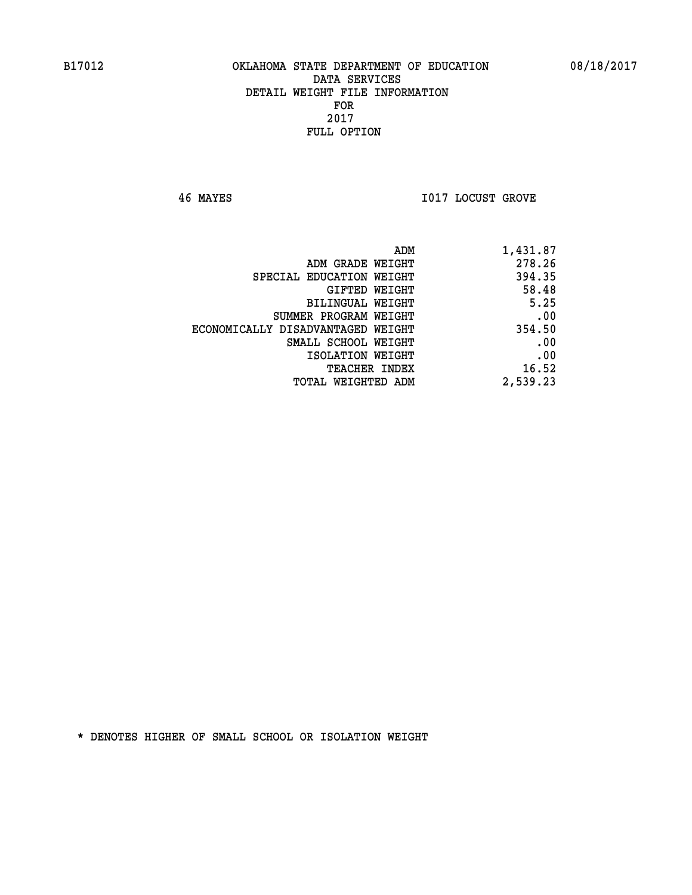B17012 OKLAHOMA STATE DEPARTMENT OF EDUCATION 08/18/2017

DATA SERVICES
DETAIL WEIGHT FILE INFORMATION
FOR
2017
FULL OPTION

46 MAYES I017 LOCUST GROVE

| | |
|---|---|
| ADM | 1,431.87 |
| ADM GRADE WEIGHT | 278.26 |
| SPECIAL EDUCATION WEIGHT | 394.35 |
| GIFTED WEIGHT | 58.48 |
| BILINGUAL WEIGHT | 5.25 |
| SUMMER PROGRAM WEIGHT | .00 |
| ECONOMICALLY DISADVANTAGED WEIGHT | 354.50 |
| SMALL SCHOOL WEIGHT | .00 |
| ISOLATION WEIGHT | .00 |
| TEACHER INDEX | 16.52 |
| TOTAL WEIGHTED ADM | 2,539.23 |

* DENOTES HIGHER OF SMALL SCHOOL OR ISOLATION WEIGHT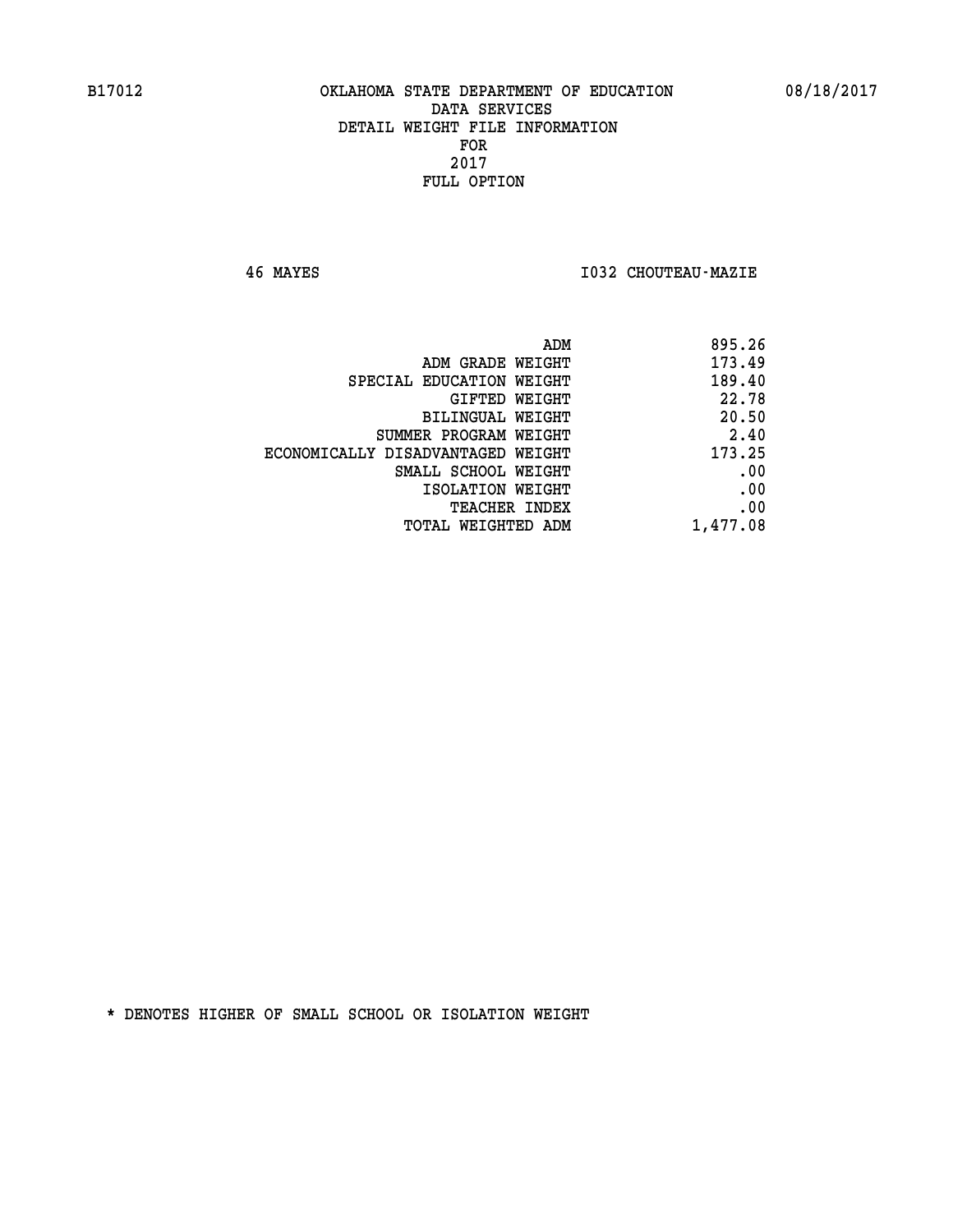B17012 OKLAHOMA STATE DEPARTMENT OF EDUCATION 08/18/2017
DATA SERVICES
DETAIL WEIGHT FILE INFORMATION
FOR
2017
FULL OPTION

46 MAYES I032 CHOUTEAU-MAZIE

| | |
|---|---|
| ADM | 895.26 |
| ADM GRADE WEIGHT | 173.49 |
| SPECIAL EDUCATION WEIGHT | 189.40 |
| GIFTED WEIGHT | 22.78 |
| BILINGUAL WEIGHT | 20.50 |
| SUMMER PROGRAM WEIGHT | 2.40 |
| ECONOMICALLY DISADVANTAGED WEIGHT | 173.25 |
| SMALL SCHOOL WEIGHT | .00 |
| ISOLATION WEIGHT | .00 |
| TEACHER INDEX | .00 |
| TOTAL WEIGHTED ADM | 1,477.08 |

* DENOTES HIGHER OF SMALL SCHOOL OR ISOLATION WEIGHT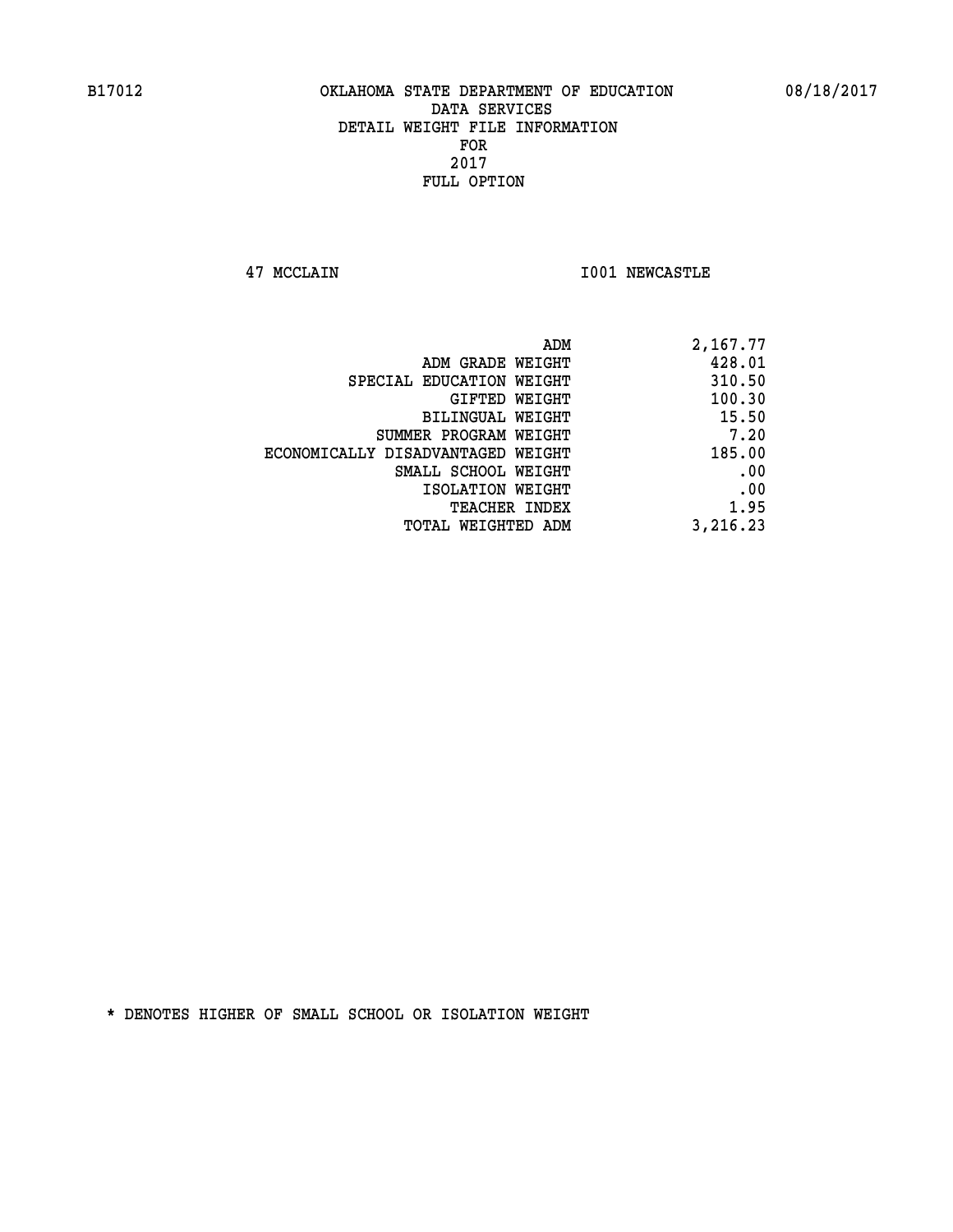B17012 OKLAHOMA STATE DEPARTMENT OF EDUCATION 08/18/2017

DATA SERVICES
DETAIL WEIGHT FILE INFORMATION
FOR
2017
FULL OPTION

47 MCCLAIN I001 NEWCASTLE

| | |
|---|---|
| ADM | 2,167.77 |
| ADM GRADE WEIGHT | 428.01 |
| SPECIAL EDUCATION WEIGHT | 310.50 |
| GIFTED WEIGHT | 100.30 |
| BILINGUAL WEIGHT | 15.50 |
| SUMMER PROGRAM WEIGHT | 7.20 |
| ECONOMICALLY DISADVANTAGED WEIGHT | 185.00 |
| SMALL SCHOOL WEIGHT | .00 |
| ISOLATION WEIGHT | .00 |
| TEACHER INDEX | 1.95 |
| TOTAL WEIGHTED ADM | 3,216.23 |

* DENOTES HIGHER OF SMALL SCHOOL OR ISOLATION WEIGHT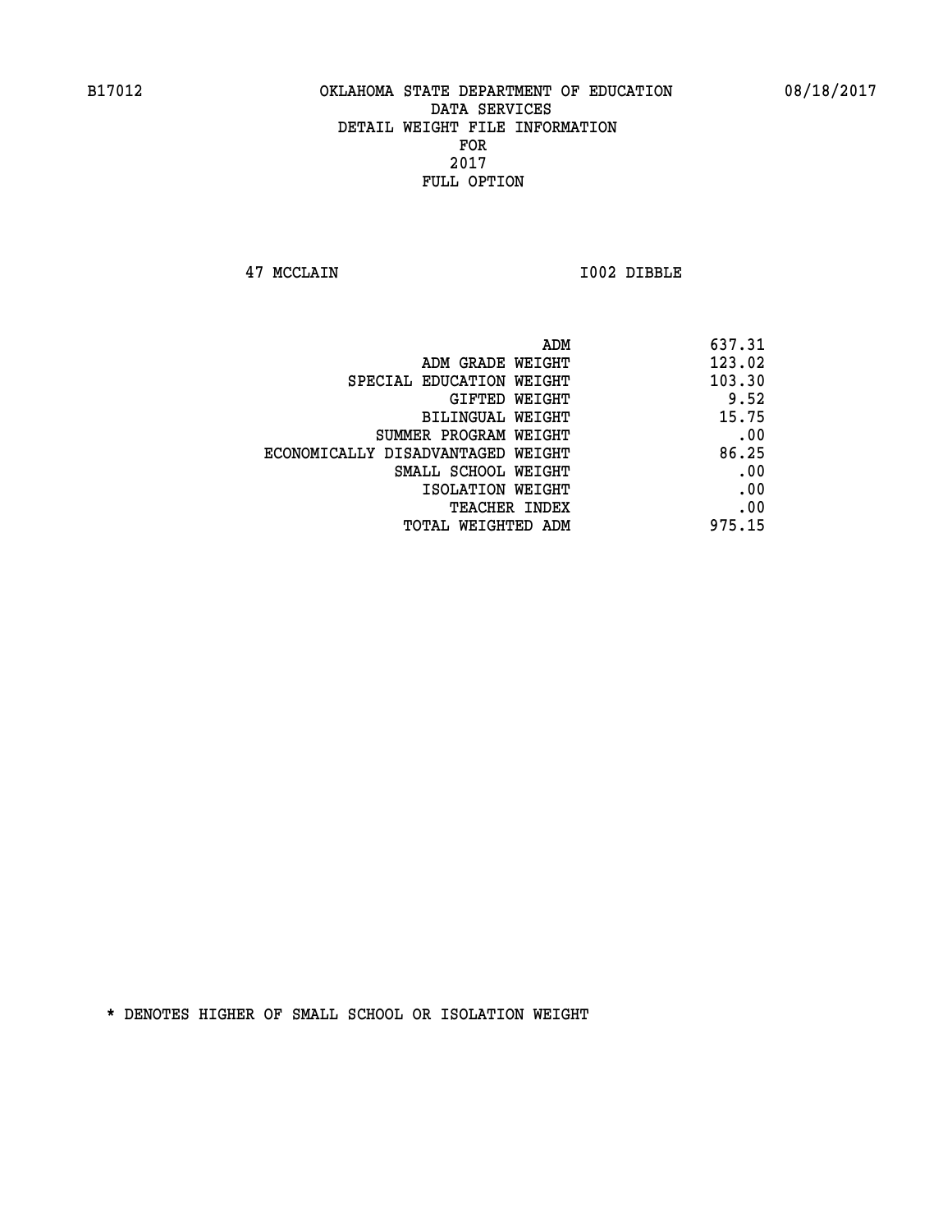B17012 OKLAHOMA STATE DEPARTMENT OF EDUCATION 08/18/2017

DATA SERVICES
DETAIL WEIGHT FILE INFORMATION
FOR
2017
FULL OPTION

47 MCCLAIN I002 DIBBLE

| | |
|---|---|
| ADM | 637.31 |
| ADM GRADE WEIGHT | 123.02 |
| SPECIAL EDUCATION WEIGHT | 103.30 |
| GIFTED WEIGHT | 9.52 |
| BILINGUAL WEIGHT | 15.75 |
| SUMMER PROGRAM WEIGHT | .00 |
| ECONOMICALLY DISADVANTAGED WEIGHT | 86.25 |
| SMALL SCHOOL WEIGHT | .00 |
| ISOLATION WEIGHT | .00 |
| TEACHER INDEX | .00 |
| TOTAL WEIGHTED ADM | 975.15 |

* DENOTES HIGHER OF SMALL SCHOOL OR ISOLATION WEIGHT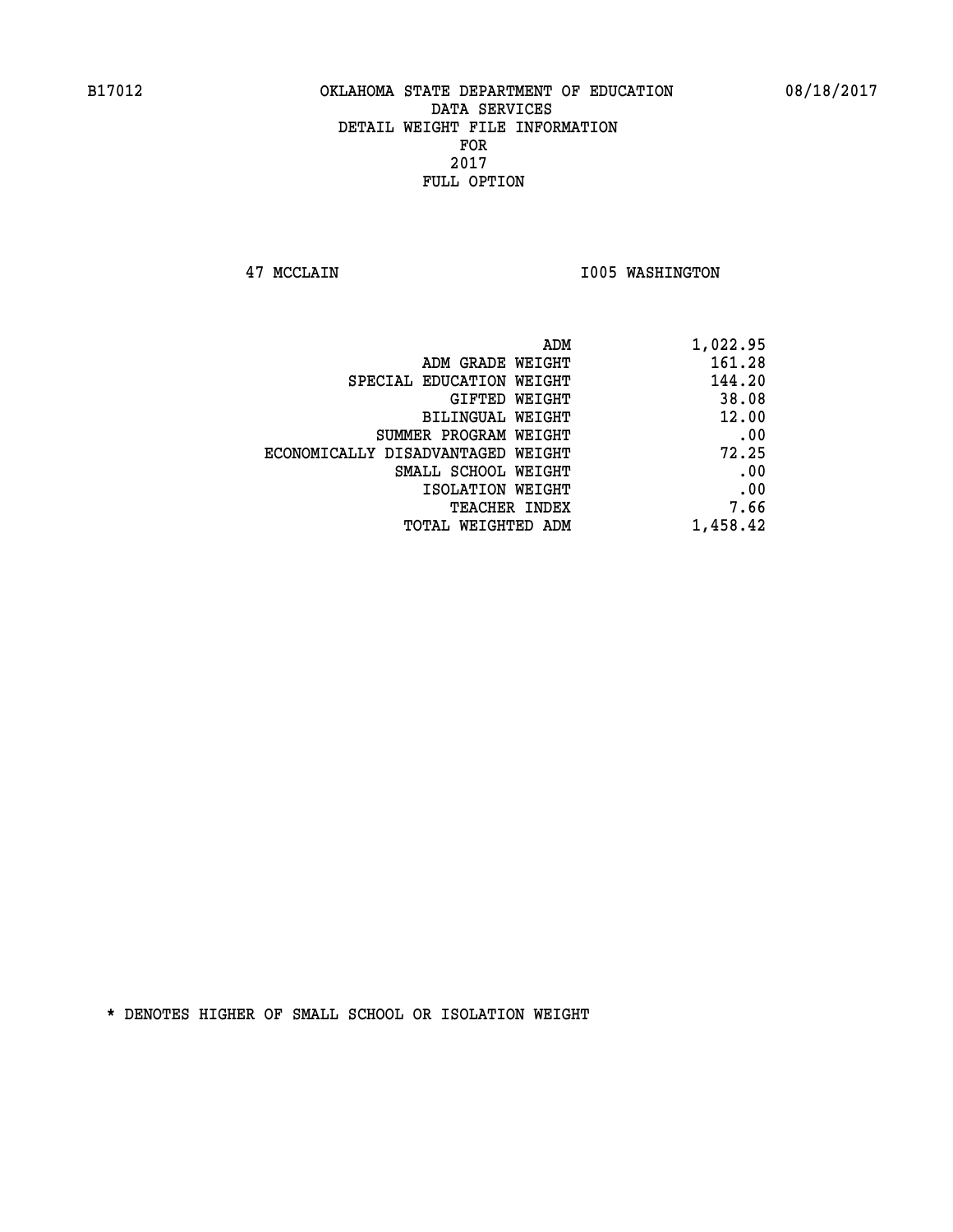B17012 OKLAHOMA STATE DEPARTMENT OF EDUCATION 08/18/2017

DATA SERVICES
DETAIL WEIGHT FILE INFORMATION
FOR
2017
FULL OPTION

47 MCCLAIN I005 WASHINGTON

| | |
|---|---|
| ADM | 1,022.95 |
| ADM GRADE WEIGHT | 161.28 |
| SPECIAL EDUCATION WEIGHT | 144.20 |
| GIFTED WEIGHT | 38.08 |
| BILINGUAL WEIGHT | 12.00 |
| SUMMER PROGRAM WEIGHT | .00 |
| ECONOMICALLY DISADVANTAGED WEIGHT | 72.25 |
| SMALL SCHOOL WEIGHT | .00 |
| ISOLATION WEIGHT | .00 |
| TEACHER INDEX | 7.66 |
| TOTAL WEIGHTED ADM | 1,458.42 |

* DENOTES HIGHER OF SMALL SCHOOL OR ISOLATION WEIGHT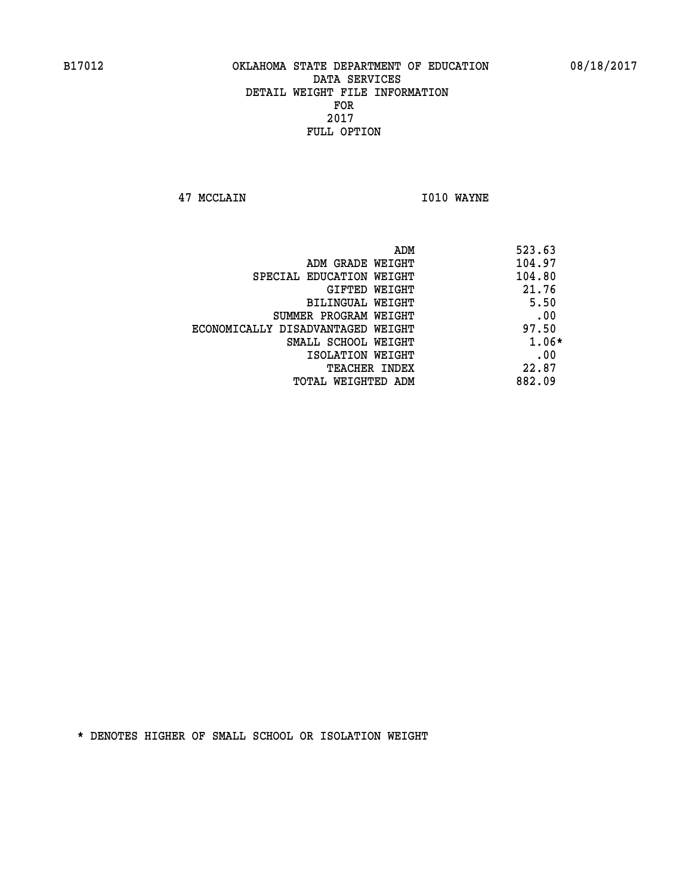B17012 OKLAHOMA STATE DEPARTMENT OF EDUCATION 08/18/2017

DATA SERVICES
DETAIL WEIGHT FILE INFORMATION
FOR
2017
FULL OPTION

47 MCCLAIN I010 WAYNE

| | |
|---|---|
| ADM | 523.63 |
| ADM GRADE WEIGHT | 104.97 |
| SPECIAL EDUCATION WEIGHT | 104.80 |
| GIFTED WEIGHT | 21.76 |
| BILINGUAL WEIGHT | 5.50 |
| SUMMER PROGRAM WEIGHT | .00 |
| ECONOMICALLY DISADVANTAGED WEIGHT | 97.50 |
| SMALL SCHOOL WEIGHT | 1.06* |
| ISOLATION WEIGHT | .00 |
| TEACHER INDEX | 22.87 |
| TOTAL WEIGHTED ADM | 882.09 |

* DENOTES HIGHER OF SMALL SCHOOL OR ISOLATION WEIGHT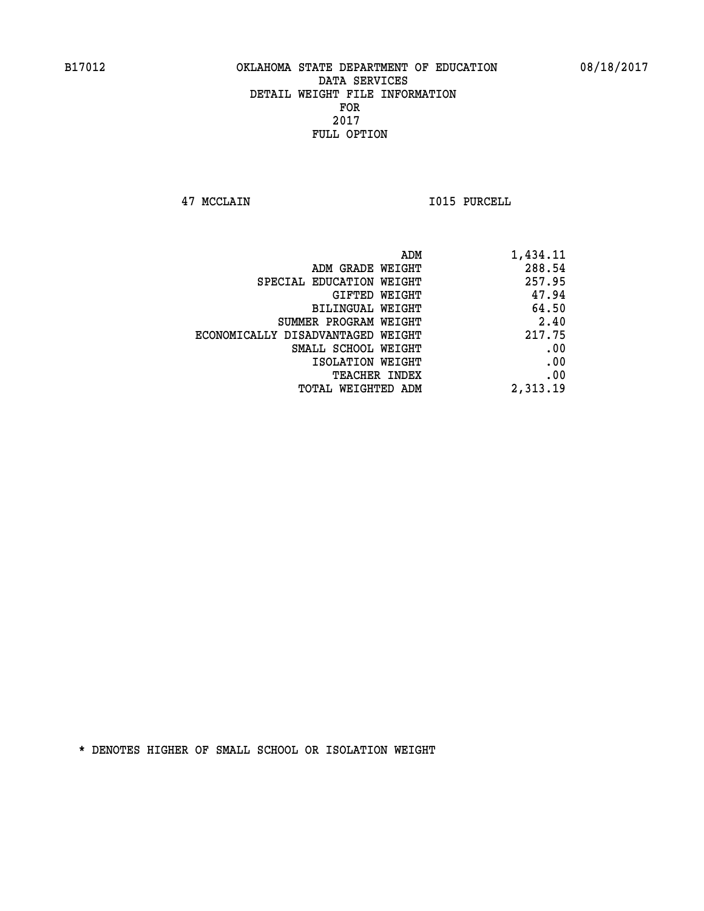B17012 OKLAHOMA STATE DEPARTMENT OF EDUCATION 08/18/2017

DATA SERVICES
DETAIL WEIGHT FILE INFORMATION
FOR
2017
FULL OPTION

47 MCCLAIN I015 PURCELL

| | |
|---|---|
| ADM | 1,434.11 |
| ADM GRADE WEIGHT | 288.54 |
| SPECIAL EDUCATION WEIGHT | 257.95 |
| GIFTED WEIGHT | 47.94 |
| BILINGUAL WEIGHT | 64.50 |
| SUMMER PROGRAM WEIGHT | 2.40 |
| ECONOMICALLY DISADVANTAGED WEIGHT | 217.75 |
| SMALL SCHOOL WEIGHT | .00 |
| ISOLATION WEIGHT | .00 |
| TEACHER INDEX | .00 |
| TOTAL WEIGHTED ADM | 2,313.19 |

* DENOTES HIGHER OF SMALL SCHOOL OR ISOLATION WEIGHT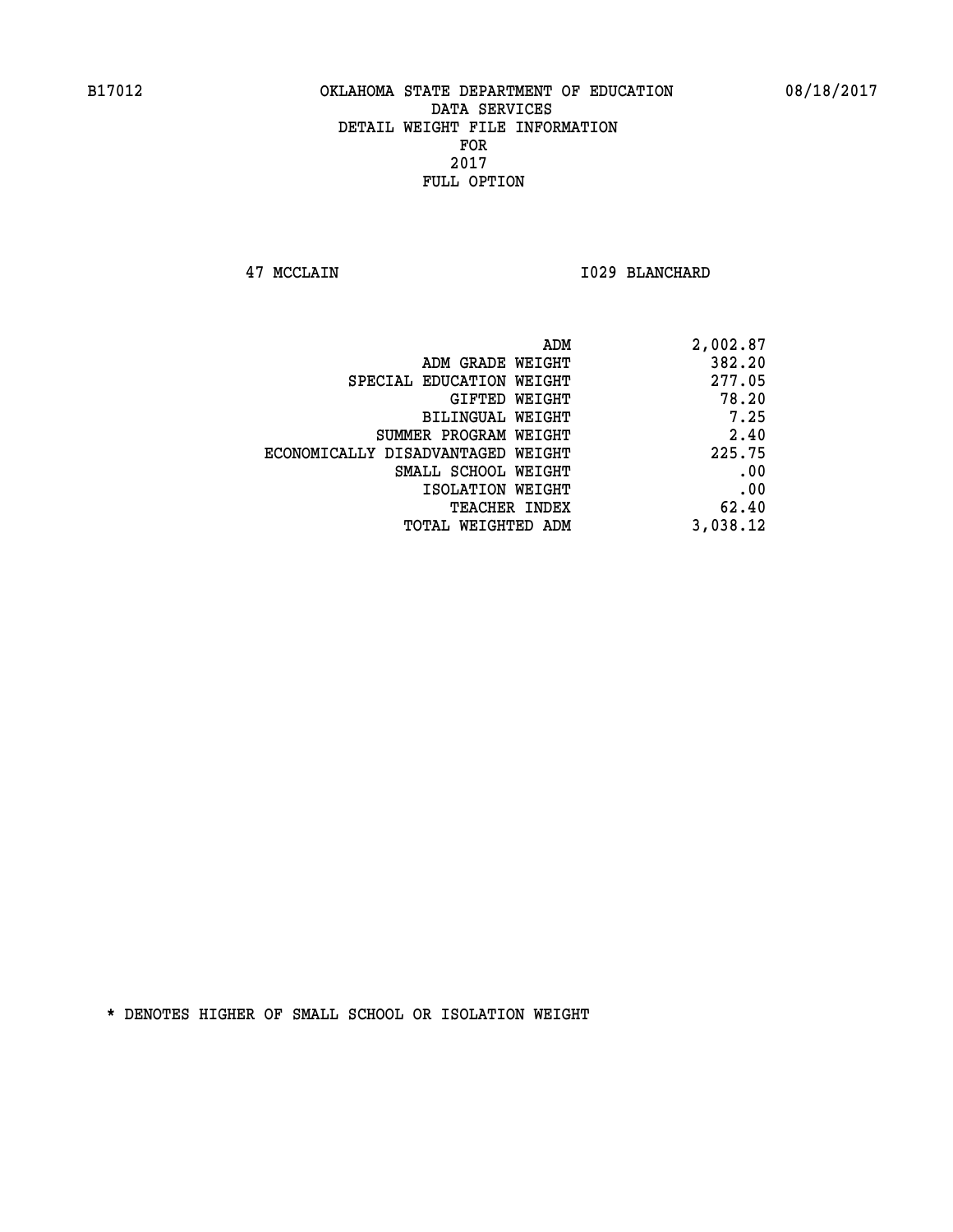B17012 OKLAHOMA STATE DEPARTMENT OF EDUCATION 08/18/2017

DATA SERVICES
DETAIL WEIGHT FILE INFORMATION
FOR
2017
FULL OPTION

47 MCCLAIN I029 BLANCHARD

| | |
|---|---|
| ADM | 2,002.87 |
| ADM GRADE WEIGHT | 382.20 |
| SPECIAL EDUCATION WEIGHT | 277.05 |
| GIFTED WEIGHT | 78.20 |
| BILINGUAL WEIGHT | 7.25 |
| SUMMER PROGRAM WEIGHT | 2.40 |
| ECONOMICALLY DISADVANTAGED WEIGHT | 225.75 |
| SMALL SCHOOL WEIGHT | .00 |
| ISOLATION WEIGHT | .00 |
| TEACHER INDEX | 62.40 |
| TOTAL WEIGHTED ADM | 3,038.12 |

* DENOTES HIGHER OF SMALL SCHOOL OR ISOLATION WEIGHT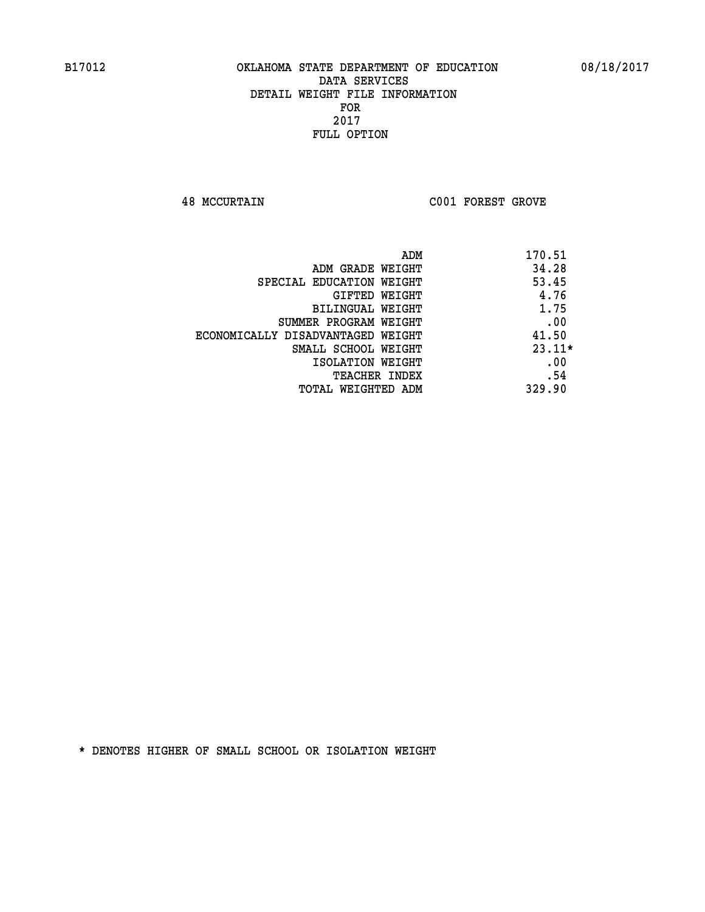B17012 OKLAHOMA STATE DEPARTMENT OF EDUCATION 08/18/2017

DATA SERVICES
DETAIL WEIGHT FILE INFORMATION
FOR
2017
FULL OPTION

48 MCCURTAIN C001 FOREST GROVE

| | |
|---|---|
| ADM | 170.51 |
| ADM GRADE WEIGHT | 34.28 |
| SPECIAL EDUCATION WEIGHT | 53.45 |
| GIFTED WEIGHT | 4.76 |
| BILINGUAL WEIGHT | 1.75 |
| SUMMER PROGRAM WEIGHT | .00 |
| ECONOMICALLY DISADVANTAGED WEIGHT | 41.50 |
| SMALL SCHOOL WEIGHT | 23.11* |
| ISOLATION WEIGHT | .00 |
| TEACHER INDEX | .54 |
| TOTAL WEIGHTED ADM | 329.90 |

* DENOTES HIGHER OF SMALL SCHOOL OR ISOLATION WEIGHT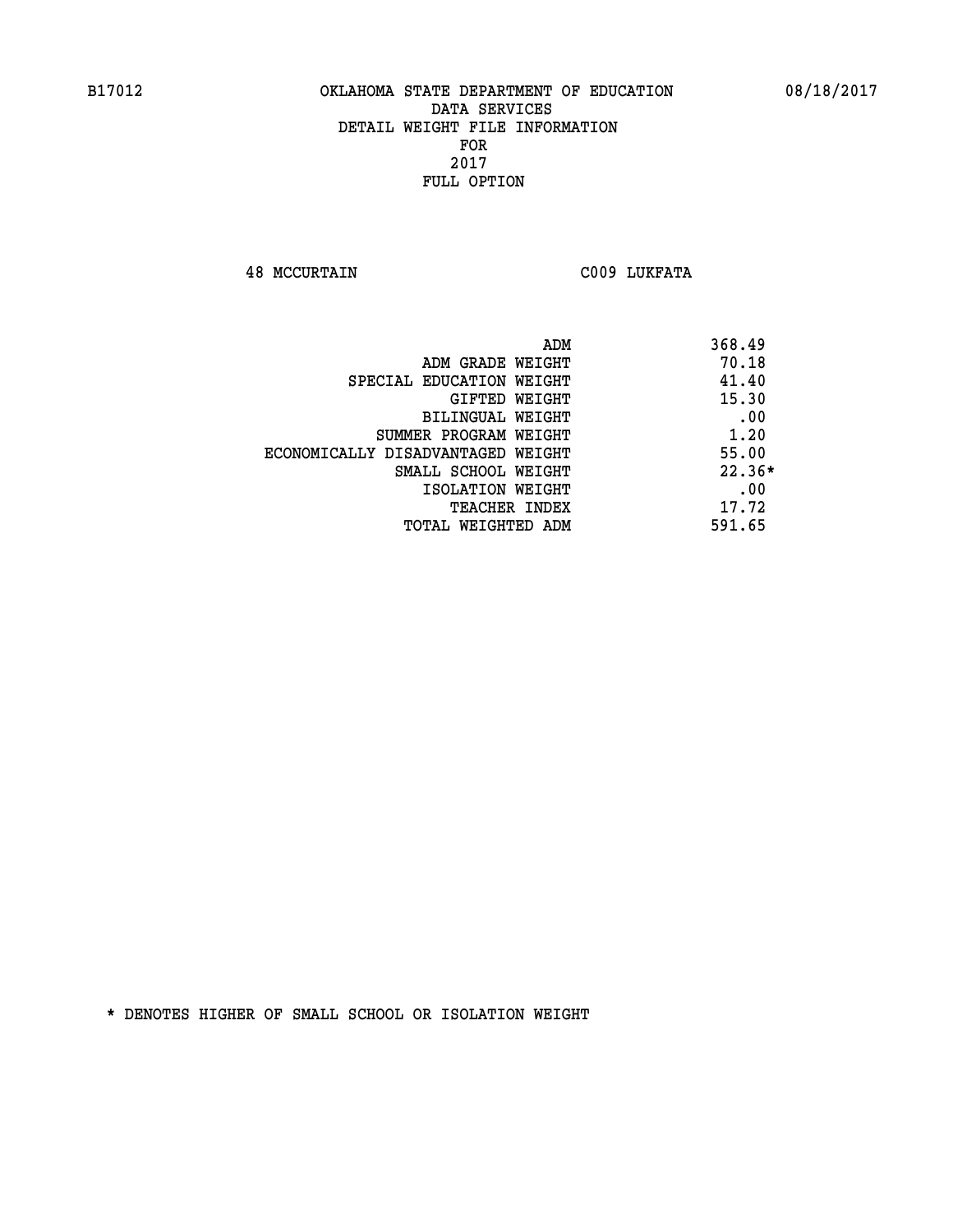B17012 OKLAHOMA STATE DEPARTMENT OF EDUCATION 08/18/2017

DATA SERVICES
DETAIL WEIGHT FILE INFORMATION
FOR
2017
FULL OPTION

48 MCCURTAIN C009 LUKFATA

| | |
|---|---|
| ADM | 368.49 |
| ADM GRADE WEIGHT | 70.18 |
| SPECIAL EDUCATION WEIGHT | 41.40 |
| GIFTED WEIGHT | 15.30 |
| BILINGUAL WEIGHT | .00 |
| SUMMER PROGRAM WEIGHT | 1.20 |
| ECONOMICALLY DISADVANTAGED WEIGHT | 55.00 |
| SMALL SCHOOL WEIGHT | 22.36* |
| ISOLATION WEIGHT | .00 |
| TEACHER INDEX | 17.72 |
| TOTAL WEIGHTED ADM | 591.65 |

* DENOTES HIGHER OF SMALL SCHOOL OR ISOLATION WEIGHT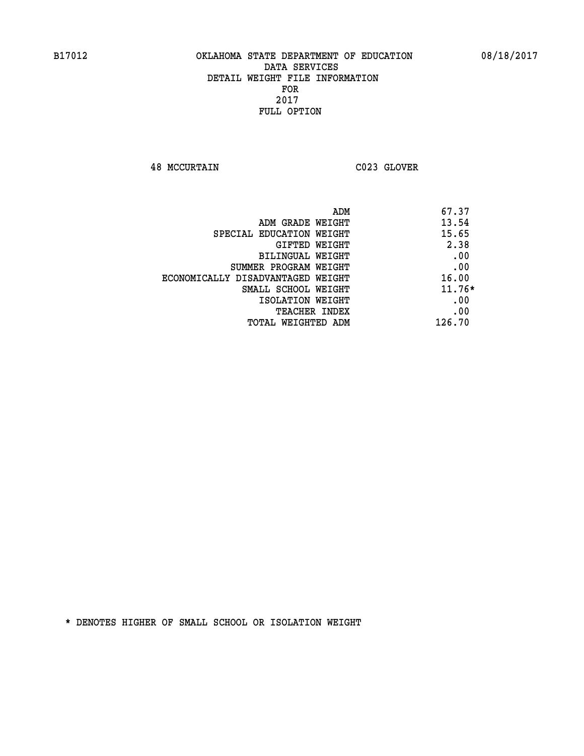B17012 OKLAHOMA STATE DEPARTMENT OF EDUCATION 08/18/2017

DATA SERVICES
DETAIL WEIGHT FILE INFORMATION
FOR
2017
FULL OPTION

48 MCCURTAIN C023 GLOVER

| | |
|---|---|
| ADM | 67.37 |
| ADM GRADE WEIGHT | 13.54 |
| SPECIAL EDUCATION WEIGHT | 15.65 |
| GIFTED WEIGHT | 2.38 |
| BILINGUAL WEIGHT | .00 |
| SUMMER PROGRAM WEIGHT | .00 |
| ECONOMICALLY DISADVANTAGED WEIGHT | 16.00 |
| SMALL SCHOOL WEIGHT | 11.76* |
| ISOLATION WEIGHT | .00 |
| TEACHER INDEX | .00 |
| TOTAL WEIGHTED ADM | 126.70 |

* DENOTES HIGHER OF SMALL SCHOOL OR ISOLATION WEIGHT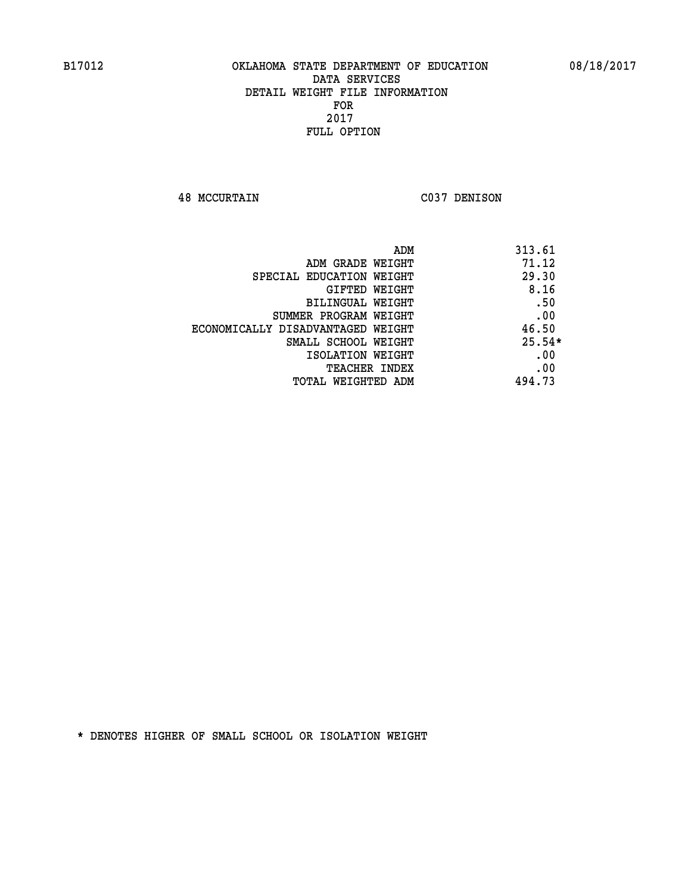# OKLAHOMA STATE DEPARTMENT OF EDUCATION
## DATA SERVICES
## DETAIL WEIGHT FILE INFORMATION
## FOR
## 2017
## FULL OPTION

B17012 08/18/2017

48 MCCURTAIN C037 DENISON

| | |
|---|---|
| ADM | 313.61 |
| ADM GRADE WEIGHT | 71.12 |
| SPECIAL EDUCATION WEIGHT | 29.30 |
| GIFTED WEIGHT | 8.16 |
| BILINGUAL WEIGHT | .50 |
| SUMMER PROGRAM WEIGHT | .00 |
| ECONOMICALLY DISADVANTAGED WEIGHT | 46.50 |
| SMALL SCHOOL WEIGHT | 25.54* |
| ISOLATION WEIGHT | .00 |
| TEACHER INDEX | .00 |
| TOTAL WEIGHTED ADM | 494.73 |

* DENOTES HIGHER OF SMALL SCHOOL OR ISOLATION WEIGHT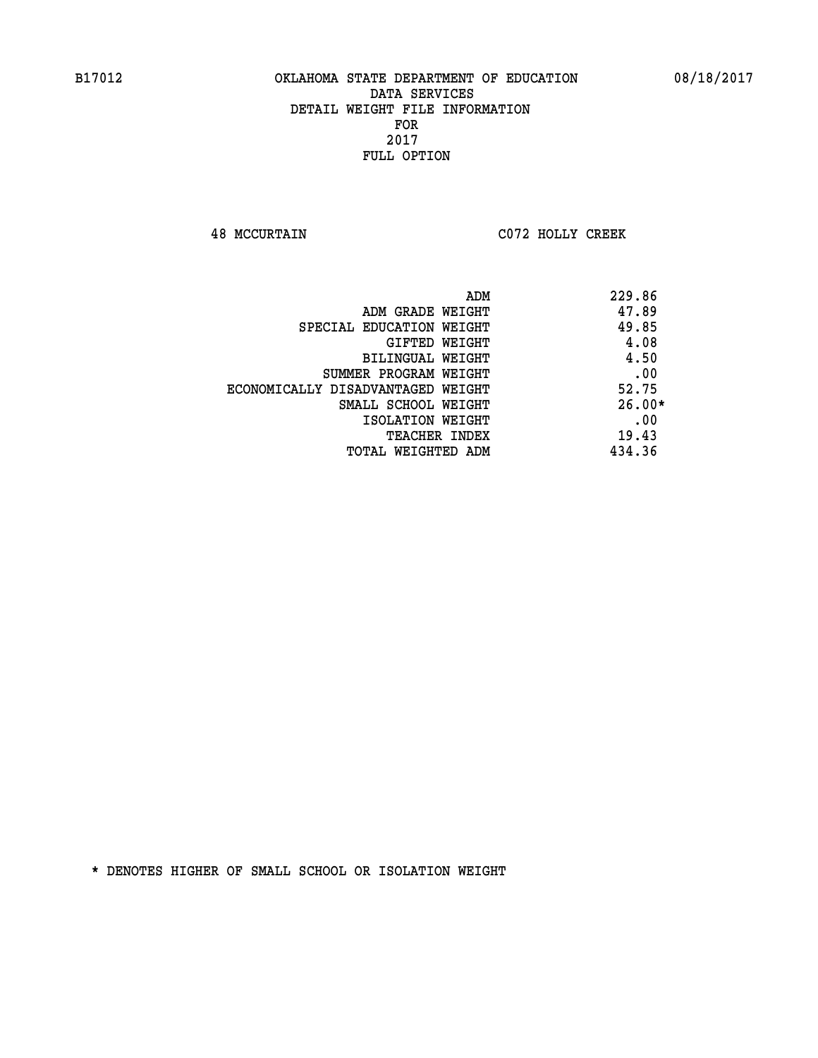B17012 OKLAHOMA STATE DEPARTMENT OF EDUCATION 08/18/2017

DATA SERVICES
DETAIL WEIGHT FILE INFORMATION
FOR
2017
FULL OPTION

48 MCCURTAIN C072 HOLLY CREEK

| | |
|---|---|
| ADM | 229.86 |
| ADM GRADE WEIGHT | 47.89 |
| SPECIAL EDUCATION WEIGHT | 49.85 |
| GIFTED WEIGHT | 4.08 |
| BILINGUAL WEIGHT | 4.50 |
| SUMMER PROGRAM WEIGHT | .00 |
| ECONOMICALLY DISADVANTAGED WEIGHT | 52.75 |
| SMALL SCHOOL WEIGHT | 26.00* |
| ISOLATION WEIGHT | .00 |
| TEACHER INDEX | 19.43 |
| TOTAL WEIGHTED ADM | 434.36 |

* DENOTES HIGHER OF SMALL SCHOOL OR ISOLATION WEIGHT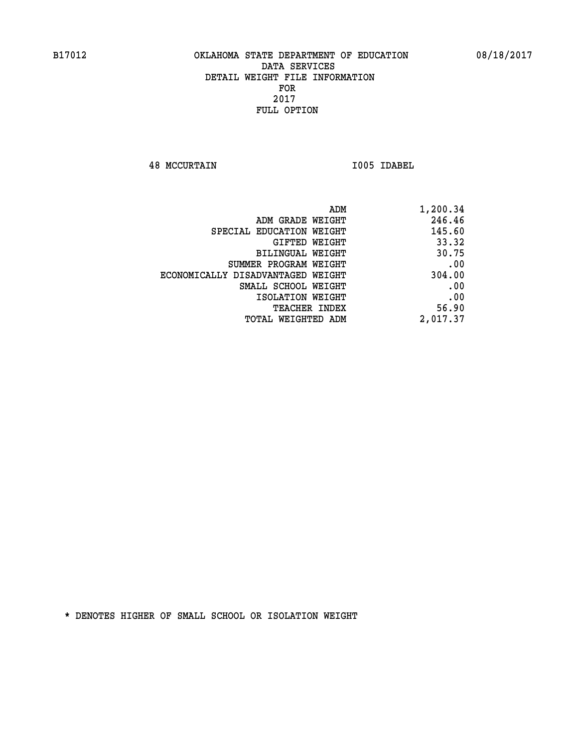B17012 OKLAHOMA STATE DEPARTMENT OF EDUCATION 08/18/2017

DATA SERVICES
DETAIL WEIGHT FILE INFORMATION
FOR
2017
FULL OPTION

48 MCCURTAIN I005 IDABEL

| | |
|---|---|
| ADM | 1,200.34 |
| ADM GRADE WEIGHT | 246.46 |
| SPECIAL EDUCATION WEIGHT | 145.60 |
| GIFTED WEIGHT | 33.32 |
| BILINGUAL WEIGHT | 30.75 |
| SUMMER PROGRAM WEIGHT | .00 |
| ECONOMICALLY DISADVANTAGED WEIGHT | 304.00 |
| SMALL SCHOOL WEIGHT | .00 |
| ISOLATION WEIGHT | .00 |
| TEACHER INDEX | 56.90 |
| TOTAL WEIGHTED ADM | 2,017.37 |

* DENOTES HIGHER OF SMALL SCHOOL OR ISOLATION WEIGHT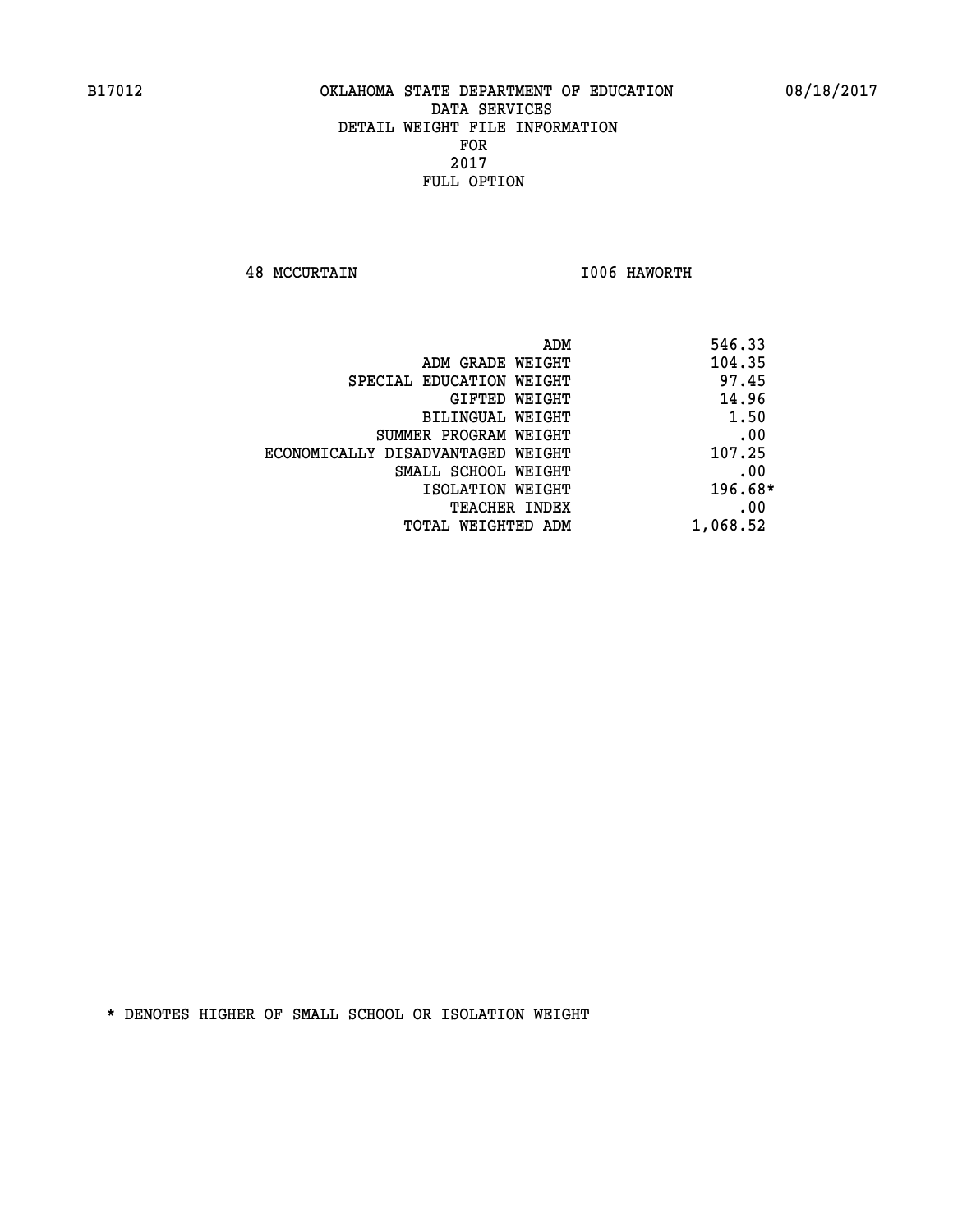B17012 OKLAHOMA STATE DEPARTMENT OF EDUCATION 08/18/2017

DATA SERVICES
DETAIL WEIGHT FILE INFORMATION
FOR
2017
FULL OPTION

48 MCCURTAIN I006 HAWORTH

| | |
|---|---|
| ADM | 546.33 |
| ADM GRADE WEIGHT | 104.35 |
| SPECIAL EDUCATION WEIGHT | 97.45 |
| GIFTED WEIGHT | 14.96 |
| BILINGUAL WEIGHT | 1.50 |
| SUMMER PROGRAM WEIGHT | .00 |
| ECONOMICALLY DISADVANTAGED WEIGHT | 107.25 |
| SMALL SCHOOL WEIGHT | .00 |
| ISOLATION WEIGHT | 196.68* |
| TEACHER INDEX | .00 |
| TOTAL WEIGHTED ADM | 1,068.52 |

* DENOTES HIGHER OF SMALL SCHOOL OR ISOLATION WEIGHT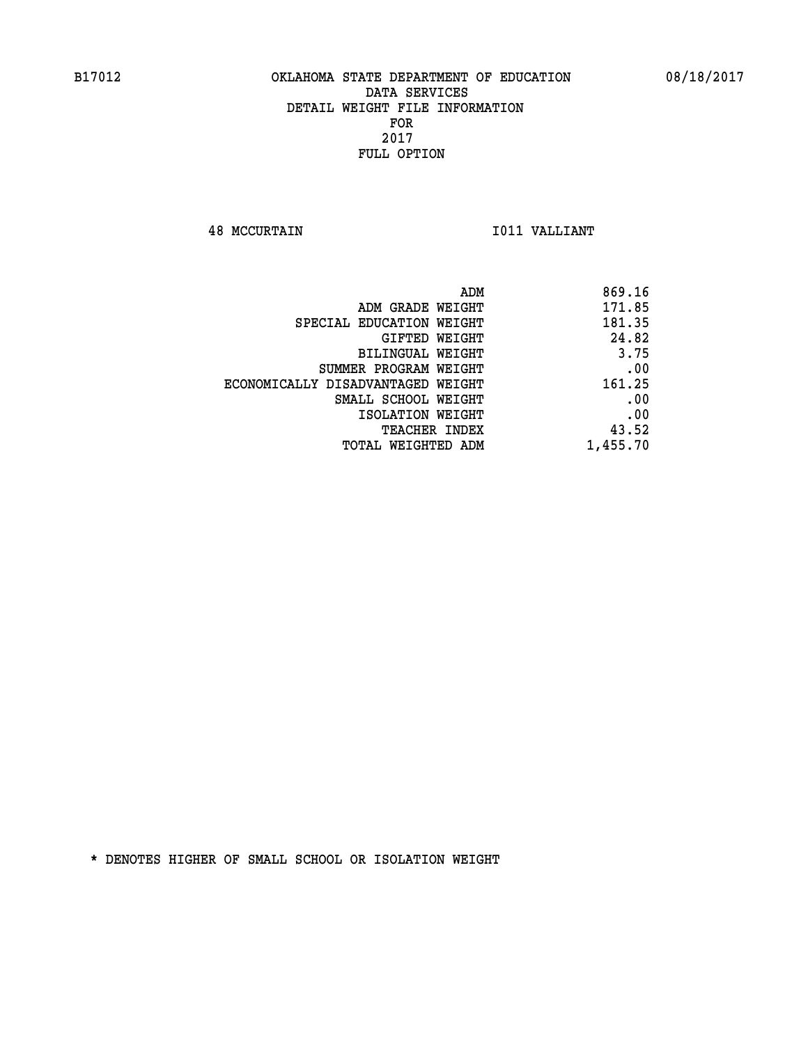B17012 OKLAHOMA STATE DEPARTMENT OF EDUCATION 08/18/2017

DATA SERVICES
DETAIL WEIGHT FILE INFORMATION
FOR
2017
FULL OPTION

48 MCCURTAIN I011 VALLIANT

| | |
|---|---|
| ADM | 869.16 |
| ADM GRADE WEIGHT | 171.85 |
| SPECIAL EDUCATION WEIGHT | 181.35 |
| GIFTED WEIGHT | 24.82 |
| BILINGUAL WEIGHT | 3.75 |
| SUMMER PROGRAM WEIGHT | .00 |
| ECONOMICALLY DISADVANTAGED WEIGHT | 161.25 |
| SMALL SCHOOL WEIGHT | .00 |
| ISOLATION WEIGHT | .00 |
| TEACHER INDEX | 43.52 |
| TOTAL WEIGHTED ADM | 1,455.70 |

* DENOTES HIGHER OF SMALL SCHOOL OR ISOLATION WEIGHT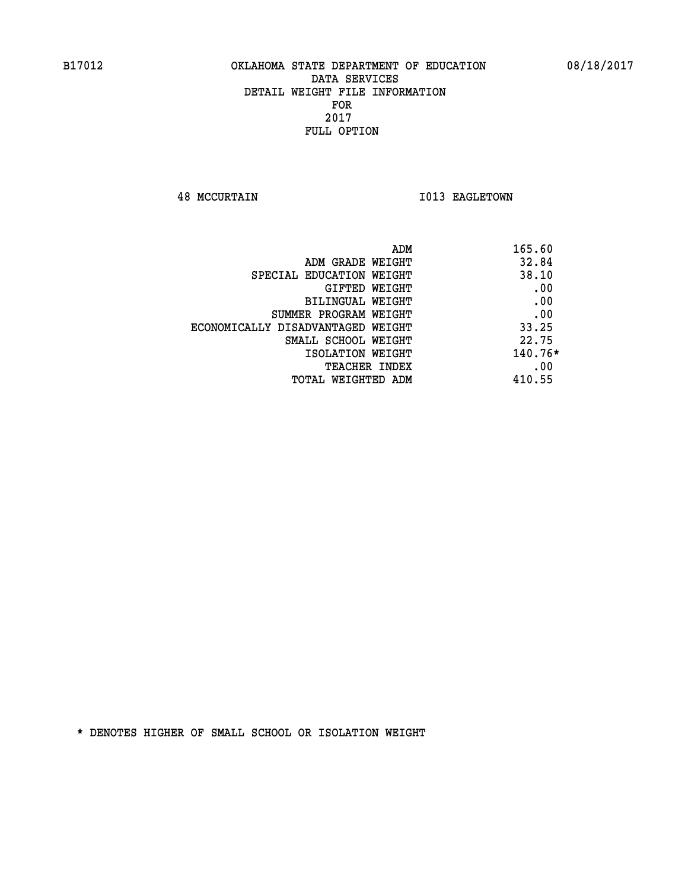B17012 OKLAHOMA STATE DEPARTMENT OF EDUCATION 08/18/2017

DATA SERVICES
DETAIL WEIGHT FILE INFORMATION
FOR
2017
FULL OPTION

48 MCCURTAIN I013 EAGLETOWN

| | |
|---|---|
| ADM | 165.60 |
| ADM GRADE WEIGHT | 32.84 |
| SPECIAL EDUCATION WEIGHT | 38.10 |
| GIFTED WEIGHT | .00 |
| BILINGUAL WEIGHT | .00 |
| SUMMER PROGRAM WEIGHT | .00 |
| ECONOMICALLY DISADVANTAGED WEIGHT | 33.25 |
| SMALL SCHOOL WEIGHT | 22.75 |
| ISOLATION WEIGHT | 140.76* |
| TEACHER INDEX | .00 |
| TOTAL WEIGHTED ADM | 410.55 |

* DENOTES HIGHER OF SMALL SCHOOL OR ISOLATION WEIGHT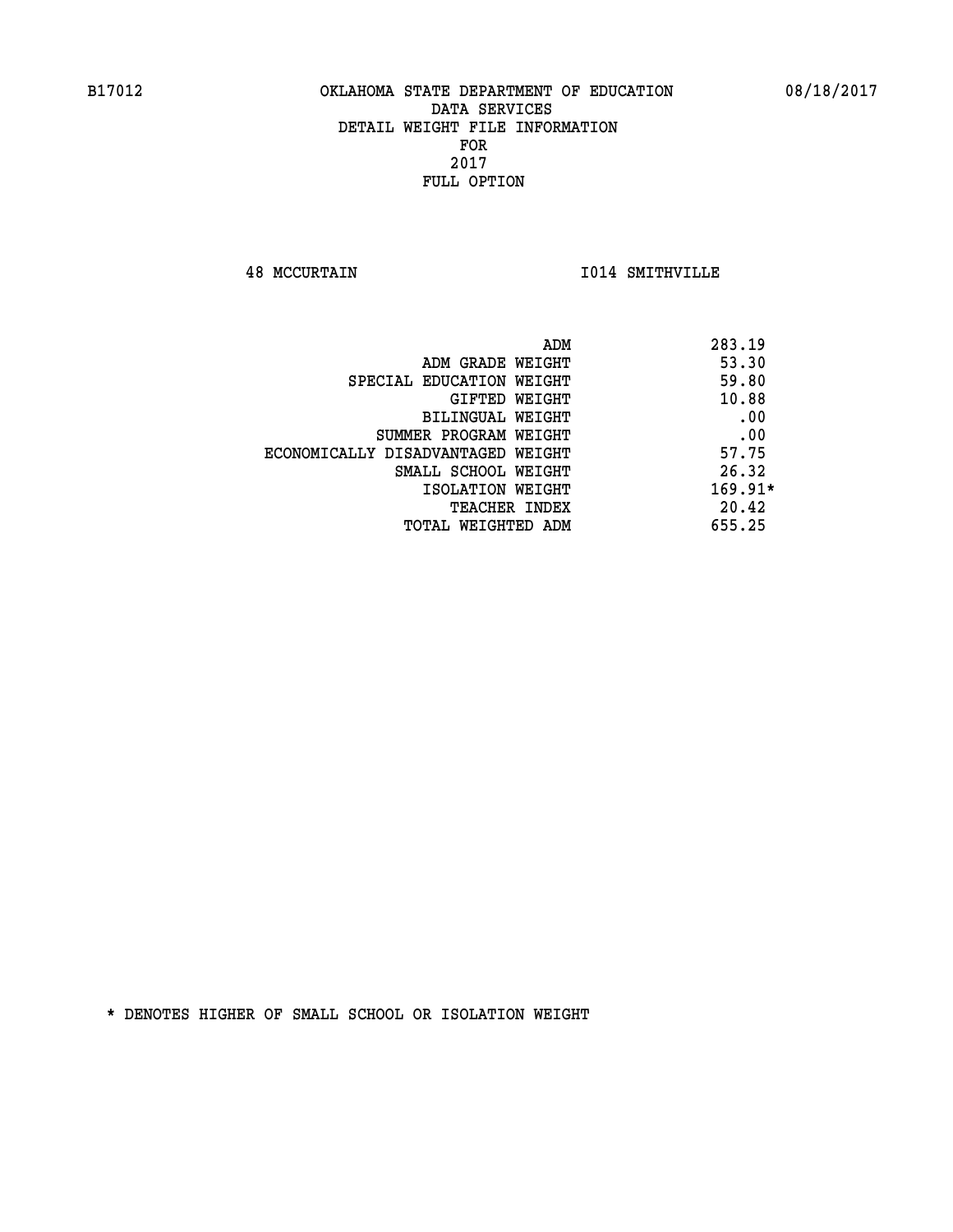B17012 OKLAHOMA STATE DEPARTMENT OF EDUCATION 08/18/2017

DATA SERVICES
DETAIL WEIGHT FILE INFORMATION
FOR
2017
FULL OPTION

48 MCCURTAIN I014 SMITHVILLE

| | |
|---|---|
| ADM | 283.19 |
| ADM GRADE WEIGHT | 53.30 |
| SPECIAL EDUCATION WEIGHT | 59.80 |
| GIFTED WEIGHT | 10.88 |
| BILINGUAL WEIGHT | .00 |
| SUMMER PROGRAM WEIGHT | .00 |
| ECONOMICALLY DISADVANTAGED WEIGHT | 57.75 |
| SMALL SCHOOL WEIGHT | 26.32 |
| ISOLATION WEIGHT | 169.91* |
| TEACHER INDEX | 20.42 |
| TOTAL WEIGHTED ADM | 655.25 |

* DENOTES HIGHER OF SMALL SCHOOL OR ISOLATION WEIGHT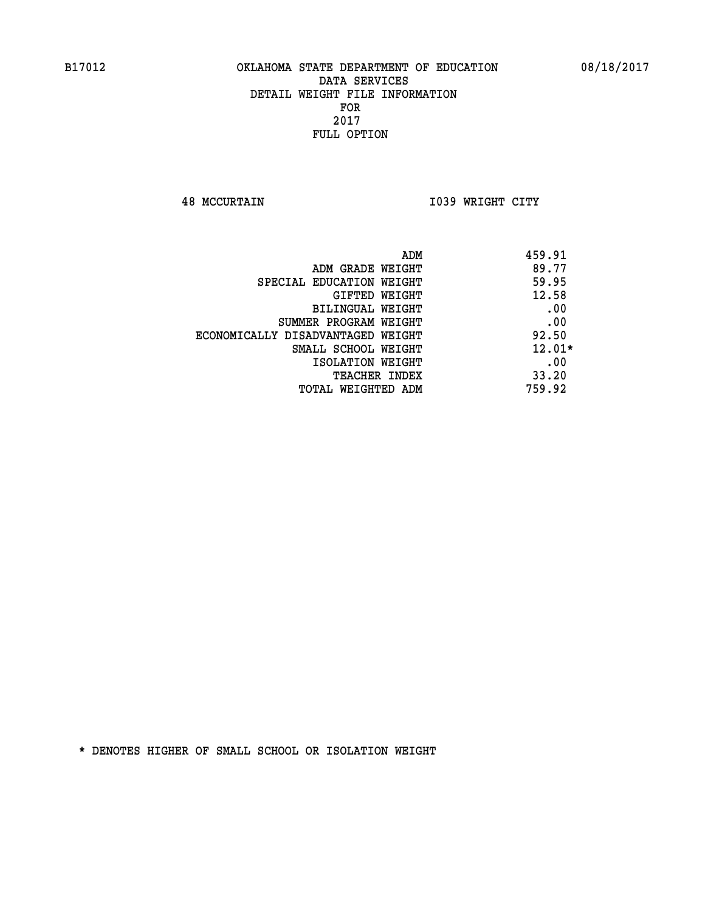B17012 OKLAHOMA STATE DEPARTMENT OF EDUCATION 08/18/2017

DATA SERVICES
DETAIL WEIGHT FILE INFORMATION
FOR
2017
FULL OPTION

48 MCCURTAIN I039 WRIGHT CITY

| | |
|---|---|
| ADM | 459.91 |
| ADM GRADE WEIGHT | 89.77 |
| SPECIAL EDUCATION WEIGHT | 59.95 |
| GIFTED WEIGHT | 12.58 |
| BILINGUAL WEIGHT | .00 |
| SUMMER PROGRAM WEIGHT | .00 |
| ECONOMICALLY DISADVANTAGED WEIGHT | 92.50 |
| SMALL SCHOOL WEIGHT | 12.01* |
| ISOLATION WEIGHT | .00 |
| TEACHER INDEX | 33.20 |
| TOTAL WEIGHTED ADM | 759.92 |

* DENOTES HIGHER OF SMALL SCHOOL OR ISOLATION WEIGHT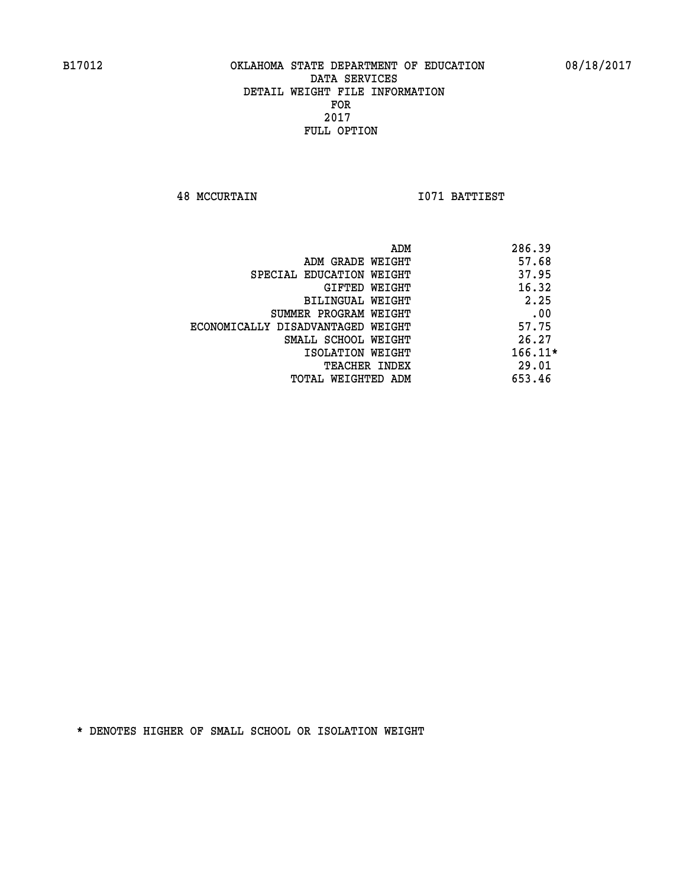B17012 OKLAHOMA STATE DEPARTMENT OF EDUCATION 08/18/2017

DATA SERVICES

DETAIL WEIGHT FILE INFORMATION

FOR

2017

FULL OPTION

48 MCCURTAIN I071 BATTIEST

| | |
|---|---|
| ADM | 286.39 |
| ADM GRADE WEIGHT | 57.68 |
| SPECIAL EDUCATION WEIGHT | 37.95 |
| GIFTED WEIGHT | 16.32 |
| BILINGUAL WEIGHT | 2.25 |
| SUMMER PROGRAM WEIGHT | .00 |
| ECONOMICALLY DISADVANTAGED WEIGHT | 57.75 |
| SMALL SCHOOL WEIGHT | 26.27 |
| ISOLATION WEIGHT | 166.11* |
| TEACHER INDEX | 29.01 |
| TOTAL WEIGHTED ADM | 653.46 |

* DENOTES HIGHER OF SMALL SCHOOL OR ISOLATION WEIGHT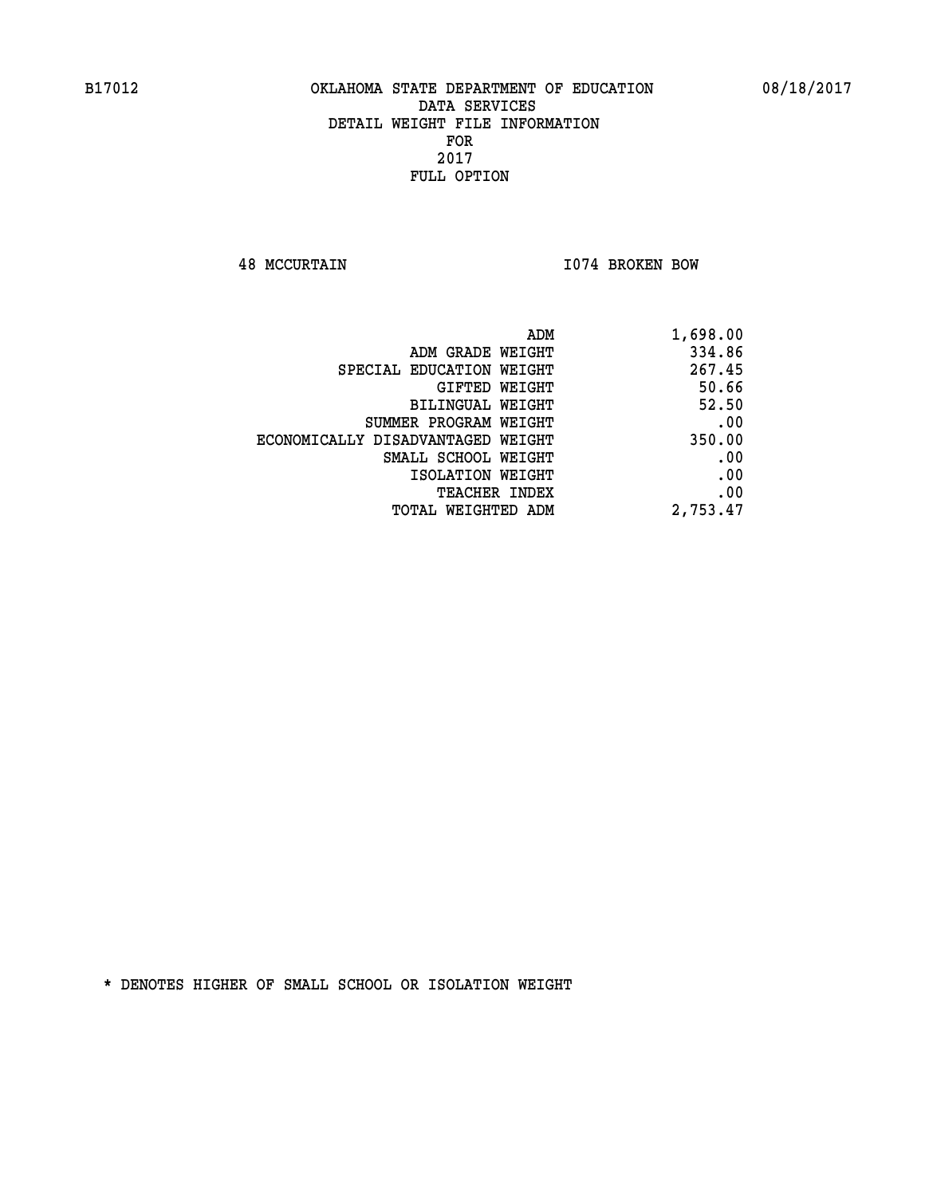B17012 OKLAHOMA STATE DEPARTMENT OF EDUCATION 08/18/2017

DATA SERVICES
DETAIL WEIGHT FILE INFORMATION
FOR
2017
FULL OPTION

48 MCCURTAIN I074 BROKEN BOW

| | |
|---|---|
| ADM | 1,698.00 |
| ADM GRADE WEIGHT | 334.86 |
| SPECIAL EDUCATION WEIGHT | 267.45 |
| GIFTED WEIGHT | 50.66 |
| BILINGUAL WEIGHT | 52.50 |
| SUMMER PROGRAM WEIGHT | .00 |
| ECONOMICALLY DISADVANTAGED WEIGHT | 350.00 |
| SMALL SCHOOL WEIGHT | .00 |
| ISOLATION WEIGHT | .00 |
| TEACHER INDEX | .00 |
| TOTAL WEIGHTED ADM | 2,753.47 |

* DENOTES HIGHER OF SMALL SCHOOL OR ISOLATION WEIGHT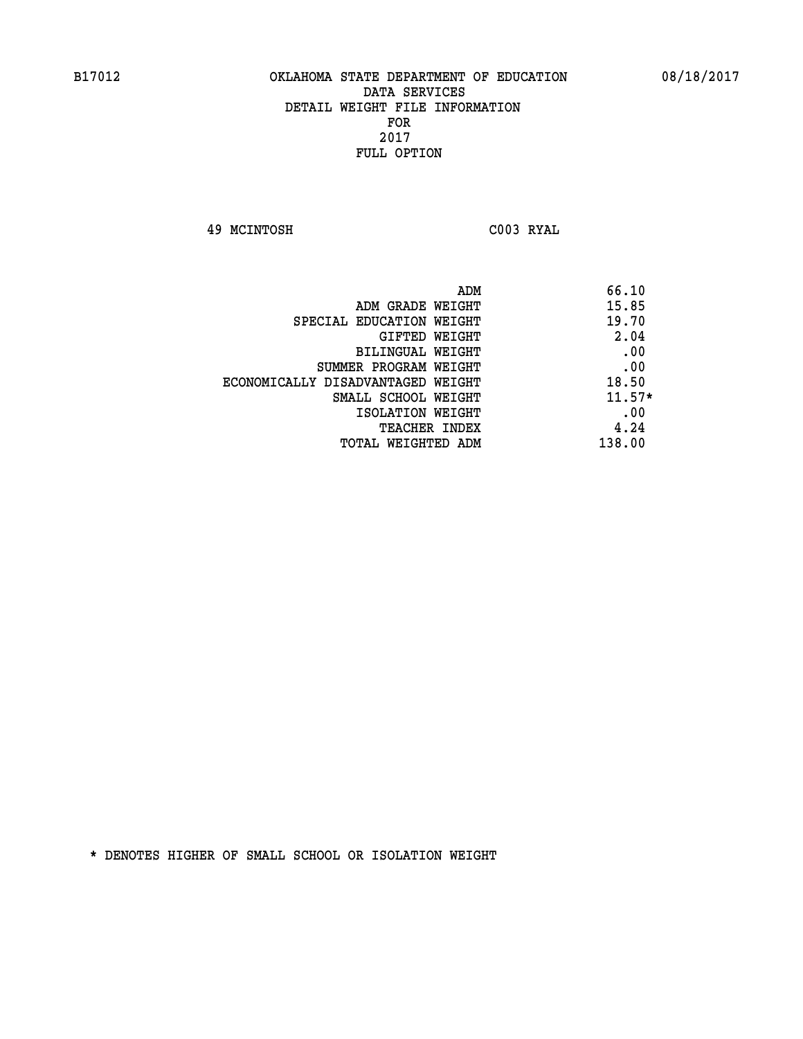OKLAHOMA STATE DEPARTMENT OF EDUCATION
DATA SERVICES
DETAIL WEIGHT FILE INFORMATION
FOR
2017
FULL OPTION

49 MCINTOSH C003 RYAL

| | |
|---|---|
| ADM | 66.10 |
| ADM GRADE WEIGHT | 15.85 |
| SPECIAL EDUCATION WEIGHT | 19.70 |
| GIFTED WEIGHT | 2.04 |
| BILINGUAL WEIGHT | .00 |
| SUMMER PROGRAM WEIGHT | .00 |
| ECONOMICALLY DISADVANTAGED WEIGHT | 18.50 |
| SMALL SCHOOL WEIGHT | 11.57* |
| ISOLATION WEIGHT | .00 |
| TEACHER INDEX | 4.24 |
| TOTAL WEIGHTED ADM | 138.00 |

* DENOTES HIGHER OF SMALL SCHOOL OR ISOLATION WEIGHT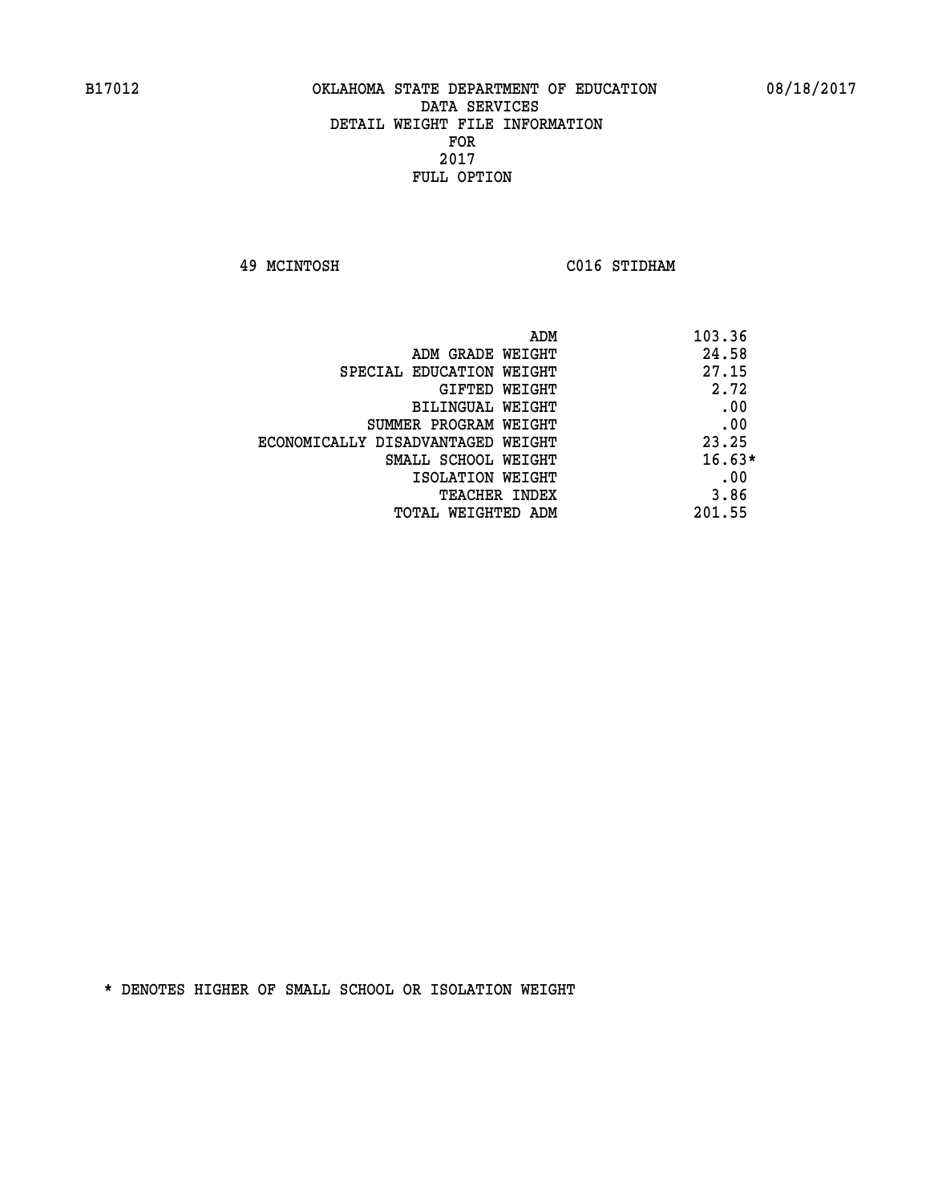B17012 OKLAHOMA STATE DEPARTMENT OF EDUCATION 08/18/2017

DATA SERVICES
DETAIL WEIGHT FILE INFORMATION
FOR
2017
FULL OPTION

49 MCINTOSH C016 STIDHAM

| | |
|---|---|
| ADM | 103.36 |
| ADM GRADE WEIGHT | 24.58 |
| SPECIAL EDUCATION WEIGHT | 27.15 |
| GIFTED WEIGHT | 2.72 |
| BILINGUAL WEIGHT | .00 |
| SUMMER PROGRAM WEIGHT | .00 |
| ECONOMICALLY DISADVANTAGED WEIGHT | 23.25 |
| SMALL SCHOOL WEIGHT | 16.63* |
| ISOLATION WEIGHT | .00 |
| TEACHER INDEX | 3.86 |
| TOTAL WEIGHTED ADM | 201.55 |

* DENOTES HIGHER OF SMALL SCHOOL OR ISOLATION WEIGHT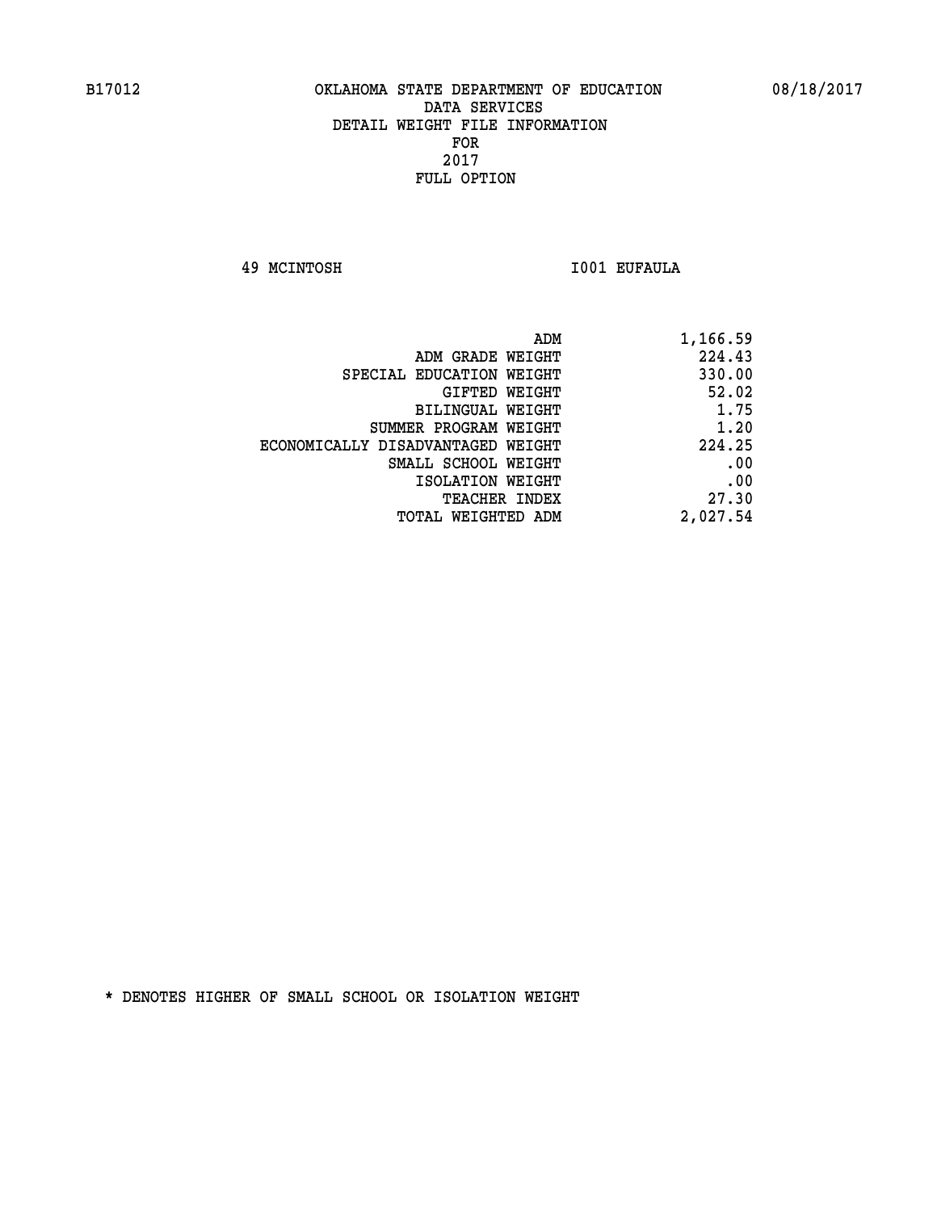B17012 OKLAHOMA STATE DEPARTMENT OF EDUCATION 08/18/2017

DATA SERVICES
DETAIL WEIGHT FILE INFORMATION
FOR
2017
FULL OPTION

49 MCINTOSH I001 EUFAULA

| | |
|---|---|
| ADM | 1,166.59 |
| ADM GRADE WEIGHT | 224.43 |
| SPECIAL EDUCATION WEIGHT | 330.00 |
| GIFTED WEIGHT | 52.02 |
| BILINGUAL WEIGHT | 1.75 |
| SUMMER PROGRAM WEIGHT | 1.20 |
| ECONOMICALLY DISADVANTAGED WEIGHT | 224.25 |
| SMALL SCHOOL WEIGHT | .00 |
| ISOLATION WEIGHT | .00 |
| TEACHER INDEX | 27.30 |
| TOTAL WEIGHTED ADM | 2,027.54 |

* DENOTES HIGHER OF SMALL SCHOOL OR ISOLATION WEIGHT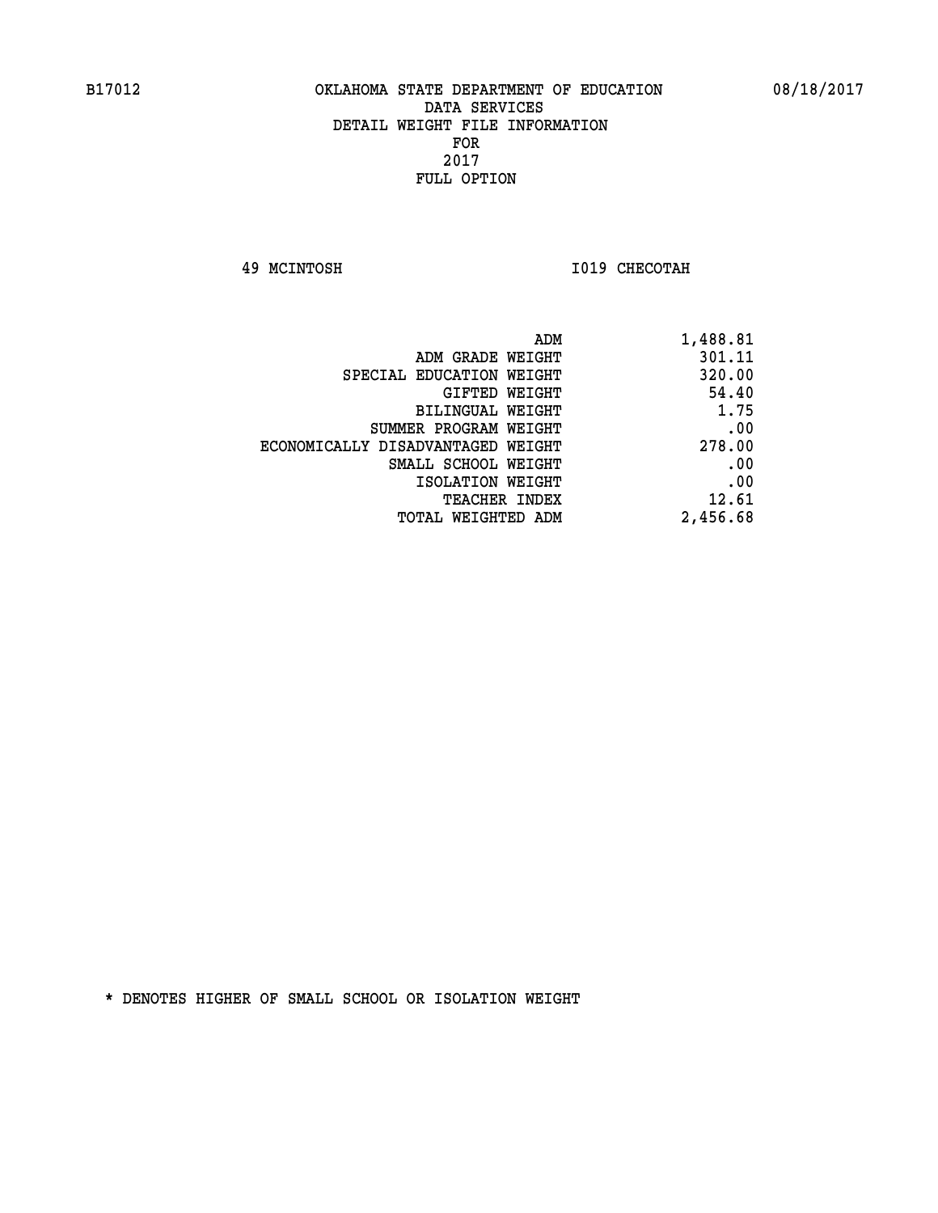B17012 OKLAHOMA STATE DEPARTMENT OF EDUCATION 08/18/2017

# DATA SERVICES
## DETAIL WEIGHT FILE INFORMATION
## FOR
## 2017
## FULL OPTION

49 MCINTOSH I019 CHECOTAH

| | |
|---|---|
| ADM | 1,488.81 |
| ADM GRADE WEIGHT | 301.11 |
| SPECIAL EDUCATION WEIGHT | 320.00 |
| GIFTED WEIGHT | 54.40 |
| BILINGUAL WEIGHT | 1.75 |
| SUMMER PROGRAM WEIGHT | .00 |
| ECONOMICALLY DISADVANTAGED WEIGHT | 278.00 |
| SMALL SCHOOL WEIGHT | .00 |
| ISOLATION WEIGHT | .00 |
| TEACHER INDEX | 12.61 |
| TOTAL WEIGHTED ADM | 2,456.68 |

* DENOTES HIGHER OF SMALL SCHOOL OR ISOLATION WEIGHT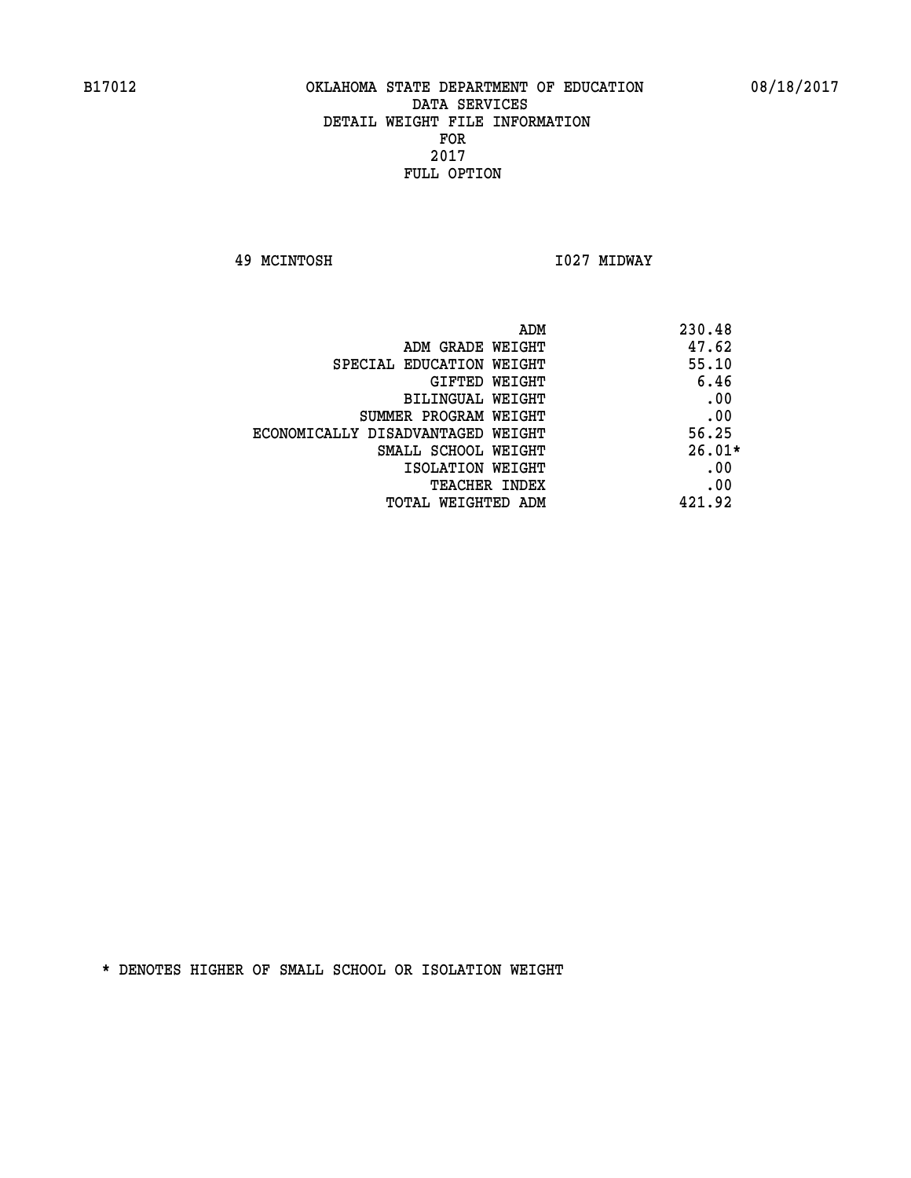B17012 OKLAHOMA STATE DEPARTMENT OF EDUCATION 08/18/2017

DATA SERVICES
DETAIL WEIGHT FILE INFORMATION
FOR
2017
FULL OPTION

49 MCINTOSH I027 MIDWAY

| | |
|---|---|
| ADM | 230.48 |
| ADM GRADE WEIGHT | 47.62 |
| SPECIAL EDUCATION WEIGHT | 55.10 |
| GIFTED WEIGHT | 6.46 |
| BILINGUAL WEIGHT | .00 |
| SUMMER PROGRAM WEIGHT | .00 |
| ECONOMICALLY DISADVANTAGED WEIGHT | 56.25 |
| SMALL SCHOOL WEIGHT | 26.01* |
| ISOLATION WEIGHT | .00 |
| TEACHER INDEX | .00 |
| TOTAL WEIGHTED ADM | 421.92 |

* DENOTES HIGHER OF SMALL SCHOOL OR ISOLATION WEIGHT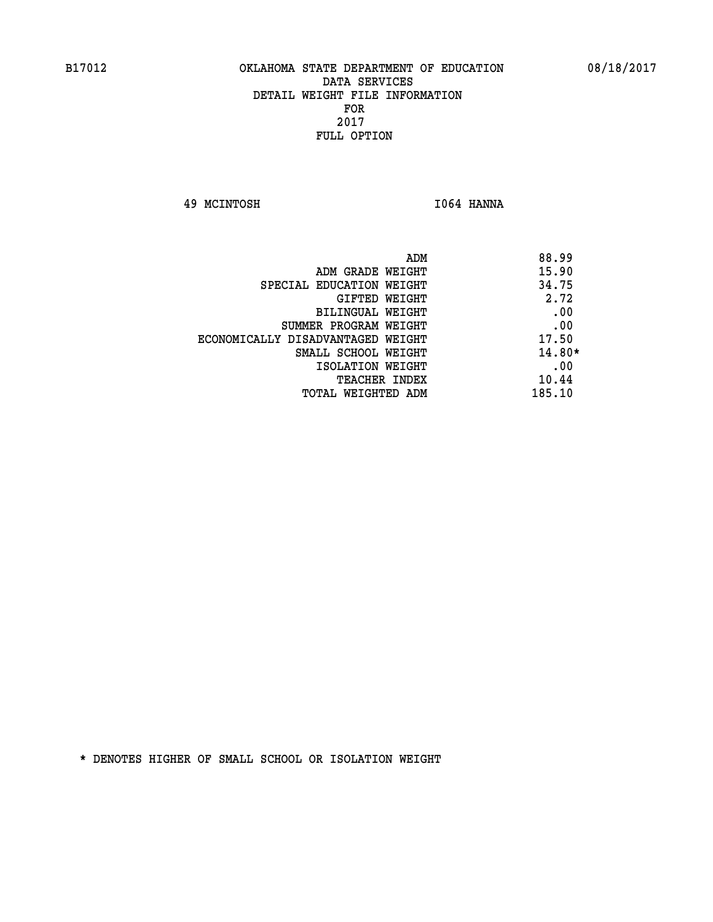B17012 OKLAHOMA STATE DEPARTMENT OF EDUCATION 08/18/2017

DATA SERVICES
DETAIL WEIGHT FILE INFORMATION
FOR
2017
FULL OPTION

49 MCINTOSH I064 HANNA

| | |
|---|---|
| ADM | 88.99 |
| ADM GRADE WEIGHT | 15.90 |
| SPECIAL EDUCATION WEIGHT | 34.75 |
| GIFTED WEIGHT | 2.72 |
| BILINGUAL WEIGHT | .00 |
| SUMMER PROGRAM WEIGHT | .00 |
| ECONOMICALLY DISADVANTAGED WEIGHT | 17.50 |
| SMALL SCHOOL WEIGHT | 14.80* |
| ISOLATION WEIGHT | .00 |
| TEACHER INDEX | 10.44 |
| TOTAL WEIGHTED ADM | 185.10 |

* DENOTES HIGHER OF SMALL SCHOOL OR ISOLATION WEIGHT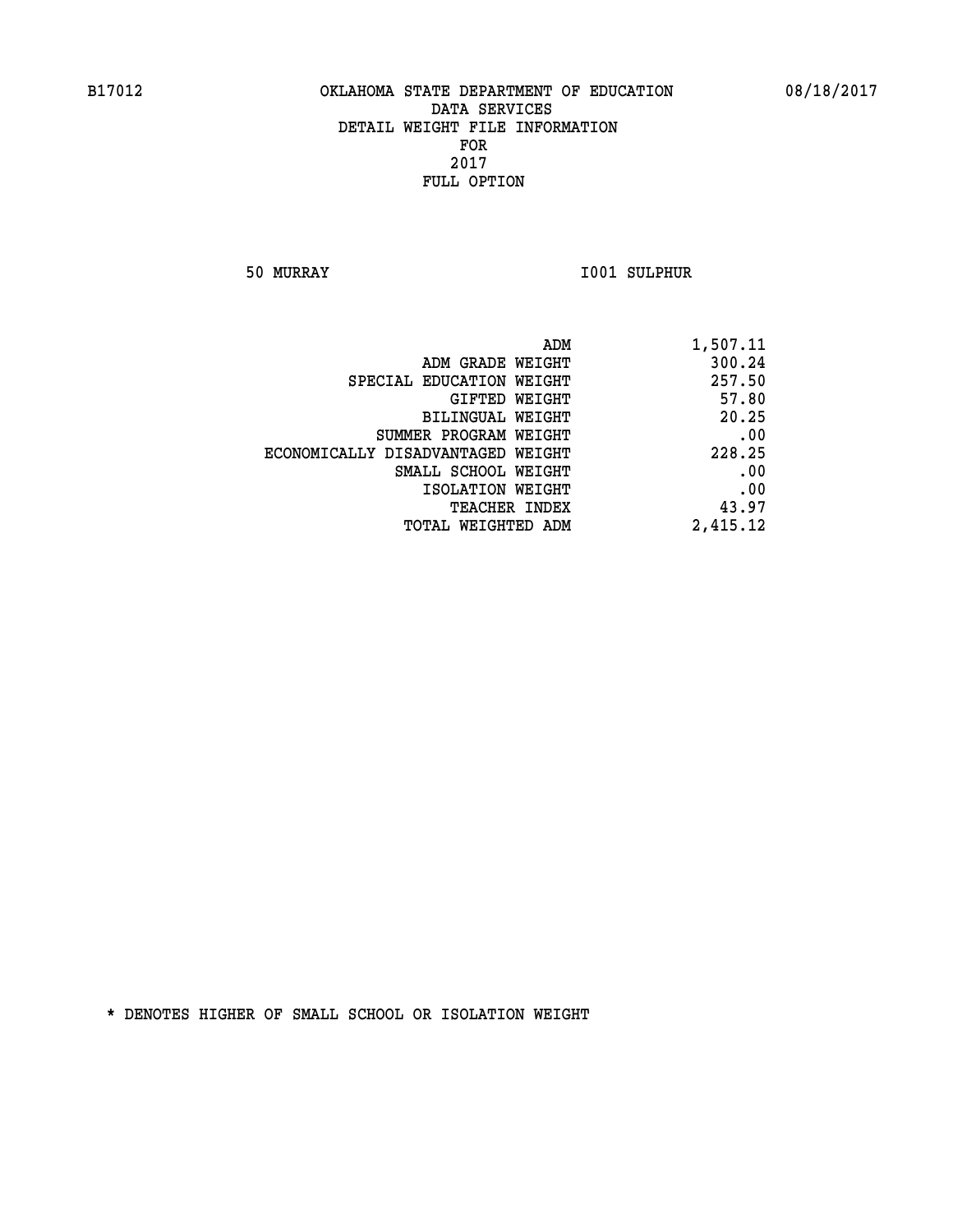B17012 OKLAHOMA STATE DEPARTMENT OF EDUCATION 08/18/2017

DATA SERVICES
DETAIL WEIGHT FILE INFORMATION
FOR
2017
FULL OPTION

50 MURRAY I001 SULPHUR

| | |
|---|---|
| ADM | 1,507.11 |
| ADM GRADE WEIGHT | 300.24 |
| SPECIAL EDUCATION WEIGHT | 257.50 |
| GIFTED WEIGHT | 57.80 |
| BILINGUAL WEIGHT | 20.25 |
| SUMMER PROGRAM WEIGHT | .00 |
| ECONOMICALLY DISADVANTAGED WEIGHT | 228.25 |
| SMALL SCHOOL WEIGHT | .00 |
| ISOLATION WEIGHT | .00 |
| TEACHER INDEX | 43.97 |
| TOTAL WEIGHTED ADM | 2,415.12 |

* DENOTES HIGHER OF SMALL SCHOOL OR ISOLATION WEIGHT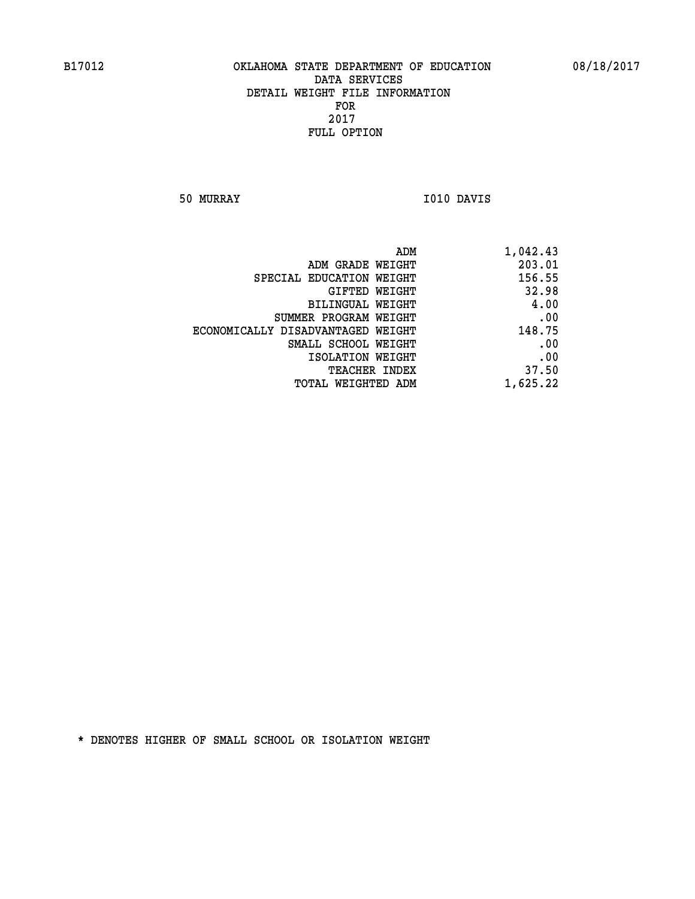B17012 OKLAHOMA STATE DEPARTMENT OF EDUCATION 08/18/2017

DATA SERVICES

DETAIL WEIGHT FILE INFORMATION

FOR

2017

FULL OPTION

50 MURRAY I010 DAVIS

| | |
|---|---|
| ADM | 1,042.43 |
| ADM GRADE WEIGHT | 203.01 |
| SPECIAL EDUCATION WEIGHT | 156.55 |
| GIFTED WEIGHT | 32.98 |
| BILINGUAL WEIGHT | 4.00 |
| SUMMER PROGRAM WEIGHT | .00 |
| ECONOMICALLY DISADVANTAGED WEIGHT | 148.75 |
| SMALL SCHOOL WEIGHT | .00 |
| ISOLATION WEIGHT | .00 |
| TEACHER INDEX | 37.50 |
| TOTAL WEIGHTED ADM | 1,625.22 |

* DENOTES HIGHER OF SMALL SCHOOL OR ISOLATION WEIGHT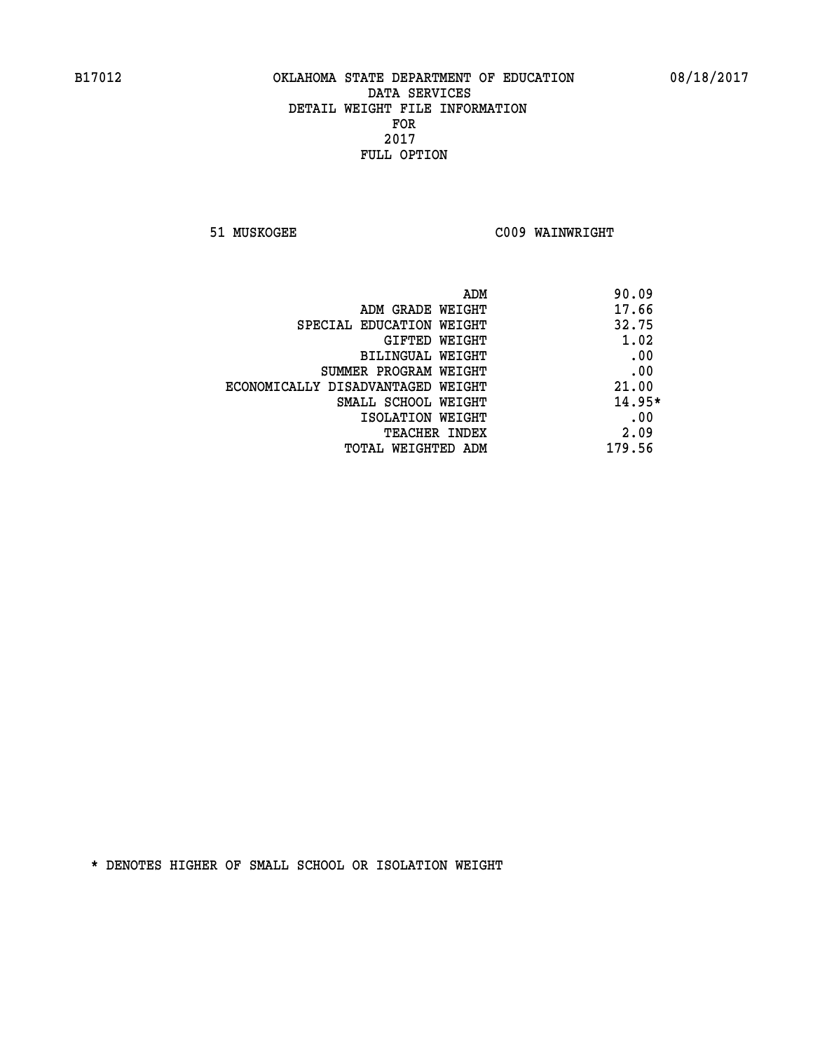B17012 OKLAHOMA STATE DEPARTMENT OF EDUCATION 08/18/2017

DATA SERVICES
DETAIL WEIGHT FILE INFORMATION
FOR
2017
FULL OPTION

51 MUSKOGEE C009 WAINWRIGHT

| | |
|---|---|
| ADM | 90.09 |
| ADM GRADE WEIGHT | 17.66 |
| SPECIAL EDUCATION WEIGHT | 32.75 |
| GIFTED WEIGHT | 1.02 |
| BILINGUAL WEIGHT | .00 |
| SUMMER PROGRAM WEIGHT | .00 |
| ECONOMICALLY DISADVANTAGED WEIGHT | 21.00 |
| SMALL SCHOOL WEIGHT | 14.95* |
| ISOLATION WEIGHT | .00 |
| TEACHER INDEX | 2.09 |
| TOTAL WEIGHTED ADM | 179.56 |

* DENOTES HIGHER OF SMALL SCHOOL OR ISOLATION WEIGHT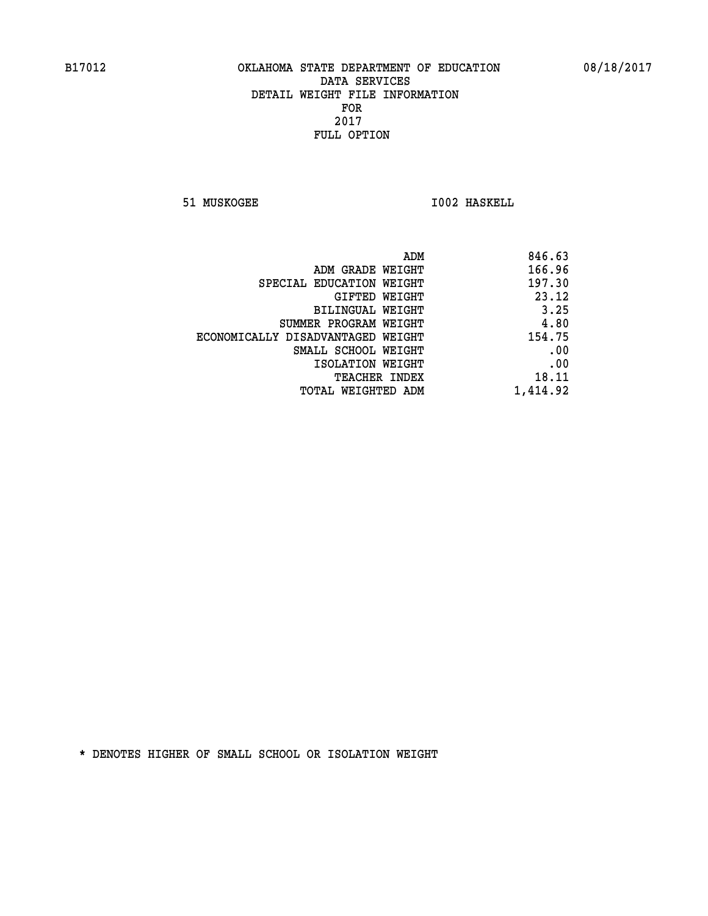B17012 OKLAHOMA STATE DEPARTMENT OF EDUCATION 08/18/2017

DATA SERVICES
DETAIL WEIGHT FILE INFORMATION
FOR
2017
FULL OPTION

51 MUSKOGEE I002 HASKELL

| | |
|---|---|
| ADM | 846.63 |
| ADM GRADE WEIGHT | 166.96 |
| SPECIAL EDUCATION WEIGHT | 197.30 |
| GIFTED WEIGHT | 23.12 |
| BILINGUAL WEIGHT | 3.25 |
| SUMMER PROGRAM WEIGHT | 4.80 |
| ECONOMICALLY DISADVANTAGED WEIGHT | 154.75 |
| SMALL SCHOOL WEIGHT | .00 |
| ISOLATION WEIGHT | .00 |
| TEACHER INDEX | 18.11 |
| TOTAL WEIGHTED ADM | 1,414.92 |

* DENOTES HIGHER OF SMALL SCHOOL OR ISOLATION WEIGHT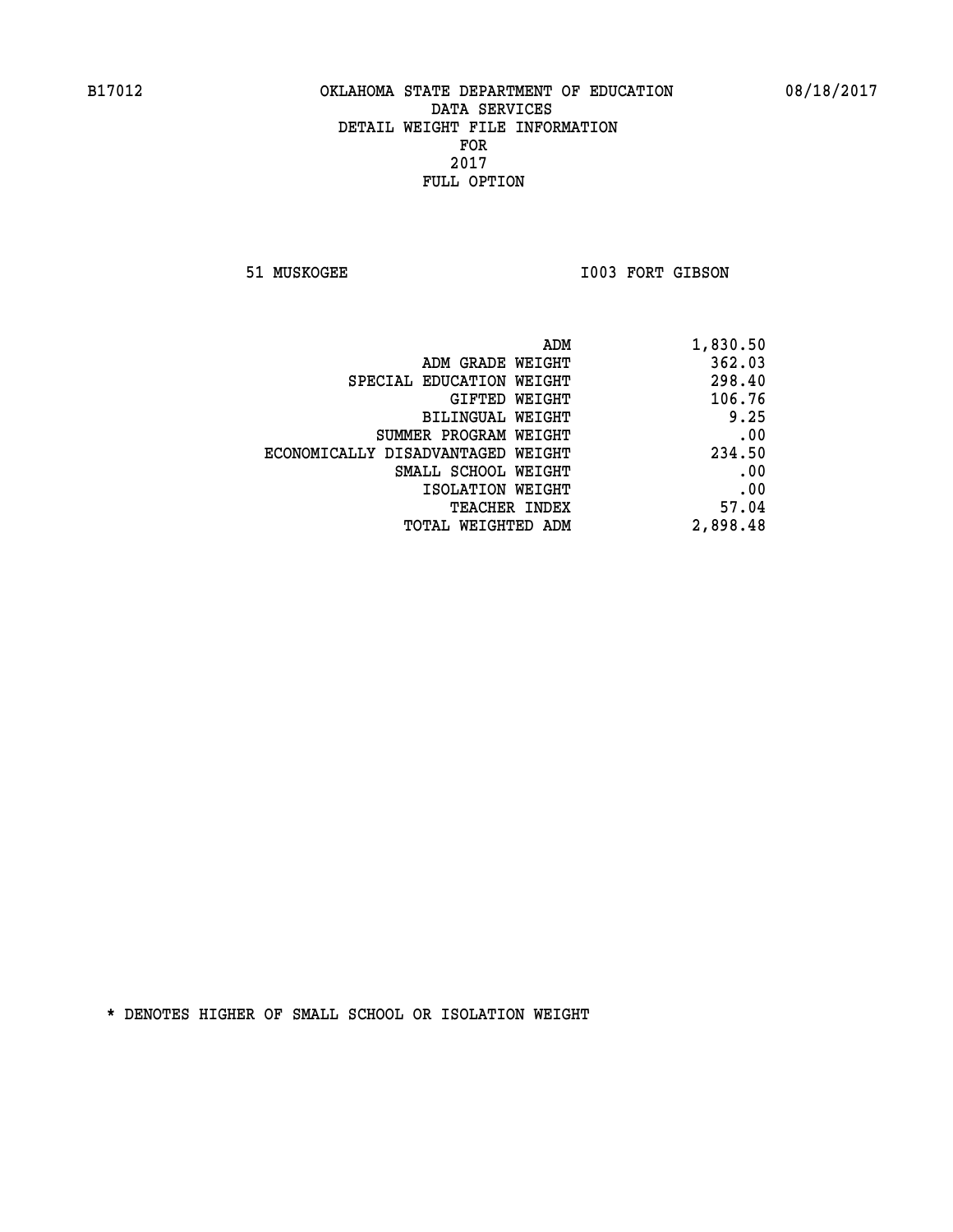OKLAHOMA STATE DEPARTMENT OF EDUCATION
DATA SERVICES
DETAIL WEIGHT FILE INFORMATION
FOR
2017
FULL OPTION

51 MUSKOGEE — I003 FORT GIBSON

| | |
|---|---|
| ADM | 1,830.50 |
| ADM GRADE WEIGHT | 362.03 |
| SPECIAL EDUCATION WEIGHT | 298.40 |
| GIFTED WEIGHT | 106.76 |
| BILINGUAL WEIGHT | 9.25 |
| SUMMER PROGRAM WEIGHT | .00 |
| ECONOMICALLY DISADVANTAGED WEIGHT | 234.50 |
| SMALL SCHOOL WEIGHT | .00 |
| ISOLATION WEIGHT | .00 |
| TEACHER INDEX | 57.04 |
| TOTAL WEIGHTED ADM | 2,898.48 |

* DENOTES HIGHER OF SMALL SCHOOL OR ISOLATION WEIGHT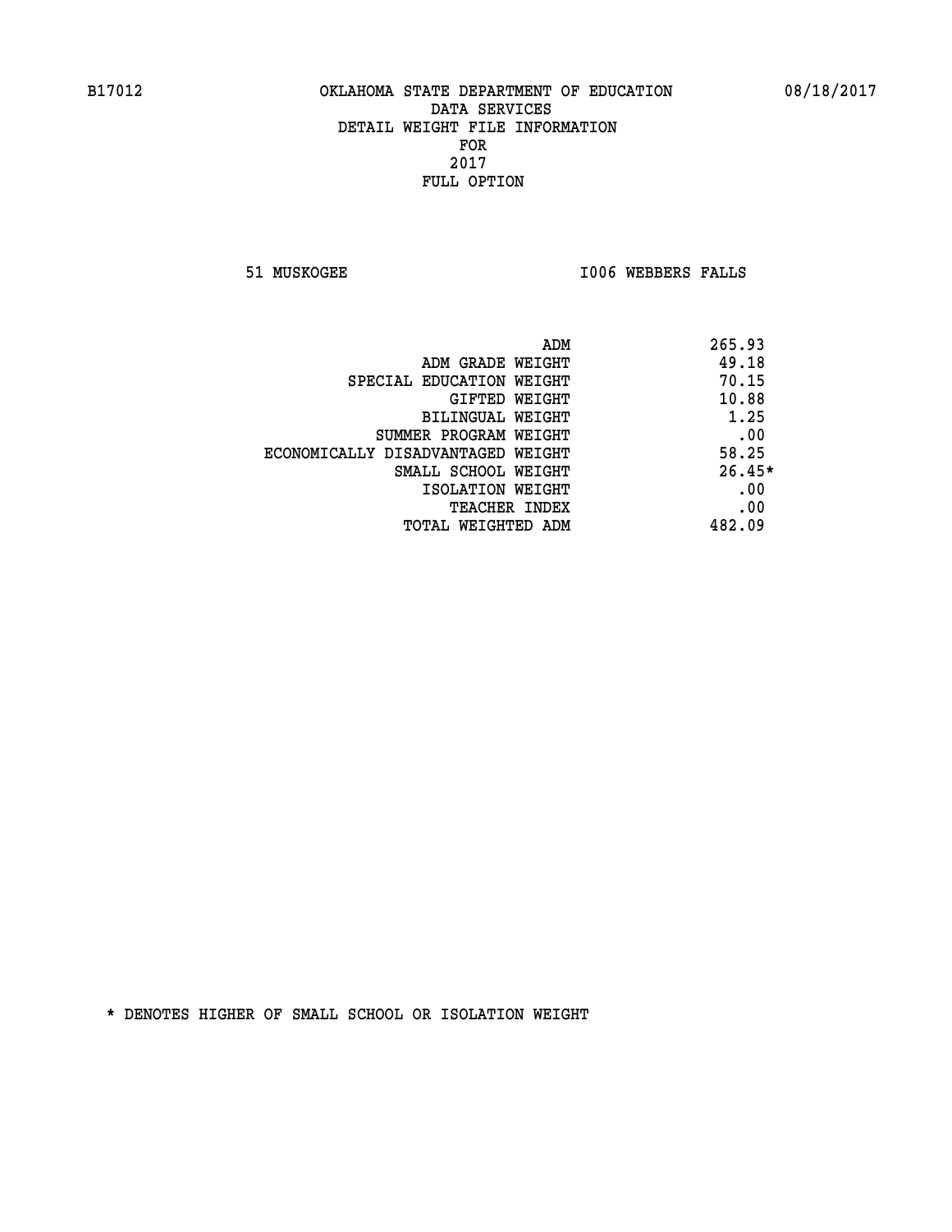B17012 OKLAHOMA STATE DEPARTMENT OF EDUCATION 08/18/2017

DATA SERVICES
DETAIL WEIGHT FILE INFORMATION
FOR
2017
FULL OPTION

51 MUSKOGEE I006 WEBBERS FALLS

| | |
|---|---|
| ADM | 265.93 |
| ADM GRADE WEIGHT | 49.18 |
| SPECIAL EDUCATION WEIGHT | 70.15 |
| GIFTED WEIGHT | 10.88 |
| BILINGUAL WEIGHT | 1.25 |
| SUMMER PROGRAM WEIGHT | .00 |
| ECONOMICALLY DISADVANTAGED WEIGHT | 58.25 |
| SMALL SCHOOL WEIGHT | 26.45* |
| ISOLATION WEIGHT | .00 |
| TEACHER INDEX | .00 |
| TOTAL WEIGHTED ADM | 482.09 |

* DENOTES HIGHER OF SMALL SCHOOL OR ISOLATION WEIGHT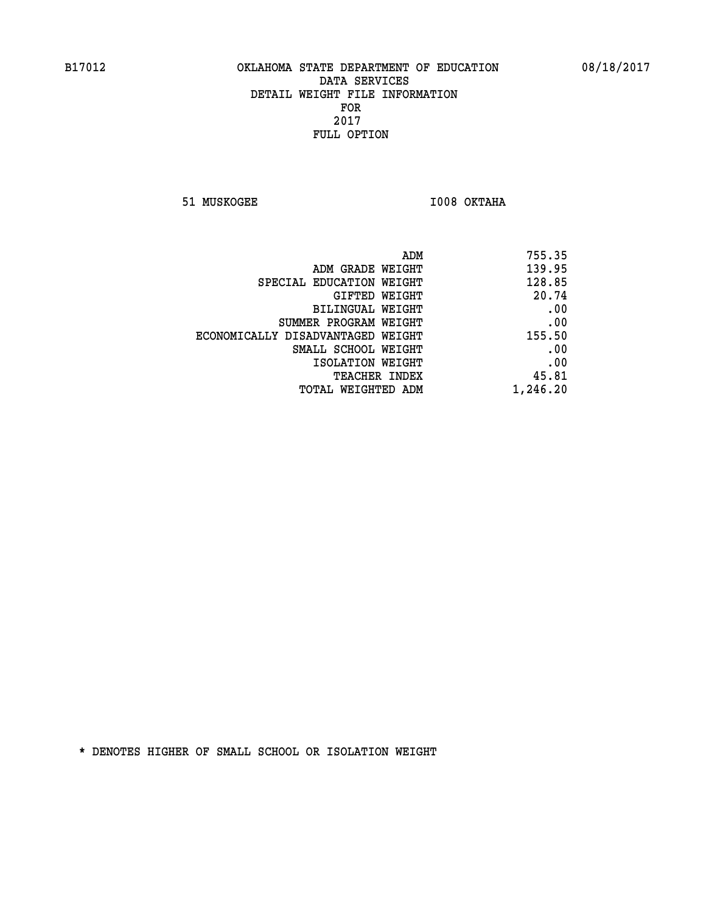B17012 OKLAHOMA STATE DEPARTMENT OF EDUCATION 08/18/2017

DATA SERVICES
DETAIL WEIGHT FILE INFORMATION
FOR
2017
FULL OPTION

51 MUSKOGEE I008 OKTAHA

| | |
|---|---|
| ADM | 755.35 |
| ADM GRADE WEIGHT | 139.95 |
| SPECIAL EDUCATION WEIGHT | 128.85 |
| GIFTED WEIGHT | 20.74 |
| BILINGUAL WEIGHT | .00 |
| SUMMER PROGRAM WEIGHT | .00 |
| ECONOMICALLY DISADVANTAGED WEIGHT | 155.50 |
| SMALL SCHOOL WEIGHT | .00 |
| ISOLATION WEIGHT | .00 |
| TEACHER INDEX | 45.81 |
| TOTAL WEIGHTED ADM | 1,246.20 |

* DENOTES HIGHER OF SMALL SCHOOL OR ISOLATION WEIGHT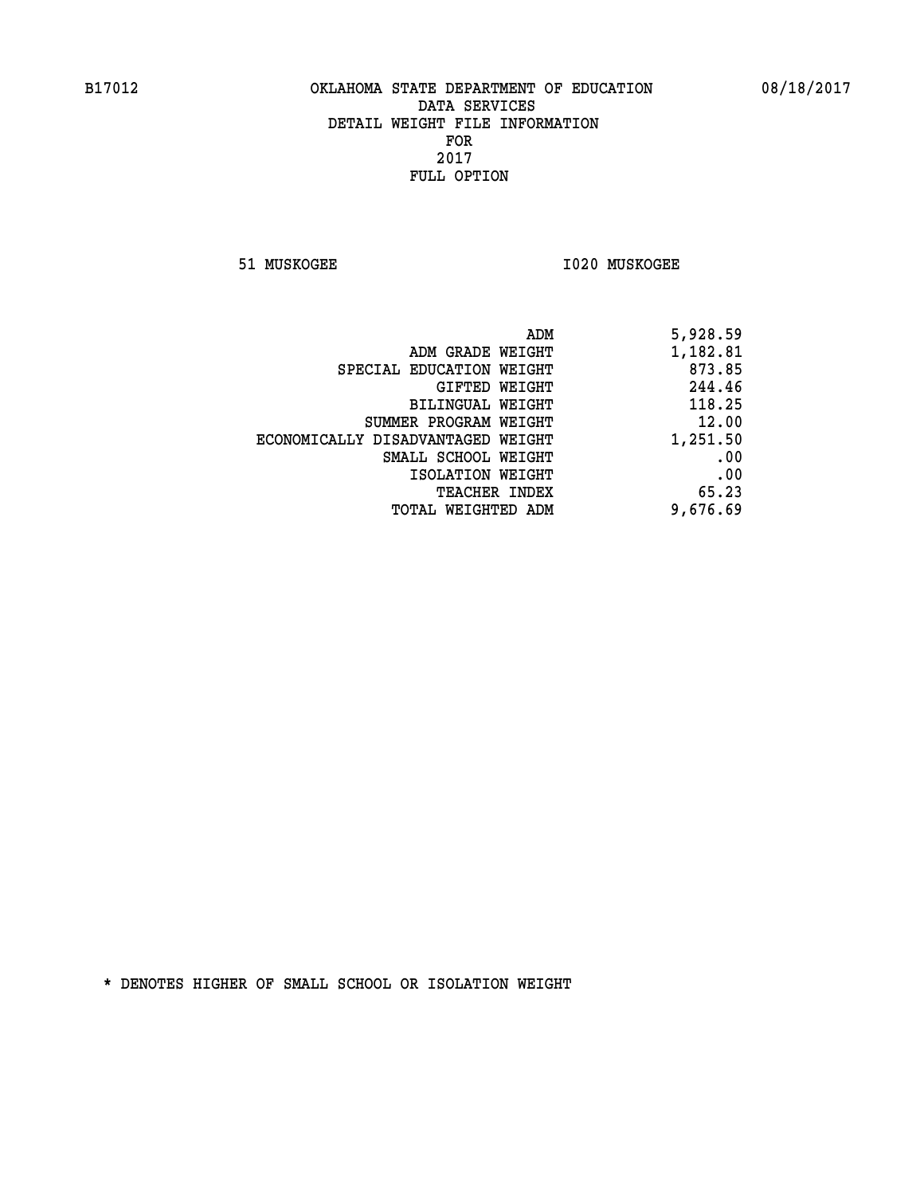B17012 OKLAHOMA STATE DEPARTMENT OF EDUCATION 08/18/2017

DATA SERVICES
DETAIL WEIGHT FILE INFORMATION
FOR
2017
FULL OPTION

51 MUSKOGEE I020 MUSKOGEE

| | |
|---|---|
| ADM | 5,928.59 |
| ADM GRADE WEIGHT | 1,182.81 |
| SPECIAL EDUCATION WEIGHT | 873.85 |
| GIFTED WEIGHT | 244.46 |
| BILINGUAL WEIGHT | 118.25 |
| SUMMER PROGRAM WEIGHT | 12.00 |
| ECONOMICALLY DISADVANTAGED WEIGHT | 1,251.50 |
| SMALL SCHOOL WEIGHT | .00 |
| ISOLATION WEIGHT | .00 |
| TEACHER INDEX | 65.23 |
| TOTAL WEIGHTED ADM | 9,676.69 |

* DENOTES HIGHER OF SMALL SCHOOL OR ISOLATION WEIGHT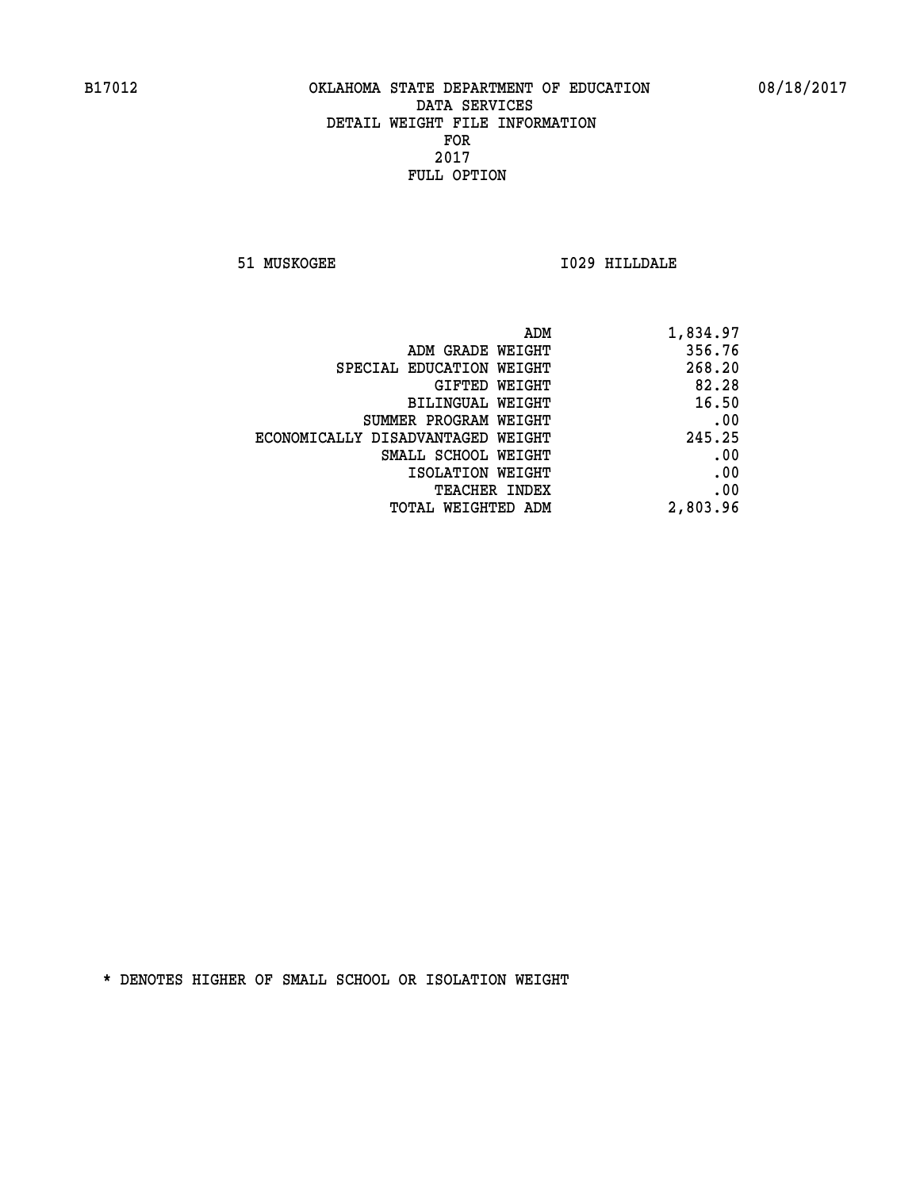B17012 OKLAHOMA STATE DEPARTMENT OF EDUCATION 08/18/2017

DATA SERVICES
DETAIL WEIGHT FILE INFORMATION
FOR
2017
FULL OPTION

51 MUSKOGEE I029 HILLDALE

| | |
|---|---|
| ADM | 1,834.97 |
| ADM GRADE WEIGHT | 356.76 |
| SPECIAL EDUCATION WEIGHT | 268.20 |
| GIFTED WEIGHT | 82.28 |
| BILINGUAL WEIGHT | 16.50 |
| SUMMER PROGRAM WEIGHT | .00 |
| ECONOMICALLY DISADVANTAGED WEIGHT | 245.25 |
| SMALL SCHOOL WEIGHT | .00 |
| ISOLATION WEIGHT | .00 |
| TEACHER INDEX | .00 |
| TOTAL WEIGHTED ADM | 2,803.96 |

* DENOTES HIGHER OF SMALL SCHOOL OR ISOLATION WEIGHT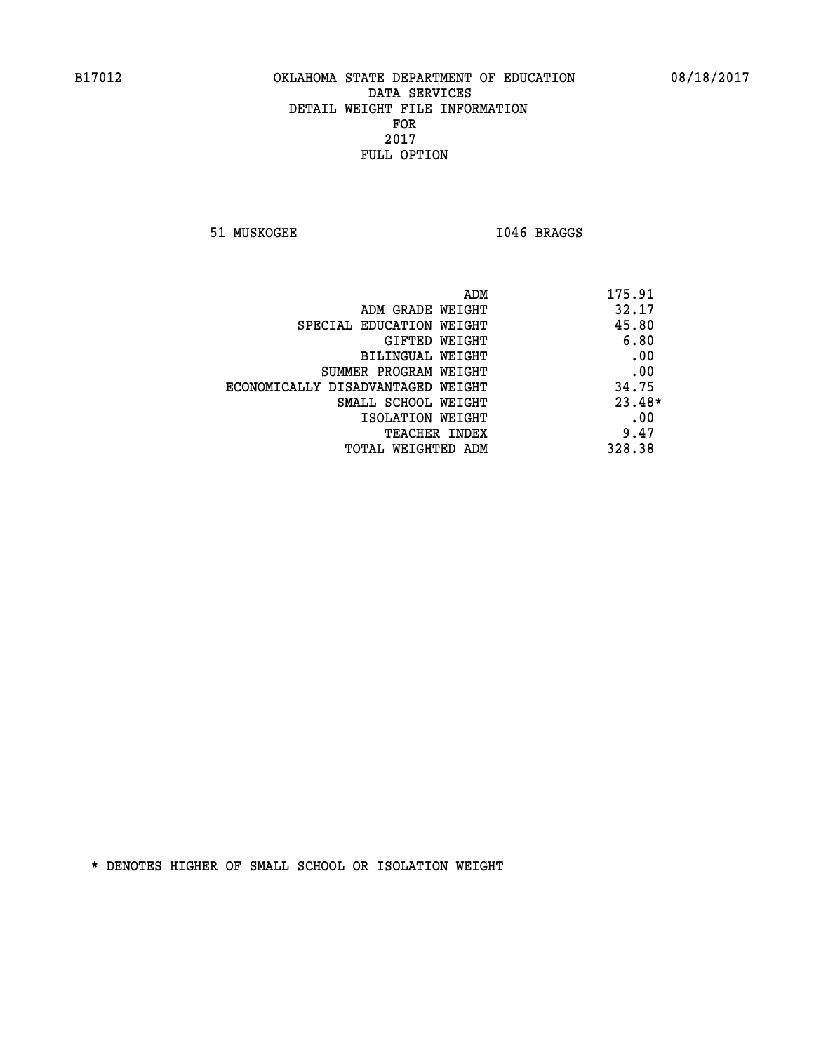B17012 OKLAHOMA STATE DEPARTMENT OF EDUCATION 08/18/2017

DATA SERVICES
DETAIL WEIGHT FILE INFORMATION
FOR
2017
FULL OPTION

51 MUSKOGEE I046 BRAGGS

| | |
|---|---|
| ADM | 175.91 |
| ADM GRADE WEIGHT | 32.17 |
| SPECIAL EDUCATION WEIGHT | 45.80 |
| GIFTED WEIGHT | 6.80 |
| BILINGUAL WEIGHT | .00 |
| SUMMER PROGRAM WEIGHT | .00 |
| ECONOMICALLY DISADVANTAGED WEIGHT | 34.75 |
| SMALL SCHOOL WEIGHT | 23.48* |
| ISOLATION WEIGHT | .00 |
| TEACHER INDEX | 9.47 |
| TOTAL WEIGHTED ADM | 328.38 |

* DENOTES HIGHER OF SMALL SCHOOL OR ISOLATION WEIGHT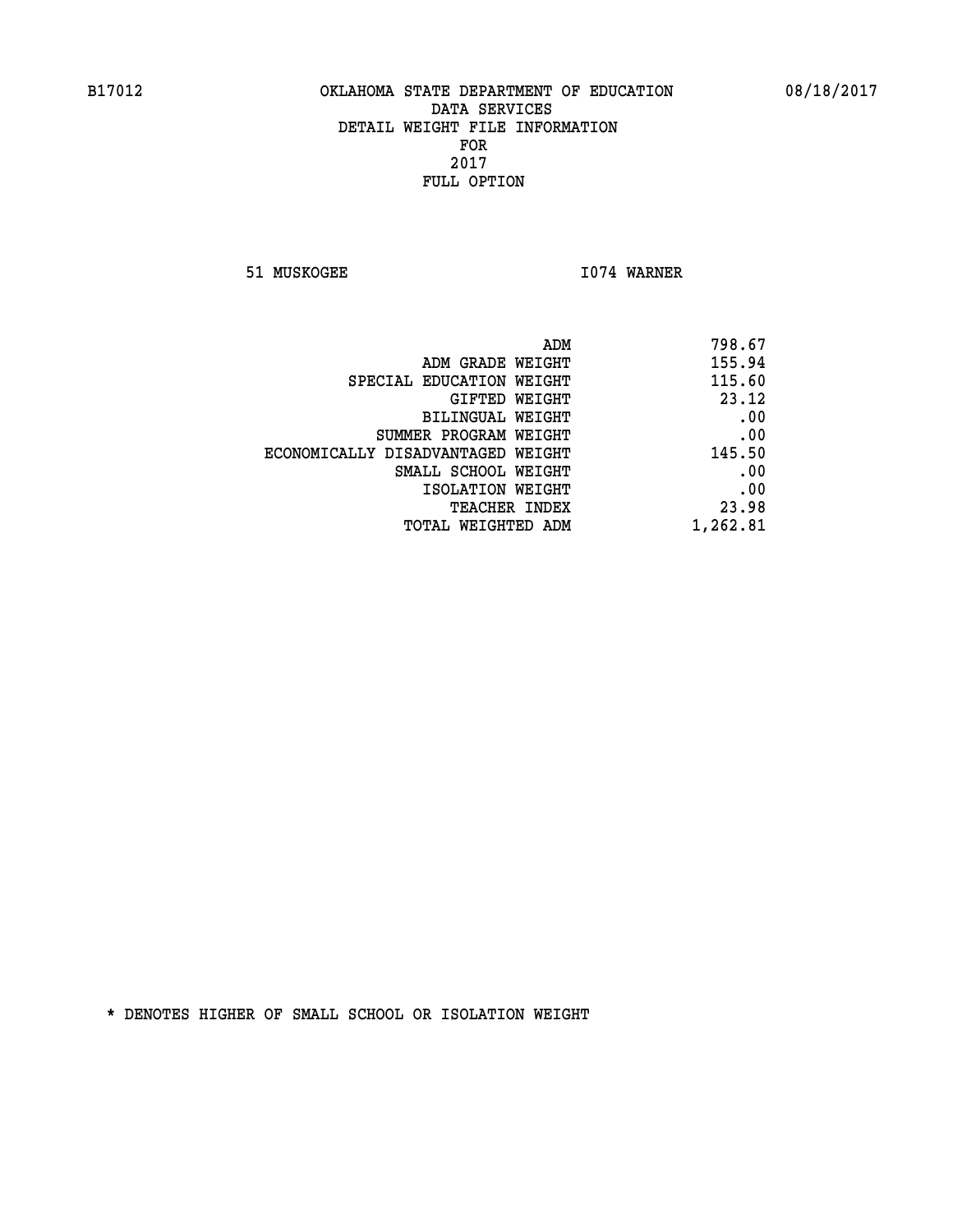B17012 OKLAHOMA STATE DEPARTMENT OF EDUCATION 08/18/2017

DATA SERVICES
DETAIL WEIGHT FILE INFORMATION
FOR
2017
FULL OPTION

51 MUSKOGEE I074 WARNER

| | |
|---|---|
| ADM | 798.67 |
| ADM GRADE WEIGHT | 155.94 |
| SPECIAL EDUCATION WEIGHT | 115.60 |
| GIFTED WEIGHT | 23.12 |
| BILINGUAL WEIGHT | .00 |
| SUMMER PROGRAM WEIGHT | .00 |
| ECONOMICALLY DISADVANTAGED WEIGHT | 145.50 |
| SMALL SCHOOL WEIGHT | .00 |
| ISOLATION WEIGHT | .00 |
| TEACHER INDEX | 23.98 |
| TOTAL WEIGHTED ADM | 1,262.81 |

* DENOTES HIGHER OF SMALL SCHOOL OR ISOLATION WEIGHT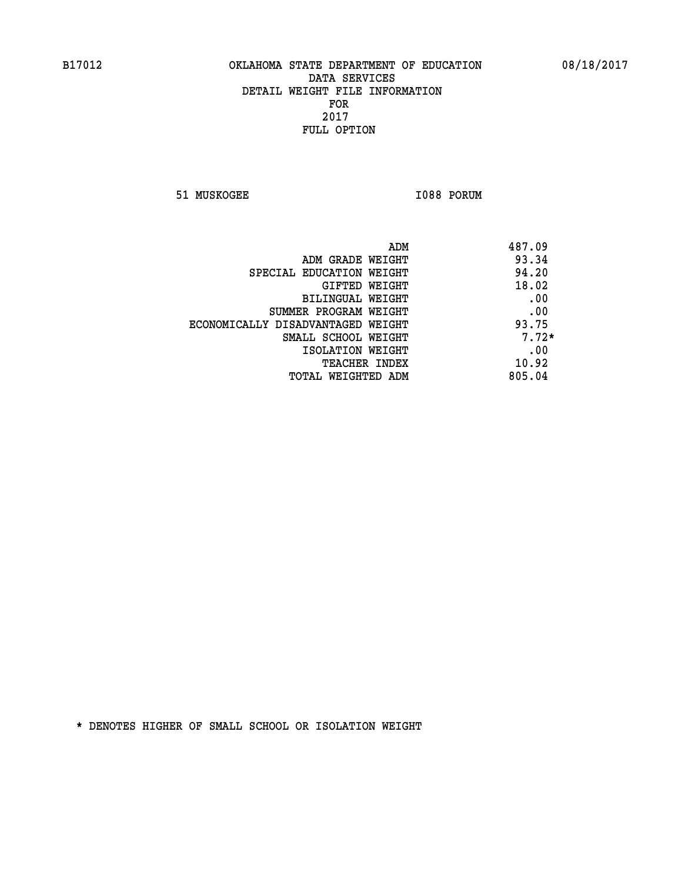B17012 OKLAHOMA STATE DEPARTMENT OF EDUCATION 08/18/2017

DATA SERVICES
DETAIL WEIGHT FILE INFORMATION
FOR
2017
FULL OPTION

51 MUSKOGEE I088 PORUM

| | |
|---|---|
| ADM | 487.09 |
| ADM GRADE WEIGHT | 93.34 |
| SPECIAL EDUCATION WEIGHT | 94.20 |
| GIFTED WEIGHT | 18.02 |
| BILINGUAL WEIGHT | .00 |
| SUMMER PROGRAM WEIGHT | .00 |
| ECONOMICALLY DISADVANTAGED WEIGHT | 93.75 |
| SMALL SCHOOL WEIGHT | 7.72* |
| ISOLATION WEIGHT | .00 |
| TEACHER INDEX | 10.92 |
| TOTAL WEIGHTED ADM | 805.04 |

* DENOTES HIGHER OF SMALL SCHOOL OR ISOLATION WEIGHT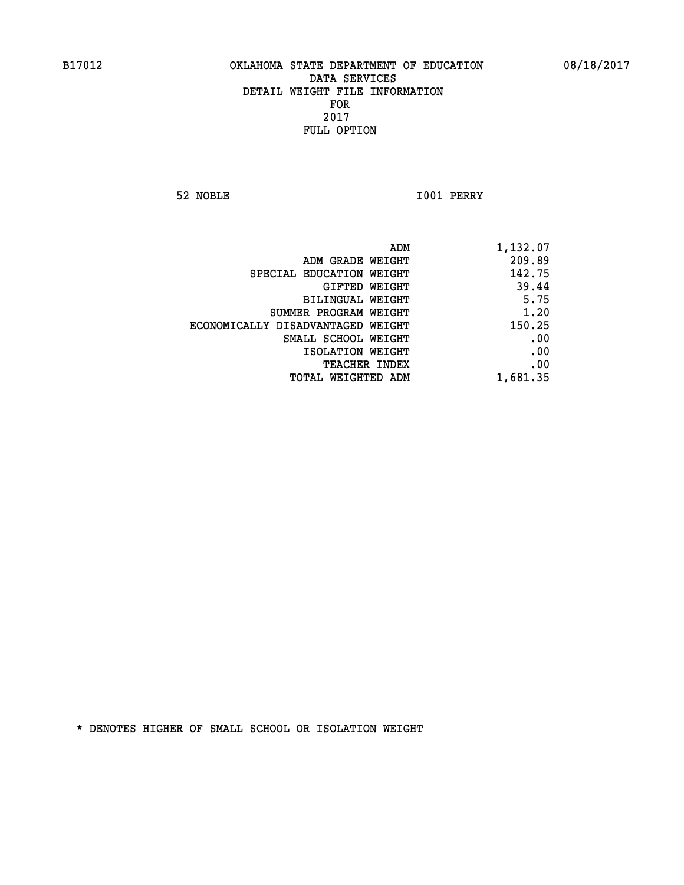B17012 OKLAHOMA STATE DEPARTMENT OF EDUCATION 08/18/2017

DATA SERVICES
DETAIL WEIGHT FILE INFORMATION
FOR
2017
FULL OPTION

52 NOBLE I001 PERRY

| | |
|---|---|
| ADM | 1,132.07 |
| ADM GRADE WEIGHT | 209.89 |
| SPECIAL EDUCATION WEIGHT | 142.75 |
| GIFTED WEIGHT | 39.44 |
| BILINGUAL WEIGHT | 5.75 |
| SUMMER PROGRAM WEIGHT | 1.20 |
| ECONOMICALLY DISADVANTAGED WEIGHT | 150.25 |
| SMALL SCHOOL WEIGHT | .00 |
| ISOLATION WEIGHT | .00 |
| TEACHER INDEX | .00 |
| TOTAL WEIGHTED ADM | 1,681.35 |

* DENOTES HIGHER OF SMALL SCHOOL OR ISOLATION WEIGHT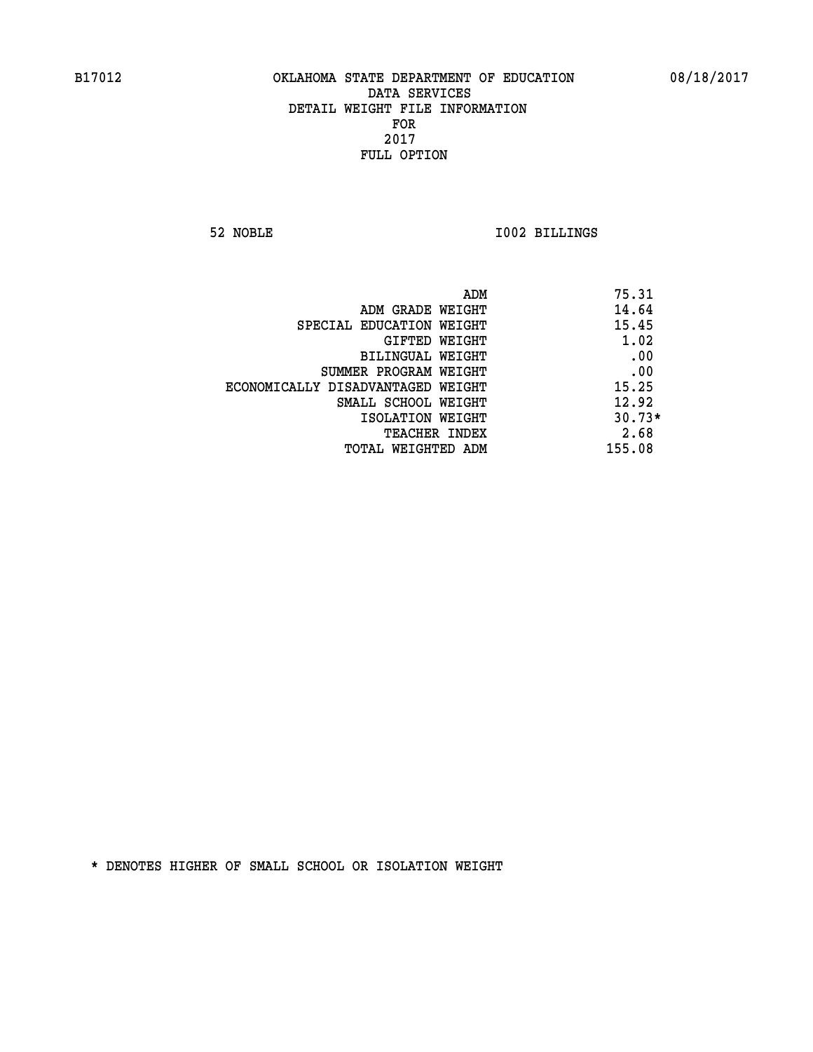B17012 OKLAHOMA STATE DEPARTMENT OF EDUCATION 08/18/2017

DATA SERVICES
DETAIL WEIGHT FILE INFORMATION
FOR
2017
FULL OPTION

52 NOBLE I002 BILLINGS

| | |
|---|---|
| ADM | 75.31 |
| ADM GRADE WEIGHT | 14.64 |
| SPECIAL EDUCATION WEIGHT | 15.45 |
| GIFTED WEIGHT | 1.02 |
| BILINGUAL WEIGHT | .00 |
| SUMMER PROGRAM WEIGHT | .00 |
| ECONOMICALLY DISADVANTAGED WEIGHT | 15.25 |
| SMALL SCHOOL WEIGHT | 12.92 |
| ISOLATION WEIGHT | 30.73* |
| TEACHER INDEX | 2.68 |
| TOTAL WEIGHTED ADM | 155.08 |

* DENOTES HIGHER OF SMALL SCHOOL OR ISOLATION WEIGHT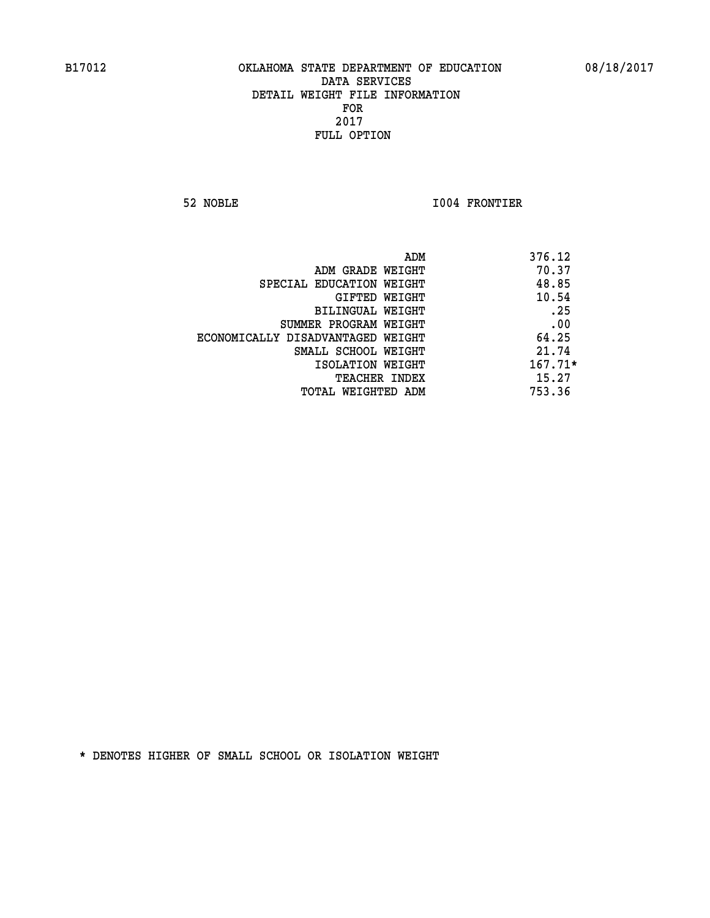B17012 OKLAHOMA STATE DEPARTMENT OF EDUCATION 08/18/2017

DATA SERVICES
DETAIL WEIGHT FILE INFORMATION
FOR
2017
FULL OPTION

52 NOBLE I004 FRONTIER

| | |
|---|---|
| ADM | 376.12 |
| ADM GRADE WEIGHT | 70.37 |
| SPECIAL EDUCATION WEIGHT | 48.85 |
| GIFTED WEIGHT | 10.54 |
| BILINGUAL WEIGHT | .25 |
| SUMMER PROGRAM WEIGHT | .00 |
| ECONOMICALLY DISADVANTAGED WEIGHT | 64.25 |
| SMALL SCHOOL WEIGHT | 21.74 |
| ISOLATION WEIGHT | 167.71* |
| TEACHER INDEX | 15.27 |
| TOTAL WEIGHTED ADM | 753.36 |

* DENOTES HIGHER OF SMALL SCHOOL OR ISOLATION WEIGHT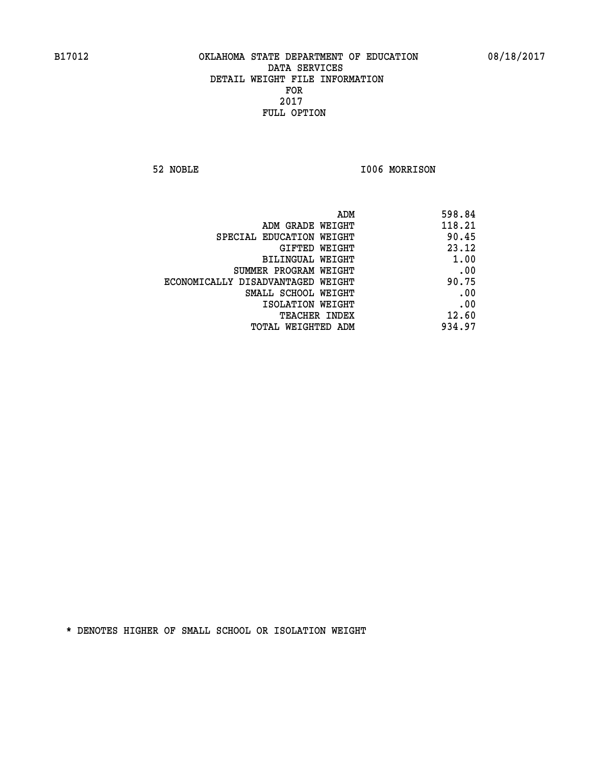B17012 OKLAHOMA STATE DEPARTMENT OF EDUCATION 08/18/2017

DATA SERVICES
DETAIL WEIGHT FILE INFORMATION
FOR
2017
FULL OPTION

52 NOBLE I006 MORRISON

| | |
|---|---|
| ADM | 598.84 |
| ADM GRADE WEIGHT | 118.21 |
| SPECIAL EDUCATION WEIGHT | 90.45 |
| GIFTED WEIGHT | 23.12 |
| BILINGUAL WEIGHT | 1.00 |
| SUMMER PROGRAM WEIGHT | .00 |
| ECONOMICALLY DISADVANTAGED WEIGHT | 90.75 |
| SMALL SCHOOL WEIGHT | .00 |
| ISOLATION WEIGHT | .00 |
| TEACHER INDEX | 12.60 |
| TOTAL WEIGHTED ADM | 934.97 |

* DENOTES HIGHER OF SMALL SCHOOL OR ISOLATION WEIGHT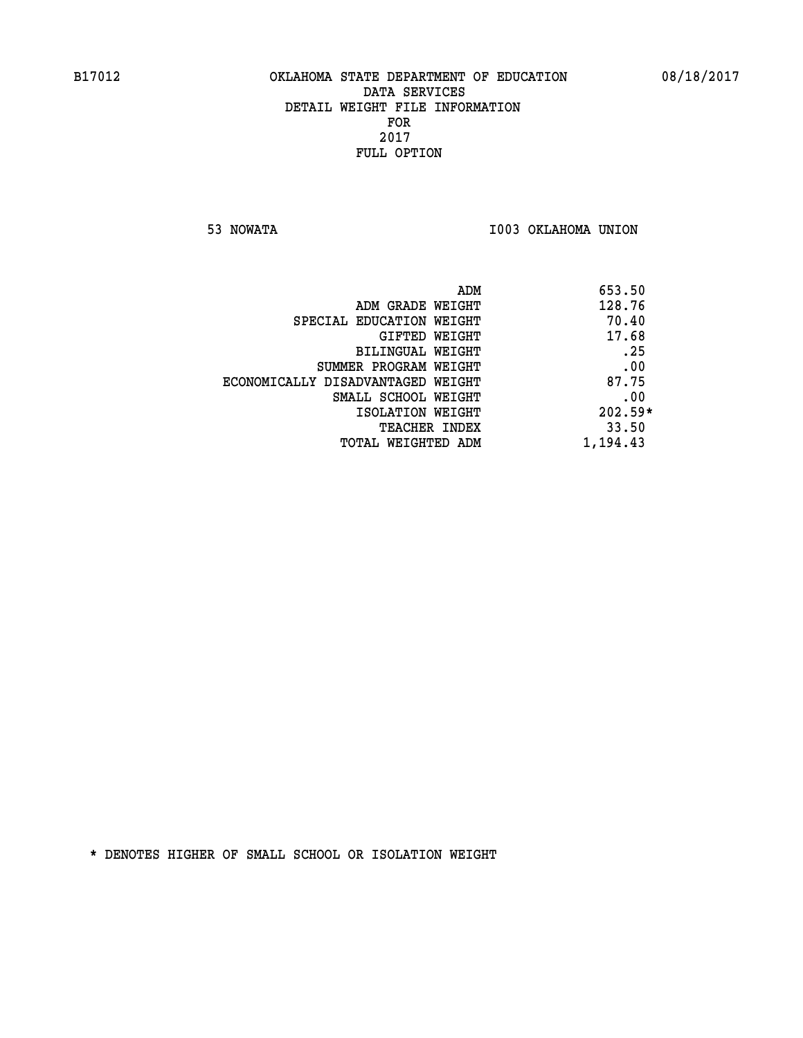B17012 OKLAHOMA STATE DEPARTMENT OF EDUCATION 08/18/2017

DATA SERVICES
DETAIL WEIGHT FILE INFORMATION
FOR
2017
FULL OPTION

53 NOWATA I003 OKLAHOMA UNION

| | |
|---|---|
| ADM | 653.50 |
| ADM GRADE WEIGHT | 128.76 |
| SPECIAL EDUCATION WEIGHT | 70.40 |
| GIFTED WEIGHT | 17.68 |
| BILINGUAL WEIGHT | .25 |
| SUMMER PROGRAM WEIGHT | .00 |
| ECONOMICALLY DISADVANTAGED WEIGHT | 87.75 |
| SMALL SCHOOL WEIGHT | .00 |
| ISOLATION WEIGHT | 202.59* |
| TEACHER INDEX | 33.50 |
| TOTAL WEIGHTED ADM | 1,194.43 |

* DENOTES HIGHER OF SMALL SCHOOL OR ISOLATION WEIGHT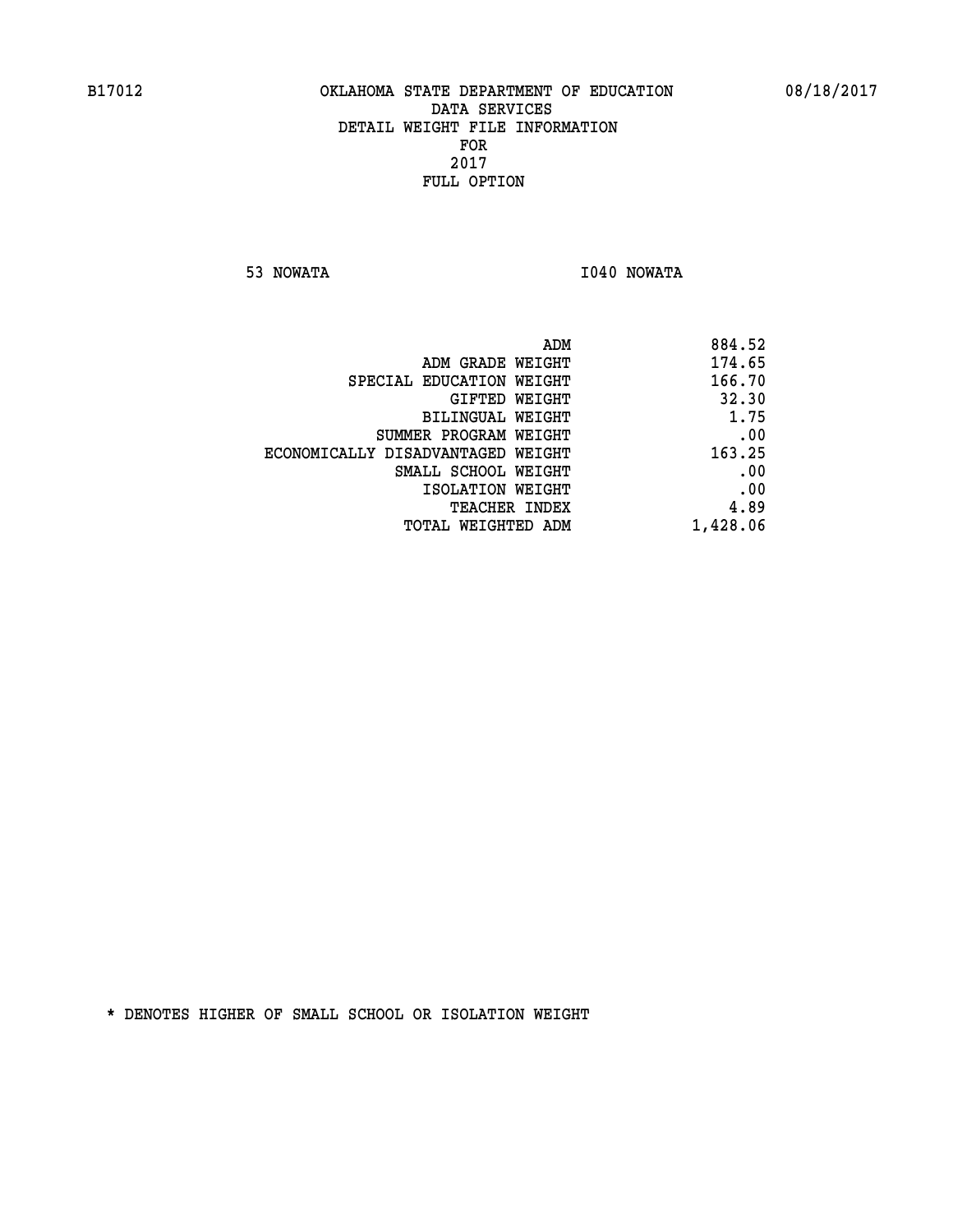B17012 OKLAHOMA STATE DEPARTMENT OF EDUCATION 08/18/2017

DATA SERVICES
DETAIL WEIGHT FILE INFORMATION
FOR
2017
FULL OPTION

53 NOWATA I040 NOWATA

| | |
|---|---|
| ADM | 884.52 |
| ADM GRADE WEIGHT | 174.65 |
| SPECIAL EDUCATION WEIGHT | 166.70 |
| GIFTED WEIGHT | 32.30 |
| BILINGUAL WEIGHT | 1.75 |
| SUMMER PROGRAM WEIGHT | .00 |
| ECONOMICALLY DISADVANTAGED WEIGHT | 163.25 |
| SMALL SCHOOL WEIGHT | .00 |
| ISOLATION WEIGHT | .00 |
| TEACHER INDEX | 4.89 |
| TOTAL WEIGHTED ADM | 1,428.06 |

* DENOTES HIGHER OF SMALL SCHOOL OR ISOLATION WEIGHT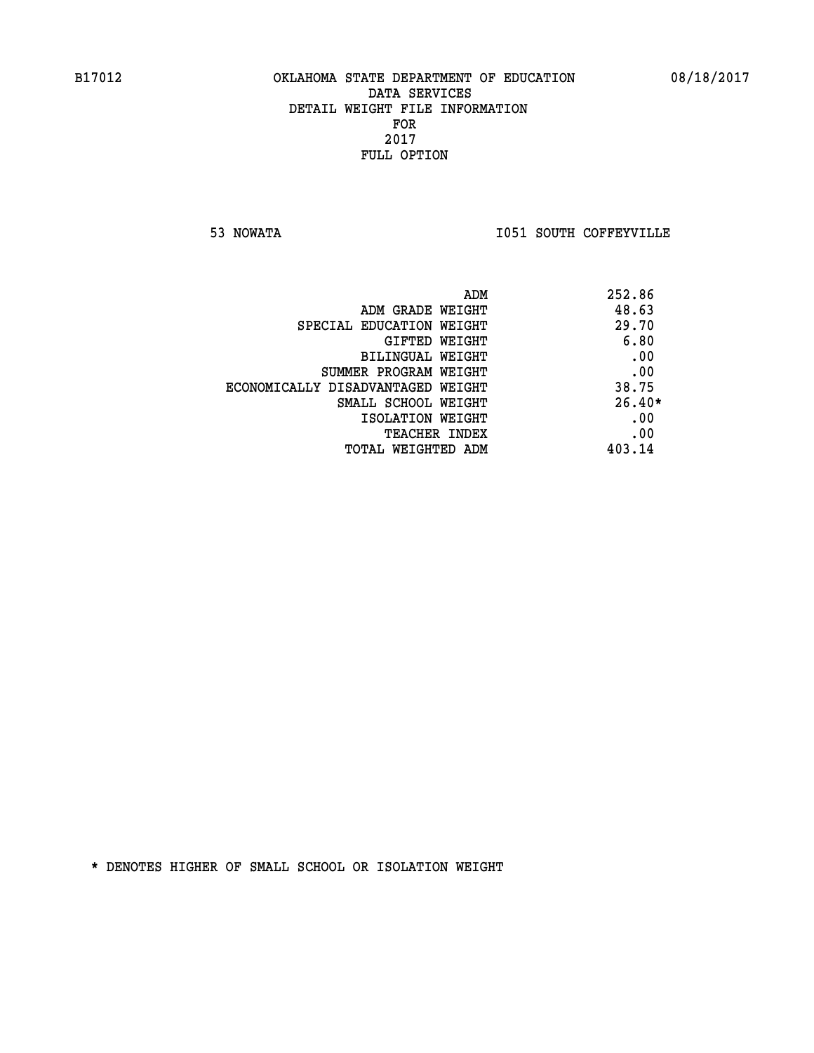B17012 OKLAHOMA STATE DEPARTMENT OF EDUCATION 08/18/2017

DATA SERVICES
DETAIL WEIGHT FILE INFORMATION
FOR
2017
FULL OPTION

53 NOWATA I051 SOUTH COFFEYVILLE

| | |
|---|---|
| ADM | 252.86 |
| ADM GRADE WEIGHT | 48.63 |
| SPECIAL EDUCATION WEIGHT | 29.70 |
| GIFTED WEIGHT | 6.80 |
| BILINGUAL WEIGHT | .00 |
| SUMMER PROGRAM WEIGHT | .00 |
| ECONOMICALLY DISADVANTAGED WEIGHT | 38.75 |
| SMALL SCHOOL WEIGHT | 26.40* |
| ISOLATION WEIGHT | .00 |
| TEACHER INDEX | .00 |
| TOTAL WEIGHTED ADM | 403.14 |

* DENOTES HIGHER OF SMALL SCHOOL OR ISOLATION WEIGHT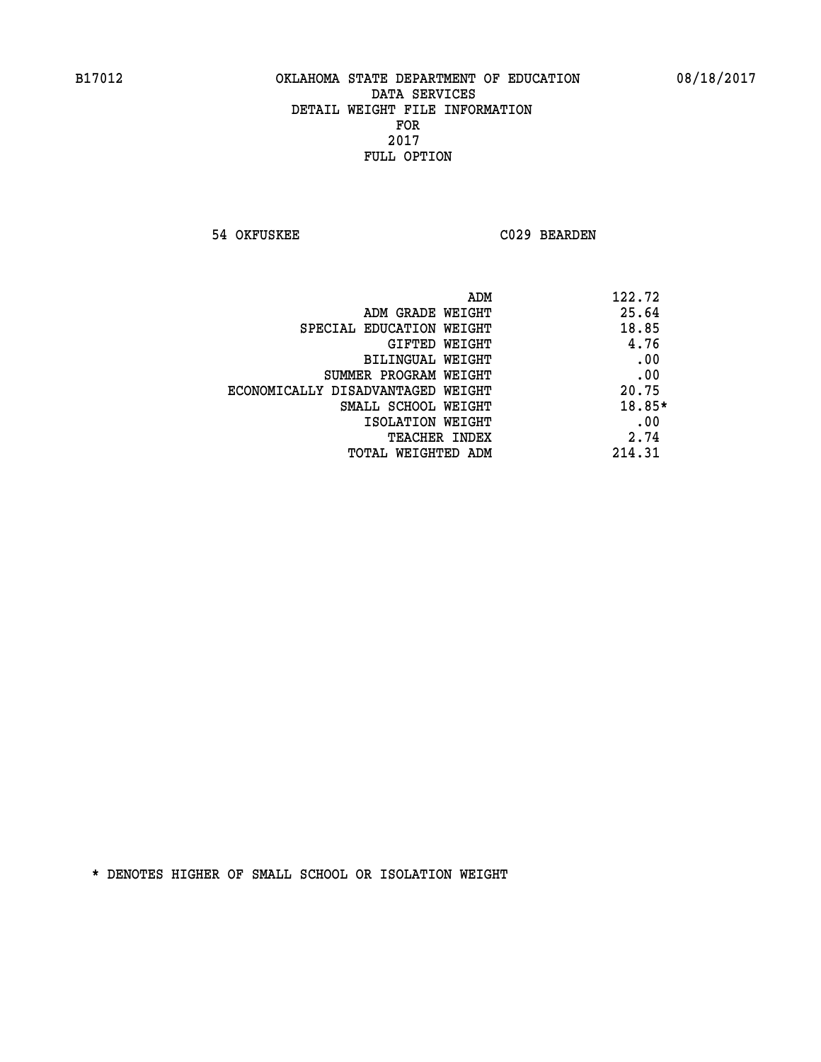OKLAHOMA STATE DEPARTMENT OF EDUCATION
DATA SERVICES
DETAIL WEIGHT FILE INFORMATION
FOR
2017
FULL OPTION

54 OKFUSKEE C029 BEARDEN

| | |
|---|---|
| ADM | 122.72 |
| ADM GRADE WEIGHT | 25.64 |
| SPECIAL EDUCATION WEIGHT | 18.85 |
| GIFTED WEIGHT | 4.76 |
| BILINGUAL WEIGHT | .00 |
| SUMMER PROGRAM WEIGHT | .00 |
| ECONOMICALLY DISADVANTAGED WEIGHT | 20.75 |
| SMALL SCHOOL WEIGHT | 18.85* |
| ISOLATION WEIGHT | .00 |
| TEACHER INDEX | 2.74 |
| TOTAL WEIGHTED ADM | 214.31 |

* DENOTES HIGHER OF SMALL SCHOOL OR ISOLATION WEIGHT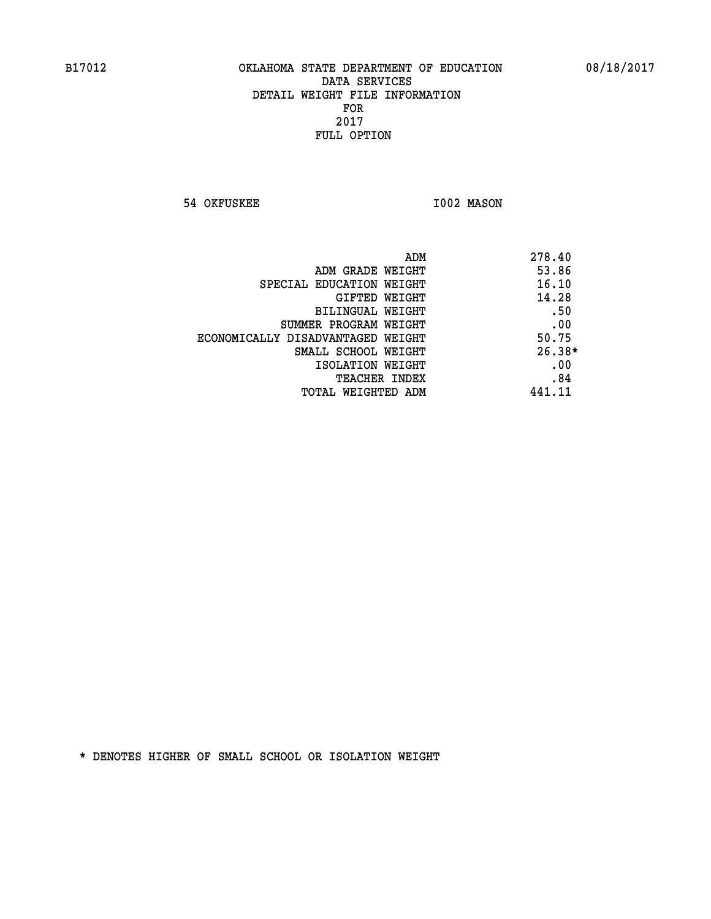B17012 OKLAHOMA STATE DEPARTMENT OF EDUCATION 08/18/2017

DATA SERVICES
DETAIL WEIGHT FILE INFORMATION
FOR
2017
FULL OPTION

54 OKFUSKEE I002 MASON

| | |
|---|---|
| ADM | 278.40 |
| ADM GRADE WEIGHT | 53.86 |
| SPECIAL EDUCATION WEIGHT | 16.10 |
| GIFTED WEIGHT | 14.28 |
| BILINGUAL WEIGHT | .50 |
| SUMMER PROGRAM WEIGHT | .00 |
| ECONOMICALLY DISADVANTAGED WEIGHT | 50.75 |
| SMALL SCHOOL WEIGHT | 26.38* |
| ISOLATION WEIGHT | .00 |
| TEACHER INDEX | .84 |
| TOTAL WEIGHTED ADM | 441.11 |

* DENOTES HIGHER OF SMALL SCHOOL OR ISOLATION WEIGHT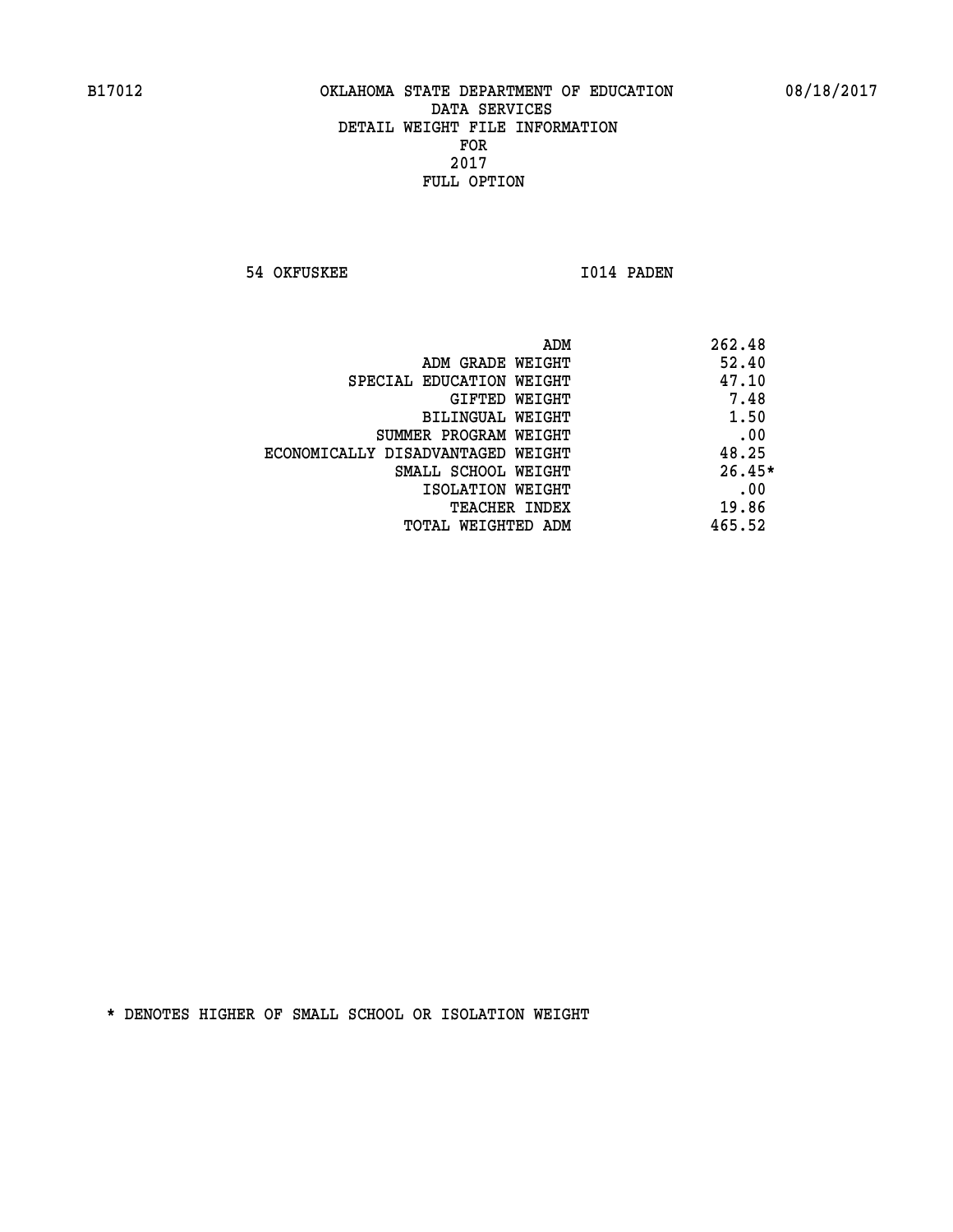B17012 OKLAHOMA STATE DEPARTMENT OF EDUCATION 08/18/2017

DATA SERVICES
DETAIL WEIGHT FILE INFORMATION
FOR
2017
FULL OPTION

54 OKFUSKEE I014 PADEN

| | |
|---|---|
| ADM | 262.48 |
| ADM GRADE WEIGHT | 52.40 |
| SPECIAL EDUCATION WEIGHT | 47.10 |
| GIFTED WEIGHT | 7.48 |
| BILINGUAL WEIGHT | 1.50 |
| SUMMER PROGRAM WEIGHT | .00 |
| ECONOMICALLY DISADVANTAGED WEIGHT | 48.25 |
| SMALL SCHOOL WEIGHT | 26.45* |
| ISOLATION WEIGHT | .00 |
| TEACHER INDEX | 19.86 |
| TOTAL WEIGHTED ADM | 465.52 |

* DENOTES HIGHER OF SMALL SCHOOL OR ISOLATION WEIGHT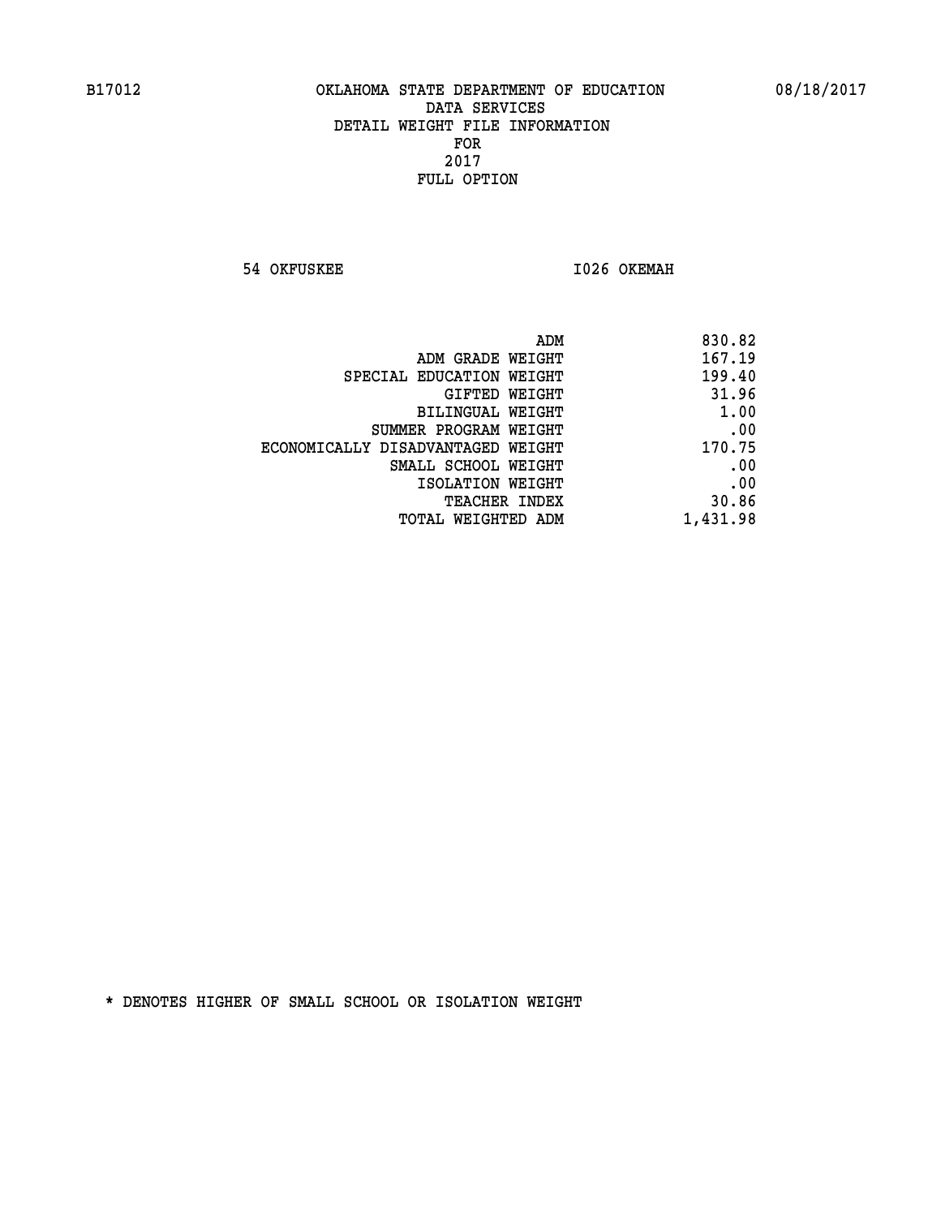B17012 OKLAHOMA STATE DEPARTMENT OF EDUCATION 08/18/2017

DATA SERVICES
DETAIL WEIGHT FILE INFORMATION
FOR
2017
FULL OPTION

54 OKFUSKEE I026 OKEMAH

| | |
|---|---|
| ADM | 830.82 |
| ADM GRADE WEIGHT | 167.19 |
| SPECIAL EDUCATION WEIGHT | 199.40 |
| GIFTED WEIGHT | 31.96 |
| BILINGUAL WEIGHT | 1.00 |
| SUMMER PROGRAM WEIGHT | .00 |
| ECONOMICALLY DISADVANTAGED WEIGHT | 170.75 |
| SMALL SCHOOL WEIGHT | .00 |
| ISOLATION WEIGHT | .00 |
| TEACHER INDEX | 30.86 |
| TOTAL WEIGHTED ADM | 1,431.98 |

* DENOTES HIGHER OF SMALL SCHOOL OR ISOLATION WEIGHT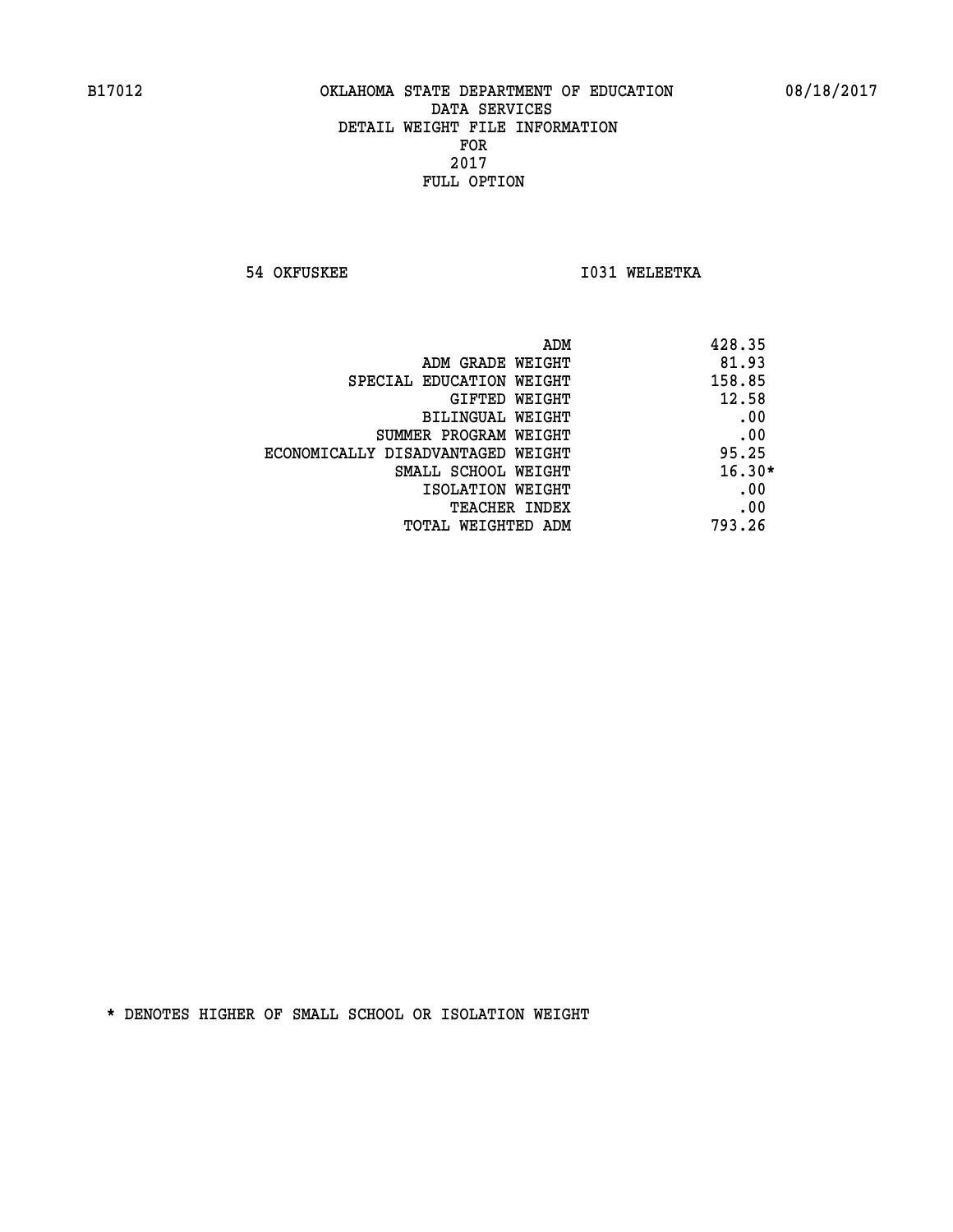B17012 OKLAHOMA STATE DEPARTMENT OF EDUCATION 08/18/2017

DATA SERVICES
DETAIL WEIGHT FILE INFORMATION
FOR
2017
FULL OPTION

54 OKFUSKEE I031 WELEETKA

| | |
|---|---|
| ADM | 428.35 |
| ADM GRADE WEIGHT | 81.93 |
| SPECIAL EDUCATION WEIGHT | 158.85 |
| GIFTED WEIGHT | 12.58 |
| BILINGUAL WEIGHT | .00 |
| SUMMER PROGRAM WEIGHT | .00 |
| ECONOMICALLY DISADVANTAGED WEIGHT | 95.25 |
| SMALL SCHOOL WEIGHT | 16.30* |
| ISOLATION WEIGHT | .00 |
| TEACHER INDEX | .00 |
| TOTAL WEIGHTED ADM | 793.26 |

* DENOTES HIGHER OF SMALL SCHOOL OR ISOLATION WEIGHT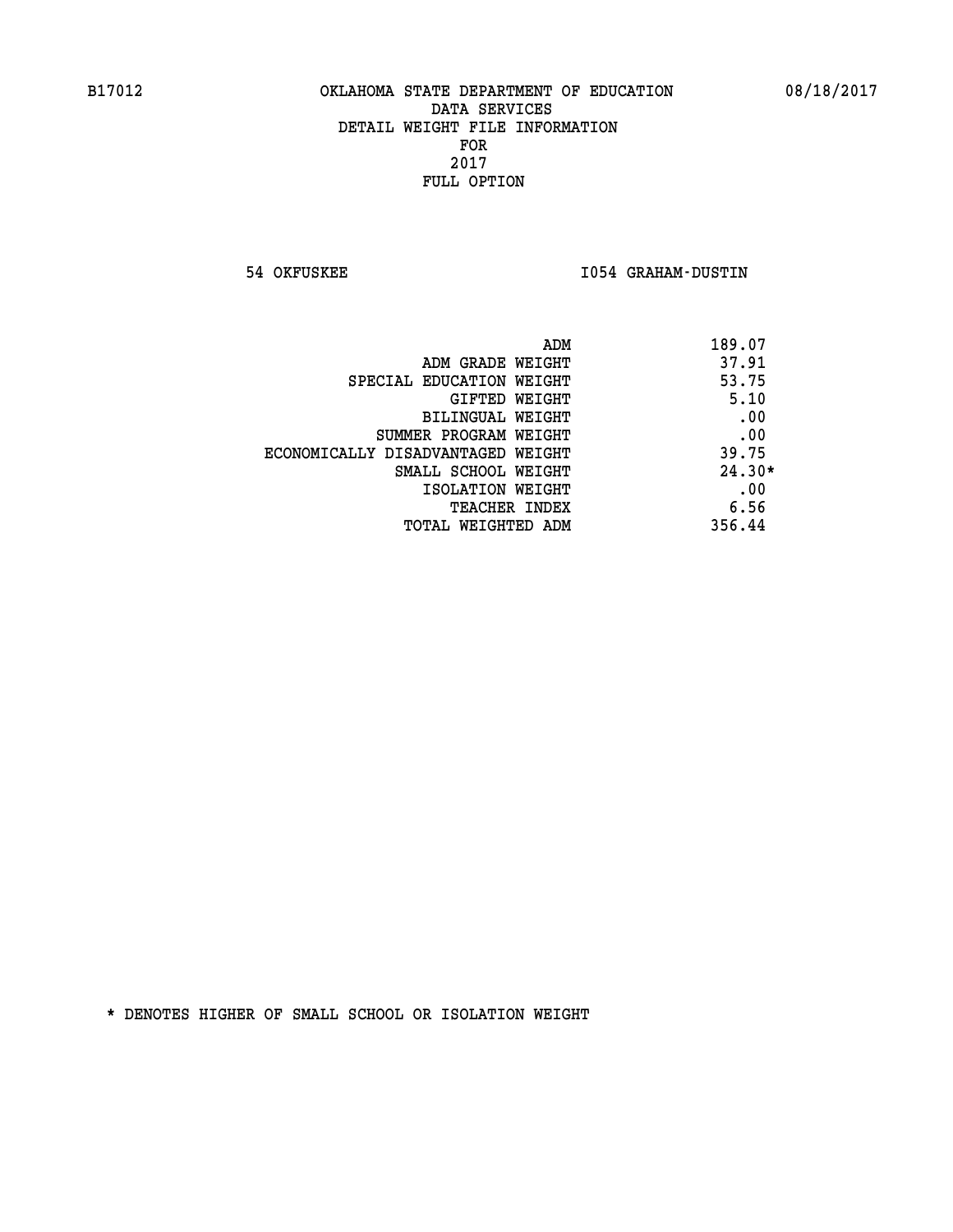B17012 OKLAHOMA STATE DEPARTMENT OF EDUCATION 08/18/2017

DATA SERVICES
DETAIL WEIGHT FILE INFORMATION
FOR
2017
FULL OPTION

54 OKFUSKEE I054 GRAHAM-DUSTIN

| | |
|---|---|
| ADM | 189.07 |
| ADM GRADE WEIGHT | 37.91 |
| SPECIAL EDUCATION WEIGHT | 53.75 |
| GIFTED WEIGHT | 5.10 |
| BILINGUAL WEIGHT | .00 |
| SUMMER PROGRAM WEIGHT | .00 |
| ECONOMICALLY DISADVANTAGED WEIGHT | 39.75 |
| SMALL SCHOOL WEIGHT | 24.30* |
| ISOLATION WEIGHT | .00 |
| TEACHER INDEX | 6.56 |
| TOTAL WEIGHTED ADM | 356.44 |

* DENOTES HIGHER OF SMALL SCHOOL OR ISOLATION WEIGHT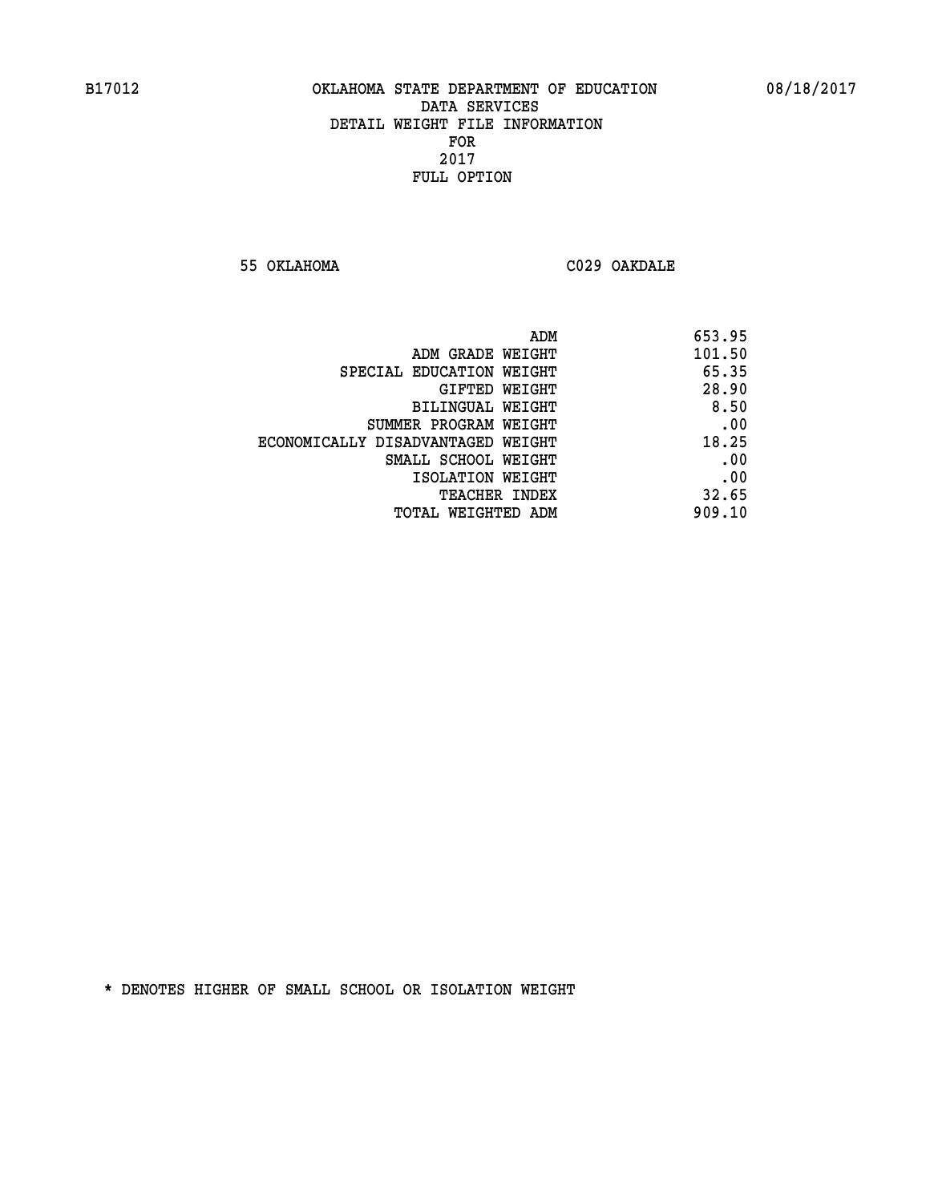B17012 OKLAHOMA STATE DEPARTMENT OF EDUCATION 08/18/2017

DATA SERVICES
DETAIL WEIGHT FILE INFORMATION
FOR
2017
FULL OPTION

55 OKLAHOMA C029 OAKDALE

| | |
|---|---|
| ADM | 653.95 |
| ADM GRADE WEIGHT | 101.50 |
| SPECIAL EDUCATION WEIGHT | 65.35 |
| GIFTED WEIGHT | 28.90 |
| BILINGUAL WEIGHT | 8.50 |
| SUMMER PROGRAM WEIGHT | .00 |
| ECONOMICALLY DISADVANTAGED WEIGHT | 18.25 |
| SMALL SCHOOL WEIGHT | .00 |
| ISOLATION WEIGHT | .00 |
| TEACHER INDEX | 32.65 |
| TOTAL WEIGHTED ADM | 909.10 |

* DENOTES HIGHER OF SMALL SCHOOL OR ISOLATION WEIGHT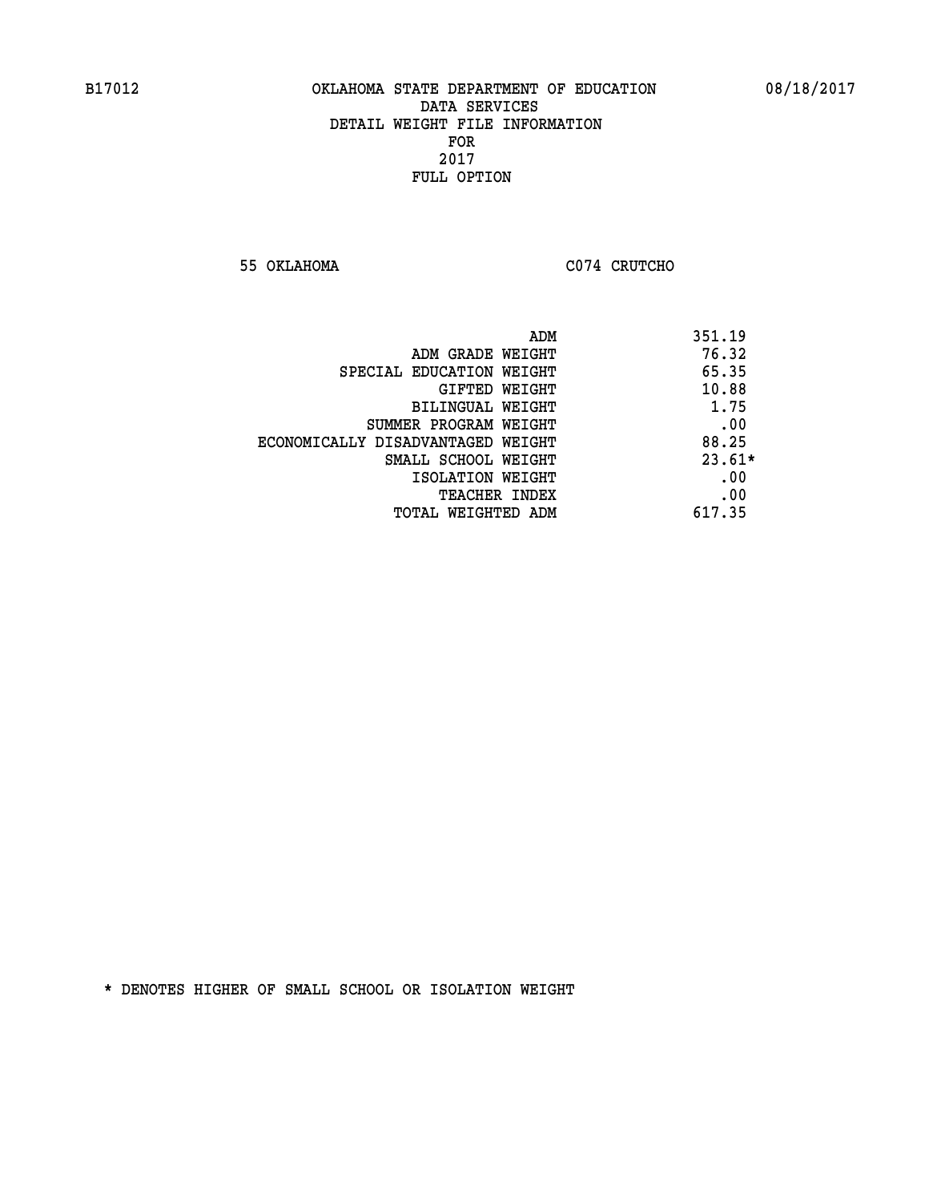B17012 OKLAHOMA STATE DEPARTMENT OF EDUCATION 08/18/2017

DATA SERVICES
DETAIL WEIGHT FILE INFORMATION
FOR
2017
FULL OPTION

55 OKLAHOMA C074 CRUTCHO

| | |
|---|---|
| ADM | 351.19 |
| ADM GRADE WEIGHT | 76.32 |
| SPECIAL EDUCATION WEIGHT | 65.35 |
| GIFTED WEIGHT | 10.88 |
| BILINGUAL WEIGHT | 1.75 |
| SUMMER PROGRAM WEIGHT | .00 |
| ECONOMICALLY DISADVANTAGED WEIGHT | 88.25 |
| SMALL SCHOOL WEIGHT | 23.61* |
| ISOLATION WEIGHT | .00 |
| TEACHER INDEX | .00 |
| TOTAL WEIGHTED ADM | 617.35 |

* DENOTES HIGHER OF SMALL SCHOOL OR ISOLATION WEIGHT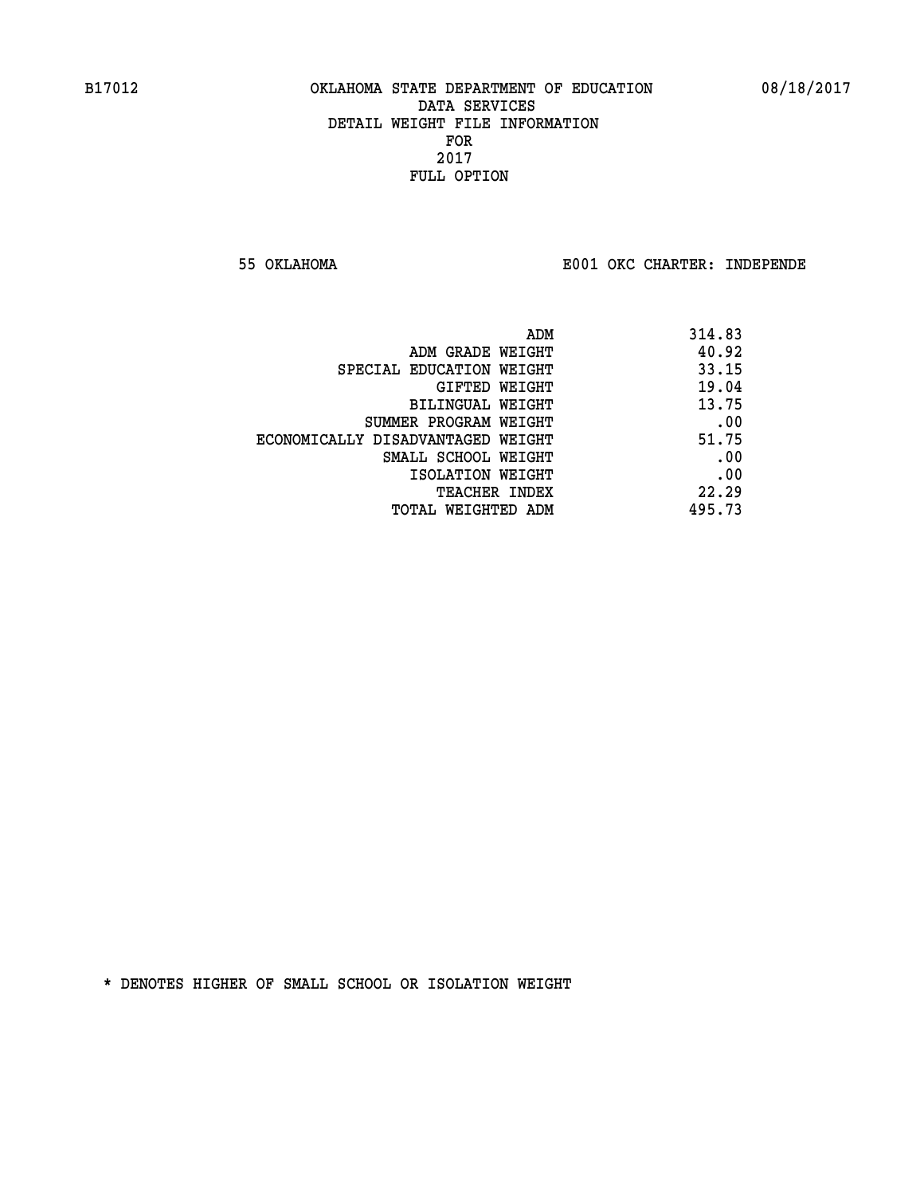OKLAHOMA STATE DEPARTMENT OF EDUCATION
DATA SERVICES
DETAIL WEIGHT FILE INFORMATION
FOR
2017
FULL OPTION

55 OKLAHOMA E001 OKC CHARTER: INDEPENDE

| | |
|---|---|
| ADM | 314.83 |
| ADM GRADE WEIGHT | 40.92 |
| SPECIAL EDUCATION WEIGHT | 33.15 |
| GIFTED WEIGHT | 19.04 |
| BILINGUAL WEIGHT | 13.75 |
| SUMMER PROGRAM WEIGHT | .00 |
| ECONOMICALLY DISADVANTAGED WEIGHT | 51.75 |
| SMALL SCHOOL WEIGHT | .00 |
| ISOLATION WEIGHT | .00 |
| TEACHER INDEX | 22.29 |
| TOTAL WEIGHTED ADM | 495.73 |

* DENOTES HIGHER OF SMALL SCHOOL OR ISOLATION WEIGHT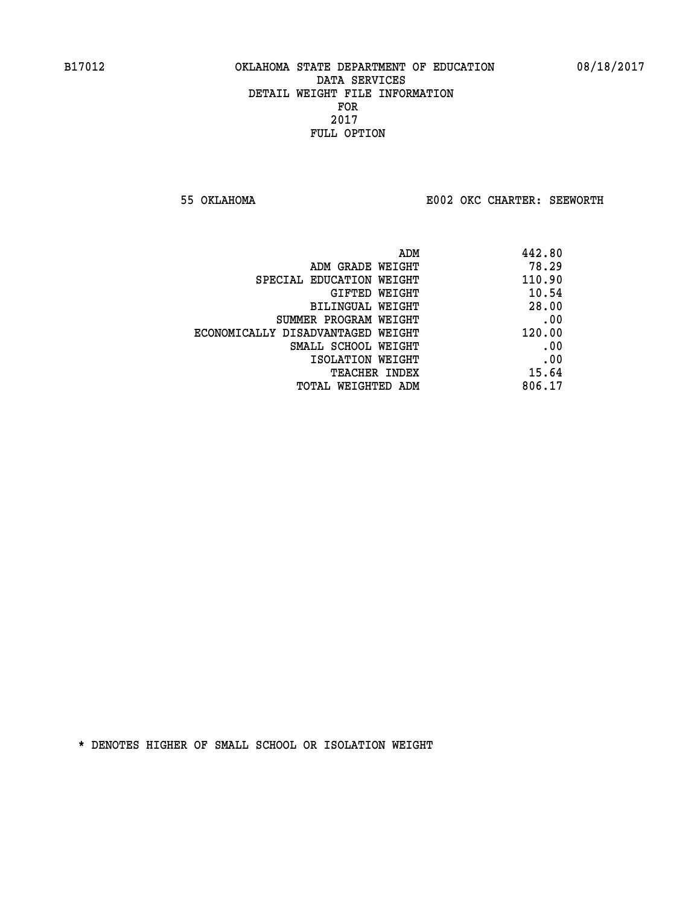B17012 OKLAHOMA STATE DEPARTMENT OF EDUCATION 08/18/2017

DATA SERVICES
DETAIL WEIGHT FILE INFORMATION
FOR
2017
FULL OPTION

55 OKLAHOMA E002 OKC CHARTER: SEEWORTH

| | |
|---|---|
| ADM | 442.80 |
| ADM GRADE WEIGHT | 78.29 |
| SPECIAL EDUCATION WEIGHT | 110.90 |
| GIFTED WEIGHT | 10.54 |
| BILINGUAL WEIGHT | 28.00 |
| SUMMER PROGRAM WEIGHT | .00 |
| ECONOMICALLY DISADVANTAGED WEIGHT | 120.00 |
| SMALL SCHOOL WEIGHT | .00 |
| ISOLATION WEIGHT | .00 |
| TEACHER INDEX | 15.64 |
| TOTAL WEIGHTED ADM | 806.17 |

* DENOTES HIGHER OF SMALL SCHOOL OR ISOLATION WEIGHT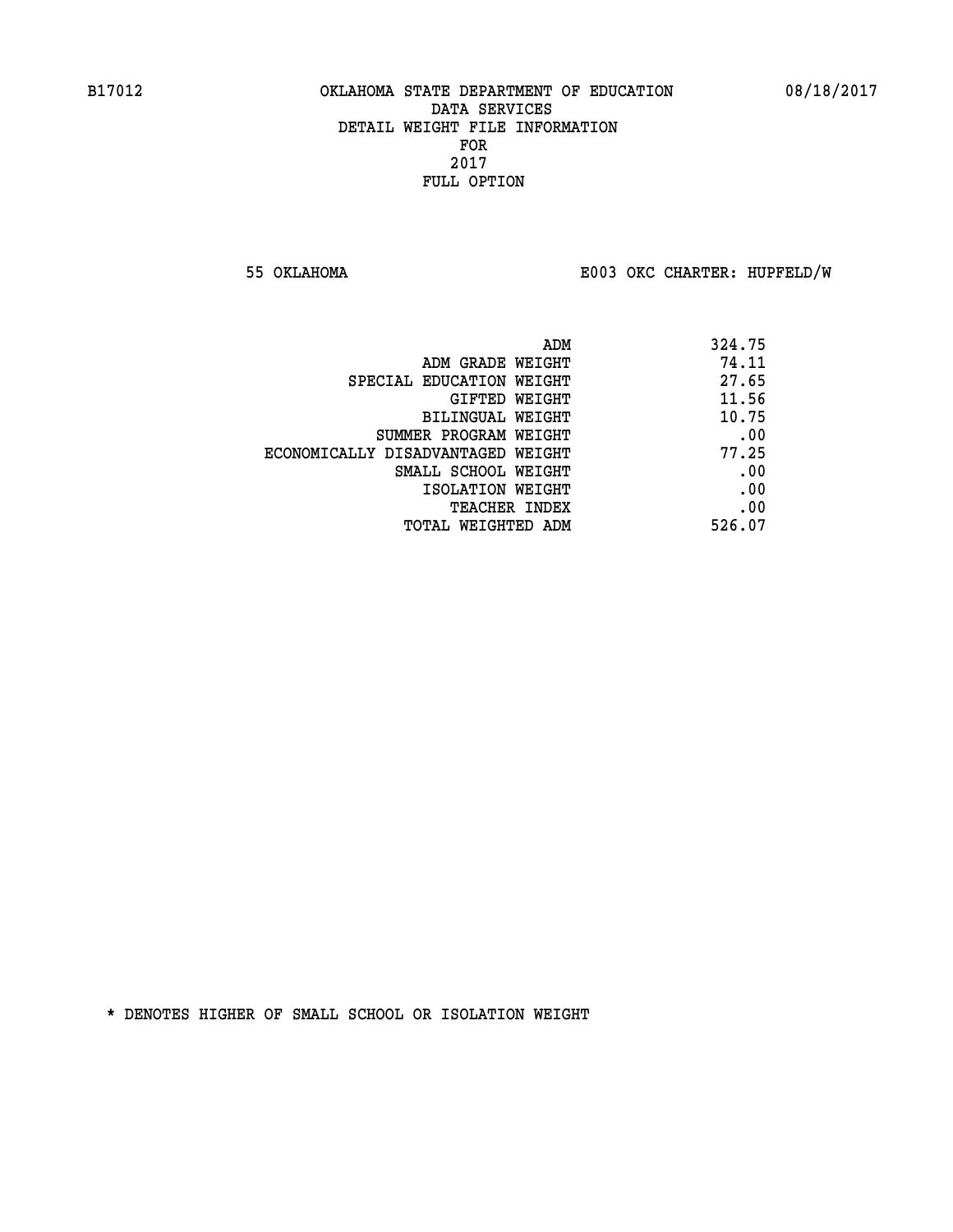B17012 OKLAHOMA STATE DEPARTMENT OF EDUCATION 08/18/2017

DATA SERVICES
DETAIL WEIGHT FILE INFORMATION
FOR
2017
FULL OPTION

55 OKLAHOMA E003 OKC CHARTER: HUPFELD/W

| | |
|---|---|
| ADM | 324.75 |
| ADM GRADE WEIGHT | 74.11 |
| SPECIAL EDUCATION WEIGHT | 27.65 |
| GIFTED WEIGHT | 11.56 |
| BILINGUAL WEIGHT | 10.75 |
| SUMMER PROGRAM WEIGHT | .00 |
| ECONOMICALLY DISADVANTAGED WEIGHT | 77.25 |
| SMALL SCHOOL WEIGHT | .00 |
| ISOLATION WEIGHT | .00 |
| TEACHER INDEX | .00 |
| TOTAL WEIGHTED ADM | 526.07 |

* DENOTES HIGHER OF SMALL SCHOOL OR ISOLATION WEIGHT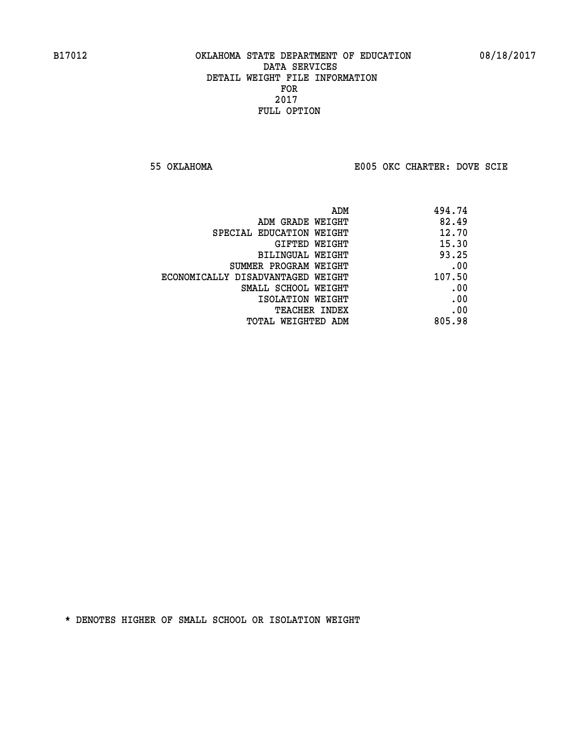B17012 OKLAHOMA STATE DEPARTMENT OF EDUCATION 08/18/2017

DATA SERVICES
DETAIL WEIGHT FILE INFORMATION
FOR
2017
FULL OPTION

55 OKLAHOMA E005 OKC CHARTER: DOVE SCIE

| | |
|---|---|
| ADM | 494.74 |
| ADM GRADE WEIGHT | 82.49 |
| SPECIAL EDUCATION WEIGHT | 12.70 |
| GIFTED WEIGHT | 15.30 |
| BILINGUAL WEIGHT | 93.25 |
| SUMMER PROGRAM WEIGHT | .00 |
| ECONOMICALLY DISADVANTAGED WEIGHT | 107.50 |
| SMALL SCHOOL WEIGHT | .00 |
| ISOLATION WEIGHT | .00 |
| TEACHER INDEX | .00 |
| TOTAL WEIGHTED ADM | 805.98 |

* DENOTES HIGHER OF SMALL SCHOOL OR ISOLATION WEIGHT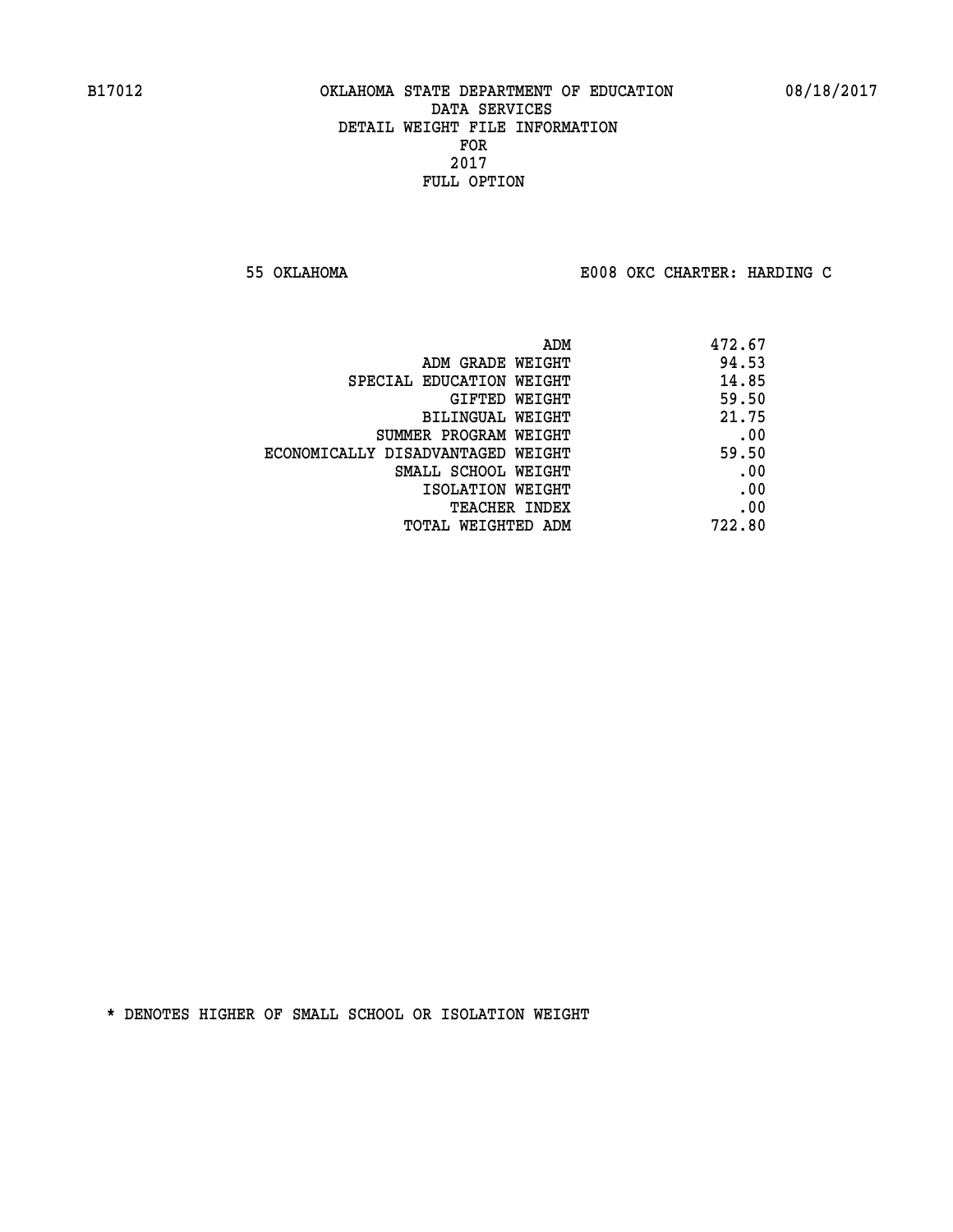B17012 OKLAHOMA STATE DEPARTMENT OF EDUCATION 08/18/2017

DATA SERVICES
DETAIL WEIGHT FILE INFORMATION
FOR
2017
FULL OPTION

55 OKLAHOMA E008 OKC CHARTER: HARDING C

| | |
|---|---|
| ADM | 472.67 |
| ADM GRADE WEIGHT | 94.53 |
| SPECIAL EDUCATION WEIGHT | 14.85 |
| GIFTED WEIGHT | 59.50 |
| BILINGUAL WEIGHT | 21.75 |
| SUMMER PROGRAM WEIGHT | .00 |
| ECONOMICALLY DISADVANTAGED WEIGHT | 59.50 |
| SMALL SCHOOL WEIGHT | .00 |
| ISOLATION WEIGHT | .00 |
| TEACHER INDEX | .00 |
| TOTAL WEIGHTED ADM | 722.80 |

* DENOTES HIGHER OF SMALL SCHOOL OR ISOLATION WEIGHT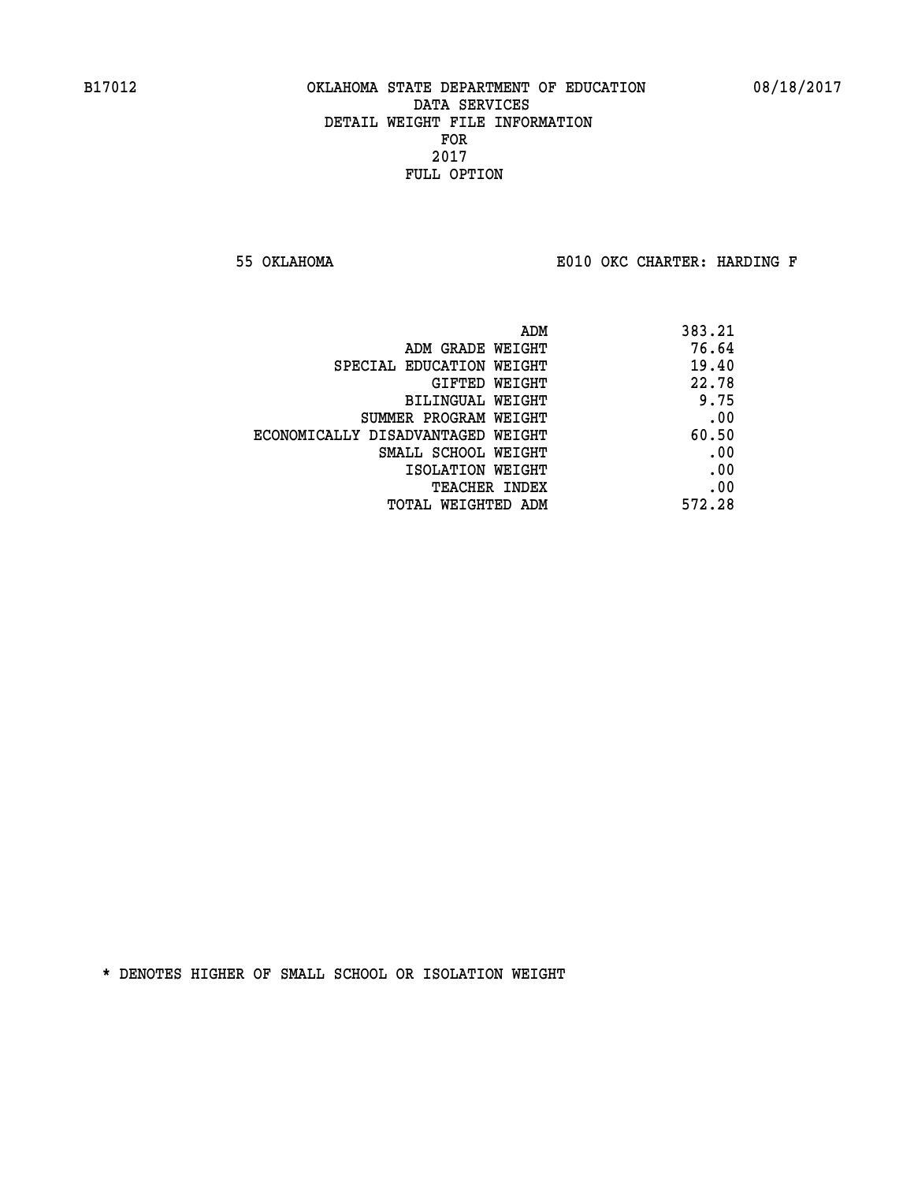B17012 OKLAHOMA STATE DEPARTMENT OF EDUCATION 08/18/2017

DATA SERVICES
DETAIL WEIGHT FILE INFORMATION
FOR
2017
FULL OPTION

55 OKLAHOMA E010 OKC CHARTER: HARDING F

| | |
|---|---|
| ADM | 383.21 |
| ADM GRADE WEIGHT | 76.64 |
| SPECIAL EDUCATION WEIGHT | 19.40 |
| GIFTED WEIGHT | 22.78 |
| BILINGUAL WEIGHT | 9.75 |
| SUMMER PROGRAM WEIGHT | .00 |
| ECONOMICALLY DISADVANTAGED WEIGHT | 60.50 |
| SMALL SCHOOL WEIGHT | .00 |
| ISOLATION WEIGHT | .00 |
| TEACHER INDEX | .00 |
| TOTAL WEIGHTED ADM | 572.28 |

* DENOTES HIGHER OF SMALL SCHOOL OR ISOLATION WEIGHT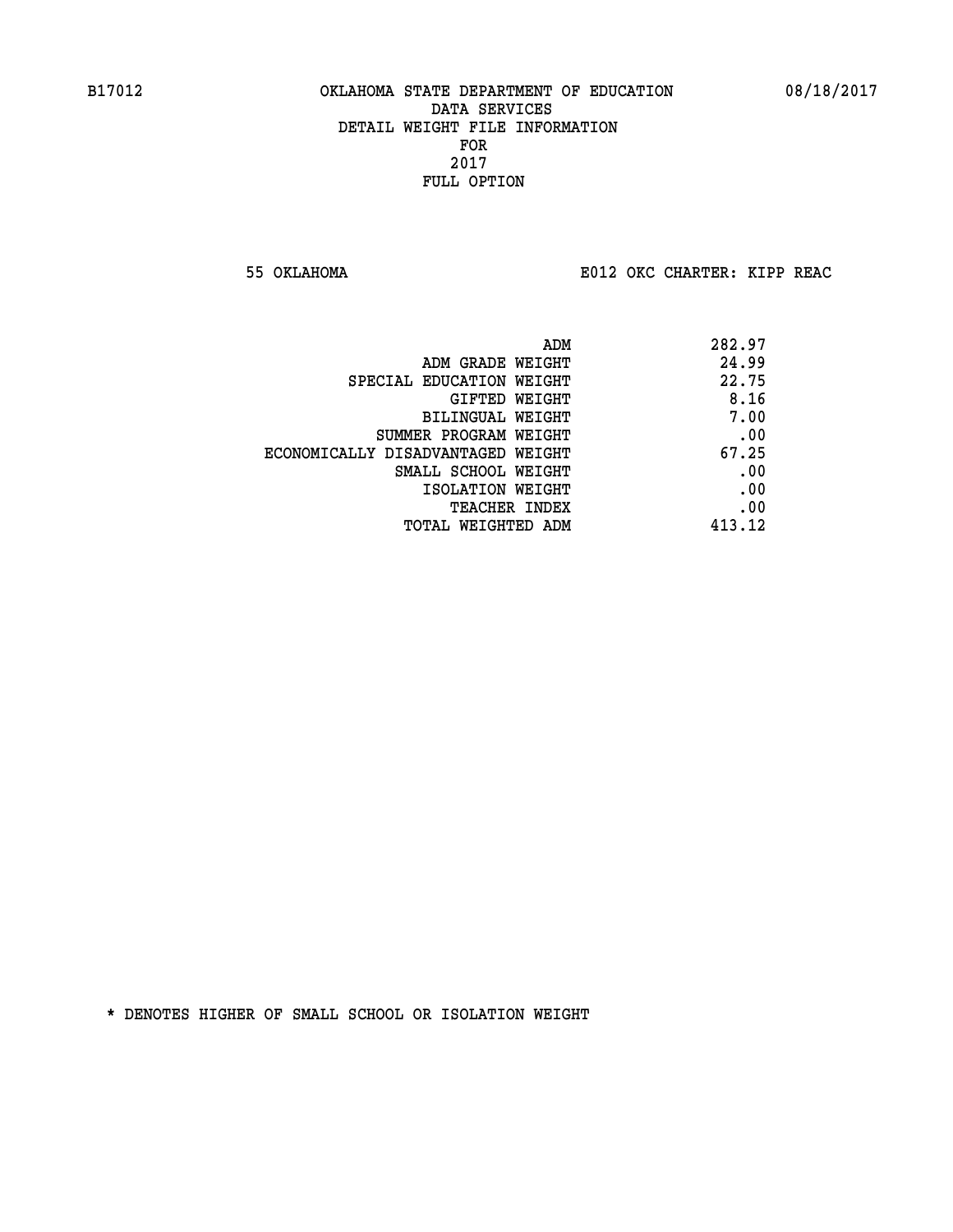B17012 OKLAHOMA STATE DEPARTMENT OF EDUCATION 08/18/2017

DATA SERVICES
DETAIL WEIGHT FILE INFORMATION
FOR
2017
FULL OPTION

55 OKLAHOMA E012 OKC CHARTER: KIPP REAC

| | |
|---|---|
| ADM | 282.97 |
| ADM GRADE WEIGHT | 24.99 |
| SPECIAL EDUCATION WEIGHT | 22.75 |
| GIFTED WEIGHT | 8.16 |
| BILINGUAL WEIGHT | 7.00 |
| SUMMER PROGRAM WEIGHT | .00 |
| ECONOMICALLY DISADVANTAGED WEIGHT | 67.25 |
| SMALL SCHOOL WEIGHT | .00 |
| ISOLATION WEIGHT | .00 |
| TEACHER INDEX | .00 |
| TOTAL WEIGHTED ADM | 413.12 |

* DENOTES HIGHER OF SMALL SCHOOL OR ISOLATION WEIGHT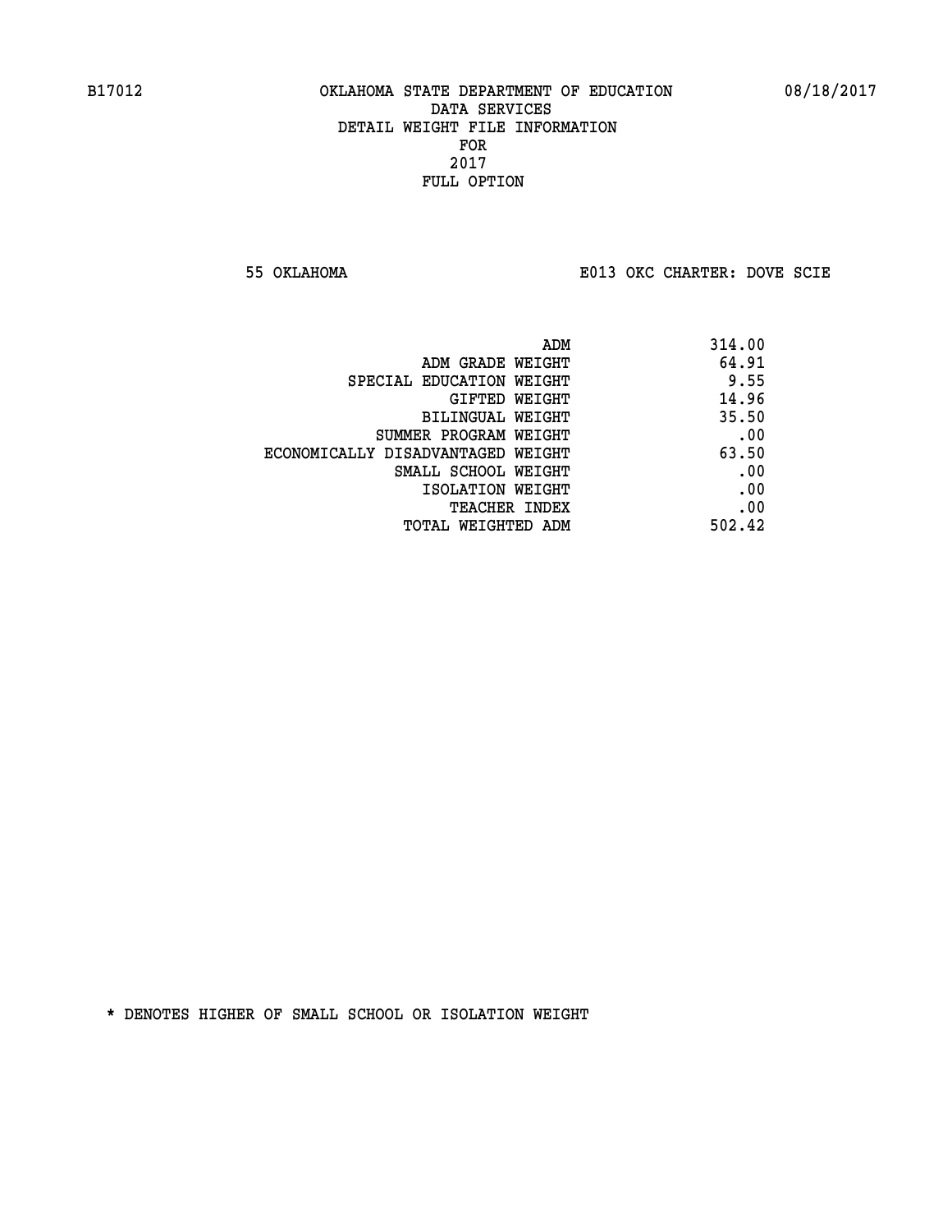B17012 OKLAHOMA STATE DEPARTMENT OF EDUCATION 08/18/2017

DATA SERVICES
DETAIL WEIGHT FILE INFORMATION
FOR
2017
FULL OPTION

55 OKLAHOMA E013 OKC CHARTER: DOVE SCIE

| | |
|---|---|
| ADM | 314.00 |
| ADM GRADE WEIGHT | 64.91 |
| SPECIAL EDUCATION WEIGHT | 9.55 |
| GIFTED WEIGHT | 14.96 |
| BILINGUAL WEIGHT | 35.50 |
| SUMMER PROGRAM WEIGHT | .00 |
| ECONOMICALLY DISADVANTAGED WEIGHT | 63.50 |
| SMALL SCHOOL WEIGHT | .00 |
| ISOLATION WEIGHT | .00 |
| TEACHER INDEX | .00 |
| TOTAL WEIGHTED ADM | 502.42 |

* DENOTES HIGHER OF SMALL SCHOOL OR ISOLATION WEIGHT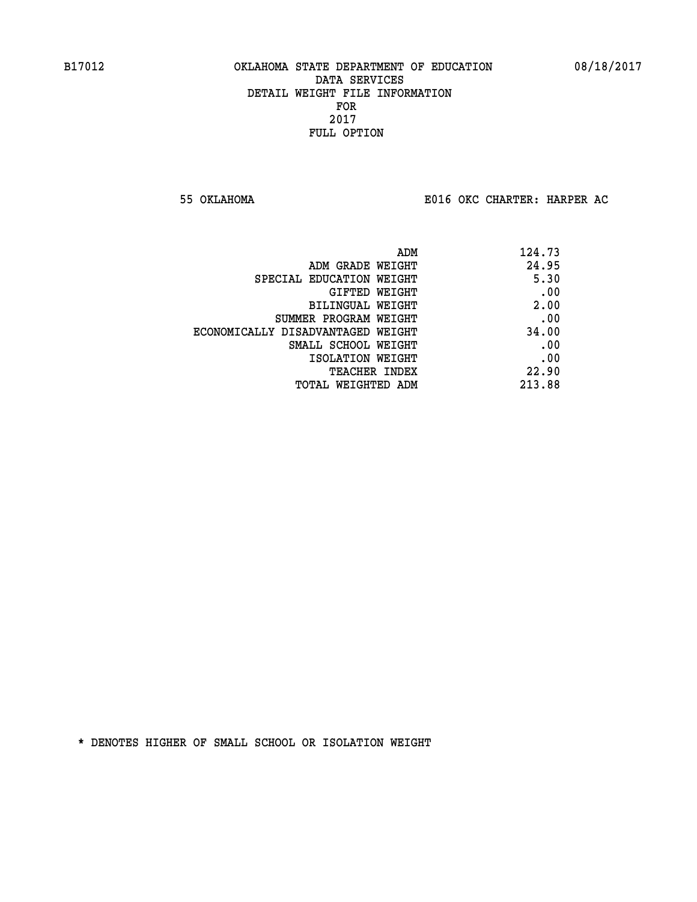B17012 OKLAHOMA STATE DEPARTMENT OF EDUCATION 08/18/2017

DATA SERVICES
DETAIL WEIGHT FILE INFORMATION
FOR
2017
FULL OPTION

55 OKLAHOMA E016 OKC CHARTER: HARPER AC

| | |
|---|---|
| ADM | 124.73 |
| ADM GRADE WEIGHT | 24.95 |
| SPECIAL EDUCATION WEIGHT | 5.30 |
| GIFTED WEIGHT | .00 |
| BILINGUAL WEIGHT | 2.00 |
| SUMMER PROGRAM WEIGHT | .00 |
| ECONOMICALLY DISADVANTAGED WEIGHT | 34.00 |
| SMALL SCHOOL WEIGHT | .00 |
| ISOLATION WEIGHT | .00 |
| TEACHER INDEX | 22.90 |
| TOTAL WEIGHTED ADM | 213.88 |

* DENOTES HIGHER OF SMALL SCHOOL OR ISOLATION WEIGHT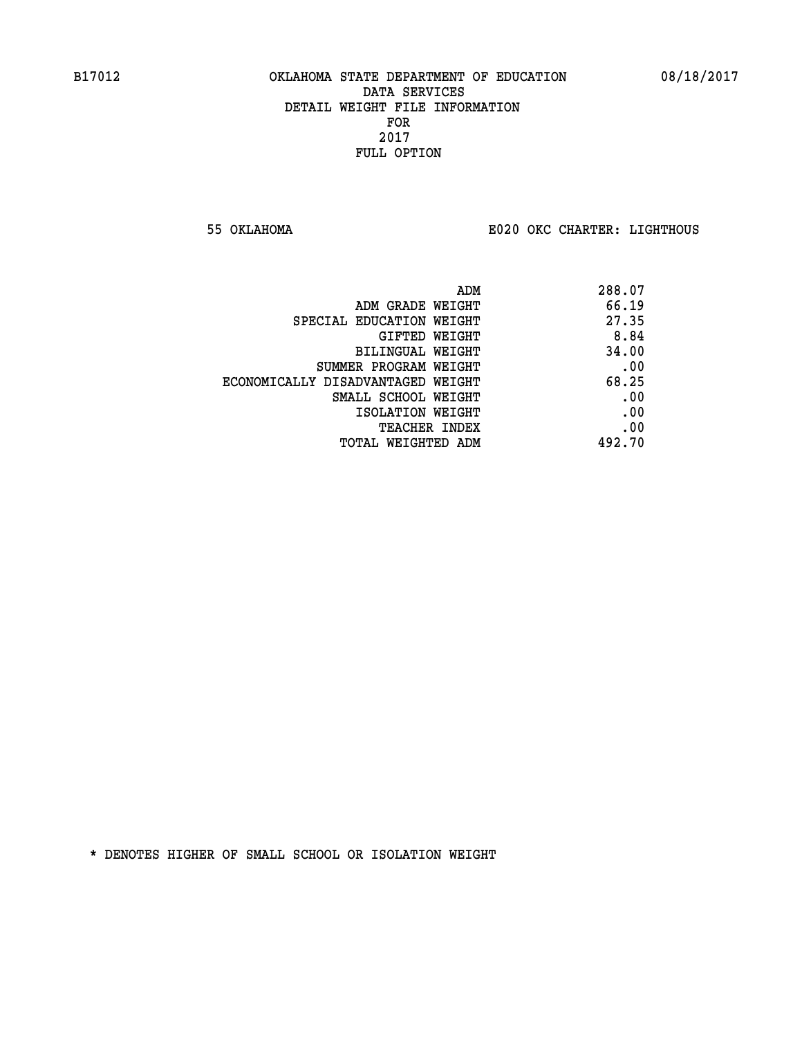B17012 OKLAHOMA STATE DEPARTMENT OF EDUCATION 08/18/2017
DATA SERVICES
DETAIL WEIGHT FILE INFORMATION
FOR
2017
FULL OPTION

55 OKLAHOMA E020 OKC CHARTER: LIGHTHOUS

| | |
|---|---|
| ADM | 288.07 |
| ADM GRADE WEIGHT | 66.19 |
| SPECIAL EDUCATION WEIGHT | 27.35 |
| GIFTED WEIGHT | 8.84 |
| BILINGUAL WEIGHT | 34.00 |
| SUMMER PROGRAM WEIGHT | .00 |
| ECONOMICALLY DISADVANTAGED WEIGHT | 68.25 |
| SMALL SCHOOL WEIGHT | .00 |
| ISOLATION WEIGHT | .00 |
| TEACHER INDEX | .00 |
| TOTAL WEIGHTED ADM | 492.70 |

* DENOTES HIGHER OF SMALL SCHOOL OR ISOLATION WEIGHT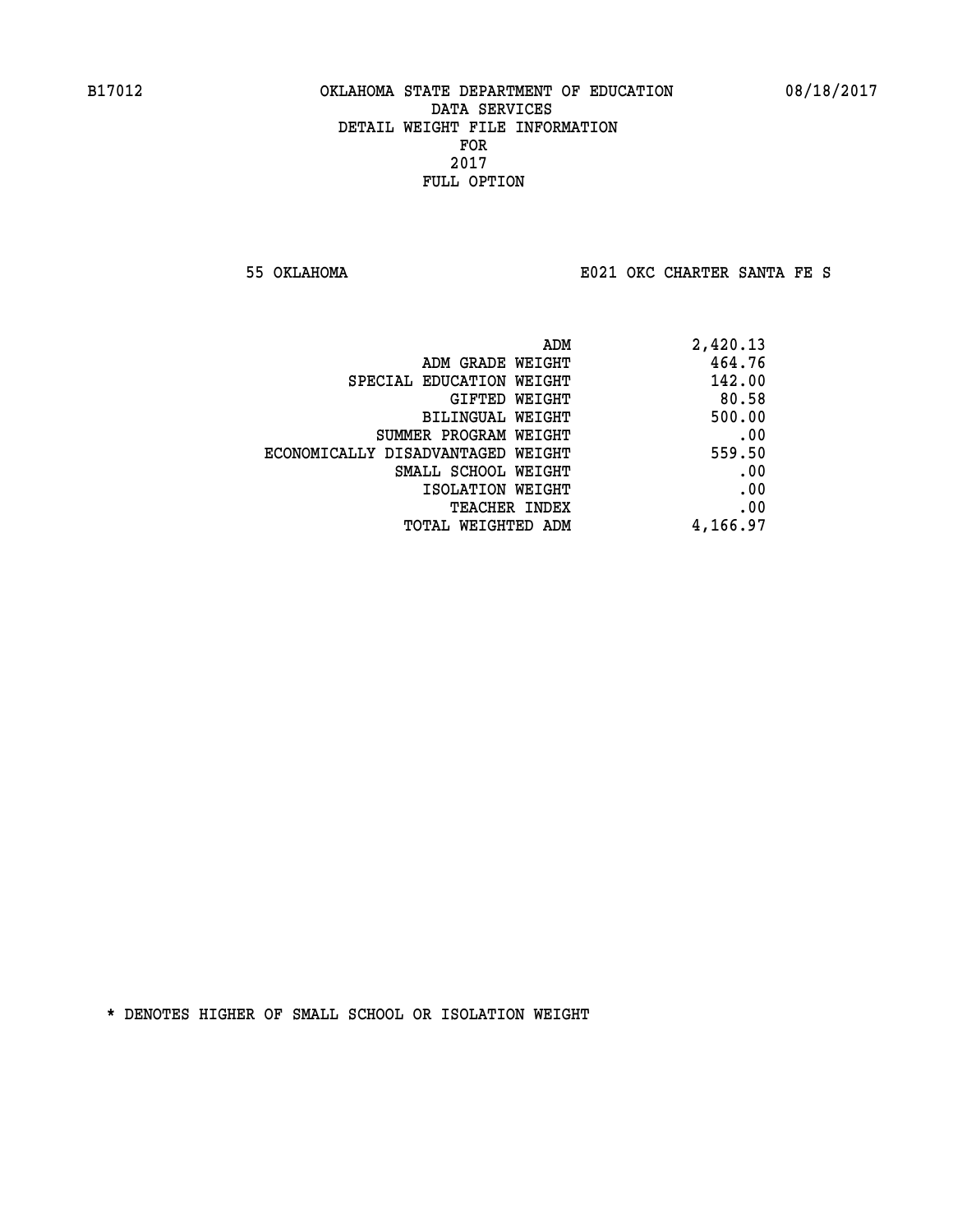B17012 OKLAHOMA STATE DEPARTMENT OF EDUCATION 08/18/2017
DATA SERVICES
DETAIL WEIGHT FILE INFORMATION
FOR
2017
FULL OPTION

55 OKLAHOMA E021 OKC CHARTER SANTA FE S

| | |
|---|---|
| ADM | 2,420.13 |
| ADM GRADE WEIGHT | 464.76 |
| SPECIAL EDUCATION WEIGHT | 142.00 |
| GIFTED WEIGHT | 80.58 |
| BILINGUAL WEIGHT | 500.00 |
| SUMMER PROGRAM WEIGHT | .00 |
| ECONOMICALLY DISADVANTAGED WEIGHT | 559.50 |
| SMALL SCHOOL WEIGHT | .00 |
| ISOLATION WEIGHT | .00 |
| TEACHER INDEX | .00 |
| TOTAL WEIGHTED ADM | 4,166.97 |

* DENOTES HIGHER OF SMALL SCHOOL OR ISOLATION WEIGHT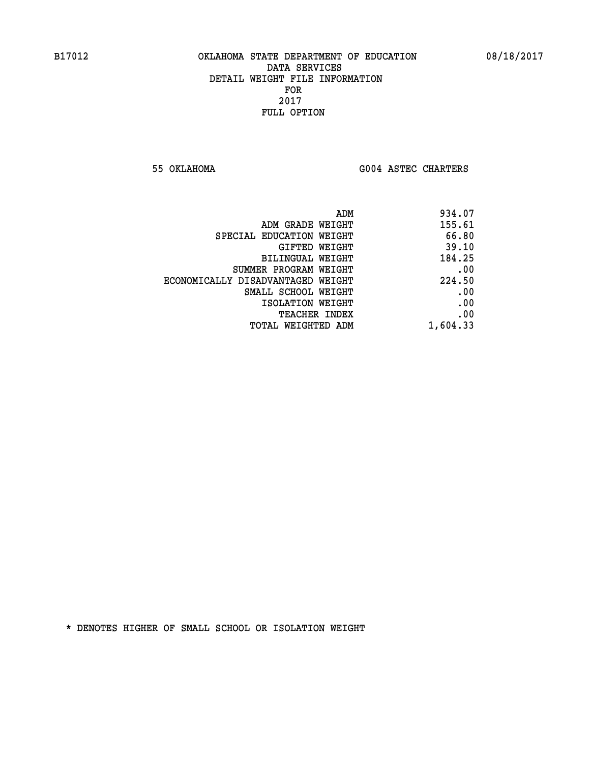B17012 OKLAHOMA STATE DEPARTMENT OF EDUCATION 08/18/2017
DATA SERVICES
DETAIL WEIGHT FILE INFORMATION
FOR
2017
FULL OPTION

55 OKLAHOMA G004 ASTEC CHARTERS

| | |
|---|---|
| ADM | 934.07 |
| ADM GRADE WEIGHT | 155.61 |
| SPECIAL EDUCATION WEIGHT | 66.80 |
| GIFTED WEIGHT | 39.10 |
| BILINGUAL WEIGHT | 184.25 |
| SUMMER PROGRAM WEIGHT | .00 |
| ECONOMICALLY DISADVANTAGED WEIGHT | 224.50 |
| SMALL SCHOOL WEIGHT | .00 |
| ISOLATION WEIGHT | .00 |
| TEACHER INDEX | .00 |
| TOTAL WEIGHTED ADM | 1,604.33 |

* DENOTES HIGHER OF SMALL SCHOOL OR ISOLATION WEIGHT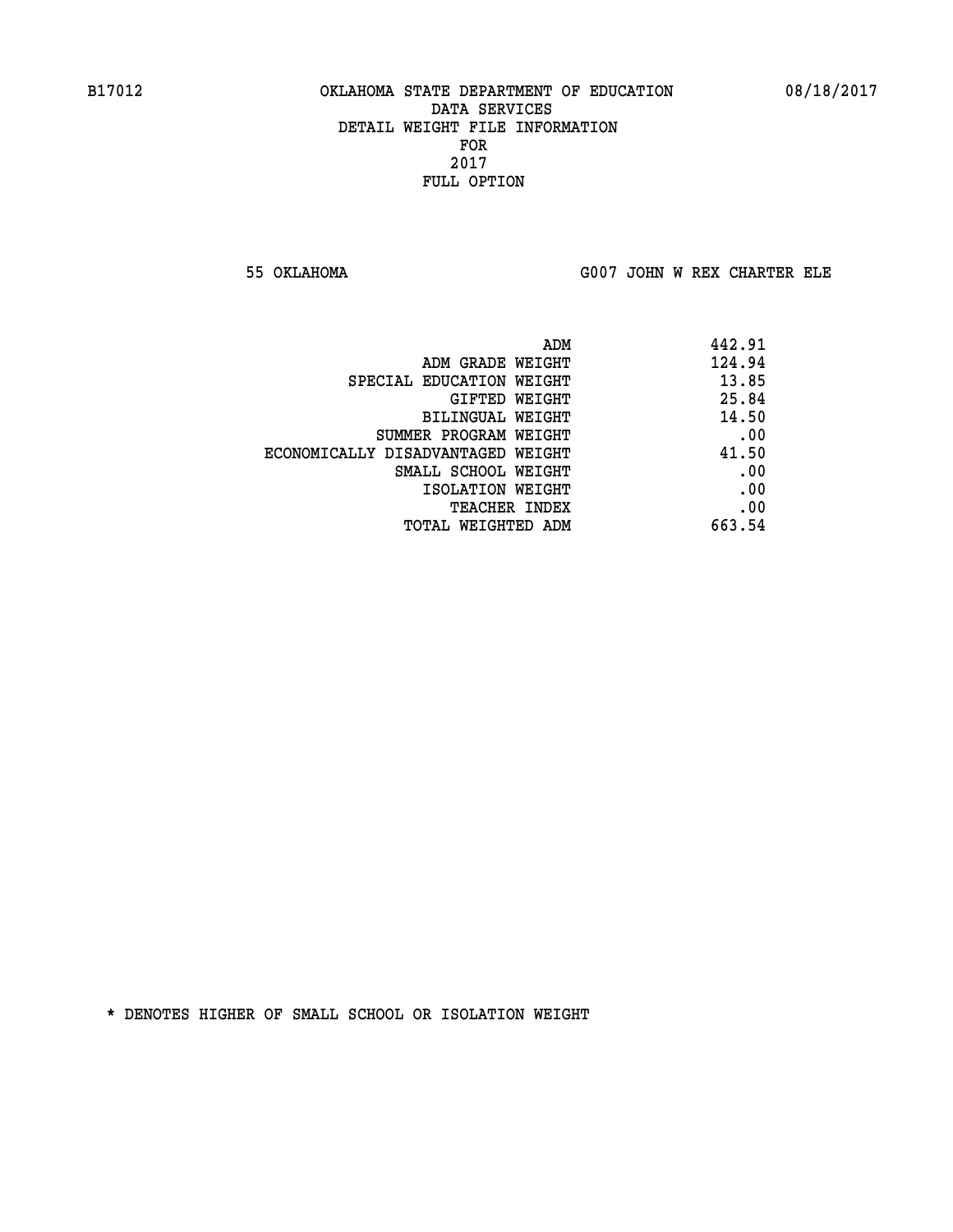B17012 OKLAHOMA STATE DEPARTMENT OF EDUCATION 08/18/2017

DATA SERVICES
DETAIL WEIGHT FILE INFORMATION
FOR
2017
FULL OPTION

55 OKLAHOMA G007 JOHN W REX CHARTER ELE

| | |
|---|---|
| ADM | 442.91 |
| ADM GRADE WEIGHT | 124.94 |
| SPECIAL EDUCATION WEIGHT | 13.85 |
| GIFTED WEIGHT | 25.84 |
| BILINGUAL WEIGHT | 14.50 |
| SUMMER PROGRAM WEIGHT | .00 |
| ECONOMICALLY DISADVANTAGED WEIGHT | 41.50 |
| SMALL SCHOOL WEIGHT | .00 |
| ISOLATION WEIGHT | .00 |
| TEACHER INDEX | .00 |
| TOTAL WEIGHTED ADM | 663.54 |

* DENOTES HIGHER OF SMALL SCHOOL OR ISOLATION WEIGHT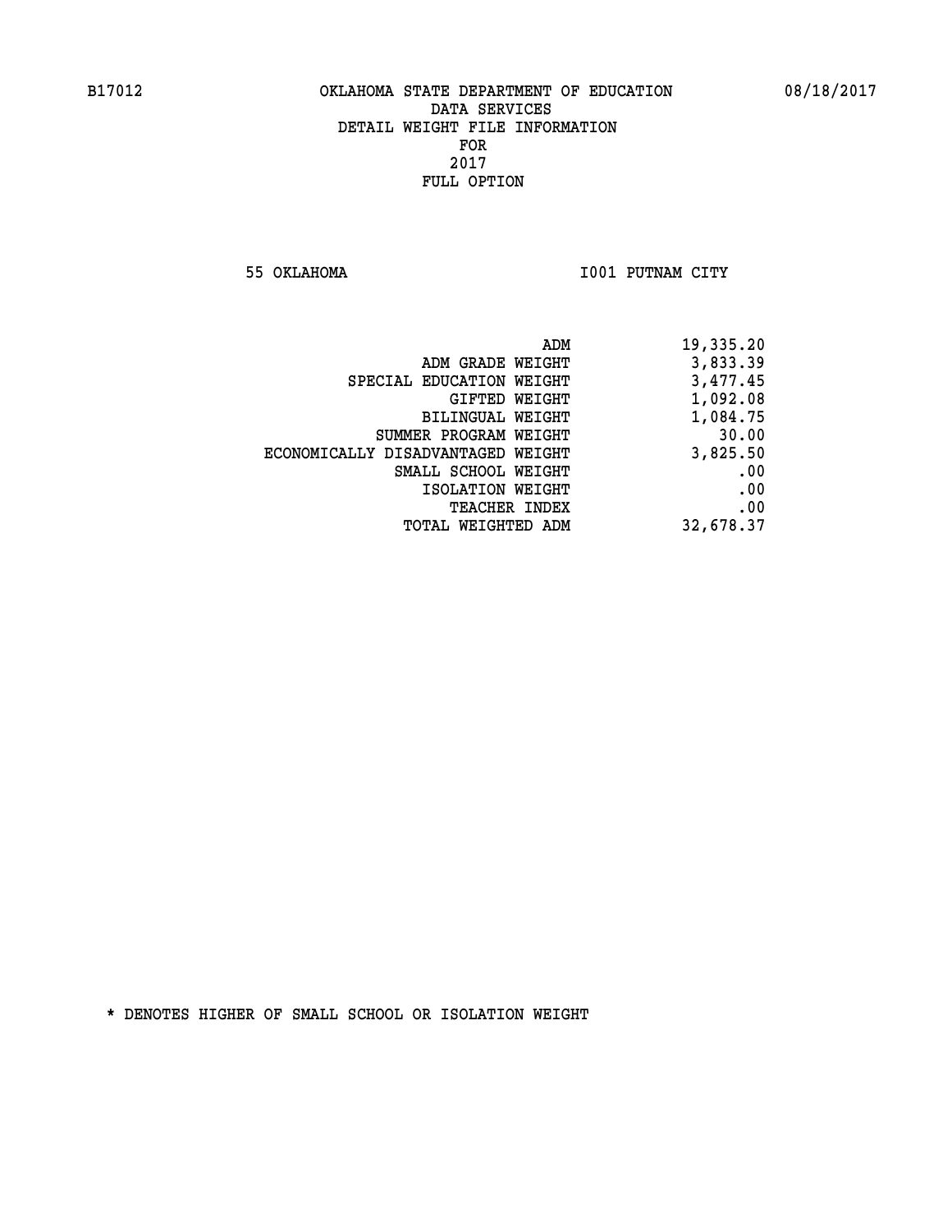B17012 OKLAHOMA STATE DEPARTMENT OF EDUCATION 08/18/2017

DATA SERVICES
DETAIL WEIGHT FILE INFORMATION
FOR
2017
FULL OPTION

55 OKLAHOMA I001 PUTNAM CITY

| | |
|---|---|
| ADM | 19,335.20 |
| ADM GRADE WEIGHT | 3,833.39 |
| SPECIAL EDUCATION WEIGHT | 3,477.45 |
| GIFTED WEIGHT | 1,092.08 |
| BILINGUAL WEIGHT | 1,084.75 |
| SUMMER PROGRAM WEIGHT | 30.00 |
| ECONOMICALLY DISADVANTAGED WEIGHT | 3,825.50 |
| SMALL SCHOOL WEIGHT | .00 |
| ISOLATION WEIGHT | .00 |
| TEACHER INDEX | .00 |
| TOTAL WEIGHTED ADM | 32,678.37 |

* DENOTES HIGHER OF SMALL SCHOOL OR ISOLATION WEIGHT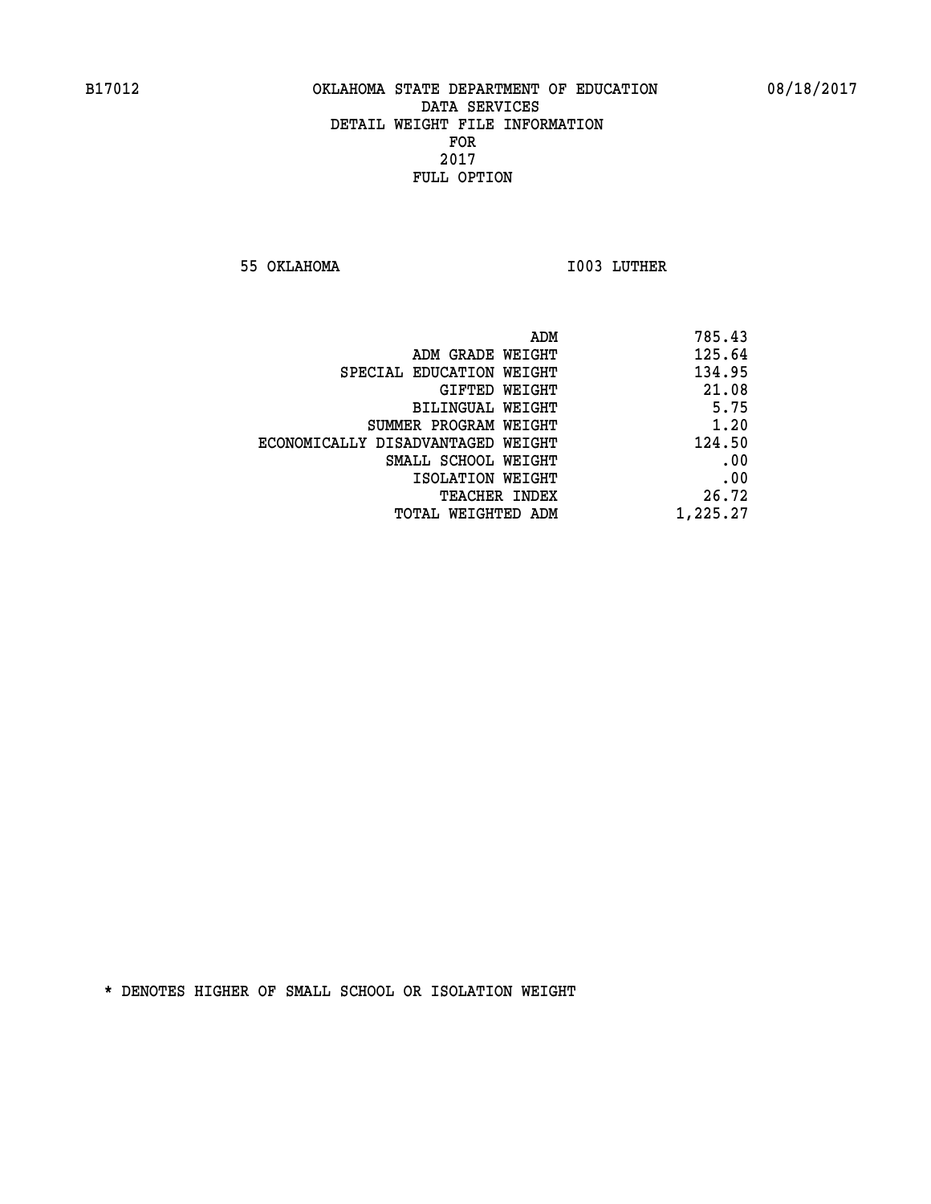B17012 OKLAHOMA STATE DEPARTMENT OF EDUCATION 08/18/2017

DATA SERVICES
DETAIL WEIGHT FILE INFORMATION
FOR
2017
FULL OPTION

55 OKLAHOMA I003 LUTHER

| | |
|---|---|
| ADM | 785.43 |
| ADM GRADE WEIGHT | 125.64 |
| SPECIAL EDUCATION WEIGHT | 134.95 |
| GIFTED WEIGHT | 21.08 |
| BILINGUAL WEIGHT | 5.75 |
| SUMMER PROGRAM WEIGHT | 1.20 |
| ECONOMICALLY DISADVANTAGED WEIGHT | 124.50 |
| SMALL SCHOOL WEIGHT | .00 |
| ISOLATION WEIGHT | .00 |
| TEACHER INDEX | 26.72 |
| TOTAL WEIGHTED ADM | 1,225.27 |

* DENOTES HIGHER OF SMALL SCHOOL OR ISOLATION WEIGHT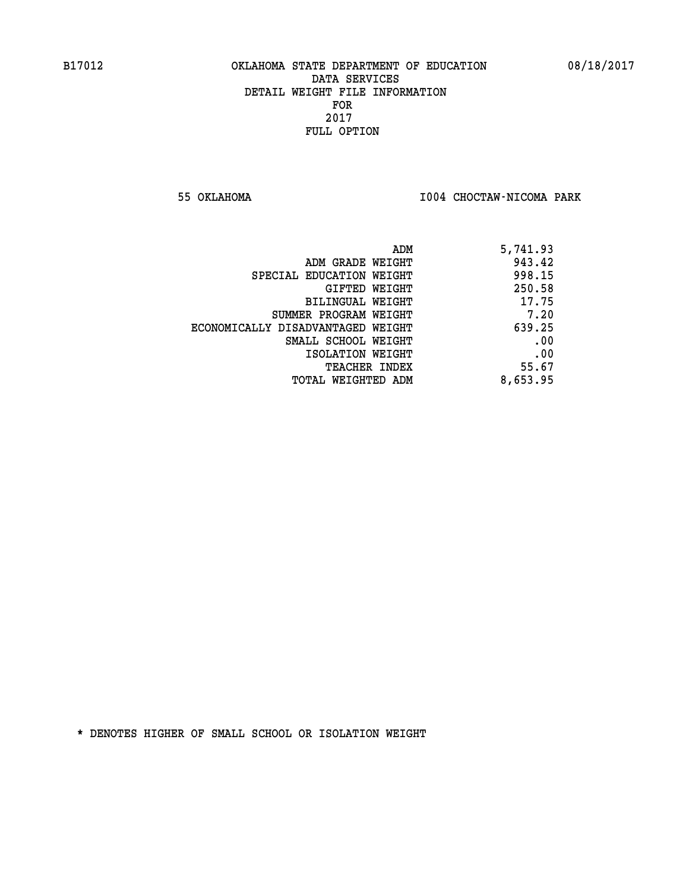B17012 OKLAHOMA STATE DEPARTMENT OF EDUCATION 08/18/2017

DATA SERVICES
DETAIL WEIGHT FILE INFORMATION
FOR
2017
FULL OPTION

55 OKLAHOMA I004 CHOCTAW-NICOMA PARK

| | |
|---|---|
| ADM | 5,741.93 |
| ADM GRADE WEIGHT | 943.42 |
| SPECIAL EDUCATION WEIGHT | 998.15 |
| GIFTED WEIGHT | 250.58 |
| BILINGUAL WEIGHT | 17.75 |
| SUMMER PROGRAM WEIGHT | 7.20 |
| ECONOMICALLY DISADVANTAGED WEIGHT | 639.25 |
| SMALL SCHOOL WEIGHT | .00 |
| ISOLATION WEIGHT | .00 |
| TEACHER INDEX | 55.67 |
| TOTAL WEIGHTED ADM | 8,653.95 |

* DENOTES HIGHER OF SMALL SCHOOL OR ISOLATION WEIGHT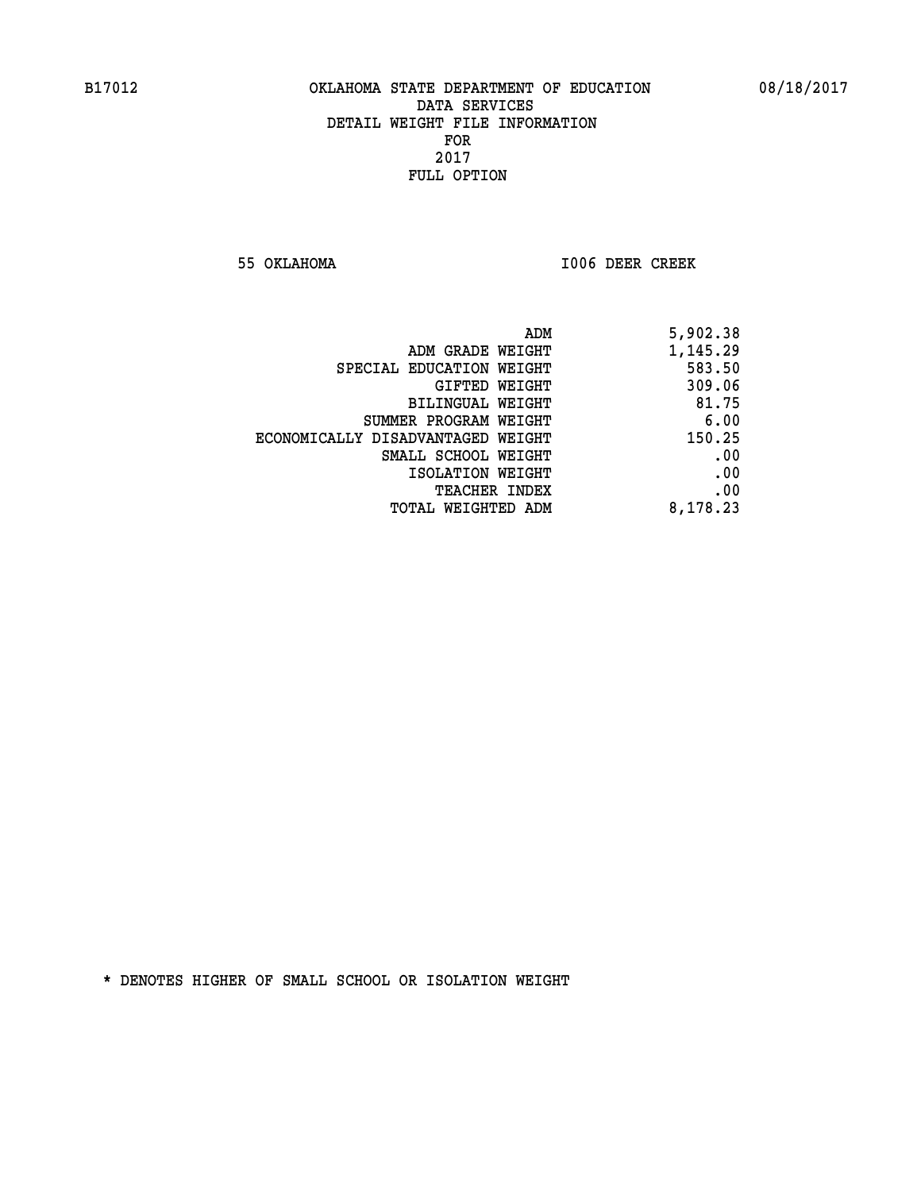B17012 OKLAHOMA STATE DEPARTMENT OF EDUCATION 08/18/2017

DATA SERVICES
DETAIL WEIGHT FILE INFORMATION
FOR
2017
FULL OPTION

55 OKLAHOMA I006 DEER CREEK

| | |
|---|---|
| ADM | 5,902.38 |
| ADM GRADE WEIGHT | 1,145.29 |
| SPECIAL EDUCATION WEIGHT | 583.50 |
| GIFTED WEIGHT | 309.06 |
| BILINGUAL WEIGHT | 81.75 |
| SUMMER PROGRAM WEIGHT | 6.00 |
| ECONOMICALLY DISADVANTAGED WEIGHT | 150.25 |
| SMALL SCHOOL WEIGHT | .00 |
| ISOLATION WEIGHT | .00 |
| TEACHER INDEX | .00 |
| TOTAL WEIGHTED ADM | 8,178.23 |

* DENOTES HIGHER OF SMALL SCHOOL OR ISOLATION WEIGHT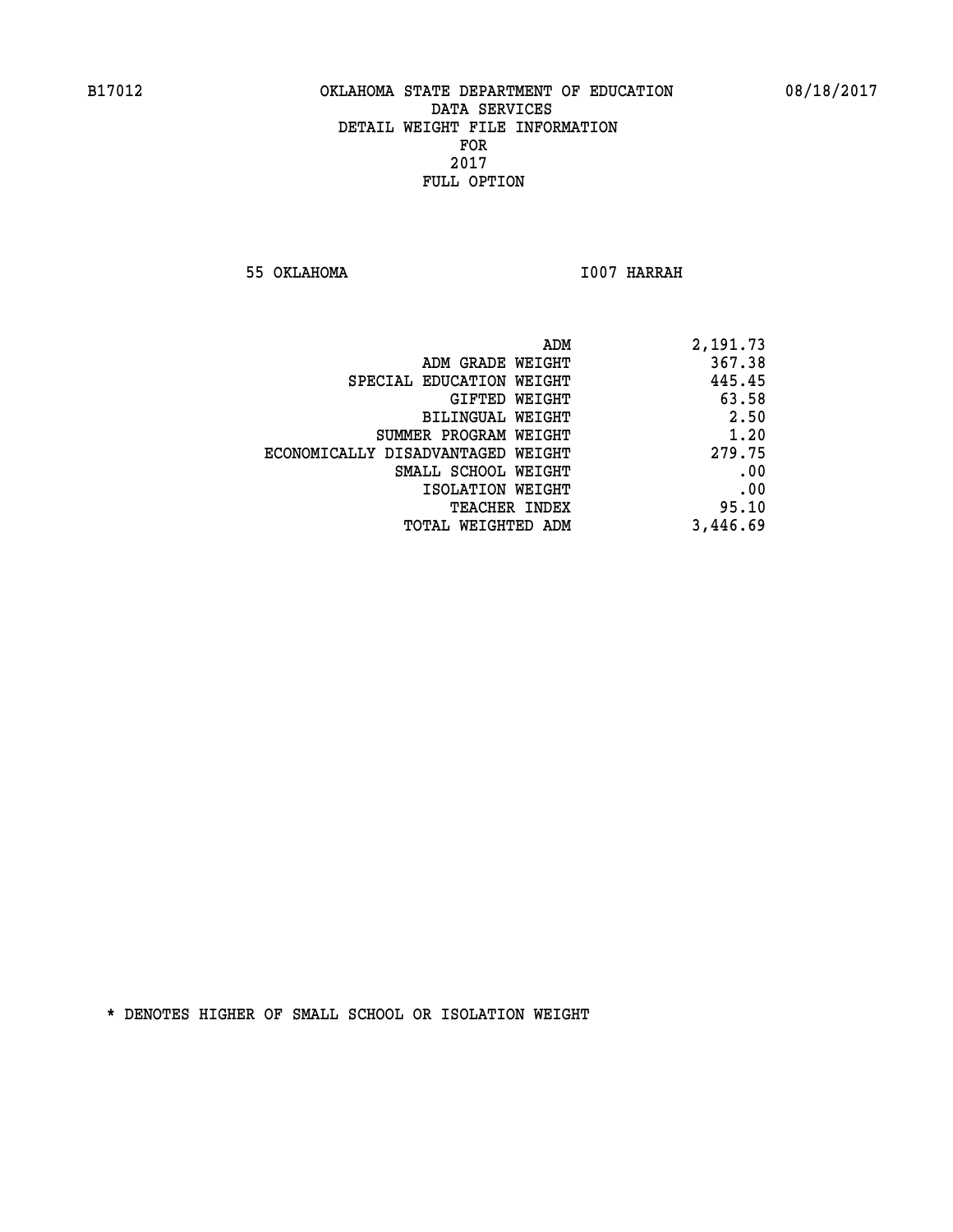B17012 OKLAHOMA STATE DEPARTMENT OF EDUCATION 08/18/2017
DATA SERVICES
DETAIL WEIGHT FILE INFORMATION
FOR
2017
FULL OPTION

55 OKLAHOMA I007 HARRAH

| | |
|---|---|
| ADM | 2,191.73 |
| ADM GRADE WEIGHT | 367.38 |
| SPECIAL EDUCATION WEIGHT | 445.45 |
| GIFTED WEIGHT | 63.58 |
| BILINGUAL WEIGHT | 2.50 |
| SUMMER PROGRAM WEIGHT | 1.20 |
| ECONOMICALLY DISADVANTAGED WEIGHT | 279.75 |
| SMALL SCHOOL WEIGHT | .00 |
| ISOLATION WEIGHT | .00 |
| TEACHER INDEX | 95.10 |
| TOTAL WEIGHTED ADM | 3,446.69 |

* DENOTES HIGHER OF SMALL SCHOOL OR ISOLATION WEIGHT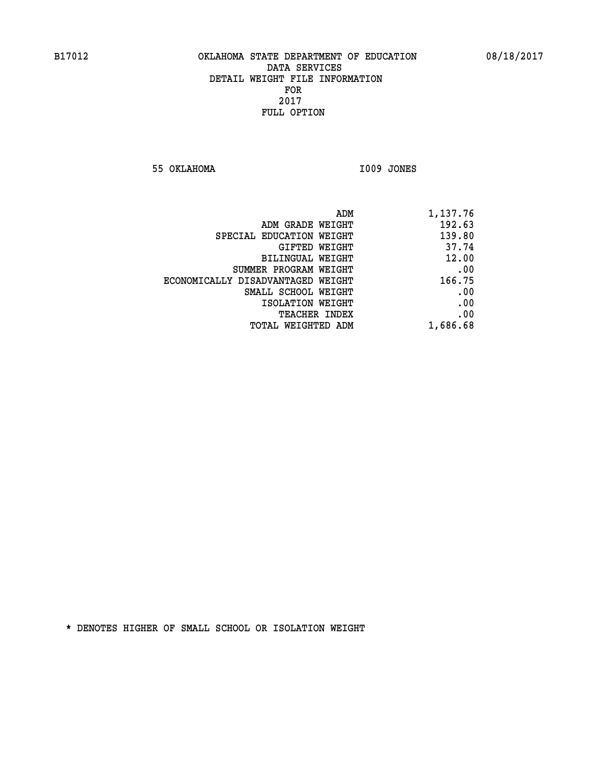B17012 OKLAHOMA STATE DEPARTMENT OF EDUCATION 08/18/2017

DATA SERVICES
DETAIL WEIGHT FILE INFORMATION
FOR
2017
FULL OPTION

55 OKLAHOMA I009 JONES

| | |
|---|---|
| ADM | 1,137.76 |
| ADM GRADE WEIGHT | 192.63 |
| SPECIAL EDUCATION WEIGHT | 139.80 |
| GIFTED WEIGHT | 37.74 |
| BILINGUAL WEIGHT | 12.00 |
| SUMMER PROGRAM WEIGHT | .00 |
| ECONOMICALLY DISADVANTAGED WEIGHT | 166.75 |
| SMALL SCHOOL WEIGHT | .00 |
| ISOLATION WEIGHT | .00 |
| TEACHER INDEX | .00 |
| TOTAL WEIGHTED ADM | 1,686.68 |

* DENOTES HIGHER OF SMALL SCHOOL OR ISOLATION WEIGHT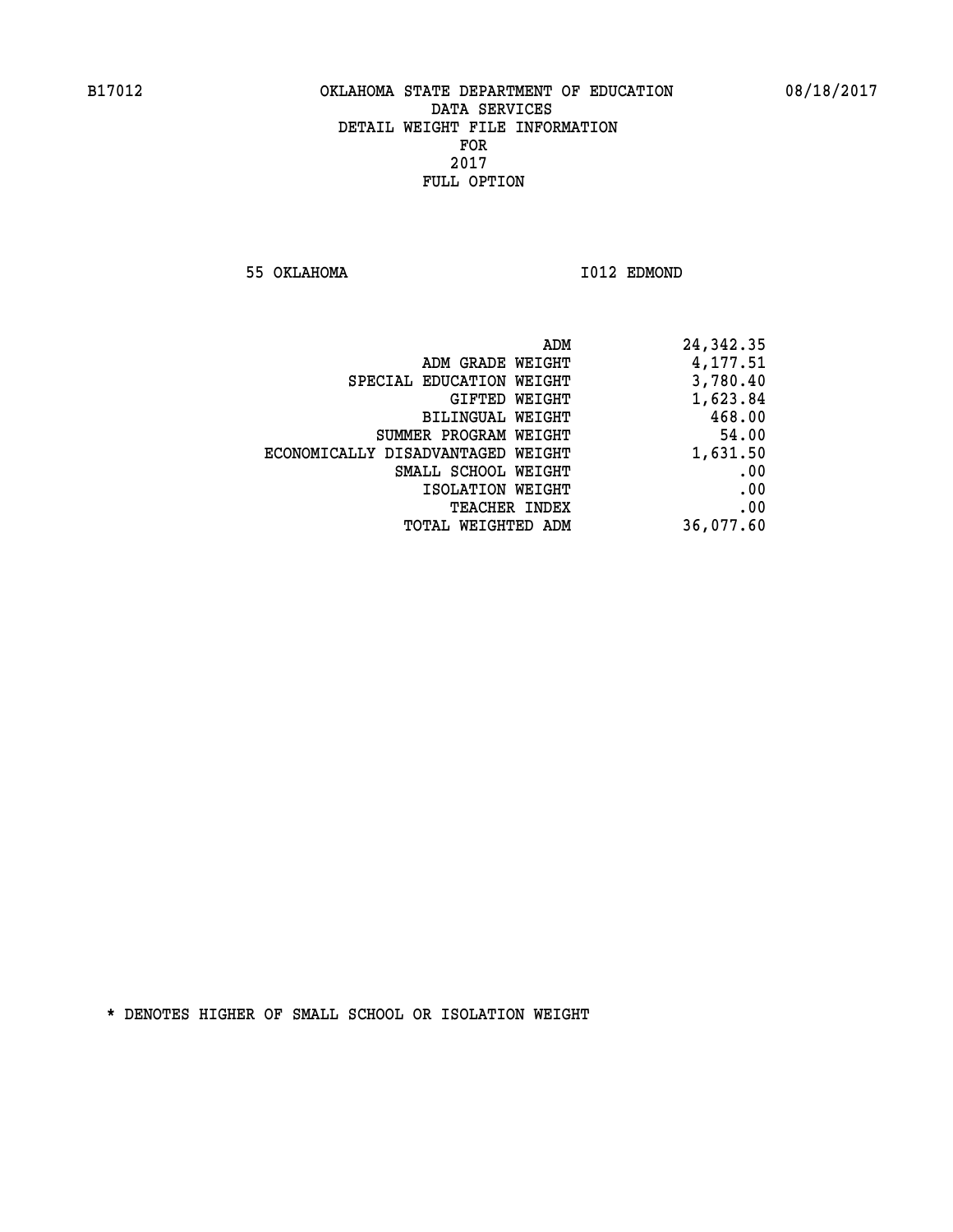B17012 OKLAHOMA STATE DEPARTMENT OF EDUCATION 08/18/2017

DATA SERVICES
DETAIL WEIGHT FILE INFORMATION
FOR
2017
FULL OPTION

55 OKLAHOMA I012 EDMOND

| | |
|---|---|
| ADM | 24,342.35 |
| ADM GRADE WEIGHT | 4,177.51 |
| SPECIAL EDUCATION WEIGHT | 3,780.40 |
| GIFTED WEIGHT | 1,623.84 |
| BILINGUAL WEIGHT | 468.00 |
| SUMMER PROGRAM WEIGHT | 54.00 |
| ECONOMICALLY DISADVANTAGED WEIGHT | 1,631.50 |
| SMALL SCHOOL WEIGHT | .00 |
| ISOLATION WEIGHT | .00 |
| TEACHER INDEX | .00 |
| TOTAL WEIGHTED ADM | 36,077.60 |

* DENOTES HIGHER OF SMALL SCHOOL OR ISOLATION WEIGHT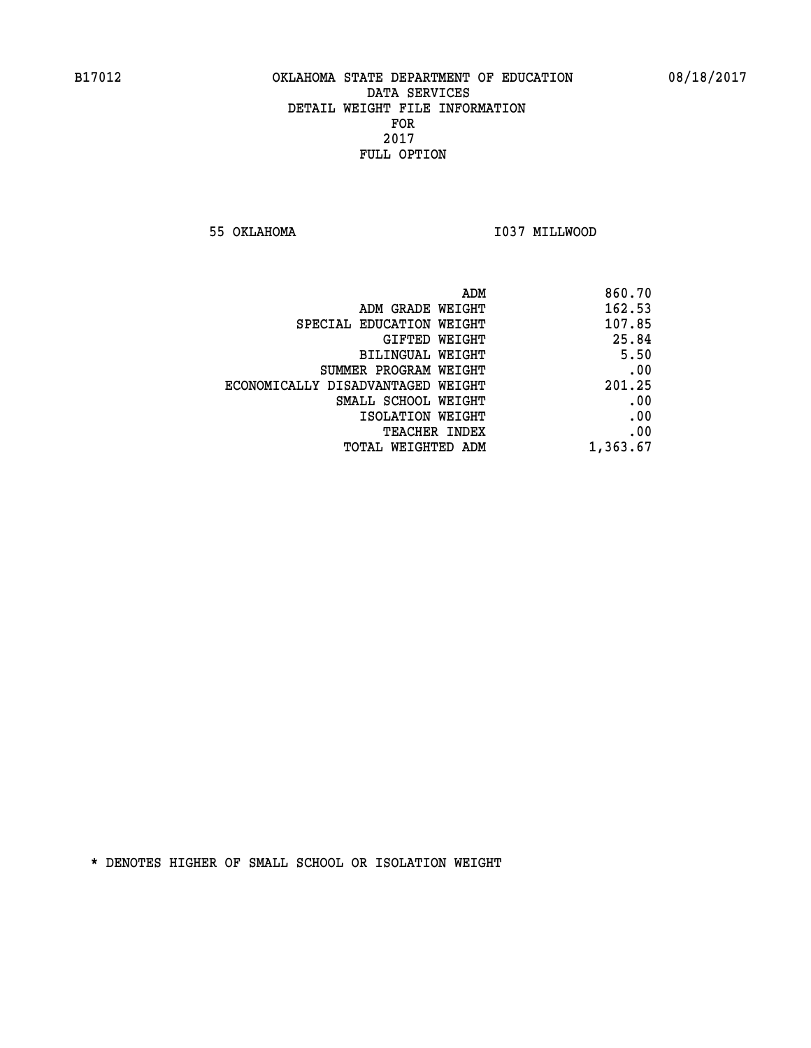B17012 OKLAHOMA STATE DEPARTMENT OF EDUCATION 08/18/2017

DATA SERVICES
DETAIL WEIGHT FILE INFORMATION
FOR
2017
FULL OPTION

55 OKLAHOMA I037 MILLWOOD

| | |
|---|---|
| ADM | 860.70 |
| ADM GRADE WEIGHT | 162.53 |
| SPECIAL EDUCATION WEIGHT | 107.85 |
| GIFTED WEIGHT | 25.84 |
| BILINGUAL WEIGHT | 5.50 |
| SUMMER PROGRAM WEIGHT | .00 |
| ECONOMICALLY DISADVANTAGED WEIGHT | 201.25 |
| SMALL SCHOOL WEIGHT | .00 |
| ISOLATION WEIGHT | .00 |
| TEACHER INDEX | .00 |
| TOTAL WEIGHTED ADM | 1,363.67 |

* DENOTES HIGHER OF SMALL SCHOOL OR ISOLATION WEIGHT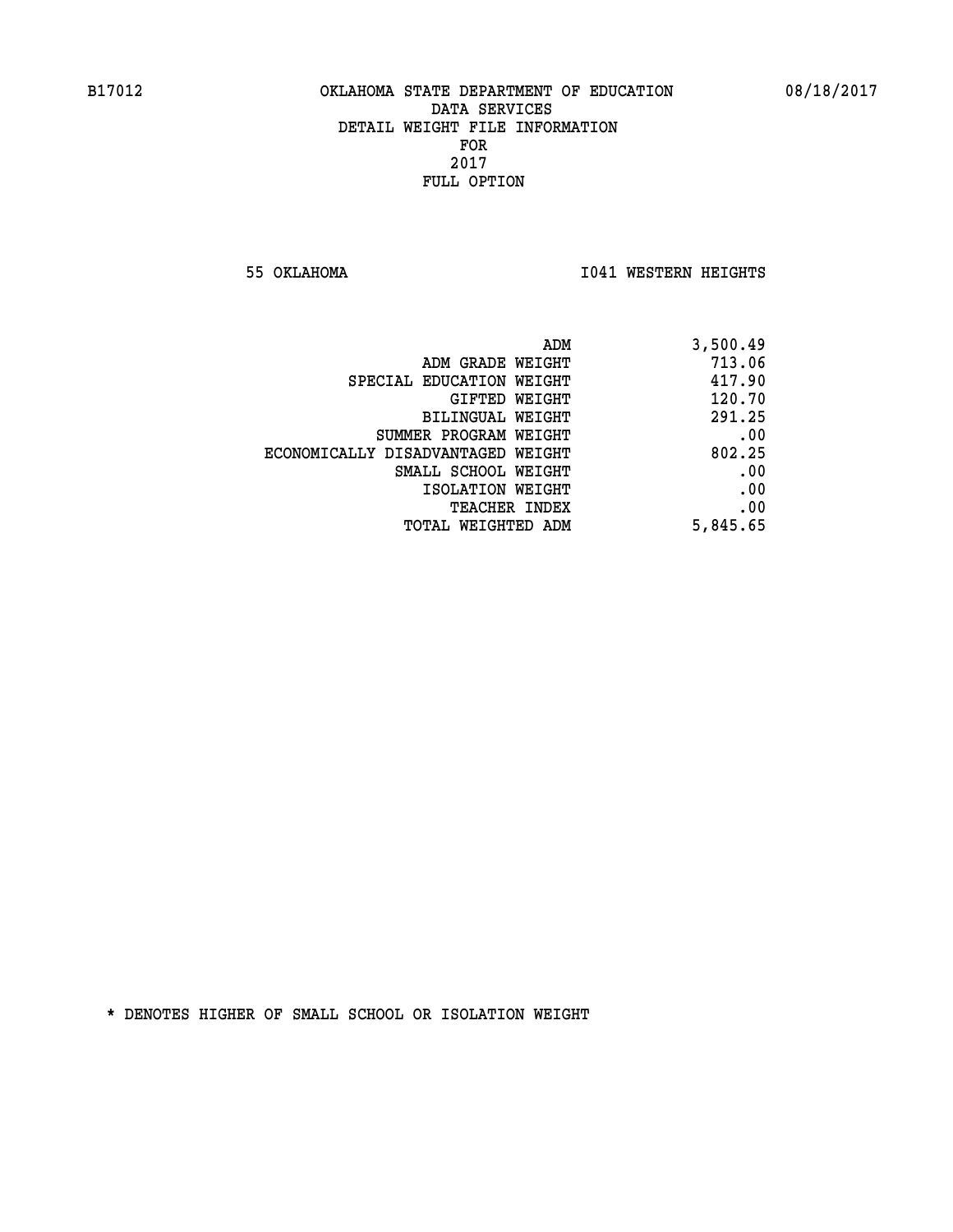# OKLAHOMA STATE DEPARTMENT OF EDUCATION
## DATA SERVICES
## DETAIL WEIGHT FILE INFORMATION
## FOR
## 2017
## FULL OPTION

55 OKLAHOMA — I041 WESTERN HEIGHTS

| | |
|---|---|
| ADM | 3,500.49 |
| ADM GRADE WEIGHT | 713.06 |
| SPECIAL EDUCATION WEIGHT | 417.90 |
| GIFTED WEIGHT | 120.70 |
| BILINGUAL WEIGHT | 291.25 |
| SUMMER PROGRAM WEIGHT | .00 |
| ECONOMICALLY DISADVANTAGED WEIGHT | 802.25 |
| SMALL SCHOOL WEIGHT | .00 |
| ISOLATION WEIGHT | .00 |
| TEACHER INDEX | .00 |
| TOTAL WEIGHTED ADM | 5,845.65 |

* DENOTES HIGHER OF SMALL SCHOOL OR ISOLATION WEIGHT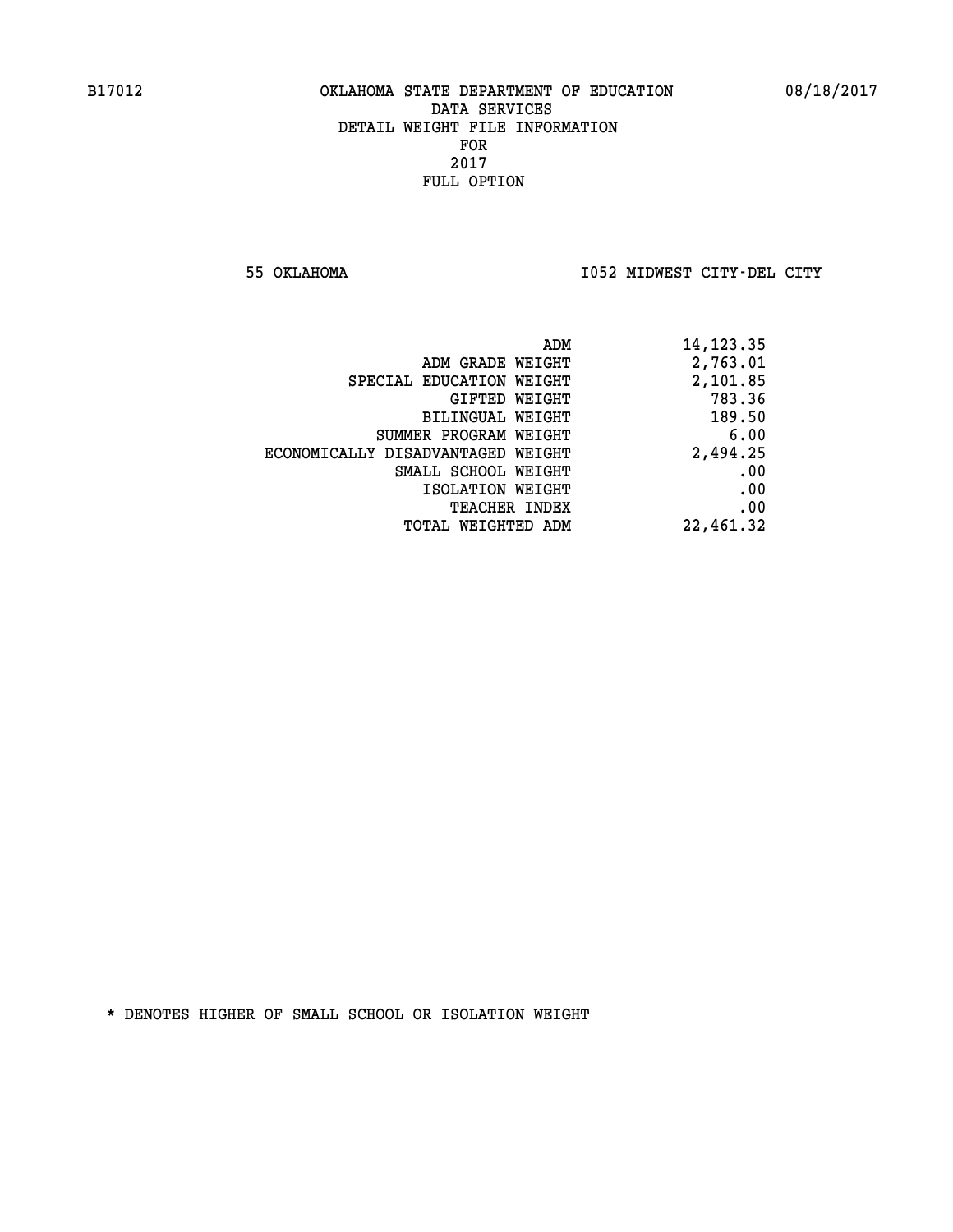B17012 OKLAHOMA STATE DEPARTMENT OF EDUCATION 08/18/2017

DATA SERVICES
DETAIL WEIGHT FILE INFORMATION
FOR
2017
FULL OPTION

55 OKLAHOMA I052 MIDWEST CITY-DEL CITY

| | |
|---|---|
| ADM | 14,123.35 |
| ADM GRADE WEIGHT | 2,763.01 |
| SPECIAL EDUCATION WEIGHT | 2,101.85 |
| GIFTED WEIGHT | 783.36 |
| BILINGUAL WEIGHT | 189.50 |
| SUMMER PROGRAM WEIGHT | 6.00 |
| ECONOMICALLY DISADVANTAGED WEIGHT | 2,494.25 |
| SMALL SCHOOL WEIGHT | .00 |
| ISOLATION WEIGHT | .00 |
| TEACHER INDEX | .00 |
| TOTAL WEIGHTED ADM | 22,461.32 |

* DENOTES HIGHER OF SMALL SCHOOL OR ISOLATION WEIGHT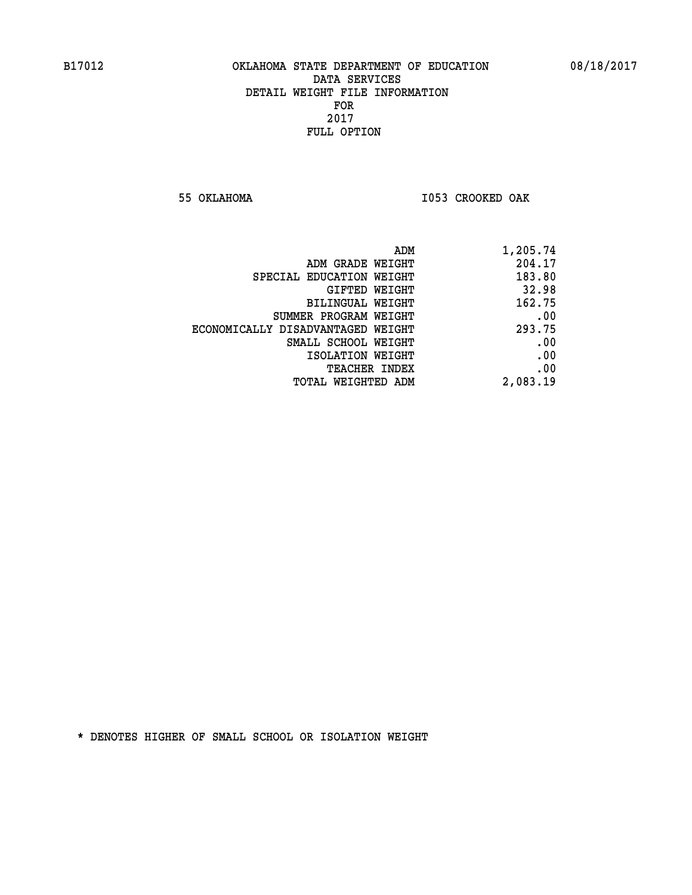B17012 OKLAHOMA STATE DEPARTMENT OF EDUCATION 08/18/2017

DATA SERVICES
DETAIL WEIGHT FILE INFORMATION
FOR
2017
FULL OPTION

55 OKLAHOMA I053 CROOKED OAK

| | |
|---|---|
| ADM | 1,205.74 |
| ADM GRADE WEIGHT | 204.17 |
| SPECIAL EDUCATION WEIGHT | 183.80 |
| GIFTED WEIGHT | 32.98 |
| BILINGUAL WEIGHT | 162.75 |
| SUMMER PROGRAM WEIGHT | .00 |
| ECONOMICALLY DISADVANTAGED WEIGHT | 293.75 |
| SMALL SCHOOL WEIGHT | .00 |
| ISOLATION WEIGHT | .00 |
| TEACHER INDEX | .00 |
| TOTAL WEIGHTED ADM | 2,083.19 |

* DENOTES HIGHER OF SMALL SCHOOL OR ISOLATION WEIGHT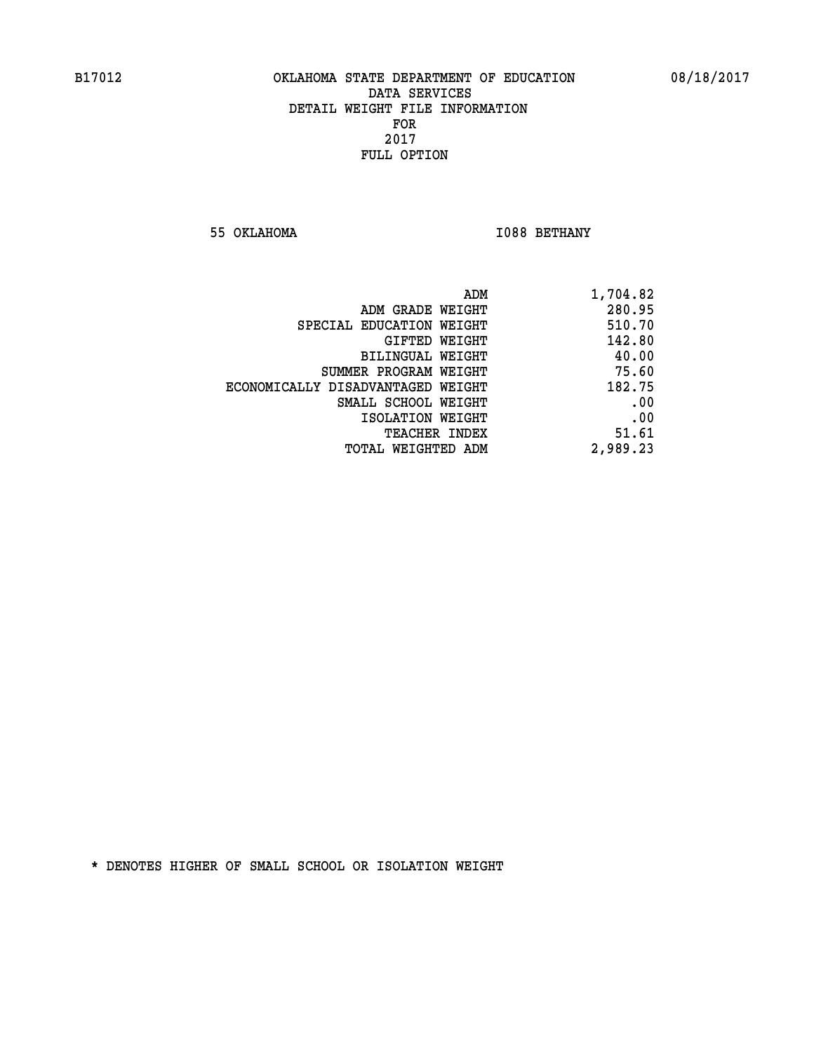B17012 OKLAHOMA STATE DEPARTMENT OF EDUCATION 08/18/2017

DATA SERVICES
DETAIL WEIGHT FILE INFORMATION
FOR
2017
FULL OPTION

55 OKLAHOMA I088 BETHANY

| | |
|---|---|
| ADM | 1,704.82 |
| ADM GRADE WEIGHT | 280.95 |
| SPECIAL EDUCATION WEIGHT | 510.70 |
| GIFTED WEIGHT | 142.80 |
| BILINGUAL WEIGHT | 40.00 |
| SUMMER PROGRAM WEIGHT | 75.60 |
| ECONOMICALLY DISADVANTAGED WEIGHT | 182.75 |
| SMALL SCHOOL WEIGHT | .00 |
| ISOLATION WEIGHT | .00 |
| TEACHER INDEX | 51.61 |
| TOTAL WEIGHTED ADM | 2,989.23 |

* DENOTES HIGHER OF SMALL SCHOOL OR ISOLATION WEIGHT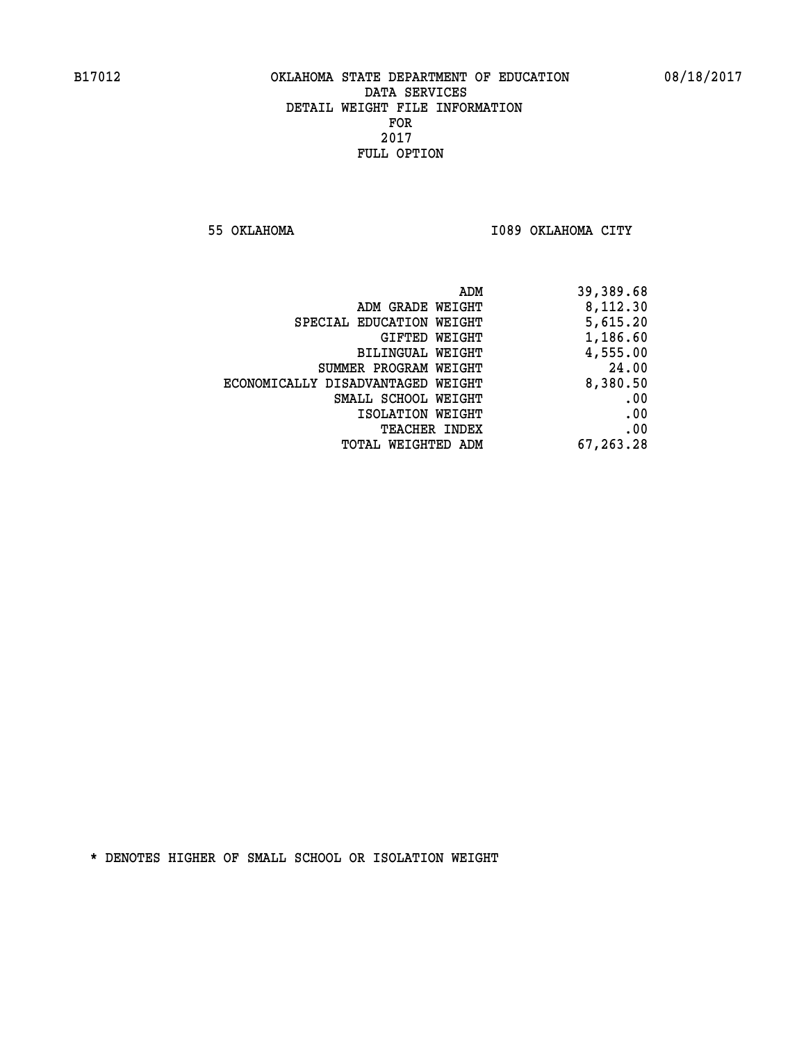B17012 OKLAHOMA STATE DEPARTMENT OF EDUCATION 08/18/2017

DATA SERVICES
DETAIL WEIGHT FILE INFORMATION
FOR
2017
FULL OPTION

55 OKLAHOMA I089 OKLAHOMA CITY

| | |
|---|---|
| ADM | 39,389.68 |
| ADM GRADE WEIGHT | 8,112.30 |
| SPECIAL EDUCATION WEIGHT | 5,615.20 |
| GIFTED WEIGHT | 1,186.60 |
| BILINGUAL WEIGHT | 4,555.00 |
| SUMMER PROGRAM WEIGHT | 24.00 |
| ECONOMICALLY DISADVANTAGED WEIGHT | 8,380.50 |
| SMALL SCHOOL WEIGHT | .00 |
| ISOLATION WEIGHT | .00 |
| TEACHER INDEX | .00 |
| TOTAL WEIGHTED ADM | 67,263.28 |

* DENOTES HIGHER OF SMALL SCHOOL OR ISOLATION WEIGHT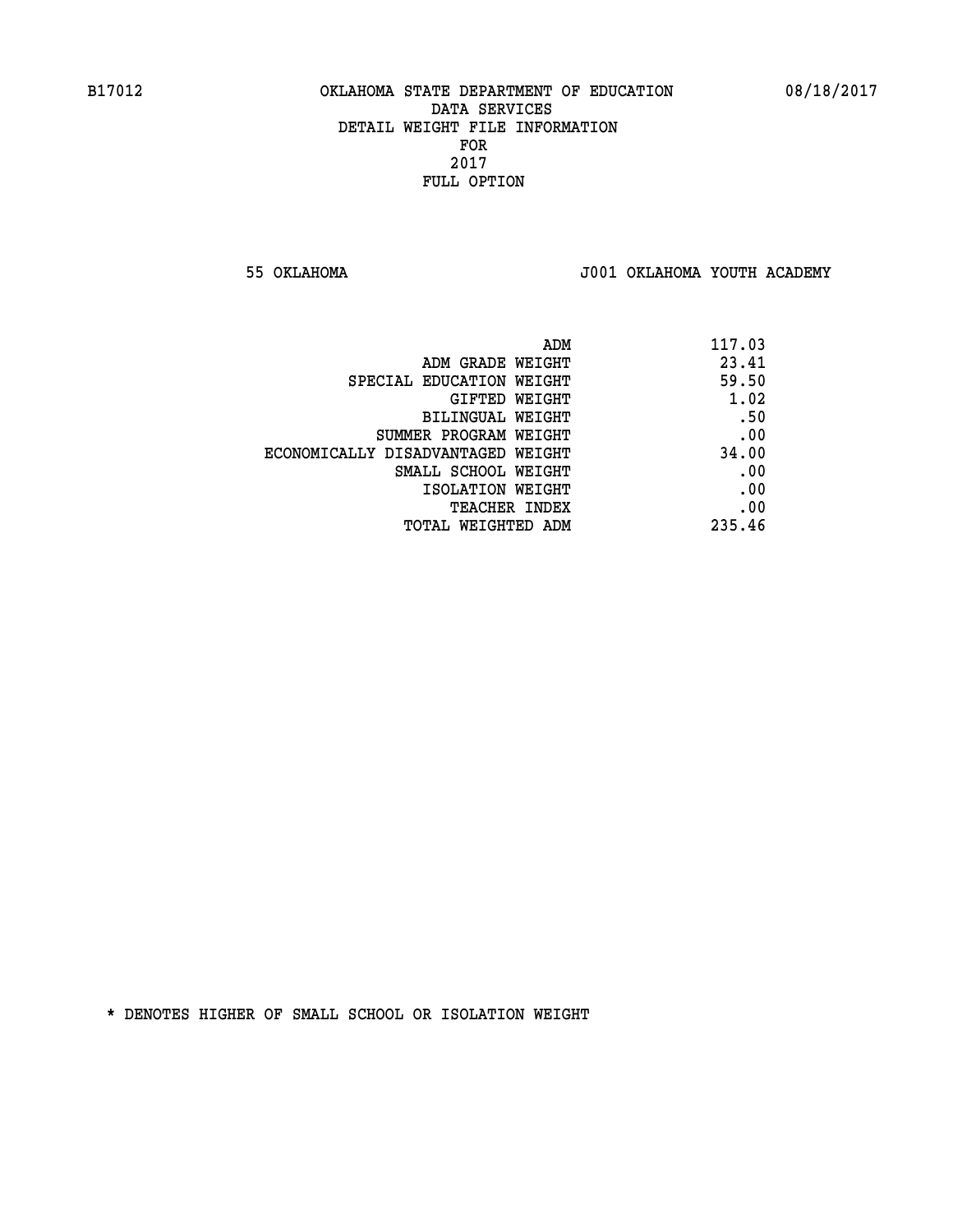B17012 OKLAHOMA STATE DEPARTMENT OF EDUCATION 08/18/2017

DATA SERVICES
DETAIL WEIGHT FILE INFORMATION
FOR
2017
FULL OPTION

55 OKLAHOMA J001 OKLAHOMA YOUTH ACADEMY

| | |
|---|---|
| ADM | 117.03 |
| ADM GRADE WEIGHT | 23.41 |
| SPECIAL EDUCATION WEIGHT | 59.50 |
| GIFTED WEIGHT | 1.02 |
| BILINGUAL WEIGHT | .50 |
| SUMMER PROGRAM WEIGHT | .00 |
| ECONOMICALLY DISADVANTAGED WEIGHT | 34.00 |
| SMALL SCHOOL WEIGHT | .00 |
| ISOLATION WEIGHT | .00 |
| TEACHER INDEX | .00 |
| TOTAL WEIGHTED ADM | 235.46 |

* DENOTES HIGHER OF SMALL SCHOOL OR ISOLATION WEIGHT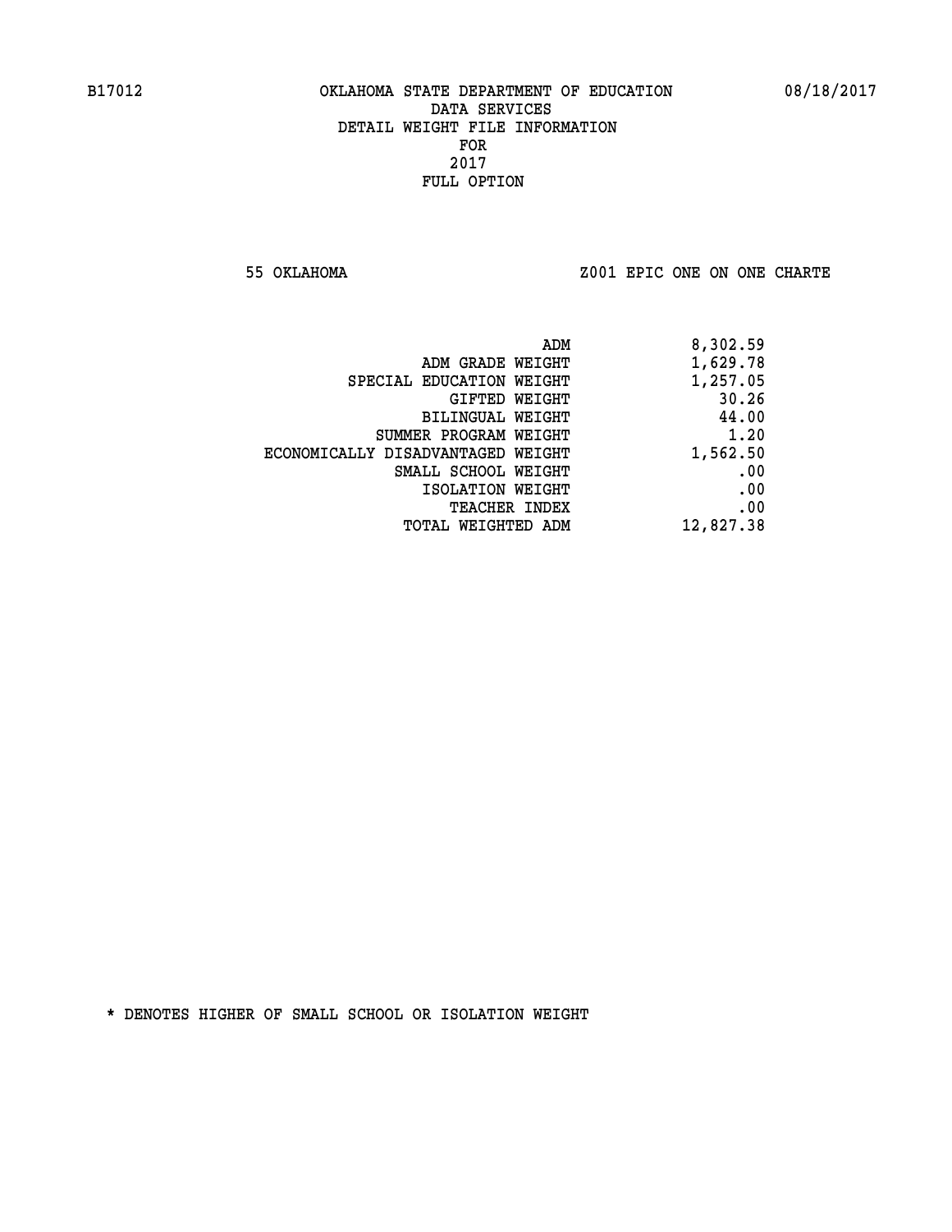B17012 OKLAHOMA STATE DEPARTMENT OF EDUCATION 08/18/2017

DATA SERVICES
DETAIL WEIGHT FILE INFORMATION
FOR
2017
FULL OPTION

55 OKLAHOMA Z001 EPIC ONE ON ONE CHARTE

| | |
|---|---|
| ADM | 8,302.59 |
| ADM GRADE WEIGHT | 1,629.78 |
| SPECIAL EDUCATION WEIGHT | 1,257.05 |
| GIFTED WEIGHT | 30.26 |
| BILINGUAL WEIGHT | 44.00 |
| SUMMER PROGRAM WEIGHT | 1.20 |
| ECONOMICALLY DISADVANTAGED WEIGHT | 1,562.50 |
| SMALL SCHOOL WEIGHT | .00 |
| ISOLATION WEIGHT | .00 |
| TEACHER INDEX | .00 |
| TOTAL WEIGHTED ADM | 12,827.38 |

* DENOTES HIGHER OF SMALL SCHOOL OR ISOLATION WEIGHT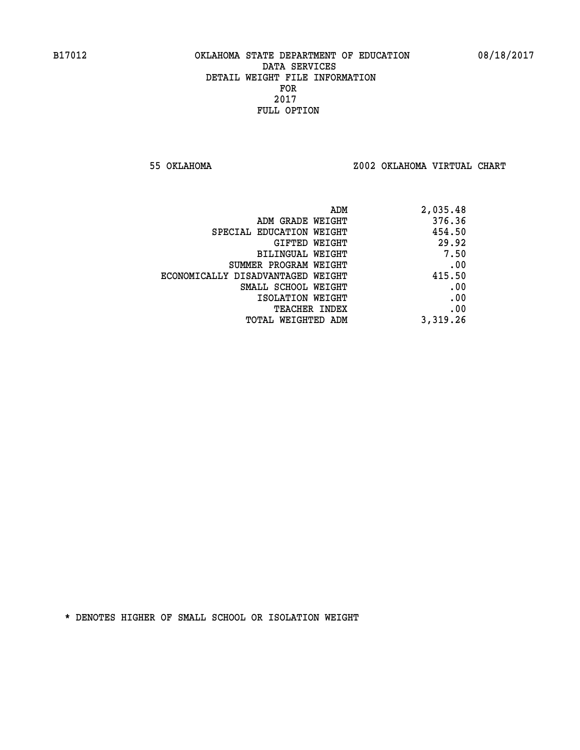B17012 OKLAHOMA STATE DEPARTMENT OF EDUCATION 08/18/2017

DATA SERVICES
DETAIL WEIGHT FILE INFORMATION
FOR
2017
FULL OPTION

55 OKLAHOMA Z002 OKLAHOMA VIRTUAL CHART

| | |
|---|---|
| ADM | 2,035.48 |
| ADM GRADE WEIGHT | 376.36 |
| SPECIAL EDUCATION WEIGHT | 454.50 |
| GIFTED WEIGHT | 29.92 |
| BILINGUAL WEIGHT | 7.50 |
| SUMMER PROGRAM WEIGHT | .00 |
| ECONOMICALLY DISADVANTAGED WEIGHT | 415.50 |
| SMALL SCHOOL WEIGHT | .00 |
| ISOLATION WEIGHT | .00 |
| TEACHER INDEX | .00 |
| TOTAL WEIGHTED ADM | 3,319.26 |

* DENOTES HIGHER OF SMALL SCHOOL OR ISOLATION WEIGHT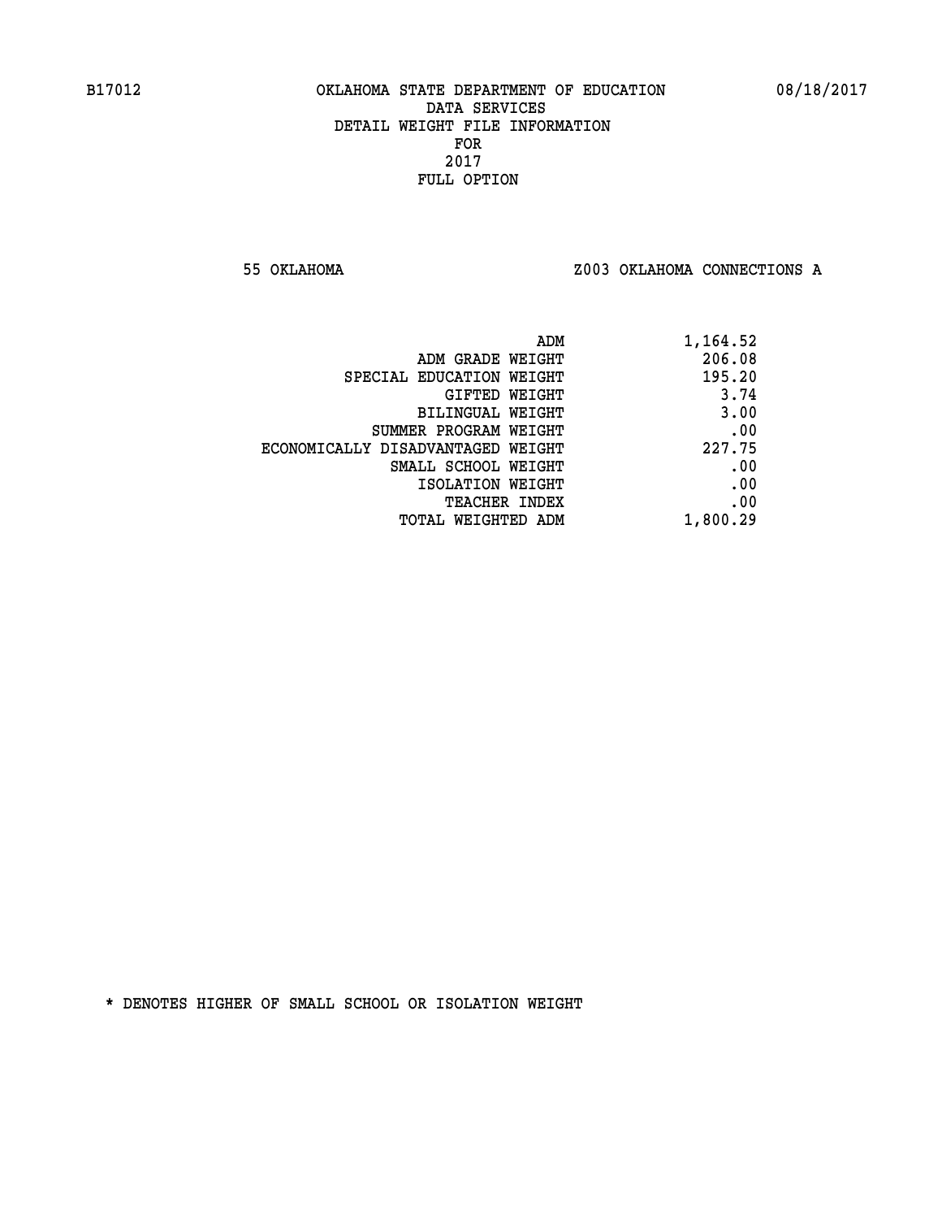B17012 OKLAHOMA STATE DEPARTMENT OF EDUCATION 08/18/2017

DATA SERVICES
DETAIL WEIGHT FILE INFORMATION
FOR
2017
FULL OPTION

55 OKLAHOMA Z003 OKLAHOMA CONNECTIONS A

| | |
|---|---|
| ADM | 1,164.52 |
| ADM GRADE WEIGHT | 206.08 |
| SPECIAL EDUCATION WEIGHT | 195.20 |
| GIFTED WEIGHT | 3.74 |
| BILINGUAL WEIGHT | 3.00 |
| SUMMER PROGRAM WEIGHT | .00 |
| ECONOMICALLY DISADVANTAGED WEIGHT | 227.75 |
| SMALL SCHOOL WEIGHT | .00 |
| ISOLATION WEIGHT | .00 |
| TEACHER INDEX | .00 |
| TOTAL WEIGHTED ADM | 1,800.29 |

* DENOTES HIGHER OF SMALL SCHOOL OR ISOLATION WEIGHT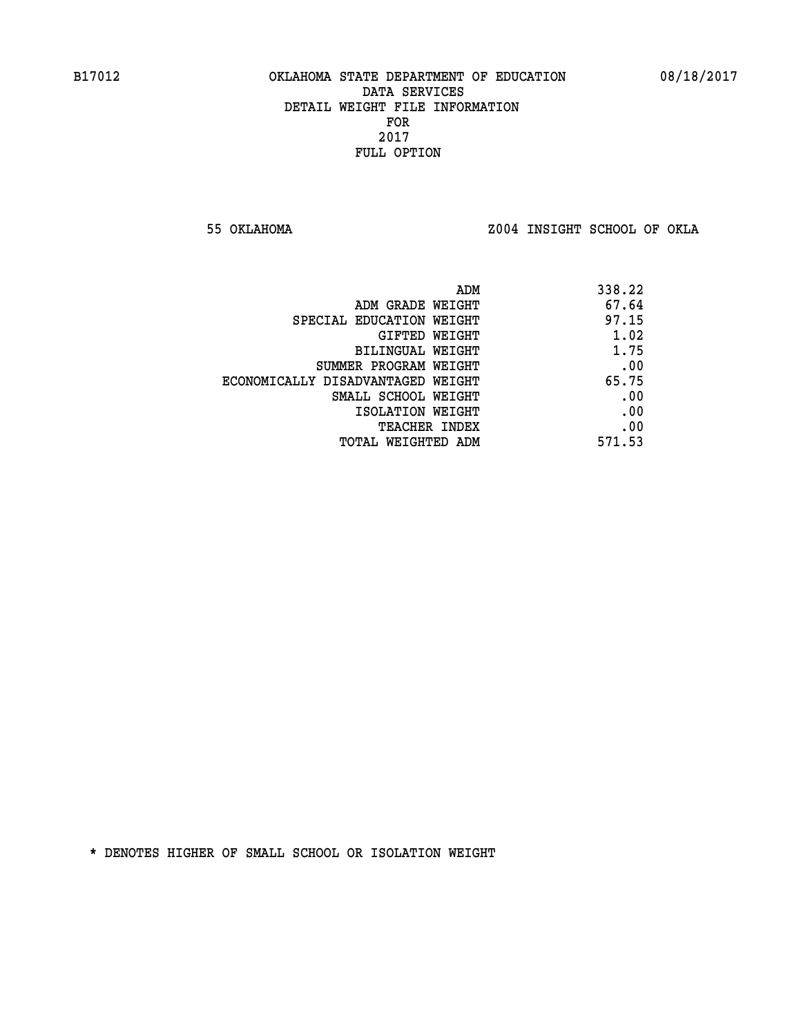B17012 OKLAHOMA STATE DEPARTMENT OF EDUCATION 08/18/2017

DATA SERVICES
DETAIL WEIGHT FILE INFORMATION
FOR
2017
FULL OPTION

55 OKLAHOMA Z004 INSIGHT SCHOOL OF OKLA

| | |
|---|---|
| ADM | 338.22 |
| ADM GRADE WEIGHT | 67.64 |
| SPECIAL EDUCATION WEIGHT | 97.15 |
| GIFTED WEIGHT | 1.02 |
| BILINGUAL WEIGHT | 1.75 |
| SUMMER PROGRAM WEIGHT | .00 |
| ECONOMICALLY DISADVANTAGED WEIGHT | 65.75 |
| SMALL SCHOOL WEIGHT | .00 |
| ISOLATION WEIGHT | .00 |
| TEACHER INDEX | .00 |
| TOTAL WEIGHTED ADM | 571.53 |

* DENOTES HIGHER OF SMALL SCHOOL OR ISOLATION WEIGHT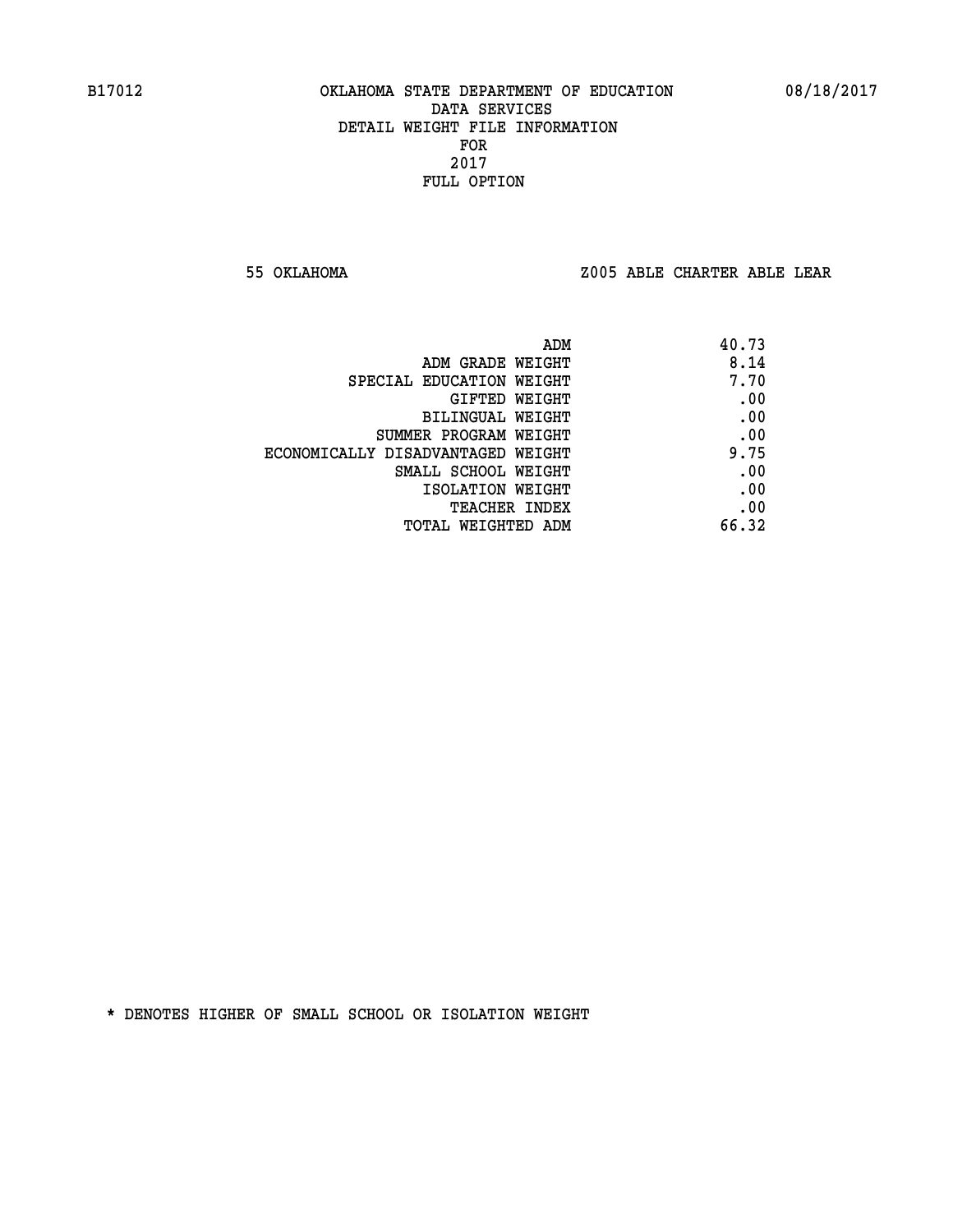B17012 OKLAHOMA STATE DEPARTMENT OF EDUCATION 08/18/2017

DATA SERVICES
DETAIL WEIGHT FILE INFORMATION
FOR
2017
FULL OPTION

55 OKLAHOMA Z005 ABLE CHARTER ABLE LEAR

| | |
|---|---|
| ADM | 40.73 |
| ADM GRADE WEIGHT | 8.14 |
| SPECIAL EDUCATION WEIGHT | 7.70 |
| GIFTED WEIGHT | .00 |
| BILINGUAL WEIGHT | .00 |
| SUMMER PROGRAM WEIGHT | .00 |
| ECONOMICALLY DISADVANTAGED WEIGHT | 9.75 |
| SMALL SCHOOL WEIGHT | .00 |
| ISOLATION WEIGHT | .00 |
| TEACHER INDEX | .00 |
| TOTAL WEIGHTED ADM | 66.32 |

* DENOTES HIGHER OF SMALL SCHOOL OR ISOLATION WEIGHT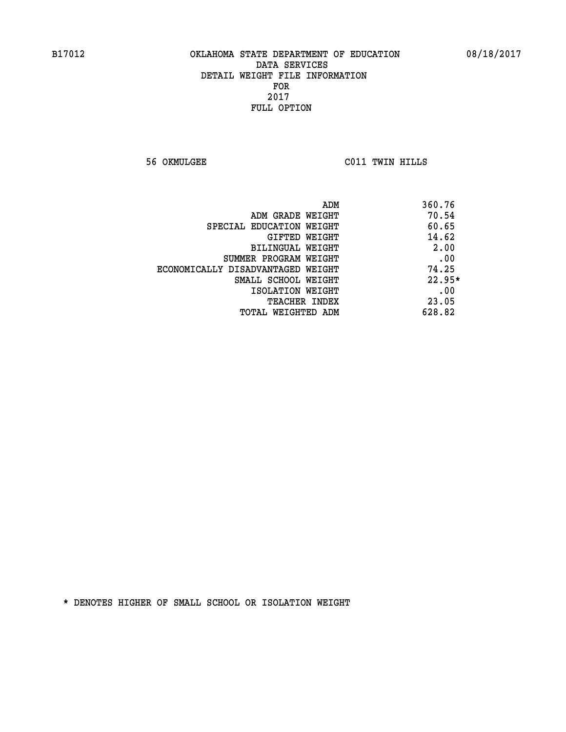B17012 OKLAHOMA STATE DEPARTMENT OF EDUCATION 08/18/2017

DATA SERVICES
DETAIL WEIGHT FILE INFORMATION
FOR
2017
FULL OPTION

56 OKMULGEE C011 TWIN HILLS

| | |
|---|---|
| ADM | 360.76 |
| ADM GRADE WEIGHT | 70.54 |
| SPECIAL EDUCATION WEIGHT | 60.65 |
| GIFTED WEIGHT | 14.62 |
| BILINGUAL WEIGHT | 2.00 |
| SUMMER PROGRAM WEIGHT | .00 |
| ECONOMICALLY DISADVANTAGED WEIGHT | 74.25 |
| SMALL SCHOOL WEIGHT | 22.95* |
| ISOLATION WEIGHT | .00 |
| TEACHER INDEX | 23.05 |
| TOTAL WEIGHTED ADM | 628.82 |

* DENOTES HIGHER OF SMALL SCHOOL OR ISOLATION WEIGHT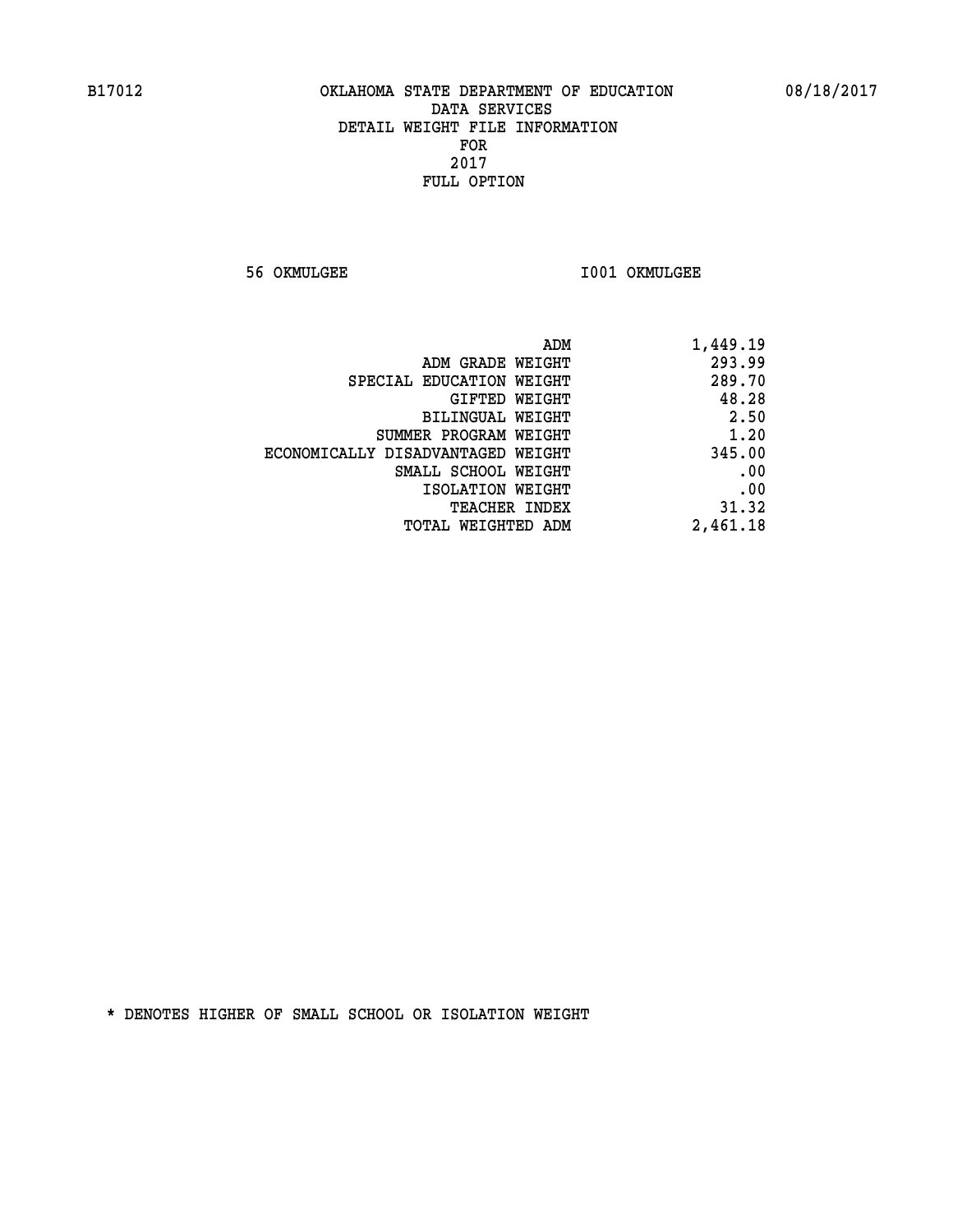B17012 OKLAHOMA STATE DEPARTMENT OF EDUCATION 08/18/2017

DATA SERVICES
DETAIL WEIGHT FILE INFORMATION
FOR
2017
FULL OPTION

56 OKMULGEE I001 OKMULGEE

| | |
|---|---|
| ADM | 1,449.19 |
| ADM GRADE WEIGHT | 293.99 |
| SPECIAL EDUCATION WEIGHT | 289.70 |
| GIFTED WEIGHT | 48.28 |
| BILINGUAL WEIGHT | 2.50 |
| SUMMER PROGRAM WEIGHT | 1.20 |
| ECONOMICALLY DISADVANTAGED WEIGHT | 345.00 |
| SMALL SCHOOL WEIGHT | .00 |
| ISOLATION WEIGHT | .00 |
| TEACHER INDEX | 31.32 |
| TOTAL WEIGHTED ADM | 2,461.18 |

* DENOTES HIGHER OF SMALL SCHOOL OR ISOLATION WEIGHT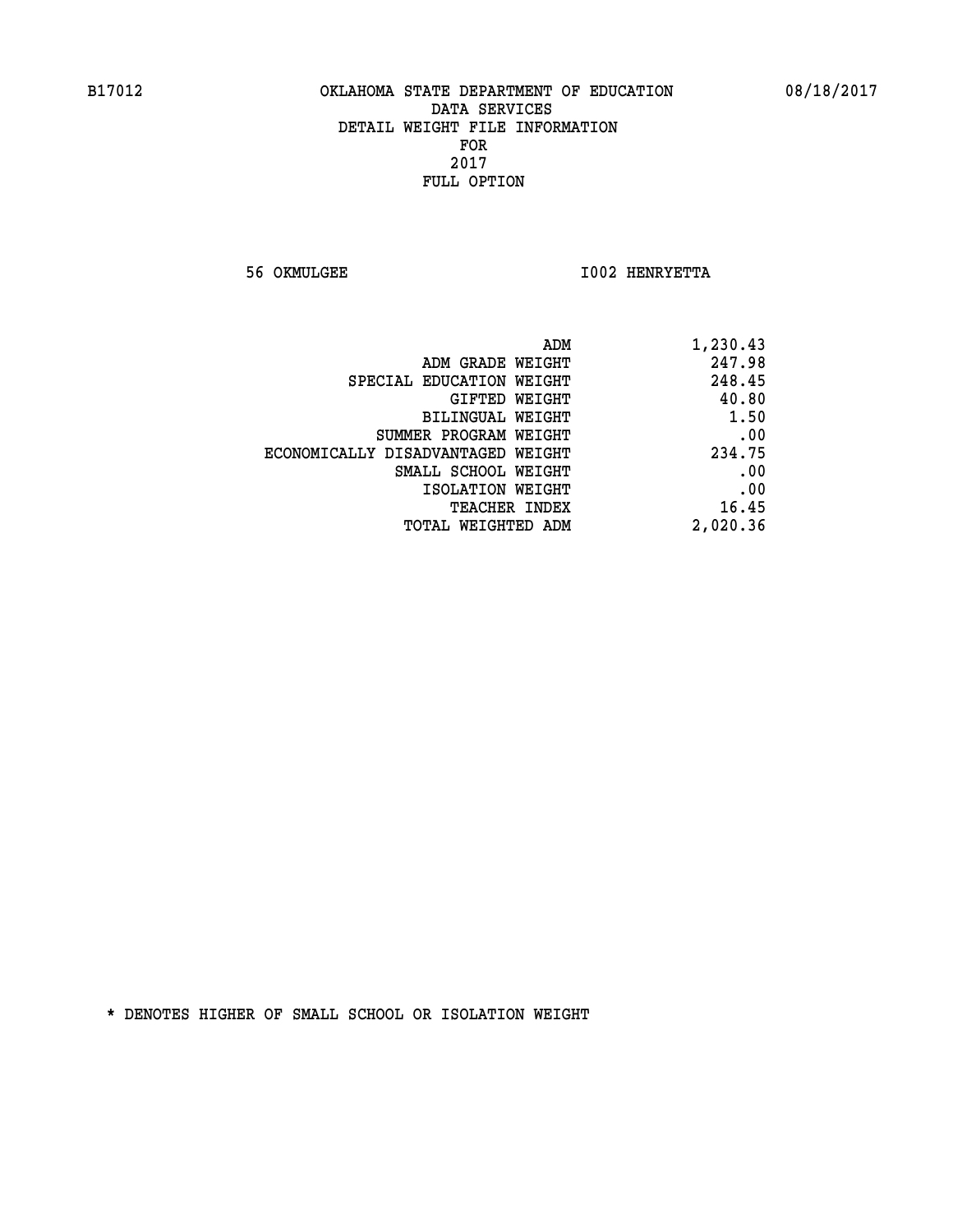B17012 OKLAHOMA STATE DEPARTMENT OF EDUCATION 08/18/2017

DATA SERVICES
DETAIL WEIGHT FILE INFORMATION
FOR
2017
FULL OPTION

56 OKMULGEE I002 HENRYETTA

| | |
|---|---|
| ADM | 1,230.43 |
| ADM GRADE WEIGHT | 247.98 |
| SPECIAL EDUCATION WEIGHT | 248.45 |
| GIFTED WEIGHT | 40.80 |
| BILINGUAL WEIGHT | 1.50 |
| SUMMER PROGRAM WEIGHT | .00 |
| ECONOMICALLY DISADVANTAGED WEIGHT | 234.75 |
| SMALL SCHOOL WEIGHT | .00 |
| ISOLATION WEIGHT | .00 |
| TEACHER INDEX | 16.45 |
| TOTAL WEIGHTED ADM | 2,020.36 |

* DENOTES HIGHER OF SMALL SCHOOL OR ISOLATION WEIGHT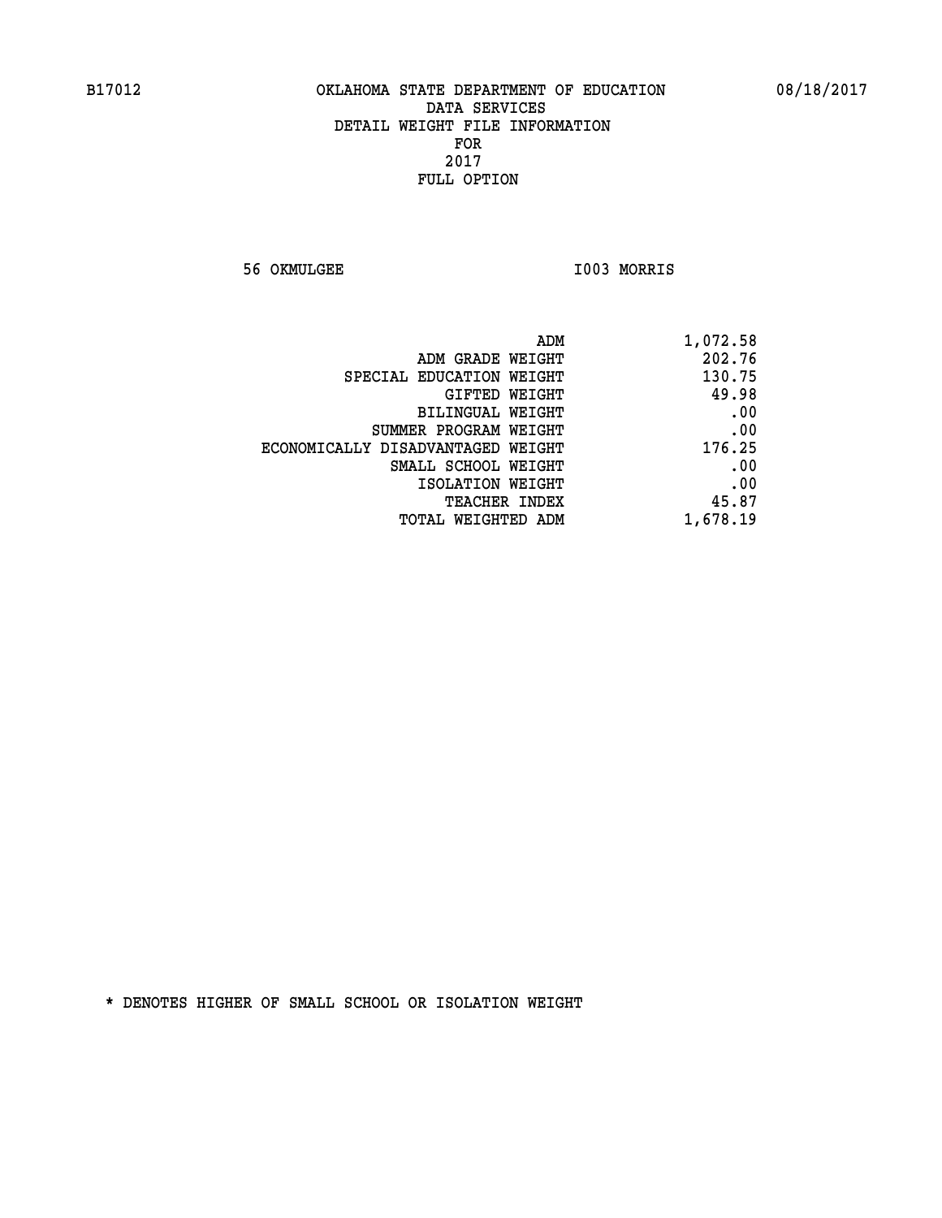B17012 OKLAHOMA STATE DEPARTMENT OF EDUCATION 08/18/2017

DATA SERVICES
DETAIL WEIGHT FILE INFORMATION
FOR
2017
FULL OPTION

56 OKMULGEE I003 MORRIS

| | |
|---|---|
| ADM | 1,072.58 |
| ADM GRADE WEIGHT | 202.76 |
| SPECIAL EDUCATION WEIGHT | 130.75 |
| GIFTED WEIGHT | 49.98 |
| BILINGUAL WEIGHT | .00 |
| SUMMER PROGRAM WEIGHT | .00 |
| ECONOMICALLY DISADVANTAGED WEIGHT | 176.25 |
| SMALL SCHOOL WEIGHT | .00 |
| ISOLATION WEIGHT | .00 |
| TEACHER INDEX | 45.87 |
| TOTAL WEIGHTED ADM | 1,678.19 |

* DENOTES HIGHER OF SMALL SCHOOL OR ISOLATION WEIGHT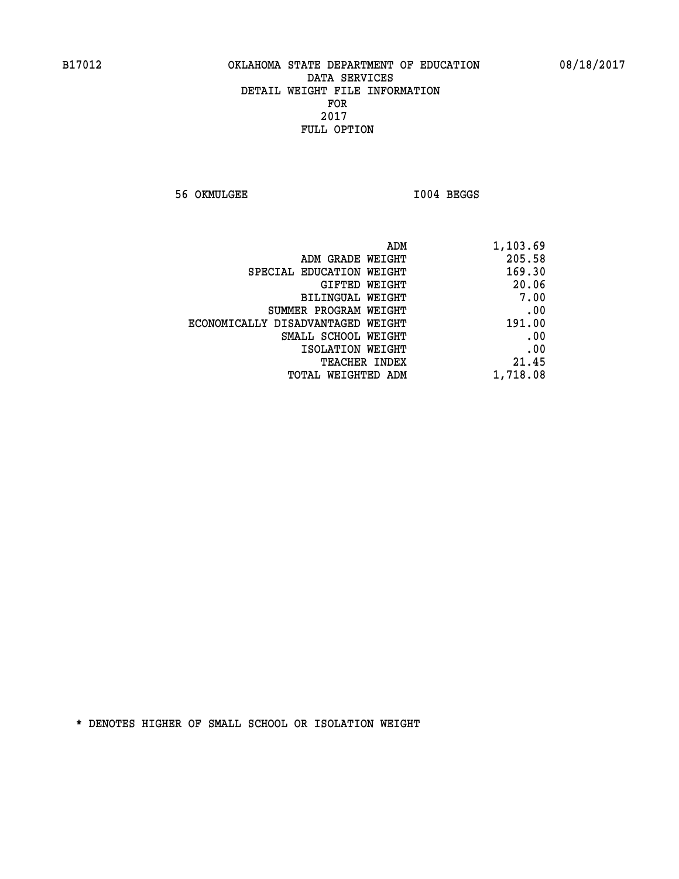B17012 OKLAHOMA STATE DEPARTMENT OF EDUCATION 08/18/2017

DATA SERVICES
DETAIL WEIGHT FILE INFORMATION
FOR
2017
FULL OPTION

56 OKMULGEE I004 BEGGS

| | |
|---|---|
| ADM | 1,103.69 |
| ADM GRADE WEIGHT | 205.58 |
| SPECIAL EDUCATION WEIGHT | 169.30 |
| GIFTED WEIGHT | 20.06 |
| BILINGUAL WEIGHT | 7.00 |
| SUMMER PROGRAM WEIGHT | .00 |
| ECONOMICALLY DISADVANTAGED WEIGHT | 191.00 |
| SMALL SCHOOL WEIGHT | .00 |
| ISOLATION WEIGHT | .00 |
| TEACHER INDEX | 21.45 |
| TOTAL WEIGHTED ADM | 1,718.08 |

* DENOTES HIGHER OF SMALL SCHOOL OR ISOLATION WEIGHT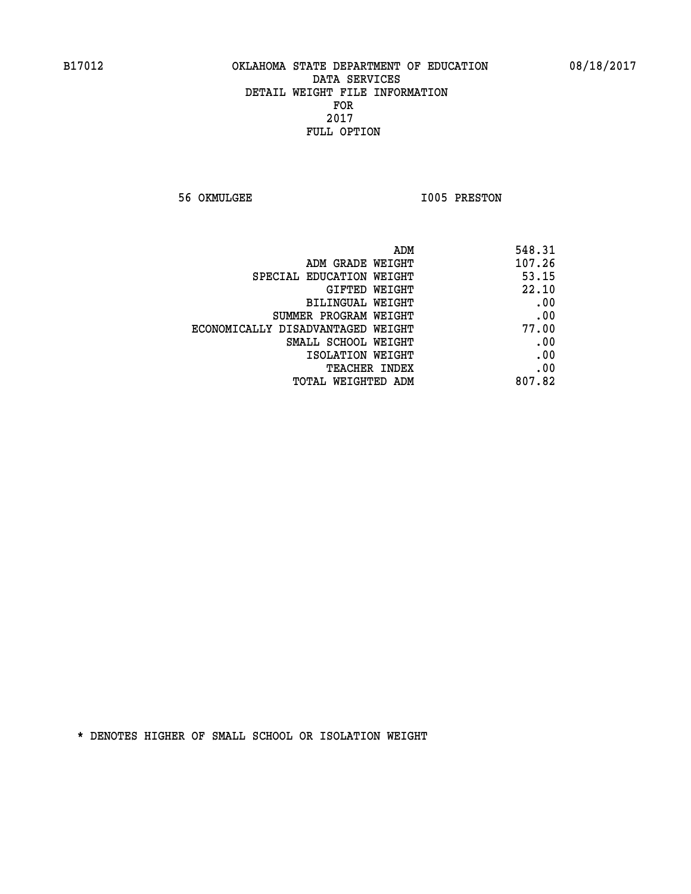B17012 OKLAHOMA STATE DEPARTMENT OF EDUCATION 08/18/2017

DATA SERVICES
DETAIL WEIGHT FILE INFORMATION
FOR
2017
FULL OPTION

56 OKMULGEE I005 PRESTON

| | |
|---|---|
| ADM | 548.31 |
| ADM GRADE WEIGHT | 107.26 |
| SPECIAL EDUCATION WEIGHT | 53.15 |
| GIFTED WEIGHT | 22.10 |
| BILINGUAL WEIGHT | .00 |
| SUMMER PROGRAM WEIGHT | .00 |
| ECONOMICALLY DISADVANTAGED WEIGHT | 77.00 |
| SMALL SCHOOL WEIGHT | .00 |
| ISOLATION WEIGHT | .00 |
| TEACHER INDEX | .00 |
| TOTAL WEIGHTED ADM | 807.82 |

* DENOTES HIGHER OF SMALL SCHOOL OR ISOLATION WEIGHT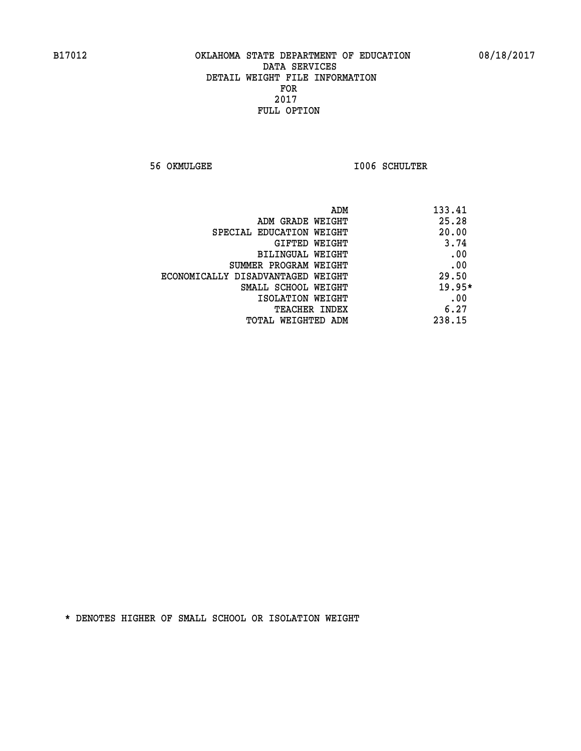B17012 OKLAHOMA STATE DEPARTMENT OF EDUCATION 08/18/2017

DATA SERVICES
DETAIL WEIGHT FILE INFORMATION
FOR
2017
FULL OPTION

56 OKMULGEE I006 SCHULTER

| | |
|---|---|
| ADM | 133.41 |
| ADM GRADE WEIGHT | 25.28 |
| SPECIAL EDUCATION WEIGHT | 20.00 |
| GIFTED WEIGHT | 3.74 |
| BILINGUAL WEIGHT | .00 |
| SUMMER PROGRAM WEIGHT | .00 |
| ECONOMICALLY DISADVANTAGED WEIGHT | 29.50 |
| SMALL SCHOOL WEIGHT | 19.95* |
| ISOLATION WEIGHT | .00 |
| TEACHER INDEX | 6.27 |
| TOTAL WEIGHTED ADM | 238.15 |

* DENOTES HIGHER OF SMALL SCHOOL OR ISOLATION WEIGHT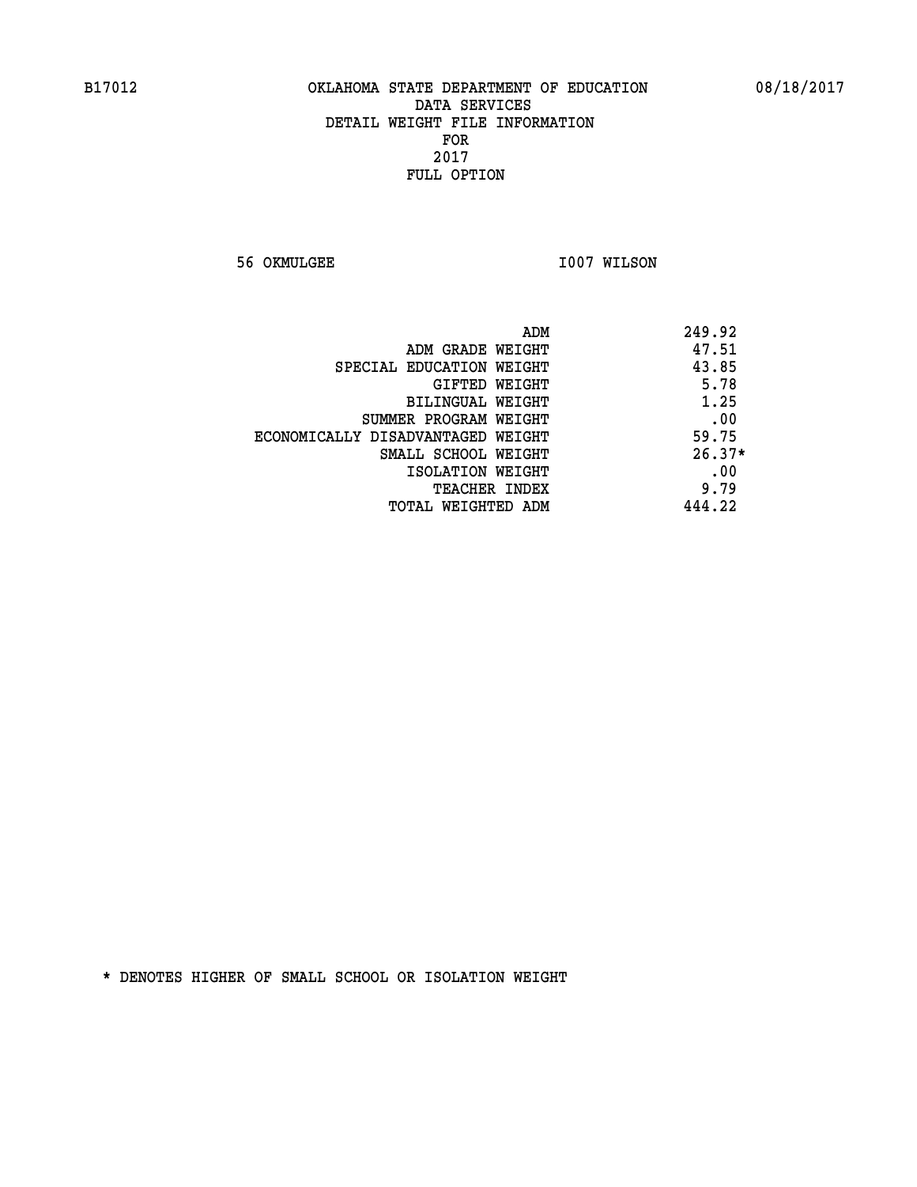B17012 OKLAHOMA STATE DEPARTMENT OF EDUCATION 08/18/2017

DATA SERVICES

DETAIL WEIGHT FILE INFORMATION

FOR

2017

FULL OPTION

56 OKMULGEE I007 WILSON

| | |
|---|---|
| ADM | 249.92 |
| ADM GRADE WEIGHT | 47.51 |
| SPECIAL EDUCATION WEIGHT | 43.85 |
| GIFTED WEIGHT | 5.78 |
| BILINGUAL WEIGHT | 1.25 |
| SUMMER PROGRAM WEIGHT | .00 |
| ECONOMICALLY DISADVANTAGED WEIGHT | 59.75 |
| SMALL SCHOOL WEIGHT | 26.37* |
| ISOLATION WEIGHT | .00 |
| TEACHER INDEX | 9.79 |
| TOTAL WEIGHTED ADM | 444.22 |

* DENOTES HIGHER OF SMALL SCHOOL OR ISOLATION WEIGHT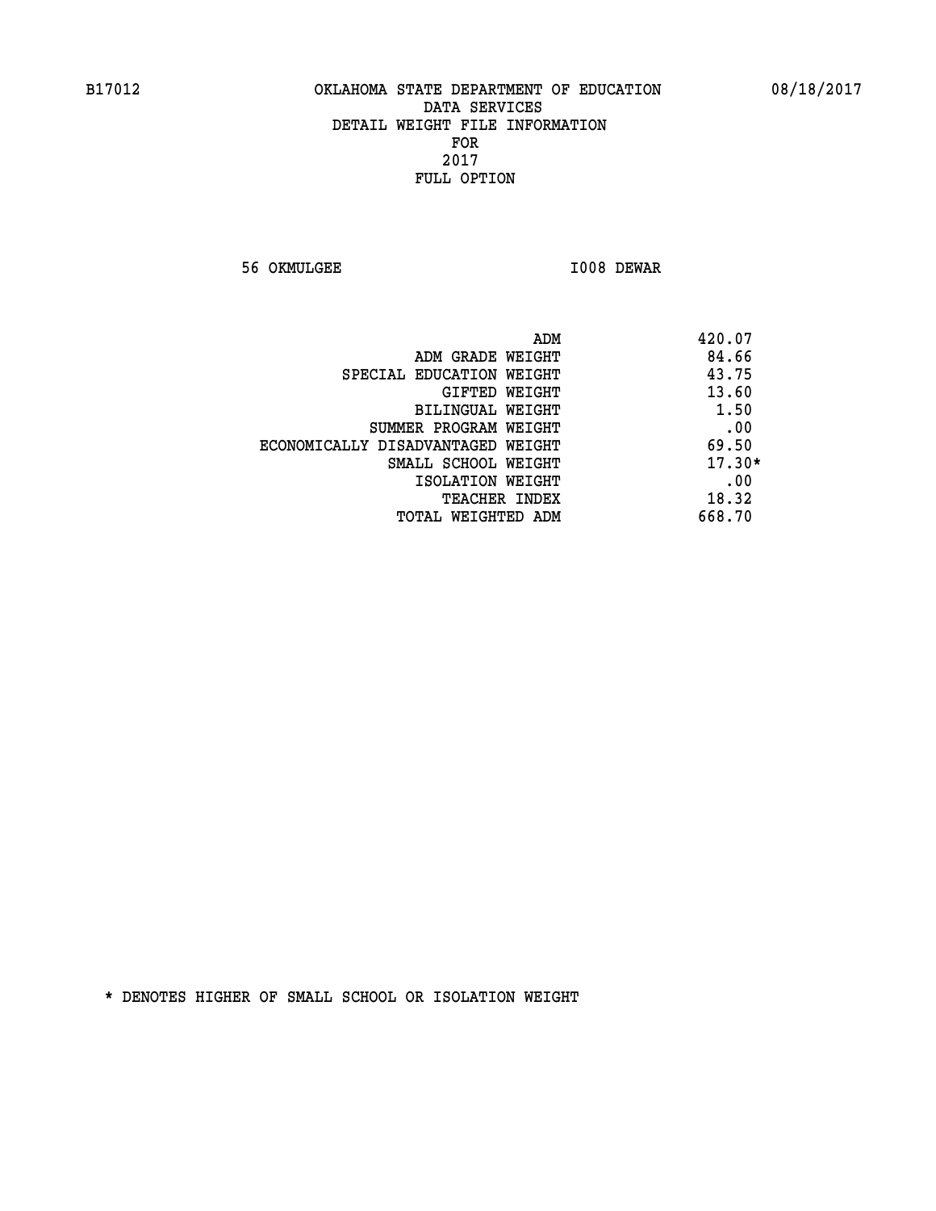B17012 OKLAHOMA STATE DEPARTMENT OF EDUCATION 08/18/2017

DATA SERVICES
DETAIL WEIGHT FILE INFORMATION
FOR
2017
FULL OPTION

56 OKMULGEE I008 DEWAR

| | |
|---|---|
| ADM | 420.07 |
| ADM GRADE WEIGHT | 84.66 |
| SPECIAL EDUCATION WEIGHT | 43.75 |
| GIFTED WEIGHT | 13.60 |
| BILINGUAL WEIGHT | 1.50 |
| SUMMER PROGRAM WEIGHT | .00 |
| ECONOMICALLY DISADVANTAGED WEIGHT | 69.50 |
| SMALL SCHOOL WEIGHT | 17.30* |
| ISOLATION WEIGHT | .00 |
| TEACHER INDEX | 18.32 |
| TOTAL WEIGHTED ADM | 668.70 |

* DENOTES HIGHER OF SMALL SCHOOL OR ISOLATION WEIGHT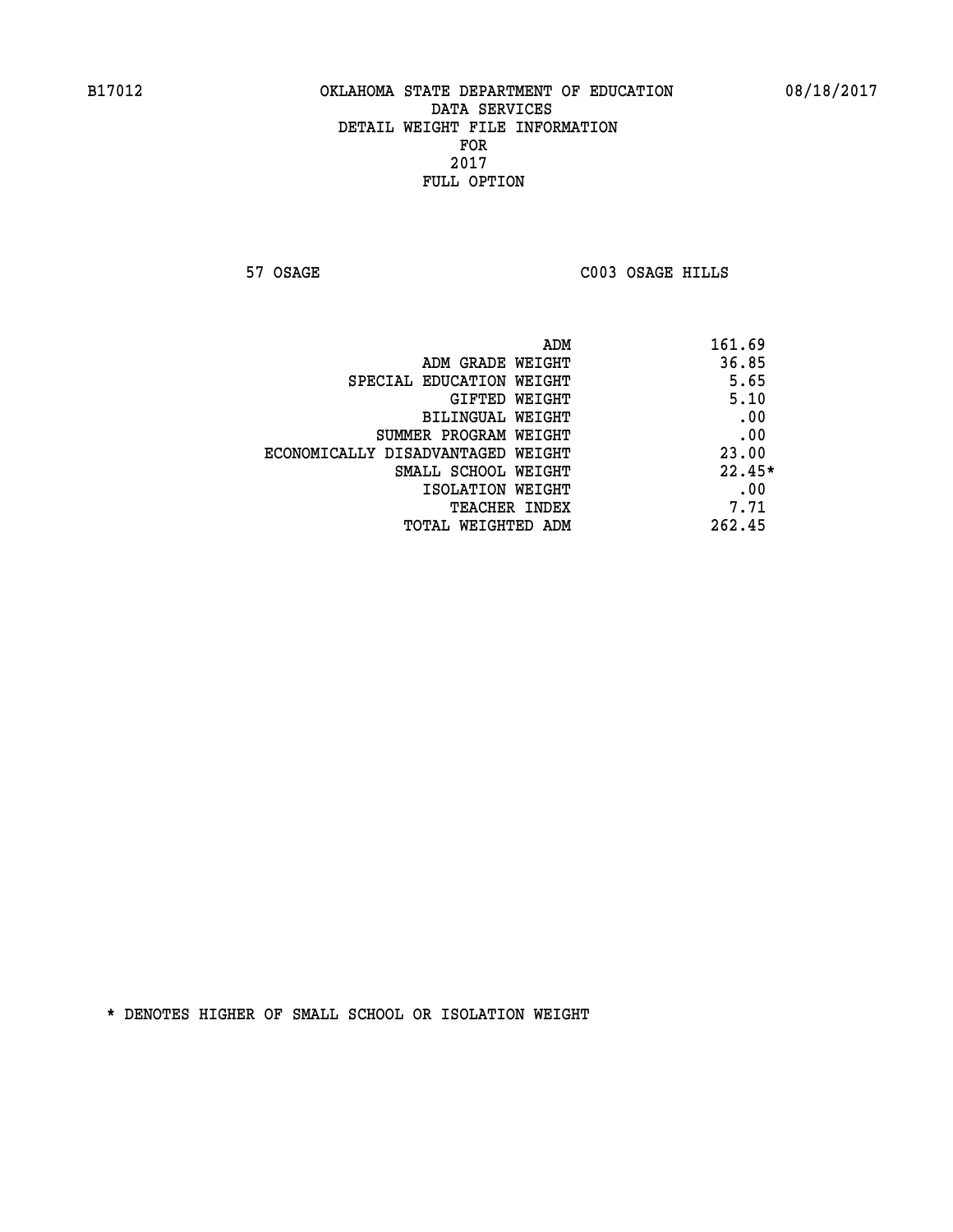B17012 OKLAHOMA STATE DEPARTMENT OF EDUCATION 08/18/2017

DATA SERVICES
DETAIL WEIGHT FILE INFORMATION
FOR
2017
FULL OPTION

57 OSAGE C003 OSAGE HILLS

| | |
|---|---|
| ADM | 161.69 |
| ADM GRADE WEIGHT | 36.85 |
| SPECIAL EDUCATION WEIGHT | 5.65 |
| GIFTED WEIGHT | 5.10 |
| BILINGUAL WEIGHT | .00 |
| SUMMER PROGRAM WEIGHT | .00 |
| ECONOMICALLY DISADVANTAGED WEIGHT | 23.00 |
| SMALL SCHOOL WEIGHT | 22.45* |
| ISOLATION WEIGHT | .00 |
| TEACHER INDEX | 7.71 |
| TOTAL WEIGHTED ADM | 262.45 |

* DENOTES HIGHER OF SMALL SCHOOL OR ISOLATION WEIGHT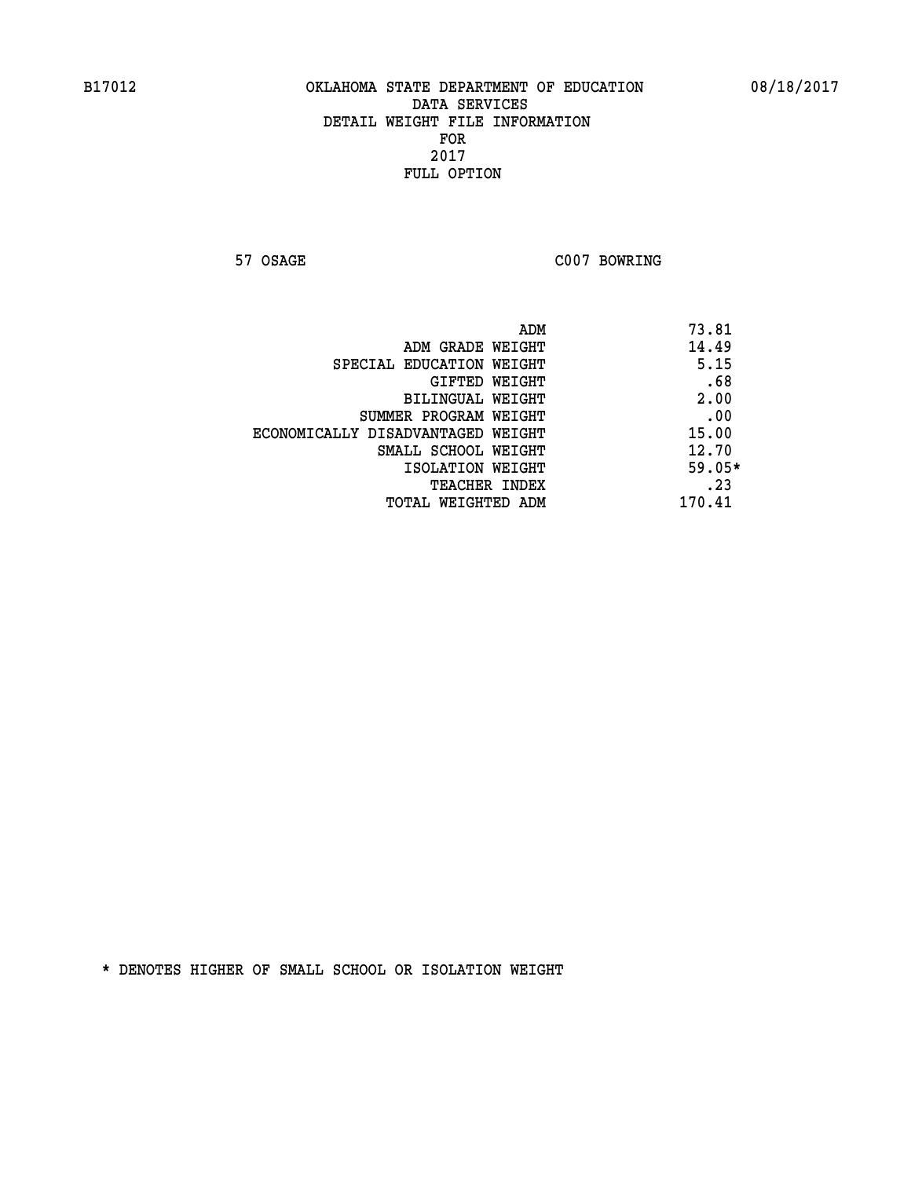B17012 OKLAHOMA STATE DEPARTMENT OF EDUCATION 08/18/2017

DATA SERVICES
DETAIL WEIGHT FILE INFORMATION
FOR
2017
FULL OPTION

57 OSAGE C007 BOWRING

| | |
|---|---|
| ADM | 73.81 |
| ADM GRADE WEIGHT | 14.49 |
| SPECIAL EDUCATION WEIGHT | 5.15 |
| GIFTED WEIGHT | .68 |
| BILINGUAL WEIGHT | 2.00 |
| SUMMER PROGRAM WEIGHT | .00 |
| ECONOMICALLY DISADVANTAGED WEIGHT | 15.00 |
| SMALL SCHOOL WEIGHT | 12.70 |
| ISOLATION WEIGHT | 59.05* |
| TEACHER INDEX | .23 |
| TOTAL WEIGHTED ADM | 170.41 |

* DENOTES HIGHER OF SMALL SCHOOL OR ISOLATION WEIGHT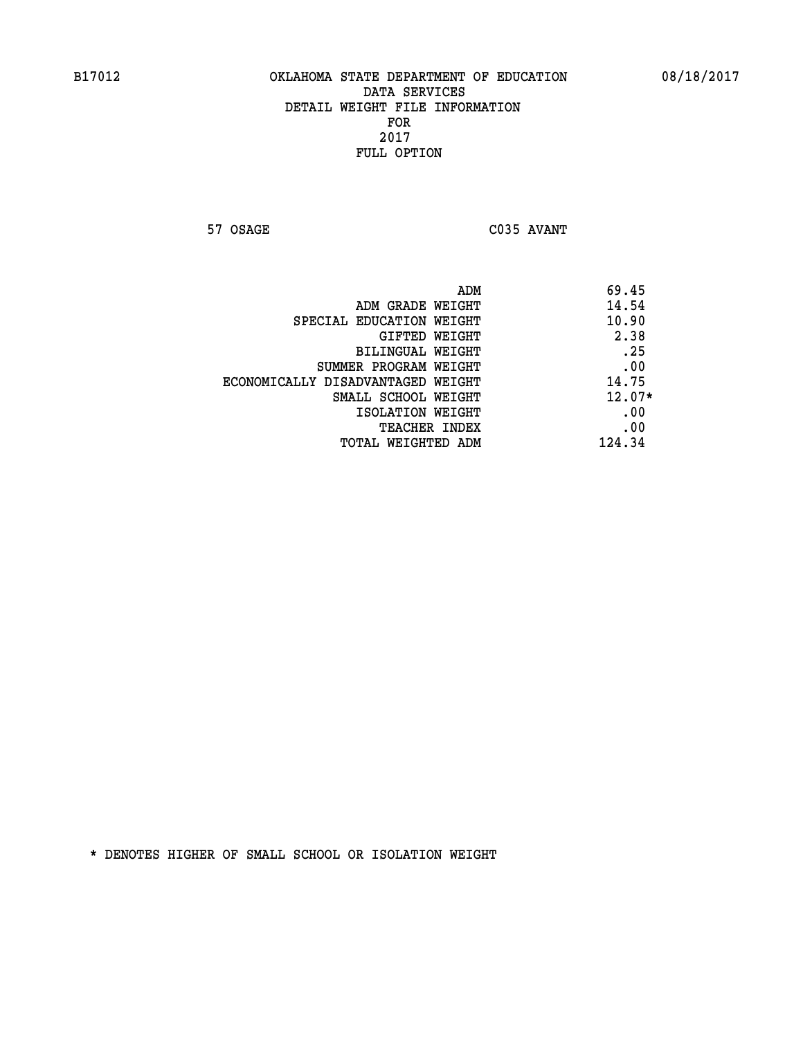# OKLAHOMA STATE DEPARTMENT OF EDUCATION
## DATA SERVICES
## DETAIL WEIGHT FILE INFORMATION
## FOR
## 2017
## FULL OPTION

B17012 08/18/2017

57 OSAGE C035 AVANT

| | |
|---|---|
| ADM | 69.45 |
| ADM GRADE WEIGHT | 14.54 |
| SPECIAL EDUCATION WEIGHT | 10.90 |
| GIFTED WEIGHT | 2.38 |
| BILINGUAL WEIGHT | .25 |
| SUMMER PROGRAM WEIGHT | .00 |
| ECONOMICALLY DISADVANTAGED WEIGHT | 14.75 |
| SMALL SCHOOL WEIGHT | 12.07* |
| ISOLATION WEIGHT | .00 |
| TEACHER INDEX | .00 |
| TOTAL WEIGHTED ADM | 124.34 |

* DENOTES HIGHER OF SMALL SCHOOL OR ISOLATION WEIGHT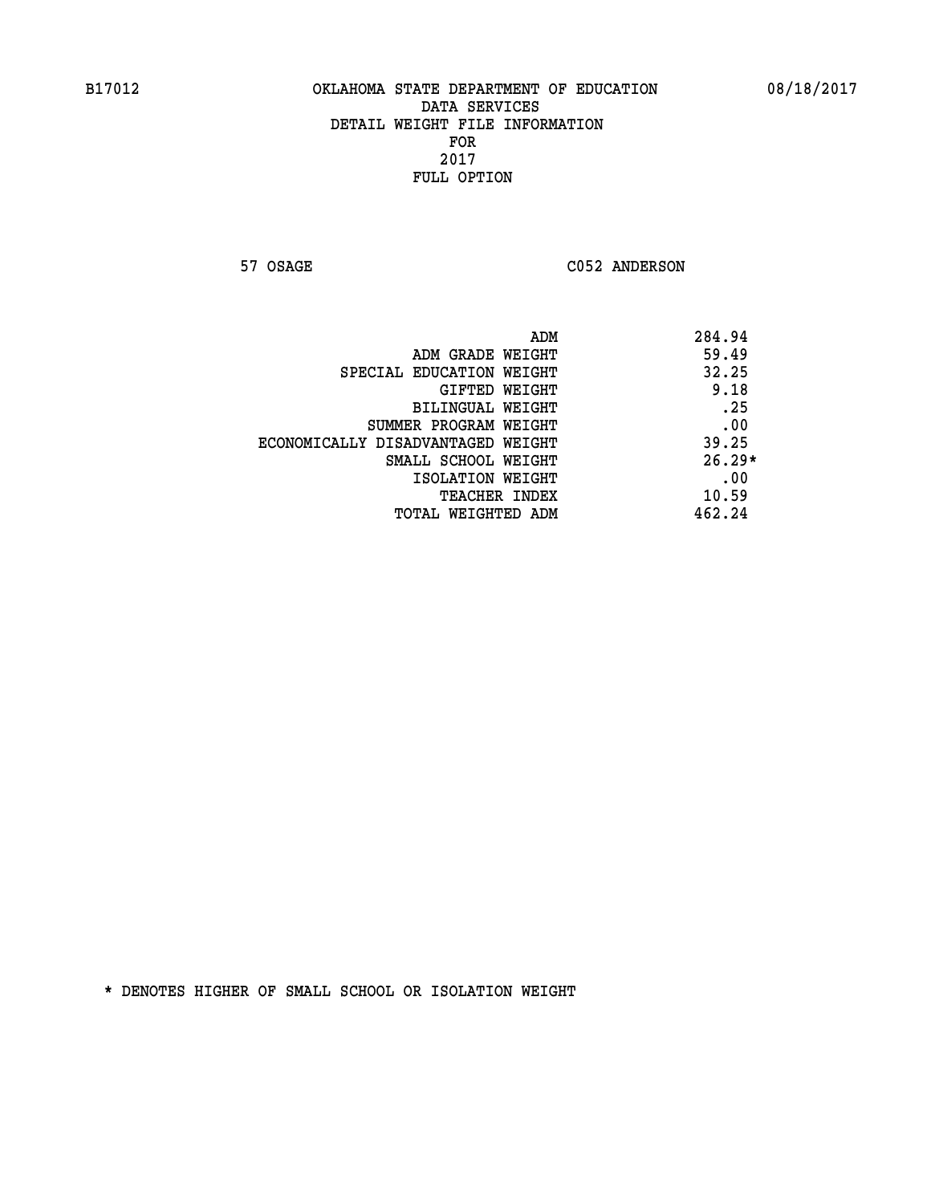B17012 OKLAHOMA STATE DEPARTMENT OF EDUCATION 08/18/2017

DATA SERVICES
DETAIL WEIGHT FILE INFORMATION
FOR
2017
FULL OPTION

57 OSAGE C052 ANDERSON

| | |
|---|---|
| ADM | 284.94 |
| ADM GRADE WEIGHT | 59.49 |
| SPECIAL EDUCATION WEIGHT | 32.25 |
| GIFTED WEIGHT | 9.18 |
| BILINGUAL WEIGHT | .25 |
| SUMMER PROGRAM WEIGHT | .00 |
| ECONOMICALLY DISADVANTAGED WEIGHT | 39.25 |
| SMALL SCHOOL WEIGHT | 26.29* |
| ISOLATION WEIGHT | .00 |
| TEACHER INDEX | 10.59 |
| TOTAL WEIGHTED ADM | 462.24 |

* DENOTES HIGHER OF SMALL SCHOOL OR ISOLATION WEIGHT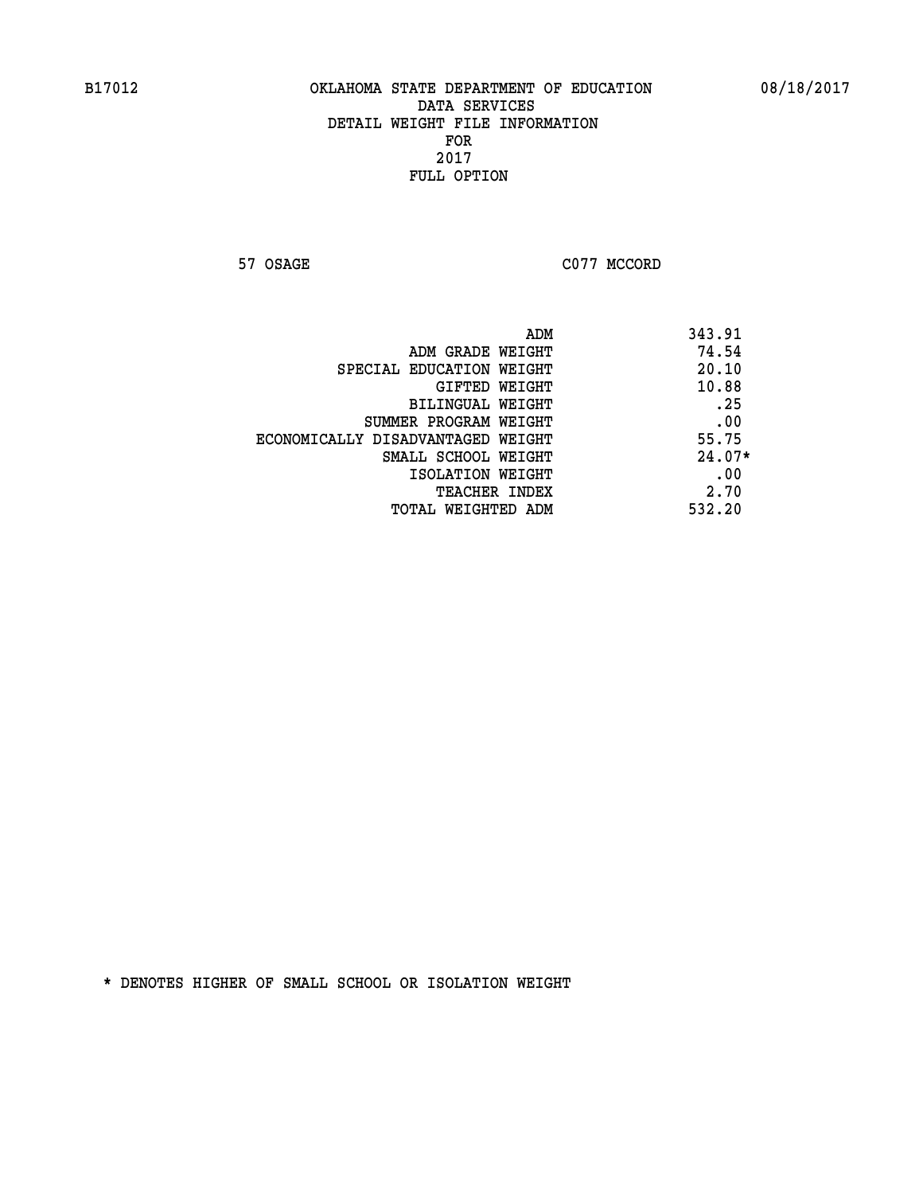B17012 OKLAHOMA STATE DEPARTMENT OF EDUCATION 08/18/2017

DATA SERVICES
DETAIL WEIGHT FILE INFORMATION
FOR
2017
FULL OPTION

57 OSAGE C077 MCCORD

| | |
|---|---|
| ADM | 343.91 |
| ADM GRADE WEIGHT | 74.54 |
| SPECIAL EDUCATION WEIGHT | 20.10 |
| GIFTED WEIGHT | 10.88 |
| BILINGUAL WEIGHT | .25 |
| SUMMER PROGRAM WEIGHT | .00 |
| ECONOMICALLY DISADVANTAGED WEIGHT | 55.75 |
| SMALL SCHOOL WEIGHT | 24.07* |
| ISOLATION WEIGHT | .00 |
| TEACHER INDEX | 2.70 |
| TOTAL WEIGHTED ADM | 532.20 |

* DENOTES HIGHER OF SMALL SCHOOL OR ISOLATION WEIGHT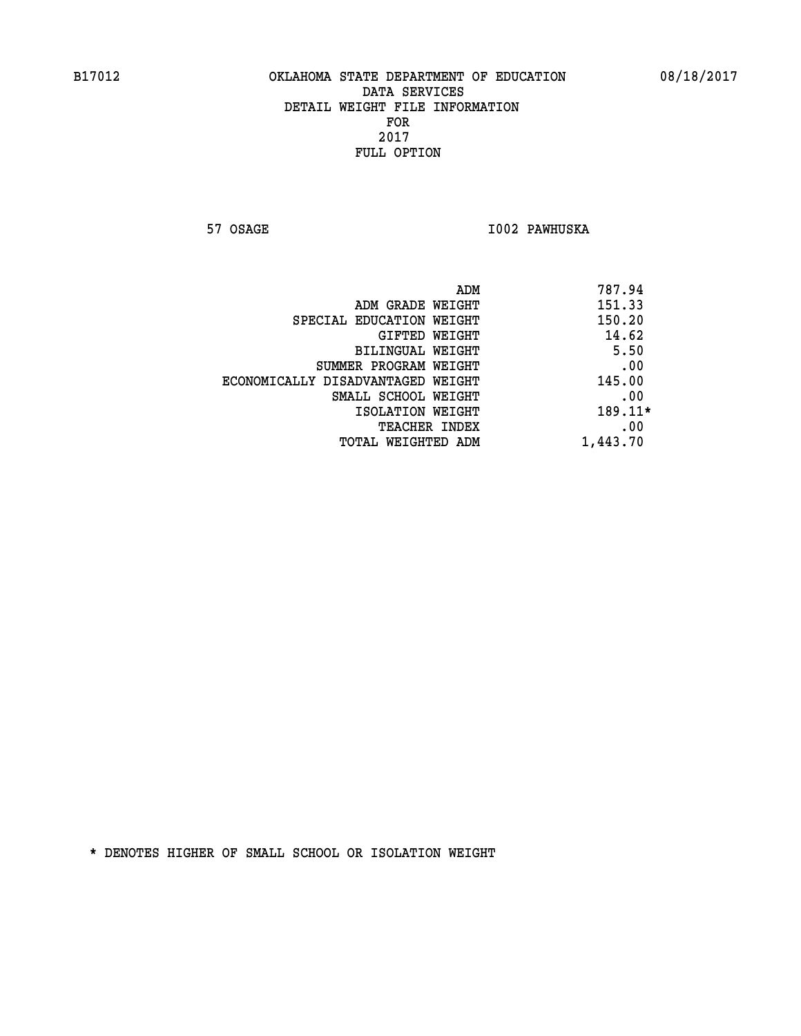B17012 OKLAHOMA STATE DEPARTMENT OF EDUCATION 08/18/2017

DATA SERVICES
DETAIL WEIGHT FILE INFORMATION
FOR
2017
FULL OPTION

57 OSAGE I002 PAWHUSKA

| | |
|---|---|
| ADM | 787.94 |
| ADM GRADE WEIGHT | 151.33 |
| SPECIAL EDUCATION WEIGHT | 150.20 |
| GIFTED WEIGHT | 14.62 |
| BILINGUAL WEIGHT | 5.50 |
| SUMMER PROGRAM WEIGHT | .00 |
| ECONOMICALLY DISADVANTAGED WEIGHT | 145.00 |
| SMALL SCHOOL WEIGHT | .00 |
| ISOLATION WEIGHT | 189.11* |
| TEACHER INDEX | .00 |
| TOTAL WEIGHTED ADM | 1,443.70 |

* DENOTES HIGHER OF SMALL SCHOOL OR ISOLATION WEIGHT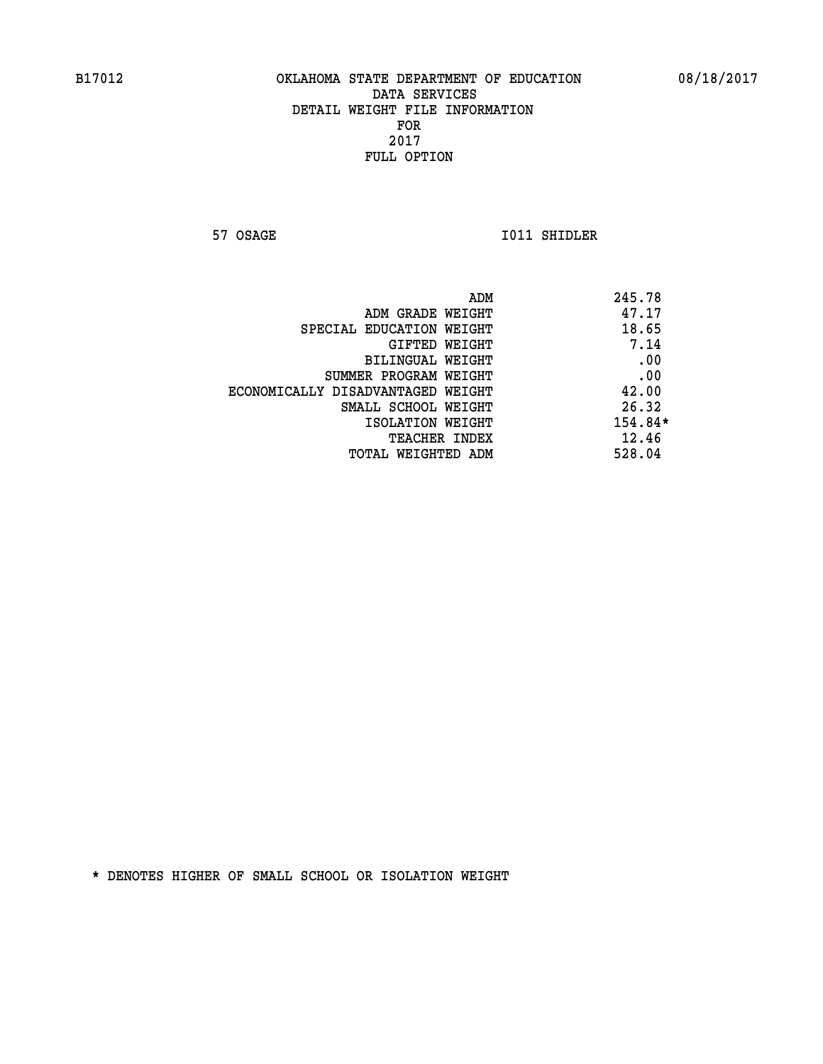B17012 OKLAHOMA STATE DEPARTMENT OF EDUCATION 08/18/2017

DATA SERVICES
DETAIL WEIGHT FILE INFORMATION
FOR
2017
FULL OPTION

57 OSAGE I011 SHIDLER

| | |
|---|---|
| ADM | 245.78 |
| ADM GRADE WEIGHT | 47.17 |
| SPECIAL EDUCATION WEIGHT | 18.65 |
| GIFTED WEIGHT | 7.14 |
| BILINGUAL WEIGHT | .00 |
| SUMMER PROGRAM WEIGHT | .00 |
| ECONOMICALLY DISADVANTAGED WEIGHT | 42.00 |
| SMALL SCHOOL WEIGHT | 26.32 |
| ISOLATION WEIGHT | 154.84* |
| TEACHER INDEX | 12.46 |
| TOTAL WEIGHTED ADM | 528.04 |

* DENOTES HIGHER OF SMALL SCHOOL OR ISOLATION WEIGHT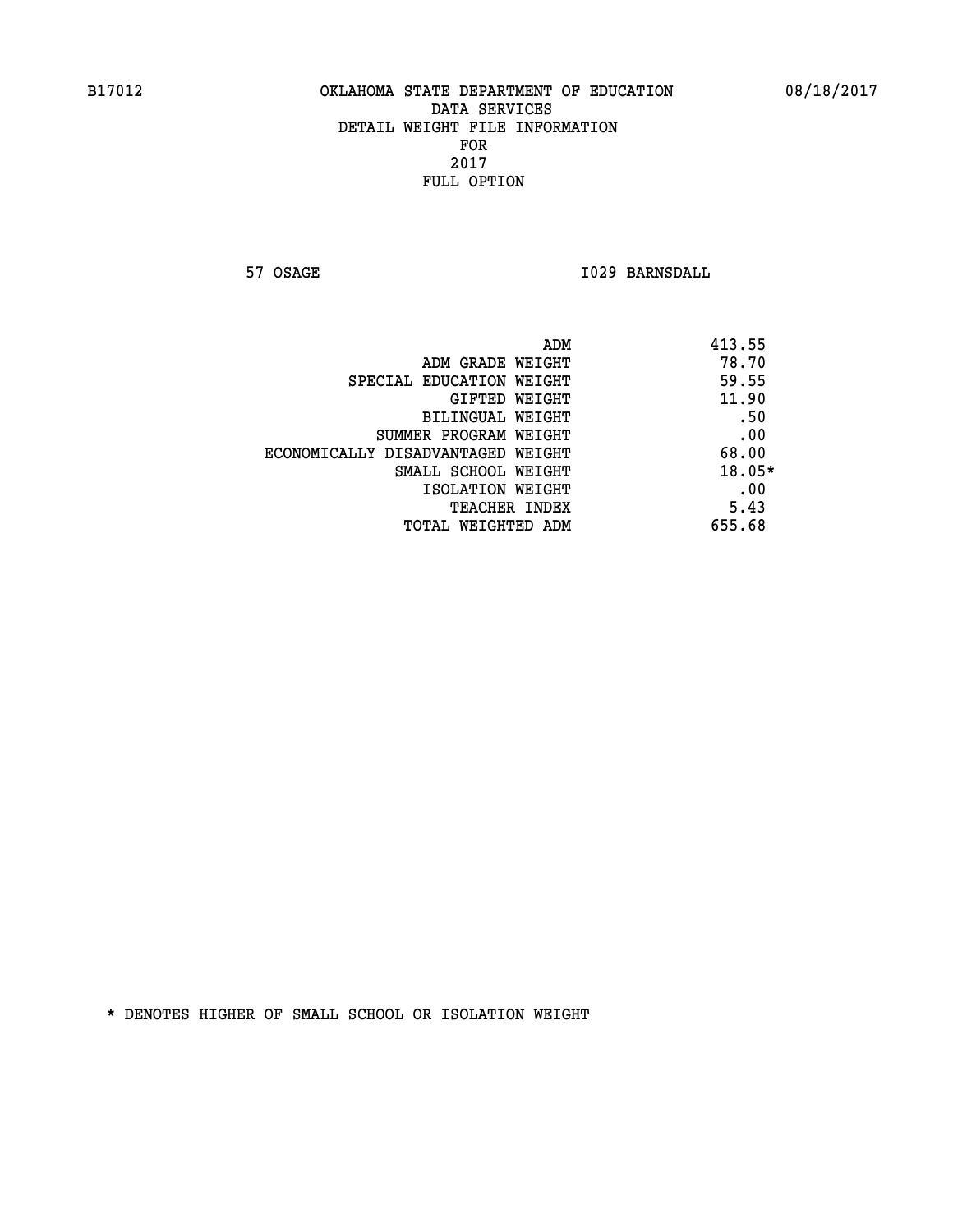B17012 OKLAHOMA STATE DEPARTMENT OF EDUCATION 08/18/2017

DATA SERVICES
DETAIL WEIGHT FILE INFORMATION
FOR
2017
FULL OPTION

57 OSAGE I029 BARNSDALL

| | |
|---|---|
| ADM | 413.55 |
| ADM GRADE WEIGHT | 78.70 |
| SPECIAL EDUCATION WEIGHT | 59.55 |
| GIFTED WEIGHT | 11.90 |
| BILINGUAL WEIGHT | .50 |
| SUMMER PROGRAM WEIGHT | .00 |
| ECONOMICALLY DISADVANTAGED WEIGHT | 68.00 |
| SMALL SCHOOL WEIGHT | 18.05* |
| ISOLATION WEIGHT | .00 |
| TEACHER INDEX | 5.43 |
| TOTAL WEIGHTED ADM | 655.68 |

* DENOTES HIGHER OF SMALL SCHOOL OR ISOLATION WEIGHT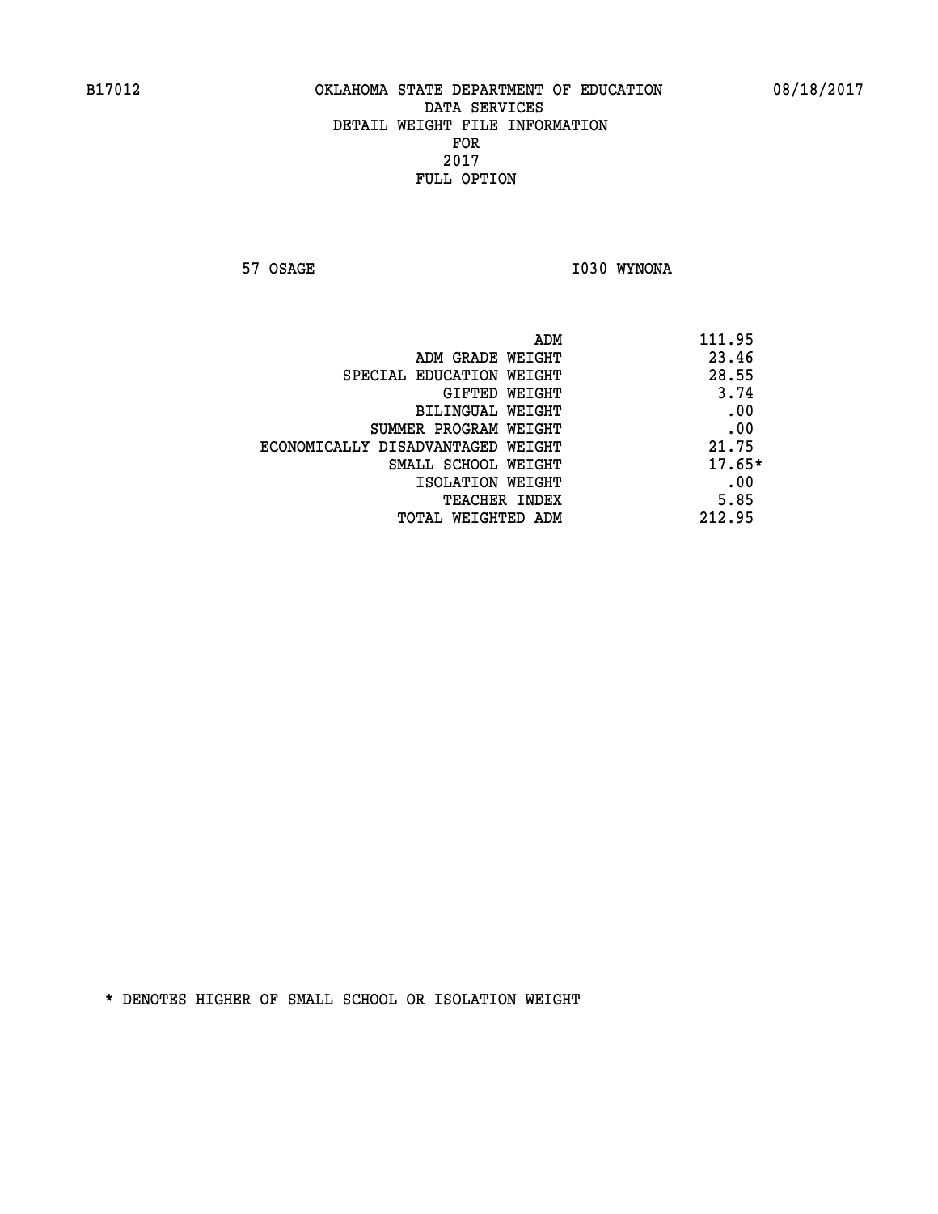B17012 OKLAHOMA STATE DEPARTMENT OF EDUCATION 08/18/2017

DATA SERVICES
DETAIL WEIGHT FILE INFORMATION
FOR
2017
FULL OPTION

57 OSAGE I030 WYNONA

| | |
|---|---|
| ADM | 111.95 |
| ADM GRADE WEIGHT | 23.46 |
| SPECIAL EDUCATION WEIGHT | 28.55 |
| GIFTED WEIGHT | 3.74 |
| BILINGUAL WEIGHT | .00 |
| SUMMER PROGRAM WEIGHT | .00 |
| ECONOMICALLY DISADVANTAGED WEIGHT | 21.75 |
| SMALL SCHOOL WEIGHT | 17.65* |
| ISOLATION WEIGHT | .00 |
| TEACHER INDEX | 5.85 |
| TOTAL WEIGHTED ADM | 212.95 |

* DENOTES HIGHER OF SMALL SCHOOL OR ISOLATION WEIGHT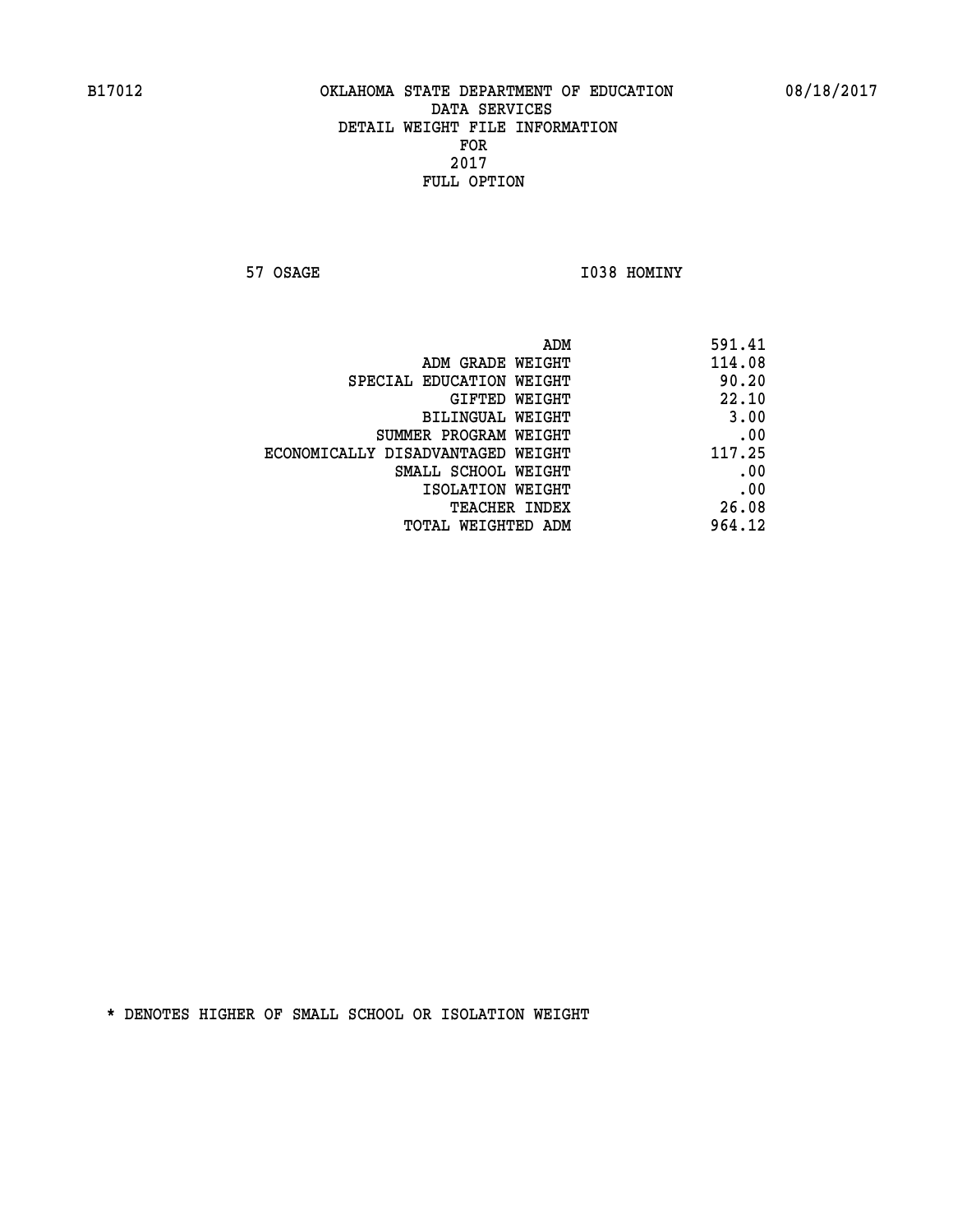B17012 OKLAHOMA STATE DEPARTMENT OF EDUCATION 08/18/2017

DATA SERVICES
DETAIL WEIGHT FILE INFORMATION
FOR
2017
FULL OPTION

57 OSAGE I038 HOMINY

| | |
|---|---|
| ADM | 591.41 |
| ADM GRADE WEIGHT | 114.08 |
| SPECIAL EDUCATION WEIGHT | 90.20 |
| GIFTED WEIGHT | 22.10 |
| BILINGUAL WEIGHT | 3.00 |
| SUMMER PROGRAM WEIGHT | .00 |
| ECONOMICALLY DISADVANTAGED WEIGHT | 117.25 |
| SMALL SCHOOL WEIGHT | .00 |
| ISOLATION WEIGHT | .00 |
| TEACHER INDEX | 26.08 |
| TOTAL WEIGHTED ADM | 964.12 |

* DENOTES HIGHER OF SMALL SCHOOL OR ISOLATION WEIGHT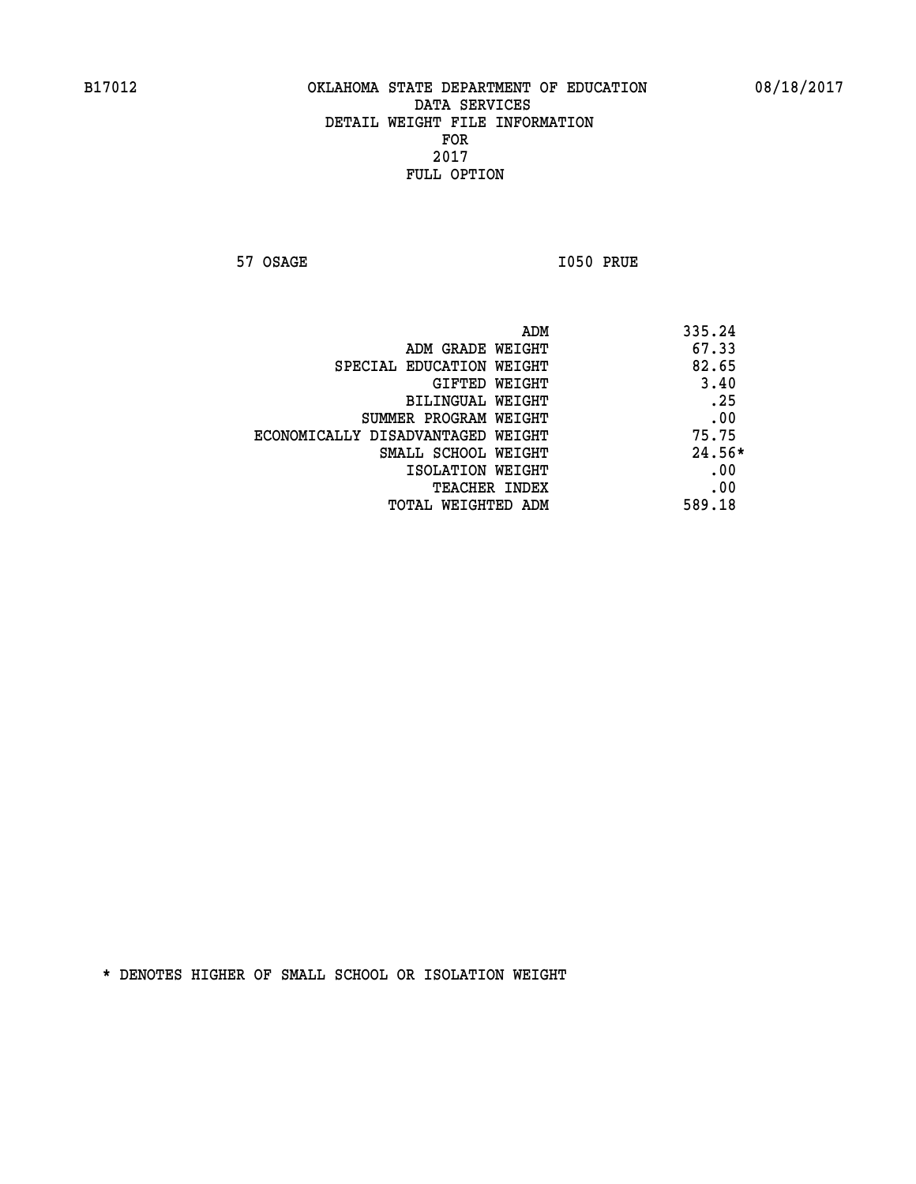B17012 OKLAHOMA STATE DEPARTMENT OF EDUCATION 08/18/2017

DATA SERVICES
DETAIL WEIGHT FILE INFORMATION
FOR
2017
FULL OPTION

57 OSAGE I050 PRUE

| | |
|---|---|
| ADM | 335.24 |
| ADM GRADE WEIGHT | 67.33 |
| SPECIAL EDUCATION WEIGHT | 82.65 |
| GIFTED WEIGHT | 3.40 |
| BILINGUAL WEIGHT | .25 |
| SUMMER PROGRAM WEIGHT | .00 |
| ECONOMICALLY DISADVANTAGED WEIGHT | 75.75 |
| SMALL SCHOOL WEIGHT | 24.56* |
| ISOLATION WEIGHT | .00 |
| TEACHER INDEX | .00 |
| TOTAL WEIGHTED ADM | 589.18 |

* DENOTES HIGHER OF SMALL SCHOOL OR ISOLATION WEIGHT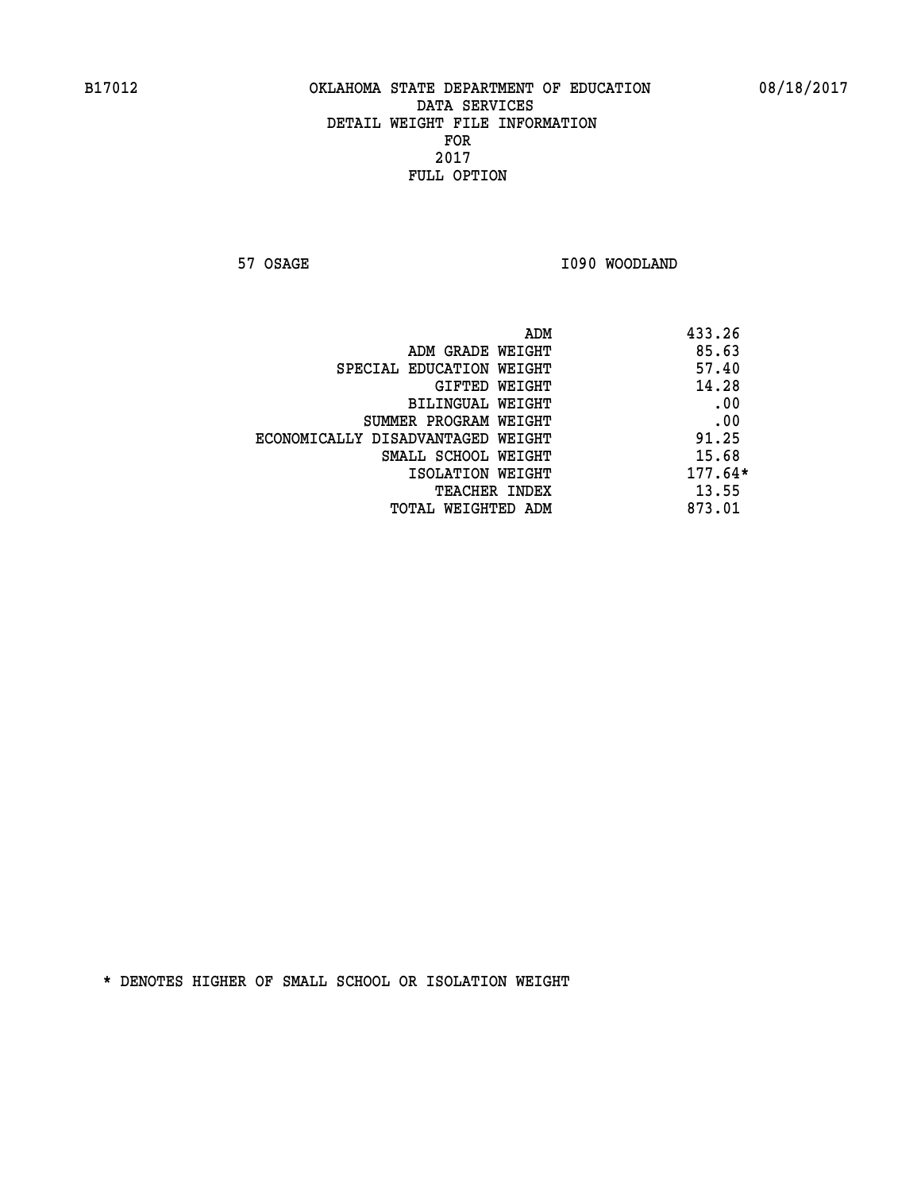B17012 OKLAHOMA STATE DEPARTMENT OF EDUCATION 08/18/2017

DATA SERVICES
DETAIL WEIGHT FILE INFORMATION
FOR
2017
FULL OPTION

57 OSAGE I090 WOODLAND

| | |
|---|---|
| ADM | 433.26 |
| ADM GRADE WEIGHT | 85.63 |
| SPECIAL EDUCATION WEIGHT | 57.40 |
| GIFTED WEIGHT | 14.28 |
| BILINGUAL WEIGHT | .00 |
| SUMMER PROGRAM WEIGHT | .00 |
| ECONOMICALLY DISADVANTAGED WEIGHT | 91.25 |
| SMALL SCHOOL WEIGHT | 15.68 |
| ISOLATION WEIGHT | 177.64* |
| TEACHER INDEX | 13.55 |
| TOTAL WEIGHTED ADM | 873.01 |

* DENOTES HIGHER OF SMALL SCHOOL OR ISOLATION WEIGHT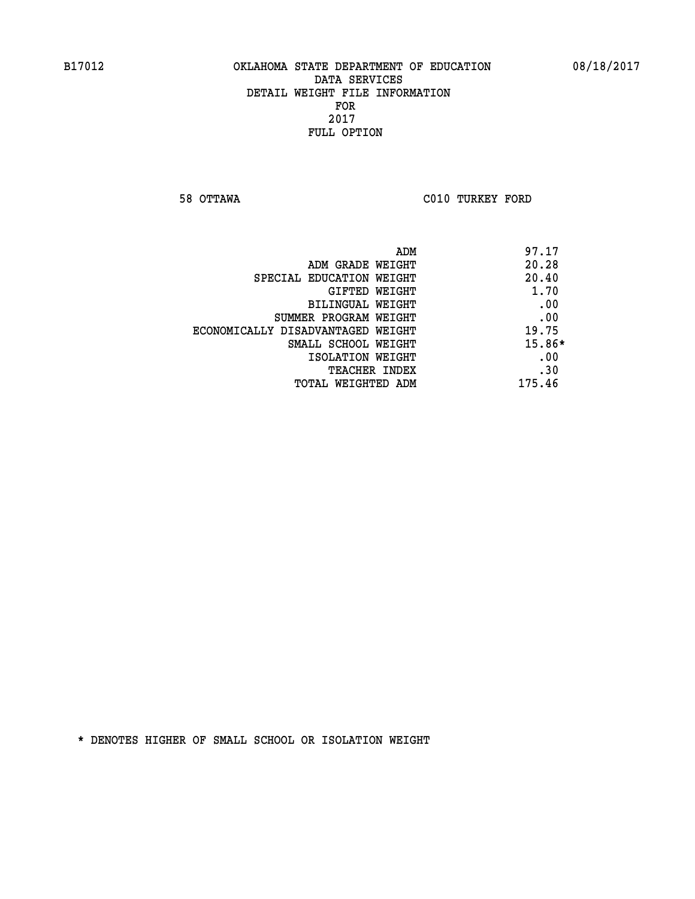B17012 OKLAHOMA STATE DEPARTMENT OF EDUCATION 08/18/2017

DATA SERVICES

DETAIL WEIGHT FILE INFORMATION

FOR

2017

FULL OPTION

58 OTTAWA C010 TURKEY FORD

| | |
|---|---|
| ADM | 97.17 |
| ADM GRADE WEIGHT | 20.28 |
| SPECIAL EDUCATION WEIGHT | 20.40 |
| GIFTED WEIGHT | 1.70 |
| BILINGUAL WEIGHT | .00 |
| SUMMER PROGRAM WEIGHT | .00 |
| ECONOMICALLY DISADVANTAGED WEIGHT | 19.75 |
| SMALL SCHOOL WEIGHT | 15.86* |
| ISOLATION WEIGHT | .00 |
| TEACHER INDEX | .30 |
| TOTAL WEIGHTED ADM | 175.46 |

* DENOTES HIGHER OF SMALL SCHOOL OR ISOLATION WEIGHT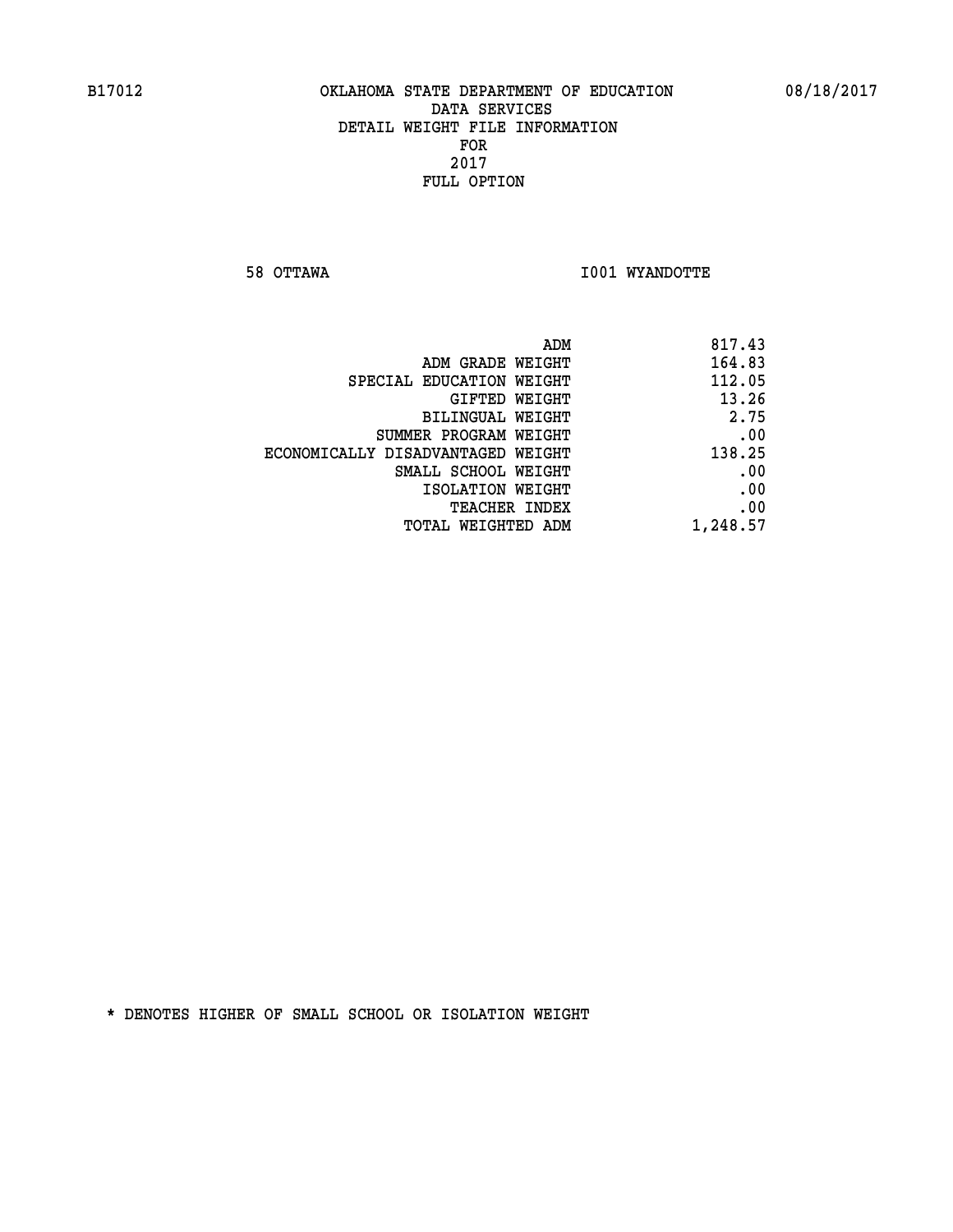B17012 OKLAHOMA STATE DEPARTMENT OF EDUCATION 08/18/2017

DATA SERVICES
DETAIL WEIGHT FILE INFORMATION
FOR
2017
FULL OPTION

58 OTTAWA I001 WYANDOTTE

| | |
|---|---|
| ADM | 817.43 |
| ADM GRADE WEIGHT | 164.83 |
| SPECIAL EDUCATION WEIGHT | 112.05 |
| GIFTED WEIGHT | 13.26 |
| BILINGUAL WEIGHT | 2.75 |
| SUMMER PROGRAM WEIGHT | .00 |
| ECONOMICALLY DISADVANTAGED WEIGHT | 138.25 |
| SMALL SCHOOL WEIGHT | .00 |
| ISOLATION WEIGHT | .00 |
| TEACHER INDEX | .00 |
| TOTAL WEIGHTED ADM | 1,248.57 |

* DENOTES HIGHER OF SMALL SCHOOL OR ISOLATION WEIGHT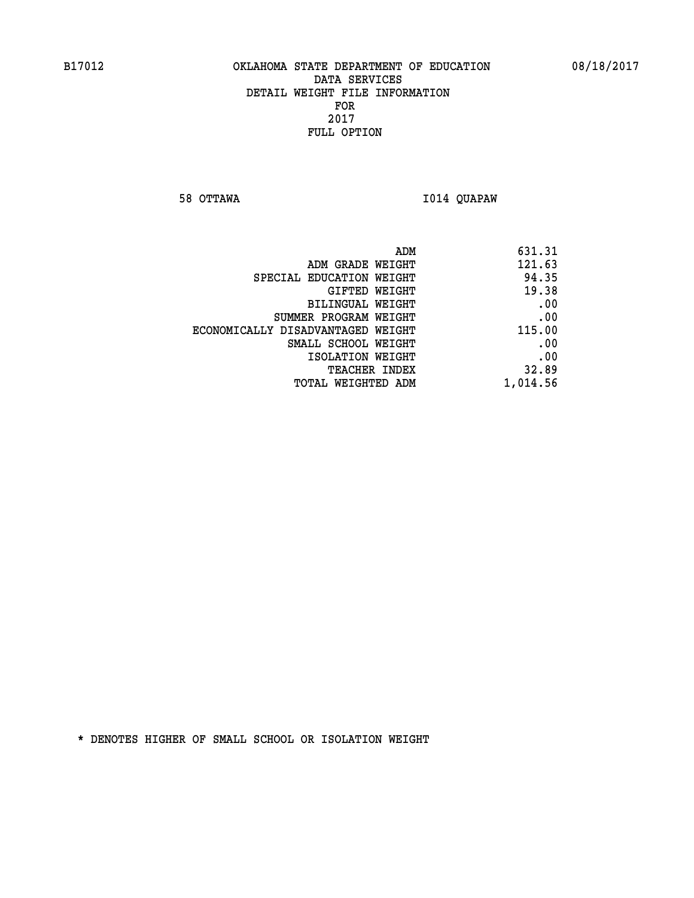B17012 OKLAHOMA STATE DEPARTMENT OF EDUCATION 08/18/2017

DATA SERVICES
DETAIL WEIGHT FILE INFORMATION
FOR
2017
FULL OPTION

58 OTTAWA I014 QUAPAW

| | |
|---|---|
| ADM | 631.31 |
| ADM GRADE WEIGHT | 121.63 |
| SPECIAL EDUCATION WEIGHT | 94.35 |
| GIFTED WEIGHT | 19.38 |
| BILINGUAL WEIGHT | .00 |
| SUMMER PROGRAM WEIGHT | .00 |
| ECONOMICALLY DISADVANTAGED WEIGHT | 115.00 |
| SMALL SCHOOL WEIGHT | .00 |
| ISOLATION WEIGHT | .00 |
| TEACHER INDEX | 32.89 |
| TOTAL WEIGHTED ADM | 1,014.56 |

* DENOTES HIGHER OF SMALL SCHOOL OR ISOLATION WEIGHT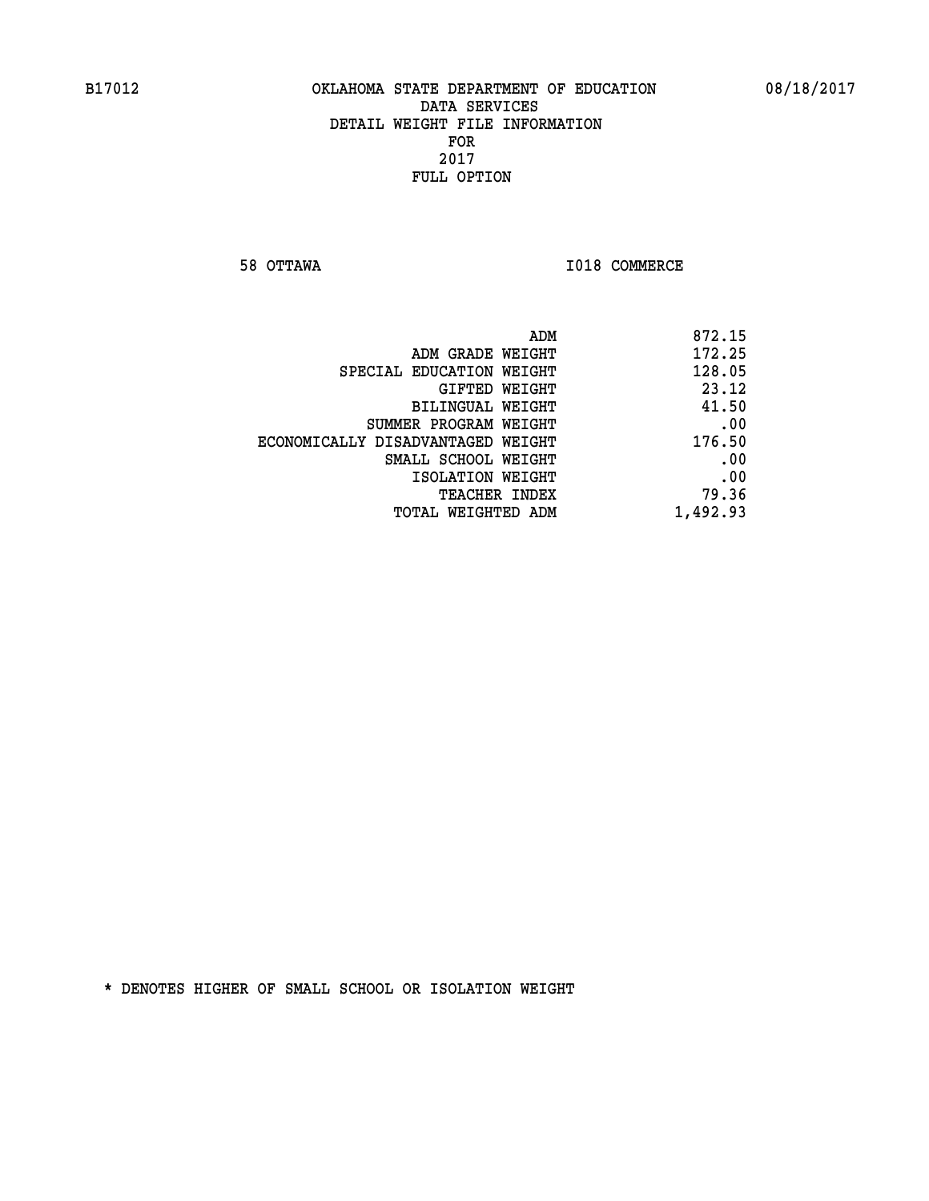B17012 OKLAHOMA STATE DEPARTMENT OF EDUCATION 08/18/2017

DATA SERVICES
DETAIL WEIGHT FILE INFORMATION
FOR
2017
FULL OPTION

58 OTTAWA I018 COMMERCE

| | |
|---|---|
| ADM | 872.15 |
| ADM GRADE WEIGHT | 172.25 |
| SPECIAL EDUCATION WEIGHT | 128.05 |
| GIFTED WEIGHT | 23.12 |
| BILINGUAL WEIGHT | 41.50 |
| SUMMER PROGRAM WEIGHT | .00 |
| ECONOMICALLY DISADVANTAGED WEIGHT | 176.50 |
| SMALL SCHOOL WEIGHT | .00 |
| ISOLATION WEIGHT | .00 |
| TEACHER INDEX | 79.36 |
| TOTAL WEIGHTED ADM | 1,492.93 |

* DENOTES HIGHER OF SMALL SCHOOL OR ISOLATION WEIGHT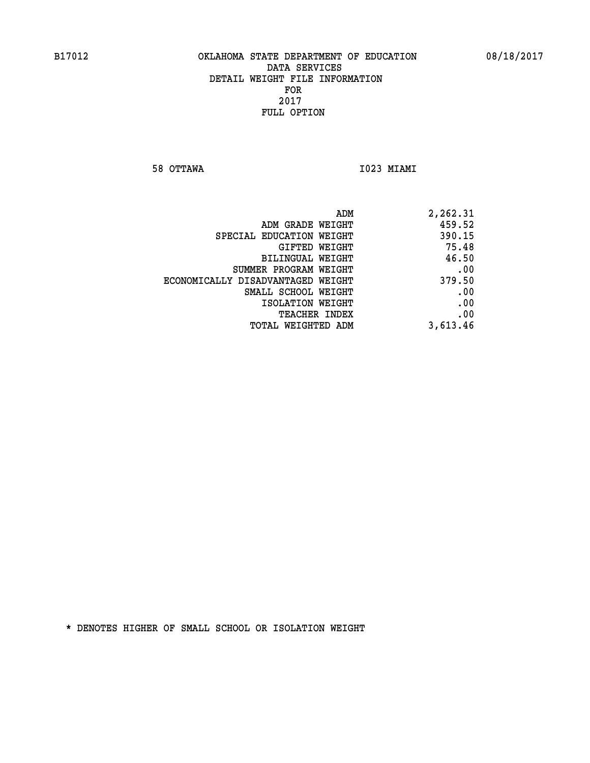B17012 OKLAHOMA STATE DEPARTMENT OF EDUCATION 08/18/2017

DATA SERVICES
DETAIL WEIGHT FILE INFORMATION
FOR
2017
FULL OPTION

58 OTTAWA I023 MIAMI

| | |
|---|---|
| ADM | 2,262.31 |
| ADM GRADE WEIGHT | 459.52 |
| SPECIAL EDUCATION WEIGHT | 390.15 |
| GIFTED WEIGHT | 75.48 |
| BILINGUAL WEIGHT | 46.50 |
| SUMMER PROGRAM WEIGHT | .00 |
| ECONOMICALLY DISADVANTAGED WEIGHT | 379.50 |
| SMALL SCHOOL WEIGHT | .00 |
| ISOLATION WEIGHT | .00 |
| TEACHER INDEX | .00 |
| TOTAL WEIGHTED ADM | 3,613.46 |

* DENOTES HIGHER OF SMALL SCHOOL OR ISOLATION WEIGHT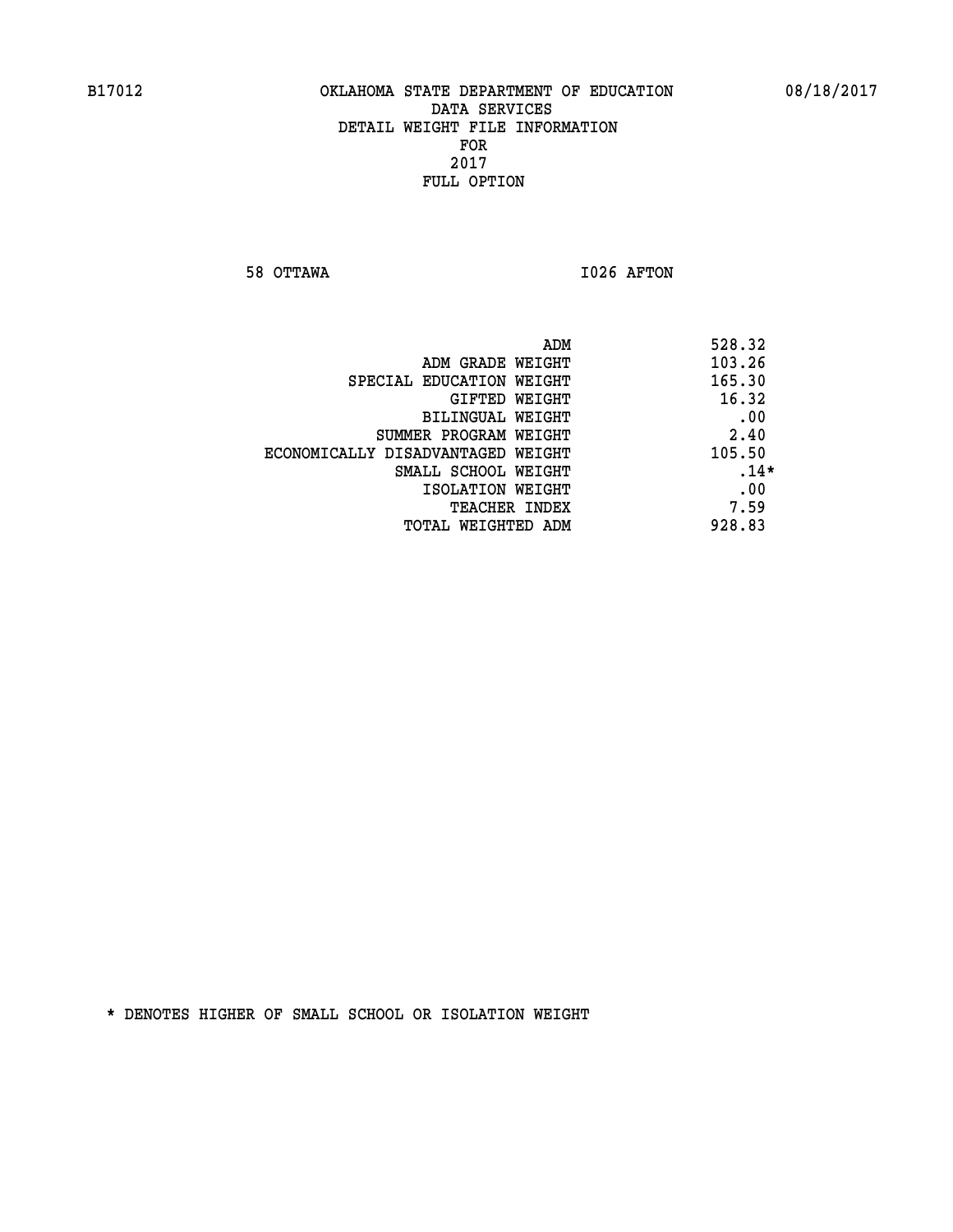B17012 OKLAHOMA STATE DEPARTMENT OF EDUCATION 08/18/2017

DATA SERVICES
DETAIL WEIGHT FILE INFORMATION
FOR
2017
FULL OPTION

58 OTTAWA I026 AFTON

| | |
|---|---|
| ADM | 528.32 |
| ADM GRADE WEIGHT | 103.26 |
| SPECIAL EDUCATION WEIGHT | 165.30 |
| GIFTED WEIGHT | 16.32 |
| BILINGUAL WEIGHT | .00 |
| SUMMER PROGRAM WEIGHT | 2.40 |
| ECONOMICALLY DISADVANTAGED WEIGHT | 105.50 |
| SMALL SCHOOL WEIGHT | .14* |
| ISOLATION WEIGHT | .00 |
| TEACHER INDEX | 7.59 |
| TOTAL WEIGHTED ADM | 928.83 |

* DENOTES HIGHER OF SMALL SCHOOL OR ISOLATION WEIGHT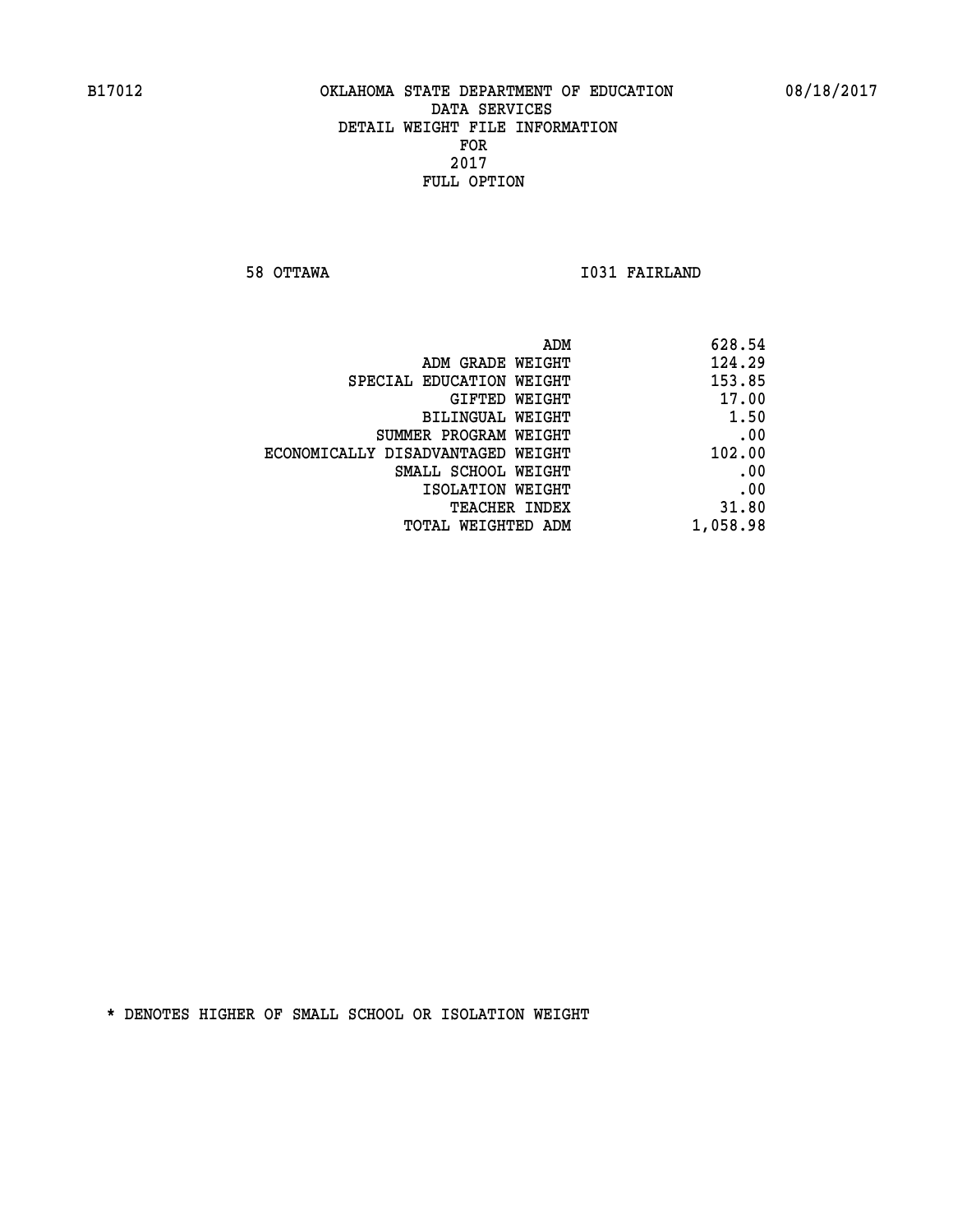B17012 OKLAHOMA STATE DEPARTMENT OF EDUCATION 08/18/2017

DATA SERVICES
DETAIL WEIGHT FILE INFORMATION
FOR
2017
FULL OPTION

58 OTTAWA I031 FAIRLAND

| | |
|---|---|
| ADM | 628.54 |
| ADM GRADE WEIGHT | 124.29 |
| SPECIAL EDUCATION WEIGHT | 153.85 |
| GIFTED WEIGHT | 17.00 |
| BILINGUAL WEIGHT | 1.50 |
| SUMMER PROGRAM WEIGHT | .00 |
| ECONOMICALLY DISADVANTAGED WEIGHT | 102.00 |
| SMALL SCHOOL WEIGHT | .00 |
| ISOLATION WEIGHT | .00 |
| TEACHER INDEX | 31.80 |
| TOTAL WEIGHTED ADM | 1,058.98 |

* DENOTES HIGHER OF SMALL SCHOOL OR ISOLATION WEIGHT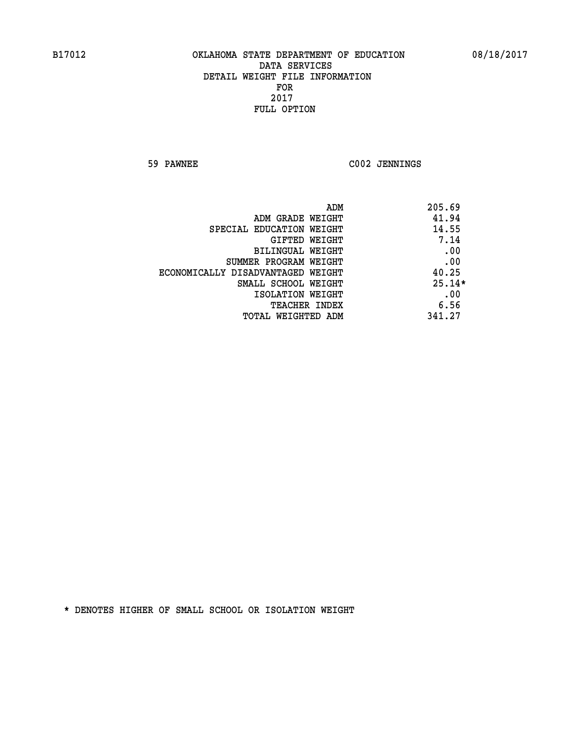B17012 OKLAHOMA STATE DEPARTMENT OF EDUCATION 08/18/2017

DATA SERVICES
DETAIL WEIGHT FILE INFORMATION
FOR
2017
FULL OPTION

59 PAWNEE C002 JENNINGS

| | |
|---|---|
| ADM | 205.69 |
| ADM GRADE WEIGHT | 41.94 |
| SPECIAL EDUCATION WEIGHT | 14.55 |
| GIFTED WEIGHT | 7.14 |
| BILINGUAL WEIGHT | .00 |
| SUMMER PROGRAM WEIGHT | .00 |
| ECONOMICALLY DISADVANTAGED WEIGHT | 40.25 |
| SMALL SCHOOL WEIGHT | 25.14* |
| ISOLATION WEIGHT | .00 |
| TEACHER INDEX | 6.56 |
| TOTAL WEIGHTED ADM | 341.27 |

* DENOTES HIGHER OF SMALL SCHOOL OR ISOLATION WEIGHT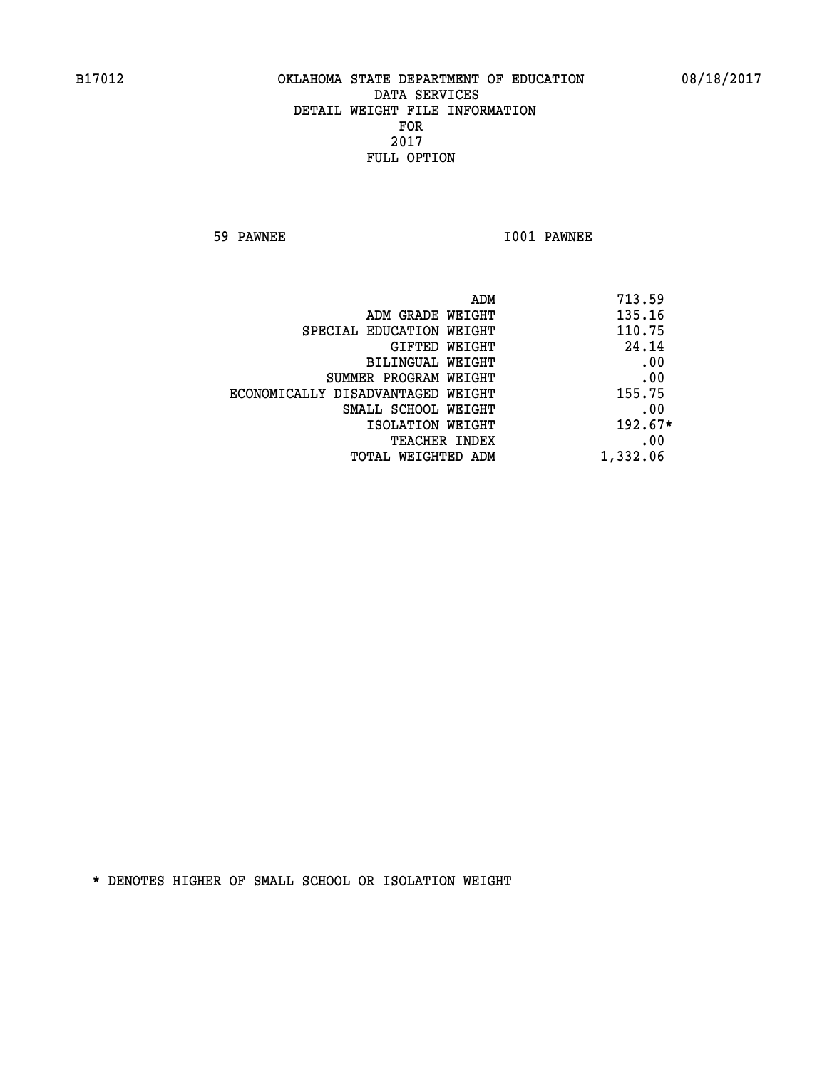B17012 OKLAHOMA STATE DEPARTMENT OF EDUCATION 08/18/2017

DATA SERVICES
DETAIL WEIGHT FILE INFORMATION
FOR
2017
FULL OPTION

59 PAWNEE I001 PAWNEE

| | |
|---|---|
| ADM | 713.59 |
| ADM GRADE WEIGHT | 135.16 |
| SPECIAL EDUCATION WEIGHT | 110.75 |
| GIFTED WEIGHT | 24.14 |
| BILINGUAL WEIGHT | .00 |
| SUMMER PROGRAM WEIGHT | .00 |
| ECONOMICALLY DISADVANTAGED WEIGHT | 155.75 |
| SMALL SCHOOL WEIGHT | .00 |
| ISOLATION WEIGHT | 192.67* |
| TEACHER INDEX | .00 |
| TOTAL WEIGHTED ADM | 1,332.06 |

* DENOTES HIGHER OF SMALL SCHOOL OR ISOLATION WEIGHT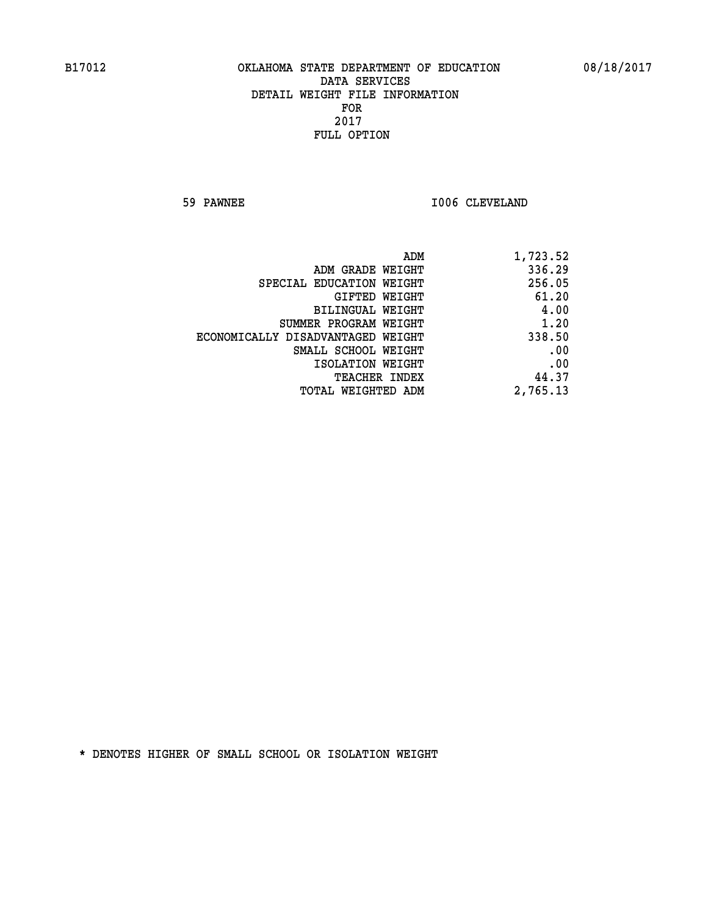B17012 OKLAHOMA STATE DEPARTMENT OF EDUCATION 08/18/2017

DATA SERVICES
DETAIL WEIGHT FILE INFORMATION
FOR
2017
FULL OPTION

59 PAWNEE I006 CLEVELAND

| | |
|---|---|
| ADM | 1,723.52 |
| ADM GRADE WEIGHT | 336.29 |
| SPECIAL EDUCATION WEIGHT | 256.05 |
| GIFTED WEIGHT | 61.20 |
| BILINGUAL WEIGHT | 4.00 |
| SUMMER PROGRAM WEIGHT | 1.20 |
| ECONOMICALLY DISADVANTAGED WEIGHT | 338.50 |
| SMALL SCHOOL WEIGHT | .00 |
| ISOLATION WEIGHT | .00 |
| TEACHER INDEX | 44.37 |
| TOTAL WEIGHTED ADM | 2,765.13 |

* DENOTES HIGHER OF SMALL SCHOOL OR ISOLATION WEIGHT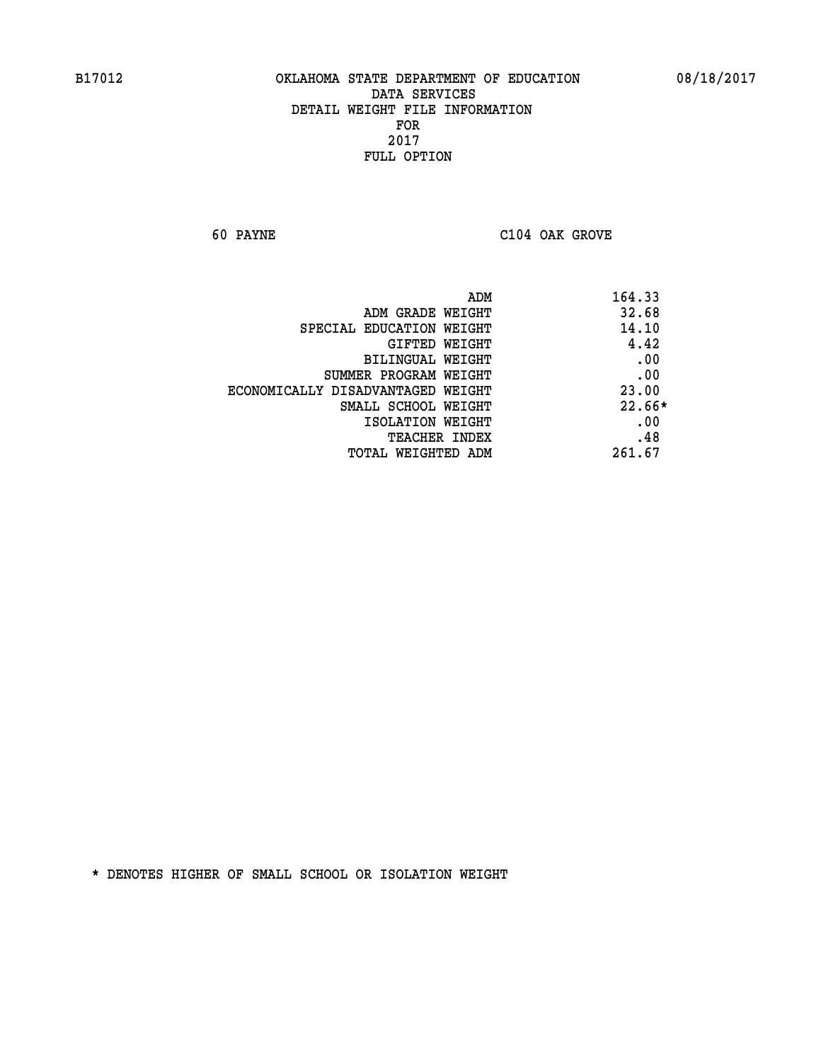B17012 OKLAHOMA STATE DEPARTMENT OF EDUCATION 08/18/2017

DATA SERVICES
DETAIL WEIGHT FILE INFORMATION
FOR
2017
FULL OPTION

60 PAYNE C104 OAK GROVE

| | |
|---|---|
| ADM | 164.33 |
| ADM GRADE WEIGHT | 32.68 |
| SPECIAL EDUCATION WEIGHT | 14.10 |
| GIFTED WEIGHT | 4.42 |
| BILINGUAL WEIGHT | .00 |
| SUMMER PROGRAM WEIGHT | .00 |
| ECONOMICALLY DISADVANTAGED WEIGHT | 23.00 |
| SMALL SCHOOL WEIGHT | 22.66* |
| ISOLATION WEIGHT | .00 |
| TEACHER INDEX | .48 |
| TOTAL WEIGHTED ADM | 261.67 |

* DENOTES HIGHER OF SMALL SCHOOL OR ISOLATION WEIGHT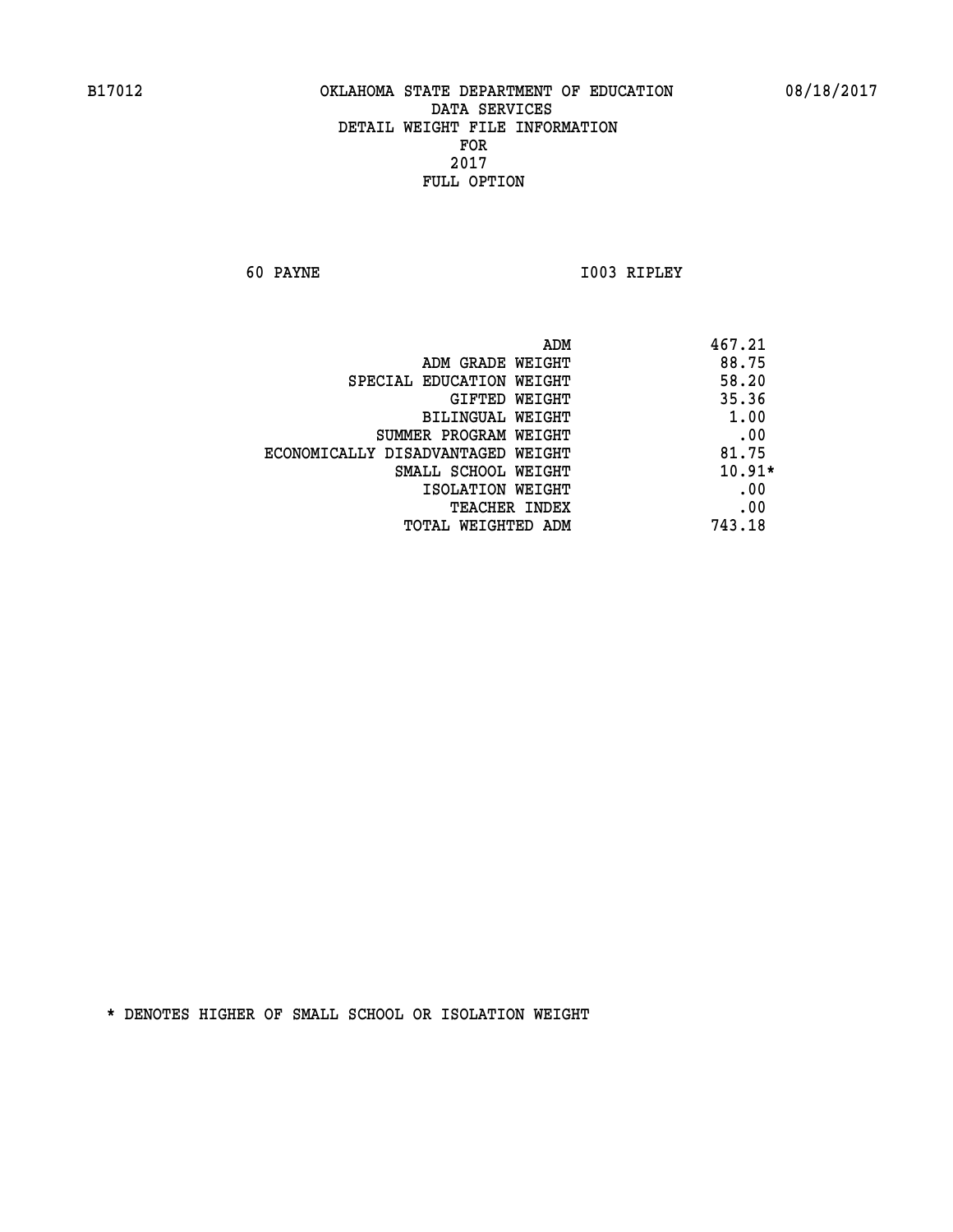B17012 OKLAHOMA STATE DEPARTMENT OF EDUCATION 08/18/2017

DATA SERVICES
DETAIL WEIGHT FILE INFORMATION
FOR
2017
FULL OPTION

60 PAYNE I003 RIPLEY

| | |
|---|---|
| ADM | 467.21 |
| ADM GRADE WEIGHT | 88.75 |
| SPECIAL EDUCATION WEIGHT | 58.20 |
| GIFTED WEIGHT | 35.36 |
| BILINGUAL WEIGHT | 1.00 |
| SUMMER PROGRAM WEIGHT | .00 |
| ECONOMICALLY DISADVANTAGED WEIGHT | 81.75 |
| SMALL SCHOOL WEIGHT | 10.91* |
| ISOLATION WEIGHT | .00 |
| TEACHER INDEX | .00 |
| TOTAL WEIGHTED ADM | 743.18 |

* DENOTES HIGHER OF SMALL SCHOOL OR ISOLATION WEIGHT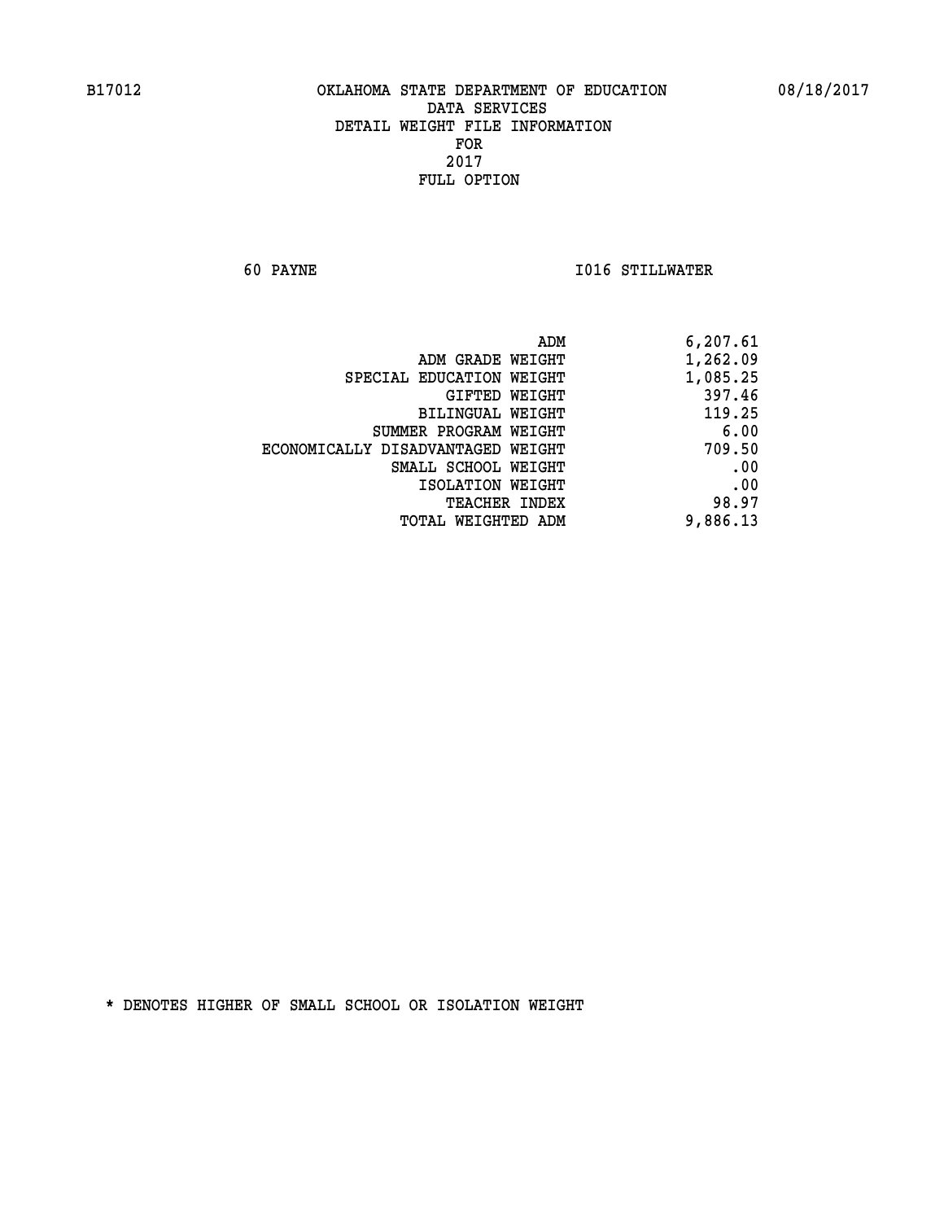B17012 OKLAHOMA STATE DEPARTMENT OF EDUCATION 08/18/2017

DATA SERVICES
DETAIL WEIGHT FILE INFORMATION
FOR
2017
FULL OPTION

60 PAYNE I016 STILLWATER

| | |
|---|---|
| ADM | 6,207.61 |
| ADM GRADE WEIGHT | 1,262.09 |
| SPECIAL EDUCATION WEIGHT | 1,085.25 |
| GIFTED WEIGHT | 397.46 |
| BILINGUAL WEIGHT | 119.25 |
| SUMMER PROGRAM WEIGHT | 6.00 |
| ECONOMICALLY DISADVANTAGED WEIGHT | 709.50 |
| SMALL SCHOOL WEIGHT | .00 |
| ISOLATION WEIGHT | .00 |
| TEACHER INDEX | 98.97 |
| TOTAL WEIGHTED ADM | 9,886.13 |

* DENOTES HIGHER OF SMALL SCHOOL OR ISOLATION WEIGHT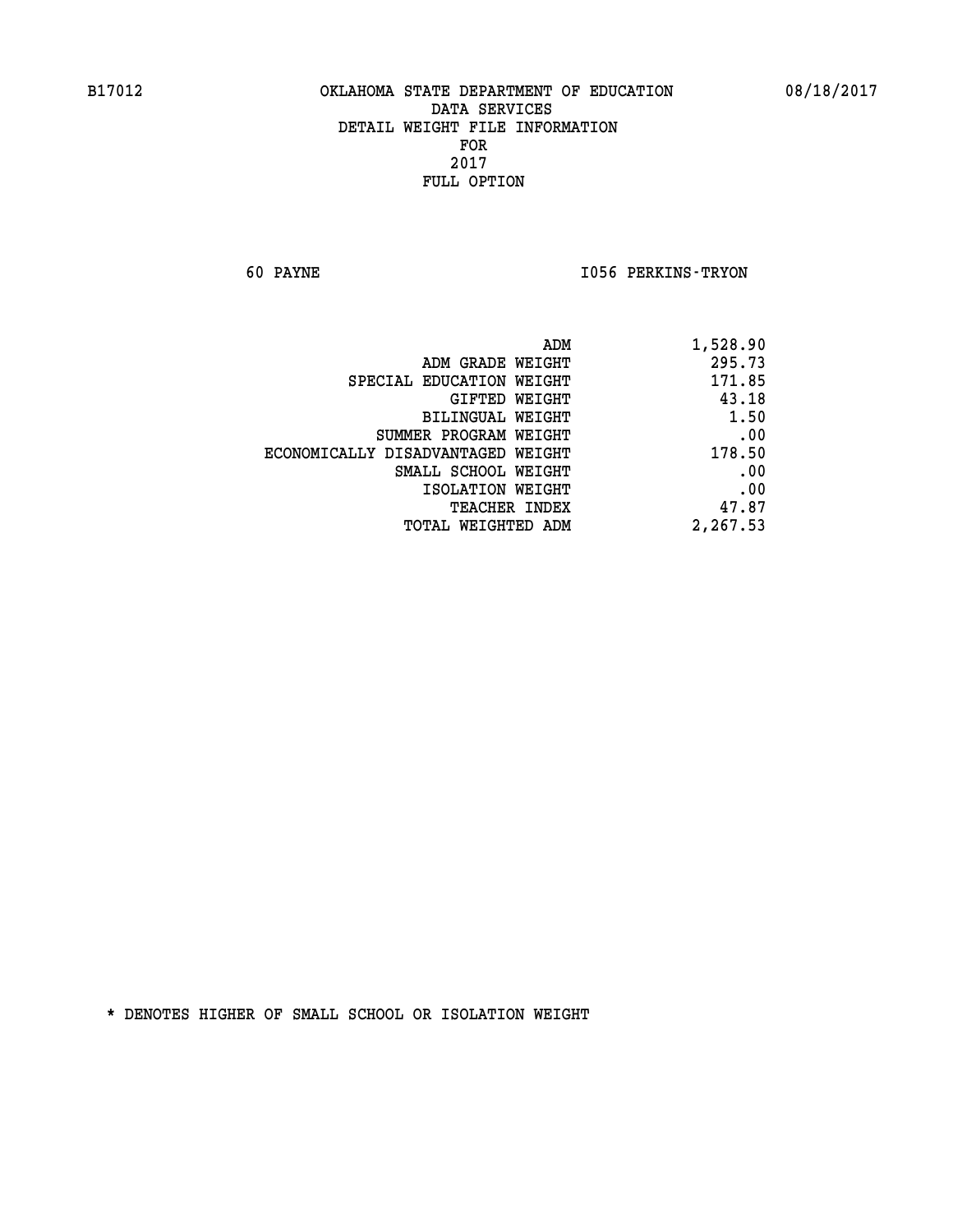# OKLAHOMA STATE DEPARTMENT OF EDUCATION
## DATA SERVICES
## DETAIL WEIGHT FILE INFORMATION
## FOR
## 2017
## FULL OPTION

B17012 08/18/2017

60 PAYNE I056 PERKINS-TRYON

| | |
|---|---|
| ADM | 1,528.90 |
| ADM GRADE WEIGHT | 295.73 |
| SPECIAL EDUCATION WEIGHT | 171.85 |
| GIFTED WEIGHT | 43.18 |
| BILINGUAL WEIGHT | 1.50 |
| SUMMER PROGRAM WEIGHT | .00 |
| ECONOMICALLY DISADVANTAGED WEIGHT | 178.50 |
| SMALL SCHOOL WEIGHT | .00 |
| ISOLATION WEIGHT | .00 |
| TEACHER INDEX | 47.87 |
| TOTAL WEIGHTED ADM | 2,267.53 |

* DENOTES HIGHER OF SMALL SCHOOL OR ISOLATION WEIGHT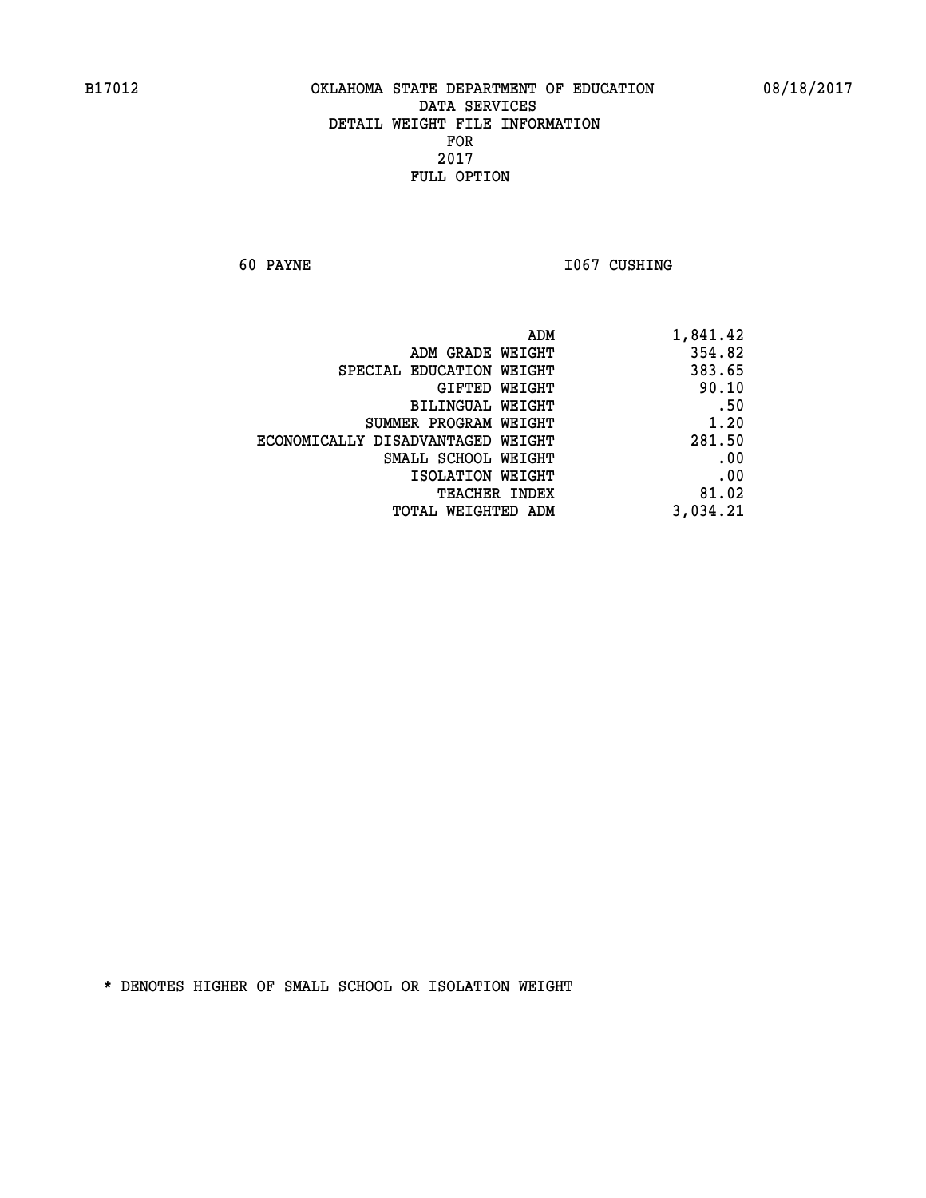B17012 OKLAHOMA STATE DEPARTMENT OF EDUCATION 08/18/2017

DATA SERVICES
DETAIL WEIGHT FILE INFORMATION
FOR
2017
FULL OPTION

60 PAYNE I067 CUSHING

| | |
|---|---|
| ADM | 1,841.42 |
| ADM GRADE WEIGHT | 354.82 |
| SPECIAL EDUCATION WEIGHT | 383.65 |
| GIFTED WEIGHT | 90.10 |
| BILINGUAL WEIGHT | .50 |
| SUMMER PROGRAM WEIGHT | 1.20 |
| ECONOMICALLY DISADVANTAGED WEIGHT | 281.50 |
| SMALL SCHOOL WEIGHT | .00 |
| ISOLATION WEIGHT | .00 |
| TEACHER INDEX | 81.02 |
| TOTAL WEIGHTED ADM | 3,034.21 |

* DENOTES HIGHER OF SMALL SCHOOL OR ISOLATION WEIGHT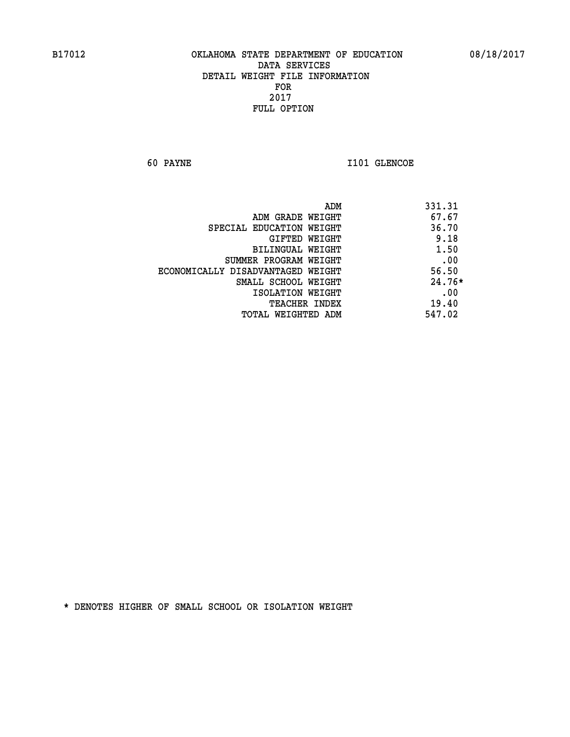B17012 OKLAHOMA STATE DEPARTMENT OF EDUCATION 08/18/2017

DATA SERVICES
DETAIL WEIGHT FILE INFORMATION
FOR
2017
FULL OPTION

60 PAYNE I101 GLENCOE

| | |
|---|---|
| ADM | 331.31 |
| ADM GRADE WEIGHT | 67.67 |
| SPECIAL EDUCATION WEIGHT | 36.70 |
| GIFTED WEIGHT | 9.18 |
| BILINGUAL WEIGHT | 1.50 |
| SUMMER PROGRAM WEIGHT | .00 |
| ECONOMICALLY DISADVANTAGED WEIGHT | 56.50 |
| SMALL SCHOOL WEIGHT | 24.76* |
| ISOLATION WEIGHT | .00 |
| TEACHER INDEX | 19.40 |
| TOTAL WEIGHTED ADM | 547.02 |

* DENOTES HIGHER OF SMALL SCHOOL OR ISOLATION WEIGHT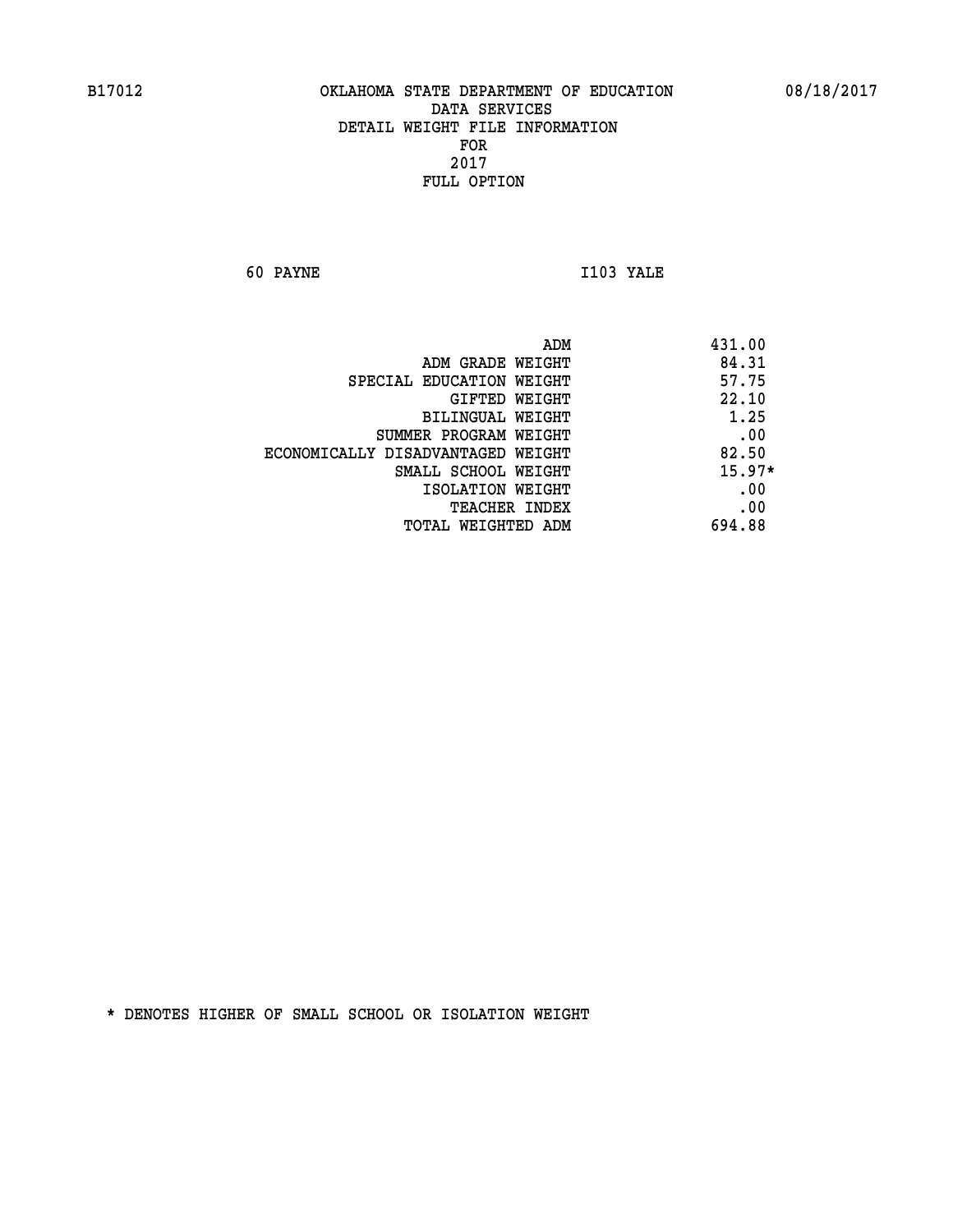B17012 OKLAHOMA STATE DEPARTMENT OF EDUCATION 08/18/2017
DATA SERVICES
DETAIL WEIGHT FILE INFORMATION
FOR
2017
FULL OPTION

60 PAYNE I103 YALE

| | |
|---|---|
| ADM | 431.00 |
| ADM GRADE WEIGHT | 84.31 |
| SPECIAL EDUCATION WEIGHT | 57.75 |
| GIFTED WEIGHT | 22.10 |
| BILINGUAL WEIGHT | 1.25 |
| SUMMER PROGRAM WEIGHT | .00 |
| ECONOMICALLY DISADVANTAGED WEIGHT | 82.50 |
| SMALL SCHOOL WEIGHT | 15.97* |
| ISOLATION WEIGHT | .00 |
| TEACHER INDEX | .00 |
| TOTAL WEIGHTED ADM | 694.88 |

* DENOTES HIGHER OF SMALL SCHOOL OR ISOLATION WEIGHT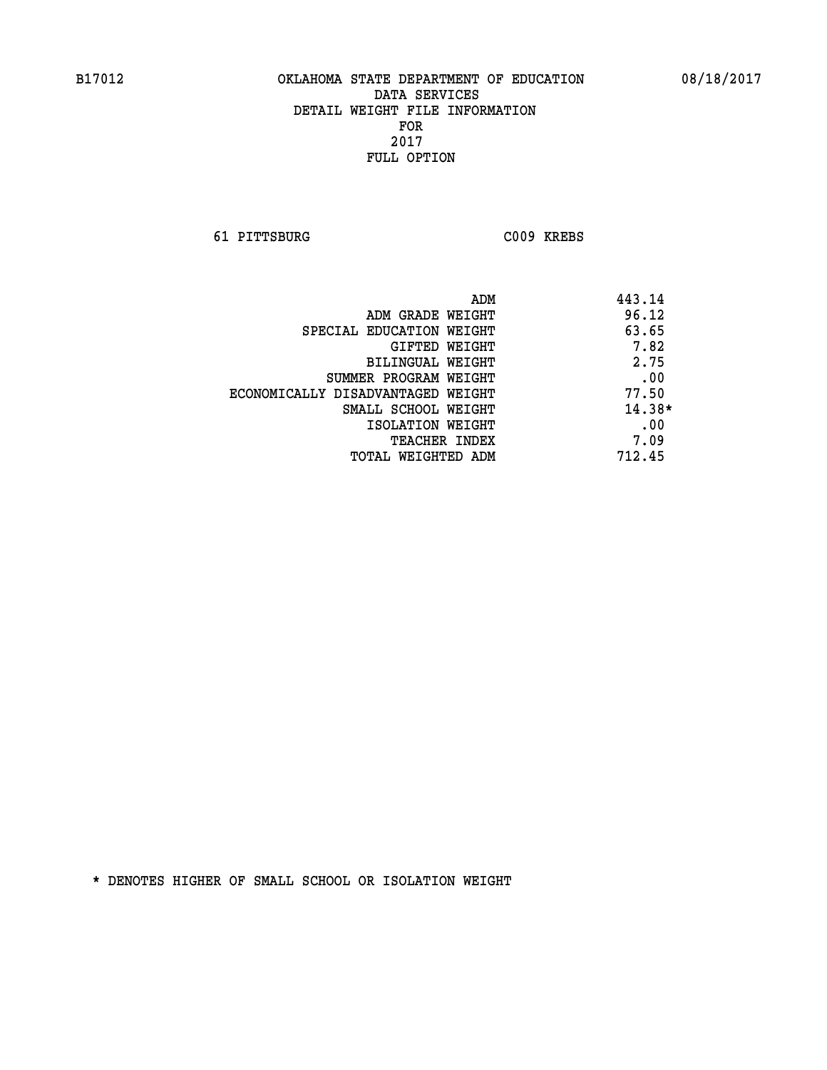B17012 OKLAHOMA STATE DEPARTMENT OF EDUCATION 08/18/2017

DATA SERVICES
DETAIL WEIGHT FILE INFORMATION
FOR
2017
FULL OPTION

61 PITTSBURG C009 KREBS

| | |
|---|---|
| ADM | 443.14 |
| ADM GRADE WEIGHT | 96.12 |
| SPECIAL EDUCATION WEIGHT | 63.65 |
| GIFTED WEIGHT | 7.82 |
| BILINGUAL WEIGHT | 2.75 |
| SUMMER PROGRAM WEIGHT | .00 |
| ECONOMICALLY DISADVANTAGED WEIGHT | 77.50 |
| SMALL SCHOOL WEIGHT | 14.38* |
| ISOLATION WEIGHT | .00 |
| TEACHER INDEX | 7.09 |
| TOTAL WEIGHTED ADM | 712.45 |

* DENOTES HIGHER OF SMALL SCHOOL OR ISOLATION WEIGHT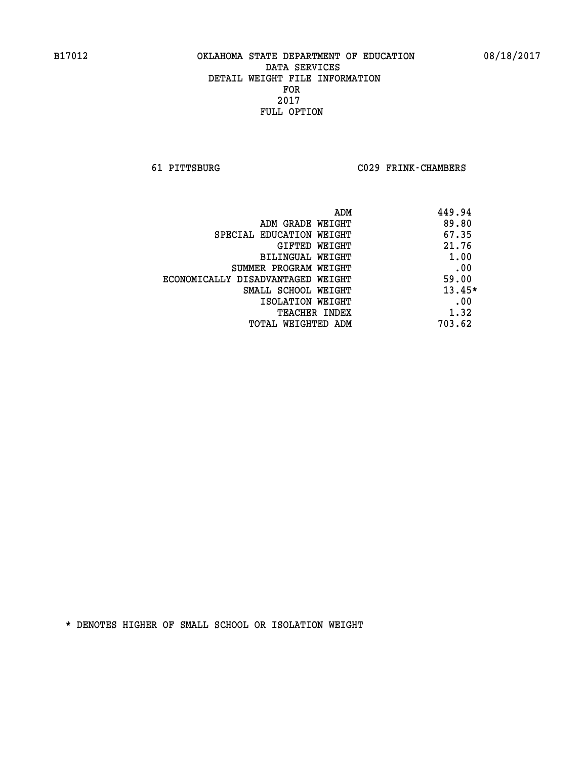B17012 OKLAHOMA STATE DEPARTMENT OF EDUCATION 08/18/2017

DATA SERVICES
DETAIL WEIGHT FILE INFORMATION
FOR
2017
FULL OPTION

61 PITTSBURG C029 FRINK-CHAMBERS

| | |
|---|---|
| ADM | 449.94 |
| ADM GRADE WEIGHT | 89.80 |
| SPECIAL EDUCATION WEIGHT | 67.35 |
| GIFTED WEIGHT | 21.76 |
| BILINGUAL WEIGHT | 1.00 |
| SUMMER PROGRAM WEIGHT | .00 |
| ECONOMICALLY DISADVANTAGED WEIGHT | 59.00 |
| SMALL SCHOOL WEIGHT | 13.45* |
| ISOLATION WEIGHT | .00 |
| TEACHER INDEX | 1.32 |
| TOTAL WEIGHTED ADM | 703.62 |

* DENOTES HIGHER OF SMALL SCHOOL OR ISOLATION WEIGHT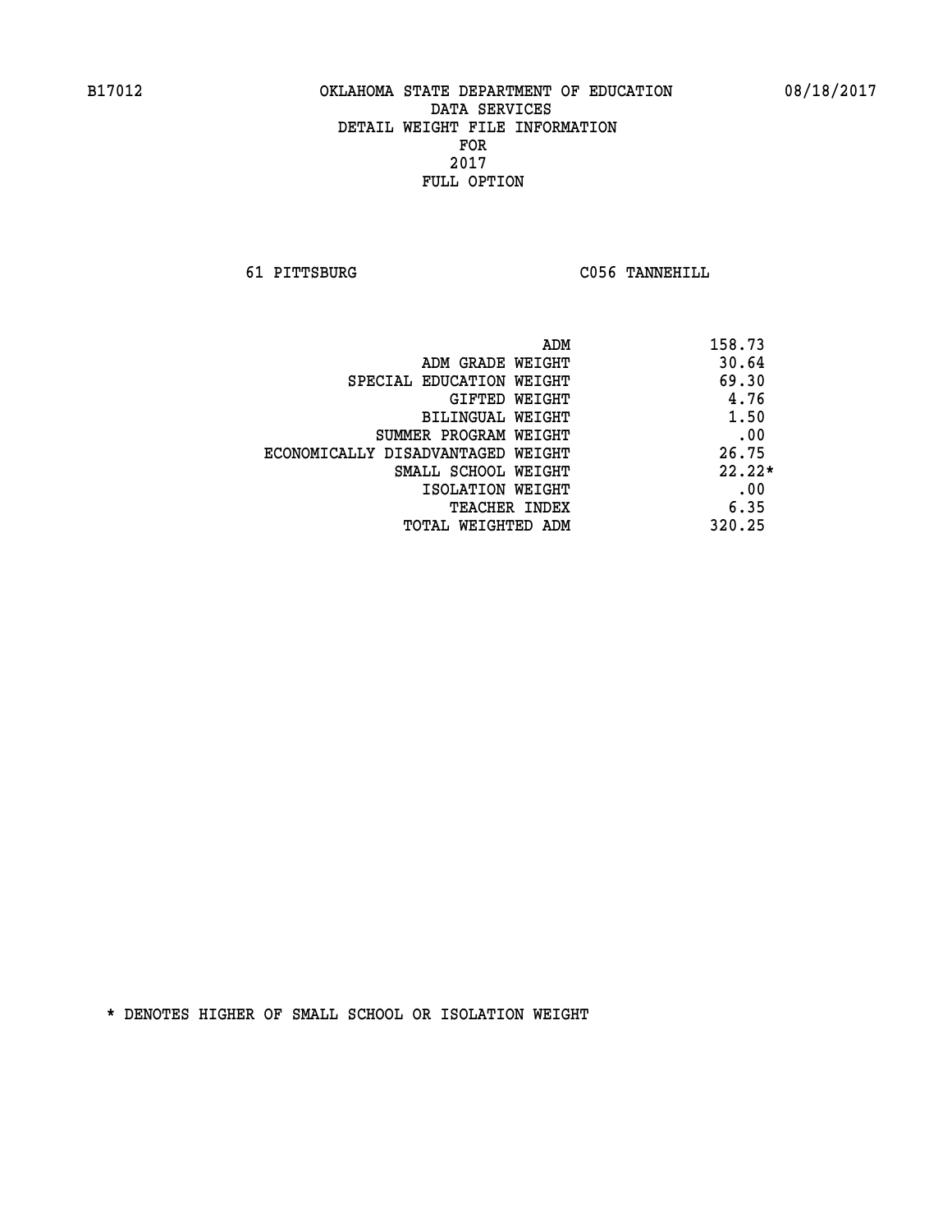B17012 OKLAHOMA STATE DEPARTMENT OF EDUCATION 08/18/2017

DATA SERVICES
DETAIL WEIGHT FILE INFORMATION
FOR
2017
FULL OPTION

61 PITTSBURG C056 TANNEHILL

| | |
|---|---|
| ADM | 158.73 |
| ADM GRADE WEIGHT | 30.64 |
| SPECIAL EDUCATION WEIGHT | 69.30 |
| GIFTED WEIGHT | 4.76 |
| BILINGUAL WEIGHT | 1.50 |
| SUMMER PROGRAM WEIGHT | .00 |
| ECONOMICALLY DISADVANTAGED WEIGHT | 26.75 |
| SMALL SCHOOL WEIGHT | 22.22* |
| ISOLATION WEIGHT | .00 |
| TEACHER INDEX | 6.35 |
| TOTAL WEIGHTED ADM | 320.25 |

* DENOTES HIGHER OF SMALL SCHOOL OR ISOLATION WEIGHT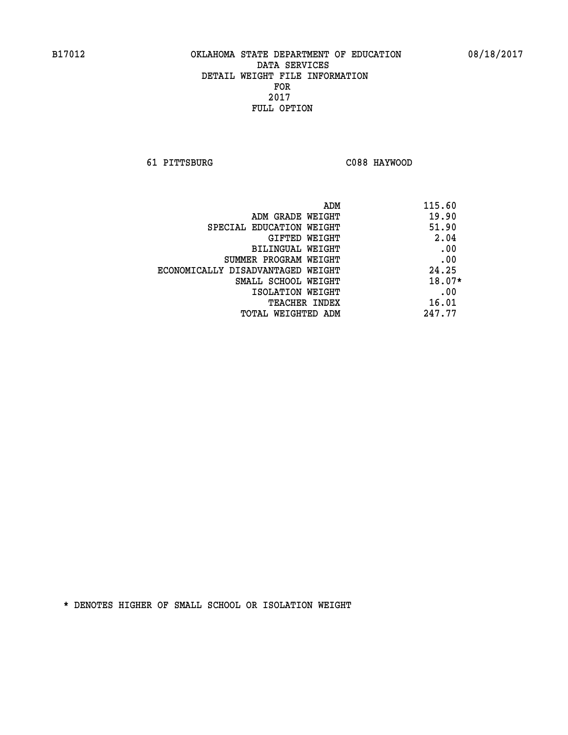OKLAHOMA STATE DEPARTMENT OF EDUCATION
DATA SERVICES
DETAIL WEIGHT FILE INFORMATION
FOR
2017
FULL OPTION

61 PITTSBURG C088 HAYWOOD

| | |
|---|---|
| ADM | 115.60 |
| ADM GRADE WEIGHT | 19.90 |
| SPECIAL EDUCATION WEIGHT | 51.90 |
| GIFTED WEIGHT | 2.04 |
| BILINGUAL WEIGHT | .00 |
| SUMMER PROGRAM WEIGHT | .00 |
| ECONOMICALLY DISADVANTAGED WEIGHT | 24.25 |
| SMALL SCHOOL WEIGHT | 18.07* |
| ISOLATION WEIGHT | .00 |
| TEACHER INDEX | 16.01 |
| TOTAL WEIGHTED ADM | 247.77 |

* DENOTES HIGHER OF SMALL SCHOOL OR ISOLATION WEIGHT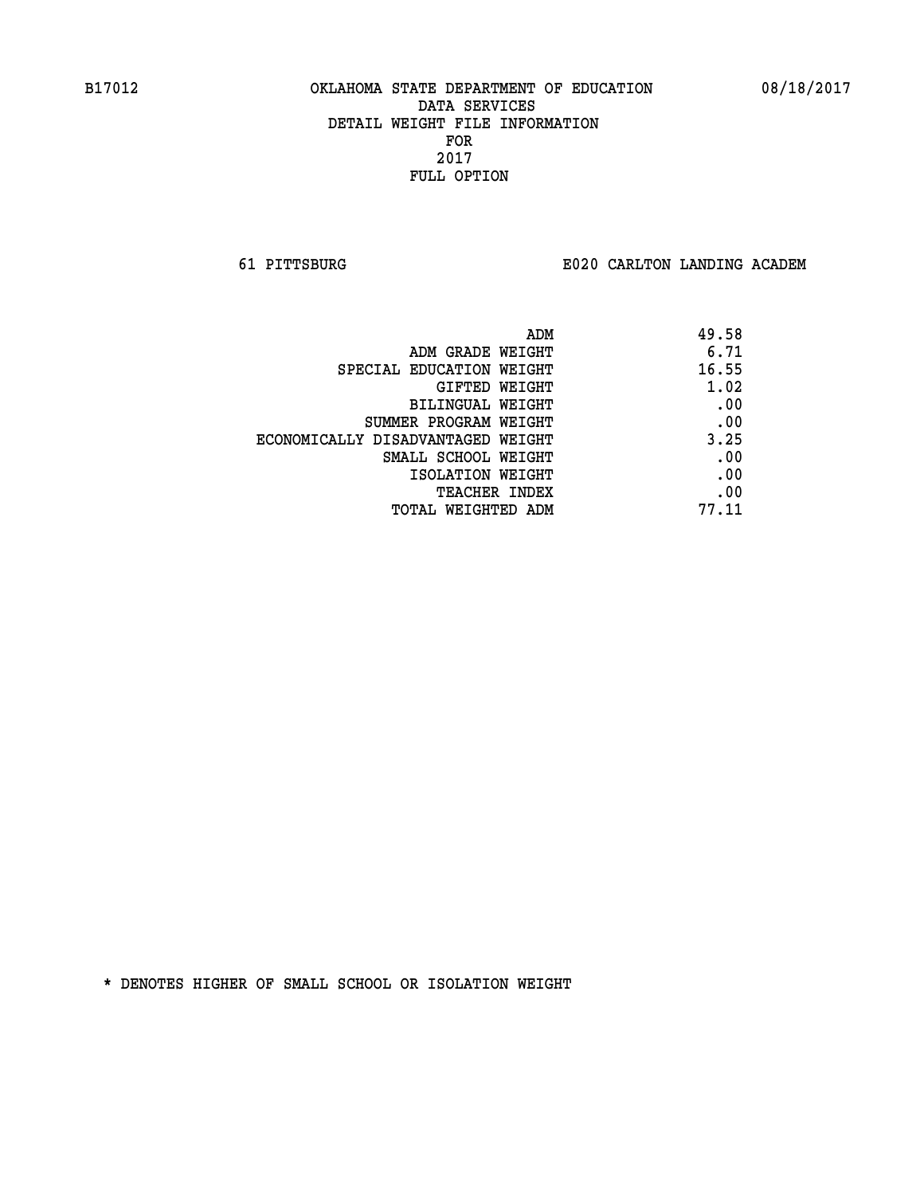B17012 OKLAHOMA STATE DEPARTMENT OF EDUCATION 08/18/2017

DATA SERVICES
DETAIL WEIGHT FILE INFORMATION
FOR
2017
FULL OPTION

61 PITTSBURG E020 CARLTON LANDING ACADEM

| | |
|---|---|
| ADM | 49.58 |
| ADM GRADE WEIGHT | 6.71 |
| SPECIAL EDUCATION WEIGHT | 16.55 |
| GIFTED WEIGHT | 1.02 |
| BILINGUAL WEIGHT | .00 |
| SUMMER PROGRAM WEIGHT | .00 |
| ECONOMICALLY DISADVANTAGED WEIGHT | 3.25 |
| SMALL SCHOOL WEIGHT | .00 |
| ISOLATION WEIGHT | .00 |
| TEACHER INDEX | .00 |
| TOTAL WEIGHTED ADM | 77.11 |

* DENOTES HIGHER OF SMALL SCHOOL OR ISOLATION WEIGHT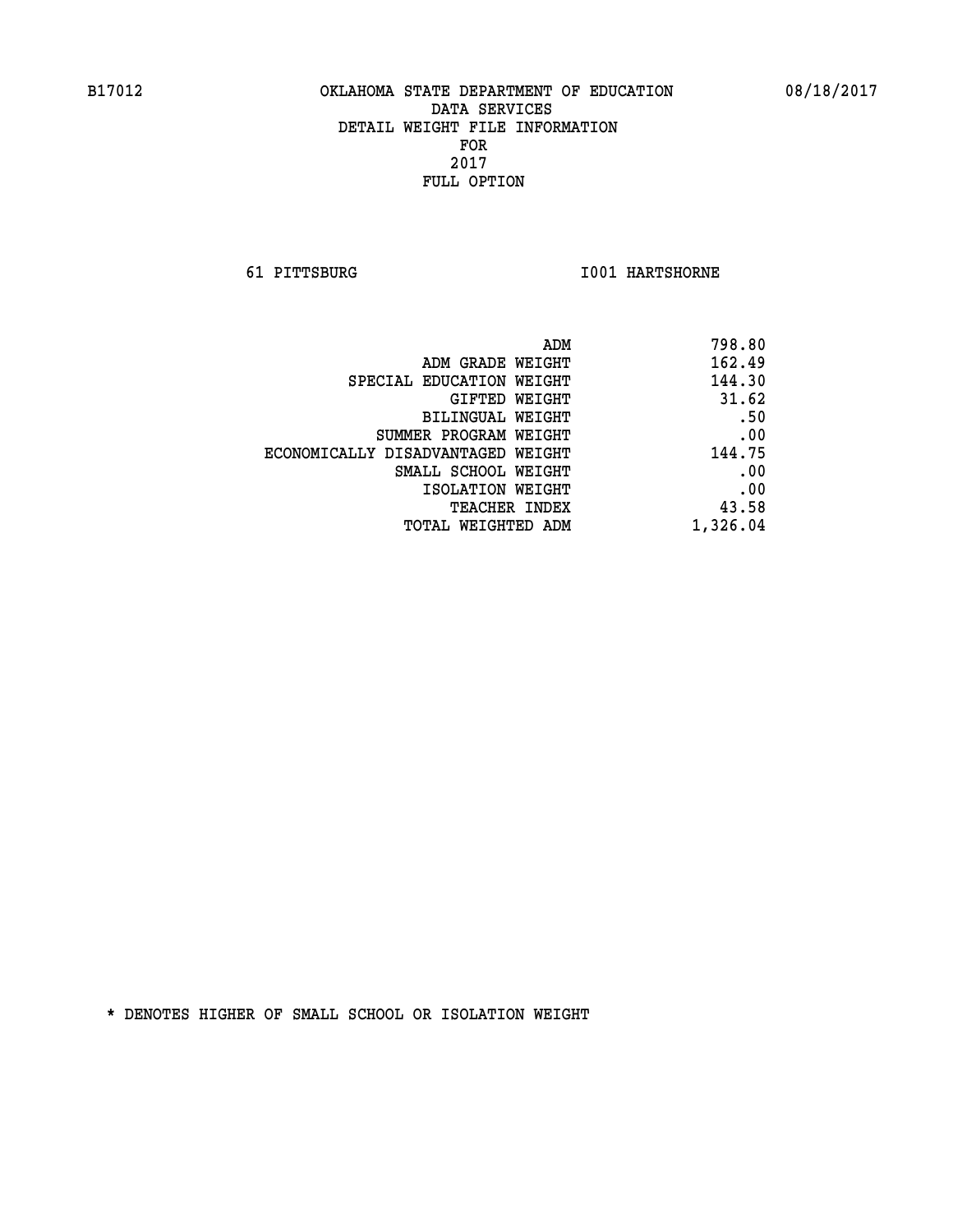B17012 OKLAHOMA STATE DEPARTMENT OF EDUCATION 08/18/2017

DATA SERVICES
DETAIL WEIGHT FILE INFORMATION
FOR
2017
FULL OPTION

61 PITTSBURG I001 HARTSHORNE

| | |
|---|---|
| ADM | 798.80 |
| ADM GRADE WEIGHT | 162.49 |
| SPECIAL EDUCATION WEIGHT | 144.30 |
| GIFTED WEIGHT | 31.62 |
| BILINGUAL WEIGHT | .50 |
| SUMMER PROGRAM WEIGHT | .00 |
| ECONOMICALLY DISADVANTAGED WEIGHT | 144.75 |
| SMALL SCHOOL WEIGHT | .00 |
| ISOLATION WEIGHT | .00 |
| TEACHER INDEX | 43.58 |
| TOTAL WEIGHTED ADM | 1,326.04 |

* DENOTES HIGHER OF SMALL SCHOOL OR ISOLATION WEIGHT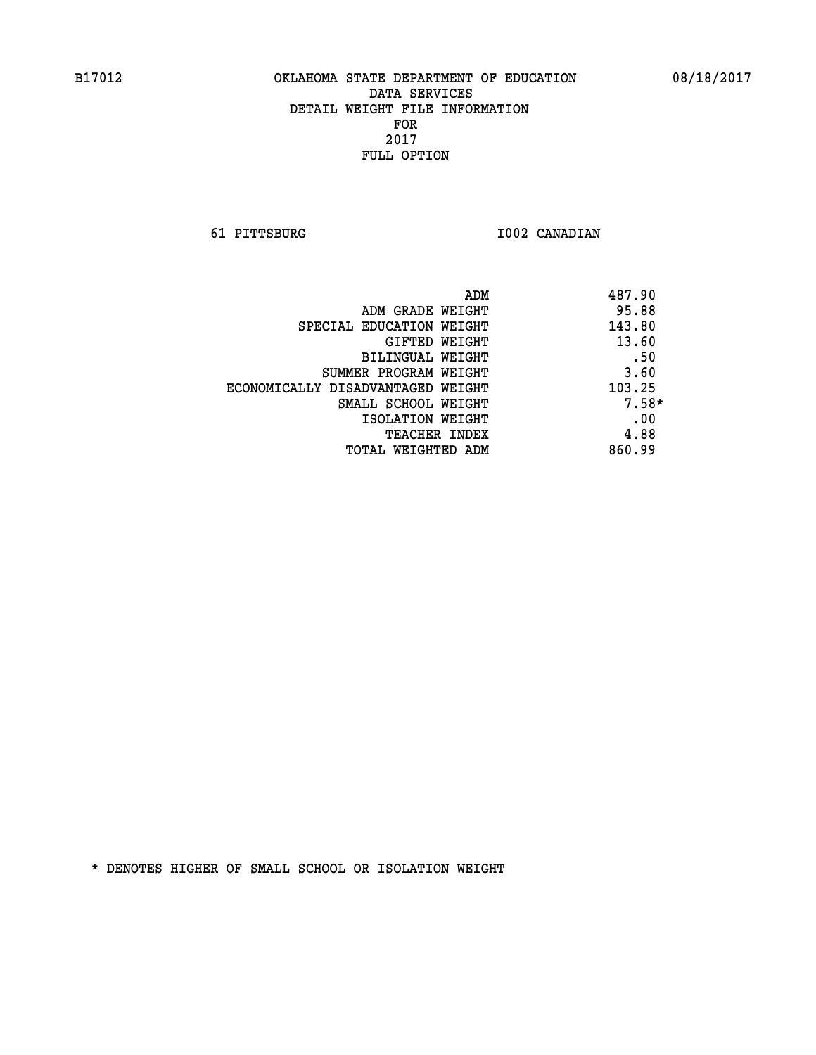# OKLAHOMA STATE DEPARTMENT OF EDUCATION
## DATA SERVICES
## DETAIL WEIGHT FILE INFORMATION
## FOR
## 2017
## FULL OPTION

B17012 08/18/2017

61 PITTSBURG I002 CANADIAN

| | |
|---|---|
| ADM | 487.90 |
| ADM GRADE WEIGHT | 95.88 |
| SPECIAL EDUCATION WEIGHT | 143.80 |
| GIFTED WEIGHT | 13.60 |
| BILINGUAL WEIGHT | .50 |
| SUMMER PROGRAM WEIGHT | 3.60 |
| ECONOMICALLY DISADVANTAGED WEIGHT | 103.25 |
| SMALL SCHOOL WEIGHT | 7.58* |
| ISOLATION WEIGHT | .00 |
| TEACHER INDEX | 4.88 |
| TOTAL WEIGHTED ADM | 860.99 |

* DENOTES HIGHER OF SMALL SCHOOL OR ISOLATION WEIGHT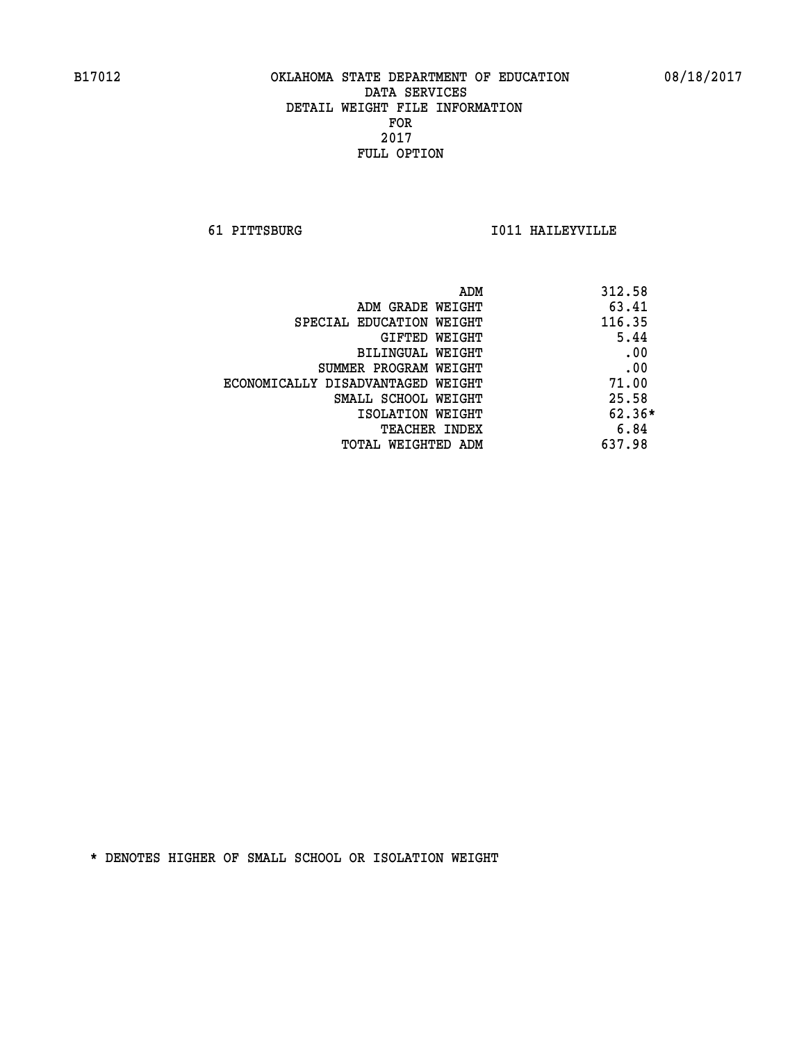B17012 OKLAHOMA STATE DEPARTMENT OF EDUCATION 08/18/2017
DATA SERVICES
DETAIL WEIGHT FILE INFORMATION
FOR
2017
FULL OPTION

61 PITTSBURG I011 HAILEYVILLE

| | |
|---|---|
| ADM | 312.58 |
| ADM GRADE WEIGHT | 63.41 |
| SPECIAL EDUCATION WEIGHT | 116.35 |
| GIFTED WEIGHT | 5.44 |
| BILINGUAL WEIGHT | .00 |
| SUMMER PROGRAM WEIGHT | .00 |
| ECONOMICALLY DISADVANTAGED WEIGHT | 71.00 |
| SMALL SCHOOL WEIGHT | 25.58 |
| ISOLATION WEIGHT | 62.36* |
| TEACHER INDEX | 6.84 |
| TOTAL WEIGHTED ADM | 637.98 |

* DENOTES HIGHER OF SMALL SCHOOL OR ISOLATION WEIGHT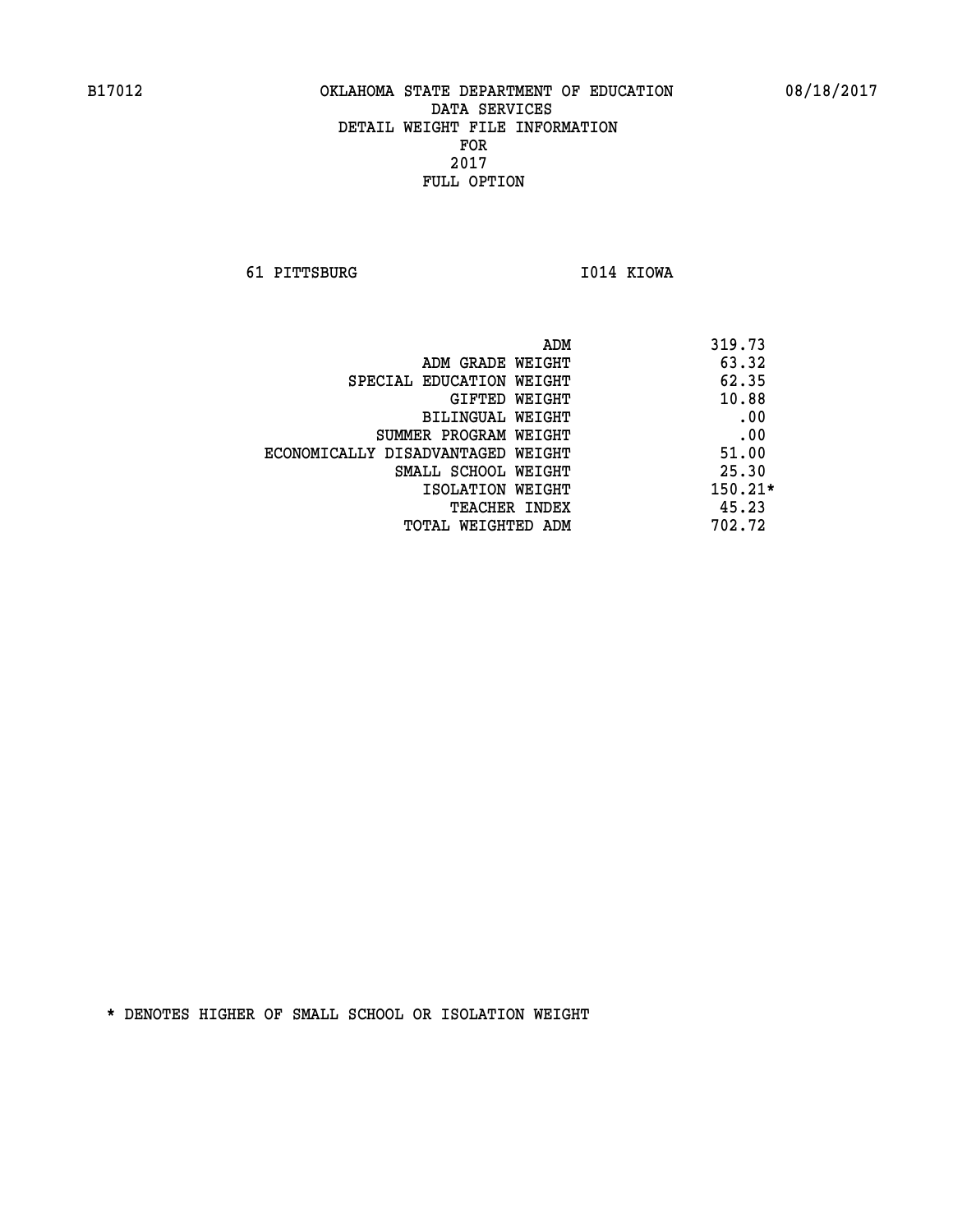B17012 OKLAHOMA STATE DEPARTMENT OF EDUCATION 08/18/2017

DATA SERVICES
DETAIL WEIGHT FILE INFORMATION
FOR
2017
FULL OPTION

61 PITTSBURG I014 KIOWA

| | |
|---|---|
| ADM | 319.73 |
| ADM GRADE WEIGHT | 63.32 |
| SPECIAL EDUCATION WEIGHT | 62.35 |
| GIFTED WEIGHT | 10.88 |
| BILINGUAL WEIGHT | .00 |
| SUMMER PROGRAM WEIGHT | .00 |
| ECONOMICALLY DISADVANTAGED WEIGHT | 51.00 |
| SMALL SCHOOL WEIGHT | 25.30 |
| ISOLATION WEIGHT | 150.21* |
| TEACHER INDEX | 45.23 |
| TOTAL WEIGHTED ADM | 702.72 |

* DENOTES HIGHER OF SMALL SCHOOL OR ISOLATION WEIGHT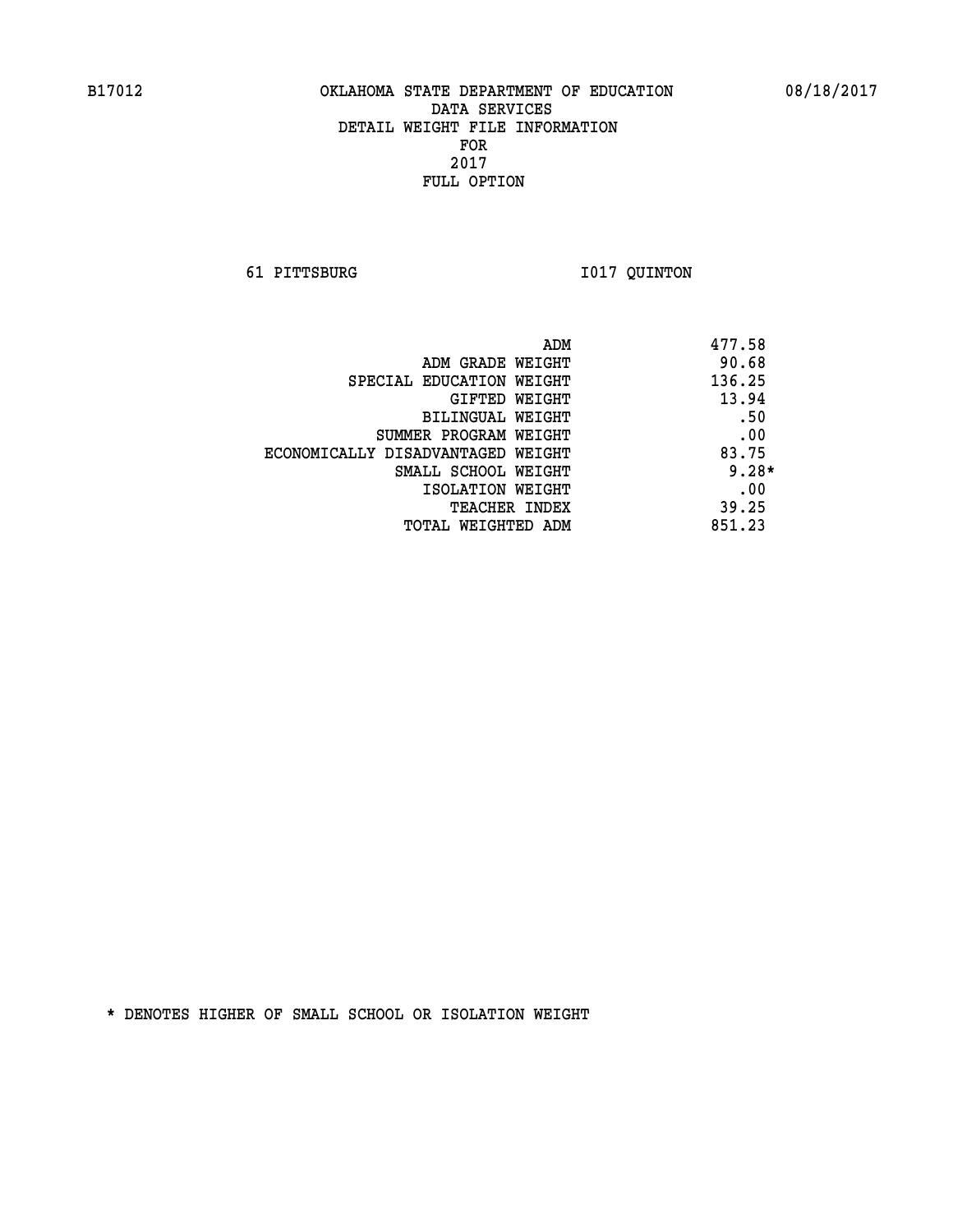B17012 OKLAHOMA STATE DEPARTMENT OF EDUCATION 08/18/2017

DATA SERVICES
DETAIL WEIGHT FILE INFORMATION
FOR
2017
FULL OPTION

61 PITTSBURG I017 QUINTON

| | |
|---|---|
| ADM | 477.58 |
| ADM GRADE WEIGHT | 90.68 |
| SPECIAL EDUCATION WEIGHT | 136.25 |
| GIFTED WEIGHT | 13.94 |
| BILINGUAL WEIGHT | .50 |
| SUMMER PROGRAM WEIGHT | .00 |
| ECONOMICALLY DISADVANTAGED WEIGHT | 83.75 |
| SMALL SCHOOL WEIGHT | 9.28* |
| ISOLATION WEIGHT | .00 |
| TEACHER INDEX | 39.25 |
| TOTAL WEIGHTED ADM | 851.23 |

* DENOTES HIGHER OF SMALL SCHOOL OR ISOLATION WEIGHT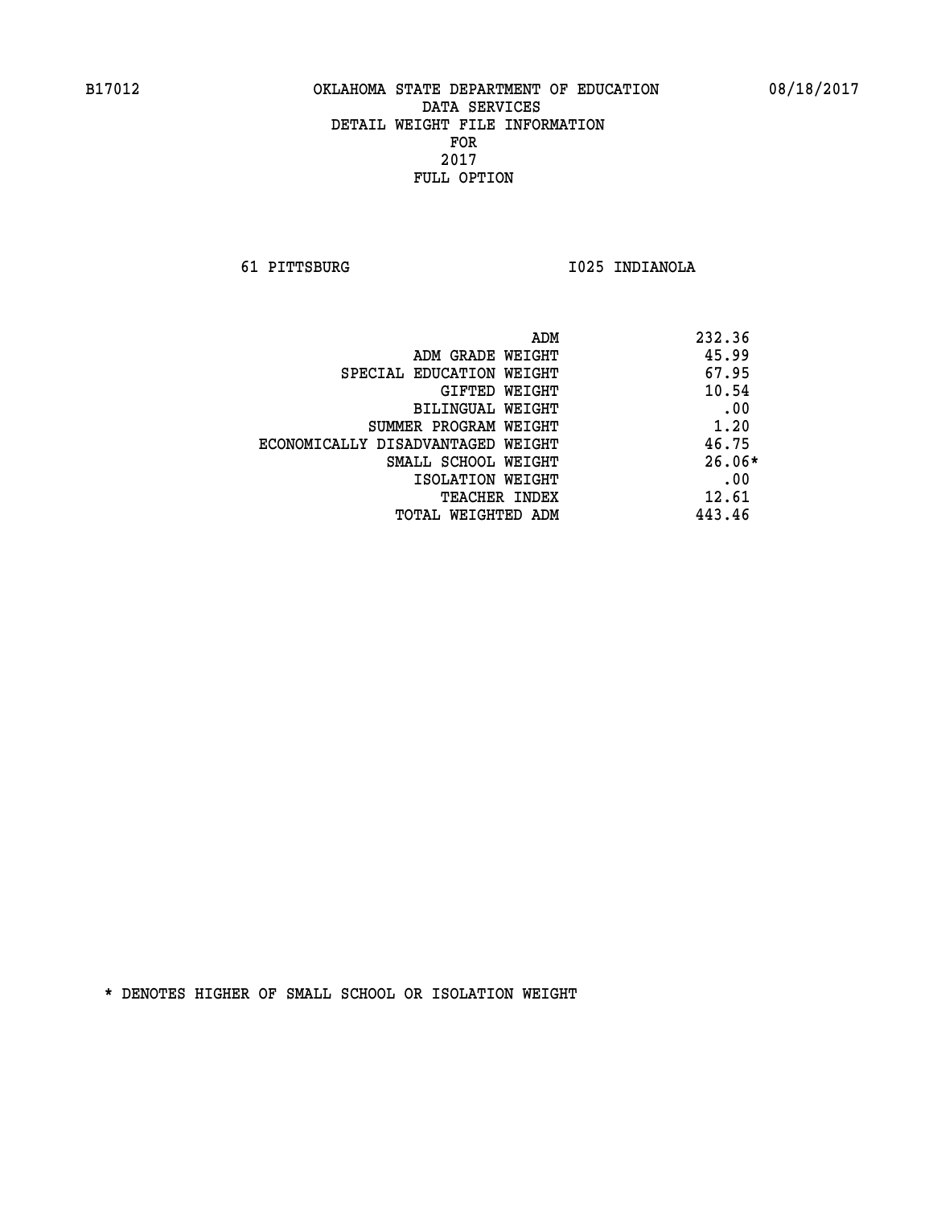B17012 OKLAHOMA STATE DEPARTMENT OF EDUCATION 08/18/2017

DATA SERVICES
DETAIL WEIGHT FILE INFORMATION
FOR
2017
FULL OPTION

61 PITTSBURG I025 INDIANOLA

| | |
|---|---|
| ADM | 232.36 |
| ADM GRADE WEIGHT | 45.99 |
| SPECIAL EDUCATION WEIGHT | 67.95 |
| GIFTED WEIGHT | 10.54 |
| BILINGUAL WEIGHT | .00 |
| SUMMER PROGRAM WEIGHT | 1.20 |
| ECONOMICALLY DISADVANTAGED WEIGHT | 46.75 |
| SMALL SCHOOL WEIGHT | 26.06* |
| ISOLATION WEIGHT | .00 |
| TEACHER INDEX | 12.61 |
| TOTAL WEIGHTED ADM | 443.46 |

* DENOTES HIGHER OF SMALL SCHOOL OR ISOLATION WEIGHT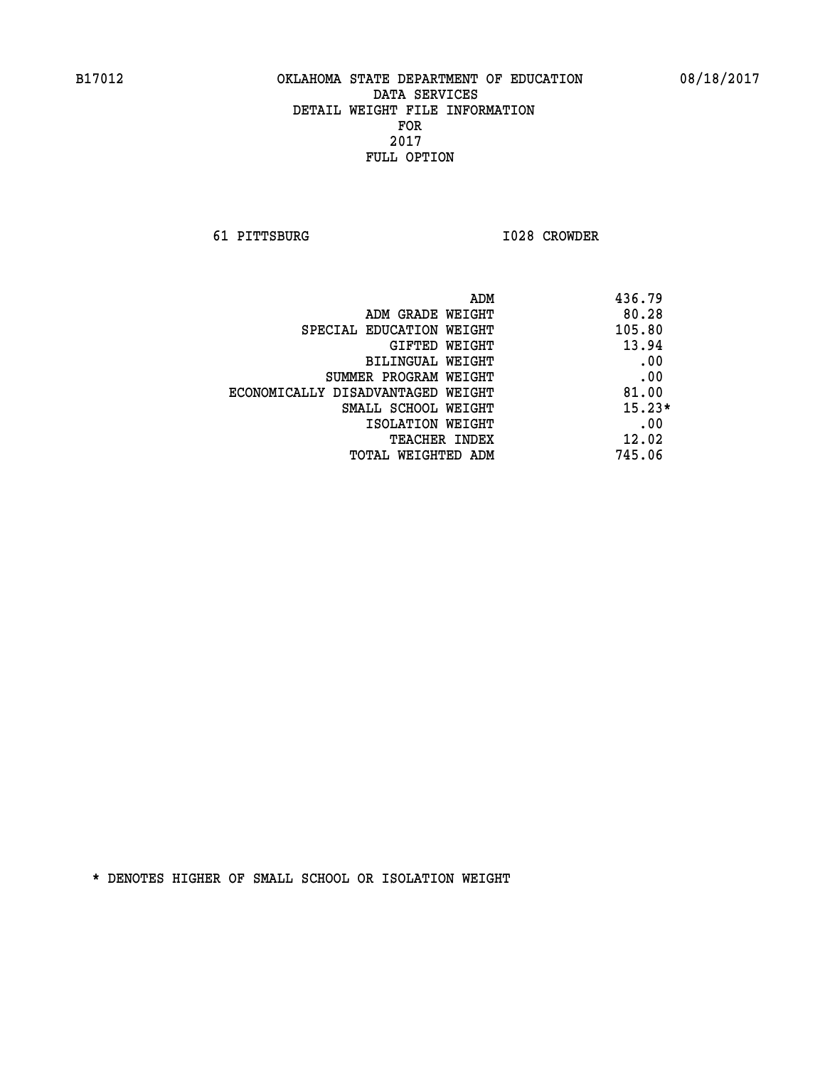B17012 OKLAHOMA STATE DEPARTMENT OF EDUCATION 08/18/2017

DATA SERVICES
DETAIL WEIGHT FILE INFORMATION
FOR
2017
FULL OPTION

61 PITTSBURG I028 CROWDER

| | |
|---|---|
| ADM | 436.79 |
| ADM GRADE WEIGHT | 80.28 |
| SPECIAL EDUCATION WEIGHT | 105.80 |
| GIFTED WEIGHT | 13.94 |
| BILINGUAL WEIGHT | .00 |
| SUMMER PROGRAM WEIGHT | .00 |
| ECONOMICALLY DISADVANTAGED WEIGHT | 81.00 |
| SMALL SCHOOL WEIGHT | 15.23* |
| ISOLATION WEIGHT | .00 |
| TEACHER INDEX | 12.02 |
| TOTAL WEIGHTED ADM | 745.06 |

* DENOTES HIGHER OF SMALL SCHOOL OR ISOLATION WEIGHT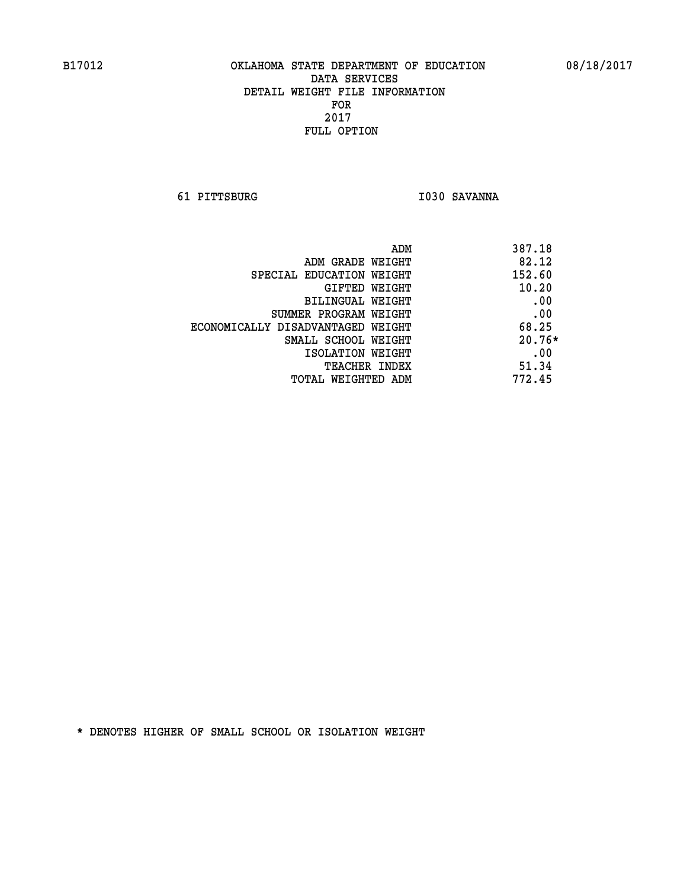B17012 OKLAHOMA STATE DEPARTMENT OF EDUCATION 08/18/2017

DATA SERVICES
DETAIL WEIGHT FILE INFORMATION
FOR
2017
FULL OPTION

61 PITTSBURG I030 SAVANNA

| | |
|---|---|
| ADM | 387.18 |
| ADM GRADE WEIGHT | 82.12 |
| SPECIAL EDUCATION WEIGHT | 152.60 |
| GIFTED WEIGHT | 10.20 |
| BILINGUAL WEIGHT | .00 |
| SUMMER PROGRAM WEIGHT | .00 |
| ECONOMICALLY DISADVANTAGED WEIGHT | 68.25 |
| SMALL SCHOOL WEIGHT | 20.76* |
| ISOLATION WEIGHT | .00 |
| TEACHER INDEX | 51.34 |
| TOTAL WEIGHTED ADM | 772.45 |

* DENOTES HIGHER OF SMALL SCHOOL OR ISOLATION WEIGHT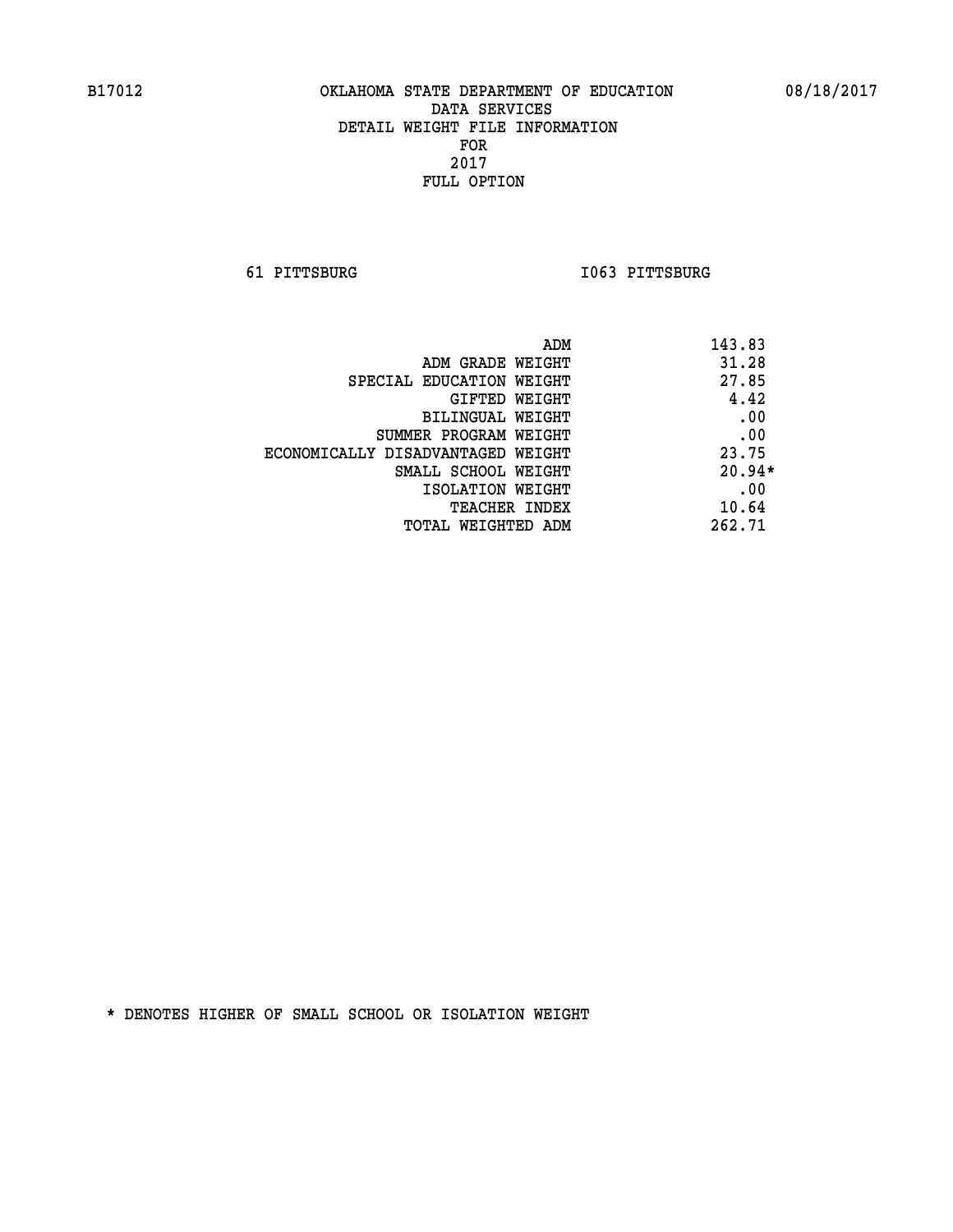B17012 OKLAHOMA STATE DEPARTMENT OF EDUCATION 08/18/2017
DATA SERVICES
DETAIL WEIGHT FILE INFORMATION
FOR
2017
FULL OPTION

61 PITTSBURG I063 PITTSBURG

| | |
|---|---|
| ADM | 143.83 |
| ADM GRADE WEIGHT | 31.28 |
| SPECIAL EDUCATION WEIGHT | 27.85 |
| GIFTED WEIGHT | 4.42 |
| BILINGUAL WEIGHT | .00 |
| SUMMER PROGRAM WEIGHT | .00 |
| ECONOMICALLY DISADVANTAGED WEIGHT | 23.75 |
| SMALL SCHOOL WEIGHT | 20.94* |
| ISOLATION WEIGHT | .00 |
| TEACHER INDEX | 10.64 |
| TOTAL WEIGHTED ADM | 262.71 |

* DENOTES HIGHER OF SMALL SCHOOL OR ISOLATION WEIGHT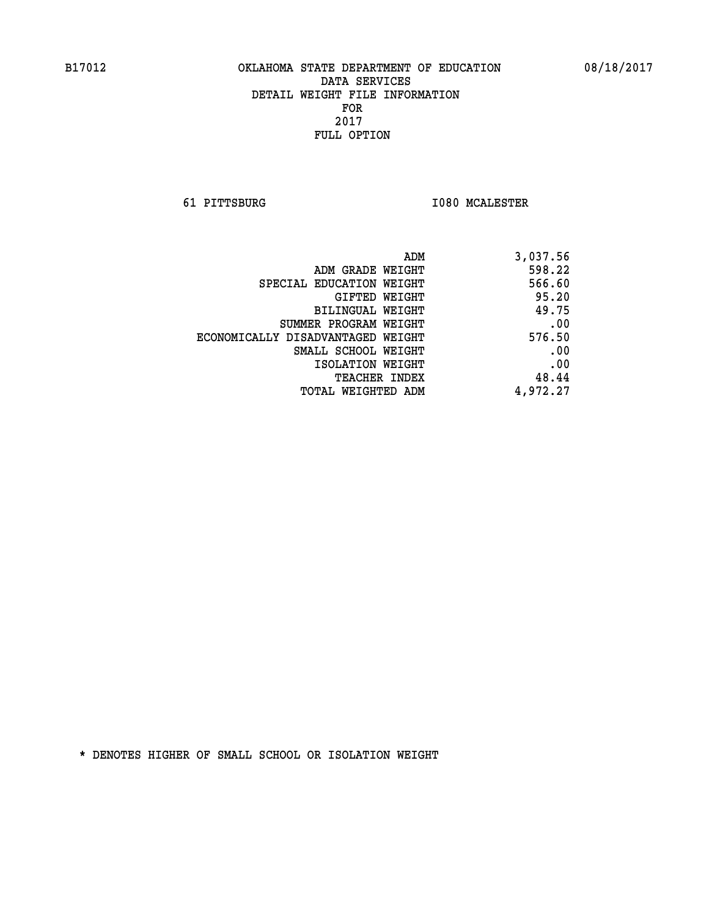B17012 OKLAHOMA STATE DEPARTMENT OF EDUCATION 08/18/2017

DATA SERVICES
DETAIL WEIGHT FILE INFORMATION
FOR
2017
FULL OPTION

61 PITTSBURG I080 MCALESTER

| | |
|---|---|
| ADM | 3,037.56 |
| ADM GRADE WEIGHT | 598.22 |
| SPECIAL EDUCATION WEIGHT | 566.60 |
| GIFTED WEIGHT | 95.20 |
| BILINGUAL WEIGHT | 49.75 |
| SUMMER PROGRAM WEIGHT | .00 |
| ECONOMICALLY DISADVANTAGED WEIGHT | 576.50 |
| SMALL SCHOOL WEIGHT | .00 |
| ISOLATION WEIGHT | .00 |
| TEACHER INDEX | 48.44 |
| TOTAL WEIGHTED ADM | 4,972.27 |

* DENOTES HIGHER OF SMALL SCHOOL OR ISOLATION WEIGHT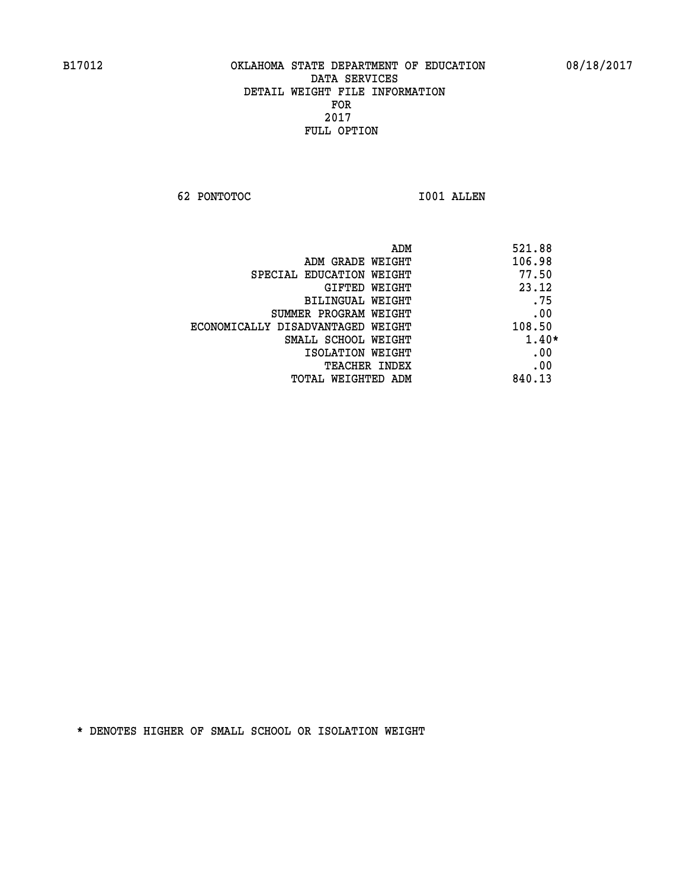# OKLAHOMA STATE DEPARTMENT OF EDUCATION
## DATA SERVICES
## DETAIL WEIGHT FILE INFORMATION
## FOR
## 2017
## FULL OPTION

B17012 08/18/2017

62 PONTOTOC I001 ALLEN

| | |
|---|---|
| ADM | 521.88 |
| ADM GRADE WEIGHT | 106.98 |
| SPECIAL EDUCATION WEIGHT | 77.50 |
| GIFTED WEIGHT | 23.12 |
| BILINGUAL WEIGHT | .75 |
| SUMMER PROGRAM WEIGHT | .00 |
| ECONOMICALLY DISADVANTAGED WEIGHT | 108.50 |
| SMALL SCHOOL WEIGHT | 1.40* |
| ISOLATION WEIGHT | .00 |
| TEACHER INDEX | .00 |
| TOTAL WEIGHTED ADM | 840.13 |

* DENOTES HIGHER OF SMALL SCHOOL OR ISOLATION WEIGHT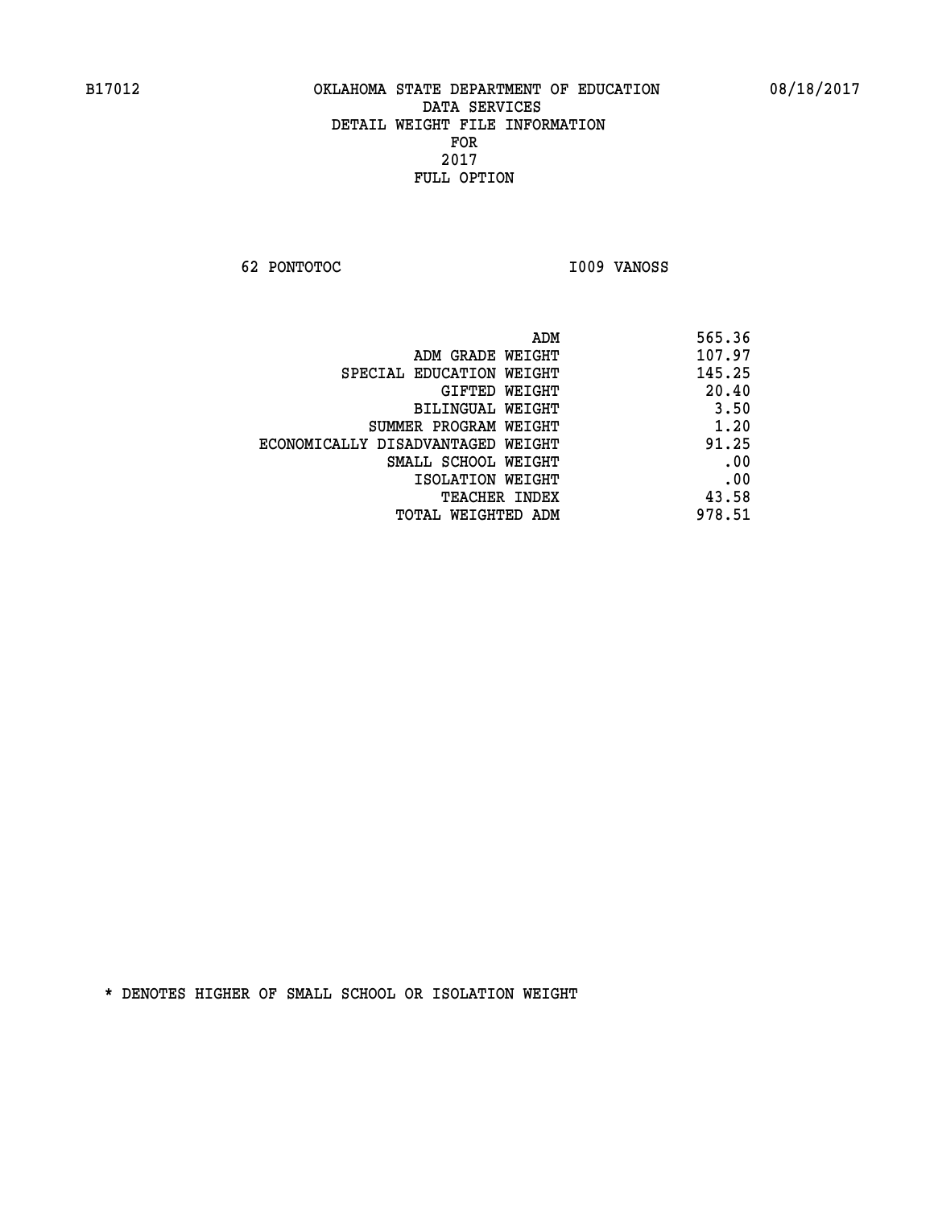# OKLAHOMA STATE DEPARTMENT OF EDUCATION
## DATA SERVICES
## DETAIL WEIGHT FILE INFORMATION
## FOR
## 2017
## FULL OPTION

B17012 08/18/2017

62 PONTOTOC I009 VANOSS

| | |
|---|---|
| ADM | 565.36 |
| ADM GRADE WEIGHT | 107.97 |
| SPECIAL EDUCATION WEIGHT | 145.25 |
| GIFTED WEIGHT | 20.40 |
| BILINGUAL WEIGHT | 3.50 |
| SUMMER PROGRAM WEIGHT | 1.20 |
| ECONOMICALLY DISADVANTAGED WEIGHT | 91.25 |
| SMALL SCHOOL WEIGHT | .00 |
| ISOLATION WEIGHT | .00 |
| TEACHER INDEX | 43.58 |
| TOTAL WEIGHTED ADM | 978.51 |

* DENOTES HIGHER OF SMALL SCHOOL OR ISOLATION WEIGHT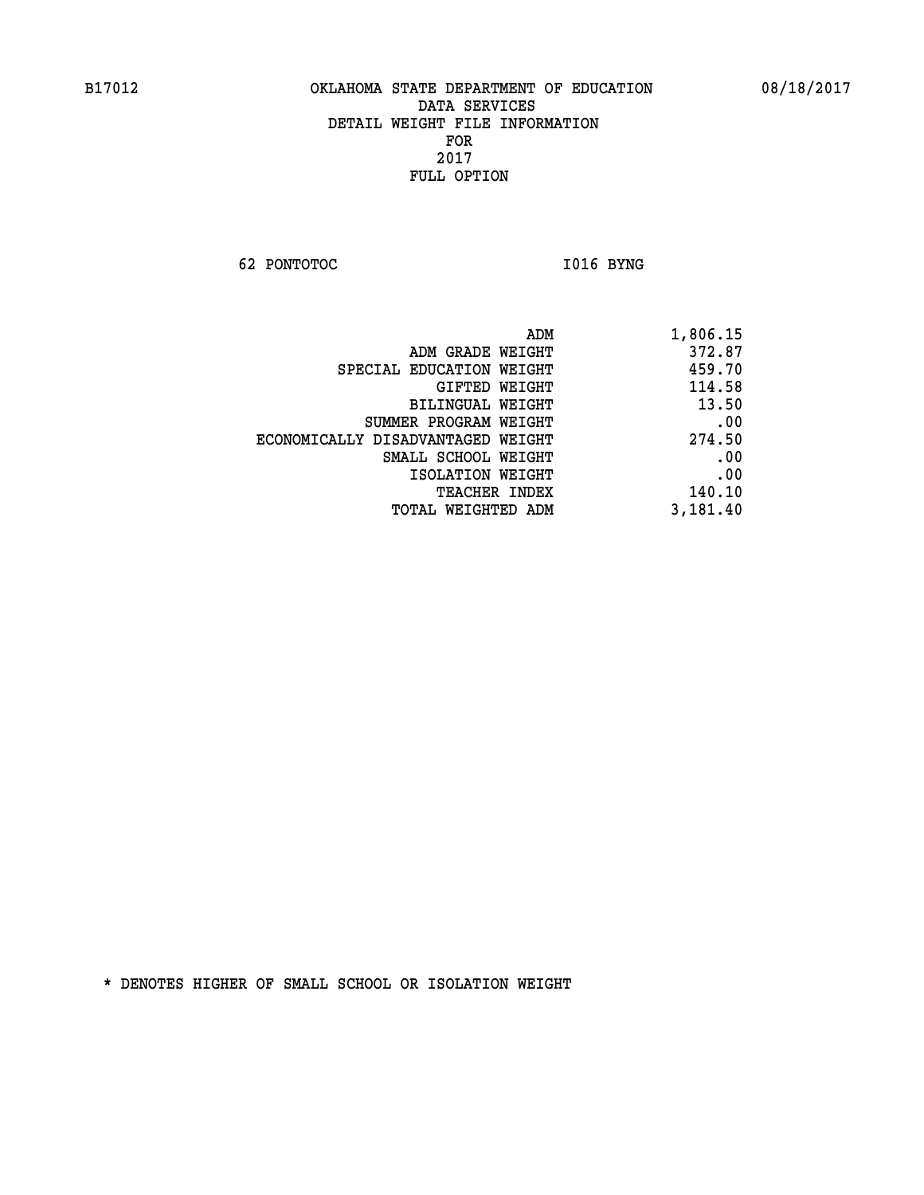B17012 OKLAHOMA STATE DEPARTMENT OF EDUCATION 08/18/2017

DATA SERVICES
DETAIL WEIGHT FILE INFORMATION
FOR
2017
FULL OPTION

62 PONTOTOC I016 BYNG

| | |
|---|---|
| ADM | 1,806.15 |
| ADM GRADE WEIGHT | 372.87 |
| SPECIAL EDUCATION WEIGHT | 459.70 |
| GIFTED WEIGHT | 114.58 |
| BILINGUAL WEIGHT | 13.50 |
| SUMMER PROGRAM WEIGHT | .00 |
| ECONOMICALLY DISADVANTAGED WEIGHT | 274.50 |
| SMALL SCHOOL WEIGHT | .00 |
| ISOLATION WEIGHT | .00 |
| TEACHER INDEX | 140.10 |
| TOTAL WEIGHTED ADM | 3,181.40 |

* DENOTES HIGHER OF SMALL SCHOOL OR ISOLATION WEIGHT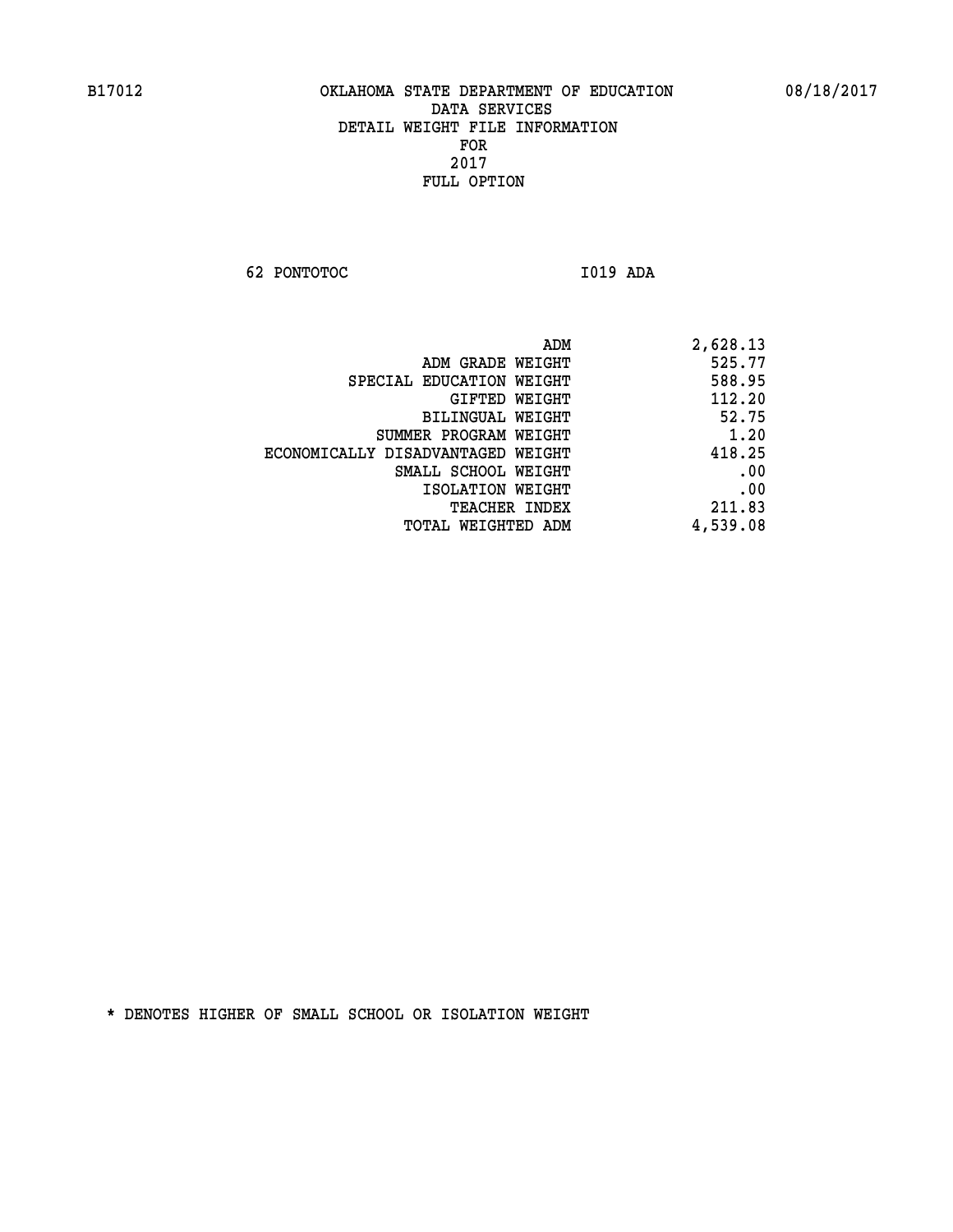# OKLAHOMA STATE DEPARTMENT OF EDUCATION

B17012 08/18/2017

DATA SERVICES
DETAIL WEIGHT FILE INFORMATION
FOR
2017
FULL OPTION

62 PONTOTOC I019 ADA

| | |
|---|---|
| ADM | 2,628.13 |
| ADM GRADE WEIGHT | 525.77 |
| SPECIAL EDUCATION WEIGHT | 588.95 |
| GIFTED WEIGHT | 112.20 |
| BILINGUAL WEIGHT | 52.75 |
| SUMMER PROGRAM WEIGHT | 1.20 |
| ECONOMICALLY DISADVANTAGED WEIGHT | 418.25 |
| SMALL SCHOOL WEIGHT | .00 |
| ISOLATION WEIGHT | .00 |
| TEACHER INDEX | 211.83 |
| TOTAL WEIGHTED ADM | 4,539.08 |

* DENOTES HIGHER OF SMALL SCHOOL OR ISOLATION WEIGHT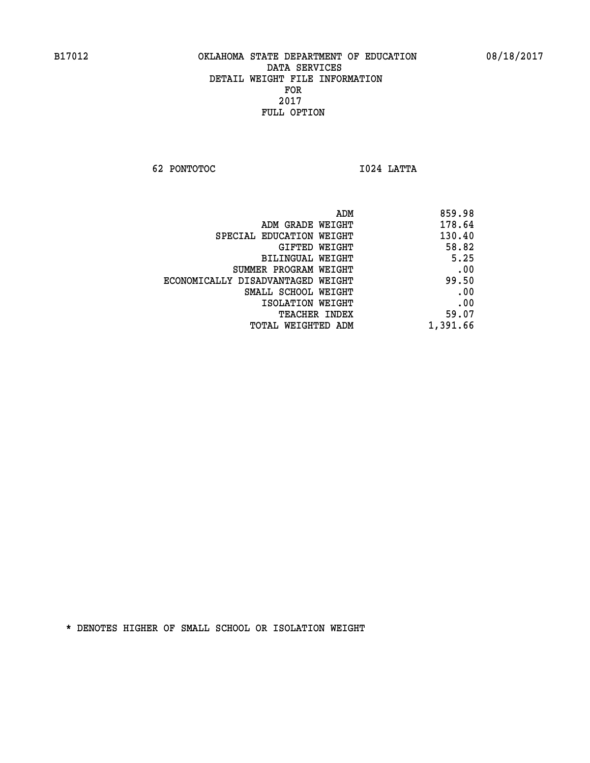B17012 OKLAHOMA STATE DEPARTMENT OF EDUCATION 08/18/2017

DATA SERVICES
DETAIL WEIGHT FILE INFORMATION
FOR
2017
FULL OPTION

62 PONTOTOC I024 LATTA

| | |
|---|---|
| ADM | 859.98 |
| ADM GRADE WEIGHT | 178.64 |
| SPECIAL EDUCATION WEIGHT | 130.40 |
| GIFTED WEIGHT | 58.82 |
| BILINGUAL WEIGHT | 5.25 |
| SUMMER PROGRAM WEIGHT | .00 |
| ECONOMICALLY DISADVANTAGED WEIGHT | 99.50 |
| SMALL SCHOOL WEIGHT | .00 |
| ISOLATION WEIGHT | .00 |
| TEACHER INDEX | 59.07 |
| TOTAL WEIGHTED ADM | 1,391.66 |

* DENOTES HIGHER OF SMALL SCHOOL OR ISOLATION WEIGHT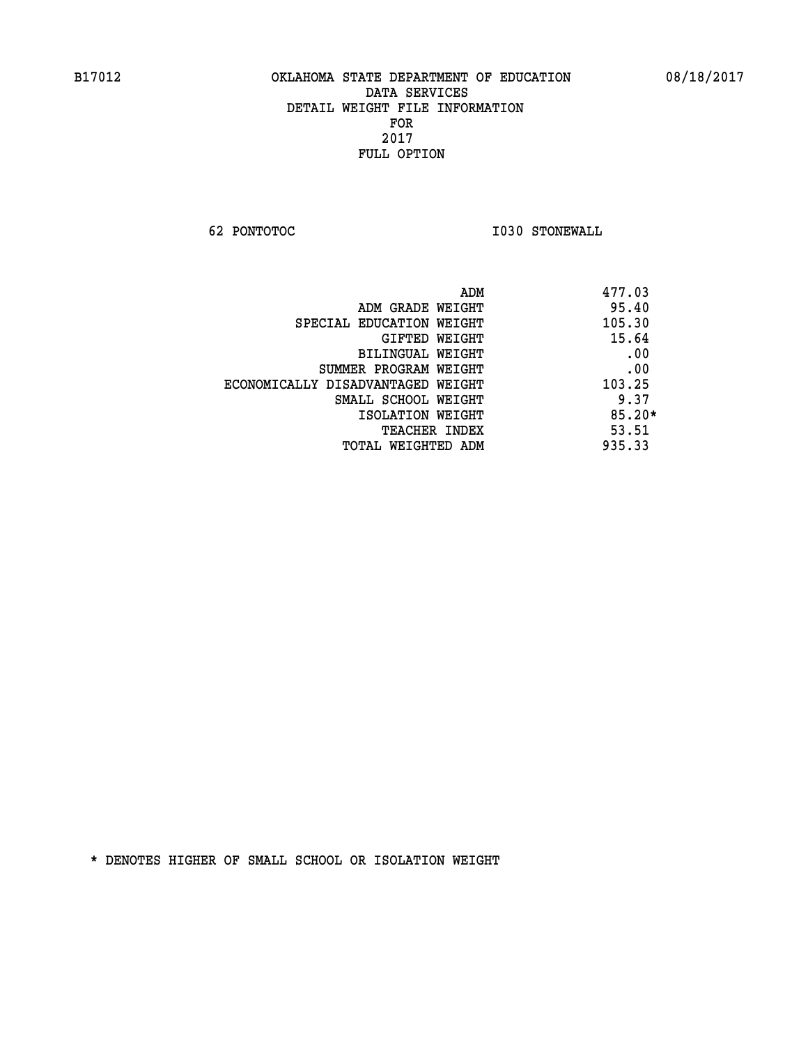B17012 OKLAHOMA STATE DEPARTMENT OF EDUCATION 08/18/2017

DATA SERVICES
DETAIL WEIGHT FILE INFORMATION
FOR
2017
FULL OPTION

62 PONTOTOC I030 STONEWALL

| | |
|---|---|
| ADM | 477.03 |
| ADM GRADE WEIGHT | 95.40 |
| SPECIAL EDUCATION WEIGHT | 105.30 |
| GIFTED WEIGHT | 15.64 |
| BILINGUAL WEIGHT | .00 |
| SUMMER PROGRAM WEIGHT | .00 |
| ECONOMICALLY DISADVANTAGED WEIGHT | 103.25 |
| SMALL SCHOOL WEIGHT | 9.37 |
| ISOLATION WEIGHT | 85.20* |
| TEACHER INDEX | 53.51 |
| TOTAL WEIGHTED ADM | 935.33 |

* DENOTES HIGHER OF SMALL SCHOOL OR ISOLATION WEIGHT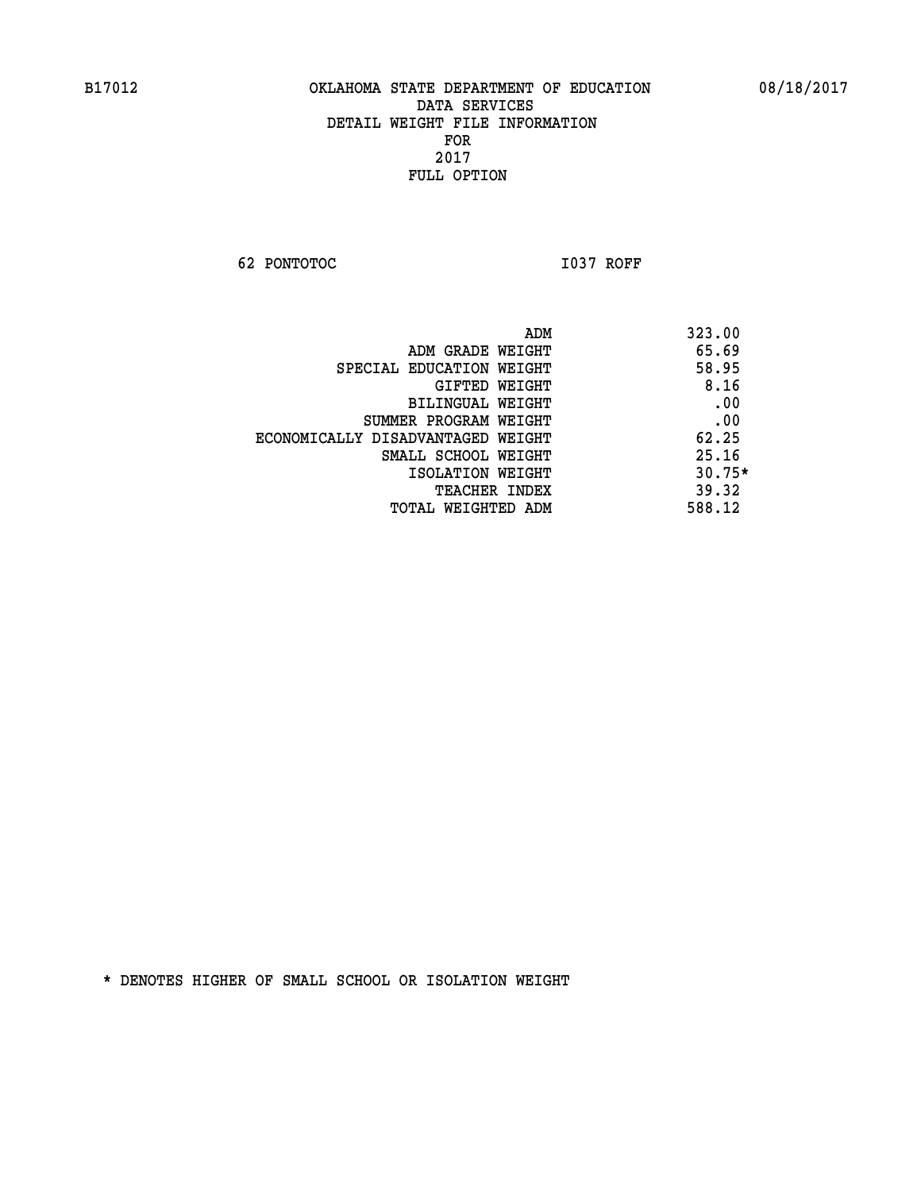B17012 OKLAHOMA STATE DEPARTMENT OF EDUCATION 08/18/2017

DATA SERVICES
DETAIL WEIGHT FILE INFORMATION
FOR
2017
FULL OPTION

62 PONTOTOC I037 ROFF

| | |
|---|---|
| ADM | 323.00 |
| ADM GRADE WEIGHT | 65.69 |
| SPECIAL EDUCATION WEIGHT | 58.95 |
| GIFTED WEIGHT | 8.16 |
| BILINGUAL WEIGHT | .00 |
| SUMMER PROGRAM WEIGHT | .00 |
| ECONOMICALLY DISADVANTAGED WEIGHT | 62.25 |
| SMALL SCHOOL WEIGHT | 25.16 |
| ISOLATION WEIGHT | 30.75* |
| TEACHER INDEX | 39.32 |
| TOTAL WEIGHTED ADM | 588.12 |

* DENOTES HIGHER OF SMALL SCHOOL OR ISOLATION WEIGHT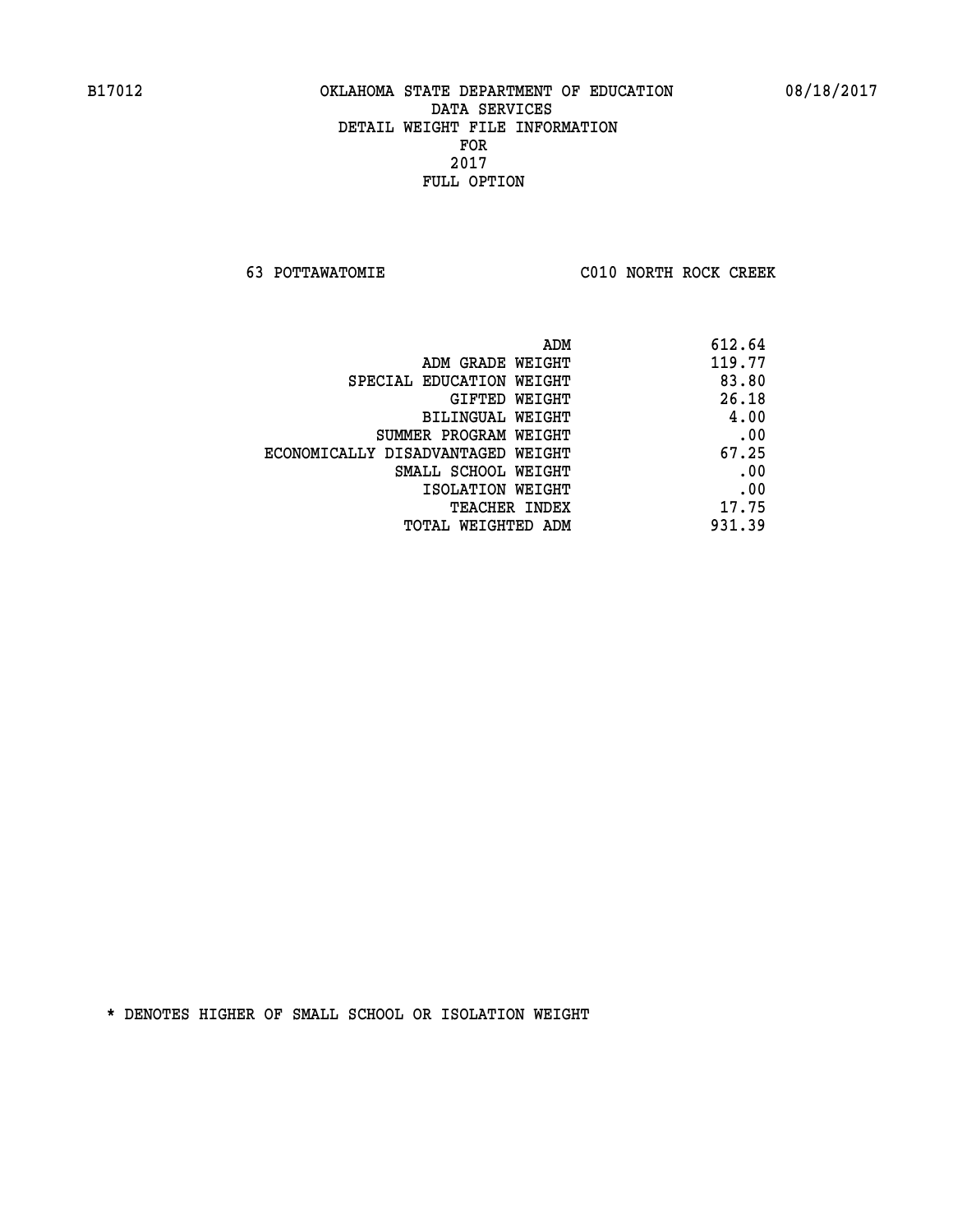# OKLAHOMA STATE DEPARTMENT OF EDUCATION
## DATA SERVICES
## DETAIL WEIGHT FILE INFORMATION
## FOR
## 2017
## FULL OPTION

63 POTTAWATOMIE — C010 NORTH ROCK CREEK

| | |
|---|---|
| ADM | 612.64 |
| ADM GRADE WEIGHT | 119.77 |
| SPECIAL EDUCATION WEIGHT | 83.80 |
| GIFTED WEIGHT | 26.18 |
| BILINGUAL WEIGHT | 4.00 |
| SUMMER PROGRAM WEIGHT | .00 |
| ECONOMICALLY DISADVANTAGED WEIGHT | 67.25 |
| SMALL SCHOOL WEIGHT | .00 |
| ISOLATION WEIGHT | .00 |
| TEACHER INDEX | 17.75 |
| TOTAL WEIGHTED ADM | 931.39 |

* DENOTES HIGHER OF SMALL SCHOOL OR ISOLATION WEIGHT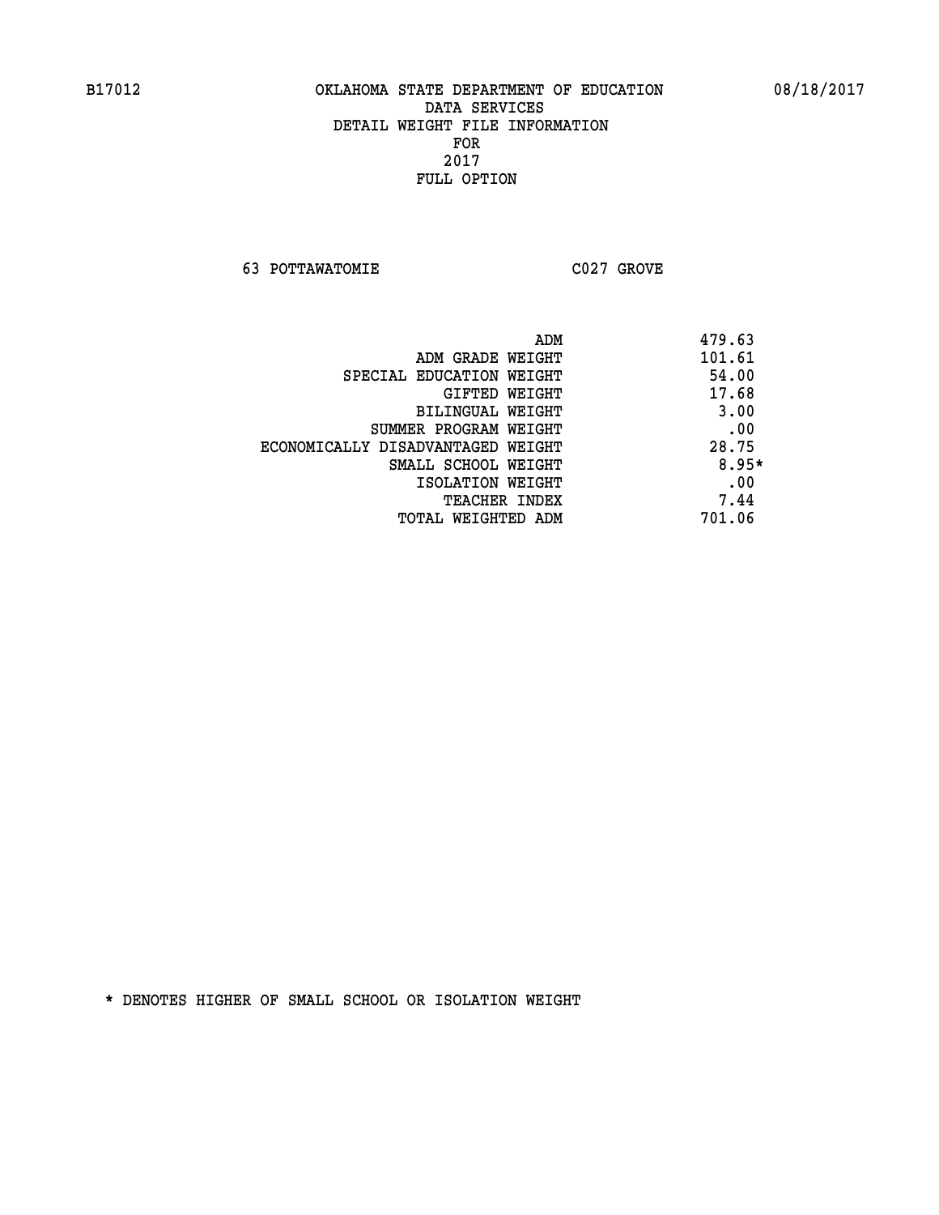# OKLAHOMA STATE DEPARTMENT OF EDUCATION
## DATA SERVICES
## DETAIL WEIGHT FILE INFORMATION
## FOR
## 2017
## FULL OPTION

B17012 — 08/18/2017

63 POTTAWATOMIE — C027 GROVE

| | |
|---|---|
| ADM | 479.63 |
| ADM GRADE WEIGHT | 101.61 |
| SPECIAL EDUCATION WEIGHT | 54.00 |
| GIFTED WEIGHT | 17.68 |
| BILINGUAL WEIGHT | 3.00 |
| SUMMER PROGRAM WEIGHT | .00 |
| ECONOMICALLY DISADVANTAGED WEIGHT | 28.75 |
| SMALL SCHOOL WEIGHT | 8.95* |
| ISOLATION WEIGHT | .00 |
| TEACHER INDEX | 7.44 |
| TOTAL WEIGHTED ADM | 701.06 |

* DENOTES HIGHER OF SMALL SCHOOL OR ISOLATION WEIGHT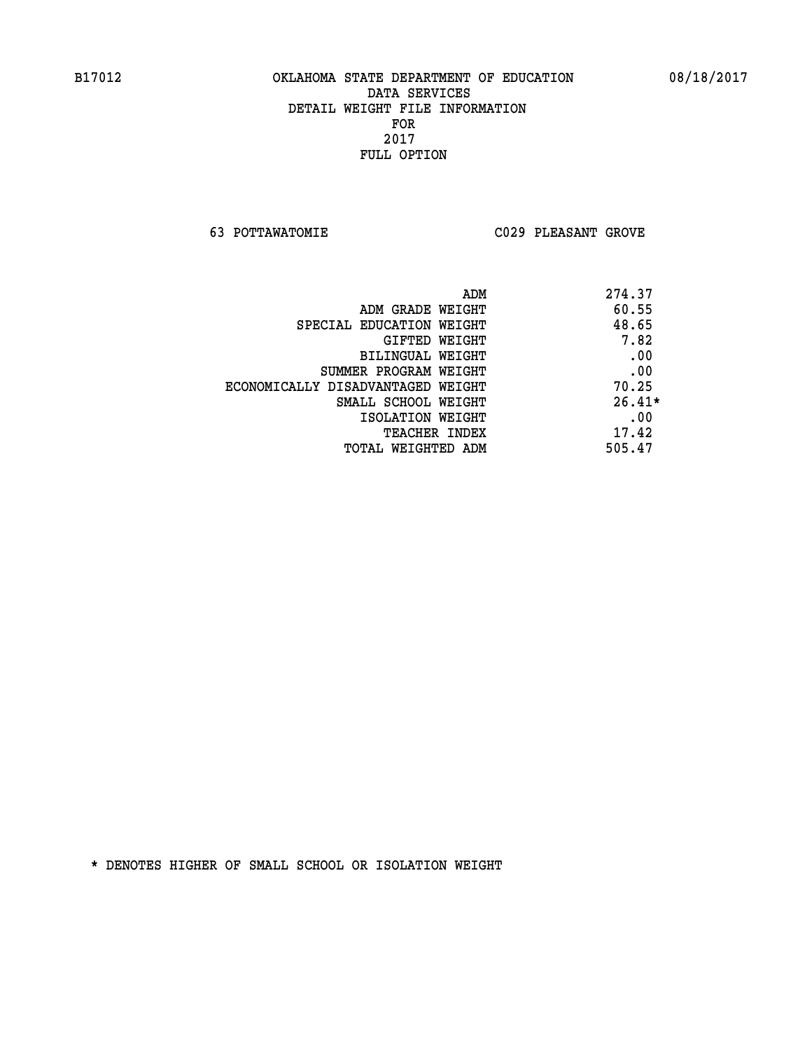B17012 OKLAHOMA STATE DEPARTMENT OF EDUCATION 08/18/2017

DATA SERVICES
DETAIL WEIGHT FILE INFORMATION
FOR
2017
FULL OPTION

63 POTTAWATOMIE C029 PLEASANT GROVE

| | |
|---|---|
| ADM | 274.37 |
| ADM GRADE WEIGHT | 60.55 |
| SPECIAL EDUCATION WEIGHT | 48.65 |
| GIFTED WEIGHT | 7.82 |
| BILINGUAL WEIGHT | .00 |
| SUMMER PROGRAM WEIGHT | .00 |
| ECONOMICALLY DISADVANTAGED WEIGHT | 70.25 |
| SMALL SCHOOL WEIGHT | 26.41* |
| ISOLATION WEIGHT | .00 |
| TEACHER INDEX | 17.42 |
| TOTAL WEIGHTED ADM | 505.47 |

* DENOTES HIGHER OF SMALL SCHOOL OR ISOLATION WEIGHT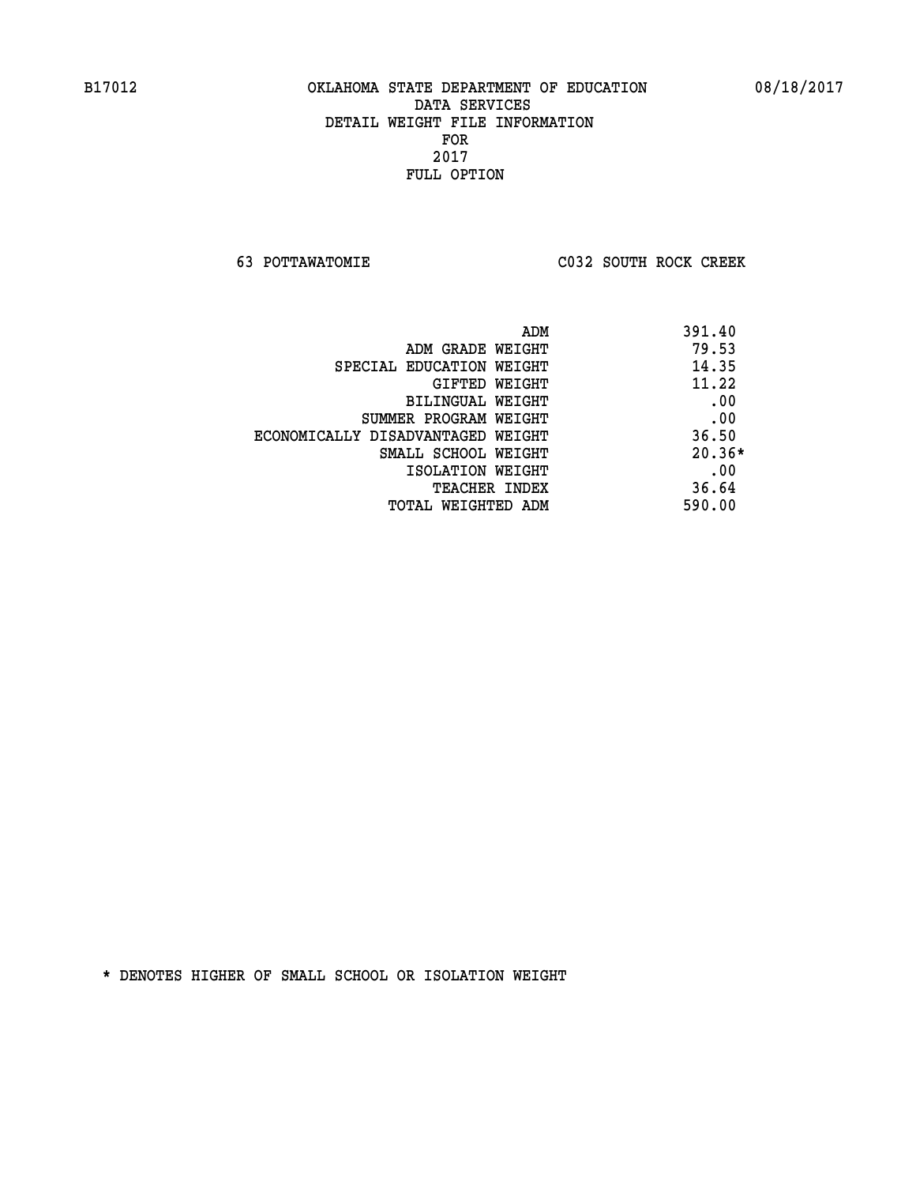B17012 OKLAHOMA STATE DEPARTMENT OF EDUCATION 08/18/2017

DATA SERVICES
DETAIL WEIGHT FILE INFORMATION
FOR
2017
FULL OPTION

63 POTTAWATOMIE C032 SOUTH ROCK CREEK

| | |
|---|---|
| ADM | 391.40 |
| ADM GRADE WEIGHT | 79.53 |
| SPECIAL EDUCATION WEIGHT | 14.35 |
| GIFTED WEIGHT | 11.22 |
| BILINGUAL WEIGHT | .00 |
| SUMMER PROGRAM WEIGHT | .00 |
| ECONOMICALLY DISADVANTAGED WEIGHT | 36.50 |
| SMALL SCHOOL WEIGHT | 20.36* |
| ISOLATION WEIGHT | .00 |
| TEACHER INDEX | 36.64 |
| TOTAL WEIGHTED ADM | 590.00 |

* DENOTES HIGHER OF SMALL SCHOOL OR ISOLATION WEIGHT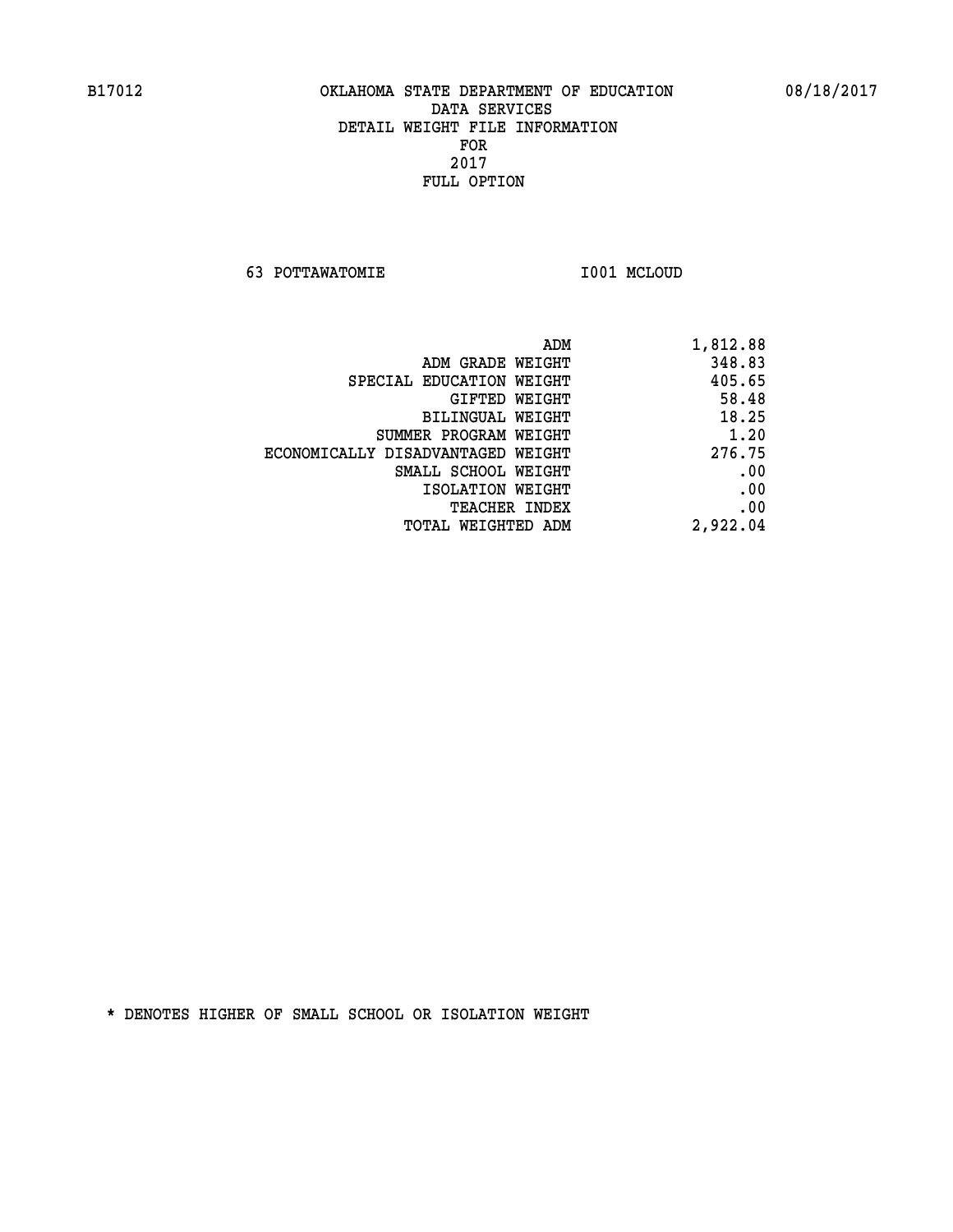B17012 OKLAHOMA STATE DEPARTMENT OF EDUCATION 08/18/2017

DATA SERVICES
DETAIL WEIGHT FILE INFORMATION
FOR
2017
FULL OPTION

63 POTTAWATOMIE I001 MCLOUD

| | |
|---|---|
| ADM | 1,812.88 |
| ADM GRADE WEIGHT | 348.83 |
| SPECIAL EDUCATION WEIGHT | 405.65 |
| GIFTED WEIGHT | 58.48 |
| BILINGUAL WEIGHT | 18.25 |
| SUMMER PROGRAM WEIGHT | 1.20 |
| ECONOMICALLY DISADVANTAGED WEIGHT | 276.75 |
| SMALL SCHOOL WEIGHT | .00 |
| ISOLATION WEIGHT | .00 |
| TEACHER INDEX | .00 |
| TOTAL WEIGHTED ADM | 2,922.04 |

* DENOTES HIGHER OF SMALL SCHOOL OR ISOLATION WEIGHT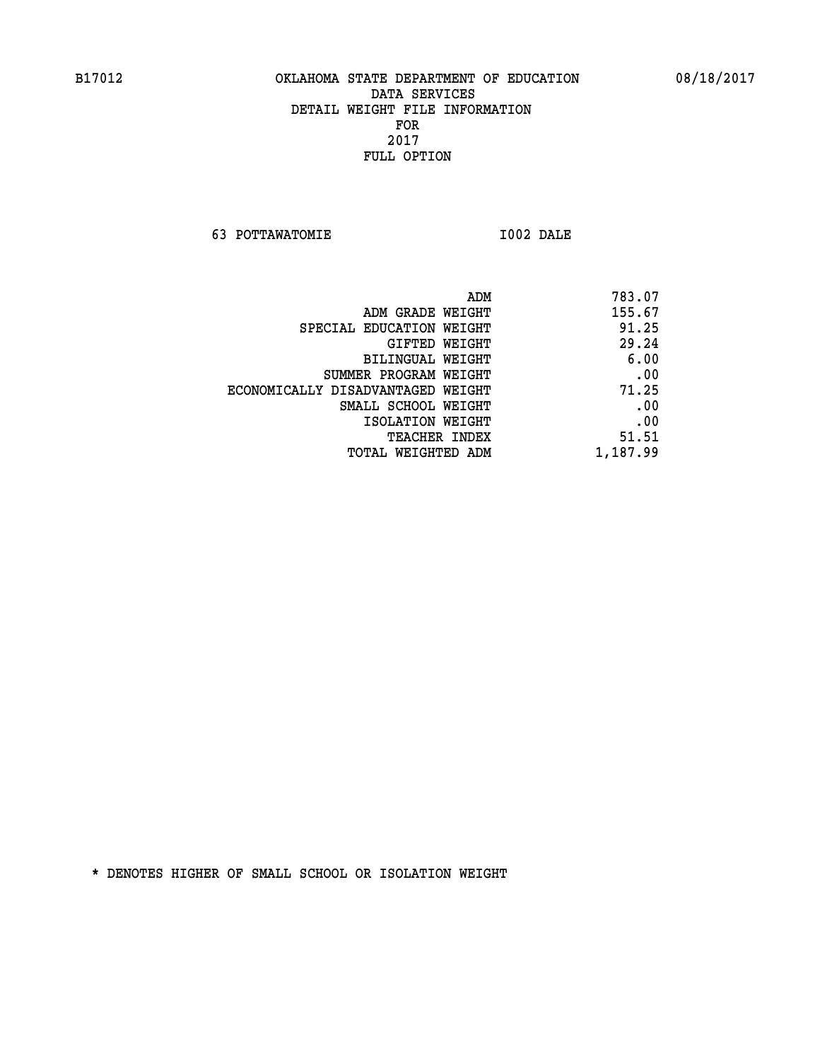B17012 OKLAHOMA STATE DEPARTMENT OF EDUCATION 08/18/2017

DATA SERVICES
DETAIL WEIGHT FILE INFORMATION
FOR
2017
FULL OPTION

63 POTTAWATOMIE I002 DALE

| | |
|---|---|
| ADM | 783.07 |
| ADM GRADE WEIGHT | 155.67 |
| SPECIAL EDUCATION WEIGHT | 91.25 |
| GIFTED WEIGHT | 29.24 |
| BILINGUAL WEIGHT | 6.00 |
| SUMMER PROGRAM WEIGHT | .00 |
| ECONOMICALLY DISADVANTAGED WEIGHT | 71.25 |
| SMALL SCHOOL WEIGHT | .00 |
| ISOLATION WEIGHT | .00 |
| TEACHER INDEX | 51.51 |
| TOTAL WEIGHTED ADM | 1,187.99 |

* DENOTES HIGHER OF SMALL SCHOOL OR ISOLATION WEIGHT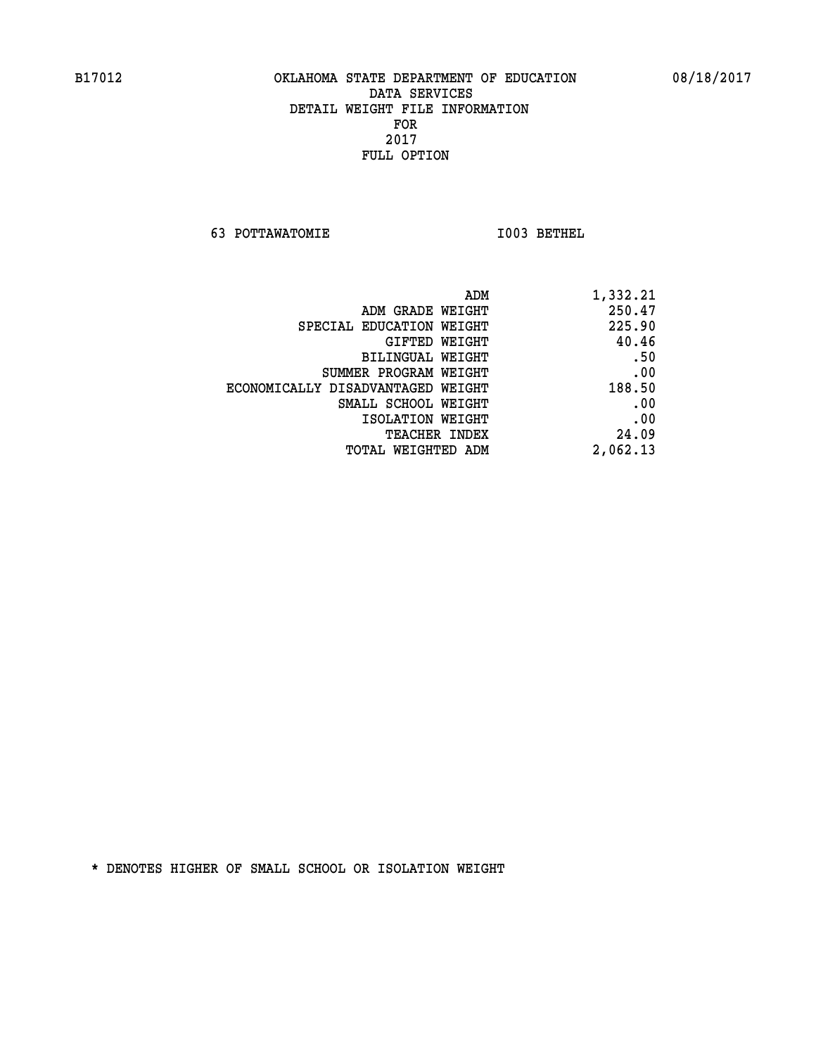B17012 OKLAHOMA STATE DEPARTMENT OF EDUCATION 08/18/2017

DATA SERVICES
DETAIL WEIGHT FILE INFORMATION
FOR
2017
FULL OPTION

63 POTTAWATOMIE I003 BETHEL

| | |
|---|---|
| ADM | 1,332.21 |
| ADM GRADE WEIGHT | 250.47 |
| SPECIAL EDUCATION WEIGHT | 225.90 |
| GIFTED WEIGHT | 40.46 |
| BILINGUAL WEIGHT | .50 |
| SUMMER PROGRAM WEIGHT | .00 |
| ECONOMICALLY DISADVANTAGED WEIGHT | 188.50 |
| SMALL SCHOOL WEIGHT | .00 |
| ISOLATION WEIGHT | .00 |
| TEACHER INDEX | 24.09 |
| TOTAL WEIGHTED ADM | 2,062.13 |

* DENOTES HIGHER OF SMALL SCHOOL OR ISOLATION WEIGHT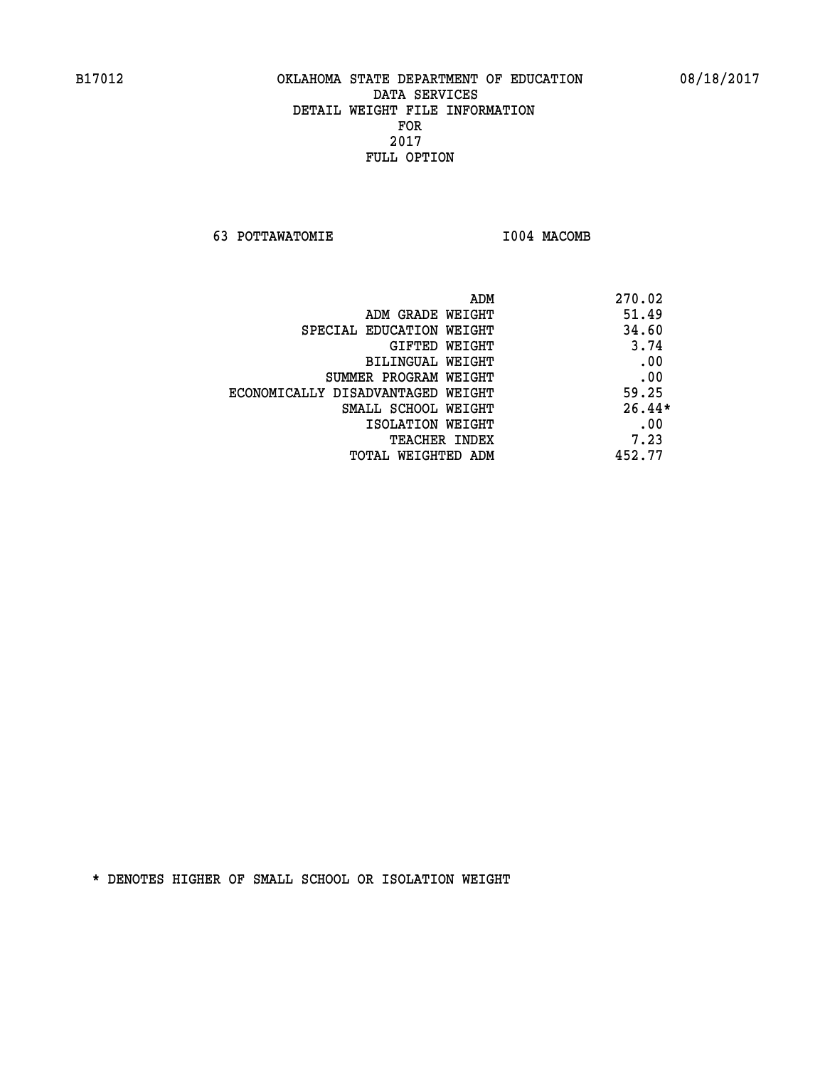B17012 OKLAHOMA STATE DEPARTMENT OF EDUCATION 08/18/2017

DATA SERVICES
DETAIL WEIGHT FILE INFORMATION
FOR
2017
FULL OPTION

63 POTTAWATOMIE I004 MACOMB

| | |
|---|---|
| ADM | 270.02 |
| ADM GRADE WEIGHT | 51.49 |
| SPECIAL EDUCATION WEIGHT | 34.60 |
| GIFTED WEIGHT | 3.74 |
| BILINGUAL WEIGHT | .00 |
| SUMMER PROGRAM WEIGHT | .00 |
| ECONOMICALLY DISADVANTAGED WEIGHT | 59.25 |
| SMALL SCHOOL WEIGHT | 26.44* |
| ISOLATION WEIGHT | .00 |
| TEACHER INDEX | 7.23 |
| TOTAL WEIGHTED ADM | 452.77 |

* DENOTES HIGHER OF SMALL SCHOOL OR ISOLATION WEIGHT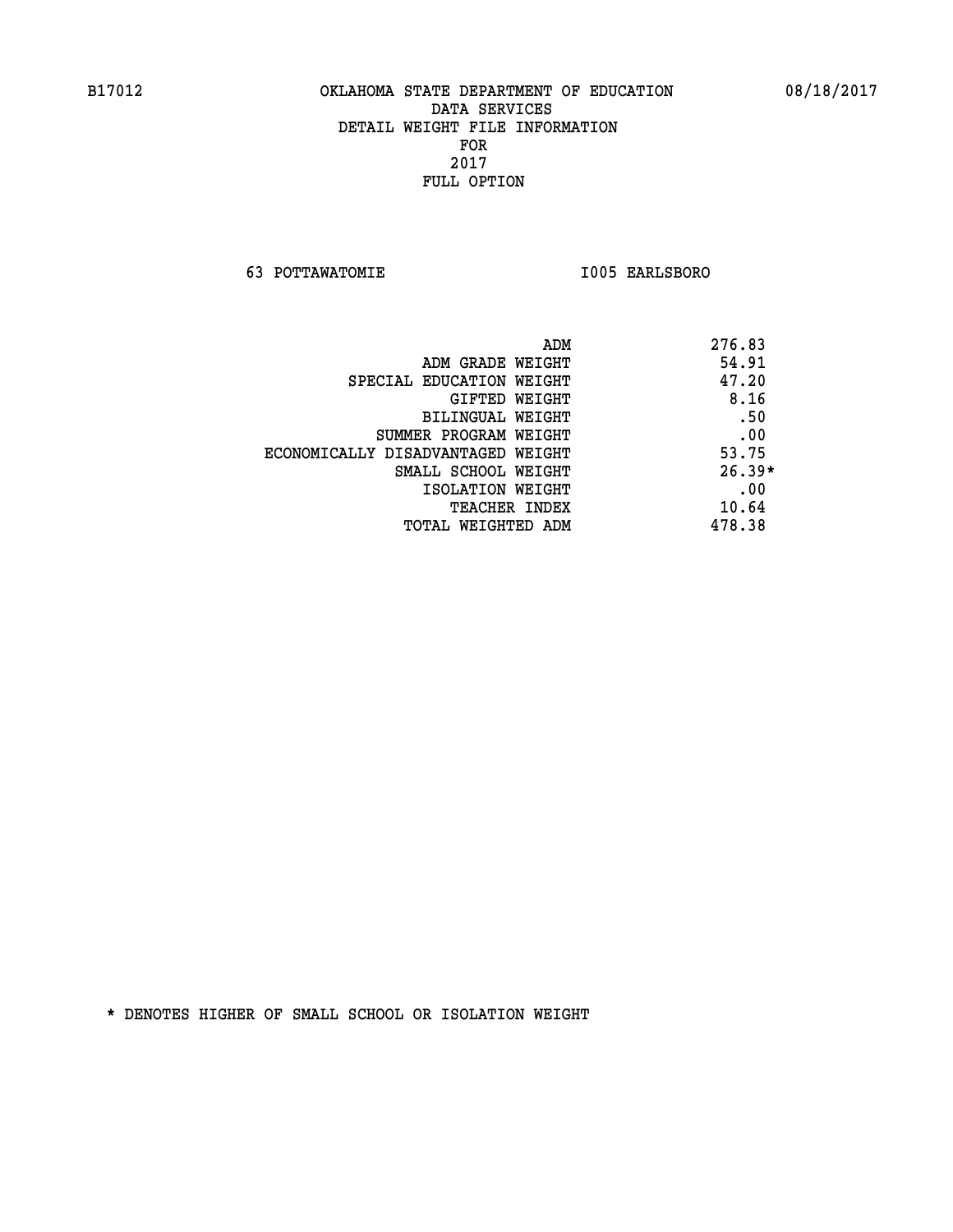B17012 OKLAHOMA STATE DEPARTMENT OF EDUCATION 08/18/2017

DATA SERVICES
DETAIL WEIGHT FILE INFORMATION
FOR
2017
FULL OPTION

63 POTTAWATOMIE I005 EARLSBORO

| | |
|---|---|
| ADM | 276.83 |
| ADM GRADE WEIGHT | 54.91 |
| SPECIAL EDUCATION WEIGHT | 47.20 |
| GIFTED WEIGHT | 8.16 |
| BILINGUAL WEIGHT | .50 |
| SUMMER PROGRAM WEIGHT | .00 |
| ECONOMICALLY DISADVANTAGED WEIGHT | 53.75 |
| SMALL SCHOOL WEIGHT | 26.39* |
| ISOLATION WEIGHT | .00 |
| TEACHER INDEX | 10.64 |
| TOTAL WEIGHTED ADM | 478.38 |

* DENOTES HIGHER OF SMALL SCHOOL OR ISOLATION WEIGHT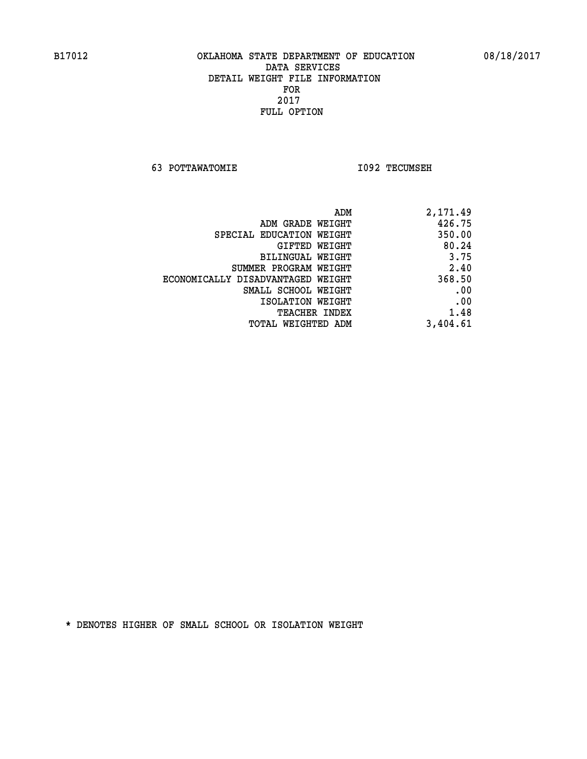# OKLAHOMA STATE DEPARTMENT OF EDUCATION
## DATA SERVICES
## DETAIL WEIGHT FILE INFORMATION
## FOR
## 2017
## FULL OPTION

B17012 — 08/18/2017

63 POTTAWATOMIE — I092 TECUMSEH

| | |
|---|---|
| ADM | 2,171.49 |
| ADM GRADE WEIGHT | 426.75 |
| SPECIAL EDUCATION WEIGHT | 350.00 |
| GIFTED WEIGHT | 80.24 |
| BILINGUAL WEIGHT | 3.75 |
| SUMMER PROGRAM WEIGHT | 2.40 |
| ECONOMICALLY DISADVANTAGED WEIGHT | 368.50 |
| SMALL SCHOOL WEIGHT | .00 |
| ISOLATION WEIGHT | .00 |
| TEACHER INDEX | 1.48 |
| TOTAL WEIGHTED ADM | 3,404.61 |

* DENOTES HIGHER OF SMALL SCHOOL OR ISOLATION WEIGHT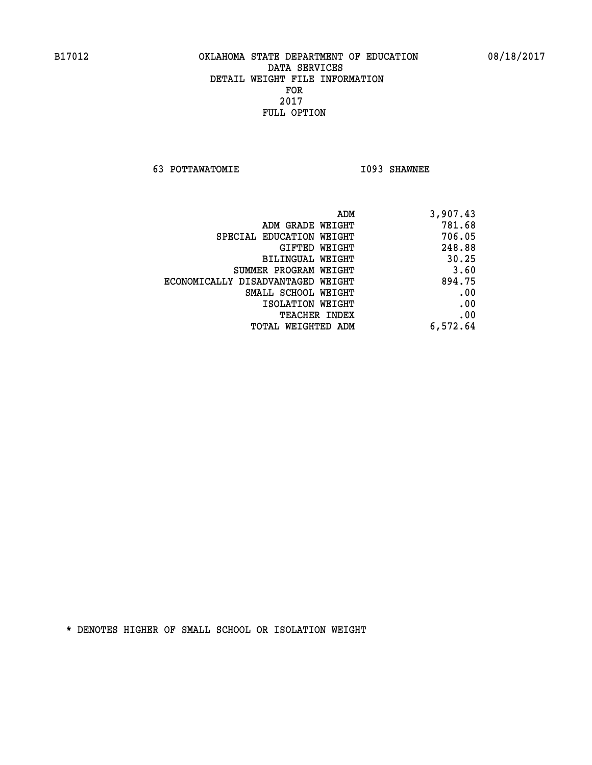B17012 OKLAHOMA STATE DEPARTMENT OF EDUCATION 08/18/2017

DATA SERVICES
DETAIL WEIGHT FILE INFORMATION
FOR
2017
FULL OPTION

63 POTTAWATOMIE I093 SHAWNEE

| | |
|---|---|
| ADM | 3,907.43 |
| ADM GRADE WEIGHT | 781.68 |
| SPECIAL EDUCATION WEIGHT | 706.05 |
| GIFTED WEIGHT | 248.88 |
| BILINGUAL WEIGHT | 30.25 |
| SUMMER PROGRAM WEIGHT | 3.60 |
| ECONOMICALLY DISADVANTAGED WEIGHT | 894.75 |
| SMALL SCHOOL WEIGHT | .00 |
| ISOLATION WEIGHT | .00 |
| TEACHER INDEX | .00 |
| TOTAL WEIGHTED ADM | 6,572.64 |

* DENOTES HIGHER OF SMALL SCHOOL OR ISOLATION WEIGHT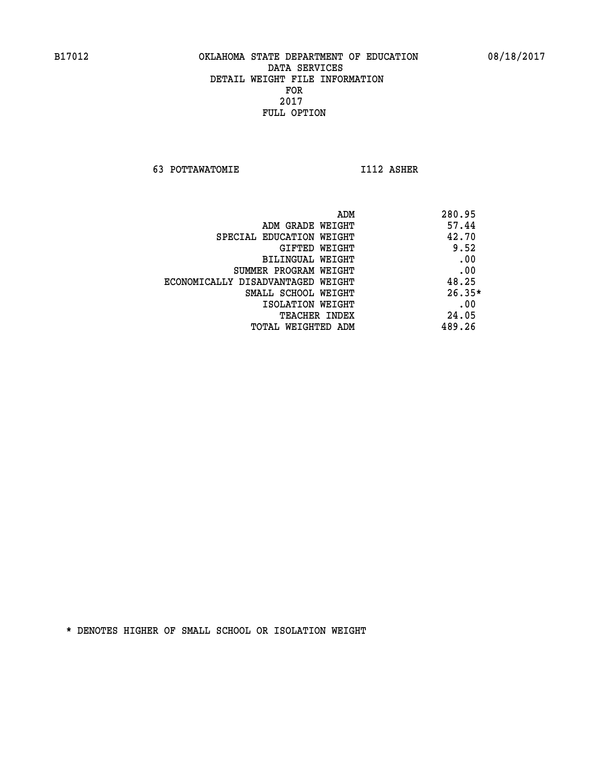B17012 OKLAHOMA STATE DEPARTMENT OF EDUCATION 08/18/2017

DATA SERVICES
DETAIL WEIGHT FILE INFORMATION
FOR
2017
FULL OPTION

63 POTTAWATOMIE I112 ASHER

| | |
|---|---|
| ADM | 280.95 |
| ADM GRADE WEIGHT | 57.44 |
| SPECIAL EDUCATION WEIGHT | 42.70 |
| GIFTED WEIGHT | 9.52 |
| BILINGUAL WEIGHT | .00 |
| SUMMER PROGRAM WEIGHT | .00 |
| ECONOMICALLY DISADVANTAGED WEIGHT | 48.25 |
| SMALL SCHOOL WEIGHT | 26.35* |
| ISOLATION WEIGHT | .00 |
| TEACHER INDEX | 24.05 |
| TOTAL WEIGHTED ADM | 489.26 |

* DENOTES HIGHER OF SMALL SCHOOL OR ISOLATION WEIGHT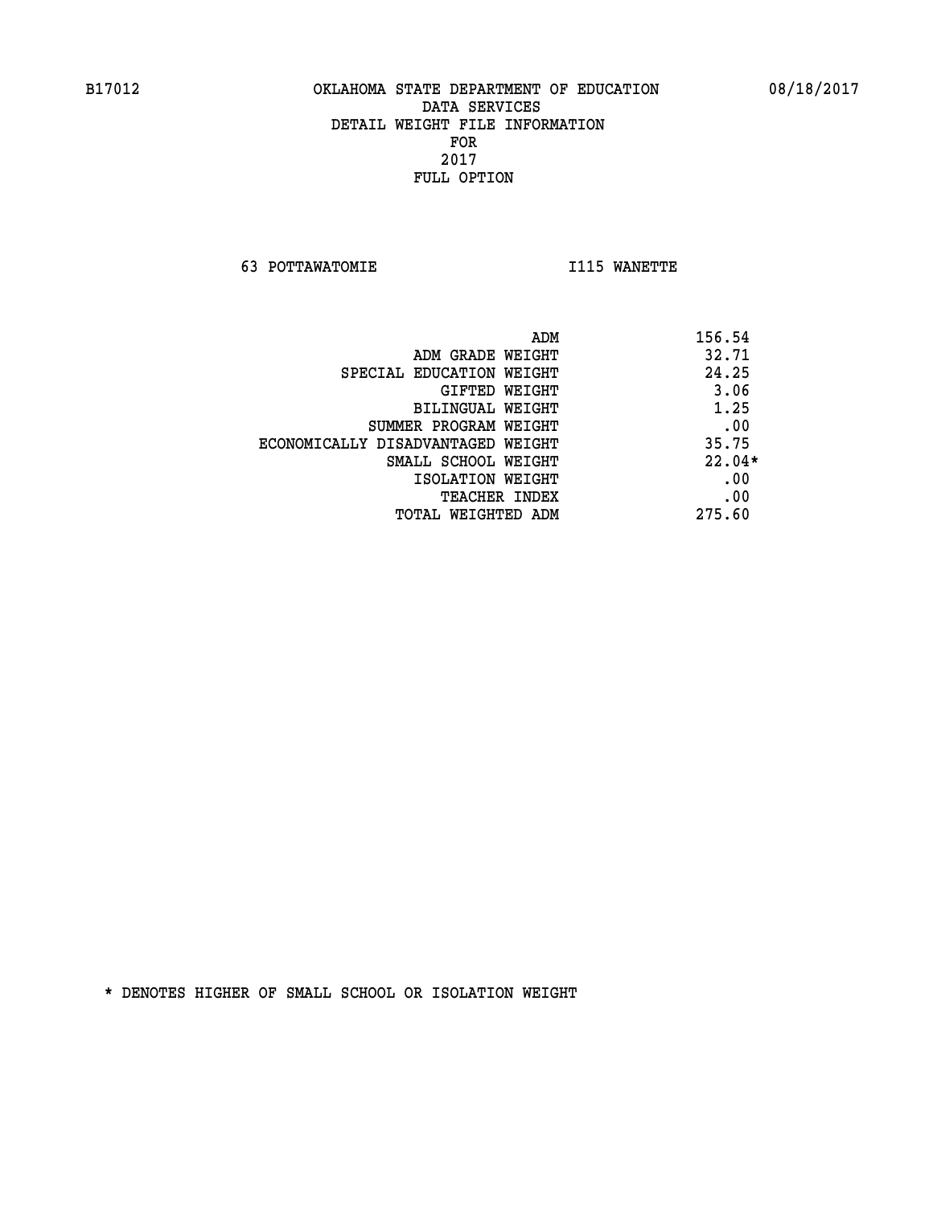B17012 OKLAHOMA STATE DEPARTMENT OF EDUCATION 08/18/2017

DATA SERVICES
DETAIL WEIGHT FILE INFORMATION
FOR
2017
FULL OPTION

63 POTTAWATOMIE I115 WANETTE

| | |
|---|---|
| ADM | 156.54 |
| ADM GRADE WEIGHT | 32.71 |
| SPECIAL EDUCATION WEIGHT | 24.25 |
| GIFTED WEIGHT | 3.06 |
| BILINGUAL WEIGHT | 1.25 |
| SUMMER PROGRAM WEIGHT | .00 |
| ECONOMICALLY DISADVANTAGED WEIGHT | 35.75 |
| SMALL SCHOOL WEIGHT | 22.04* |
| ISOLATION WEIGHT | .00 |
| TEACHER INDEX | .00 |
| TOTAL WEIGHTED ADM | 275.60 |

* DENOTES HIGHER OF SMALL SCHOOL OR ISOLATION WEIGHT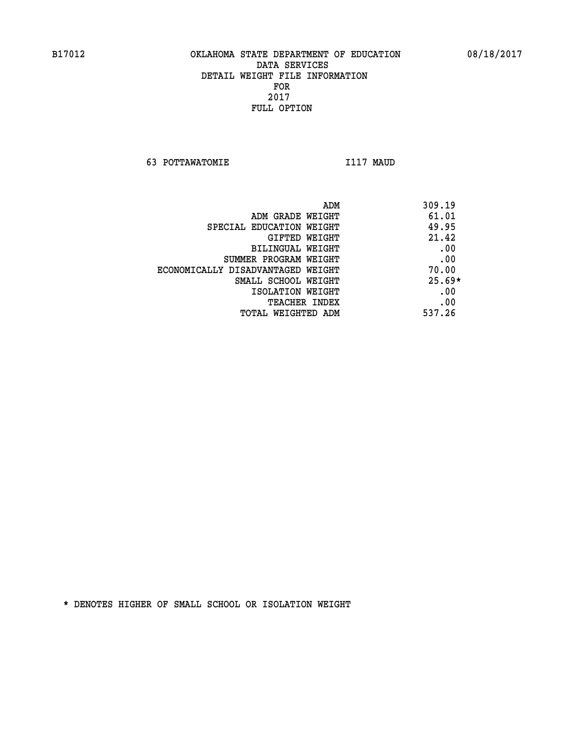B17012 OKLAHOMA STATE DEPARTMENT OF EDUCATION 08/18/2017

DATA SERVICES
DETAIL WEIGHT FILE INFORMATION
FOR
2017
FULL OPTION

63 POTTAWATOMIE I117 MAUD

| | |
|---|---|
| ADM | 309.19 |
| ADM GRADE WEIGHT | 61.01 |
| SPECIAL EDUCATION WEIGHT | 49.95 |
| GIFTED WEIGHT | 21.42 |
| BILINGUAL WEIGHT | .00 |
| SUMMER PROGRAM WEIGHT | .00 |
| ECONOMICALLY DISADVANTAGED WEIGHT | 70.00 |
| SMALL SCHOOL WEIGHT | 25.69* |
| ISOLATION WEIGHT | .00 |
| TEACHER INDEX | .00 |
| TOTAL WEIGHTED ADM | 537.26 |

* DENOTES HIGHER OF SMALL SCHOOL OR ISOLATION WEIGHT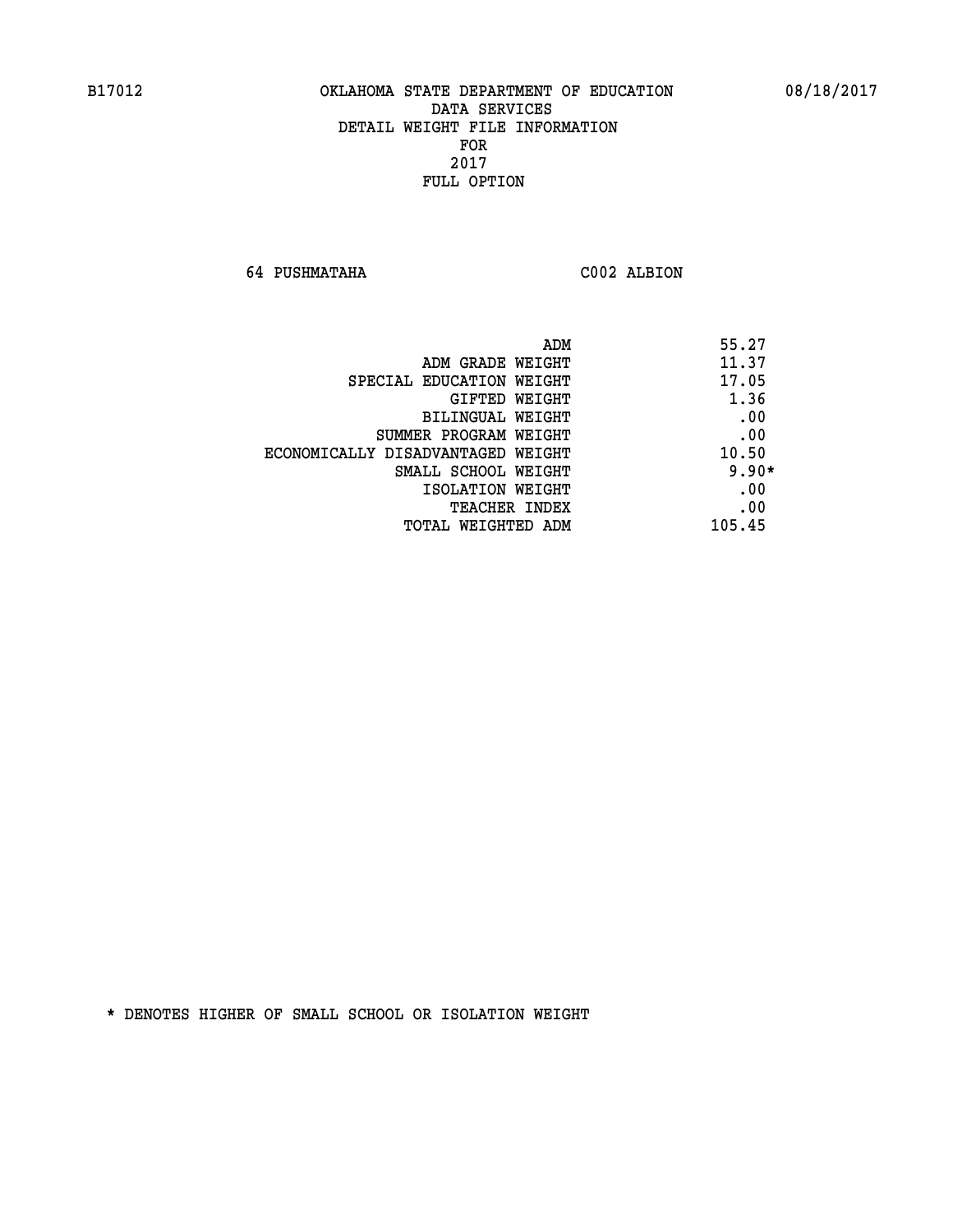B17012 OKLAHOMA STATE DEPARTMENT OF EDUCATION 08/18/2017

DATA SERVICES
DETAIL WEIGHT FILE INFORMATION
FOR
2017
FULL OPTION

64 PUSHMATAHA C002 ALBION

| | |
|---|---|
| ADM | 55.27 |
| ADM GRADE WEIGHT | 11.37 |
| SPECIAL EDUCATION WEIGHT | 17.05 |
| GIFTED WEIGHT | 1.36 |
| BILINGUAL WEIGHT | .00 |
| SUMMER PROGRAM WEIGHT | .00 |
| ECONOMICALLY DISADVANTAGED WEIGHT | 10.50 |
| SMALL SCHOOL WEIGHT | 9.90* |
| ISOLATION WEIGHT | .00 |
| TEACHER INDEX | .00 |
| TOTAL WEIGHTED ADM | 105.45 |

* DENOTES HIGHER OF SMALL SCHOOL OR ISOLATION WEIGHT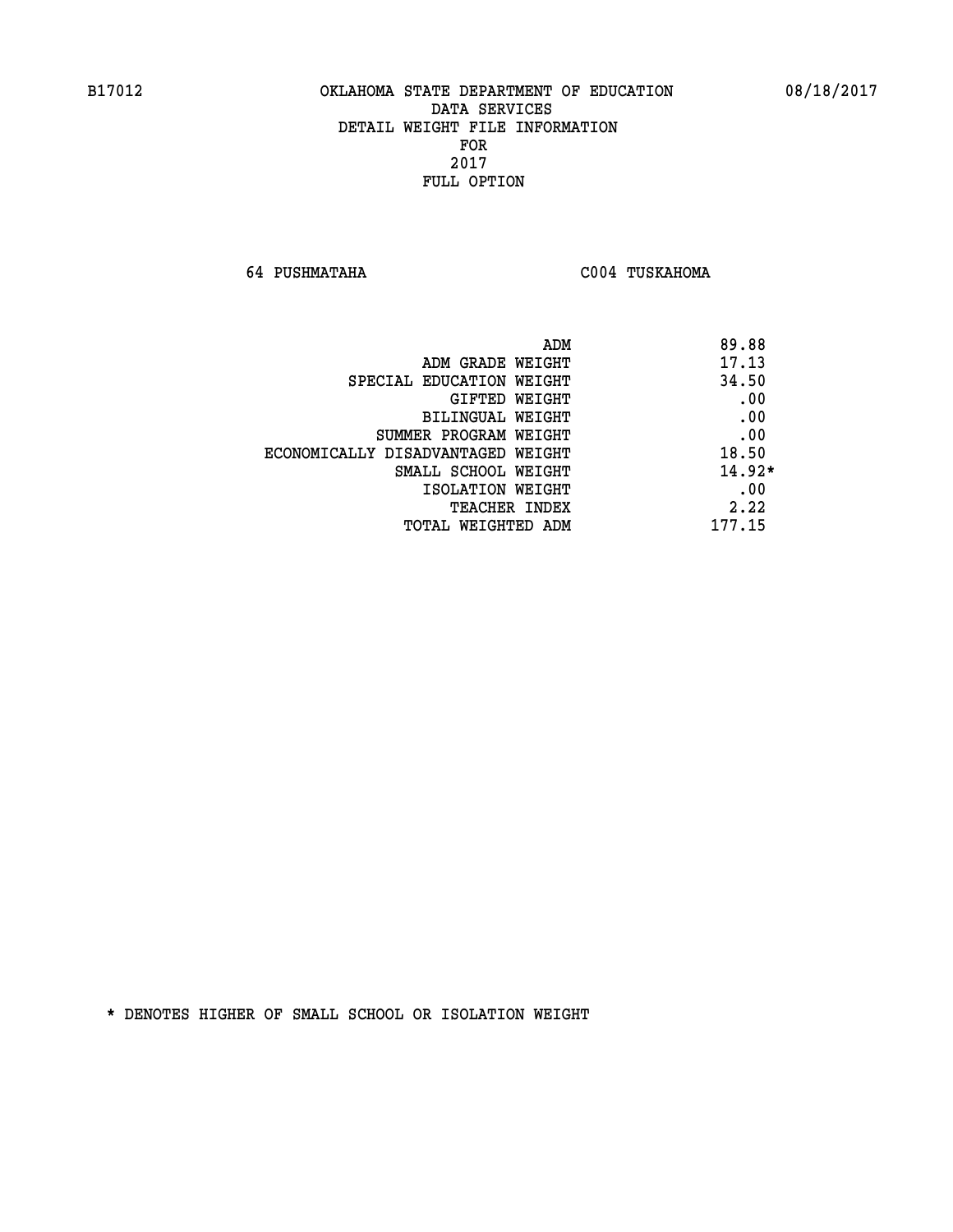B17012 OKLAHOMA STATE DEPARTMENT OF EDUCATION 08/18/2017

DATA SERVICES
DETAIL WEIGHT FILE INFORMATION
FOR
2017
FULL OPTION

64 PUSHMATAHA C004 TUSKAHOMA

| | |
|---|---|
| ADM | 89.88 |
| ADM GRADE WEIGHT | 17.13 |
| SPECIAL EDUCATION WEIGHT | 34.50 |
| GIFTED WEIGHT | .00 |
| BILINGUAL WEIGHT | .00 |
| SUMMER PROGRAM WEIGHT | .00 |
| ECONOMICALLY DISADVANTAGED WEIGHT | 18.50 |
| SMALL SCHOOL WEIGHT | 14.92* |
| ISOLATION WEIGHT | .00 |
| TEACHER INDEX | 2.22 |
| TOTAL WEIGHTED ADM | 177.15 |

* DENOTES HIGHER OF SMALL SCHOOL OR ISOLATION WEIGHT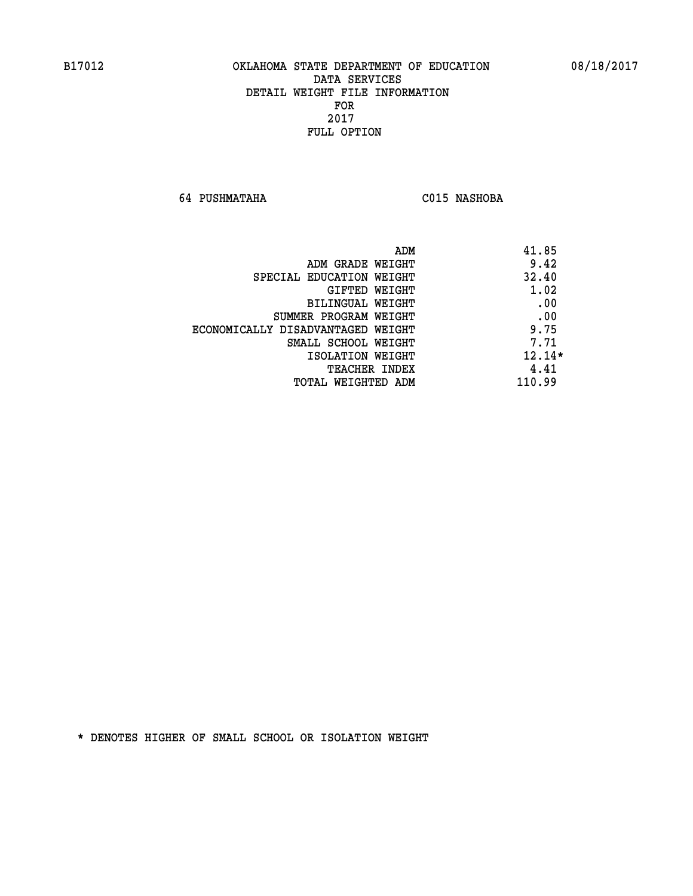B17012 OKLAHOMA STATE DEPARTMENT OF EDUCATION 08/18/2017

DATA SERVICES
DETAIL WEIGHT FILE INFORMATION
FOR
2017
FULL OPTION

64 PUSHMATAHA C015 NASHOBA

| | |
|---|---|
| ADM | 41.85 |
| ADM GRADE WEIGHT | 9.42 |
| SPECIAL EDUCATION WEIGHT | 32.40 |
| GIFTED WEIGHT | 1.02 |
| BILINGUAL WEIGHT | .00 |
| SUMMER PROGRAM WEIGHT | .00 |
| ECONOMICALLY DISADVANTAGED WEIGHT | 9.75 |
| SMALL SCHOOL WEIGHT | 7.71 |
| ISOLATION WEIGHT | 12.14* |
| TEACHER INDEX | 4.41 |
| TOTAL WEIGHTED ADM | 110.99 |

* DENOTES HIGHER OF SMALL SCHOOL OR ISOLATION WEIGHT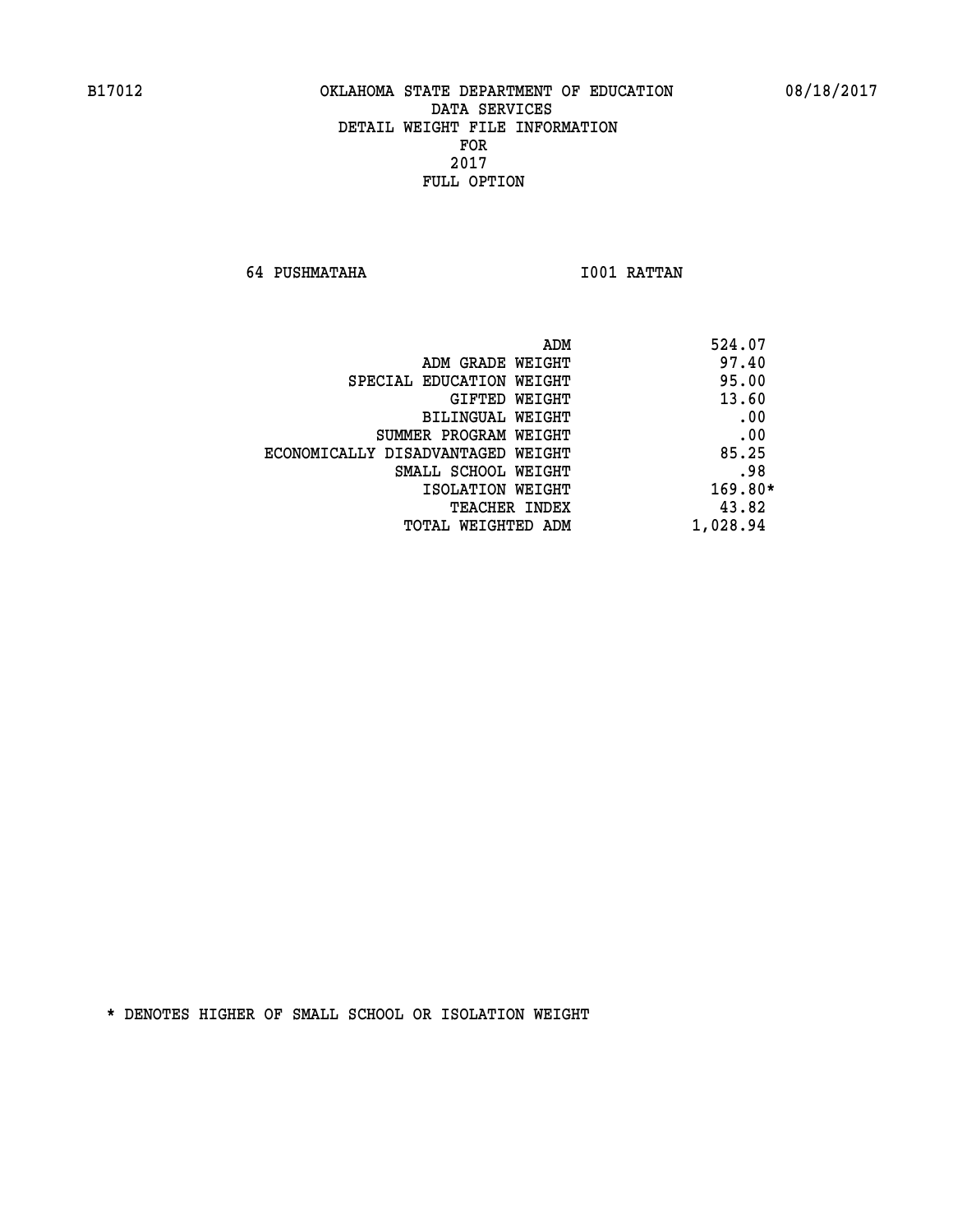B17012 OKLAHOMA STATE DEPARTMENT OF EDUCATION 08/18/2017

DATA SERVICES
DETAIL WEIGHT FILE INFORMATION
FOR
2017
FULL OPTION

64 PUSHMATAHA I001 RATTAN

| | |
|---|---|
| ADM | 524.07 |
| ADM GRADE WEIGHT | 97.40 |
| SPECIAL EDUCATION WEIGHT | 95.00 |
| GIFTED WEIGHT | 13.60 |
| BILINGUAL WEIGHT | .00 |
| SUMMER PROGRAM WEIGHT | .00 |
| ECONOMICALLY DISADVANTAGED WEIGHT | 85.25 |
| SMALL SCHOOL WEIGHT | .98 |
| ISOLATION WEIGHT | 169.80* |
| TEACHER INDEX | 43.82 |
| TOTAL WEIGHTED ADM | 1,028.94 |

* DENOTES HIGHER OF SMALL SCHOOL OR ISOLATION WEIGHT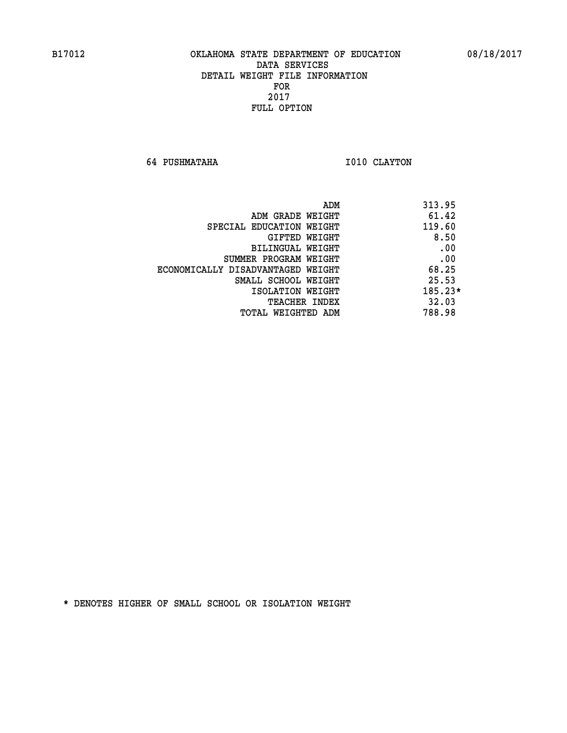OKLAHOMA STATE DEPARTMENT OF EDUCATION
DATA SERVICES
DETAIL WEIGHT FILE INFORMATION
FOR
2017
FULL OPTION

64 PUSHMATAHA I010 CLAYTON

| | |
|---|---|
| ADM | 313.95 |
| ADM GRADE WEIGHT | 61.42 |
| SPECIAL EDUCATION WEIGHT | 119.60 |
| GIFTED WEIGHT | 8.50 |
| BILINGUAL WEIGHT | .00 |
| SUMMER PROGRAM WEIGHT | .00 |
| ECONOMICALLY DISADVANTAGED WEIGHT | 68.25 |
| SMALL SCHOOL WEIGHT | 25.53 |
| ISOLATION WEIGHT | 185.23* |
| TEACHER INDEX | 32.03 |
| TOTAL WEIGHTED ADM | 788.98 |

* DENOTES HIGHER OF SMALL SCHOOL OR ISOLATION WEIGHT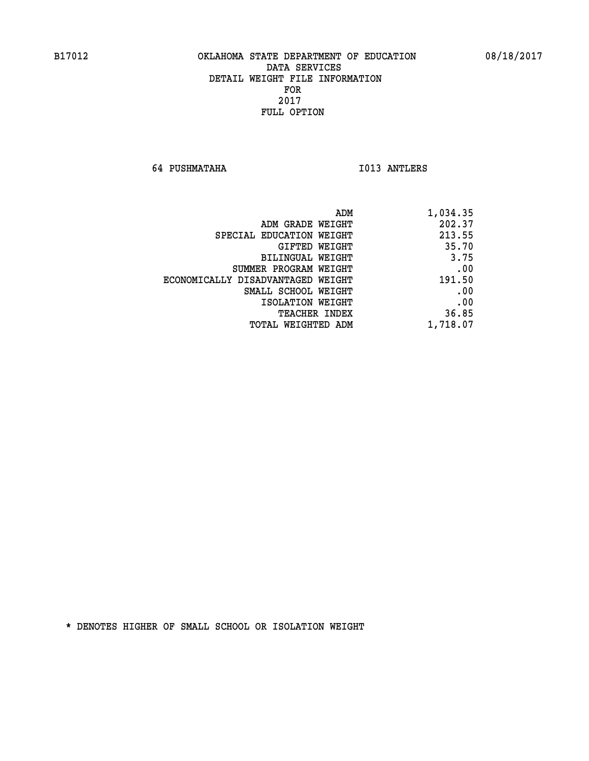B17012 OKLAHOMA STATE DEPARTMENT OF EDUCATION 08/18/2017

DATA SERVICES
DETAIL WEIGHT FILE INFORMATION
FOR
2017
FULL OPTION

64 PUSHMATAHA I013 ANTLERS

| | |
|---|---|
| ADM | 1,034.35 |
| ADM GRADE WEIGHT | 202.37 |
| SPECIAL EDUCATION WEIGHT | 213.55 |
| GIFTED WEIGHT | 35.70 |
| BILINGUAL WEIGHT | 3.75 |
| SUMMER PROGRAM WEIGHT | .00 |
| ECONOMICALLY DISADVANTAGED WEIGHT | 191.50 |
| SMALL SCHOOL WEIGHT | .00 |
| ISOLATION WEIGHT | .00 |
| TEACHER INDEX | 36.85 |
| TOTAL WEIGHTED ADM | 1,718.07 |

* DENOTES HIGHER OF SMALL SCHOOL OR ISOLATION WEIGHT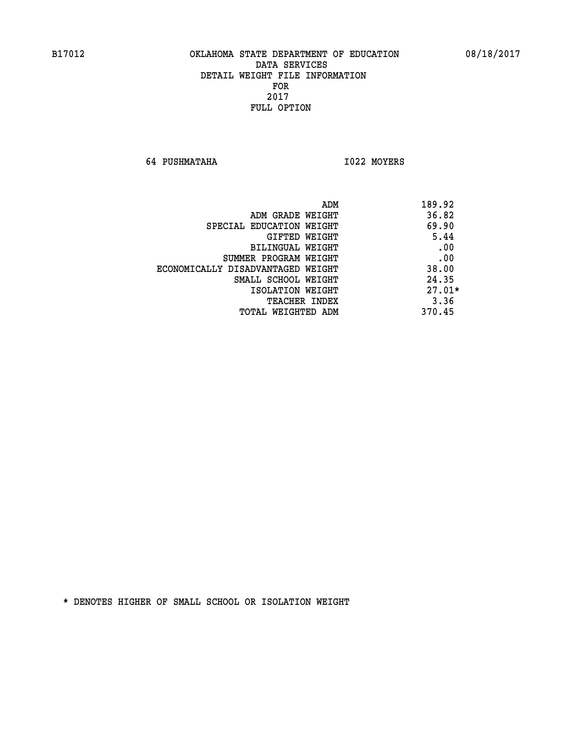B17012 OKLAHOMA STATE DEPARTMENT OF EDUCATION 08/18/2017

DATA SERVICES
DETAIL WEIGHT FILE INFORMATION
FOR
2017
FULL OPTION

64 PUSHMATAHA I022 MOYERS

| | |
|---|---|
| ADM | 189.92 |
| ADM GRADE WEIGHT | 36.82 |
| SPECIAL EDUCATION WEIGHT | 69.90 |
| GIFTED WEIGHT | 5.44 |
| BILINGUAL WEIGHT | .00 |
| SUMMER PROGRAM WEIGHT | .00 |
| ECONOMICALLY DISADVANTAGED WEIGHT | 38.00 |
| SMALL SCHOOL WEIGHT | 24.35 |
| ISOLATION WEIGHT | 27.01* |
| TEACHER INDEX | 3.36 |
| TOTAL WEIGHTED ADM | 370.45 |

* DENOTES HIGHER OF SMALL SCHOOL OR ISOLATION WEIGHT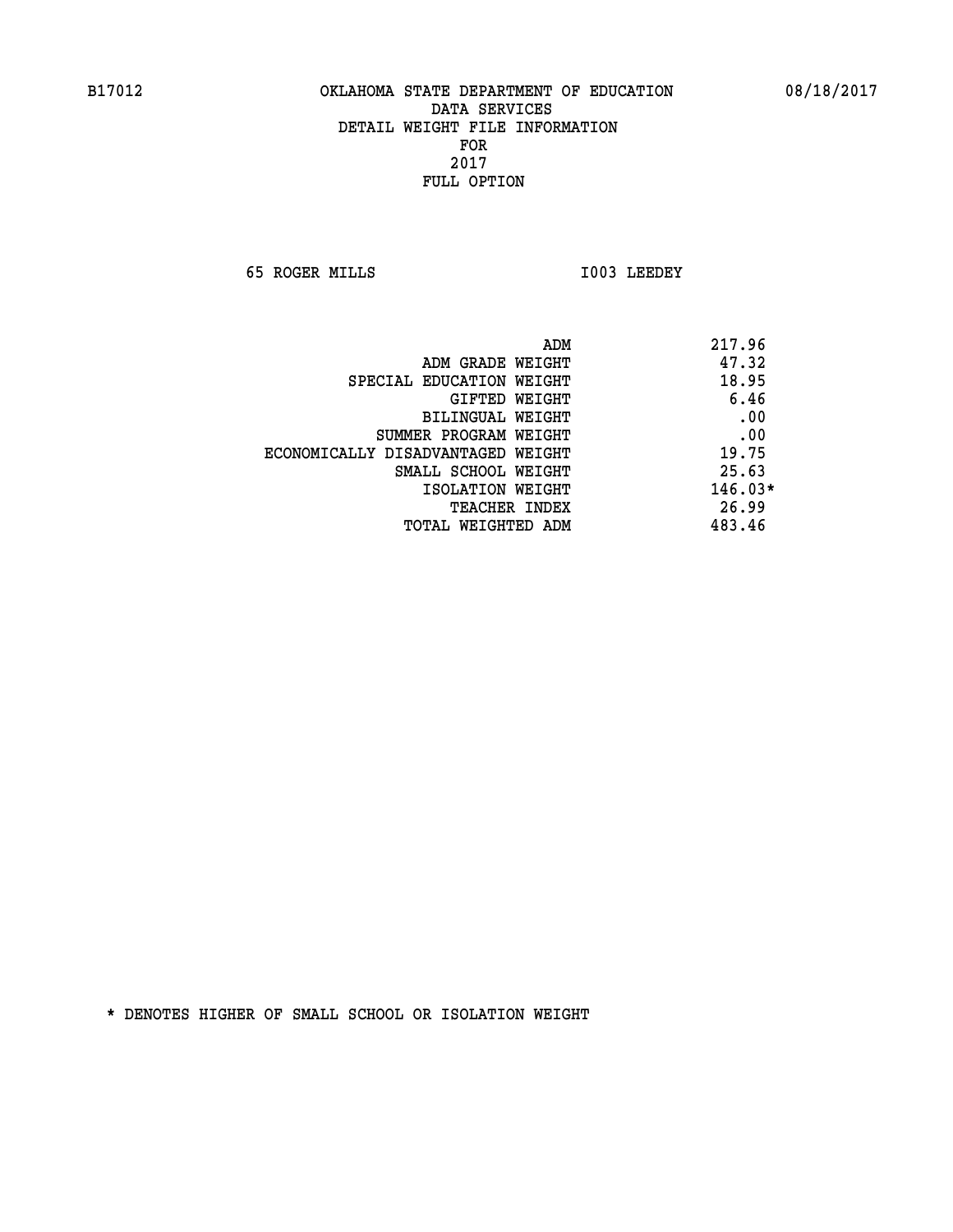B17012 OKLAHOMA STATE DEPARTMENT OF EDUCATION 08/18/2017

DATA SERVICES
DETAIL WEIGHT FILE INFORMATION
FOR
2017
FULL OPTION

65 ROGER MILLS I003 LEEDEY

| | |
|---|---|
| ADM | 217.96 |
| ADM GRADE WEIGHT | 47.32 |
| SPECIAL EDUCATION WEIGHT | 18.95 |
| GIFTED WEIGHT | 6.46 |
| BILINGUAL WEIGHT | .00 |
| SUMMER PROGRAM WEIGHT | .00 |
| ECONOMICALLY DISADVANTAGED WEIGHT | 19.75 |
| SMALL SCHOOL WEIGHT | 25.63 |
| ISOLATION WEIGHT | 146.03* |
| TEACHER INDEX | 26.99 |
| TOTAL WEIGHTED ADM | 483.46 |

* DENOTES HIGHER OF SMALL SCHOOL OR ISOLATION WEIGHT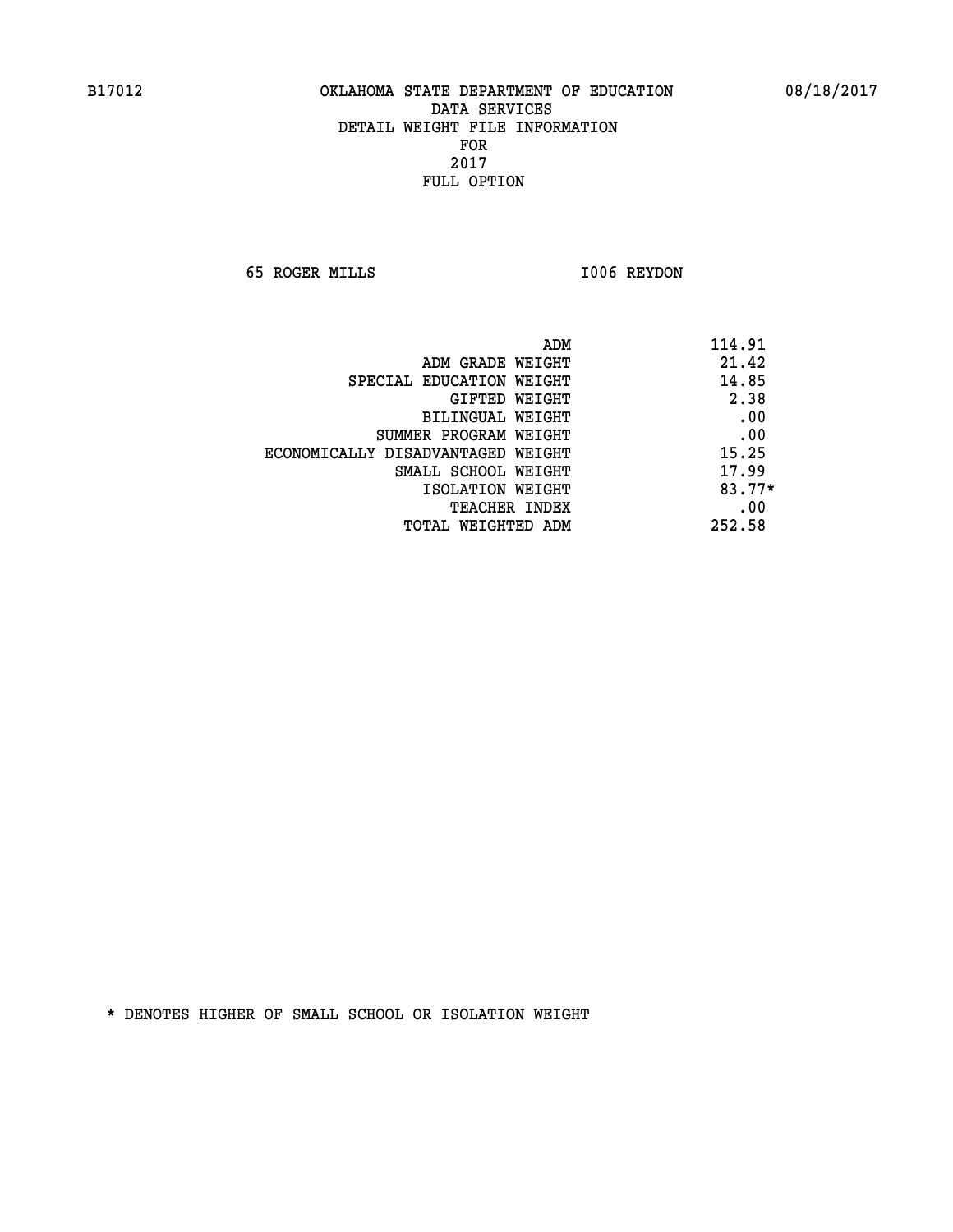B17012 OKLAHOMA STATE DEPARTMENT OF EDUCATION 08/18/2017

DATA SERVICES
DETAIL WEIGHT FILE INFORMATION
FOR
2017
FULL OPTION

65 ROGER MILLS I006 REYDON

| | |
|---|---|
| ADM | 114.91 |
| ADM GRADE WEIGHT | 21.42 |
| SPECIAL EDUCATION WEIGHT | 14.85 |
| GIFTED WEIGHT | 2.38 |
| BILINGUAL WEIGHT | .00 |
| SUMMER PROGRAM WEIGHT | .00 |
| ECONOMICALLY DISADVANTAGED WEIGHT | 15.25 |
| SMALL SCHOOL WEIGHT | 17.99 |
| ISOLATION WEIGHT | 83.77* |
| TEACHER INDEX | .00 |
| TOTAL WEIGHTED ADM | 252.58 |

* DENOTES HIGHER OF SMALL SCHOOL OR ISOLATION WEIGHT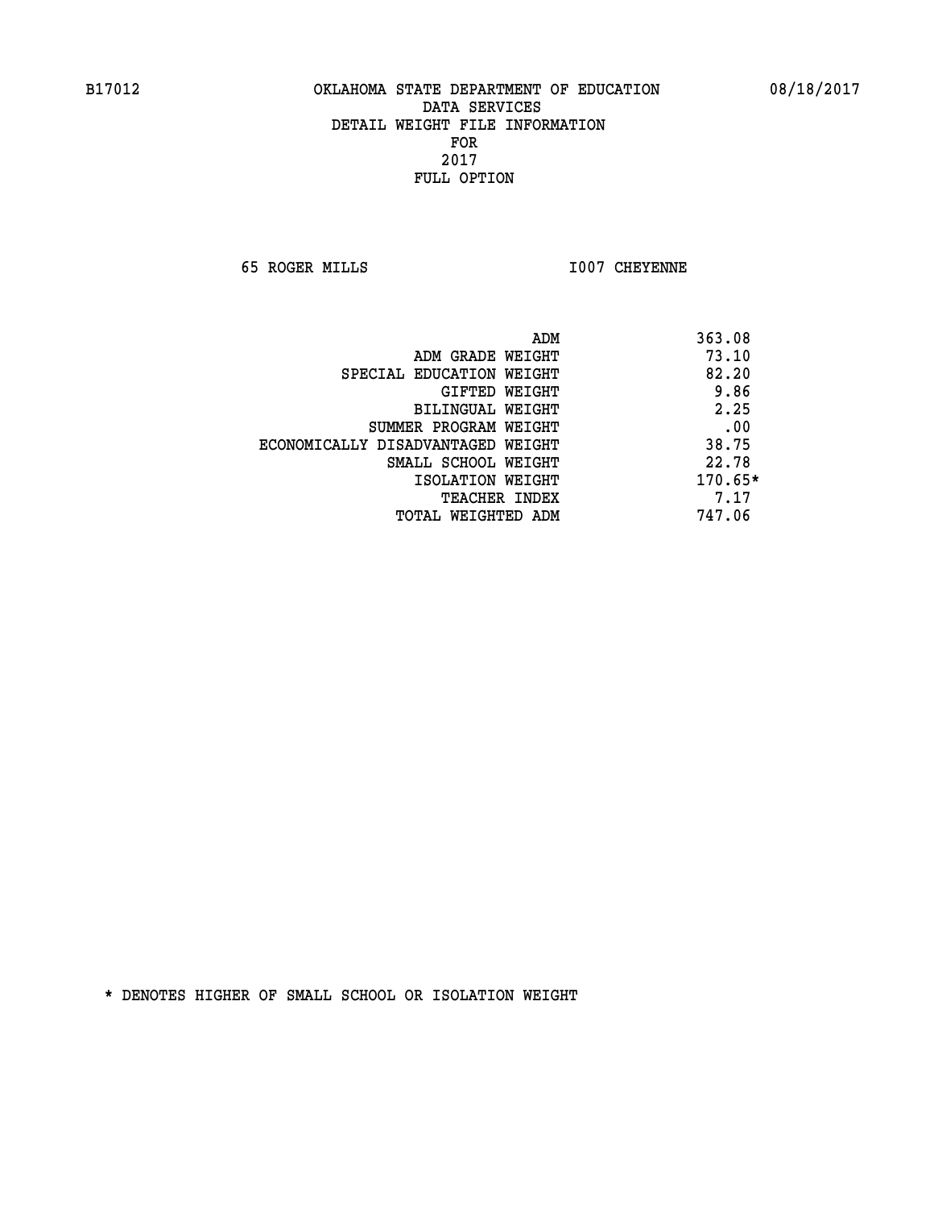B17012 OKLAHOMA STATE DEPARTMENT OF EDUCATION 08/18/2017

DATA SERVICES
DETAIL WEIGHT FILE INFORMATION
FOR
2017
FULL OPTION

65 ROGER MILLS I007 CHEYENNE

| | |
|---|---|
| ADM | 363.08 |
| ADM GRADE WEIGHT | 73.10 |
| SPECIAL EDUCATION WEIGHT | 82.20 |
| GIFTED WEIGHT | 9.86 |
| BILINGUAL WEIGHT | 2.25 |
| SUMMER PROGRAM WEIGHT | .00 |
| ECONOMICALLY DISADVANTAGED WEIGHT | 38.75 |
| SMALL SCHOOL WEIGHT | 22.78 |
| ISOLATION WEIGHT | 170.65* |
| TEACHER INDEX | 7.17 |
| TOTAL WEIGHTED ADM | 747.06 |

* DENOTES HIGHER OF SMALL SCHOOL OR ISOLATION WEIGHT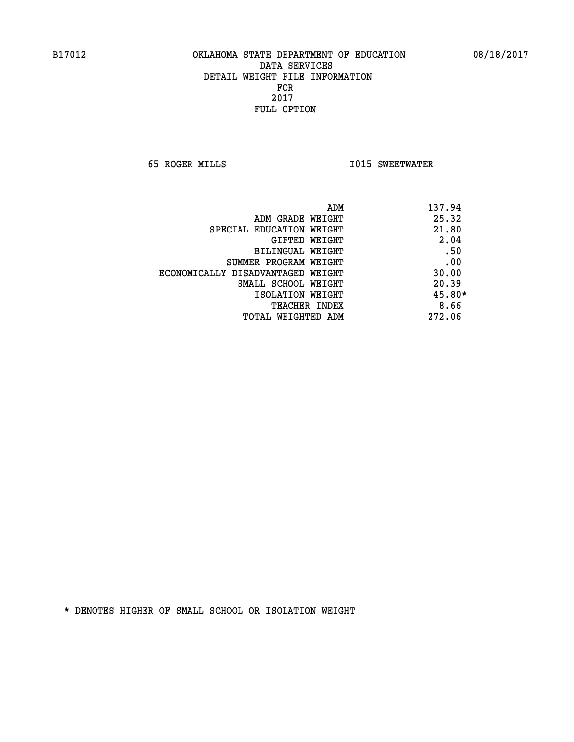OKLAHOMA STATE DEPARTMENT OF EDUCATION
DATA SERVICES
DETAIL WEIGHT FILE INFORMATION
FOR
2017
FULL OPTION

65 ROGER MILLS    I015 SWEETWATER

| | |
|---|---|
| ADM | 137.94 |
| ADM GRADE WEIGHT | 25.32 |
| SPECIAL EDUCATION WEIGHT | 21.80 |
| GIFTED WEIGHT | 2.04 |
| BILINGUAL WEIGHT | .50 |
| SUMMER PROGRAM WEIGHT | .00 |
| ECONOMICALLY DISADVANTAGED WEIGHT | 30.00 |
| SMALL SCHOOL WEIGHT | 20.39 |
| ISOLATION WEIGHT | 45.80* |
| TEACHER INDEX | 8.66 |
| TOTAL WEIGHTED ADM | 272.06 |

* DENOTES HIGHER OF SMALL SCHOOL OR ISOLATION WEIGHT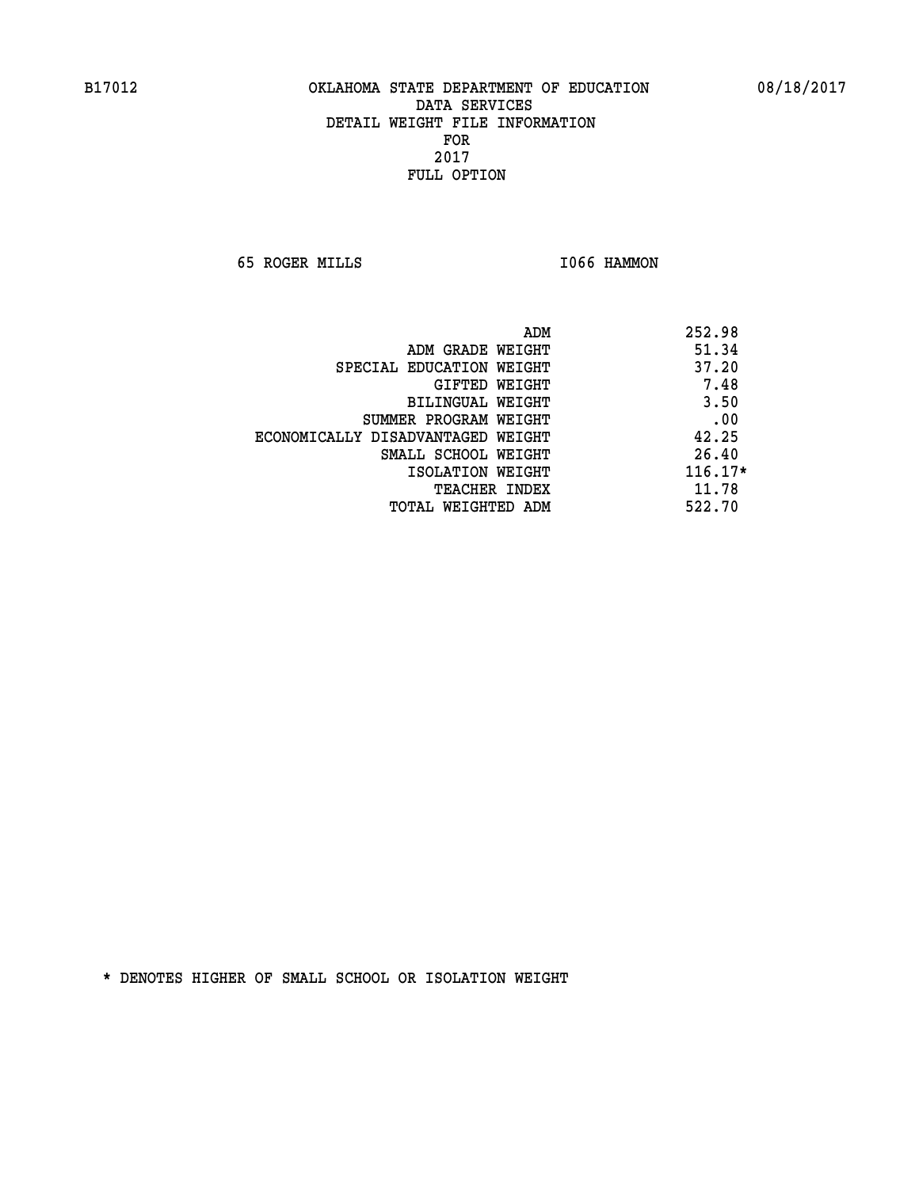B17012 OKLAHOMA STATE DEPARTMENT OF EDUCATION 08/18/2017

DATA SERVICES
DETAIL WEIGHT FILE INFORMATION
FOR
2017
FULL OPTION

65 ROGER MILLS I066 HAMMON

| | |
|---|---|
| ADM | 252.98 |
| ADM GRADE WEIGHT | 51.34 |
| SPECIAL EDUCATION WEIGHT | 37.20 |
| GIFTED WEIGHT | 7.48 |
| BILINGUAL WEIGHT | 3.50 |
| SUMMER PROGRAM WEIGHT | .00 |
| ECONOMICALLY DISADVANTAGED WEIGHT | 42.25 |
| SMALL SCHOOL WEIGHT | 26.40 |
| ISOLATION WEIGHT | 116.17* |
| TEACHER INDEX | 11.78 |
| TOTAL WEIGHTED ADM | 522.70 |

* DENOTES HIGHER OF SMALL SCHOOL OR ISOLATION WEIGHT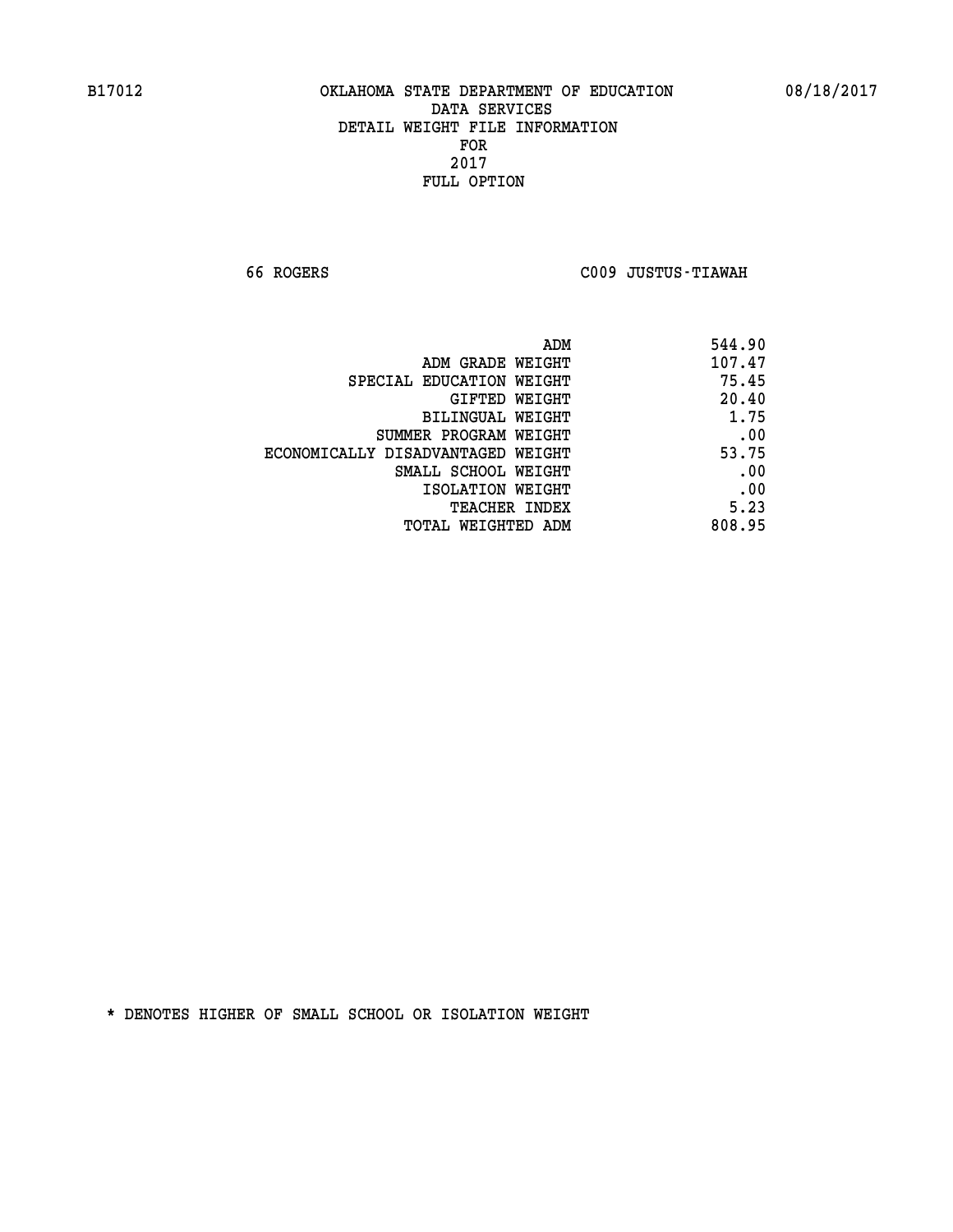B17012 OKLAHOMA STATE DEPARTMENT OF EDUCATION 08/18/2017

DATA SERVICES
DETAIL WEIGHT FILE INFORMATION
FOR
2017
FULL OPTION

66 ROGERS C009 JUSTUS-TIAWAH

| | |
|---|---|
| ADM | 544.90 |
| ADM GRADE WEIGHT | 107.47 |
| SPECIAL EDUCATION WEIGHT | 75.45 |
| GIFTED WEIGHT | 20.40 |
| BILINGUAL WEIGHT | 1.75 |
| SUMMER PROGRAM WEIGHT | .00 |
| ECONOMICALLY DISADVANTAGED WEIGHT | 53.75 |
| SMALL SCHOOL WEIGHT | .00 |
| ISOLATION WEIGHT | .00 |
| TEACHER INDEX | 5.23 |
| TOTAL WEIGHTED ADM | 808.95 |

* DENOTES HIGHER OF SMALL SCHOOL OR ISOLATION WEIGHT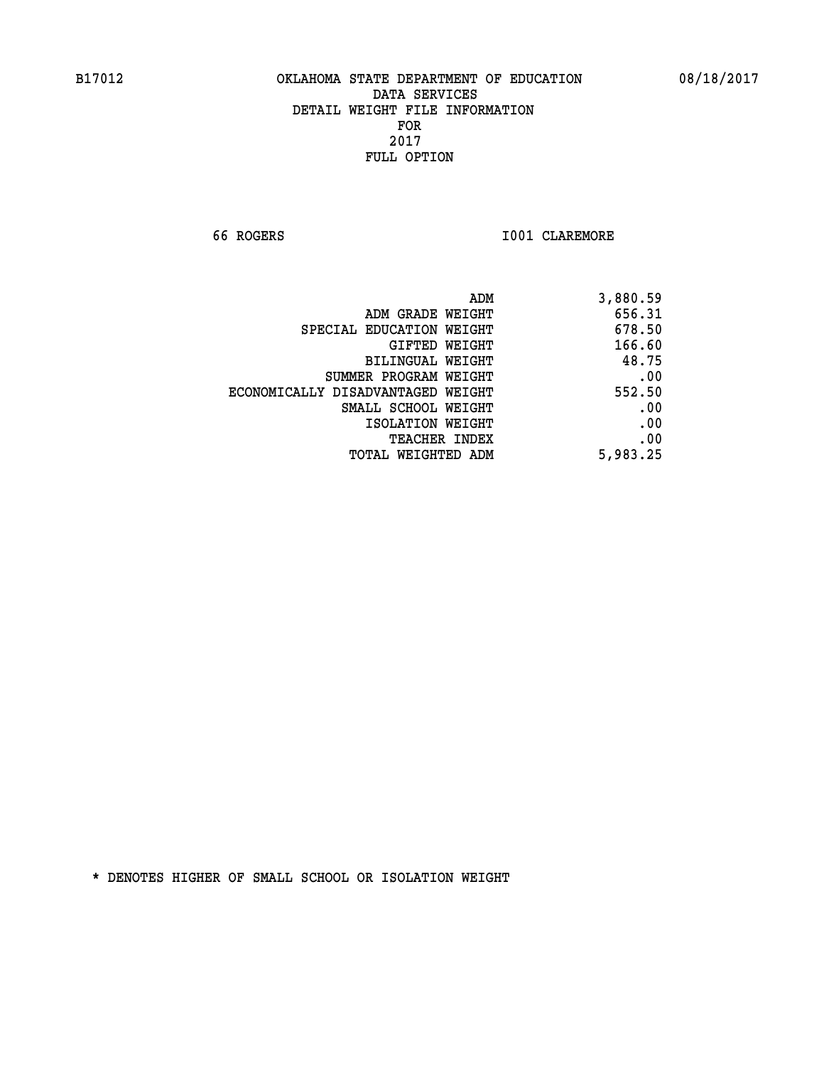B17012 OKLAHOMA STATE DEPARTMENT OF EDUCATION 08/18/2017

DATA SERVICES
DETAIL WEIGHT FILE INFORMATION
FOR
2017
FULL OPTION

66 ROGERS I001 CLAREMORE

| | |
|---|---|
| ADM | 3,880.59 |
| ADM GRADE WEIGHT | 656.31 |
| SPECIAL EDUCATION WEIGHT | 678.50 |
| GIFTED WEIGHT | 166.60 |
| BILINGUAL WEIGHT | 48.75 |
| SUMMER PROGRAM WEIGHT | .00 |
| ECONOMICALLY DISADVANTAGED WEIGHT | 552.50 |
| SMALL SCHOOL WEIGHT | .00 |
| ISOLATION WEIGHT | .00 |
| TEACHER INDEX | .00 |
| TOTAL WEIGHTED ADM | 5,983.25 |

* DENOTES HIGHER OF SMALL SCHOOL OR ISOLATION WEIGHT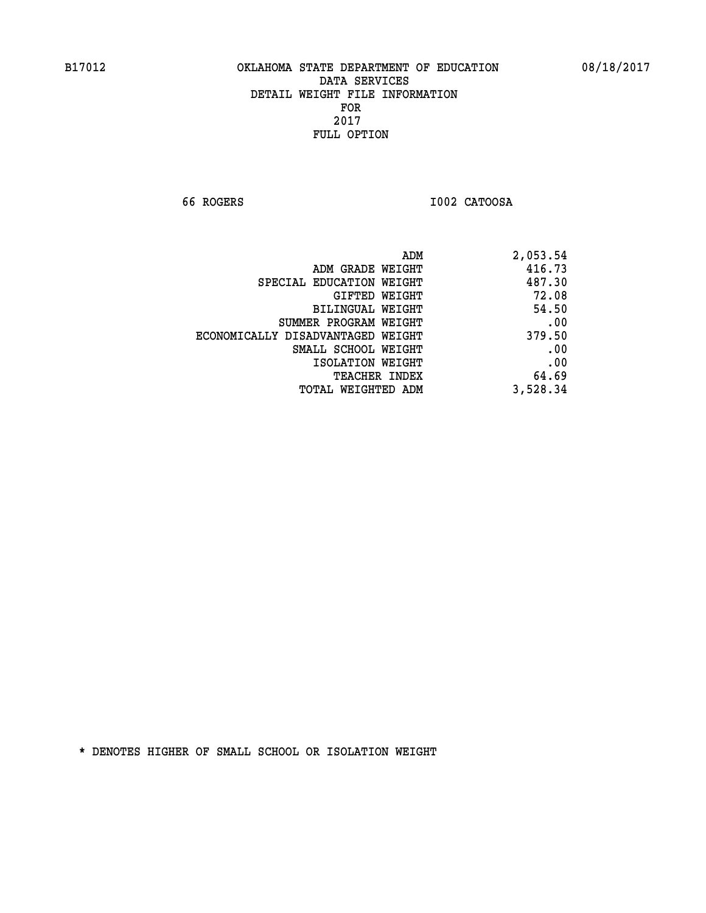B17012 OKLAHOMA STATE DEPARTMENT OF EDUCATION 08/18/2017

DATA SERVICES
DETAIL WEIGHT FILE INFORMATION
FOR
2017
FULL OPTION

66 ROGERS I002 CATOOSA

| | |
|---|---|
| ADM | 2,053.54 |
| ADM GRADE WEIGHT | 416.73 |
| SPECIAL EDUCATION WEIGHT | 487.30 |
| GIFTED WEIGHT | 72.08 |
| BILINGUAL WEIGHT | 54.50 |
| SUMMER PROGRAM WEIGHT | .00 |
| ECONOMICALLY DISADVANTAGED WEIGHT | 379.50 |
| SMALL SCHOOL WEIGHT | .00 |
| ISOLATION WEIGHT | .00 |
| TEACHER INDEX | 64.69 |
| TOTAL WEIGHTED ADM | 3,528.34 |

* DENOTES HIGHER OF SMALL SCHOOL OR ISOLATION WEIGHT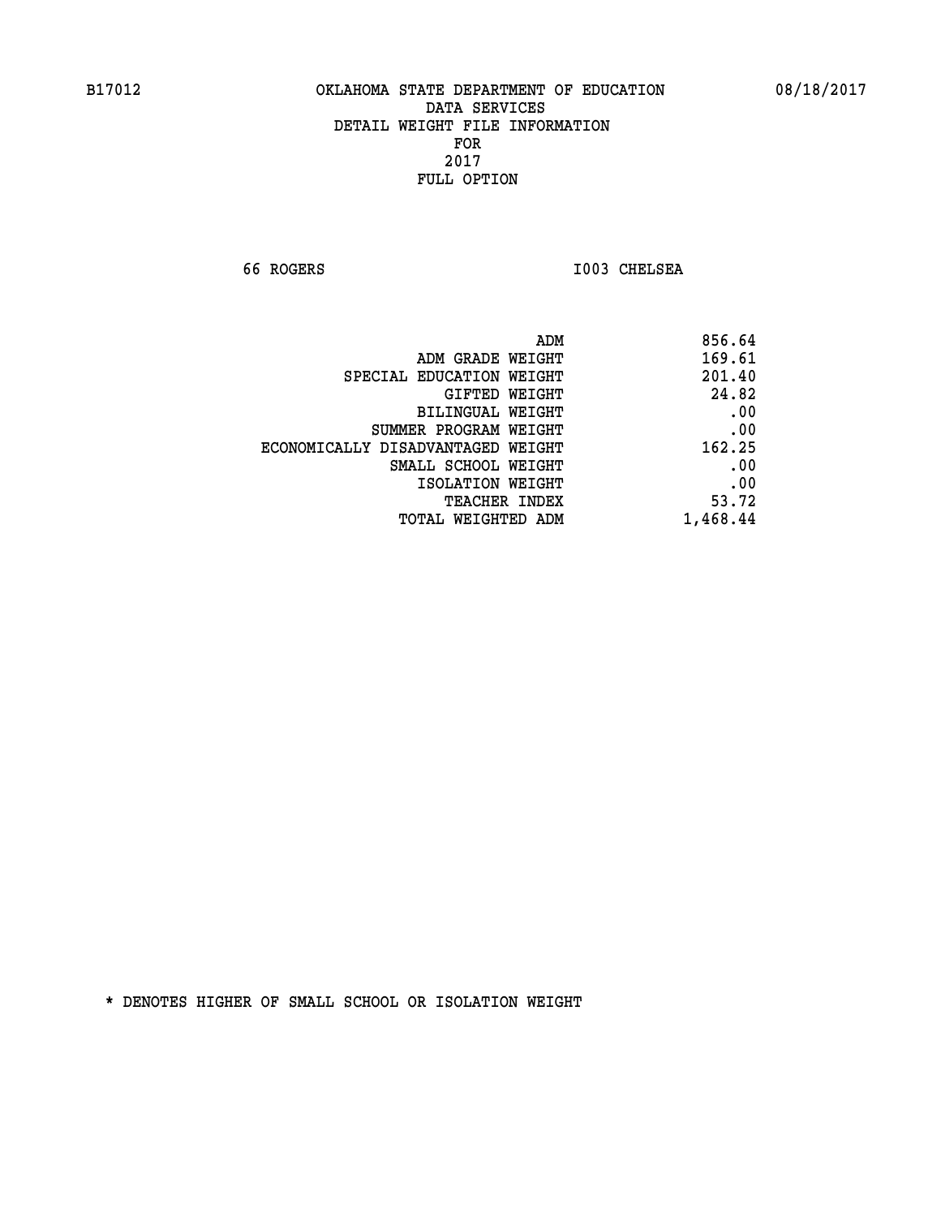B17012 OKLAHOMA STATE DEPARTMENT OF EDUCATION 08/18/2017

DATA SERVICES
DETAIL WEIGHT FILE INFORMATION
FOR
2017
FULL OPTION

66 ROGERS I003 CHELSEA

| | |
|---|---|
| ADM | 856.64 |
| ADM GRADE WEIGHT | 169.61 |
| SPECIAL EDUCATION WEIGHT | 201.40 |
| GIFTED WEIGHT | 24.82 |
| BILINGUAL WEIGHT | .00 |
| SUMMER PROGRAM WEIGHT | .00 |
| ECONOMICALLY DISADVANTAGED WEIGHT | 162.25 |
| SMALL SCHOOL WEIGHT | .00 |
| ISOLATION WEIGHT | .00 |
| TEACHER INDEX | 53.72 |
| TOTAL WEIGHTED ADM | 1,468.44 |

* DENOTES HIGHER OF SMALL SCHOOL OR ISOLATION WEIGHT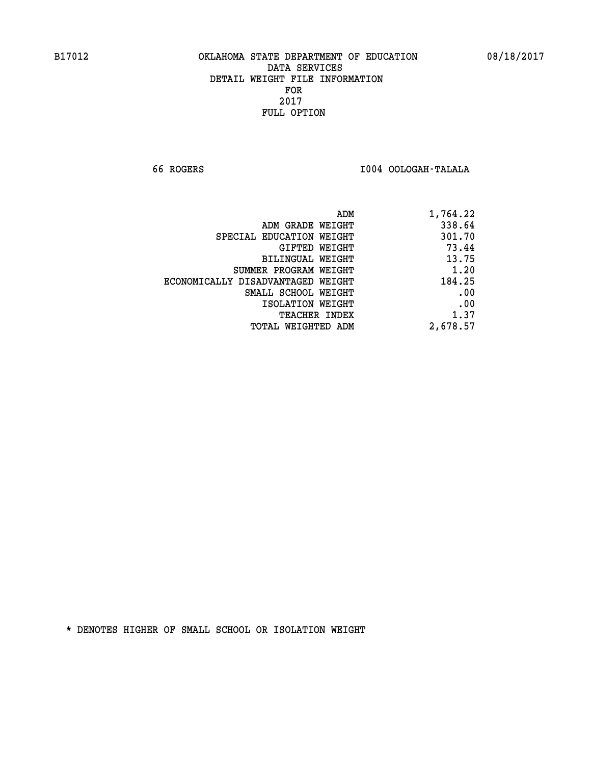B17012 OKLAHOMA STATE DEPARTMENT OF EDUCATION 08/18/2017

DATA SERVICES
DETAIL WEIGHT FILE INFORMATION
FOR
2017
FULL OPTION

66 ROGERS I004 OOLOGAH-TALALA

| | |
|---|---|
| ADM | 1,764.22 |
| ADM GRADE WEIGHT | 338.64 |
| SPECIAL EDUCATION WEIGHT | 301.70 |
| GIFTED WEIGHT | 73.44 |
| BILINGUAL WEIGHT | 13.75 |
| SUMMER PROGRAM WEIGHT | 1.20 |
| ECONOMICALLY DISADVANTAGED WEIGHT | 184.25 |
| SMALL SCHOOL WEIGHT | .00 |
| ISOLATION WEIGHT | .00 |
| TEACHER INDEX | 1.37 |
| TOTAL WEIGHTED ADM | 2,678.57 |

* DENOTES HIGHER OF SMALL SCHOOL OR ISOLATION WEIGHT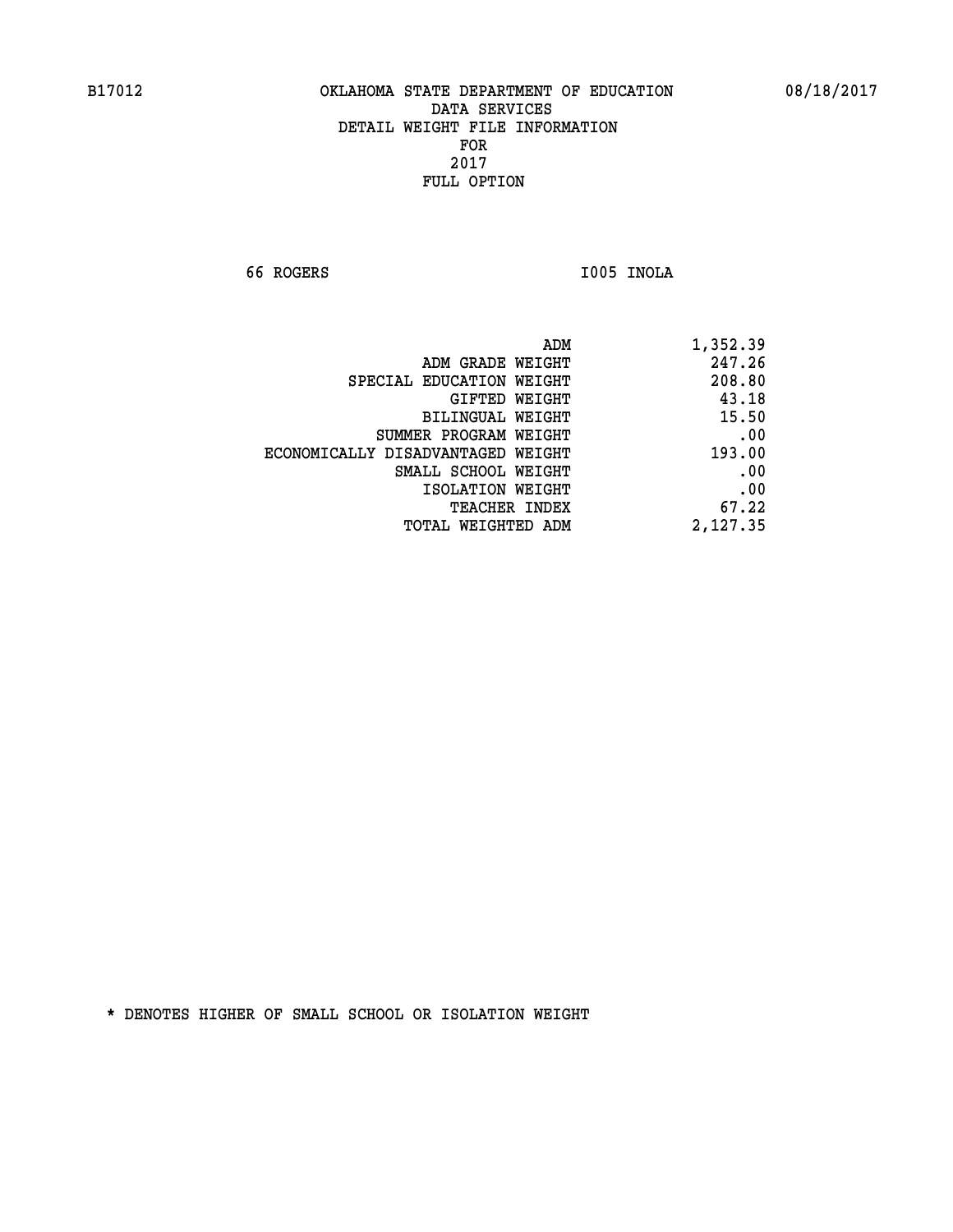B17012 OKLAHOMA STATE DEPARTMENT OF EDUCATION 08/18/2017

DATA SERVICES
DETAIL WEIGHT FILE INFORMATION
FOR
2017
FULL OPTION

66 ROGERS I005 INOLA

| | |
|---|---|
| ADM | 1,352.39 |
| ADM GRADE WEIGHT | 247.26 |
| SPECIAL EDUCATION WEIGHT | 208.80 |
| GIFTED WEIGHT | 43.18 |
| BILINGUAL WEIGHT | 15.50 |
| SUMMER PROGRAM WEIGHT | .00 |
| ECONOMICALLY DISADVANTAGED WEIGHT | 193.00 |
| SMALL SCHOOL WEIGHT | .00 |
| ISOLATION WEIGHT | .00 |
| TEACHER INDEX | 67.22 |
| TOTAL WEIGHTED ADM | 2,127.35 |

* DENOTES HIGHER OF SMALL SCHOOL OR ISOLATION WEIGHT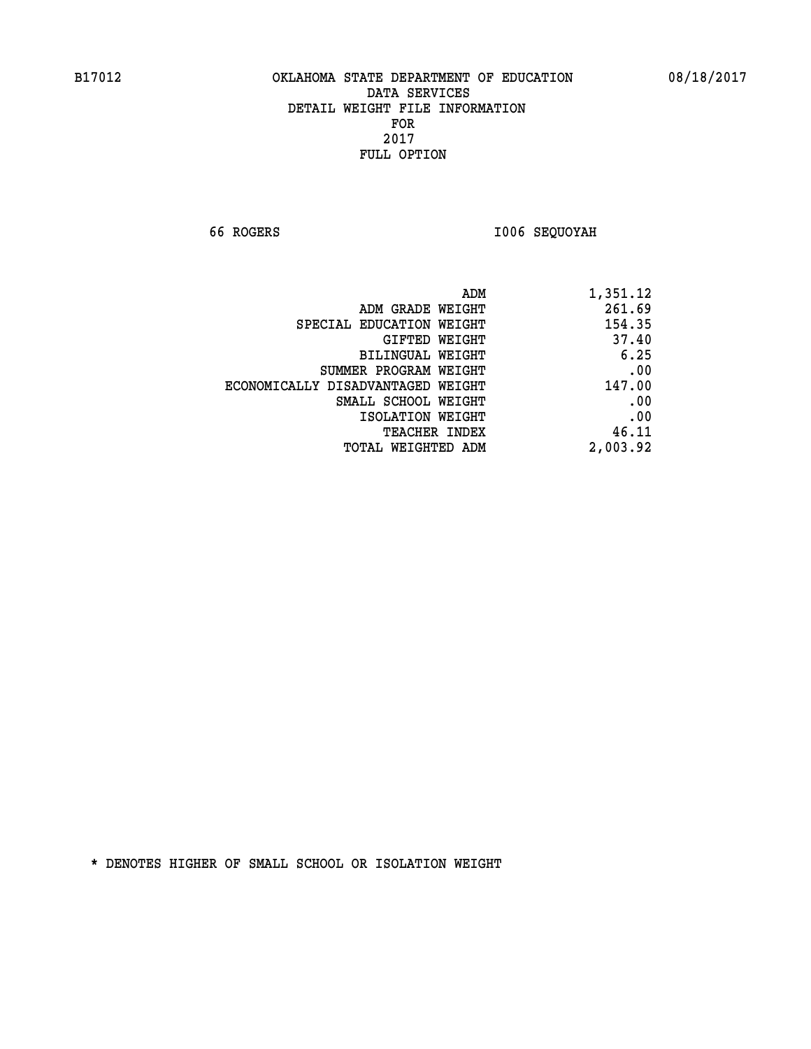B17012 OKLAHOMA STATE DEPARTMENT OF EDUCATION 08/18/2017

DATA SERVICES
DETAIL WEIGHT FILE INFORMATION
FOR
2017
FULL OPTION

66 ROGERS I006 SEQUOYAH

| | |
|---|---|
| ADM | 1,351.12 |
| ADM GRADE WEIGHT | 261.69 |
| SPECIAL EDUCATION WEIGHT | 154.35 |
| GIFTED WEIGHT | 37.40 |
| BILINGUAL WEIGHT | 6.25 |
| SUMMER PROGRAM WEIGHT | .00 |
| ECONOMICALLY DISADVANTAGED WEIGHT | 147.00 |
| SMALL SCHOOL WEIGHT | .00 |
| ISOLATION WEIGHT | .00 |
| TEACHER INDEX | 46.11 |
| TOTAL WEIGHTED ADM | 2,003.92 |

* DENOTES HIGHER OF SMALL SCHOOL OR ISOLATION WEIGHT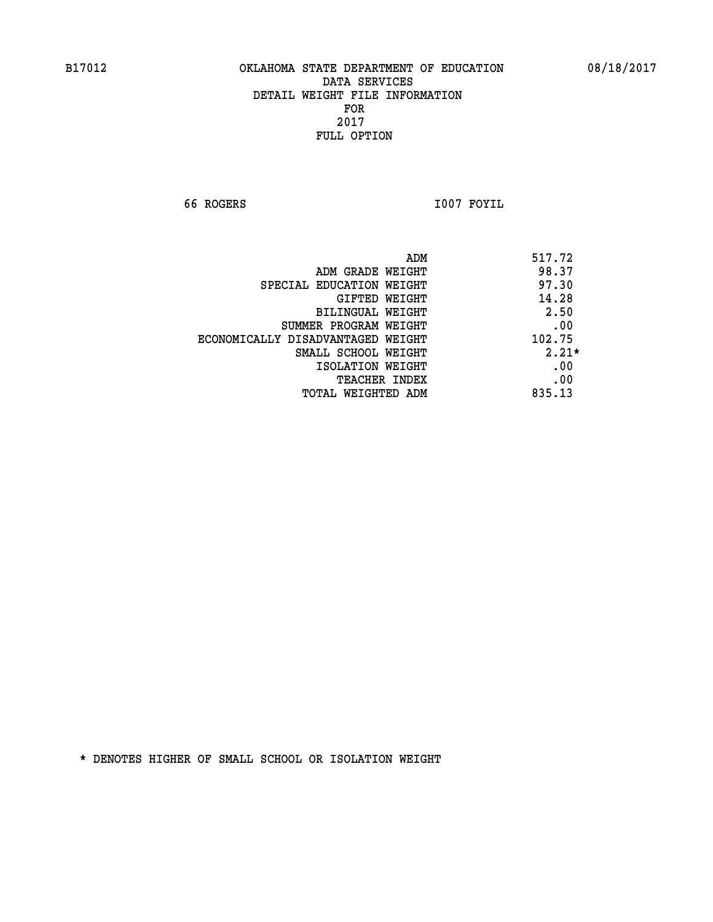B17012 OKLAHOMA STATE DEPARTMENT OF EDUCATION 08/18/2017

DATA SERVICES
DETAIL WEIGHT FILE INFORMATION
FOR
2017
FULL OPTION

66 ROGERS I007 FOYIL

| | |
|---|---|
| ADM | 517.72 |
| ADM GRADE WEIGHT | 98.37 |
| SPECIAL EDUCATION WEIGHT | 97.30 |
| GIFTED WEIGHT | 14.28 |
| BILINGUAL WEIGHT | 2.50 |
| SUMMER PROGRAM WEIGHT | .00 |
| ECONOMICALLY DISADVANTAGED WEIGHT | 102.75 |
| SMALL SCHOOL WEIGHT | 2.21* |
| ISOLATION WEIGHT | .00 |
| TEACHER INDEX | .00 |
| TOTAL WEIGHTED ADM | 835.13 |

* DENOTES HIGHER OF SMALL SCHOOL OR ISOLATION WEIGHT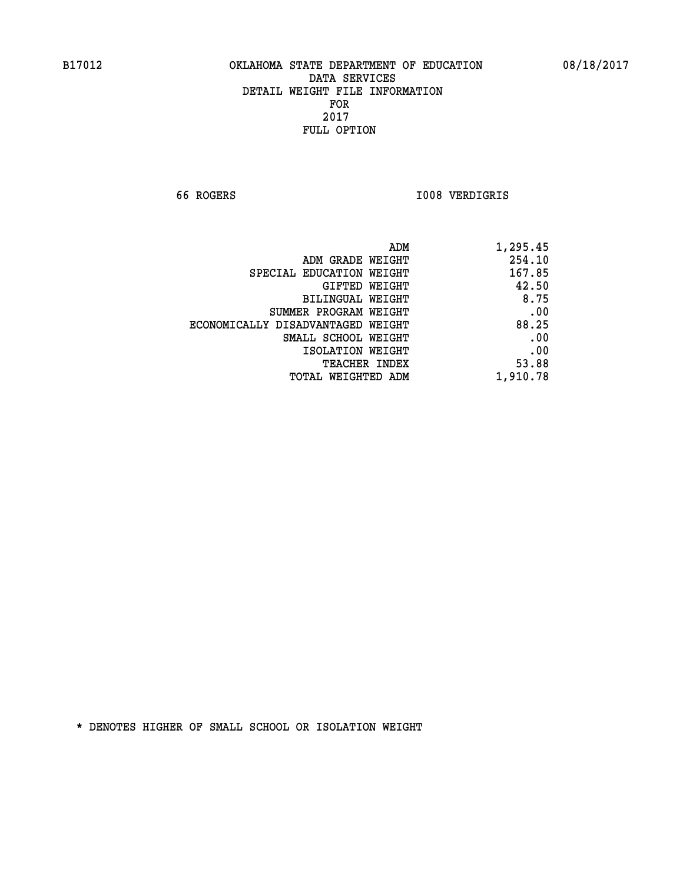# OKLAHOMA STATE DEPARTMENT OF EDUCATION
## DATA SERVICES
## DETAIL WEIGHT FILE INFORMATION
## FOR
## 2017
## FULL OPTION

B17012 08/18/2017

66 ROGERS I008 VERDIGRIS

| | |
|---|---|
| ADM | 1,295.45 |
| ADM GRADE WEIGHT | 254.10 |
| SPECIAL EDUCATION WEIGHT | 167.85 |
| GIFTED WEIGHT | 42.50 |
| BILINGUAL WEIGHT | 8.75 |
| SUMMER PROGRAM WEIGHT | .00 |
| ECONOMICALLY DISADVANTAGED WEIGHT | 88.25 |
| SMALL SCHOOL WEIGHT | .00 |
| ISOLATION WEIGHT | .00 |
| TEACHER INDEX | 53.88 |
| TOTAL WEIGHTED ADM | 1,910.78 |

* DENOTES HIGHER OF SMALL SCHOOL OR ISOLATION WEIGHT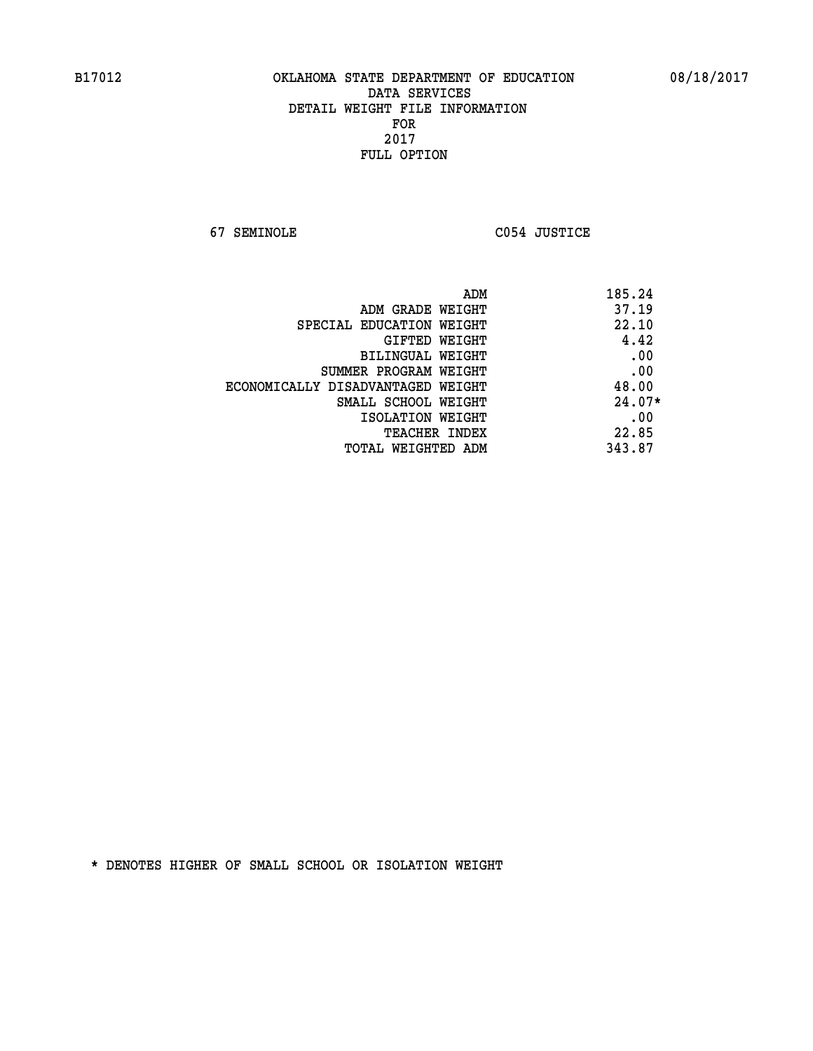B17012 OKLAHOMA STATE DEPARTMENT OF EDUCATION 08/18/2017

DATA SERVICES
DETAIL WEIGHT FILE INFORMATION
FOR
2017
FULL OPTION

67 SEMINOLE C054 JUSTICE

| | |
|---|---|
| ADM | 185.24 |
| ADM GRADE WEIGHT | 37.19 |
| SPECIAL EDUCATION WEIGHT | 22.10 |
| GIFTED WEIGHT | 4.42 |
| BILINGUAL WEIGHT | .00 |
| SUMMER PROGRAM WEIGHT | .00 |
| ECONOMICALLY DISADVANTAGED WEIGHT | 48.00 |
| SMALL SCHOOL WEIGHT | 24.07* |
| ISOLATION WEIGHT | .00 |
| TEACHER INDEX | 22.85 |
| TOTAL WEIGHTED ADM | 343.87 |

* DENOTES HIGHER OF SMALL SCHOOL OR ISOLATION WEIGHT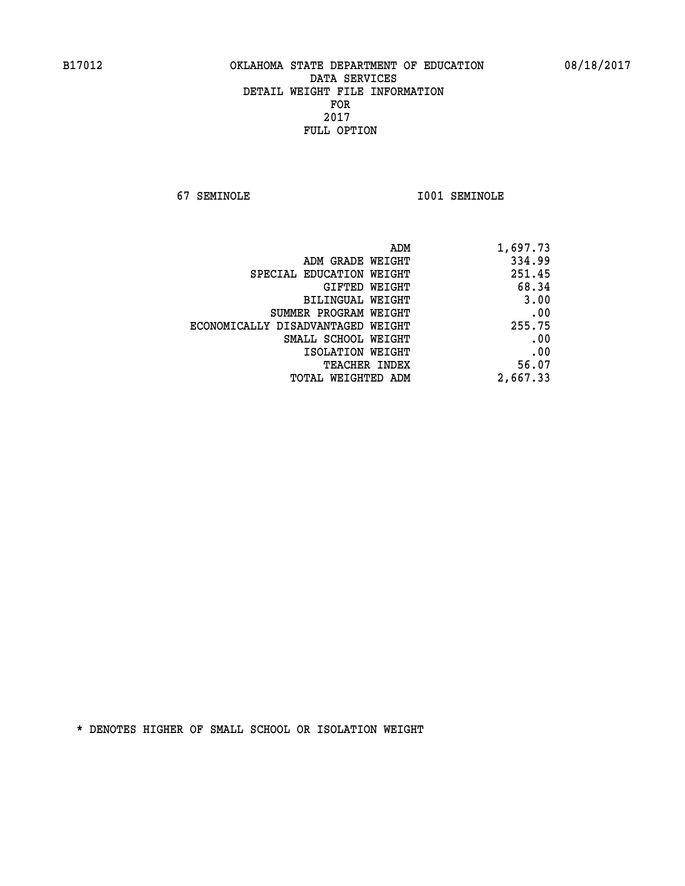B17012 OKLAHOMA STATE DEPARTMENT OF EDUCATION 08/18/2017

DATA SERVICES
DETAIL WEIGHT FILE INFORMATION
FOR
2017
FULL OPTION

67 SEMINOLE I001 SEMINOLE

| | |
|---|---|
| ADM | 1,697.73 |
| ADM GRADE WEIGHT | 334.99 |
| SPECIAL EDUCATION WEIGHT | 251.45 |
| GIFTED WEIGHT | 68.34 |
| BILINGUAL WEIGHT | 3.00 |
| SUMMER PROGRAM WEIGHT | .00 |
| ECONOMICALLY DISADVANTAGED WEIGHT | 255.75 |
| SMALL SCHOOL WEIGHT | .00 |
| ISOLATION WEIGHT | .00 |
| TEACHER INDEX | 56.07 |
| TOTAL WEIGHTED ADM | 2,667.33 |

* DENOTES HIGHER OF SMALL SCHOOL OR ISOLATION WEIGHT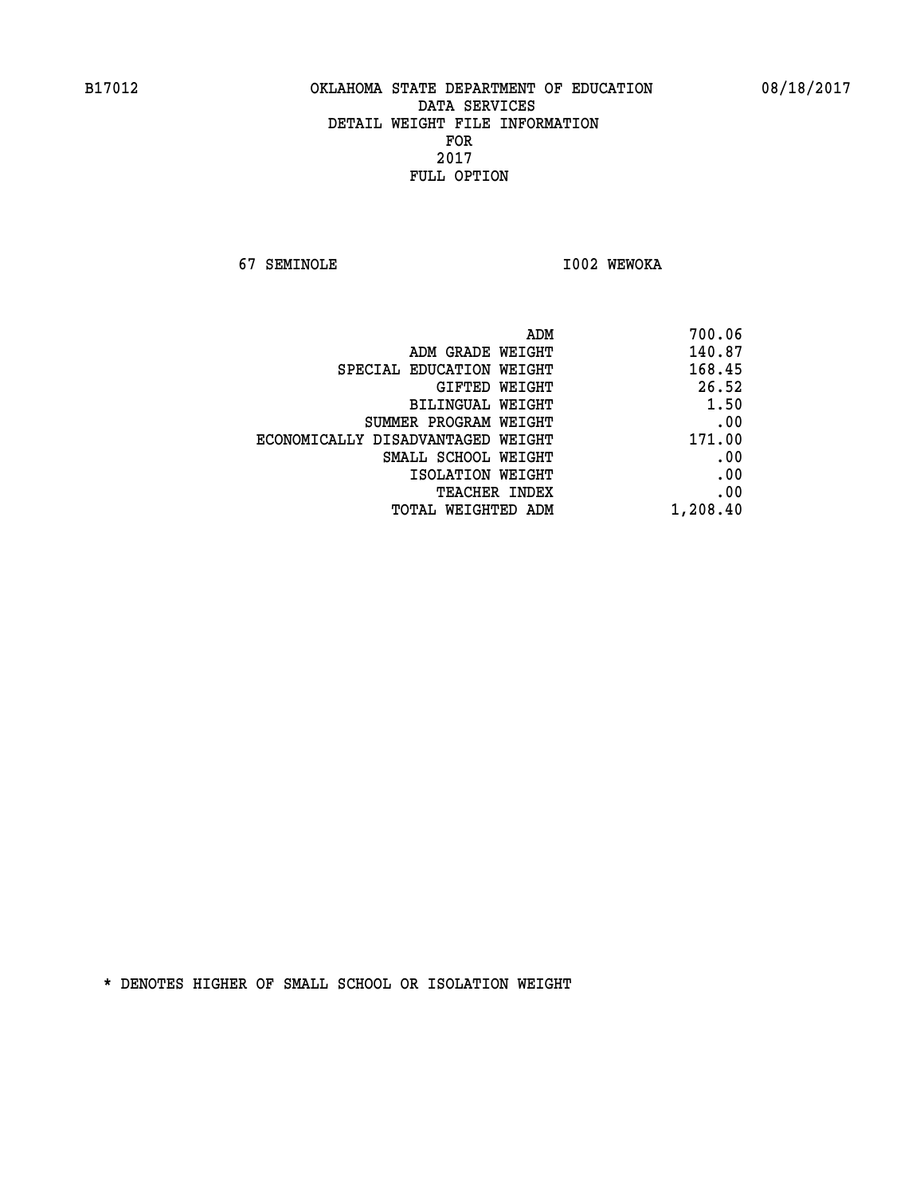B17012 OKLAHOMA STATE DEPARTMENT OF EDUCATION 08/18/2017

DATA SERVICES
DETAIL WEIGHT FILE INFORMATION
FOR
2017
FULL OPTION

67 SEMINOLE I002 WEWOKA

| | |
|---|---|
| ADM | 700.06 |
| ADM GRADE WEIGHT | 140.87 |
| SPECIAL EDUCATION WEIGHT | 168.45 |
| GIFTED WEIGHT | 26.52 |
| BILINGUAL WEIGHT | 1.50 |
| SUMMER PROGRAM WEIGHT | .00 |
| ECONOMICALLY DISADVANTAGED WEIGHT | 171.00 |
| SMALL SCHOOL WEIGHT | .00 |
| ISOLATION WEIGHT | .00 |
| TEACHER INDEX | .00 |
| TOTAL WEIGHTED ADM | 1,208.40 |

* DENOTES HIGHER OF SMALL SCHOOL OR ISOLATION WEIGHT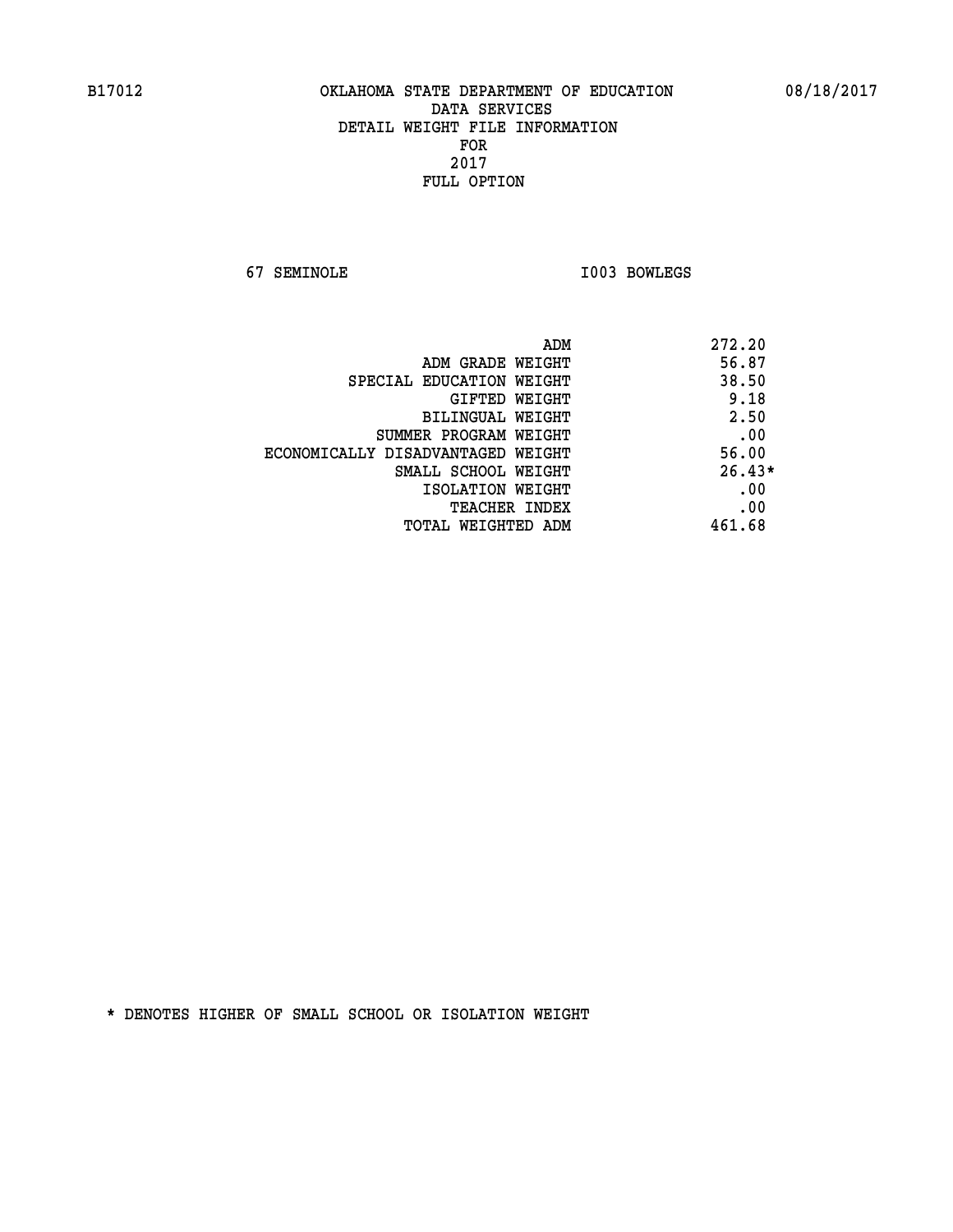B17012 OKLAHOMA STATE DEPARTMENT OF EDUCATION 08/18/2017

DATA SERVICES
DETAIL WEIGHT FILE INFORMATION
FOR
2017
FULL OPTION

67 SEMINOLE I003 BOWLEGS

| | |
|---|---|
| ADM | 272.20 |
| ADM GRADE WEIGHT | 56.87 |
| SPECIAL EDUCATION WEIGHT | 38.50 |
| GIFTED WEIGHT | 9.18 |
| BILINGUAL WEIGHT | 2.50 |
| SUMMER PROGRAM WEIGHT | .00 |
| ECONOMICALLY DISADVANTAGED WEIGHT | 56.00 |
| SMALL SCHOOL WEIGHT | 26.43* |
| ISOLATION WEIGHT | .00 |
| TEACHER INDEX | .00 |
| TOTAL WEIGHTED ADM | 461.68 |

* DENOTES HIGHER OF SMALL SCHOOL OR ISOLATION WEIGHT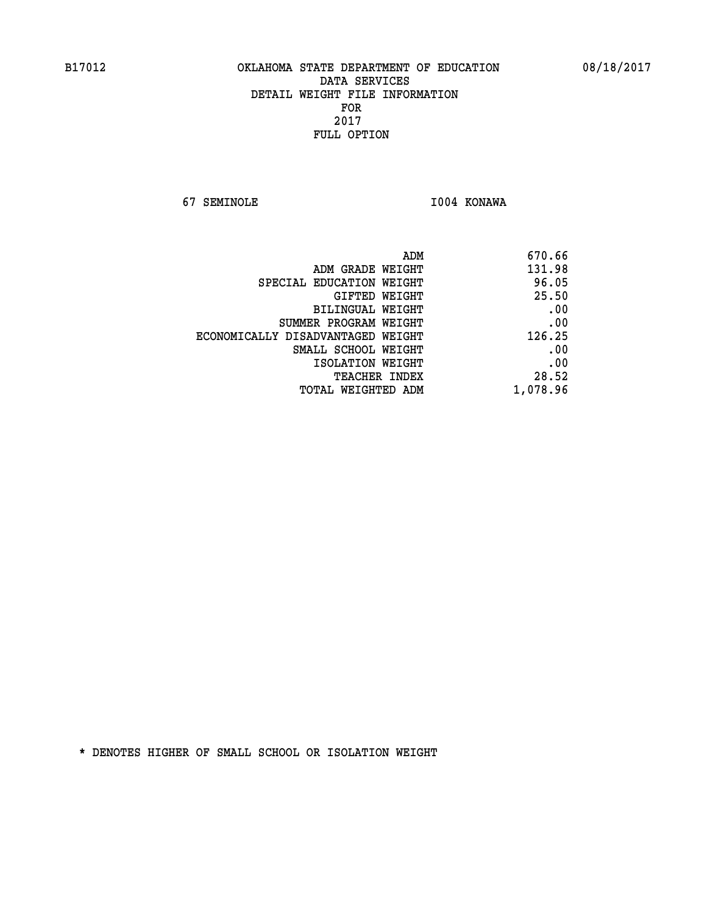B17012 OKLAHOMA STATE DEPARTMENT OF EDUCATION 08/18/2017

DATA SERVICES
DETAIL WEIGHT FILE INFORMATION
FOR
2017
FULL OPTION

67 SEMINOLE I004 KONAWA

| | |
|---|---|
| ADM | 670.66 |
| ADM GRADE WEIGHT | 131.98 |
| SPECIAL EDUCATION WEIGHT | 96.05 |
| GIFTED WEIGHT | 25.50 |
| BILINGUAL WEIGHT | .00 |
| SUMMER PROGRAM WEIGHT | .00 |
| ECONOMICALLY DISADVANTAGED WEIGHT | 126.25 |
| SMALL SCHOOL WEIGHT | .00 |
| ISOLATION WEIGHT | .00 |
| TEACHER INDEX | 28.52 |
| TOTAL WEIGHTED ADM | 1,078.96 |

* DENOTES HIGHER OF SMALL SCHOOL OR ISOLATION WEIGHT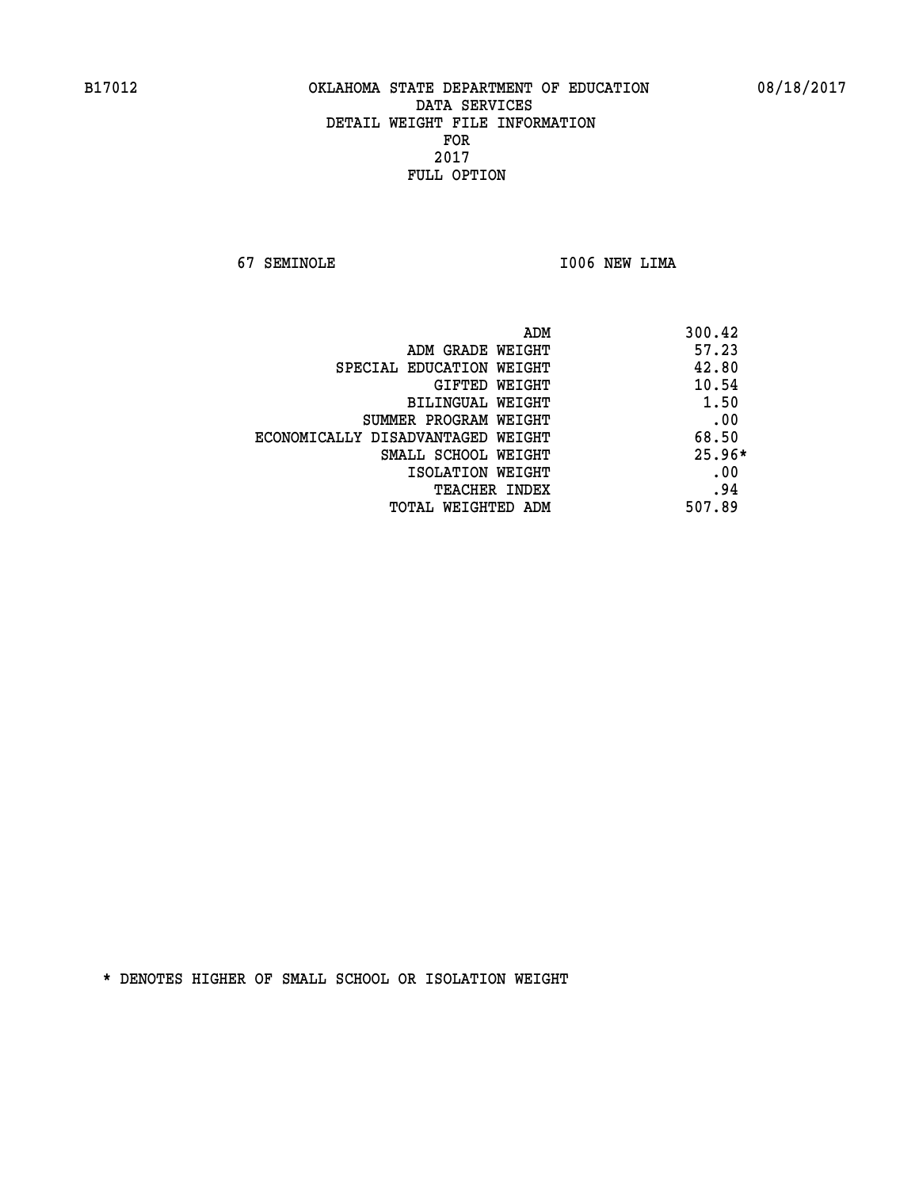B17012 OKLAHOMA STATE DEPARTMENT OF EDUCATION 08/18/2017
DATA SERVICES
DETAIL WEIGHT FILE INFORMATION
FOR
2017
FULL OPTION

67 SEMINOLE I006 NEW LIMA

| | |
|---|---|
| ADM | 300.42 |
| ADM GRADE WEIGHT | 57.23 |
| SPECIAL EDUCATION WEIGHT | 42.80 |
| GIFTED WEIGHT | 10.54 |
| BILINGUAL WEIGHT | 1.50 |
| SUMMER PROGRAM WEIGHT | .00 |
| ECONOMICALLY DISADVANTAGED WEIGHT | 68.50 |
| SMALL SCHOOL WEIGHT | 25.96* |
| ISOLATION WEIGHT | .00 |
| TEACHER INDEX | .94 |
| TOTAL WEIGHTED ADM | 507.89 |

* DENOTES HIGHER OF SMALL SCHOOL OR ISOLATION WEIGHT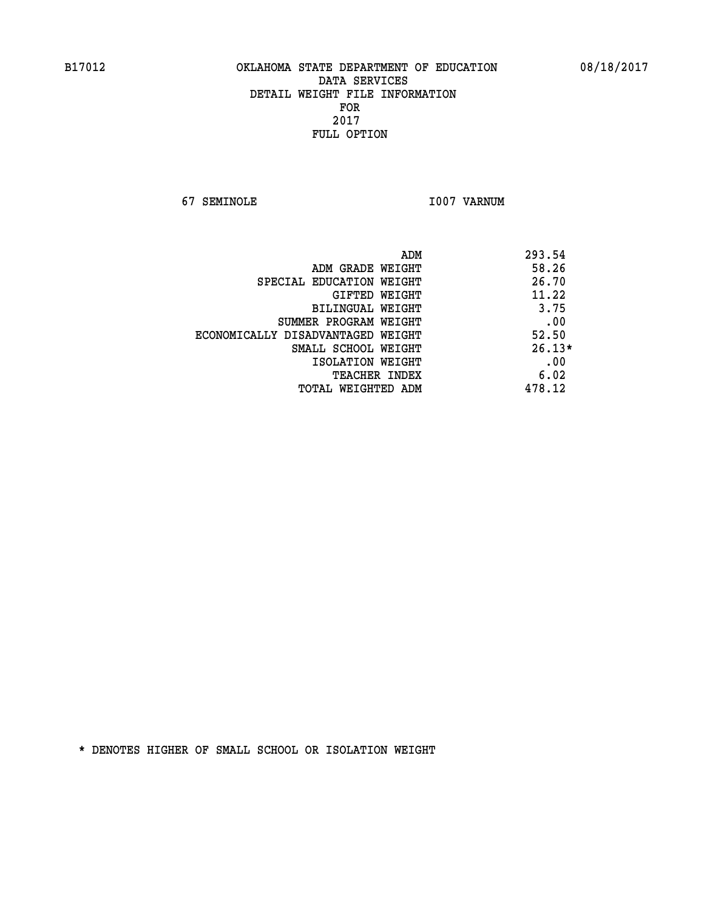B17012 OKLAHOMA STATE DEPARTMENT OF EDUCATION 08/18/2017

DATA SERVICES
DETAIL WEIGHT FILE INFORMATION
FOR
2017
FULL OPTION

67 SEMINOLE I007 VARNUM

| | |
|---|---|
| ADM | 293.54 |
| ADM GRADE WEIGHT | 58.26 |
| SPECIAL EDUCATION WEIGHT | 26.70 |
| GIFTED WEIGHT | 11.22 |
| BILINGUAL WEIGHT | 3.75 |
| SUMMER PROGRAM WEIGHT | .00 |
| ECONOMICALLY DISADVANTAGED WEIGHT | 52.50 |
| SMALL SCHOOL WEIGHT | 26.13* |
| ISOLATION WEIGHT | .00 |
| TEACHER INDEX | 6.02 |
| TOTAL WEIGHTED ADM | 478.12 |

* DENOTES HIGHER OF SMALL SCHOOL OR ISOLATION WEIGHT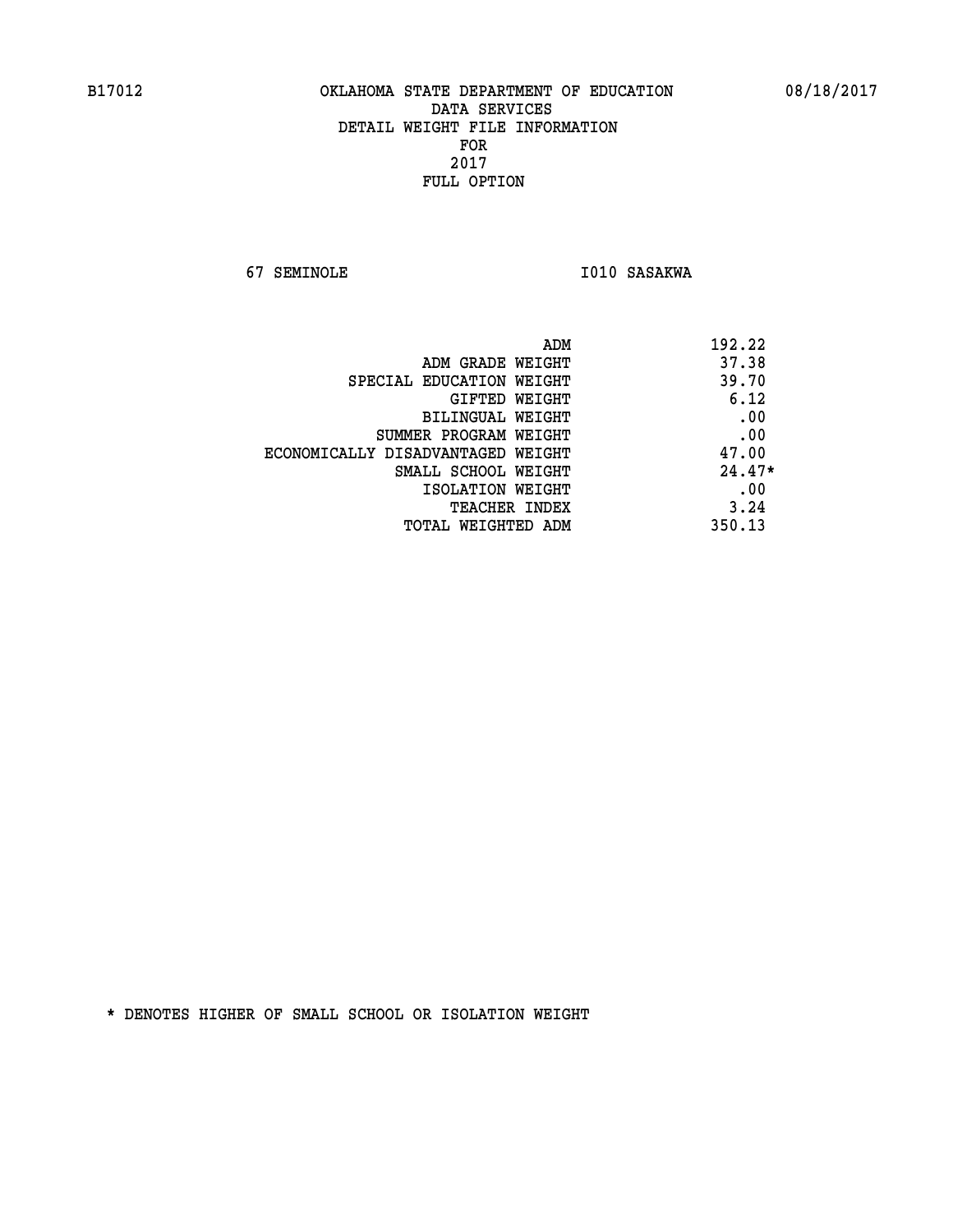B17012 OKLAHOMA STATE DEPARTMENT OF EDUCATION 08/18/2017

DATA SERVICES
DETAIL WEIGHT FILE INFORMATION
FOR
2017
FULL OPTION

67 SEMINOLE I010 SASAKWA

| | |
|---|---|
| ADM | 192.22 |
| ADM GRADE WEIGHT | 37.38 |
| SPECIAL EDUCATION WEIGHT | 39.70 |
| GIFTED WEIGHT | 6.12 |
| BILINGUAL WEIGHT | .00 |
| SUMMER PROGRAM WEIGHT | .00 |
| ECONOMICALLY DISADVANTAGED WEIGHT | 47.00 |
| SMALL SCHOOL WEIGHT | 24.47* |
| ISOLATION WEIGHT | .00 |
| TEACHER INDEX | 3.24 |
| TOTAL WEIGHTED ADM | 350.13 |

* DENOTES HIGHER OF SMALL SCHOOL OR ISOLATION WEIGHT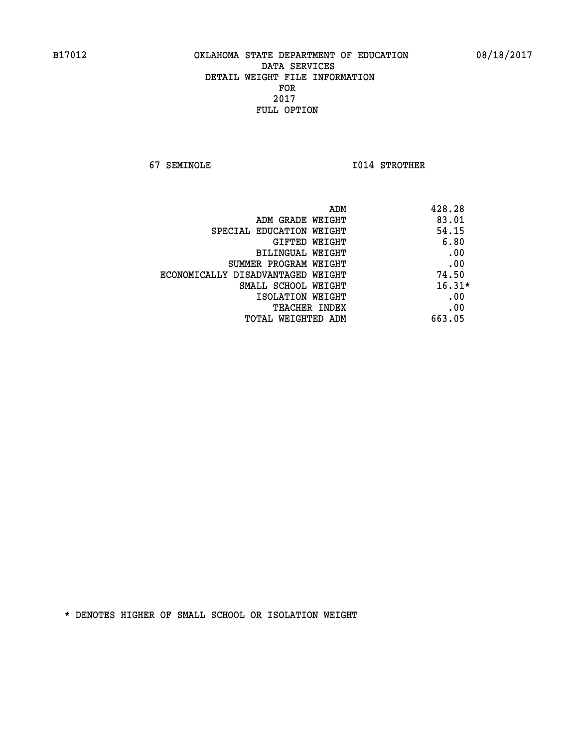B17012 OKLAHOMA STATE DEPARTMENT OF EDUCATION 08/18/2017

DATA SERVICES
DETAIL WEIGHT FILE INFORMATION
FOR
2017
FULL OPTION

67 SEMINOLE I014 STROTHER

| | |
|---|---|
| ADM | 428.28 |
| ADM GRADE WEIGHT | 83.01 |
| SPECIAL EDUCATION WEIGHT | 54.15 |
| GIFTED WEIGHT | 6.80 |
| BILINGUAL WEIGHT | .00 |
| SUMMER PROGRAM WEIGHT | .00 |
| ECONOMICALLY DISADVANTAGED WEIGHT | 74.50 |
| SMALL SCHOOL WEIGHT | 16.31* |
| ISOLATION WEIGHT | .00 |
| TEACHER INDEX | .00 |
| TOTAL WEIGHTED ADM | 663.05 |

* DENOTES HIGHER OF SMALL SCHOOL OR ISOLATION WEIGHT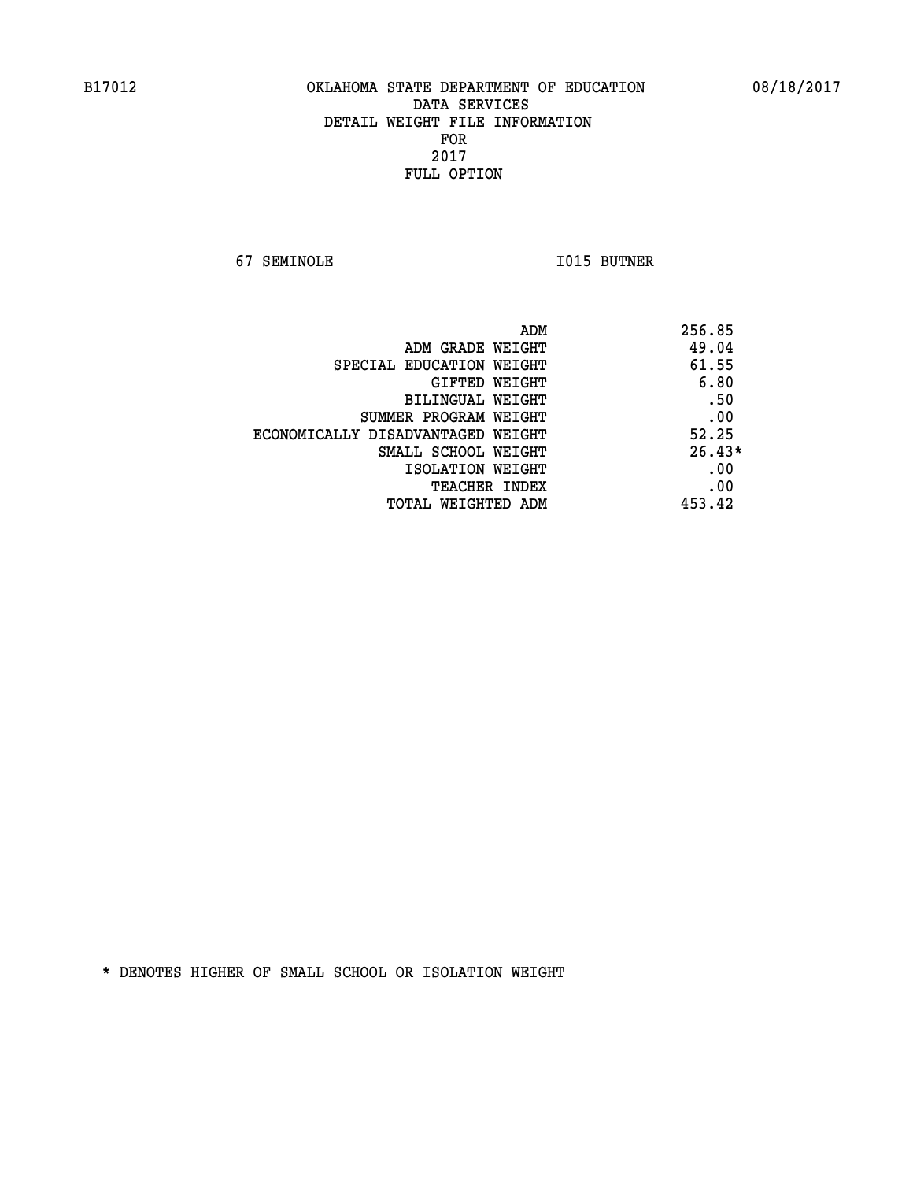B17012 OKLAHOMA STATE DEPARTMENT OF EDUCATION 08/18/2017

DATA SERVICES
DETAIL WEIGHT FILE INFORMATION
FOR
2017
FULL OPTION

67 SEMINOLE I015 BUTNER

| | |
|---|---|
| ADM | 256.85 |
| ADM GRADE WEIGHT | 49.04 |
| SPECIAL EDUCATION WEIGHT | 61.55 |
| GIFTED WEIGHT | 6.80 |
| BILINGUAL WEIGHT | .50 |
| SUMMER PROGRAM WEIGHT | .00 |
| ECONOMICALLY DISADVANTAGED WEIGHT | 52.25 |
| SMALL SCHOOL WEIGHT | 26.43* |
| ISOLATION WEIGHT | .00 |
| TEACHER INDEX | .00 |
| TOTAL WEIGHTED ADM | 453.42 |

* DENOTES HIGHER OF SMALL SCHOOL OR ISOLATION WEIGHT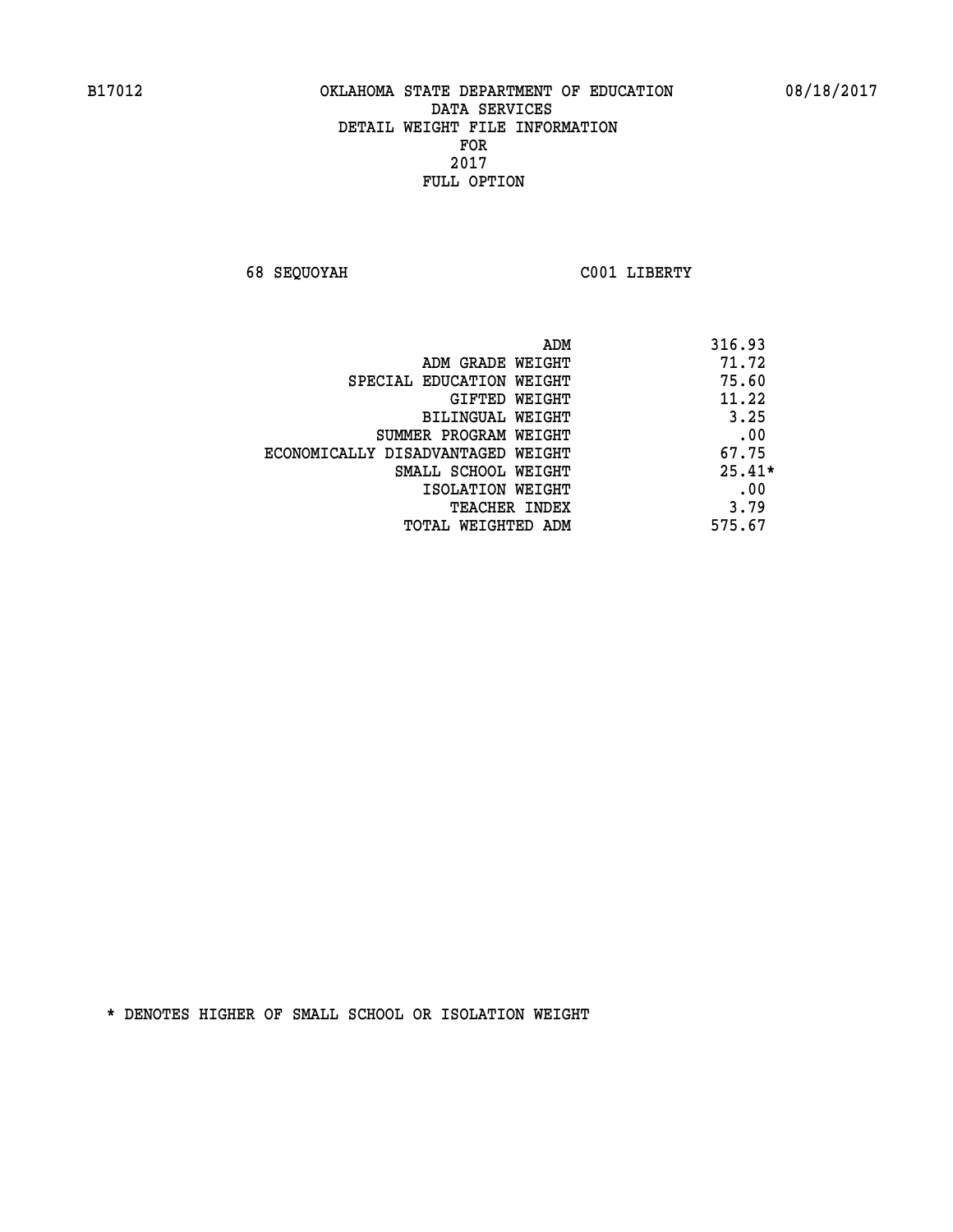B17012 OKLAHOMA STATE DEPARTMENT OF EDUCATION 08/18/2017

DATA SERVICES
DETAIL WEIGHT FILE INFORMATION
FOR
2017
FULL OPTION

68 SEQUOYAH C001 LIBERTY

| | |
|---|---|
| ADM | 316.93 |
| ADM GRADE WEIGHT | 71.72 |
| SPECIAL EDUCATION WEIGHT | 75.60 |
| GIFTED WEIGHT | 11.22 |
| BILINGUAL WEIGHT | 3.25 |
| SUMMER PROGRAM WEIGHT | .00 |
| ECONOMICALLY DISADVANTAGED WEIGHT | 67.75 |
| SMALL SCHOOL WEIGHT | 25.41* |
| ISOLATION WEIGHT | .00 |
| TEACHER INDEX | 3.79 |
| TOTAL WEIGHTED ADM | 575.67 |

* DENOTES HIGHER OF SMALL SCHOOL OR ISOLATION WEIGHT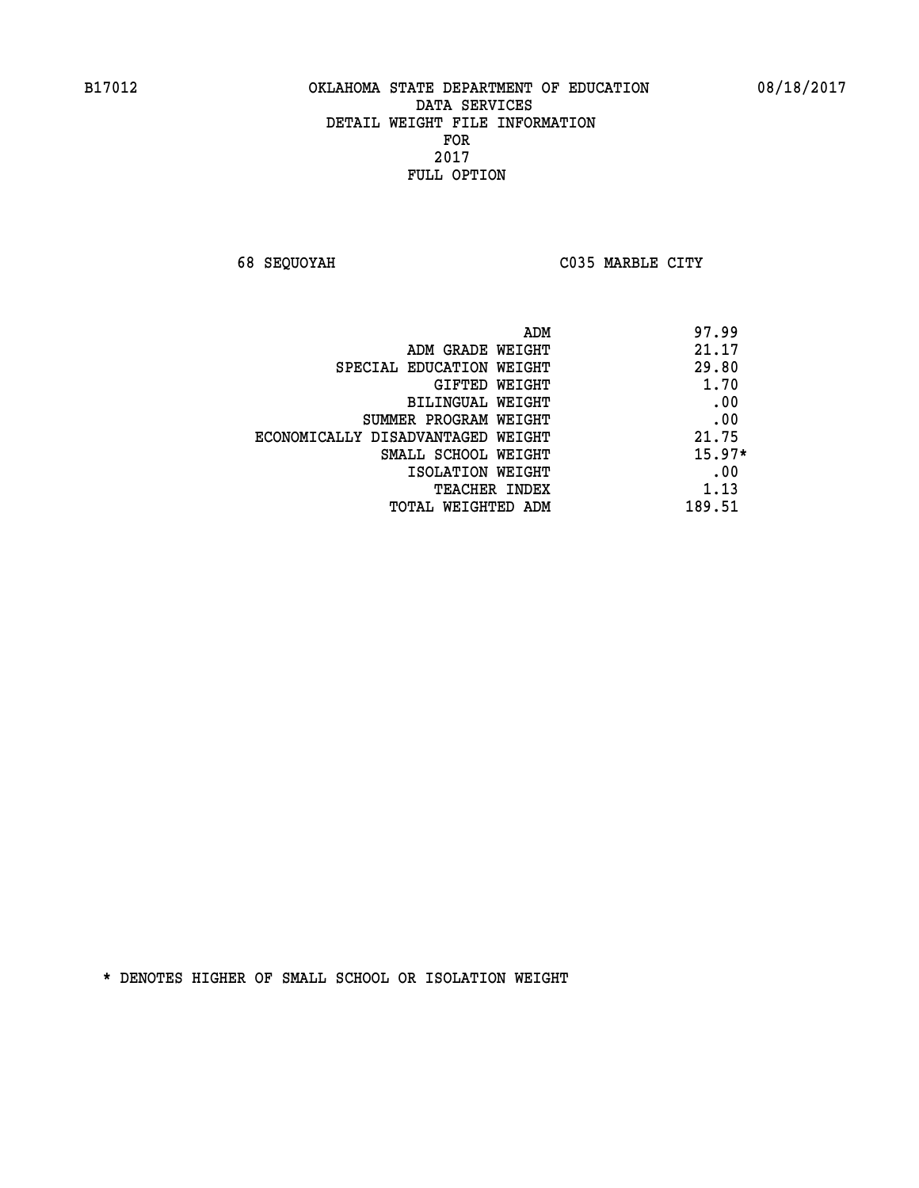B17012 OKLAHOMA STATE DEPARTMENT OF EDUCATION 08/18/2017

DATA SERVICES
DETAIL WEIGHT FILE INFORMATION
FOR
2017
FULL OPTION

68 SEQUOYAH C035 MARBLE CITY

| | |
|---|---|
| ADM | 97.99 |
| ADM GRADE WEIGHT | 21.17 |
| SPECIAL EDUCATION WEIGHT | 29.80 |
| GIFTED WEIGHT | 1.70 |
| BILINGUAL WEIGHT | .00 |
| SUMMER PROGRAM WEIGHT | .00 |
| ECONOMICALLY DISADVANTAGED WEIGHT | 21.75 |
| SMALL SCHOOL WEIGHT | 15.97* |
| ISOLATION WEIGHT | .00 |
| TEACHER INDEX | 1.13 |
| TOTAL WEIGHTED ADM | 189.51 |

* DENOTES HIGHER OF SMALL SCHOOL OR ISOLATION WEIGHT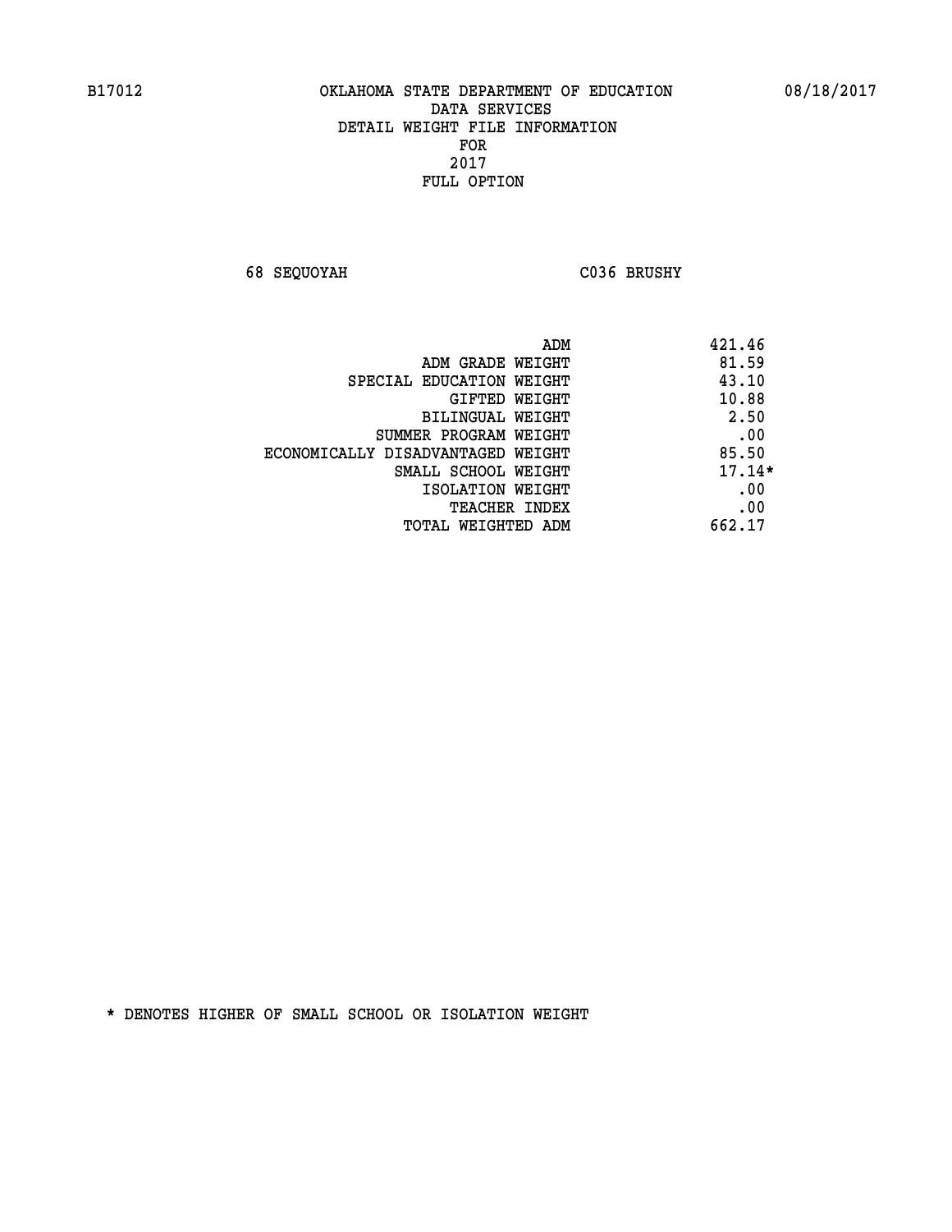B17012 OKLAHOMA STATE DEPARTMENT OF EDUCATION 08/18/2017

DATA SERVICES
DETAIL WEIGHT FILE INFORMATION
FOR
2017
FULL OPTION

68 SEQUOYAH C036 BRUSHY

| | |
|---|---|
| ADM | 421.46 |
| ADM GRADE WEIGHT | 81.59 |
| SPECIAL EDUCATION WEIGHT | 43.10 |
| GIFTED WEIGHT | 10.88 |
| BILINGUAL WEIGHT | 2.50 |
| SUMMER PROGRAM WEIGHT | .00 |
| ECONOMICALLY DISADVANTAGED WEIGHT | 85.50 |
| SMALL SCHOOL WEIGHT | 17.14* |
| ISOLATION WEIGHT | .00 |
| TEACHER INDEX | .00 |
| TOTAL WEIGHTED ADM | 662.17 |

* DENOTES HIGHER OF SMALL SCHOOL OR ISOLATION WEIGHT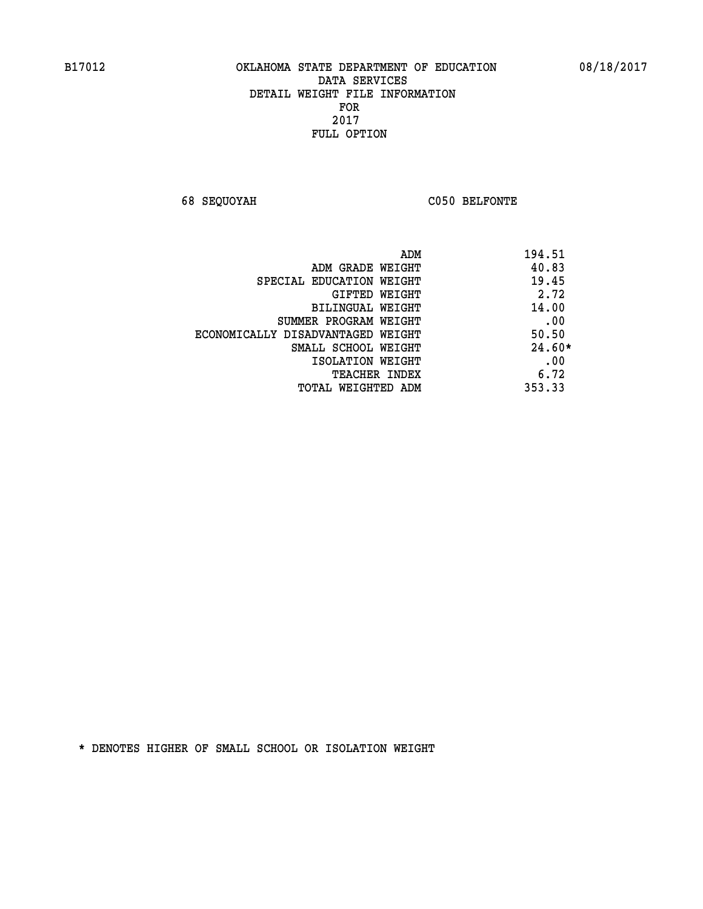B17012 OKLAHOMA STATE DEPARTMENT OF EDUCATION 08/18/2017
DATA SERVICES
DETAIL WEIGHT FILE INFORMATION
FOR
2017
FULL OPTION

68 SEQUOYAH C050 BELFONTE

| | |
|---|---|
| ADM | 194.51 |
| ADM GRADE WEIGHT | 40.83 |
| SPECIAL EDUCATION WEIGHT | 19.45 |
| GIFTED WEIGHT | 2.72 |
| BILINGUAL WEIGHT | 14.00 |
| SUMMER PROGRAM WEIGHT | .00 |
| ECONOMICALLY DISADVANTAGED WEIGHT | 50.50 |
| SMALL SCHOOL WEIGHT | 24.60* |
| ISOLATION WEIGHT | .00 |
| TEACHER INDEX | 6.72 |
| TOTAL WEIGHTED ADM | 353.33 |

* DENOTES HIGHER OF SMALL SCHOOL OR ISOLATION WEIGHT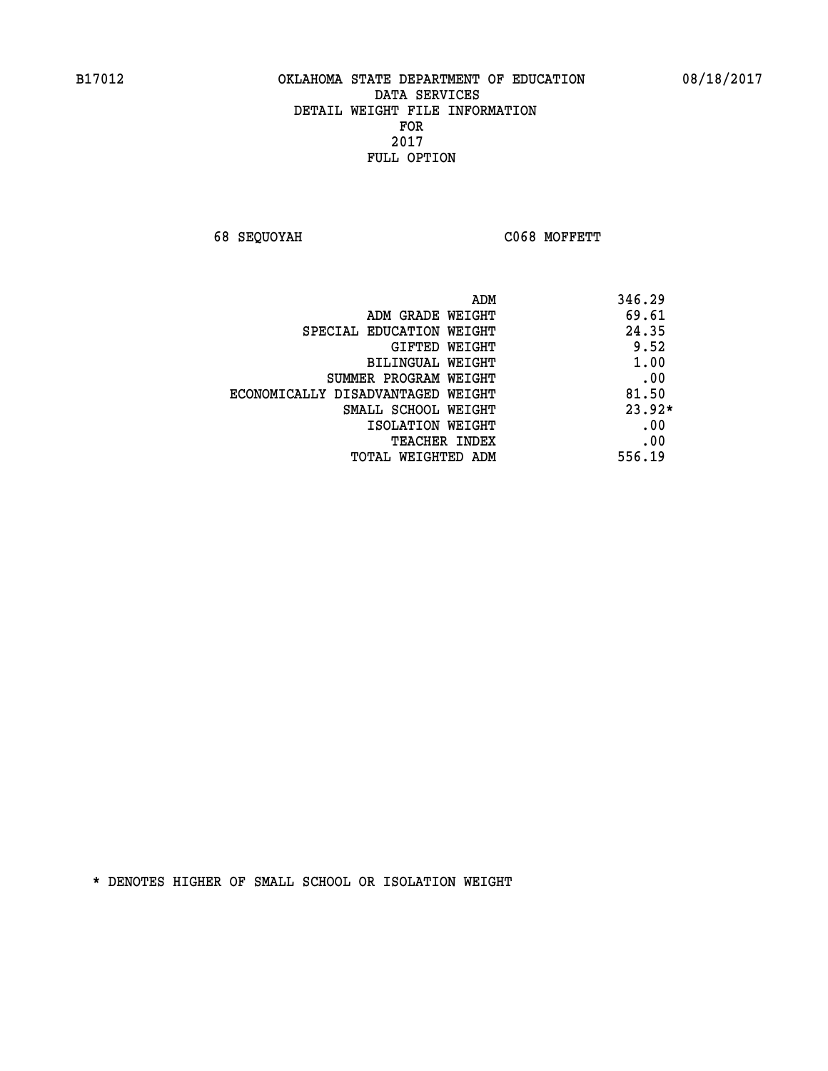B17012 OKLAHOMA STATE DEPARTMENT OF EDUCATION 08/18/2017

DATA SERVICES
DETAIL WEIGHT FILE INFORMATION
FOR
2017
FULL OPTION

68 SEQUOYAH C068 MOFFETT

| | |
|---|---|
| ADM | 346.29 |
| ADM GRADE WEIGHT | 69.61 |
| SPECIAL EDUCATION WEIGHT | 24.35 |
| GIFTED WEIGHT | 9.52 |
| BILINGUAL WEIGHT | 1.00 |
| SUMMER PROGRAM WEIGHT | .00 |
| ECONOMICALLY DISADVANTAGED WEIGHT | 81.50 |
| SMALL SCHOOL WEIGHT | 23.92* |
| ISOLATION WEIGHT | .00 |
| TEACHER INDEX | .00 |
| TOTAL WEIGHTED ADM | 556.19 |

* DENOTES HIGHER OF SMALL SCHOOL OR ISOLATION WEIGHT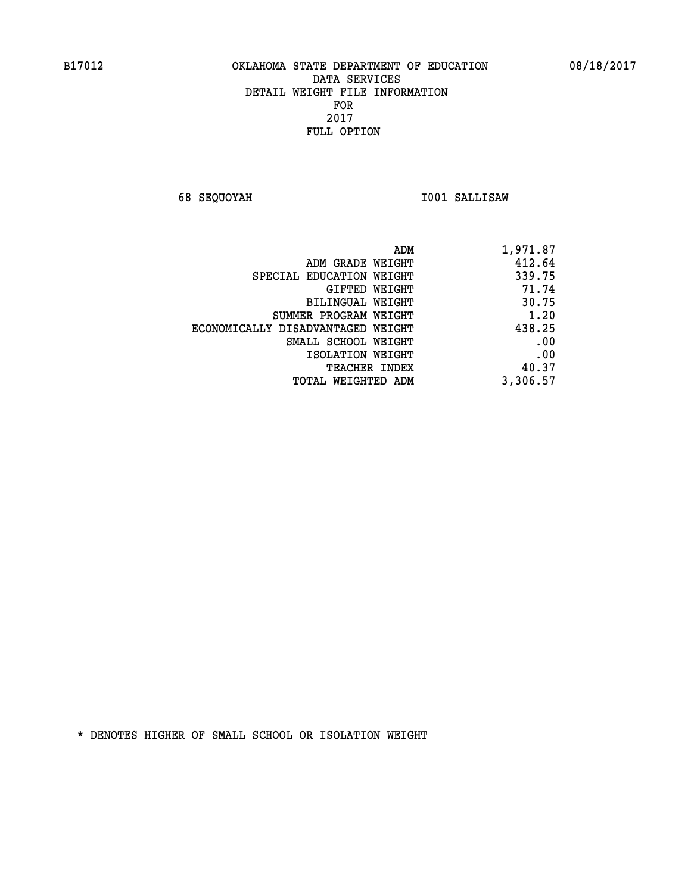# OKLAHOMA STATE DEPARTMENT OF EDUCATION
## DATA SERVICES
## DETAIL WEIGHT FILE INFORMATION
## FOR
## 2017
## FULL OPTION

B17012 08/18/2017

68 SEQUOYAH I001 SALLISAW

| | |
|---|---|
| ADM | 1,971.87 |
| ADM GRADE WEIGHT | 412.64 |
| SPECIAL EDUCATION WEIGHT | 339.75 |
| GIFTED WEIGHT | 71.74 |
| BILINGUAL WEIGHT | 30.75 |
| SUMMER PROGRAM WEIGHT | 1.20 |
| ECONOMICALLY DISADVANTAGED WEIGHT | 438.25 |
| SMALL SCHOOL WEIGHT | .00 |
| ISOLATION WEIGHT | .00 |
| TEACHER INDEX | 40.37 |
| TOTAL WEIGHTED ADM | 3,306.57 |

* DENOTES HIGHER OF SMALL SCHOOL OR ISOLATION WEIGHT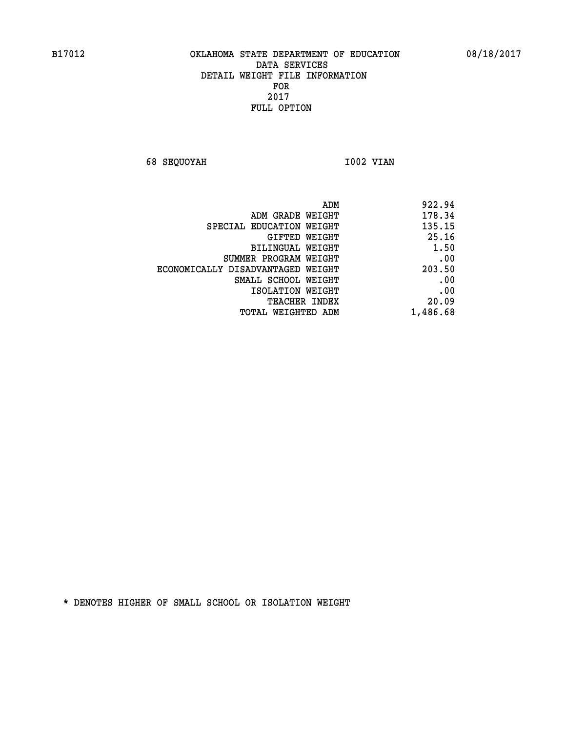B17012 OKLAHOMA STATE DEPARTMENT OF EDUCATION 08/18/2017

DATA SERVICES
DETAIL WEIGHT FILE INFORMATION
FOR
2017
FULL OPTION

68 SEQUOYAH I002 VIAN

| | |
|---|---|
| ADM | 922.94 |
| ADM GRADE WEIGHT | 178.34 |
| SPECIAL EDUCATION WEIGHT | 135.15 |
| GIFTED WEIGHT | 25.16 |
| BILINGUAL WEIGHT | 1.50 |
| SUMMER PROGRAM WEIGHT | .00 |
| ECONOMICALLY DISADVANTAGED WEIGHT | 203.50 |
| SMALL SCHOOL WEIGHT | .00 |
| ISOLATION WEIGHT | .00 |
| TEACHER INDEX | 20.09 |
| TOTAL WEIGHTED ADM | 1,486.68 |

* DENOTES HIGHER OF SMALL SCHOOL OR ISOLATION WEIGHT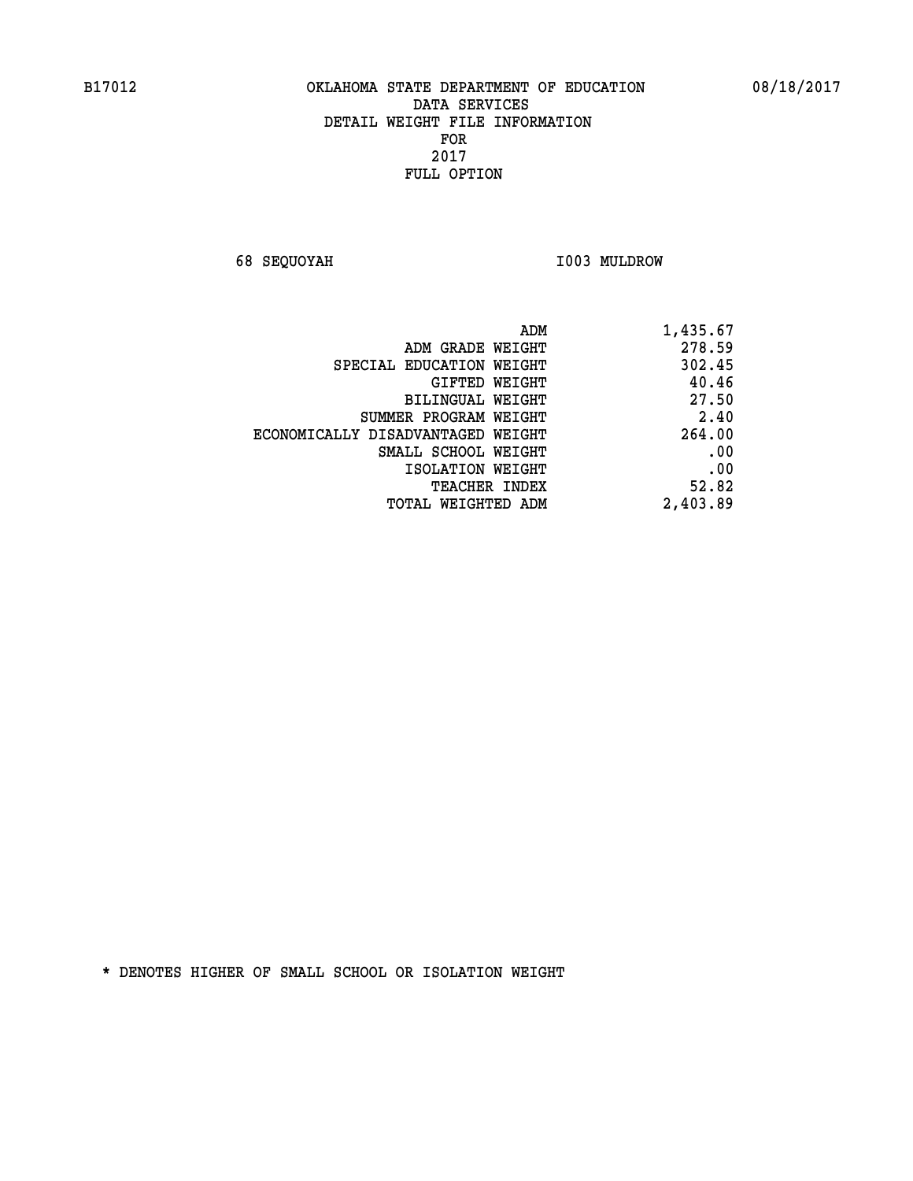B17012 OKLAHOMA STATE DEPARTMENT OF EDUCATION 08/18/2017

DATA SERVICES
DETAIL WEIGHT FILE INFORMATION
FOR
2017
FULL OPTION

68 SEQUOYAH I003 MULDROW

| | |
|---|---|
| ADM | 1,435.67 |
| ADM GRADE WEIGHT | 278.59 |
| SPECIAL EDUCATION WEIGHT | 302.45 |
| GIFTED WEIGHT | 40.46 |
| BILINGUAL WEIGHT | 27.50 |
| SUMMER PROGRAM WEIGHT | 2.40 |
| ECONOMICALLY DISADVANTAGED WEIGHT | 264.00 |
| SMALL SCHOOL WEIGHT | .00 |
| ISOLATION WEIGHT | .00 |
| TEACHER INDEX | 52.82 |
| TOTAL WEIGHTED ADM | 2,403.89 |

* DENOTES HIGHER OF SMALL SCHOOL OR ISOLATION WEIGHT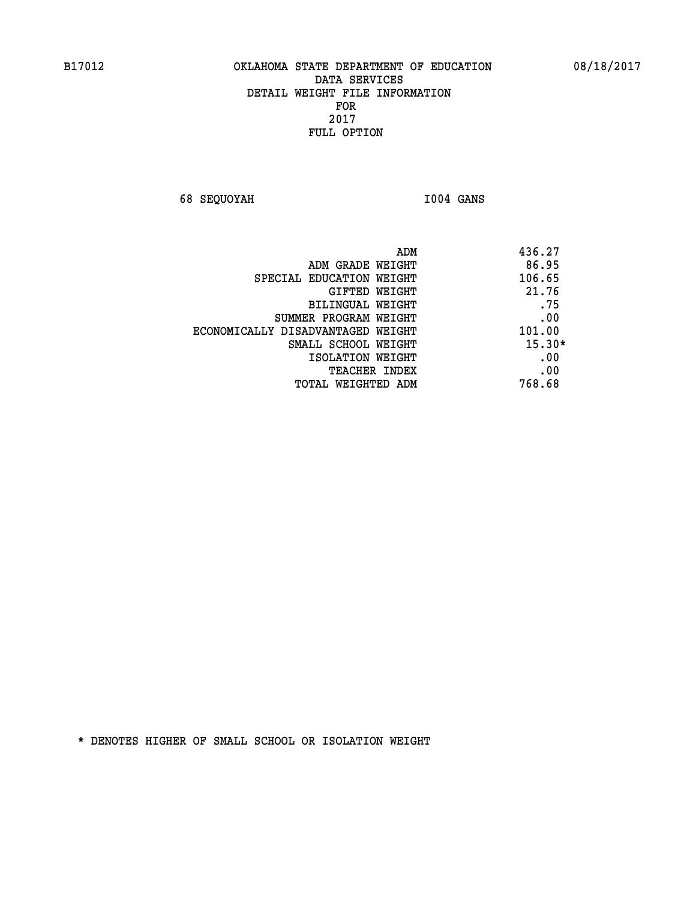B17012 OKLAHOMA STATE DEPARTMENT OF EDUCATION 08/18/2017

DATA SERVICES
DETAIL WEIGHT FILE INFORMATION
FOR
2017
FULL OPTION

68 SEQUOYAH I004 GANS

| | |
|---|---|
| ADM | 436.27 |
| ADM GRADE WEIGHT | 86.95 |
| SPECIAL EDUCATION WEIGHT | 106.65 |
| GIFTED WEIGHT | 21.76 |
| BILINGUAL WEIGHT | .75 |
| SUMMER PROGRAM WEIGHT | .00 |
| ECONOMICALLY DISADVANTAGED WEIGHT | 101.00 |
| SMALL SCHOOL WEIGHT | 15.30* |
| ISOLATION WEIGHT | .00 |
| TEACHER INDEX | .00 |
| TOTAL WEIGHTED ADM | 768.68 |

* DENOTES HIGHER OF SMALL SCHOOL OR ISOLATION WEIGHT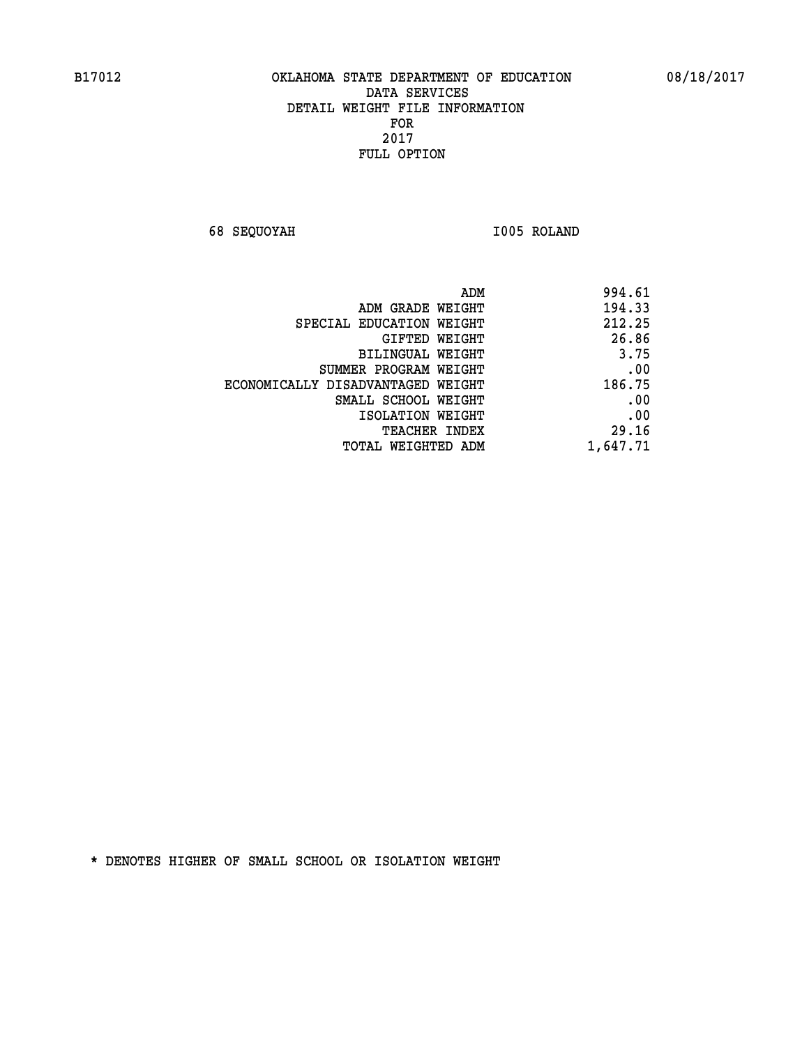B17012 OKLAHOMA STATE DEPARTMENT OF EDUCATION 08/18/2017

DATA SERVICES
DETAIL WEIGHT FILE INFORMATION
FOR
2017
FULL OPTION

68 SEQUOYAH I005 ROLAND

| | |
|---|---|
| ADM | 994.61 |
| ADM GRADE WEIGHT | 194.33 |
| SPECIAL EDUCATION WEIGHT | 212.25 |
| GIFTED WEIGHT | 26.86 |
| BILINGUAL WEIGHT | 3.75 |
| SUMMER PROGRAM WEIGHT | .00 |
| ECONOMICALLY DISADVANTAGED WEIGHT | 186.75 |
| SMALL SCHOOL WEIGHT | .00 |
| ISOLATION WEIGHT | .00 |
| TEACHER INDEX | 29.16 |
| TOTAL WEIGHTED ADM | 1,647.71 |

* DENOTES HIGHER OF SMALL SCHOOL OR ISOLATION WEIGHT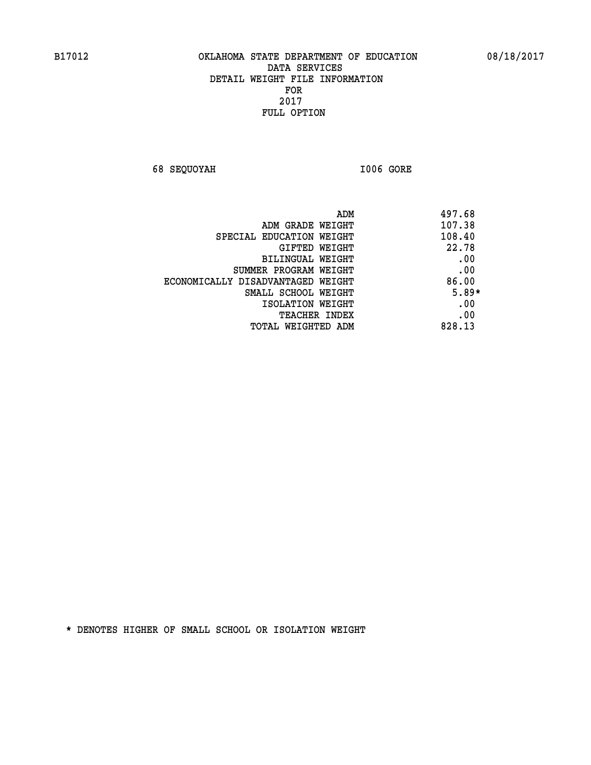B17012 OKLAHOMA STATE DEPARTMENT OF EDUCATION 08/18/2017

DATA SERVICES
DETAIL WEIGHT FILE INFORMATION
FOR
2017
FULL OPTION

68 SEQUOYAH I006 GORE

| | |
|---|---|
| ADM | 497.68 |
| ADM GRADE WEIGHT | 107.38 |
| SPECIAL EDUCATION WEIGHT | 108.40 |
| GIFTED WEIGHT | 22.78 |
| BILINGUAL WEIGHT | .00 |
| SUMMER PROGRAM WEIGHT | .00 |
| ECONOMICALLY DISADVANTAGED WEIGHT | 86.00 |
| SMALL SCHOOL WEIGHT | 5.89* |
| ISOLATION WEIGHT | .00 |
| TEACHER INDEX | .00 |
| TOTAL WEIGHTED ADM | 828.13 |

* DENOTES HIGHER OF SMALL SCHOOL OR ISOLATION WEIGHT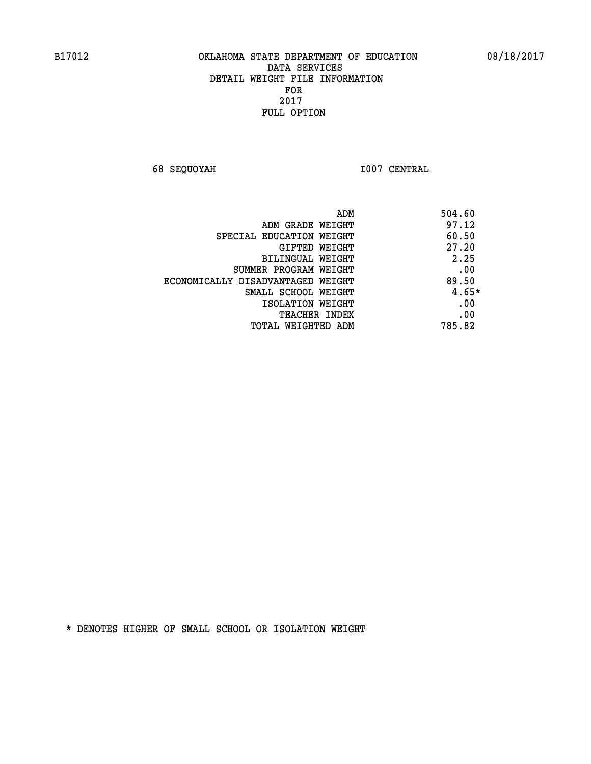B17012 OKLAHOMA STATE DEPARTMENT OF EDUCATION 08/18/2017

DATA SERVICES
DETAIL WEIGHT FILE INFORMATION
FOR
2017
FULL OPTION

68 SEQUOYAH I007 CENTRAL

| | |
|---|---|
| ADM | 504.60 |
| ADM GRADE WEIGHT | 97.12 |
| SPECIAL EDUCATION WEIGHT | 60.50 |
| GIFTED WEIGHT | 27.20 |
| BILINGUAL WEIGHT | 2.25 |
| SUMMER PROGRAM WEIGHT | .00 |
| ECONOMICALLY DISADVANTAGED WEIGHT | 89.50 |
| SMALL SCHOOL WEIGHT | 4.65* |
| ISOLATION WEIGHT | .00 |
| TEACHER INDEX | .00 |
| TOTAL WEIGHTED ADM | 785.82 |

* DENOTES HIGHER OF SMALL SCHOOL OR ISOLATION WEIGHT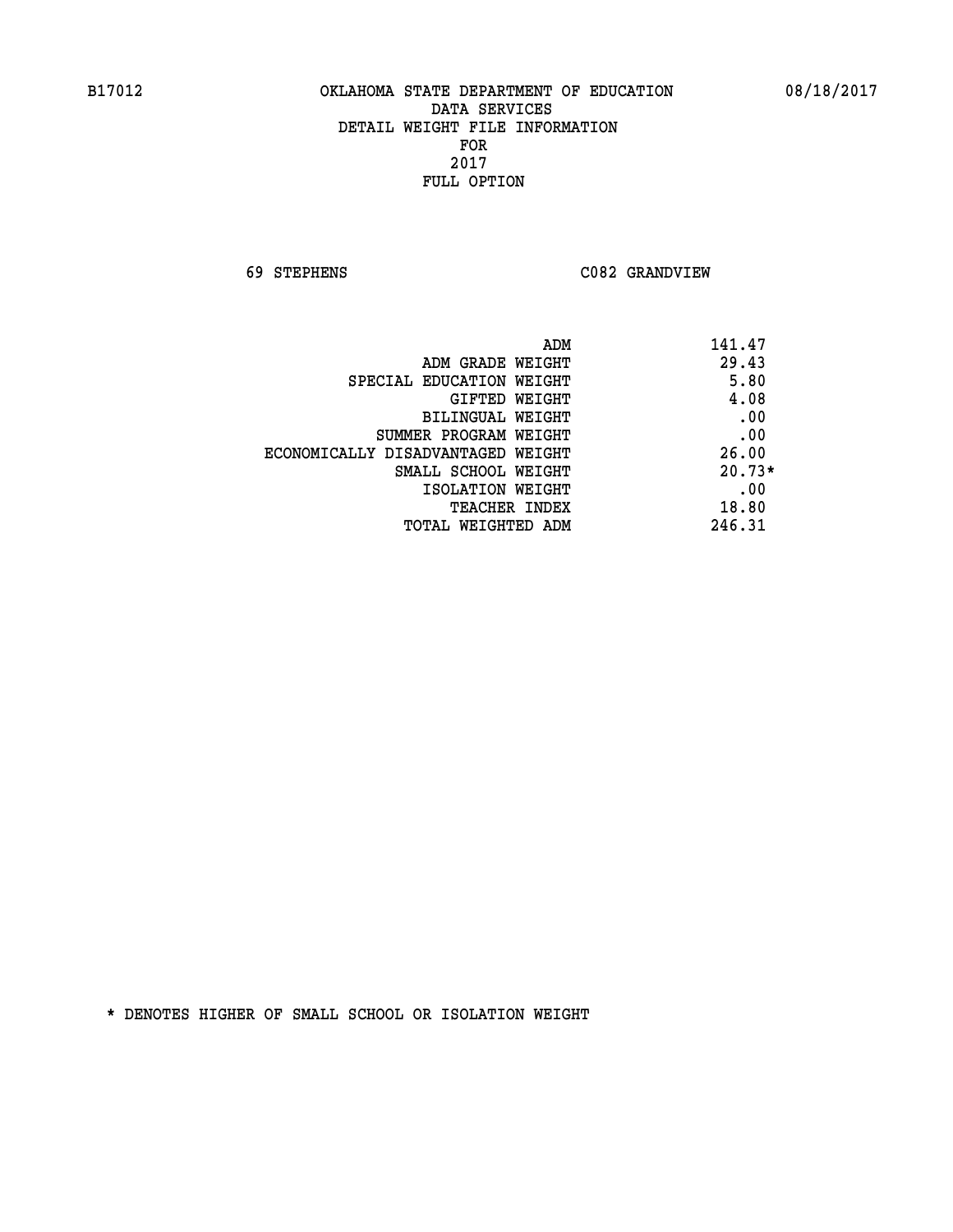B17012 OKLAHOMA STATE DEPARTMENT OF EDUCATION 08/18/2017

DATA SERVICES
DETAIL WEIGHT FILE INFORMATION
FOR
2017
FULL OPTION

69 STEPHENS C082 GRANDVIEW

| | |
|---|---|
| ADM | 141.47 |
| ADM GRADE WEIGHT | 29.43 |
| SPECIAL EDUCATION WEIGHT | 5.80 |
| GIFTED WEIGHT | 4.08 |
| BILINGUAL WEIGHT | .00 |
| SUMMER PROGRAM WEIGHT | .00 |
| ECONOMICALLY DISADVANTAGED WEIGHT | 26.00 |
| SMALL SCHOOL WEIGHT | 20.73* |
| ISOLATION WEIGHT | .00 |
| TEACHER INDEX | 18.80 |
| TOTAL WEIGHTED ADM | 246.31 |

* DENOTES HIGHER OF SMALL SCHOOL OR ISOLATION WEIGHT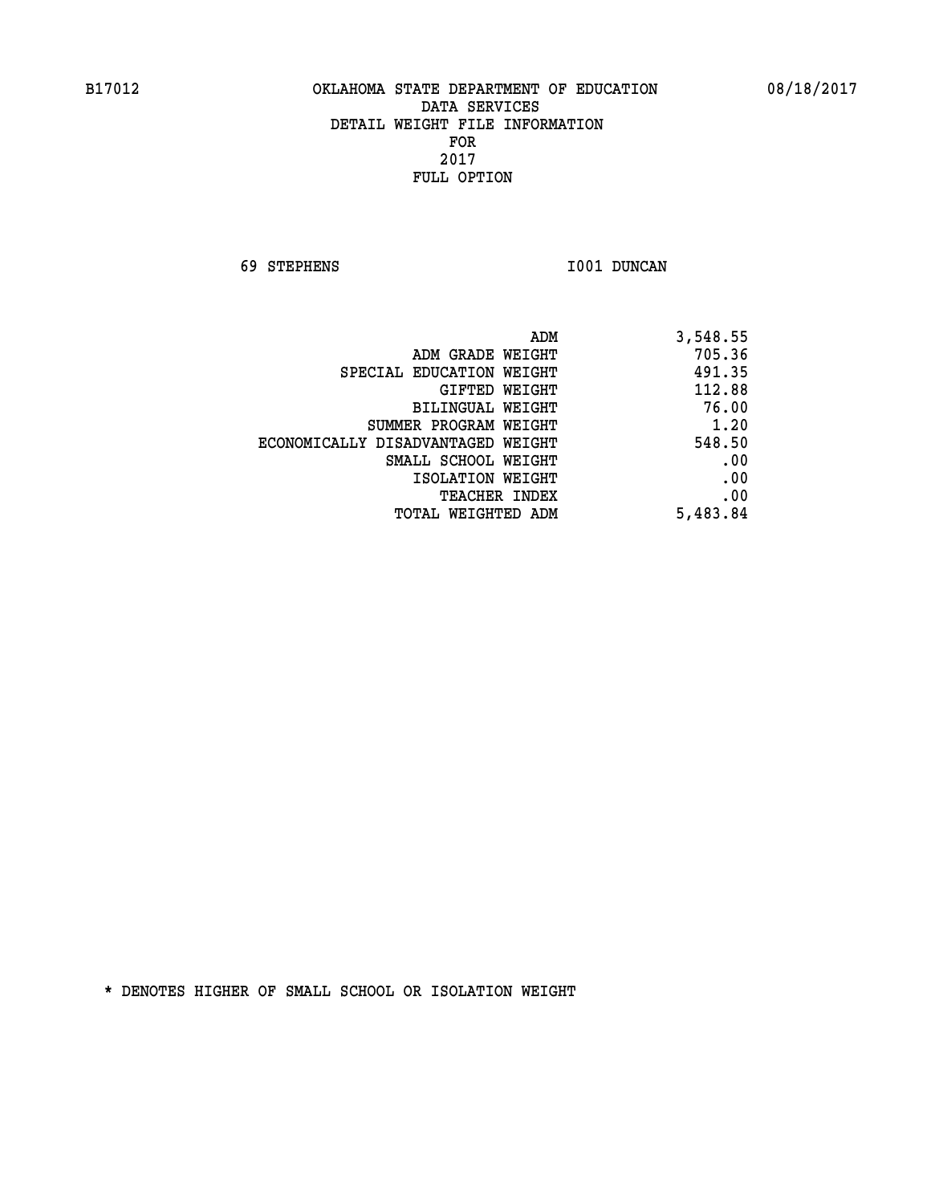B17012 OKLAHOMA STATE DEPARTMENT OF EDUCATION 08/18/2017

DATA SERVICES
DETAIL WEIGHT FILE INFORMATION
FOR
2017
FULL OPTION

69 STEPHENS I001 DUNCAN

| | |
|---|---|
| ADM | 3,548.55 |
| ADM GRADE WEIGHT | 705.36 |
| SPECIAL EDUCATION WEIGHT | 491.35 |
| GIFTED WEIGHT | 112.88 |
| BILINGUAL WEIGHT | 76.00 |
| SUMMER PROGRAM WEIGHT | 1.20 |
| ECONOMICALLY DISADVANTAGED WEIGHT | 548.50 |
| SMALL SCHOOL WEIGHT | .00 |
| ISOLATION WEIGHT | .00 |
| TEACHER INDEX | .00 |
| TOTAL WEIGHTED ADM | 5,483.84 |

* DENOTES HIGHER OF SMALL SCHOOL OR ISOLATION WEIGHT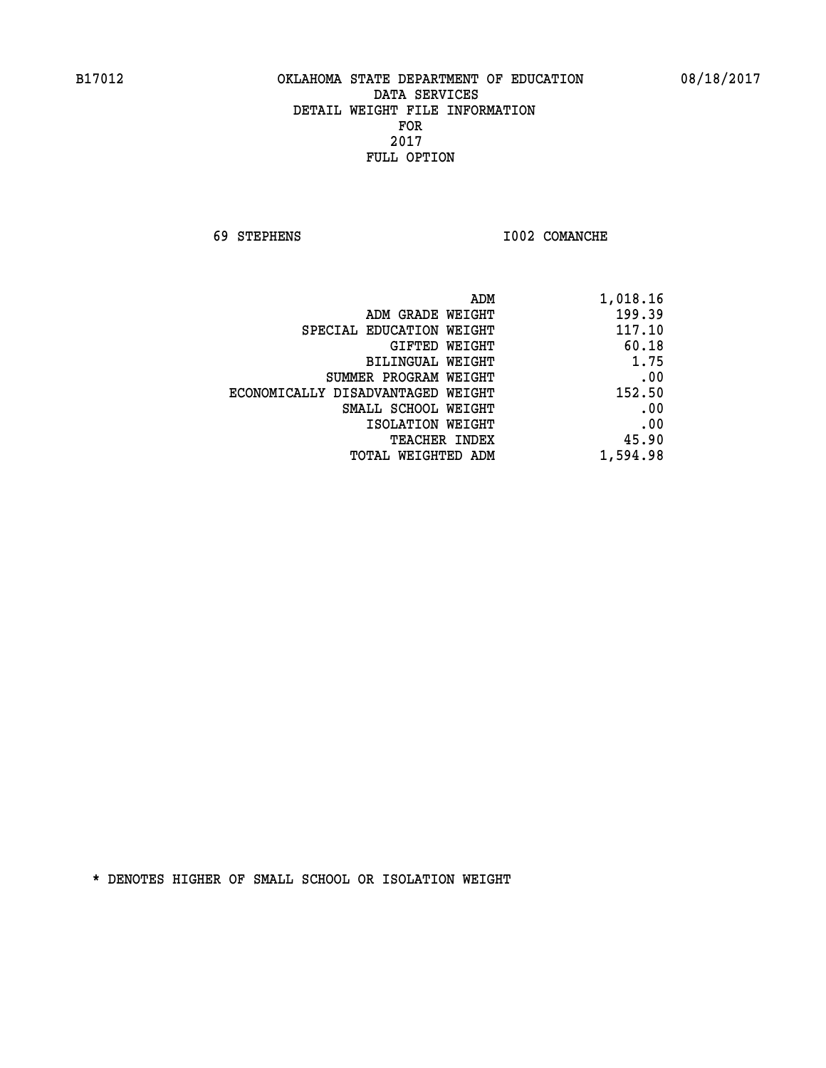B17012 OKLAHOMA STATE DEPARTMENT OF EDUCATION 08/18/2017

DATA SERVICES
DETAIL WEIGHT FILE INFORMATION
FOR
2017
FULL OPTION

69 STEPHENS I002 COMANCHE

| | |
|---|---|
| ADM | 1,018.16 |
| ADM GRADE WEIGHT | 199.39 |
| SPECIAL EDUCATION WEIGHT | 117.10 |
| GIFTED WEIGHT | 60.18 |
| BILINGUAL WEIGHT | 1.75 |
| SUMMER PROGRAM WEIGHT | .00 |
| ECONOMICALLY DISADVANTAGED WEIGHT | 152.50 |
| SMALL SCHOOL WEIGHT | .00 |
| ISOLATION WEIGHT | .00 |
| TEACHER INDEX | 45.90 |
| TOTAL WEIGHTED ADM | 1,594.98 |

* DENOTES HIGHER OF SMALL SCHOOL OR ISOLATION WEIGHT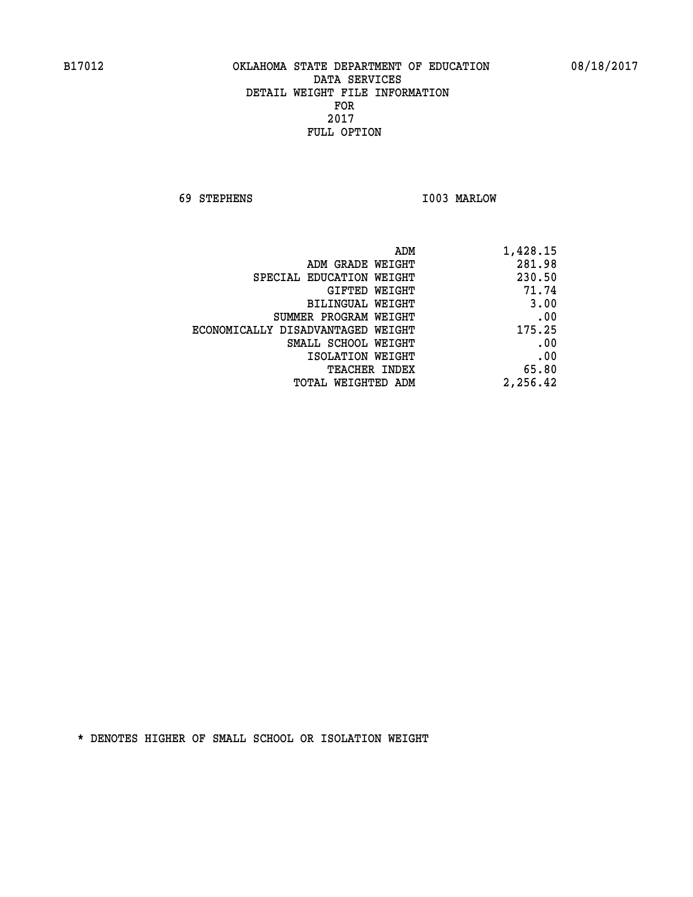B17012 OKLAHOMA STATE DEPARTMENT OF EDUCATION 08/18/2017

DATA SERVICES
DETAIL WEIGHT FILE INFORMATION
FOR
2017
FULL OPTION

69 STEPHENS I003 MARLOW

| | |
|---|---|
| ADM | 1,428.15 |
| ADM GRADE WEIGHT | 281.98 |
| SPECIAL EDUCATION WEIGHT | 230.50 |
| GIFTED WEIGHT | 71.74 |
| BILINGUAL WEIGHT | 3.00 |
| SUMMER PROGRAM WEIGHT | .00 |
| ECONOMICALLY DISADVANTAGED WEIGHT | 175.25 |
| SMALL SCHOOL WEIGHT | .00 |
| ISOLATION WEIGHT | .00 |
| TEACHER INDEX | 65.80 |
| TOTAL WEIGHTED ADM | 2,256.42 |

* DENOTES HIGHER OF SMALL SCHOOL OR ISOLATION WEIGHT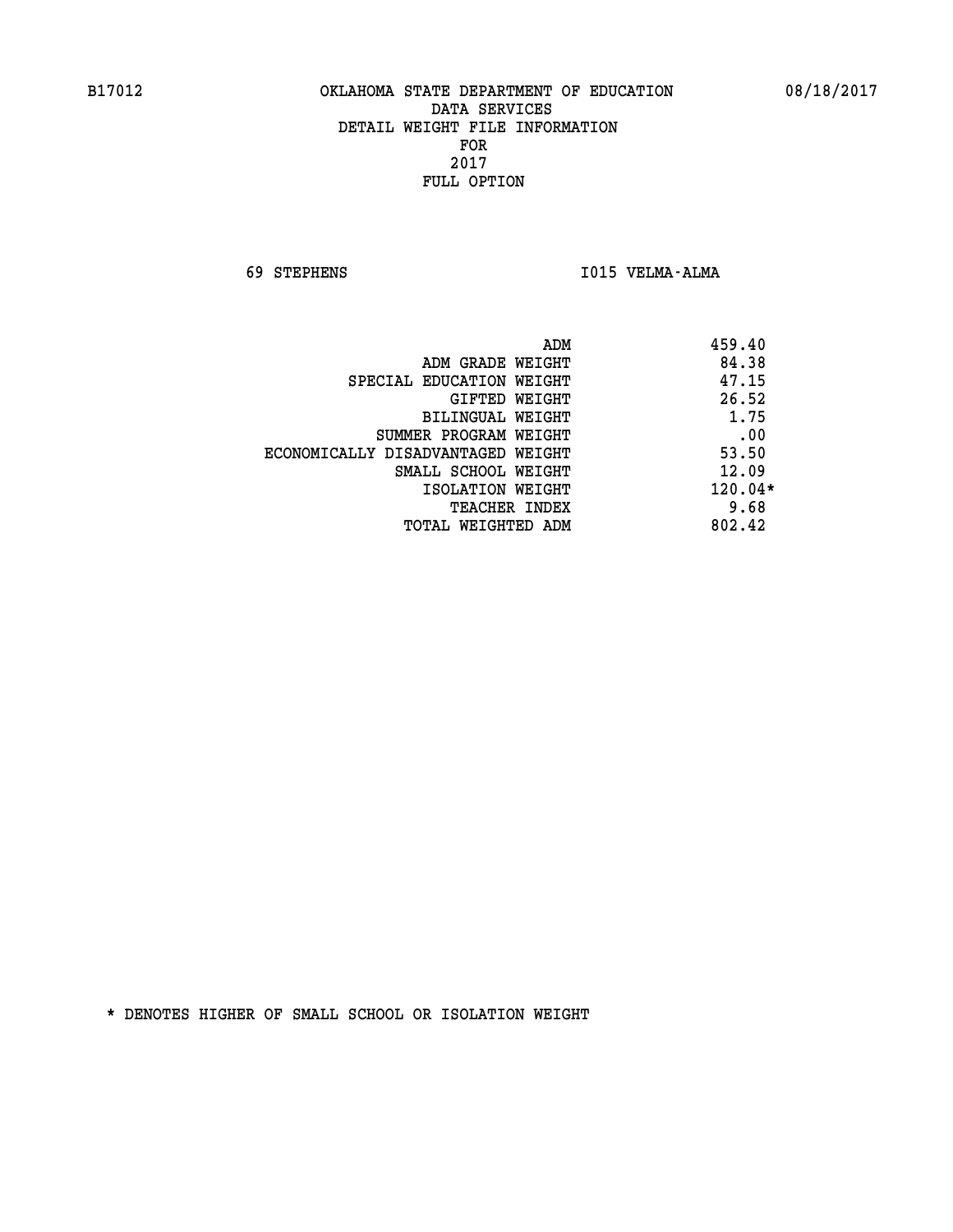B17012 OKLAHOMA STATE DEPARTMENT OF EDUCATION 08/18/2017

DATA SERVICES
DETAIL WEIGHT FILE INFORMATION
FOR
2017
FULL OPTION

69 STEPHENS I015 VELMA-ALMA

| | |
|---|---|
| ADM | 459.40 |
| ADM GRADE WEIGHT | 84.38 |
| SPECIAL EDUCATION WEIGHT | 47.15 |
| GIFTED WEIGHT | 26.52 |
| BILINGUAL WEIGHT | 1.75 |
| SUMMER PROGRAM WEIGHT | .00 |
| ECONOMICALLY DISADVANTAGED WEIGHT | 53.50 |
| SMALL SCHOOL WEIGHT | 12.09 |
| ISOLATION WEIGHT | 120.04* |
| TEACHER INDEX | 9.68 |
| TOTAL WEIGHTED ADM | 802.42 |

* DENOTES HIGHER OF SMALL SCHOOL OR ISOLATION WEIGHT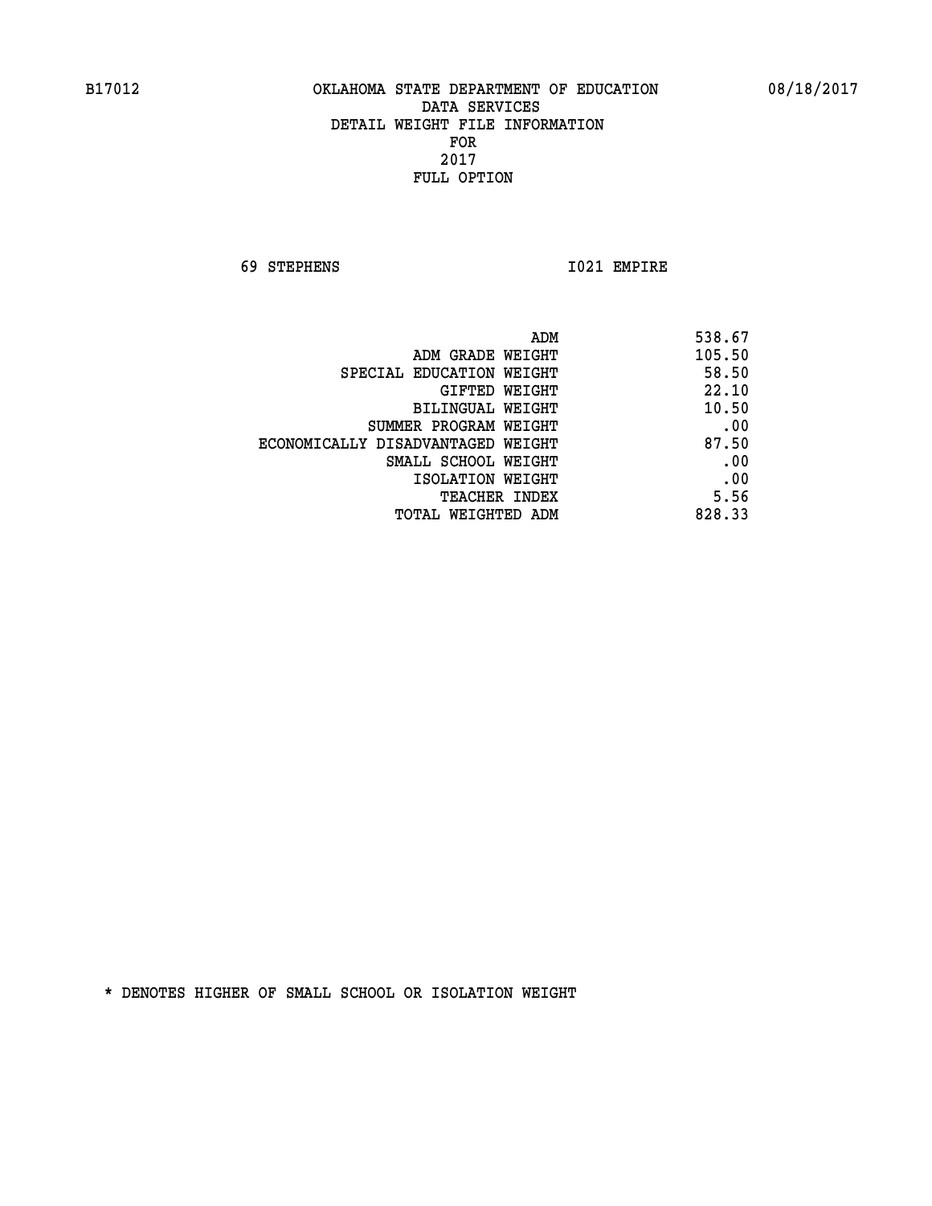B17012 OKLAHOMA STATE DEPARTMENT OF EDUCATION 08/18/2017

DATA SERVICES
DETAIL WEIGHT FILE INFORMATION
FOR
2017
FULL OPTION

69 STEPHENS I021 EMPIRE

| | |
|---|---|
| ADM | 538.67 |
| ADM GRADE WEIGHT | 105.50 |
| SPECIAL EDUCATION WEIGHT | 58.50 |
| GIFTED WEIGHT | 22.10 |
| BILINGUAL WEIGHT | 10.50 |
| SUMMER PROGRAM WEIGHT | .00 |
| ECONOMICALLY DISADVANTAGED WEIGHT | 87.50 |
| SMALL SCHOOL WEIGHT | .00 |
| ISOLATION WEIGHT | .00 |
| TEACHER INDEX | 5.56 |
| TOTAL WEIGHTED ADM | 828.33 |

* DENOTES HIGHER OF SMALL SCHOOL OR ISOLATION WEIGHT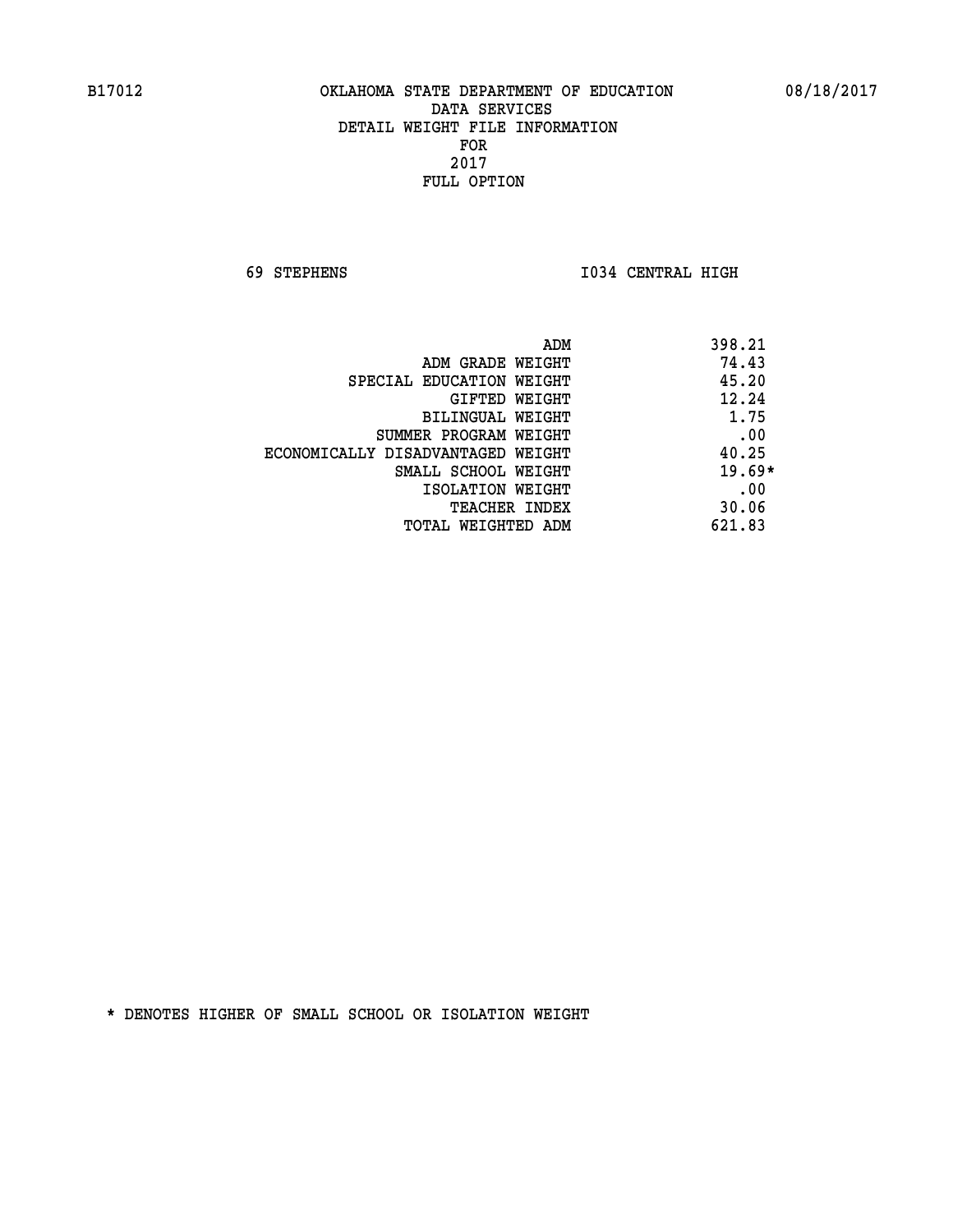B17012 OKLAHOMA STATE DEPARTMENT OF EDUCATION 08/18/2017

DATA SERVICES
DETAIL WEIGHT FILE INFORMATION
FOR
2017
FULL OPTION

69 STEPHENS I034 CENTRAL HIGH

| | |
|---|---|
| ADM | 398.21 |
| ADM GRADE WEIGHT | 74.43 |
| SPECIAL EDUCATION WEIGHT | 45.20 |
| GIFTED WEIGHT | 12.24 |
| BILINGUAL WEIGHT | 1.75 |
| SUMMER PROGRAM WEIGHT | .00 |
| ECONOMICALLY DISADVANTAGED WEIGHT | 40.25 |
| SMALL SCHOOL WEIGHT | 19.69* |
| ISOLATION WEIGHT | .00 |
| TEACHER INDEX | 30.06 |
| TOTAL WEIGHTED ADM | 621.83 |

* DENOTES HIGHER OF SMALL SCHOOL OR ISOLATION WEIGHT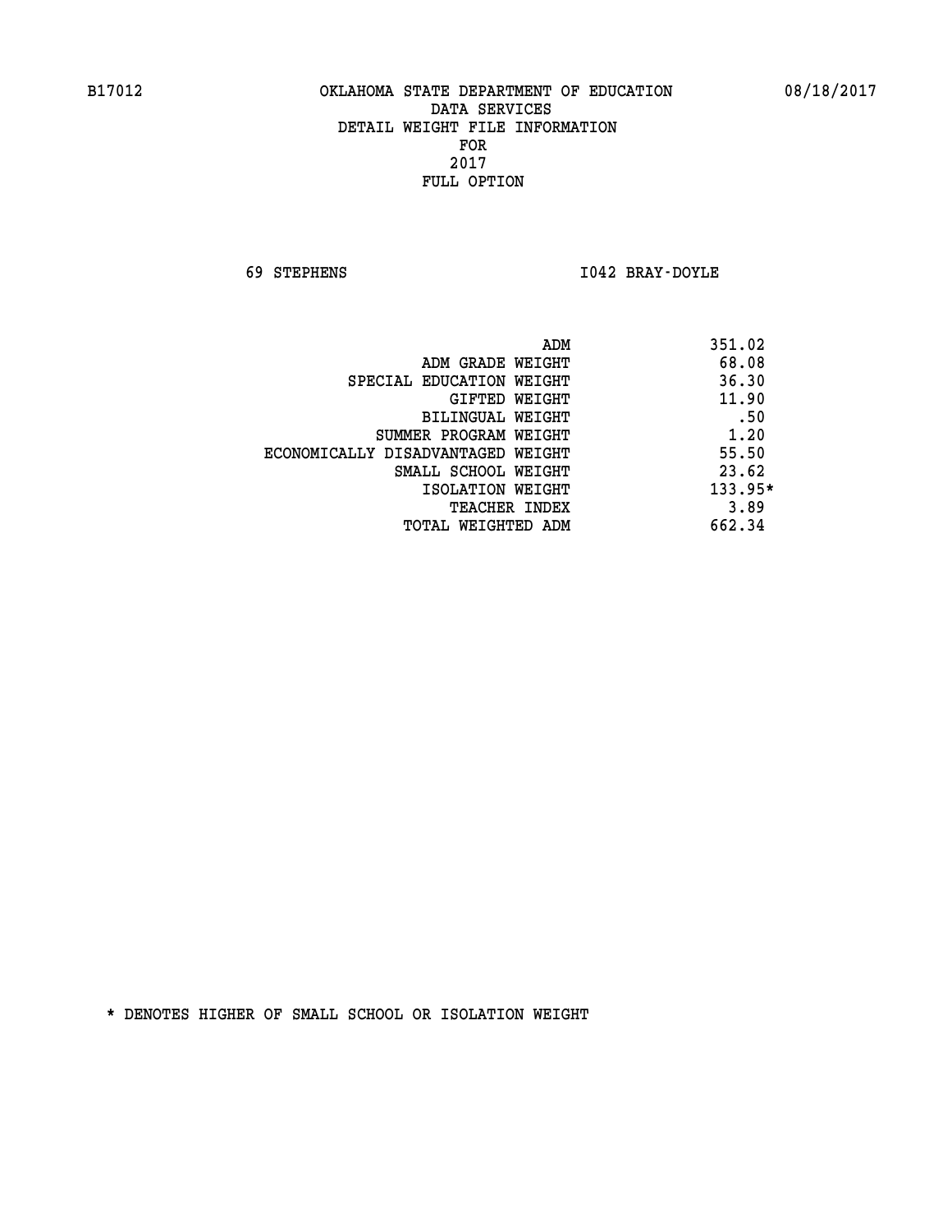B17012 OKLAHOMA STATE DEPARTMENT OF EDUCATION 08/18/2017

DATA SERVICES
DETAIL WEIGHT FILE INFORMATION
FOR
2017
FULL OPTION

69 STEPHENS I042 BRAY-DOYLE

| | |
|---|---|
| ADM | 351.02 |
| ADM GRADE WEIGHT | 68.08 |
| SPECIAL EDUCATION WEIGHT | 36.30 |
| GIFTED WEIGHT | 11.90 |
| BILINGUAL WEIGHT | .50 |
| SUMMER PROGRAM WEIGHT | 1.20 |
| ECONOMICALLY DISADVANTAGED WEIGHT | 55.50 |
| SMALL SCHOOL WEIGHT | 23.62 |
| ISOLATION WEIGHT | 133.95* |
| TEACHER INDEX | 3.89 |
| TOTAL WEIGHTED ADM | 662.34 |

* DENOTES HIGHER OF SMALL SCHOOL OR ISOLATION WEIGHT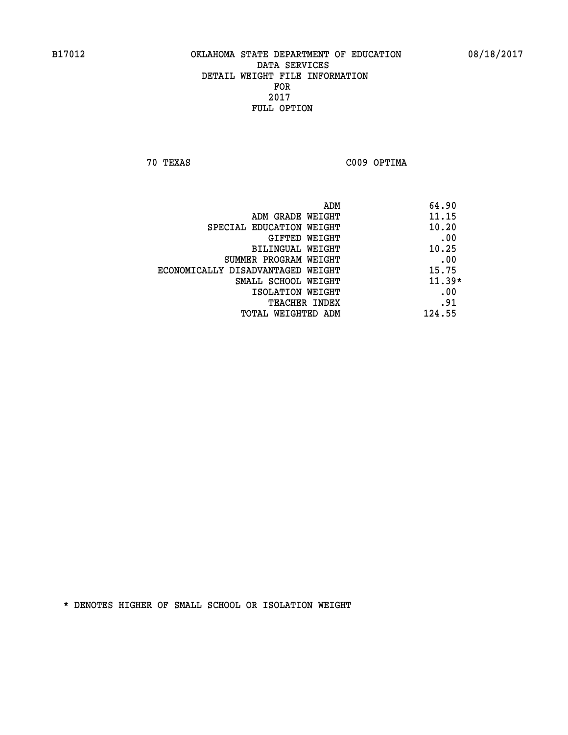B17012 OKLAHOMA STATE DEPARTMENT OF EDUCATION 08/18/2017

DATA SERVICES
DETAIL WEIGHT FILE INFORMATION
FOR
2017
FULL OPTION

70 TEXAS C009 OPTIMA

| | |
|---|---|
| ADM | 64.90 |
| ADM GRADE WEIGHT | 11.15 |
| SPECIAL EDUCATION WEIGHT | 10.20 |
| GIFTED WEIGHT | .00 |
| BILINGUAL WEIGHT | 10.25 |
| SUMMER PROGRAM WEIGHT | .00 |
| ECONOMICALLY DISADVANTAGED WEIGHT | 15.75 |
| SMALL SCHOOL WEIGHT | 11.39* |
| ISOLATION WEIGHT | .00 |
| TEACHER INDEX | .91 |
| TOTAL WEIGHTED ADM | 124.55 |

* DENOTES HIGHER OF SMALL SCHOOL OR ISOLATION WEIGHT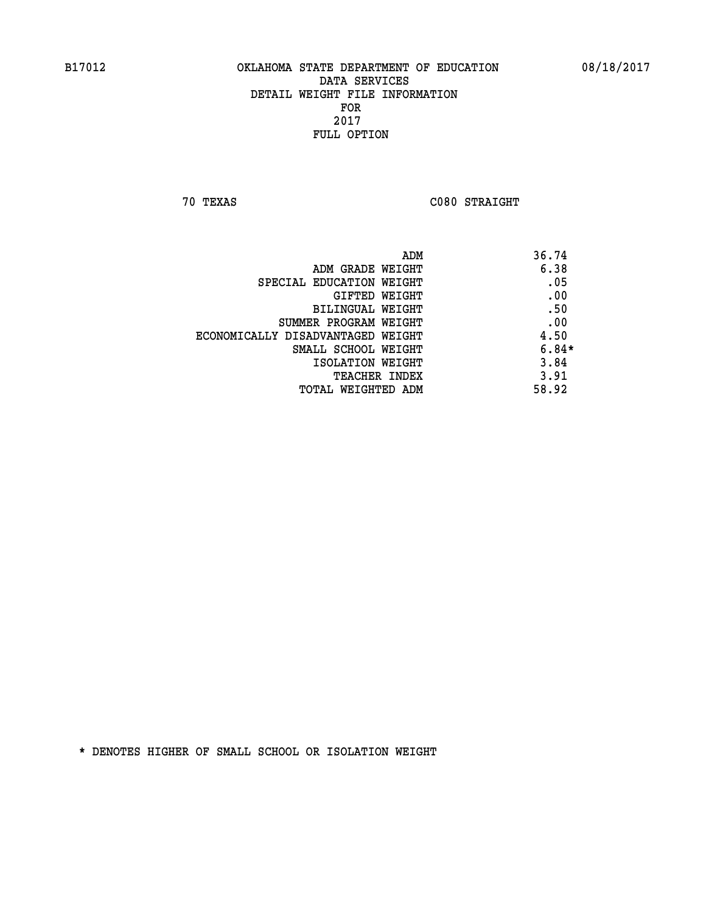# OKLAHOMA STATE DEPARTMENT OF EDUCATION
## DATA SERVICES
## DETAIL WEIGHT FILE INFORMATION
## FOR
## 2017
## FULL OPTION

70 TEXAS C080 STRAIGHT

| | |
|---|---|
| ADM | 36.74 |
| ADM GRADE WEIGHT | 6.38 |
| SPECIAL EDUCATION WEIGHT | .05 |
| GIFTED WEIGHT | .00 |
| BILINGUAL WEIGHT | .50 |
| SUMMER PROGRAM WEIGHT | .00 |
| ECONOMICALLY DISADVANTAGED WEIGHT | 4.50 |
| SMALL SCHOOL WEIGHT | 6.84* |
| ISOLATION WEIGHT | 3.84 |
| TEACHER INDEX | 3.91 |
| TOTAL WEIGHTED ADM | 58.92 |

* DENOTES HIGHER OF SMALL SCHOOL OR ISOLATION WEIGHT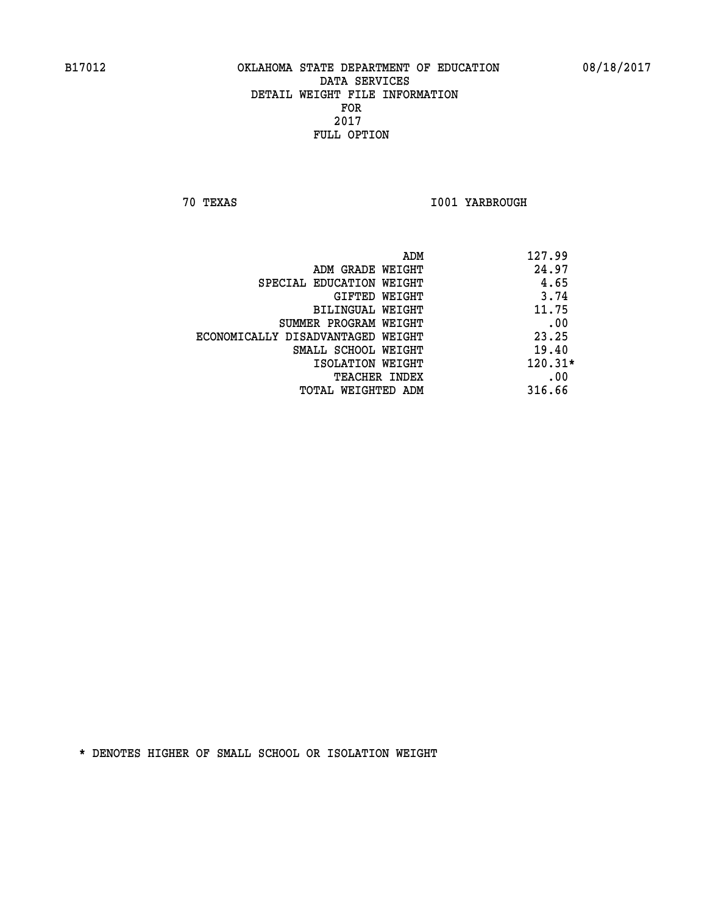B17012 OKLAHOMA STATE DEPARTMENT OF EDUCATION 08/18/2017

DATA SERVICES
DETAIL WEIGHT FILE INFORMATION
FOR
2017
FULL OPTION

70 TEXAS I001 YARBROUGH

| | |
|---|---|
| ADM | 127.99 |
| ADM GRADE WEIGHT | 24.97 |
| SPECIAL EDUCATION WEIGHT | 4.65 |
| GIFTED WEIGHT | 3.74 |
| BILINGUAL WEIGHT | 11.75 |
| SUMMER PROGRAM WEIGHT | .00 |
| ECONOMICALLY DISADVANTAGED WEIGHT | 23.25 |
| SMALL SCHOOL WEIGHT | 19.40 |
| ISOLATION WEIGHT | 120.31* |
| TEACHER INDEX | .00 |
| TOTAL WEIGHTED ADM | 316.66 |

* DENOTES HIGHER OF SMALL SCHOOL OR ISOLATION WEIGHT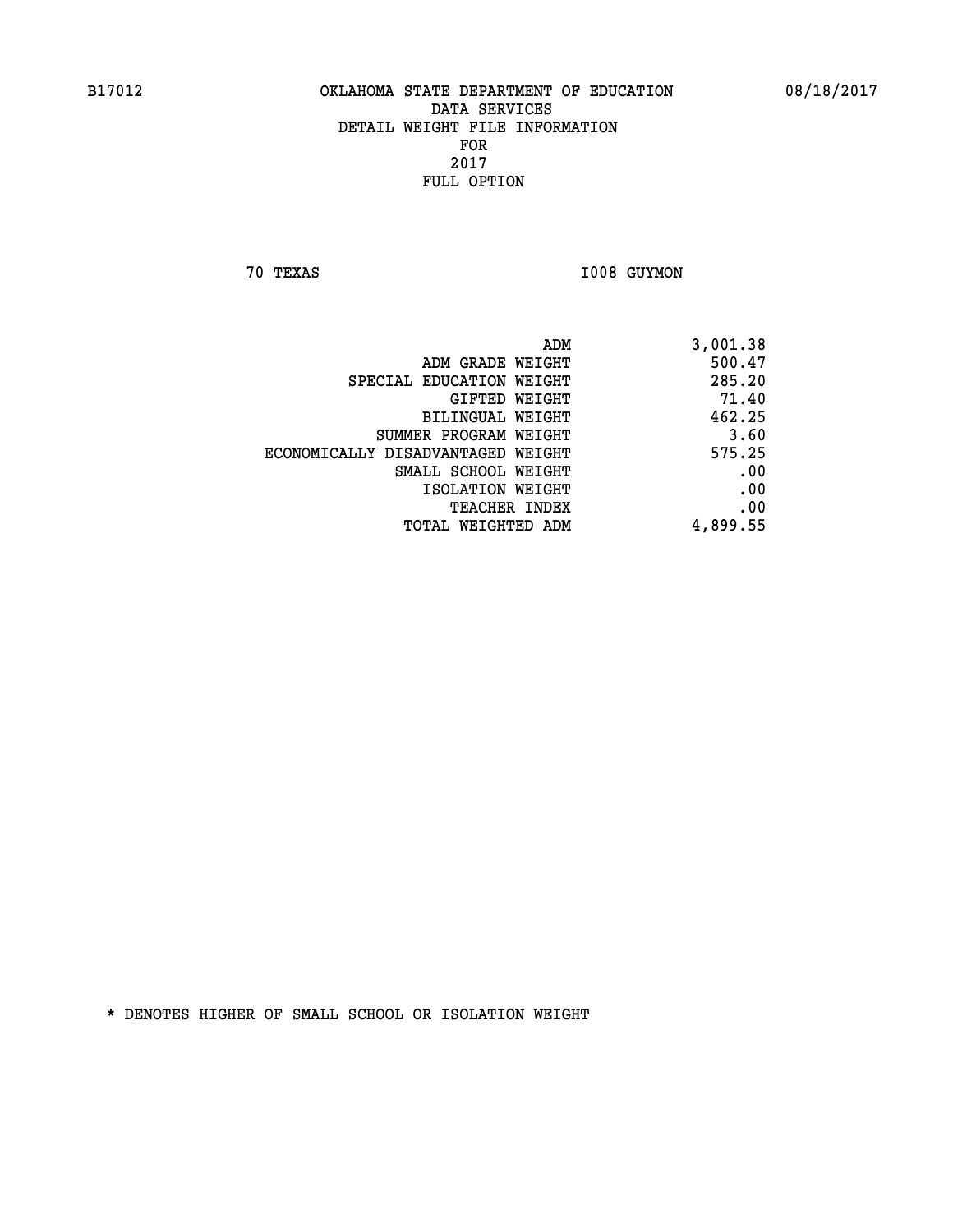B17012 OKLAHOMA STATE DEPARTMENT OF EDUCATION 08/18/2017

DATA SERVICES
DETAIL WEIGHT FILE INFORMATION
FOR
2017
FULL OPTION

70 TEXAS I008 GUYMON

| | |
|---|---|
| ADM | 3,001.38 |
| ADM GRADE WEIGHT | 500.47 |
| SPECIAL EDUCATION WEIGHT | 285.20 |
| GIFTED WEIGHT | 71.40 |
| BILINGUAL WEIGHT | 462.25 |
| SUMMER PROGRAM WEIGHT | 3.60 |
| ECONOMICALLY DISADVANTAGED WEIGHT | 575.25 |
| SMALL SCHOOL WEIGHT | .00 |
| ISOLATION WEIGHT | .00 |
| TEACHER INDEX | .00 |
| TOTAL WEIGHTED ADM | 4,899.55 |

* DENOTES HIGHER OF SMALL SCHOOL OR ISOLATION WEIGHT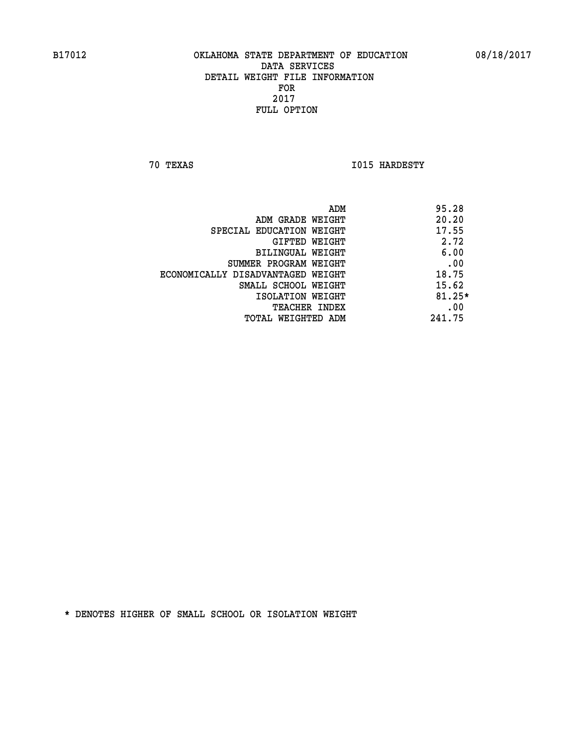B17012 OKLAHOMA STATE DEPARTMENT OF EDUCATION 08/18/2017

DATA SERVICES
DETAIL WEIGHT FILE INFORMATION
FOR
2017
FULL OPTION

70 TEXAS I015 HARDESTY

| | |
|---|---|
| ADM | 95.28 |
| ADM GRADE WEIGHT | 20.20 |
| SPECIAL EDUCATION WEIGHT | 17.55 |
| GIFTED WEIGHT | 2.72 |
| BILINGUAL WEIGHT | 6.00 |
| SUMMER PROGRAM WEIGHT | .00 |
| ECONOMICALLY DISADVANTAGED WEIGHT | 18.75 |
| SMALL SCHOOL WEIGHT | 15.62 |
| ISOLATION WEIGHT | 81.25* |
| TEACHER INDEX | .00 |
| TOTAL WEIGHTED ADM | 241.75 |

* DENOTES HIGHER OF SMALL SCHOOL OR ISOLATION WEIGHT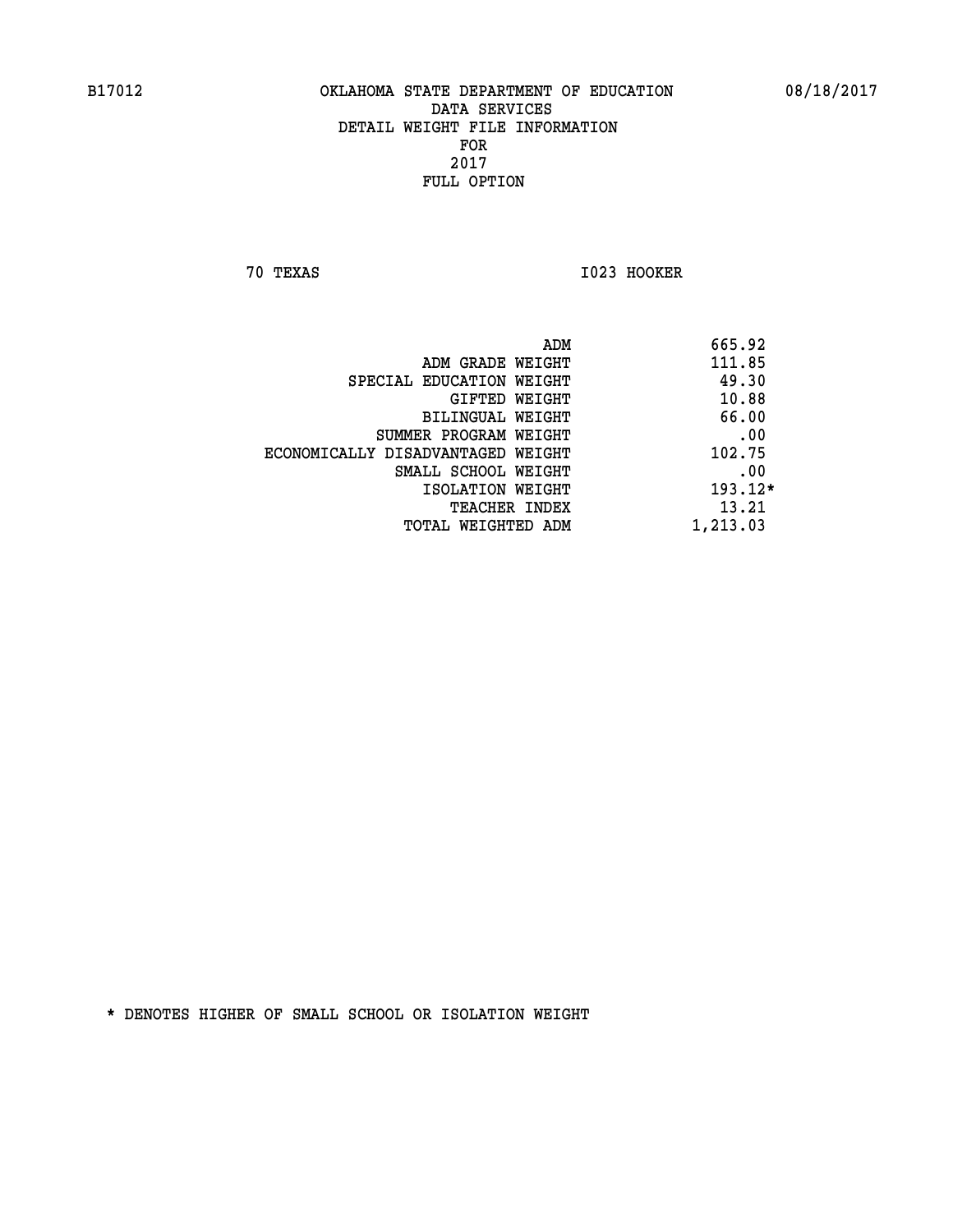B17012 OKLAHOMA STATE DEPARTMENT OF EDUCATION 08/18/2017
DATA SERVICES
DETAIL WEIGHT FILE INFORMATION
FOR
2017
FULL OPTION

70 TEXAS I023 HOOKER

| | |
|---|---|
| ADM | 665.92 |
| ADM GRADE WEIGHT | 111.85 |
| SPECIAL EDUCATION WEIGHT | 49.30 |
| GIFTED WEIGHT | 10.88 |
| BILINGUAL WEIGHT | 66.00 |
| SUMMER PROGRAM WEIGHT | .00 |
| ECONOMICALLY DISADVANTAGED WEIGHT | 102.75 |
| SMALL SCHOOL WEIGHT | .00 |
| ISOLATION WEIGHT | 193.12* |
| TEACHER INDEX | 13.21 |
| TOTAL WEIGHTED ADM | 1,213.03 |

* DENOTES HIGHER OF SMALL SCHOOL OR ISOLATION WEIGHT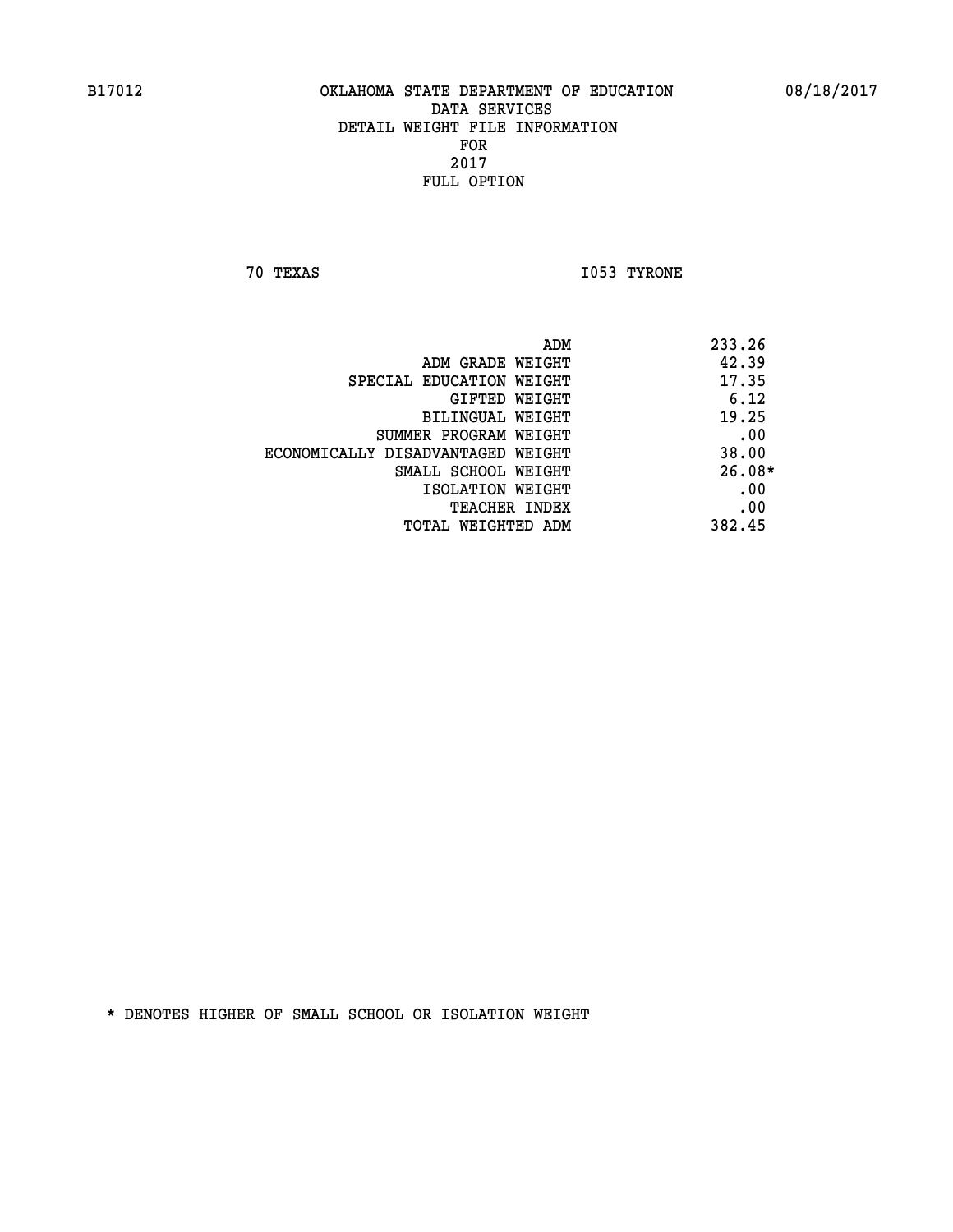B17012 OKLAHOMA STATE DEPARTMENT OF EDUCATION 08/18/2017

DATA SERVICES
DETAIL WEIGHT FILE INFORMATION
FOR
2017
FULL OPTION

70 TEXAS I053 TYRONE

| | |
|---|---|
| ADM | 233.26 |
| ADM GRADE WEIGHT | 42.39 |
| SPECIAL EDUCATION WEIGHT | 17.35 |
| GIFTED WEIGHT | 6.12 |
| BILINGUAL WEIGHT | 19.25 |
| SUMMER PROGRAM WEIGHT | .00 |
| ECONOMICALLY DISADVANTAGED WEIGHT | 38.00 |
| SMALL SCHOOL WEIGHT | 26.08* |
| ISOLATION WEIGHT | .00 |
| TEACHER INDEX | .00 |
| TOTAL WEIGHTED ADM | 382.45 |

* DENOTES HIGHER OF SMALL SCHOOL OR ISOLATION WEIGHT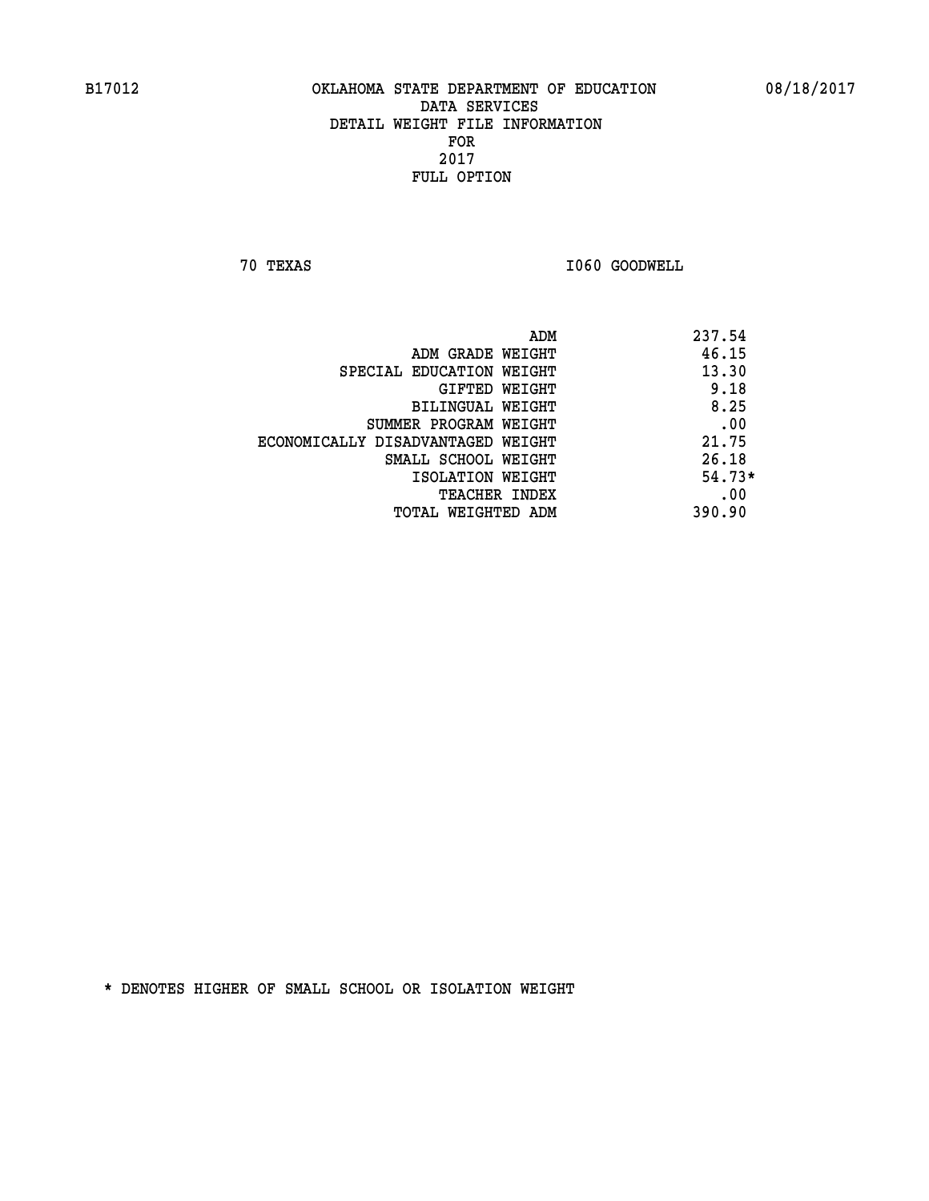B17012 OKLAHOMA STATE DEPARTMENT OF EDUCATION 08/18/2017

DATA SERVICES
DETAIL WEIGHT FILE INFORMATION
FOR
2017
FULL OPTION

70 TEXAS I060 GOODWELL

| | |
|---|---|
| ADM | 237.54 |
| ADM GRADE WEIGHT | 46.15 |
| SPECIAL EDUCATION WEIGHT | 13.30 |
| GIFTED WEIGHT | 9.18 |
| BILINGUAL WEIGHT | 8.25 |
| SUMMER PROGRAM WEIGHT | .00 |
| ECONOMICALLY DISADVANTAGED WEIGHT | 21.75 |
| SMALL SCHOOL WEIGHT | 26.18 |
| ISOLATION WEIGHT | 54.73* |
| TEACHER INDEX | .00 |
| TOTAL WEIGHTED ADM | 390.90 |

* DENOTES HIGHER OF SMALL SCHOOL OR ISOLATION WEIGHT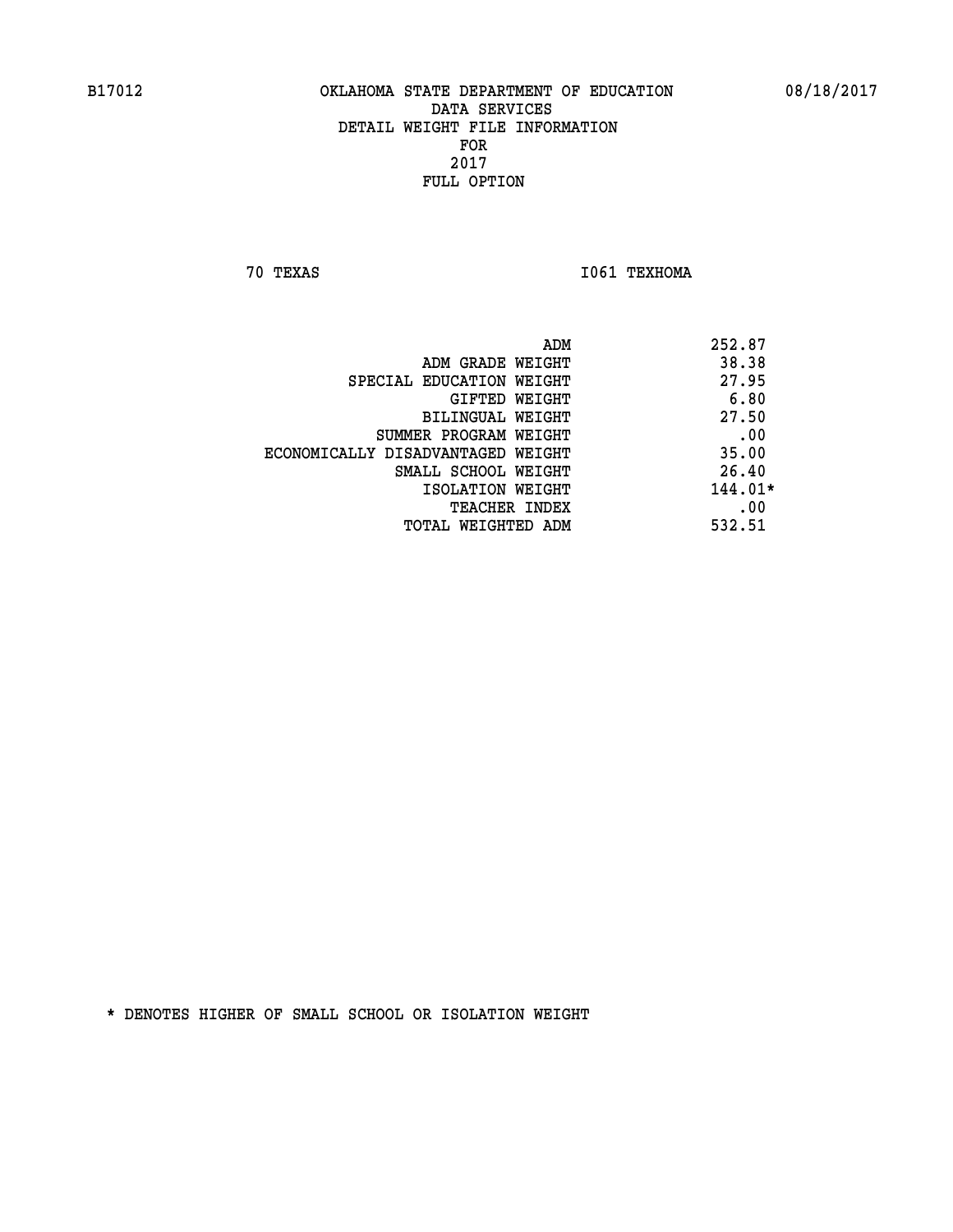B17012 OKLAHOMA STATE DEPARTMENT OF EDUCATION 08/18/2017

DATA SERVICES
DETAIL WEIGHT FILE INFORMATION
FOR
2017
FULL OPTION

70 TEXAS I061 TEXHOMA

| | |
|---|---|
| ADM | 252.87 |
| ADM GRADE WEIGHT | 38.38 |
| SPECIAL EDUCATION WEIGHT | 27.95 |
| GIFTED WEIGHT | 6.80 |
| BILINGUAL WEIGHT | 27.50 |
| SUMMER PROGRAM WEIGHT | .00 |
| ECONOMICALLY DISADVANTAGED WEIGHT | 35.00 |
| SMALL SCHOOL WEIGHT | 26.40 |
| ISOLATION WEIGHT | 144.01* |
| TEACHER INDEX | .00 |
| TOTAL WEIGHTED ADM | 532.51 |

* DENOTES HIGHER OF SMALL SCHOOL OR ISOLATION WEIGHT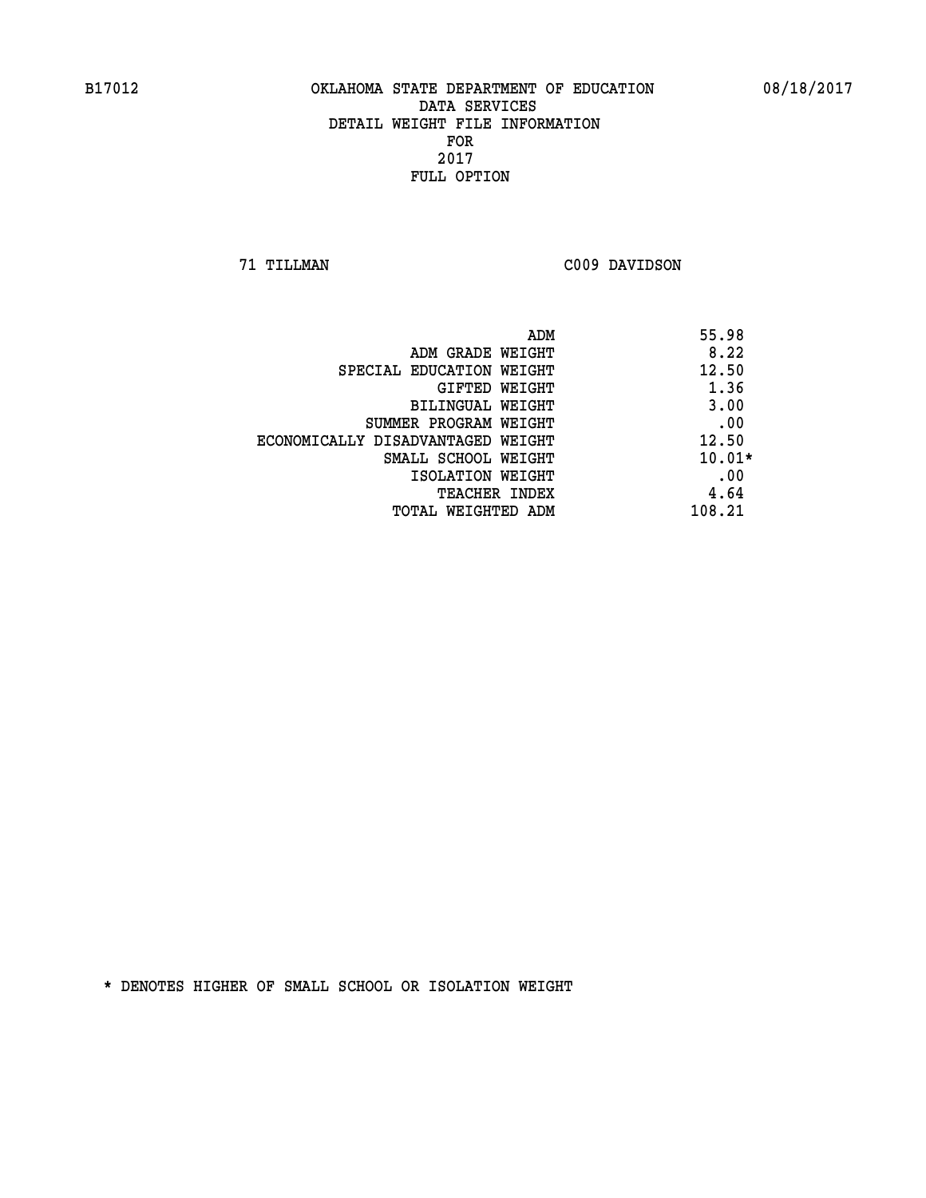B17012 OKLAHOMA STATE DEPARTMENT OF EDUCATION 08/18/2017

DATA SERVICES
DETAIL WEIGHT FILE INFORMATION
FOR
2017
FULL OPTION

71 TILLMAN C009 DAVIDSON

| | |
|---|---|
| ADM | 55.98 |
| ADM GRADE WEIGHT | 8.22 |
| SPECIAL EDUCATION WEIGHT | 12.50 |
| GIFTED WEIGHT | 1.36 |
| BILINGUAL WEIGHT | 3.00 |
| SUMMER PROGRAM WEIGHT | .00 |
| ECONOMICALLY DISADVANTAGED WEIGHT | 12.50 |
| SMALL SCHOOL WEIGHT | 10.01* |
| ISOLATION WEIGHT | .00 |
| TEACHER INDEX | 4.64 |
| TOTAL WEIGHTED ADM | 108.21 |

* DENOTES HIGHER OF SMALL SCHOOL OR ISOLATION WEIGHT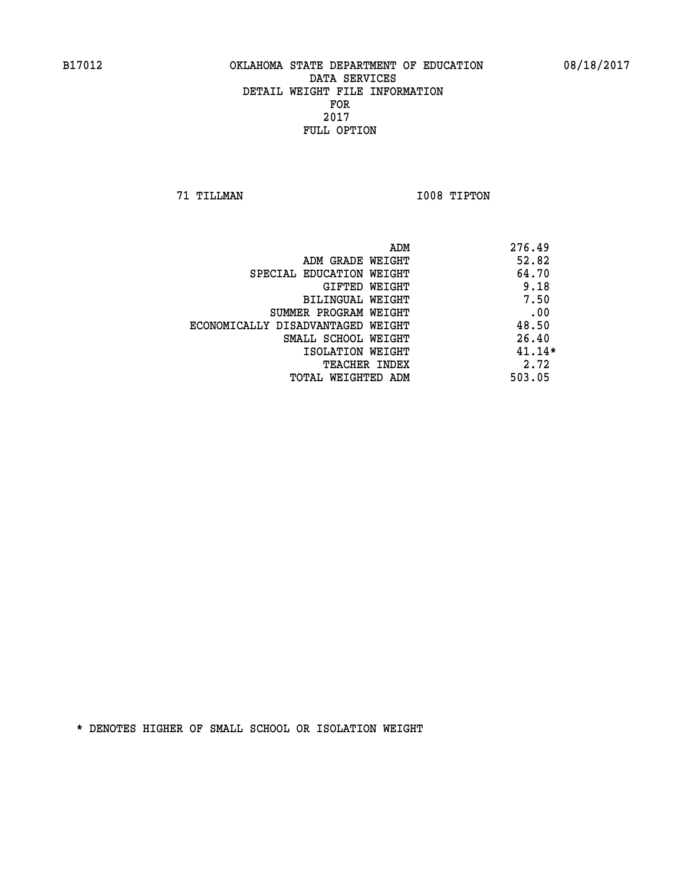B17012 OKLAHOMA STATE DEPARTMENT OF EDUCATION 08/18/2017

DATA SERVICES
DETAIL WEIGHT FILE INFORMATION
FOR
2017
FULL OPTION

71 TILLMAN I008 TIPTON

| | |
|---|---|
| ADM | 276.49 |
| ADM GRADE WEIGHT | 52.82 |
| SPECIAL EDUCATION WEIGHT | 64.70 |
| GIFTED WEIGHT | 9.18 |
| BILINGUAL WEIGHT | 7.50 |
| SUMMER PROGRAM WEIGHT | .00 |
| ECONOMICALLY DISADVANTAGED WEIGHT | 48.50 |
| SMALL SCHOOL WEIGHT | 26.40 |
| ISOLATION WEIGHT | 41.14* |
| TEACHER INDEX | 2.72 |
| TOTAL WEIGHTED ADM | 503.05 |

* DENOTES HIGHER OF SMALL SCHOOL OR ISOLATION WEIGHT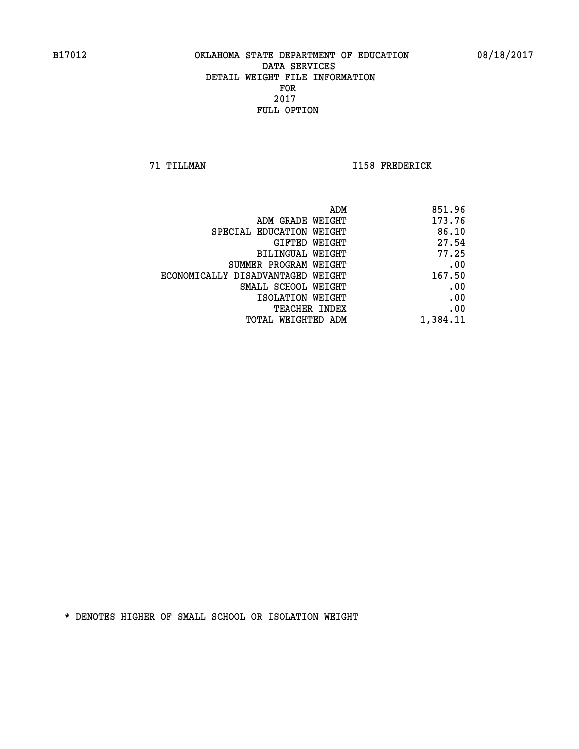B17012 OKLAHOMA STATE DEPARTMENT OF EDUCATION 08/18/2017

DATA SERVICES
DETAIL WEIGHT FILE INFORMATION
FOR
2017
FULL OPTION

71 TILLMAN I158 FREDERICK

| | |
|---|---|
| ADM | 851.96 |
| ADM GRADE WEIGHT | 173.76 |
| SPECIAL EDUCATION WEIGHT | 86.10 |
| GIFTED WEIGHT | 27.54 |
| BILINGUAL WEIGHT | 77.25 |
| SUMMER PROGRAM WEIGHT | .00 |
| ECONOMICALLY DISADVANTAGED WEIGHT | 167.50 |
| SMALL SCHOOL WEIGHT | .00 |
| ISOLATION WEIGHT | .00 |
| TEACHER INDEX | .00 |
| TOTAL WEIGHTED ADM | 1,384.11 |

* DENOTES HIGHER OF SMALL SCHOOL OR ISOLATION WEIGHT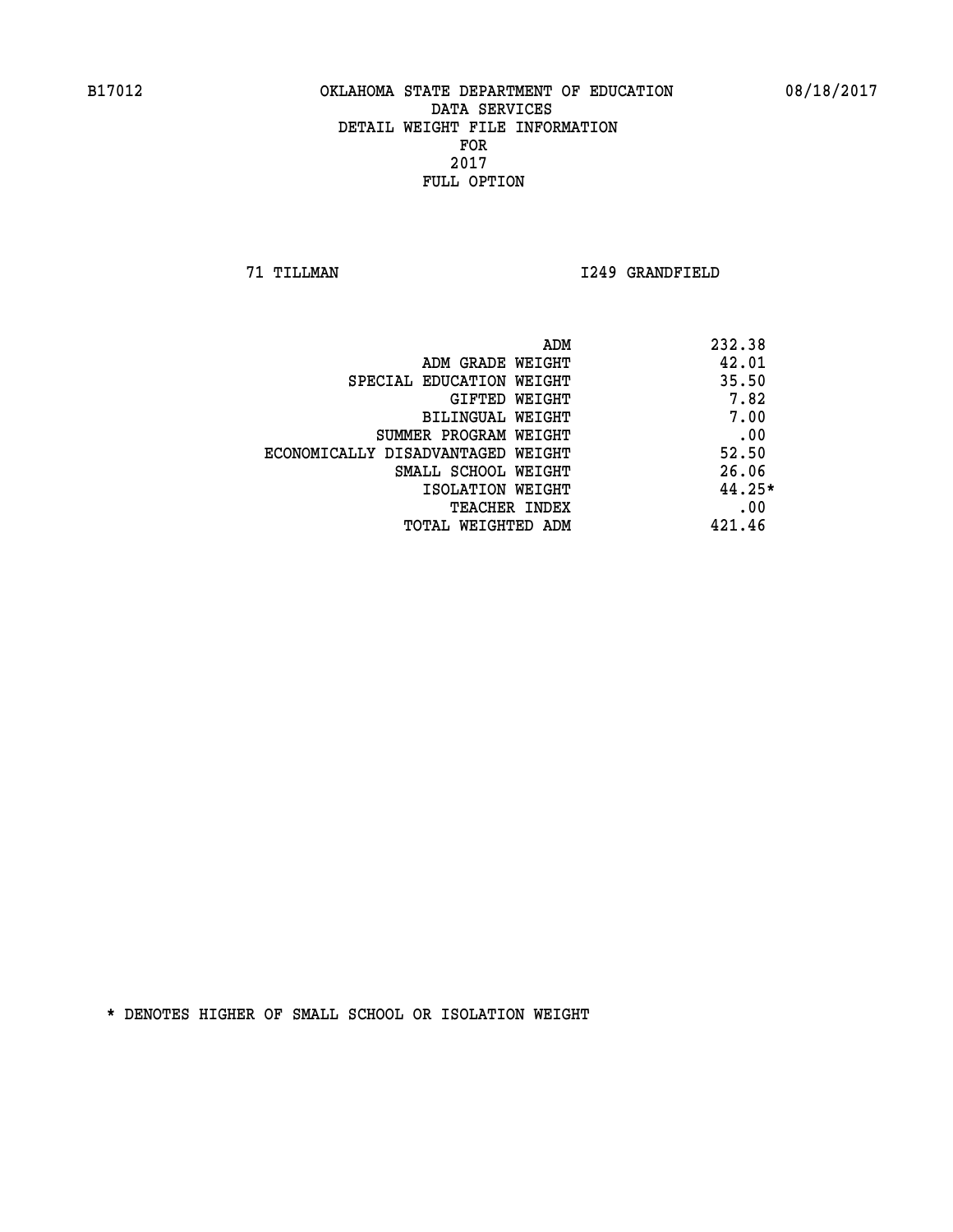B17012 OKLAHOMA STATE DEPARTMENT OF EDUCATION 08/18/2017

DATA SERVICES
DETAIL WEIGHT FILE INFORMATION
FOR
2017
FULL OPTION

71 TILLMAN I249 GRANDFIELD

| | |
|---|---|
| ADM | 232.38 |
| ADM GRADE WEIGHT | 42.01 |
| SPECIAL EDUCATION WEIGHT | 35.50 |
| GIFTED WEIGHT | 7.82 |
| BILINGUAL WEIGHT | 7.00 |
| SUMMER PROGRAM WEIGHT | .00 |
| ECONOMICALLY DISADVANTAGED WEIGHT | 52.50 |
| SMALL SCHOOL WEIGHT | 26.06 |
| ISOLATION WEIGHT | 44.25* |
| TEACHER INDEX | .00 |
| TOTAL WEIGHTED ADM | 421.46 |

* DENOTES HIGHER OF SMALL SCHOOL OR ISOLATION WEIGHT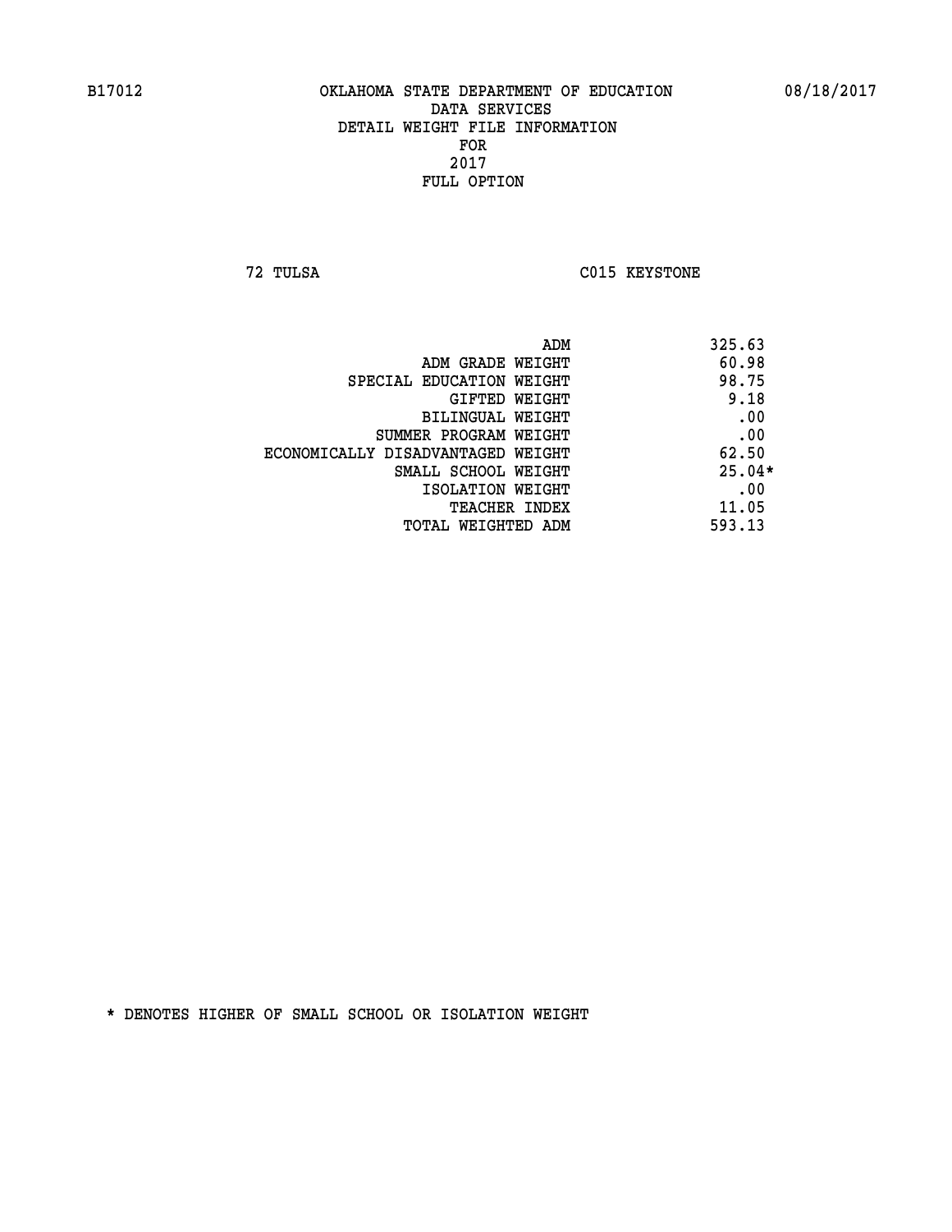B17012 OKLAHOMA STATE DEPARTMENT OF EDUCATION 08/18/2017

DATA SERVICES
DETAIL WEIGHT FILE INFORMATION
FOR
2017
FULL OPTION

72 TULSA C015 KEYSTONE

| | |
|---|---|
| ADM | 325.63 |
| ADM GRADE WEIGHT | 60.98 |
| SPECIAL EDUCATION WEIGHT | 98.75 |
| GIFTED WEIGHT | 9.18 |
| BILINGUAL WEIGHT | .00 |
| SUMMER PROGRAM WEIGHT | .00 |
| ECONOMICALLY DISADVANTAGED WEIGHT | 62.50 |
| SMALL SCHOOL WEIGHT | 25.04* |
| ISOLATION WEIGHT | .00 |
| TEACHER INDEX | 11.05 |
| TOTAL WEIGHTED ADM | 593.13 |

* DENOTES HIGHER OF SMALL SCHOOL OR ISOLATION WEIGHT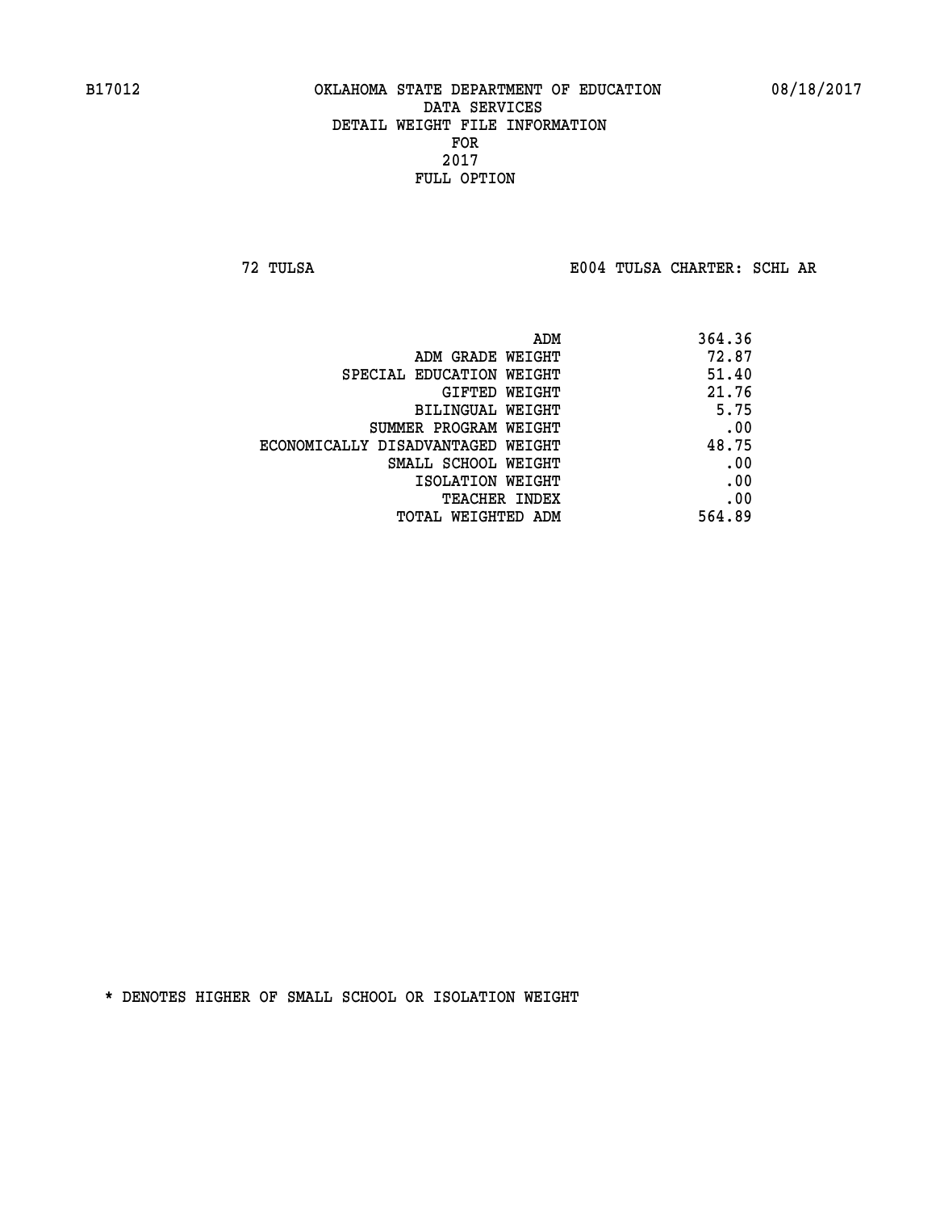B17012 OKLAHOMA STATE DEPARTMENT OF EDUCATION 08/18/2017

DATA SERVICES
DETAIL WEIGHT FILE INFORMATION
FOR
2017
FULL OPTION

72 TULSA E004 TULSA CHARTER: SCHL AR

| | |
|---|---|
| ADM | 364.36 |
| ADM GRADE WEIGHT | 72.87 |
| SPECIAL EDUCATION WEIGHT | 51.40 |
| GIFTED WEIGHT | 21.76 |
| BILINGUAL WEIGHT | 5.75 |
| SUMMER PROGRAM WEIGHT | .00 |
| ECONOMICALLY DISADVANTAGED WEIGHT | 48.75 |
| SMALL SCHOOL WEIGHT | .00 |
| ISOLATION WEIGHT | .00 |
| TEACHER INDEX | .00 |
| TOTAL WEIGHTED ADM | 564.89 |

* DENOTES HIGHER OF SMALL SCHOOL OR ISOLATION WEIGHT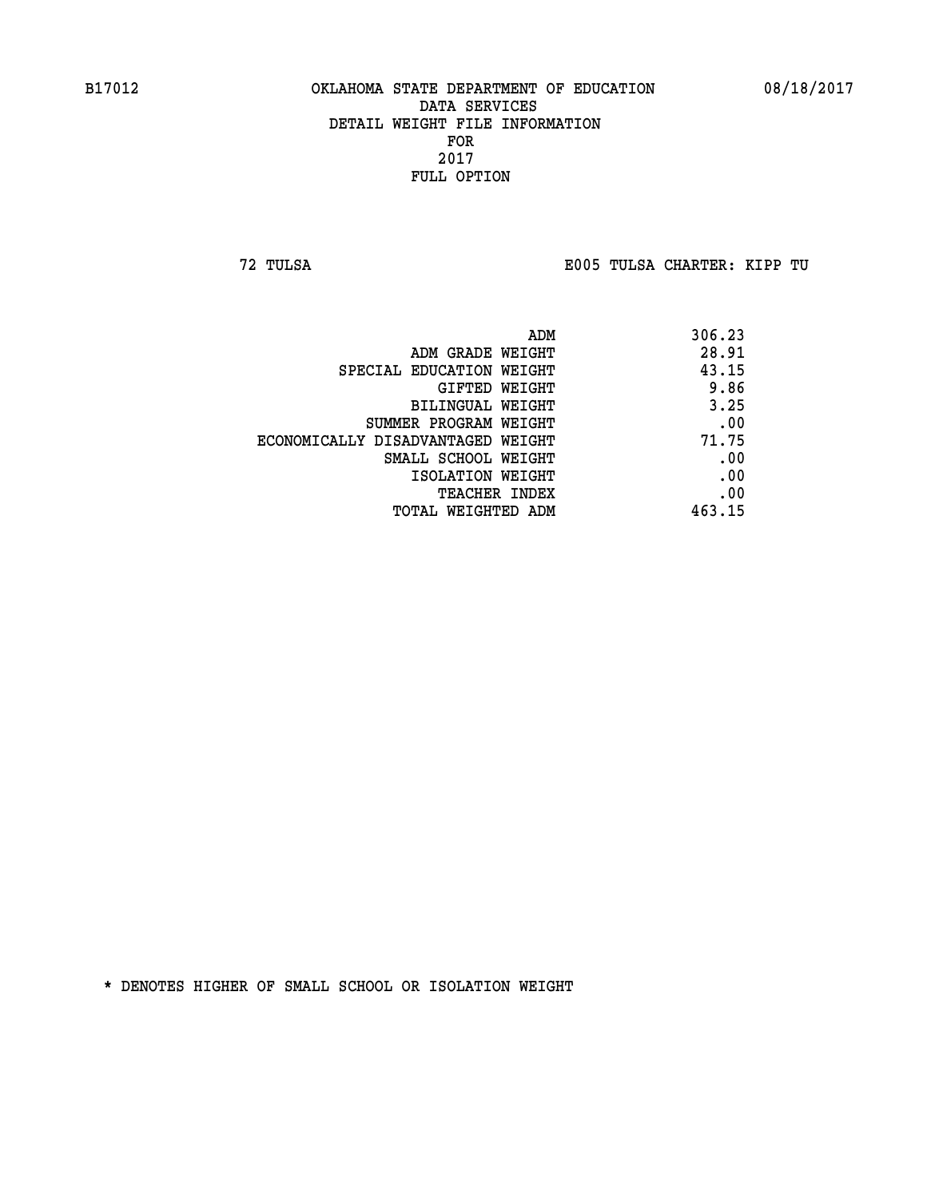B17012 OKLAHOMA STATE DEPARTMENT OF EDUCATION 08/18/2017

DATA SERVICES
DETAIL WEIGHT FILE INFORMATION
FOR
2017
FULL OPTION

72 TULSA E005 TULSA CHARTER: KIPP TU

| | |
|---|---|
| ADM | 306.23 |
| ADM GRADE WEIGHT | 28.91 |
| SPECIAL EDUCATION WEIGHT | 43.15 |
| GIFTED WEIGHT | 9.86 |
| BILINGUAL WEIGHT | 3.25 |
| SUMMER PROGRAM WEIGHT | .00 |
| ECONOMICALLY DISADVANTAGED WEIGHT | 71.75 |
| SMALL SCHOOL WEIGHT | .00 |
| ISOLATION WEIGHT | .00 |
| TEACHER INDEX | .00 |
| TOTAL WEIGHTED ADM | 463.15 |

* DENOTES HIGHER OF SMALL SCHOOL OR ISOLATION WEIGHT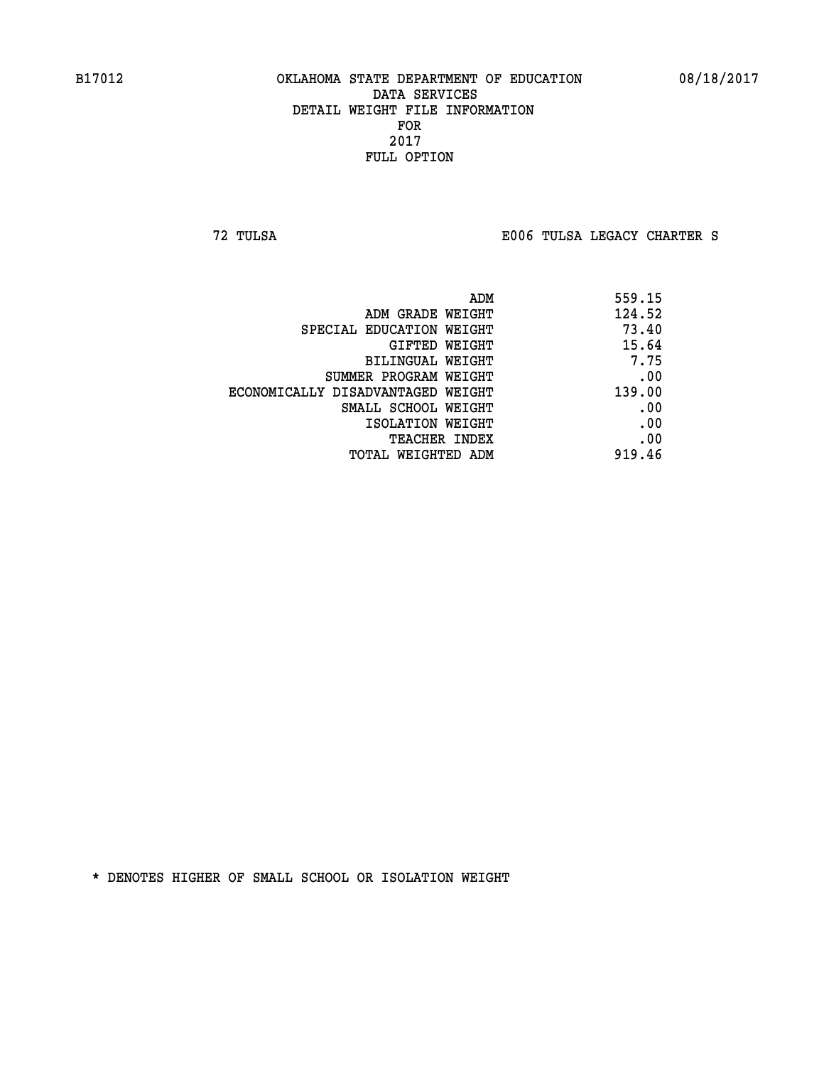B17012 OKLAHOMA STATE DEPARTMENT OF EDUCATION 08/18/2017

DATA SERVICES
DETAIL WEIGHT FILE INFORMATION
FOR
2017
FULL OPTION

72 TULSA E006 TULSA LEGACY CHARTER S

| | |
|---|---|
| ADM | 559.15 |
| ADM GRADE WEIGHT | 124.52 |
| SPECIAL EDUCATION WEIGHT | 73.40 |
| GIFTED WEIGHT | 15.64 |
| BILINGUAL WEIGHT | 7.75 |
| SUMMER PROGRAM WEIGHT | .00 |
| ECONOMICALLY DISADVANTAGED WEIGHT | 139.00 |
| SMALL SCHOOL WEIGHT | .00 |
| ISOLATION WEIGHT | .00 |
| TEACHER INDEX | .00 |
| TOTAL WEIGHTED ADM | 919.46 |

* DENOTES HIGHER OF SMALL SCHOOL OR ISOLATION WEIGHT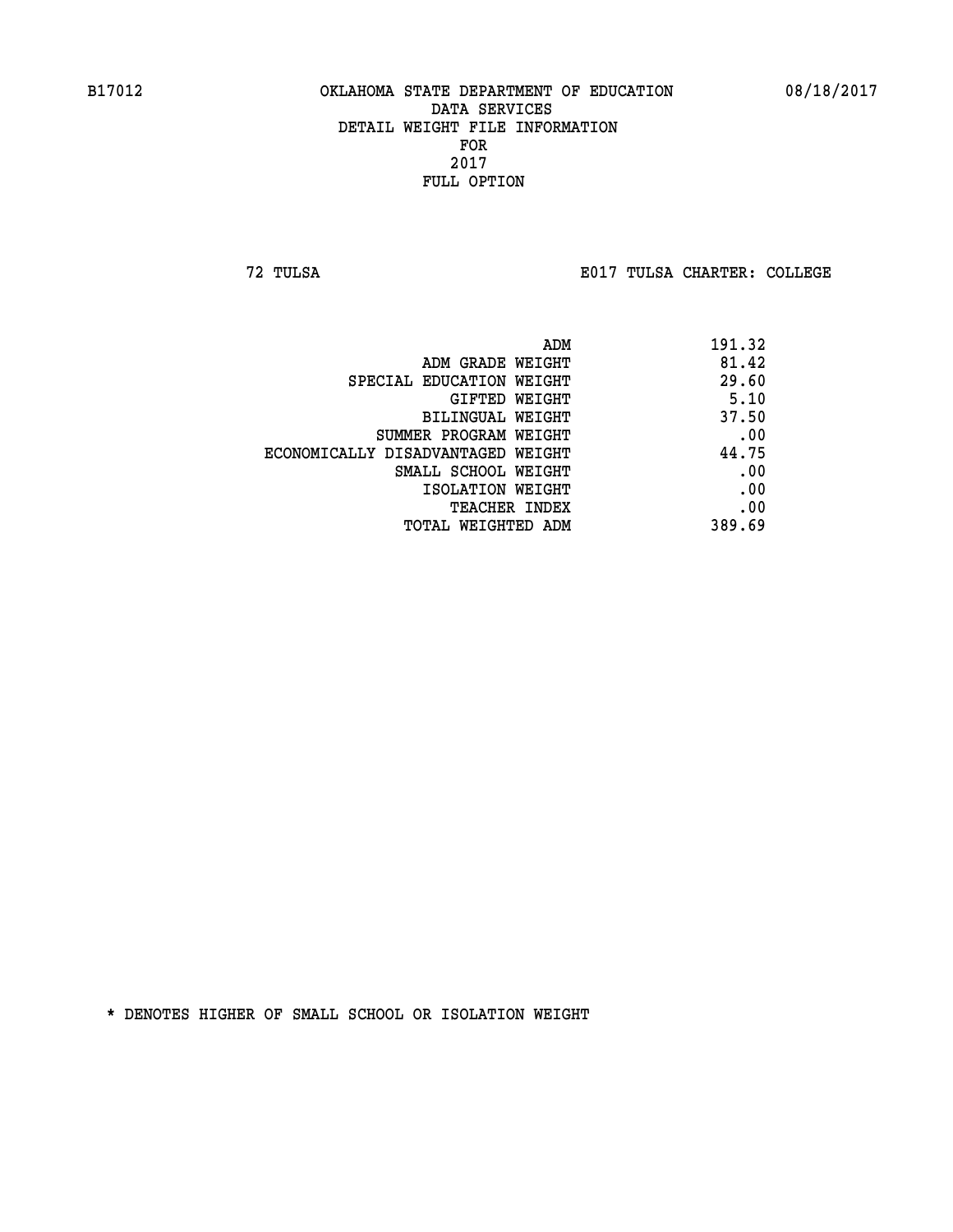B17012 OKLAHOMA STATE DEPARTMENT OF EDUCATION 08/18/2017

DATA SERVICES
DETAIL WEIGHT FILE INFORMATION
FOR
2017
FULL OPTION

72 TULSA E017 TULSA CHARTER: COLLEGE

| | |
|---|---|
| ADM | 191.32 |
| ADM GRADE WEIGHT | 81.42 |
| SPECIAL EDUCATION WEIGHT | 29.60 |
| GIFTED WEIGHT | 5.10 |
| BILINGUAL WEIGHT | 37.50 |
| SUMMER PROGRAM WEIGHT | .00 |
| ECONOMICALLY DISADVANTAGED WEIGHT | 44.75 |
| SMALL SCHOOL WEIGHT | .00 |
| ISOLATION WEIGHT | .00 |
| TEACHER INDEX | .00 |
| TOTAL WEIGHTED ADM | 389.69 |

* DENOTES HIGHER OF SMALL SCHOOL OR ISOLATION WEIGHT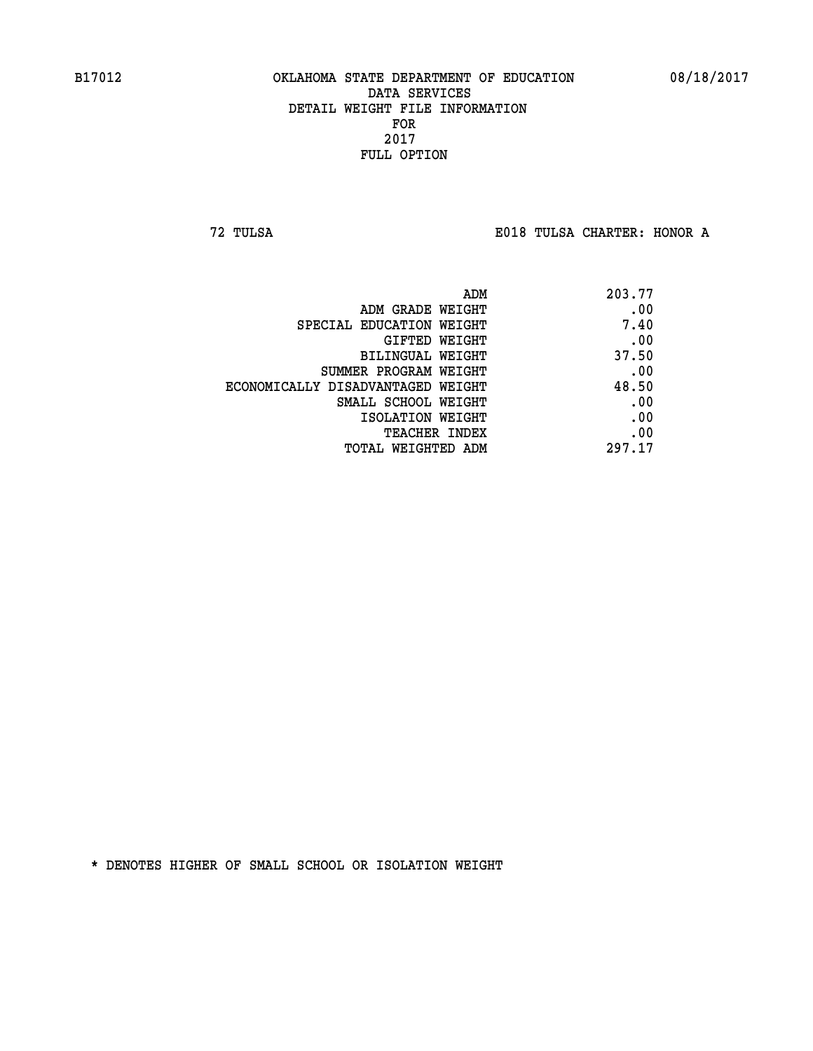B17012 OKLAHOMA STATE DEPARTMENT OF EDUCATION 08/18/2017

DATA SERVICES
DETAIL WEIGHT FILE INFORMATION
FOR
2017
FULL OPTION

72 TULSA E018 TULSA CHARTER: HONOR A

| | |
|---|---|
| ADM | 203.77 |
| ADM GRADE WEIGHT | .00 |
| SPECIAL EDUCATION WEIGHT | 7.40 |
| GIFTED WEIGHT | .00 |
| BILINGUAL WEIGHT | 37.50 |
| SUMMER PROGRAM WEIGHT | .00 |
| ECONOMICALLY DISADVANTAGED WEIGHT | 48.50 |
| SMALL SCHOOL WEIGHT | .00 |
| ISOLATION WEIGHT | .00 |
| TEACHER INDEX | .00 |
| TOTAL WEIGHTED ADM | 297.17 |

* DENOTES HIGHER OF SMALL SCHOOL OR ISOLATION WEIGHT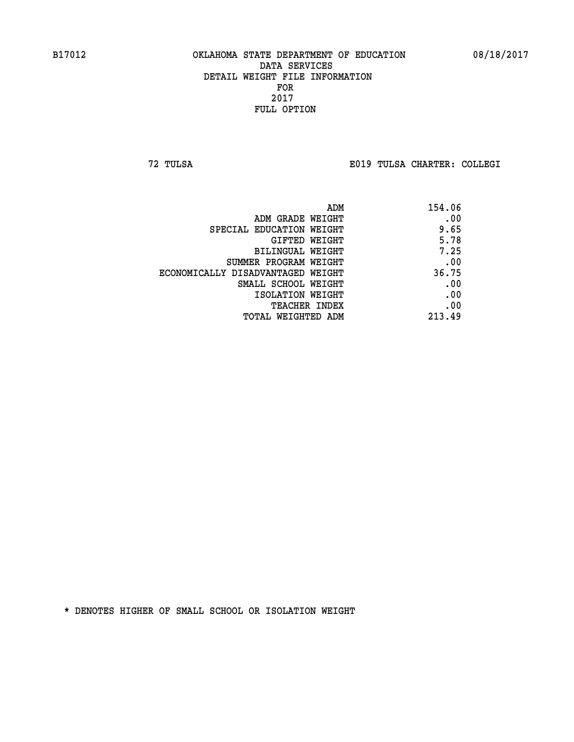B17012 OKLAHOMA STATE DEPARTMENT OF EDUCATION 08/18/2017

DATA SERVICES
DETAIL WEIGHT FILE INFORMATION
FOR
2017
FULL OPTION

72 TULSA E019 TULSA CHARTER: COLLEGI

| | |
|---|---|
| ADM | 154.06 |
| ADM GRADE WEIGHT | .00 |
| SPECIAL EDUCATION WEIGHT | 9.65 |
| GIFTED WEIGHT | 5.78 |
| BILINGUAL WEIGHT | 7.25 |
| SUMMER PROGRAM WEIGHT | .00 |
| ECONOMICALLY DISADVANTAGED WEIGHT | 36.75 |
| SMALL SCHOOL WEIGHT | .00 |
| ISOLATION WEIGHT | .00 |
| TEACHER INDEX | .00 |
| TOTAL WEIGHTED ADM | 213.49 |

* DENOTES HIGHER OF SMALL SCHOOL OR ISOLATION WEIGHT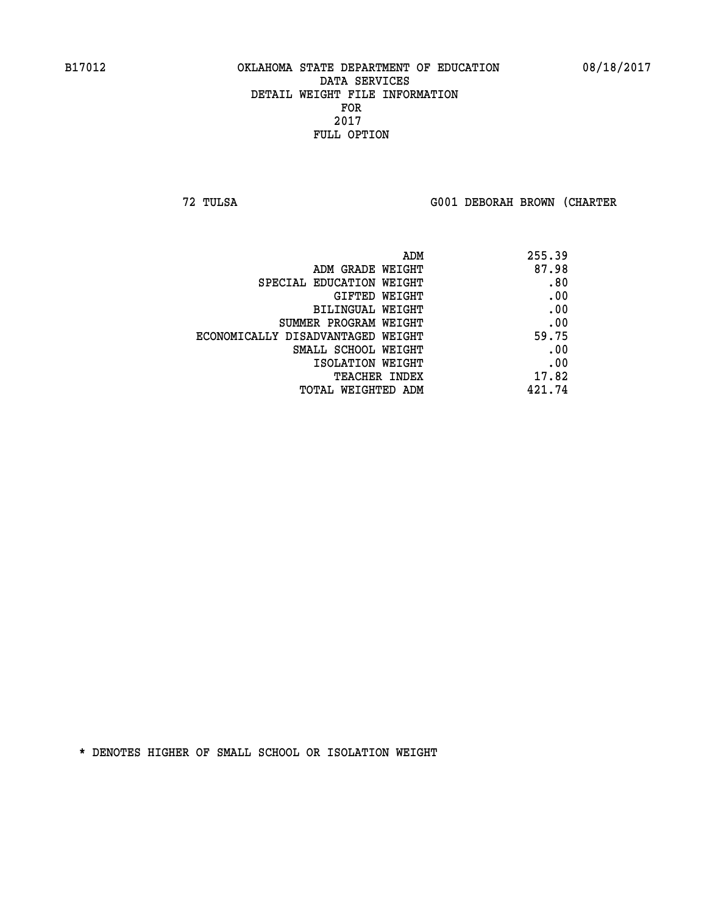B17012 OKLAHOMA STATE DEPARTMENT OF EDUCATION 08/18/2017

DATA SERVICES
DETAIL WEIGHT FILE INFORMATION
FOR
2017
FULL OPTION

72 TULSA G001 DEBORAH BROWN (CHARTER

| | |
|---|---|
| ADM | 255.39 |
| ADM GRADE WEIGHT | 87.98 |
| SPECIAL EDUCATION WEIGHT | .80 |
| GIFTED WEIGHT | .00 |
| BILINGUAL WEIGHT | .00 |
| SUMMER PROGRAM WEIGHT | .00 |
| ECONOMICALLY DISADVANTAGED WEIGHT | 59.75 |
| SMALL SCHOOL WEIGHT | .00 |
| ISOLATION WEIGHT | .00 |
| TEACHER INDEX | 17.82 |
| TOTAL WEIGHTED ADM | 421.74 |

* DENOTES HIGHER OF SMALL SCHOOL OR ISOLATION WEIGHT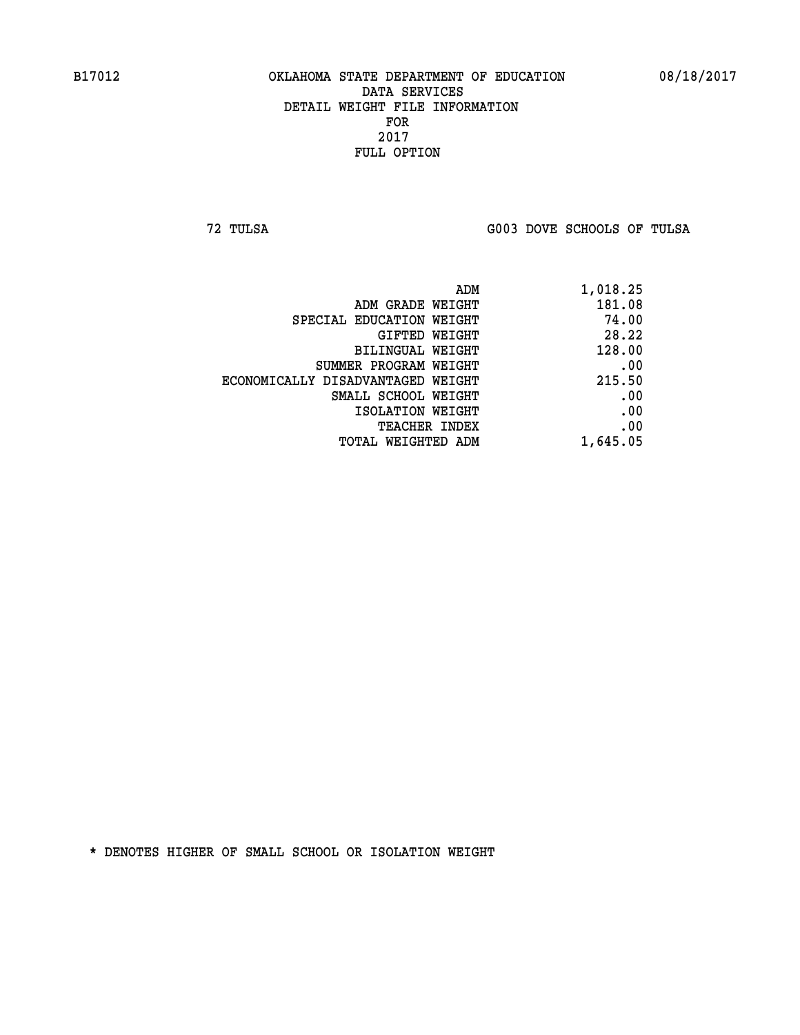B17012 OKLAHOMA STATE DEPARTMENT OF EDUCATION 08/18/2017

DATA SERVICES
DETAIL WEIGHT FILE INFORMATION
FOR
2017
FULL OPTION

72 TULSA G003 DOVE SCHOOLS OF TULSA

| | |
|---|---|
| ADM | 1,018.25 |
| ADM GRADE WEIGHT | 181.08 |
| SPECIAL EDUCATION WEIGHT | 74.00 |
| GIFTED WEIGHT | 28.22 |
| BILINGUAL WEIGHT | 128.00 |
| SUMMER PROGRAM WEIGHT | .00 |
| ECONOMICALLY DISADVANTAGED WEIGHT | 215.50 |
| SMALL SCHOOL WEIGHT | .00 |
| ISOLATION WEIGHT | .00 |
| TEACHER INDEX | .00 |
| TOTAL WEIGHTED ADM | 1,645.05 |

* DENOTES HIGHER OF SMALL SCHOOL OR ISOLATION WEIGHT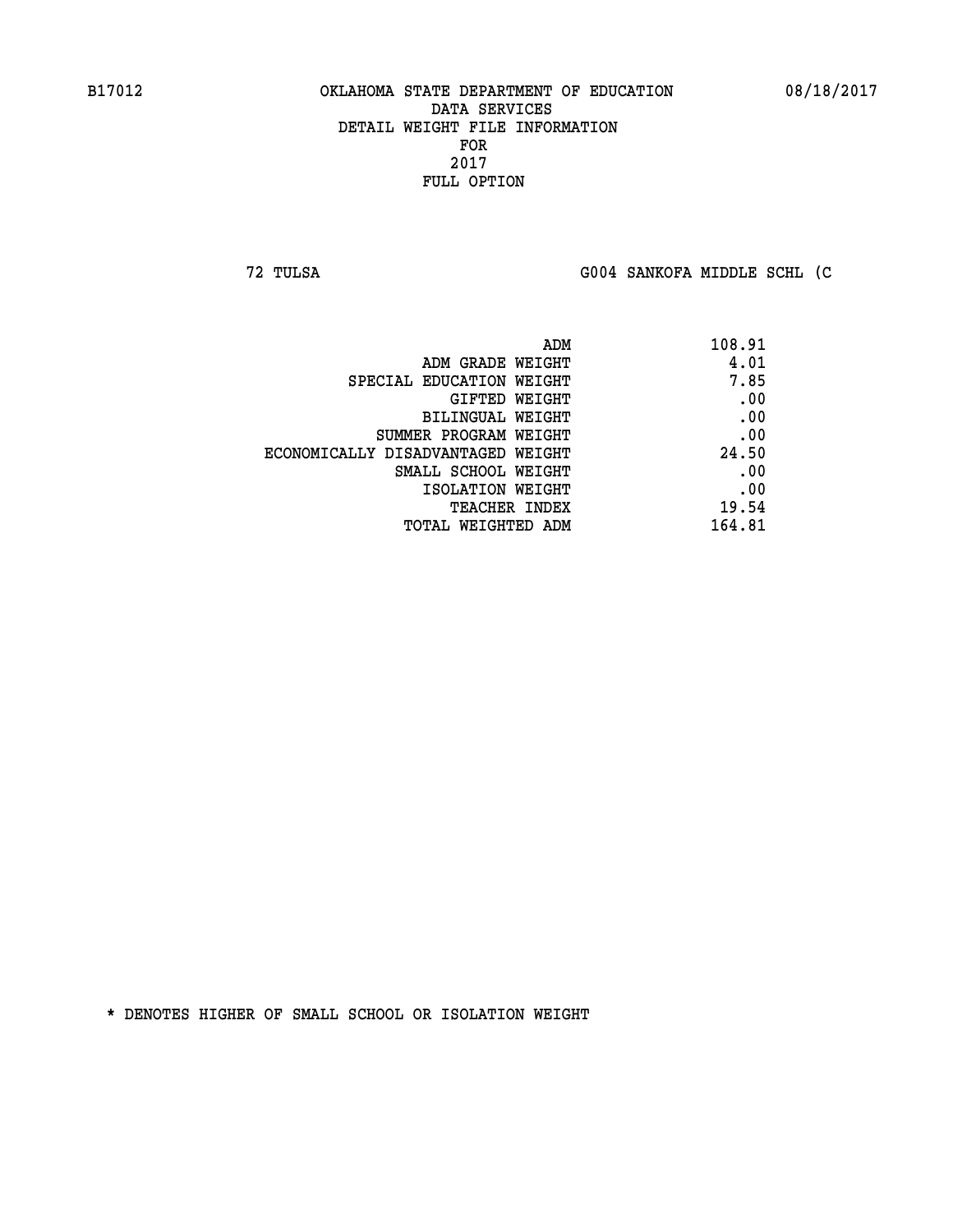B17012 OKLAHOMA STATE DEPARTMENT OF EDUCATION 08/18/2017

DATA SERVICES
DETAIL WEIGHT FILE INFORMATION
FOR
2017
FULL OPTION

72 TULSA G004 SANKOFA MIDDLE SCHL (C

| | |
|---|---|
| ADM | 108.91 |
| ADM GRADE WEIGHT | 4.01 |
| SPECIAL EDUCATION WEIGHT | 7.85 |
| GIFTED WEIGHT | .00 |
| BILINGUAL WEIGHT | .00 |
| SUMMER PROGRAM WEIGHT | .00 |
| ECONOMICALLY DISADVANTAGED WEIGHT | 24.50 |
| SMALL SCHOOL WEIGHT | .00 |
| ISOLATION WEIGHT | .00 |
| TEACHER INDEX | 19.54 |
| TOTAL WEIGHTED ADM | 164.81 |

* DENOTES HIGHER OF SMALL SCHOOL OR ISOLATION WEIGHT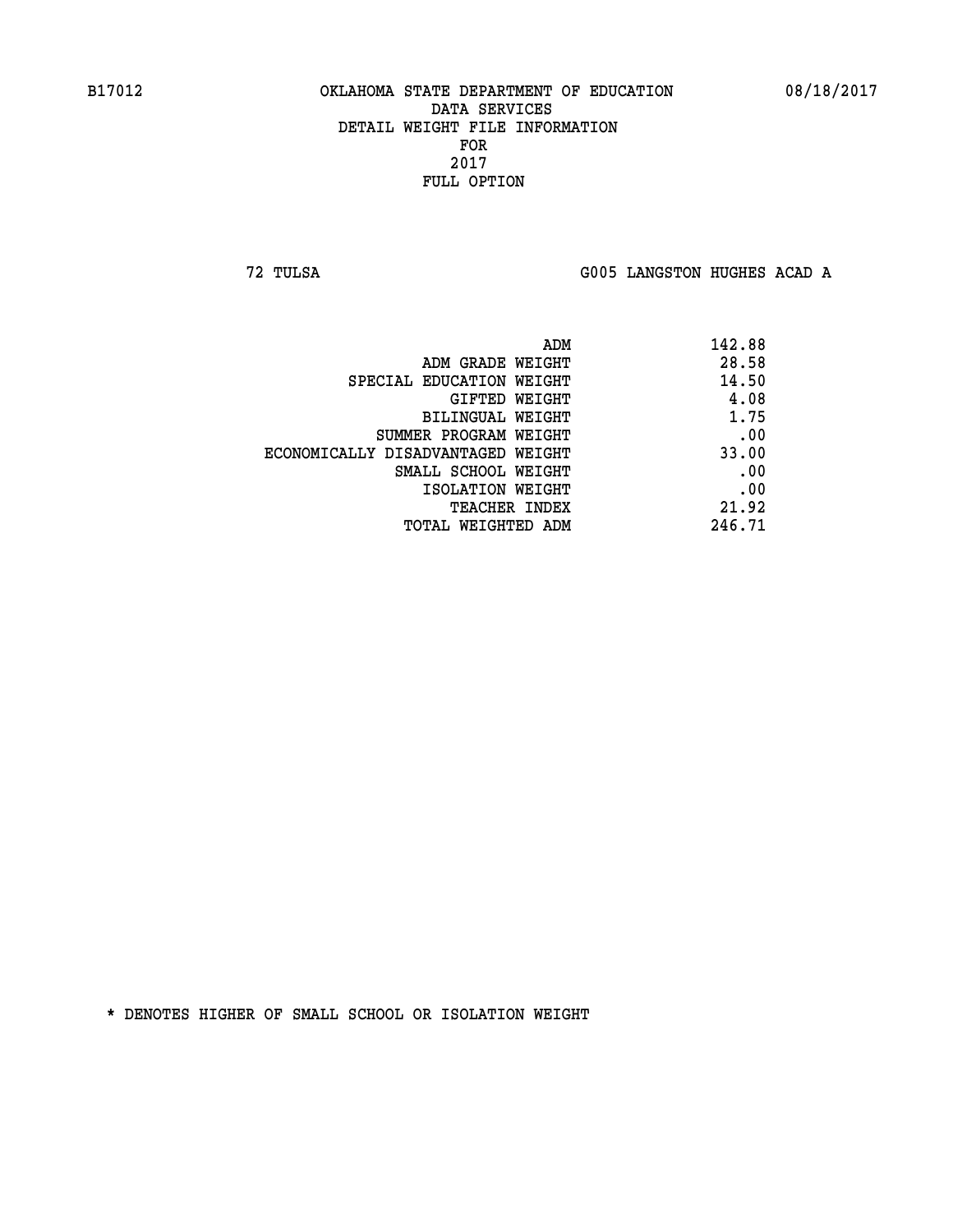B17012 OKLAHOMA STATE DEPARTMENT OF EDUCATION 08/18/2017

DATA SERVICES
DETAIL WEIGHT FILE INFORMATION
FOR
2017
FULL OPTION

72 TULSA G005 LANGSTON HUGHES ACAD A

| | |
|---|---|
| ADM | 142.88 |
| ADM GRADE WEIGHT | 28.58 |
| SPECIAL EDUCATION WEIGHT | 14.50 |
| GIFTED WEIGHT | 4.08 |
| BILINGUAL WEIGHT | 1.75 |
| SUMMER PROGRAM WEIGHT | .00 |
| ECONOMICALLY DISADVANTAGED WEIGHT | 33.00 |
| SMALL SCHOOL WEIGHT | .00 |
| ISOLATION WEIGHT | .00 |
| TEACHER INDEX | 21.92 |
| TOTAL WEIGHTED ADM | 246.71 |

* DENOTES HIGHER OF SMALL SCHOOL OR ISOLATION WEIGHT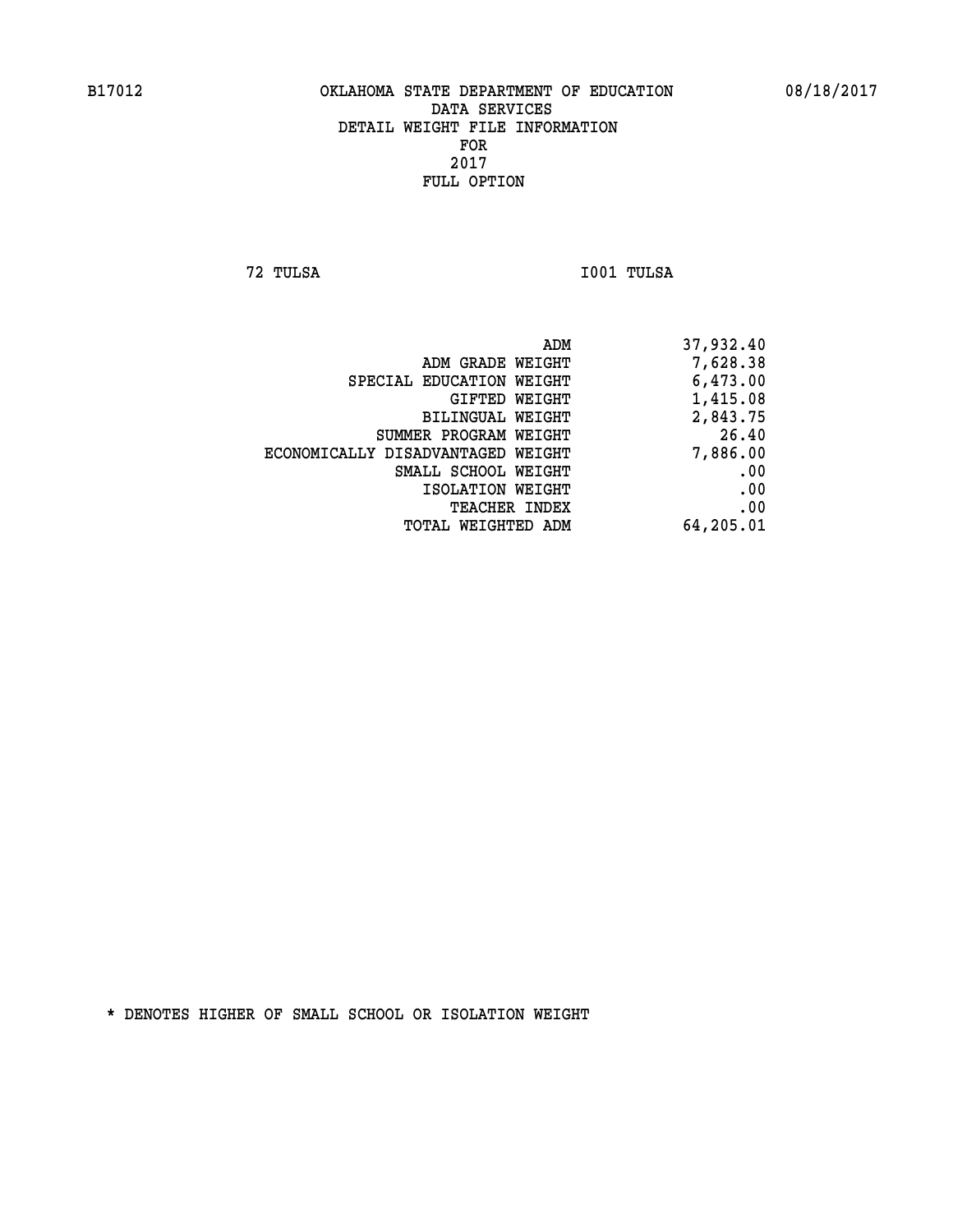# OKLAHOMA STATE DEPARTMENT OF EDUCATION
## DATA SERVICES
## DETAIL WEIGHT FILE INFORMATION
## FOR
## 2017
## FULL OPTION

B17012 08/18/2017

72 TULSA I001 TULSA

| | |
|---|---|
| ADM | 37,932.40 |
| ADM GRADE WEIGHT | 7,628.38 |
| SPECIAL EDUCATION WEIGHT | 6,473.00 |
| GIFTED WEIGHT | 1,415.08 |
| BILINGUAL WEIGHT | 2,843.75 |
| SUMMER PROGRAM WEIGHT | 26.40 |
| ECONOMICALLY DISADVANTAGED WEIGHT | 7,886.00 |
| SMALL SCHOOL WEIGHT | .00 |
| ISOLATION WEIGHT | .00 |
| TEACHER INDEX | .00 |
| TOTAL WEIGHTED ADM | 64,205.01 |

* DENOTES HIGHER OF SMALL SCHOOL OR ISOLATION WEIGHT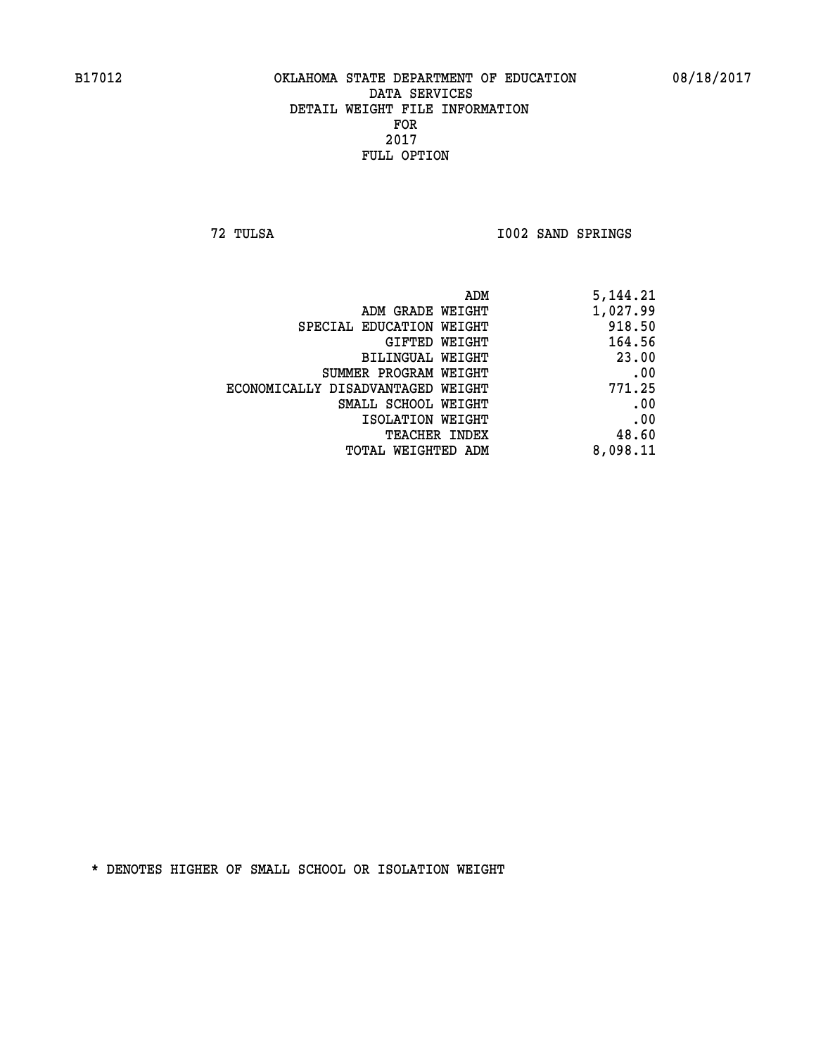B17012 OKLAHOMA STATE DEPARTMENT OF EDUCATION 08/18/2017

DATA SERVICES
DETAIL WEIGHT FILE INFORMATION
FOR
2017
FULL OPTION

72 TULSA I002 SAND SPRINGS

| | |
|---|---|
| ADM | 5,144.21 |
| ADM GRADE WEIGHT | 1,027.99 |
| SPECIAL EDUCATION WEIGHT | 918.50 |
| GIFTED WEIGHT | 164.56 |
| BILINGUAL WEIGHT | 23.00 |
| SUMMER PROGRAM WEIGHT | .00 |
| ECONOMICALLY DISADVANTAGED WEIGHT | 771.25 |
| SMALL SCHOOL WEIGHT | .00 |
| ISOLATION WEIGHT | .00 |
| TEACHER INDEX | 48.60 |
| TOTAL WEIGHTED ADM | 8,098.11 |

* DENOTES HIGHER OF SMALL SCHOOL OR ISOLATION WEIGHT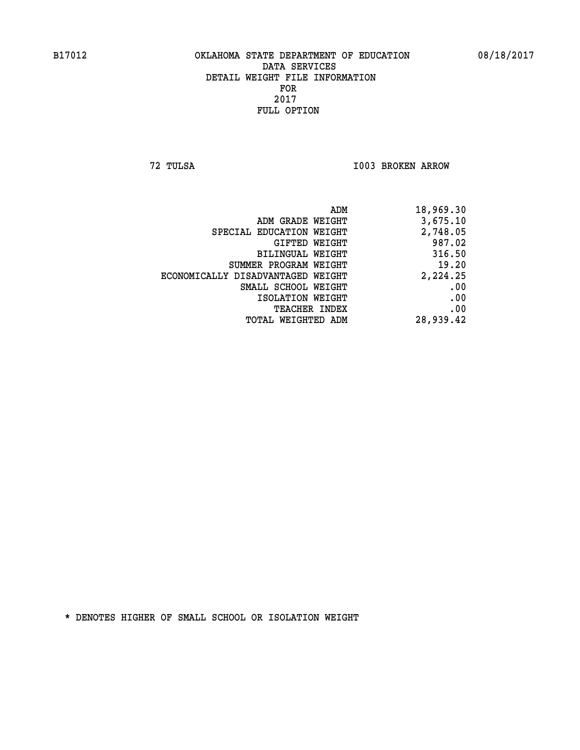B17012 OKLAHOMA STATE DEPARTMENT OF EDUCATION 08/18/2017

DATA SERVICES
DETAIL WEIGHT FILE INFORMATION
FOR
2017
FULL OPTION

72 TULSA I003 BROKEN ARROW

| | |
|---|---|
| ADM | 18,969.30 |
| ADM GRADE WEIGHT | 3,675.10 |
| SPECIAL EDUCATION WEIGHT | 2,748.05 |
| GIFTED WEIGHT | 987.02 |
| BILINGUAL WEIGHT | 316.50 |
| SUMMER PROGRAM WEIGHT | 19.20 |
| ECONOMICALLY DISADVANTAGED WEIGHT | 2,224.25 |
| SMALL SCHOOL WEIGHT | .00 |
| ISOLATION WEIGHT | .00 |
| TEACHER INDEX | .00 |
| TOTAL WEIGHTED ADM | 28,939.42 |

* DENOTES HIGHER OF SMALL SCHOOL OR ISOLATION WEIGHT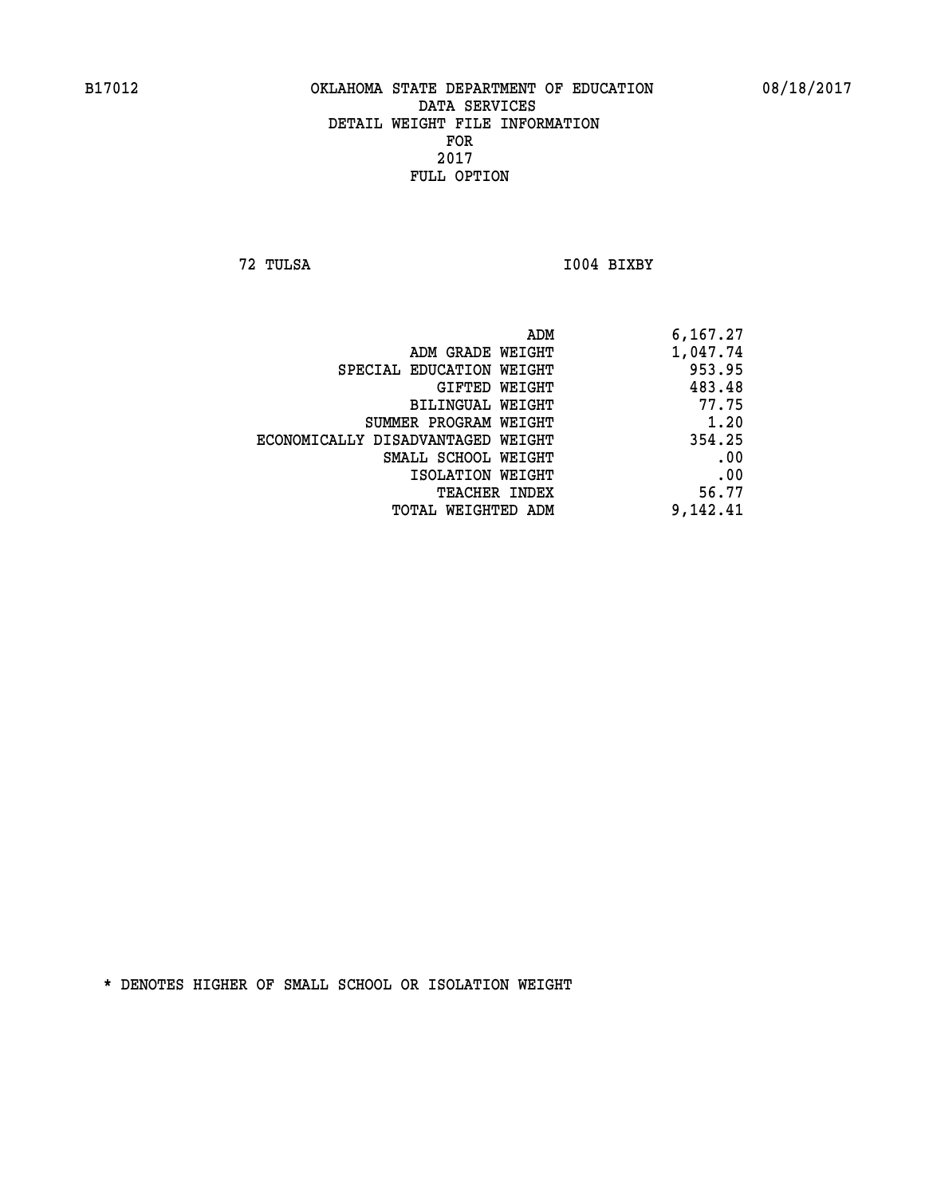B17012 OKLAHOMA STATE DEPARTMENT OF EDUCATION 08/18/2017

DATA SERVICES
DETAIL WEIGHT FILE INFORMATION
FOR
2017
FULL OPTION

72 TULSA I004 BIXBY

| | |
|---|---|
| ADM | 6,167.27 |
| ADM GRADE WEIGHT | 1,047.74 |
| SPECIAL EDUCATION WEIGHT | 953.95 |
| GIFTED WEIGHT | 483.48 |
| BILINGUAL WEIGHT | 77.75 |
| SUMMER PROGRAM WEIGHT | 1.20 |
| ECONOMICALLY DISADVANTAGED WEIGHT | 354.25 |
| SMALL SCHOOL WEIGHT | .00 |
| ISOLATION WEIGHT | .00 |
| TEACHER INDEX | 56.77 |
| TOTAL WEIGHTED ADM | 9,142.41 |

* DENOTES HIGHER OF SMALL SCHOOL OR ISOLATION WEIGHT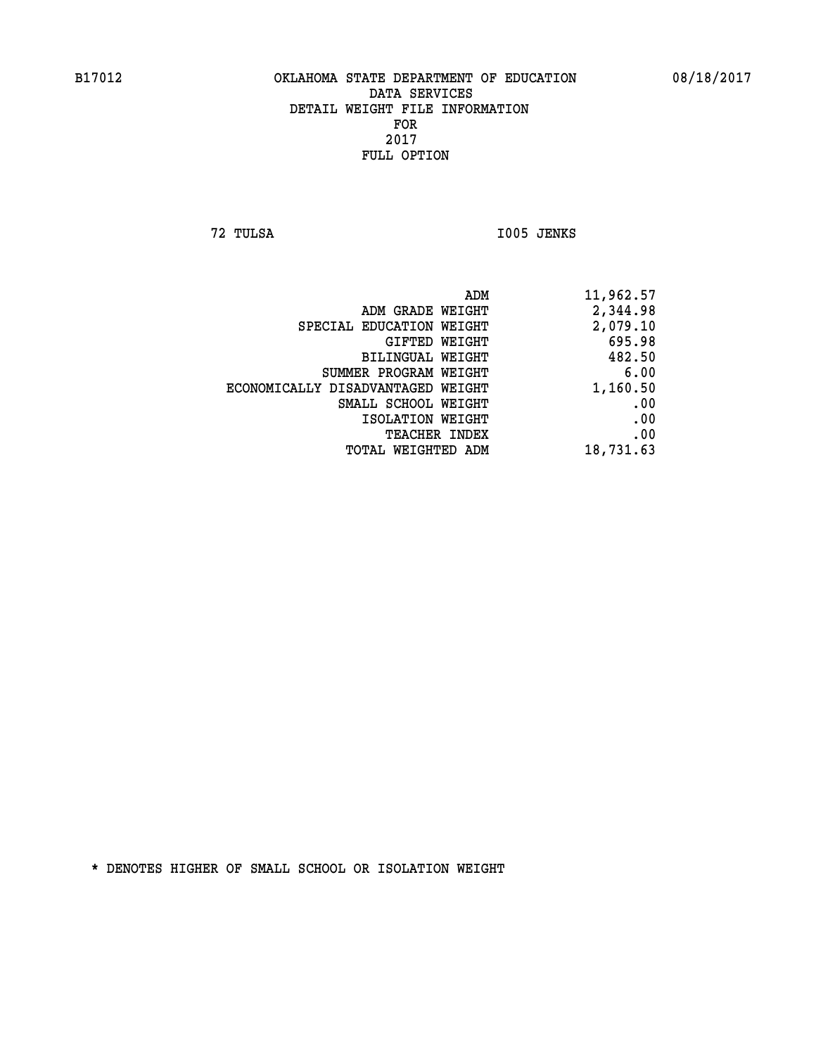B17012 OKLAHOMA STATE DEPARTMENT OF EDUCATION 08/18/2017

DATA SERVICES
DETAIL WEIGHT FILE INFORMATION
FOR
2017
FULL OPTION

72 TULSA I005 JENKS

| | |
|---|---|
| ADM | 11,962.57 |
| ADM GRADE WEIGHT | 2,344.98 |
| SPECIAL EDUCATION WEIGHT | 2,079.10 |
| GIFTED WEIGHT | 695.98 |
| BILINGUAL WEIGHT | 482.50 |
| SUMMER PROGRAM WEIGHT | 6.00 |
| ECONOMICALLY DISADVANTAGED WEIGHT | 1,160.50 |
| SMALL SCHOOL WEIGHT | .00 |
| ISOLATION WEIGHT | .00 |
| TEACHER INDEX | .00 |
| TOTAL WEIGHTED ADM | 18,731.63 |

* DENOTES HIGHER OF SMALL SCHOOL OR ISOLATION WEIGHT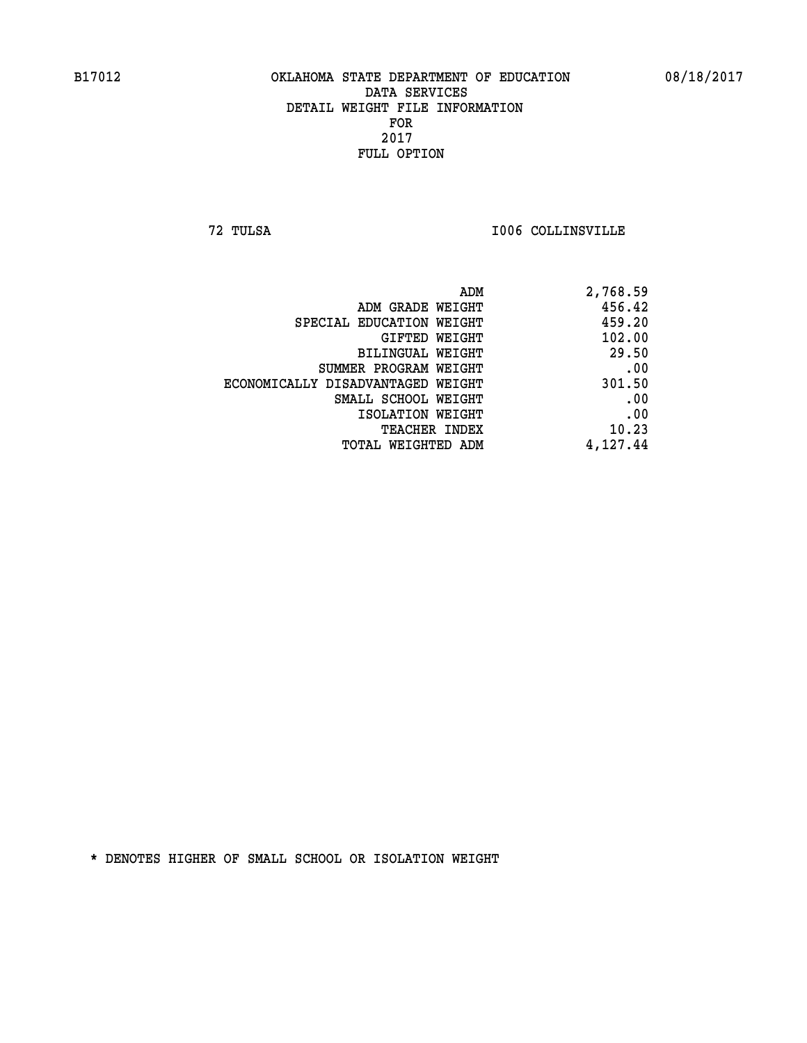B17012 OKLAHOMA STATE DEPARTMENT OF EDUCATION 08/18/2017

DATA SERVICES
DETAIL WEIGHT FILE INFORMATION
FOR
2017
FULL OPTION

72 TULSA I006 COLLINSVILLE

| | |
|---|---|
| ADM | 2,768.59 |
| ADM GRADE WEIGHT | 456.42 |
| SPECIAL EDUCATION WEIGHT | 459.20 |
| GIFTED WEIGHT | 102.00 |
| BILINGUAL WEIGHT | 29.50 |
| SUMMER PROGRAM WEIGHT | .00 |
| ECONOMICALLY DISADVANTAGED WEIGHT | 301.50 |
| SMALL SCHOOL WEIGHT | .00 |
| ISOLATION WEIGHT | .00 |
| TEACHER INDEX | 10.23 |
| TOTAL WEIGHTED ADM | 4,127.44 |

* DENOTES HIGHER OF SMALL SCHOOL OR ISOLATION WEIGHT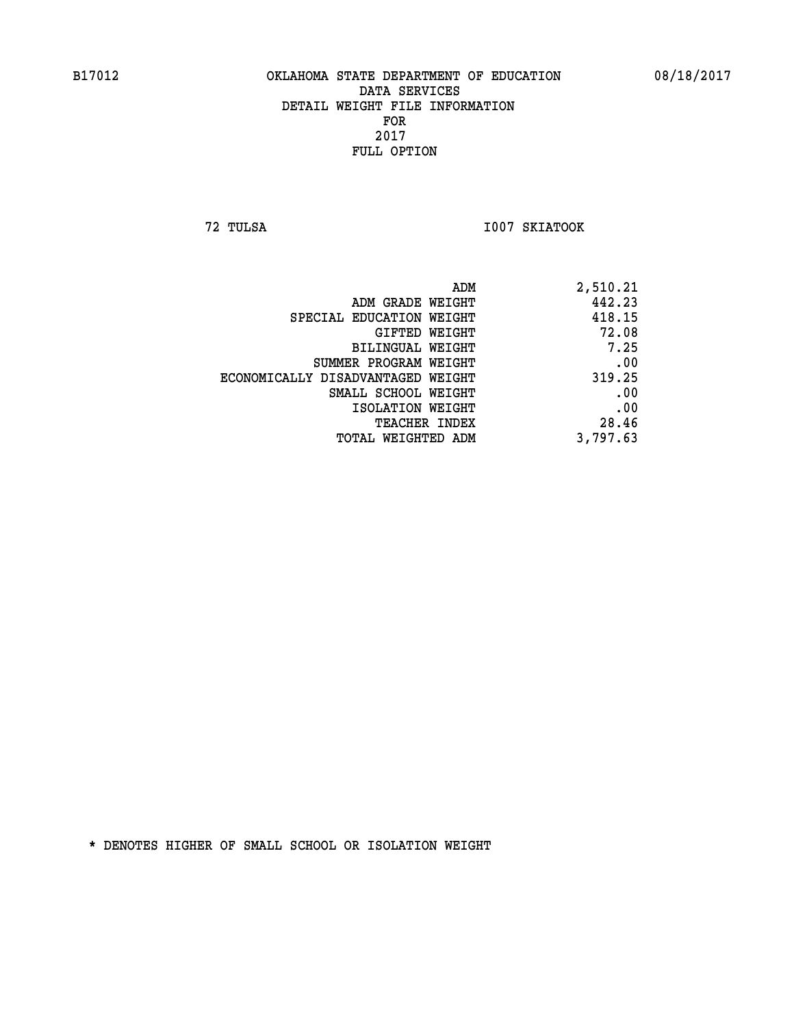B17012 OKLAHOMA STATE DEPARTMENT OF EDUCATION 08/18/2017

DATA SERVICES
DETAIL WEIGHT FILE INFORMATION
FOR
2017
FULL OPTION

72 TULSA I007 SKIATOOK

| | |
|---|---|
| ADM | 2,510.21 |
| ADM GRADE WEIGHT | 442.23 |
| SPECIAL EDUCATION WEIGHT | 418.15 |
| GIFTED WEIGHT | 72.08 |
| BILINGUAL WEIGHT | 7.25 |
| SUMMER PROGRAM WEIGHT | .00 |
| ECONOMICALLY DISADVANTAGED WEIGHT | 319.25 |
| SMALL SCHOOL WEIGHT | .00 |
| ISOLATION WEIGHT | .00 |
| TEACHER INDEX | 28.46 |
| TOTAL WEIGHTED ADM | 3,797.63 |

* DENOTES HIGHER OF SMALL SCHOOL OR ISOLATION WEIGHT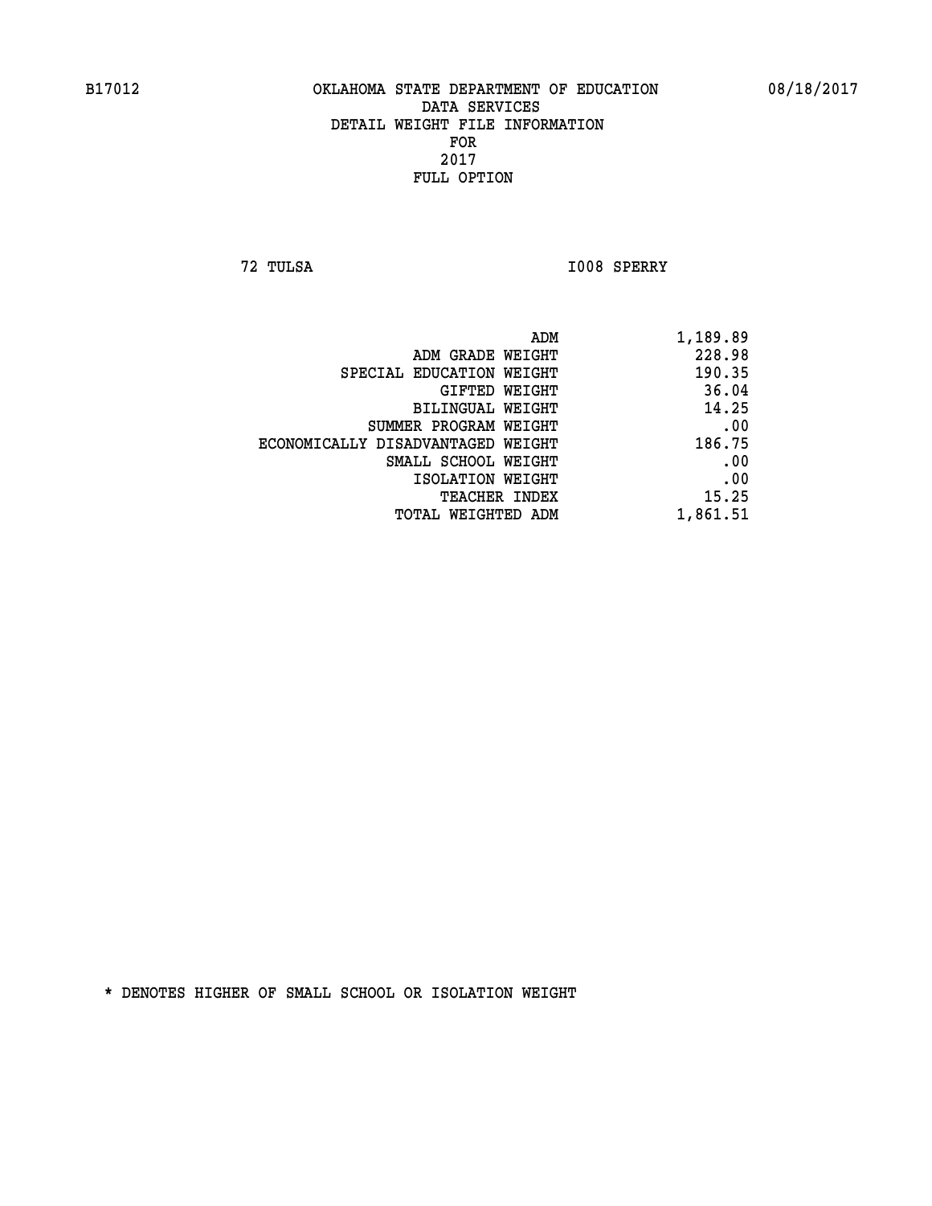B17012 OKLAHOMA STATE DEPARTMENT OF EDUCATION 08/18/2017

DATA SERVICES
DETAIL WEIGHT FILE INFORMATION
FOR
2017
FULL OPTION

72 TULSA I008 SPERRY

| | |
|---|---|
| ADM | 1,189.89 |
| ADM GRADE WEIGHT | 228.98 |
| SPECIAL EDUCATION WEIGHT | 190.35 |
| GIFTED WEIGHT | 36.04 |
| BILINGUAL WEIGHT | 14.25 |
| SUMMER PROGRAM WEIGHT | .00 |
| ECONOMICALLY DISADVANTAGED WEIGHT | 186.75 |
| SMALL SCHOOL WEIGHT | .00 |
| ISOLATION WEIGHT | .00 |
| TEACHER INDEX | 15.25 |
| TOTAL WEIGHTED ADM | 1,861.51 |

* DENOTES HIGHER OF SMALL SCHOOL OR ISOLATION WEIGHT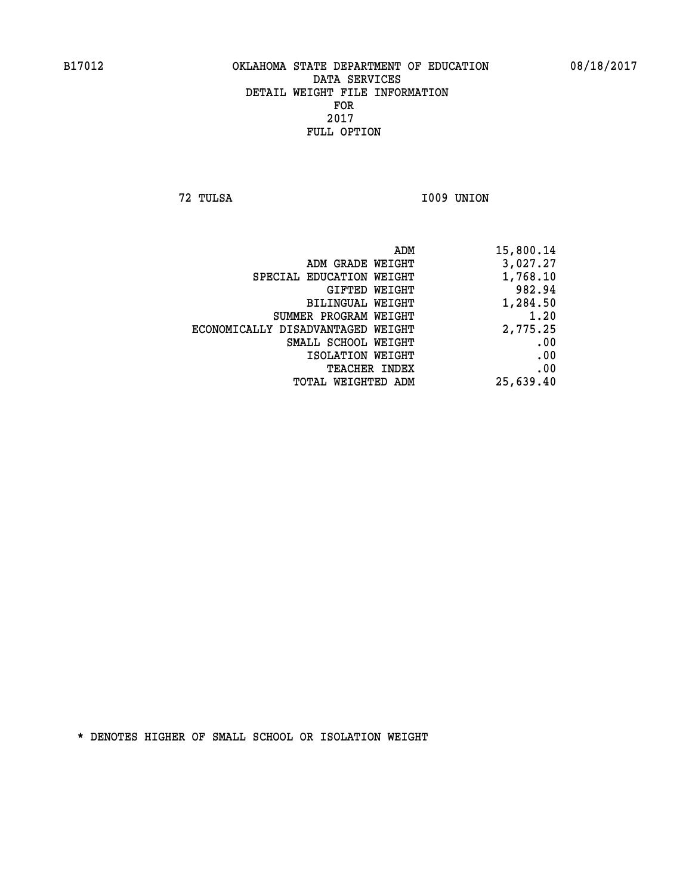B17012 OKLAHOMA STATE DEPARTMENT OF EDUCATION 08/18/2017

DATA SERVICES
DETAIL WEIGHT FILE INFORMATION
FOR
2017
FULL OPTION

72 TULSA I009 UNION

| | |
|---|---|
| ADM | 15,800.14 |
| ADM GRADE WEIGHT | 3,027.27 |
| SPECIAL EDUCATION WEIGHT | 1,768.10 |
| GIFTED WEIGHT | 982.94 |
| BILINGUAL WEIGHT | 1,284.50 |
| SUMMER PROGRAM WEIGHT | 1.20 |
| ECONOMICALLY DISADVANTAGED WEIGHT | 2,775.25 |
| SMALL SCHOOL WEIGHT | .00 |
| ISOLATION WEIGHT | .00 |
| TEACHER INDEX | .00 |
| TOTAL WEIGHTED ADM | 25,639.40 |

* DENOTES HIGHER OF SMALL SCHOOL OR ISOLATION WEIGHT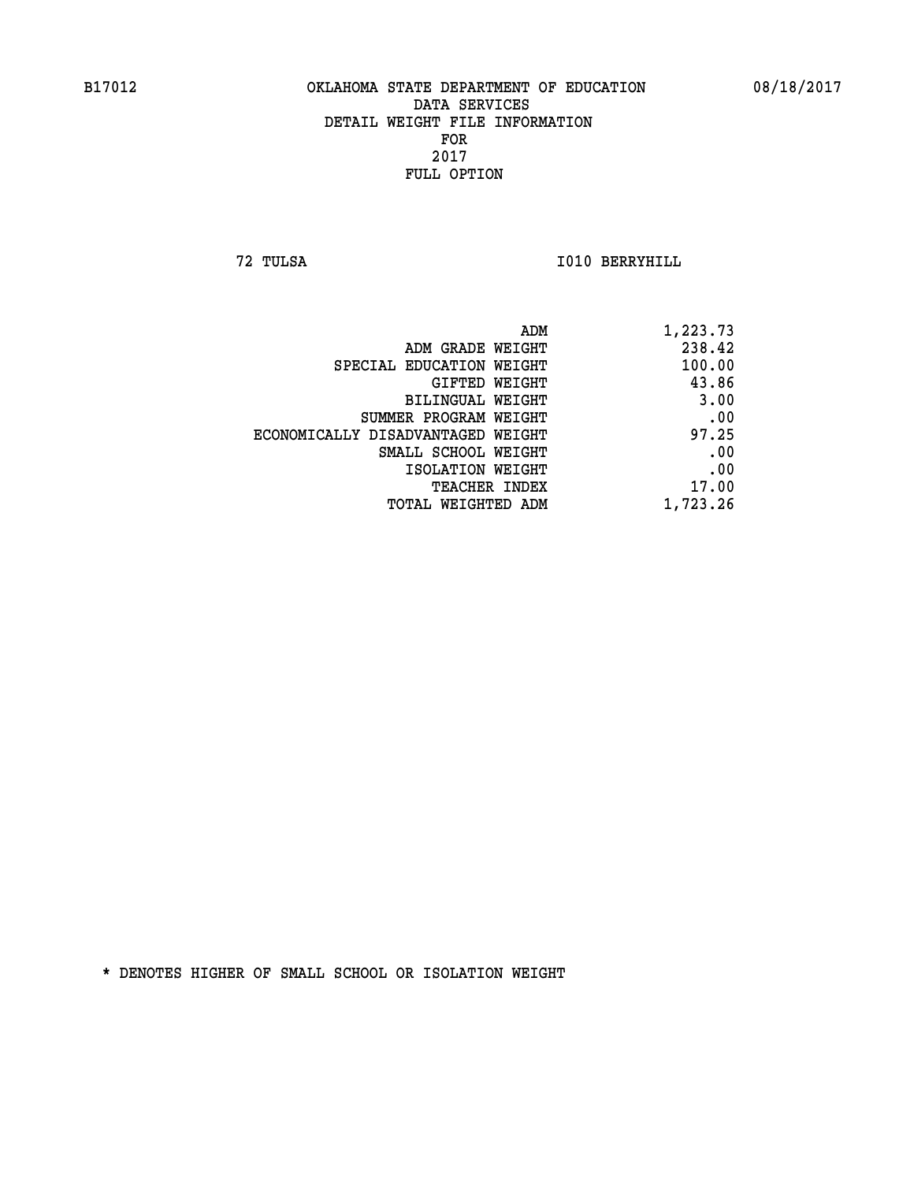B17012 OKLAHOMA STATE DEPARTMENT OF EDUCATION 08/18/2017

DATA SERVICES
DETAIL WEIGHT FILE INFORMATION
FOR
2017
FULL OPTION

72 TULSA I010 BERRYHILL

| | |
|---|---|
| ADM | 1,223.73 |
| ADM GRADE WEIGHT | 238.42 |
| SPECIAL EDUCATION WEIGHT | 100.00 |
| GIFTED WEIGHT | 43.86 |
| BILINGUAL WEIGHT | 3.00 |
| SUMMER PROGRAM WEIGHT | .00 |
| ECONOMICALLY DISADVANTAGED WEIGHT | 97.25 |
| SMALL SCHOOL WEIGHT | .00 |
| ISOLATION WEIGHT | .00 |
| TEACHER INDEX | 17.00 |
| TOTAL WEIGHTED ADM | 1,723.26 |

* DENOTES HIGHER OF SMALL SCHOOL OR ISOLATION WEIGHT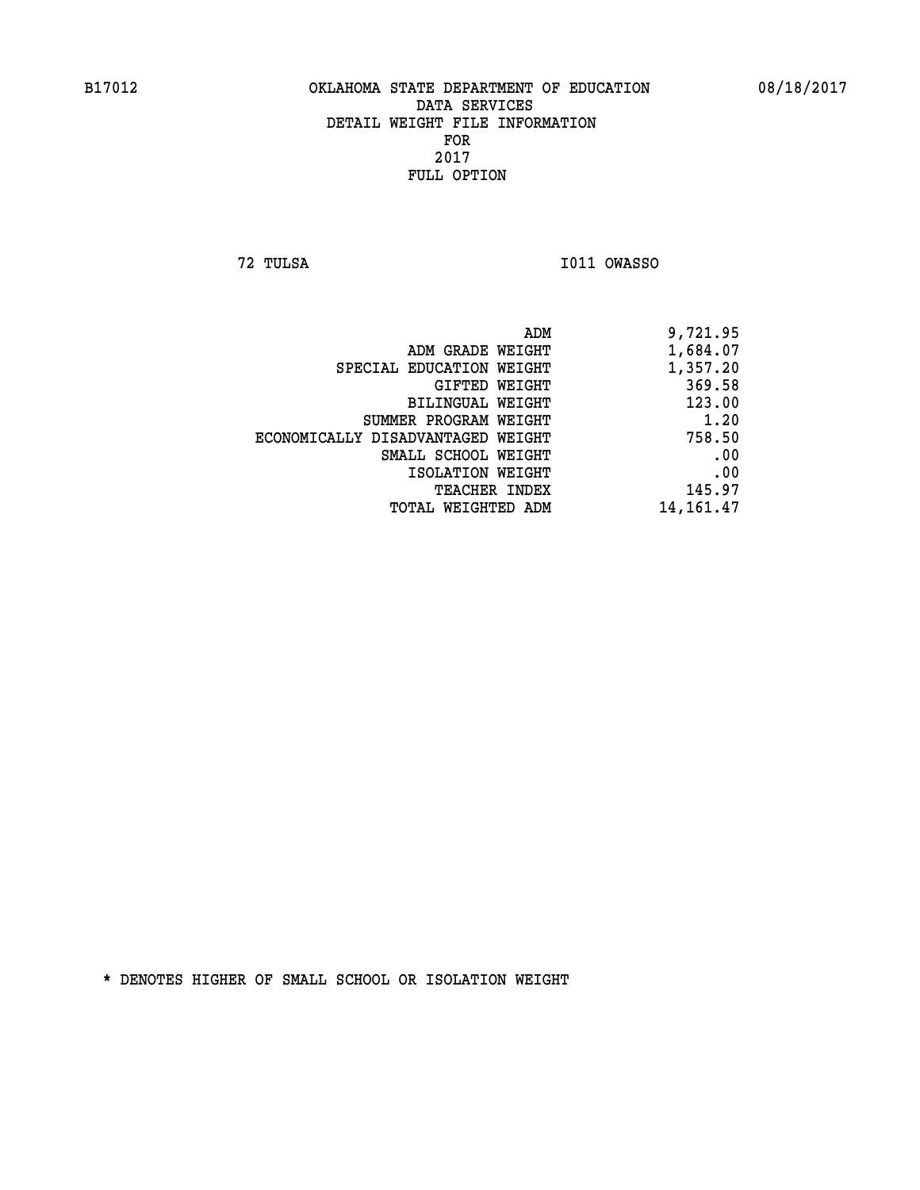# OKLAHOMA STATE DEPARTMENT OF EDUCATION
## DATA SERVICES
## DETAIL WEIGHT FILE INFORMATION
## FOR
## 2017
## FULL OPTION

B17012 08/18/2017

72 TULSA I011 OWASSO

| | |
|---|---|
| ADM | 9,721.95 |
| ADM GRADE WEIGHT | 1,684.07 |
| SPECIAL EDUCATION WEIGHT | 1,357.20 |
| GIFTED WEIGHT | 369.58 |
| BILINGUAL WEIGHT | 123.00 |
| SUMMER PROGRAM WEIGHT | 1.20 |
| ECONOMICALLY DISADVANTAGED WEIGHT | 758.50 |
| SMALL SCHOOL WEIGHT | .00 |
| ISOLATION WEIGHT | .00 |
| TEACHER INDEX | 145.97 |
| TOTAL WEIGHTED ADM | 14,161.47 |

* DENOTES HIGHER OF SMALL SCHOOL OR ISOLATION WEIGHT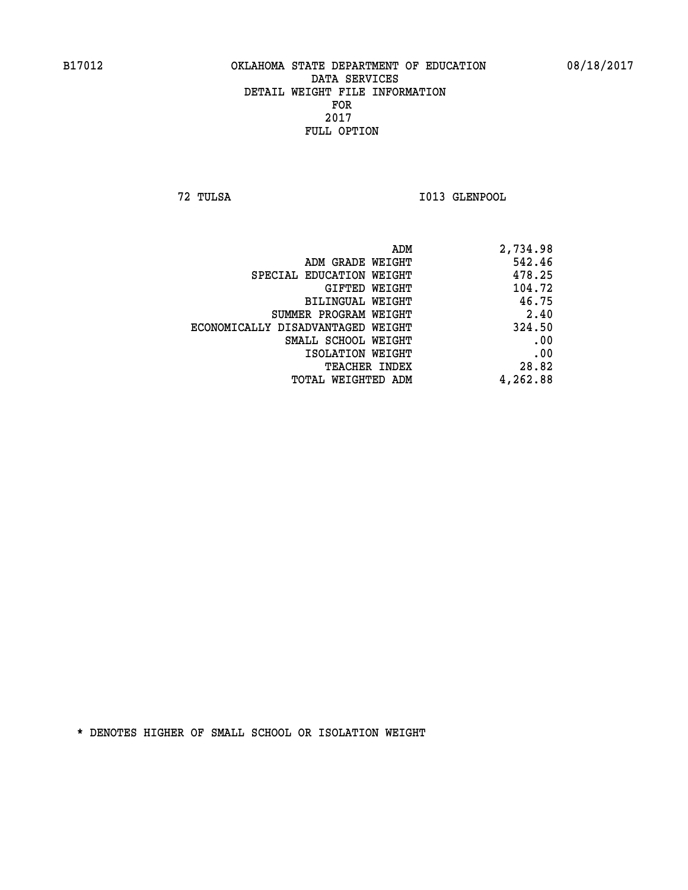B17012 OKLAHOMA STATE DEPARTMENT OF EDUCATION 08/18/2017

DATA SERVICES
DETAIL WEIGHT FILE INFORMATION
FOR
2017
FULL OPTION

72 TULSA I013 GLENPOOL

| | |
|---|---|
| ADM | 2,734.98 |
| ADM GRADE WEIGHT | 542.46 |
| SPECIAL EDUCATION WEIGHT | 478.25 |
| GIFTED WEIGHT | 104.72 |
| BILINGUAL WEIGHT | 46.75 |
| SUMMER PROGRAM WEIGHT | 2.40 |
| ECONOMICALLY DISADVANTAGED WEIGHT | 324.50 |
| SMALL SCHOOL WEIGHT | .00 |
| ISOLATION WEIGHT | .00 |
| TEACHER INDEX | 28.82 |
| TOTAL WEIGHTED ADM | 4,262.88 |

* DENOTES HIGHER OF SMALL SCHOOL OR ISOLATION WEIGHT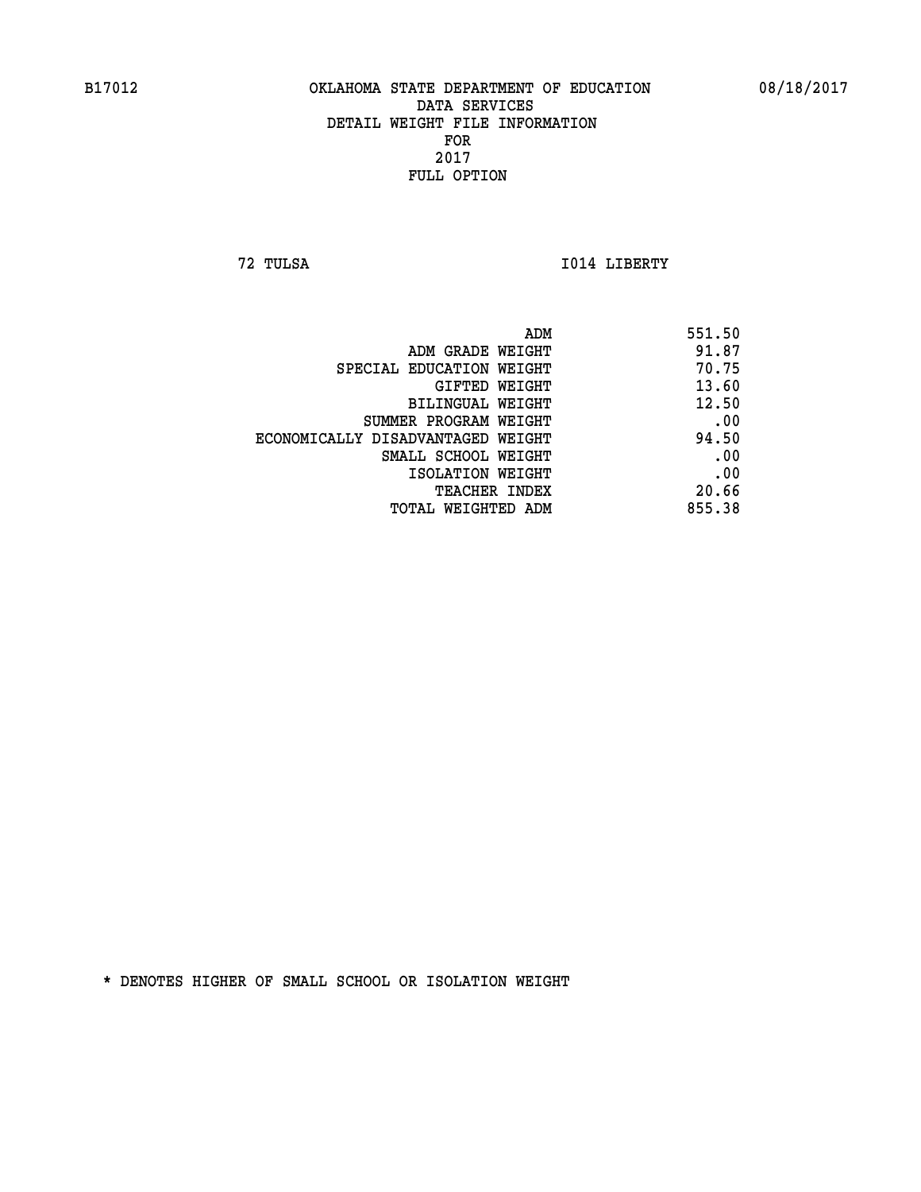B17012 OKLAHOMA STATE DEPARTMENT OF EDUCATION 08/18/2017

DATA SERVICES
DETAIL WEIGHT FILE INFORMATION
FOR
2017
FULL OPTION

72 TULSA I014 LIBERTY

| | |
|---|---|
| ADM | 551.50 |
| ADM GRADE WEIGHT | 91.87 |
| SPECIAL EDUCATION WEIGHT | 70.75 |
| GIFTED WEIGHT | 13.60 |
| BILINGUAL WEIGHT | 12.50 |
| SUMMER PROGRAM WEIGHT | .00 |
| ECONOMICALLY DISADVANTAGED WEIGHT | 94.50 |
| SMALL SCHOOL WEIGHT | .00 |
| ISOLATION WEIGHT | .00 |
| TEACHER INDEX | 20.66 |
| TOTAL WEIGHTED ADM | 855.38 |

* DENOTES HIGHER OF SMALL SCHOOL OR ISOLATION WEIGHT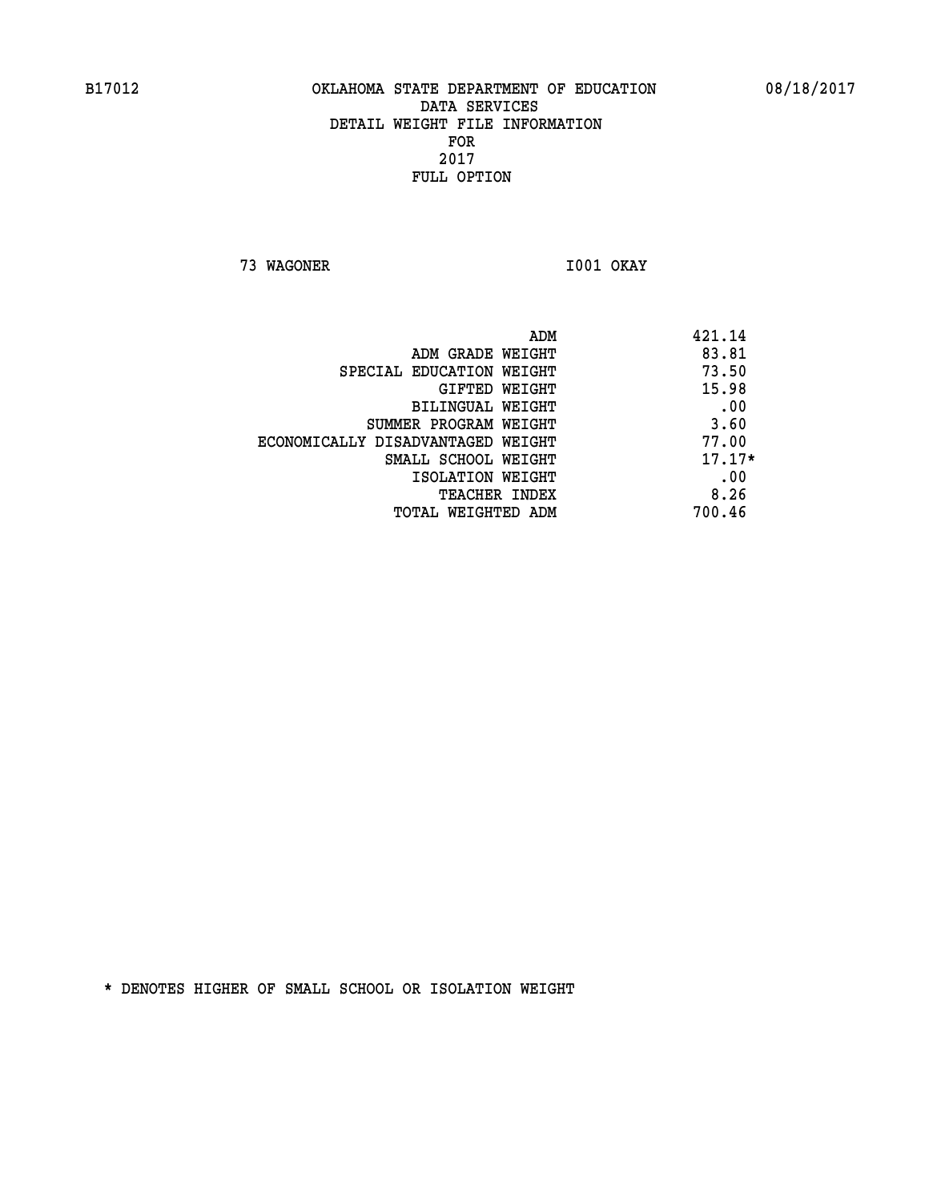B17012 OKLAHOMA STATE DEPARTMENT OF EDUCATION 08/18/2017

DATA SERVICES
DETAIL WEIGHT FILE INFORMATION
FOR
2017
FULL OPTION

73 WAGONER I001 OKAY

| | |
|---|---|
| ADM | 421.14 |
| ADM GRADE WEIGHT | 83.81 |
| SPECIAL EDUCATION WEIGHT | 73.50 |
| GIFTED WEIGHT | 15.98 |
| BILINGUAL WEIGHT | .00 |
| SUMMER PROGRAM WEIGHT | 3.60 |
| ECONOMICALLY DISADVANTAGED WEIGHT | 77.00 |
| SMALL SCHOOL WEIGHT | 17.17* |
| ISOLATION WEIGHT | .00 |
| TEACHER INDEX | 8.26 |
| TOTAL WEIGHTED ADM | 700.46 |

* DENOTES HIGHER OF SMALL SCHOOL OR ISOLATION WEIGHT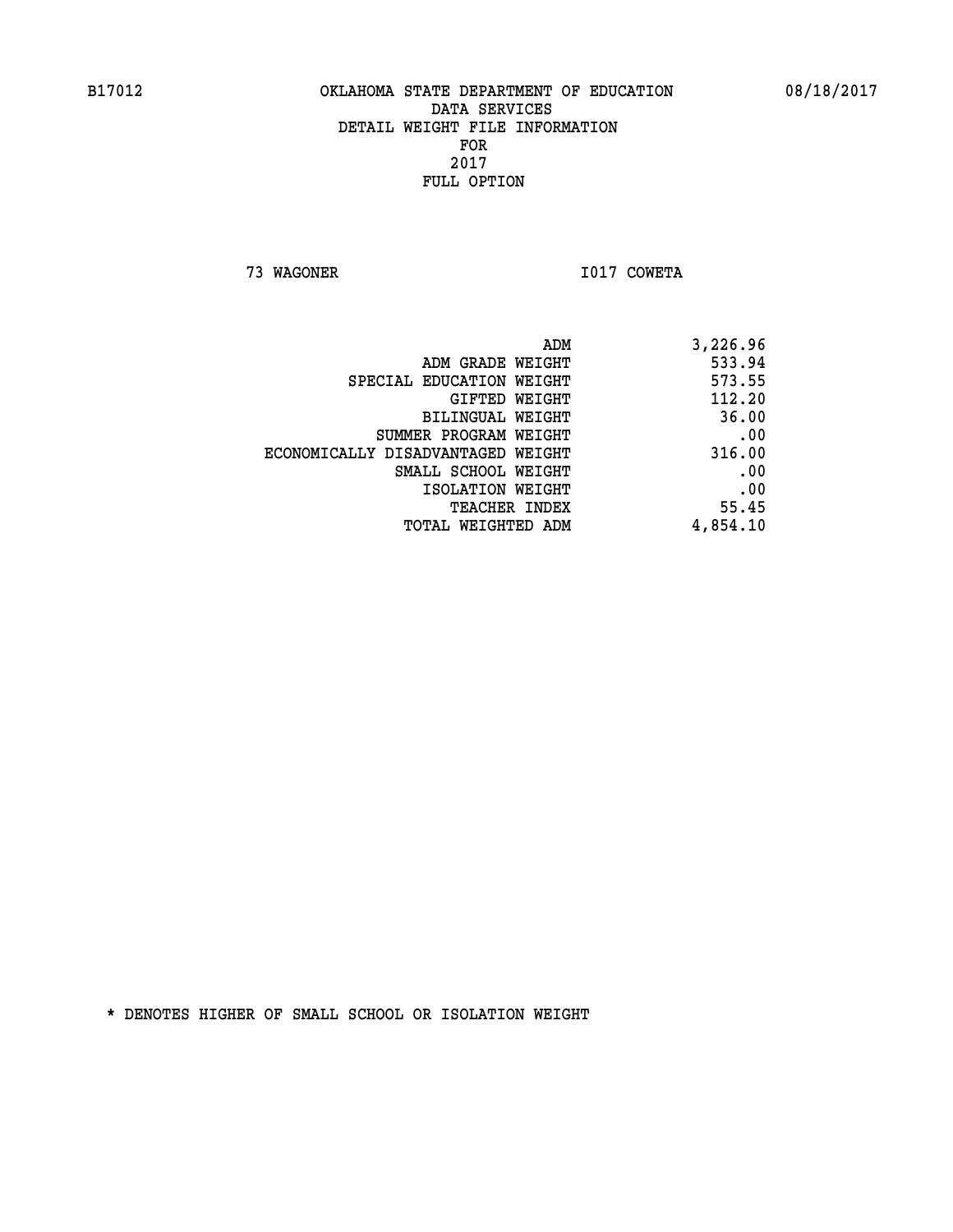B17012 OKLAHOMA STATE DEPARTMENT OF EDUCATION 08/18/2017

DATA SERVICES
DETAIL WEIGHT FILE INFORMATION
FOR
2017
FULL OPTION

73 WAGONER I017 COWETA

| | |
|---|---|
| ADM | 3,226.96 |
| ADM GRADE WEIGHT | 533.94 |
| SPECIAL EDUCATION WEIGHT | 573.55 |
| GIFTED WEIGHT | 112.20 |
| BILINGUAL WEIGHT | 36.00 |
| SUMMER PROGRAM WEIGHT | .00 |
| ECONOMICALLY DISADVANTAGED WEIGHT | 316.00 |
| SMALL SCHOOL WEIGHT | .00 |
| ISOLATION WEIGHT | .00 |
| TEACHER INDEX | 55.45 |
| TOTAL WEIGHTED ADM | 4,854.10 |

* DENOTES HIGHER OF SMALL SCHOOL OR ISOLATION WEIGHT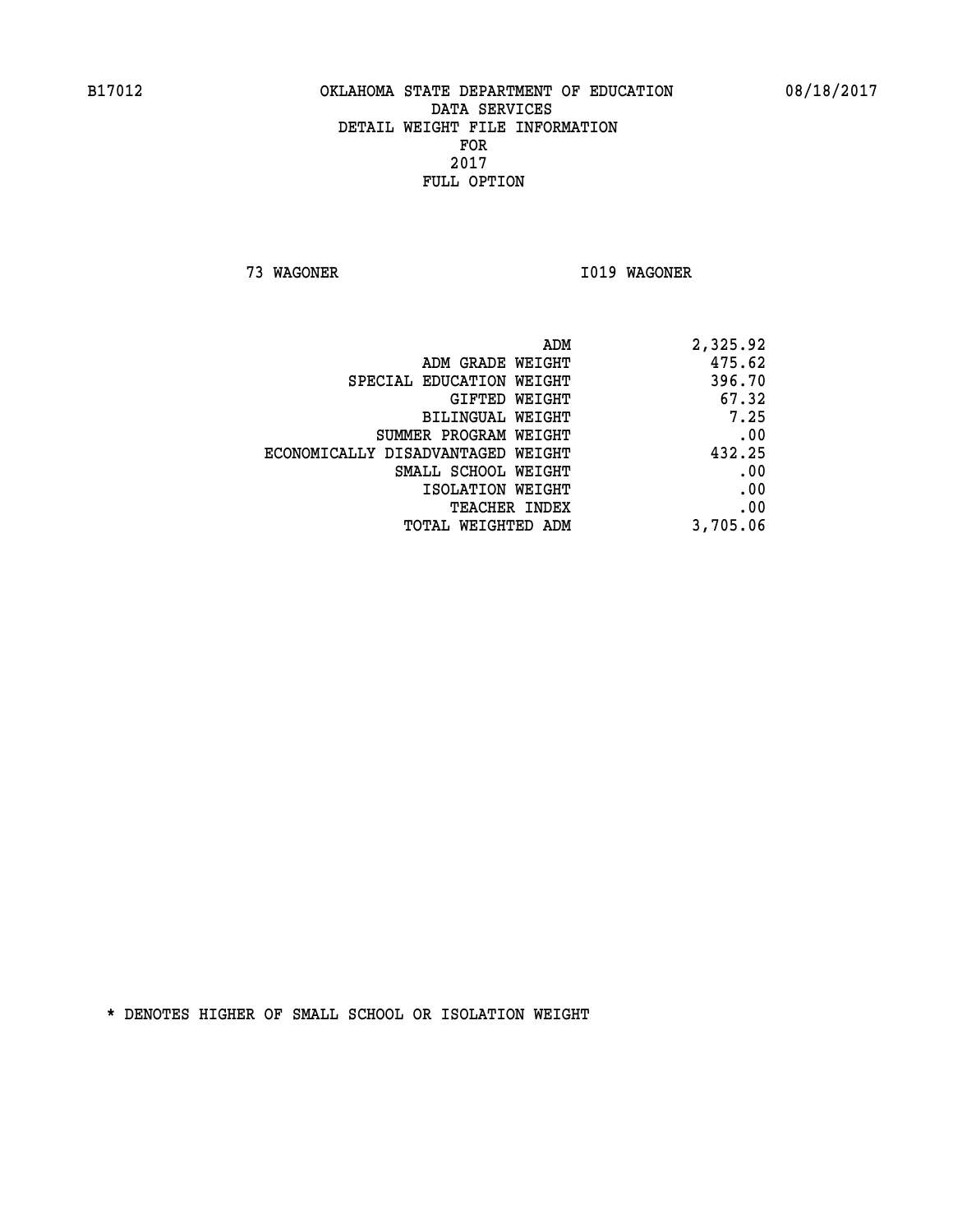B17012 OKLAHOMA STATE DEPARTMENT OF EDUCATION 08/18/2017

DATA SERVICES
DETAIL WEIGHT FILE INFORMATION
FOR
2017
FULL OPTION

73 WAGONER I019 WAGONER

| | |
|---|---|
| ADM | 2,325.92 |
| ADM GRADE WEIGHT | 475.62 |
| SPECIAL EDUCATION WEIGHT | 396.70 |
| GIFTED WEIGHT | 67.32 |
| BILINGUAL WEIGHT | 7.25 |
| SUMMER PROGRAM WEIGHT | .00 |
| ECONOMICALLY DISADVANTAGED WEIGHT | 432.25 |
| SMALL SCHOOL WEIGHT | .00 |
| ISOLATION WEIGHT | .00 |
| TEACHER INDEX | .00 |
| TOTAL WEIGHTED ADM | 3,705.06 |

* DENOTES HIGHER OF SMALL SCHOOL OR ISOLATION WEIGHT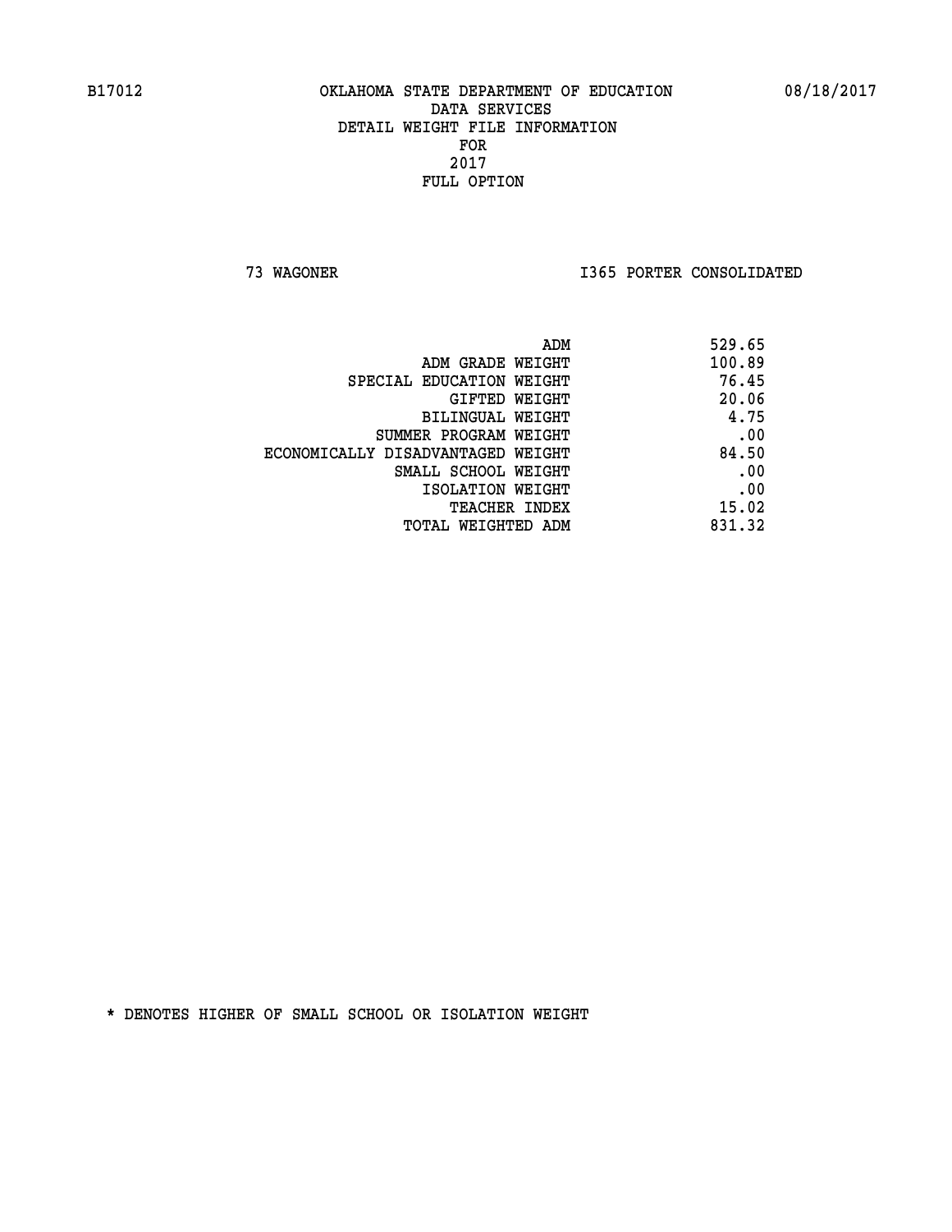B17012 OKLAHOMA STATE DEPARTMENT OF EDUCATION 08/18/2017

DATA SERVICES
DETAIL WEIGHT FILE INFORMATION
FOR
2017
FULL OPTION

73 WAGONER I365 PORTER CONSOLIDATED

| | |
|---|---|
| ADM | 529.65 |
| ADM GRADE WEIGHT | 100.89 |
| SPECIAL EDUCATION WEIGHT | 76.45 |
| GIFTED WEIGHT | 20.06 |
| BILINGUAL WEIGHT | 4.75 |
| SUMMER PROGRAM WEIGHT | .00 |
| ECONOMICALLY DISADVANTAGED WEIGHT | 84.50 |
| SMALL SCHOOL WEIGHT | .00 |
| ISOLATION WEIGHT | .00 |
| TEACHER INDEX | 15.02 |
| TOTAL WEIGHTED ADM | 831.32 |

* DENOTES HIGHER OF SMALL SCHOOL OR ISOLATION WEIGHT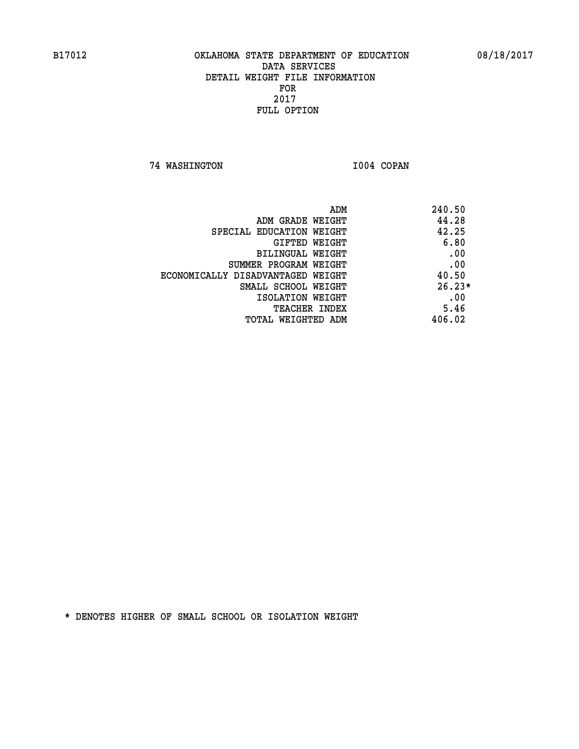B17012 OKLAHOMA STATE DEPARTMENT OF EDUCATION 08/18/2017

DATA SERVICES
DETAIL WEIGHT FILE INFORMATION
FOR
2017
FULL OPTION

74 WASHINGTON I004 COPAN

| | |
|---|---|
| ADM | 240.50 |
| ADM GRADE WEIGHT | 44.28 |
| SPECIAL EDUCATION WEIGHT | 42.25 |
| GIFTED WEIGHT | 6.80 |
| BILINGUAL WEIGHT | .00 |
| SUMMER PROGRAM WEIGHT | .00 |
| ECONOMICALLY DISADVANTAGED WEIGHT | 40.50 |
| SMALL SCHOOL WEIGHT | 26.23* |
| ISOLATION WEIGHT | .00 |
| TEACHER INDEX | 5.46 |
| TOTAL WEIGHTED ADM | 406.02 |

* DENOTES HIGHER OF SMALL SCHOOL OR ISOLATION WEIGHT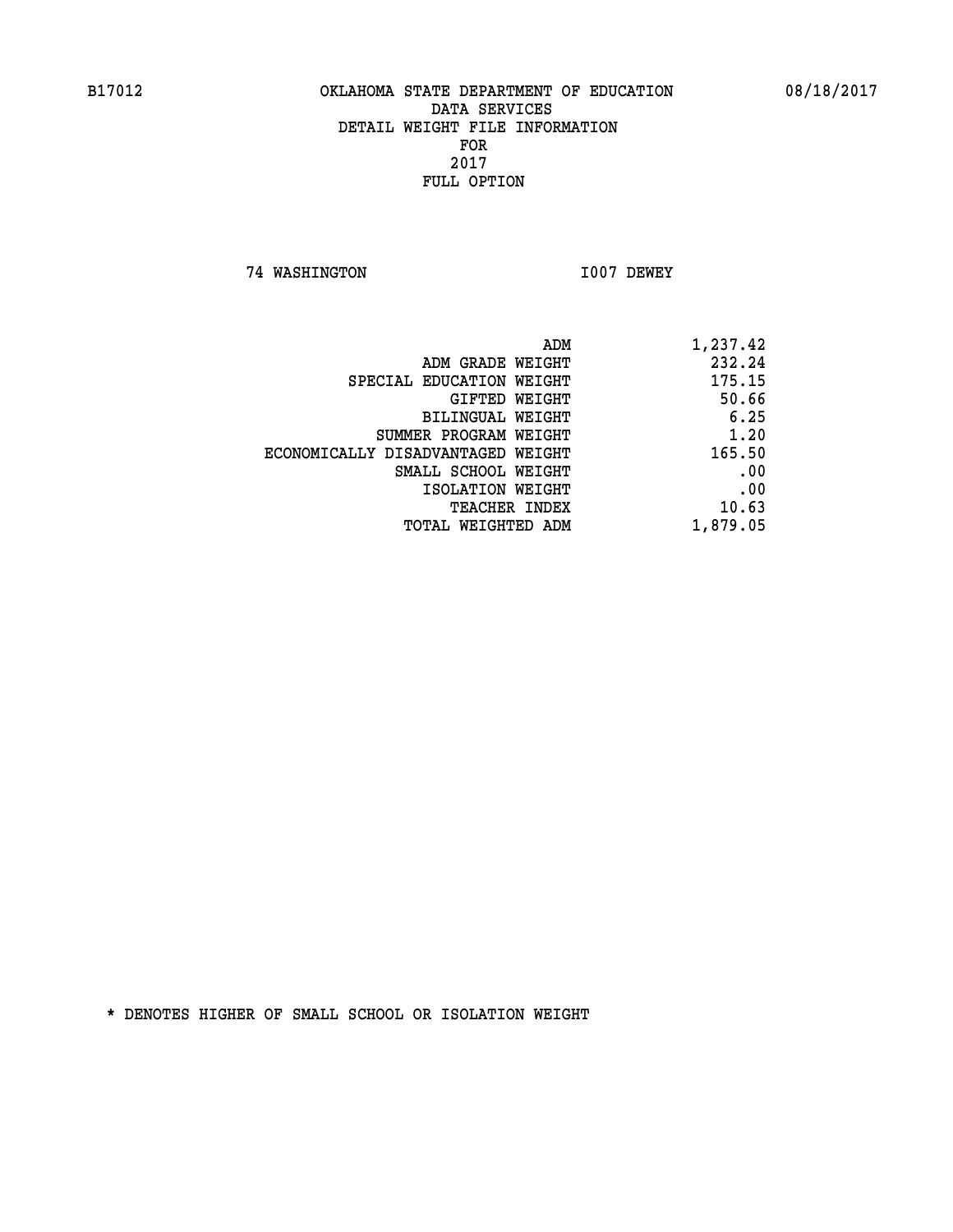B17012 OKLAHOMA STATE DEPARTMENT OF EDUCATION 08/18/2017

DATA SERVICES
DETAIL WEIGHT FILE INFORMATION
FOR
2017
FULL OPTION

74 WASHINGTON I007 DEWEY

| | |
|---|---|
| ADM | 1,237.42 |
| ADM GRADE WEIGHT | 232.24 |
| SPECIAL EDUCATION WEIGHT | 175.15 |
| GIFTED WEIGHT | 50.66 |
| BILINGUAL WEIGHT | 6.25 |
| SUMMER PROGRAM WEIGHT | 1.20 |
| ECONOMICALLY DISADVANTAGED WEIGHT | 165.50 |
| SMALL SCHOOL WEIGHT | .00 |
| ISOLATION WEIGHT | .00 |
| TEACHER INDEX | 10.63 |
| TOTAL WEIGHTED ADM | 1,879.05 |

* DENOTES HIGHER OF SMALL SCHOOL OR ISOLATION WEIGHT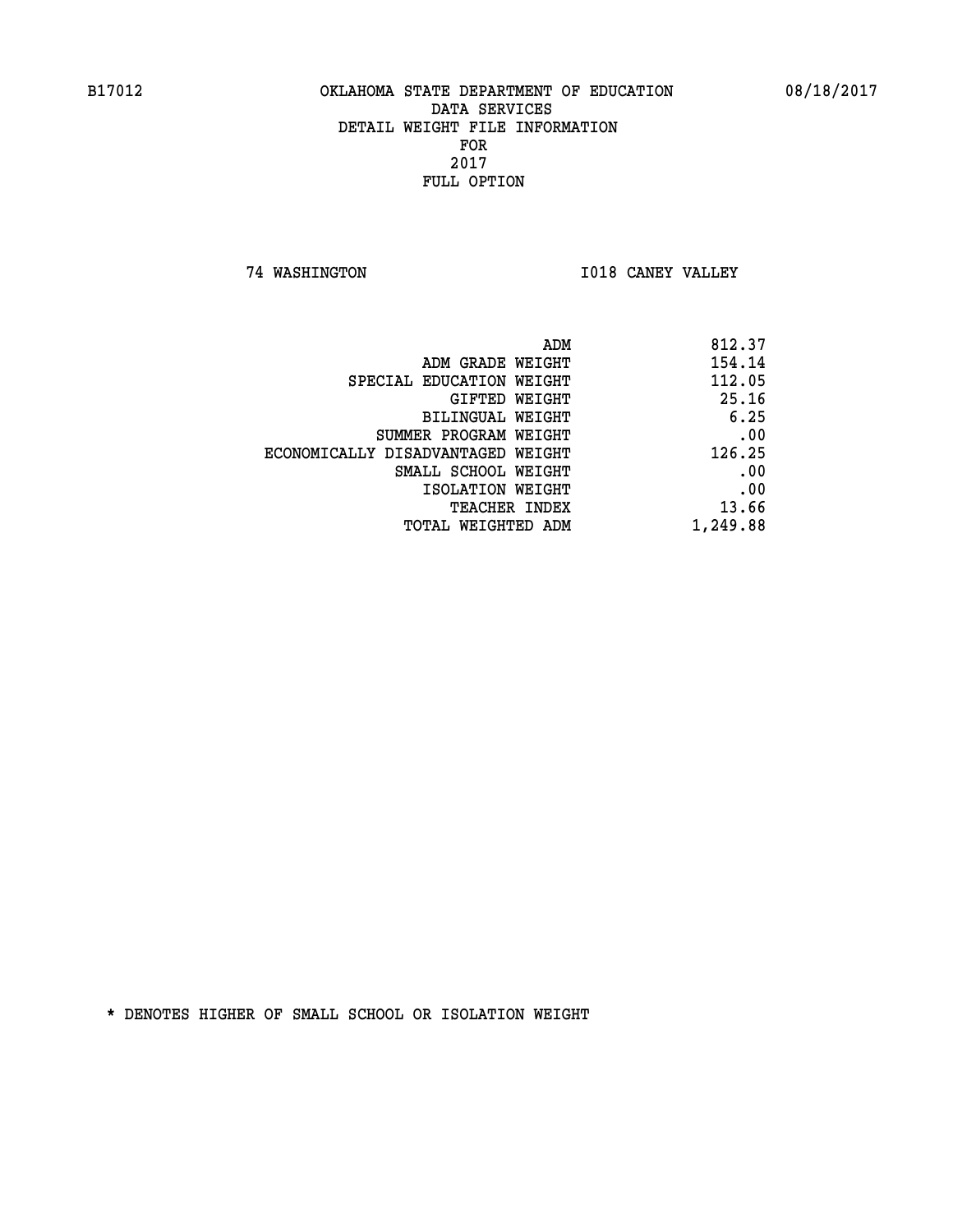B17012 OKLAHOMA STATE DEPARTMENT OF EDUCATION 08/18/2017

DATA SERVICES
DETAIL WEIGHT FILE INFORMATION
FOR
2017
FULL OPTION

74 WASHINGTON I018 CANEY VALLEY

| | |
|---|---|
| ADM | 812.37 |
| ADM GRADE WEIGHT | 154.14 |
| SPECIAL EDUCATION WEIGHT | 112.05 |
| GIFTED WEIGHT | 25.16 |
| BILINGUAL WEIGHT | 6.25 |
| SUMMER PROGRAM WEIGHT | .00 |
| ECONOMICALLY DISADVANTAGED WEIGHT | 126.25 |
| SMALL SCHOOL WEIGHT | .00 |
| ISOLATION WEIGHT | .00 |
| TEACHER INDEX | 13.66 |
| TOTAL WEIGHTED ADM | 1,249.88 |

* DENOTES HIGHER OF SMALL SCHOOL OR ISOLATION WEIGHT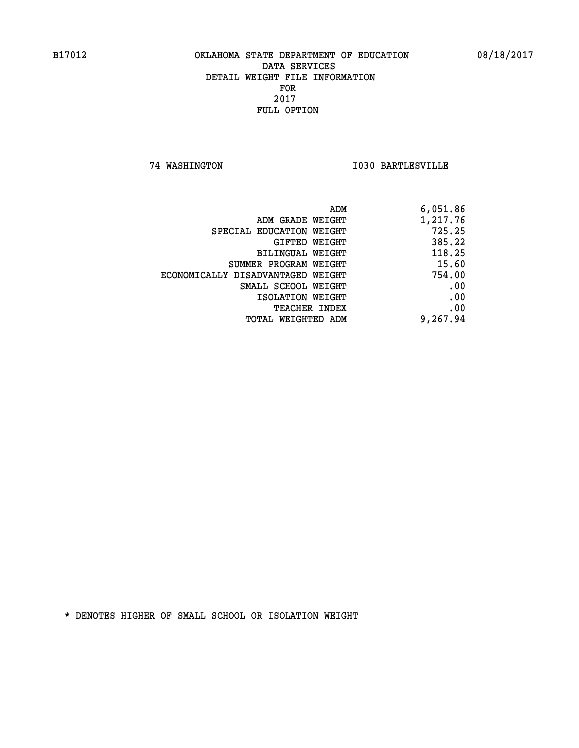B17012 OKLAHOMA STATE DEPARTMENT OF EDUCATION 08/18/2017

DATA SERVICES
DETAIL WEIGHT FILE INFORMATION
FOR
2017
FULL OPTION

74 WASHINGTON I030 BARTLESVILLE

| | |
|---|---|
| ADM | 6,051.86 |
| ADM GRADE WEIGHT | 1,217.76 |
| SPECIAL EDUCATION WEIGHT | 725.25 |
| GIFTED WEIGHT | 385.22 |
| BILINGUAL WEIGHT | 118.25 |
| SUMMER PROGRAM WEIGHT | 15.60 |
| ECONOMICALLY DISADVANTAGED WEIGHT | 754.00 |
| SMALL SCHOOL WEIGHT | .00 |
| ISOLATION WEIGHT | .00 |
| TEACHER INDEX | .00 |
| TOTAL WEIGHTED ADM | 9,267.94 |

* DENOTES HIGHER OF SMALL SCHOOL OR ISOLATION WEIGHT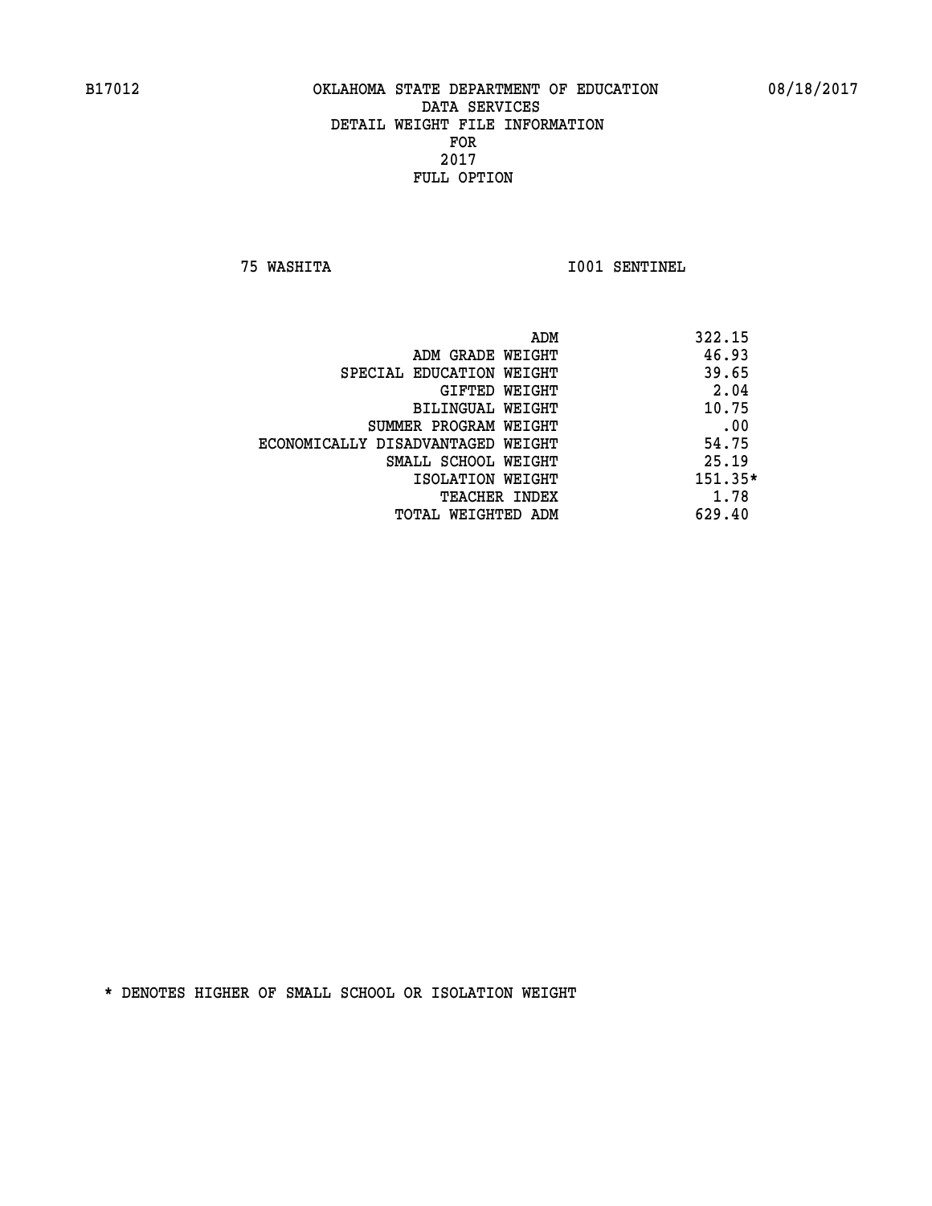B17012 OKLAHOMA STATE DEPARTMENT OF EDUCATION 08/18/2017

DATA SERVICES
DETAIL WEIGHT FILE INFORMATION
FOR
2017
FULL OPTION

75 WASHITA I001 SENTINEL

| | |
|---|---|
| ADM | 322.15 |
| ADM GRADE WEIGHT | 46.93 |
| SPECIAL EDUCATION WEIGHT | 39.65 |
| GIFTED WEIGHT | 2.04 |
| BILINGUAL WEIGHT | 10.75 |
| SUMMER PROGRAM WEIGHT | .00 |
| ECONOMICALLY DISADVANTAGED WEIGHT | 54.75 |
| SMALL SCHOOL WEIGHT | 25.19 |
| ISOLATION WEIGHT | 151.35* |
| TEACHER INDEX | 1.78 |
| TOTAL WEIGHTED ADM | 629.40 |

* DENOTES HIGHER OF SMALL SCHOOL OR ISOLATION WEIGHT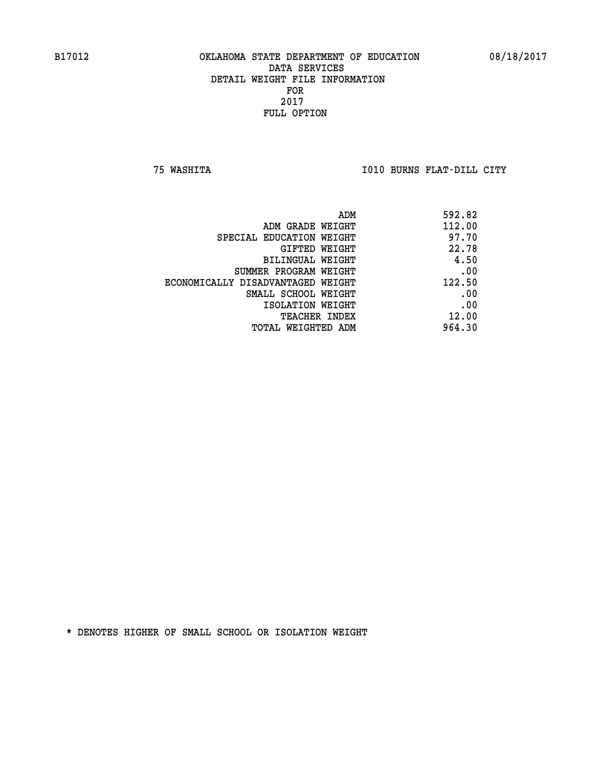B17012 OKLAHOMA STATE DEPARTMENT OF EDUCATION 08/18/2017

DATA SERVICES
DETAIL WEIGHT FILE INFORMATION
FOR
2017
FULL OPTION

75 WASHITA I010 BURNS FLAT-DILL CITY

| | |
|---|---|
| ADM | 592.82 |
| ADM GRADE WEIGHT | 112.00 |
| SPECIAL EDUCATION WEIGHT | 97.70 |
| GIFTED WEIGHT | 22.78 |
| BILINGUAL WEIGHT | 4.50 |
| SUMMER PROGRAM WEIGHT | .00 |
| ECONOMICALLY DISADVANTAGED WEIGHT | 122.50 |
| SMALL SCHOOL WEIGHT | .00 |
| ISOLATION WEIGHT | .00 |
| TEACHER INDEX | 12.00 |
| TOTAL WEIGHTED ADM | 964.30 |

* DENOTES HIGHER OF SMALL SCHOOL OR ISOLATION WEIGHT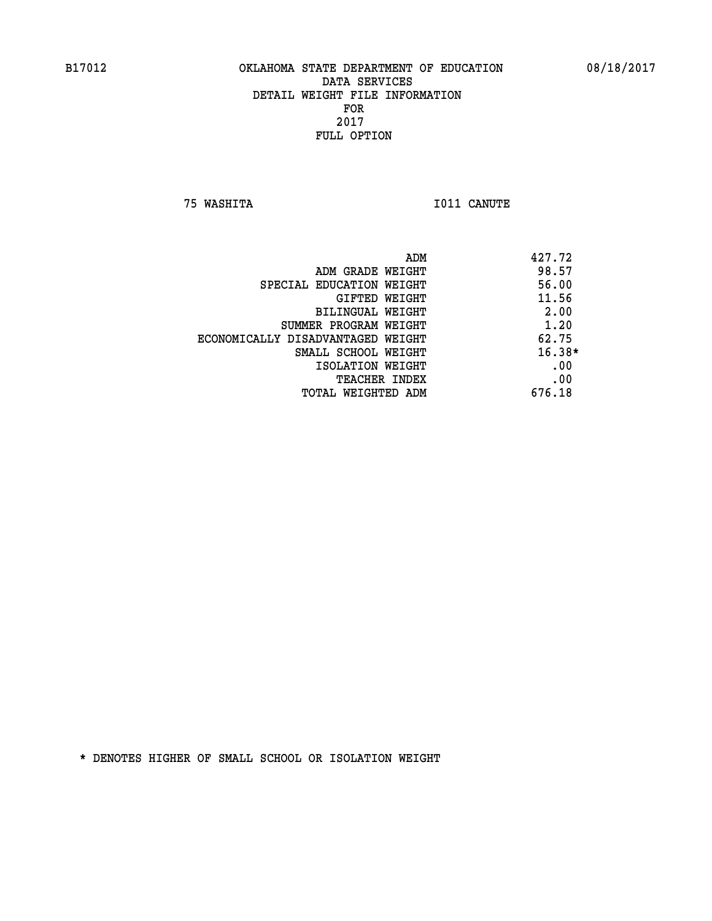B17012 OKLAHOMA STATE DEPARTMENT OF EDUCATION 08/18/2017

DATA SERVICES
DETAIL WEIGHT FILE INFORMATION
FOR
2017
FULL OPTION

75 WASHITA I011 CANUTE

| | |
|---|---|
| ADM | 427.72 |
| ADM GRADE WEIGHT | 98.57 |
| SPECIAL EDUCATION WEIGHT | 56.00 |
| GIFTED WEIGHT | 11.56 |
| BILINGUAL WEIGHT | 2.00 |
| SUMMER PROGRAM WEIGHT | 1.20 |
| ECONOMICALLY DISADVANTAGED WEIGHT | 62.75 |
| SMALL SCHOOL WEIGHT | 16.38* |
| ISOLATION WEIGHT | .00 |
| TEACHER INDEX | .00 |
| TOTAL WEIGHTED ADM | 676.18 |

* DENOTES HIGHER OF SMALL SCHOOL OR ISOLATION WEIGHT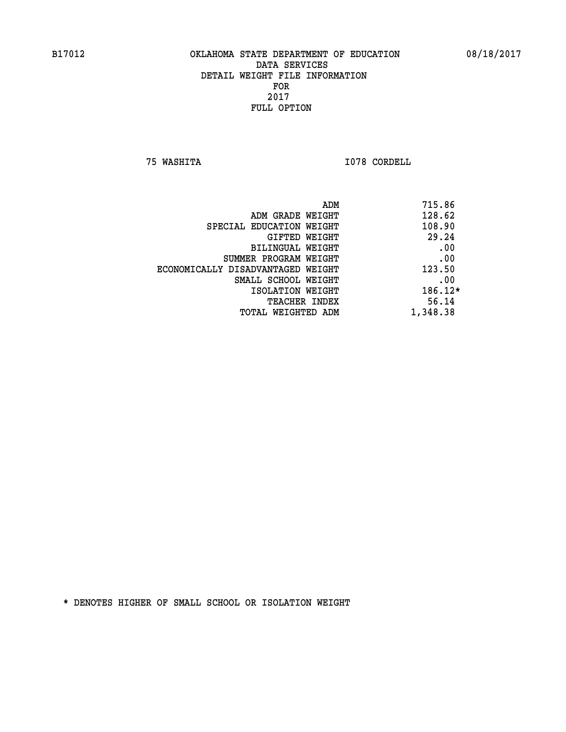B17012 OKLAHOMA STATE DEPARTMENT OF EDUCATION 08/18/2017

DATA SERVICES
DETAIL WEIGHT FILE INFORMATION
FOR
2017
FULL OPTION

75 WASHITA I078 CORDELL

| | |
|---|---|
| ADM | 715.86 |
| ADM GRADE WEIGHT | 128.62 |
| SPECIAL EDUCATION WEIGHT | 108.90 |
| GIFTED WEIGHT | 29.24 |
| BILINGUAL WEIGHT | .00 |
| SUMMER PROGRAM WEIGHT | .00 |
| ECONOMICALLY DISADVANTAGED WEIGHT | 123.50 |
| SMALL SCHOOL WEIGHT | .00 |
| ISOLATION WEIGHT | 186.12* |
| TEACHER INDEX | 56.14 |
| TOTAL WEIGHTED ADM | 1,348.38 |

* DENOTES HIGHER OF SMALL SCHOOL OR ISOLATION WEIGHT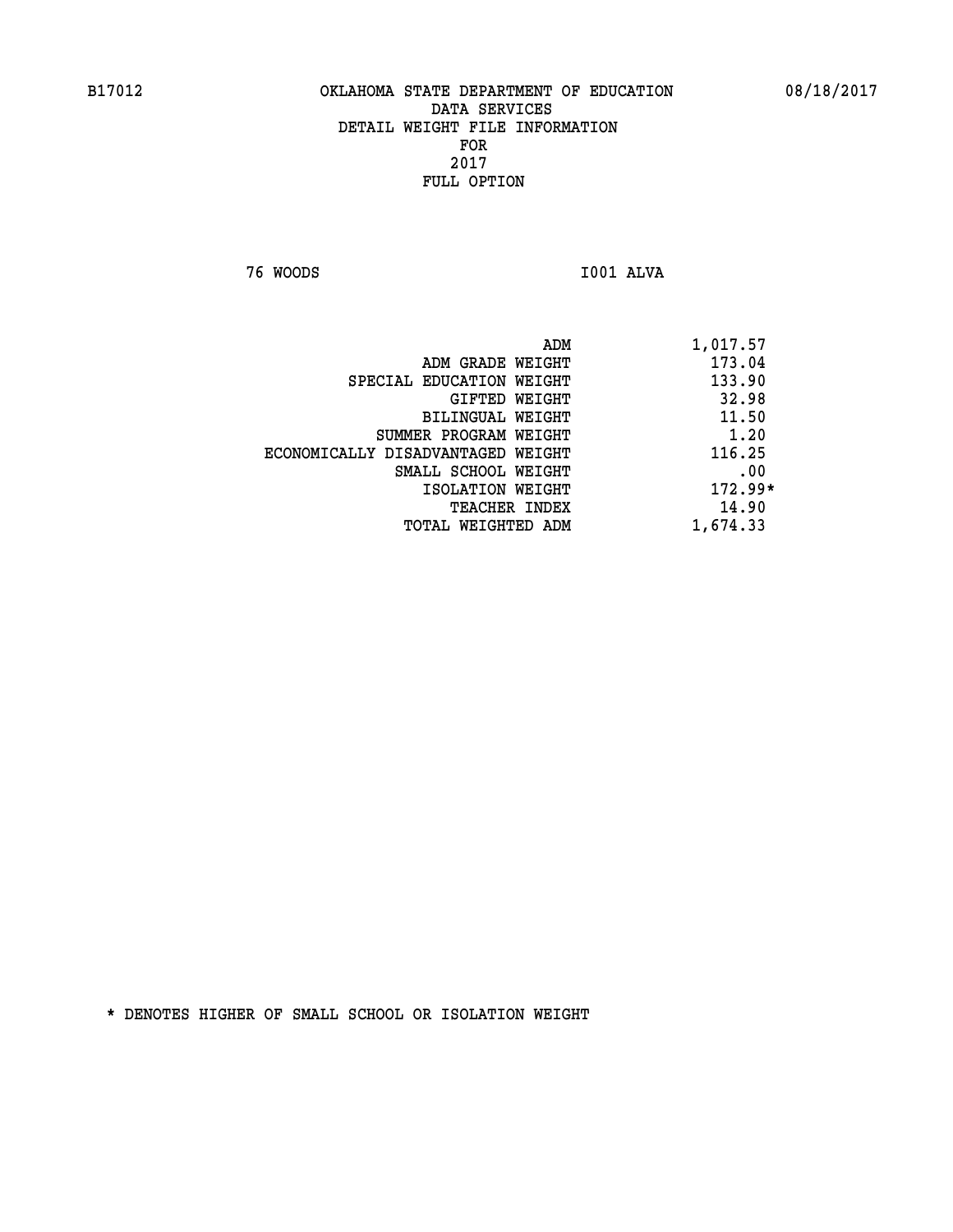B17012 OKLAHOMA STATE DEPARTMENT OF EDUCATION 08/18/2017

DATA SERVICES
DETAIL WEIGHT FILE INFORMATION
FOR
2017
FULL OPTION

76 WOODS I001 ALVA

| | |
|---|---|
| ADM | 1,017.57 |
| ADM GRADE WEIGHT | 173.04 |
| SPECIAL EDUCATION WEIGHT | 133.90 |
| GIFTED WEIGHT | 32.98 |
| BILINGUAL WEIGHT | 11.50 |
| SUMMER PROGRAM WEIGHT | 1.20 |
| ECONOMICALLY DISADVANTAGED WEIGHT | 116.25 |
| SMALL SCHOOL WEIGHT | .00 |
| ISOLATION WEIGHT | 172.99* |
| TEACHER INDEX | 14.90 |
| TOTAL WEIGHTED ADM | 1,674.33 |

* DENOTES HIGHER OF SMALL SCHOOL OR ISOLATION WEIGHT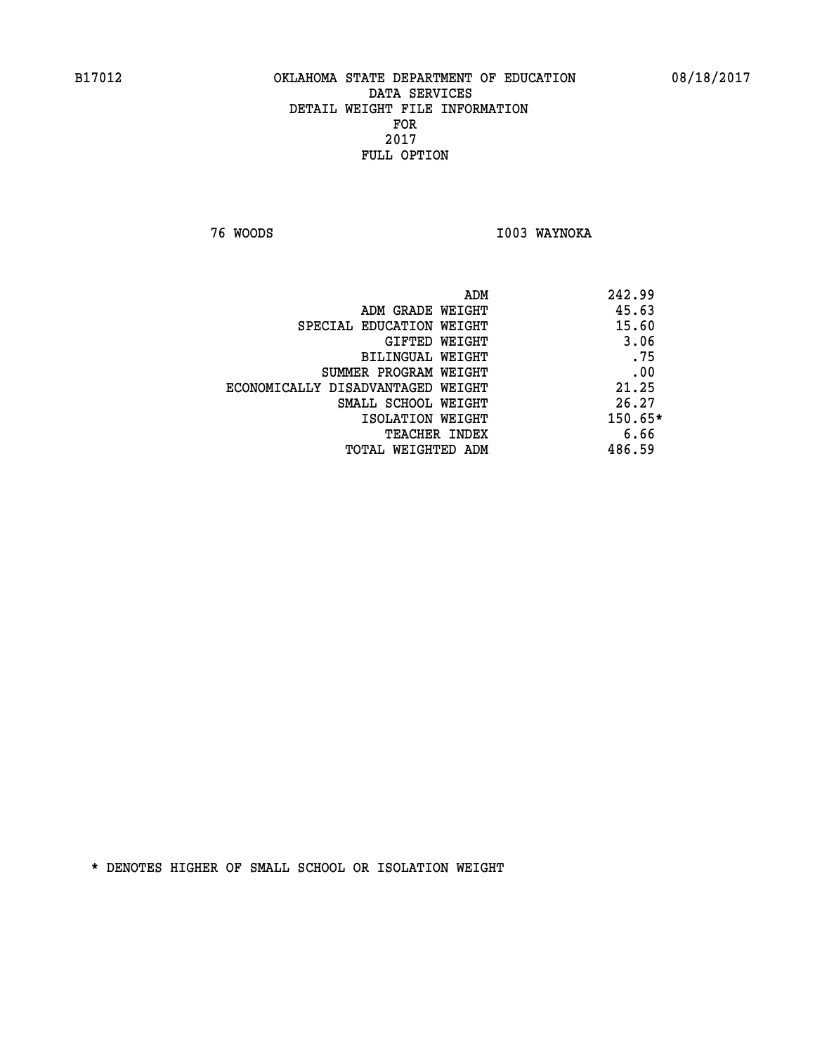B17012 OKLAHOMA STATE DEPARTMENT OF EDUCATION 08/18/2017

DATA SERVICES
DETAIL WEIGHT FILE INFORMATION
FOR
2017
FULL OPTION

76 WOODS I003 WAYNOKA

| | |
|---|---|
| ADM | 242.99 |
| ADM GRADE WEIGHT | 45.63 |
| SPECIAL EDUCATION WEIGHT | 15.60 |
| GIFTED WEIGHT | 3.06 |
| BILINGUAL WEIGHT | .75 |
| SUMMER PROGRAM WEIGHT | .00 |
| ECONOMICALLY DISADVANTAGED WEIGHT | 21.25 |
| SMALL SCHOOL WEIGHT | 26.27 |
| ISOLATION WEIGHT | 150.65* |
| TEACHER INDEX | 6.66 |
| TOTAL WEIGHTED ADM | 486.59 |

* DENOTES HIGHER OF SMALL SCHOOL OR ISOLATION WEIGHT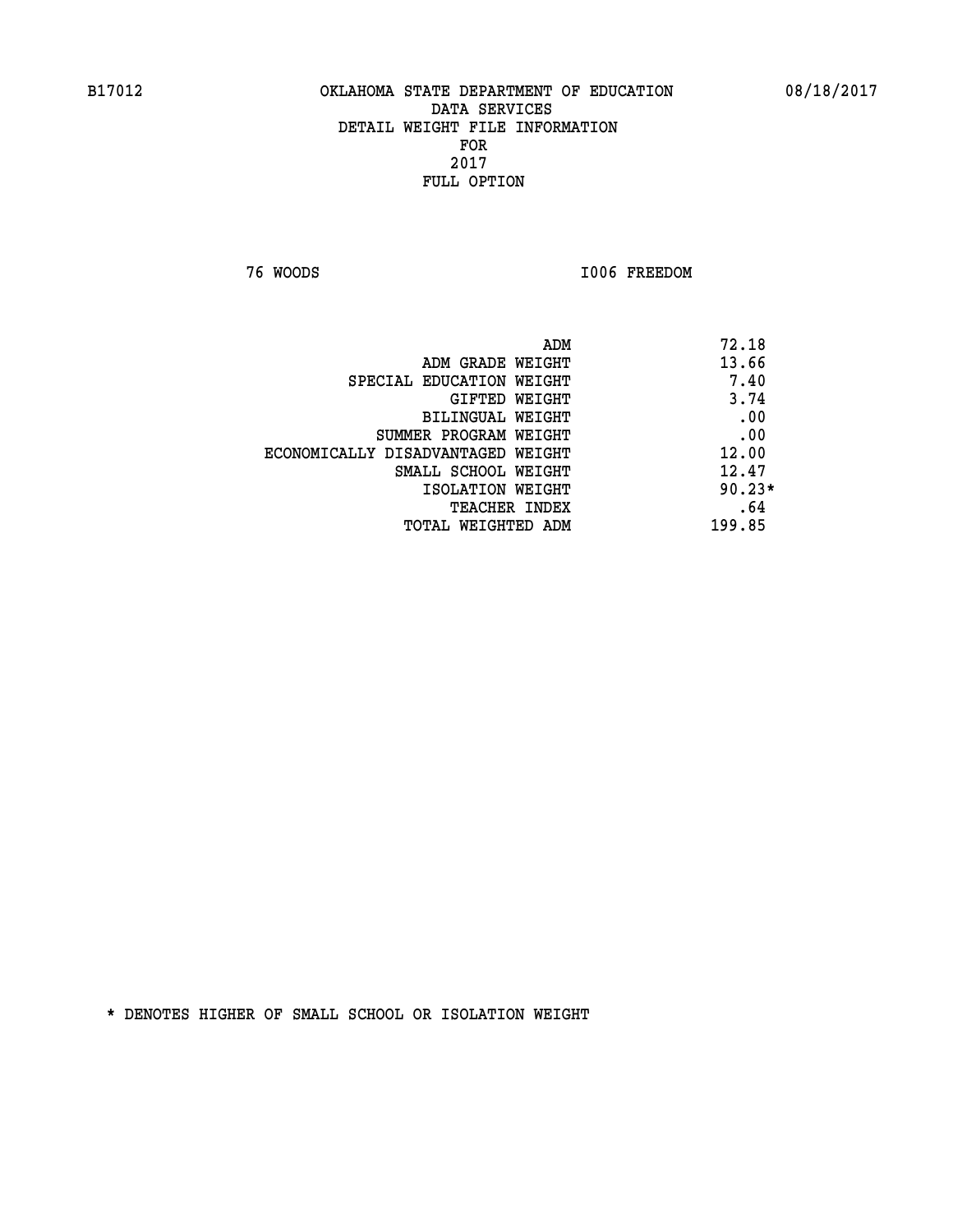B17012 OKLAHOMA STATE DEPARTMENT OF EDUCATION 08/18/2017

DATA SERVICES
DETAIL WEIGHT FILE INFORMATION
FOR
2017
FULL OPTION

76 WOODS I006 FREEDOM

| | |
|---|---|
| ADM | 72.18 |
| ADM GRADE WEIGHT | 13.66 |
| SPECIAL EDUCATION WEIGHT | 7.40 |
| GIFTED WEIGHT | 3.74 |
| BILINGUAL WEIGHT | .00 |
| SUMMER PROGRAM WEIGHT | .00 |
| ECONOMICALLY DISADVANTAGED WEIGHT | 12.00 |
| SMALL SCHOOL WEIGHT | 12.47 |
| ISOLATION WEIGHT | 90.23* |
| TEACHER INDEX | .64 |
| TOTAL WEIGHTED ADM | 199.85 |

* DENOTES HIGHER OF SMALL SCHOOL OR ISOLATION WEIGHT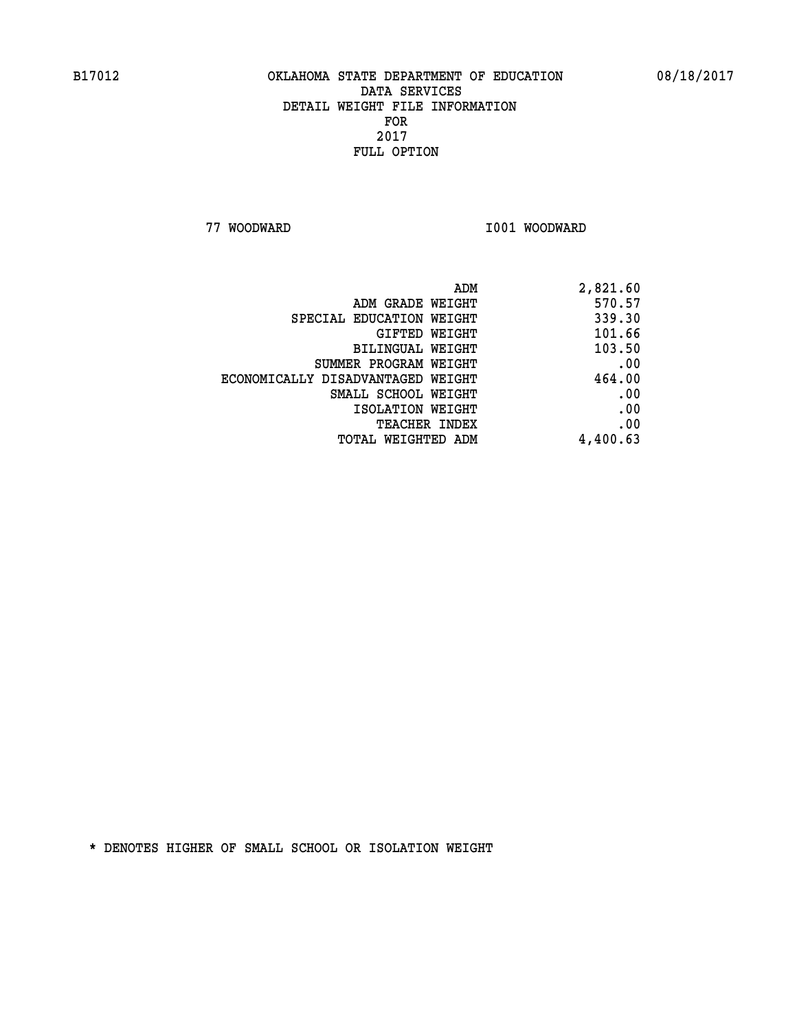B17012 OKLAHOMA STATE DEPARTMENT OF EDUCATION 08/18/2017

DATA SERVICES
DETAIL WEIGHT FILE INFORMATION
FOR
2017
FULL OPTION

77 WOODWARD I001 WOODWARD

| | |
|---|---|
| ADM | 2,821.60 |
| ADM GRADE WEIGHT | 570.57 |
| SPECIAL EDUCATION WEIGHT | 339.30 |
| GIFTED WEIGHT | 101.66 |
| BILINGUAL WEIGHT | 103.50 |
| SUMMER PROGRAM WEIGHT | .00 |
| ECONOMICALLY DISADVANTAGED WEIGHT | 464.00 |
| SMALL SCHOOL WEIGHT | .00 |
| ISOLATION WEIGHT | .00 |
| TEACHER INDEX | .00 |
| TOTAL WEIGHTED ADM | 4,400.63 |

* DENOTES HIGHER OF SMALL SCHOOL OR ISOLATION WEIGHT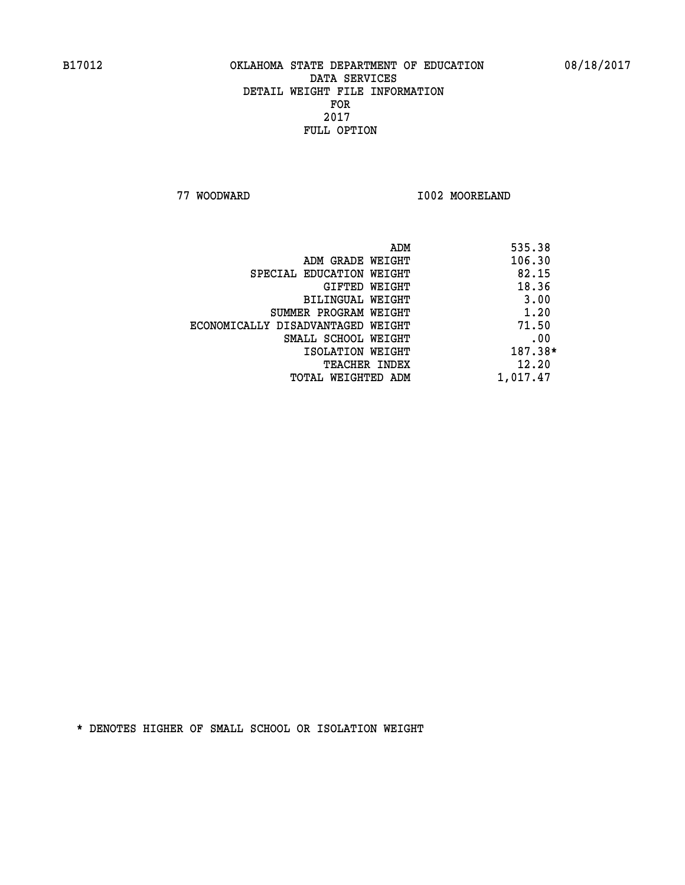B17012 OKLAHOMA STATE DEPARTMENT OF EDUCATION 08/18/2017

DATA SERVICES

DETAIL WEIGHT FILE INFORMATION

FOR

2017

FULL OPTION

77 WOODWARD I002 MOORELAND

| | |
|---|---|
| ADM | 535.38 |
| ADM GRADE WEIGHT | 106.30 |
| SPECIAL EDUCATION WEIGHT | 82.15 |
| GIFTED WEIGHT | 18.36 |
| BILINGUAL WEIGHT | 3.00 |
| SUMMER PROGRAM WEIGHT | 1.20 |
| ECONOMICALLY DISADVANTAGED WEIGHT | 71.50 |
| SMALL SCHOOL WEIGHT | .00 |
| ISOLATION WEIGHT | 187.38* |
| TEACHER INDEX | 12.20 |
| TOTAL WEIGHTED ADM | 1,017.47 |

* DENOTES HIGHER OF SMALL SCHOOL OR ISOLATION WEIGHT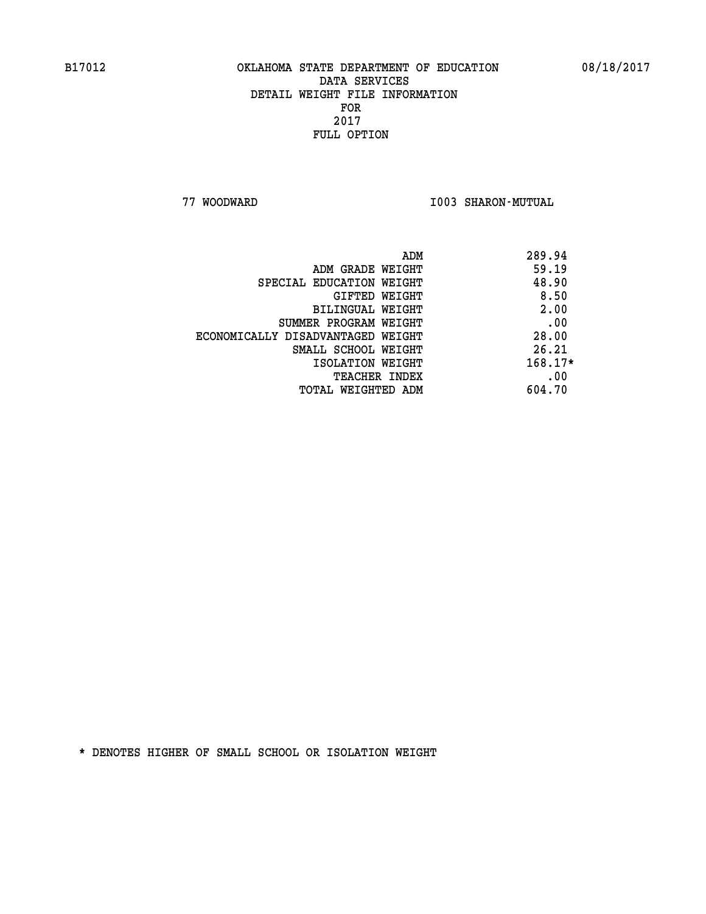B17012 OKLAHOMA STATE DEPARTMENT OF EDUCATION 08/18/2017

DATA SERVICES
DETAIL WEIGHT FILE INFORMATION
FOR
2017
FULL OPTION

77 WOODWARD I003 SHARON-MUTUAL

| | |
|---|---|
| ADM | 289.94 |
| ADM GRADE WEIGHT | 59.19 |
| SPECIAL EDUCATION WEIGHT | 48.90 |
| GIFTED WEIGHT | 8.50 |
| BILINGUAL WEIGHT | 2.00 |
| SUMMER PROGRAM WEIGHT | .00 |
| ECONOMICALLY DISADVANTAGED WEIGHT | 28.00 |
| SMALL SCHOOL WEIGHT | 26.21 |
| ISOLATION WEIGHT | 168.17* |
| TEACHER INDEX | .00 |
| TOTAL WEIGHTED ADM | 604.70 |

* DENOTES HIGHER OF SMALL SCHOOL OR ISOLATION WEIGHT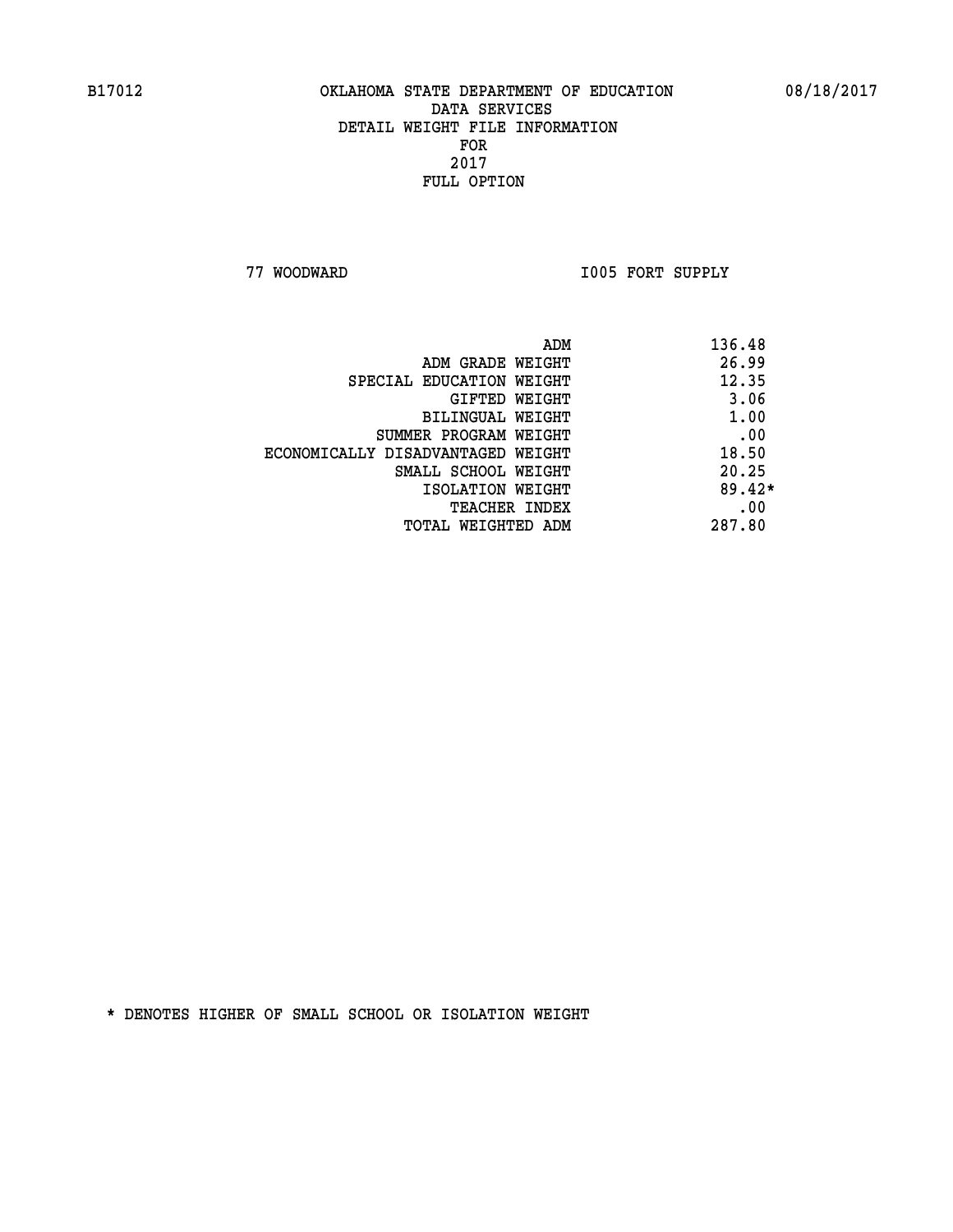B17012 OKLAHOMA STATE DEPARTMENT OF EDUCATION 08/18/2017

DATA SERVICES
DETAIL WEIGHT FILE INFORMATION
FOR
2017
FULL OPTION

77 WOODWARD I005 FORT SUPPLY

| | |
|---|---|
| ADM | 136.48 |
| ADM GRADE WEIGHT | 26.99 |
| SPECIAL EDUCATION WEIGHT | 12.35 |
| GIFTED WEIGHT | 3.06 |
| BILINGUAL WEIGHT | 1.00 |
| SUMMER PROGRAM WEIGHT | .00 |
| ECONOMICALLY DISADVANTAGED WEIGHT | 18.50 |
| SMALL SCHOOL WEIGHT | 20.25 |
| ISOLATION WEIGHT | 89.42* |
| TEACHER INDEX | .00 |
| TOTAL WEIGHTED ADM | 287.80 |

* DENOTES HIGHER OF SMALL SCHOOL OR ISOLATION WEIGHT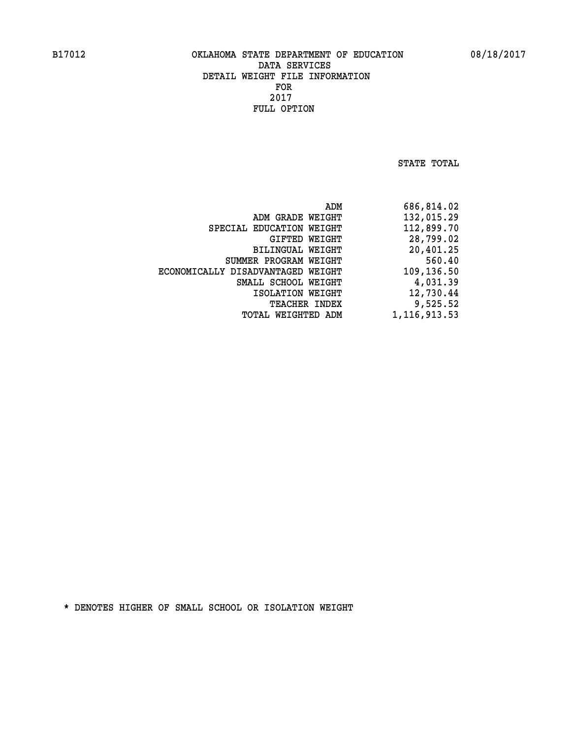B17012 OKLAHOMA STATE DEPARTMENT OF EDUCATION 08/18/2017

DATA SERVICES
DETAIL WEIGHT FILE INFORMATION
FOR
2017
FULL OPTION

STATE TOTAL

| | |
|---|---|
| ADM | 686,814.02 |
| ADM GRADE WEIGHT | 132,015.29 |
| SPECIAL EDUCATION WEIGHT | 112,899.70 |
| GIFTED WEIGHT | 28,799.02 |
| BILINGUAL WEIGHT | 20,401.25 |
| SUMMER PROGRAM WEIGHT | 560.40 |
| ECONOMICALLY DISADVANTAGED WEIGHT | 109,136.50 |
| SMALL SCHOOL WEIGHT | 4,031.39 |
| ISOLATION WEIGHT | 12,730.44 |
| TEACHER INDEX | 9,525.52 |
| TOTAL WEIGHTED ADM | 1,116,913.53 |

* DENOTES HIGHER OF SMALL SCHOOL OR ISOLATION WEIGHT